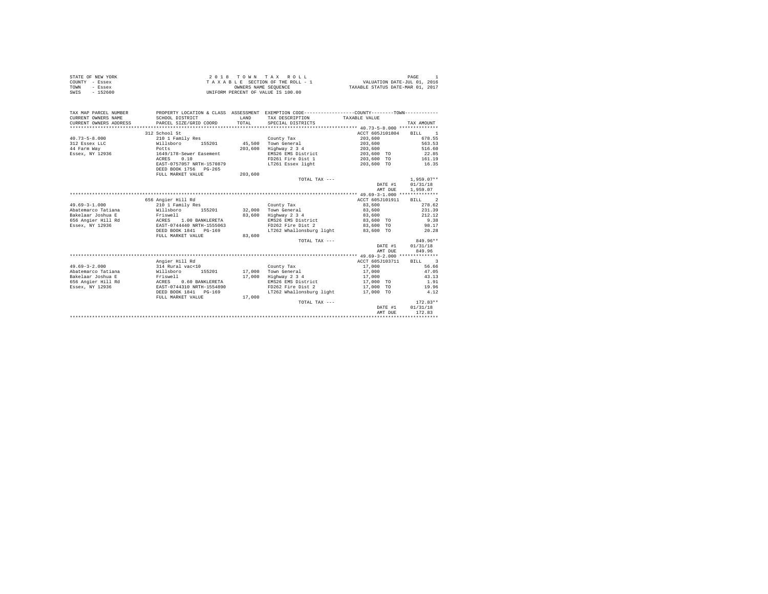STATE OF NEW YORK
COUNTY - Essex
TOWN - Essex
SWIS - 152600

2 0 1 8 T O W N T A X R O L L
T A X A B L E SECTION OF THE ROLL - 1
OWNERS NAME SEQUENCE
UNIFORM PERCENT OF VALUE IS 100.00

VALUATION DATE-JUL 01, 2016
TAXABLE STATUS DATE-MAR 01, 2017

| TAX MAP PARCEL NUMBER / CURRENT OWNERS NAME / CURRENT OWNERS ADDRESS | PROPERTY LOCATION & CLASS / SCHOOL DISTRICT / PARCEL SIZE/GRID COORD | ASSESSMENT LAND / TOTAL | EXEMPTION CODE / TAX DESCRIPTION / SPECIAL DISTRICTS | TAXABLE VALUE | TAX AMOUNT |
|---|---|---|---|---|---|
| 40.73-5-8.000 | 312 School St | | | ACCT 605J101804 | BILL 1 |
| 40.73-5-8.000 | 210 1 Family Res | | County Tax | 203,600 | 678.55 |
| 312 Essex LLC | Willsboro 155201 | 45,500 | Town General | 203,600 | 563.53 |
| 44 Farm Way | Potts | 203,600 | Highway 2 3 4 | 203,600 | 516.60 |
| Essex, NY 12936 | 1649/178-Sewer Easement | | EMS26 EMS District | 203,600 TO | 22.85 |
| | ACRES 0.10 | | FD261 Fire Dist 1 | 203,600 TO | 161.19 |
| | EAST-0757057 NRTH-1570879 | | LT261 Essex light | 203,600 TO | 16.35 |
| | DEED BOOK 1756 PG-265 | | | | |
| | FULL MARKET VALUE | 203,600 | | | |
| | | | TOTAL TAX --- | | 1,959.07** |
| | | | | DATE #1 | 01/31/18 |
| | | | | AMT DUE | 1,959.07 |
| 49.69-3-1.000 | 656 Angier Hill Rd | | | ACCT 605J101911 | BILL 2 |
| 49.69-3-1.000 | 210 1 Family Res | | County Tax | 83,600 | 278.62 |
| Abatemarco Tatiana | Willsboro 155201 | 32,000 | Town General | 83,600 | 231.39 |
| Bakelaar Joshua E | Friswell | 83,600 | Highway 2 3 4 | 83,600 | 212.12 |
| 656 Angier Hill Rd | ACRES 1.00 BANKLERETA | | EMS26 EMS District | 83,600 TO | 9.38 |
| Essex, NY 12936 | EAST-0744440 NRTH-1555063 | | FD262 Fire Dist 2 | 83,600 TO | 98.17 |
| | DEED BOOK 1841 PG-169 | | LT262 Whallonsburg light | 83,600 TO | 20.28 |
| | FULL MARKET VALUE | 83,600 | | | |
| | | | TOTAL TAX --- | | 849.96** |
| | | | | DATE #1 | 01/31/18 |
| | | | | AMT DUE | 849.96 |
| 49.69-3-2.000 | Angier Hill Rd | | | ACCT 605J103711 | BILL 3 |
| 49.69-3-2.000 | 314 Rural vac<10 | | County Tax | 17,000 | 56.66 |
| Abatemarco Tatiana | Willsboro 155201 | 17,000 | Town General | 17,000 | 47.05 |
| Bakelaar Joshua E | Friswell | 17,000 | Highway 2 3 4 | 17,000 | 43.13 |
| 656 Angier Hill Rd | ACRES 0.60 BANKLERETA | | EMS26 EMS District | 17,000 TO | 1.91 |
| Essex, NY 12936 | EAST-0744310 NRTH-1554890 | | FD262 Fire Dist 2 | 17,000 TO | 19.96 |
| | DEED BOOK 1841 PG-169 | | LT262 Whallonsburg light | 17,000 TO | 4.12 |
| | FULL MARKET VALUE | 17,000 | | | |
| | | | TOTAL TAX --- | | 172.83** |
| | | | | DATE #1 | 01/31/18 |
| | | | | AMT DUE | 172.83 |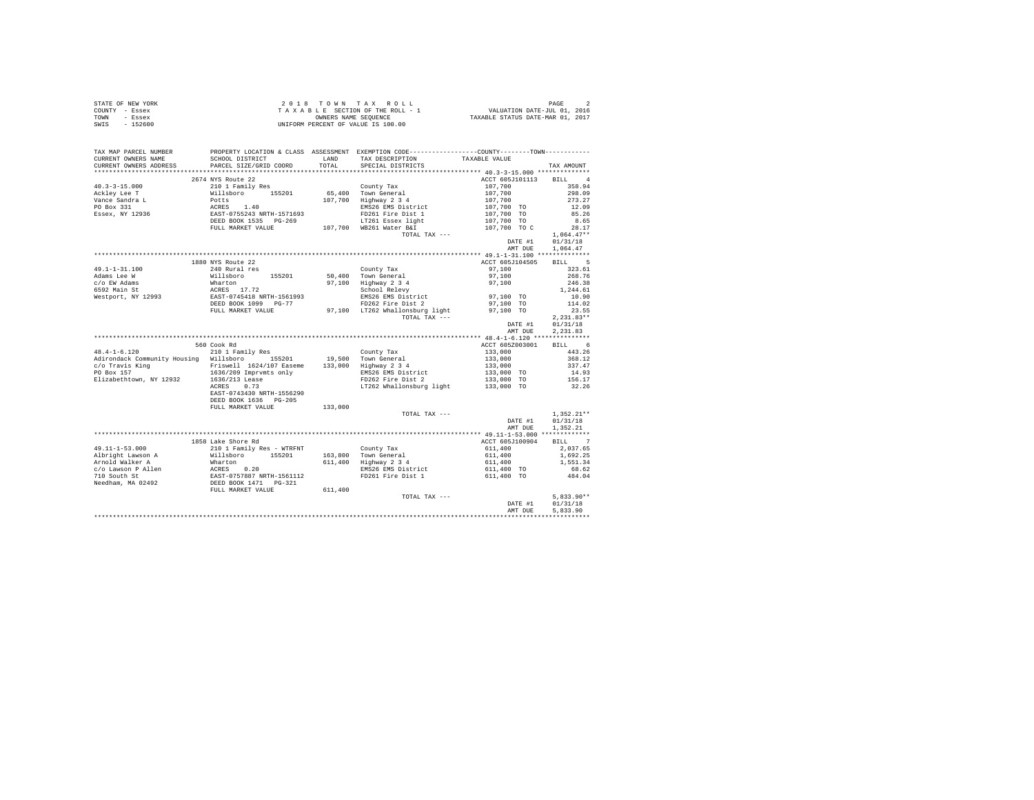STATE OF NEW YORK
COUNTY - Essex
TOWN - Essex
SWIS - 152600

2 0 1 8 T O W N T A X R O L L
T A X A B L E SECTION OF THE ROLL - 1
OWNERS NAME SEQUENCE
UNIFORM PERCENT OF VALUE IS 100.00

VALUATION DATE-JUL 01, 2016
TAXABLE STATUS DATE-MAR 01, 2017

| TAX MAP PARCEL NUMBER / CURRENT OWNERS NAME / CURRENT OWNERS ADDRESS | PROPERTY LOCATION & CLASS / SCHOOL DISTRICT / PARCEL SIZE/GRID COORD | ASSESSMENT LAND / TOTAL | EXEMPTION CODE / TAX DESCRIPTION / SPECIAL DISTRICTS | TAXABLE VALUE | TAX AMOUNT |
|---|---|---|---|---|---|
| 40.3-3-15.000 | 2674 NYS Route 22 | | | ACCT 605J101113 | BILL 4 |
| Ackley Lee T | 210 1 Family Res | | County Tax | 107,700 | 358.94 |
| Vance Sandra L | Willsboro 155201 | 65,400 | Town General | 107,700 | 298.09 |
| PO Box 331 | Potts | 107,700 | Highway 2 3 4 | 107,700 | 273.27 |
| Essex, NY 12936 | ACRES 1.40 | | EMS26 EMS District | 107,700 TO | 12.09 |
| | EAST-0755243 NRTH-1571693 | | FD261 Fire Dist 1 | 107,700 TO | 85.26 |
| | DEED BOOK 1535 PG-269 | | LT261 Essex light | 107,700 TO | 8.65 |
| | FULL MARKET VALUE | 107,700 | WB261 Water B&I | 107,700 TO C | 28.17 |
| | | | TOTAL TAX --- | | 1,064.47** |
| | | | | DATE #1 | 01/31/18 |
| | | | | AMT DUE | 1,064.47 |
| 49.1-1-31.100 | 1880 NYS Route 22 | | | ACCT 605J104505 | BILL 5 |
| Adams Lee W | 240 Rural res | | County Tax | 97,100 | 323.61 |
| c/o EW Adams | Willsboro 155201 | 50,400 | Town General | 97,100 | 268.76 |
| 6592 Main St | Wharton | 97,100 | Highway 2 3 4 | 97,100 | 246.38 |
| Westport, NY 12993 | ACRES 17.72 | | School Relevy | | 1,244.61 |
| | EAST-0745418 NRTH-1561993 | | EMS26 EMS District | 97,100 TO | 10.90 |
| | DEED BOOK 1099 PG-77 | | FD262 Fire Dist 2 | 97,100 TO | 114.02 |
| | FULL MARKET VALUE | 97,100 | LT262 Whallonsburg light | 97,100 TO | 23.55 |
| | | | TOTAL TAX --- | | 2,231.83** |
| | | | | DATE #1 | 01/31/18 |
| | | | | AMT DUE | 2,231.83 |
| 48.4-1-6.120 | 560 Cook Rd | | | ACCT 605Z003001 | BILL 6 |
| Adirondack Community Housing | 210 1 Family Res | | County Tax | 133,000 | 443.26 |
| c/o Travis King | Willsboro 155201 | 19,500 | Town General | 133,000 | 368.12 |
| PO Box 157 | Friswell 1624/107 Easeme | 133,000 | Highway 2 3 4 | 133,000 | 337.47 |
| Elizabethtown, NY 12932 | 1636/209 Imprvmts only | | EMS26 EMS District | 133,000 TO | 14.93 |
| | 1636/213 Lease | | FD262 Fire Dist 2 | 133,000 TO | 156.17 |
| | ACRES 0.73 | | LT262 Whallonsburg light | 133,000 TO | 32.26 |
| | EAST-0743430 NRTH-1556290 | | | | |
| | DEED BOOK 1636 PG-205 | | | | |
| | FULL MARKET VALUE | 133,000 | | | |
| | | | TOTAL TAX --- | | 1,352.21** |
| | | | | DATE #1 | 01/31/18 |
| | | | | AMT DUE | 1,352.21 |
| 49.11-1-53.000 | 1858 Lake Shore Rd | | | ACCT 605J100904 | BILL 7 |
| Albright Lawson A | 210 1 Family Res - WTRFNT | | County Tax | 611,400 | 2,037.65 |
| Arnold Walker A | Willsboro 155201 | 163,800 | Town General | 611,400 | 1,692.25 |
| c/o Lawson P Allen | Wharton | 611,400 | Highway 2 3 4 | 611,400 | 1,551.34 |
| 710 South St | ACRES 0.20 | | EMS26 EMS District | 611,400 TO | 68.62 |
| Needham, MA 02492 | EAST-0757887 NRTH-1561112 | | FD261 Fire Dist 1 | 611,400 TO | 484.04 |
| | DEED BOOK 1471 PG-321 | | | | |
| | FULL MARKET VALUE | 611,400 | | | |
| | | | TOTAL TAX --- | | 5,833.90** |
| | | | | DATE #1 | 01/31/18 |
| | | | | AMT DUE | 5,833.90 |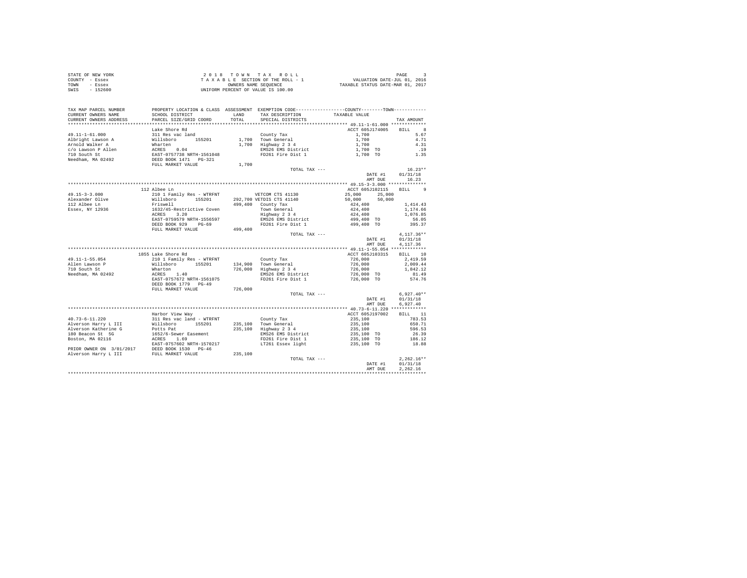STATE OF NEW YORK
COUNTY - Essex
TOWN - Essex
SWIS - 152600

2 0 1 8 T O W N T A X R O L L
T A X A B L E SECTION OF THE ROLL - 1
OWNERS NAME SEQUENCE
UNIFORM PERCENT OF VALUE IS 100.00

VALUATION DATE-JUL 01, 2016
TAXABLE STATUS DATE-MAR 01, 2017

| TAX MAP PARCEL NUMBER / CURRENT OWNERS NAME / CURRENT OWNERS ADDRESS | PROPERTY LOCATION & CLASS / SCHOOL DISTRICT / PARCEL SIZE/GRID COORD | ASSESSMENT LAND / TOTAL | EXEMPTION CODE / TAX DESCRIPTION / SPECIAL DISTRICTS | COUNTY TAXABLE VALUE | TOWN TAXABLE VALUE | TAX AMOUNT |
|---|---|---|---|---|---|---|
| 49.11-1-61.000 | Lake Shore Rd | | | ACCT 605J174005 | | BILL 8 |
| 49.11-1-61.000 | 311 Res vac land | | County Tax | 1,700 | | 5.67 |
| Albright Lawson A | Willsboro 155201 | 1,700 | Town General | 1,700 | | 4.71 |
| Arnold Walker A | Wharton | 1,700 | Highway 2 3 4 | 1,700 | | 4.31 |
| c/o Lawson P Allen | ACRES 0.04 | | EMS26 EMS District | 1,700 TO | | .19 |
| 710 South St | EAST-0757738 NRTH-1561048 | | FD261 Fire Dist 1 | 1,700 TO | | 1.35 |
| Needham, MA 02492 | DEED BOOK 1471 PG-321 | | | | | |
| | FULL MARKET VALUE | 1,700 | | | | |
| | | | TOTAL TAX --- | | | 16.23** |
| | | | | DATE #1 | | 01/31/18 |
| | | | | AMT DUE | | 16.23 |
| 49.15-3-3.000 | 112 Albee Ln | | | ACCT 605J102115 | | BILL 9 |
| 49.15-3-3.000 | 210 1 Family Res - WTRFNT | | VETCOM CTS 41130 | 25,000 | 25,000 | |
| Alexander Olive | Willsboro 155201 | 292,700 | VETDIS CTS 41140 | 50,000 | 50,000 | |
| 112 Albee Ln | Friswell | 499,400 | County Tax | 424,400 | | 1,414.43 |
| Essex, NY 12936 | 1632/45-Restrictive Coven | | Town General | 424,400 | | 1,174.66 |
| | ACRES 3.20 | | Highway 2 3 4 | 424,400 | | 1,076.85 |
| | EAST-0759579 NRTH-1556597 | | EMS26 EMS District | 499,400 TO | | 56.05 |
| | DEED BOOK 929 PG-69 | | FD261 Fire Dist 1 | 499,400 TO | | 395.37 |
| | FULL MARKET VALUE | 499,400 | | | | |
| | | | TOTAL TAX --- | | | 4,117.36** |
| | | | | DATE #1 | | 01/31/18 |
| | | | | AMT DUE | | 4,117.36 |
| 49.11-1-55.054 | 1855 Lake Shore Rd | | | ACCT 605J103315 | | BILL 10 |
| 49.11-1-55.054 | 210 1 Family Res - WTRFNT | | County Tax | 726,000 | | 2,419.59 |
| Allen Lawson P | Willsboro 155201 | 134,900 | Town General | 726,000 | | 2,009.44 |
| 710 South St | Wharton | 726,000 | Highway 2 3 4 | 726,000 | | 1,842.12 |
| Needham, MA 02492 | ACRES 1.40 | | EMS26 EMS District | 726,000 TO | | 81.49 |
| | EAST-0757672 NRTH-1561075 | | FD261 Fire Dist 1 | 726,000 TO | | 574.76 |
| | DEED BOOK 1779 PG-49 | | | | | |
| | FULL MARKET VALUE | 726,000 | | | | |
| | | | TOTAL TAX --- | | | 6,927.40** |
| | | | | DATE #1 | | 01/31/18 |
| | | | | AMT DUE | | 6,927.40 |
| 40.73-6-11.220 | Harbor View Way | | | ACCT 605J197002 | | BILL 11 |
| 40.73-6-11.220 | 311 Res vac land - WTRFNT | | County Tax | 235,100 | | 783.53 |
| Alverson Harry L III | Willsboro 155201 | 235,100 | Town General | 235,100 | | 650.71 |
| Alverson Katherine G | Potts Pat | 235,100 | Highway 2 3 4 | 235,100 | | 596.53 |
| 180 Beacon St 5G | 1652/6-Sewer Easement | | EMS26 EMS District | 235,100 TO | | 26.39 |
| Boston, MA 02116 | ACRES 1.69 | | FD261 Fire Dist 1 | 235,100 TO | | 186.12 |
| | EAST-0757602 NRTH-1570217 | | LT261 Essex light | 235,100 TO | | 18.88 |
| PRIOR OWNER ON 3/01/2017 | DEED BOOK 1530 PG-46 | | | | | |
| Alverson Harry L III | FULL MARKET VALUE | 235,100 | | | | |
| | | | TOTAL TAX --- | | | 2,262.16** |
| | | | | DATE #1 | | 01/31/18 |
| | | | | AMT DUE | | 2,262.16 |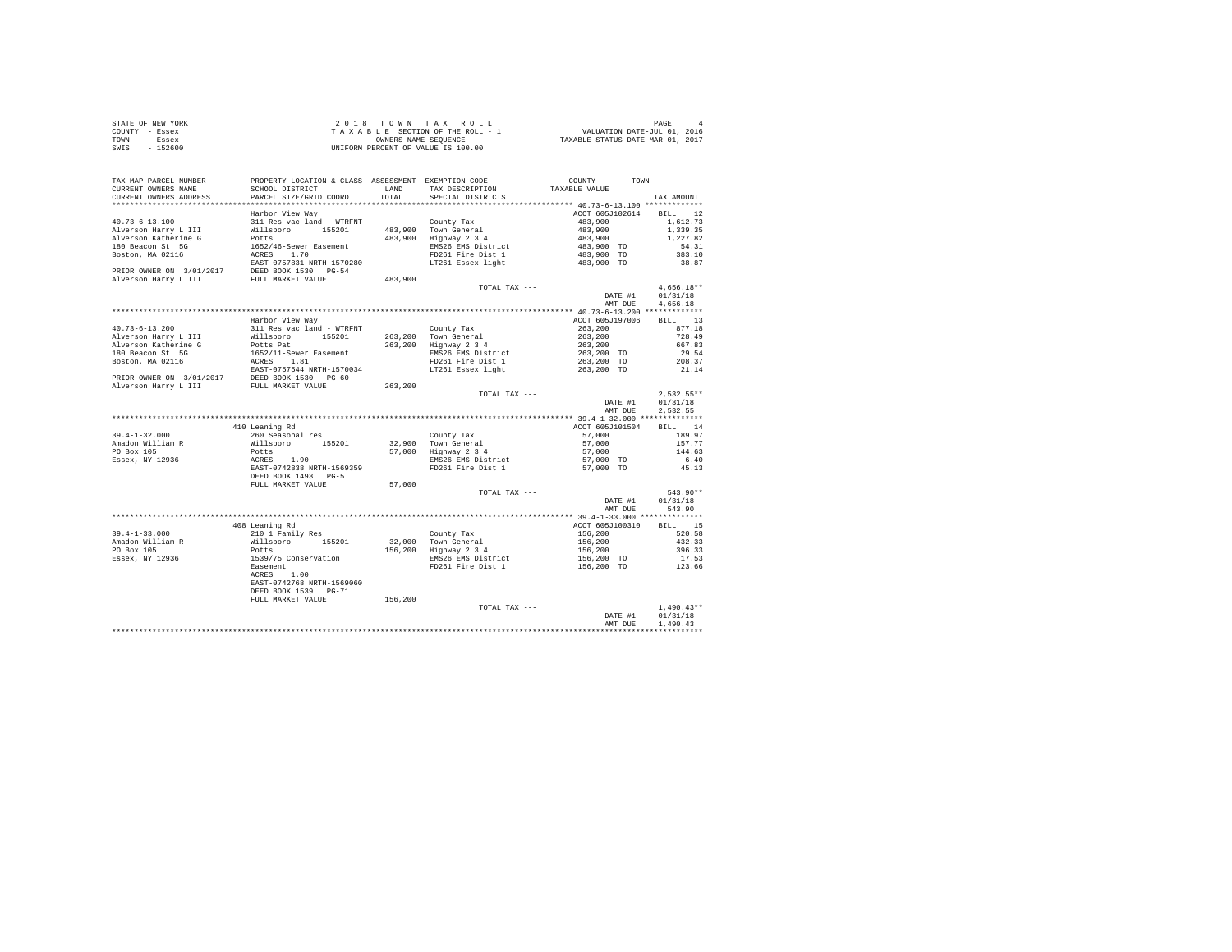STATE OF NEW YORK
COUNTY - Essex
TOWN - Essex
SWIS - 152600

2 0 1 8 T O W N T A X R O L L
T A X A B L E SECTION OF THE ROLL - 1
OWNERS NAME SEQUENCE
UNIFORM PERCENT OF VALUE IS 100.00

VALUATION DATE-JUL 01, 2016
TAXABLE STATUS DATE-MAR 01, 2017

| TAX MAP PARCEL NUMBER / CURRENT OWNERS NAME / CURRENT OWNERS ADDRESS | PROPERTY LOCATION & CLASS / SCHOOL DISTRICT / PARCEL SIZE/GRID COORD | ASSESSMENT LAND / TOTAL | EXEMPTION CODE / TAX DESCRIPTION / SPECIAL DISTRICTS | COUNTY / TOWN TAXABLE VALUE | TAX AMOUNT |
|---|---|---|---|---|---|
| **40.73-6-13.100** | Harbor View Way | | | ACCT 605J102614 | BILL 12 |
| 40.73-6-13.100 | 311 Res vac land - WTRFNT | | County Tax | 483,900 | 1,612.73 |
| Alverson Harry L III | Willsboro 155201 | 483,900 | Town General | 483,900 | 1,339.35 |
| Alverson Katherine G | Potts | 483,900 | Highway 2 3 4 | 483,900 | 1,227.82 |
| 180 Beacon St 5G | 1652/46-Sewer Easement | | EMS26 EMS District | 483,900 TO | 54.31 |
| Boston, MA 02116 | ACRES 1.70 | | FD261 Fire Dist 1 | 483,900 TO | 383.10 |
| | EAST-0757831 NRTH-1570280 | | LT261 Essex light | 483,900 TO | 38.87 |
| PRIOR OWNER ON 3/01/2017 | DEED BOOK 1530 PG-54 | | | | |
| Alverson Harry L III | FULL MARKET VALUE | 483,900 | | | |
| | | | TOTAL TAX --- | | 4,656.18** |
| | | | | DATE #1 | 01/31/18 |
| | | | | AMT DUE | 4,656.18 |
| **40.73-6-13.200** | Harbor View Way | | | ACCT 605J197006 | BILL 13 |
| 40.73-6-13.200 | 311 Res vac land - WTRFNT | | County Tax | 263,200 | 877.18 |
| Alverson Harry L III | Willsboro 155201 | 263,200 | Town General | 263,200 | 728.49 |
| Alverson Katherine G | Potts Pat | 263,200 | Highway 2 3 4 | 263,200 | 667.83 |
| 180 Beacon St 5G | 1652/11-Sewer Easement | | EMS26 EMS District | 263,200 TO | 29.54 |
| Boston, MA 02116 | ACRES 1.81 | | FD261 Fire Dist 1 | 263,200 TO | 208.37 |
| | EAST-0757544 NRTH-1570034 | | LT261 Essex light | 263,200 TO | 21.14 |
| PRIOR OWNER ON 3/01/2017 | DEED BOOK 1530 PG-60 | | | | |
| Alverson Harry L III | FULL MARKET VALUE | 263,200 | | | |
| | | | TOTAL TAX --- | | 2,532.55** |
| | | | | DATE #1 | 01/31/18 |
| | | | | AMT DUE | 2,532.55 |
| **39.4-1-32.000** | 410 Leaning Rd | | | ACCT 605J101504 | BILL 14 |
| 39.4-1-32.000 | 260 Seasonal res | | County Tax | 57,000 | 189.97 |
| Amadon William R | Willsboro 155201 | 32,900 | Town General | 57,000 | 157.77 |
| PO Box 105 | Potts | 57,000 | Highway 2 3 4 | 57,000 | 144.63 |
| Essex, NY 12936 | ACRES 1.90 | | EMS26 EMS District | 57,000 TO | 6.40 |
| | EAST-0742838 NRTH-1569359 | | FD261 Fire Dist 1 | 57,000 TO | 45.13 |
| | DEED BOOK 1493 PG-5 | | | | |
| | FULL MARKET VALUE | 57,000 | | | |
| | | | TOTAL TAX --- | | 543.90** |
| | | | | DATE #1 | 01/31/18 |
| | | | | AMT DUE | 543.90 |
| **39.4-1-33.000** | 408 Leaning Rd | | | ACCT 605J100310 | BILL 15 |
| 39.4-1-33.000 | 210 1 Family Res | | County Tax | 156,200 | 520.58 |
| Amadon William R | Willsboro 155201 | 32,000 | Town General | 156,200 | 432.33 |
| PO Box 105 | Potts | 156,200 | Highway 2 3 4 | 156,200 | 396.33 |
| Essex, NY 12936 | 1539/75 Conservation | | EMS26 EMS District | 156,200 TO | 17.53 |
| | Easement | | FD261 Fire Dist 1 | 156,200 TO | 123.66 |
| | ACRES 1.00 | | | | |
| | EAST-0742768 NRTH-1569060 | | | | |
| | DEED BOOK 1539 PG-71 | | | | |
| | FULL MARKET VALUE | 156,200 | | | |
| | | | TOTAL TAX --- | | 1,490.43** |
| | | | | DATE #1 | 01/31/18 |
| | | | | AMT DUE | 1,490.43 |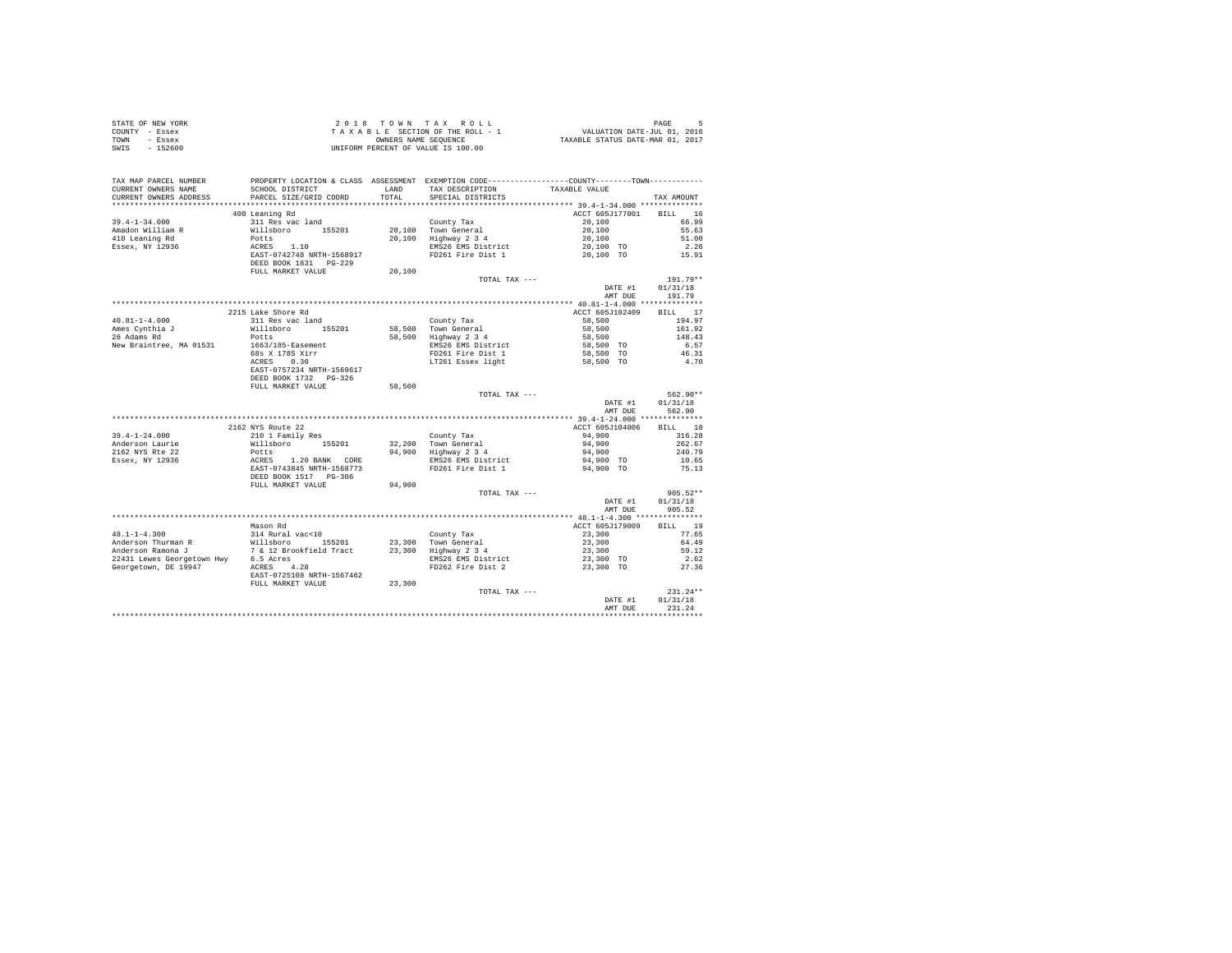STATE OF NEW YORK
COUNTY - Essex
TOWN - Essex
SWIS - 152600

2018 TOWN TAX ROLL
TAXABLE SECTION OF THE ROLL - 1
OWNERS NAME SEQUENCE
UNIFORM PERCENT OF VALUE IS 100.00

VALUATION DATE-JUL 01, 2016
TAXABLE STATUS DATE-MAR 01, 2017

| TAX MAP PARCEL NUMBER / CURRENT OWNERS NAME / CURRENT OWNERS ADDRESS | PROPERTY LOCATION & CLASS / SCHOOL DISTRICT / PARCEL SIZE/GRID COORD | ASSESSMENT LAND / TOTAL | EXEMPTION CODE / TAX DESCRIPTION / SPECIAL DISTRICTS | COUNTY--------TOWN / TAXABLE VALUE | TAX AMOUNT |
|---|---|---|---|---|---|
| 39.4-1-34.000 | 400 Leaning Rd | | | ACCT 605J177001 | BILL 16 |
| 39.4-1-34.000 | 311 Res vac land | | County Tax | 20,100 | 66.99 |
| Amadon William R | Willsboro 155201 | 20,100 | Town General | 20,100 | 55.63 |
| 410 Leaning Rd | Potts | 20,100 | Highway 2 3 4 | 20,100 | 51.00 |
| Essex, NY 12936 | ACRES 1.10 | | EMS26 EMS District | 20,100 TO | 2.26 |
| | EAST-0742748 NRTH-1568917 | | FD261 Fire Dist 1 | 20,100 TO | 15.91 |
| | DEED BOOK 1831 PG-229 | | | | |
| | FULL MARKET VALUE | 20,100 | | | |
| | | | TOTAL TAX --- | | 191.79** |
| | | | | DATE #1 | 01/31/18 |
| | | | | AMT DUE | 191.79 |
| 40.81-1-4.000 | 2215 Lake Shore Rd | | | ACCT 605J102409 | BILL 17 |
| 40.81-1-4.000 | 311 Res vac land | | County Tax | 58,500 | 194.97 |
| Ames Cynthia J | Willsboro 155201 | 58,500 | Town General | 58,500 | 161.92 |
| 26 Adams Rd | Potts | 58,500 | Highway 2 3 4 | 58,500 | 148.43 |
| New Braintree, MA 01531 | 1663/185-Easement | | EMS26 EMS District | 58,500 TO | 6.57 |
| | 68s X 178S Xirr | | FD261 Fire Dist 1 | 58,500 TO | 46.31 |
| | ACRES 0.30 | | LT261 Essex light | 58,500 TO | 4.70 |
| | EAST-0757234 NRTH-1569617 | | | | |
| | DEED BOOK 1732 PG-326 | | | | |
| | FULL MARKET VALUE | 58,500 | | | |
| | | | TOTAL TAX --- | | 562.90** |
| | | | | DATE #1 | 01/31/18 |
| | | | | AMT DUE | 562.90 |
| 39.4-1-24.000 | 2162 NYS Route 22 | | | ACCT 605J104006 | BILL 18 |
| 39.4-1-24.000 | 210 1 Family Res | | County Tax | 94,900 | 316.28 |
| Anderson Laurie | Willsboro 155201 | 32,200 | Town General | 94,900 | 262.67 |
| 2162 NYS Rte 22 | Potts | 94,900 | Highway 2 3 4 | 94,900 | 240.79 |
| Essex, NY 12936 | ACRES 1.20 BANK CORE | | EMS26 EMS District | 94,900 TO | 10.65 |
| | EAST-0743845 NRTH-1568773 | | FD261 Fire Dist 1 | 94,900 TO | 75.13 |
| | DEED BOOK 1517 PG-306 | | | | |
| | FULL MARKET VALUE | 94,900 | | | |
| | | | TOTAL TAX --- | | 905.52** |
| | | | | DATE #1 | 01/31/18 |
| | | | | AMT DUE | 905.52 |
| 48.1-1-4.300 | Mason Rd | | | ACCT 605J179009 | BILL 19 |
| 48.1-1-4.300 | 314 Rural vac<10 | | County Tax | 23,300 | 77.65 |
| Anderson Thurman R | Willsboro 155201 | 23,300 | Town General | 23,300 | 64.49 |
| Anderson Ramona J | 7 & 12 Brookfield Tract | 23,300 | Highway 2 3 4 | 23,300 | 59.12 |
| 22431 Lewes Georgetown Hwy | 6.5 Acres | | EMS26 EMS District | 23,300 TO | 2.62 |
| Georgetown, DE 19947 | ACRES 4.28 | | FD262 Fire Dist 2 | 23,300 TO | 27.36 |
| | EAST-0725108 NRTH-1567462 | | | | |
| | FULL MARKET VALUE | 23,300 | | | |
| | | | TOTAL TAX --- | | 231.24** |
| | | | | DATE #1 | 01/31/18 |
| | | | | AMT DUE | 231.24 |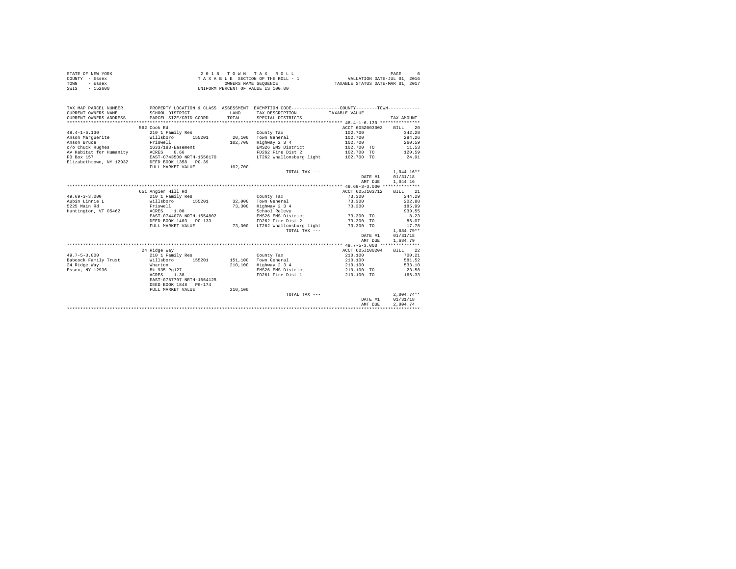STATE OF NEW YORK
COUNTY - Essex
TOWN - Essex
SWIS - 152600

2 0 1 8 T O W N T A X R O L L
T A X A B L E SECTION OF THE ROLL - 1
OWNERS NAME SEQUENCE
UNIFORM PERCENT OF VALUE IS 100.00

VALUATION DATE-JUL 01, 2016
TAXABLE STATUS DATE-MAR 01, 2017

| TAX MAP PARCEL NUMBER / CURRENT OWNERS NAME / CURRENT OWNERS ADDRESS | PROPERTY LOCATION & CLASS / SCHOOL DISTRICT / PARCEL SIZE/GRID COORD | ASSESSMENT LAND / TOTAL | EXEMPTION CODE / TAX DESCRIPTION / SPECIAL DISTRICTS | COUNTY--------TOWN TAXABLE VALUE | TAX AMOUNT |
|---|---|---|---|---|---|
| **48.4-1-6.130** | 562 Cook Rd | | | ACCT 605Z003002 | BILL 20 |
| | 210 1 Family Res | | County Tax | 102,700 | 342.28 |
| Anson Marguerite | Willsboro 155201 | 20,100 | Town General | 102,700 | 284.26 |
| Anson Bruce | Friswell | 102,700 | Highway 2 3 4 | 102,700 | 260.59 |
| c/o Chuck Hughes | 1633/183-Easement | | EMS26 EMS District | 102,700 TO | 11.53 |
| AV Habitat for Humanity | ACRES 0.66 | | FD262 Fire Dist 2 | 102,700 TO | 120.59 |
| PO Box 157 | EAST-0743500 NRTH-1556170 | | LT262 Whallonsburg light | 102,700 TO | 24.91 |
| Elizabethtown, NY 12932 | DEED BOOK 1358 PG-39 | | | | |
| | FULL MARKET VALUE | 102,700 | | | |
| | | | TOTAL TAX --- | | 1,044.16** |
| | | | | DATE #1 | 01/31/18 |
| | | | | AMT DUE | 1,044.16 |
| **49.69-3-3.000** | 651 Angier Hill Rd | | | ACCT 605J103712 | BILL 21 |
| | 210 1 Family Res | | County Tax | 73,300 | 244.29 |
| Aubin Linnie L | Willsboro 155201 | 32,000 | Town General | 73,300 | 202.88 |
| 5225 Main Rd | Friswell | 73,300 | Highway 2 3 4 | 73,300 | 185.99 |
| Huntington, VT 05462 | ACRES 1.00 | | School Relevy | | 939.55 |
| | EAST-0744078 NRTH-1554802 | | EMS26 EMS District | 73,300 TO | 8.23 |
| | DEED BOOK 1403 PG-133 | | FD262 Fire Dist 2 | 73,300 TO | 86.07 |
| | FULL MARKET VALUE | 73,300 | LT262 Whallonsburg light | 73,300 TO | 17.78 |
| | | | TOTAL TAX --- | | 1,684.79** |
| | | | | DATE #1 | 01/31/18 |
| | | | | AMT DUE | 1,684.79 |
| **49.7-5-3.000** | 24 Ridge Way | | | ACCT 605J100204 | BILL 22 |
| | 210 1 Family Res | | County Tax | 210,100 | 700.21 |
| Babcock Family Trust | Willsboro 155201 | 151,100 | Town General | 210,100 | 581.52 |
| 24 Ridge Way | Wharton | 210,100 | Highway 2 3 4 | 210,100 | 533.10 |
| Essex, NY 12936 | Bk 935 Pg127 | | EMS26 EMS District | 210,100 TO | 23.58 |
| | ACRES 1.38 | | FD261 Fire Dist 1 | 210,100 TO | 166.33 |
| | EAST-0757797 NRTH-1564125 | | | | |
| | DEED BOOK 1848 PG-174 | | | | |
| | FULL MARKET VALUE | 210,100 | | | |
| | | | TOTAL TAX --- | | 2,004.74** |
| | | | | DATE #1 | 01/31/18 |
| | | | | AMT DUE | 2,004.74 |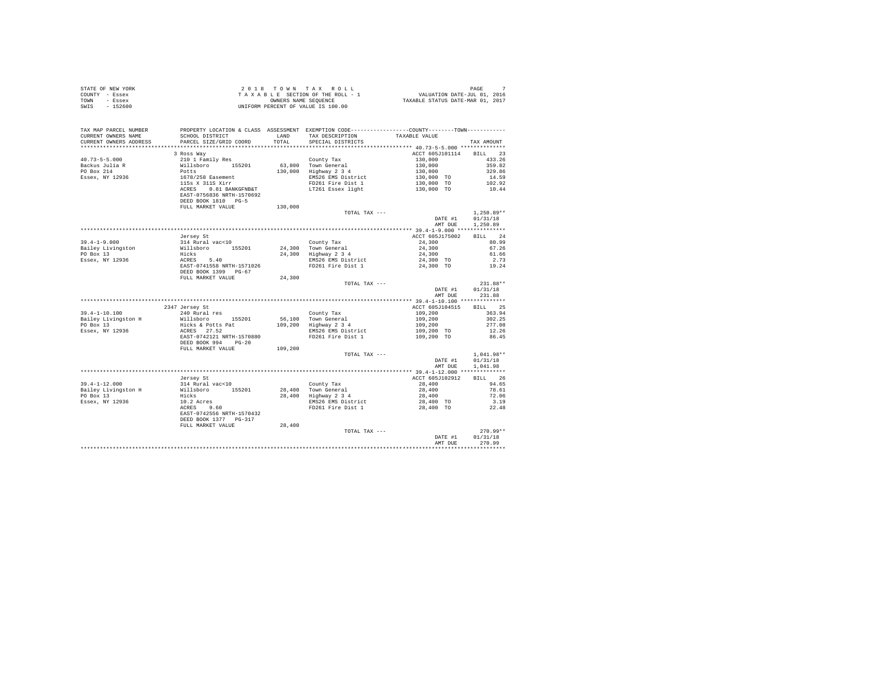STATE OF NEW YORK
COUNTY - Essex
TOWN - Essex
SWIS - 152600

2018 TOWN TAX ROLL
TAXABLE SECTION OF THE ROLL - 1
OWNERS NAME SEQUENCE
UNIFORM PERCENT OF VALUE IS 100.00

VALUATION DATE-JUL 01, 2016
TAXABLE STATUS DATE-MAR 01, 2017

| TAX MAP PARCEL NUMBER / CURRENT OWNERS NAME / CURRENT OWNERS ADDRESS | PROPERTY LOCATION & CLASS / SCHOOL DISTRICT / PARCEL SIZE/GRID COORD | ASSESSMENT LAND / TOTAL | EXEMPTION CODE / TAX DESCRIPTION / SPECIAL DISTRICTS | COUNTY / TOWN TAXABLE VALUE | TAX AMOUNT |
|---|---|---|---|---|---|
| 40.73-5-5.000 | 3 Ross Way | | | ACCT 605J101114 | BILL 23 |
| | 210 1 Family Res | | County Tax | 130,000 | 433.26 |
| Backus Julia R | Willsboro 155201 | 63,800 | Town General | 130,000 | 359.82 |
| PO Box 214 | Potts | 130,000 | Highway 2 3 4 | 130,000 | 329.86 |
| Essex, NY 12936 | 1678/258 Easement | | EMS26 EMS District | 130,000 TO | 14.59 |
| | 115s X 311S Xirr | | FD261 Fire Dist 1 | 130,000 TO | 102.92 |
| | ACRES 0.81 BANKGFNB&T | | LT261 Essex light | 130,000 TO | 10.44 |
| | EAST-0756836 NRTH-1570692 | | | | |
| | DEED BOOK 1810 PG-5 | | | | |
| | FULL MARKET VALUE | 130,000 | | | |
| | | | TOTAL TAX --- | | 1,250.89** |
| | | | | DATE #1 | 01/31/18 |
| | | | | AMT DUE | 1,250.89 |
| 39.4-1-9.000 | Jersey St | | | ACCT 605J175002 | BILL 24 |
| | 314 Rural vac<10 | | County Tax | 24,300 | 80.99 |
| Bailey Livingston | Willsboro 155201 | 24,300 | Town General | 24,300 | 67.26 |
| PO Box 13 | Hicks | 24,300 | Highway 2 3 4 | 24,300 | 61.66 |
| Essex, NY 12936 | ACRES 5.40 | | EMS26 EMS District | 24,300 TO | 2.73 |
| | EAST-0741558 NRTH-1571026 | | FD261 Fire Dist 1 | 24,300 TO | 19.24 |
| | DEED BOOK 1399 PG-67 | | | | |
| | FULL MARKET VALUE | 24,300 | | | |
| | | | TOTAL TAX --- | | 231.88** |
| | | | | DATE #1 | 01/31/18 |
| | | | | AMT DUE | 231.88 |
| 39.4-1-10.100 | 2347 Jersey St | | | ACCT 605J104515 | BILL 25 |
| | 240 Rural res | | County Tax | 109,200 | 363.94 |
| Bailey Livingston H | Willsboro 155201 | 56,100 | Town General | 109,200 | 302.25 |
| PO Box 13 | Hicks & Potts Pat | 109,200 | Highway 2 3 4 | 109,200 | 277.08 |
| Essex, NY 12936 | ACRES 27.52 | | EMS26 EMS District | 109,200 TO | 12.26 |
| | EAST-0742121 NRTH-1570880 | | FD261 Fire Dist 1 | 109,200 TO | 86.45 |
| | DEED BOOK 994 PG-20 | | | | |
| | FULL MARKET VALUE | 109,200 | | | |
| | | | TOTAL TAX --- | | 1,041.98** |
| | | | | DATE #1 | 01/31/18 |
| | | | | AMT DUE | 1,041.98 |
| 39.4-1-12.000 | Jersey St | | | ACCT 605J102912 | BILL 26 |
| | 314 Rural vac<10 | | County Tax | 28,400 | 94.65 |
| Bailey Livingston H | Willsboro 155201 | 28,400 | Town General | 28,400 | 78.61 |
| PO Box 13 | Hicks | 28,400 | Highway 2 3 4 | 28,400 | 72.06 |
| Essex, NY 12936 | 10.2 Acres | | EMS26 EMS District | 28,400 TO | 3.19 |
| | ACRES 9.60 | | FD261 Fire Dist 1 | 28,400 TO | 22.48 |
| | EAST-0742556 NRTH-1570432 | | | | |
| | DEED BOOK 1377 PG-317 | | | | |
| | FULL MARKET VALUE | 28,400 | | | |
| | | | TOTAL TAX --- | | 270.99** |
| | | | | DATE #1 | 01/31/18 |
| | | | | AMT DUE | 270.99 |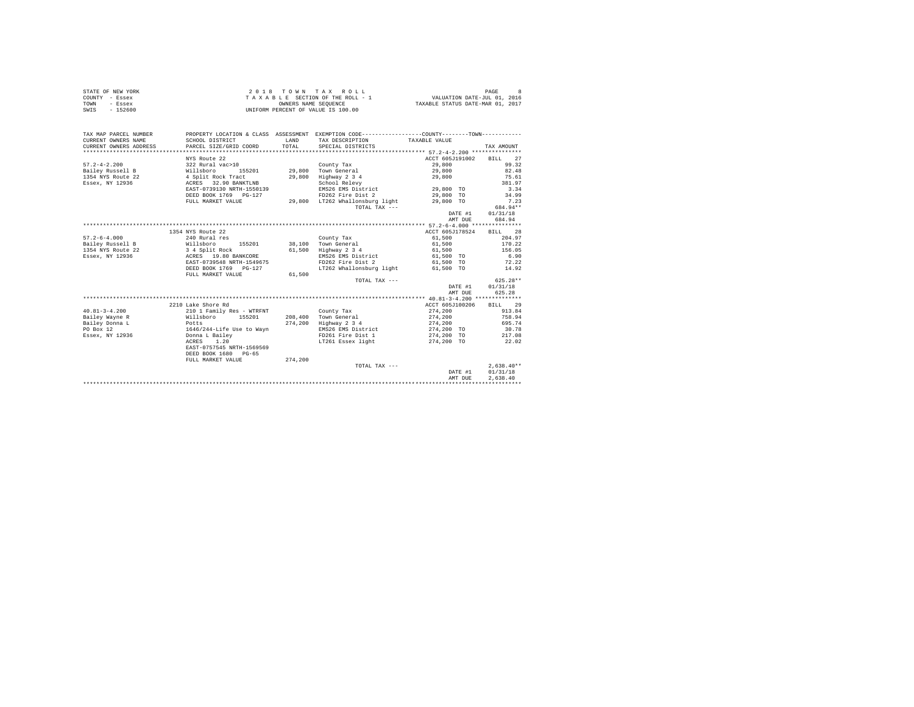STATE OF NEW YORK
COUNTY - Essex
TOWN - Essex
SWIS - 152600

2 0 1 8 T O W N T A X R O L L
T A X A B L E SECTION OF THE ROLL - 1
OWNERS NAME SEQUENCE
UNIFORM PERCENT OF VALUE IS 100.00

VALUATION DATE-JUL 01, 2016
TAXABLE STATUS DATE-MAR 01, 2017

| TAX MAP PARCEL NUMBER / CURRENT OWNERS NAME / CURRENT OWNERS ADDRESS | PROPERTY LOCATION & CLASS / SCHOOL DISTRICT / PARCEL SIZE/GRID COORD | ASSESSMENT LAND / TOTAL | EXEMPTION CODE / TAX DESCRIPTION / SPECIAL DISTRICTS | TAXABLE VALUE (COUNTY / TOWN) | TAX AMOUNT |
|---|---|---|---|---|---|
| 57.2-4-2.200 | NYS Route 22 | | | ACCT 605J191002 | BILL 27 |
| | 322 Rural vac>10 | | County Tax | 29,800 | 99.32 |
| Bailey Russell B | Willsboro 155201 | 29,800 | Town General | 29,800 | 82.48 |
| 1354 NYS Route 22 | 4 Split Rock Tract | 29,800 | Highway 2 3 4 | 29,800 | 75.61 |
| Essex, NY 12936 | ACRES 32.90 BANKTLNB | | School Relevy | | 381.97 |
| | EAST-0739130 NRTH-1550139 | | EMS26 EMS District | 29,800 TO | 3.34 |
| | DEED BOOK 1769 PG-127 | | FD262 Fire Dist 2 | 29,800 TO | 34.99 |
| | FULL MARKET VALUE | 29,800 | LT262 Whallonsburg light | 29,800 TO | 7.23 |
| | | | TOTAL TAX --- | | 684.94** |
| | | | | DATE #1 | 01/31/18 |
| | | | | AMT DUE | 684.94 |
| 57.2-6-4.000 | 1354 NYS Route 22 | | | ACCT 605J178524 | BILL 28 |
| | 240 Rural res | | County Tax | 61,500 | 204.97 |
| Bailey Russell B | Willsboro 155201 | 38,100 | Town General | 61,500 | 170.22 |
| 1354 NYS Route 22 | 3 4 Split Rock | 61,500 | Highway 2 3 4 | 61,500 | 156.05 |
| Essex, NY 12936 | ACRES 19.80 BANKCORE | | EMS26 EMS District | 61,500 TO | 6.90 |
| | EAST-0739548 NRTH-1549675 | | FD262 Fire Dist 2 | 61,500 TO | 72.22 |
| | DEED BOOK 1769 PG-127 | | LT262 Whallonsburg light | 61,500 TO | 14.92 |
| | FULL MARKET VALUE | 61,500 | | | |
| | | | TOTAL TAX --- | | 625.28** |
| | | | | DATE #1 | 01/31/18 |
| | | | | AMT DUE | 625.28 |
| 40.81-3-4.200 | 2210 Lake Shore Rd | | | ACCT 605J100206 | BILL 29 |
| | 210 1 Family Res - WTRFNT | | County Tax | 274,200 | 913.84 |
| Bailey Wayne R | Willsboro 155201 | 208,400 | Town General | 274,200 | 758.94 |
| Bailey Donna L | Potts | 274,200 | Highway 2 3 4 | 274,200 | 695.74 |
| PO Box 12 | 1646/244-Life Use to Wayn | | EMS26 EMS District | 274,200 TO | 30.78 |
| Essex, NY 12936 | Donna L Bailey | | FD261 Fire Dist 1 | 274,200 TO | 217.08 |
| | ACRES 1.20 | | LT261 Essex light | 274,200 TO | 22.02 |
| | EAST-0757545 NRTH-1569569 | | | | |
| | DEED BOOK 1680 PG-65 | | | | |
| | FULL MARKET VALUE | 274,200 | | | |
| | | | TOTAL TAX --- | | 2,638.40** |
| | | | | DATE #1 | 01/31/18 |
| | | | | AMT DUE | 2,638.40 |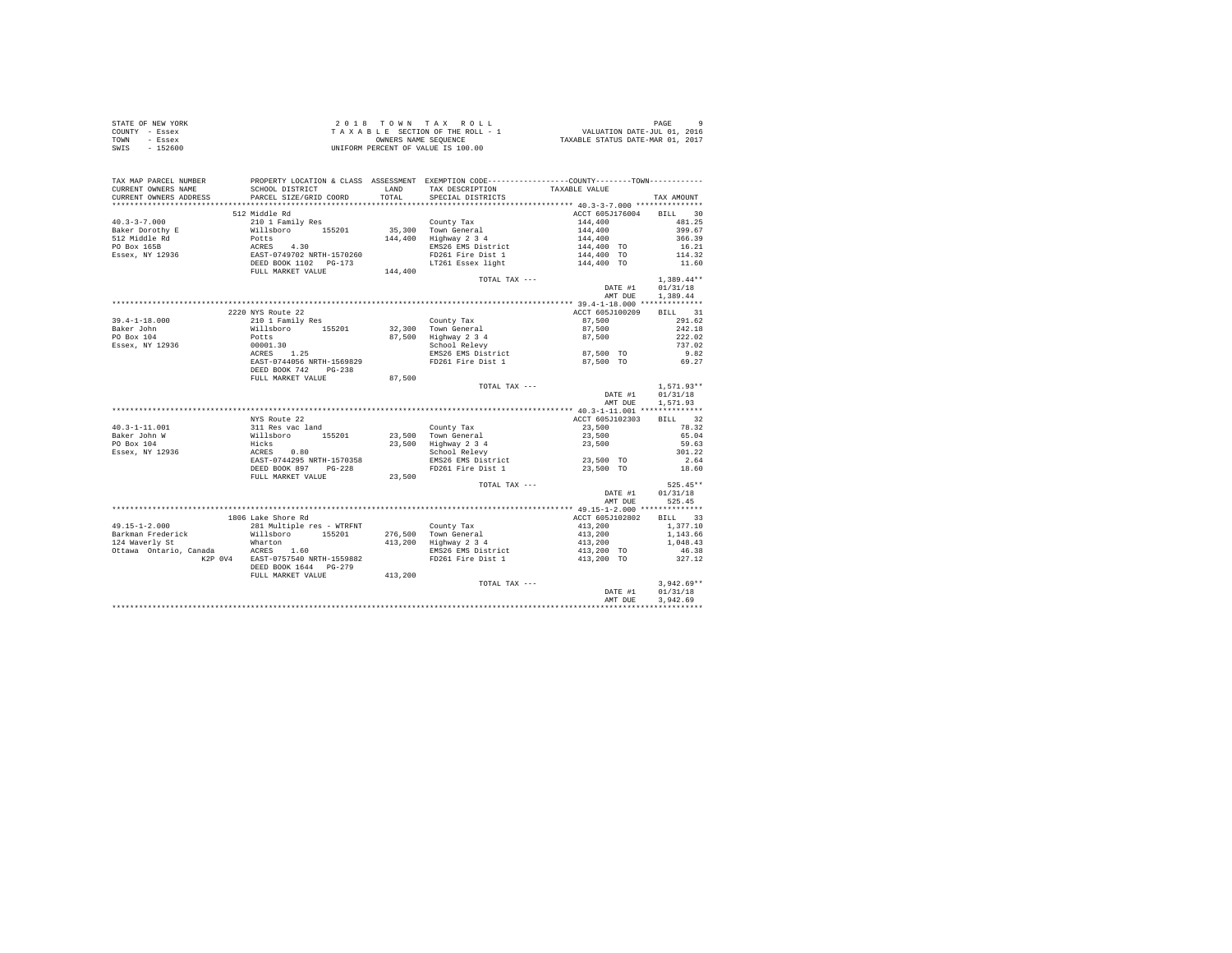STATE OF NEW YORK
COUNTY - Essex
TOWN - Essex
SWIS - 152600

2 0 1 8 T O W N T A X R O L L
T A X A B L E SECTION OF THE ROLL - 1
OWNERS NAME SEQUENCE
UNIFORM PERCENT OF VALUE IS 100.00

VALUATION DATE-JUL 01, 2016
TAXABLE STATUS DATE-MAR 01, 2017

| TAX MAP PARCEL NUMBER / CURRENT OWNERS NAME / CURRENT OWNERS ADDRESS | PROPERTY LOCATION & CLASS / SCHOOL DISTRICT / PARCEL SIZE/GRID COORD | ASSESSMENT LAND / TOTAL | EXEMPTION CODE / TAX DESCRIPTION / SPECIAL DISTRICTS | COUNTY / TOWN TAXABLE VALUE | TAX AMOUNT |
|---|---|---|---|---|---|
| 40.3-3-7.000 | 512 Middle Rd | | | ACCT 605J176004 | BILL 30 |
| 40.3-3-7.000 | 210 1 Family Res | | County Tax | 144,400 | 481.25 |
| Baker Dorothy E | Willsboro 155201 | 35,300 | Town General | 144,400 | 399.67 |
| 512 Middle Rd | Potts | 144,400 | Highway 2 3 4 | 144,400 | 366.39 |
| PO Box 165B | ACRES 4.30 | | EMS26 EMS District | 144,400 TO | 16.21 |
| Essex, NY 12936 | EAST-0749702 NRTH-1570260 | | FD261 Fire Dist 1 | 144,400 TO | 114.32 |
| | DEED BOOK 1102 PG-173 | | LT261 Essex light | 144,400 TO | 11.60 |
| | FULL MARKET VALUE | 144,400 | | | |
| | | | TOTAL TAX --- | | 1,389.44** |
| | | | | DATE #1 | 01/31/18 |
| | | | | AMT DUE | 1,389.44 |
| 39.4-1-18.000 | 2220 NYS Route 22 | | | ACCT 605J100209 | BILL 31 |
| 39.4-1-18.000 | 210 1 Family Res | | County Tax | 87,500 | 291.62 |
| Baker John | Willsboro 155201 | 32,300 | Town General | 87,500 | 242.18 |
| PO Box 104 | Potts | 87,500 | Highway 2 3 4 | 87,500 | 222.02 |
| Essex, NY 12936 | 00001.30 | | School Relevy | | 737.02 |
| | ACRES 1.25 | | EMS26 EMS District | 87,500 TO | 9.82 |
| | EAST-0744056 NRTH-1569829 | | FD261 Fire Dist 1 | 87,500 TO | 69.27 |
| | DEED BOOK 742 PG-238 | | | | |
| | FULL MARKET VALUE | 87,500 | | | |
| | | | TOTAL TAX --- | | 1,571.93** |
| | | | | DATE #1 | 01/31/18 |
| | | | | AMT DUE | 1,571.93 |
| 40.3-1-11.001 | NYS Route 22 | | | ACCT 605J102303 | BILL 32 |
| 40.3-1-11.001 | 311 Res vac land | | County Tax | 23,500 | 78.32 |
| Baker John W | Willsboro 155201 | 23,500 | Town General | 23,500 | 65.04 |
| PO Box 104 | Hicks | 23,500 | Highway 2 3 4 | 23,500 | 59.63 |
| Essex, NY 12936 | ACRES 0.80 | | School Relevy | | 301.22 |
| | EAST-0744295 NRTH-1570358 | | EMS26 EMS District | 23,500 TO | 2.64 |
| | DEED BOOK 897 PG-228 | | FD261 Fire Dist 1 | 23,500 TO | 18.60 |
| | FULL MARKET VALUE | 23,500 | | | |
| | | | TOTAL TAX --- | | 525.45** |
| | | | | DATE #1 | 01/31/18 |
| | | | | AMT DUE | 525.45 |
| 49.15-1-2.000 | 1806 Lake Shore Rd | | | ACCT 605J102802 | BILL 33 |
| 49.15-1-2.000 | 281 Multiple res - WTRFNT | | County Tax | 413,200 | 1,377.10 |
| Barkman Frederick | Willsboro 155201 | 276,500 | Town General | 413,200 | 1,143.66 |
| 124 Waverly St | Wharton | 413,200 | Highway 2 3 4 | 413,200 | 1,048.43 |
| Ottawa Ontario, Canada | ACRES 1.60 | | EMS26 EMS District | 413,200 TO | 46.38 |
| K2P 0V4 | EAST-0757540 NRTH-1559882 | | FD261 Fire Dist 1 | 413,200 TO | 327.12 |
| | DEED BOOK 1644 PG-279 | | | | |
| | FULL MARKET VALUE | 413,200 | | | |
| | | | TOTAL TAX --- | | 3,942.69** |
| | | | | DATE #1 | 01/31/18 |
| | | | | AMT DUE | 3,942.69 |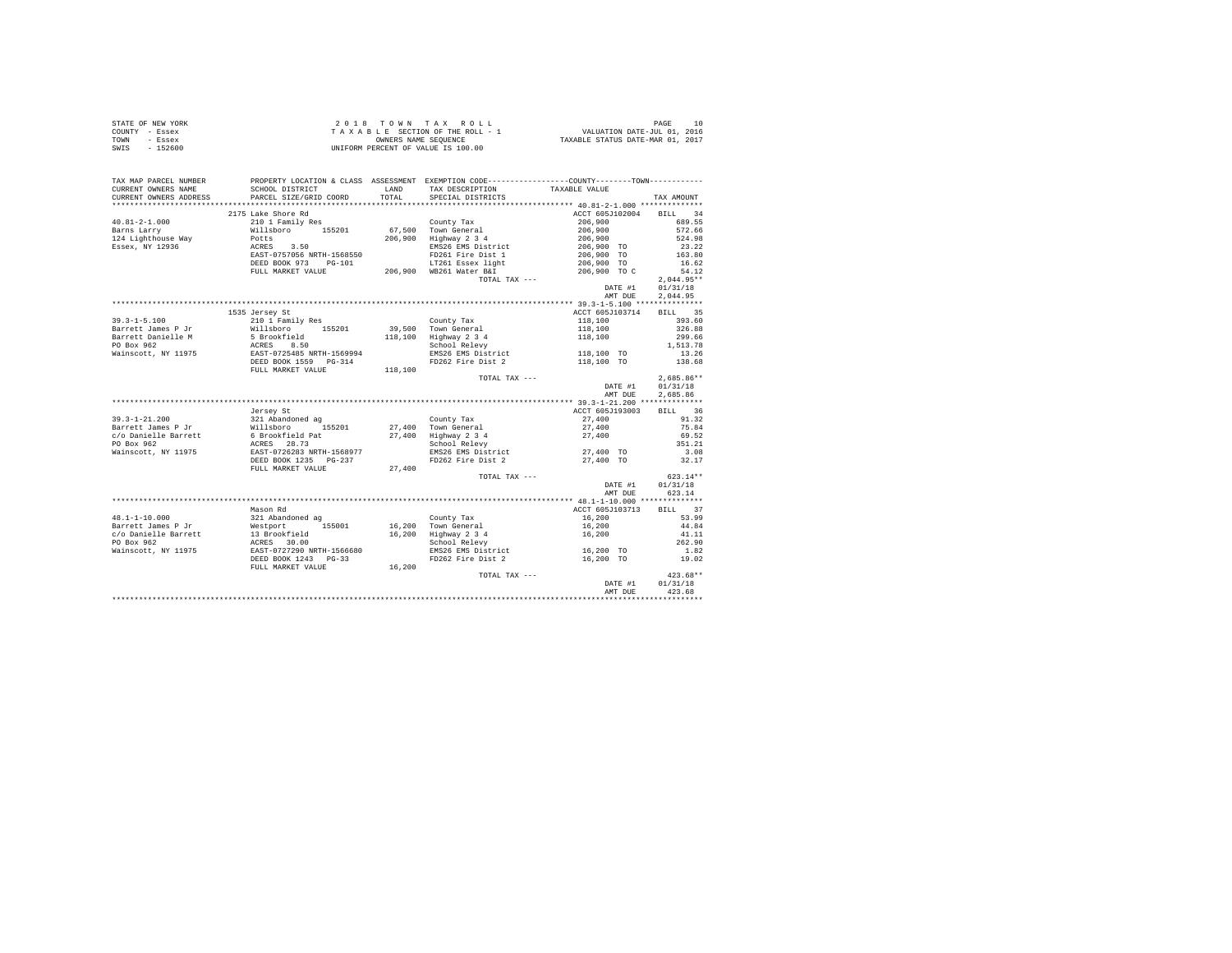STATE OF NEW YORK
COUNTY - Essex
TOWN - Essex
SWIS - 152600

2018 TOWN TAX ROLL
TAXABLE SECTION OF THE ROLL - 1
OWNERS NAME SEQUENCE
UNIFORM PERCENT OF VALUE IS 100.00

VALUATION DATE-JUL 01, 2016
TAXABLE STATUS DATE-MAR 01, 2017

```
TAX MAP PARCEL NUMBER     PROPERTY LOCATION & CLASS  ASSESSMENT  EXEMPTION CODE-----------------COUNTY--------TOWN-----------
CURRENT OWNERS NAME       SCHOOL DISTRICT              LAND      TAX DESCRIPTION           TAXABLE VALUE
CURRENT OWNERS ADDRESS    PARCEL SIZE/GRID COORD       TOTAL     SPECIAL DISTRICTS                                   TAX AMOUNT
*********************************************************************************************** 40.81-2-1.000 **************
                          2175 Lake Shore Rd                                                ACCT 605J102004     BILL   34
40.81-2-1.000             210 1 Family Res                       County Tax                  206,900                 689.55
Barns Larry               Willsboro      155201       67,500     Town General                206,900                 572.66
124 Lighthouse Way        Potts                      206,900     Highway 2 3 4               206,900                 524.98
Essex, NY 12936           ACRES    3.50                          EMS26 EMS District          206,900 TO               23.22
                          EAST-0757056 NRTH-1568550              FD261 Fire Dist 1           206,900 TO              163.80
                          DEED BOOK 973    PG-101                LT261 Essex light           206,900 TO               16.62
                          FULL MARKET VALUE          206,900     WB261 Water B&I             206,900 TO C             54.12
                                                                            TOTAL TAX ---                           2,044.95**
                                                                                             DATE #1              01/31/18
                                                                                             AMT DUE              2,044.95
*********************************************************************************************** 39.3-1-5.100 ***************
                          1535 Jersey St                                                    ACCT 605J103714     BILL   35
39.3-1-5.100              210 1 Family Res                       County Tax                  118,100                 393.60
Barrett James P Jr        Willsboro      155201       39,500     Town General                118,100                 326.88
Barrett Danielle M        5 Brookfield               118,100     Highway 2 3 4               118,100                 299.66
PO Box 962                ACRES    8.50                          School Relevy                                     1,513.78
Wainscott, NY 11975       EAST-0725485 NRTH-1569994              EMS26 EMS District          118,100 TO               13.26
                          DEED BOOK 1559   PG-314                FD262 Fire Dist 2           118,100 TO              138.68
                          FULL MARKET VALUE          118,100
                                                                            TOTAL TAX ---                           2,685.86**
                                                                                             DATE #1              01/31/18
                                                                                             AMT DUE              2,685.86
*********************************************************************************************** 39.3-1-21.200 **************
                          Jersey St                                                         ACCT 605J193003     BILL   36
39.3-1-21.200             321 Abandoned ag                       County Tax                   27,400                  91.32
Barrett James P Jr        Willsboro      155201       27,400     Town General                 27,400                  75.84
c/o Danielle Barrett      6 Brookfield Pat            27,400     Highway 2 3 4                27,400                  69.52
PO Box 962                ACRES   28.73                          School Relevy                                       351.21
Wainscott, NY 11975       EAST-0726283 NRTH-1568977              EMS26 EMS District           27,400 TO                3.08
                          DEED BOOK 1235   PG-237                FD262 Fire Dist 2            27,400 TO               32.17
                          FULL MARKET VALUE           27,400
                                                                            TOTAL TAX ---                             623.14**
                                                                                             DATE #1              01/31/18
                                                                                             AMT DUE                623.14
*********************************************************************************************** 48.1-1-10.000 **************
                          Mason Rd                                                          ACCT 605J103713     BILL   37
48.1-1-10.000             321 Abandoned ag                       County Tax                   16,200                  53.99
Barrett James P Jr        Westport       155001       16,200     Town General                 16,200                  44.84
c/o Danielle Barrett      13 Brookfield               16,200     Highway 2 3 4                16,200                  41.11
PO Box 962                ACRES   30.00                          School Relevy                                       262.90
Wainscott, NY 11975       EAST-0727290 NRTH-1566680              EMS26 EMS District           16,200 TO                1.82
                          DEED BOOK 1243   PG-33                 FD262 Fire Dist 2            16,200 TO               19.02
                          FULL MARKET VALUE           16,200
                                                                            TOTAL TAX ---                             423.68**
                                                                                             DATE #1              01/31/18
                                                                                             AMT DUE                423.68
****************************************************************************************************************************
```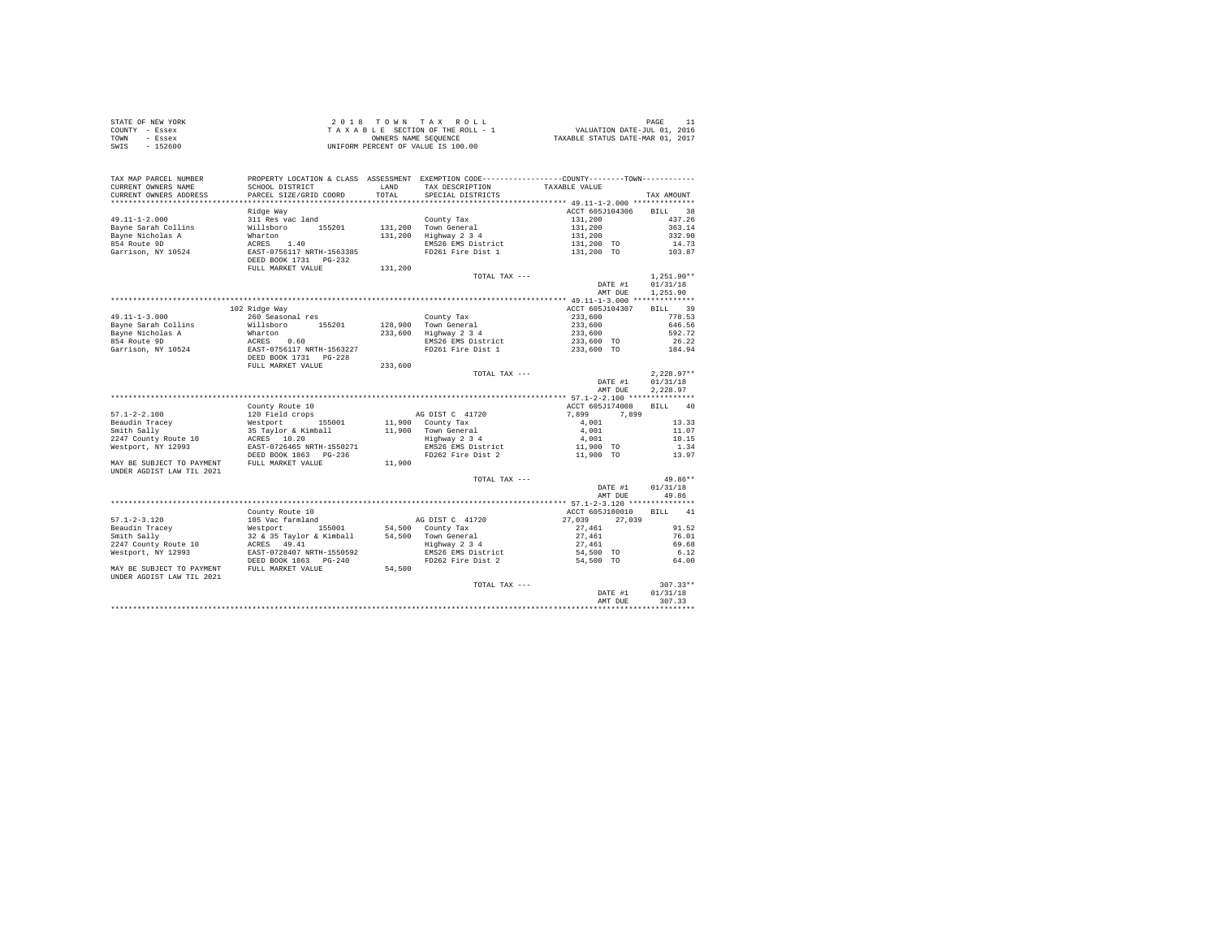STATE OF NEW YORK
COUNTY - Essex
TOWN - Essex
SWIS - 152600

2 0 1 8 T O W N T A X R O L L
T A X A B L E SECTION OF THE ROLL - 1
OWNERS NAME SEQUENCE
UNIFORM PERCENT OF VALUE IS 100.00

VALUATION DATE-JUL 01, 2016
TAXABLE STATUS DATE-MAR 01, 2017

```
TAX MAP PARCEL NUMBER     PROPERTY LOCATION & CLASS  ASSESSMENT  EXEMPTION CODE-----------------COUNTY--------TOWN-----------
CURRENT OWNERS NAME       SCHOOL DISTRICT               LAND      TAX DESCRIPTION            TAXABLE VALUE
CURRENT OWNERS ADDRESS    PARCEL SIZE/GRID COORD        TOTAL     SPECIAL DISTRICTS                                    TAX AMOUNT
******************************************************************************************** 49.11-1-2.000 **************
                          Ridge Way                                                         ACCT 605J104306     BILL    38
49.11-1-2.000             311 Res vac land                         County Tax                  131,200                 437.26
Bayne Sarah Collins       Willsboro      155201        131,200     Town General                131,200                 363.14
Bayne Nicholas A          Wharton                      131,200     Highway 2 3 4               131,200                 332.90
854 Route 9D              ACRES    1.40                            EMS26 EMS District          131,200 TO               14.73
Garrison, NY 10524        EAST-0756117 NRTH-1563385                FD261 Fire Dist 1           131,200 TO              103.87
                          DEED BOOK 1731   PG-232
                          FULL MARKET VALUE            131,200
                                                                   TOTAL TAX ---                                     1,251.90**
                                                                                              DATE #1       01/31/18
                                                                                              AMT DUE       1,251.90
******************************************************************************************** 49.11-1-3.000 **************
                          102 Ridge Way                                                     ACCT 605J104307     BILL    39
49.11-1-3.000             260 Seasonal res                         County Tax                  233,600                 778.53
Bayne Sarah Collins       Willsboro      155201        128,900     Town General                233,600                 646.56
Bayne Nicholas A          Wharton                      233,600     Highway 2 3 4               233,600                 592.72
854 Route 9D              ACRES    0.60                            EMS26 EMS District          233,600 TO               26.22
Garrison, NY 10524        EAST-0756117 NRTH-1563227                FD261 Fire Dist 1           233,600 TO              184.94
                          DEED BOOK 1731   PG-228
                          FULL MARKET VALUE            233,600
                                                                   TOTAL TAX ---                                     2,228.97**
                                                                                              DATE #1       01/31/18
                                                                                              AMT DUE       2,228.97
******************************************************************************************** 57.1-2-2.100 ***************
                          County Route 10                                                   ACCT 605J174008     BILL    40
57.1-2-2.100              120 Field crops                          AG DIST C   41720             7,899        7,899
Beaudin Tracey            Westport       155001         11,900     County Tax                    4,001                  13.33
Smith Sally               35 Taylor & Kimball           11,900     Town General                  4,001                  11.07
2247 County Route 10      ACRES   10.20                            Highway 2 3 4                 4,001                  10.15
Westport, NY 12993        EAST-0726465 NRTH-1550271                EMS26 EMS District           11,900 TO                1.34
                          DEED BOOK 1863   PG-236                  FD262 Fire Dist 2            11,900 TO               13.97
MAY BE SUBJECT TO PAYMENT FULL MARKET VALUE             11,900
UNDER AGDIST LAW TIL 2021
                                                                   TOTAL TAX ---                                        49.86**
                                                                                              DATE #1       01/31/18
                                                                                              AMT DUE          49.86
******************************************************************************************** 57.1-2-3.120 ***************
                          County Route 10                                                   ACCT 605J180010     BILL    41
57.1-2-3.120              105 Vac farmland                         AG DIST C   41720            27,039       27,039
Beaudin Tracey            Westport       155001         54,500     County Tax                   27,461                  91.52
Smith Sally               32 & 35 Taylor & Kimball      54,500     Town General                 27,461                  76.01
2247 County Route 10      ACRES   49.41                            Highway 2 3 4                27,461                  69.68
Westport, NY 12993        EAST-0728407 NRTH-1550592                EMS26 EMS District           54,500 TO                6.12
                          DEED BOOK 1863   PG-240                  FD262 Fire Dist 2            54,500 TO               64.00
MAY BE SUBJECT TO PAYMENT FULL MARKET VALUE             54,500
UNDER AGDIST LAW TIL 2021
                                                                   TOTAL TAX ---                                       307.33**
                                                                                              DATE #1       01/31/18
                                                                                              AMT DUE         307.33
****************************************************************************************************************************
```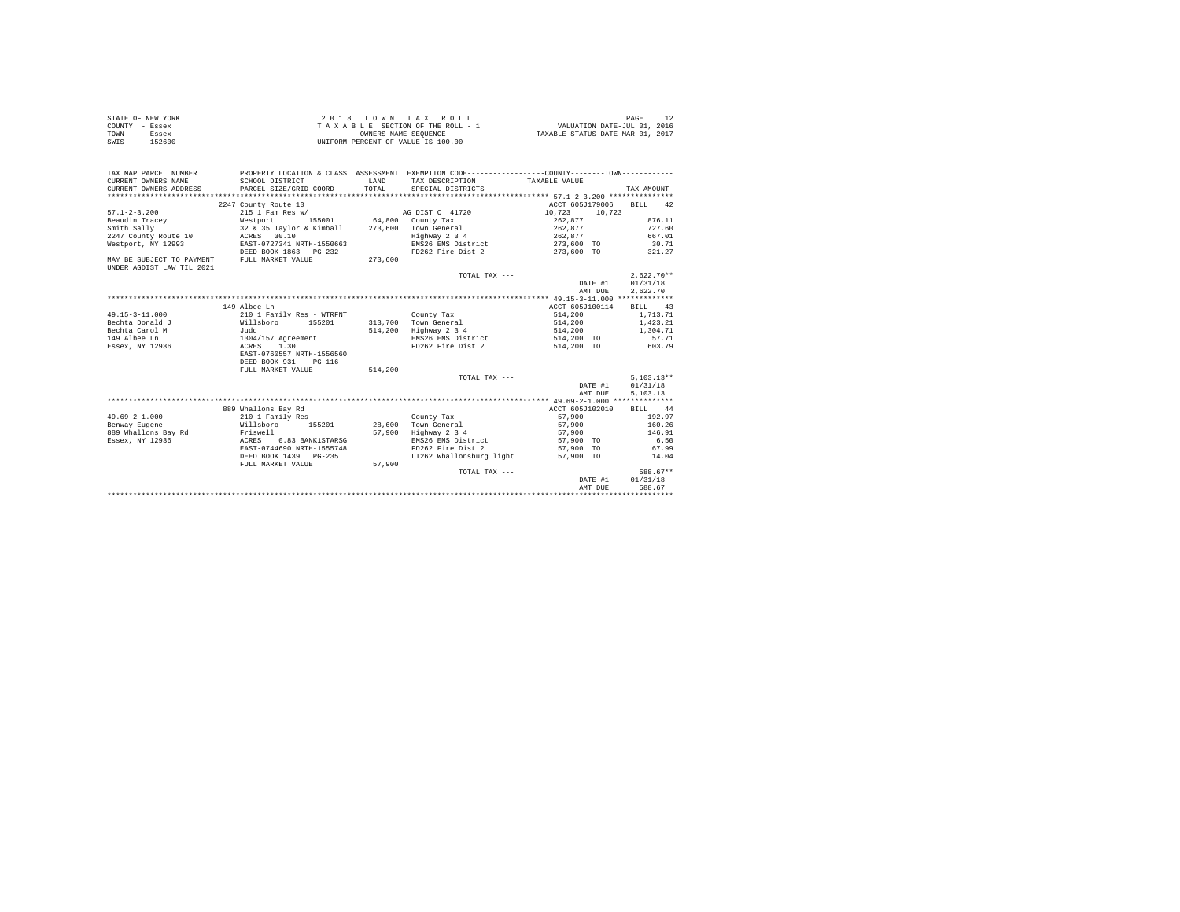STATE OF NEW YORK
COUNTY - Essex
TOWN - Essex
SWIS - 152600

2 0 1 8 T O W N T A X R O L L
T A X A B L E SECTION OF THE ROLL - 1
OWNERS NAME SEQUENCE
UNIFORM PERCENT OF VALUE IS 100.00

VALUATION DATE-JUL 01, 2016
TAXABLE STATUS DATE-MAR 01, 2017

```
TAX MAP PARCEL NUMBER         PROPERTY LOCATION & CLASS  ASSESSMENT  EXEMPTION CODE-----------------COUNTY--------TOWN-----------
CURRENT OWNERS NAME           SCHOOL DISTRICT               LAND      TAX DESCRIPTION            TAXABLE VALUE
CURRENT OWNERS ADDRESS        PARCEL SIZE/GRID COORD        TOTAL     SPECIAL DISTRICTS                                  TAX AMOUNT
************************************************************************************************ 57.1-2-3.200 ***************
                              2247 County Route 10                                                 ACCT 605J179006    BILL   42
57.1-2-3.200                  215 1 Fam Res w/                          AG DIST C  41720           10,723     10,723
Beaudin Tracey                Westport       155001      64,800   County Tax                     262,877                876.11
Smith Sally                   32 & 35 Taylor & Kimball  273,600   Town General                   262,877                727.60
2247 County Route 10          ACRES   30.10                        Highway 2 3 4                  262,877                667.01
Westport, NY 12993            EAST-0727341 NRTH-1550663            EMS26 EMS District             273,600 TO              30.71
                              DEED BOOK 1863   PG-232              FD262 Fire Dist 2              273,600 TO             321.27
MAY BE SUBJECT TO PAYMENT     FULL MARKET VALUE         273,600
UNDER AGDIST LAW TIL 2021
                                                                   TOTAL TAX ---                                     2,622.70**
                                                                                                   DATE #1          01/31/18
                                                                                                   AMT DUE           2,622.70
************************************************************************************************ 49.15-3-11.000 *************
                              149 Albee Ln                                                         ACCT 605J100114    BILL   43
49.15-3-11.000                210 1 Family Res - WTRFNT                 County Tax                 514,200              1,713.71
Bechta Donald J               Willsboro      155201     313,700   Town General                   514,200              1,423.21
Bechta Carol M                Judd                      514,200   Highway 2 3 4                  514,200              1,304.71
149 Albee Ln                  1304/157 Agreement                   EMS26 EMS District             514,200 TO              57.71
Essex, NY 12936               ACRES    1.30                        FD262 Fire Dist 2              514,200 TO             603.79
                              EAST-0760557 NRTH-1556560
                              DEED BOOK 931    PG-116
                              FULL MARKET VALUE         514,200
                                                                   TOTAL TAX ---                                     5,103.13**
                                                                                                   DATE #1          01/31/18
                                                                                                   AMT DUE           5,103.13
************************************************************************************************ 49.69-2-1.000 **************
                              889 Whallons Bay Rd                                                  ACCT 605J102010    BILL   44
49.69-2-1.000                 210 1 Family Res                          County Tax                  57,900                192.97
Benway Eugene                 Willsboro      155201      28,600   Town General                    57,900                160.26
889 Whallons Bay Rd           Friswell                   57,900   Highway 2 3 4                   57,900                146.91
Essex, NY 12936               ACRES    0.83 BANK1STARSG            EMS26 EMS District              57,900 TO                6.50
                              EAST-0744690 NRTH-1555748            FD262 Fire Dist 2               57,900 TO               67.99
                              DEED BOOK 1439   PG-235              LT262 Whallonsburg light        57,900 TO               14.04
                              FULL MARKET VALUE          57,900
                                                                   TOTAL TAX ---                                       588.67**
                                                                                                   DATE #1          01/31/18
                                                                                                   AMT DUE             588.67
******************************************************************************************************************************
```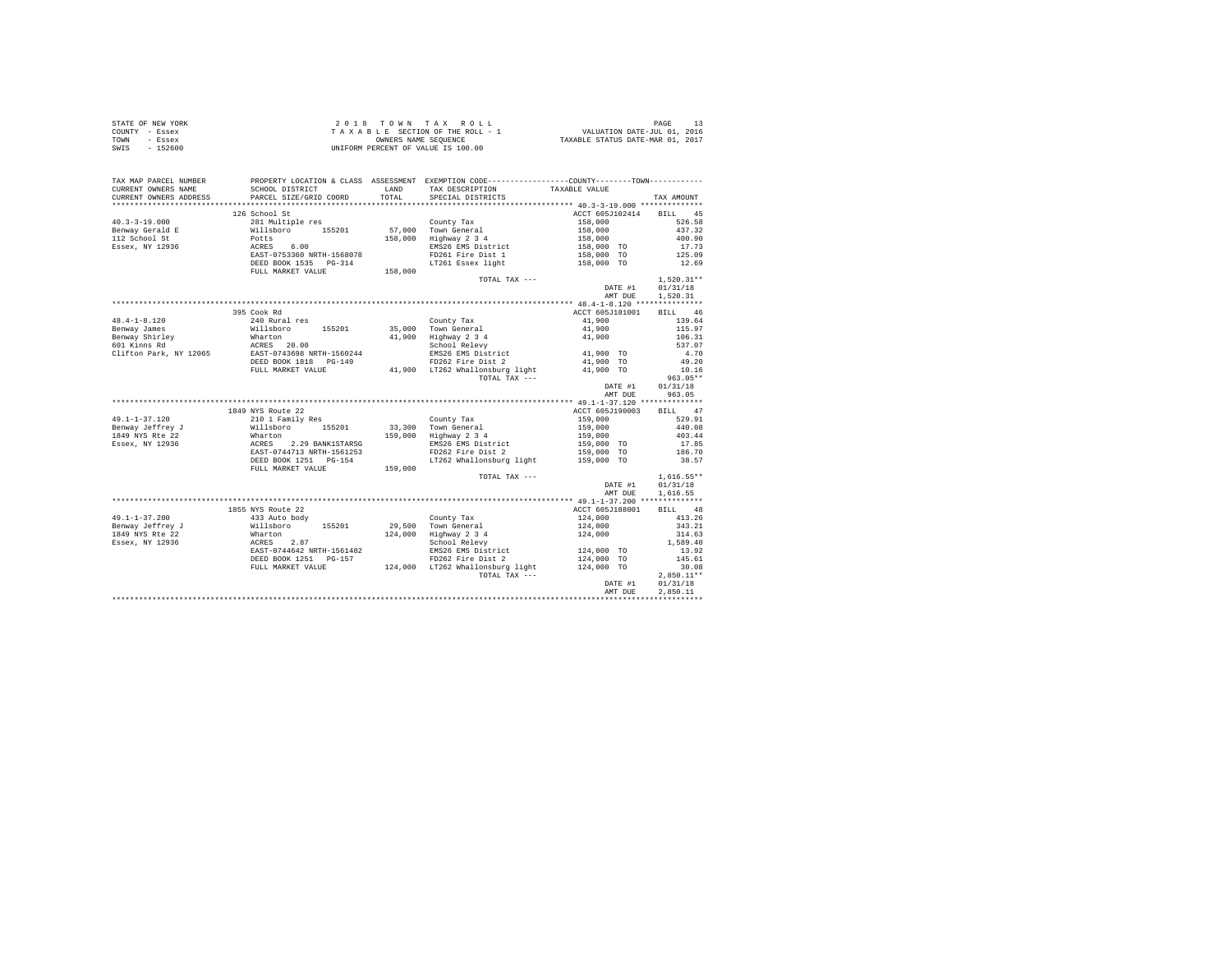STATE OF NEW YORK
COUNTY - Essex
TOWN - Essex
SWIS - 152600

2018 TOWN TAX ROLL
TAXABLE SECTION OF THE ROLL - 1
OWNERS NAME SEQUENCE
UNIFORM PERCENT OF VALUE IS 100.00

VALUATION DATE-JUL 01, 2016
TAXABLE STATUS DATE-MAR 01, 2017

| TAX MAP PARCEL NUMBER / CURRENT OWNERS NAME / CURRENT OWNERS ADDRESS | PROPERTY LOCATION & CLASS / SCHOOL DISTRICT / PARCEL SIZE/GRID COORD | ASSESSMENT LAND / TOTAL | EXEMPTION CODE / TAX DESCRIPTION / SPECIAL DISTRICTS | COUNTY / TOWN TAXABLE VALUE | TAX AMOUNT |
|---|---|---|---|---|---|
| 40.3-3-19.000 | 126 School St | | | ACCT 605J102414 | BILL 45 |
| Benway Gerald E | 281 Multiple res | | County Tax | 158,000 | 526.58 |
| 112 School St | Willsboro 155201 | 57,000 | Town General | 158,000 | 437.32 |
| Essex, NY 12936 | Potts | 158,000 | Highway 2 3 4 | 158,000 | 400.90 |
| | ACRES 6.00 | | EMS26 EMS District | 158,000 TO | 17.73 |
| | EAST-0753360 NRTH-1568078 | | FD261 Fire Dist 1 | 158,000 TO | 125.09 |
| | DEED BOOK 1535 PG-314 | | LT261 Essex light | 158,000 TO | 12.69 |
| | FULL MARKET VALUE | 158,000 | | | |
| | | | TOTAL TAX --- | | 1,520.31** |
| | | | | DATE #1 | 01/31/18 |
| | | | | AMT DUE | 1,520.31 |
| 48.4-1-8.120 | 395 Cook Rd | | | ACCT 605J181001 | BILL 46 |
| Benway James | 240 Rural res | | County Tax | 41,900 | 139.64 |
| Benway Shirley | Willsboro 155201 | 35,000 | Town General | 41,900 | 115.97 |
| 601 Kinns Rd | Wharton | 41,900 | Highway 2 3 4 | 41,900 | 106.31 |
| Clifton Park, NY 12065 | ACRES 20.00 | | School Relevy | | 537.07 |
| | EAST-0743698 NRTH-1560244 | | EMS26 EMS District | 41,900 TO | 4.70 |
| | DEED BOOK 1818 PG-149 | | FD262 Fire Dist 2 | 41,900 TO | 49.20 |
| | FULL MARKET VALUE | 41,900 | LT262 Whallonsburg light | 41,900 TO | 10.16 |
| | | | TOTAL TAX --- | | 963.05** |
| | | | | DATE #1 | 01/31/18 |
| | | | | AMT DUE | 963.05 |
| 49.1-1-37.120 | 1849 NYS Route 22 | | | ACCT 605J190003 | BILL 47 |
| Benway Jeffrey J | 210 1 Family Res | | County Tax | 159,000 | 529.91 |
| 1849 NYS Rte 22 | Willsboro 155201 | 33,300 | Town General | 159,000 | 440.08 |
| Essex, NY 12936 | Wharton | 159,000 | Highway 2 3 4 | 159,000 | 403.44 |
| | ACRES 2.29 BANK1STARSG | | EMS26 EMS District | 159,000 TO | 17.85 |
| | EAST-0744713 NRTH-1561253 | | FD262 Fire Dist 2 | 159,000 TO | 186.70 |
| | DEED BOOK 1251 PG-154 | | LT262 Whallonsburg light | 159,000 TO | 38.57 |
| | FULL MARKET VALUE | 159,000 | | | |
| | | | TOTAL TAX --- | | 1,616.55** |
| | | | | DATE #1 | 01/31/18 |
| | | | | AMT DUE | 1,616.55 |
| 49.1-1-37.200 | 1855 NYS Route 22 | | | ACCT 605J188001 | BILL 48 |
| Benway Jeffrey J | 433 Auto body | | County Tax | 124,000 | 413.26 |
| 1849 NYS Rte 22 | Willsboro 155201 | 29,500 | Town General | 124,000 | 343.21 |
| Essex, NY 12936 | Wharton | 124,000 | Highway 2 3 4 | 124,000 | 314.63 |
| | ACRES 2.87 | | School Relevy | | 1,589.40 |
| | EAST-0744642 NRTH-1561482 | | EMS26 EMS District | 124,000 TO | 13.92 |
| | DEED BOOK 1251 PG-157 | | FD262 Fire Dist 2 | 124,000 TO | 145.61 |
| | FULL MARKET VALUE | 124,000 | LT262 Whallonsburg light | 124,000 TO | 30.08 |
| | | | TOTAL TAX --- | | 2,850.11** |
| | | | | DATE #1 | 01/31/18 |
| | | | | AMT DUE | 2,850.11 |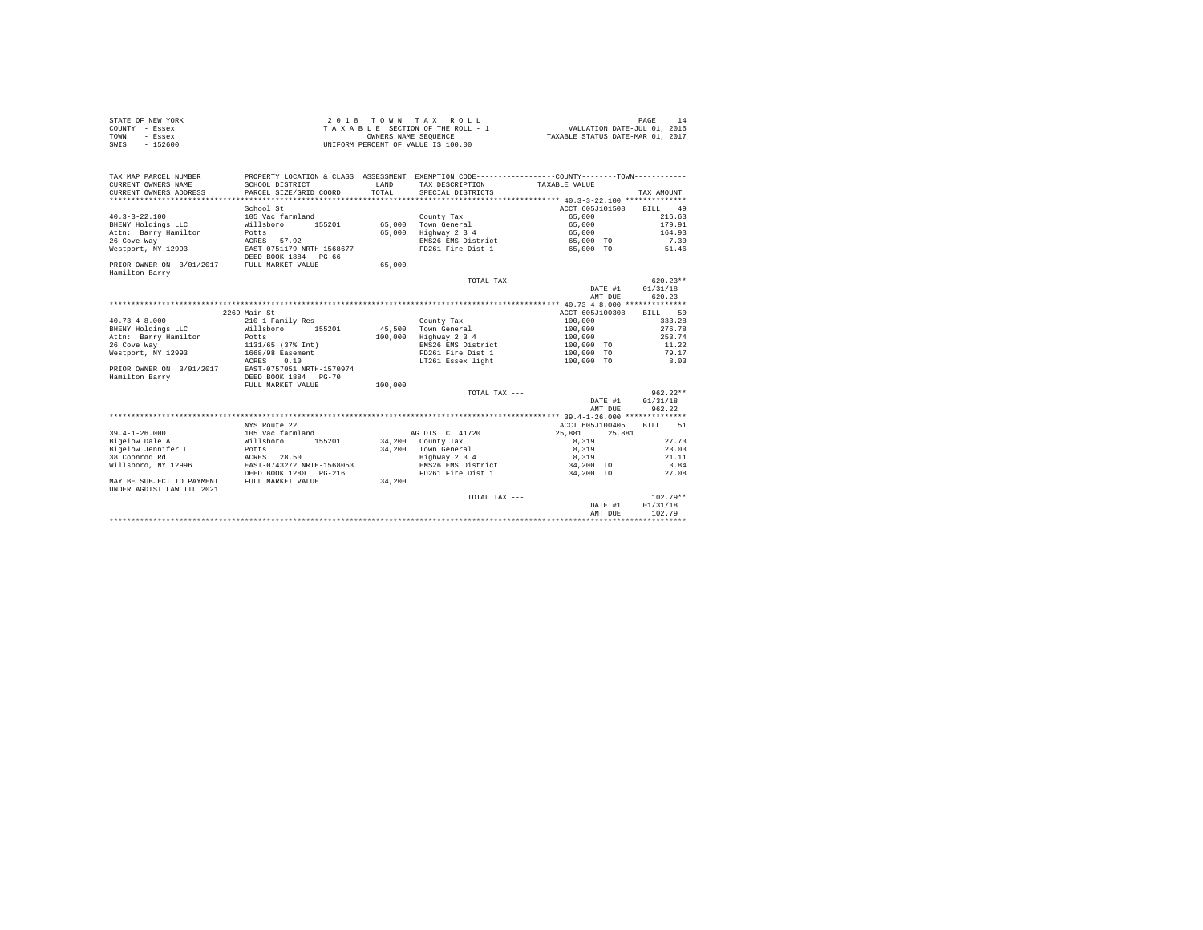STATE OF NEW YORK
COUNTY - Essex
TOWN - Essex
SWIS - 152600

2018 TOWN TAX ROLL
TAXABLE SECTION OF THE ROLL - 1
OWNERS NAME SEQUENCE
UNIFORM PERCENT OF VALUE IS 100.00

VALUATION DATE-JUL 01, 2016
TAXABLE STATUS DATE-MAR 01, 2017

```
TAX MAP PARCEL NUMBER      PROPERTY LOCATION & CLASS  ASSESSMENT  EXEMPTION CODE-----------------COUNTY--------TOWN-----------
CURRENT OWNERS NAME        SCHOOL DISTRICT              LAND      TAX DESCRIPTION           TAXABLE VALUE
CURRENT OWNERS ADDRESS     PARCEL SIZE/GRID COORD       TOTAL     SPECIAL DISTRICTS                                   TAX AMOUNT
************************************************************************************************ 40.3-3-22.100 **************
                           School St                                                       ACCT 605J101508    BILL   49
40.3-3-22.100              105 Vac farmland                       County Tax                    65,000             216.63
BHENY Holdings LLC         Willsboro      155201       65,000     Town General                  65,000             179.91
Attn: Barry Hamilton       Potts                       65,000     Highway 2 3 4                 65,000             164.93
26 Cove Way                ACRES   57.92                          EMS26 EMS District            65,000 TO            7.30
Westport, NY 12993         EAST-0751179 NRTH-1568677              FD261 Fire Dist 1             65,000 TO           51.46
                           DEED BOOK 1884   PG-66
PRIOR OWNER ON  3/01/2017  FULL MARKET VALUE           65,000
Hamilton Barry
                                                                  TOTAL TAX ---                                    620.23**
                                                                                               DATE #1          01/31/18
                                                                                               AMT DUE            620.23
************************************************************************************************ 40.73-4-8.000 **************
                           2269 Main St                                                    ACCT 605J100308    BILL   50
40.73-4-8.000              210 1 Family Res                       County Tax                   100,000             333.28
BHENY Holdings LLC         Willsboro      155201       45,500     Town General                 100,000             276.78
Attn: Barry Hamilton       Potts                      100,000     Highway 2 3 4                100,000             253.74
26 Cove Way                1131/65 (37% Int)                      EMS26 EMS District           100,000 TO           11.22
Westport, NY 12993         1668/98 Easement                       FD261 Fire Dist 1            100,000 TO           79.17
                           ACRES    0.10                          LT261 Essex light            100,000 TO            8.03
PRIOR OWNER ON  3/01/2017  EAST-0757051 NRTH-1570974
Hamilton Barry             DEED BOOK 1884   PG-70
                           FULL MARKET VALUE          100,000
                                                                  TOTAL TAX ---                                    962.22**
                                                                                               DATE #1          01/31/18
                                                                                               AMT DUE            962.22
************************************************************************************************ 39.4-1-26.000 **************
                           NYS Route 22                                                    ACCT 605J100405    BILL   51
39.4-1-26.000              105 Vac farmland                     AG DIST C  41720             25,881      25,881
Bigelow Dale A             Willsboro      155201       34,200     County Tax                     8,319              27.73
Bigelow Jennifer L         Potts                       34,200     Town General                   8,319              23.03
38 Coonrod Rd              ACRES   28.50                          Highway 2 3 4                  8,319              21.11
Willsboro, NY 12996        EAST-0743272 NRTH-1568053              EMS26 EMS District            34,200 TO            3.84
                           DEED BOOK 1280   PG-216                FD261 Fire Dist 1             34,200 TO           27.08
MAY BE SUBJECT TO PAYMENT  FULL MARKET VALUE           34,200
UNDER AGDIST LAW TIL 2021
                                                                  TOTAL TAX ---                                    102.79**
                                                                                               DATE #1          01/31/18
                                                                                               AMT DUE            102.79
******************************************************************************************************************************
```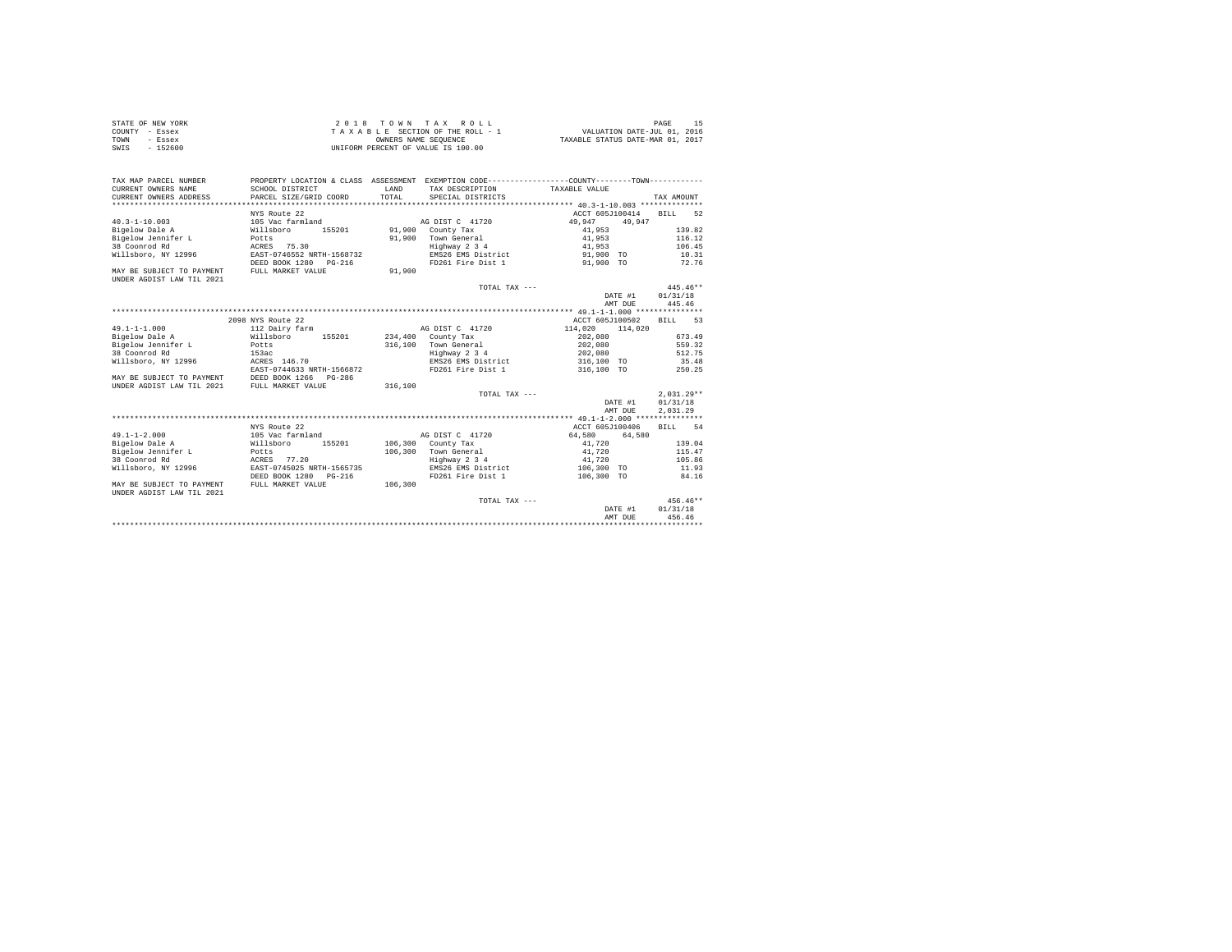STATE OF NEW YORK
COUNTY - Essex
TOWN - Essex
SWIS - 152600

2 0 1 8 T O W N T A X R O L L
T A X A B L E SECTION OF THE ROLL - 1
OWNERS NAME SEQUENCE
UNIFORM PERCENT OF VALUE IS 100.00

VALUATION DATE-JUL 01, 2016
TAXABLE STATUS DATE-MAR 01, 2017

| TAX MAP PARCEL NUMBER / CURRENT OWNERS NAME / CURRENT OWNERS ADDRESS | PROPERTY LOCATION & CLASS / SCHOOL DISTRICT / PARCEL SIZE/GRID COORD | ASSESSMENT LAND / TOTAL | EXEMPTION CODE / TAX DESCRIPTION / SPECIAL DISTRICTS | COUNTY / TOWN TAXABLE VALUE | TAX AMOUNT |
|---|---|---|---|---|---|
| **40.3-1-10.003** | NYS Route 22 | | | ACCT 605J100414 | BILL 52 |
| 40.3-1-10.003 | 105 Vac farmland | | AG DIST C 41720 | 49,947 49,947 | |
| Bigelow Dale A | Willsboro 155201 | 91,900 | County Tax | 41,953 | 139.82 |
| Bigelow Jennifer L | Potts | 91,900 | Town General | 41,953 | 116.12 |
| 38 Coonrod Rd | ACRES 75.30 | | Highway 2 3 4 | 41,953 | 106.45 |
| Willsboro, NY 12996 | EAST-0746552 NRTH-1568732 | | EMS26 EMS District | 91,900 TO | 10.31 |
| | DEED BOOK 1280 PG-216 | | FD261 Fire Dist 1 | 91,900 TO | 72.76 |
| MAY BE SUBJECT TO PAYMENT | FULL MARKET VALUE | 91,900 | | | |
| UNDER AGDIST LAW TIL 2021 | | | | | |
| | | | TOTAL TAX --- | | 445.46** |
| | | | | DATE #1 | 01/31/18 |
| | | | | AMT DUE | 445.46 |
| **49.1-1-1.000** | 2098 NYS Route 22 | | | ACCT 605J100502 | BILL 53 |
| 49.1-1-1.000 | 112 Dairy farm | | AG DIST C 41720 | 114,020 114,020 | |
| Bigelow Dale A | Willsboro 155201 | 234,400 | County Tax | 202,080 | 673.49 |
| Bigelow Jennifer L | Potts | 316,100 | Town General | 202,080 | 559.32 |
| 38 Coonrod Rd | 153ac | | Highway 2 3 4 | 202,080 | 512.75 |
| Willsboro, NY 12996 | ACRES 146.70 | | EMS26 EMS District | 316,100 TO | 35.48 |
| | EAST-0744633 NRTH-1566872 | | FD261 Fire Dist 1 | 316,100 TO | 250.25 |
| MAY BE SUBJECT TO PAYMENT | DEED BOOK 1266 PG-286 | | | | |
| UNDER AGDIST LAW TIL 2021 | FULL MARKET VALUE | 316,100 | | | |
| | | | TOTAL TAX --- | | 2,031.29** |
| | | | | DATE #1 | 01/31/18 |
| | | | | AMT DUE | 2,031.29 |
| **49.1-1-2.000** | NYS Route 22 | | | ACCT 605J100406 | BILL 54 |
| 49.1-1-2.000 | 105 Vac farmland | | AG DIST C 41720 | 64,580 64,580 | |
| Bigelow Dale A | Willsboro 155201 | 106,300 | County Tax | 41,720 | 139.04 |
| Bigelow Jennifer L | Potts | 106,300 | Town General | 41,720 | 115.47 |
| 38 Coonrod Rd | ACRES 77.20 | | Highway 2 3 4 | 41,720 | 105.86 |
| Willsboro, NY 12996 | EAST-0745025 NRTH-1565735 | | EMS26 EMS District | 106,300 TO | 11.93 |
| | DEED BOOK 1280 PG-216 | | FD261 Fire Dist 1 | 106,300 TO | 84.16 |
| MAY BE SUBJECT TO PAYMENT | FULL MARKET VALUE | 106,300 | | | |
| UNDER AGDIST LAW TIL 2021 | | | | | |
| | | | TOTAL TAX --- | | 456.46** |
| | | | | DATE #1 | 01/31/18 |
| | | | | AMT DUE | 456.46 |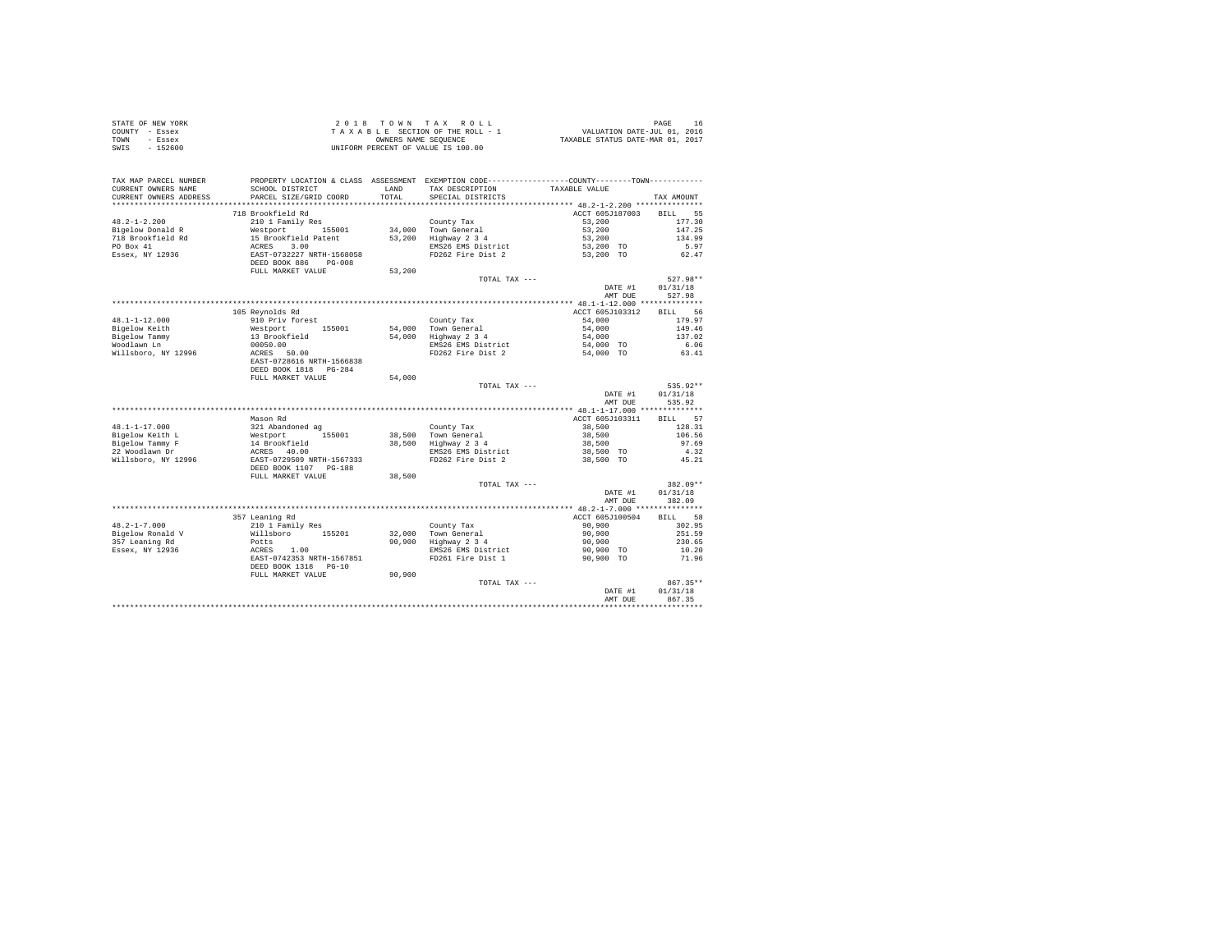STATE OF NEW YORK
COUNTY - Essex
TOWN - Essex
SWIS - 152600

2 0 1 8 T O W N T A X R O L L
T A X A B L E SECTION OF THE ROLL - 1
OWNERS NAME SEQUENCE
UNIFORM PERCENT OF VALUE IS 100.00

VALUATION DATE-JUL 01, 2016
TAXABLE STATUS DATE-MAR 01, 2017

| TAX MAP PARCEL NUMBER / CURRENT OWNERS NAME / CURRENT OWNERS ADDRESS | PROPERTY LOCATION & CLASS / SCHOOL DISTRICT / PARCEL SIZE/GRID COORD | ASSESSMENT LAND / TOTAL | EXEMPTION CODE / TAX DESCRIPTION / SPECIAL DISTRICTS | COUNTY / TOWN TAXABLE VALUE | TAX AMOUNT |
|---|---|---|---|---|---|
| 48.2-1-2.200 | 718 Brookfield Rd | | | ACCT 605J187003 | BILL 55 |
| 48.2-1-2.200 | 210 1 Family Res | | County Tax | 53,200 | 177.30 |
| Bigelow Donald R | Westport 155001 | 34,000 | Town General | 53,200 | 147.25 |
| 718 Brookfield Rd | 15 Brookfield Patent | 53,200 | Highway 2 3 4 | 53,200 | 134.99 |
| PO Box 41 | ACRES 3.00 | | EMS26 EMS District | 53,200 TO | 5.97 |
| Essex, NY 12936 | EAST-0732227 NRTH-1568058 | | FD262 Fire Dist 2 | 53,200 TO | 62.47 |
| | DEED BOOK 886 PG-008 | | | | |
| | FULL MARKET VALUE | 53,200 | | | |
| | | | TOTAL TAX --- | | 527.98** |
| | | | | DATE #1 | 01/31/18 |
| | | | | AMT DUE | 527.98 |
| 48.1-1-12.000 | 105 Reynolds Rd | | | ACCT 605J103312 | BILL 56 |
| 48.1-1-12.000 | 910 Priv forest | | County Tax | 54,000 | 179.97 |
| Bigelow Keith | Westport 155001 | 54,000 | Town General | 54,000 | 149.46 |
| Bigelow Tammy | 13 Brookfield | 54,000 | Highway 2 3 4 | 54,000 | 137.02 |
| Woodlawn Ln | 00050.00 | | EMS26 EMS District | 54,000 TO | 6.06 |
| Willsboro, NY 12996 | ACRES 50.00 | | FD262 Fire Dist 2 | 54,000 TO | 63.41 |
| | EAST-0728616 NRTH-1566838 | | | | |
| | DEED BOOK 1818 PG-284 | | | | |
| | FULL MARKET VALUE | 54,000 | | | |
| | | | TOTAL TAX --- | | 535.92** |
| | | | | DATE #1 | 01/31/18 |
| | | | | AMT DUE | 535.92 |
| 48.1-1-17.000 | Mason Rd | | | ACCT 605J103311 | BILL 57 |
| 48.1-1-17.000 | 321 Abandoned ag | | County Tax | 38,500 | 128.31 |
| Bigelow Keith L | Westport 155001 | 38,500 | Town General | 38,500 | 106.56 |
| Bigelow Tammy F | 14 Brookfield | 38,500 | Highway 2 3 4 | 38,500 | 97.69 |
| 22 Woodlawn Dr | ACRES 40.00 | | EMS26 EMS District | 38,500 TO | 4.32 |
| Willsboro, NY 12996 | EAST-0729509 NRTH-1567333 | | FD262 Fire Dist 2 | 38,500 TO | 45.21 |
| | DEED BOOK 1107 PG-188 | | | | |
| | FULL MARKET VALUE | 38,500 | | | |
| | | | TOTAL TAX --- | | 382.09** |
| | | | | DATE #1 | 01/31/18 |
| | | | | AMT DUE | 382.09 |
| 48.2-1-7.000 | 357 Leaning Rd | | | ACCT 605J100504 | BILL 58 |
| 48.2-1-7.000 | 210 1 Family Res | | County Tax | 90,900 | 302.95 |
| Bigelow Ronald V | Willsboro 155201 | 32,000 | Town General | 90,900 | 251.59 |
| 357 Leaning Rd | Potts | 90,900 | Highway 2 3 4 | 90,900 | 230.65 |
| Essex, NY 12936 | ACRES 1.00 | | EMS26 EMS District | 90,900 TO | 10.20 |
| | EAST-0742353 NRTH-1567851 | | FD261 Fire Dist 1 | 90,900 TO | 71.96 |
| | DEED BOOK 1318 PG-10 | | | | |
| | FULL MARKET VALUE | 90,900 | | | |
| | | | TOTAL TAX --- | | 867.35** |
| | | | | DATE #1 | 01/31/18 |
| | | | | AMT DUE | 867.35 |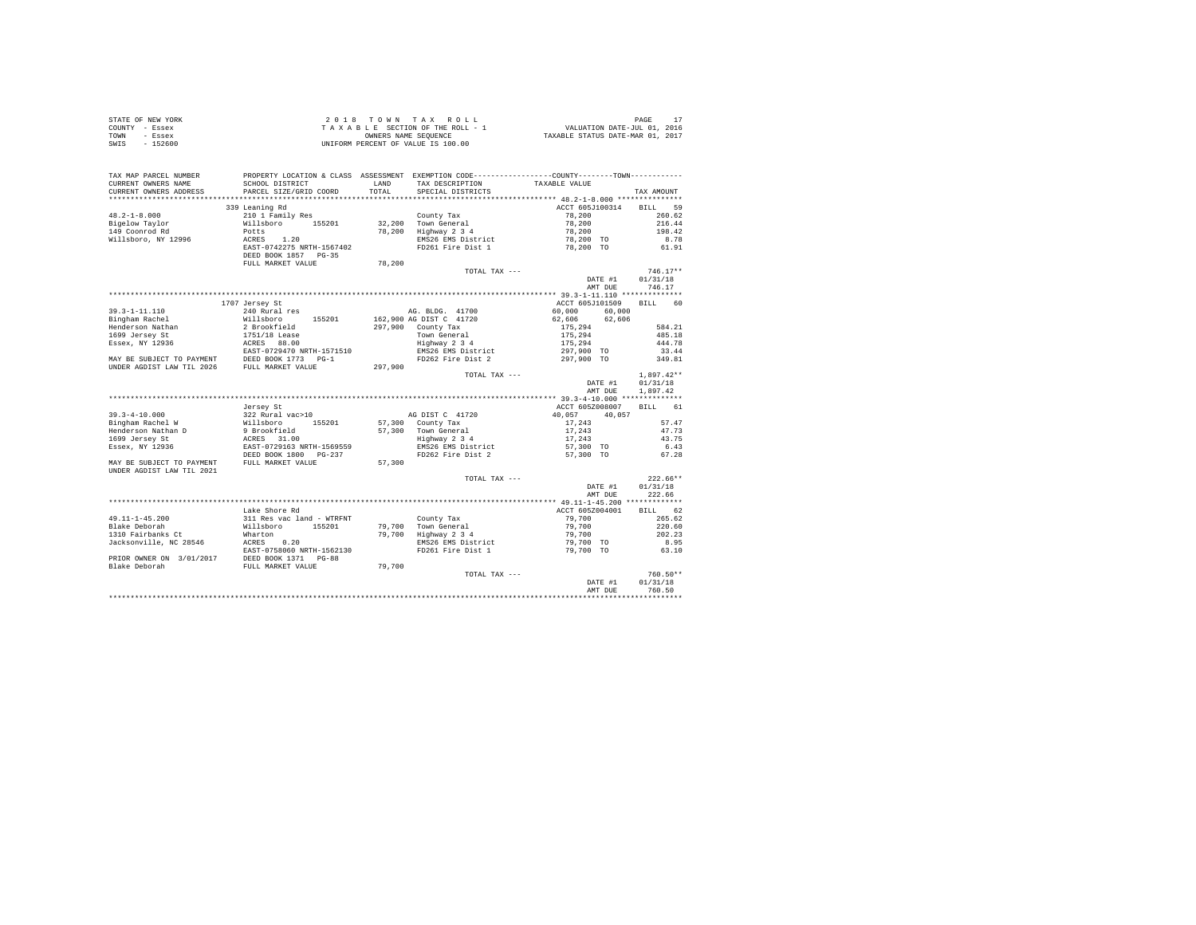STATE OF NEW YORK
COUNTY - Essex
TOWN - Essex
SWIS - 152600

2 0 1 8   T O W N   T A X   R O L L
T A X A B L E  SECTION OF THE ROLL - 1
OWNERS NAME SEQUENCE
UNIFORM PERCENT OF VALUE IS 100.00

VALUATION DATE-JUL 01, 2016
TAXABLE STATUS DATE-MAR 01, 2017

```
TAX MAP PARCEL NUMBER      PROPERTY LOCATION & CLASS  ASSESSMENT  EXEMPTION CODE-----------------COUNTY--------TOWN-----------
CURRENT OWNERS NAME        SCHOOL DISTRICT             LAND        TAX DESCRIPTION            TAXABLE VALUE
CURRENT OWNERS ADDRESS     PARCEL SIZE/GRID COORD      TOTAL       SPECIAL DISTRICTS                                   TAX AMOUNT
************************************************************************************************ 48.2-1-8.000 **************
                           339 Leaning Rd                                                    ACCT 605J100314    BILL    59
48.2-1-8.000               210 1 Family Res                        County Tax                 78,200                  260.62
Bigelow Taylor             Willsboro      155201       32,200      Town General               78,200                  216.44
149 Coonrod Rd             Potts                       78,200      Highway 2 3 4              78,200                  198.42
Willsboro, NY 12996        ACRES    1.20                           EMS26 EMS District         78,200 TO                 8.78
                           EAST-0742275 NRTH-1567402               FD261 Fire Dist 1          78,200 TO                61.91
                           DEED BOOK 1857   PG-35
                           FULL MARKET VALUE           78,200
                                                                   TOTAL TAX ---                                      746.17**
                                                                                              DATE #1             01/31/18
                                                                                              AMT DUE               746.17
************************************************************************************************ 39.3-1-11.110 *************
                           1707 Jersey St                                                    ACCT 605J101509    BILL    60
39.3-1-11.110              240 Rural res                           AG. BLDG. 41700            60,000     60,000
Bingham Rachel             Willsboro      155201      162,900 AG DIST C  41720            62,606     62,606
Henderson Nathan           2 Brookfield               297,900      County Tax                 175,294                 584.21
1699 Jersey St             1751/18 Lease                           Town General               175,294                 485.18
Essex, NY 12936            ACRES   88.00                           Highway 2 3 4              175,294                 444.78
                           EAST-0729470 NRTH-1571510               EMS26 EMS District         297,900 TO               33.44
MAY BE SUBJECT TO PAYMENT  DEED BOOK 1773   PG-1                   FD262 Fire Dist 2          297,900 TO              349.81
UNDER AGDIST LAW TIL 2026  FULL MARKET VALUE          297,900
                                                                   TOTAL TAX ---                                    1,897.42**
                                                                                              DATE #1             01/31/18
                                                                                              AMT DUE             1,897.42
************************************************************************************************ 39.3-4-10.000 *************
                           Jersey St                                                         ACCT 605Z008007    BILL    61
39.3-4-10.000              322 Rural vac>10                        AG DIST C  41720           40,057     40,057
Bingham Rachel W           Willsboro      155201       57,300      County Tax                 17,243                   57.47
Henderson Nathan D         9 Brookfield                57,300      Town General               17,243                   47.73
1699 Jersey St             ACRES   31.00                           Highway 2 3 4              17,243                   43.75
Essex, NY 12936            EAST-0729163 NRTH-1569559               EMS26 EMS District         57,300 TO                 6.43
                           DEED BOOK 1800   PG-237                 FD262 Fire Dist 2          57,300 TO                67.28
MAY BE SUBJECT TO PAYMENT  FULL MARKET VALUE           57,300
UNDER AGDIST LAW TIL 2021
                                                                   TOTAL TAX ---                                      222.66**
                                                                                              DATE #1             01/31/18
                                                                                              AMT DUE               222.66
************************************************************************************************ 49.11-1-45.200 ************
                           Lake Shore Rd                                                     ACCT 605Z004001    BILL    62
49.11-1-45.200             311 Res vac land - WTRFNT               County Tax                 79,700                  265.62
Blake Deborah              Willsboro      155201       79,700      Town General               79,700                  220.60
1310 Fairbanks Ct          Wharton                     79,700      Highway 2 3 4              79,700                  202.23
Jacksonville, NC 28546     ACRES    0.20                           EMS26 EMS District         79,700 TO                 8.95
                           EAST-0758060 NRTH-1562130               FD261 Fire Dist 1          79,700 TO                63.10
PRIOR OWNER ON  3/01/2017  DEED BOOK 1371   PG-88
Blake Deborah              FULL MARKET VALUE           79,700
                                                                   TOTAL TAX ---                                      760.50**
                                                                                              DATE #1             01/31/18
                                                                                              AMT DUE               760.50
****************************************************************************************************************************
```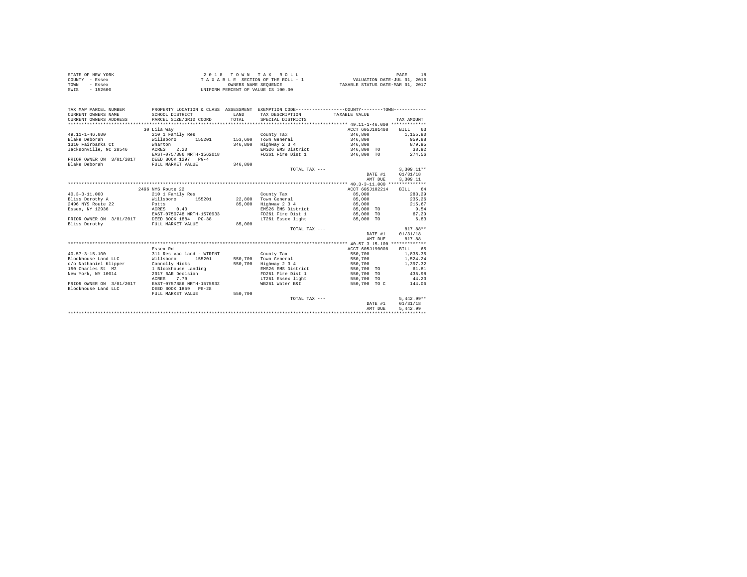STATE OF NEW YORK
COUNTY - Essex
TOWN - Essex
SWIS - 152600

2 0 1 8 T O W N T A X R O L L
T A X A B L E SECTION OF THE ROLL - 1
OWNERS NAME SEQUENCE
UNIFORM PERCENT OF VALUE IS 100.00

VALUATION DATE-JUL 01, 2016
TAXABLE STATUS DATE-MAR 01, 2017

| TAX MAP PARCEL NUMBER / CURRENT OWNERS NAME / CURRENT OWNERS ADDRESS | PROPERTY LOCATION & CLASS / SCHOOL DISTRICT / PARCEL SIZE/GRID COORD | ASSESSMENT LAND / TOTAL | EXEMPTION CODE / TAX DESCRIPTION / SPECIAL DISTRICTS | TAXABLE VALUE | TAX AMOUNT |
|---|---|---|---|---|---|
| 49.11-1-46.000 | 30 Lila Way | | | ACCT 605J101408 | BILL 63 |
| 49.11-1-46.000 | 210 1 Family Res | | County Tax | 346,800 | 1,155.80 |
| Blake Deborah | Willsboro 155201 | 153,600 | Town General | 346,800 | 959.88 |
| 1310 Fairbanks Ct | Wharton | 346,800 | Highway 2 3 4 | 346,800 | 879.95 |
| Jacksonville, NC 28546 | ACRES 2.20 | | EMS26 EMS District | 346,800 TO | 38.92 |
| | EAST-0757386 NRTH-1562018 | | FD261 Fire Dist 1 | 346,800 TO | 274.56 |
| PRIOR OWNER ON 3/01/2017 | DEED BOOK 1297 PG-4 | | | | |
| Blake Deborah | FULL MARKET VALUE | 346,800 | | | |
| | | | TOTAL TAX --- | | 3,309.11** |
| | | | | DATE #1 | 01/31/18 |
| | | | | AMT DUE | 3,309.11 |
| 40.3-3-11.000 | 2496 NYS Route 22 | | | ACCT 605J102214 | BILL 64 |
| 40.3-3-11.000 | 210 1 Family Res | | County Tax | 85,000 | 283.29 |
| Bliss Dorothy A | Willsboro 155201 | 22,800 | Town General | 85,000 | 235.26 |
| 2496 NYS Route 22 | Potts | 85,000 | Highway 2 3 4 | 85,000 | 215.67 |
| Essex, NY 12936 | ACRES 0.40 | | EMS26 EMS District | 85,000 TO | 9.54 |
| | EAST-0750748 NRTH-1570933 | | FD261 Fire Dist 1 | 85,000 TO | 67.29 |
| PRIOR OWNER ON 3/01/2017 | DEED BOOK 1884 PG-38 | | LT261 Essex light | 85,000 TO | 6.83 |
| Bliss Dorothy | FULL MARKET VALUE | 85,000 | | | |
| | | | TOTAL TAX --- | | 817.88** |
| | | | | DATE #1 | 01/31/18 |
| | | | | AMT DUE | 817.88 |
| 40.57-3-15.100 | Essex Rd | | | ACCT 605J190008 | BILL 65 |
| 40.57-3-15.100 | 311 Res vac land - WTRFNT | | County Tax | 550,700 | 1,835.35 |
| Blockhouse Land LLC | Willsboro 155201 | 550,700 | Town General | 550,700 | 1,524.24 |
| c/o Nathaniel Klipper | Connolly Hicks | 550,700 | Highway 2 3 4 | 550,700 | 1,397.32 |
| 150 Charles St M2 | 1 Blockhouse Landing | | EMS26 EMS District | 550,700 TO | 61.81 |
| New York, NY 10014 | 2017 BAR Decision | | FD261 Fire Dist 1 | 550,700 TO | 435.98 |
| | ACRES 7.79 | | LT261 Essex light | 550,700 TO | 44.23 |
| PRIOR OWNER ON 3/01/2017 | EAST-0757886 NRTH-1575932 | | WB261 Water B&I | 550,700 TO C | 144.06 |
| Blockhouse Land LLC | DEED BOOK 1859 PG-28 | | | | |
| | FULL MARKET VALUE | 550,700 | | | |
| | | | TOTAL TAX --- | | 5,442.99** |
| | | | | DATE #1 | 01/31/18 |
| | | | | AMT DUE | 5,442.99 |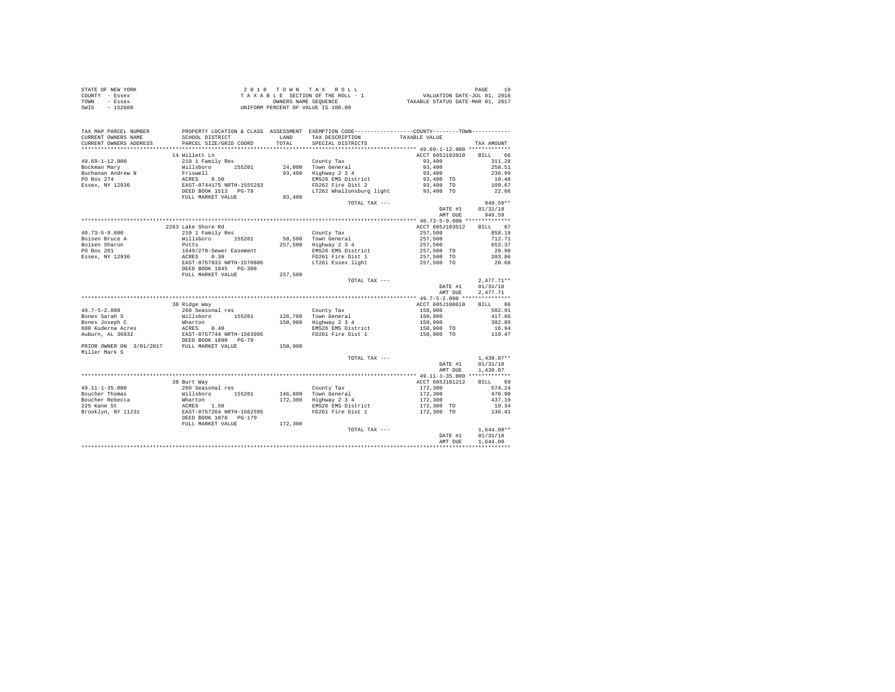STATE OF NEW YORK
COUNTY - Essex
TOWN - Essex
SWIS - 152600

2 0 1 8 T O W N T A X R O L L
T A X A B L E SECTION OF THE ROLL - 1
OWNERS NAME SEQUENCE
UNIFORM PERCENT OF VALUE IS 100.00

VALUATION DATE-JUL 01, 2016
TAXABLE STATUS DATE-MAR 01, 2017

| TAX MAP PARCEL NUMBER / CURRENT OWNERS NAME / CURRENT OWNERS ADDRESS | PROPERTY LOCATION & CLASS / SCHOOL DISTRICT / PARCEL SIZE/GRID COORD | ASSESSMENT LAND / TOTAL | EXEMPTION CODE / TAX DESCRIPTION / SPECIAL DISTRICTS | COUNTY--------TOWN TAXABLE VALUE | TAX AMOUNT |
|---|---|---|---|---|---|
| ******** 49.69-1-12.000 ******** | | | | | |
| | 14 Willett Ln | | | ACCT 605J103910 | BILL 66 |
| 49.69-1-12.000 | 210 1 Family Res | | County Tax | 93,400 | 311.28 |
| Bockman Mary | Willsboro 155201 | 24,000 | Town General | 93,400 | 258.51 |
| Buchanan Andrew N | Friswell | 93,400 | Highway 2 3 4 | 93,400 | 236.99 |
| PO Box 274 | ACRES 0.50 | | EMS26 EMS District | 93,400 TO | 10.48 |
| Essex, NY 12936 | EAST-0744175 NRTH-1555283 | | FD262 Fire Dist 2 | 93,400 TO | 109.67 |
| | DEED BOOK 1513 PG-78 | | LT262 Whallonsburg light | 93,400 TO | 22.66 |
| | FULL MARKET VALUE | 93,400 | | | |
| | | | TOTAL TAX --- | | 949.59** |
| | | | | DATE #1 | 01/31/18 |
| | | | | AMT DUE | 949.59 |
| ******** 40.73-5-9.000 ******** | | | | | |
| | 2263 Lake Shore Rd | | | ACCT 605J103512 | BILL 67 |
| 40.73-5-9.000 | 210 1 Family Res | | County Tax | 257,500 | 858.19 |
| Boisen Bruce A | Willsboro 155201 | 58,500 | Town General | 257,500 | 712.71 |
| Boisen Sharon | Potts | 257,500 | Highway 2 3 4 | 257,500 | 653.37 |
| PO Box 201 | 1649/278-Sewer Easement | | EMS26 EMS District | 257,500 TO | 28.90 |
| Essex, NY 12936 | ACRES 0.30 | | FD261 Fire Dist 1 | 257,500 TO | 203.86 |
| | EAST-0757033 NRTH-1570806 | | LT261 Essex light | 257,500 TO | 20.68 |
| | DEED BOOK 1045 PG-308 | | | | |
| | FULL MARKET VALUE | 257,500 | | | |
| | | | TOTAL TAX --- | | 2,477.71** |
| | | | | DATE #1 | 01/31/18 |
| | | | | AMT DUE | 2,477.71 |
| ******** 49.7-5-2.000 ******** | | | | | |
| | 30 Ridge Way | | | ACCT 605J100610 | BILL 68 |
| 49.7-5-2.000 | 260 Seasonal res | | County Tax | 150,900 | 502.91 |
| Bones Sarah S | Willsboro 155201 | 126,700 | Town General | 150,900 | 417.66 |
| Bones Joseph C | Wharton | 150,900 | Highway 2 3 4 | 150,900 | 382.89 |
| 600 Kuderna Acres | ACRES 0.40 | | EMS26 EMS District | 150,900 TO | 16.94 |
| Auburn, AL 36832 | EAST-0757744 NRTH-1563995 | | FD261 Fire Dist 1 | 150,900 TO | 119.47 |
| | DEED BOOK 1890 PG-79 | | | | |
| PRIOR OWNER ON 3/01/2017 | FULL MARKET VALUE | 150,900 | | | |
| Miller Mark S | | | | | |
| | | | TOTAL TAX --- | | 1,439.87** |
| | | | | DATE #1 | 01/31/18 |
| | | | | AMT DUE | 1,439.87 |
| ******** 49.11-1-35.000 ******** | | | | | |
| | 38 Burt Way | | | ACCT 605J101212 | BILL 69 |
| 49.11-1-35.000 | 260 Seasonal res | | County Tax | 172,300 | 574.24 |
| Boucher Thomas | Willsboro 155201 | 146,800 | Town General | 172,300 | 476.90 |
| Boucher Rebecca | Wharton | 172,300 | Highway 2 3 4 | 172,300 | 437.19 |
| 225 Kane St | ACRES 1.50 | | EMS26 EMS District | 172,300 TO | 19.34 |
| Brooklyn, NY 11231 | EAST-0757264 NRTH-1562595 | | FD261 Fire Dist 1 | 172,300 TO | 136.41 |
| | DEED BOOK 1078 PG-179 | | | | |
| | FULL MARKET VALUE | 172,300 | | | |
| | | | TOTAL TAX --- | | 1,644.08** |
| | | | | DATE #1 | 01/31/18 |
| | | | | AMT DUE | 1,644.08 |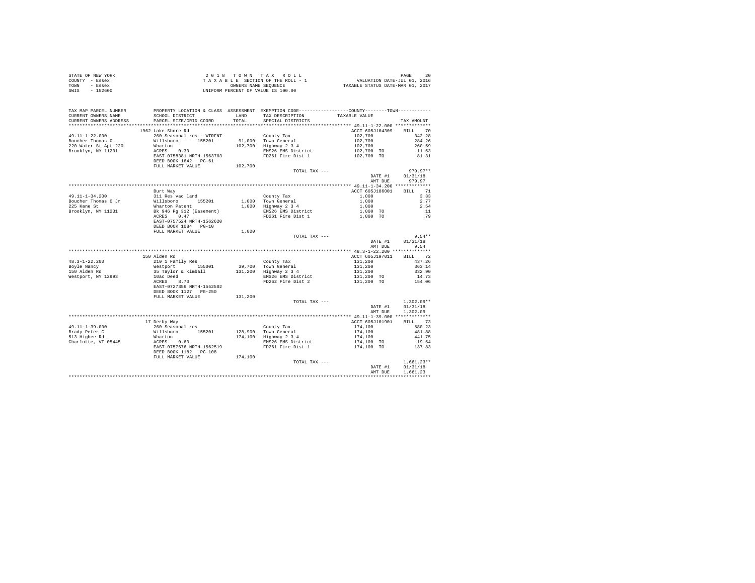STATE OF NEW YORK
COUNTY - Essex
TOWN - Essex
SWIS - 152600

2 0 1 8 T O W N T A X R O L L
T A X A B L E SECTION OF THE ROLL - 1
OWNERS NAME SEQUENCE
UNIFORM PERCENT OF VALUE IS 100.00

VALUATION DATE-JUL 01, 2016
TAXABLE STATUS DATE-MAR 01, 2017

| TAX MAP PARCEL NUMBER / CURRENT OWNERS NAME / CURRENT OWNERS ADDRESS | PROPERTY LOCATION & CLASS / SCHOOL DISTRICT / PARCEL SIZE/GRID COORD | ASSESSMENT LAND / TOTAL | EXEMPTION CODE / TAX DESCRIPTION / SPECIAL DISTRICTS | COUNTY--------TOWN TAXABLE VALUE | TAX AMOUNT |
|---|---|---|---|---|---|
| 49.11-1-22.000 | 1962 Lake Shore Rd | | | ACCT 605J104309 | BILL 70 |
| | 260 Seasonal res - WTRFNT | | County Tax | 102,700 | 342.28 |
| Boucher Thomas O | Willsboro 155201 | 91,000 | Town General | 102,700 | 284.26 |
| 220 Water St Apt 220 | Wharton | 102,700 | Highway 2 3 4 | 102,700 | 260.59 |
| Brooklyn, NY 11201 | ACRES 0.30 | | EMS26 EMS District | 102,700 TO | 11.53 |
| | EAST-0758381 NRTH-1563703 | | FD261 Fire Dist 1 | 102,700 TO | 81.31 |
| | DEED BOOK 1642 PG-61 | | | | |
| | FULL MARKET VALUE | 102,700 | | | |
| | | | TOTAL TAX --- | | 979.97** |
| | | | | DATE #1 | 01/31/18 |
| | | | | AMT DUE | 979.97 |
| 49.11-1-34.200 | Burt Way | | | ACCT 605J186001 | BILL 71 |
| | 311 Res vac land | | County Tax | 1,000 | 3.33 |
| Boucher Thomas O Jr | Willsboro 155201 | 1,000 | Town General | 1,000 | 2.77 |
| 225 Kane St | Wharton Patent | 1,000 | Highway 2 3 4 | 1,000 | 2.54 |
| Brooklyn, NY 11231 | Bk 946 Pg 312 (Easement) | | EMS26 EMS District | 1,000 TO | .11 |
| | ACRES 0.47 | | FD261 Fire Dist 1 | 1,000 TO | .79 |
| | EAST-0757524 NRTH-1562620 | | | | |
| | DEED BOOK 1084 PG-10 | | | | |
| | FULL MARKET VALUE | 1,000 | | | |
| | | | TOTAL TAX --- | | 9.54** |
| | | | | DATE #1 | 01/31/18 |
| | | | | AMT DUE | 9.54 |
| 48.3-1-22.200 | 150 Alden Rd | | | ACCT 605J197011 | BILL 72 |
| | 210 1 Family Res | | County Tax | 131,200 | 437.26 |
| Boyle Nancy | Westport 155001 | 39,700 | Town General | 131,200 | 363.14 |
| 150 Alden Rd | 35 Taylor & Kimball | 131,200 | Highway 2 3 4 | 131,200 | 332.90 |
| Westport, NY 12993 | 10ac Deed | | EMS26 EMS District | 131,200 TO | 14.73 |
| | ACRES 8.70 | | FD262 Fire Dist 2 | 131,200 TO | 154.06 |
| | EAST-0727356 NRTH-1552502 | | | | |
| | DEED BOOK 1127 PG-250 | | | | |
| | FULL MARKET VALUE | 131,200 | | | |
| | | | TOTAL TAX --- | | 1,302.09** |
| | | | | DATE #1 | 01/31/18 |
| | | | | AMT DUE | 1,302.09 |
| 49.11-1-39.000 | 17 Derby Way | | | ACCT 605J101901 | BILL 73 |
| | 260 Seasonal res | | County Tax | 174,100 | 580.23 |
| Brady Peter C | Willsboro 155201 | 128,900 | Town General | 174,100 | 481.88 |
| 513 Higbee Rd | Wharton | 174,100 | Highway 2 3 4 | 174,100 | 441.75 |
| Charlotte, VT 05445 | ACRES 0.60 | | EMS26 EMS District | 174,100 TO | 19.54 |
| | EAST-0757676 NRTH-1562519 | | FD261 Fire Dist 1 | 174,100 TO | 137.83 |
| | DEED BOOK 1182 PG-108 | | | | |
| | FULL MARKET VALUE | 174,100 | | | |
| | | | TOTAL TAX --- | | 1,661.23** |
| | | | | DATE #1 | 01/31/18 |
| | | | | AMT DUE | 1,661.23 |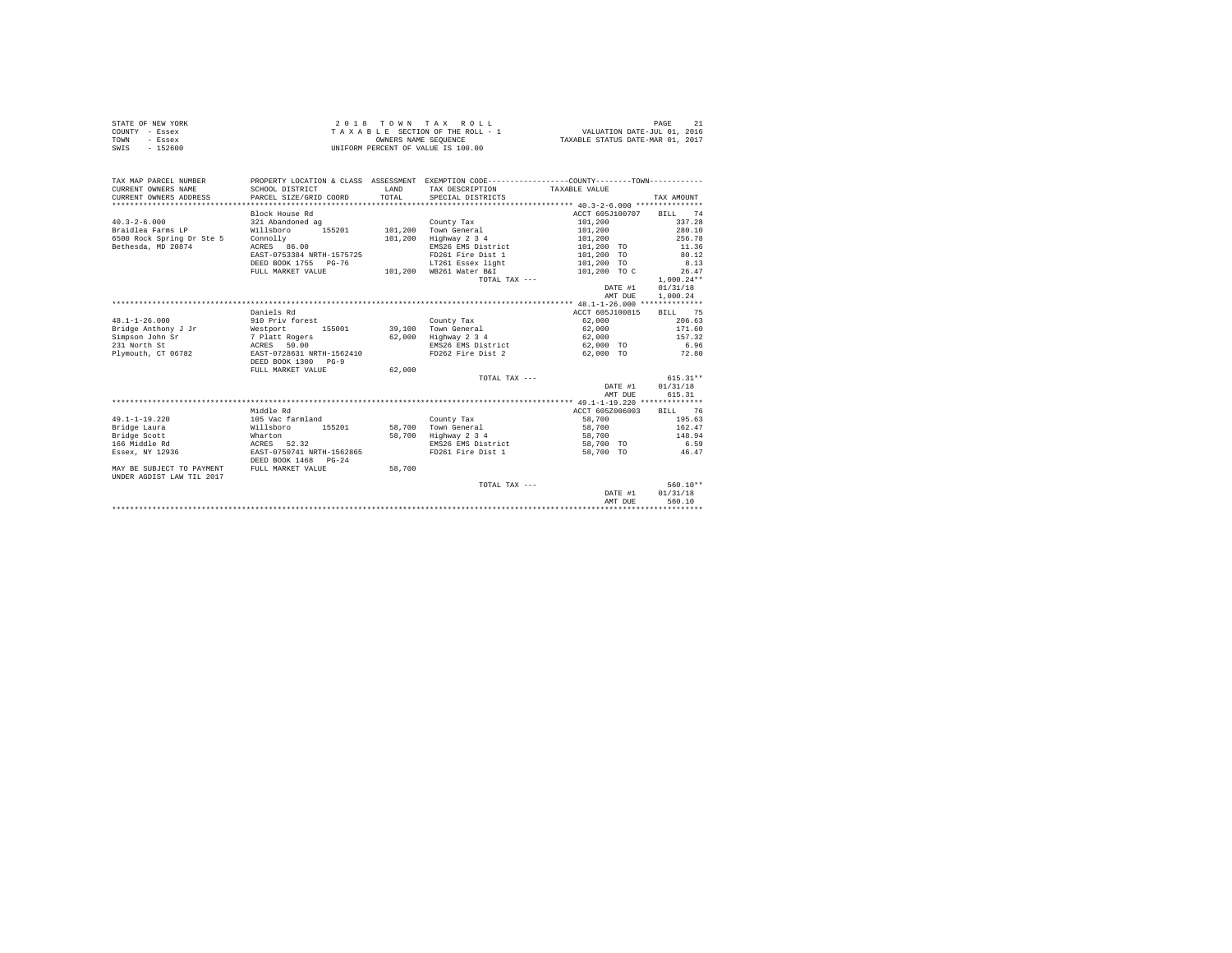STATE OF NEW YORK
COUNTY - Essex
TOWN - Essex
SWIS - 152600

2 0 1 8 T O W N T A X R O L L
T A X A B L E SECTION OF THE ROLL - 1
OWNERS NAME SEQUENCE
UNIFORM PERCENT OF VALUE IS 100.00

VALUATION DATE-JUL 01, 2016
TAXABLE STATUS DATE-MAR 01, 2017

| TAX MAP PARCEL NUMBER / CURRENT OWNERS NAME / CURRENT OWNERS ADDRESS | PROPERTY LOCATION & CLASS / SCHOOL DISTRICT / PARCEL SIZE/GRID COORD | ASSESSMENT LAND / TOTAL | EXEMPTION CODE / TAX DESCRIPTION / SPECIAL DISTRICTS | COUNTY / TOWN TAXABLE VALUE | TAX AMOUNT |
|---|---|---|---|---|---|
| 40.3-2-6.000 | Block House Rd | | | ACCT 605J100707 | BILL 74 |
| 40.3-2-6.000 | 321 Abandoned ag | | County Tax | 101,200 | 337.28 |
| Braidlea Farms LP | Willsboro 155201 | 101,200 | Town General | 101,200 | 280.10 |
| 6500 Rock Spring Dr Ste 5 | Connolly | 101,200 | Highway 2 3 4 | 101,200 | 256.78 |
| Bethesda, MD 20874 | ACRES 86.00 | | EMS26 EMS District | 101,200 TO | 11.36 |
| | EAST-0753384 NRTH-1575725 | | FD261 Fire Dist 1 | 101,200 TO | 80.12 |
| | DEED BOOK 1755 PG-76 | | LT261 Essex light | 101,200 TO | 8.13 |
| | FULL MARKET VALUE | 101,200 | WB261 Water B&I | 101,200 TO C | 26.47 |
| | | | TOTAL TAX --- | | 1,000.24** |
| | | | | DATE #1 | 01/31/18 |
| | | | | AMT DUE | 1,000.24 |
| 48.1-1-26.000 | Daniels Rd | | | ACCT 605J100815 | BILL 75 |
| 48.1-1-26.000 | 910 Priv forest | | County Tax | 62,000 | 206.63 |
| Bridge Anthony J Jr | Westport 155001 | 39,100 | Town General | 62,000 | 171.60 |
| Simpson John Sr | 7 Platt Rogers | 62,000 | Highway 2 3 4 | 62,000 | 157.32 |
| 231 North St | ACRES 50.00 | | EMS26 EMS District | 62,000 TO | 6.96 |
| Plymouth, CT 06782 | EAST-0728631 NRTH-1562410 | | FD262 Fire Dist 2 | 62,000 TO | 72.80 |
| | DEED BOOK 1300 PG-9 | | | | |
| | FULL MARKET VALUE | 62,000 | | | |
| | | | TOTAL TAX --- | | 615.31** |
| | | | | DATE #1 | 01/31/18 |
| | | | | AMT DUE | 615.31 |
| 49.1-1-19.220 | Middle Rd | | | ACCT 605Z006003 | BILL 76 |
| 49.1-1-19.220 | 105 Vac farmland | | County Tax | 58,700 | 195.63 |
| Bridge Laura | Willsboro 155201 | 58,700 | Town General | 58,700 | 162.47 |
| Bridge Scott | Wharton | 58,700 | Highway 2 3 4 | 58,700 | 148.94 |
| 166 Middle Rd | ACRES 52.32 | | EMS26 EMS District | 58,700 TO | 6.59 |
| Essex, NY 12936 | EAST-0750741 NRTH-1562865 | | FD261 Fire Dist 1 | 58,700 TO | 46.47 |
| | DEED BOOK 1468 PG-24 | | | | |
| MAY BE SUBJECT TO PAYMENT UNDER AGDIST LAW TIL 2017 | FULL MARKET VALUE | 58,700 | | | |
| | | | TOTAL TAX --- | | 560.10** |
| | | | | DATE #1 | 01/31/18 |
| | | | | AMT DUE | 560.10 |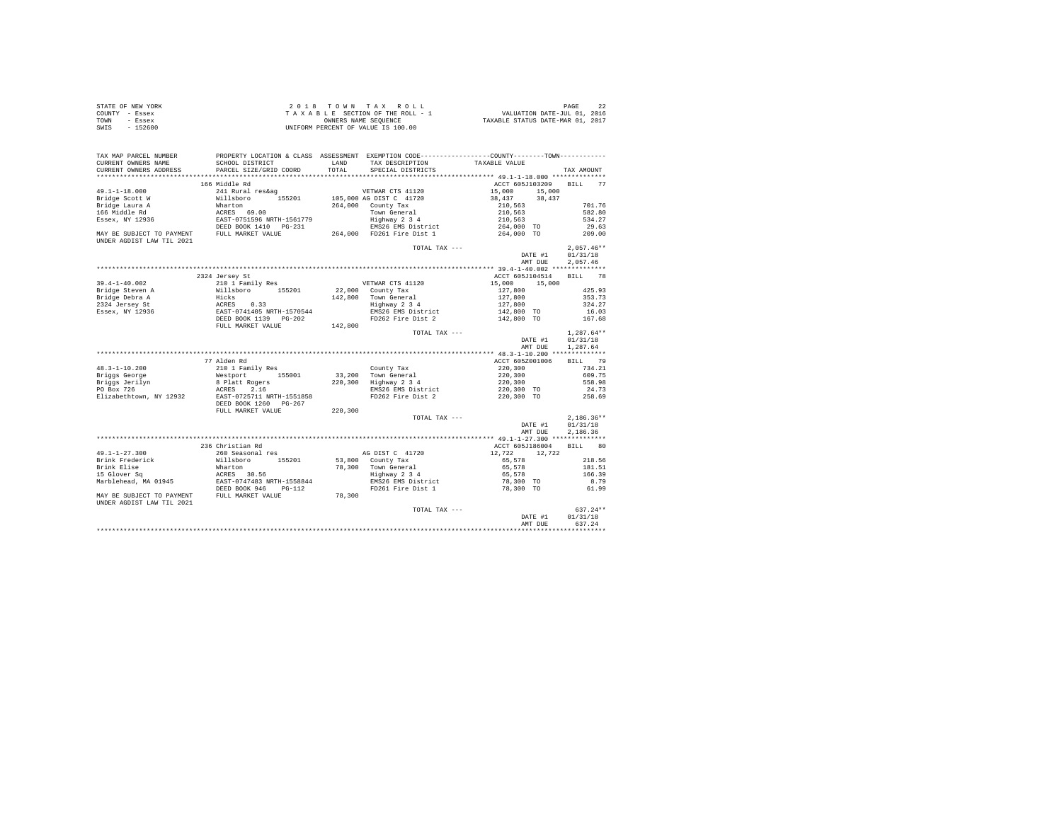STATE OF NEW YORK
COUNTY - Essex
TOWN - Essex
SWIS - 152600

2 0 1 8 T O W N T A X R O L L
T A X A B L E SECTION OF THE ROLL - 1
OWNERS NAME SEQUENCE
UNIFORM PERCENT OF VALUE IS 100.00

VALUATION DATE-JUL 01, 2016
TAXABLE STATUS DATE-MAR 01, 2017

```
TAX MAP PARCEL NUMBER          PROPERTY LOCATION & CLASS  ASSESSMENT  EXEMPTION CODE-----------------COUNTY--------TOWN-----------
CURRENT OWNERS NAME            SCHOOL DISTRICT               LAND      TAX DESCRIPTION            TAXABLE VALUE
CURRENT OWNERS ADDRESS         PARCEL SIZE/GRID COORD        TOTAL     SPECIAL DISTRICTS                                    TAX AMOUNT
****************************************************************************************************** 49.1-1-18.000 **************
                               166 Middle Rd                                                      ACCT 605J103209     BILL    77
49.1-1-18.000                  241 Rural res&ag                        VETWAR CTS 41120            15,000      15,000
Bridge Scott W                 Willsboro       155201      105,000 AG DIST C  41720                38,437      38,437
Bridge Laura A                 Wharton                     264,000   County Tax                   210,563                  701.76
166 Middle Rd                  ACRES  69.00                           Town General                 210,563                  582.80
Essex, NY 12936                EAST-0751596 NRTH-1561779              Highway 2 3 4                210,563                  534.27
                               DEED BOOK 1410   PG-231                EMS26 EMS District           264,000 TO                29.63
MAY BE SUBJECT TO PAYMENT      FULL MARKET VALUE           264,000   FD261 Fire Dist 1             264,000 TO               209.00
UNDER AGDIST LAW TIL 2021
                                                                      TOTAL TAX ---                                       2,057.46**
                                                                                                   DATE #1             01/31/18
                                                                                                   AMT DUE             2,057.46
****************************************************************************************************** 39.4-1-40.002 **************
                               2324 Jersey St                                                     ACCT 605J104514     BILL    78
39.4-1-40.002                  210 1 Family Res                        VETWAR CTS 41120            15,000      15,000
Bridge Steven A                Willsboro       155201       22,000   County Tax                   127,800                  425.93
Bridge Debra A                 Hicks                       142,800   Town General                 127,800                  353.73
2324 Jersey St                 ACRES   0.33                           Highway 2 3 4                127,800                  324.27
Essex, NY 12936                EAST-0741405 NRTH-1570544              EMS26 EMS District           142,800 TO                16.03
                               DEED BOOK 1139   PG-202                FD262 Fire Dist 2            142,800 TO               167.68
                               FULL MARKET VALUE           142,800
                                                                      TOTAL TAX ---                                       1,287.64**
                                                                                                   DATE #1             01/31/18
                                                                                                   AMT DUE             1,287.64
****************************************************************************************************** 48.3-1-10.200 **************
                               77 Alden Rd                                                        ACCT 605Z001006     BILL    79
48.3-1-10.200                  210 1 Family Res                          County Tax                   220,300                  734.21
Briggs George                  Westport        155001       33,200   Town General                 220,300                  609.75
Briggs Jerilyn                 8 Platt Rogers              220,300   Highway 2 3 4                220,300                  558.98
PO Box 726                     ACRES   2.16                           EMS26 EMS District           220,300 TO                24.73
Elizabethtown, NY 12932        EAST-0725711 NRTH-1551858              FD262 Fire Dist 2            220,300 TO               258.69
                               DEED BOOK 1260   PG-267
                               FULL MARKET VALUE           220,300
                                                                      TOTAL TAX ---                                       2,186.36**
                                                                                                   DATE #1             01/31/18
                                                                                                   AMT DUE             2,186.36
****************************************************************************************************** 49.1-1-27.300 **************
                               236 Christian Rd                                                   ACCT 605J186004     BILL    80
49.1-1-27.300                  260 Seasonal res                        AG DIST C  41720            12,722      12,722
Brink Frederick                Willsboro       155201       53,800   County Tax                    65,578                  218.56
Brink Elise                    Wharton                      78,300   Town General                  65,578                  181.51
15 Glover Sq                   ACRES  30.56                           Highway 2 3 4                 65,578                  166.39
Marblehead, MA 01945           EAST-0747483 NRTH-1558844              EMS26 EMS District            78,300 TO                 8.79
                               DEED BOOK 946    PG-112                FD261 Fire Dist 1             78,300 TO                61.99
MAY BE SUBJECT TO PAYMENT      FULL MARKET VALUE            78,300
UNDER AGDIST LAW TIL 2021
                                                                      TOTAL TAX ---                                         637.24**
                                                                                                   DATE #1             01/31/18
                                                                                                   AMT DUE               637.24
************************************************************************************************************************************
```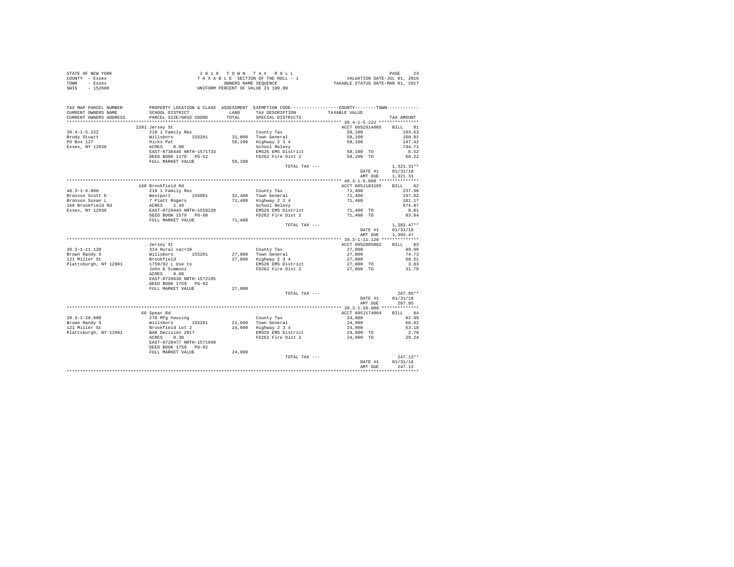STATE OF NEW YORK
COUNTY - Essex
TOWN - Essex
SWIS - 152600

2 0 1 8 T O W N T A X R O L L
T A X A B L E SECTION OF THE ROLL - 1
OWNERS NAME SEQUENCE
UNIFORM PERCENT OF VALUE IS 100.00

VALUATION DATE-JUL 01, 2016
TAXABLE STATUS DATE-MAR 01, 2017

| TAX MAP PARCEL NUMBER / CURRENT OWNERS NAME / CURRENT OWNERS ADDRESS | PROPERTY LOCATION & CLASS / SCHOOL DISTRICT / PARCEL SIZE/GRID COORD | ASSESSMENT LAND / TOTAL | EXEMPTION CODE / TAX DESCRIPTION / SPECIAL DISTRICTS | COUNTY / TOWN TAXABLE VALUE | TAX AMOUNT |
|---|---|---|---|---|---|
| 39.4-1-5.222 | 2201 Jersey St | | | ACCT 605Z014005 | BILL 81 |
| Brody Stuart | 210 1 Family Res | | County Tax | 58,100 | 193.63 |
| PO Box 127 | Willsboro 155201 | 31,000 | Town General | 58,100 | 160.81 |
| Essex, NY 12936 | Hicks Pat | 58,100 | Highway 2 3 4 | 58,100 | 147.42 |
| | ACRES 8.00 | | School Relevy | | 744.71 |
| | EAST-0738446 NRTH-1571733 | | EMS26 EMS District | 58,100 TO | 6.52 |
| | DEED BOOK 1170 PG-52 | | FD262 Fire Dist 2 | 58,100 TO | 68.22 |
| | FULL MARKET VALUE | 58,100 | | | |
| | | | TOTAL TAX --- | | 1,321.31** |
| | | | | DATE #1 | 01/31/18 |
| | | | | AMT DUE | 1,321.31 |
| 48.3-1-6.000 | 168 Brookfield Rd | | | ACCT 605J103105 | BILL 82 |
| Bronson Scott D | 210 1 Family Res | | County Tax | 71,400 | 237.96 |
| Bronson Susan L | Westport 155001 | 32,400 | Town General | 71,400 | 197.62 |
| 168 Brookfield Rd | 7 Platt Rogers | 71,400 | Highway 2 3 4 | 71,400 | 181.17 |
| Essex, NY 12936 | ACRES 1.40 | | School Relevy | | 674.87 |
| | EAST-0729443 NRTH-1559220 | | EMS26 EMS District | 71,400 TO | 8.01 |
| | DEED BOOK 1579 PG-80 | | FD262 Fire Dist 2 | 71,400 TO | 83.84 |
| | FULL MARKET VALUE | 71,400 | | | |
| | | | TOTAL TAX --- | | 1,383.47** |
| | | | | DATE #1 | 01/31/18 |
| | | | | AMT DUE | 1,383.47 |
| 39.3-1-11.120 | Jersey St | | | ACCT 605Z005002 | BILL 83 |
| Brown Randy S | 314 Rural vac<10 | | County Tax | 27,000 | 89.98 |
| 121 Miller St | Willsboro 155201 | 27,000 | Town General | 27,000 | 74.73 |
| Plattsburgh, NY 12901 | Brookfield | 27,000 | Highway 2 3 4 | 27,000 | 68.51 |
| | 1759/92 L Use to | | EMS26 EMS District | 27,000 TO | 3.03 |
| | John D Simmons | | FD262 Fire Dist 2 | 27,000 TO | 31.70 |
| | ACRES 8.00 | | | | |
| | EAST-0728630 NRTH-1572195 | | | | |
| | DEED BOOK 1759 PG-92 | | | | |
| | FULL MARKET VALUE | 27,000 | | | |
| | | | TOTAL TAX --- | | 267.95** |
| | | | | DATE #1 | 01/31/18 |
| | | | | AMT DUE | 267.95 |
| 39.3-1-28.000 | 66 Spear Rd | | | ACCT 605J174004 | BILL 84 |
| Brown Randy S | 270 Mfg housing | | County Tax | 24,900 | 82.99 |
| 121 Miller St | Willsboro 155201 | 21,600 | Town General | 24,900 | 68.92 |
| Plattsburgh, NY 12901 | Brookfield Lot 2 | 24,900 | Highway 2 3 4 | 24,900 | 63.18 |
| | BAR Decision 2017 | | EMS26 EMS District | 24,900 TO | 2.79 |
| | ACRES 0.30 | | FD262 Fire Dist 2 | 24,900 TO | 29.24 |
| | EAST-0728477 NRTH-1571949 | | | | |
| | DEED BOOK 1759 PG-92 | | | | |
| | FULL MARKET VALUE | 24,900 | | | |
| | | | TOTAL TAX --- | | 247.12** |
| | | | | DATE #1 | 01/31/18 |
| | | | | AMT DUE | 247.12 |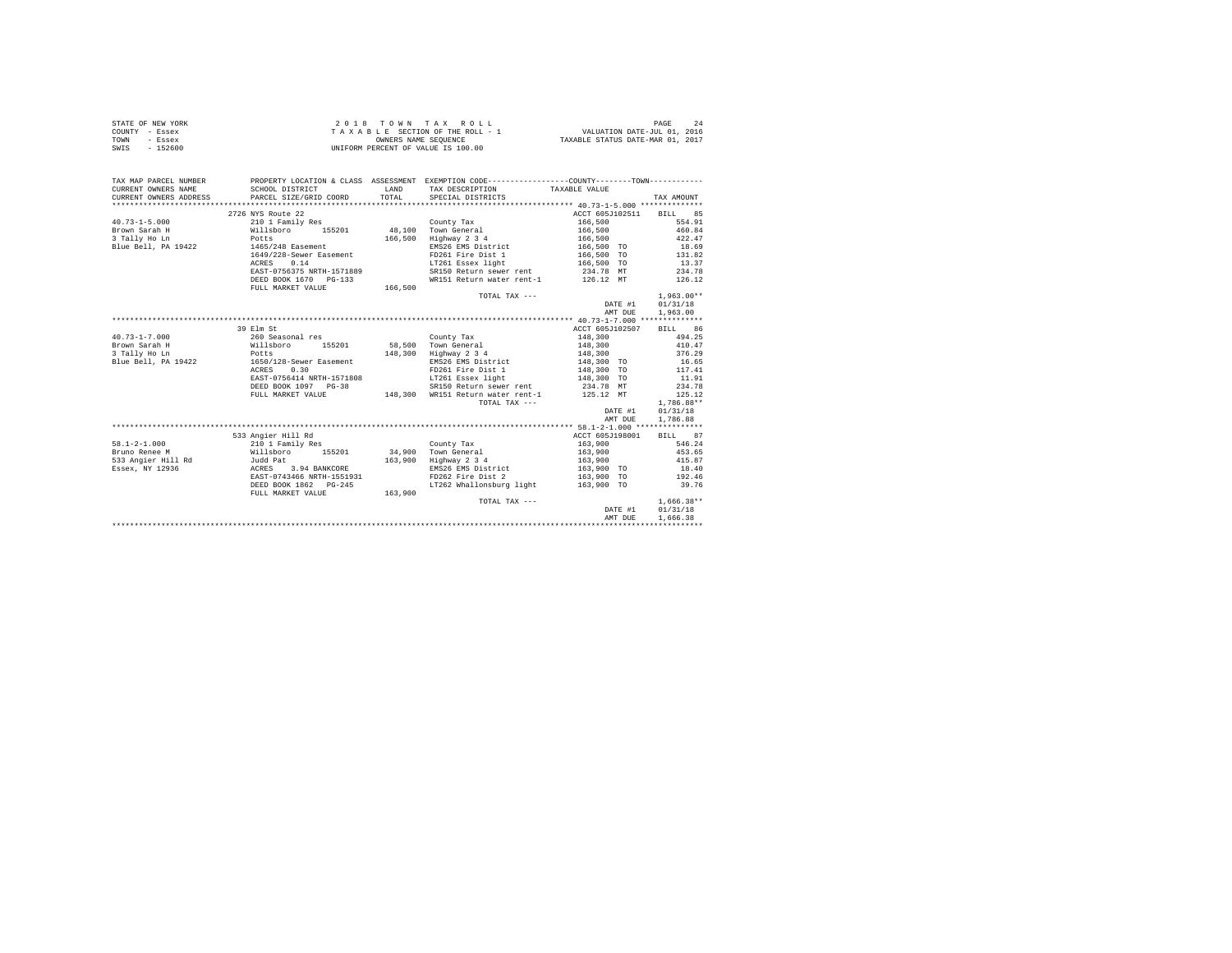STATE OF NEW YORK
COUNTY - Essex
TOWN - Essex
SWIS - 152600

2018 TOWN TAX ROLL
TAXABLE SECTION OF THE ROLL - 1
OWNERS NAME SEQUENCE
UNIFORM PERCENT OF VALUE IS 100.00

VALUATION DATE-JUL 01, 2016
TAXABLE STATUS DATE-MAR 01, 2017

| TAX MAP PARCEL NUMBER / CURRENT OWNERS NAME / CURRENT OWNERS ADDRESS | PROPERTY LOCATION & CLASS / SCHOOL DISTRICT / PARCEL SIZE/GRID COORD | ASSESSMENT LAND / TOTAL | EXEMPTION CODE / TAX DESCRIPTION / SPECIAL DISTRICTS | COUNTY / TOWN TAXABLE VALUE | TAX AMOUNT |
|---|---|---|---|---|---|
| 40.73-1-5.000 | 2726 NYS Route 22 | | | ACCT 605J102511 | BILL 85 |
| 40.73-1-5.000 | 210 1 Family Res | | County Tax | 166,500 | 554.91 |
| Brown Sarah H | Willsboro 155201 | 48,100 | Town General | 166,500 | 460.84 |
| 3 Tally Ho Ln | Potts | 166,500 | Highway 2 3 4 | 166,500 | 422.47 |
| Blue Bell, PA 19422 | 1465/248 Easement | | EMS26 EMS District | 166,500 TO | 18.69 |
| | 1649/228-Sewer Easement | | FD261 Fire Dist 1 | 166,500 TO | 131.82 |
| | ACRES 0.14 | | LT261 Essex light | 166,500 TO | 13.37 |
| | EAST-0756375 NRTH-1571889 | | SR150 Return sewer rent | 234.78 MT | 234.78 |
| | DEED BOOK 1670 PG-133 | | WR151 Return water rent-1 | 126.12 MT | 126.12 |
| | FULL MARKET VALUE | 166,500 | | | |
| | | | TOTAL TAX --- | | 1,963.00** |
| | | | | DATE #1 | 01/31/18 |
| | | | | AMT DUE | 1,963.00 |
| 40.73-1-7.000 | 39 Elm St | | | ACCT 605J102507 | BILL 86 |
| 40.73-1-7.000 | 260 Seasonal res | | County Tax | 148,300 | 494.25 |
| Brown Sarah H | Willsboro 155201 | 58,500 | Town General | 148,300 | 410.47 |
| 3 Tally Ho Ln | Potts | 148,300 | Highway 2 3 4 | 148,300 | 376.29 |
| Blue Bell, PA 19422 | 1650/128-Sewer Easement | | EMS26 EMS District | 148,300 TO | 16.65 |
| | ACRES 0.30 | | FD261 Fire Dist 1 | 148,300 TO | 117.41 |
| | EAST-0756414 NRTH-1571808 | | LT261 Essex light | 148,300 TO | 11.91 |
| | DEED BOOK 1097 PG-38 | | SR150 Return sewer rent | 234.78 MT | 234.78 |
| | FULL MARKET VALUE | 148,300 | WR151 Return water rent-1 | 125.12 MT | 125.12 |
| | | | TOTAL TAX --- | | 1,786.88** |
| | | | | DATE #1 | 01/31/18 |
| | | | | AMT DUE | 1,786.88 |
| 58.1-2-1.000 | 533 Angier Hill Rd | | | ACCT 605J198001 | BILL 87 |
| 58.1-2-1.000 | 210 1 Family Res | | County Tax | 163,900 | 546.24 |
| Bruno Renee M | Willsboro 155201 | 34,900 | Town General | 163,900 | 453.65 |
| 533 Angier Hill Rd | Judd Pat | 163,900 | Highway 2 3 4 | 163,900 | 415.87 |
| Essex, NY 12936 | ACRES 3.94 BANKCORE | | EMS26 EMS District | 163,900 TO | 18.40 |
| | EAST-0743466 NRTH-1551931 | | FD262 Fire Dist 2 | 163,900 TO | 192.46 |
| | DEED BOOK 1862 PG-245 | | LT262 Whallonsburg light | 163,900 TO | 39.76 |
| | FULL MARKET VALUE | 163,900 | | | |
| | | | TOTAL TAX --- | | 1,666.38** |
| | | | | DATE #1 | 01/31/18 |
| | | | | AMT DUE | 1,666.38 |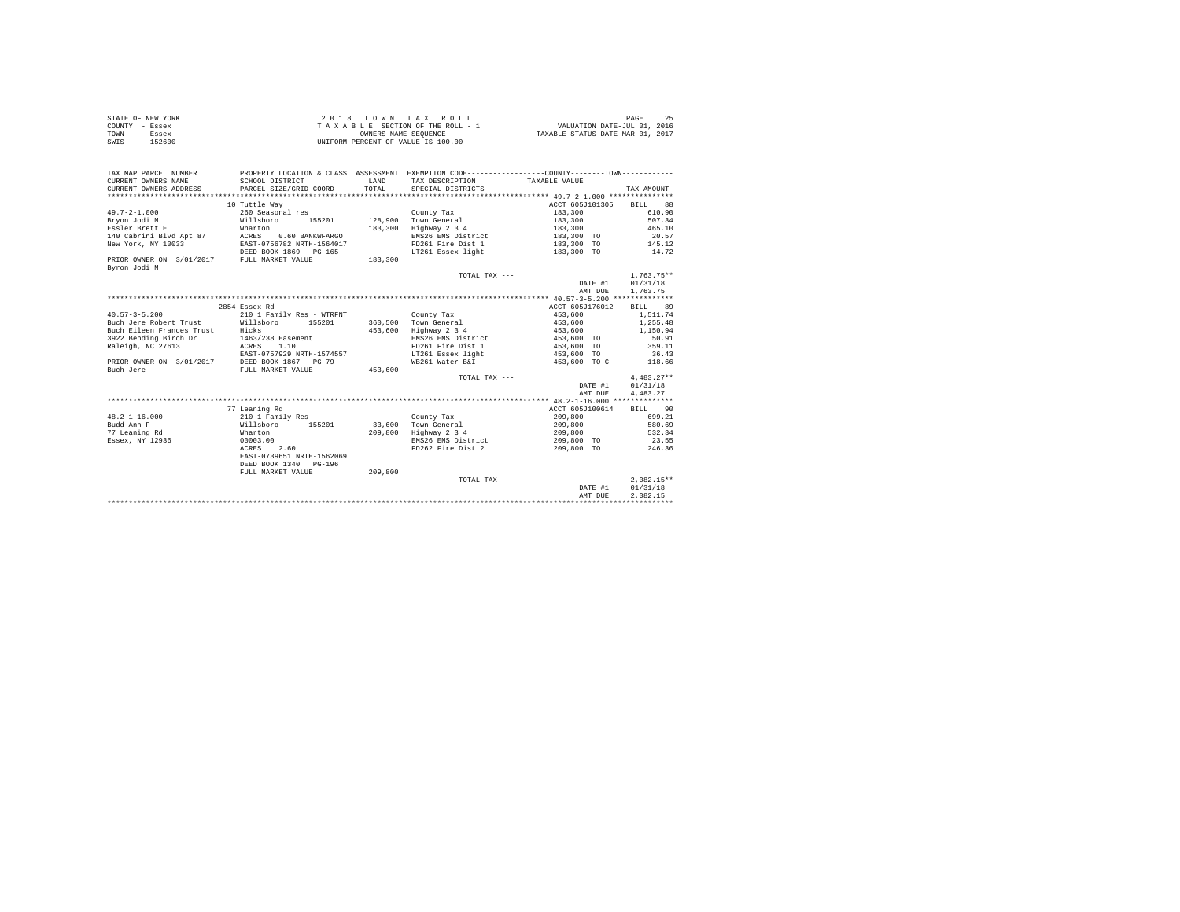STATE OF NEW YORK
COUNTY - Essex
TOWN - Essex
SWIS - 152600

2 0 1 8 T O W N T A X R O L L
T A X A B L E SECTION OF THE ROLL - 1
OWNERS NAME SEQUENCE
UNIFORM PERCENT OF VALUE IS 100.00

VALUATION DATE-JUL 01, 2016
TAXABLE STATUS DATE-MAR 01, 2017

| TAX MAP PARCEL NUMBER / CURRENT OWNERS NAME / CURRENT OWNERS ADDRESS | PROPERTY LOCATION & CLASS / SCHOOL DISTRICT / PARCEL SIZE/GRID COORD | ASSESSMENT LAND / TOTAL | EXEMPTION CODE / TAX DESCRIPTION / SPECIAL DISTRICTS | COUNTY / TOWN TAXABLE VALUE | TAX AMOUNT |
|---|---|---|---|---|---|
| 49.7-2-1.000 | 10 Tuttle Way | | | ACCT 605J101305 | BILL 88 |
| 49.7-2-1.000 | 260 Seasonal res | | County Tax | 183,300 | 610.90 |
| Bryon Jodi M | Willsboro 155201 | 128,900 | Town General | 183,300 | 507.34 |
| Essler Brett E | Wharton | 183,300 | Highway 2 3 4 | 183,300 | 465.10 |
| 140 Cabrini Blvd Apt 87 | ACRES 0.60 BANKWFARGO | | EMS26 EMS District | 183,300 TO | 20.57 |
| New York, NY 10033 | EAST-0756782 NRTH-1564017 | | FD261 Fire Dist 1 | 183,300 TO | 145.12 |
| | DEED BOOK 1869 PG-165 | | LT261 Essex light | 183,300 TO | 14.72 |
| PRIOR OWNER ON 3/01/2017 | FULL MARKET VALUE | 183,300 | | | |
| Byron Jodi M | | | | | |
| | | | TOTAL TAX --- | | 1,763.75** |
| | | | | DATE #1 | 01/31/18 |
| | | | | AMT DUE | 1,763.75 |
| 40.57-3-5.200 | 2854 Essex Rd | | | ACCT 605J176012 | BILL 89 |
| 40.57-3-5.200 | 210 1 Family Res - WTRFNT | | County Tax | 453,600 | 1,511.74 |
| Buch Jere Robert Trust | Willsboro 155201 | 360,500 | Town General | 453,600 | 1,255.48 |
| Buch Eileen Frances Trust | Hicks | 453,600 | Highway 2 3 4 | 453,600 | 1,150.94 |
| 3922 Bending Birch Dr | 1463/238 Easement | | EMS26 EMS District | 453,600 TO | 50.91 |
| Raleigh, NC 27613 | ACRES 1.10 | | FD261 Fire Dist 1 | 453,600 TO | 359.11 |
| | EAST-0757929 NRTH-1574557 | | LT261 Essex light | 453,600 TO | 36.43 |
| PRIOR OWNER ON 3/01/2017 | DEED BOOK 1867 PG-79 | | WB261 Water B&I | 453,600 TO C | 118.66 |
| Buch Jere | FULL MARKET VALUE | 453,600 | | | |
| | | | TOTAL TAX --- | | 4,483.27** |
| | | | | DATE #1 | 01/31/18 |
| | | | | AMT DUE | 4,483.27 |
| 48.2-1-16.000 | 77 Leaning Rd | | | ACCT 605J100614 | BILL 90 |
| 48.2-1-16.000 | 210 1 Family Res | | County Tax | 209,800 | 699.21 |
| Budd Ann F | Willsboro 155201 | 33,600 | Town General | 209,800 | 580.69 |
| 77 Leaning Rd | Wharton | 209,800 | Highway 2 3 4 | 209,800 | 532.34 |
| Essex, NY 12936 | 00003.00 | | EMS26 EMS District | 209,800 TO | 23.55 |
| | ACRES 2.60 | | FD262 Fire Dist 2 | 209,800 TO | 246.36 |
| | EAST-0739651 NRTH-1562069 | | | | |
| | DEED BOOK 1340 PG-196 | | | | |
| | FULL MARKET VALUE | 209,800 | | | |
| | | | TOTAL TAX --- | | 2,082.15** |
| | | | | DATE #1 | 01/31/18 |
| | | | | AMT DUE | 2,082.15 |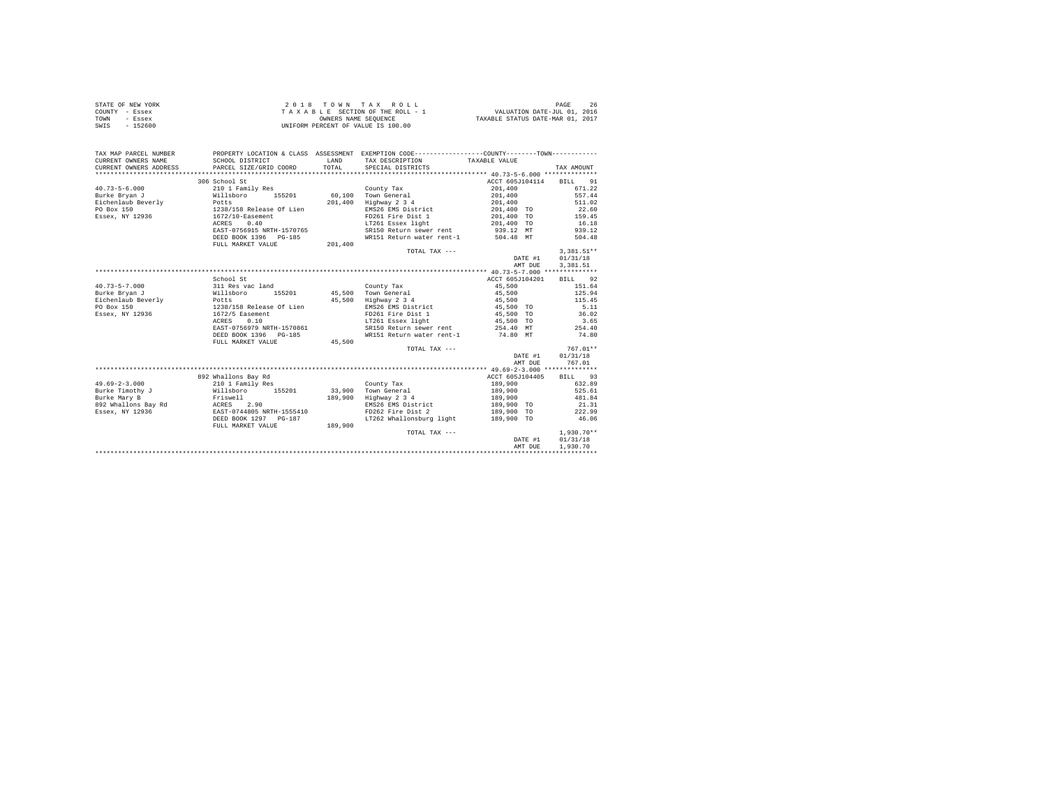STATE OF NEW YORK
COUNTY - Essex
TOWN - Essex
SWIS - 152600

2 0 1 8 T O W N T A X R O L L
T A X A B L E SECTION OF THE ROLL - 1
OWNERS NAME SEQUENCE
UNIFORM PERCENT OF VALUE IS 100.00

VALUATION DATE-JUL 01, 2016
TAXABLE STATUS DATE-MAR 01, 2017

| TAX MAP PARCEL NUMBER / CURRENT OWNERS NAME / CURRENT OWNERS ADDRESS | PROPERTY LOCATION & CLASS / SCHOOL DISTRICT / PARCEL SIZE/GRID COORD | ASSESSMENT LAND / TOTAL | EXEMPTION CODE / TAX DESCRIPTION / SPECIAL DISTRICTS | COUNTY--------TOWN / TAXABLE VALUE | TAX AMOUNT |
|---|---|---|---|---|---|
| 40.73-5-6.000 | 306 School St | | | ACCT 605J104114 | BILL 91 |
| 40.73-5-6.000 | 210 1 Family Res | | County Tax | 201,400 | 671.22 |
| Burke Bryan J | Willsboro 155201 | 60,100 | Town General | 201,400 | 557.44 |
| Eichenlaub Beverly | Potts | 201,400 | Highway 2 3 4 | 201,400 | 511.02 |
| PO Box 150 | 1238/158 Release Of Lien | | EMS26 EMS District | 201,400 TO | 22.60 |
| Essex, NY 12936 | 1672/10-Easement | | FD261 Fire Dist 1 | 201,400 TO | 159.45 |
| | ACRES 0.40 | | LT261 Essex light | 201,400 TO | 16.18 |
| | EAST-0756915 NRTH-1570765 | | SR150 Return sewer rent | 939.12 MT | 939.12 |
| | DEED BOOK 1396 PG-185 | | WR151 Return water rent-1 | 504.48 MT | 504.48 |
| | FULL MARKET VALUE | 201,400 | | | |
| | | | TOTAL TAX --- | | 3,381.51** |
| | | | | DATE #1 | 01/31/18 |
| | | | | AMT DUE | 3,381.51 |
| 40.73-5-7.000 | School St | | | ACCT 605J104201 | BILL 92 |
| 40.73-5-7.000 | 311 Res vac land | | County Tax | 45,500 | 151.64 |
| Burke Bryan J | Willsboro 155201 | 45,500 | Town General | 45,500 | 125.94 |
| Eichenlaub Beverly | Potts | 45,500 | Highway 2 3 4 | 45,500 | 115.45 |
| PO Box 150 | 1238/158 Release Of Lien | | EMS26 EMS District | 45,500 TO | 5.11 |
| Essex, NY 12936 | 1672/5 Easement | | FD261 Fire Dist 1 | 45,500 TO | 36.02 |
| | ACRES 0.10 | | LT261 Essex light | 45,500 TO | 3.65 |
| | EAST-0756979 NRTH-1570861 | | SR150 Return sewer rent | 254.40 MT | 254.40 |
| | DEED BOOK 1396 PG-185 | | WR151 Return water rent-1 | 74.80 MT | 74.80 |
| | FULL MARKET VALUE | 45,500 | | | |
| | | | TOTAL TAX --- | | 767.01** |
| | | | | DATE #1 | 01/31/18 |
| | | | | AMT DUE | 767.01 |
| 49.69-2-3.000 | 892 Whallons Bay Rd | | | ACCT 605J104405 | BILL 93 |
| 49.69-2-3.000 | 210 1 Family Res | | County Tax | 189,900 | 632.89 |
| Burke Timothy J | Willsboro 155201 | 33,900 | Town General | 189,900 | 525.61 |
| Burke Mary B | Friswell | 189,900 | Highway 2 3 4 | 189,900 | 481.84 |
| 892 Whallons Bay Rd | ACRES 2.90 | | EMS26 EMS District | 189,900 TO | 21.31 |
| Essex, NY 12936 | EAST-0744805 NRTH-1555410 | | FD262 Fire Dist 2 | 189,900 TO | 222.99 |
| | DEED BOOK 1297 PG-187 | | LT262 Whallonsburg light | 189,900 TO | 46.06 |
| | FULL MARKET VALUE | 189,900 | | | |
| | | | TOTAL TAX --- | | 1,930.70** |
| | | | | DATE #1 | 01/31/18 |
| | | | | AMT DUE | 1,930.70 |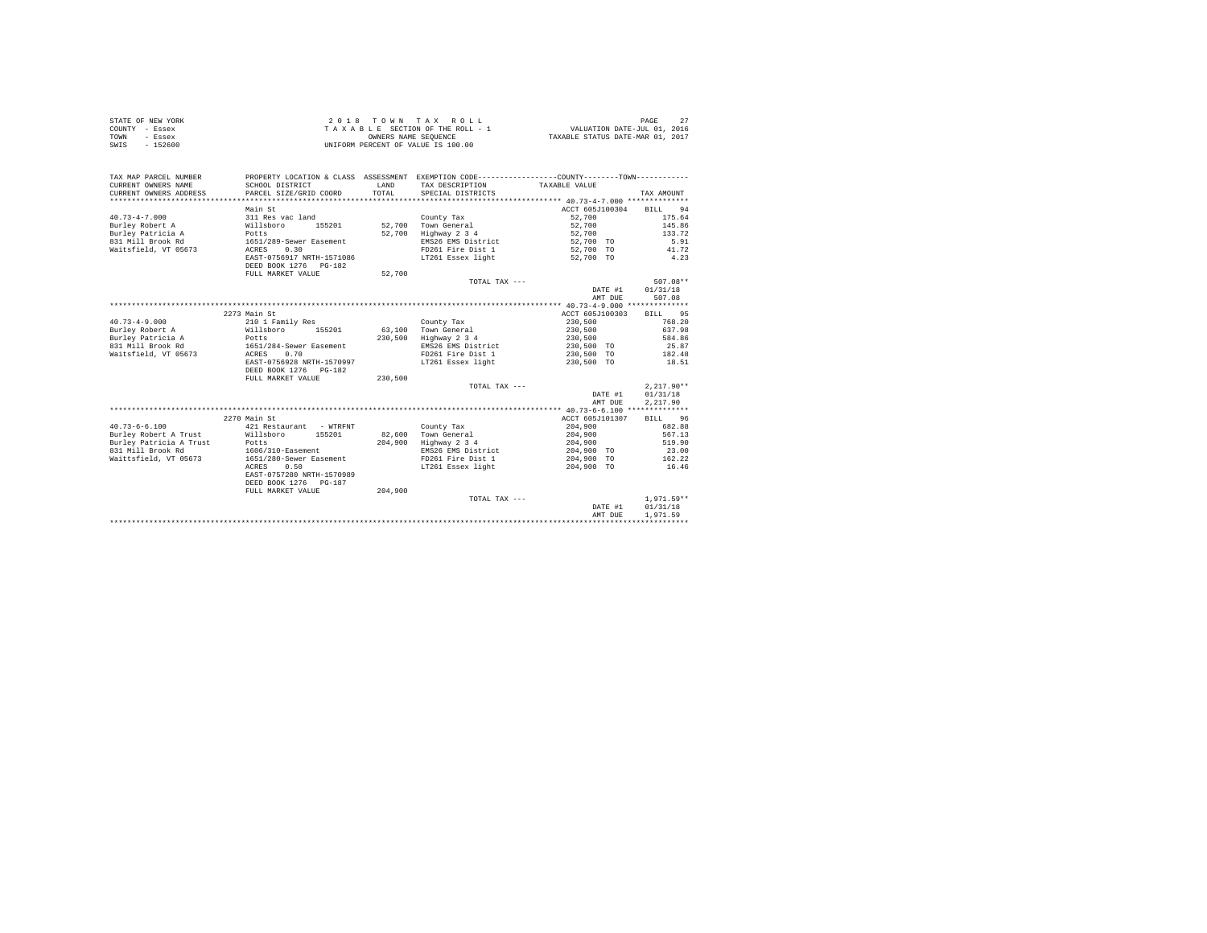STATE OF NEW YORK
COUNTY - Essex
TOWN - Essex
SWIS - 152600

2 0 1 8 T O W N T A X R O L L
T A X A B L E SECTION OF THE ROLL - 1
OWNERS NAME SEQUENCE
UNIFORM PERCENT OF VALUE IS 100.00

VALUATION DATE-JUL 01, 2016
TAXABLE STATUS DATE-MAR 01, 2017

| TAX MAP PARCEL NUMBER / CURRENT OWNERS NAME / CURRENT OWNERS ADDRESS | PROPERTY LOCATION & CLASS / SCHOOL DISTRICT / PARCEL SIZE/GRID COORD | ASSESSMENT LAND / TOTAL | EXEMPTION CODE / TAX DESCRIPTION / SPECIAL DISTRICTS | COUNTY--------TOWN / TAXABLE VALUE | TAX AMOUNT |
|---|---|---|---|---|---|
| 40.73-4-7.000 | Main St | | | ACCT 605J100304 | BILL 94 |
| 40.73-4-7.000 | 311 Res vac land | | County Tax | 52,700 | 175.64 |
| Burley Robert A | Willsboro 155201 | 52,700 | Town General | 52,700 | 145.86 |
| Burley Patricia A | Potts | 52,700 | Highway 2 3 4 | 52,700 | 133.72 |
| 831 Mill Brook Rd | 1651/289-Sewer Easement | | EMS26 EMS District | 52,700 TO | 5.91 |
| Waitsfield, VT 05673 | ACRES 0.30 | | FD261 Fire Dist 1 | 52,700 TO | 41.72 |
| | EAST-0756917 NRTH-1571086 | | LT261 Essex light | 52,700 TO | 4.23 |
| | DEED BOOK 1276 PG-182 | | | | |
| | FULL MARKET VALUE | 52,700 | | | |
| | | | TOTAL TAX --- | | 507.08** |
| | | | | DATE #1 | 01/31/18 |
| | | | | AMT DUE | 507.08 |
| 40.73-4-9.000 | 2273 Main St | | | ACCT 605J100303 | BILL 95 |
| 40.73-4-9.000 | 210 1 Family Res | | County Tax | 230,500 | 768.20 |
| Burley Robert A | Willsboro 155201 | 63,100 | Town General | 230,500 | 637.98 |
| Burley Patricia A | Potts | 230,500 | Highway 2 3 4 | 230,500 | 584.86 |
| 831 Mill Brook Rd | 1651/284-Sewer Easement | | EMS26 EMS District | 230,500 TO | 25.87 |
| Waitsfield, VT 05673 | ACRES 0.70 | | FD261 Fire Dist 1 | 230,500 TO | 182.48 |
| | EAST-0756928 NRTH-1570997 | | LT261 Essex light | 230,500 TO | 18.51 |
| | DEED BOOK 1276 PG-182 | | | | |
| | FULL MARKET VALUE | 230,500 | | | |
| | | | TOTAL TAX --- | | 2,217.90** |
| | | | | DATE #1 | 01/31/18 |
| | | | | AMT DUE | 2,217.90 |
| 40.73-6-6.100 | 2270 Main St | | | ACCT 605J101307 | BILL 96 |
| 40.73-6-6.100 | 421 Restaurant - WTRFNT | | County Tax | 204,900 | 682.88 |
| Burley Robert A Trust | Willsboro 155201 | 82,600 | Town General | 204,900 | 567.13 |
| Burley Patricia A Trust | Potts | 204,900 | Highway 2 3 4 | 204,900 | 519.90 |
| 831 Mill Brook Rd | 1606/310-Easement | | EMS26 EMS District | 204,900 TO | 23.00 |
| Waittsfield, VT 05673 | 1651/280-Sewer Easement | | FD261 Fire Dist 1 | 204,900 TO | 162.22 |
| | ACRES 0.50 | | LT261 Essex light | 204,900 TO | 16.46 |
| | EAST-0757280 NRTH-1570989 | | | | |
| | DEED BOOK 1276 PG-187 | | | | |
| | FULL MARKET VALUE | 204,900 | | | |
| | | | TOTAL TAX --- | | 1,971.59** |
| | | | | DATE #1 | 01/31/18 |
| | | | | AMT DUE | 1,971.59 |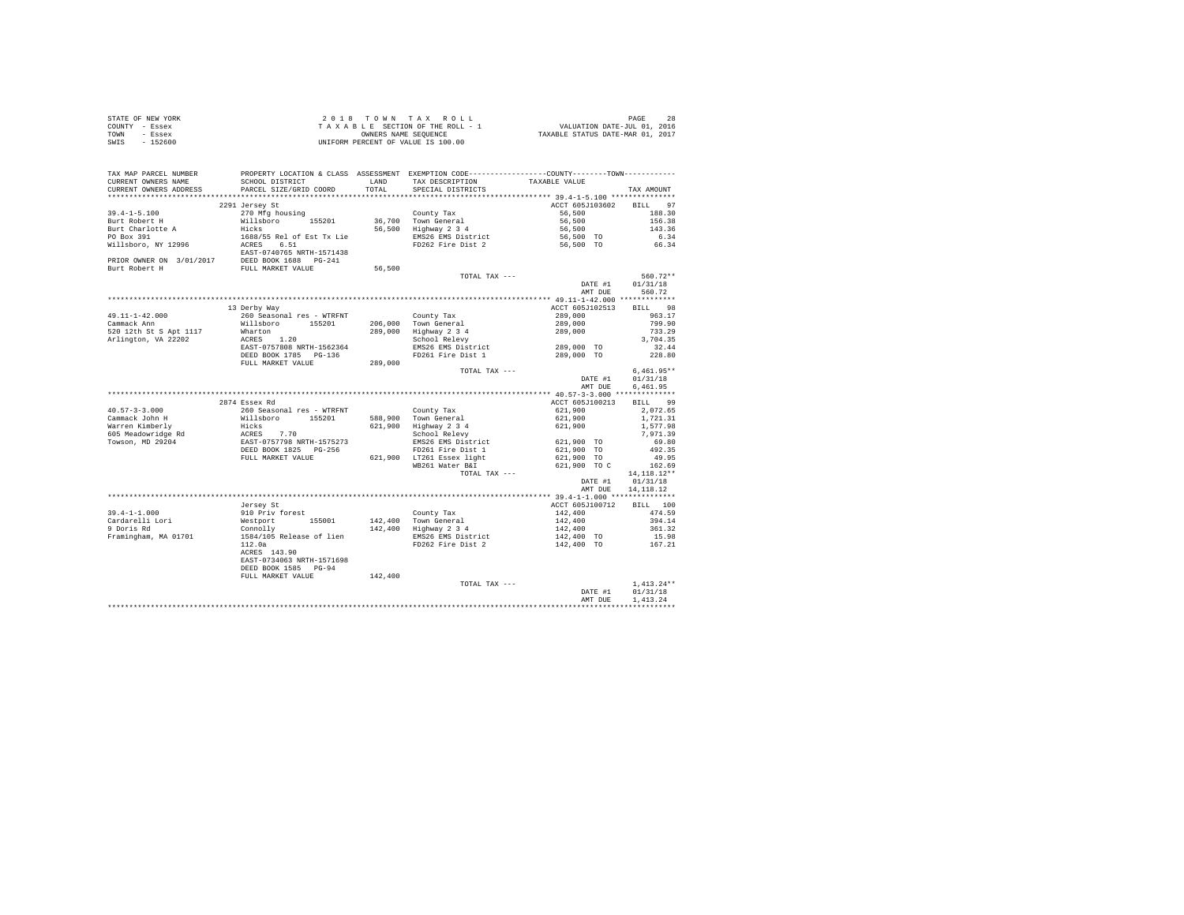STATE OF NEW YORK
COUNTY - Essex
TOWN - Essex
SWIS - 152600

2 0 1 8 T O W N T A X R O L L
T A X A B L E SECTION OF THE ROLL - 1
OWNERS NAME SEQUENCE
UNIFORM PERCENT OF VALUE IS 100.00

VALUATION DATE-JUL 01, 2016
TAXABLE STATUS DATE-MAR 01, 2017

| TAX MAP PARCEL NUMBER / CURRENT OWNERS NAME / CURRENT OWNERS ADDRESS | PROPERTY LOCATION & CLASS / SCHOOL DISTRICT / PARCEL SIZE/GRID COORD | ASSESSMENT LAND / TOTAL | EXEMPTION CODE / TAX DESCRIPTION / SPECIAL DISTRICTS | COUNTY--------TOWN TAXABLE VALUE | TAX AMOUNT |
|---|---|---|---|---|---|
| 39.4-1-5.100 | 2291 Jersey St | | | ACCT 605J103602 | BILL 97 |
| 39.4-1-5.100 | 270 Mfg housing | | County Tax | 56,500 | 188.30 |
| Burt Robert H | Willsboro 155201 | 36,700 | Town General | 56,500 | 156.38 |
| Burt Charlotte A | Hicks | 56,500 | Highway 2 3 4 | 56,500 | 143.36 |
| PO Box 391 | 1688/55 Rel of Est Tx Lie | | EMS26 EMS District | 56,500 TO | 6.34 |
| Willsboro, NY 12996 | ACRES 6.51 | | FD262 Fire Dist 2 | 56,500 TO | 66.34 |
| | EAST-0740765 NRTH-1571438 | | | | |
| PRIOR OWNER ON 3/01/2017 | DEED BOOK 1688 PG-241 | | | | |
| Burt Robert H | FULL MARKET VALUE | 56,500 | | | |
| | | | TOTAL TAX --- | | 560.72** |
| | | | | DATE #1 | 01/31/18 |
| | | | | AMT DUE | 560.72 |
| 49.11-1-42.000 | 13 Derby Way | | | ACCT 605J102513 | BILL 98 |
| 49.11-1-42.000 | 260 Seasonal res - WTRFNT | | County Tax | 289,000 | 963.17 |
| Cammack Ann | Willsboro 155201 | 206,000 | Town General | 289,000 | 799.90 |
| 520 12th St S Apt 1117 | Wharton | 289,000 | Highway 2 3 4 | 289,000 | 733.29 |
| Arlington, VA 22202 | ACRES 1.20 | | School Relevy | | 3,704.35 |
| | EAST-0757808 NRTH-1562364 | | EMS26 EMS District | 289,000 TO | 32.44 |
| | DEED BOOK 1785 PG-136 | | FD261 Fire Dist 1 | 289,000 TO | 228.80 |
| | FULL MARKET VALUE | 289,000 | | | |
| | | | TOTAL TAX --- | | 6,461.95** |
| | | | | DATE #1 | 01/31/18 |
| | | | | AMT DUE | 6,461.95 |
| 40.57-3-3.000 | 2874 Essex Rd | | | ACCT 605J100213 | BILL 99 |
| 40.57-3-3.000 | 260 Seasonal res - WTRFNT | | County Tax | 621,900 | 2,072.65 |
| Cammack John H | Willsboro 155201 | 588,900 | Town General | 621,900 | 1,721.31 |
| Warren Kimberly | Hicks | 621,900 | Highway 2 3 4 | 621,900 | 1,577.98 |
| 605 Meadowridge Rd | ACRES 7.70 | | School Relevy | | 7,971.39 |
| Towson, MD 29204 | EAST-0757798 NRTH-1575273 | | EMS26 EMS District | 621,900 TO | 69.80 |
| | DEED BOOK 1825 PG-256 | | FD261 Fire Dist 1 | 621,900 TO | 492.35 |
| | FULL MARKET VALUE | 621,900 | LT261 Essex light | 621,900 TO | 49.95 |
| | | | WB261 Water B&I | 621,900 TO C | 162.69 |
| | | | TOTAL TAX --- | | 14,118.12** |
| | | | | DATE #1 | 01/31/18 |
| | | | | AMT DUE | 14,118.12 |
| 39.4-1-1.000 | Jersey St | | | ACCT 605J100712 | BILL 100 |
| 39.4-1-1.000 | 910 Priv forest | | County Tax | 142,400 | 474.59 |
| Cardarelli Lori | Westport 155001 | 142,400 | Town General | 142,400 | 394.14 |
| 9 Doris Rd | Connolly | 142,400 | Highway 2 3 4 | 142,400 | 361.32 |
| Framingham, MA 01701 | 1584/105 Release of lien | | EMS26 EMS District | 142,400 TO | 15.98 |
| | 112.0a | | FD262 Fire Dist 2 | 142,400 TO | 167.21 |
| | ACRES 143.90 | | | | |
| | EAST-0734063 NRTH-1571698 | | | | |
| | DEED BOOK 1585 PG-94 | | | | |
| | FULL MARKET VALUE | 142,400 | | | |
| | | | TOTAL TAX --- | | 1,413.24** |
| | | | | DATE #1 | 01/31/18 |
| | | | | AMT DUE | 1,413.24 |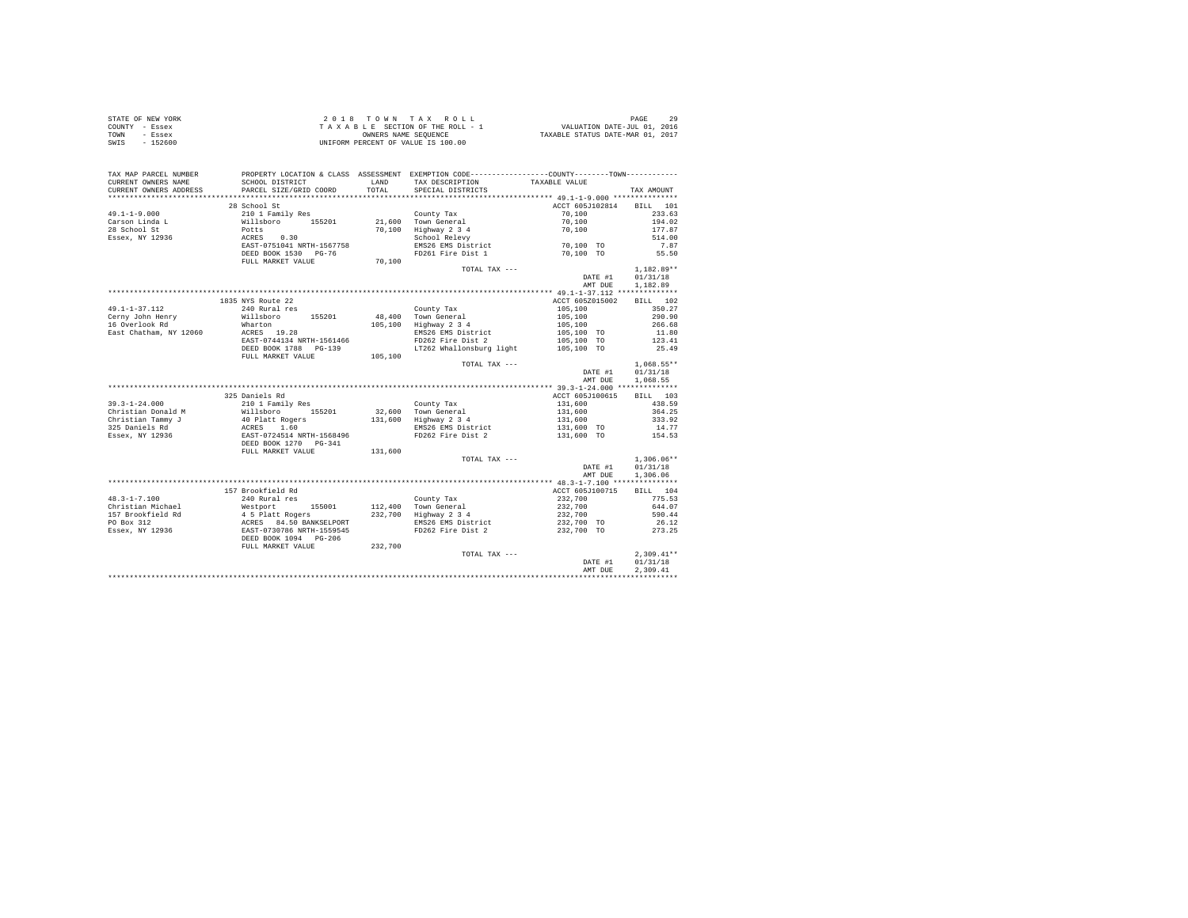STATE OF NEW YORK  
COUNTY - Essex  
TOWN - Essex  
SWIS - 152600

2 0 1 8 T O W N T A X R O L L  
T A X A B L E SECTION OF THE ROLL - 1  
OWNERS NAME SEQUENCE  
UNIFORM PERCENT OF VALUE IS 100.00

VALUATION DATE-JUL 01, 2016  
TAXABLE STATUS DATE-MAR 01, 2017

| TAX MAP PARCEL NUMBER / CURRENT OWNERS NAME / CURRENT OWNERS ADDRESS | PROPERTY LOCATION & CLASS / SCHOOL DISTRICT / PARCEL SIZE/GRID COORD | ASSESSMENT LAND / TOTAL | EXEMPTION CODE / TAX DESCRIPTION / SPECIAL DISTRICTS | TAXABLE VALUE | TAX AMOUNT |
|---|---|---|---|---|---|
| 49.1-1-9.000 | 28 School St | | | ACCT 605J102814 | BILL 101 |
| Carson Linda L | 210 1 Family Res | | County Tax | 70,100 | 233.63 |
| 28 School St | Willsboro 155201 | 21,600 | Town General | 70,100 | 194.02 |
| Essex, NY 12936 | Potts | 70,100 | Highway 2 3 4 | 70,100 | 177.87 |
| | ACRES 0.30 | | School Relevy | | 514.00 |
| | EAST-0751041 NRTH-1567758 | | EMS26 EMS District | 70,100 TO | 7.87 |
| | DEED BOOK 1530 PG-76 | | FD261 Fire Dist 1 | 70,100 TO | 55.50 |
| | FULL MARKET VALUE | 70,100 | | | |
| | | | TOTAL TAX --- | | 1,182.89** |
| | | | | DATE #1 | 01/31/18 |
| | | | | AMT DUE | 1,182.89 |
| 49.1-1-37.112 | 1835 NYS Route 22 | | | ACCT 605Z015002 | BILL 102 |
| Cerny John Henry | 240 Rural res | | County Tax | 105,100 | 350.27 |
| 16 Overlook Rd | Willsboro 155201 | 48,400 | Town General | 105,100 | 290.90 |
| East Chatham, NY 12060 | Wharton | 105,100 | Highway 2 3 4 | 105,100 | 266.68 |
| | ACRES 19.28 | | EMS26 EMS District | 105,100 TO | 11.80 |
| | EAST-0744134 NRTH-1561466 | | FD262 Fire Dist 2 | 105,100 TO | 123.41 |
| | DEED BOOK 1788 PG-139 | | LT262 Whallonsburg light | 105,100 TO | 25.49 |
| | FULL MARKET VALUE | 105,100 | | | |
| | | | TOTAL TAX --- | | 1,068.55** |
| | | | | DATE #1 | 01/31/18 |
| | | | | AMT DUE | 1,068.55 |
| 39.3-1-24.000 | 325 Daniels Rd | | | ACCT 605J100615 | BILL 103 |
| Christian Donald M | 210 1 Family Res | | County Tax | 131,600 | 438.59 |
| Christian Tammy J | Willsboro 155201 | 32,600 | Town General | 131,600 | 364.25 |
| 325 Daniels Rd | 40 Platt Rogers | 131,600 | Highway 2 3 4 | 131,600 | 333.92 |
| Essex, NY 12936 | ACRES 1.60 | | EMS26 EMS District | 131,600 TO | 14.77 |
| | EAST-0724514 NRTH-1568496 | | FD262 Fire Dist 2 | 131,600 TO | 154.53 |
| | DEED BOOK 1270 PG-341 | | | | |
| | FULL MARKET VALUE | 131,600 | | | |
| | | | TOTAL TAX --- | | 1,306.06** |
| | | | | DATE #1 | 01/31/18 |
| | | | | AMT DUE | 1,306.06 |
| 48.3-1-7.100 | 157 Brookfield Rd | | | ACCT 605J100715 | BILL 104 |
| Christian Michael | 240 Rural res | | County Tax | 232,700 | 775.53 |
| 157 Brookfield Rd | Westport 155001 | 112,400 | Town General | 232,700 | 644.07 |
| PO Box 312 | 4 5 Platt Rogers | 232,700 | Highway 2 3 4 | 232,700 | 590.44 |
| Essex, NY 12936 | ACRES 84.50 BANKSELPORT | | EMS26 EMS District | 232,700 TO | 26.12 |
| | EAST-0730786 NRTH-1559545 | | FD262 Fire Dist 2 | 232,700 TO | 273.25 |
| | DEED BOOK 1094 PG-206 | | | | |
| | FULL MARKET VALUE | 232,700 | | | |
| | | | TOTAL TAX --- | | 2,309.41** |
| | | | | DATE #1 | 01/31/18 |
| | | | | AMT DUE | 2,309.41 |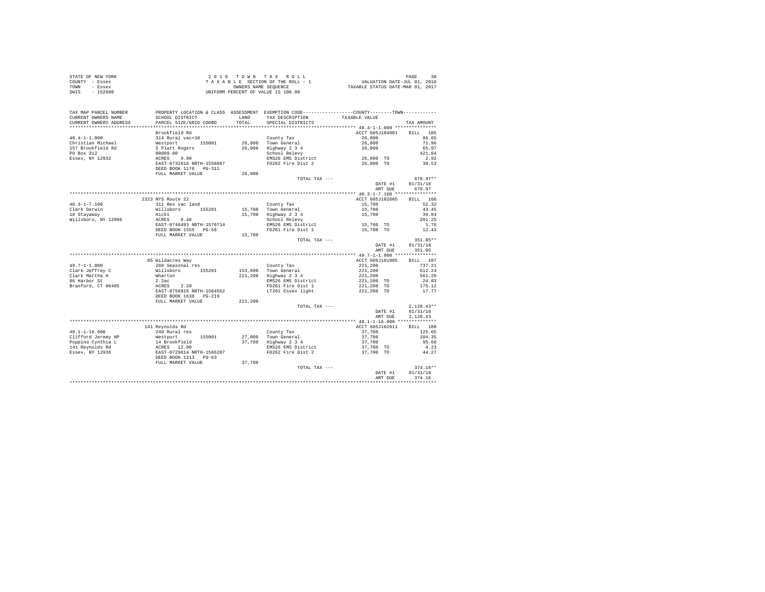STATE OF NEW YORK
COUNTY - Essex
TOWN - Essex
SWIS - 152600

2 0 1 8 T O W N T A X R O L L
T A X A B L E SECTION OF THE ROLL - 1
OWNERS NAME SEQUENCE
UNIFORM PERCENT OF VALUE IS 100.00

VALUATION DATE-JUL 01, 2016
TAXABLE STATUS DATE-MAR 01, 2017

| TAX MAP PARCEL NUMBER / CURRENT OWNERS NAME / CURRENT OWNERS ADDRESS | PROPERTY LOCATION & CLASS / SCHOOL DISTRICT / PARCEL SIZE/GRID COORD | ASSESSMENT LAND / TOTAL | EXEMPTION CODE / TAX DESCRIPTION / SPECIAL DISTRICTS | COUNTY--------TOWN TAXABLE VALUE | TAX AMOUNT |
|---|---|---|---|---|---|
| **48.4-1-1.000** | Brookfield Rd | | | ACCT 605J104001 | BILL 105 |
| 48.4-1-1.000 | 314 Rural vac<10 | | County Tax | 26,000 | 86.65 |
| Christian Michael | Westport 155001 | 26,000 | Town General | 26,000 | 71.96 |
| 157 Brookfield Rd | 5 Platt Rogers | 26,000 | Highway 2 3 4 | 26,000 | 65.97 |
| PO Box 312 | 00009.00 | | School Relevy | | 421.94 |
| Essex, NY 12932 | ACRES 9.00 | | EMS26 EMS District | 26,000 TO | 2.92 |
| | EAST-0732616 NRTH-1558867 | | FD262 Fire Dist 2 | 26,000 TO | 30.53 |
| | DEED BOOK 1176 PG-311 | | | | |
| | FULL MARKET VALUE | 26,000 | | | |
| | | | TOTAL TAX --- | | 679.97** |
| | | | | DATE #1 | 01/31/18 |
| | | | | AMT DUE | 679.97 |
| **40.3-1-7.100** | 2323 NYS Route 22 | | | ACCT 605J102605 | BILL 106 |
| 40.3-1-7.100 | 311 Res vac land | | County Tax | 15,700 | 52.32 |
| Clark Darwin | Willsboro 155201 | 15,700 | Town General | 15,700 | 43.45 |
| 10 Stayaway | Hicks | 15,700 | Highway 2 3 4 | 15,700 | 39.84 |
| Willsboro, NY 12996 | ACRES 0.48 | | School Relevy | | 201.25 |
| | EAST-0746493 NRTH-1570714 | | EMS26 EMS District | 15,700 TO | 1.76 |
| | DEED BOOK 1555 PG-59 | | FD261 Fire Dist 1 | 15,700 TO | 12.43 |
| | FULL MARKET VALUE | 15,700 | | | |
| | | | TOTAL TAX --- | | 351.05** |
| | | | | DATE #1 | 01/31/18 |
| | | | | AMT DUE | 351.05 |
| **49.7-1-1.000** | 85 Wildacres Way | | | ACCT 605J101805 | BILL 107 |
| 49.7-1-1.000 | 260 Seasonal res | | County Tax | 221,200 | 737.21 |
| Clark Jeffrey C | Willsboro 155201 | 153,600 | Town General | 221,200 | 612.24 |
| Clark Martha H | Wharton | 221,200 | Highway 2 3 4 | 221,200 | 561.26 |
| 86 Harbor St | 2.2ac | | EMS26 EMS District | 221,200 TO | 24.83 |
| Branford, CT 06405 | ACRES 2.20 | | FD261 Fire Dist 1 | 221,200 TO | 175.12 |
| | EAST-0756915 NRTH-1564562 | | LT261 Essex light | 221,200 TO | 17.77 |
| | DEED BOOK 1638 PG-219 | | | | |
| | FULL MARKET VALUE | 221,200 | | | |
| | | | TOTAL TAX --- | | 2,128.43** |
| | | | | DATE #1 | 01/31/18 |
| | | | | AMT DUE | 2,128.43 |
| **48.1-1-16.000** | 141 Reynolds Rd | | | ACCT 605J102611 | BILL 108 |
| 48.1-1-16.000 | 240 Rural res | | County Tax | 37,700 | 125.65 |
| Clifford Jeremy HP | Westport 155001 | 27,000 | Town General | 37,700 | 104.35 |
| Poppino Cynthia L | 14 Brookfield | 37,700 | Highway 2 3 4 | 37,700 | 95.66 |
| 141 Reynolds Rd | ACRES 12.00 | | EMS26 EMS District | 37,700 TO | 4.23 |
| Essex, NY 12936 | EAST-0729614 NRTH-1566207 | | FD262 Fire Dist 2 | 37,700 TO | 44.27 |
| | DEED BOOK 1313 PG-63 | | | | |
| | FULL MARKET VALUE | 37,700 | | | |
| | | | TOTAL TAX --- | | 374.16** |
| | | | | DATE #1 | 01/31/18 |
| | | | | AMT DUE | 374.16 |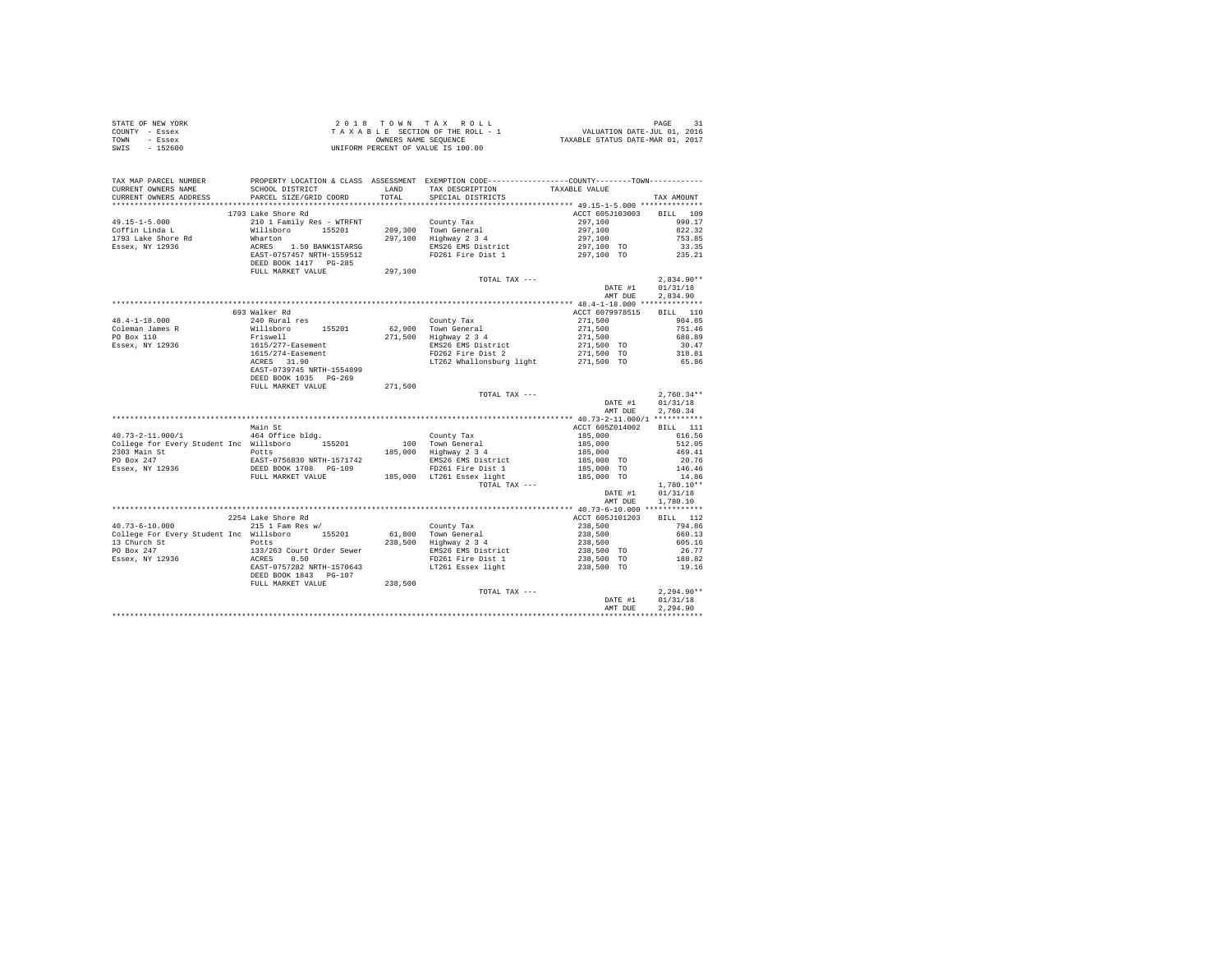STATE OF NEW YORK
COUNTY - Essex
TOWN - Essex
SWIS - 152600

2 0 1 8 T O W N T A X R O L L
T A X A B L E SECTION OF THE ROLL - 1
OWNERS NAME SEQUENCE
UNIFORM PERCENT OF VALUE IS 100.00

VALUATION DATE-JUL 01, 2016
TAXABLE STATUS DATE-MAR 01, 2017

| TAX MAP PARCEL NUMBER / CURRENT OWNERS NAME / CURRENT OWNERS ADDRESS | PROPERTY LOCATION & CLASS / SCHOOL DISTRICT / PARCEL SIZE/GRID COORD | ASSESSMENT LAND / TOTAL | EXEMPTION CODE / TAX DESCRIPTION / SPECIAL DISTRICTS | COUNTY--------TOWN TAXABLE VALUE | TAX AMOUNT |
|---|---|---|---|---|---|
| | 1793 Lake Shore Rd | | | ACCT 605J103003 | BILL 109 |
| 49.15-1-5.000 | 210 1 Family Res - WTRFNT | | County Tax | 297,100 | 990.17 |
| Coffin Linda L | Willsboro 155201 | 209,300 | Town General | 297,100 | 822.32 |
| 1793 Lake Shore Rd | Wharton | 297,100 | Highway 2 3 4 | 297,100 | 753.85 |
| Essex, NY 12936 | ACRES 1.50 BANK1STARSG | | EMS26 EMS District | 297,100 TO | 33.35 |
| | EAST-0757457 NRTH-1559512 | | FD261 Fire Dist 1 | 297,100 TO | 235.21 |
| | DEED BOOK 1417 PG-285 | | | | |
| | FULL MARKET VALUE | 297,100 | | | |
| | | | TOTAL TAX --- | | 2,834.90** |
| | | | | DATE #1 | 01/31/18 |
| | | | | AMT DUE | 2,834.90 |
| | 693 Walker Rd | | | ACCT 6079978515 | BILL 110 |
| 48.4-1-18.000 | 240 Rural res | | County Tax | 271,500 | 904.85 |
| Coleman James R | Willsboro 155201 | 62,900 | Town General | 271,500 | 751.46 |
| PO Box 110 | Friswell | 271,500 | Highway 2 3 4 | 271,500 | 688.89 |
| Essex, NY 12936 | 1615/277-Easement | | EMS26 EMS District | 271,500 TO | 30.47 |
| | 1615/274-Easement | | FD262 Fire Dist 2 | 271,500 TO | 318.81 |
| | ACRES 31.90 | | LT262 Whallonsburg light | 271,500 TO | 65.86 |
| | EAST-0739745 NRTH-1554899 | | | | |
| | DEED BOOK 1035 PG-269 | | | | |
| | FULL MARKET VALUE | 271,500 | | | |
| | | | TOTAL TAX --- | | 2,760.34** |
| | | | | DATE #1 | 01/31/18 |
| | | | | AMT DUE | 2,760.34 |
| | Main St | | | ACCT 605Z014002 | BILL 111 |
| 40.73-2-11.000/1 | 464 Office bldg. | | County Tax | 185,000 | 616.56 |
| College for Every Student Inc | Willsboro 155201 | 100 | Town General | 185,000 | 512.05 |
| 2303 Main St | Potts | 185,000 | Highway 2 3 4 | 185,000 | 469.41 |
| PO Box 247 | EAST-0756830 NRTH-1571742 | | EMS26 EMS District | 185,000 TO | 20.76 |
| Essex, NY 12936 | DEED BOOK 1708 PG-109 | | FD261 Fire Dist 1 | 185,000 TO | 146.46 |
| | FULL MARKET VALUE | 185,000 | LT261 Essex light | 185,000 TO | 14.86 |
| | | | TOTAL TAX --- | | 1,780.10** |
| | | | | DATE #1 | 01/31/18 |
| | | | | AMT DUE | 1,780.10 |
| | 2254 Lake Shore Rd | | | ACCT 605J101203 | BILL 112 |
| 40.73-6-10.000 | 215 1 Fam Res w/ | | County Tax | 238,500 | 794.86 |
| College For Every Student Inc | Willsboro 155201 | 61,800 | Town General | 238,500 | 660.13 |
| 13 Church St | Potts | 238,500 | Highway 2 3 4 | 238,500 | 605.16 |
| PO Box 247 | 133/263 Court Order Sewer | | EMS26 EMS District | 238,500 TO | 26.77 |
| Essex, NY 12936 | ACRES 0.50 | | FD261 Fire Dist 1 | 238,500 TO | 188.82 |
| | EAST-0757282 NRTH-1570643 | | LT261 Essex light | 238,500 TO | 19.16 |
| | DEED BOOK 1843 PG-107 | | | | |
| | FULL MARKET VALUE | 238,500 | | | |
| | | | TOTAL TAX --- | | 2,294.90** |
| | | | | DATE #1 | 01/31/18 |
| | | | | AMT DUE | 2,294.90 |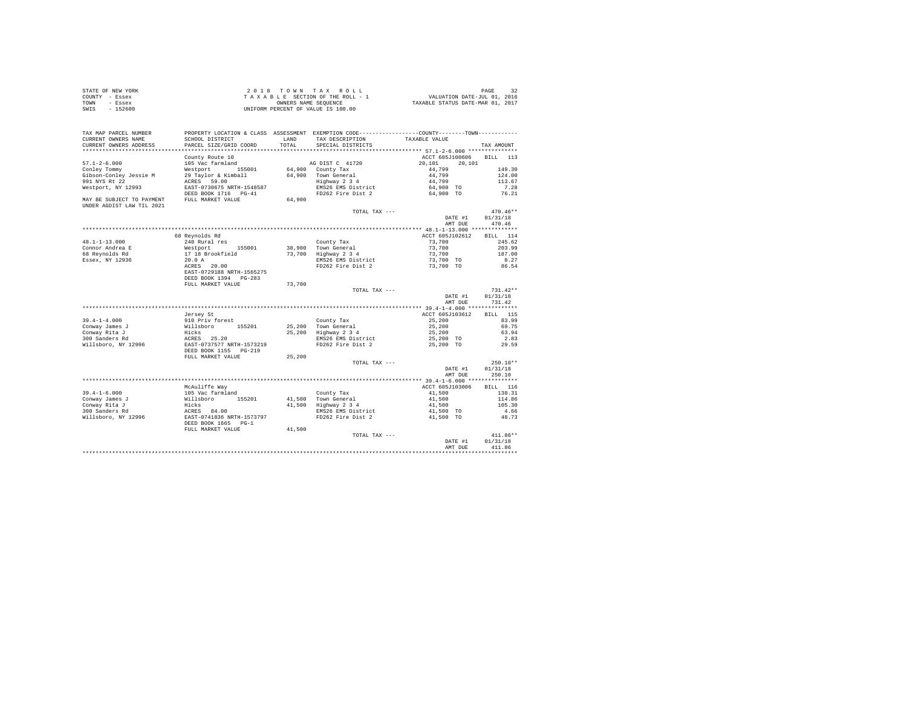STATE OF NEW YORK
COUNTY - Essex
TOWN - Essex
SWIS - 152600

2018 TOWN TAX ROLL
TAXABLE SECTION OF THE ROLL - 1
OWNERS NAME SEQUENCE
UNIFORM PERCENT OF VALUE IS 100.00

VALUATION DATE-JUL 01, 2016
TAXABLE STATUS DATE-MAR 01, 2017

| TAX MAP PARCEL NUMBER / CURRENT OWNERS NAME / CURRENT OWNERS ADDRESS | PROPERTY LOCATION & CLASS / SCHOOL DISTRICT / PARCEL SIZE/GRID COORD | ASSESSMENT LAND / TOTAL | EXEMPTION CODE / TAX DESCRIPTION / SPECIAL DISTRICTS | COUNTY / TOWN TAXABLE VALUE | TAX AMOUNT |
|---|---|---|---|---|---|
| 57.1-2-6.000 | County Route 10 | | | ACCT 605J100606 | BILL 113 |
| 57.1-2-6.000 | 105 Vac farmland | | AG DIST C 41720 | 20,101 20,101 | |
| Conley Tommy | Westport 155001 | 64,900 | County Tax | 44,799 | 149.30 |
| Gibson-Conley Jessie M | 29 Taylor & Kimball | 64,900 | Town General | 44,799 | 124.00 |
| 991 NYS Rt 22 | ACRES 59.00 | | Highway 2 3 4 | 44,799 | 113.67 |
| Westport, NY 12993 | EAST-0730675 NRTH-1548587 | | EMS26 EMS District | 64,900 TO | 7.28 |
| | DEED BOOK 1716 PG-41 | | FD262 Fire Dist 2 | 64,900 TO | 76.21 |
| MAY BE SUBJECT TO PAYMENT | FULL MARKET VALUE | 64,900 | | | |
| UNDER AGDIST LAW TIL 2021 | | | | | |
| | | | TOTAL TAX --- | | 470.46** |
| | | | | DATE #1 | 01/31/18 |
| | | | | AMT DUE | 470.46 |
| 48.1-1-13.000 | 68 Reynolds Rd | | | ACCT 605J102612 | BILL 114 |
| 48.1-1-13.000 | 240 Rural res | | County Tax | 73,700 | 245.62 |
| Connor Andrea E | Westport 155001 | 38,900 | Town General | 73,700 | 203.99 |
| 68 Reynolds Rd | 17 18 Brookfield | 73,700 | Highway 2 3 4 | 73,700 | 187.00 |
| Essex, NY 12936 | 20.0 A | | EMS26 EMS District | 73,700 TO | 8.27 |
| | ACRES 20.00 | | FD262 Fire Dist 2 | 73,700 TO | 86.54 |
| | EAST-0729188 NRTH-1565275 | | | | |
| | DEED BOOK 1394 PG-283 | | | | |
| | FULL MARKET VALUE | 73,700 | | | |
| | | | TOTAL TAX --- | | 731.42** |
| | | | | DATE #1 | 01/31/18 |
| | | | | AMT DUE | 731.42 |
| 39.4-1-4.000 | Jersey St | | | ACCT 605J103612 | BILL 115 |
| 39.4-1-4.000 | 910 Priv forest | | County Tax | 25,200 | 83.99 |
| Conway James J | Willsboro 155201 | 25,200 | Town General | 25,200 | 69.75 |
| Conway Rita J | Hicks | 25,200 | Highway 2 3 4 | 25,200 | 63.94 |
| 300 Sanders Rd | ACRES 25.20 | | EMS26 EMS District | 25,200 TO | 2.83 |
| Willsboro, NY 12996 | EAST-0737577 NRTH-1573219 | | FD262 Fire Dist 2 | 25,200 TO | 29.59 |
| | DEED BOOK 1155 PG-219 | | | | |
| | FULL MARKET VALUE | 25,200 | | | |
| | | | TOTAL TAX --- | | 250.10** |
| | | | | DATE #1 | 01/31/18 |
| | | | | AMT DUE | 250.10 |
| 39.4-1-6.000 | McAuliffe Way | | | ACCT 605J103006 | BILL 116 |
| 39.4-1-6.000 | 105 Vac farmland | | County Tax | 41,500 | 138.31 |
| Conway James J | Willsboro 155201 | 41,500 | Town General | 41,500 | 114.86 |
| Conway Rita J | Hicks | 41,500 | Highway 2 3 4 | 41,500 | 105.30 |
| 300 Sanders Rd | ACRES 84.00 | | EMS26 EMS District | 41,500 TO | 4.66 |
| Willsboro, NY 12996 | EAST-0741836 NRTH-1573797 | | FD262 Fire Dist 2 | 41,500 TO | 48.73 |
| | DEED BOOK 1665 PG-1 | | | | |
| | FULL MARKET VALUE | 41,500 | | | |
| | | | TOTAL TAX --- | | 411.86** |
| | | | | DATE #1 | 01/31/18 |
| | | | | AMT DUE | 411.86 |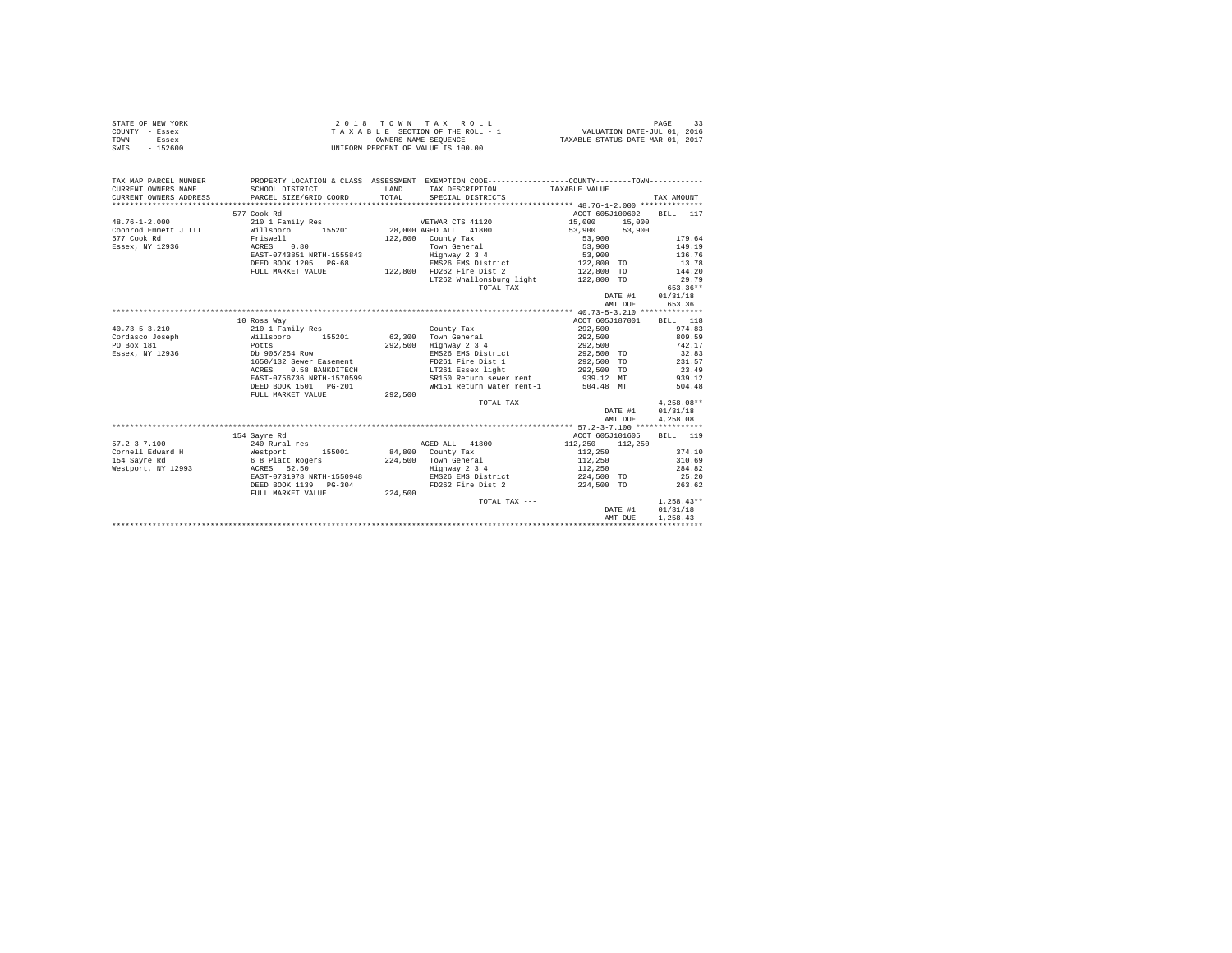STATE OF NEW YORK
COUNTY - Essex
TOWN - Essex
SWIS - 152600

2 0 1 8 T O W N T A X R O L L
T A X A B L E SECTION OF THE ROLL - 1
OWNERS NAME SEQUENCE
UNIFORM PERCENT OF VALUE IS 100.00

VALUATION DATE-JUL 01, 2016
TAXABLE STATUS DATE-MAR 01, 2017

```
TAX MAP PARCEL NUMBER     PROPERTY LOCATION & CLASS  ASSESSMENT  EXEMPTION CODE-----------------COUNTY--------TOWN-----------
CURRENT OWNERS NAME       SCHOOL DISTRICT            LAND        TAX DESCRIPTION           TAXABLE VALUE
CURRENT OWNERS ADDRESS    PARCEL SIZE/GRID COORD     TOTAL       SPECIAL DISTRICTS                                   TAX AMOUNT
*********************************************************************************************** 48.76-1-2.000 **************
                          577 Cook Rd                                                      ACCT 605J100602    BILL  117
48.76-1-2.000             210 1 Family Res                       VETWAR CTS 41120          15,000     15,000
Coonrod Emmett J III      Willsboro     155201       28,000 AGED ALL  41800                53,900     53,900
577 Cook Rd               Friswell                   122,800  County Tax                   53,900                    179.64
Essex, NY 12936           ACRES    0.80                       Town General                 53,900                    149.19
                          EAST-0743851 NRTH-1555843           Highway 2 3 4                53,900                    136.76
                          DEED BOOK 1205   PG-68              EMS26 EMS District           122,800 TO                 13.78
                          FULL MARKET VALUE          122,800  FD262 Fire Dist 2            122,800 TO                144.20
                                                              LT262 Whallonsburg light     122,800 TO                 29.79
                                                                    TOTAL TAX ---                                    653.36**
                                                                                                   DATE #1       01/31/18
                                                                                                   AMT DUE         653.36
*********************************************************************************************** 40.73-5-3.210 **************
                          10 Ross Way                                                      ACCT 605J187001    BILL  118
40.73-5-3.210             210 1 Family Res                        County Tax               292,500                   974.83
Cordasco Joseph           Willsboro     155201       62,300   Town General                 292,500                   809.59
PO Box 181                Potts                      292,500  Highway 2 3 4                292,500                   742.17
Essex, NY 12936           Db 905/254 Row                      EMS26 EMS District           292,500 TO                 32.83
                          1650/132 Sewer Easement             FD261 Fire Dist 1            292,500 TO                231.57
                          ACRES    0.50 BANKDITECH            LT261 Essex light            292,500 TO                 23.49
                          EAST-0756736 NRTH-1570599           SR150 Return sewer rent       939.12 MT                939.12
                          DEED BOOK 1501   PG-201             WR151 Return water rent-1     504.48 MT                504.48
                          FULL MARKET VALUE          292,500
                                                                    TOTAL TAX ---                                  4,258.08**
                                                                                                   DATE #1       01/31/18
                                                                                                   AMT DUE       4,258.08
*********************************************************************************************** 57.2-3-7.100 ***************
                          154 Sayre Rd                                                     ACCT 605J101605    BILL  119
57.2-3-7.100              240 Rural res                           AGED ALL  41800          112,250    112,250
Cornell Edward H          Westport      155001       84,800   County Tax                   112,250                   374.10
154 Sayre Rd              6 8 Platt Rogers           224,500  Town General                 112,250                   310.69
Westport, NY 12993        ACRES   52.50                       Highway 2 3 4                112,250                   284.82
                          EAST-0731978 NRTH-1550948           EMS26 EMS District           224,500 TO                 25.20
                          DEED BOOK 1139   PG-304             FD262 Fire Dist 2            224,500 TO                263.62
                          FULL MARKET VALUE          224,500
                                                                    TOTAL TAX ---                                  1,258.43**
                                                                                                   DATE #1       01/31/18
                                                                                                   AMT DUE       1,258.43
****************************************************************************************************************************
```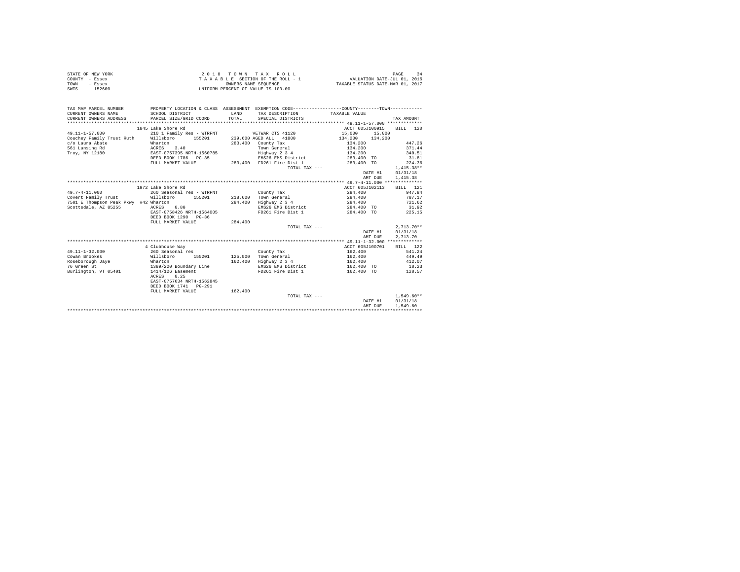STATE OF NEW YORK
COUNTY - Essex
TOWN - Essex
SWIS - 152600

2 0 1 8 T O W N T A X R O L L
T A X A B L E SECTION OF THE ROLL - 1
OWNERS NAME SEQUENCE
UNIFORM PERCENT OF VALUE IS 100.00

VALUATION DATE-JUL 01, 2016
TAXABLE STATUS DATE-MAR 01, 2017

```
TAX MAP PARCEL NUMBER         PROPERTY LOCATION & CLASS  ASSESSMENT  EXEMPTION CODE-----------------COUNTY--------TOWN-----------
CURRENT OWNERS NAME           SCHOOL DISTRICT              LAND      TAX DESCRIPTION            TAXABLE VALUE
CURRENT OWNERS ADDRESS        PARCEL SIZE/GRID COORD       TOTAL     SPECIAL DISTRICTS                                  TAX AMOUNT
*********************************************************************************************** 49.11-1-57.000 *************
                              1845 Lake Shore Rd                                                ACCT 605J100915     BILL  120
49.11-1-57.000                210 1 Family Res - WTRFNT           VETWAR CTS 41120              15,000     15,000
Couchey Family Trust Ruth     Willsboro       155201      239,600 AGED ALL  41800             134,200    134,200
c/o Laura Abate               Wharton                     283,400  County Tax                  134,200                 447.26
561 Lansing Rd                ACRES    3.40                        Town General                134,200                 371.44
Troy, NY 12180                EAST-0757395 NRTH-1560785            Highway 2 3 4               134,200                 340.51
                              DEED BOOK 1786   PG-35               EMS26 EMS District          283,400 TO               31.81
                              FULL MARKET VALUE           283,400  FD261 Fire Dist 1           283,400 TO              224.36
                                                                   TOTAL TAX ---                                      1,415.38**
                                                                                               DATE #1            01/31/18
                                                                                               AMT DUE            1,415.38
*********************************************************************************************** 49.7-4-11.000 **************
                              1972 Lake Shore Rd                                                ACCT 605J102113     BILL  121
49.7-4-11.000                 260 Seasonal res - WTRFNT            County Tax                  284,400                 947.84
Covert Family Trust           Willsboro       155201      218,600  Town General                284,400                 787.17
7501 E Thompson Peak Pkwy #42 Wharton                     284,400  Highway 2 3 4               284,400                 721.62
Scottsdale, AZ 85255          ACRES    0.80                        EMS26 EMS District          284,400 TO               31.92
                              EAST-0758426 NRTH-1564005            FD261 Fire Dist 1           284,400 TO              225.15
                              DEED BOOK 1290   PG-36
                              FULL MARKET VALUE           284,400
                                                                   TOTAL TAX ---                                      2,713.70**
                                                                                               DATE #1            01/31/18
                                                                                               AMT DUE            2,713.70
*********************************************************************************************** 49.11-1-32.000 *************
                              4 Clubhouse Way                                                   ACCT 605J100701     BILL  122
49.11-1-32.000                260 Seasonal res                     County Tax                  162,400                 541.24
Cowan Brookes                 Willsboro       155201      125,000  Town General                162,400                 449.49
Roseborough Jaye              Wharton                     162,400  Highway 2 3 4               162,400                 412.07
76 Green St                   1389/220 Boundary Line               EMS26 EMS District          162,400 TO               18.23
Burlington, VT 05401          1414/126 Easement                    FD261 Fire Dist 1           162,400 TO              128.57
                              ACRES    0.25
                              EAST-0757634 NRTH-1562845
                              DEED BOOK 1741   PG-291
                              FULL MARKET VALUE           162,400
                                                                   TOTAL TAX ---                                      1,549.60**
                                                                                               DATE #1            01/31/18
                                                                                               AMT DUE            1,549.60
****************************************************************************************************************************
```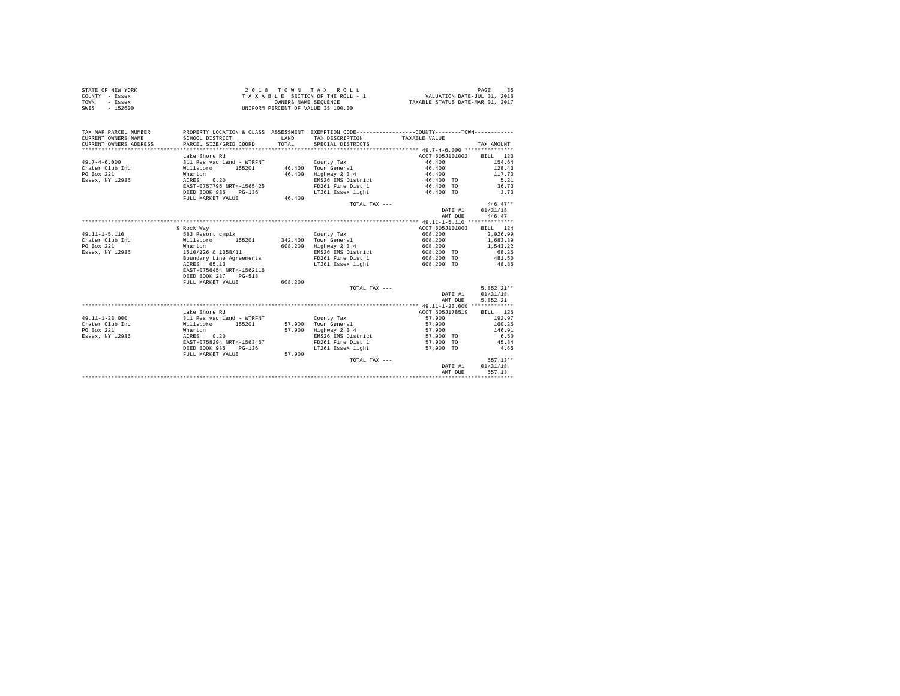STATE OF NEW YORK
COUNTY - Essex
TOWN - Essex
SWIS - 152600

2 0 1 8 T O W N T A X R O L L
T A X A B L E SECTION OF THE ROLL - 1
OWNERS NAME SEQUENCE
UNIFORM PERCENT OF VALUE IS 100.00

VALUATION DATE-JUL 01, 2016
TAXABLE STATUS DATE-MAR 01, 2017

| TAX MAP PARCEL NUMBER / CURRENT OWNERS NAME / CURRENT OWNERS ADDRESS | PROPERTY LOCATION & CLASS / SCHOOL DISTRICT / PARCEL SIZE/GRID COORD | ASSESSMENT LAND | TOTAL | EXEMPTION CODE / TAX DESCRIPTION / SPECIAL DISTRICTS | TAXABLE VALUE | TAX AMOUNT |
|---|---|---|---|---|---|---|
| **49.7-4-6.000** | Lake Shore Rd | | | | ACCT 605J101002 | BILL 123 |
| 49.7-4-6.000 | 311 Res vac land - WTRFNT | | | County Tax | 46,400 | 154.64 |
| Crater Club Inc | Willsboro 155201 | 46,400 | | Town General | 46,400 | 128.43 |
| PO Box 221 | Wharton | | 46,400 | Highway 2 3 4 | 46,400 | 117.73 |
| Essex, NY 12936 | ACRES 0.20 | | | EMS26 EMS District | 46,400 TO | 5.21 |
| | EAST-0757795 NRTH-1565425 | | | FD261 Fire Dist 1 | 46,400 TO | 36.73 |
| | DEED BOOK 935 PG-136 | | | LT261 Essex light | 46,400 TO | 3.73 |
| | FULL MARKET VALUE | | 46,400 | | | |
| | | | | TOTAL TAX --- | | 446.47** |
| | | | | | DATE #1 | 01/31/18 |
| | | | | | AMT DUE | 446.47 |
| **49.11-1-5.110** | 9 Rock Way | | | | ACCT 605J101003 | BILL 124 |
| 49.11-1-5.110 | 583 Resort cmplx | | | County Tax | 608,200 | 2,026.99 |
| Crater Club Inc | Willsboro 155201 | 342,400 | | Town General | 608,200 | 1,683.39 |
| PO Box 221 | Wharton | | 608,200 | Highway 2 3 4 | 608,200 | 1,543.22 |
| Essex, NY 12936 | 1510/126 & 1358/11 | | | EMS26 EMS District | 608,200 TO | 68.26 |
| | Boundary Line Agreements | | | FD261 Fire Dist 1 | 608,200 TO | 481.50 |
| | ACRES 65.13 | | | LT261 Essex light | 608,200 TO | 48.85 |
| | EAST-0756454 NRTH-1562116 | | | | | |
| | DEED BOOK 237 PG-518 | | | | | |
| | FULL MARKET VALUE | | 608,200 | | | |
| | | | | TOTAL TAX --- | | 5,852.21** |
| | | | | | DATE #1 | 01/31/18 |
| | | | | | AMT DUE | 5,852.21 |
| **49.11-1-23.000** | Lake Shore Rd | | | | ACCT 605J178519 | BILL 125 |
| 49.11-1-23.000 | 311 Res vac land - WTRFNT | | | County Tax | 57,900 | 192.97 |
| Crater Club Inc | Willsboro 155201 | 57,900 | | Town General | 57,900 | 160.26 |
| PO Box 221 | Wharton | | 57,900 | Highway 2 3 4 | 57,900 | 146.91 |
| Essex, NY 12936 | ACRES 0.20 | | | EMS26 EMS District | 57,900 TO | 6.50 |
| | EAST-0758294 NRTH-1563467 | | | FD261 Fire Dist 1 | 57,900 TO | 45.84 |
| | DEED BOOK 935 PG-136 | | | LT261 Essex light | 57,900 TO | 4.65 |
| | FULL MARKET VALUE | | 57,900 | | | |
| | | | | TOTAL TAX --- | | 557.13** |
| | | | | | DATE #1 | 01/31/18 |
| | | | | | AMT DUE | 557.13 |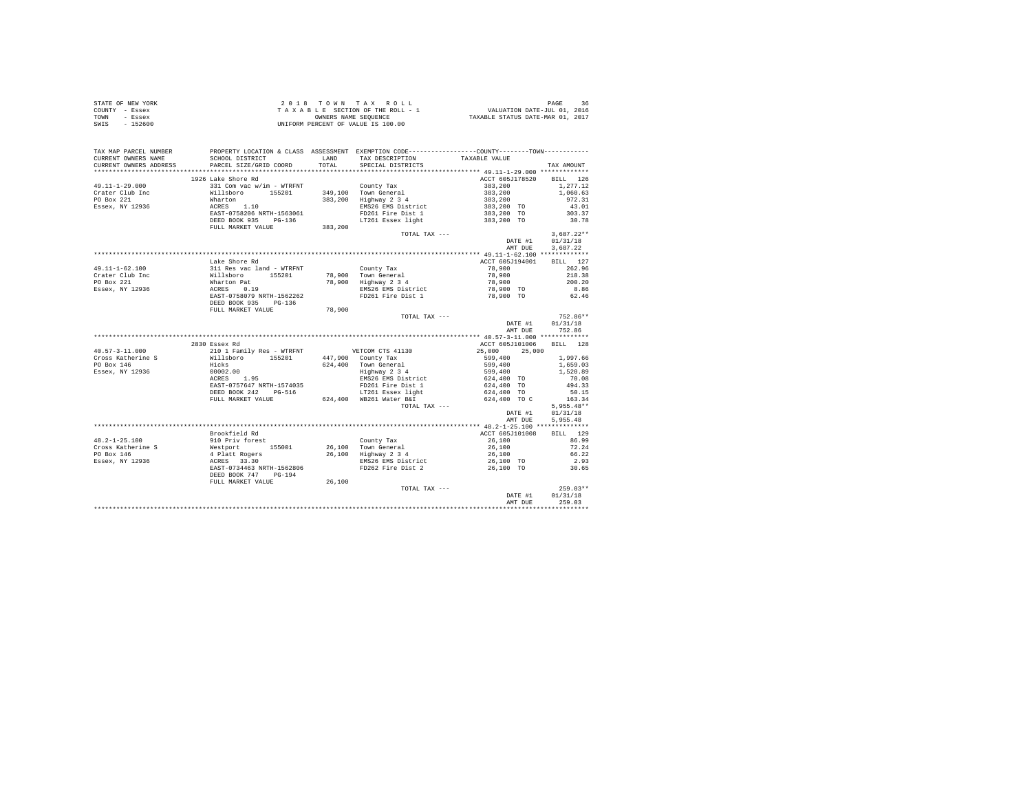STATE OF NEW YORK
COUNTY - Essex
TOWN - Essex
SWIS - 152600

2 0 1 8 T O W N T A X R O L L
T A X A B L E SECTION OF THE ROLL - 1
OWNERS NAME SEQUENCE
UNIFORM PERCENT OF VALUE IS 100.00

VALUATION DATE-JUL 01, 2016
TAXABLE STATUS DATE-MAR 01, 2017

```
TAX MAP PARCEL NUMBER     PROPERTY LOCATION & CLASS  ASSESSMENT  EXEMPTION CODE-----------------COUNTY--------TOWN-----------
CURRENT OWNERS NAME       SCHOOL DISTRICT               LAND      TAX DESCRIPTION            TAXABLE VALUE
CURRENT OWNERS ADDRESS    PARCEL SIZE/GRID COORD        TOTAL     SPECIAL DISTRICTS                                   TAX AMOUNT
*************************************************************************************************** 49.11-1-29.000 *************
                          1926 Lake Shore Rd                                                 ACCT 605J178520     BILL  126
49.11-1-29.000            331 Com vac w/im - WTRFNT              County Tax                     383,200            1,277.12
Crater Club Inc           Willsboro      155201       349,100    Town General                   383,200            1,060.63
PO Box 221                Wharton                     383,200    Highway 2 3 4                  383,200              972.31
Essex, NY 12936           ACRES    1.10                          EMS26 EMS District             383,200 TO            43.01
                          EAST-0758206 NRTH-1563061              FD261 Fire Dist 1              383,200 TO           303.37
                          DEED BOOK 935    PG-136                LT261 Essex light              383,200 TO            30.78
                          FULL MARKET VALUE           383,200
                                                                 TOTAL TAX ---                                     3,687.22**
                                                                                              DATE #1     01/31/18
                                                                                              AMT DUE     3,687.22
*************************************************************************************************** 49.11-1-62.100 *************
                          Lake Shore Rd                                                      ACCT 605J194001     BILL  127
49.11-1-62.100            311 Res vac land - WTRFNT              County Tax                      78,900              262.96
Crater Club Inc           Willsboro      155201        78,900    Town General                    78,900              218.38
PO Box 221                Wharton Pat                  78,900    Highway 2 3 4                   78,900              200.20
Essex, NY 12936           ACRES    0.19                          EMS26 EMS District              78,900 TO              8.86
                          EAST-0758079 NRTH-1562262              FD261 Fire Dist 1               78,900 TO             62.46
                          DEED BOOK 935    PG-136
                          FULL MARKET VALUE            78,900
                                                                 TOTAL TAX ---                                       752.86**
                                                                                              DATE #1     01/31/18
                                                                                              AMT DUE       752.86
*************************************************************************************************** 40.57-3-11.000 *************
                          2830 Essex Rd                                                      ACCT 605J101006     BILL  128
40.57-3-11.000            210 1 Family Res - WTRFNT              VETCOM CTS 41130         25,000      25,000
Cross Katherine S         Willsboro      155201       447,900    County Tax                     599,400            1,997.66
PO Box 146                Hicks                       624,400    Town General                   599,400            1,659.03
Essex, NY 12936           00002.00                               Highway 2 3 4                  599,400            1,520.89
                          ACRES    1.95                          EMS26 EMS District             624,400 TO            70.08
                          EAST-0757647 NRTH-1574035              FD261 Fire Dist 1              624,400 TO           494.33
                          DEED BOOK 242    PG-516                LT261 Essex light              624,400 TO            50.15
                          FULL MARKET VALUE           624,400    WB261 Water B&I                624,400 TO C         163.34
                                                                 TOTAL TAX ---                                     5,955.48**
                                                                                              DATE #1     01/31/18
                                                                                              AMT DUE     5,955.48
*************************************************************************************************** 48.2-1-25.100 **************
                          Brookfield Rd                                                      ACCT 605J101008     BILL  129
48.2-1-25.100             910 Priv forest                        County Tax                      26,100               86.99
Cross Katherine S         Westport       155001        26,100    Town General                    26,100               72.24
PO Box 146                4 Platt Rogers               26,100    Highway 2 3 4                   26,100               66.22
Essex, NY 12936           ACRES   33.30                          EMS26 EMS District              26,100 TO              2.93
                          EAST-0734463 NRTH-1562806              FD262 Fire Dist 2               26,100 TO             30.65
                          DEED BOOK 747    PG-194
                          FULL MARKET VALUE            26,100
                                                                 TOTAL TAX ---                                       259.03**
                                                                                              DATE #1     01/31/18
                                                                                              AMT DUE       259.03
********************************************************************************************************************************
```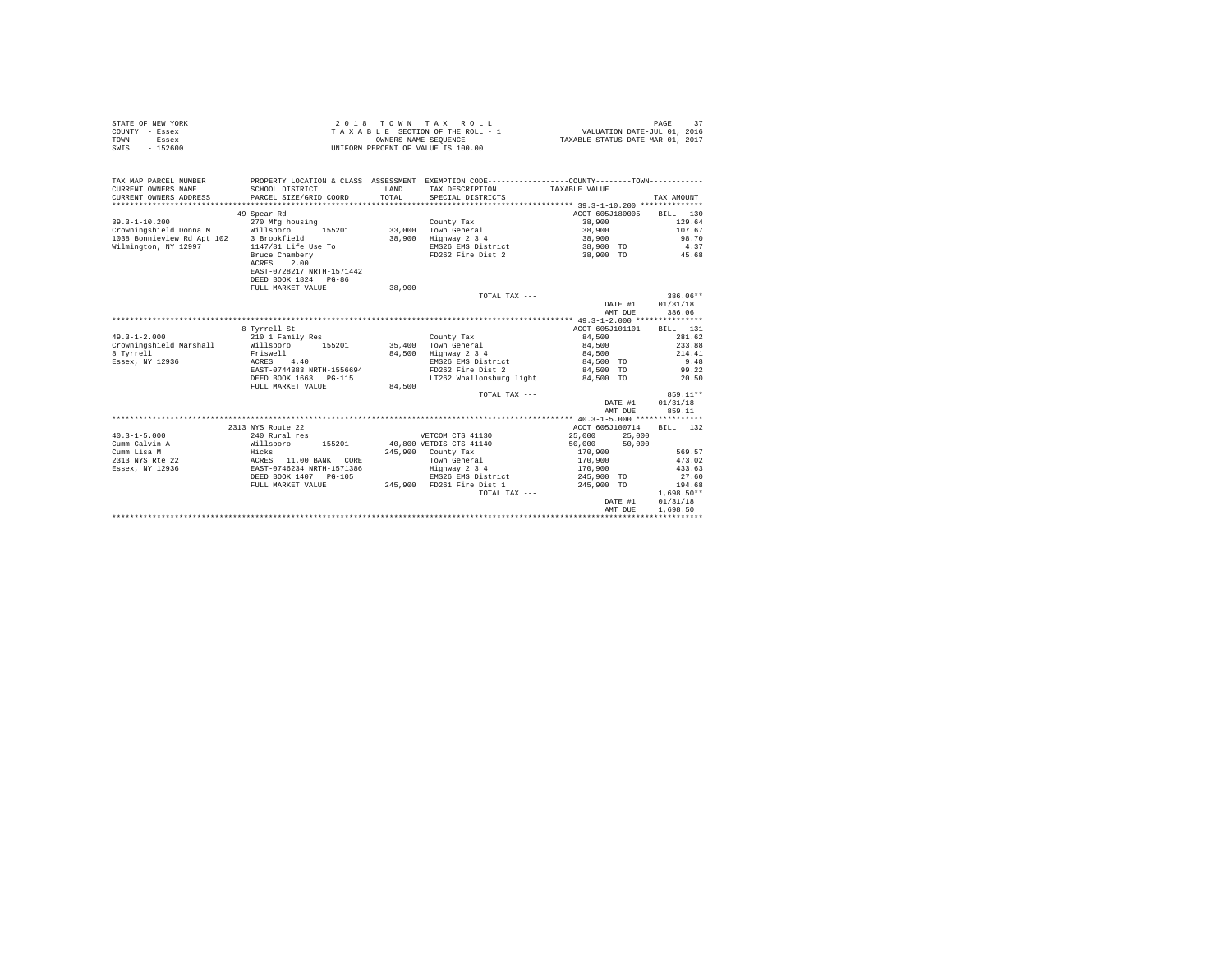STATE OF NEW YORK
COUNTY - Essex
TOWN - Essex
SWIS - 152600

2018 TOWN TAX ROLL
TAXABLE SECTION OF THE ROLL - 1
OWNERS NAME SEQUENCE
UNIFORM PERCENT OF VALUE IS 100.00

VALUATION DATE-JUL 01, 2016
TAXABLE STATUS DATE-MAR 01, 2017

```
TAX MAP PARCEL NUMBER       PROPERTY LOCATION & CLASS  ASSESSMENT  EXEMPTION CODE------------------COUNTY--------TOWN------------
CURRENT OWNERS NAME         SCHOOL DISTRICT              LAND      TAX DESCRIPTION            TAXABLE VALUE
CURRENT OWNERS ADDRESS      PARCEL SIZE/GRID COORD       TOTAL     SPECIAL DISTRICTS                                     TAX AMOUNT
********************************************************************************************* 39.3-1-10.200 **************
                            49 Spear Rd                                                       ACCT 605J180005     BILL  130
39.3-1-10.200               270 Mfg housing                        County Tax                  38,900                 129.64
Crowningshield Donna M      Willsboro       155201      33,000     Town General                38,900                 107.67
1038 Bonnieview Rd Apt 102  3 Brookfield                38,900     Highway 2 3 4               38,900                  98.70
Wilmington, NY 12997        1147/81 Life Use To                    EMS26 EMS District          38,900 TO                4.37
                            Bruce Chambery                         FD262 Fire Dist 2           38,900 TO               45.68
                            ACRES    2.00
                            EAST-0728217 NRTH-1571442
                            DEED BOOK 1824   PG-86
                            FULL MARKET VALUE           38,900
                                                                   TOTAL TAX ---                                      386.06**
                                                                                              DATE #1     01/31/18
                                                                                              AMT DUE       386.06
********************************************************************************************* 49.3-1-2.000 ***************
                            8 Tyrrell St                                                      ACCT 605J101101     BILL  131
49.3-1-2.000                210 1 Family Res                       County Tax                  84,500                 281.62
Crowningshield Marshall     Willsboro       155201      35,400     Town General                84,500                 233.88
8 Tyrrell                   Friswell                    84,500     Highway 2 3 4               84,500                 214.41
Essex, NY 12936             ACRES    4.40                          EMS26 EMS District          84,500 TO                9.48
                            EAST-0744383 NRTH-1556694              FD262 Fire Dist 2           84,500 TO               99.22
                            DEED BOOK 1663   PG-115                LT262 Whallonsburg light    84,500 TO               20.50
                            FULL MARKET VALUE           84,500
                                                                   TOTAL TAX ---                                      859.11**
                                                                                              DATE #1     01/31/18
                                                                                              AMT DUE       859.11
********************************************************************************************* 40.3-1-5.000 ***************
                            2313 NYS Route 22                                                 ACCT 605J100714     BILL  132
40.3-1-5.000                240 Rural res                          VETCOM CTS 41130            25,000      25,000
Cumm Calvin A               Willsboro       155201      40,800 VETDIS CTS 41140                50,000      50,000
Cumm Lisa M                 Hicks                      245,900     County Tax                 170,900                 569.57
2313 NYS Rte 22             ACRES   11.00 BANK   CORE              Town General               170,900                 473.02
Essex, NY 12936             EAST-0746234 NRTH-1571386              Highway 2 3 4              170,900                 433.63
                            DEED BOOK 1407   PG-105                EMS26 EMS District         245,900 TO               27.60
                            FULL MARKET VALUE          245,900     FD261 Fire Dist 1          245,900 TO              194.68
                                                                   TOTAL TAX ---                                    1,698.50**
                                                                                              DATE #1     01/31/18
                                                                                              AMT DUE     1,698.50
****************************************************************************************************************************
```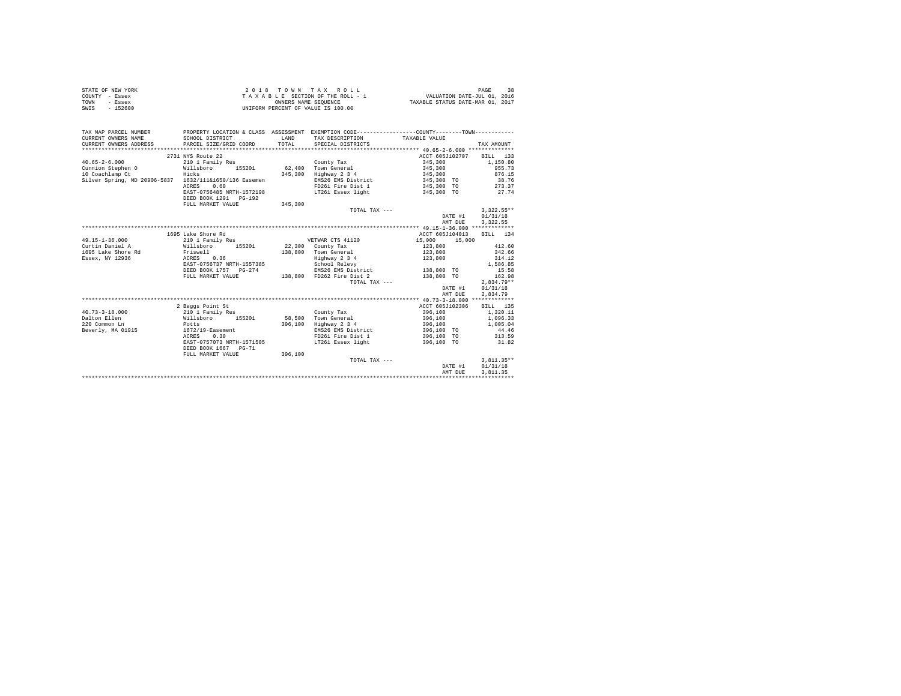STATE OF NEW YORK
COUNTY - Essex
TOWN - Essex
SWIS - 152600

2018 TOWN TAX ROLL
TAXABLE SECTION OF THE ROLL - 1
OWNERS NAME SEQUENCE
UNIFORM PERCENT OF VALUE IS 100.00

VALUATION DATE-JUL 01, 2016
TAXABLE STATUS DATE-MAR 01, 2017

| TAX MAP PARCEL NUMBER / CURRENT OWNERS NAME / CURRENT OWNERS ADDRESS | PROPERTY LOCATION & CLASS / SCHOOL DISTRICT / PARCEL SIZE/GRID COORD | ASSESSMENT LAND / TOTAL | EXEMPTION CODE / TAX DESCRIPTION / SPECIAL DISTRICTS | COUNTY / TOWN TAXABLE VALUE | TAX AMOUNT |
|---|---|---|---|---|---|
| 40.65-2-6.000 | 2731 NYS Route 22 | | | ACCT 605J102707 | BILL 133 |
| 40.65-2-6.000 | 210 1 Family Res | | County Tax | 345,300 | 1,150.80 |
| Cunnion Stephen O | Willsboro 155201 | 62,400 | Town General | 345,300 | 955.73 |
| 10 Coachlamp Ct | Hicks | 345,300 | Highway 2 3 4 | 345,300 | 876.15 |
| Silver Spring, MD 20906-5837 | 1632/111&1650/136 Easemen | | EMS26 EMS District | 345,300 TO | 38.76 |
| | ACRES 0.60 | | FD261 Fire Dist 1 | 345,300 TO | 273.37 |
| | EAST-0756485 NRTH-1572198 | | LT261 Essex light | 345,300 TO | 27.74 |
| | DEED BOOK 1291 PG-192 | | | | |
| | FULL MARKET VALUE | 345,300 | | | |
| | | | TOTAL TAX --- | | 3,322.55** |
| | | | | DATE #1 | 01/31/18 |
| | | | | AMT DUE | 3,322.55 |
| 49.15-1-36.000 | 1695 Lake Shore Rd | | | ACCT 605J104013 | BILL 134 |
| 49.15-1-36.000 | 210 1 Family Res | | VETWAR CTS 41120 | 15,000 15,000 | |
| Curtin Daniel A | Willsboro 155201 | 22,300 | County Tax | 123,800 | 412.60 |
| 1695 Lake Shore Rd | Friswell | 138,800 | Town General | 123,800 | 342.66 |
| Essex, NY 12936 | ACRES 0.36 | | Highway 2 3 4 | 123,800 | 314.12 |
| | EAST-0756737 NRTH-1557385 | | School Relevy | | 1,586.85 |
| | DEED BOOK 1757 PG-274 | | EMS26 EMS District | 138,800 TO | 15.58 |
| | FULL MARKET VALUE | 138,800 | FD262 Fire Dist 2 | 138,800 TO | 162.98 |
| | | | TOTAL TAX --- | | 2,834.79** |
| | | | | DATE #1 | 01/31/18 |
| | | | | AMT DUE | 2,834.79 |
| 40.73-3-18.000 | 2 Beggs Point St | | | ACCT 605J102306 | BILL 135 |
| 40.73-3-18.000 | 210 1 Family Res | | County Tax | 396,100 | 1,320.11 |
| Dalton Ellen | Willsboro 155201 | 58,500 | Town General | 396,100 | 1,096.33 |
| 220 Common Ln | Potts | 396,100 | Highway 2 3 4 | 396,100 | 1,005.04 |
| Beverly, MA 01915 | 1672/19-Easement | | EMS26 EMS District | 396,100 TO | 44.46 |
| | ACRES 0.30 | | FD261 Fire Dist 1 | 396,100 TO | 313.59 |
| | EAST-0757073 NRTH-1571505 | | LT261 Essex light | 396,100 TO | 31.82 |
| | DEED BOOK 1667 PG-71 | | | | |
| | FULL MARKET VALUE | 396,100 | | | |
| | | | TOTAL TAX --- | | 3,811.35** |
| | | | | DATE #1 | 01/31/18 |
| | | | | AMT DUE | 3,811.35 |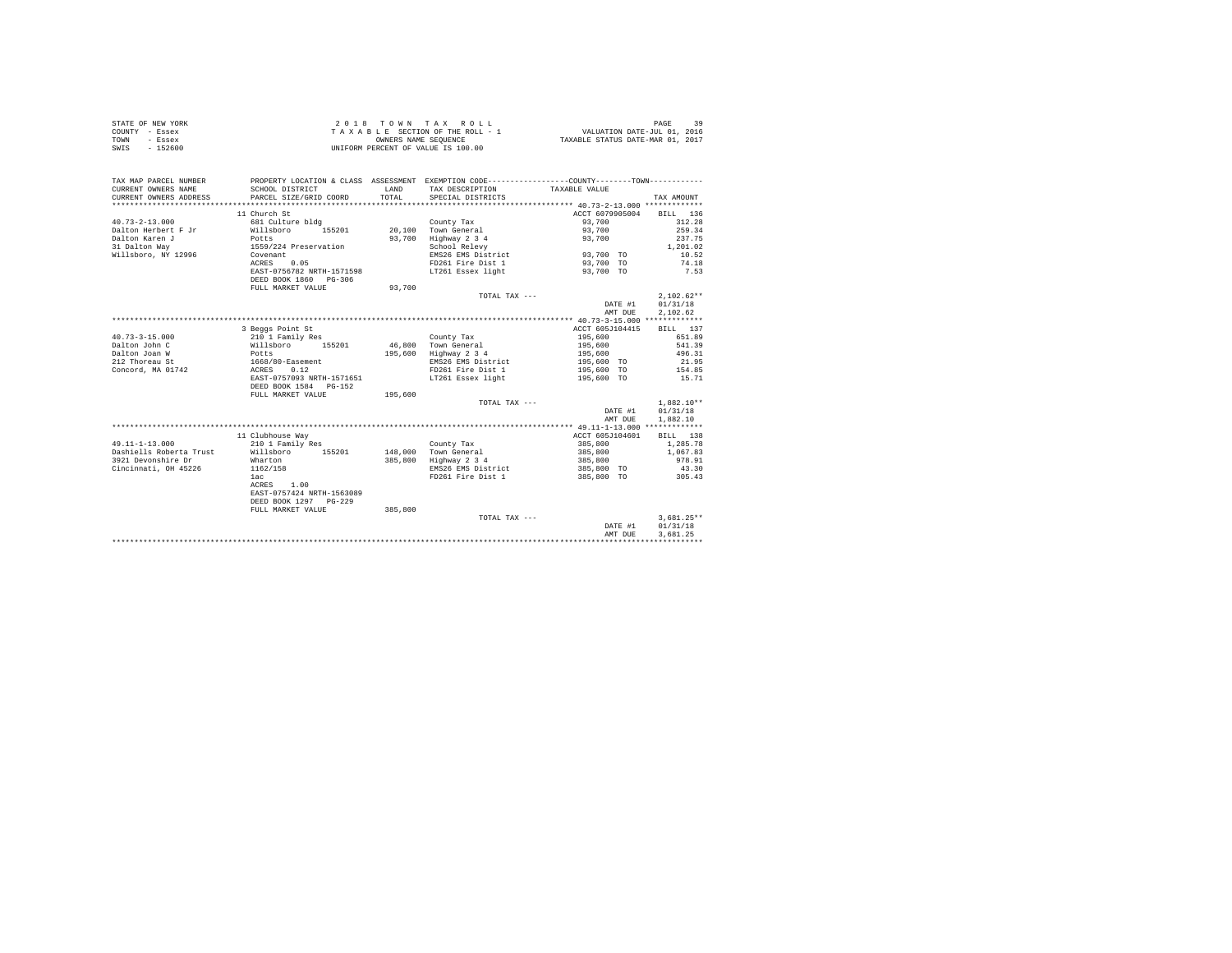STATE OF NEW YORK
COUNTY - Essex
TOWN - Essex
SWIS - 152600

2 0 1 8 T O W N T A X R O L L
T A X A B L E SECTION OF THE ROLL - 1
OWNERS NAME SEQUENCE
UNIFORM PERCENT OF VALUE IS 100.00

VALUATION DATE-JUL 01, 2016
TAXABLE STATUS DATE-MAR 01, 2017

| TAX MAP PARCEL NUMBER / CURRENT OWNERS NAME / CURRENT OWNERS ADDRESS | PROPERTY LOCATION & CLASS / SCHOOL DISTRICT / PARCEL SIZE/GRID COORD | ASSESSMENT LAND / TOTAL | EXEMPTION CODE / TAX DESCRIPTION / SPECIAL DISTRICTS | COUNTY / TOWN TAXABLE VALUE | TAX AMOUNT |
|---|---|---|---|---|---|
| 40.73-2-13.000 | 11 Church St | | | ACCT 6079905004 | BILL 136 |
| | 681 Culture bldg | | County Tax | 93,700 | 312.28 |
| Dalton Herbert F Jr | Willsboro 155201 | 20,100 | Town General | 93,700 | 259.34 |
| Dalton Karen J | Potts | 93,700 | Highway 2 3 4 | 93,700 | 237.75 |
| 31 Dalton Way | 1559/224 Preservation | | School Relevy | | 1,201.02 |
| Willsboro, NY 12996 | Covenant | | EMS26 EMS District | 93,700 TO | 10.52 |
| | ACRES 0.05 | | FD261 Fire Dist 1 | 93,700 TO | 74.18 |
| | EAST-0756782 NRTH-1571598 | | LT261 Essex light | 93,700 TO | 7.53 |
| | DEED BOOK 1860 PG-306 | | | | |
| | FULL MARKET VALUE | 93,700 | | | |
| | | | TOTAL TAX --- | | 2,102.62** |
| | | | | DATE #1 | 01/31/18 |
| | | | | AMT DUE | 2,102.62 |
| 40.73-3-15.000 | 3 Beggs Point St | | | ACCT 605J104415 | BILL 137 |
| | 210 1 Family Res | | County Tax | 195,600 | 651.89 |
| Dalton John C | Willsboro 155201 | 46,800 | Town General | 195,600 | 541.39 |
| Dalton Joan W | Potts | 195,600 | Highway 2 3 4 | 195,600 | 496.31 |
| 212 Thoreau St | 1668/80-Easement | | EMS26 EMS District | 195,600 TO | 21.95 |
| Concord, MA 01742 | ACRES 0.12 | | FD261 Fire Dist 1 | 195,600 TO | 154.85 |
| | EAST-0757093 NRTH-1571651 | | LT261 Essex light | 195,600 TO | 15.71 |
| | DEED BOOK 1584 PG-152 | | | | |
| | FULL MARKET VALUE | 195,600 | | | |
| | | | TOTAL TAX --- | | 1,882.10** |
| | | | | DATE #1 | 01/31/18 |
| | | | | AMT DUE | 1,882.10 |
| 49.11-1-13.000 | 11 Clubhouse Way | | | ACCT 605J104601 | BILL 138 |
| | 210 1 Family Res | | County Tax | 385,800 | 1,285.78 |
| Dashiells Roberta Trust | Willsboro 155201 | 148,000 | Town General | 385,800 | 1,067.83 |
| 3921 Devonshire Dr | Wharton | 385,800 | Highway 2 3 4 | 385,800 | 978.91 |
| Cincinnati, OH 45226 | 1162/158 | | EMS26 EMS District | 385,800 TO | 43.30 |
| | 1ac | | FD261 Fire Dist 1 | 385,800 TO | 305.43 |
| | ACRES 1.00 | | | | |
| | EAST-0757424 NRTH-1563089 | | | | |
| | DEED BOOK 1297 PG-229 | | | | |
| | FULL MARKET VALUE | 385,800 | | | |
| | | | TOTAL TAX --- | | 3,681.25** |
| | | | | DATE #1 | 01/31/18 |
| | | | | AMT DUE | 3,681.25 |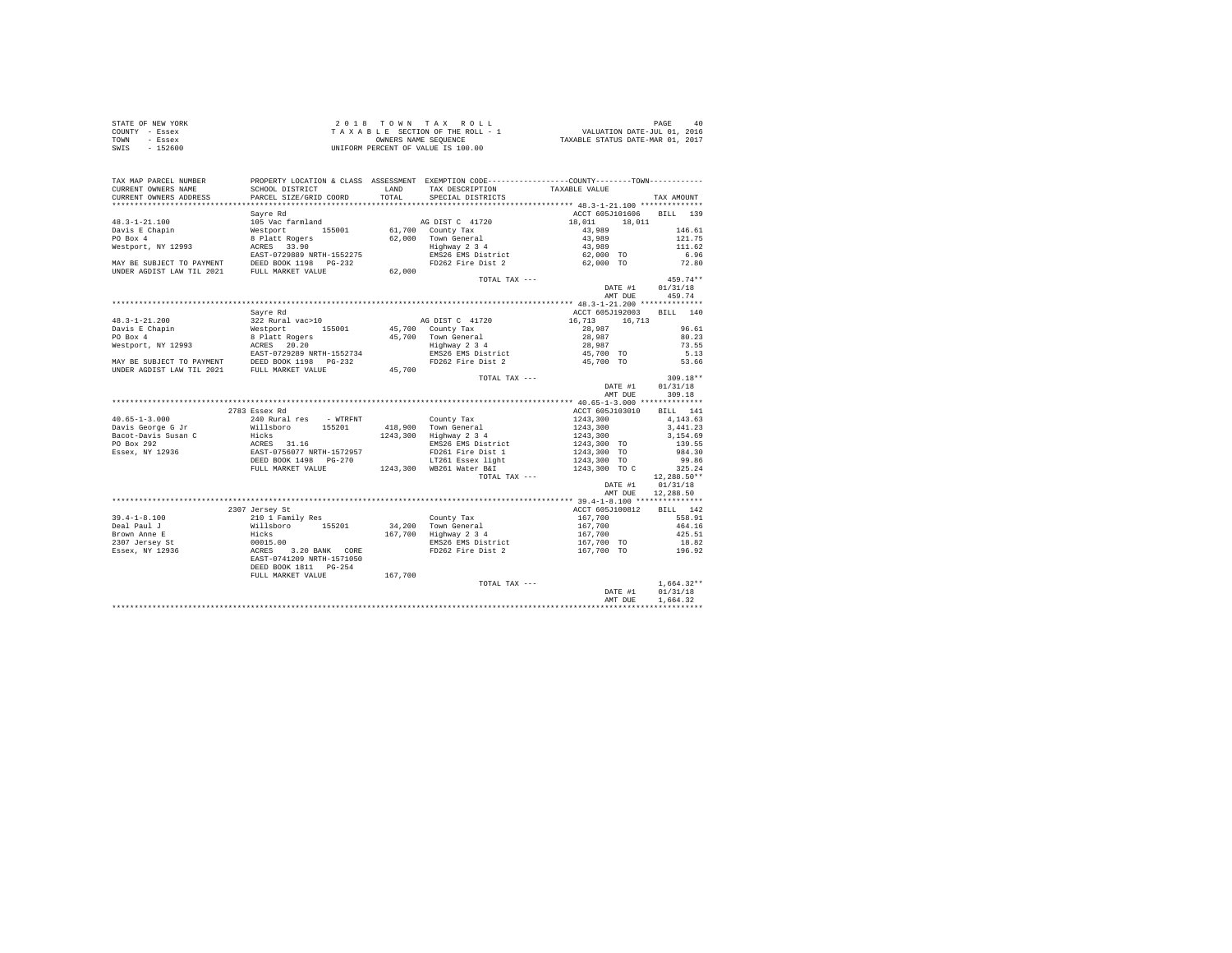STATE OF NEW YORK
COUNTY - Essex
TOWN - Essex
SWIS - 152600

2018 TOWN TAX ROLL
TAXABLE SECTION OF THE ROLL - 1
OWNERS NAME SEQUENCE
UNIFORM PERCENT OF VALUE IS 100.00

VALUATION DATE-JUL 01, 2016
TAXABLE STATUS DATE-MAR 01, 2017

| TAX MAP PARCEL NUMBER / CURRENT OWNERS NAME / CURRENT OWNERS ADDRESS | PROPERTY LOCATION & CLASS / SCHOOL DISTRICT / PARCEL SIZE/GRID COORD | ASSESSMENT LAND / TOTAL | EXEMPTION CODE / TAX DESCRIPTION / SPECIAL DISTRICTS | COUNTY / TAXABLE VALUE | TOWN | TAX AMOUNT |
|---|---|---|---|---|---|---|
| **48.3-1-21.100** | Sayre Rd | | | ACCT 605J101606 | | BILL 139 |
| 48.3-1-21.100 | 105 Vac farmland | | AG DIST C 41720 | 18,011 | 18,011 | |
| Davis E Chapin | Westport 155001 | 61,700 | County Tax | 43,989 | | 146.61 |
| PO Box 4 | 8 Platt Rogers | 62,000 | Town General | 43,989 | | 121.75 |
| Westport, NY 12993 | ACRES 33.90 | | Highway 2 3 4 | 43,989 | | 111.62 |
| | EAST-0729889 NRTH-1552275 | | EMS26 EMS District | 62,000 TO | | 6.96 |
| MAY BE SUBJECT TO PAYMENT | DEED BOOK 1198 PG-232 | | FD262 Fire Dist 2 | 62,000 TO | | 72.80 |
| UNDER AGDIST LAW TIL 2021 | FULL MARKET VALUE | 62,000 | | | | |
| | | | TOTAL TAX --- | | | 459.74** |
| | | | | | DATE #1 | 01/31/18 |
| | | | | | AMT DUE | 459.74 |
| **48.3-1-21.200** | Sayre Rd | | | ACCT 605J192003 | | BILL 140 |
| 48.3-1-21.200 | 322 Rural vac>10 | | AG DIST C 41720 | 16,713 | 16,713 | |
| Davis E Chapin | Westport 155001 | 45,700 | County Tax | 28,987 | | 96.61 |
| PO Box 4 | 8 Platt Rogers | 45,700 | Town General | 28,987 | | 80.23 |
| Westport, NY 12993 | ACRES 20.20 | | Highway 2 3 4 | 28,987 | | 73.55 |
| | EAST-0729289 NRTH-1552734 | | EMS26 EMS District | 45,700 TO | | 5.13 |
| MAY BE SUBJECT TO PAYMENT | DEED BOOK 1198 PG-232 | | FD262 Fire Dist 2 | 45,700 TO | | 53.66 |
| UNDER AGDIST LAW TIL 2021 | FULL MARKET VALUE | 45,700 | | | | |
| | | | TOTAL TAX --- | | | 309.18** |
| | | | | | DATE #1 | 01/31/18 |
| | | | | | AMT DUE | 309.18 |
| **40.65-1-3.000** | 2783 Essex Rd | | | ACCT 605J103010 | | BILL 141 |
| 40.65-1-3.000 | 240 Rural res - WTRFNT | | County Tax | 1243,300 | | 4,143.63 |
| Davis George G Jr | Willsboro 155201 | 418,900 | Town General | 1243,300 | | 3,441.23 |
| Bacot-Davis Susan C | Hicks | 1243,300 | Highway 2 3 4 | 1243,300 | | 3,154.69 |
| PO Box 292 | ACRES 31.16 | | EMS26 EMS District | 1243,300 TO | | 139.55 |
| Essex, NY 12936 | EAST-0756077 NRTH-1572957 | | FD261 Fire Dist 1 | 1243,300 TO | | 984.30 |
| | DEED BOOK 1498 PG-270 | | LT261 Essex light | 1243,300 TO | | 99.86 |
| | FULL MARKET VALUE | 1243,300 | WB261 Water B&I | 1243,300 TO C | | 325.24 |
| | | | TOTAL TAX --- | | | 12,288.50** |
| | | | | | DATE #1 | 01/31/18 |
| | | | | | AMT DUE | 12,288.50 |
| **39.4-1-8.100** | 2307 Jersey St | | | ACCT 605J100812 | | BILL 142 |
| 39.4-1-8.100 | 210 1 Family Res | | County Tax | 167,700 | | 558.91 |
| Deal Paul J | Willsboro 155201 | 34,200 | Town General | 167,700 | | 464.16 |
| Brown Anne E | Hicks | 167,700 | Highway 2 3 4 | 167,700 | | 425.51 |
| 2307 Jersey St | 00015.00 | | EMS26 EMS District | 167,700 TO | | 18.82 |
| Essex, NY 12936 | ACRES 3.20 BANK CORE | | FD262 Fire Dist 2 | 167,700 TO | | 196.92 |
| | EAST-0741209 NRTH-1571050 | | | | | |
| | DEED BOOK 1811 PG-254 | | | | | |
| | FULL MARKET VALUE | 167,700 | | | | |
| | | | TOTAL TAX --- | | | 1,664.32** |
| | | | | | DATE #1 | 01/31/18 |
| | | | | | AMT DUE | 1,664.32 |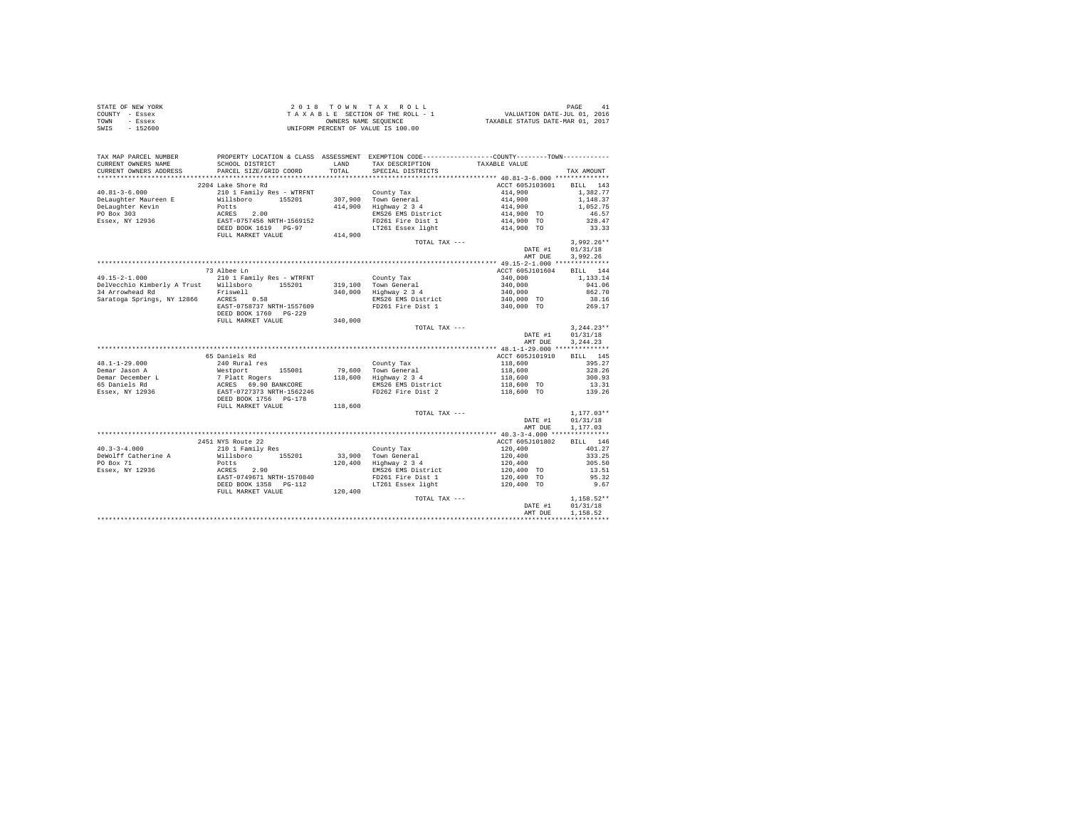STATE OF NEW YORK
COUNTY - Essex
TOWN - Essex
SWIS - 152600

2 0 1 8 T O W N T A X R O L L
T A X A B L E SECTION OF THE ROLL - 1
OWNERS NAME SEQUENCE
UNIFORM PERCENT OF VALUE IS 100.00

VALUATION DATE-JUL 01, 2016
TAXABLE STATUS DATE-MAR 01, 2017

```
TAX MAP PARCEL NUMBER          PROPERTY LOCATION & CLASS  ASSESSMENT  EXEMPTION CODE-----------------COUNTY--------TOWN-----------
CURRENT OWNERS NAME            SCHOOL DISTRICT               LAND     TAX DESCRIPTION            TAXABLE VALUE
CURRENT OWNERS ADDRESS         PARCEL SIZE/GRID COORD        TOTAL    SPECIAL DISTRICTS                                  TAX AMOUNT
************************************************************************************************ 40.81-3-6.000 **************
                               2204 Lake Shore Rd                                                ACCT 605J103601    BILL  143
40.81-3-6.000                  210 1 Family Res - WTRFNT              County Tax                 414,900              1,382.77
DeLaughter Maureen E           Willsboro      155201       307,900    Town General               414,900              1,148.37
DeLaughter Kevin               Potts                       414,900    Highway 2 3 4              414,900              1,052.75
PO Box 303                     ACRES    2.00                          EMS26 EMS District         414,900 TO              46.57
Essex, NY 12936                EAST-0757456 NRTH-1569152              FD261 Fire Dist 1          414,900 TO             328.47
                               DEED BOOK 1619   PG-97                 LT261 Essex light          414,900 TO              33.33
                               FULL MARKET VALUE           414,900
                                                                      TOTAL TAX ---                                   3,992.26**
                                                                                                 DATE #1             01/31/18
                                                                                                 AMT DUE              3,992.26
************************************************************************************************ 49.15-2-1.000 **************
                               73 Albee Ln                                                       ACCT 605J101604    BILL  144
49.15-2-1.000                  210 1 Family Res - WTRFNT              County Tax                 340,000              1,133.14
DelVecchio Kimberly A Trust    Willsboro      155201       319,100    Town General               340,000                941.06
34 Arrowhead Rd                Friswell                    340,000    Highway 2 3 4              340,000                862.70
Saratoga Springs, NY 12866     ACRES    0.58                          EMS26 EMS District         340,000 TO              38.16
                               EAST-0758737 NRTH-1557609              FD261 Fire Dist 1          340,000 TO             269.17
                               DEED BOOK 1760   PG-229
                               FULL MARKET VALUE           340,000
                                                                      TOTAL TAX ---                                   3,244.23**
                                                                                                 DATE #1             01/31/18
                                                                                                 AMT DUE              3,244.23
************************************************************************************************ 48.1-1-29.000 **************
                               65 Daniels Rd                                                     ACCT 605J101910    BILL  145
48.1-1-29.000                  240 Rural res                          County Tax                 118,600                395.27
Demar Jason A                  Westport       155001        79,600    Town General               118,600                328.26
Demar December L               7 Platt Rogers              118,600    Highway 2 3 4              118,600                300.93
65 Daniels Rd                  ACRES   69.90 BANKCORE                 EMS26 EMS District         118,600 TO              13.31
Essex, NY 12936                EAST-0727373 NRTH-1562246              FD262 Fire Dist 2          118,600 TO             139.26
                               DEED BOOK 1756   PG-178
                               FULL MARKET VALUE           118,600
                                                                      TOTAL TAX ---                                   1,177.03**
                                                                                                 DATE #1             01/31/18
                                                                                                 AMT DUE              1,177.03
************************************************************************************************ 40.3-3-4.000 ***************
                               2451 NYS Route 22                                                 ACCT 605J101802    BILL  146
40.3-3-4.000                   210 1 Family Res                       County Tax                 120,400                401.27
DeWolff Catherine A            Willsboro      155201        33,900    Town General               120,400                333.25
PO Box 71                      Potts                       120,400    Highway 2 3 4              120,400                305.50
Essex, NY 12936                ACRES    2.90                          EMS26 EMS District         120,400 TO              13.51
                               EAST-0749671 NRTH-1570840              FD261 Fire Dist 1          120,400 TO              95.32
                               DEED BOOK 1358   PG-112                LT261 Essex light          120,400 TO               9.67
                               FULL MARKET VALUE           120,400
                                                                      TOTAL TAX ---                                   1,158.52**
                                                                                                 DATE #1             01/31/18
                                                                                                 AMT DUE              1,158.52
*****************************************************************************************************************************
```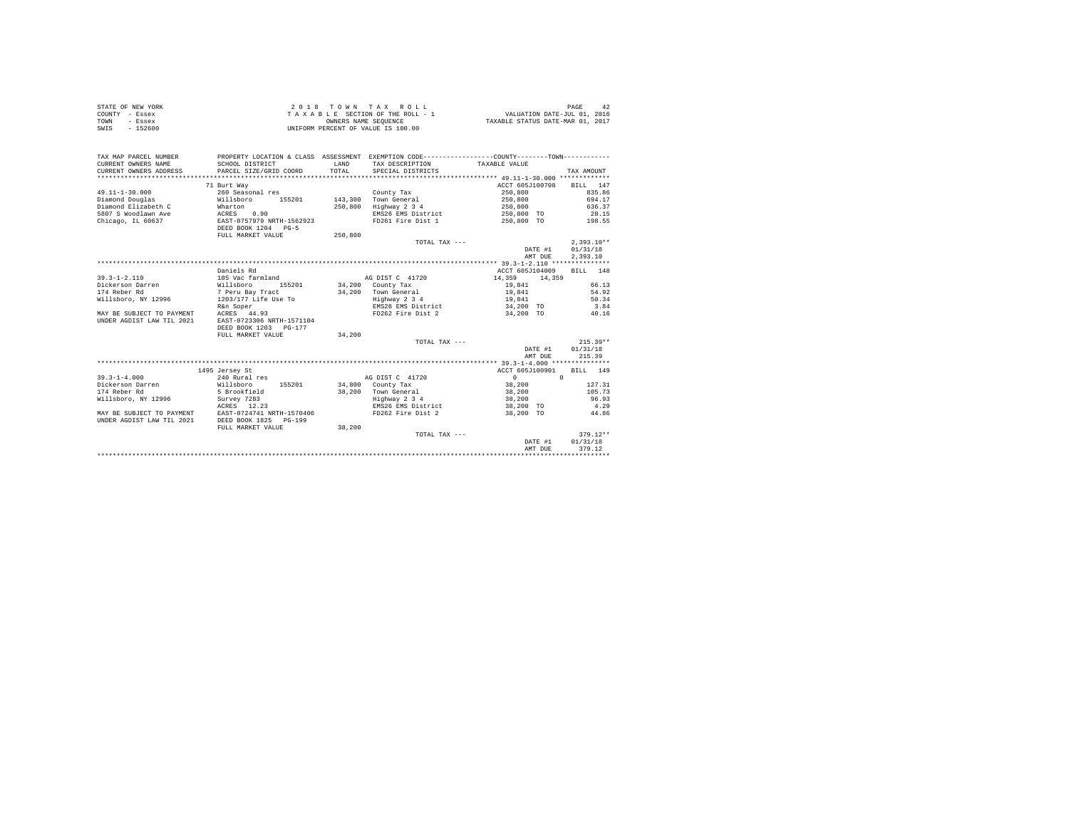STATE OF NEW YORK　　　　2 0 1 8　T O W N　T A X　R O L L
COUNTY - Essex　　　　T A X A B L E SECTION OF THE ROLL - 1　　　　VALUATION DATE-JUL 01, 2016
TOWN - Essex　　　　OWNERS NAME SEQUENCE　　　　TAXABLE STATUS DATE-MAR 01, 2017
SWIS - 152600　　　　UNIFORM PERCENT OF VALUE IS 100.00

```
TAX MAP PARCEL NUMBER          PROPERTY LOCATION & CLASS  ASSESSMENT  EXEMPTION CODE-----------------COUNTY--------TOWN-----------
CURRENT OWNERS NAME            SCHOOL DISTRICT              LAND      TAX DESCRIPTION            TAXABLE VALUE
CURRENT OWNERS ADDRESS         PARCEL SIZE/GRID COORD       TOTAL     SPECIAL DISTRICTS                                    TAX AMOUNT
*********************************************************************************************** 49.11-1-30.000 *************
                               71 Burt Way                                                   ACCT 605J100708     BILL  147
49.11-1-30.000                 260 Seasonal res                       County Tax                250,800                835.86
Diamond Douglas                Willsboro        155201    143,300     Town General              250,800                694.17
Diamond Elizabeth C            Wharton                    250,800     Highway 2 3 4             250,800                636.37
5807 S Woodlawn Ave            ACRES    0.90                          EMS26 EMS District        250,800 TO              28.15
Chicago, IL 60637              EAST-0757979 NRTH-1562923              FD261 Fire Dist 1         250,800 TO             198.55
                               DEED BOOK 1204   PG-5
                               FULL MARKET VALUE          250,800
                                                                      TOTAL TAX ---                                  2,393.10**
                                                                                                     DATE #1       01/31/18
                                                                                                     AMT DUE       2,393.10
*********************************************************************************************** 39.3-1-2.110 ***************
                               Daniels Rd                                                    ACCT 605J104009     BILL  148
39.3-1-2.110                   105 Vac farmland                       AG DIST C  41720           14,359      14,359
Dickerson Darren               Willsboro        155201     34,200     County Tax                 19,841                 66.13
174 Reber Rd                   7 Peru Bay Tract            34,200     Town General               19,841                 54.92
Willsboro, NY 12996            1203/177 Life Use To                   Highway 2 3 4              19,841                 50.34
                               R&n Soper                              EMS26 EMS District         34,200 TO               3.84
MAY BE SUBJECT TO PAYMENT      ACRES   44.93                          FD262 Fire Dist 2          34,200 TO              40.16
UNDER AGDIST LAW TIL 2021      EAST-0723306 NRTH-1571104
                               DEED BOOK 1203   PG-177
                               FULL MARKET VALUE           34,200
                                                                      TOTAL TAX ---                                    215.39**
                                                                                                     DATE #1       01/31/18
                                                                                                     AMT DUE         215.39
*********************************************************************************************** 39.3-1-4.000 ***************
                               1495 Jersey St                                                ACCT 605J100901     BILL  149
39.3-1-4.000                   240 Rural res                          AG DIST C  41720                0           0
Dickerson Darren               Willsboro        155201     34,800     County Tax                 38,200                127.31
174 Reber Rd                   5 Brookfield                38,200     Town General               38,200                105.73
Willsboro, NY 12996            Survey 7283                            Highway 2 3 4              38,200                 96.93
                               ACRES   12.23                          EMS26 EMS District         38,200 TO               4.29
MAY BE SUBJECT TO PAYMENT      EAST-0724741 NRTH-1570406              FD262 Fire Dist 2          38,200 TO              44.86
UNDER AGDIST LAW TIL 2021      DEED BOOK 1825   PG-199
                               FULL MARKET VALUE           38,200
                                                                      TOTAL TAX ---                                    379.12**
                                                                                                     DATE #1       01/31/18
                                                                                                     AMT DUE         379.12
****************************************************************************************************************************
```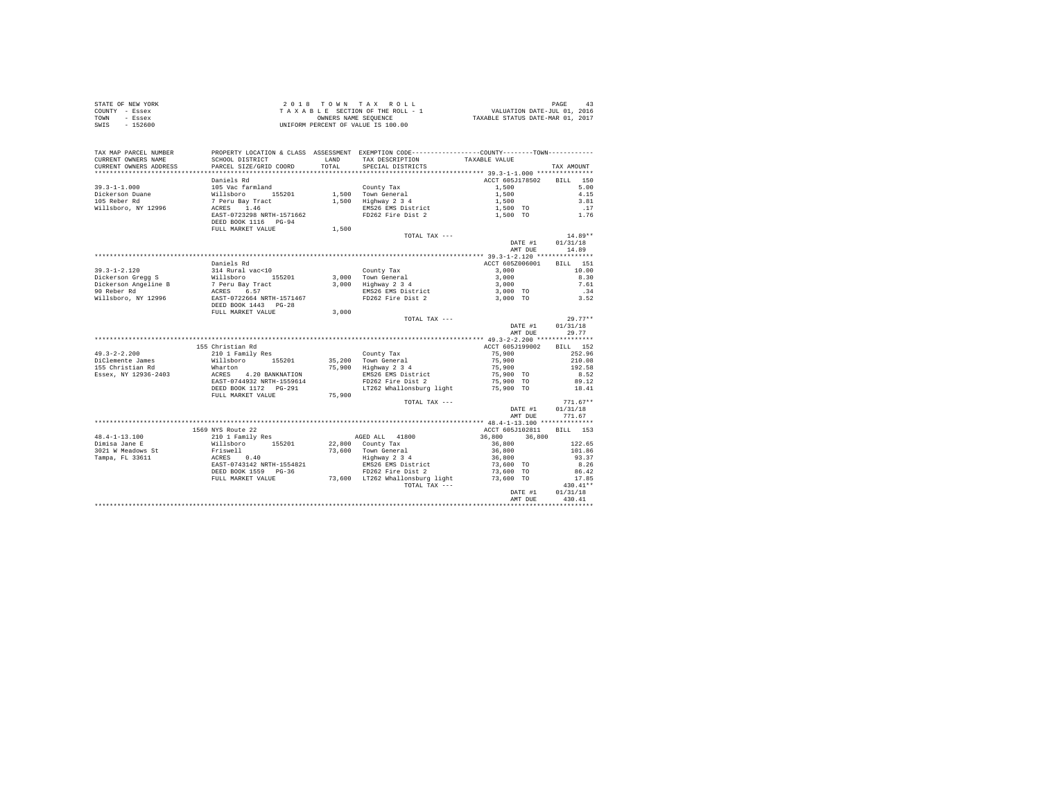STATE OF NEW YORK
COUNTY - Essex
TOWN - Essex
SWIS - 152600

2 0 1 8 T O W N T A X R O L L
T A X A B L E SECTION OF THE ROLL - 1
OWNERS NAME SEQUENCE
UNIFORM PERCENT OF VALUE IS 100.00

VALUATION DATE-JUL 01, 2016
TAXABLE STATUS DATE-MAR 01, 2017

```
TAX MAP PARCEL NUMBER     PROPERTY LOCATION & CLASS  ASSESSMENT  EXEMPTION CODE-----------------COUNTY--------TOWN-----------
CURRENT OWNERS NAME       SCHOOL DISTRICT              LAND      TAX DESCRIPTION           TAXABLE VALUE
CURRENT OWNERS ADDRESS    PARCEL SIZE/GRID COORD       TOTAL     SPECIAL DISTRICTS                                  TAX AMOUNT
*********************************************************************************************** 39.3-1-1.000 ***************
                          Daniels Rd                                                        ACCT 605J178502    BILL  150
39.3-1-1.000              105 Vac farmland                       County Tax                   1,500                  5.00
Dickerson Duane           Willsboro      155201        1,500     Town General                 1,500                  4.15
105 Reber Rd              7 Peru Bay Tract             1,500     Highway 2 3 4                1,500                  3.81
Willsboro, NY 12996       ACRES    1.46                          EMS26 EMS District           1,500 TO                .17
                          EAST-0723298 NRTH-1571662              FD262 Fire Dist 2            1,500 TO               1.76
                          DEED BOOK 1116   PG-94
                          FULL MARKET VALUE            1,500
                                                                 TOTAL TAX ---                                     14.89**
                                                                                             DATE #1          01/31/18
                                                                                             AMT DUE             14.89
*********************************************************************************************** 39.3-1-2.120 ***************
                          Daniels Rd                                                        ACCT 605Z006001    BILL  151
39.3-1-2.120              314 Rural vac<10                       County Tax                   3,000                 10.00
Dickerson Gregg S         Willsboro      155201        3,000     Town General                 3,000                  8.30
Dickerson Angeline B      7 Peru Bay Tract             3,000     Highway 2 3 4                3,000                  7.61
90 Reber Rd               ACRES    6.57                          EMS26 EMS District           3,000 TO                .34
Willsboro, NY 12996       EAST-0722664 NRTH-1571467              FD262 Fire Dist 2            3,000 TO               3.52
                          DEED BOOK 1443   PG-28
                          FULL MARKET VALUE            3,000
                                                                 TOTAL TAX ---                                     29.77**
                                                                                             DATE #1          01/31/18
                                                                                             AMT DUE             29.77
*********************************************************************************************** 49.3-2-2.200 ***************
                          155 Christian Rd                                                  ACCT 605J199002    BILL  152
49.3-2-2.200              210 1 Family Res                       County Tax                  75,900                252.96
DiClemente James          Willsboro      155201       35,200     Town General                75,900                210.08
155 Christian Rd          Wharton                     75,900     Highway 2 3 4               75,900                192.58
Essex, NY 12936-2403      ACRES    4.20 BANKNATION               EMS26 EMS District          75,900 TO               8.52
                          EAST-0744932 NRTH-1559614              FD262 Fire Dist 2           75,900 TO              89.12
                          DEED BOOK 1172   PG-291                LT262 Whallonsburg light    75,900 TO              18.41
                          FULL MARKET VALUE           75,900
                                                                 TOTAL TAX ---                                    771.67**
                                                                                             DATE #1          01/31/18
                                                                                             AMT DUE            771.67
*********************************************************************************************** 48.4-1-13.100 **************
                          1569 NYS Route 22                                                 ACCT 605J102811    BILL  153
48.4-1-13.100             210 1 Family Res                  AGED ALL    41800          36,800      36,800
Dimisa Jane E             Willsboro      155201       22,800     County Tax                  36,800                122.65
3021 W Meadows St         Friswell                    73,600     Town General                36,800                101.86
Tampa, FL 33611           ACRES    0.40                          Highway 2 3 4               36,800                 93.37
                          EAST-0743142 NRTH-1554821              EMS26 EMS District          73,600 TO               8.26
                          DEED BOOK 1559   PG-36                 FD262 Fire Dist 2           73,600 TO              86.42
                          FULL MARKET VALUE           73,600     LT262 Whallonsburg light    73,600 TO              17.85
                                                                 TOTAL TAX ---                                    430.41**
                                                                                             DATE #1          01/31/18
                                                                                             AMT DUE            430.41
****************************************************************************************************************************
```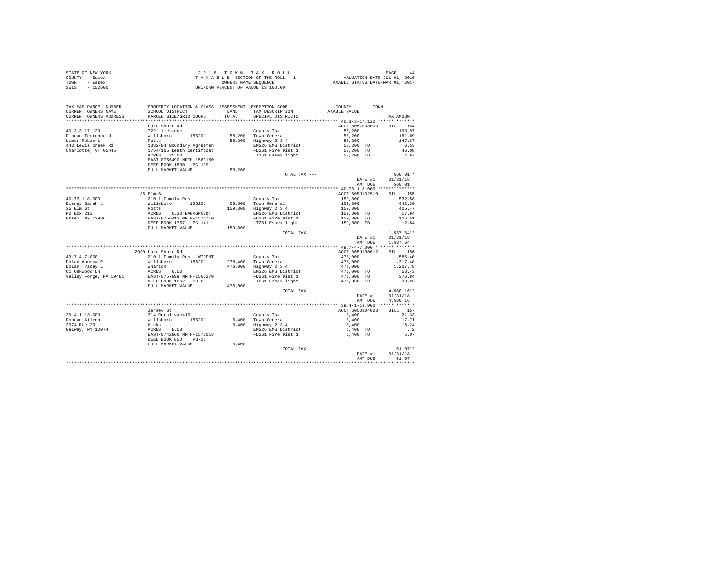STATE OF NEW YORK
COUNTY - Essex
TOWN - Essex
SWIS - 152600

2 0 1 8 T O W N T A X R O L L
T A X A B L E SECTION OF THE ROLL - 1
OWNERS NAME SEQUENCE
UNIFORM PERCENT OF VALUE IS 100.00

VALUATION DATE-JUL 01, 2016
TAXABLE STATUS DATE-MAR 01, 2017

| TAX MAP PARCEL NUMBER / CURRENT OWNERS NAME / CURRENT OWNERS ADDRESS | PROPERTY LOCATION & CLASS / SCHOOL DISTRICT / PARCEL SIZE/GRID COORD | ASSESSMENT LAND / TOTAL | EXEMPTION CODE / TAX DESCRIPTION / SPECIAL DISTRICTS | COUNTY / TOWN TAXABLE VALUE | TAX AMOUNT |
|---|---|---|---|---|---|
| 40.3-3-17.120 | Lake Shore Rd | | | ACCT 605Z003003 | BILL 154 |
| Dinnan Terrence J | 722 Limestone | | County Tax | 58,200 | 193.97 |
| Ulmer Robin L | Willsboro 155201 | 58,200 | Town General | 58,200 | 161.09 |
| 442 Lewis Creek Rd | Potts | 58,200 | Highway 2 3 4 | 58,200 | 147.67 |
| Charlotte, VT 05445 | 1382/84 Boundary Agreemen | | EMS26 EMS District | 58,200 TO | 6.53 |
| | 1764/165 Death Certificat | | FD261 Fire Dist 1 | 58,200 TO | 46.08 |
| | ACRES 35.00 | | LT261 Essex light | 58,200 TO | 4.67 |
| | EAST-0756490 NRTH-1569150 | | | | |
| | DEED BOOK 1800 PG-139 | | | | |
| | FULL MARKET VALUE | 58,200 | | | |
| | | | TOTAL TAX --- | | 560.01** |
| | | | | DATE #1 | 01/31/18 |
| | | | | AMT DUE | 560.01 |
| 40.73-1-8.000 | 35 Elm St | | | ACCT 605J102510 | BILL 155 |
| Disney Sarah L | 210 1 Family Res | | County Tax | 159,800 | 532.58 |
| 35 Elm St | Willsboro 155201 | 58,500 | Town General | 159,800 | 442.30 |
| PO Box 213 | Potts | 159,800 | Highway 2 3 4 | 159,800 | 405.47 |
| Essex, NY 12936 | ACRES 0.30 BANKGFNB&T | | EMS26 EMS District | 159,800 TO | 17.94 |
| | EAST-0756412 NRTH-1571710 | | FD261 Fire Dist 1 | 159,800 TO | 126.51 |
| | DEED BOOK 1757 PG-141 | | LT261 Essex light | 159,800 TO | 12.84 |
| | FULL MARKET VALUE | 159,800 | | | |
| | | | TOTAL TAX --- | | 1,537.64** |
| | | | | DATE #1 | 01/31/18 |
| | | | | AMT DUE | 1,537.64 |
| 49.7-4-7.000 | 2030 Lake Shore Rd | | | ACCT 605J100612 | BILL 156 |
| Dolan Andrew P | 210 1 Family Res - WTRFNT | | County Tax | 476,000 | 1,586.40 |
| Dolan Tracey L | Willsboro 155201 | 278,400 | Town General | 476,000 | 1,317.48 |
| 61 Oakwood Ln | Wharton | 476,000 | Highway 2 3 4 | 476,000 | 1,207.78 |
| Valley Forge, PA 19481 | ACRES 0.50 | | EMS26 EMS District | 476,000 TO | 53.43 |
| | EAST-0757899 NRTH-1565270 | | FD261 Fire Dist 1 | 476,000 TO | 376.84 |
| | DEED BOOK 1262 PG-69 | | LT261 Essex light | 476,000 TO | 38.23 |
| | FULL MARKET VALUE | 476,000 | | | |
| | | | TOTAL TAX --- | | 4,580.16** |
| | | | | DATE #1 | 01/31/18 |
| | | | | AMT DUE | 4,580.16 |
| 39.4-1-13.000 | Jersey St | | | ACCT 605J104003 | BILL 157 |
| Donnan Aileen | 314 Rural vac<10 | | County Tax | 6,400 | 21.33 |
| 2074 Rte 29 | Willsboro 155201 | 6,400 | Town General | 6,400 | 17.71 |
| Galway, NY 12074 | Hicks | 6,400 | Highway 2 3 4 | 6,400 | 16.24 |
| | ACRES 8.50 | | EMS26 EMS District | 6,400 TO | .72 |
| | EAST-0742966 NRTH-1570018 | | FD261 Fire Dist 1 | 6,400 TO | 5.07 |
| | DEED BOOK 850 PG-21 | | | | |
| | FULL MARKET VALUE | 6,400 | | | |
| | | | TOTAL TAX --- | | 61.07** |
| | | | | DATE #1 | 01/31/18 |
| | | | | AMT DUE | 61.07 |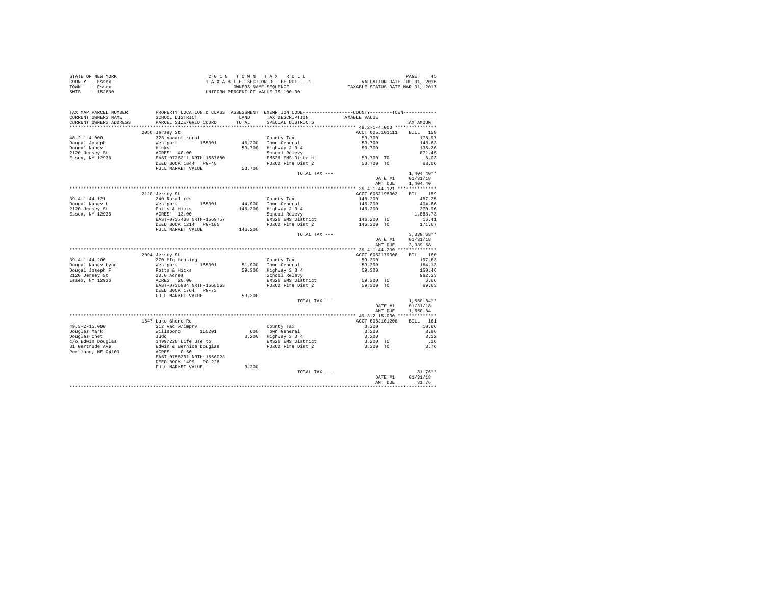STATE OF NEW YORK
COUNTY - Essex
TOWN - Essex
SWIS - 152600

2 0 1 8 T O W N T A X R O L L
T A X A B L E SECTION OF THE ROLL - 1
OWNERS NAME SEQUENCE
UNIFORM PERCENT OF VALUE IS 100.00

VALUATION DATE-JUL 01, 2016
TAXABLE STATUS DATE-MAR 01, 2017

| TAX MAP PARCEL NUMBER / CURRENT OWNERS NAME / CURRENT OWNERS ADDRESS | PROPERTY LOCATION & CLASS / SCHOOL DISTRICT / PARCEL SIZE/GRID COORD | ASSESSMENT LAND / TOTAL | EXEMPTION CODE / TAX DESCRIPTION / SPECIAL DISTRICTS | TAXABLE VALUE (COUNTY--------TOWN) | TAX AMOUNT |
|---|---|---|---|---|---|
| 48.2-1-4.000 | 2056 Jersey St | | | ACCT 605J101111 | BILL 158 |
| | 323 Vacant rural | | County Tax | 53,700 | 178.97 |
| Dougal Joseph | Westport 155001 | 46,200 | Town General | 53,700 | 148.63 |
| Dougal Nancy | Hicks | 53,700 | Highway 2 3 4 | 53,700 | 136.26 |
| 2120 Jersey St | ACRES 40.00 | | School Relevy | | 871.45 |
| Essex, NY 12936 | EAST-0736211 NRTH-1567680 | | EMS26 EMS District | 53,700 TO | 6.03 |
| | DEED BOOK 1844 PG-48 | | FD262 Fire Dist 2 | 53,700 TO | 63.06 |
| | FULL MARKET VALUE | 53,700 | | | |
| | | | TOTAL TAX --- | | 1,404.40** |
| | | | | DATE #1 | 01/31/18 |
| | | | | AMT DUE | 1,404.40 |
| 39.4-1-44.121 | 2120 Jersey St | | | ACCT 605J198003 | BILL 159 |
| | 240 Rural res | | County Tax | 146,200 | 487.25 |
| Dougal Nancy L | Westport 155001 | 44,000 | Town General | 146,200 | 404.66 |
| 2120 Jersey St | Potts & Hicks | 146,200 | Highway 2 3 4 | 146,200 | 370.96 |
| Essex, NY 12936 | ACRES 13.00 | | School Relevy | | 1,888.73 |
| | EAST-0737438 NRTH-1569757 | | EMS26 EMS District | 146,200 TO | 16.41 |
| | DEED BOOK 1214 PG-185 | | FD262 Fire Dist 2 | 146,200 TO | 171.67 |
| | FULL MARKET VALUE | 146,200 | | | |
| | | | TOTAL TAX --- | | 3,339.68** |
| | | | | DATE #1 | 01/31/18 |
| | | | | AMT DUE | 3,339.68 |
| 39.4-1-44.200 | 2094 Jersey St | | | ACCT 605J179008 | BILL 160 |
| | 270 Mfg housing | | County Tax | 59,300 | 197.63 |
| Dougal Nancy Lynn | Westport 155001 | 51,000 | Town General | 59,300 | 164.13 |
| Dougal Joseph F | Potts & Hicks | 59,300 | Highway 2 3 4 | 59,300 | 150.46 |
| 2120 Jersey St | 20.0 Acres | | School Relevy | | 962.33 |
| Essex, NY 12936 | ACRES 20.00 | | EMS26 EMS District | 59,300 TO | 6.66 |
| | EAST-0736984 NRTH-1568563 | | FD262 Fire Dist 2 | 59,300 TO | 69.63 |
| | DEED BOOK 1764 PG-73 | | | | |
| | FULL MARKET VALUE | 59,300 | | | |
| | | | TOTAL TAX --- | | 1,550.84** |
| | | | | DATE #1 | 01/31/18 |
| | | | | AMT DUE | 1,550.84 |
| 49.3-2-15.000 | 1647 Lake Shore Rd | | | ACCT 605J101208 | BILL 161 |
| | 312 Vac w/imprv | | County Tax | 3,200 | 10.66 |
| Douglas Mark | Willsboro 155201 | 600 | Town General | 3,200 | 8.86 |
| Douglas Chet | Judd | 3,200 | Highway 2 3 4 | 3,200 | 8.12 |
| c/o Edwin Douglas | 1499/228 Life Use to | | EMS26 EMS District | 3,200 TO | .36 |
| 31 Gertrude Ave | Edwin & Bernice Douglas | | FD262 Fire Dist 2 | 3,200 TO | 3.76 |
| Portland, ME 04103 | ACRES 0.60 | | | | |
| | EAST-0756331 NRTH-1556023 | | | | |
| | DEED BOOK 1499 PG-228 | | | | |
| | FULL MARKET VALUE | 3,200 | | | |
| | | | TOTAL TAX --- | | 31.76** |
| | | | | DATE #1 | 01/31/18 |
| | | | | AMT DUE | 31.76 |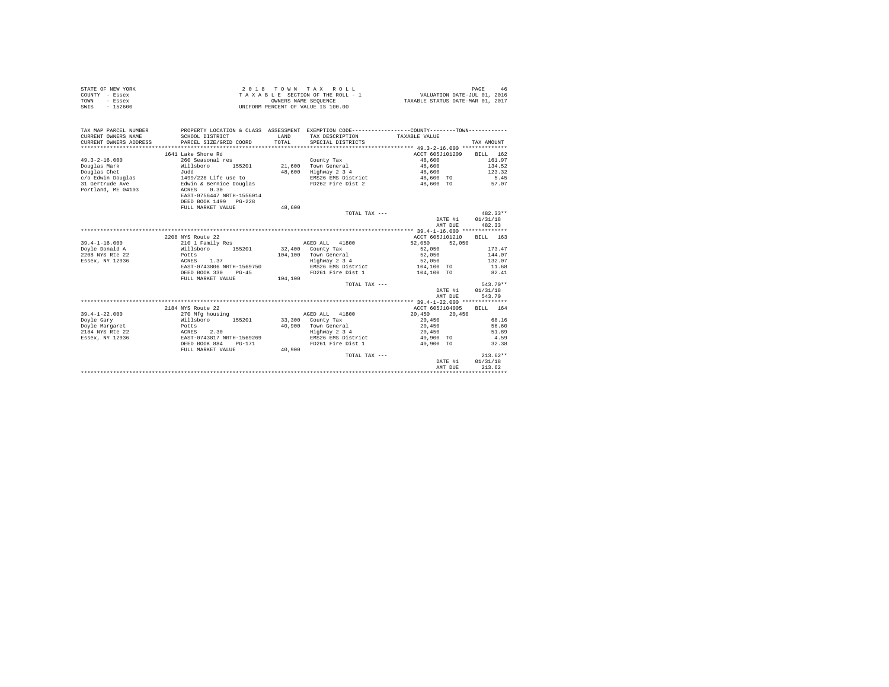STATE OF NEW YORK
COUNTY - Essex
TOWN - Essex
SWIS - 152600

2 0 1 8 T O W N T A X R O L L
T A X A B L E SECTION OF THE ROLL - 1
OWNERS NAME SEQUENCE
UNIFORM PERCENT OF VALUE IS 100.00

VALUATION DATE-JUL 01, 2016
TAXABLE STATUS DATE-MAR 01, 2017

| TAX MAP PARCEL NUMBER / CURRENT OWNERS NAME / CURRENT OWNERS ADDRESS | PROPERTY LOCATION & CLASS / SCHOOL DISTRICT / PARCEL SIZE/GRID COORD | ASSESSMENT LAND / TOTAL | EXEMPTION CODE / TAX DESCRIPTION / SPECIAL DISTRICTS | COUNTY / TAXABLE VALUE | TOWN | TAX AMOUNT |
|---|---|---|---|---|---|---|
| 49.3-2-16.000 | 1641 Lake Shore Rd | | | ACCT 605J101209 | | BILL 162 |
| 49.3-2-16.000 | 260 Seasonal res | | County Tax | 48,600 | | 161.97 |
| Douglas Mark | Willsboro 155201 | 21,600 | Town General | 48,600 | | 134.52 |
| Douglas Chet | Judd | 48,600 | Highway 2 3 4 | 48,600 | | 123.32 |
| c/o Edwin Douglas | 1499/228 Life use to | | EMS26 EMS District | 48,600 TO | | 5.45 |
| 31 Gertrude Ave | Edwin & Bernice Douglas | | FD262 Fire Dist 2 | 48,600 TO | | 57.07 |
| Portland, ME 04103 | ACRES 0.30 | | | | | |
| | EAST-0756447 NRTH-1556014 | | | | | |
| | DEED BOOK 1499 PG-228 | | | | | |
| | FULL MARKET VALUE | 48,600 | | | | |
| | | | TOTAL TAX --- | | | 482.33** |
| | | | | | DATE #1 | 01/31/18 |
| | | | | | AMT DUE | 482.33 |
| 39.4-1-16.000 | 2208 NYS Route 22 | | | ACCT 605J101210 | | BILL 163 |
| 39.4-1-16.000 | 210 1 Family Res | | AGED ALL 41800 | 52,050 | 52,050 | |
| Doyle Donald A | Willsboro 155201 | 32,400 | County Tax | 52,050 | | 173.47 |
| 2208 NYS Rte 22 | Potts | 104,100 | Town General | 52,050 | | 144.07 |
| Essex, NY 12936 | ACRES 1.37 | | Highway 2 3 4 | 52,050 | | 132.07 |
| | EAST-0743806 NRTH-1569750 | | EMS26 EMS District | 104,100 TO | | 11.68 |
| | DEED BOOK 330 PG-45 | | FD261 Fire Dist 1 | 104,100 TO | | 82.41 |
| | FULL MARKET VALUE | 104,100 | | | | |
| | | | TOTAL TAX --- | | | 543.70** |
| | | | | | DATE #1 | 01/31/18 |
| | | | | | AMT DUE | 543.70 |
| 39.4-1-22.000 | 2184 NYS Route 22 | | | ACCT 605J104005 | | BILL 164 |
| 39.4-1-22.000 | 270 Mfg housing | | AGED ALL 41800 | 20,450 | 20,450 | |
| Doyle Gary | Willsboro 155201 | 33,300 | County Tax | 20,450 | | 68.16 |
| Doyle Margaret | Potts | 40,900 | Town General | 20,450 | | 56.60 |
| 2184 NYS Rte 22 | ACRES 2.30 | | Highway 2 3 4 | 20,450 | | 51.89 |
| Essex, NY 12936 | EAST-0743817 NRTH-1569269 | | EMS26 EMS District | 40,900 TO | | 4.59 |
| | DEED BOOK 884 PG-171 | | FD261 Fire Dist 1 | 40,900 TO | | 32.38 |
| | FULL MARKET VALUE | 40,900 | | | | |
| | | | TOTAL TAX --- | | | 213.62** |
| | | | | | DATE #1 | 01/31/18 |
| | | | | | AMT DUE | 213.62 |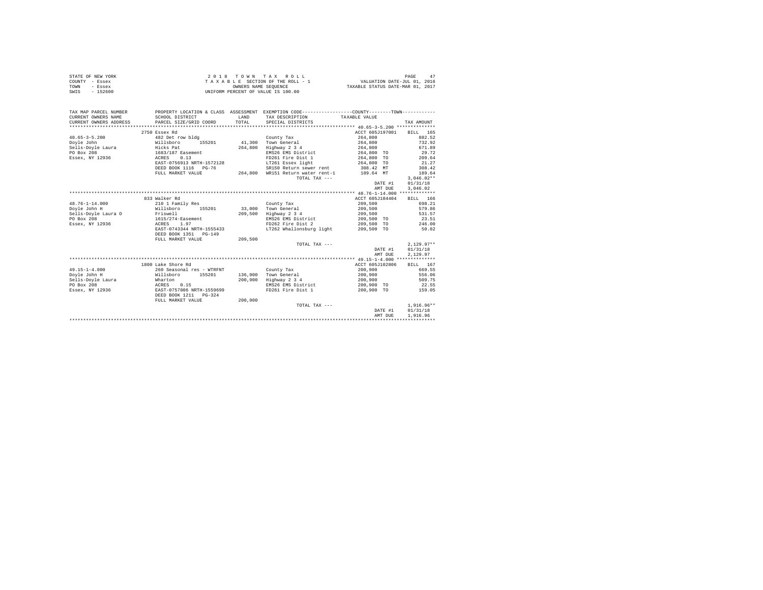STATE OF NEW YORK
COUNTY - Essex
TOWN - Essex
SWIS - 152600

2018 TOWN TAX ROLL
TAXABLE SECTION OF THE ROLL - 1
OWNERS NAME SEQUENCE
UNIFORM PERCENT OF VALUE IS 100.00

VALUATION DATE-JUL 01, 2016
TAXABLE STATUS DATE-MAR 01, 2017

| TAX MAP PARCEL NUMBER / CURRENT OWNERS NAME / CURRENT OWNERS ADDRESS | PROPERTY LOCATION & CLASS / SCHOOL DISTRICT / PARCEL SIZE/GRID COORD | ASSESSMENT LAND | TOTAL | EXEMPTION CODE / TAX DESCRIPTION / SPECIAL DISTRICTS | TAXABLE VALUE | TAX AMOUNT |
|---|---|---|---|---|---|---|
| 40.65-3-5.200 | 2750 Essex Rd | | | | ACCT 605J197001 | BILL 165 |
| 40.65-3-5.200 | 482 Det row bldg | | | County Tax | 264,800 | 882.52 |
| Doyle John | Willsboro 155201 | 41,300 | | Town General | 264,800 | 732.92 |
| Sells-Doyle Laura | Hicks Pat | | 264,800 | Highway 2 3 4 | 264,800 | 671.89 |
| PO Box 208 | 1683/187 Easement | | | EMS26 EMS District | 264,800 TO | 29.72 |
| Essex, NY 12936 | ACRES 0.13 | | | FD261 Fire Dist 1 | 264,800 TO | 209.64 |
| | EAST-0756913 NRTH-1572128 | | | LT261 Essex light | 264,800 TO | 21.27 |
| | DEED BOOK 1116 PG-76 | | | SR150 Return sewer rent | 308.42 MT | 308.42 |
| | FULL MARKET VALUE | | 264,800 | WR151 Return water rent-1 | 189.64 MT | 189.64 |
| | | | | TOTAL TAX --- | | 3,046.02** |
| | | | | | DATE #1 | 01/31/18 |
| | | | | | AMT DUE | 3,046.02 |
| 48.76-1-14.000 | 833 Walker Rd | | | | ACCT 605J104404 | BILL 166 |
| 48.76-1-14.000 | 210 1 Family Res | | | County Tax | 209,500 | 698.21 |
| Doyle John H | Willsboro 155201 | 33,000 | | Town General | 209,500 | 579.86 |
| Sells-Doyle Laura O | Friswell | | 209,500 | Highway 2 3 4 | 209,500 | 531.57 |
| PO Box 208 | 1615/274-Easement | | | EMS26 EMS District | 209,500 TO | 23.51 |
| Essex, NY 12936 | ACRES 1.97 | | | FD262 Fire Dist 2 | 209,500 TO | 246.00 |
| | EAST-0743344 NRTH-1555433 | | | LT262 Whallonsburg light | 209,500 TO | 50.82 |
| | DEED BOOK 1351 PG-149 | | | | | |
| | FULL MARKET VALUE | | 209,500 | | | |
| | | | | TOTAL TAX --- | | 2,129.97** |
| | | | | | DATE #1 | 01/31/18 |
| | | | | | AMT DUE | 2,129.97 |
| 49.15-1-4.000 | 1800 Lake Shore Rd | | | | ACCT 605J102806 | BILL 167 |
| 49.15-1-4.000 | 260 Seasonal res - WTRFNT | | | County Tax | 200,900 | 669.55 |
| Doyle John H | Willsboro 155201 | 136,900 | | Town General | 200,900 | 556.06 |
| Sells-Doyle Laura | Wharton | | 200,900 | Highway 2 3 4 | 200,900 | 509.75 |
| PO Box 208 | ACRES 0.15 | | | EMS26 EMS District | 200,900 TO | 22.55 |
| Essex, NY 12936 | EAST-0757806 NRTH-1559699 | | | FD261 Fire Dist 1 | 200,900 TO | 159.05 |
| | DEED BOOK 1211 PG-324 | | | | | |
| | FULL MARKET VALUE | | 200,900 | | | |
| | | | | TOTAL TAX --- | | 1,916.96** |
| | | | | | DATE #1 | 01/31/18 |
| | | | | | AMT DUE | 1,916.96 |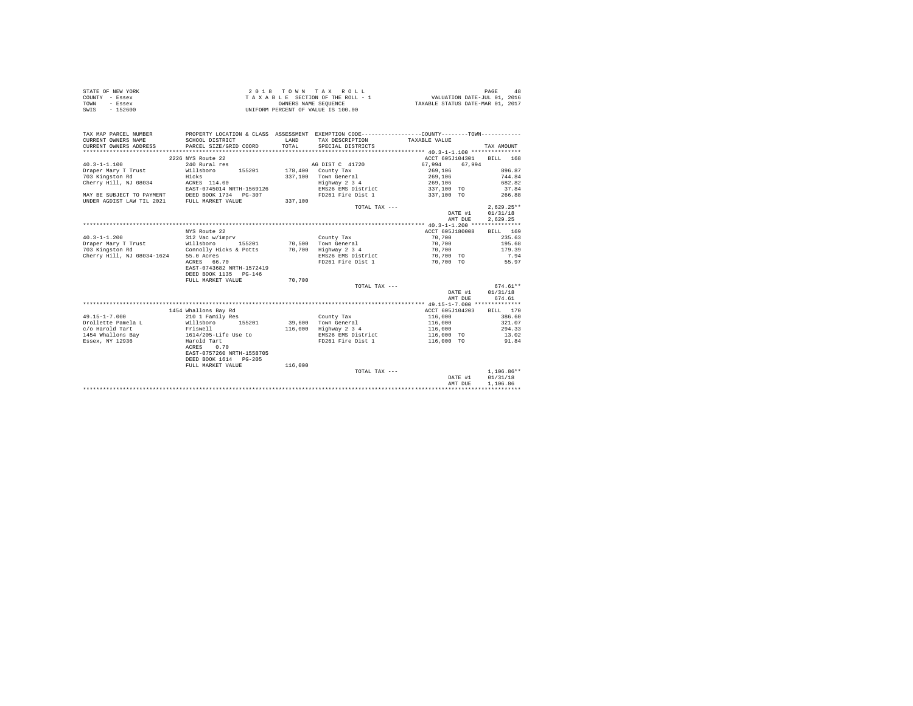STATE OF NEW YORK
COUNTY - Essex
TOWN - Essex
SWIS - 152600

2 0 1 8 T O W N T A X R O L L
T A X A B L E SECTION OF THE ROLL - 1
OWNERS NAME SEQUENCE
UNIFORM PERCENT OF VALUE IS 100.00

VALUATION DATE-JUL 01, 2016
TAXABLE STATUS DATE-MAR 01, 2017

| TAX MAP PARCEL NUMBER / CURRENT OWNERS NAME / CURRENT OWNERS ADDRESS | PROPERTY LOCATION & CLASS / SCHOOL DISTRICT / PARCEL SIZE/GRID COORD | ASSESSMENT LAND / TOTAL | EXEMPTION CODE / TAX DESCRIPTION / SPECIAL DISTRICTS | COUNTY / TAXABLE VALUE | TOWN | TAX AMOUNT |
|---|---|---|---|---|---|---|
| 40.3-1-1.100 | 2226 NYS Route 22 | | | ACCT 605J104301 | | BILL 168 |
| | 240 Rural res | | AG DIST C 41720 | 67,994 | 67,994 | |
| Draper Mary T Trust | Willsboro 155201 | 178,400 | County Tax | 269,106 | | 896.87 |
| 703 Kingston Rd | Hicks | 337,100 | Town General | 269,106 | | 744.84 |
| Cherry Hill, NJ 08034 | ACRES 114.00 | | Highway 2 3 4 | 269,106 | | 682.82 |
| | EAST-0745014 NRTH-1569126 | | EMS26 EMS District | 337,100 TO | | 37.84 |
| MAY BE SUBJECT TO PAYMENT | DEED BOOK 1734 PG-307 | | FD261 Fire Dist 1 | 337,100 TO | | 266.88 |
| UNDER AGDIST LAW TIL 2021 | FULL MARKET VALUE | 337,100 | | | | |
| | | | TOTAL TAX --- | | | 2,629.25** |
| | | | | DATE #1 | | 01/31/18 |
| | | | | AMT DUE | | 2,629.25 |
| 40.3-1-1.200 | NYS Route 22 | | | ACCT 605J180008 | | BILL 169 |
| | 312 Vac w/imprv | | County Tax | 70,700 | | 235.63 |
| Draper Mary T Trust | Willsboro 155201 | 70,500 | Town General | 70,700 | | 195.68 |
| 703 Kingston Rd | Connolly Hicks & Potts | 70,700 | Highway 2 3 4 | 70,700 | | 179.39 |
| Cherry Hill, NJ 08034-1624 | 55.0 Acres | | EMS26 EMS District | 70,700 TO | | 7.94 |
| | ACRES 66.70 | | FD261 Fire Dist 1 | 70,700 TO | | 55.97 |
| | EAST-0743682 NRTH-1572419 | | | | | |
| | DEED BOOK 1135 PG-146 | | | | | |
| | FULL MARKET VALUE | 70,700 | | | | |
| | | | TOTAL TAX --- | | | 674.61** |
| | | | | DATE #1 | | 01/31/18 |
| | | | | AMT DUE | | 674.61 |
| 49.15-1-7.000 | 1454 Whallons Bay Rd | | | ACCT 605J104203 | | BILL 170 |
| | 210 1 Family Res | | County Tax | 116,000 | | 386.60 |
| Drollette Pamela L | Willsboro 155201 | 39,600 | Town General | 116,000 | | 321.07 |
| c/o Harold Tart | Friswell | 116,000 | Highway 2 3 4 | 116,000 | | 294.33 |
| 1454 Whallons Bay | 1614/205-Life Use to | | EMS26 EMS District | 116,000 TO | | 13.02 |
| Essex, NY 12936 | Harold Tart | | FD261 Fire Dist 1 | 116,000 TO | | 91.84 |
| | ACRES 0.70 | | | | | |
| | EAST-0757260 NRTH-1558705 | | | | | |
| | DEED BOOK 1614 PG-205 | | | | | |
| | FULL MARKET VALUE | 116,000 | | | | |
| | | | TOTAL TAX --- | | | 1,106.86** |
| | | | | DATE #1 | | 01/31/18 |
| | | | | AMT DUE | | 1,106.86 |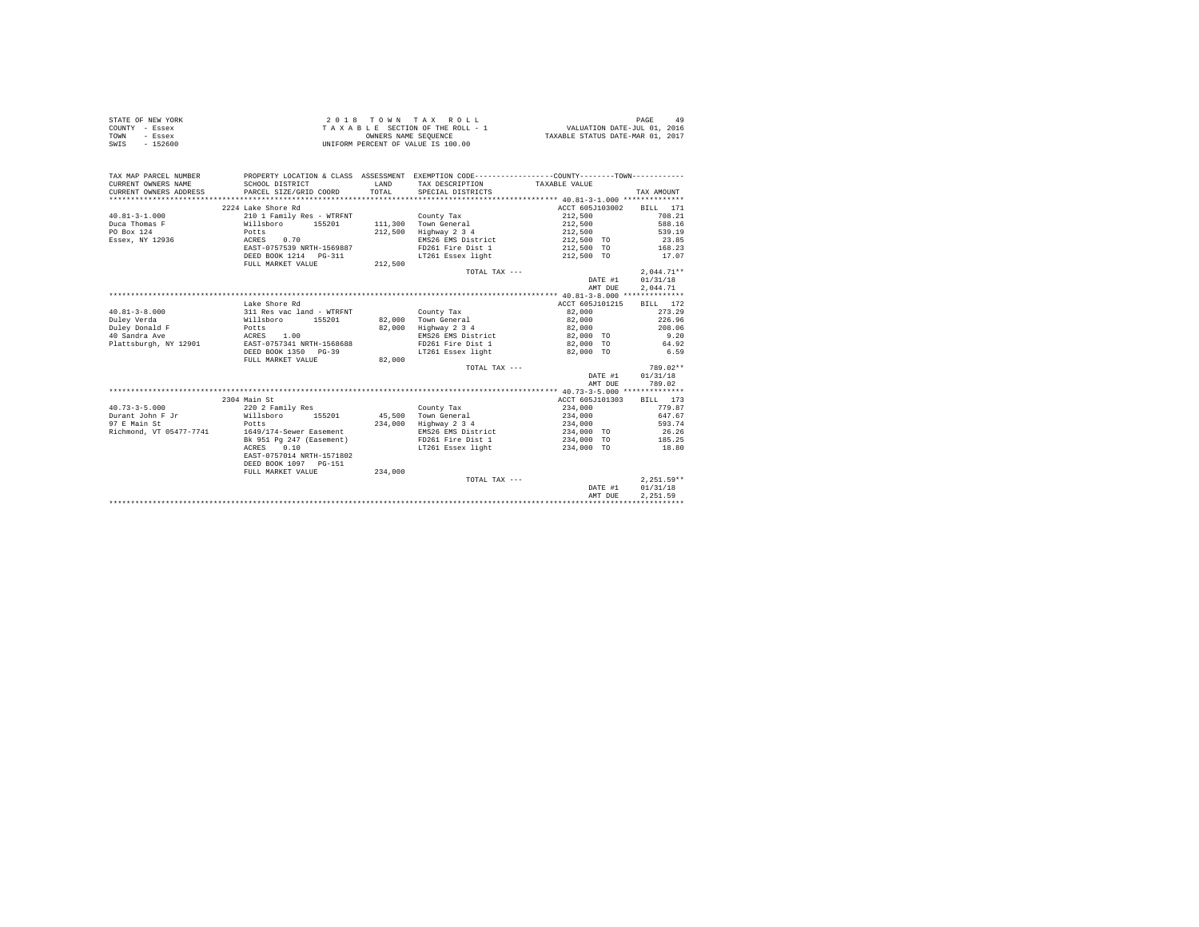STATE OF NEW YORK
COUNTY - Essex
TOWN - Essex
SWIS - 152600

2 0 1 8 T O W N T A X R O L L
T A X A B L E SECTION OF THE ROLL - 1
OWNERS NAME SEQUENCE
UNIFORM PERCENT OF VALUE IS 100.00

VALUATION DATE-JUL 01, 2016
TAXABLE STATUS DATE-MAR 01, 2017

| TAX MAP PARCEL NUMBER / CURRENT OWNERS NAME / CURRENT OWNERS ADDRESS | PROPERTY LOCATION & CLASS / SCHOOL DISTRICT / PARCEL SIZE/GRID COORD | ASSESSMENT LAND | TOTAL | EXEMPTION CODE / TAX DESCRIPTION / SPECIAL DISTRICTS | TAXABLE VALUE | TAX AMOUNT |
|---|---|---|---|---|---|---|
| | 2224 Lake Shore Rd | | | | ACCT 605J103002 | BILL 171 |
| 40.81-3-1.000 | 210 1 Family Res - WTRFNT | | | County Tax | 212,500 | 708.21 |
| Duca Thomas F | Willsboro 155201 | 111,300 | | Town General | 212,500 | 588.16 |
| PO Box 124 | Potts | | 212,500 | Highway 2 3 4 | 212,500 | 539.19 |
| Essex, NY 12936 | ACRES 0.70 | | | EMS26 EMS District | 212,500 TO | 23.85 |
| | EAST-0757539 NRTH-1569887 | | | FD261 Fire Dist 1 | 212,500 TO | 168.23 |
| | DEED BOOK 1214 PG-311 | | | LT261 Essex light | 212,500 TO | 17.07 |
| | FULL MARKET VALUE | | 212,500 | | | |
| | | | | TOTAL TAX --- | | 2,044.71** |
| | | | | | DATE #1 | 01/31/18 |
| | | | | | AMT DUE | 2,044.71 |
| | Lake Shore Rd | | | | ACCT 605J101215 | BILL 172 |
| 40.81-3-8.000 | 311 Res vac land - WTRFNT | | | County Tax | 82,000 | 273.29 |
| Duley Verda | Willsboro 155201 | 82,000 | | Town General | 82,000 | 226.96 |
| Duley Donald F | Potts | | 82,000 | Highway 2 3 4 | 82,000 | 208.06 |
| 40 Sandra Ave | ACRES 1.00 | | | EMS26 EMS District | 82,000 TO | 9.20 |
| Plattsburgh, NY 12901 | EAST-0757341 NRTH-1568688 | | | FD261 Fire Dist 1 | 82,000 TO | 64.92 |
| | DEED BOOK 1350 PG-39 | | | LT261 Essex light | 82,000 TO | 6.59 |
| | FULL MARKET VALUE | | 82,000 | | | |
| | | | | TOTAL TAX --- | | 789.02** |
| | | | | | DATE #1 | 01/31/18 |
| | | | | | AMT DUE | 789.02 |
| | 2304 Main St | | | | ACCT 605J101303 | BILL 173 |
| 40.73-3-5.000 | 220 2 Family Res | | | County Tax | 234,000 | 779.87 |
| Durant John F Jr | Willsboro 155201 | 45,500 | | Town General | 234,000 | 647.67 |
| 97 E Main St | Potts | | 234,000 | Highway 2 3 4 | 234,000 | 593.74 |
| Richmond, VT 05477-7741 | 1649/174-Sewer Easement | | | EMS26 EMS District | 234,000 TO | 26.26 |
| | Bk 951 Pg 247 (Easement) | | | FD261 Fire Dist 1 | 234,000 TO | 185.25 |
| | ACRES 0.10 | | | LT261 Essex light | 234,000 TO | 18.80 |
| | EAST-0757014 NRTH-1571802 | | | | | |
| | DEED BOOK 1097 PG-151 | | | | | |
| | FULL MARKET VALUE | | 234,000 | | | |
| | | | | TOTAL TAX --- | | 2,251.59** |
| | | | | | DATE #1 | 01/31/18 |
| | | | | | AMT DUE | 2,251.59 |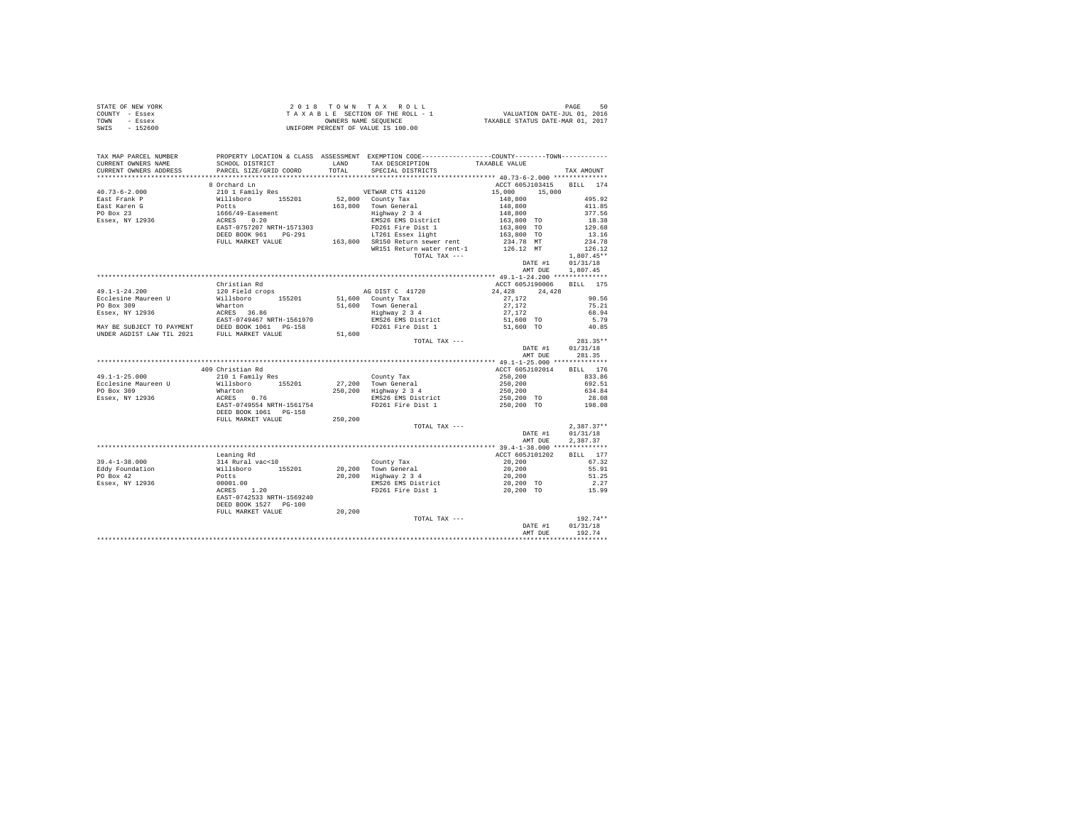STATE OF NEW YORK
COUNTY - Essex
TOWN - Essex
SWIS - 152600

2 0 1 8 T O W N T A X R O L L
T A X A B L E SECTION OF THE ROLL - 1
OWNERS NAME SEQUENCE
UNIFORM PERCENT OF VALUE IS 100.00

VALUATION DATE-JUL 01, 2016
TAXABLE STATUS DATE-MAR 01, 2017

```
TAX MAP PARCEL NUMBER      PROPERTY LOCATION & CLASS  ASSESSMENT  EXEMPTION CODE-----------------COUNTY--------TOWN-----------
CURRENT OWNERS NAME        SCHOOL DISTRICT              LAND     TAX DESCRIPTION            TAXABLE VALUE
CURRENT OWNERS ADDRESS     PARCEL SIZE/GRID COORD       TOTAL    SPECIAL DISTRICTS                                    TAX AMOUNT
******************************************************************************************** 40.73-6-2.000 **************
                           8 Orchard Ln                                                     ACCT 605J103415     BILL  174
40.73-6-2.000              210 1 Family Res                      VETWAR CTS 41120           15,000      15,000
East Frank P               Willsboro       155201       52,000   County Tax                 148,800                 495.92
East Karen G               Potts                       163,800   Town General               148,800                 411.85
PO Box 23                  1666/49-Easement                      Highway 2 3 4              148,800                 377.56
Essex, NY 12936            ACRES    0.20                         EMS26 EMS District         163,800 TO               18.38
                           EAST-0757207 NRTH-1571303             FD261 Fire Dist 1          163,800 TO              129.68
                           DEED BOOK 961    PG-291               LT261 Essex light          163,800 TO               13.16
                           FULL MARKET VALUE           163,800   SR150 Return sewer rent     234.78 MT              234.78
                                                                 WR151 Return water rent-1   126.12 MT              126.12
                                                                   TOTAL TAX ---                                 1,807.45**
                                                                                            DATE #1       01/31/18
                                                                                            AMT DUE       1,807.45
******************************************************************************************** 49.1-1-24.200 **************
                           Christian Rd                                                     ACCT 605J190006     BILL  175
49.1-1-24.200              120 Field crops                       AG DIST C  41720           24,428      24,428
Ecclesine Maureen U        Willsboro       155201       51,600   County Tax                 27,172                   90.56
PO Box 309                 Wharton                      51,600   Town General               27,172                   75.21
Essex, NY 12936            ACRES   36.86                         Highway 2 3 4              27,172                   68.94
                           EAST-0749467 NRTH-1561970             EMS26 EMS District         51,600 TO                 5.79
MAY BE SUBJECT TO PAYMENT  DEED BOOK 1061   PG-158               FD261 Fire Dist 1          51,600 TO                40.85
UNDER AGDIST LAW TIL 2021  FULL MARKET VALUE            51,600
                                                                   TOTAL TAX ---                                   281.35**
                                                                                            DATE #1       01/31/18
                                                                                            AMT DUE         281.35
******************************************************************************************** 49.1-1-25.000 **************
                           409 Christian Rd                                                 ACCT 605J102014     BILL  176
49.1-1-25.000              210 1 Family Res                      County Tax                 250,200                 833.86
Ecclesine Maureen U        Willsboro       155201       27,200   Town General               250,200                 692.51
PO Box 309                 Wharton                     250,200   Highway 2 3 4              250,200                 634.84
Essex, NY 12936            ACRES    0.76                         EMS26 EMS District         250,200 TO               28.08
                           EAST-0749554 NRTH-1561754             FD261 Fire Dist 1          250,200 TO              198.08
                           DEED BOOK 1061   PG-158
                           FULL MARKET VALUE           250,200
                                                                   TOTAL TAX ---                                 2,387.37**
                                                                                            DATE #1       01/31/18
                                                                                            AMT DUE       2,387.37
******************************************************************************************** 39.4-1-38.000 **************
                           Leaning Rd                                                       ACCT 605J101202     BILL  177
39.4-1-38.000              314 Rural vac<10                      County Tax                 20,200                   67.32
Eddy Foundation            Willsboro       155201       20,200   Town General               20,200                   55.91
PO Box 42                  Potts                        20,200   Highway 2 3 4              20,200                   51.25
Essex, NY 12936            00001.00                              EMS26 EMS District         20,200 TO                 2.27
                           ACRES    1.20                         FD261 Fire Dist 1          20,200 TO                15.99
                           EAST-0742533 NRTH-1569240
                           DEED BOOK 1527   PG-100
                           FULL MARKET VALUE            20,200
                                                                   TOTAL TAX ---                                   192.74**
                                                                                            DATE #1       01/31/18
                                                                                            AMT DUE         192.74
************************************************************************************************************************************
```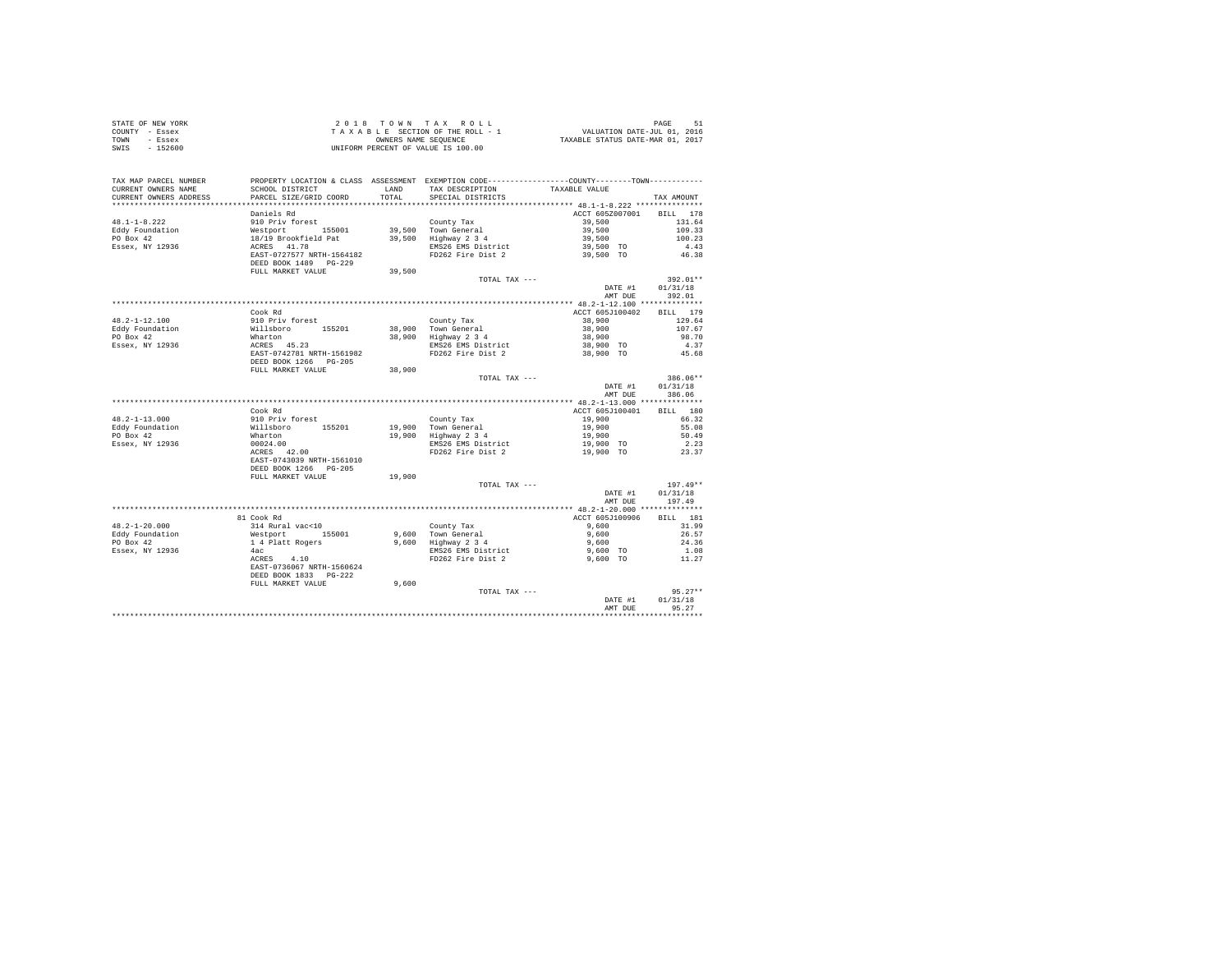STATE OF NEW YORK
COUNTY - Essex
TOWN - Essex
SWIS - 152600

2 0 1 8 T O W N T A X R O L L
T A X A B L E SECTION OF THE ROLL - 1
OWNERS NAME SEQUENCE
UNIFORM PERCENT OF VALUE IS 100.00

VALUATION DATE-JUL 01, 2016
TAXABLE STATUS DATE-MAR 01, 2017

| TAX MAP PARCEL NUMBER / CURRENT OWNERS NAME / CURRENT OWNERS ADDRESS | PROPERTY LOCATION & CLASS / SCHOOL DISTRICT / PARCEL SIZE/GRID COORD | ASSESSMENT LAND / TOTAL | EXEMPTION CODE / TAX DESCRIPTION / SPECIAL DISTRICTS | COUNTY / TOWN TAXABLE VALUE | TAX AMOUNT |
|---|---|---|---|---|---|
| 48.1-1-8.222 | Daniels Rd | | | ACCT 605Z007001 | BILL 178 |
| | 910 Priv forest | | County Tax | 39,500 | 131.64 |
| Eddy Foundation | Westport 155001 | 39,500 | Town General | 39,500 | 109.33 |
| PO Box 42 | 18/19 Brookfield Pat | 39,500 | Highway 2 3 4 | 39,500 | 100.23 |
| Essex, NY 12936 | ACRES 41.78 | | EMS26 EMS District | 39,500 TO | 4.43 |
| | EAST-0727577 NRTH-1564182 | | FD262 Fire Dist 2 | 39,500 TO | 46.38 |
| | DEED BOOK 1489 PG-229 | | | | |
| | FULL MARKET VALUE | 39,500 | | | |
| | | | TOTAL TAX --- | | 392.01** |
| | | | | DATE #1 | 01/31/18 |
| | | | | AMT DUE | 392.01 |
| 48.2-1-12.100 | Cook Rd | | | ACCT 605J100402 | BILL 179 |
| | 910 Priv forest | | County Tax | 38,900 | 129.64 |
| Eddy Foundation | Willsboro 155201 | 38,900 | Town General | 38,900 | 107.67 |
| PO Box 42 | Wharton | 38,900 | Highway 2 3 4 | 38,900 | 98.70 |
| Essex, NY 12936 | ACRES 45.23 | | EMS26 EMS District | 38,900 TO | 4.37 |
| | EAST-0742781 NRTH-1561982 | | FD262 Fire Dist 2 | 38,900 TO | 45.68 |
| | DEED BOOK 1266 PG-205 | | | | |
| | FULL MARKET VALUE | 38,900 | | | |
| | | | TOTAL TAX --- | | 386.06** |
| | | | | DATE #1 | 01/31/18 |
| | | | | AMT DUE | 386.06 |
| 48.2-1-13.000 | Cook Rd | | | ACCT 605J100401 | BILL 180 |
| | 910 Priv forest | | County Tax | 19,900 | 66.32 |
| Eddy Foundation | Willsboro 155201 | 19,900 | Town General | 19,900 | 55.08 |
| PO Box 42 | Wharton | 19,900 | Highway 2 3 4 | 19,900 | 50.49 |
| Essex, NY 12936 | 00024.00 | | EMS26 EMS District | 19,900 TO | 2.23 |
| | ACRES 42.00 | | FD262 Fire Dist 2 | 19,900 TO | 23.37 |
| | EAST-0743039 NRTH-1561010 | | | | |
| | DEED BOOK 1266 PG-205 | | | | |
| | FULL MARKET VALUE | 19,900 | | | |
| | | | TOTAL TAX --- | | 197.49** |
| | | | | DATE #1 | 01/31/18 |
| | | | | AMT DUE | 197.49 |
| 48.2-1-20.000 | 81 Cook Rd | | | ACCT 605J100906 | BILL 181 |
| | 314 Rural vac<10 | | County Tax | 9,600 | 31.99 |
| Eddy Foundation | Westport 155001 | 9,600 | Town General | 9,600 | 26.57 |
| PO Box 42 | 1 4 Platt Rogers | 9,600 | Highway 2 3 4 | 9,600 | 24.36 |
| Essex, NY 12936 | 4ac | | EMS26 EMS District | 9,600 TO | 1.08 |
| | ACRES 4.10 | | FD262 Fire Dist 2 | 9,600 TO | 11.27 |
| | EAST-0736067 NRTH-1560624 | | | | |
| | DEED BOOK 1833 PG-222 | | | | |
| | FULL MARKET VALUE | 9,600 | | | |
| | | | TOTAL TAX --- | | 95.27** |
| | | | | DATE #1 | 01/31/18 |
| | | | | AMT DUE | 95.27 |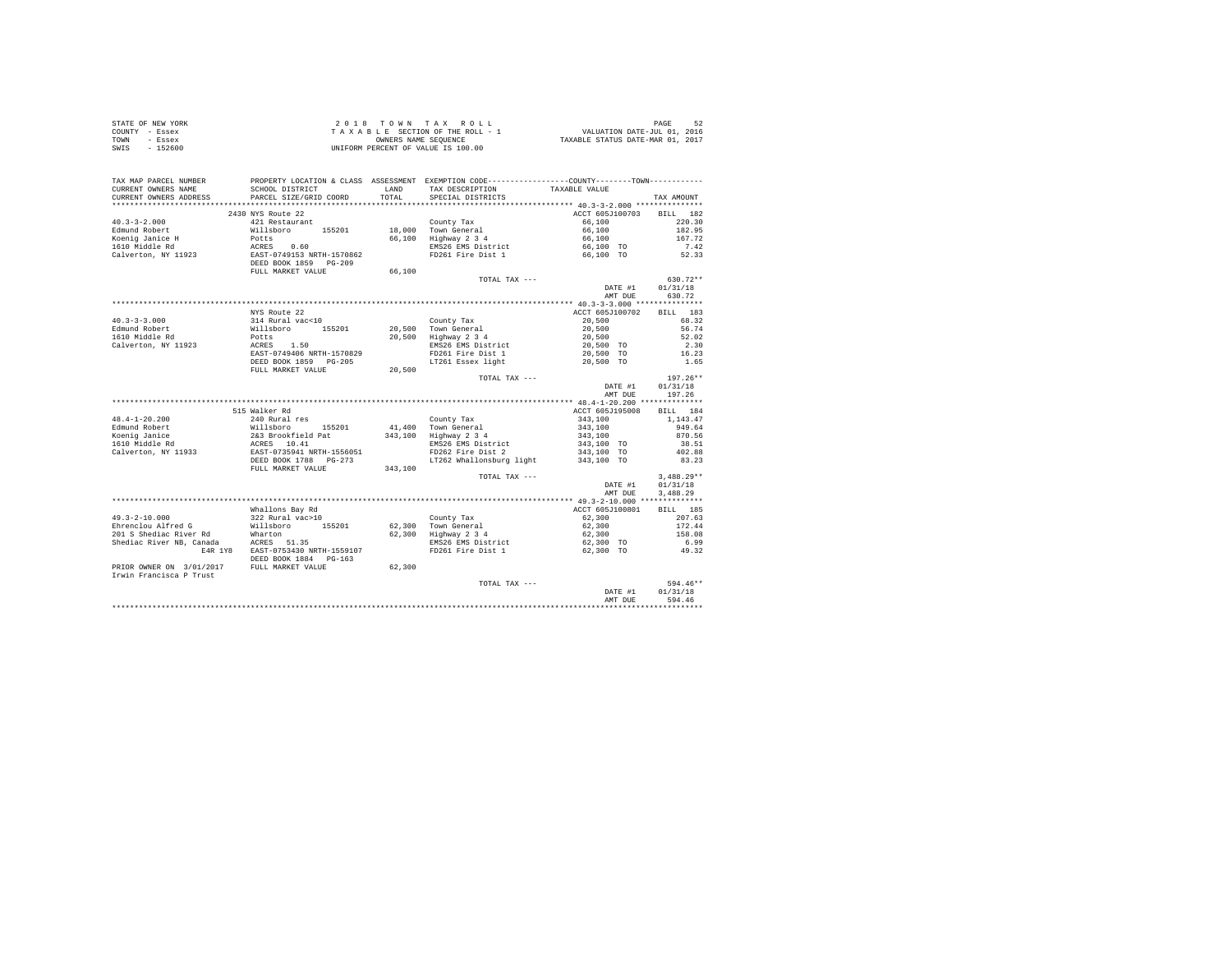STATE OF NEW YORK
COUNTY - Essex
TOWN - Essex
SWIS - 152600

2018 TOWN TAX ROLL
TAXABLE SECTION OF THE ROLL - 1
OWNERS NAME SEQUENCE
UNIFORM PERCENT OF VALUE IS 100.00

VALUATION DATE-JUL 01, 2016
TAXABLE STATUS DATE-MAR 01, 2017

| TAX MAP PARCEL NUMBER / CURRENT OWNERS NAME / CURRENT OWNERS ADDRESS | PROPERTY LOCATION & CLASS / SCHOOL DISTRICT / PARCEL SIZE/GRID COORD | ASSESSMENT LAND / TOTAL | EXEMPTION CODE / TAX DESCRIPTION / SPECIAL DISTRICTS | COUNTY TAXABLE VALUE | TAX AMOUNT |
|---|---|---|---|---|---|
| **40.3-3-2.000** | 2430 NYS Route 22 | | | ACCT 605J100703 | BILL 182 |
| Edmund Robert | 421 Restaurant | | County Tax | 66,100 | 220.30 |
| Koenig Janice H | Willsboro 155201 | 18,000 | Town General | 66,100 | 182.95 |
| 1610 Middle Rd | Potts | 66,100 | Highway 2 3 4 | 66,100 | 167.72 |
| Calverton, NY 11923 | ACRES 0.60 | | EMS26 EMS District | 66,100 TO | 7.42 |
| | EAST-0749153 NRTH-1570862 | | FD261 Fire Dist 1 | 66,100 TO | 52.33 |
| | DEED BOOK 1859 PG-209 | | | | |
| | FULL MARKET VALUE | 66,100 | | | |
| | | | TOTAL TAX --- | | 630.72** |
| | | | | DATE #1 | 01/31/18 |
| | | | | AMT DUE | 630.72 |
| **40.3-3-3.000** | NYS Route 22 | | | ACCT 605J100702 | BILL 183 |
| Edmund Robert | 314 Rural vac<10 | | County Tax | 20,500 | 68.32 |
| 1610 Middle Rd | Willsboro 155201 | 20,500 | Town General | 20,500 | 56.74 |
| Calverton, NY 11923 | Potts | 20,500 | Highway 2 3 4 | 20,500 | 52.02 |
| | ACRES 1.50 | | EMS26 EMS District | 20,500 TO | 2.30 |
| | EAST-0749406 NRTH-1570829 | | FD261 Fire Dist 1 | 20,500 TO | 16.23 |
| | DEED BOOK 1859 PG-205 | | LT261 Essex light | 20,500 TO | 1.65 |
| | FULL MARKET VALUE | 20,500 | | | |
| | | | TOTAL TAX --- | | 197.26** |
| | | | | DATE #1 | 01/31/18 |
| | | | | AMT DUE | 197.26 |
| **48.4-1-20.200** | 515 Walker Rd | | | ACCT 605J195008 | BILL 184 |
| Edmund Robert | 240 Rural res | | County Tax | 343,100 | 1,143.47 |
| Koenig Janice | Willsboro 155201 | 41,400 | Town General | 343,100 | 949.64 |
| 1610 Middle Rd | 2&3 Brookfield Pat | 343,100 | Highway 2 3 4 | 343,100 | 870.56 |
| Calverton, NY 11933 | ACRES 10.41 | | EMS26 EMS District | 343,100 TO | 38.51 |
| | EAST-0735941 NRTH-1556051 | | FD262 Fire Dist 2 | 343,100 TO | 402.88 |
| | DEED BOOK 1788 PG-273 | | LT262 Whallonsburg light | 343,100 TO | 83.23 |
| | FULL MARKET VALUE | 343,100 | | | |
| | | | TOTAL TAX --- | | 3,488.29** |
| | | | | DATE #1 | 01/31/18 |
| | | | | AMT DUE | 3,488.29 |
| **49.3-2-10.000** | Whallons Bay Rd | | | ACCT 605J100801 | BILL 185 |
| Ehrenclou Alfred G | 322 Rural vac>10 | | County Tax | 62,300 | 207.63 |
| 201 S Shediac River Rd | Willsboro 155201 | 62,300 | Town General | 62,300 | 172.44 |
| Shediac River NB, Canada | Wharton | 62,300 | Highway 2 3 4 | 62,300 | 158.08 |
| E4R 1Y8 | ACRES 51.35 | | EMS26 EMS District | 62,300 TO | 6.99 |
| | EAST-0753430 NRTH-1559107 | | FD261 Fire Dist 1 | 62,300 TO | 49.32 |
| | DEED BOOK 1884 PG-163 | | | | |
| PRIOR OWNER ON 3/01/2017 | FULL MARKET VALUE | 62,300 | | | |
| Irwin Francisca P Trust | | | | | |
| | | | TOTAL TAX --- | | 594.46** |
| | | | | DATE #1 | 01/31/18 |
| | | | | AMT DUE | 594.46 |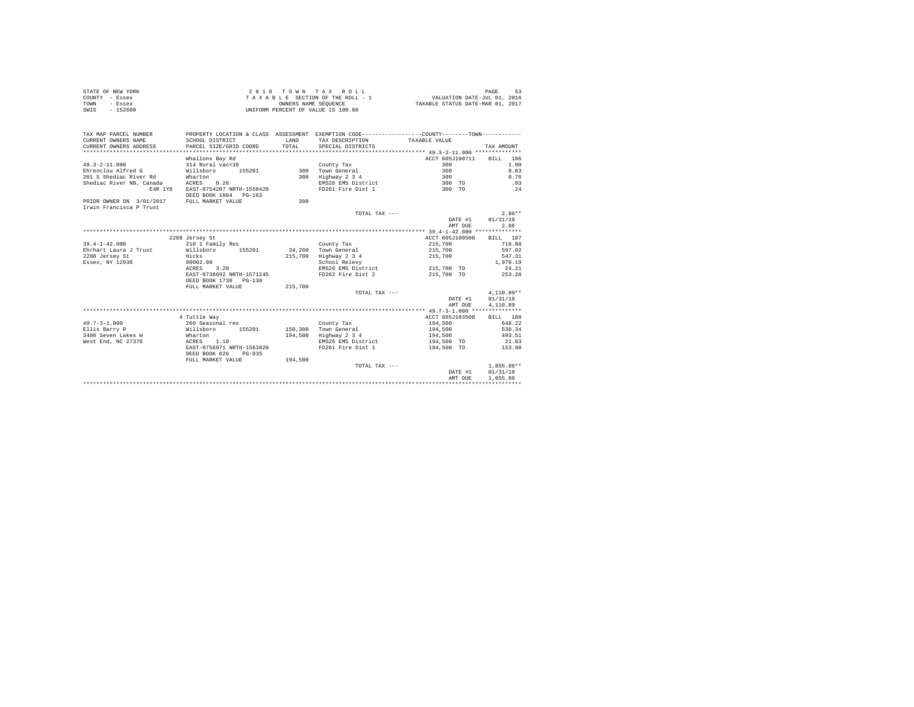```
STATE OF NEW YORK                2 0 1 8   T O W N   T A X   R O L L                                   PAGE    53
COUNTY  - Essex                  T A X A B L E  SECTION OF THE ROLL - 1              VALUATION DATE-JUL 01, 2016
TOWN    - Essex                         OWNERS NAME SEQUENCE                      TAXABLE STATUS DATE-MAR 01, 2017
SWIS    - 152600                  UNIFORM PERCENT OF VALUE IS 100.00

TAX MAP PARCEL NUMBER          PROPERTY LOCATION & CLASS  ASSESSMENT  EXEMPTION CODE------------------COUNTY--------TOWN-----------
CURRENT OWNERS NAME            SCHOOL DISTRICT              LAND     TAX DESCRIPTION            TAXABLE VALUE
CURRENT OWNERS ADDRESS         PARCEL SIZE/GRID COORD       TOTAL    SPECIAL DISTRICTS                                  TAX AMOUNT
************************************************************************************************ 49.3-2-11.000 **************
                               Whallons Bay Rd                                                  ACCT 605J100711    BILL  186
49.3-2-11.000                  314 Rural vac<10                      County Tax                        300                1.00
Ehrenclou Alfred G             Willsboro      155201         300     Town General                      300                0.83
201 S Shediac River Rd         Wharton                       300     Highway 2 3 4                     300                0.76
Shediac River NB, Canada       ACRES     0.26                        EMS26 EMS District                300 TO              .03
                     E4R 1Y8   EAST-0754207 NRTH-1558420             FD261 Fire Dist 1                 300 TO              .24
                               DEED BOOK 1884   PG-163
PRIOR OWNER ON 3/01/2017       FULL MARKET VALUE             300
Irwin Francisca P Trust
                                                                     TOTAL TAX ---                                        2.86**
                                                                                                      DATE #1       01/31/18
                                                                                                      AMT DUE           2.86
************************************************************************************************ 39.4-1-42.000 **************
                               2208 Jersey St                                                   ACCT 605J100508    BILL  187
39.4-1-42.000                  210 1 Family Res                      County Tax                     215,700             718.88
Ehrhart Laura J Trust          Willsboro      155201      34,200     Town General                   215,700             597.02
2208 Jersey St                 Hicks                     215,700     Highway 2 3 4                  215,700             547.31
Essex, NY 12936                00002.00                              School Relevy                                     1,970.19
                               ACRES     3.20                        EMS26 EMS District             215,700 TO            24.21
                               EAST-0738692 NRTH-1571245             FD262 Fire Dist 2              215,700 TO           253.28
                               DEED BOOK 1738   PG-130
                               FULL MARKET VALUE         215,700
                                                                     TOTAL TAX ---                                    4,110.89**
                                                                                                      DATE #1       01/31/18
                                                                                                      AMT DUE       4,110.89
************************************************************************************************ 49.7-3-1.000 ***************
                               4 Tuttle Way                                                     ACCT 605J103508    BILL  188
49.7-3-1.000                   260 Seasonal res                      County Tax                     194,500             648.22
Ellis Barry R                  Willsboro      155201     150,300     Town General                   194,500             538.34
3400 Seven Lakes W             Wharton                   194,500     Highway 2 3 4                  194,500             493.51
West End, NC 27376             ACRES     1.10                        EMS26 EMS District             194,500 TO            21.83
                               EAST-0756971 NRTH-1563820             FD261 Fire Dist 1              194,500 TO           153.98
                               DEED BOOK 626    PG-035
                               FULL MARKET VALUE         194,500
                                                                     TOTAL TAX ---                                    1,855.88**
                                                                                                      DATE #1       01/31/18
                                                                                                      AMT DUE       1,855.88
********************************************************************************************************************************
```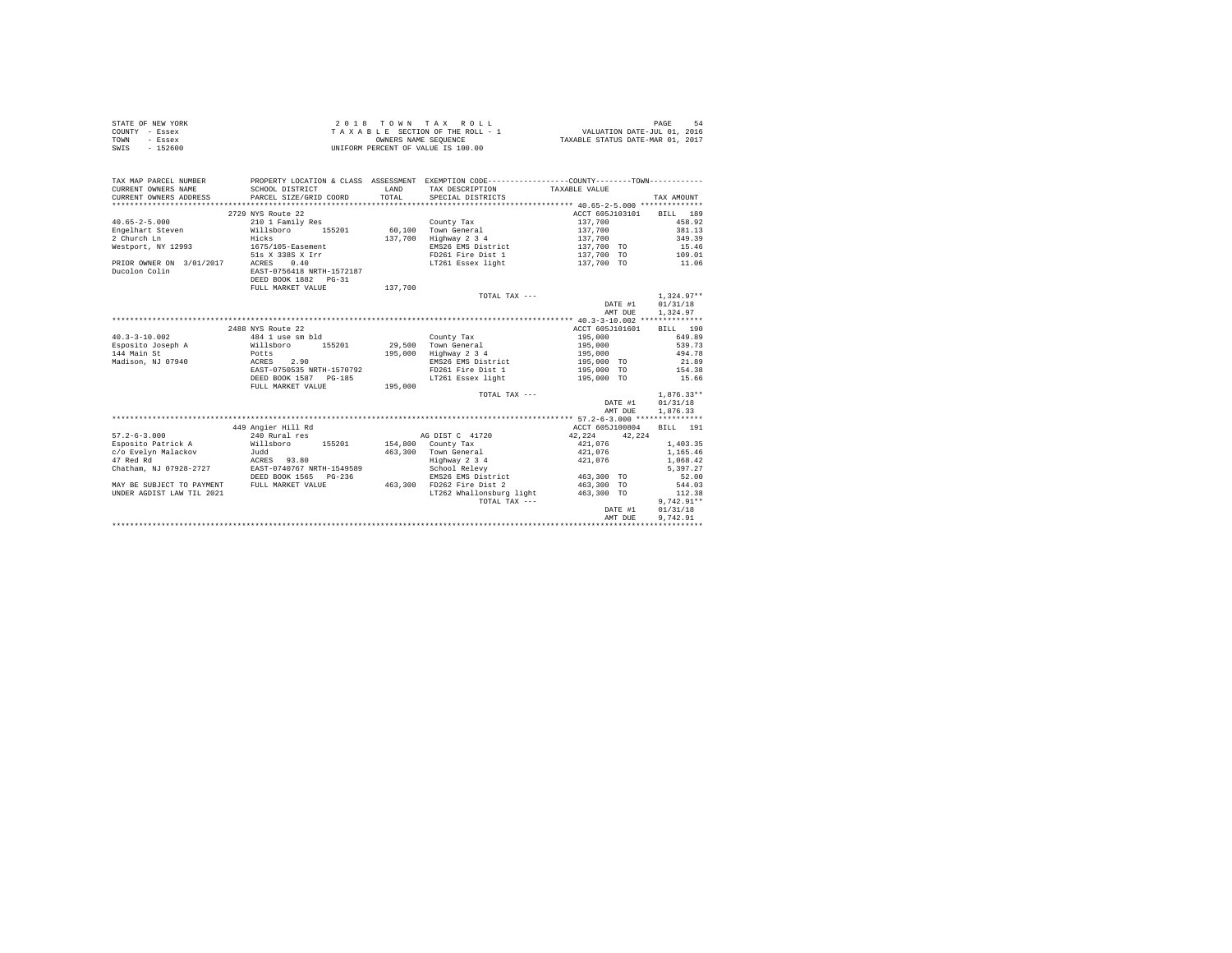STATE OF NEW YORK
COUNTY - Essex
TOWN - Essex
SWIS - 152600

2 0 1 8 T O W N T A X R O L L
T A X A B L E SECTION OF THE ROLL - 1
OWNERS NAME SEQUENCE
UNIFORM PERCENT OF VALUE IS 100.00

VALUATION DATE-JUL 01, 2016
TAXABLE STATUS DATE-MAR 01, 2017

| TAX MAP PARCEL NUMBER / CURRENT OWNERS NAME / CURRENT OWNERS ADDRESS | PROPERTY LOCATION & CLASS / SCHOOL DISTRICT / PARCEL SIZE/GRID COORD | ASSESSMENT LAND / TOTAL | EXEMPTION CODE / TAX DESCRIPTION / SPECIAL DISTRICTS | COUNTY TAXABLE VALUE | TOWN | TAX AMOUNT |
|---|---|---|---|---|---|---|
| 40.65-2-5.000 | 2729 NYS Route 22 | | | ACCT 605J103101 | | BILL 189 |
| | 210 1 Family Res | | County Tax | 137,700 | | 458.92 |
| Engelhart Steven | Willsboro 155201 | 60,100 | Town General | 137,700 | | 381.13 |
| 2 Church Ln | Hicks | 137,700 | Highway 2 3 4 | 137,700 | | 349.39 |
| Westport, NY 12993 | 1675/105-Easement | | EMS26 EMS District | 137,700 | TO | 15.46 |
| | 51s X 338S X Irr | | FD261 Fire Dist 1 | 137,700 | TO | 109.01 |
| PRIOR OWNER ON 3/01/2017 | ACRES 0.40 | | LT261 Essex light | 137,700 | TO | 11.06 |
| Ducolon Colin | EAST-0756418 NRTH-1572187 | | | | | |
| | DEED BOOK 1882 PG-31 | | | | | |
| | FULL MARKET VALUE | 137,700 | | | | |
| | | | TOTAL TAX --- | | | 1,324.97** |
| | | | | | DATE #1 | 01/31/18 |
| | | | | | AMT DUE | 1,324.97 |
| 40.3-3-10.002 | 2488 NYS Route 22 | | | ACCT 605J101601 | | BILL 190 |
| | 484 1 use sm bld | | County Tax | 195,000 | | 649.89 |
| Esposito Joseph A | Willsboro 155201 | 29,500 | Town General | 195,000 | | 539.73 |
| 144 Main St | Potts | 195,000 | Highway 2 3 4 | 195,000 | | 494.78 |
| Madison, NJ 07940 | ACRES 2.90 | | EMS26 EMS District | 195,000 | TO | 21.89 |
| | EAST-0750535 NRTH-1570792 | | FD261 Fire Dist 1 | 195,000 | TO | 154.38 |
| | DEED BOOK 1587 PG-185 | | LT261 Essex light | 195,000 | TO | 15.66 |
| | FULL MARKET VALUE | 195,000 | | | | |
| | | | TOTAL TAX --- | | | 1,876.33** |
| | | | | | DATE #1 | 01/31/18 |
| | | | | | AMT DUE | 1,876.33 |
| 57.2-6-3.000 | 449 Angier Hill Rd | | | ACCT 605J100804 | | BILL 191 |
| | 240 Rural res | | AG DIST C 41720 | 42,224 | 42,224 | |
| Esposito Patrick A | Willsboro 155201 | 154,800 | County Tax | 421,076 | | 1,403.35 |
| c/o Evelyn Malackov | Judd | 463,300 | Town General | 421,076 | | 1,165.46 |
| 47 Red Rd | ACRES 93.80 | | Highway 2 3 4 | 421,076 | | 1,068.42 |
| Chatham, NJ 07928-2727 | EAST-0740767 NRTH-1549589 | | School Relevy | | | 5,397.27 |
| | DEED BOOK 1565 PG-236 | | EMS26 EMS District | 463,300 | TO | 52.00 |
| MAY BE SUBJECT TO PAYMENT | FULL MARKET VALUE | 463,300 | FD262 Fire Dist 2 | 463,300 | TO | 544.03 |
| UNDER AGDIST LAW TIL 2021 | | | LT262 Whallonsburg light | 463,300 | TO | 112.38 |
| | | | TOTAL TAX --- | | | 9,742.91** |
| | | | | | DATE #1 | 01/31/18 |
| | | | | | AMT DUE | 9,742.91 |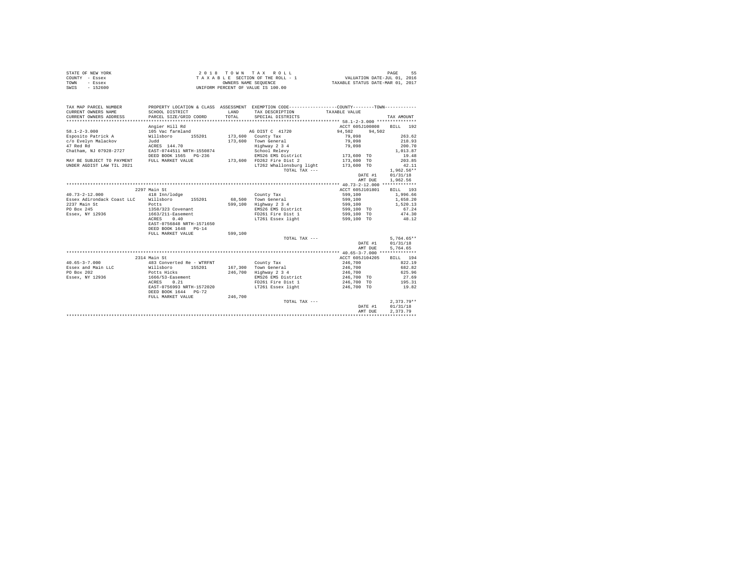STATE OF NEW YORK
COUNTY - Essex
TOWN - Essex
SWIS - 152600

2 0 1 8 T O W N T A X R O L L
T A X A B L E SECTION OF THE ROLL - 1
OWNERS NAME SEQUENCE
UNIFORM PERCENT OF VALUE IS 100.00

VALUATION DATE-JUL 01, 2016
TAXABLE STATUS DATE-MAR 01, 2017

| TAX MAP PARCEL NUMBER / CURRENT OWNERS NAME / CURRENT OWNERS ADDRESS | PROPERTY LOCATION & CLASS / SCHOOL DISTRICT / PARCEL SIZE/GRID COORD | ASSESSMENT LAND / TOTAL | EXEMPTION CODE / TAX DESCRIPTION / SPECIAL DISTRICTS | COUNTY / TOWN TAXABLE VALUE | TAX AMOUNT |
|---|---|---|---|---|---|
| ******************** 58.1-2-3.000 | Angier Hill Rd | | | ACCT 605J100808 | BILL 192 |
| 58.1-2-3.000 | 105 Vac farmland | | AG DIST C 41720 | 94,502 94,502 | |
| Esposito Patrick A | Willsboro 155201 | 173,600 | County Tax | 79,098 | 263.62 |
| c/o Evelyn Malackov | Judd | 173,600 | Town General | 79,098 | 218.93 |
| 47 Red Rd | ACRES 144.70 | | Highway 2 3 4 | 79,098 | 200.70 |
| Chatham, NJ 07928-2727 | EAST-0744511 NRTH-1550874 | | School Relevy | | 1,013.87 |
| | DEED BOOK 1565 PG-236 | | EMS26 EMS District | 173,600 TO | 19.48 |
| MAY BE SUBJECT TO PAYMENT | FULL MARKET VALUE | 173,600 | FD262 Fire Dist 2 | 173,600 TO | 203.85 |
| UNDER AGDIST LAW TIL 2021 | | | LT262 Whallonsburg light | 173,600 TO | 42.11 |
| | | | TOTAL TAX --- | | 1,962.56** |
| | | | | DATE #1 | 01/31/18 |
| | | | | AMT DUE | 1,962.56 |
| ******************** 40.73-2-12.000 | 2297 Main St | | | ACCT 605J101801 | BILL 193 |
| 40.73-2-12.000 | 418 Inn/lodge | | County Tax | 599,100 | 1,996.66 |
| Essex Adirondack Coast LLC | Willsboro 155201 | 68,500 | Town General | 599,100 | 1,658.20 |
| 2237 Main St | Potts | 599,100 | Highway 2 3 4 | 599,100 | 1,520.13 |
| PO Box 245 | 1358/323 Covenant | | EMS26 EMS District | 599,100 TO | 67.24 |
| Essex, NY 12936 | 1663/211-Easement | | FD261 Fire Dist 1 | 599,100 TO | 474.30 |
| | ACRES 0.40 | | LT261 Essex light | 599,100 TO | 48.12 |
| | EAST-0756848 NRTH-1571650 | | | | |
| | DEED BOOK 1648 PG-14 | | | | |
| | FULL MARKET VALUE | 599,100 | | | |
| | | | TOTAL TAX --- | | 5,764.65** |
| | | | | DATE #1 | 01/31/18 |
| | | | | AMT DUE | 5,764.65 |
| ******************** 40.65-3-7.000 | 2314 Main St | | | ACCT 605J104205 | BILL 194 |
| 40.65-3-7.000 | 483 Converted Re - WTRFNT | | County Tax | 246,700 | 822.19 |
| Essex and Main LLC | Willsboro 155201 | 167,300 | Town General | 246,700 | 682.82 |
| PO Box 202 | Potts Hicks | 246,700 | Highway 2 3 4 | 246,700 | 625.96 |
| Essex, NY 12936 | 1666/53-Easement | | EMS26 EMS District | 246,700 TO | 27.69 |
| | ACRES 0.21 | | FD261 Fire Dist 1 | 246,700 TO | 195.31 |
| | EAST-0756993 NRTH-1572020 | | LT261 Essex light | 246,700 TO | 19.82 |
| | DEED BOOK 1644 PG-72 | | | | |
| | FULL MARKET VALUE | 246,700 | | | |
| | | | TOTAL TAX --- | | 2,373.79** |
| | | | | DATE #1 | 01/31/18 |
| | | | | AMT DUE | 2,373.79 |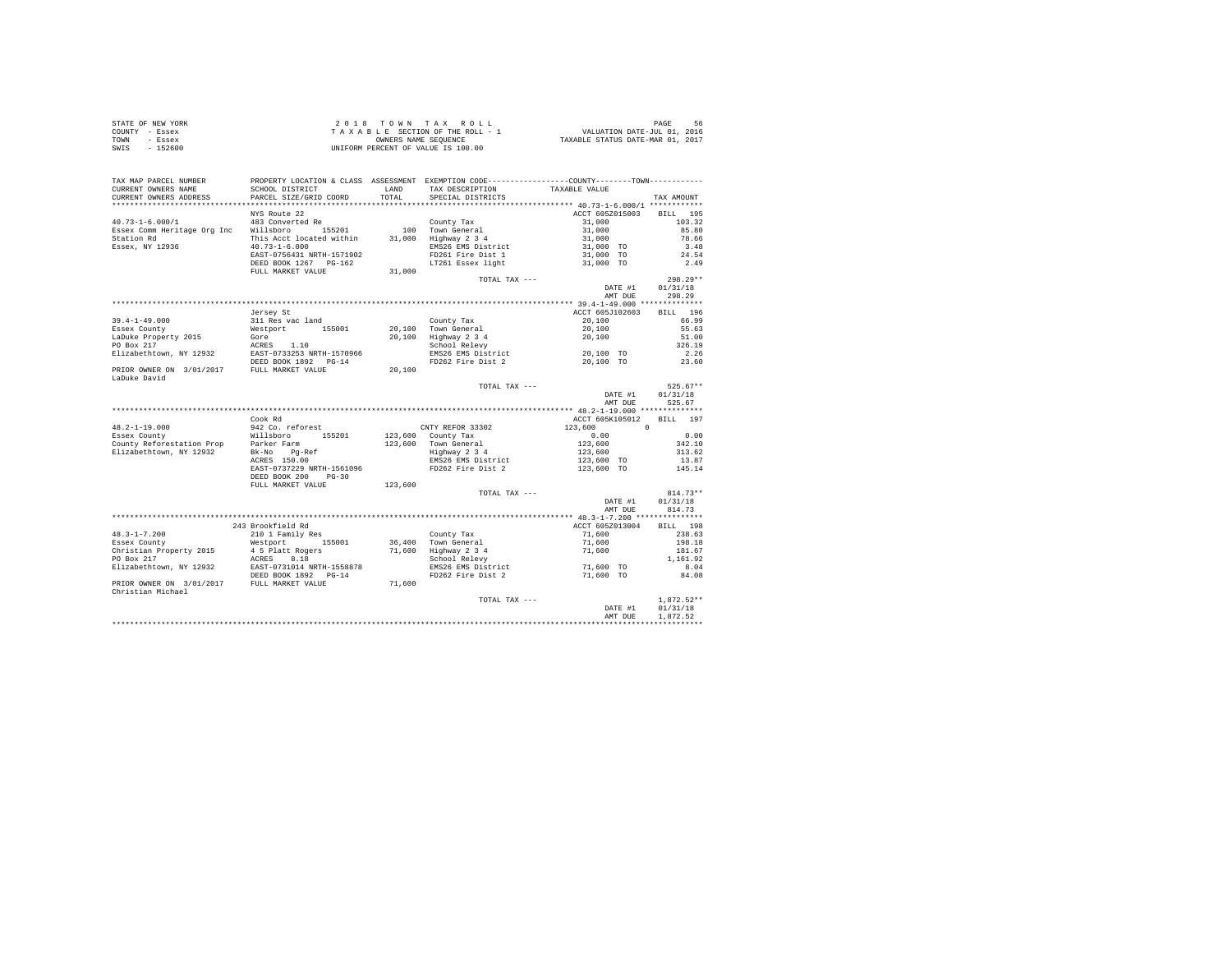STATE OF NEW YORK
COUNTY - Essex
TOWN - Essex
SWIS - 152600

2 0 1 8 T O W N T A X R O L L
T A X A B L E SECTION OF THE ROLL - 1
OWNERS NAME SEQUENCE
UNIFORM PERCENT OF VALUE IS 100.00

VALUATION DATE-JUL 01, 2016
TAXABLE STATUS DATE-MAR 01, 2017

```
TAX MAP PARCEL NUMBER      PROPERTY LOCATION & CLASS  ASSESSMENT  EXEMPTION CODE-----------------COUNTY--------TOWN-----------
CURRENT OWNERS NAME        SCHOOL DISTRICT             LAND       TAX DESCRIPTION            TAXABLE VALUE
CURRENT OWNERS ADDRESS     PARCEL SIZE/GRID COORD      TOTAL      SPECIAL DISTRICTS                                    TAX AMOUNT
************************************************************************************************ 40.73-1-6.000/1 ************
                           NYS Route 22                                                   ACCT 605Z015003    BILL  195
40.73-1-6.000/1            483 Converted Re                       County Tax                  31,000                 103.32
Essex Comm Heritage Org Inc  Willsboro     155201         100     Town General                31,000                  85.80
Station Rd                 This Acct located within    31,000     Highway 2 3 4               31,000                  78.66
Essex, NY 12936            40.73-1-6.000                          EMS26 EMS District          31,000 TO                3.48
                           EAST-0756431 NRTH-1571902              FD261 Fire Dist 1           31,000 TO               24.54
                           DEED BOOK 1267   PG-162                LT261 Essex light           31,000 TO                2.49
                           FULL MARKET VALUE           31,000
                                                                  TOTAL TAX ---                                      298.29**
                                                                                              DATE #1          01/31/18
                                                                                              AMT DUE            298.29
************************************************************************************************ 39.4-1-49.000 **************
                           Jersey St                                                      ACCT 605J102603    BILL  196
39.4-1-49.000              311 Res vac land                       County Tax                  20,100                  66.99
Essex County               Westport      155001        20,100     Town General                20,100                  55.63
LaDuke Property 2015       Gore                        20,100     Highway 2 3 4               20,100                  51.00
PO Box 217                 ACRES    1.10                          School Relevy                                      326.19
Elizabethtown, NY 12932    EAST-0733253 NRTH-1570966              EMS26 EMS District          20,100 TO                2.26
                           DEED BOOK 1892   PG-14                 FD262 Fire Dist 2           20,100 TO               23.60
PRIOR OWNER ON 3/01/2017   FULL MARKET VALUE           20,100
LaDuke David
                                                                  TOTAL TAX ---                                      525.67**
                                                                                              DATE #1          01/31/18
                                                                                              AMT DUE            525.67
************************************************************************************************ 48.2-1-19.000 **************
                           Cook Rd                                                        ACCT 605K105012    BILL  197
48.2-1-19.000              942 Co. reforest                       CNTY REFOR 33302           123,600          0
Essex County               Willsboro     155201       123,600     County Tax                    0.00                   0.00
County Reforestation Prop  Parker Farm                123,600     Town General               123,600                 342.10
Elizabethtown, NY 12932    Bk-No    Pg-Ref                        Highway 2 3 4              123,600                 313.62
                           ACRES  150.00                          EMS26 EMS District         123,600 TO               13.87
                           EAST-0737229 NRTH-1561096              FD262 Fire Dist 2          123,600 TO              145.14
                           DEED BOOK 200    PG-30
                           FULL MARKET VALUE          123,600
                                                                  TOTAL TAX ---                                      814.73**
                                                                                              DATE #1          01/31/18
                                                                                              AMT DUE            814.73
************************************************************************************************ 48.3-1-7.200 ***************
                        243 Brookfield Rd                                                 ACCT 605Z013004    BILL  198
48.3-1-7.200               210 1 Family Res                       County Tax                  71,600                 238.63
Essex County               Westport      155001        36,400     Town General                71,600                 198.18
Christian Property 2015    4 5 Platt Rogers            71,600     Highway 2 3 4               71,600                 181.67
PO Box 217                 ACRES    8.18                          School Relevy                                    1,161.92
Elizabethtown, NY 12932    EAST-0731014 NRTH-1558878              EMS26 EMS District          71,600 TO                8.04
                           DEED BOOK 1892   PG-14                 FD262 Fire Dist 2           71,600 TO               84.08
PRIOR OWNER ON 3/01/2017   FULL MARKET VALUE           71,600
Christian Michael
                                                                  TOTAL TAX ---                                    1,872.52**
                                                                                              DATE #1          01/31/18
                                                                                              AMT DUE          1,872.52
******************************************************************************************************************************
```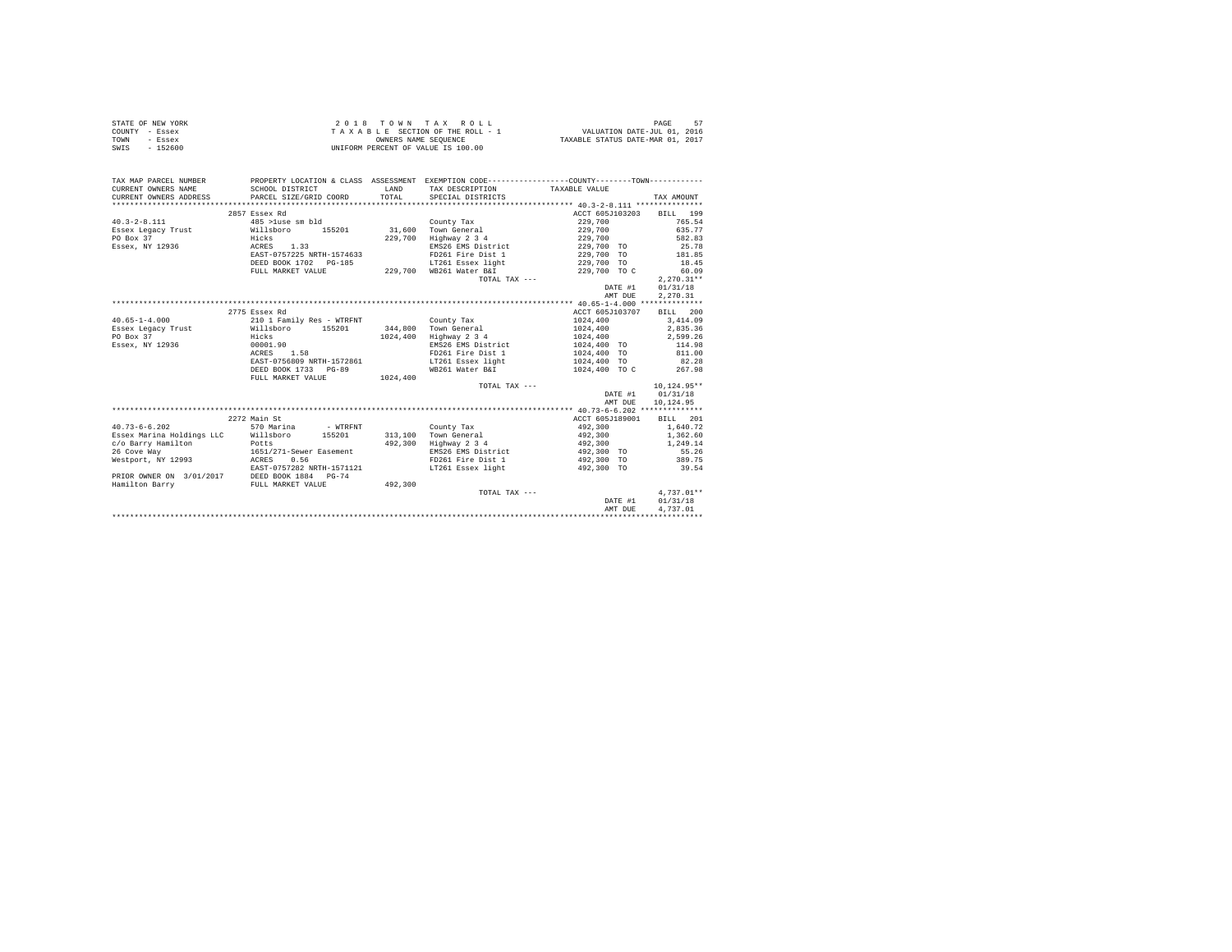STATE OF NEW YORK
COUNTY - Essex
TOWN - Essex
SWIS - 152600

2 0 1 8 T O W N T A X R O L L
T A X A B L E SECTION OF THE ROLL - 1
OWNERS NAME SEQUENCE
UNIFORM PERCENT OF VALUE IS 100.00

VALUATION DATE-JUL 01, 2016
TAXABLE STATUS DATE-MAR 01, 2017

| TAX MAP PARCEL NUMBER / CURRENT OWNERS NAME / CURRENT OWNERS ADDRESS | PROPERTY LOCATION & CLASS / SCHOOL DISTRICT / PARCEL SIZE/GRID COORD | ASSESSMENT LAND / TOTAL | EXEMPTION CODE / TAX DESCRIPTION / SPECIAL DISTRICTS | COUNTY--------TOWN TAXABLE VALUE | TAX AMOUNT |
|---|---|---|---|---|---|
| 40.3-2-8.111 | 2857 Essex Rd | | | ACCT 605J103203 | BILL 199 |
| | 485 >1use sm bld | | County Tax | 229,700 | 765.54 |
| Essex Legacy Trust | Willsboro 155201 | 31,600 | Town General | 229,700 | 635.77 |
| PO Box 37 | Hicks | 229,700 | Highway 2 3 4 | 229,700 | 582.83 |
| Essex, NY 12936 | ACRES 1.33 | | EMS26 EMS District | 229,700 TO | 25.78 |
| | EAST-0757225 NRTH-1574633 | | FD261 Fire Dist 1 | 229,700 TO | 181.85 |
| | DEED BOOK 1702 PG-185 | | LT261 Essex light | 229,700 TO | 18.45 |
| | FULL MARKET VALUE | 229,700 | WB261 Water B&I | 229,700 TO C | 60.09 |
| | | | TOTAL TAX --- | | 2,270.31** |
| | | | | DATE #1 | 01/31/18 |
| | | | | AMT DUE | 2,270.31 |
| 40.65-1-4.000 | 2775 Essex Rd | | | ACCT 605J103707 | BILL 200 |
| | 210 1 Family Res - WTRFNT | | County Tax | 1024,400 | 3,414.09 |
| Essex Legacy Trust | Willsboro 155201 | 344,800 | Town General | 1024,400 | 2,835.36 |
| PO Box 37 | Hicks | 1024,400 | Highway 2 3 4 | 1024,400 | 2,599.26 |
| Essex, NY 12936 | 00001.90 | | EMS26 EMS District | 1024,400 TO | 114.98 |
| | ACRES 1.58 | | FD261 Fire Dist 1 | 1024,400 TO | 811.00 |
| | EAST-0756809 NRTH-1572861 | | LT261 Essex light | 1024,400 TO | 82.28 |
| | DEED BOOK 1733 PG-89 | | WB261 Water B&I | 1024,400 TO C | 267.98 |
| | FULL MARKET VALUE | 1024,400 | | | |
| | | | TOTAL TAX --- | | 10,124.95** |
| | | | | DATE #1 | 01/31/18 |
| | | | | AMT DUE | 10,124.95 |
| 40.73-6-6.202 | 2272 Main St | | | ACCT 605J189001 | BILL 201 |
| | 570 Marina - WTRFNT | | County Tax | 492,300 | 1,640.72 |
| Essex Marina Holdings LLC | Willsboro 155201 | 313,100 | Town General | 492,300 | 1,362.60 |
| c/o Barry Hamilton | Potts | 492,300 | Highway 2 3 4 | 492,300 | 1,249.14 |
| 26 Cove Way | 1651/271-Sewer Easement | | EMS26 EMS District | 492,300 TO | 55.26 |
| Westport, NY 12993 | ACRES 0.56 | | FD261 Fire Dist 1 | 492,300 TO | 389.75 |
| | EAST-0757282 NRTH-1571121 | | LT261 Essex light | 492,300 TO | 39.54 |
| PRIOR OWNER ON 3/01/2017 | DEED BOOK 1884 PG-74 | | | | |
| Hamilton Barry | FULL MARKET VALUE | 492,300 | | | |
| | | | TOTAL TAX --- | | 4,737.01** |
| | | | | DATE #1 | 01/31/18 |
| | | | | AMT DUE | 4,737.01 |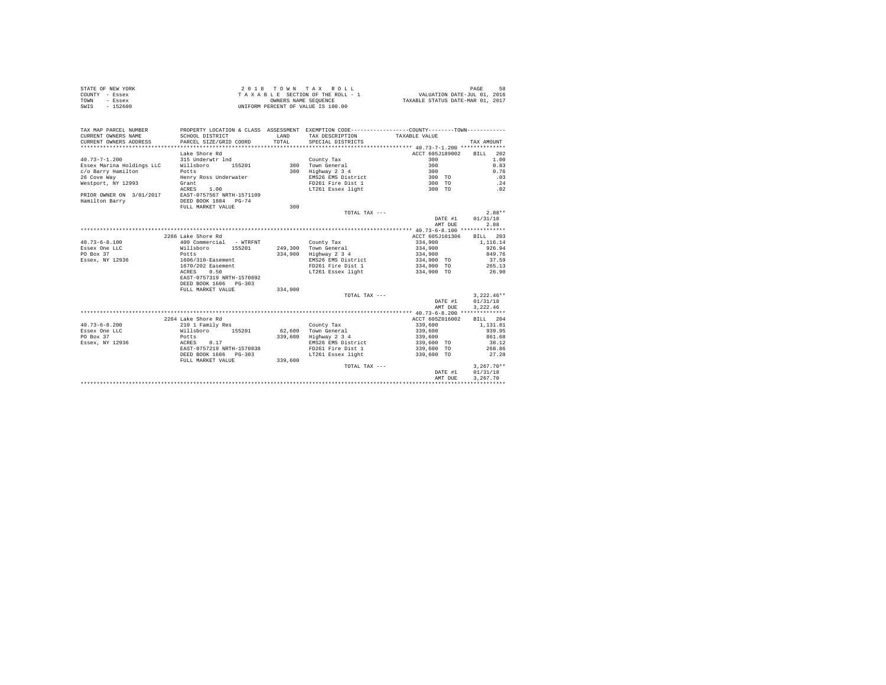STATE OF NEW YORK
COUNTY - Essex
TOWN - Essex
SWIS - 152600

2 0 1 8 T O W N T A X R O L L
T A X A B L E SECTION OF THE ROLL - 1
OWNERS NAME SEQUENCE
UNIFORM PERCENT OF VALUE IS 100.00

VALUATION DATE-JUL 01, 2016
TAXABLE STATUS DATE-MAR 01, 2017

| TAX MAP PARCEL NUMBER / CURRENT OWNERS NAME / CURRENT OWNERS ADDRESS | PROPERTY LOCATION & CLASS / SCHOOL DISTRICT / PARCEL SIZE/GRID COORD | ASSESSMENT LAND / TOTAL | EXEMPTION CODE / TAX DESCRIPTION / SPECIAL DISTRICTS | COUNTY--------TOWN / TAXABLE VALUE | TAX AMOUNT |
|---|---|---|---|---|---|
| 40.73-7-1.200 | Lake Shore Rd | | | ACCT 605J189002 | BILL 202 |
| Essex Marina Holdings LLC | 315 Underwtr lnd | | County Tax | 300 | 1.00 |
| c/o Barry Hamilton | Willsboro 155201 | 300 | Town General | 300 | 0.83 |
| 26 Cove Way | Potts | 300 | Highway 2 3 4 | 300 | 0.76 |
| Westport, NY 12993 | Henry Ross Underwater | | EMS26 EMS District | 300 TO | .03 |
| | Grant | | FD261 Fire Dist 1 | 300 TO | .24 |
| | ACRES 1.00 | | LT261 Essex light | 300 TO | .02 |
| PRIOR OWNER ON 3/01/2017 | EAST-0757567 NRTH-1571109 | | | | |
| Hamilton Barry | DEED BOOK 1884 PG-74 | | | | |
| | FULL MARKET VALUE | 300 | | | |
| | | | TOTAL TAX --- | | 2.88** |
| | | | | DATE #1 | 01/31/18 |
| | | | | AMT DUE | 2.88 |
| 40.73-6-8.100 | 2266 Lake Shore Rd | | | ACCT 605J101306 | BILL 203 |
| Essex One LLC | 400 Commercial - WTRFNT | | County Tax | 334,900 | 1,116.14 |
| PO Box 37 | Willsboro 155201 | 249,300 | Town General | 334,900 | 926.94 |
| Essex, NY 12936 | Potts | 334,900 | Highway 2 3 4 | 334,900 | 849.76 |
| | 1606/310-Easement | | EMS26 EMS District | 334,900 TO | 37.59 |
| | 1670/202 Easement | | FD261 Fire Dist 1 | 334,900 TO | 265.13 |
| | ACRES 0.50 | | LT261 Essex light | 334,900 TO | 26.90 |
| | EAST-0757319 NRTH-1570892 | | | | |
| | DEED BOOK 1606 PG-303 | | | | |
| | FULL MARKET VALUE | 334,900 | | | |
| | | | TOTAL TAX --- | | 3,222.46** |
| | | | | DATE #1 | 01/31/18 |
| | | | | AMT DUE | 3,222.46 |
| 40.73-6-8.200 | 2264 Lake Shore Rd | | | ACCT 605Z016002 | BILL 204 |
| Essex One LLC | 210 1 Family Res | | County Tax | 339,600 | 1,131.81 |
| PO Box 37 | Willsboro 155201 | 62,600 | Town General | 339,600 | 939.95 |
| Essex, NY 12936 | Potts | 339,600 | Highway 2 3 4 | 339,600 | 861.68 |
| | ACRES 0.17 | | EMS26 EMS District | 339,600 TO | 38.12 |
| | EAST-0757219 NRTH-1570838 | | FD261 Fire Dist 1 | 339,600 TO | 268.86 |
| | DEED BOOK 1606 PG-303 | | LT261 Essex light | 339,600 TO | 27.28 |
| | FULL MARKET VALUE | 339,600 | | | |
| | | | TOTAL TAX --- | | 3,267.70** |
| | | | | DATE #1 | 01/31/18 |
| | | | | AMT DUE | 3,267.70 |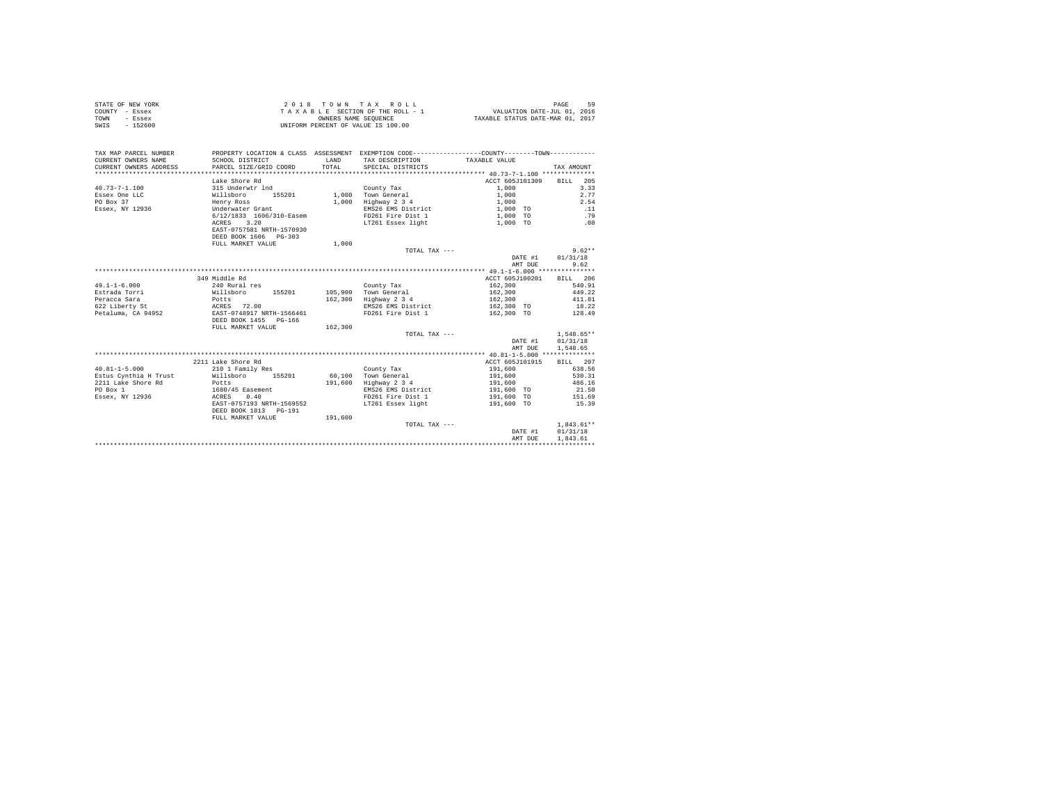STATE OF NEW YORK
COUNTY - Essex
TOWN - Essex
SWIS - 152600

2018 TOWN TAX ROLL
TAXABLE SECTION OF THE ROLL - 1
OWNERS NAME SEQUENCE
UNIFORM PERCENT OF VALUE IS 100.00

VALUATION DATE-JUL 01, 2016
TAXABLE STATUS DATE-MAR 01, 2017

| TAX MAP PARCEL NUMBER / CURRENT OWNERS NAME / CURRENT OWNERS ADDRESS | PROPERTY LOCATION & CLASS / SCHOOL DISTRICT / PARCEL SIZE/GRID COORD | ASSESSMENT LAND / TOTAL | EXEMPTION CODE / TAX DESCRIPTION / SPECIAL DISTRICTS | COUNTY / TOWN TAXABLE VALUE | TAX AMOUNT |
|---|---|---|---|---|---|
| **40.73-7-1.100** | Lake Shore Rd | | | ACCT 605J101309 | BILL 205 |
| 40.73-7-1.100 | 315 Underwtr lnd | | County Tax | 1,000 | 3.33 |
| Essex One LLC | Willsboro 155201 | 1,000 | Town General | 1,000 | 2.77 |
| PO Box 37 | Henry Ross | 1,000 | Highway 2 3 4 | 1,000 | 2.54 |
| Essex, NY 12936 | Underwater Grant | | EMS26 EMS District | 1,000 TO | .11 |
| | 6/12/1833 1606/310-Easem | | FD261 Fire Dist 1 | 1,000 TO | .79 |
| | ACRES 3.20 | | LT261 Essex light | 1,000 TO | .08 |
| | EAST-0757581 NRTH-1570930 | | | | |
| | DEED BOOK 1606 PG-303 | | | | |
| | FULL MARKET VALUE | 1,000 | | | |
| | | | TOTAL TAX --- | | 9.62** |
| | | | | DATE #1 | 01/31/18 |
| | | | | AMT DUE | 9.62 |
| **49.1-1-6.000** | 349 Middle Rd | | | ACCT 605J100201 | BILL 206 |
| 49.1-1-6.000 | 240 Rural res | | County Tax | 162,300 | 540.91 |
| Estrada Torri | Willsboro 155201 | 105,900 | Town General | 162,300 | 449.22 |
| Peracca Sara | Potts | 162,300 | Highway 2 3 4 | 162,300 | 411.81 |
| 622 Liberty St | ACRES 72.00 | | EMS26 EMS District | 162,300 TO | 18.22 |
| Petaluma, CA 94952 | EAST-0748917 NRTH-1566461 | | FD261 Fire Dist 1 | 162,300 TO | 128.49 |
| | DEED BOOK 1455 PG-166 | | | | |
| | FULL MARKET VALUE | 162,300 | | | |
| | | | TOTAL TAX --- | | 1,548.65** |
| | | | | DATE #1 | 01/31/18 |
| | | | | AMT DUE | 1,548.65 |
| **40.81-1-5.000** | 2211 Lake Shore Rd | | | ACCT 605J101915 | BILL 207 |
| 40.81-1-5.000 | 210 1 Family Res | | County Tax | 191,600 | 638.56 |
| Estus Cynthia H Trust | Willsboro 155201 | 60,100 | Town General | 191,600 | 530.31 |
| 2211 Lake Shore Rd | Potts | 191,600 | Highway 2 3 4 | 191,600 | 486.16 |
| PO Box 1 | 1680/45 Easement | | EMS26 EMS District | 191,600 TO | 21.50 |
| Essex, NY 12936 | ACRES 0.40 | | FD261 Fire Dist 1 | 191,600 TO | 151.69 |
| | EAST-0757193 NRTH-1569552 | | LT261 Essex light | 191,600 TO | 15.39 |
| | DEED BOOK 1813 PG-191 | | | | |
| | FULL MARKET VALUE | 191,600 | | | |
| | | | TOTAL TAX --- | | 1,843.61** |
| | | | | DATE #1 | 01/31/18 |
| | | | | AMT DUE | 1,843.61 |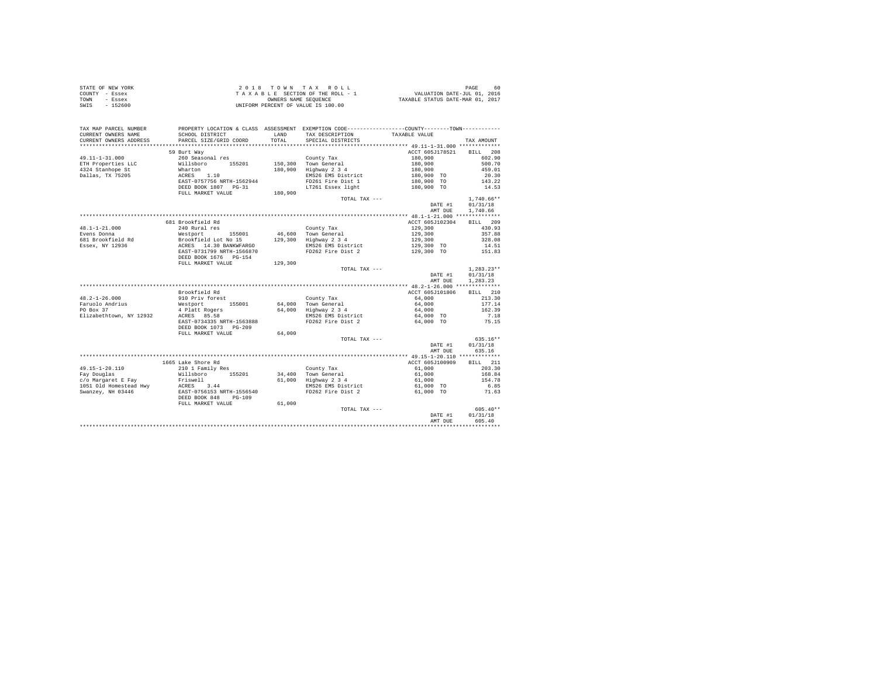STATE OF NEW YORK
COUNTY - Essex
TOWN - Essex
SWIS - 152600

2 0 1 8 T O W N T A X R O L L
T A X A B L E SECTION OF THE ROLL - 1
OWNERS NAME SEQUENCE
UNIFORM PERCENT OF VALUE IS 100.00

VALUATION DATE-JUL 01, 2016
TAXABLE STATUS DATE-MAR 01, 2017

| TAX MAP PARCEL NUMBER / CURRENT OWNERS NAME / CURRENT OWNERS ADDRESS | PROPERTY LOCATION & CLASS / SCHOOL DISTRICT / PARCEL SIZE/GRID COORD | ASSESSMENT LAND / TOTAL | EXEMPTION CODE / TAX DESCRIPTION / SPECIAL DISTRICTS | COUNTY / TOWN TAXABLE VALUE | TAX AMOUNT |
|---|---|---|---|---|---|
| **49.11-1-31.000** | 59 Burt Way | | | ACCT 605J178521 | BILL 208 |
| 49.11-1-31.000 | 260 Seasonal res | | County Tax | 180,900 | 602.90 |
| ETH Properties LLC | Willsboro 155201 | 150,300 | Town General | 180,900 | 500.70 |
| 4324 Stanhope St | Wharton | 180,900 | Highway 2 3 4 | 180,900 | 459.01 |
| Dallas, TX 75205 | ACRES 1.10 | | EMS26 EMS District | 180,900 TO | 20.30 |
| | EAST-0757756 NRTH-1562944 | | FD261 Fire Dist 1 | 180,900 TO | 143.22 |
| | DEED BOOK 1807 PG-31 | | LT261 Essex light | 180,900 TO | 14.53 |
| | FULL MARKET VALUE | 180,900 | | | |
| | | | TOTAL TAX --- | | 1,740.66** |
| | | | | DATE #1 | 01/31/18 |
| | | | | AMT DUE | 1,740.66 |
| **48.1-1-21.000** | 681 Brookfield Rd | | | ACCT 605J102304 | BILL 209 |
| 48.1-1-21.000 | 240 Rural res | | County Tax | 129,300 | 430.93 |
| Evens Donna | Westport 155001 | 46,600 | Town General | 129,300 | 357.88 |
| 681 Brookfield Rd | Brookfield Lot No 15 | 129,300 | Highway 2 3 4 | 129,300 | 328.08 |
| Essex, NY 12936 | ACRES 14.30 BANKWFARGO | | EMS26 EMS District | 129,300 TO | 14.51 |
| | EAST-0731799 NRTH-1566870 | | FD262 Fire Dist 2 | 129,300 TO | 151.83 |
| | DEED BOOK 1676 PG-154 | | | | |
| | FULL MARKET VALUE | 129,300 | | | |
| | | | TOTAL TAX --- | | 1,283.23** |
| | | | | DATE #1 | 01/31/18 |
| | | | | AMT DUE | 1,283.23 |
| **48.2-1-26.000** | Brookfield Rd | | | ACCT 605J101806 | BILL 210 |
| 48.2-1-26.000 | 910 Priv forest | | County Tax | 64,000 | 213.30 |
| Faruolo Andrius | Westport 155001 | 64,000 | Town General | 64,000 | 177.14 |
| PO Box 37 | 4 Platt Rogers | 64,000 | Highway 2 3 4 | 64,000 | 162.39 |
| Elizabethtown, NY 12932 | ACRES 85.58 | | EMS26 EMS District | 64,000 TO | 7.18 |
| | EAST-0734335 NRTH-1563888 | | FD262 Fire Dist 2 | 64,000 TO | 75.15 |
| | DEED BOOK 1073 PG-209 | | | | |
| | FULL MARKET VALUE | 64,000 | | | |
| | | | TOTAL TAX --- | | 635.16** |
| | | | | DATE #1 | 01/31/18 |
| | | | | AMT DUE | 635.16 |
| **49.15-1-20.110** | 1665 Lake Shore Rd | | | ACCT 605J100909 | BILL 211 |
| 49.15-1-20.110 | 210 1 Family Res | | County Tax | 61,000 | 203.30 |
| Fay Douglas | Willsboro 155201 | 34,400 | Town General | 61,000 | 168.84 |
| c/o Margaret E Fay | Friswell | 61,000 | Highway 2 3 4 | 61,000 | 154.78 |
| 1051 Old Homestead Hwy | ACRES 3.44 | | EMS26 EMS District | 61,000 TO | 6.85 |
| Swanzey, NH 03446 | EAST-0756153 NRTH-1556540 | | FD262 Fire Dist 2 | 61,000 TO | 71.63 |
| | DEED BOOK 848 PG-109 | | | | |
| | FULL MARKET VALUE | 61,000 | | | |
| | | | TOTAL TAX --- | | 605.40** |
| | | | | DATE #1 | 01/31/18 |
| | | | | AMT DUE | 605.40 |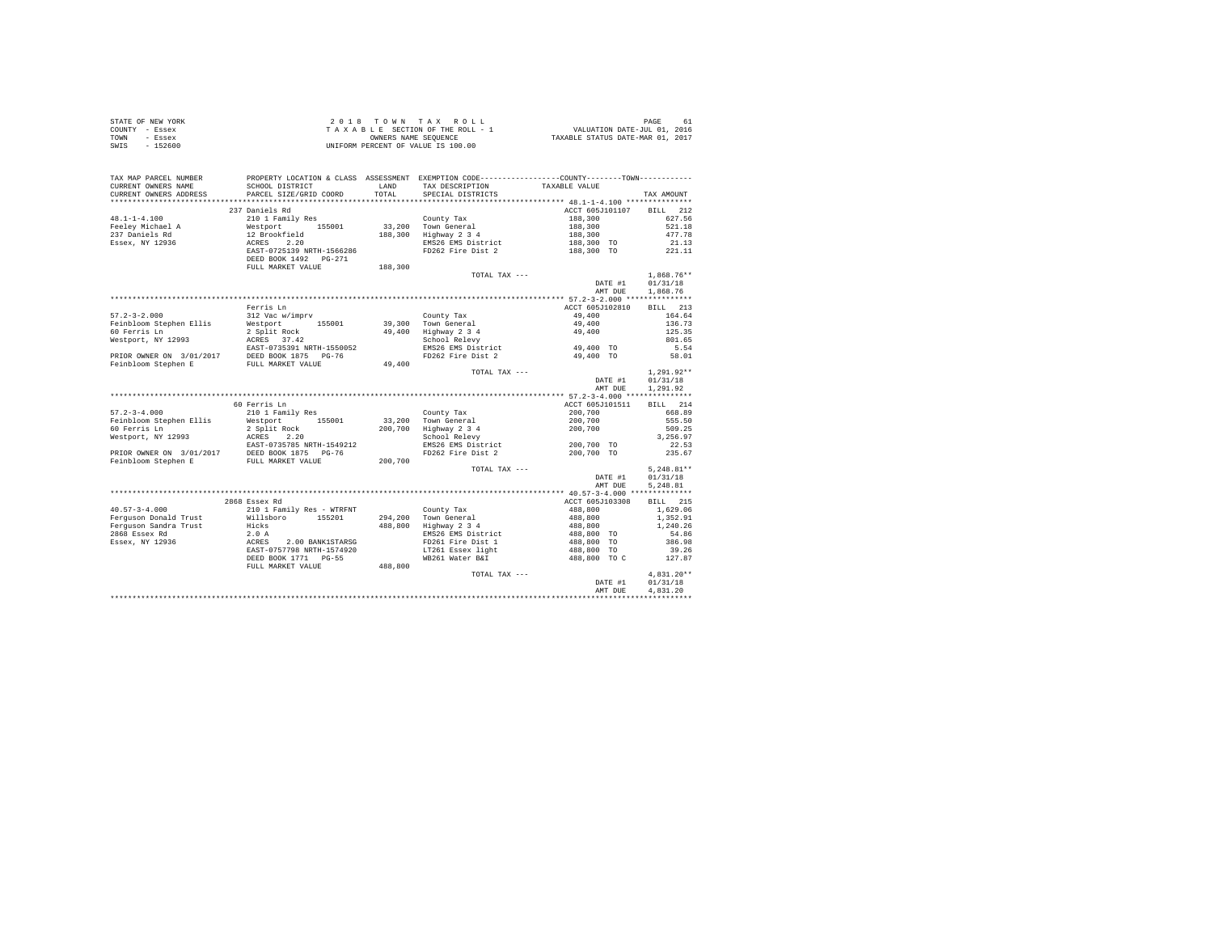STATE OF NEW YORK
COUNTY - Essex
TOWN - Essex
SWIS - 152600

2 0 1 8 T O W N T A X R O L L
T A X A B L E SECTION OF THE ROLL - 1
OWNERS NAME SEQUENCE
UNIFORM PERCENT OF VALUE IS 100.00

VALUATION DATE-JUL 01, 2016
TAXABLE STATUS DATE-MAR 01, 2017

| TAX MAP PARCEL NUMBER / CURRENT OWNERS NAME / CURRENT OWNERS ADDRESS | PROPERTY LOCATION & CLASS / SCHOOL DISTRICT / PARCEL SIZE/GRID COORD | ASSESSMENT LAND / TOTAL | EXEMPTION CODE / TAX DESCRIPTION / SPECIAL DISTRICTS | COUNTY--------TOWN / TAXABLE VALUE | TAX AMOUNT |
|---|---|---|---|---|---|
| 48.1-1-4.100 | 237 Daniels Rd | | | ACCT 605J101107 | BILL 212 |
| | 210 1 Family Res | | County Tax | 188,300 | 627.56 |
| Feeley Michael A | Westport 155001 | 33,200 | Town General | 188,300 | 521.18 |
| 237 Daniels Rd | 12 Brookfield | 188,300 | Highway 2 3 4 | 188,300 | 477.78 |
| Essex, NY 12936 | ACRES 2.20 | | EMS26 EMS District | 188,300 TO | 21.13 |
| | EAST-0725139 NRTH-1566286 | | FD262 Fire Dist 2 | 188,300 TO | 221.11 |
| | DEED BOOK 1492 PG-271 | | | | |
| | FULL MARKET VALUE | 188,300 | | | |
| | | | TOTAL TAX --- | | 1,868.76** |
| | | | | DATE #1 | 01/31/18 |
| | | | | AMT DUE | 1,868.76 |
| 57.2-3-2.000 | Ferris Ln | | | ACCT 605J102810 | BILL 213 |
| | 312 Vac w/imprv | | County Tax | 49,400 | 164.64 |
| Feinbloom Stephen Ellis | Westport 155001 | 39,300 | Town General | 49,400 | 136.73 |
| 60 Ferris Ln | 2 Split Rock | 49,400 | Highway 2 3 4 | 49,400 | 125.35 |
| Westport, NY 12993 | ACRES 37.42 | | School Relevy | | 801.65 |
| | EAST-0735391 NRTH-1550052 | | EMS26 EMS District | 49,400 TO | 5.54 |
| PRIOR OWNER ON 3/01/2017 | DEED BOOK 1875 PG-76 | | FD262 Fire Dist 2 | 49,400 TO | 58.01 |
| Feinbloom Stephen E | FULL MARKET VALUE | 49,400 | | | |
| | | | TOTAL TAX --- | | 1,291.92** |
| | | | | DATE #1 | 01/31/18 |
| | | | | AMT DUE | 1,291.92 |
| 57.2-3-4.000 | 60 Ferris Ln | | | ACCT 605J101511 | BILL 214 |
| | 210 1 Family Res | | County Tax | 200,700 | 668.89 |
| Feinbloom Stephen Ellis | Westport 155001 | 33,200 | Town General | 200,700 | 555.50 |
| 60 Ferris Ln | 2 Split Rock | 200,700 | Highway 2 3 4 | 200,700 | 509.25 |
| Westport, NY 12993 | ACRES 2.20 | | School Relevy | | 3,256.97 |
| | EAST-0735785 NRTH-1549212 | | EMS26 EMS District | 200,700 TO | 22.53 |
| PRIOR OWNER ON 3/01/2017 | DEED BOOK 1875 PG-76 | | FD262 Fire Dist 2 | 200,700 TO | 235.67 |
| Feinbloom Stephen E | FULL MARKET VALUE | 200,700 | | | |
| | | | TOTAL TAX --- | | 5,248.81** |
| | | | | DATE #1 | 01/31/18 |
| | | | | AMT DUE | 5,248.81 |
| 40.57-3-4.000 | 2868 Essex Rd | | | ACCT 605J103308 | BILL 215 |
| | 210 1 Family Res - WTRFNT | | County Tax | 488,800 | 1,629.06 |
| Ferguson Donald Trust | Willsboro 155201 | 294,200 | Town General | 488,800 | 1,352.91 |
| Ferguson Sandra Trust | Hicks | 488,800 | Highway 2 3 4 | 488,800 | 1,240.26 |
| 2868 Essex Rd | 2.0 A | | EMS26 EMS District | 488,800 TO | 54.86 |
| Essex, NY 12936 | ACRES 2.00 BANK1STARSG | | FD261 Fire Dist 1 | 488,800 TO | 386.98 |
| | EAST-0757798 NRTH-1574920 | | LT261 Essex light | 488,800 TO | 39.26 |
| | DEED BOOK 1771 PG-55 | | WB261 Water B&I | 488,800 TO C | 127.87 |
| | FULL MARKET VALUE | 488,800 | | | |
| | | | TOTAL TAX --- | | 4,831.20** |
| | | | | DATE #1 | 01/31/18 |
| | | | | AMT DUE | 4,831.20 |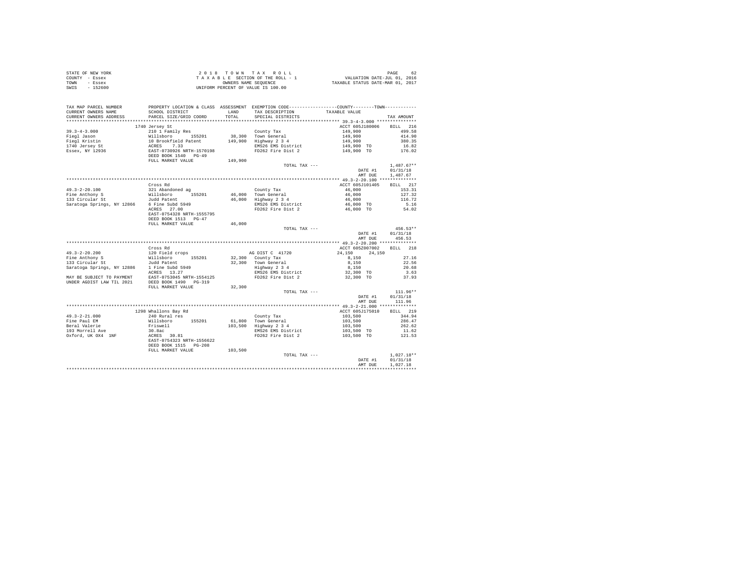STATE OF NEW YORK
COUNTY - Essex
TOWN - Essex
SWIS - 152600

2 0 1 8 T O W N T A X R O L L
T A X A B L E SECTION OF THE ROLL - 1
OWNERS NAME SEQUENCE
UNIFORM PERCENT OF VALUE IS 100.00

VALUATION DATE-JUL 01, 2016
TAXABLE STATUS DATE-MAR 01, 2017

```
TAX MAP PARCEL NUMBER        PROPERTY LOCATION & CLASS  ASSESSMENT  EXEMPTION CODE-----------------COUNTY--------TOWN-----------
CURRENT OWNERS NAME          SCHOOL DISTRICT              LAND      TAX DESCRIPTION           TAXABLE VALUE
CURRENT OWNERS ADDRESS       PARCEL SIZE/GRID COORD       TOTAL     SPECIAL DISTRICTS                                   TAX AMOUNT
********************************************************************************************* 39.3-4-3.000 ***************
                             1740 Jersey St                                                   ACCT 605J180006     BILL  216
39.3-4-3.000                 210 1 Family Res                        County Tax                149,900              499.58
Fiegl Jason                  Willsboro      155201      38,300   Town General              149,900              414.90
Fiegl Kristin                10 Brookfield Patent      149,900   Highway 2 3 4             149,900              380.35
1740 Jersey St               ACRES    7.33                           EMS26 EMS District        149,900 TO            16.82
Essex, NY 12936              EAST-0730926 NRTH-1570198               FD262 Fire Dist 2         149,900 TO           176.02
                             DEED BOOK 1540   PG-49
                             FULL MARKET VALUE         149,900
                                                                     TOTAL TAX ---                              1,487.67**
                                                                                               DATE #1          01/31/18
                                                                                               AMT DUE          1,487.67
********************************************************************************************* 49.3-2-20.100 **************
                             Cross Rd                                                         ACCT 605J101405     BILL  217
49.3-2-20.100                321 Abandoned ag                        County Tax                 46,000              153.31
Fine Anthony S               Willsboro      155201      46,000   Town General               46,000              127.32
133 Circular St              Judd Patent                46,000   Highway 2 3 4              46,000              116.72
Saratoga Springs, NY 12866   6 Fine Subd 5949                        EMS26 EMS District         46,000 TO              5.16
                             ACRES   27.00                           FD262 Fire Dist 2          46,000 TO             54.02
                             EAST-0754328 NRTH-1555795
                             DEED BOOK 1513   PG-47
                             FULL MARKET VALUE          46,000
                                                                     TOTAL TAX ---                                456.53**
                                                                                               DATE #1          01/31/18
                                                                                               AMT DUE            456.53
********************************************************************************************* 49.3-2-20.200 **************
                             Cross Rd                                                         ACCT 605Z007002     BILL  218
49.3-2-20.200                120 Field crops                         AG DIST C  41720          24,150     24,150
Fine Anthony S               Willsboro      155201      32,300   County Tax                  8,150               27.16
133 Circular St              Judd Patent                32,300   Town General                8,150               22.56
Saratoga Springs, NY 12886   1 Fine Subd 5949                        Highway 2 3 4               8,150               20.68
                             ACRES   13.27                           EMS26 EMS District         32,300 TO              3.63
MAY BE SUBJECT TO PAYMENT    EAST-0753045 NRTH-1554125               FD262 Fire Dist 2          32,300 TO             37.93
UNDER AGDIST LAW TIL 2021    DEED BOOK 1490   PG-319
                             FULL MARKET VALUE          32,300
                                                                     TOTAL TAX ---                                111.96**
                                                                                               DATE #1          01/31/18
                                                                                               AMT DUE            111.96
********************************************************************************************* 49.3-2-21.000 **************
                             1298 Whallons Bay Rd                                             ACCT 605J175010     BILL  219
49.3-2-21.000                240 Rural res                           County Tax                103,500              344.94
Fine Paul EM                 Willsboro      155201      61,800   Town General              103,500              286.47
Beral Valerie                Friswell                  103,500   Highway 2 3 4             103,500              262.62
193 Morrell Ave              30.8ac                                  EMS26 EMS District        103,500 TO            11.62
Oxford, UK OX4  1NF          ACRES   30.81                           FD262 Fire Dist 2         103,500 TO           121.53
                             EAST-0754323 NRTH-1556622
                             DEED BOOK 1515   PG-208
                             FULL MARKET VALUE         103,500
                                                                     TOTAL TAX ---                              1,027.18**
                                                                                               DATE #1          01/31/18
                                                                                               AMT DUE          1,027.18
****************************************************************************************************************************
```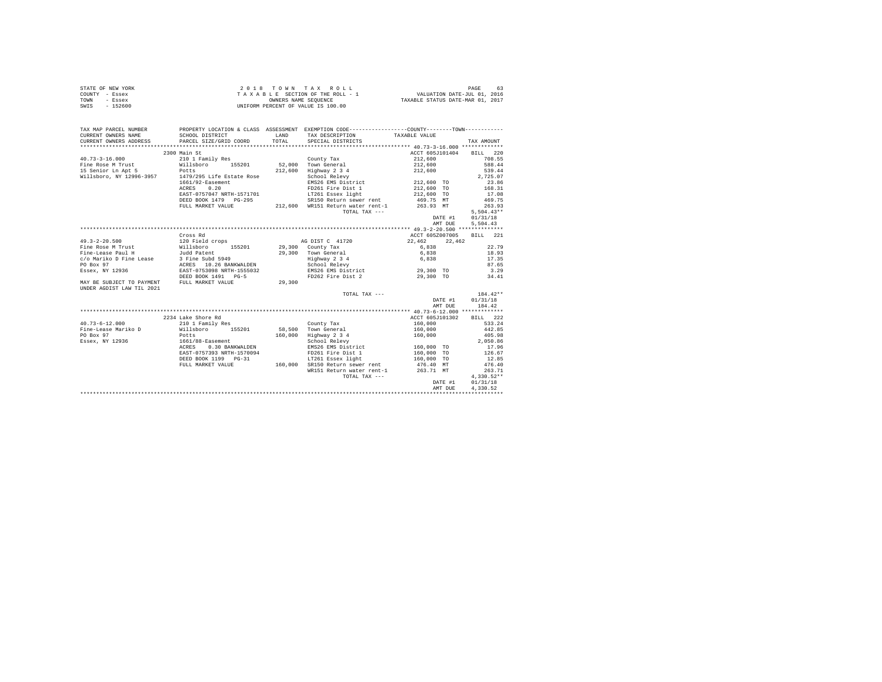STATE OF NEW YORK  
COUNTY - Essex  
TOWN - Essex  
SWIS - 152600

2 0 1 8 T O W N T A X R O L L  
T A X A B L E SECTION OF THE ROLL - 1  
OWNERS NAME SEQUENCE  
UNIFORM PERCENT OF VALUE IS 100.00

VALUATION DATE-JUL 01, 2016  
TAXABLE STATUS DATE-MAR 01, 2017

| TAX MAP PARCEL NUMBER<br>CURRENT OWNERS NAME<br>CURRENT OWNERS ADDRESS | PROPERTY LOCATION & CLASS<br>SCHOOL DISTRICT<br>PARCEL SIZE/GRID COORD | ASSESSMENT<br>LAND<br>TOTAL | EXEMPTION CODE<br>TAX DESCRIPTION<br>SPECIAL DISTRICTS | COUNTY / TOWN<br>TAXABLE VALUE | TAX AMOUNT |
|---|---|---|---|---|---|
| 40.73-3-16.000 | 2300 Main St | | | ACCT 605J101404 | BILL 220 |
| | 210 1 Family Res | | County Tax | 212,600 | 708.55 |
| Fine Rose M Trust | Willsboro 155201 | 52,000 | Town General | 212,600 | 588.44 |
| 15 Senior Ln Apt 5 | Potts | 212,600 | Highway 2 3 4 | 212,600 | 539.44 |
| Willsboro, NY 12996-3957 | 1479/295 Life Estate Rose | | School Relevy | | 2,725.07 |
| | 1661/92-Easement | | EMS26 EMS District | 212,600 TO | 23.86 |
| | ACRES 0.20 | | FD261 Fire Dist 1 | 212,600 TO | 168.31 |
| | EAST-0757047 NRTH-1571701 | | LT261 Essex light | 212,600 TO | 17.08 |
| | DEED BOOK 1479 PG-295 | | SR150 Return sewer rent | 469.75 MT | 469.75 |
| | FULL MARKET VALUE | 212,600 | WR151 Return water rent-1 | 263.93 MT | 263.93 |
| | | | TOTAL TAX --- | | 5,504.43** |
| | | | | DATE #1 | 01/31/18 |
| | | | | AMT DUE | 5,504.43 |
| 49.3-2-20.500 | Cross Rd | | | ACCT 605Z007005 | BILL 221 |
| | 120 Field crops | | AG DIST C 41720 | 22,462 22,462 | |
| Fine Rose M Trust | Willsboro 155201 | 29,300 | County Tax | 6,838 | 22.79 |
| Fine-Lease Paul H | Judd Patent | 29,300 | Town General | 6,838 | 18.93 |
| c/o Mariko D Fine Lease | 3 Fine Subd 5949 | | Highway 2 3 4 | 6,838 | 17.35 |
| PO Box 97 | ACRES 10.26 BANKWALDEN | | School Relevy | | 87.65 |
| Essex, NY 12936 | EAST-0753098 NRTH-1555032 | | EMS26 EMS District | 29,300 TO | 3.29 |
| | DEED BOOK 1491 PG-5 | | FD262 Fire Dist 2 | 29,300 TO | 34.41 |
| MAY BE SUBJECT TO PAYMENT | FULL MARKET VALUE | 29,300 | | | |
| UNDER AGDIST LAW TIL 2021 | | | | | |
| | | | TOTAL TAX --- | | 184.42** |
| | | | | DATE #1 | 01/31/18 |
| | | | | AMT DUE | 184.42 |
| 40.73-6-12.000 | 2234 Lake Shore Rd | | | ACCT 605J101302 | BILL 222 |
| | 210 1 Family Res | | County Tax | 160,000 | 533.24 |
| Fine-Lease Mariko D | Willsboro 155201 | 58,500 | Town General | 160,000 | 442.85 |
| PO Box 97 | Potts | 160,000 | Highway 2 3 4 | 160,000 | 405.98 |
| Essex, NY 12936 | 1661/88-Easement | | School Relevy | | 2,050.86 |
| | ACRES 0.30 BANKWALDEN | | EMS26 EMS District | 160,000 TO | 17.96 |
| | EAST-0757393 NRTH-1570094 | | FD261 Fire Dist 1 | 160,000 TO | 126.67 |
| | DEED BOOK 1199 PG-31 | | LT261 Essex light | 160,000 TO | 12.85 |
| | FULL MARKET VALUE | 160,000 | SR150 Return sewer rent | 476.40 MT | 476.40 |
| | | | WR151 Return water rent-1 | 263.71 MT | 263.71 |
| | | | TOTAL TAX --- | | 4,330.52** |
| | | | | DATE #1 | 01/31/18 |
| | | | | AMT DUE | 4,330.52 |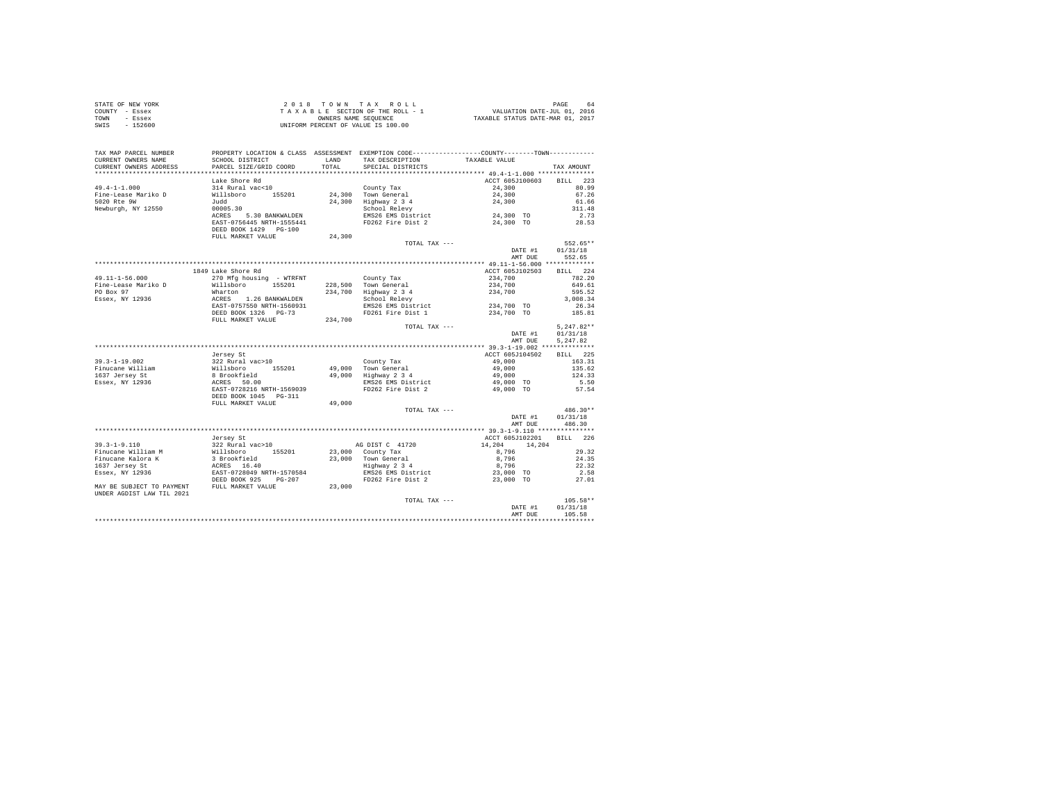STATE OF NEW YORK
COUNTY - Essex
TOWN - Essex
SWIS - 152600

2018 TOWN TAX ROLL
TAXABLE SECTION OF THE ROLL - 1
OWNERS NAME SEQUENCE
UNIFORM PERCENT OF VALUE IS 100.00

VALUATION DATE-JUL 01, 2016
TAXABLE STATUS DATE-MAR 01, 2017

| TAX MAP PARCEL NUMBER / CURRENT OWNERS NAME / CURRENT OWNERS ADDRESS | PROPERTY LOCATION & CLASS / SCHOOL DISTRICT / PARCEL SIZE/GRID COORD | ASSESSMENT LAND / TOTAL | EXEMPTION CODE / TAX DESCRIPTION / SPECIAL DISTRICTS | COUNTY--------TOWN / TAXABLE VALUE | TAX AMOUNT |
|---|---|---|---|---|---|
| 49.4-1-1.000 | Lake Shore Rd | | | ACCT 605J100603 | BILL 223 |
| Fine-Lease Mariko D | 314 Rural vac<10 | | County Tax | 24,300 | 80.99 |
| 5020 Rte 9W | Willsboro 155201 | 24,300 | Town General | 24,300 | 67.26 |
| Newburgh, NY 12550 | Judd | 24,300 | Highway 2 3 4 | 24,300 | 61.66 |
| | 00005.30 | | School Relevy | | 311.48 |
| | ACRES 5.30 BANKWALDEN | | EMS26 EMS District | 24,300 TO | 2.73 |
| | EAST-0756445 NRTH-1555441 | | FD262 Fire Dist 2 | 24,300 TO | 28.53 |
| | DEED BOOK 1429 PG-100 | | | | |
| | FULL MARKET VALUE | 24,300 | | | |
| | | | TOTAL TAX --- | | 552.65** |
| | | | | DATE #1 | 01/31/18 |
| | | | | AMT DUE | 552.65 |
| 49.11-1-56.000 | 1849 Lake Shore Rd | | | ACCT 605J102503 | BILL 224 |
| Fine-Lease Mariko D | 270 Mfg housing - WTRFNT | | County Tax | 234,700 | 782.20 |
| PO Box 97 | Willsboro 155201 | 228,500 | Town General | 234,700 | 649.61 |
| Essex, NY 12936 | Wharton | 234,700 | Highway 2 3 4 | 234,700 | 595.52 |
| | ACRES 1.26 BANKWALDEN | | School Relevy | | 3,008.34 |
| | EAST-0757550 NRTH-1560931 | | EMS26 EMS District | 234,700 TO | 26.34 |
| | DEED BOOK 1326 PG-73 | | FD261 Fire Dist 1 | 234,700 TO | 185.81 |
| | FULL MARKET VALUE | 234,700 | | | |
| | | | TOTAL TAX --- | | 5,247.82** |
| | | | | DATE #1 | 01/31/18 |
| | | | | AMT DUE | 5,247.82 |
| 39.3-1-19.002 | Jersey St | | | ACCT 605J104502 | BILL 225 |
| Finucane William | 322 Rural vac>10 | | County Tax | 49,000 | 163.31 |
| 1637 Jersey St | Willsboro 155201 | 49,000 | Town General | 49,000 | 135.62 |
| Essex, NY 12936 | 8 Brookfield | 49,000 | Highway 2 3 4 | 49,000 | 124.33 |
| | ACRES 50.00 | | EMS26 EMS District | 49,000 TO | 5.50 |
| | EAST-0728216 NRTH-1569039 | | FD262 Fire Dist 2 | 49,000 TO | 57.54 |
| | DEED BOOK 1045 PG-311 | | | | |
| | FULL MARKET VALUE | 49,000 | | | |
| | | | TOTAL TAX --- | | 486.30** |
| | | | | DATE #1 | 01/31/18 |
| | | | | AMT DUE | 486.30 |
| 39.3-1-9.110 | Jersey St | | | ACCT 605J102201 | BILL 226 |
| Finucane William M | 322 Rural vac>10 | | AG DIST C 41720 | 14,204 14,204 | |
| Finucane Kalora K | Willsboro 155201 | 23,000 | County Tax | 8,796 | 29.32 |
| 1637 Jersey St | 3 Brookfield | 23,000 | Town General | 8,796 | 24.35 |
| Essex, NY 12936 | ACRES 16.40 | | Highway 2 3 4 | 8,796 | 22.32 |
| | EAST-0728049 NRTH-1570584 | | EMS26 EMS District | 23,000 TO | 2.58 |
| | DEED BOOK 925 PG-207 | | FD262 Fire Dist 2 | 23,000 TO | 27.01 |
| MAY BE SUBJECT TO PAYMENT | FULL MARKET VALUE | 23,000 | | | |
| UNDER AGDIST LAW TIL 2021 | | | | | |
| | | | TOTAL TAX --- | | 105.58** |
| | | | | DATE #1 | 01/31/18 |
| | | | | AMT DUE | 105.58 |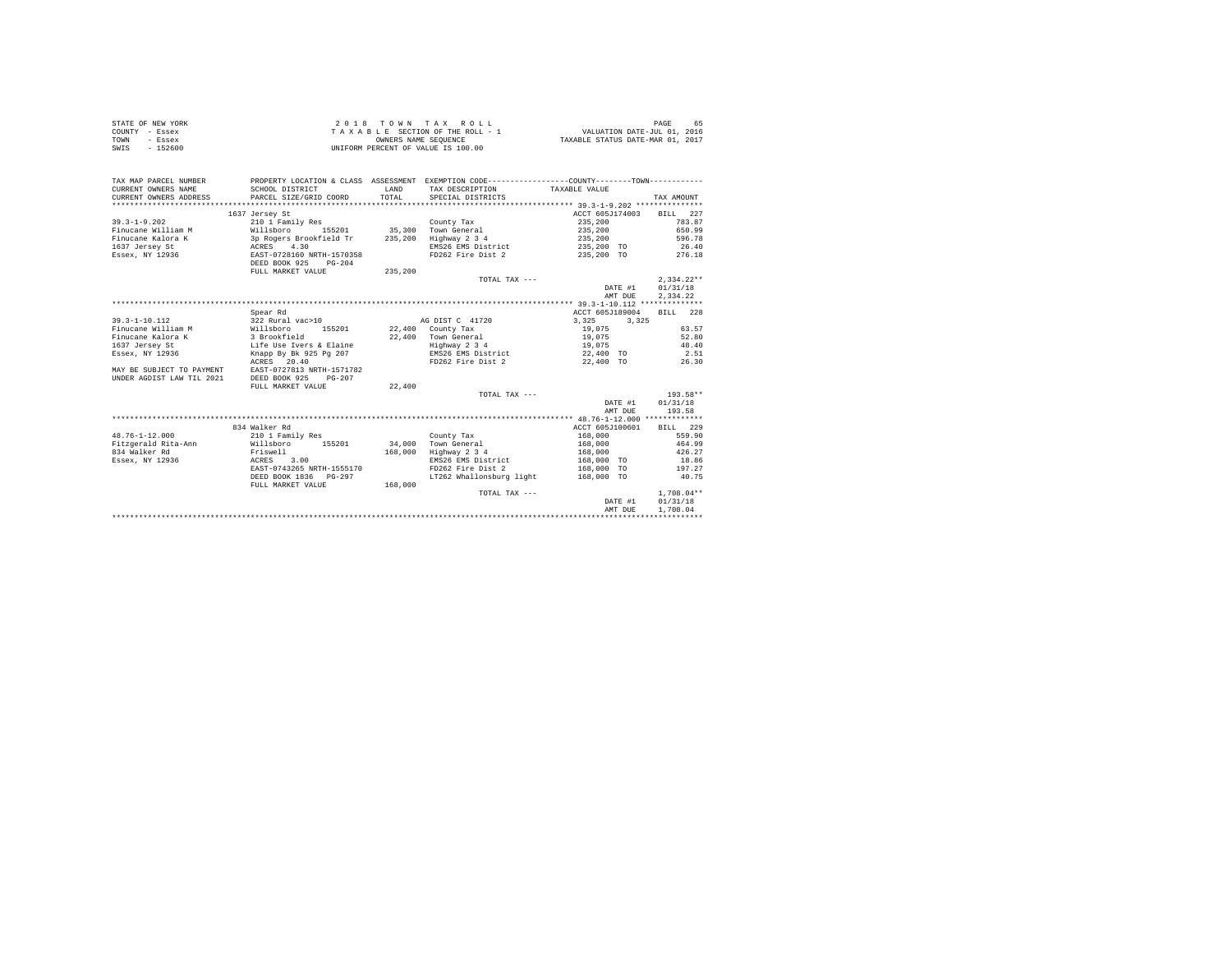STATE OF NEW YORK
COUNTY - Essex
TOWN - Essex
SWIS - 152600

2 0 1 8 T O W N T A X R O L L
T A X A B L E SECTION OF THE ROLL - 1
OWNERS NAME SEQUENCE
UNIFORM PERCENT OF VALUE IS 100.00

VALUATION DATE-JUL 01, 2016
TAXABLE STATUS DATE-MAR 01, 2017

| TAX MAP PARCEL NUMBER / CURRENT OWNERS NAME / CURRENT OWNERS ADDRESS | PROPERTY LOCATION & CLASS / SCHOOL DISTRICT / PARCEL SIZE/GRID COORD | ASSESSMENT LAND / TOTAL | EXEMPTION CODE / TAX DESCRIPTION / SPECIAL DISTRICTS | COUNTY TAXABLE VALUE | TOWN | TAX AMOUNT |
|---|---|---|---|---|---|---|
| 39.3-1-9.202 | 1637 Jersey St | | | ACCT 605J174003 | | BILL 227 |
| 39.3-1-9.202 | 210 1 Family Res | | County Tax | 235,200 | | 783.87 |
| Finucane William M | Willsboro 155201 | 35,300 | Town General | 235,200 | | 650.99 |
| Finucane Kalora K | 3p Rogers Brookfield Tr | 235,200 | Highway 2 3 4 | 235,200 | | 596.78 |
| 1637 Jersey St | ACRES 4.30 | | EMS26 EMS District | 235,200 TO | | 26.40 |
| Essex, NY 12936 | EAST-0728160 NRTH-1570358 | | FD262 Fire Dist 2 | 235,200 TO | | 276.18 |
| | DEED BOOK 925 PG-204 | | | | | |
| | FULL MARKET VALUE | 235,200 | | | | |
| | | | TOTAL TAX --- | | | 2,334.22** |
| | | | | DATE #1 | | 01/31/18 |
| | | | | AMT DUE | | 2,334.22 |
| 39.3-1-10.112 | Spear Rd | | | ACCT 605J189004 | | BILL 228 |
| 39.3-1-10.112 | 322 Rural vac>10 | | AG DIST C 41720 | 3,325 | 3,325 | |
| Finucane William M | Willsboro 155201 | 22,400 | County Tax | 19,075 | | 63.57 |
| Finucane Kalora K | 3 Brookfield | 22,400 | Town General | 19,075 | | 52.80 |
| 1637 Jersey St | Life Use Ivers & Elaine | | Highway 2 3 4 | 19,075 | | 48.40 |
| Essex, NY 12936 | Knapp By Bk 925 Pg 207 | | EMS26 EMS District | 22,400 TO | | 2.51 |
| | ACRES 20.40 | | FD262 Fire Dist 2 | 22,400 TO | | 26.30 |
| MAY BE SUBJECT TO PAYMENT | EAST-0727813 NRTH-1571782 | | | | | |
| UNDER AGDIST LAW TIL 2021 | DEED BOOK 925 PG-207 | | | | | |
| | FULL MARKET VALUE | 22,400 | | | | |
| | | | TOTAL TAX --- | | | 193.58** |
| | | | | DATE #1 | | 01/31/18 |
| | | | | AMT DUE | | 193.58 |
| 48.76-1-12.000 | 834 Walker Rd | | | ACCT 605J100601 | | BILL 229 |
| 48.76-1-12.000 | 210 1 Family Res | | County Tax | 168,000 | | 559.90 |
| Fitzgerald Rita-Ann | Willsboro 155201 | 34,000 | Town General | 168,000 | | 464.99 |
| 834 Walker Rd | Friswell | 168,000 | Highway 2 3 4 | 168,000 | | 426.27 |
| Essex, NY 12936 | ACRES 3.00 | | EMS26 EMS District | 168,000 TO | | 18.86 |
| | EAST-0743265 NRTH-1555170 | | FD262 Fire Dist 2 | 168,000 TO | | 197.27 |
| | DEED BOOK 1836 PG-297 | | LT262 Whallonsburg light | 168,000 TO | | 40.75 |
| | FULL MARKET VALUE | 168,000 | | | | |
| | | | TOTAL TAX --- | | | 1,708.04** |
| | | | | DATE #1 | | 01/31/18 |
| | | | | AMT DUE | | 1,708.04 |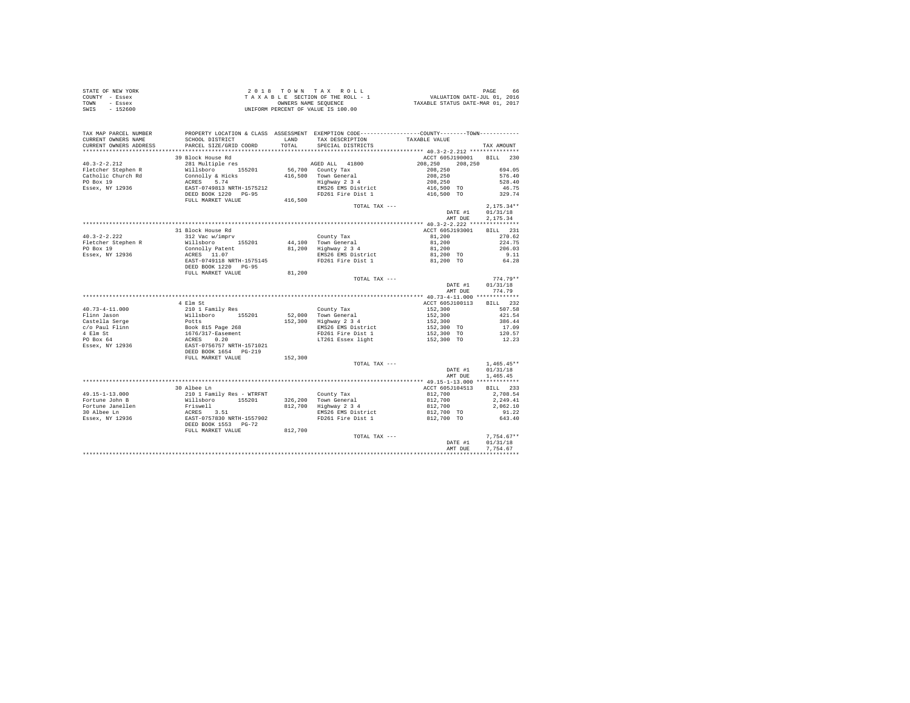STATE OF NEW YORK
COUNTY - Essex
TOWN - Essex
SWIS - 152600

2 0 1 8 T O W N T A X R O L L
T A X A B L E SECTION OF THE ROLL - 1
OWNERS NAME SEQUENCE
UNIFORM PERCENT OF VALUE IS 100.00

VALUATION DATE-JUL 01, 2016
TAXABLE STATUS DATE-MAR 01, 2017

```
TAX MAP PARCEL NUMBER     PROPERTY LOCATION & CLASS  ASSESSMENT  EXEMPTION CODE-----------------COUNTY--------TOWN-----------
CURRENT OWNERS NAME       SCHOOL DISTRICT             LAND       TAX DESCRIPTION           TAXABLE VALUE
CURRENT OWNERS ADDRESS    PARCEL SIZE/GRID COORD      TOTAL      SPECIAL DISTRICTS                                    TAX AMOUNT
****************************************************************************************** 40.3-2-2.212 ***************
                          39 Block House Rd                                               ACCT 605J190001     BILL  230
40.3-2-2.212              281 Multiple res                       AGED ALL  41800          208,250    208,250
Fletcher Stephen R        Willsboro      155201       56,700    County Tax                208,250                  694.05
Catholic Church Rd        Connolly & Hicks           416,500    Town General              208,250                  576.40
PO Box 19                 ACRES    5.74                         Highway 2 3 4             208,250                  528.40
Essex, NY 12936           EAST-0749813 NRTH-1575212             EMS26 EMS District        416,500 TO                46.75
                          DEED BOOK 1220   PG-95                FD261 Fire Dist 1         416,500 TO               329.74
                          FULL MARKET VALUE          416,500
                                                                TOTAL TAX ---                                   2,175.34**
                                                                                          DATE #1     01/31/18
                                                                                          AMT DUE     2,175.34
****************************************************************************************** 40.3-2-2.222 ***************
                          31 Block House Rd                                               ACCT 605J193001     BILL  231
40.3-2-2.222              312 Vac w/imprv                       County Tax                 81,200                  270.62
Fletcher Stephen R        Willsboro      155201       44,100    Town General               81,200                  224.75
PO Box 19                 Connolly Patent             81,200    Highway 2 3 4              81,200                  206.03
Essex, NY 12936           ACRES   11.07                         EMS26 EMS District         81,200 TO                 9.11
                          EAST-0749118 NRTH-1575145             FD261 Fire Dist 1          81,200 TO                64.28
                          DEED BOOK 1220   PG-95
                          FULL MARKET VALUE           81,200
                                                                TOTAL TAX ---                                     774.79**
                                                                                          DATE #1     01/31/18
                                                                                          AMT DUE       774.79
****************************************************************************************** 40.73-4-11.000 *************
                          4 Elm St                                                        ACCT 605J100113     BILL  232
40.73-4-11.000            210 1 Family Res                      County Tax                152,300                  507.58
Flinn Jason               Willsboro      155201       52,000    Town General              152,300                  421.54
Castella Serge            Potts                      152,300    Highway 2 3 4             152,300                  386.44
c/o Paul Flinn            Book 815 Page 268                     EMS26 EMS District        152,300 TO                17.09
4 Elm St                  1676/317-Easement                     FD261 Fire Dist 1         152,300 TO               120.57
PO Box 64                 ACRES    0.20                         LT261 Essex light         152,300 TO                12.23
Essex, NY 12936           EAST-0756757 NRTH-1571021
                          DEED BOOK 1654   PG-219
                          FULL MARKET VALUE          152,300
                                                                TOTAL TAX ---                                   1,465.45**
                                                                                          DATE #1     01/31/18
                                                                                          AMT DUE     1,465.45
****************************************************************************************** 49.15-1-13.000 *************
                          30 Albee Ln                                                     ACCT 605J104513     BILL  233
49.15-1-13.000            210 1 Family Res - WTRFNT             County Tax                812,700                2,708.54
Fortune John B            Willsboro      155201      326,200    Town General              812,700                2,249.41
Fortune Janellen          Friswell                   812,700    Highway 2 3 4             812,700                2,062.10
30 Albee Ln               ACRES    3.51                         EMS26 EMS District        812,700 TO                91.22
Essex, NY 12936           EAST-0757830 NRTH-1557902             FD261 Fire Dist 1         812,700 TO               643.40
                          DEED BOOK 1553   PG-72
                          FULL MARKET VALUE          812,700
                                                                TOTAL TAX ---                                   7,754.67**
                                                                                          DATE #1     01/31/18
                                                                                          AMT DUE     7,754.67
************************************************************************************************************************
```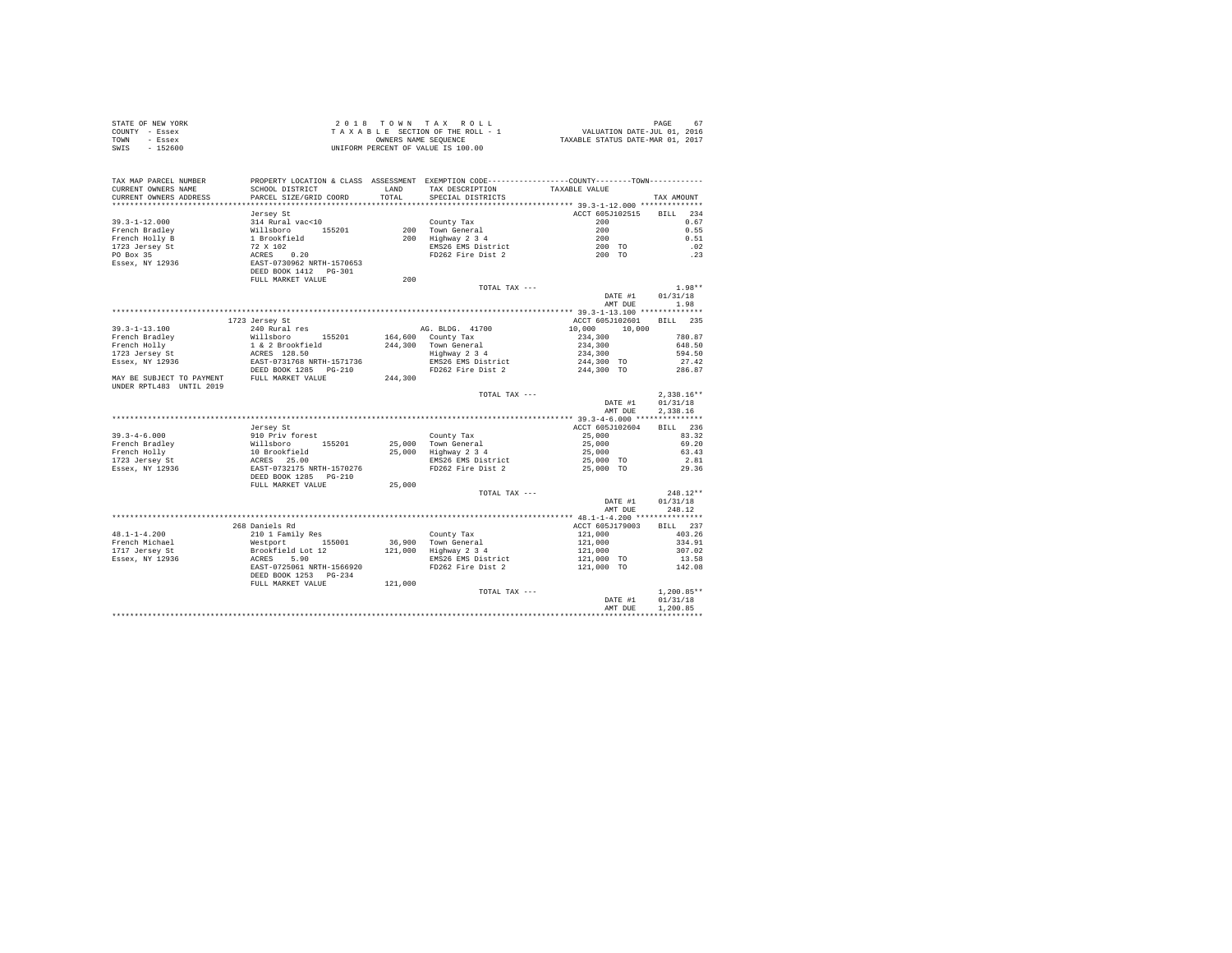STATE OF NEW YORK
COUNTY - Essex
TOWN - Essex
SWIS - 152600

2 0 1 8 T O W N T A X R O L L
T A X A B L E SECTION OF THE ROLL - 1
OWNERS NAME SEQUENCE
UNIFORM PERCENT OF VALUE IS 100.00

VALUATION DATE-JUL 01, 2016
TAXABLE STATUS DATE-MAR 01, 2017

| TAX MAP PARCEL NUMBER / CURRENT OWNERS NAME / CURRENT OWNERS ADDRESS | PROPERTY LOCATION & CLASS / SCHOOL DISTRICT / PARCEL SIZE/GRID COORD | ASSESSMENT LAND / TOTAL | EXEMPTION CODE / TAX DESCRIPTION / SPECIAL DISTRICTS | COUNTY / TOWN TAXABLE VALUE | TAX AMOUNT |
|---|---|---|---|---|---|
| 39.3-1-12.000 | Jersey St | | | ACCT 605J102515 | BILL 234 |
| | 314 Rural vac<10 | | County Tax | 200 | 0.67 |
| French Bradley | Willsboro 155201 | 200 | Town General | 200 | 0.55 |
| French Holly B | 1 Brookfield | 200 | Highway 2 3 4 | 200 | 0.51 |
| 1723 Jersey St | 72 X 102 | | EMS26 EMS District | 200 TO | .02 |
| PO Box 35 | ACRES 0.20 | | FD262 Fire Dist 2 | 200 TO | .23 |
| Essex, NY 12936 | EAST-0730962 NRTH-1570653 | | | | |
| | DEED BOOK 1412 PG-301 | | | | |
| | FULL MARKET VALUE | 200 | | | |
| | | | TOTAL TAX --- | | 1.98** |
| | | | | DATE #1 | 01/31/18 |
| | | | | AMT DUE | 1.98 |
| 39.3-1-13.100 | 1723 Jersey St | | | ACCT 605J102601 | BILL 235 |
| | 240 Rural res | | AG. BLDG. 41700 | 10,000 10,000 | |
| French Bradley | Willsboro 155201 | 164,600 | County Tax | 234,300 | 780.87 |
| French Holly | 1 & 2 Brookfield | 244,300 | Town General | 234,300 | 648.50 |
| 1723 Jersey St | ACRES 128.50 | | Highway 2 3 4 | 234,300 | 594.50 |
| Essex, NY 12936 | EAST-0731768 NRTH-1571736 | | EMS26 EMS District | 244,300 TO | 27.42 |
| | DEED BOOK 1285 PG-210 | | FD262 Fire Dist 2 | 244,300 TO | 286.87 |
| MAY BE SUBJECT TO PAYMENT | FULL MARKET VALUE | 244,300 | | | |
| UNDER RPTL483 UNTIL 2019 | | | | | |
| | | | TOTAL TAX --- | | 2,338.16** |
| | | | | DATE #1 | 01/31/18 |
| | | | | AMT DUE | 2,338.16 |
| 39.3-4-6.000 | Jersey St | | | ACCT 605J102604 | BILL 236 |
| | 910 Priv forest | | County Tax | 25,000 | 83.32 |
| French Bradley | Willsboro 155201 | 25,000 | Town General | 25,000 | 69.20 |
| French Holly | 10 Brookfield | 25,000 | Highway 2 3 4 | 25,000 | 63.43 |
| 1723 Jersey St | ACRES 25.00 | | EMS26 EMS District | 25,000 TO | 2.81 |
| Essex, NY 12936 | EAST-0732175 NRTH-1570276 | | FD262 Fire Dist 2 | 25,000 TO | 29.36 |
| | DEED BOOK 1285 PG-210 | | | | |
| | FULL MARKET VALUE | 25,000 | | | |
| | | | TOTAL TAX --- | | 248.12** |
| | | | | DATE #1 | 01/31/18 |
| | | | | AMT DUE | 248.12 |
| 48.1-1-4.200 | 268 Daniels Rd | | | ACCT 605J179003 | BILL 237 |
| | 210 1 Family Res | | County Tax | 121,000 | 403.26 |
| French Michael | Westport 155001 | 36,900 | Town General | 121,000 | 334.91 |
| 1717 Jersey St | Brookfield Lot 12 | 121,000 | Highway 2 3 4 | 121,000 | 307.02 |
| Essex, NY 12936 | ACRES 5.90 | | EMS26 EMS District | 121,000 TO | 13.58 |
| | EAST-0725061 NRTH-1566920 | | FD262 Fire Dist 2 | 121,000 TO | 142.08 |
| | DEED BOOK 1253 PG-234 | | | | |
| | FULL MARKET VALUE | 121,000 | | | |
| | | | TOTAL TAX --- | | 1,200.85** |
| | | | | DATE #1 | 01/31/18 |
| | | | | AMT DUE | 1,200.85 |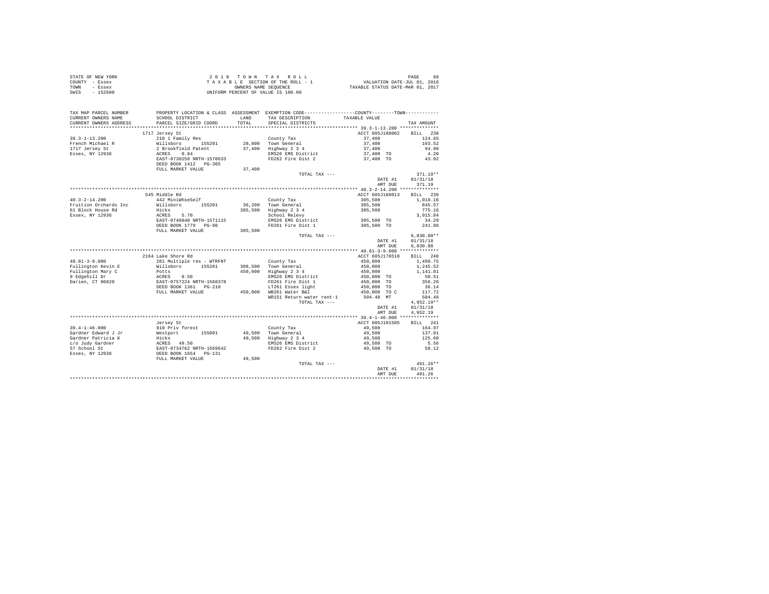STATE OF NEW YORK
COUNTY - Essex
TOWN - Essex
SWIS - 152600

2 0 1 8 T O W N T A X R O L L
T A X A B L E SECTION OF THE ROLL - 1
OWNERS NAME SEQUENCE
UNIFORM PERCENT OF VALUE IS 100.00

VALUATION DATE-JUL 01, 2016
TAXABLE STATUS DATE-MAR 01, 2017

```
TAX MAP PARCEL NUMBER          PROPERTY LOCATION & CLASS  ASSESSMENT  EXEMPTION CODE-----------------COUNTY--------TOWN-----------
CURRENT OWNERS NAME            SCHOOL DISTRICT               LAND      TAX DESCRIPTION           TAXABLE VALUE
CURRENT OWNERS ADDRESS         PARCEL SIZE/GRID COORD        TOTAL     SPECIAL DISTRICTS                                    TAX AMOUNT
************************************************************************************************ 39.3-1-13.200 **************
                               1717 Jersey St                                                    ACCT 605J188002     BILL  238
39.3-1-13.200                  210 1 Family Res                        County Tax                    37,400               124.65
French Michael R               Willsboro      155201       28,800      Town General                  37,400               103.52
1717 Jersey St                 2 Brookfield Patent         37,400      Highway 2 3 4                 37,400                94.90
Essex, NY 12936                ACRES    0.84                           EMS26 EMS District            37,400 TO              4.20
                               EAST-0730258 NRTH-1570633               FD262 Fire Dist 2             37,400 TO             43.92
                               DEED BOOK 1412   PG-305
                               FULL MARKET VALUE           37,400
                                                                       TOTAL TAX ---                                      371.19**
                                                                                                      DATE #1          01/31/18
                                                                                                      AMT DUE            371.19
************************************************************************************************ 40.3-2-14.200 **************
                               545 Middle Rd                                                     ACCT 605J180013     BILL  239
40.3-2-14.200                  442 MiniWhseSelf                        County Tax                   305,500             1,018.16
Fruition Orchards Inc          Willsboro      155201       36,200      Town General                 305,500               845.57
61 Block House Rd              Hicks                      305,500      Highway 2 3 4                305,500               775.16
Essex, NY 12936                ACRES    5.70                           School Relevy                                    3,915.84
                               EAST-0748840 NRTH-1571115               EMS26 EMS District           305,500 TO             34.29
                               DEED BOOK 1779   PG-90                  FD261 Fire Dist 1            305,500 TO            241.86
                               FULL MARKET VALUE          305,500
                                                                       TOTAL TAX ---                                    6,830.88**
                                                                                                      DATE #1          01/31/18
                                                                                                      AMT DUE          6,830.88
************************************************************************************************ 40.81-3-9.000 **************
                               2164 Lake Shore Rd                                                ACCT 605J178510     BILL  240
40.81-3-9.000                  281 Multiple res - WTRFNT               County Tax                   450,000             1,499.75
Fullington Kevin E             Willsboro      155201      308,500      Town General                 450,000             1,245.52
Fullington Mary C              Potts                      450,000      Highway 2 3 4                450,000             1,141.81
9 Edgehill Dr                  ACRES    0.50                           EMS26 EMS District           450,000 TO             50.51
Darien, CT 06820               EAST-0757224 NRTH-1568378               FD261 Fire Dist 1            450,000 TO            356.26
                               DEED BOOK 1361   PG-210                 LT261 Essex light            450,000 TO             36.14
                               FULL MARKET VALUE          450,000      WB261 Water B&I              450,000 TO C          117.72
                                                                       WR151 Return water rent-1     504.48 MT            504.48
                                                                       TOTAL TAX ---                                    4,952.19**
                                                                                                      DATE #1          01/31/18
                                                                                                      AMT DUE          4,952.19
************************************************************************************************ 39.4-1-46.000 **************
                               Jersey St                                                         ACCT 605J101505     BILL  241
39.4-1-46.000                  910 Priv forest                         County Tax                    49,500               164.97
Gardner Edward J Jr            Westport       155001       49,500      Town General                  49,500               137.01
Gardner Patricia K             Hicks                       49,500      Highway 2 3 4                 49,500               125.60
c/o Judy Gardner               ACRES   49.50                           EMS26 EMS District            49,500 TO              5.56
57 School St                   EAST-0734762 NRTH-1569642               FD262 Fire Dist 2             49,500 TO             58.12
Essex, NY 12936                DEED BOOK 1654   PG-131
                               FULL MARKET VALUE           49,500
                                                                       TOTAL TAX ---                                      491.26**
                                                                                                      DATE #1          01/31/18
                                                                                                      AMT DUE            491.26
****************************************************************************************************************************
```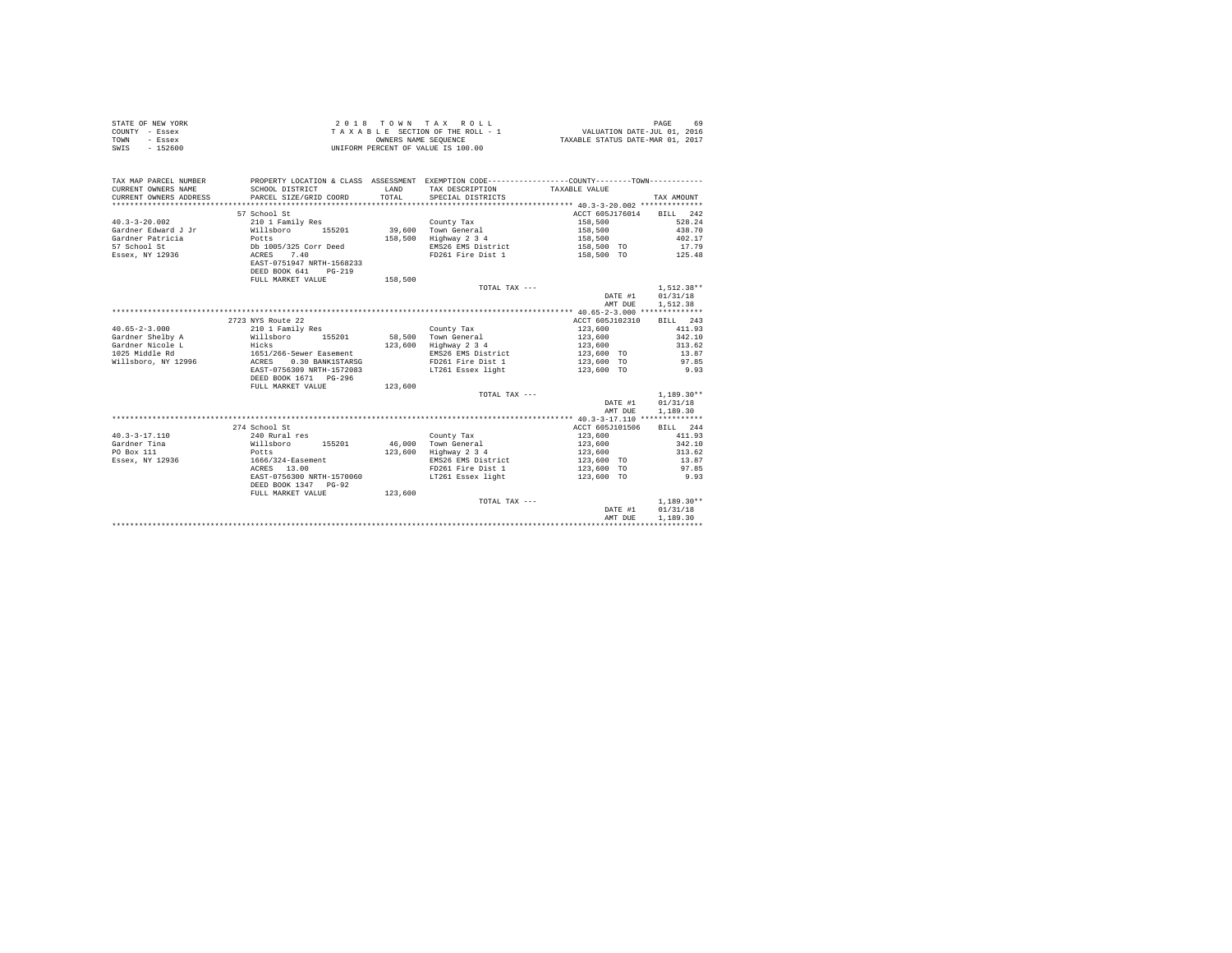STATE OF NEW YORK — 2018 TOWN TAX ROLL — PAGE 69
COUNTY - Essex — TAXABLE SECTION OF THE ROLL - 1 — VALUATION DATE-JUL 01, 2016
TOWN - Essex — OWNERS NAME SEQUENCE — TAXABLE STATUS DATE-MAR 01, 2017
SWIS - 152600 — UNIFORM PERCENT OF VALUE IS 100.00

| TAX MAP PARCEL NUMBER / CURRENT OWNERS NAME / CURRENT OWNERS ADDRESS | PROPERTY LOCATION & CLASS / SCHOOL DISTRICT / PARCEL SIZE/GRID COORD | ASSESSMENT LAND / TOTAL | EXEMPTION CODE / TAX DESCRIPTION / SPECIAL DISTRICTS | COUNTY/TOWN TAXABLE VALUE | TAX AMOUNT |
|---|---|---|---|---|---|
| **40.3-3-20.002** | 57 School St | | | ACCT 605J176014 | BILL 242 |
| 40.3-3-20.002 | 210 1 Family Res | | County Tax | 158,500 | 528.24 |
| Gardner Edward J Jr | Willsboro 155201 | 39,600 | Town General | 158,500 | 438.70 |
| Gardner Patricia | Potts | 158,500 | Highway 2 3 4 | 158,500 | 402.17 |
| 57 School St | Db 1005/325 Corr Deed | | EMS26 EMS District | 158,500 TO | 17.79 |
| Essex, NY 12936 | ACRES 7.40 | | FD261 Fire Dist 1 | 158,500 TO | 125.48 |
| | EAST-0751947 NRTH-1568233 | | | | |
| | DEED BOOK 641 PG-219 | | | | |
| | FULL MARKET VALUE | 158,500 | | | |
| | | | TOTAL TAX --- | | 1,512.38** |
| | | | | DATE #1 | 01/31/18 |
| | | | | AMT DUE | 1,512.38 |
| **40.65-2-3.000** | 2723 NYS Route 22 | | | ACCT 605J102310 | BILL 243 |
| 40.65-2-3.000 | 210 1 Family Res | | County Tax | 123,600 | 411.93 |
| Gardner Shelby A | Willsboro 155201 | 58,500 | Town General | 123,600 | 342.10 |
| Gardner Nicole L | Hicks | 123,600 | Highway 2 3 4 | 123,600 | 313.62 |
| 1025 Middle Rd | 1651/266-Sewer Easement | | EMS26 EMS District | 123,600 TO | 13.87 |
| Willsboro, NY 12996 | ACRES 0.30 BANK1STARSG | | FD261 Fire Dist 1 | 123,600 TO | 97.85 |
| | EAST-0756309 NRTH-1572083 | | LT261 Essex light | 123,600 TO | 9.93 |
| | DEED BOOK 1671 PG-296 | | | | |
| | FULL MARKET VALUE | 123,600 | | | |
| | | | TOTAL TAX --- | | 1,189.30** |
| | | | | DATE #1 | 01/31/18 |
| | | | | AMT DUE | 1,189.30 |
| **40.3-3-17.110** | 274 School St | | | ACCT 605J101506 | BILL 244 |
| 40.3-3-17.110 | 240 Rural res | | County Tax | 123,600 | 411.93 |
| Gardner Tina | Willsboro 155201 | 46,000 | Town General | 123,600 | 342.10 |
| PO Box 111 | Potts | 123,600 | Highway 2 3 4 | 123,600 | 313.62 |
| Essex, NY 12936 | 1666/324-Easement | | EMS26 EMS District | 123,600 TO | 13.87 |
| | ACRES 13.00 | | FD261 Fire Dist 1 | 123,600 TO | 97.85 |
| | EAST-0756300 NRTH-1570060 | | LT261 Essex light | 123,600 TO | 9.93 |
| | DEED BOOK 1347 PG-92 | | | | |
| | FULL MARKET VALUE | 123,600 | | | |
| | | | TOTAL TAX --- | | 1,189.30** |
| | | | | DATE #1 | 01/31/18 |
| | | | | AMT DUE | 1,189.30 |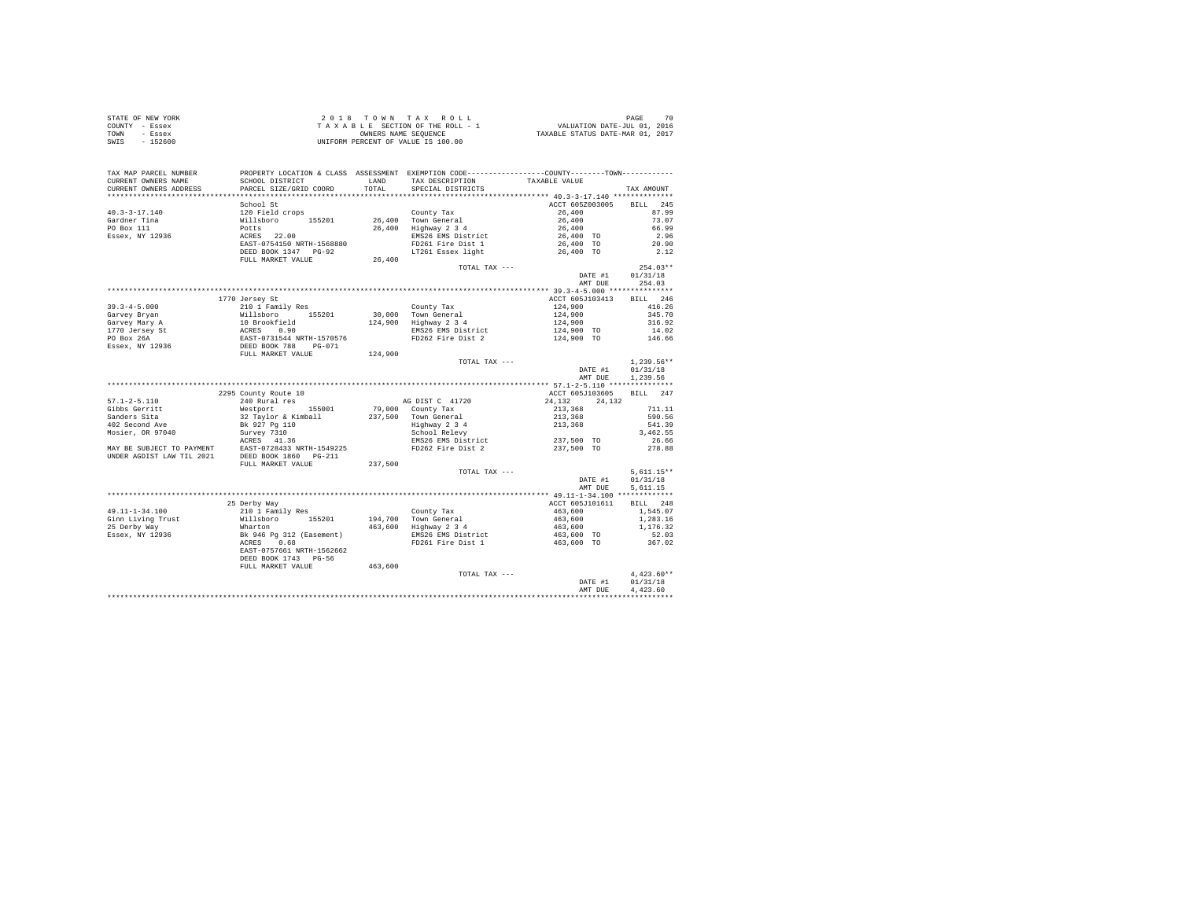STATE OF NEW YORK
COUNTY - Essex
TOWN - Essex
SWIS - 152600

2 0 1 8 T O W N T A X R O L L
T A X A B L E SECTION OF THE ROLL - 1
OWNERS NAME SEQUENCE
UNIFORM PERCENT OF VALUE IS 100.00

VALUATION DATE-JUL 01, 2016
TAXABLE STATUS DATE-MAR 01, 2017

| TAX MAP PARCEL NUMBER / CURRENT OWNERS NAME / CURRENT OWNERS ADDRESS | PROPERTY LOCATION & CLASS / SCHOOL DISTRICT / PARCEL SIZE/GRID COORD | ASSESSMENT LAND / TOTAL | EXEMPTION CODE / TAX DESCRIPTION / SPECIAL DISTRICTS | COUNTY / TOWN TAXABLE VALUE | TAX AMOUNT |
|---|---|---|---|---|---|
| 40.3-3-17.140 | School St | | | ACCT 605Z003005 | BILL 245 |
| Gardner Tina | 120 Field crops | | County Tax | 26,400 | 87.99 |
| PO Box 111 | Willsboro 155201 | 26,400 | Town General | 26,400 | 73.07 |
| Essex, NY 12936 | Potts | 26,400 | Highway 2 3 4 | 26,400 | 66.99 |
| | ACRES 22.00 | | EMS26 EMS District | 26,400 TO | 2.96 |
| | EAST-0754150 NRTH-1568880 | | FD261 Fire Dist 1 | 26,400 TO | 20.90 |
| | DEED BOOK 1347 PG-92 | | LT261 Essex light | 26,400 TO | 2.12 |
| | FULL MARKET VALUE | 26,400 | | | |
| | | | TOTAL TAX --- | | 254.03** |
| | | | | DATE #1 | 01/31/18 |
| | | | | AMT DUE | 254.03 |
| 39.3-4-5.000 | 1770 Jersey St | | | ACCT 605J103413 | BILL 246 |
| Garvey Bryan | 210 1 Family Res | | County Tax | 124,900 | 416.26 |
| Garvey Mary A | Willsboro 155201 | 30,000 | Town General | 124,900 | 345.70 |
| 1770 Jersey St | 10 Brookfield | 124,900 | Highway 2 3 4 | 124,900 | 316.92 |
| PO Box 26A | ACRES 0.90 | | EMS26 EMS District | 124,900 TO | 14.02 |
| Essex, NY 12936 | EAST-0731544 NRTH-1570576 | | FD262 Fire Dist 2 | 124,900 TO | 146.66 |
| | DEED BOOK 788 PG-071 | | | | |
| | FULL MARKET VALUE | 124,900 | | | |
| | | | TOTAL TAX --- | | 1,239.56** |
| | | | | DATE #1 | 01/31/18 |
| | | | | AMT DUE | 1,239.56 |
| 57.1-2-5.110 | 2295 County Route 10 | | | ACCT 605J103605 | BILL 247 |
| Gibbs Gerritt | 240 Rural res | | AG DIST C 41720 | 24,132 24,132 | |
| Sanders Sita | Westport 155001 | 79,000 | County Tax | 213,368 | 711.11 |
| 402 Second Ave | 32 Taylor & Kimball | 237,500 | Town General | 213,368 | 590.56 |
| Mosier, OR 97040 | Bk 927 Pg 110 | | Highway 2 3 4 | 213,368 | 541.39 |
| | Survey 7310 | | School Relevy | | 3,462.55 |
| | ACRES 41.36 | | EMS26 EMS District | 237,500 TO | 26.66 |
| MAY BE SUBJECT TO PAYMENT | EAST-0728433 NRTH-1549225 | | FD262 Fire Dist 2 | 237,500 TO | 278.88 |
| UNDER AGDIST LAW TIL 2021 | DEED BOOK 1860 PG-211 | | | | |
| | FULL MARKET VALUE | 237,500 | | | |
| | | | TOTAL TAX --- | | 5,611.15** |
| | | | | DATE #1 | 01/31/18 |
| | | | | AMT DUE | 5,611.15 |
| 49.11-1-34.100 | 25 Derby Way | | | ACCT 605J101611 | BILL 248 |
| Ginn Living Trust | 210 1 Family Res | | County Tax | 463,600 | 1,545.07 |
| 25 Derby Way | Willsboro 155201 | 194,700 | Town General | 463,600 | 1,283.16 |
| Essex, NY 12936 | Wharton | 463,600 | Highway 2 3 4 | 463,600 | 1,176.32 |
| | Bk 946 Pg 312 (Easement) | | EMS26 EMS District | 463,600 TO | 52.03 |
| | ACRES 0.68 | | FD261 Fire Dist 1 | 463,600 TO | 367.02 |
| | EAST-0757661 NRTH-1562662 | | | | |
| | DEED BOOK 1743 PG-56 | | | | |
| | FULL MARKET VALUE | 463,600 | | | |
| | | | TOTAL TAX --- | | 4,423.60** |
| | | | | DATE #1 | 01/31/18 |
| | | | | AMT DUE | 4,423.60 |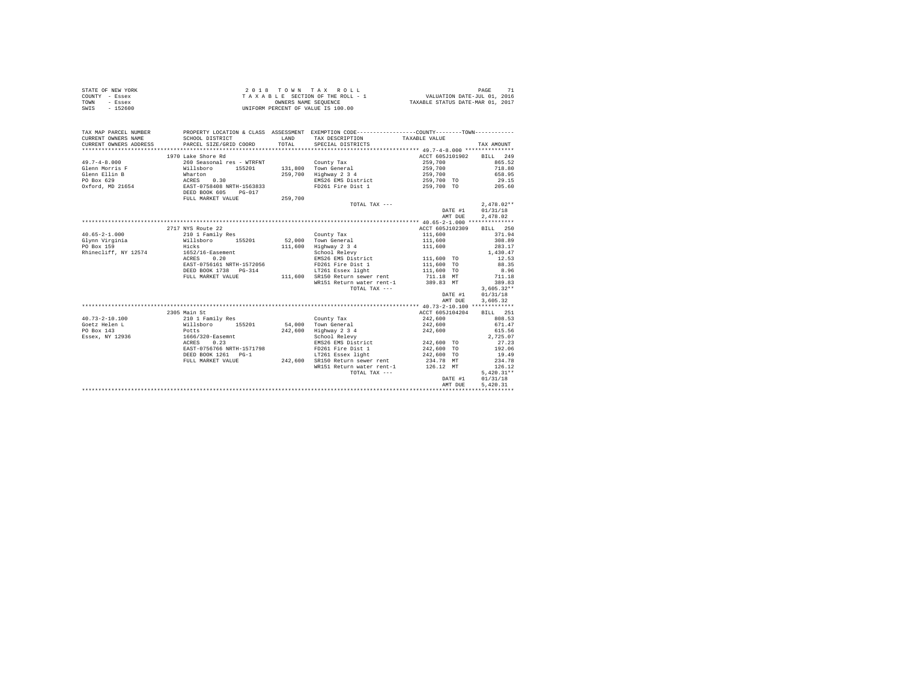STATE OF NEW YORK
COUNTY - Essex
TOWN - Essex
SWIS - 152600

2 0 1 8 T O W N T A X R O L L
T A X A B L E SECTION OF THE ROLL - 1
OWNERS NAME SEQUENCE
UNIFORM PERCENT OF VALUE IS 100.00

VALUATION DATE-JUL 01, 2016
TAXABLE STATUS DATE-MAR 01, 2017

| TAX MAP PARCEL NUMBER / CURRENT OWNERS NAME / CURRENT OWNERS ADDRESS | PROPERTY LOCATION & CLASS / SCHOOL DISTRICT / PARCEL SIZE/GRID COORD | ASSESSMENT LAND / TOTAL | EXEMPTION CODE / TAX DESCRIPTION / SPECIAL DISTRICTS | COUNTY--------TOWN TAXABLE VALUE | TAX AMOUNT |
|---|---|---|---|---|---|
| 49.7-4-8.000 | 1970 Lake Shore Rd | | | ACCT 605J101902 | BILL 249 |
| 49.7-4-8.000 | 260 Seasonal res - WTRFNT | | County Tax | 259,700 | 865.52 |
| Glenn Morris F | Willsboro 155201 | 131,800 | Town General | 259,700 | 718.80 |
| Glenn Ellin B | Wharton | 259,700 | Highway 2 3 4 | 259,700 | 658.95 |
| PO Box 629 | ACRES 0.30 | | EMS26 EMS District | 259,700 TO | 29.15 |
| Oxford, MD 21654 | EAST-0758408 NRTH-1563833 | | FD261 Fire Dist 1 | 259,700 TO | 205.60 |
| | DEED BOOK 605 PG-017 | | | | |
| | FULL MARKET VALUE | 259,700 | | | |
| | | | TOTAL TAX --- | | 2,478.02** |
| | | | | DATE #1 | 01/31/18 |
| | | | | AMT DUE | 2,478.02 |
| 40.65-2-1.000 | 2717 NYS Route 22 | | | ACCT 605J102309 | BILL 250 |
| 40.65-2-1.000 | 210 1 Family Res | | County Tax | 111,600 | 371.94 |
| Glynn Virginia | Willsboro 155201 | 52,000 | Town General | 111,600 | 308.89 |
| PO Box 159 | Hicks | 111,600 | Highway 2 3 4 | 111,600 | 283.17 |
| Rhinecliff, NY 12574 | 1652/16-Easement | | School Relevy | | 1,430.47 |
| | ACRES 0.20 | | EMS26 EMS District | 111,600 TO | 12.53 |
| | EAST-0756161 NRTH-1572056 | | FD261 Fire Dist 1 | 111,600 TO | 88.35 |
| | DEED BOOK 1738 PG-314 | | LT261 Essex light | 111,600 TO | 8.96 |
| | FULL MARKET VALUE | 111,600 | SR150 Return sewer rent | 711.18 MT | 711.18 |
| | | | WR151 Return water rent-1 | 389.83 MT | 389.83 |
| | | | TOTAL TAX --- | | 3,605.32** |
| | | | | DATE #1 | 01/31/18 |
| | | | | AMT DUE | 3,605.32 |
| 40.73-2-10.100 | 2305 Main St | | | ACCT 605J104204 | BILL 251 |
| 40.73-2-10.100 | 210 1 Family Res | | County Tax | 242,600 | 808.53 |
| Goetz Helen L | Willsboro 155201 | 54,000 | Town General | 242,600 | 671.47 |
| PO Box 143 | Potts | 242,600 | Highway 2 3 4 | 242,600 | 615.56 |
| Essex, NY 12936 | 1666/320-Easemnt | | School Relevy | | 2,725.07 |
| | ACRES 0.23 | | EMS26 EMS District | 242,600 TO | 27.23 |
| | EAST-0756766 NRTH-1571798 | | FD261 Fire Dist 1 | 242,600 TO | 192.06 |
| | DEED BOOK 1261 PG-1 | | LT261 Essex light | 242,600 TO | 19.49 |
| | FULL MARKET VALUE | 242,600 | SR150 Return sewer rent | 234.78 MT | 234.78 |
| | | | WR151 Return water rent-1 | 126.12 MT | 126.12 |
| | | | TOTAL TAX --- | | 5,420.31** |
| | | | | DATE #1 | 01/31/18 |
| | | | | AMT DUE | 5,420.31 |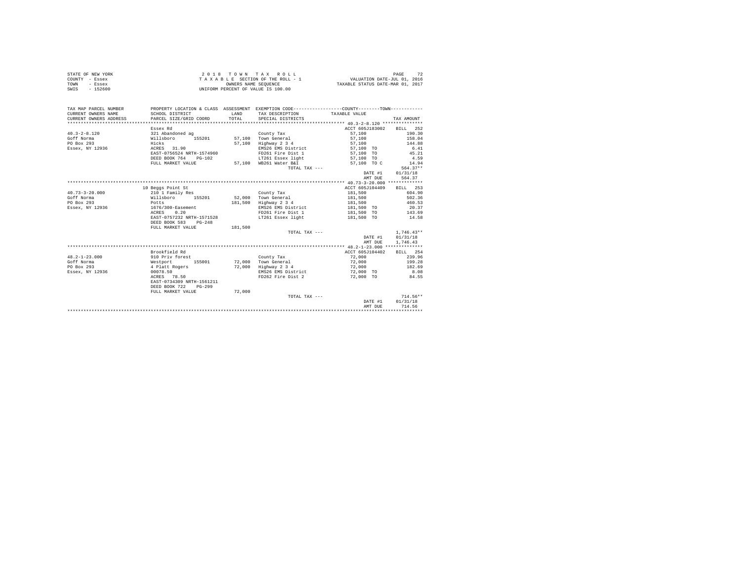STATE OF NEW YORK
COUNTY - Essex
TOWN - Essex
SWIS - 152600

2 0 1 8 T O W N T A X R O L L
T A X A B L E SECTION OF THE ROLL - 1
OWNERS NAME SEQUENCE
UNIFORM PERCENT OF VALUE IS 100.00

VALUATION DATE-JUL 01, 2016
TAXABLE STATUS DATE-MAR 01, 2017

| TAX MAP PARCEL NUMBER / CURRENT OWNERS NAME / CURRENT OWNERS ADDRESS | PROPERTY LOCATION & CLASS / SCHOOL DISTRICT / PARCEL SIZE/GRID COORD | ASSESSMENT LAND / TOTAL | EXEMPTION CODE / TAX DESCRIPTION / SPECIAL DISTRICTS | COUNTY--------TOWN / TAXABLE VALUE | TAX AMOUNT |
|---|---|---|---|---|---|
| 40.3-2-8.120 | Essex Rd | | | ACCT 605J183002 | BILL 252 |
| Goff Norma | 321 Abandoned ag | | County Tax | 57,100 | 190.30 |
| PO Box 293 | Willsboro 155201 | 57,100 | Town General | 57,100 | 158.04 |
| Essex, NY 12936 | Hicks | 57,100 | Highway 2 3 4 | 57,100 | 144.88 |
| | ACRES 31.90 | | EMS26 EMS District | 57,100 TO | 6.41 |
| | EAST-0756524 NRTH-1574960 | | FD261 Fire Dist 1 | 57,100 TO | 45.21 |
| | DEED BOOK 764 PG-102 | | LT261 Essex light | 57,100 TO | 4.59 |
| | FULL MARKET VALUE | 57,100 | WB261 Water B&I | 57,100 TO C | 14.94 |
| | | | TOTAL TAX --- | | 564.37** |
| | | | | DATE #1 | 01/31/18 |
| | | | | AMT DUE | 564.37 |
| 40.73-3-20.000 | 10 Beggs Point St | | | ACCT 605J104409 | BILL 253 |
| Goff Norma | 210 1 Family Res | | County Tax | 181,500 | 604.90 |
| PO Box 293 | Willsboro 155201 | 52,000 | Town General | 181,500 | 502.36 |
| Essex, NY 12936 | Potts | 181,500 | Highway 2 3 4 | 181,500 | 460.53 |
| | 1676/300-Easement | | EMS26 EMS District | 181,500 TO | 20.37 |
| | ACRES 0.20 | | FD261 Fire Dist 1 | 181,500 TO | 143.69 |
| | EAST-0757232 NRTH-1571528 | | LT261 Essex light | 181,500 TO | 14.58 |
| | DEED BOOK 583 PG-248 | | | | |
| | FULL MARKET VALUE | 181,500 | | | |
| | | | TOTAL TAX --- | | 1,746.43** |
| | | | | DATE #1 | 01/31/18 |
| | | | | AMT DUE | 1,746.43 |
| 48.2-1-23.000 | Brookfield Rd | | | ACCT 605J104402 | BILL 254 |
| Goff Norma | 910 Priv forest | | County Tax | 72,000 | 239.96 |
| PO Box 293 | Westport 155001 | 72,000 | Town General | 72,000 | 199.28 |
| Essex, NY 12936 | 4 Platt Rogers | 72,000 | Highway 2 3 4 | 72,000 | 182.69 |
| | 00078.50 | | EMS26 EMS District | 72,000 TO | 8.08 |
| | ACRES 78.50 | | FD262 Fire Dist 2 | 72,000 TO | 84.55 |
| | EAST-0734309 NRTH-1561211 | | | | |
| | DEED BOOK 722 PG-299 | | | | |
| | FULL MARKET VALUE | 72,000 | | | |
| | | | TOTAL TAX --- | | 714.56** |
| | | | | DATE #1 | 01/31/18 |
| | | | | AMT DUE | 714.56 |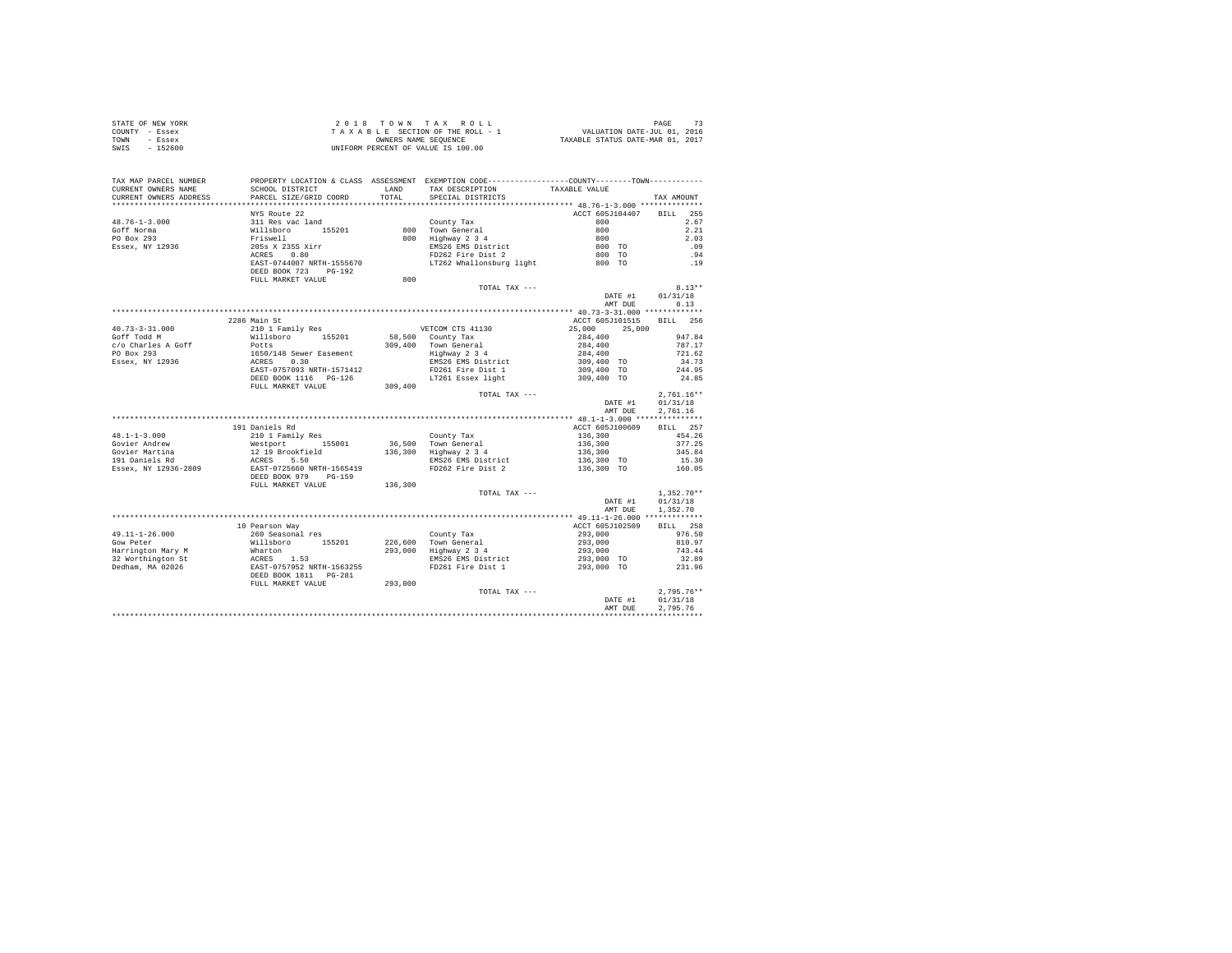STATE OF NEW YORK
COUNTY - Essex
TOWN - Essex
SWIS - 152600

2 0 1 8 T O W N T A X R O L L
T A X A B L E SECTION OF THE ROLL - 1
OWNERS NAME SEQUENCE
UNIFORM PERCENT OF VALUE IS 100.00

VALUATION DATE-JUL 01, 2016
TAXABLE STATUS DATE-MAR 01, 2017

| TAX MAP PARCEL NUMBER<br>CURRENT OWNERS NAME<br>CURRENT OWNERS ADDRESS | PROPERTY LOCATION & CLASS<br>SCHOOL DISTRICT<br>PARCEL SIZE/GRID COORD | ASSESSMENT<br>LAND<br>TOTAL | EXEMPTION CODE<br>TAX DESCRIPTION<br>SPECIAL DISTRICTS | COUNTY--------TOWN<br>TAXABLE VALUE | TAX AMOUNT |
|---|---|---|---|---|---|
| 48.76-1-3.000 | NYS Route 22 | | | ACCT 605J104407 | BILL 255 |
| 48.76-1-3.000 | 311 Res vac land | | County Tax | 800 | 2.67 |
| Goff Norma | Willsboro 155201 | 800 | Town General | 800 | 2.21 |
| PO Box 293 | Friswell | 800 | Highway 2 3 4 | 800 | 2.03 |
| Essex, NY 12936 | 205s X 235S Xirr | | EMS26 EMS District | 800 TO | .09 |
| | ACRES 0.80 | | FD262 Fire Dist 2 | 800 TO | .94 |
| | EAST-0744007 NRTH-1555670 | | LT262 Whallonsburg light | 800 TO | .19 |
| | DEED BOOK 723 PG-192 | | | | |
| | FULL MARKET VALUE | 800 | | | |
| | | | TOTAL TAX --- | | 8.13** |
| | | | | DATE #1 | 01/31/18 |
| | | | | AMT DUE | 8.13 |
| 40.73-3-31.000 | 2286 Main St | | | ACCT 605J101515 | BILL 256 |
| 40.73-3-31.000 | 210 1 Family Res | | VETCOM CTS 41130 | 25,000 25,000 | |
| Goff Todd M | Willsboro 155201 | 58,500 | County Tax | 284,400 | 947.84 |
| c/o Charles A Goff | Potts | 309,400 | Town General | 284,400 | 787.17 |
| PO Box 293 | 1650/148 Sewer Easement | | Highway 2 3 4 | 284,400 | 721.62 |
| Essex, NY 12936 | ACRES 0.30 | | EMS26 EMS District | 309,400 TO | 34.73 |
| | EAST-0757093 NRTH-1571412 | | FD261 Fire Dist 1 | 309,400 TO | 244.95 |
| | DEED BOOK 1116 PG-126 | | LT261 Essex light | 309,400 TO | 24.85 |
| | FULL MARKET VALUE | 309,400 | | | |
| | | | TOTAL TAX --- | | 2,761.16** |
| | | | | DATE #1 | 01/31/18 |
| | | | | AMT DUE | 2,761.16 |
| 48.1-1-3.000 | 191 Daniels Rd | | | ACCT 605J100609 | BILL 257 |
| 48.1-1-3.000 | 210 1 Family Res | | County Tax | 136,300 | 454.26 |
| Govier Andrew | Westport 155001 | 36,500 | Town General | 136,300 | 377.25 |
| Govier Martina | 12 19 Brookfield | 136,300 | Highway 2 3 4 | 136,300 | 345.84 |
| 191 Daniels Rd | ACRES 5.50 | | EMS26 EMS District | 136,300 TO | 15.30 |
| Essex, NY 12936-2809 | EAST-0725660 NRTH-1565419 | | FD262 Fire Dist 2 | 136,300 TO | 160.05 |
| | DEED BOOK 979 PG-159 | | | | |
| | FULL MARKET VALUE | 136,300 | | | |
| | | | TOTAL TAX --- | | 1,352.70** |
| | | | | DATE #1 | 01/31/18 |
| | | | | AMT DUE | 1,352.70 |
| 49.11-1-26.000 | 10 Pearson Way | | | ACCT 605J102509 | BILL 258 |
| 49.11-1-26.000 | 260 Seasonal res | | County Tax | 293,000 | 976.50 |
| Gow Peter | Willsboro 155201 | 226,600 | Town General | 293,000 | 810.97 |
| Harrington Mary M | Wharton | 293,000 | Highway 2 3 4 | 293,000 | 743.44 |
| 32 Worthington St | ACRES 1.53 | | EMS26 EMS District | 293,000 TO | 32.89 |
| Dedham, MA 02026 | EAST-0757952 NRTH-1563255 | | FD261 Fire Dist 1 | 293,000 TO | 231.96 |
| | DEED BOOK 1811 PG-281 | | | | |
| | FULL MARKET VALUE | 293,000 | | | |
| | | | TOTAL TAX --- | | 2,795.76** |
| | | | | DATE #1 | 01/31/18 |
| | | | | AMT DUE | 2,795.76 |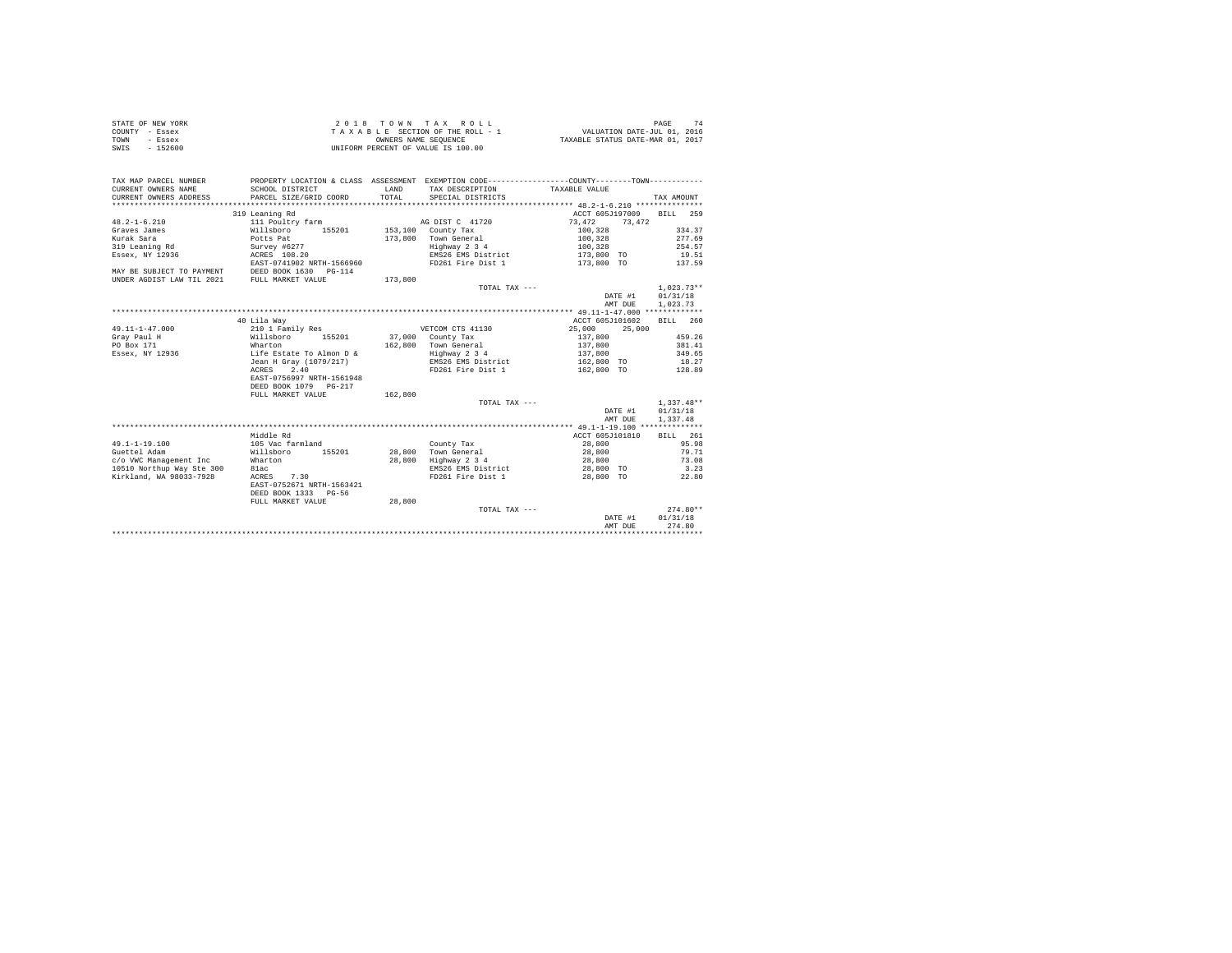STATE OF NEW YORK
COUNTY - Essex
TOWN - Essex
SWIS - 152600

2 0 1 8 T O W N T A X R O L L
T A X A B L E SECTION OF THE ROLL - 1
OWNERS NAME SEQUENCE
UNIFORM PERCENT OF VALUE IS 100.00

VALUATION DATE-JUL 01, 2016
TAXABLE STATUS DATE-MAR 01, 2017

| TAX MAP PARCEL NUMBER / CURRENT OWNERS NAME / CURRENT OWNERS ADDRESS | PROPERTY LOCATION & CLASS / SCHOOL DISTRICT / PARCEL SIZE/GRID COORD | ASSESSMENT LAND / TOTAL | EXEMPTION CODE / TAX DESCRIPTION / SPECIAL DISTRICTS | COUNTY / TOWN TAXABLE VALUE | TAX AMOUNT |
|---|---|---|---|---|---|
| 48.2-1-6.210 | 319 Leaning Rd | | | ACCT 605J197009 | BILL 259 |
| | 111 Poultry farm | | AG DIST C 41720 | 73,472 73,472 | |
| Graves James | Willsboro 155201 | 153,100 | County Tax | 100,328 | 334.37 |
| Kurak Sara | Potts Pat | 173,800 | Town General | 100,328 | 277.69 |
| 319 Leaning Rd | Survey #6277 | | Highway 2 3 4 | 100,328 | 254.57 |
| Essex, NY 12936 | ACRES 108.20 | | EMS26 EMS District | 173,800 TO | 19.51 |
| | EAST-0741902 NRTH-1566960 | | FD261 Fire Dist 1 | 173,800 TO | 137.59 |
| MAY BE SUBJECT TO PAYMENT | DEED BOOK 1630 PG-114 | | | | |
| UNDER AGDIST LAW TIL 2021 | FULL MARKET VALUE | 173,800 | | | |
| | | | TOTAL TAX --- | | 1,023.73** |
| | | | | DATE #1 | 01/31/18 |
| | | | | AMT DUE | 1,023.73 |
| 49.11-1-47.000 | 40 Lila Way | | | ACCT 605J101602 | BILL 260 |
| | 210 1 Family Res | | VETCOM CTS 41130 | 25,000 25,000 | |
| Gray Paul H | Willsboro 155201 | 37,000 | County Tax | 137,800 | 459.26 |
| PO Box 171 | Wharton | 162,800 | Town General | 137,800 | 381.41 |
| Essex, NY 12936 | Life Estate To Almon D & | | Highway 2 3 4 | 137,800 | 349.65 |
| | Jean H Gray (1079/217) | | EMS26 EMS District | 162,800 TO | 18.27 |
| | ACRES 2.40 | | FD261 Fire Dist 1 | 162,800 TO | 128.89 |
| | EAST-0756997 NRTH-1561948 | | | | |
| | DEED BOOK 1079 PG-217 | | | | |
| | FULL MARKET VALUE | 162,800 | | | |
| | | | TOTAL TAX --- | | 1,337.48** |
| | | | | DATE #1 | 01/31/18 |
| | | | | AMT DUE | 1,337.48 |
| 49.1-1-19.100 | Middle Rd | | | ACCT 605J101810 | BILL 261 |
| | 105 Vac farmland | | County Tax | 28,800 | 95.98 |
| Guettel Adam | Willsboro 155201 | 28,800 | Town General | 28,800 | 79.71 |
| c/o VWC Management Inc | Wharton | 28,800 | Highway 2 3 4 | 28,800 | 73.08 |
| 10510 Northup Way Ste 300 | 81ac | | EMS26 EMS District | 28,800 TO | 3.23 |
| Kirkland, WA 98033-7928 | ACRES 7.30 | | FD261 Fire Dist 1 | 28,800 TO | 22.80 |
| | EAST-0752671 NRTH-1563421 | | | | |
| | DEED BOOK 1333 PG-56 | | | | |
| | FULL MARKET VALUE | 28,800 | | | |
| | | | TOTAL TAX --- | | 274.80** |
| | | | | DATE #1 | 01/31/18 |
| | | | | AMT DUE | 274.80 |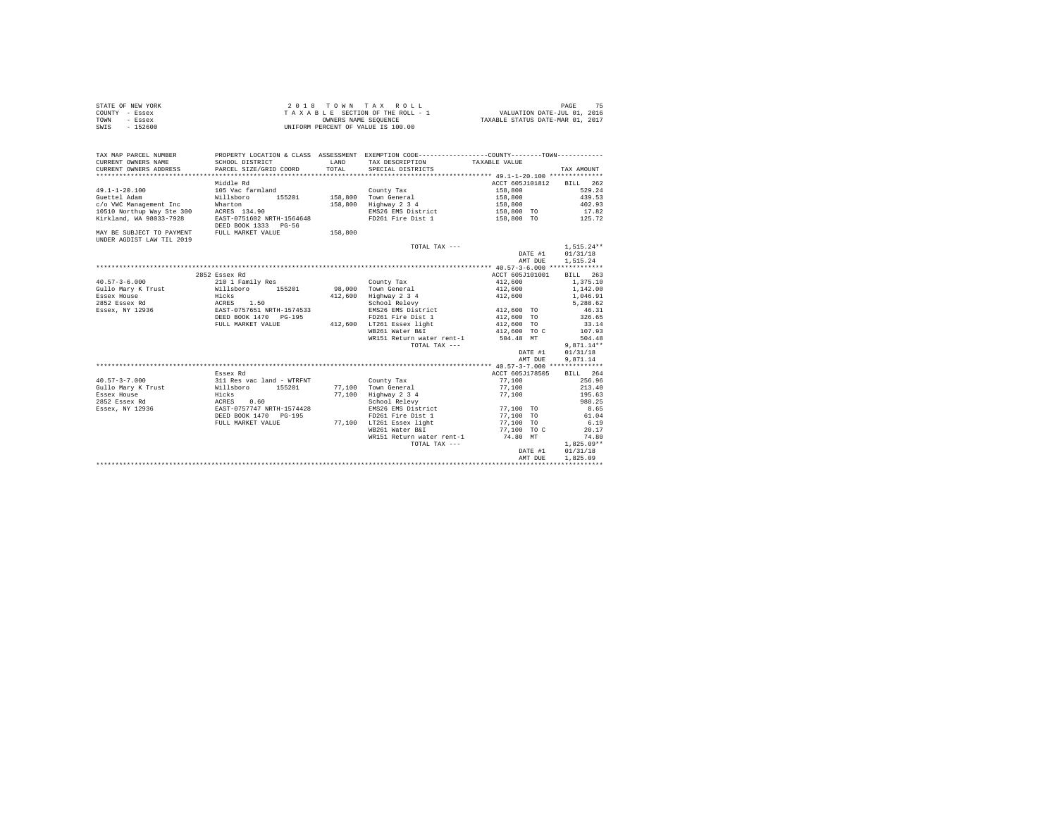STATE OF NEW YORK
COUNTY - Essex
TOWN - Essex
SWIS - 152600

2 0 1 8 T O W N T A X R O L L
T A X A B L E SECTION OF THE ROLL - 1
OWNERS NAME SEQUENCE
UNIFORM PERCENT OF VALUE IS 100.00

VALUATION DATE-JUL 01, 2016
TAXABLE STATUS DATE-MAR 01, 2017

| TAX MAP PARCEL NUMBER / CURRENT OWNERS NAME / CURRENT OWNERS ADDRESS | PROPERTY LOCATION & CLASS / SCHOOL DISTRICT / PARCEL SIZE/GRID COORD | ASSESSMENT LAND / TOTAL | EXEMPTION CODE / TAX DESCRIPTION / SPECIAL DISTRICTS | TAXABLE VALUE | TAX AMOUNT |
|---|---|---|---|---|---|
| 49.1-1-20.100 | Middle Rd | | | ACCT 605J101812 | BILL 262 |
| 49.1-1-20.100 | 105 Vac farmland | | County Tax | 158,800 | 529.24 |
| Guettel Adam | Willsboro 155201 | 158,800 | Town General | 158,800 | 439.53 |
| c/o VWC Management Inc | Wharton | 158,800 | Highway 2 3 4 | 158,800 | 402.93 |
| 10510 Northup Way Ste 300 | ACRES 134.90 | | EMS26 EMS District | 158,800 TO | 17.82 |
| Kirkland, WA 98033-7928 | EAST-0751602 NRTH-1564648 | | FD261 Fire Dist 1 | 158,800 TO | 125.72 |
| | DEED BOOK 1333 PG-56 | | | | |
| MAY BE SUBJECT TO PAYMENT UNDER AGDIST LAW TIL 2019 | FULL MARKET VALUE | 158,800 | | | |
| | | | TOTAL TAX --- | | 1,515.24** |
| | | | | DATE #1 | 01/31/18 |
| | | | | AMT DUE | 1,515.24 |
| 40.57-3-6.000 | 2852 Essex Rd | | | ACCT 605J101001 | BILL 263 |
| 40.57-3-6.000 | 210 1 Family Res | | County Tax | 412,600 | 1,375.10 |
| Gullo Mary K Trust | Willsboro 155201 | 98,000 | Town General | 412,600 | 1,142.00 |
| Essex House | Hicks | 412,600 | Highway 2 3 4 | 412,600 | 1,046.91 |
| 2852 Essex Rd | ACRES 1.50 | | School Relevy | | 5,288.62 |
| Essex, NY 12936 | EAST-0757651 NRTH-1574533 | | EMS26 EMS District | 412,600 TO | 46.31 |
| | DEED BOOK 1470 PG-195 | | FD261 Fire Dist 1 | 412,600 TO | 326.65 |
| | FULL MARKET VALUE | 412,600 | LT261 Essex light | 412,600 TO | 33.14 |
| | | | WB261 Water B&I | 412,600 TO C | 107.93 |
| | | | WR151 Return water rent-1 | 504.48 MT | 504.48 |
| | | | TOTAL TAX --- | | 9,871.14** |
| | | | | DATE #1 | 01/31/18 |
| | | | | AMT DUE | 9,871.14 |
| 40.57-3-7.000 | Essex Rd | | | ACCT 605J178505 | BILL 264 |
| 40.57-3-7.000 | 311 Res vac land - WTRFNT | | County Tax | 77,100 | 256.96 |
| Gullo Mary K Trust | Willsboro 155201 | 77,100 | Town General | 77,100 | 213.40 |
| Essex House | Hicks | 77,100 | Highway 2 3 4 | 77,100 | 195.63 |
| 2852 Essex Rd | ACRES 0.60 | | School Relevy | | 988.25 |
| Essex, NY 12936 | EAST-0757747 NRTH-1574428 | | EMS26 EMS District | 77,100 TO | 8.65 |
| | DEED BOOK 1470 PG-195 | | FD261 Fire Dist 1 | 77,100 TO | 61.04 |
| | FULL MARKET VALUE | 77,100 | LT261 Essex light | 77,100 TO | 6.19 |
| | | | WB261 Water B&I | 77,100 TO C | 20.17 |
| | | | WR151 Return water rent-1 | 74.80 MT | 74.80 |
| | | | TOTAL TAX --- | | 1,825.09** |
| | | | | DATE #1 | 01/31/18 |
| | | | | AMT DUE | 1,825.09 |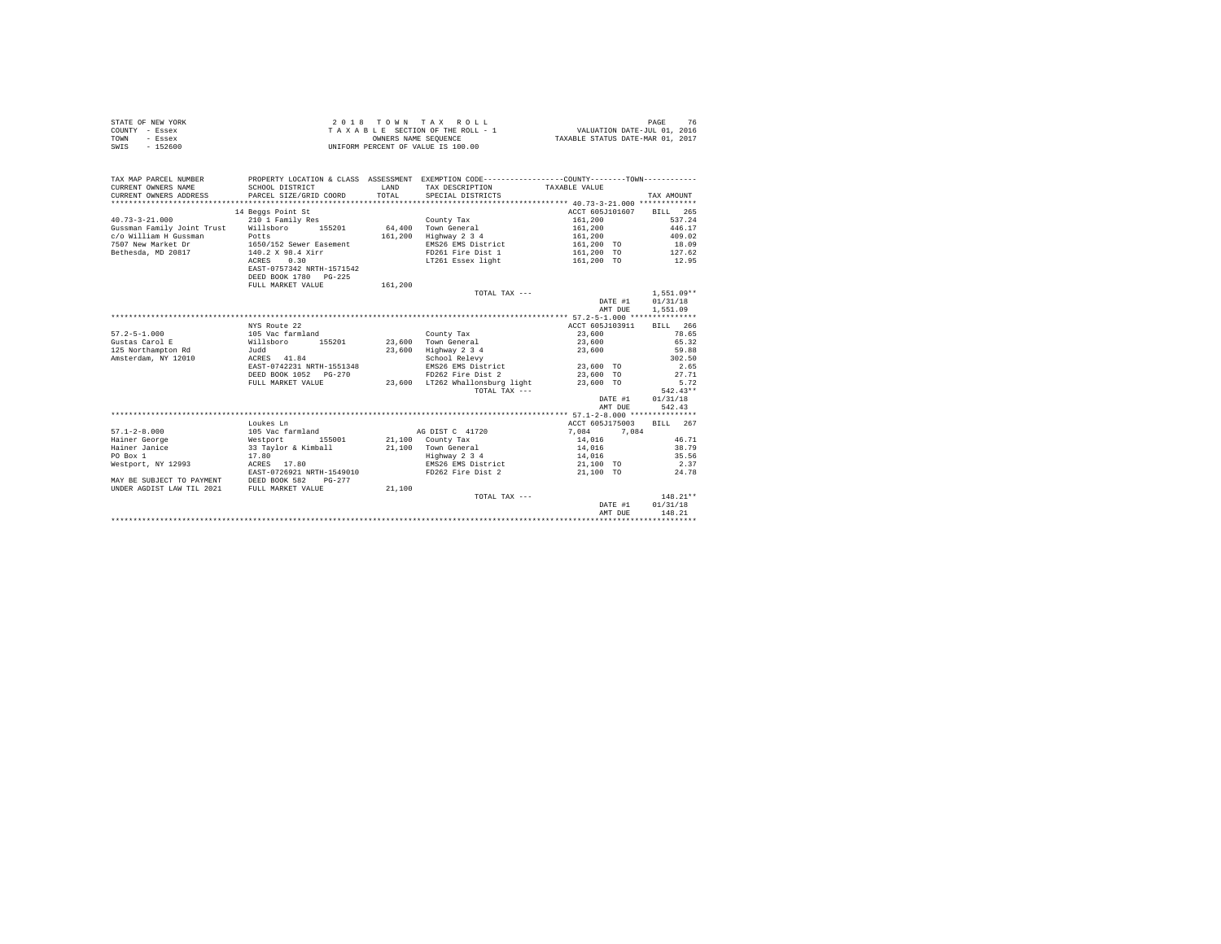STATE OF NEW YORK — 2018 TOWN TAX ROLL
COUNTY - Essex — TAXABLE SECTION OF THE ROLL - 1 — VALUATION DATE-JUL 01, 2016
TOWN - Essex — OWNERS NAME SEQUENCE — TAXABLE STATUS DATE-MAR 01, 2017
SWIS - 152600 — UNIFORM PERCENT OF VALUE IS 100.00

| TAX MAP PARCEL NUMBER / CURRENT OWNERS NAME / CURRENT OWNERS ADDRESS | PROPERTY LOCATION & CLASS / SCHOOL DISTRICT / PARCEL SIZE/GRID COORD | ASSESSMENT LAND / TOTAL | EXEMPTION CODE / TAX DESCRIPTION / SPECIAL DISTRICTS | COUNTY--------TOWN TAXABLE VALUE | TAX AMOUNT |
|---|---|---|---|---|---|
| **40.73-3-21.000** | 14 Beggs Point St | | | ACCT 605J101607 | BILL 265 |
| 40.73-3-21.000 | 210 1 Family Res | | County Tax | 161,200 | 537.24 |
| Gussman Family Joint Trust | Willsboro 155201 | 64,400 | Town General | 161,200 | 446.17 |
| c/o William H Gussman | Potts | 161,200 | Highway 2 3 4 | 161,200 | 409.02 |
| 7507 New Market Dr | 1650/152 Sewer Easement | | EMS26 EMS District | 161,200 TO | 18.09 |
| Bethesda, MD 20817 | 140.2 X 98.4 Xirr | | FD261 Fire Dist 1 | 161,200 TO | 127.62 |
| | ACRES 0.30 | | LT261 Essex light | 161,200 TO | 12.95 |
| | EAST-0757342 NRTH-1571542 | | | | |
| | DEED BOOK 1780 PG-225 | | | | |
| | FULL MARKET VALUE | 161,200 | | | |
| | | | TOTAL TAX --- | | 1,551.09** |
| | | | | DATE #1 | 01/31/18 |
| | | | | AMT DUE | 1,551.09 |
| **57.2-5-1.000** | NYS Route 22 | | | ACCT 605J103911 | BILL 266 |
| 57.2-5-1.000 | 105 Vac farmland | | County Tax | 23,600 | 78.65 |
| Gustas Carol E | Willsboro 155201 | 23,600 | Town General | 23,600 | 65.32 |
| 125 Northampton Rd | Judd | 23,600 | Highway 2 3 4 | 23,600 | 59.88 |
| Amsterdam, NY 12010 | ACRES 41.84 | | School Relevy | | 302.50 |
| | EAST-0742231 NRTH-1551348 | | EMS26 EMS District | 23,600 TO | 2.65 |
| | DEED BOOK 1052 PG-270 | | FD262 Fire Dist 2 | 23,600 TO | 27.71 |
| | FULL MARKET VALUE | 23,600 | LT262 Whallonsburg light | 23,600 TO | 5.72 |
| | | | TOTAL TAX --- | | 542.43** |
| | | | | DATE #1 | 01/31/18 |
| | | | | AMT DUE | 542.43 |
| **57.1-2-8.000** | Loukes Ln | | | ACCT 605J175003 | BILL 267 |
| 57.1-2-8.000 | 105 Vac farmland | | AG DIST C 41720 | 7,084 7,084 | |
| Hainer George | Westport 155001 | 21,100 | County Tax | 14,016 | 46.71 |
| Hainer Janice | 33 Taylor & Kimball | 21,100 | Town General | 14,016 | 38.79 |
| PO Box 1 | 17.80 | | Highway 2 3 4 | 14,016 | 35.56 |
| Westport, NY 12993 | ACRES 17.80 | | EMS26 EMS District | 21,100 TO | 2.37 |
| | EAST-0726921 NRTH-1549010 | | FD262 Fire Dist 2 | 21,100 TO | 24.78 |
| MAY BE SUBJECT TO PAYMENT | DEED BOOK 582 PG-277 | | | | |
| UNDER AGDIST LAW TIL 2021 | FULL MARKET VALUE | 21,100 | | | |
| | | | TOTAL TAX --- | | 148.21** |
| | | | | DATE #1 | 01/31/18 |
| | | | | AMT DUE | 148.21 |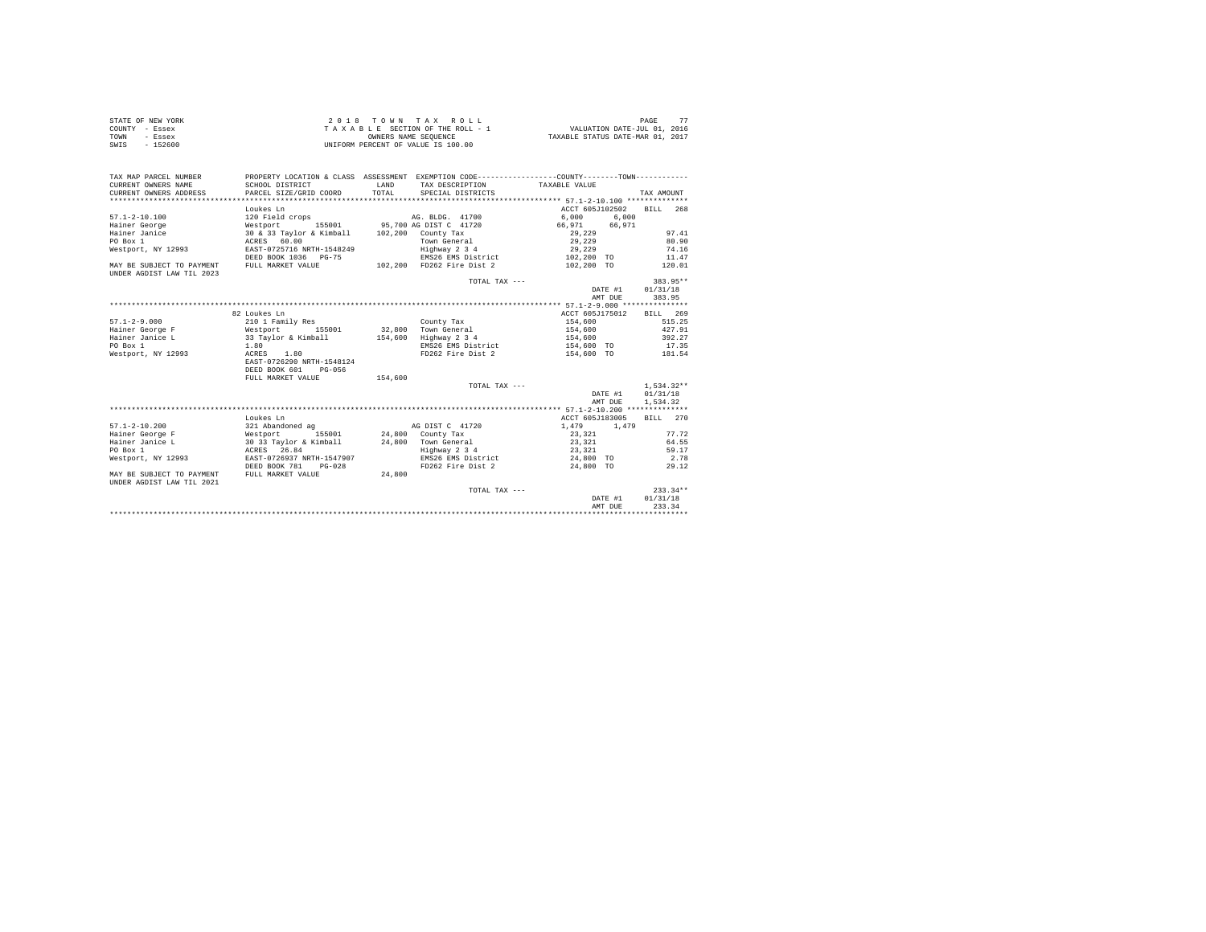STATE OF NEW YORK
COUNTY - Essex
TOWN - Essex
SWIS - 152600

2018 TOWN TAX ROLL
TAXABLE SECTION OF THE ROLL - 1
OWNERS NAME SEQUENCE
UNIFORM PERCENT OF VALUE IS 100.00

VALUATION DATE-JUL 01, 2016
TAXABLE STATUS DATE-MAR 01, 2017

| TAX MAP PARCEL NUMBER / CURRENT OWNERS NAME / CURRENT OWNERS ADDRESS | PROPERTY LOCATION & CLASS / SCHOOL DISTRICT / PARCEL SIZE/GRID COORD | ASSESSMENT LAND / TOTAL | EXEMPTION CODE / TAX DESCRIPTION / SPECIAL DISTRICTS | COUNTY TAXABLE VALUE | TOWN | TAX AMOUNT |
|---|---|---|---|---|---|---|
| ********** 57.1-2-10.100 ********** | | | | | | |
| | Loukes Ln | | | ACCT 605J102502 | | BILL 268 |
| 57.1-2-10.100 | 120 Field crops | | AG. BLDG. 41700 | 6,000 | 6,000 | |
| Hainer George | Westport 155001 | 95,700 | AG DIST C 41720 | 66,971 | 66,971 | |
| Hainer Janice | 30 & 33 Taylor & Kimball | 102,200 | County Tax | 29,229 | | 97.41 |
| PO Box 1 | ACRES 60.00 | | Town General | 29,229 | | 80.90 |
| Westport, NY 12993 | EAST-0725716 NRTH-1548249 | | Highway 2 3 4 | 29,229 | | 74.16 |
| | DEED BOOK 1036 PG-75 | | EMS26 EMS District | 102,200 TO | | 11.47 |
| MAY BE SUBJECT TO PAYMENT UNDER AGDIST LAW TIL 2023 | FULL MARKET VALUE | 102,200 | FD262 Fire Dist 2 | 102,200 TO | | 120.01 |
| | | | TOTAL TAX --- | | | 383.95** |
| | | | | | DATE #1 | 01/31/18 |
| | | | | | AMT DUE | 383.95 |
| ********** 57.1-2-9.000 ********** | | | | | | |
| | 82 Loukes Ln | | | ACCT 605J175012 | | BILL 269 |
| 57.1-2-9.000 | 210 1 Family Res | | County Tax | 154,600 | | 515.25 |
| Hainer George F | Westport 155001 | 32,800 | Town General | 154,600 | | 427.91 |
| Hainer Janice L | 33 Taylor & Kimball | 154,600 | Highway 2 3 4 | 154,600 | | 392.27 |
| PO Box 1 | 1.80 | | EMS26 EMS District | 154,600 TO | | 17.35 |
| Westport, NY 12993 | ACRES 1.80 | | FD262 Fire Dist 2 | 154,600 TO | | 181.54 |
| | EAST-0726290 NRTH-1548124 | | | | | |
| | DEED BOOK 601 PG-056 | | | | | |
| | FULL MARKET VALUE | 154,600 | | | | |
| | | | TOTAL TAX --- | | | 1,534.32** |
| | | | | | DATE #1 | 01/31/18 |
| | | | | | AMT DUE | 1,534.32 |
| ********** 57.1-2-10.200 ********** | | | | | | |
| | Loukes Ln | | | ACCT 605J183005 | | BILL 270 |
| 57.1-2-10.200 | 321 Abandoned ag | | AG DIST C 41720 | 1,479 | 1,479 | |
| Hainer George F | Westport 155001 | 24,800 | County Tax | 23,321 | | 77.72 |
| Hainer Janice L | 30 33 Taylor & Kimball | 24,800 | Town General | 23,321 | | 64.55 |
| PO Box 1 | ACRES 26.84 | | Highway 2 3 4 | 23,321 | | 59.17 |
| Westport, NY 12993 | EAST-0726937 NRTH-1547907 | | EMS26 EMS District | 24,800 TO | | 2.78 |
| | DEED BOOK 781 PG-028 | | FD262 Fire Dist 2 | 24,800 TO | | 29.12 |
| MAY BE SUBJECT TO PAYMENT UNDER AGDIST LAW TIL 2021 | FULL MARKET VALUE | 24,800 | | | | |
| | | | TOTAL TAX --- | | | 233.34** |
| | | | | | DATE #1 | 01/31/18 |
| | | | | | AMT DUE | 233.34 |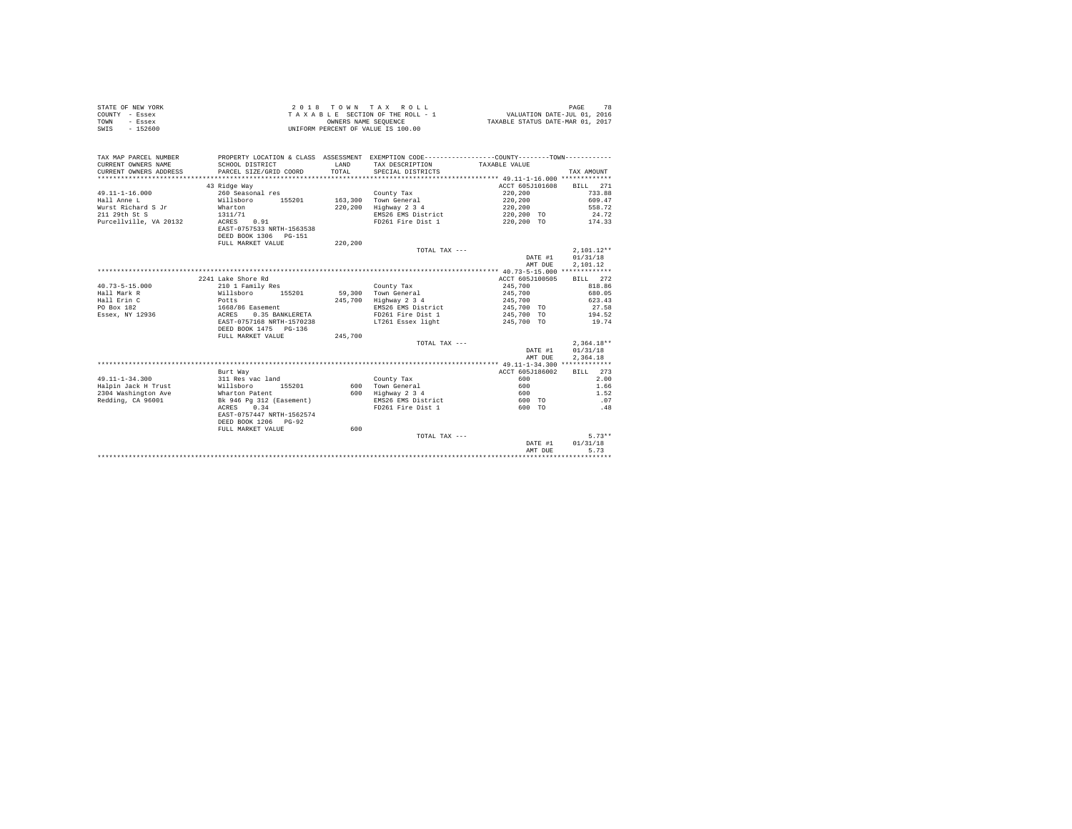STATE OF NEW YORK
COUNTY - Essex
TOWN - Essex
SWIS - 152600

2 0 1 8 T O W N T A X R O L L
T A X A B L E SECTION OF THE ROLL - 1
OWNERS NAME SEQUENCE
UNIFORM PERCENT OF VALUE IS 100.00

VALUATION DATE-JUL 01, 2016
TAXABLE STATUS DATE-MAR 01, 2017

| TAX MAP PARCEL NUMBER / CURRENT OWNERS NAME / CURRENT OWNERS ADDRESS | PROPERTY LOCATION & CLASS / SCHOOL DISTRICT / PARCEL SIZE/GRID COORD | ASSESSMENT LAND / TOTAL | EXEMPTION CODE / TAX DESCRIPTION / SPECIAL DISTRICTS | COUNTY--------TOWN / TAXABLE VALUE | TAX AMOUNT |
|---|---|---|---|---|---|
| 49.11-1-16.000 | 43 Ridge Way | | | ACCT 605J101608 | BILL 271 |
| Hall Anne L | 260 Seasonal res | | County Tax | 220,200 | 733.88 |
| Wurst Richard S Jr | Willsboro 155201 | 163,300 | Town General | 220,200 | 609.47 |
| 211 29th St S | Wharton | 220,200 | Highway 2 3 4 | 220,200 | 558.72 |
| Purcellville, VA 20132 | 1311/71 | | EMS26 EMS District | 220,200 TO | 24.72 |
| | ACRES 0.91 | | FD261 Fire Dist 1 | 220,200 TO | 174.33 |
| | EAST-0757533 NRTH-1563538 | | | | |
| | DEED BOOK 1306 PG-151 | | | | |
| | FULL MARKET VALUE | 220,200 | | | |
| | | | TOTAL TAX --- | | 2,101.12** |
| | | | | DATE #1 | 01/31/18 |
| | | | | AMT DUE | 2,101.12 |
| 40.73-5-15.000 | 2241 Lake Shore Rd | | | ACCT 605J100505 | BILL 272 |
| Hall Mark R | 210 1 Family Res | | County Tax | 245,700 | 818.86 |
| Hall Erin C | Willsboro 155201 | 59,300 | Town General | 245,700 | 680.05 |
| PO Box 182 | Potts | 245,700 | Highway 2 3 4 | 245,700 | 623.43 |
| Essex, NY 12936 | 1668/86 Easement | | EMS26 EMS District | 245,700 TO | 27.58 |
| | ACRES 0.35 BANKLERETA | | FD261 Fire Dist 1 | 245,700 TO | 194.52 |
| | EAST-0757168 NRTH-1570238 | | LT261 Essex light | 245,700 TO | 19.74 |
| | DEED BOOK 1475 PG-136 | | | | |
| | FULL MARKET VALUE | 245,700 | | | |
| | | | TOTAL TAX --- | | 2,364.18** |
| | | | | DATE #1 | 01/31/18 |
| | | | | AMT DUE | 2,364.18 |
| 49.11-1-34.300 | Burt Way | | | ACCT 605J186002 | BILL 273 |
| Halpin Jack H Trust | 311 Res vac land | | County Tax | 600 | 2.00 |
| 2304 Washington Ave | Willsboro 155201 | 600 | Town General | 600 | 1.66 |
| Redding, CA 96001 | Wharton Patent | 600 | Highway 2 3 4 | 600 | 1.52 |
| | Bk 946 Pg 312 (Easement) | | EMS26 EMS District | 600 TO | .07 |
| | ACRES 0.34 | | FD261 Fire Dist 1 | 600 TO | .48 |
| | EAST-0757447 NRTH-1562574 | | | | |
| | DEED BOOK 1206 PG-92 | | | | |
| | FULL MARKET VALUE | 600 | | | |
| | | | TOTAL TAX --- | | 5.73** |
| | | | | DATE #1 | 01/31/18 |
| | | | | AMT DUE | 5.73 |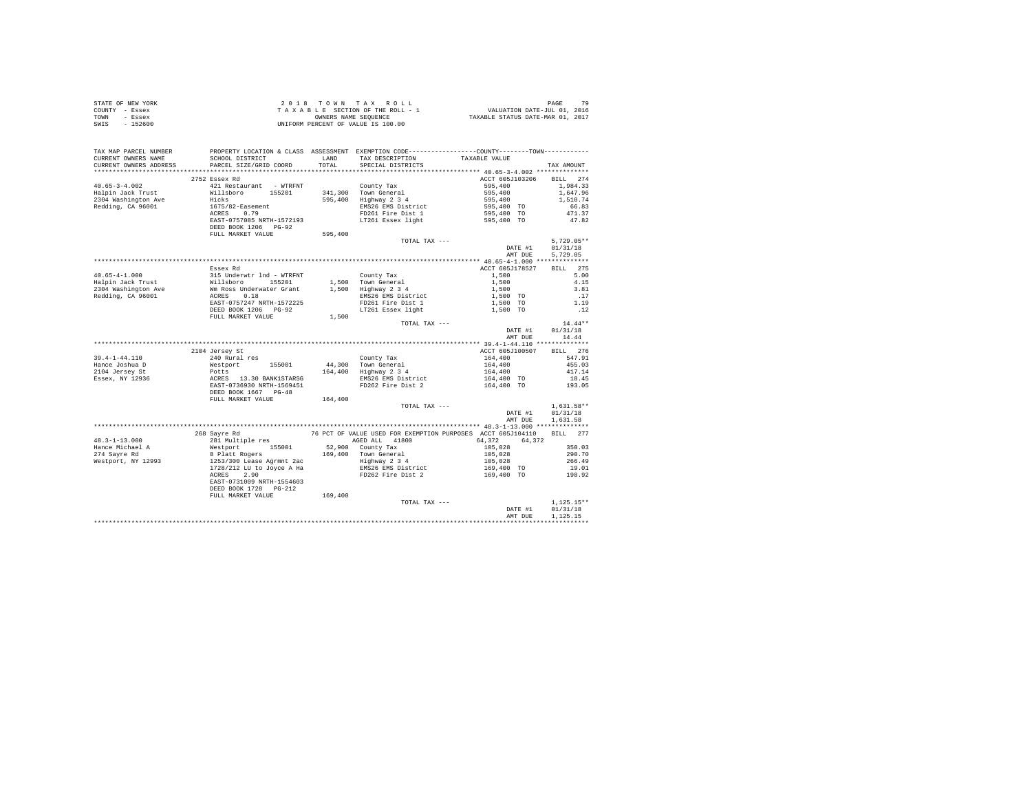STATE OF NEW YORK
COUNTY - Essex
TOWN - Essex
SWIS - 152600

2018 TOWN TAX ROLL
TAXABLE SECTION OF THE ROLL - 1
OWNERS NAME SEQUENCE
UNIFORM PERCENT OF VALUE IS 100.00

VALUATION DATE-JUL 01, 2016
TAXABLE STATUS DATE-MAR 01, 2017

```
TAX MAP PARCEL NUMBER    PROPERTY LOCATION & CLASS  ASSESSMENT  EXEMPTION CODE-----------------COUNTY--------TOWN-----------
CURRENT OWNERS NAME      SCHOOL DISTRICT              LAND      TAX DESCRIPTION            TAXABLE VALUE
CURRENT OWNERS ADDRESS   PARCEL SIZE/GRID COORD       TOTAL     SPECIAL DISTRICTS                                  TAX AMOUNT
*************************************************************************************************** 40.65-3-4.002 **************
                         2752 Essex Rd                                                      ACCT 605J103206     BILL  274
40.65-3-4.002            421 Restaurant  - WTRFNT              County Tax                    595,400               1,984.33
Halpin Jack Trust        Willsboro     155201      341,300    Town General                  595,400               1,647.96
2304 Washington Ave      Hicks                     595,400    Highway 2 3 4                 595,400               1,510.74
Redding, CA 96001        1675/82-Easement                     EMS26 EMS District            595,400 TO               66.83
                         ACRES    0.79                        FD261 Fire Dist 1             595,400 TO              471.37
                         EAST-0757085 NRTH-1572193            LT261 Essex light             595,400 TO               47.82
                         DEED BOOK 1206   PG-92
                         FULL MARKET VALUE         595,400
                                                               TOTAL TAX ---                                     5,729.05**
                                                                                             DATE #1             01/31/18
                                                                                             AMT DUE             5,729.05
*************************************************************************************************** 40.65-4-1.000 **************
                         Essex Rd                                                           ACCT 605J178527     BILL  275
40.65-4-1.000            315 Underwtr lnd - WTRFNT             County Tax                      1,500                   5.00
Halpin Jack Trust        Willsboro     155201        1,500    Town General                    1,500                   4.15
2304 Washington Ave      Wm Ross Underwater Grant    1,500    Highway 2 3 4                   1,500                   3.81
Redding, CA 96001        ACRES    0.18                        EMS26 EMS District              1,500 TO                 .17
                         EAST-0757247 NRTH-1572225            FD261 Fire Dist 1               1,500 TO                1.19
                         DEED BOOK 1206   PG-92               LT261 Essex light               1,500 TO                 .12
                         FULL MARKET VALUE           1,500
                                                               TOTAL TAX ---                                        14.44**
                                                                                             DATE #1             01/31/18
                                                                                             AMT DUE                14.44
*************************************************************************************************** 39.4-1-44.110 **************
                         2104 Jersey St                                                     ACCT 605J100507     BILL  276
39.4-1-44.110            240 Rural res                         County Tax                    164,400                 547.91
Hance Joshua D           Westport      155001       44,300    Town General                  164,400                 455.03
2104 Jersey St           Potts                     164,400    Highway 2 3 4                 164,400                 417.14
Essex, NY 12936          ACRES   13.30 BANK1STARSG            EMS26 EMS District            164,400 TO               18.45
                         EAST-0736930 NRTH-1569451            FD262 Fire Dist 2             164,400 TO              193.05
                         DEED BOOK 1667   PG-48
                         FULL MARKET VALUE         164,400
                                                               TOTAL TAX ---                                     1,631.58**
                                                                                             DATE #1             01/31/18
                                                                                             AMT DUE             1,631.58
*************************************************************************************************** 48.3-1-13.000 **************
                         268 Sayre Rd                 76 PCT OF VALUE USED FOR EXEMPTION PURPOSES  ACCT 605J104110    BILL  277
48.3-1-13.000            281 Multiple res                     AGED ALL    41800          64,372      64,372
Hance Michael A          Westport      155001       52,900    County Tax                    105,028                 350.03
274 Sayre Rd             8 Platt Rogers            169,400    Town General                  105,028                 290.70
Westport, NY 12993       1253/300 Lease Agrmnt 2ac            Highway 2 3 4                 105,028                 266.49
                         1728/212 LU to Joyce A Ha            EMS26 EMS District            169,400 TO               19.01
                         ACRES    2.90                        FD262 Fire Dist 2             169,400 TO              198.92
                         EAST-0731009 NRTH-1554603
                         DEED BOOK 1728   PG-212
                         FULL MARKET VALUE         169,400
                                                               TOTAL TAX ---                                     1,125.15**
                                                                                             DATE #1             01/31/18
                                                                                             AMT DUE             1,125.15
********************************************************************************************************************************
```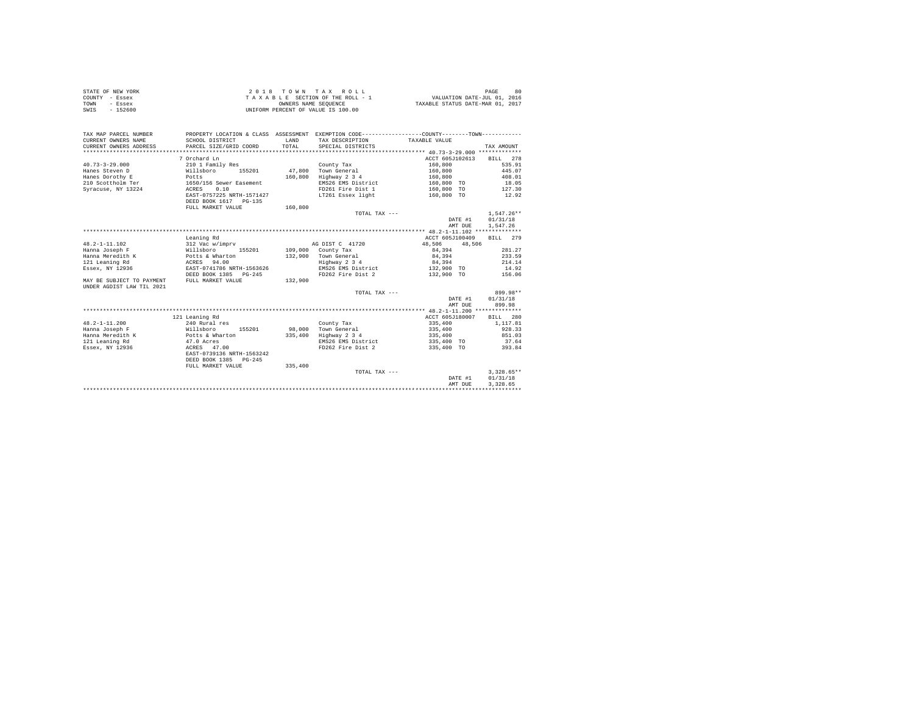STATE OF NEW YORK
COUNTY - Essex
TOWN - Essex
SWIS - 152600

2018 TOWN TAX ROLL
TAXABLE SECTION OF THE ROLL - 1
OWNERS NAME SEQUENCE
UNIFORM PERCENT OF VALUE IS 100.00

VALUATION DATE-JUL 01, 2016
TAXABLE STATUS DATE-MAR 01, 2017

| TAX MAP PARCEL NUMBER / CURRENT OWNERS NAME / CURRENT OWNERS ADDRESS | PROPERTY LOCATION & CLASS / SCHOOL DISTRICT / PARCEL SIZE/GRID COORD | ASSESSMENT LAND / TOTAL | EXEMPTION CODE / TAX DESCRIPTION / SPECIAL DISTRICTS | COUNTY / TAXABLE VALUE | TOWN | TAX AMOUNT |
|---|---|---|---|---|---|---|
| 40.73-3-29.000 | 7 Orchard Ln | | | ACCT 605J102613 | | BILL 278 |
| Hanes Steven D | 210 1 Family Res | | County Tax | 160,800 | | 535.91 |
| Hanes Dorothy E | Willsboro 155201 | 47,800 | Town General | 160,800 | | 445.07 |
| 210 Scottholm Ter | Potts | 160,800 | Highway 2 3 4 | 160,800 | | 408.01 |
| Syracuse, NY 13224 | 1650/156 Sewer Easement | | EMS26 EMS District | 160,800 TO | | 18.05 |
| | ACRES 0.10 | | FD261 Fire Dist 1 | 160,800 TO | | 127.30 |
| | EAST-0757225 NRTH-1571427 | | LT261 Essex light | 160,800 TO | | 12.92 |
| | DEED BOOK 1617 PG-135 | | | | | |
| | FULL MARKET VALUE | 160,800 | | | | |
| | | | TOTAL TAX --- | | | 1,547.26** |
| | | | | | DATE #1 | 01/31/18 |
| | | | | | AMT DUE | 1,547.26 |
| 48.2-1-11.102 | Leaning Rd | | | ACCT 605J100409 | | BILL 279 |
| Hanna Joseph F | 312 Vac w/imprv | | AG DIST C 41720 | 48,506 | 48,506 | |
| Hanna Meredith K | Willsboro 155201 | 109,000 | County Tax | 84,394 | | 281.27 |
| 121 Leaning Rd | Potts & Wharton | 132,900 | Town General | 84,394 | | 233.59 |
| Essex, NY 12936 | ACRES 94.00 | | Highway 2 3 4 | 84,394 | | 214.14 |
| | EAST-0741786 NRTH-1563626 | | EMS26 EMS District | 132,900 TO | | 14.92 |
| | DEED BOOK 1385 PG-245 | | FD262 Fire Dist 2 | 132,900 TO | | 156.06 |
| MAY BE SUBJECT TO PAYMENT UNDER AGDIST LAW TIL 2021 | FULL MARKET VALUE | 132,900 | | | | |
| | | | TOTAL TAX --- | | | 899.98** |
| | | | | | DATE #1 | 01/31/18 |
| | | | | | AMT DUE | 899.98 |
| 48.2-1-11.200 | 121 Leaning Rd | | | ACCT 605J180007 | | BILL 280 |
| Hanna Joseph F | 240 Rural res | | County Tax | 335,400 | | 1,117.81 |
| Hanna Meredith K | Willsboro 155201 | 98,000 | Town General | 335,400 | | 928.33 |
| 121 Leaning Rd | Potts & Wharton | 335,400 | Highway 2 3 4 | 335,400 | | 851.03 |
| Essex, NY 12936 | 47.0 Acres | | EMS26 EMS District | 335,400 TO | | 37.64 |
| | ACRES 47.00 | | FD262 Fire Dist 2 | 335,400 TO | | 393.84 |
| | EAST-0739136 NRTH-1563242 | | | | | |
| | DEED BOOK 1385 PG-245 | | | | | |
| | FULL MARKET VALUE | 335,400 | | | | |
| | | | TOTAL TAX --- | | | 3,328.65** |
| | | | | | DATE #1 | 01/31/18 |
| | | | | | AMT DUE | 3,328.65 |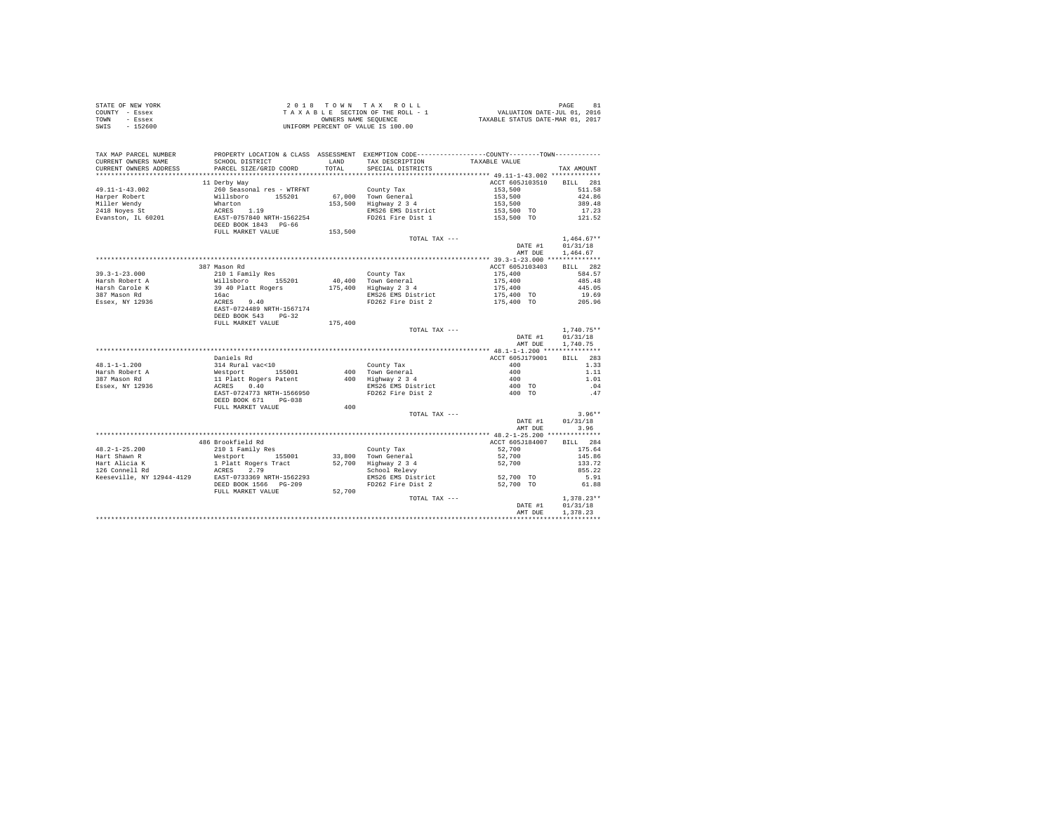STATE OF NEW YORK
COUNTY - Essex
TOWN - Essex
SWIS - 152600

2018 TOWN TAX ROLL
TAXABLE SECTION OF THE ROLL - 1
OWNERS NAME SEQUENCE
UNIFORM PERCENT OF VALUE IS 100.00

VALUATION DATE-JUL 01, 2016
TAXABLE STATUS DATE-MAR 01, 2017

| TAX MAP PARCEL NUMBER / CURRENT OWNERS NAME / CURRENT OWNERS ADDRESS | PROPERTY LOCATION & CLASS / SCHOOL DISTRICT / PARCEL SIZE/GRID COORD | ASSESSMENT LAND / TOTAL | EXEMPTION CODE / TAX DESCRIPTION / SPECIAL DISTRICTS | COUNTY / TOWN TAXABLE VALUE | TAX AMOUNT |
|---|---|---|---|---|---|
| **49.11-1-43.002** | 11 Derby Way | | | ACCT 605J103510 | BILL 281 |
| Harper Robert | 260 Seasonal res - WTRFNT | | County Tax | 153,500 | 511.58 |
| Miller Wendy | Willsboro 155201 | 67,000 | Town General | 153,500 | 424.86 |
| 2418 Noyes St | Wharton | 153,500 | Highway 2 3 4 | 153,500 | 389.48 |
| Evanston, IL 60201 | ACRES 1.19 | | EMS26 EMS District | 153,500 TO | 17.23 |
| | EAST-0757840 NRTH-1562254 | | FD261 Fire Dist 1 | 153,500 TO | 121.52 |
| | DEED BOOK 1843 PG-66 | | | | |
| | FULL MARKET VALUE | 153,500 | | | |
| | | | TOTAL TAX --- | | 1,464.67** |
| | | | | DATE #1 | 01/31/18 |
| | | | | AMT DUE | 1,464.67 |
| **39.3-1-23.000** | 387 Mason Rd | | | ACCT 605J103403 | BILL 282 |
| Harsh Robert A | 210 1 Family Res | | County Tax | 175,400 | 584.57 |
| Harsh Carole K | Willsboro 155201 | 40,400 | Town General | 175,400 | 485.48 |
| 387 Mason Rd | 39 40 Platt Rogers | 175,400 | Highway 2 3 4 | 175,400 | 445.05 |
| Essex, NY 12936 | 16ac | | EMS26 EMS District | 175,400 TO | 19.69 |
| | ACRES 9.40 | | FD262 Fire Dist 2 | 175,400 TO | 205.96 |
| | EAST-0724489 NRTH-1567174 | | | | |
| | DEED BOOK 543 PG-32 | | | | |
| | FULL MARKET VALUE | 175,400 | | | |
| | | | TOTAL TAX --- | | 1,740.75** |
| | | | | DATE #1 | 01/31/18 |
| | | | | AMT DUE | 1,740.75 |
| **48.1-1-1.200** | Daniels Rd | | | ACCT 605J179001 | BILL 283 |
| Harsh Robert A | 314 Rural vac<10 | | County Tax | 400 | 1.33 |
| 387 Mason Rd | Westport 155001 | 400 | Town General | 400 | 1.11 |
| Essex, NY 12936 | 11 Platt Rogers Patent | 400 | Highway 2 3 4 | 400 | 1.01 |
| | ACRES 0.40 | | EMS26 EMS District | 400 TO | .04 |
| | EAST-0724773 NRTH-1566950 | | FD262 Fire Dist 2 | 400 TO | .47 |
| | DEED BOOK 671 PG-038 | | | | |
| | FULL MARKET VALUE | 400 | | | |
| | | | TOTAL TAX --- | | 3.96** |
| | | | | DATE #1 | 01/31/18 |
| | | | | AMT DUE | 3.96 |
| **48.2-1-25.200** | 486 Brookfield Rd | | | ACCT 605J184007 | BILL 284 |
| Hart Shawn R | 210 1 Family Res | | County Tax | 52,700 | 175.64 |
| Hart Alicia K | Westport 155001 | 33,800 | Town General | 52,700 | 145.86 |
| 126 Connell Rd | 1 Platt Rogers Tract | 52,700 | Highway 2 3 4 | 52,700 | 133.72 |
| Keeseville, NY 12944-4129 | ACRES 2.79 | | School Relevy | | 855.22 |
| | EAST-0733369 NRTH-1562293 | | EMS26 EMS District | 52,700 TO | 5.91 |
| | DEED BOOK 1566 PG-209 | | FD262 Fire Dist 2 | 52,700 TO | 61.88 |
| | FULL MARKET VALUE | 52,700 | | | |
| | | | TOTAL TAX --- | | 1,378.23** |
| | | | | DATE #1 | 01/31/18 |
| | | | | AMT DUE | 1,378.23 |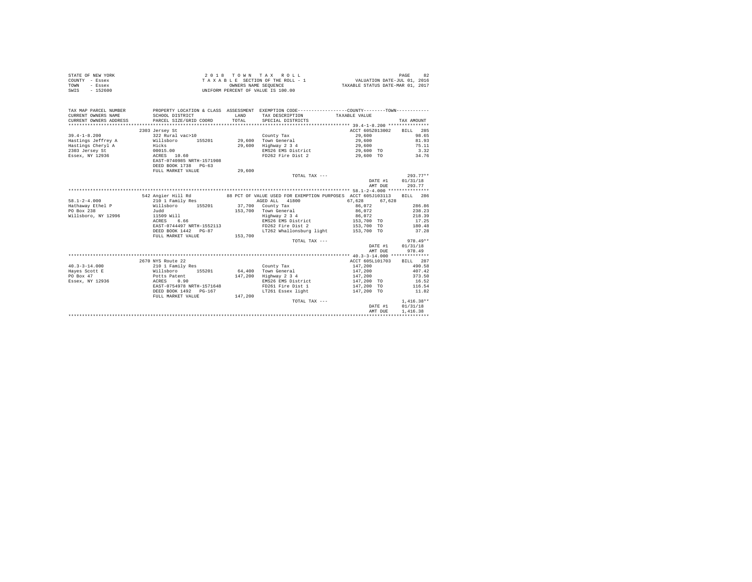STATE OF NEW YORK
COUNTY - Essex
TOWN - Essex
SWIS - 152600

2 0 1 8 T O W N T A X R O L L
T A X A B L E SECTION OF THE ROLL - 1
OWNERS NAME SEQUENCE
UNIFORM PERCENT OF VALUE IS 100.00

VALUATION DATE-JUL 01, 2016
TAXABLE STATUS DATE-MAR 01, 2017

| TAX MAP PARCEL NUMBER / CURRENT OWNERS NAME / CURRENT OWNERS ADDRESS | PROPERTY LOCATION & CLASS / SCHOOL DISTRICT / PARCEL SIZE/GRID COORD | ASSESSMENT LAND / TOTAL | EXEMPTION CODE / TAX DESCRIPTION / SPECIAL DISTRICTS | COUNTY TAXABLE VALUE | TOWN | TAX AMOUNT |
|---|---|---|---|---|---|---|
| | 2303 Jersey St | | | ACCT 605Z013002 | | BILL 285 |
| 39.4-1-8.200 | 322 Rural vac>10 | | County Tax | 29,600 | | 98.65 |
| Hastings Jeffrey A | Willsboro 155201 | 29,600 | Town General | 29,600 | | 81.93 |
| Hastings Cheryl A | Hicks | 29,600 | Highway 2 3 4 | 29,600 | | 75.11 |
| 2303 Jersey St | 00015.00 | | EMS26 EMS District | 29,600 TO | | 3.32 |
| Essex, NY 12936 | ACRES 10.60 | | FD262 Fire Dist 2 | 29,600 TO | | 34.76 |
| | EAST-0740985 NRTH-1571908 | | | | | |
| | DEED BOOK 1738 PG-63 | | | | | |
| | FULL MARKET VALUE | 29,600 | | | | |
| | | | TOTAL TAX --- | | | 293.77** |
| | | | | | DATE #1 | 01/31/18 |
| | | | | | AMT DUE | 293.77 |
| | 542 Angier Hill Rd | | 88 PCT OF VALUE USED FOR EXEMPTION PURPOSES | ACCT 605J103113 | | BILL 286 |
| 58.1-2-4.000 | 210 1 Family Res | | AGED ALL 41800 | 67,628 | 67,628 | |
| Hathaway Ethel P | Willsboro 155201 | 37,700 | County Tax | 86,072 | | 286.86 |
| PO Box 238 | Judd | 153,700 | Town General | 86,072 | | 238.23 |
| Willsboro, NY 12996 | 11509 Will | | Highway 2 3 4 | 86,072 | | 218.39 |
| | ACRES 6.66 | | EMS26 EMS District | 153,700 TO | | 17.25 |
| | EAST-0744497 NRTH-1552113 | | FD262 Fire Dist 2 | 153,700 TO | | 180.48 |
| | DEED BOOK 1442 PG-87 | | LT262 Whallonsburg light | 153,700 TO | | 37.28 |
| | FULL MARKET VALUE | 153,700 | | | | |
| | | | TOTAL TAX --- | | | 978.49** |
| | | | | | DATE #1 | 01/31/18 |
| | | | | | AMT DUE | 978.49 |
| | 2670 NYS Route 22 | | | ACCT 605L101703 | | BILL 287 |
| 40.3-3-14.000 | 210 1 Family Res | | County Tax | 147,200 | | 490.58 |
| Hayes Scott E | Willsboro 155201 | 64,400 | Town General | 147,200 | | 407.42 |
| PO Box 47 | Potts Patent | 147,200 | Highway 2 3 4 | 147,200 | | 373.50 |
| Essex, NY 12936 | ACRES 0.90 | | EMS26 EMS District | 147,200 TO | | 16.52 |
| | EAST-0754978 NRTH-1571648 | | FD261 Fire Dist 1 | 147,200 TO | | 116.54 |
| | DEED BOOK 1492 PG-167 | | LT261 Essex light | 147,200 TO | | 11.82 |
| | FULL MARKET VALUE | 147,200 | | | | |
| | | | TOTAL TAX --- | | | 1,416.38** |
| | | | | | DATE #1 | 01/31/18 |
| | | | | | AMT DUE | 1,416.38 |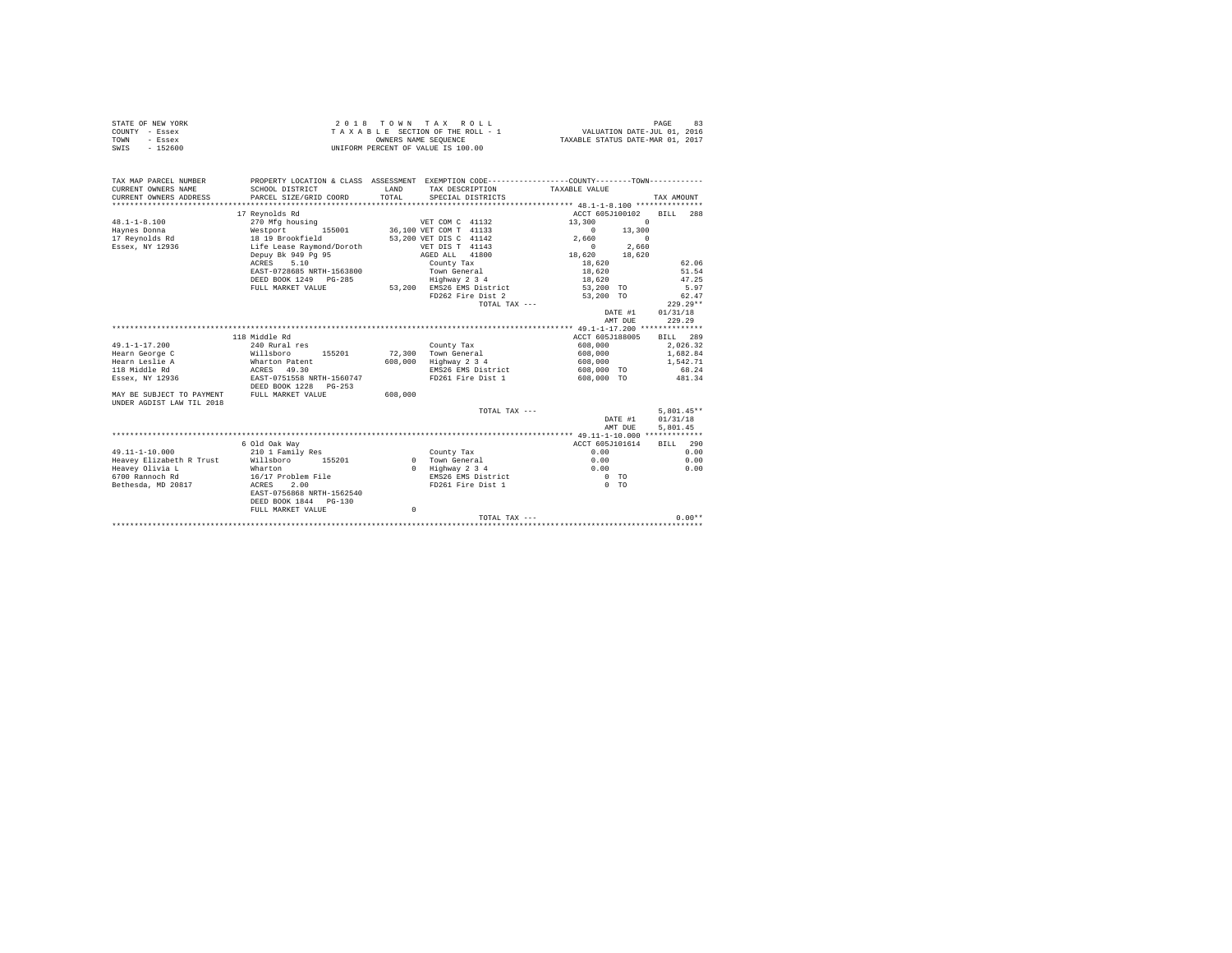STATE OF NEW YORK
COUNTY - Essex
TOWN - Essex
SWIS - 152600

2 0 1 8 T O W N T A X R O L L
T A X A B L E SECTION OF THE ROLL - 1
OWNERS NAME SEQUENCE
UNIFORM PERCENT OF VALUE IS 100.00

VALUATION DATE-JUL 01, 2016
TAXABLE STATUS DATE-MAR 01, 2017

```
TAX MAP PARCEL NUMBER          PROPERTY LOCATION & CLASS  ASSESSMENT  EXEMPTION CODE-----------------COUNTY--------TOWN-----------
CURRENT OWNERS NAME            SCHOOL DISTRICT              LAND      TAX DESCRIPTION             TAXABLE VALUE
CURRENT OWNERS ADDRESS         PARCEL SIZE/GRID COORD       TOTAL     SPECIAL DISTRICTS                                    TAX AMOUNT
*********************************************************************************************** 48.1-1-8.100 **************
                               17 Reynolds Rd                                                     ACCT 605J100102    BILL  288
48.1-1-8.100                   270 Mfg housing                        VET COM C 41132         13,300            0
Haynes Donna                   Westport        155001     36,100 VET COM T 41133              0         13,300
17 Reynolds Rd                 18 19 Brookfield           53,200 VET DIS C 41142           2,660             0
Essex, NY 12936                Life Lease Raymond/Doroth          VET DIS T 41143              0          2,660
                               Depuy Bk 949 Pg 95                 AGED ALL  41800          18,620        18,620
                               ACRES     5.10                     County Tax               18,620                  62.06
                               EAST-0728685 NRTH-1563800          Town General             18,620                  51.54
                               DEED BOOK 1249   PG-285            Highway 2 3 4            18,620                  47.25
                               FULL MARKET VALUE          53,200  EMS26 EMS District       53,200  TO               5.97
                                                                  FD262 Fire Dist 2        53,200  TO              62.47
                                                                  TOTAL TAX ---                                   229.29**
                                                                                                 DATE #1        01/31/18
                                                                                                 AMT DUE          229.29
*********************************************************************************************** 49.1-1-17.200 *************
                               118 Middle Rd                                                      ACCT 605J188005    BILL  289
49.1-1-17.200                  240 Rural res                          County Tax              608,000               2,026.32
Hearn George C                 Willsboro       155201     72,300  Town General            608,000               1,682.84
Hearn Leslie A                 Wharton Patent            608,000  Highway 2 3 4           608,000               1,542.71
118 Middle Rd                  ACRES    49.30                     EMS26 EMS District      608,000  TO              68.24
Essex, NY 12936                EAST-0751558 NRTH-1560747          FD261 Fire Dist 1       608,000  TO             481.34
                               DEED BOOK 1228   PG-253
MAY BE SUBJECT TO PAYMENT      FULL MARKET VALUE         608,000
UNDER AGDIST LAW TIL 2018
                                                                  TOTAL TAX ---                                 5,801.45**
                                                                                                 DATE #1        01/31/18
                                                                                                 AMT DUE        5,801.45
*********************************************************************************************** 49.11-1-10.000 ************
                               6 Old Oak Way                                                      ACCT 605J101614    BILL  290
49.11-1-10.000                 210 1 Family Res                       County Tax                 0.00                   0.00
Heavey Elizabeth R Trust       Willsboro       155201          0  Town General               0.00                   0.00
Heavey Olivia L                Wharton                         0  Highway 2 3 4              0.00                   0.00
6700 Rannoch Rd                16/17 Problem File                 EMS26 EMS District             0  TO
Bethesda, MD 20817             ACRES     2.00                     FD261 Fire Dist 1              0  TO
                               EAST-0756868 NRTH-1562540
                               DEED BOOK 1844   PG-130
                               FULL MARKET VALUE               0
                                                                  TOTAL TAX ---                                     0.00**
****************************************************************************************************************************
```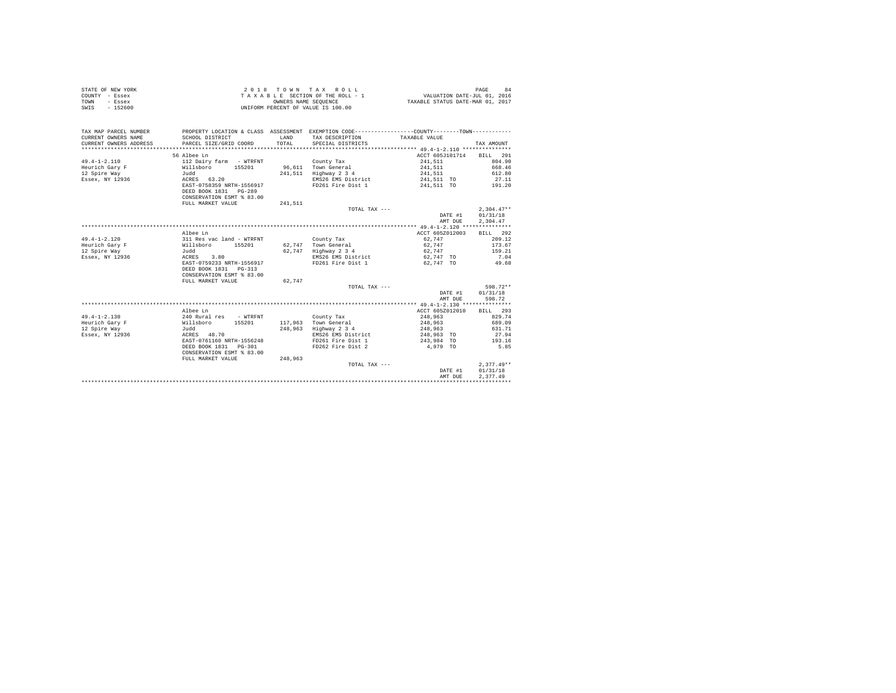STATE OF NEW YORK
COUNTY - Essex
TOWN - Essex
SWIS - 152600

2 0 1 8 T O W N T A X R O L L
T A X A B L E SECTION OF THE ROLL - 1
OWNERS NAME SEQUENCE
UNIFORM PERCENT OF VALUE IS 100.00

VALUATION DATE-JUL 01, 2016
TAXABLE STATUS DATE-MAR 01, 2017

| TAX MAP PARCEL NUMBER / CURRENT OWNERS NAME / CURRENT OWNERS ADDRESS | PROPERTY LOCATION & CLASS / SCHOOL DISTRICT / PARCEL SIZE/GRID COORD | ASSESSMENT LAND / TOTAL | EXEMPTION CODE / TAX DESCRIPTION / SPECIAL DISTRICTS | COUNTY / TOWN TAXABLE VALUE | TAX AMOUNT |
|---|---|---|---|---|---|
| 49.4-1-2.110 | 56 Albee Ln | | | ACCT 605J101714 | BILL 291 |
| | 112 Dairy farm - WTRFNT | | County Tax | 241,511 | 804.90 |
| Heurich Gary F | Willsboro 155201 | 96,611 | Town General | 241,511 | 668.46 |
| 12 Spire Way | Judd | 241,511 | Highway 2 3 4 | 241,511 | 612.80 |
| Essex, NY 12936 | ACRES 63.20 | | EMS26 EMS District | 241,511 TO | 27.11 |
| | EAST-0758359 NRTH-1556917 | | FD261 Fire Dist 1 | 241,511 TO | 191.20 |
| | DEED BOOK 1831 PG-289 | | | | |
| | CONSERVATION ESMT % 83.00 | | | | |
| | FULL MARKET VALUE | 241,511 | | | |
| | | | TOTAL TAX --- | | 2,304.47** |
| | | | | DATE #1 | 01/31/18 |
| | | | | AMT DUE | 2,304.47 |
| 49.4-1-2.120 | Albee Ln | | | ACCT 605Z012003 | BILL 292 |
| | 311 Res vac land - WTRFNT | | County Tax | 62,747 | 209.12 |
| Heurich Gary F | Willsboro 155201 | 62,747 | Town General | 62,747 | 173.67 |
| 12 Spire Way | Judd | 62,747 | Highway 2 3 4 | 62,747 | 159.21 |
| Essex, NY 12936 | ACRES 3.80 | | EMS26 EMS District | 62,747 TO | 7.04 |
| | EAST-0759233 NRTH-1556917 | | FD261 Fire Dist 1 | 62,747 TO | 49.68 |
| | DEED BOOK 1831 PG-313 | | | | |
| | CONSERVATION ESMT % 83.00 | | | | |
| | FULL MARKET VALUE | 62,747 | | | |
| | | | TOTAL TAX --- | | 598.72** |
| | | | | DATE #1 | 01/31/18 |
| | | | | AMT DUE | 598.72 |
| 49.4-1-2.130 | Albee Ln | | | ACCT 605Z012010 | BILL 293 |
| | 240 Rural res - WTRFNT | | County Tax | 248,963 | 829.74 |
| Heurich Gary F | Willsboro 155201 | 117,963 | Town General | 248,963 | 689.09 |
| 12 Spire Way | Judd | 248,963 | Highway 2 3 4 | 248,963 | 631.71 |
| Essex, NY 12936 | ACRES 48.70 | | EMS26 EMS District | 248,963 TO | 27.94 |
| | EAST-0761160 NRTH-1556248 | | FD261 Fire Dist 1 | 243,984 TO | 193.16 |
| | DEED BOOK 1831 PG-301 | | FD262 Fire Dist 2 | 4,979 TO | 5.85 |
| | CONSERVATION ESMT % 83.00 | | | | |
| | FULL MARKET VALUE | 248,963 | | | |
| | | | TOTAL TAX --- | | 2,377.49** |
| | | | | DATE #1 | 01/31/18 |
| | | | | AMT DUE | 2,377.49 |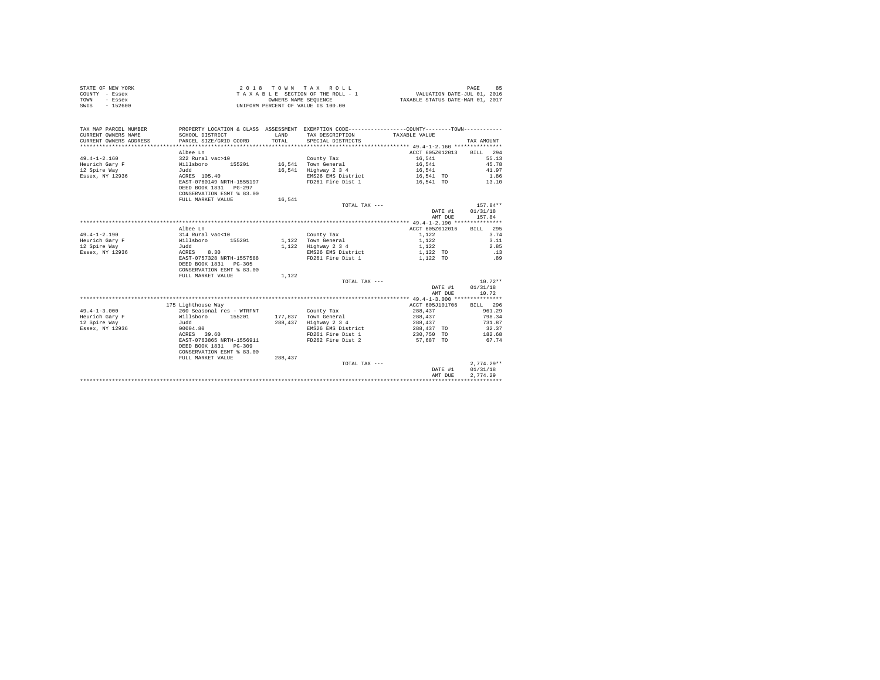STATE OF NEW YORK
COUNTY - Essex
TOWN - Essex
SWIS - 152600

2 0 1 8 T O W N T A X R O L L
T A X A B L E SECTION OF THE ROLL - 1
OWNERS NAME SEQUENCE
UNIFORM PERCENT OF VALUE IS 100.00

VALUATION DATE-JUL 01, 2016
TAXABLE STATUS DATE-MAR 01, 2017

| TAX MAP PARCEL NUMBER / CURRENT OWNERS NAME / CURRENT OWNERS ADDRESS | PROPERTY LOCATION & CLASS / SCHOOL DISTRICT / PARCEL SIZE/GRID COORD | ASSESSMENT LAND / TOTAL | EXEMPTION CODE / TAX DESCRIPTION / SPECIAL DISTRICTS | COUNTY / TOWN TAXABLE VALUE | TAX AMOUNT |
|---|---|---|---|---|---|
| 49.4-1-2.160 | Albee Ln | | | ACCT 605Z012013 | BILL 294 |
| 49.4-1-2.160 | 322 Rural vac>10 | | County Tax | 16,541 | 55.13 |
| Heurich Gary F | Willsboro 155201 | 16,541 | Town General | 16,541 | 45.78 |
| 12 Spire Way | Judd | 16,541 | Highway 2 3 4 | 16,541 | 41.97 |
| Essex, NY 12936 | ACRES 105.40 | | EMS26 EMS District | 16,541 TO | 1.86 |
| | EAST-0760149 NRTH-1555197 | | FD261 Fire Dist 1 | 16,541 TO | 13.10 |
| | DEED BOOK 1831 PG-297 | | | | |
| | CONSERVATION ESMT % 83.00 | | | | |
| | FULL MARKET VALUE | 16,541 | | | |
| | | | TOTAL TAX --- | | 157.84** |
| | | | | DATE #1 | 01/31/18 |
| | | | | AMT DUE | 157.84 |
| 49.4-1-2.190 | Albee Ln | | | ACCT 605Z012016 | BILL 295 |
| 49.4-1-2.190 | 314 Rural vac<10 | | County Tax | 1,122 | 3.74 |
| Heurich Gary F | Willsboro 155201 | 1,122 | Town General | 1,122 | 3.11 |
| 12 Spire Way | Judd | 1,122 | Highway 2 3 4 | 1,122 | 2.85 |
| Essex, NY 12936 | ACRES 8.30 | | EMS26 EMS District | 1,122 TO | .13 |
| | EAST-0757328 NRTH-1557588 | | FD261 Fire Dist 1 | 1,122 TO | .89 |
| | DEED BOOK 1831 PG-305 | | | | |
| | CONSERVATION ESMT % 83.00 | | | | |
| | FULL MARKET VALUE | 1,122 | | | |
| | | | TOTAL TAX --- | | 10.72** |
| | | | | DATE #1 | 01/31/18 |
| | | | | AMT DUE | 10.72 |
| 49.4-1-3.000 | 175 Lighthouse Way | | | ACCT 605J101706 | BILL 296 |
| 49.4-1-3.000 | 260 Seasonal res - WTRFNT | | County Tax | 288,437 | 961.29 |
| Heurich Gary F | Willsboro 155201 | 177,837 | Town General | 288,437 | 798.34 |
| 12 Spire Way | Judd | 288,437 | Highway 2 3 4 | 288,437 | 731.87 |
| Essex, NY 12936 | 00004.80 | | EMS26 EMS District | 288,437 TO | 32.37 |
| | ACRES 39.60 | | FD261 Fire Dist 1 | 230,750 TO | 182.68 |
| | EAST-0763865 NRTH-1556911 | | FD262 Fire Dist 2 | 57,687 TO | 67.74 |
| | DEED BOOK 1831 PG-309 | | | | |
| | CONSERVATION ESMT % 83.00 | | | | |
| | FULL MARKET VALUE | 288,437 | | | |
| | | | TOTAL TAX --- | | 2,774.29** |
| | | | | DATE #1 | 01/31/18 |
| | | | | AMT DUE | 2,774.29 |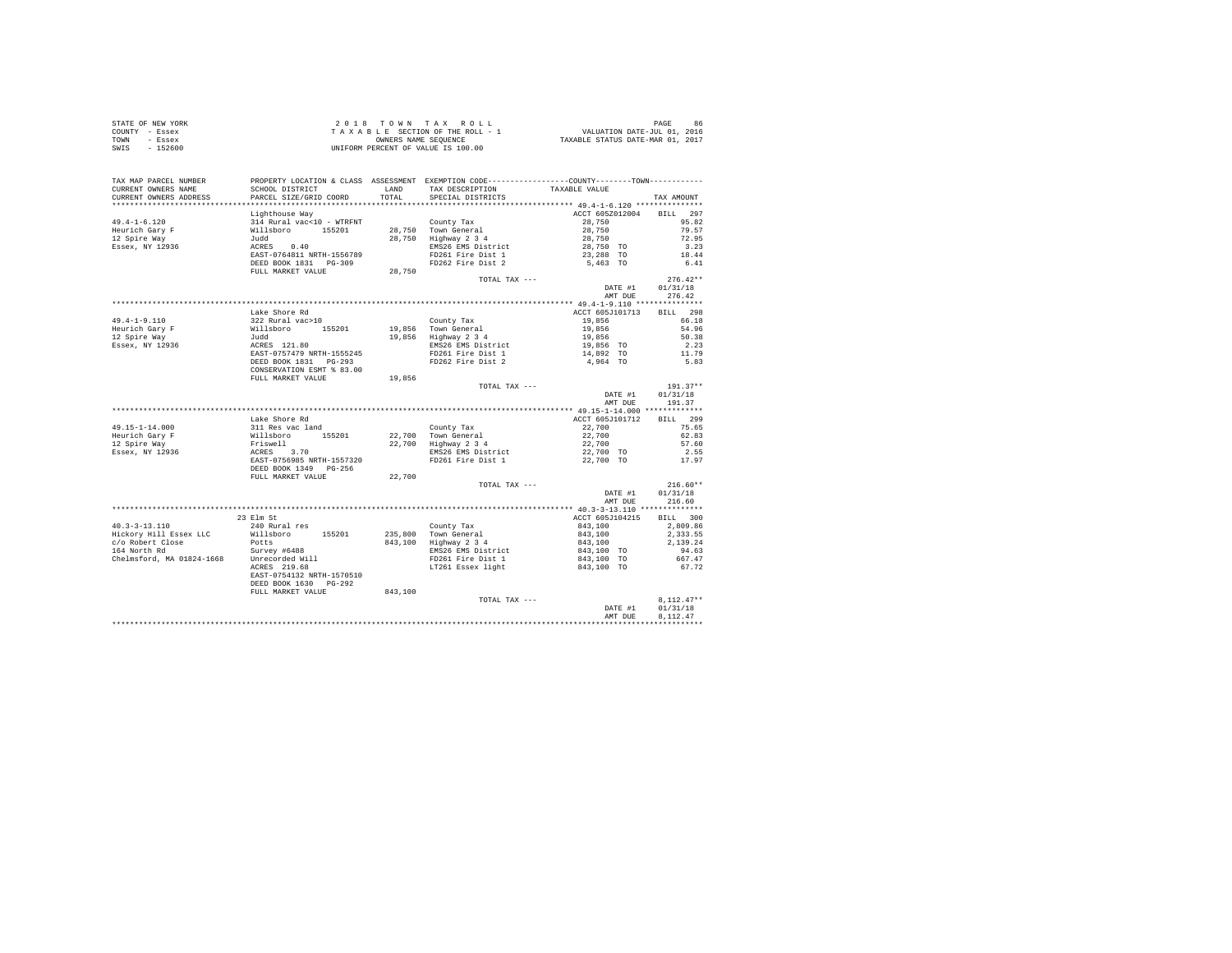STATE OF NEW YORK — 2018 TOWN TAX ROLL — PAGE 86
COUNTY - Essex — TAXABLE SECTION OF THE ROLL - 1 — VALUATION DATE-JUL 01, 2016
TOWN - Essex — OWNERS NAME SEQUENCE — TAXABLE STATUS DATE-MAR 01, 2017
SWIS - 152600 — UNIFORM PERCENT OF VALUE IS 100.00

| TAX MAP PARCEL NUMBER / CURRENT OWNERS NAME / CURRENT OWNERS ADDRESS | PROPERTY LOCATION & CLASS / SCHOOL DISTRICT / PARCEL SIZE/GRID COORD | ASSESSMENT LAND / TOTAL | EXEMPTION CODE / TAX DESCRIPTION / SPECIAL DISTRICTS | TAXABLE VALUE (COUNTY--------TOWN) | TAX AMOUNT |
|---|---|---|---|---|---|
| 49.4-1-6.120 | Lighthouse Way | | | ACCT 605Z012004 | BILL 297 |
| Heurich Gary F | 314 Rural vac<10 - WTRFNT | | County Tax | 28,750 | 95.82 |
| 12 Spire Way | Willsboro 155201 | 28,750 | Town General | 28,750 | 79.57 |
| Essex, NY 12936 | Judd | 28,750 | Highway 2 3 4 | 28,750 | 72.95 |
| | ACRES 0.40 | | EMS26 EMS District | 28,750 TO | 3.23 |
| | EAST-0764811 NRTH-1556789 | | FD261 Fire Dist 1 | 23,288 TO | 18.44 |
| | DEED BOOK 1831 PG-309 | | FD262 Fire Dist 2 | 5,463 TO | 6.41 |
| | FULL MARKET VALUE | 28,750 | | | |
| | | | TOTAL TAX --- | | 276.42** |
| | | | | DATE #1 | 01/31/18 |
| | | | | AMT DUE | 276.42 |
| 49.4-1-9.110 | Lake Shore Rd | | | ACCT 605J101713 | BILL 298 |
| Heurich Gary F | 322 Rural vac>10 | | County Tax | 19,856 | 66.18 |
| 12 Spire Way | Willsboro 155201 | 19,856 | Town General | 19,856 | 54.96 |
| Essex, NY 12936 | Judd | 19,856 | Highway 2 3 4 | 19,856 | 50.38 |
| | ACRES 121.80 | | EMS26 EMS District | 19,856 TO | 2.23 |
| | EAST-0757479 NRTH-1555245 | | FD261 Fire Dist 1 | 14,892 TO | 11.79 |
| | DEED BOOK 1831 PG-293 | | FD262 Fire Dist 2 | 4,964 TO | 5.83 |
| | CONSERVATION ESMT % 83.00 | | | | |
| | FULL MARKET VALUE | 19,856 | | | |
| | | | TOTAL TAX --- | | 191.37** |
| | | | | DATE #1 | 01/31/18 |
| | | | | AMT DUE | 191.37 |
| 49.15-1-14.000 | Lake Shore Rd | | | ACCT 605J101712 | BILL 299 |
| Heurich Gary F | 311 Res vac land | | County Tax | 22,700 | 75.65 |
| 12 Spire Way | Willsboro 155201 | 22,700 | Town General | 22,700 | 62.83 |
| Essex, NY 12936 | Friswell | 22,700 | Highway 2 3 4 | 22,700 | 57.60 |
| | ACRES 3.70 | | EMS26 EMS District | 22,700 TO | 2.55 |
| | EAST-0756985 NRTH-1557320 | | FD261 Fire Dist 1 | 22,700 TO | 17.97 |
| | DEED BOOK 1349 PG-256 | | | | |
| | FULL MARKET VALUE | 22,700 | | | |
| | | | TOTAL TAX --- | | 216.60** |
| | | | | DATE #1 | 01/31/18 |
| | | | | AMT DUE | 216.60 |
| 40.3-3-13.110 | 23 Elm St | | | ACCT 605J104215 | BILL 300 |
| Hickory Hill Essex LLC | 240 Rural res | | County Tax | 843,100 | 2,809.86 |
| c/o Robert Close | Willsboro 155201 | 235,800 | Town General | 843,100 | 2,333.55 |
| 164 North Rd | Potts | 843,100 | Highway 2 3 4 | 843,100 | 2,139.24 |
| Chelmsford, MA 01824-1668 | Survey #6488 | | EMS26 EMS District | 843,100 TO | 94.63 |
| | Unrecorded Will | | FD261 Fire Dist 1 | 843,100 TO | 667.47 |
| | ACRES 219.68 | | LT261 Essex light | 843,100 TO | 67.72 |
| | EAST-0754132 NRTH-1570510 | | | | |
| | DEED BOOK 1630 PG-292 | | | | |
| | FULL MARKET VALUE | 843,100 | | | |
| | | | TOTAL TAX --- | | 8,112.47** |
| | | | | DATE #1 | 01/31/18 |
| | | | | AMT DUE | 8,112.47 |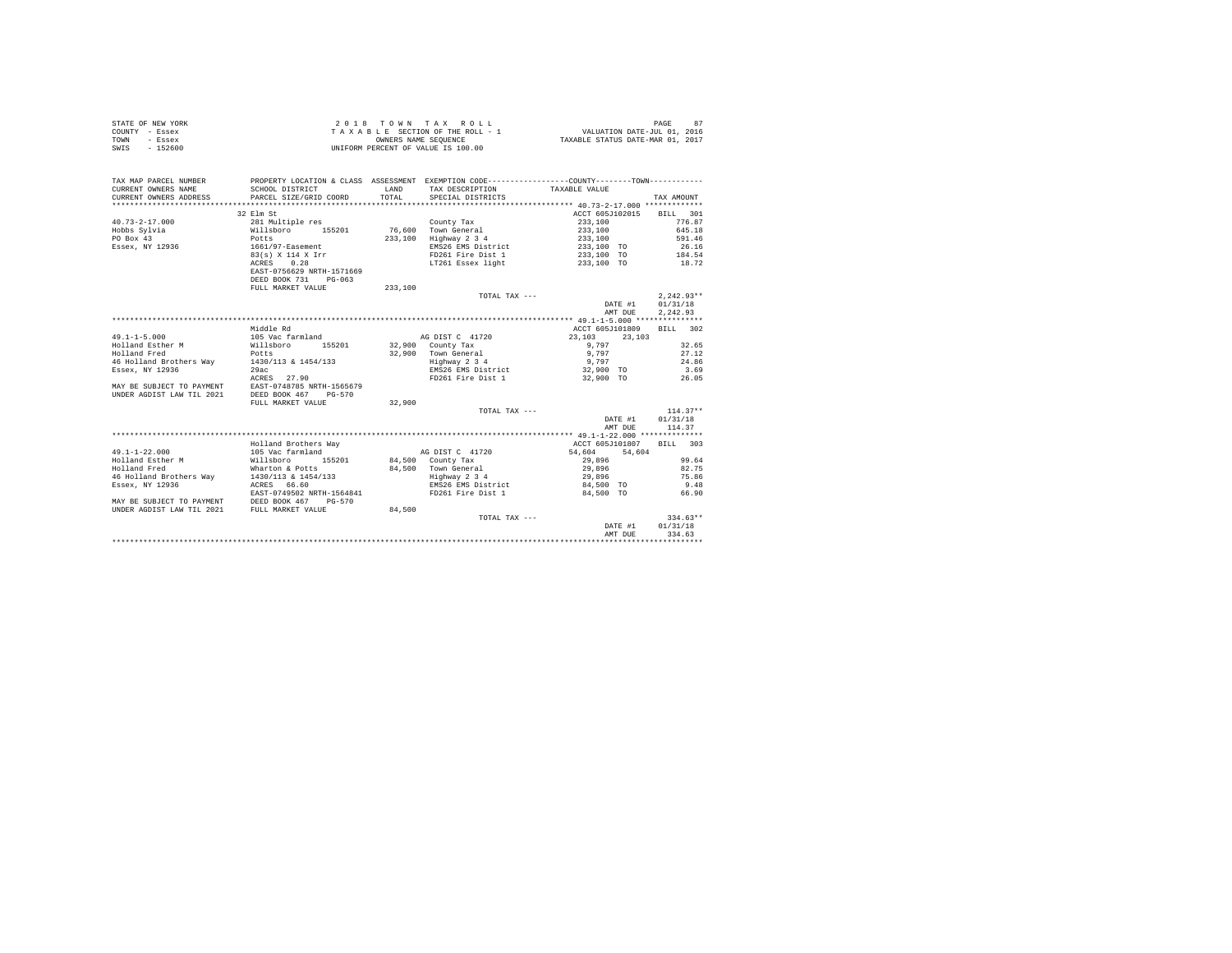STATE OF NEW YORK | 2 0 1 8 T O W N T A X R O L L | VALUATION DATE-JUL 01, 2016
COUNTY - Essex | T A X A B L E SECTION OF THE ROLL - 1 | TAXABLE STATUS DATE-MAR 01, 2017
TOWN - Essex | OWNERS NAME SEQUENCE
SWIS - 152600 | UNIFORM PERCENT OF VALUE IS 100.00

| TAX MAP PARCEL NUMBER / CURRENT OWNERS NAME / CURRENT OWNERS ADDRESS | PROPERTY LOCATION & CLASS / SCHOOL DISTRICT / PARCEL SIZE/GRID COORD | ASSESSMENT LAND / TOTAL | EXEMPTION CODE / TAX DESCRIPTION / SPECIAL DISTRICTS | COUNTY TAXABLE VALUE | TOWN | TAX AMOUNT |
|---|---|---|---|---|---|---|
| 40.73-2-17.000 | 32 Elm St | | | ACCT 605J102015 | | BILL 301 |
| 40.73-2-17.000 | 281 Multiple res | | County Tax | 233,100 | | 776.87 |
| Hobbs Sylvia | Willsboro 155201 | 76,600 | Town General | 233,100 | | 645.18 |
| PO Box 43 | Potts | 233,100 | Highway 2 3 4 | 233,100 | | 591.46 |
| Essex, NY 12936 | 1661/97-Easement | | EMS26 EMS District | 233,100 TO | | 26.16 |
| | 83(s) X 114 X Irr | | FD261 Fire Dist 1 | 233,100 TO | | 184.54 |
| | ACRES 0.28 | | LT261 Essex light | 233,100 TO | | 18.72 |
| | EAST-0756629 NRTH-1571669 | | | | | |
| | DEED BOOK 731 PG-063 | | | | | |
| | FULL MARKET VALUE | 233,100 | | | | |
| | | | TOTAL TAX --- | | | 2,242.93** |
| | | | | | DATE #1 | 01/31/18 |
| | | | | | AMT DUE | 2,242.93 |
| 49.1-1-5.000 | Middle Rd | | | ACCT 605J101809 | | BILL 302 |
| 49.1-1-5.000 | 105 Vac farmland | | AG DIST C 41720 | 23,103 | 23,103 | |
| Holland Esther M | Willsboro 155201 | 32,900 | County Tax | 9,797 | | 32.65 |
| Holland Fred | Potts | 32,900 | Town General | 9,797 | | 27.12 |
| 46 Holland Brothers Way | 1430/113 & 1454/133 | | Highway 2 3 4 | 9,797 | | 24.86 |
| Essex, NY 12936 | 29ac | | EMS26 EMS District | 32,900 TO | | 3.69 |
| | ACRES 27.90 | | FD261 Fire Dist 1 | 32,900 TO | | 26.05 |
| MAY BE SUBJECT TO PAYMENT | EAST-0748785 NRTH-1565679 | | | | | |
| UNDER AGDIST LAW TIL 2021 | DEED BOOK 467 PG-570 | | | | | |
| | FULL MARKET VALUE | 32,900 | | | | |
| | | | TOTAL TAX --- | | | 114.37** |
| | | | | | DATE #1 | 01/31/18 |
| | | | | | AMT DUE | 114.37 |
| 49.1-1-22.000 | Holland Brothers Way | | | ACCT 605J101807 | | BILL 303 |
| 49.1-1-22.000 | 105 Vac farmland | | AG DIST C 41720 | 54,604 | 54,604 | |
| Holland Esther M | Willsboro 155201 | 84,500 | County Tax | 29,896 | | 99.64 |
| Holland Fred | Wharton & Potts | 84,500 | Town General | 29,896 | | 82.75 |
| 46 Holland Brothers Way | 1430/113 & 1454/133 | | Highway 2 3 4 | 29,896 | | 75.86 |
| Essex, NY 12936 | ACRES 66.60 | | EMS26 EMS District | 84,500 TO | | 9.48 |
| | EAST-0749502 NRTH-1564841 | | FD261 Fire Dist 1 | 84,500 TO | | 66.90 |
| MAY BE SUBJECT TO PAYMENT | DEED BOOK 467 PG-570 | | | | | |
| UNDER AGDIST LAW TIL 2021 | FULL MARKET VALUE | 84,500 | | | | |
| | | | TOTAL TAX --- | | | 334.63** |
| | | | | | DATE #1 | 01/31/18 |
| | | | | | AMT DUE | 334.63 |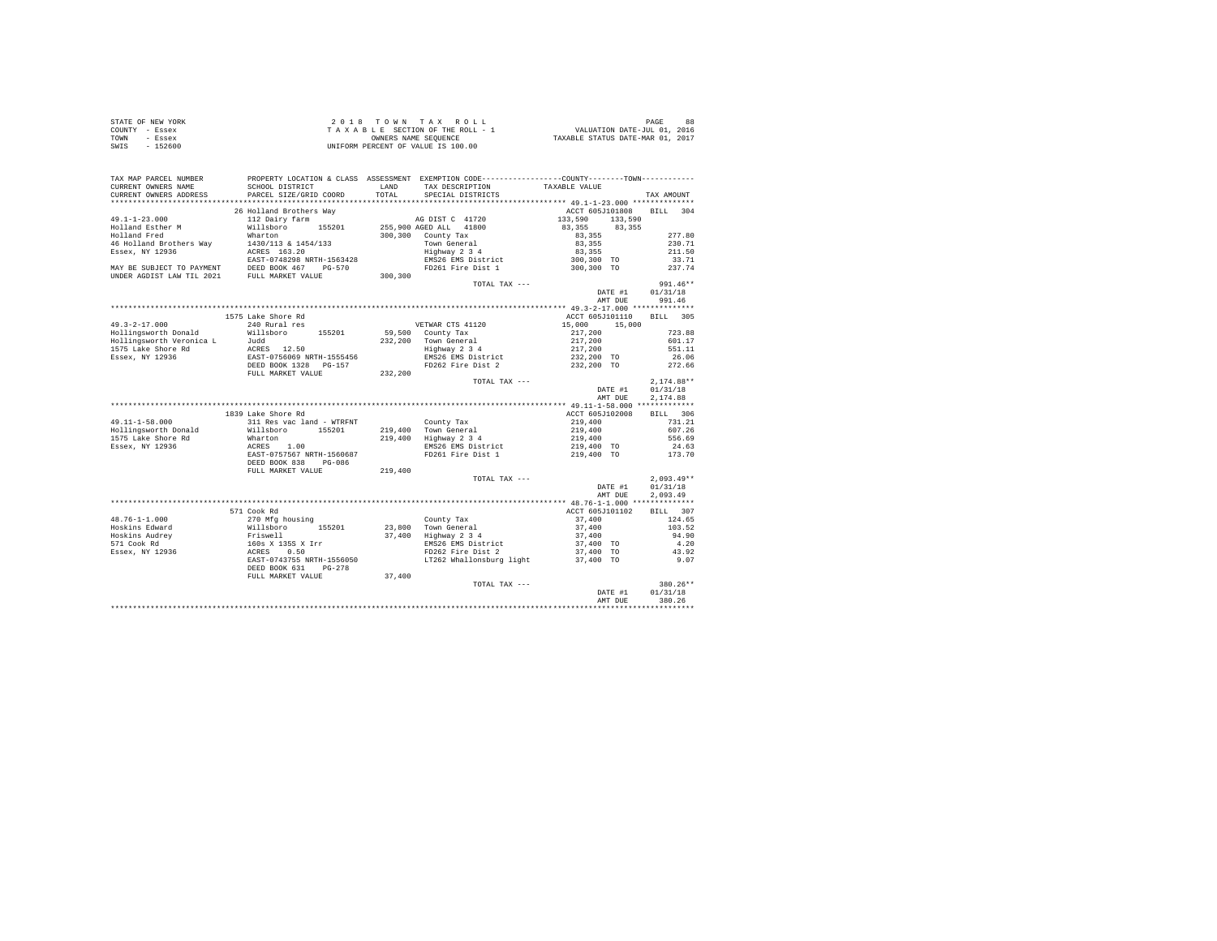STATE OF NEW YORK | COUNTY - Essex | TOWN - Essex | SWIS - 152600

2 0 1 8 T O W N T A X R O L L
T A X A B L E SECTION OF THE ROLL - 1
OWNERS NAME SEQUENCE
UNIFORM PERCENT OF VALUE IS 100.00

VALUATION DATE-JUL 01, 2016
TAXABLE STATUS DATE-MAR 01, 2017

```
TAX MAP PARCEL NUMBER     PROPERTY LOCATION & CLASS  ASSESSMENT  EXEMPTION CODE-----------------COUNTY--------TOWN-----------
CURRENT OWNERS NAME       SCHOOL DISTRICT             LAND       TAX DESCRIPTION            TAXABLE VALUE
CURRENT OWNERS ADDRESS    PARCEL SIZE/GRID COORD      TOTAL      SPECIAL DISTRICTS                                   TAX AMOUNT
*********************************************************************************************** 49.1-1-23.000 **************
                          26 Holland Brothers Way                                          ACCT 605J101808     BILL  304
49.1-1-23.000             112 Dairy farm                          AG DIST C  41720          133,590    133,590
Holland Esther M          Willsboro      155201      255,900 AGED ALL   41800             83,355     83,355
Holland Fred              Wharton                    300,300   County Tax                   83,355                 277.80
46 Holland Brothers Way   1430/113 & 1454/133                  Town General                 83,355                 230.71
Essex, NY 12936           ACRES  163.20                        Highway 2 3 4                83,355                 211.50
                          EAST-0748298 NRTH-1563428            EMS26 EMS District          300,300 TO               33.71
MAY BE SUBJECT TO PAYMENT DEED BOOK 467    PG-570              FD261 Fire Dist 1           300,300 TO              237.74
UNDER AGDIST LAW TIL 2021 FULL MARKET VALUE          300,300
                                                                TOTAL TAX ---                                      991.46**
                                                                                            DATE #1            01/31/18
                                                                                            AMT DUE              991.46
*********************************************************************************************** 49.3-2-17.000 **************
                          1575 Lake Shore Rd                                               ACCT 605J101110     BILL  305
49.3-2-17.000             240 Rural res                           VETWAR CTS 41120           15,000     15,000
Hollingsworth Donald      Willsboro      155201       59,500   County Tax                  217,200                 723.88
Hollingsworth Veronica L  Judd                       232,200   Town General                217,200                 601.17
1575 Lake Shore Rd        ACRES   12.50                        Highway 2 3 4               217,200                 551.11
Essex, NY 12936           EAST-0756069 NRTH-1555456            EMS26 EMS District          232,200 TO               26.06
                          DEED BOOK 1328   PG-157              FD262 Fire Dist 2           232,200 TO              272.66
                          FULL MARKET VALUE          232,200
                                                                TOTAL TAX ---                                    2,174.88**
                                                                                            DATE #1            01/31/18
                                                                                            AMT DUE            2,174.88
*********************************************************************************************** 49.11-1-58.000 *************
                          1839 Lake Shore Rd                                               ACCT 605J102008     BILL  306
49.11-1-58.000            311 Res vac land - WTRFNT                County Tax                  219,400                 731.21
Hollingsworth Donald      Willsboro      155201      219,400   Town General                219,400                 607.26
1575 Lake Shore Rd        Wharton                    219,400   Highway 2 3 4               219,400                 556.69
Essex, NY 12936           ACRES    1.00                        EMS26 EMS District          219,400 TO               24.63
                          EAST-0757567 NRTH-1560687            FD261 Fire Dist 1           219,400 TO              173.70
                          DEED BOOK 838    PG-086
                          FULL MARKET VALUE          219,400
                                                                TOTAL TAX ---                                    2,093.49**
                                                                                            DATE #1            01/31/18
                                                                                            AMT DUE            2,093.49
*********************************************************************************************** 48.76-1-1.000 **************
                          571 Cook Rd                                                      ACCT 605J101102     BILL  307
48.76-1-1.000             270 Mfg housing                          County Tax                   37,400                 124.65
Hoskins Edward            Willsboro      155201       23,800   Town General                 37,400                 103.52
Hoskins Audrey            Friswell                    37,400   Highway 2 3 4                37,400                  94.90
571 Cook Rd               160s X 135S X Irr                    EMS26 EMS District           37,400 TO                4.20
Essex, NY 12936           ACRES    0.50                        FD262 Fire Dist 2            37,400 TO               43.92
                          EAST-0743755 NRTH-1556050            LT262 Whallonsburg light     37,400 TO                9.07
                          DEED BOOK 631    PG-278
                          FULL MARKET VALUE           37,400
                                                                TOTAL TAX ---                                      380.26**
                                                                                            DATE #1            01/31/18
                                                                                            AMT DUE              380.26
****************************************************************************************************************************
```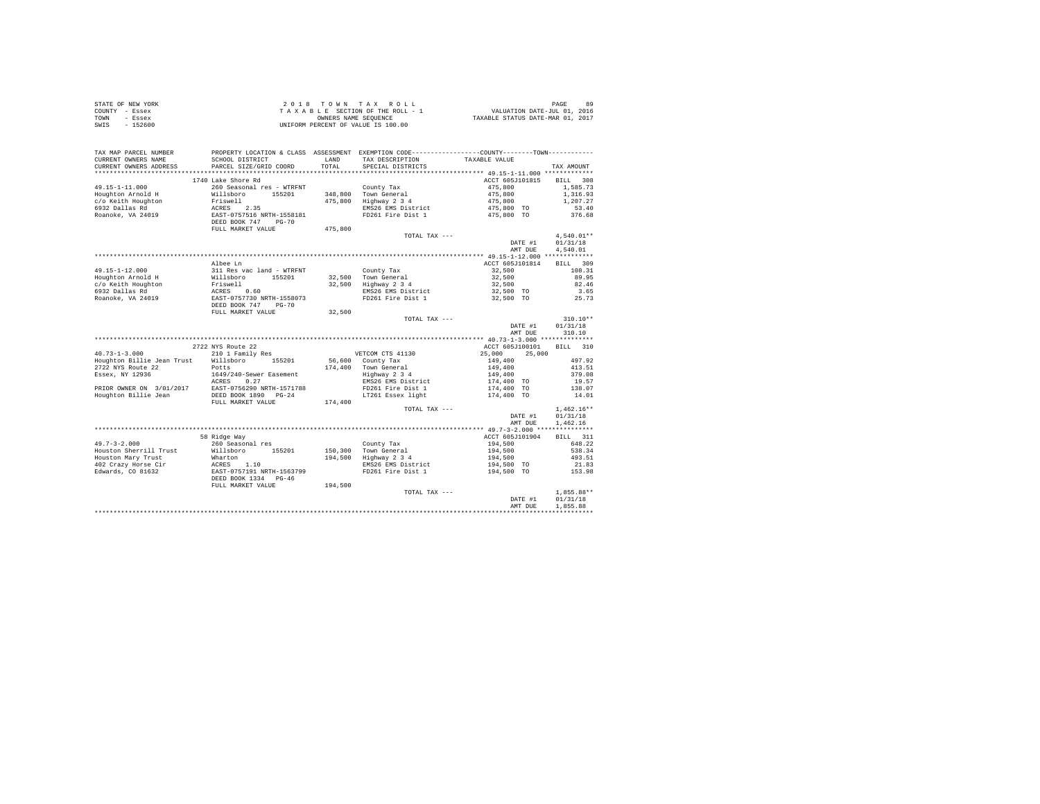STATE OF NEW YORK
COUNTY - Essex
TOWN - Essex
SWIS - 152600

2 0 1 8 T O W N T A X R O L L
T A X A B L E SECTION OF THE ROLL - 1
OWNERS NAME SEQUENCE
UNIFORM PERCENT OF VALUE IS 100.00

VALUATION DATE-JUL 01, 2016
TAXABLE STATUS DATE-MAR 01, 2017

| TAX MAP PARCEL NUMBER / CURRENT OWNERS NAME / CURRENT OWNERS ADDRESS | PROPERTY LOCATION & CLASS / SCHOOL DISTRICT / PARCEL SIZE/GRID COORD | ASSESSMENT LAND / TOTAL | EXEMPTION CODE / TAX DESCRIPTION / SPECIAL DISTRICTS | COUNTY / TOWN TAXABLE VALUE | TAX AMOUNT |
|---|---|---|---|---|---|
| 49.15-1-11.000 | 1740 Lake Shore Rd | | | ACCT 605J101815 | BILL 308 |
| Houghton Arnold H | 260 Seasonal res - WTRFNT | | County Tax | 475,800 | 1,585.73 |
| c/o Keith Houghton | Willsboro 155201 | 348,800 | Town General | 475,800 | 1,316.93 |
| 6932 Dallas Rd | Friswell | 475,800 | Highway 2 3 4 | 475,800 | 1,207.27 |
| Roanoke, VA 24019 | ACRES 2.35 | | EMS26 EMS District | 475,800 TO | 53.40 |
| | EAST-0757516 NRTH-1558181 | | FD261 Fire Dist 1 | 475,800 TO | 376.68 |
| | DEED BOOK 747 PG-70 | | | | |
| | FULL MARKET VALUE | 475,800 | | | |
| | | | TOTAL TAX --- | | 4,540.01** |
| | | | | DATE #1 | 01/31/18 |
| | | | | AMT DUE | 4,540.01 |
| 49.15-1-12.000 | Albee Ln | | | ACCT 605J101814 | BILL 309 |
| Houghton Arnold H | 311 Res vac land - WTRFNT | | County Tax | 32,500 | 108.31 |
| c/o Keith Houghton | Willsboro 155201 | 32,500 | Town General | 32,500 | 89.95 |
| 6932 Dallas Rd | Friswell | 32,500 | Highway 2 3 4 | 32,500 | 82.46 |
| Roanoke, VA 24019 | ACRES 0.60 | | EMS26 EMS District | 32,500 TO | 3.65 |
| | EAST-0757730 NRTH-1558073 | | FD261 Fire Dist 1 | 32,500 TO | 25.73 |
| | DEED BOOK 747 PG-70 | | | | |
| | FULL MARKET VALUE | 32,500 | | | |
| | | | TOTAL TAX --- | | 310.10** |
| | | | | DATE #1 | 01/31/18 |
| | | | | AMT DUE | 310.10 |
| 40.73-1-3.000 | 2722 NYS Route 22 | | | ACCT 605J100101 | BILL 310 |
| Houghton Billie Jean Trust | 210 1 Family Res | | VETCOM CTS 41130 | 25,000 25,000 | |
| 2722 NYS Route 22 | Willsboro 155201 | 56,600 | County Tax | 149,400 | 497.92 |
| Essex, NY 12936 | Potts | 174,400 | Town General | 149,400 | 413.51 |
| | 1649/240-Sewer Easement | | Highway 2 3 4 | 149,400 | 379.08 |
| | ACRES 0.27 | | EMS26 EMS District | 174,400 TO | 19.57 |
| PRIOR OWNER ON 3/01/2017 | EAST-0756290 NRTH-1571788 | | FD261 Fire Dist 1 | 174,400 TO | 138.07 |
| Houghton Billie Jean | DEED BOOK 1890 PG-24 | | LT261 Essex light | 174,400 TO | 14.01 |
| | FULL MARKET VALUE | 174,400 | | | |
| | | | TOTAL TAX --- | | 1,462.16** |
| | | | | DATE #1 | 01/31/18 |
| | | | | AMT DUE | 1,462.16 |
| 49.7-3-2.000 | 58 Ridge Way | | | ACCT 605J101904 | BILL 311 |
| Houston Sherrill Trust | 260 Seasonal res | | County Tax | 194,500 | 648.22 |
| Houston Mary Trust | Willsboro 155201 | 150,300 | Town General | 194,500 | 538.34 |
| 402 Crazy Horse Cir | Wharton | 194,500 | Highway 2 3 4 | 194,500 | 493.51 |
| Edwards, CO 81632 | ACRES 1.10 | | EMS26 EMS District | 194,500 TO | 21.83 |
| | EAST-0757191 NRTH-1563799 | | FD261 Fire Dist 1 | 194,500 TO | 153.98 |
| | DEED BOOK 1334 PG-46 | | | | |
| | FULL MARKET VALUE | 194,500 | | | |
| | | | TOTAL TAX --- | | 1,855.88** |
| | | | | DATE #1 | 01/31/18 |
| | | | | AMT DUE | 1,855.88 |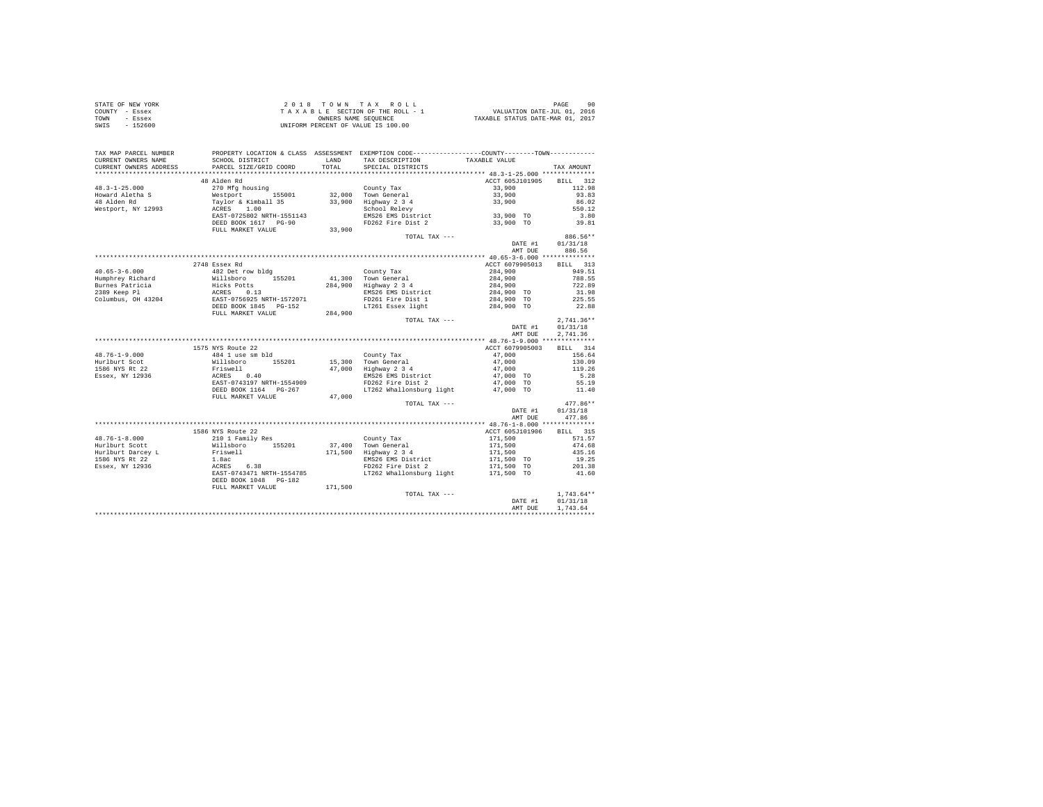STATE OF NEW YORK　　　　2 0 1 8　T O W N　T A X　R O L L
COUNTY - Essex　　　　T A X A B L E SECTION OF THE ROLL - 1　　　　VALUATION DATE-JUL 01, 2016
TOWN - Essex　　　　OWNERS NAME SEQUENCE　　　　TAXABLE STATUS DATE-MAR 01, 2017
SWIS - 152600　　　　UNIFORM PERCENT OF VALUE IS 100.00

```
TAX MAP PARCEL NUMBER     PROPERTY LOCATION & CLASS  ASSESSMENT  EXEMPTION CODE-----------------COUNTY--------TOWN-----------
CURRENT OWNERS NAME       SCHOOL DISTRICT             LAND       TAX DESCRIPTION            TAXABLE VALUE
CURRENT OWNERS ADDRESS    PARCEL SIZE/GRID COORD      TOTAL      SPECIAL DISTRICTS                                  TAX AMOUNT
*********************************************************************************************** 48.3-1-25.000 **************
                          48 Alden Rd                                                       ACCT 605J101905     BILL  312
48.3-1-25.000             270 Mfg housing                        County Tax                 33,900                  112.98
Howard Aletha S           Westport       155001      32,000      Town General               33,900                   93.83
48 Alden Rd               Taylor & Kimball 35        33,900      Highway 2 3 4              33,900                   86.02
Westport, NY 12993        ACRES    1.00                          School Relevy                                      550.12
                          EAST-0725802 NRTH-1551143              EMS26 EMS District          33,900 TO                 3.80
                          DEED BOOK 1617   PG-90                 FD262 Fire Dist 2           33,900 TO                39.81
                          FULL MARKET VALUE          33,900
                                                                 TOTAL TAX ---                                      886.56**
                                                                                            DATE #1            01/31/18
                                                                                            AMT DUE              886.56
*********************************************************************************************** 40.65-3-6.000 **************
                          2748 Essex Rd                                                     ACCT 6079905013     BILL  313
40.65-3-6.000             482 Det row bldg                       County Tax                 284,900                 949.51
Humphrey Richard          Willsboro      155201      41,300      Town General               284,900                 788.55
Burnes Patricia           Hicks Potts               284,900      Highway 2 3 4              284,900                 722.89
2309 Keep Pl              ACRES    0.13                          EMS26 EMS District         284,900 TO               31.98
Columbus, OH 43204        EAST-0756925 NRTH-1572071              FD261 Fire Dist 1          284,900 TO              225.55
                          DEED BOOK 1845   PG-152                LT261 Essex light          284,900 TO               22.88
                          FULL MARKET VALUE         284,900
                                                                 TOTAL TAX ---                                    2,741.36**
                                                                                            DATE #1            01/31/18
                                                                                            AMT DUE            2,741.36
*********************************************************************************************** 48.76-1-9.000 **************
                          1575 NYS Route 22                                                 ACCT 6079905003     BILL  314
48.76-1-9.000             484 1 use sm bld                       County Tax                 47,000                  156.64
Hurlburt Scot             Willsboro      155201      15,300      Town General               47,000                  130.09
1586 NYS Rt 22            Friswell                   47,000      Highway 2 3 4              47,000                  119.26
Essex, NY 12936           ACRES    0.40                          EMS26 EMS District          47,000 TO                 5.28
                          EAST-0743197 NRTH-1554909              FD262 Fire Dist 2           47,000 TO                55.19
                          DEED BOOK 1164   PG-267                LT262 Whallonsburg light    47,000 TO                11.40
                          FULL MARKET VALUE          47,000
                                                                 TOTAL TAX ---                                      477.86**
                                                                                            DATE #1            01/31/18
                                                                                            AMT DUE              477.86
*********************************************************************************************** 48.76-1-8.000 **************
                          1586 NYS Route 22                                                 ACCT 605J101906     BILL  315
48.76-1-8.000             210 1 Family Res                       County Tax                 171,500                 571.57
Hurlburt Scott            Willsboro      155201      37,400      Town General               171,500                 474.68
Hurlburt Darcey L         Friswell                  171,500      Highway 2 3 4              171,500                 435.16
1586 NYS Rt 22            1.8ac                                  EMS26 EMS District         171,500 TO               19.25
Essex, NY 12936           ACRES    6.38                          FD262 Fire Dist 2          171,500 TO              201.38
                          EAST-0743471 NRTH-1554785              LT262 Whallonsburg light   171,500 TO               41.60
                          DEED BOOK 1048   PG-182
                          FULL MARKET VALUE         171,500
                                                                 TOTAL TAX ---                                    1,743.64**
                                                                                            DATE #1            01/31/18
                                                                                            AMT DUE            1,743.64
****************************************************************************************************************************
```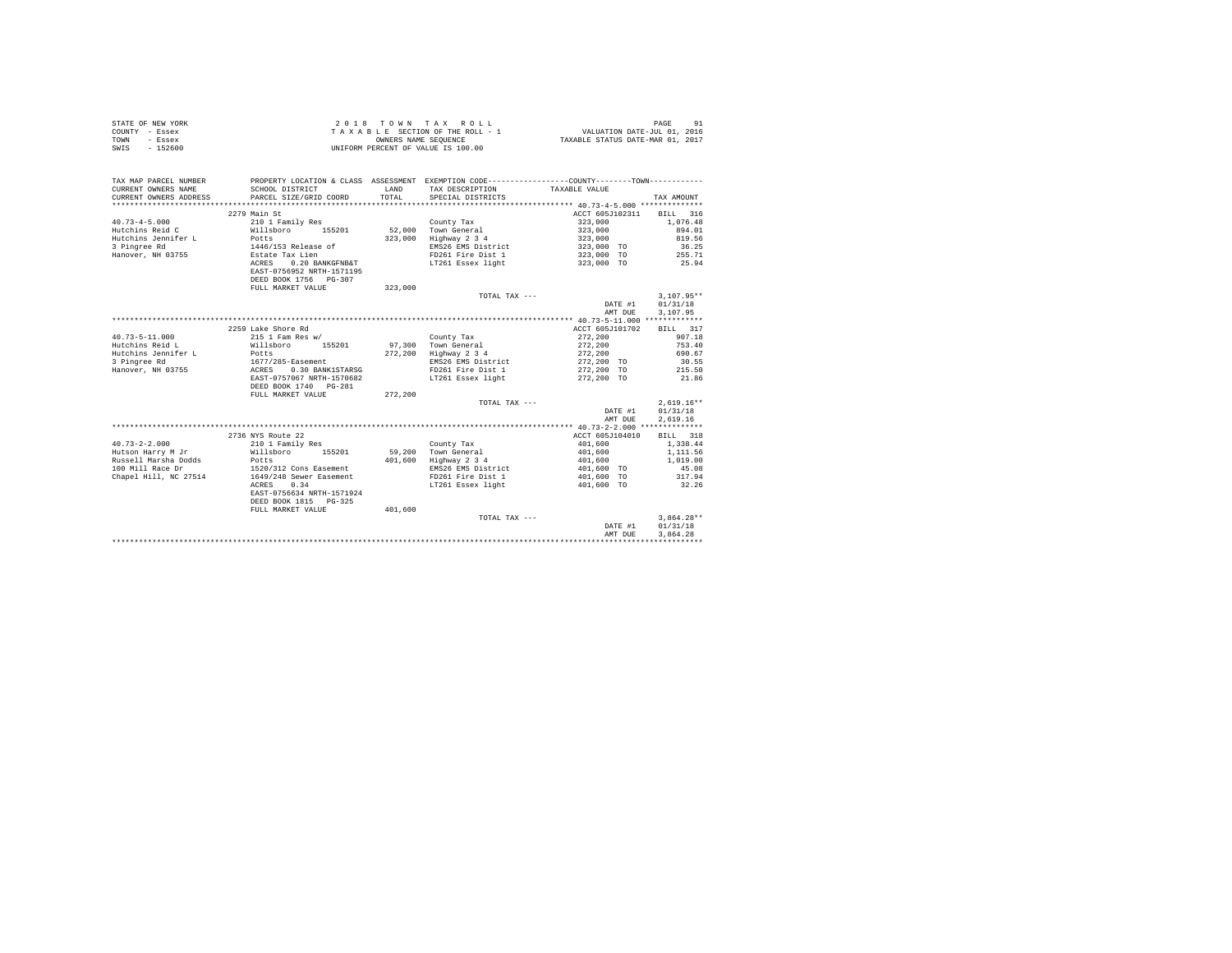STATE OF NEW YORK
COUNTY - Essex
TOWN - Essex
SWIS - 152600

2 0 1 8 T O W N T A X R O L L
T A X A B L E SECTION OF THE ROLL - 1
OWNERS NAME SEQUENCE
UNIFORM PERCENT OF VALUE IS 100.00

VALUATION DATE-JUL 01, 2016
TAXABLE STATUS DATE-MAR 01, 2017

| TAX MAP PARCEL NUMBER / CURRENT OWNERS NAME / CURRENT OWNERS ADDRESS | PROPERTY LOCATION & CLASS / SCHOOL DISTRICT / PARCEL SIZE/GRID COORD | ASSESSMENT LAND / TOTAL | EXEMPTION CODE / TAX DESCRIPTION / SPECIAL DISTRICTS | COUNTY / TOWN TAXABLE VALUE | TAX AMOUNT |
|---|---|---|---|---|---|
| **40.73-4-5.000** | 2279 Main St | | | ACCT 605J102311 | BILL 316 |
| 40.73-4-5.000 | 210 1 Family Res | | County Tax | 323,000 | 1,076.48 |
| Hutchins Reid C | Willsboro 155201 | 52,000 | Town General | 323,000 | 894.01 |
| Hutchins Jennifer L | Potts | 323,000 | Highway 2 3 4 | 323,000 | 819.56 |
| 3 Pingree Rd | 1446/153 Release of | | EMS26 EMS District | 323,000 TO | 36.25 |
| Hanover, NH 03755 | Estate Tax Lien | | FD261 Fire Dist 1 | 323,000 TO | 255.71 |
| | ACRES 0.20 BANKGFNB&T | | LT261 Essex light | 323,000 TO | 25.94 |
| | EAST-0756952 NRTH-1571195 | | | | |
| | DEED BOOK 1756 PG-307 | | | | |
| | FULL MARKET VALUE | 323,000 | | | |
| | | | TOTAL TAX --- | | 3,107.95** |
| | | | | DATE #1 | 01/31/18 |
| | | | | AMT DUE | 3,107.95 |
| **40.73-5-11.000** | 2259 Lake Shore Rd | | | ACCT 605J101702 | BILL 317 |
| 40.73-5-11.000 | 215 1 Fam Res w/ | | County Tax | 272,200 | 907.18 |
| Hutchins Reid L | Willsboro 155201 | 97,300 | Town General | 272,200 | 753.40 |
| Hutchins Jennifer L | Potts | 272,200 | Highway 2 3 4 | 272,200 | 690.67 |
| 3 Pingree Rd | 1677/285-Easement | | EMS26 EMS District | 272,200 TO | 30.55 |
| Hanover, NH 03755 | ACRES 0.30 BANK1STARSG | | FD261 Fire Dist 1 | 272,200 TO | 215.50 |
| | EAST-0757067 NRTH-1570682 | | LT261 Essex light | 272,200 TO | 21.86 |
| | DEED BOOK 1740 PG-281 | | | | |
| | FULL MARKET VALUE | 272,200 | | | |
| | | | TOTAL TAX --- | | 2,619.16** |
| | | | | DATE #1 | 01/31/18 |
| | | | | AMT DUE | 2,619.16 |
| **40.73-2-2.000** | 2736 NYS Route 22 | | | ACCT 605J104010 | BILL 318 |
| 40.73-2-2.000 | 210 1 Family Res | | County Tax | 401,600 | 1,338.44 |
| Hutson Harry M Jr | Willsboro 155201 | 59,200 | Town General | 401,600 | 1,111.56 |
| Russell Marsha Dodds | Potts | 401,600 | Highway 2 3 4 | 401,600 | 1,019.00 |
| 100 Mill Race Dr | 1520/312 Cons Easement | | EMS26 EMS District | 401,600 TO | 45.08 |
| Chapel Hill, NC 27514 | 1649/248 Sewer Easement | | FD261 Fire Dist 1 | 401,600 TO | 317.94 |
| | ACRES 0.34 | | LT261 Essex light | 401,600 TO | 32.26 |
| | EAST-0756634 NRTH-1571924 | | | | |
| | DEED BOOK 1815 PG-325 | | | | |
| | FULL MARKET VALUE | 401,600 | | | |
| | | | TOTAL TAX --- | | 3,864.28** |
| | | | | DATE #1 | 01/31/18 |
| | | | | AMT DUE | 3,864.28 |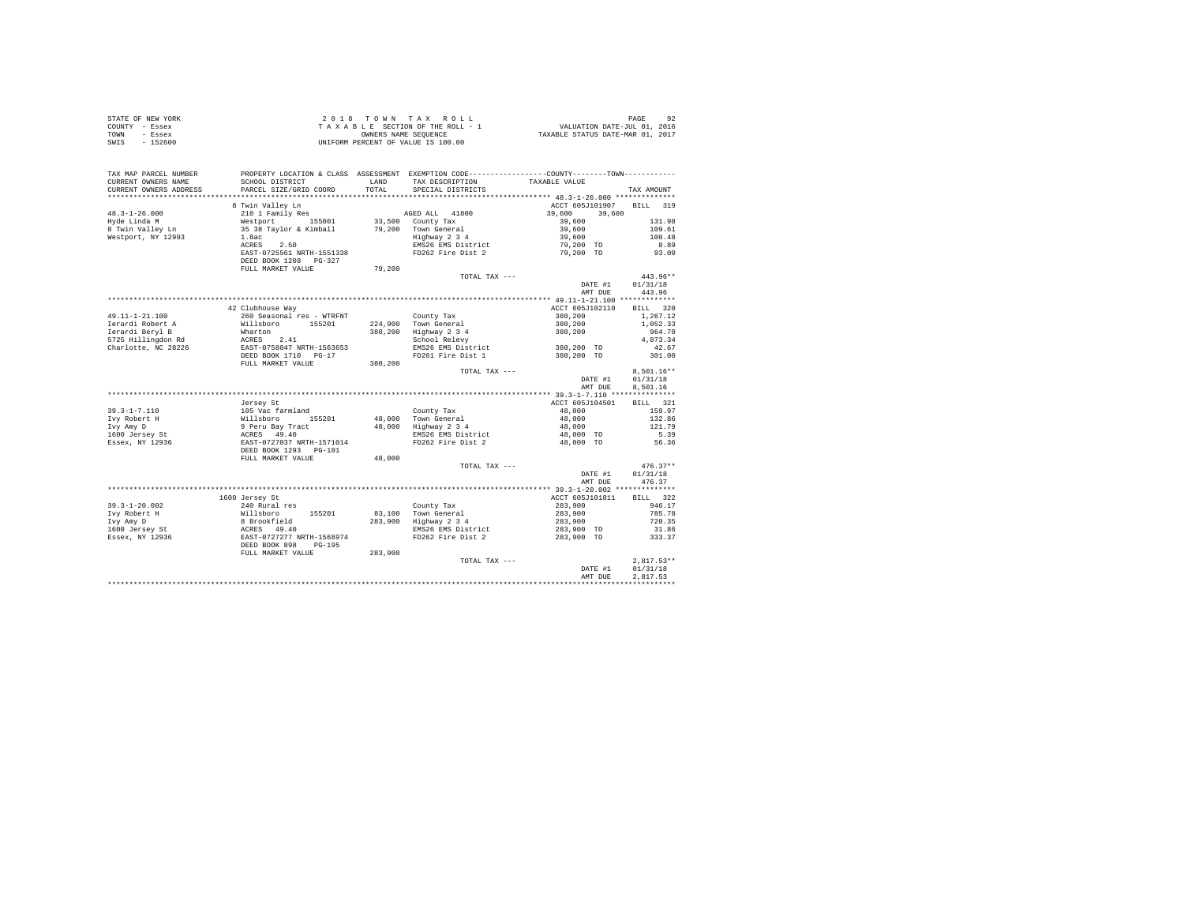STATE OF NEW YORK
COUNTY - Essex
TOWN - Essex
SWIS - 152600

2 0 1 8 T O W N T A X R O L L
T A X A B L E SECTION OF THE ROLL - 1
OWNERS NAME SEQUENCE
UNIFORM PERCENT OF VALUE IS 100.00

VALUATION DATE-JUL 01, 2016
TAXABLE STATUS DATE-MAR 01, 2017

| TAX MAP PARCEL NUMBER / CURRENT OWNERS NAME / CURRENT OWNERS ADDRESS | PROPERTY LOCATION & CLASS / SCHOOL DISTRICT / PARCEL SIZE/GRID COORD | ASSESSMENT LAND / TOTAL | EXEMPTION CODE / TAX DESCRIPTION / SPECIAL DISTRICTS | COUNTY / TOWN TAXABLE VALUE | TAX AMOUNT |
|---|---|---|---|---|---|
| 48.3-1-26.000 | 8 Twin Valley Ln | | | ACCT 605J101907 | BILL 319 |
| | 210 1 Family Res | | AGED ALL 41800 | 39,600 39,600 | |
| Hyde Linda M | Westport 155001 | 33,500 | County Tax | 39,600 | 131.98 |
| 8 Twin Valley Ln | 35 38 Taylor & Kimball | 79,200 | Town General | 39,600 | 109.61 |
| Westport, NY 12993 | 1.8ac | | Highway 2 3 4 | 39,600 | 100.48 |
| | ACRES 2.50 | | EMS26 EMS District | 79,200 TO | 8.89 |
| | EAST-0725561 NRTH-1551338 | | FD262 Fire Dist 2 | 79,200 TO | 93.00 |
| | DEED BOOK 1208 PG-327 | | | | |
| | FULL MARKET VALUE | 79,200 | | | |
| | | | TOTAL TAX --- | | 443.96** |
| | | | | DATE #1 | 01/31/18 |
| | | | | AMT DUE | 443.96 |
| 49.11-1-21.100 | 42 Clubhouse Way | | | ACCT 605J102110 | BILL 320 |
| | 260 Seasonal res - WTRFNT | | County Tax | 380,200 | 1,267.12 |
| Ierardi Robert A | Willsboro 155201 | 224,900 | Town General | 380,200 | 1,052.33 |
| Ierardi Beryl B | Wharton | 380,200 | Highway 2 3 4 | 380,200 | 964.70 |
| 5725 Hillingdon Rd | ACRES 2.41 | | School Relevy | | 4,873.34 |
| Charlotte, NC 28226 | EAST-0758047 NRTH-1563653 | | EMS26 EMS District | 380,200 TO | 42.67 |
| | DEED BOOK 1710 PG-17 | | FD261 Fire Dist 1 | 380,200 TO | 301.00 |
| | FULL MARKET VALUE | 380,200 | | | |
| | | | TOTAL TAX --- | | 8,501.16** |
| | | | | DATE #1 | 01/31/18 |
| | | | | AMT DUE | 8,501.16 |
| 39.3-1-7.110 | Jersey St | | | ACCT 605J104501 | BILL 321 |
| | 105 Vac farmland | | County Tax | 48,000 | 159.97 |
| Ivy Robert H | Willsboro 155201 | 48,000 | Town General | 48,000 | 132.86 |
| Ivy Amy D | 9 Peru Bay Tract | 48,000 | Highway 2 3 4 | 48,000 | 121.79 |
| 1600 Jersey St | ACRES 49.40 | | EMS26 EMS District | 48,000 TO | 5.39 |
| Essex, NY 12936 | EAST-0727037 NRTH-1571014 | | FD262 Fire Dist 2 | 48,000 TO | 56.36 |
| | DEED BOOK 1293 PG-101 | | | | |
| | FULL MARKET VALUE | 48,000 | | | |
| | | | TOTAL TAX --- | | 476.37** |
| | | | | DATE #1 | 01/31/18 |
| | | | | AMT DUE | 476.37 |
| 39.3-1-20.002 | 1600 Jersey St | | | ACCT 605J101811 | BILL 322 |
| | 240 Rural res | | County Tax | 283,900 | 946.17 |
| Ivy Robert H | Willsboro 155201 | 83,100 | Town General | 283,900 | 785.78 |
| Ivy Amy D | 8 Brookfield | 283,900 | Highway 2 3 4 | 283,900 | 720.35 |
| 1600 Jersey St | ACRES 49.40 | | EMS26 EMS District | 283,900 TO | 31.86 |
| Essex, NY 12936 | EAST-0727277 NRTH-1568974 | | FD262 Fire Dist 2 | 283,900 TO | 333.37 |
| | DEED BOOK 898 PG-195 | | | | |
| | FULL MARKET VALUE | 283,900 | | | |
| | | | TOTAL TAX --- | | 2,817.53** |
| | | | | DATE #1 | 01/31/18 |
| | | | | AMT DUE | 2,817.53 |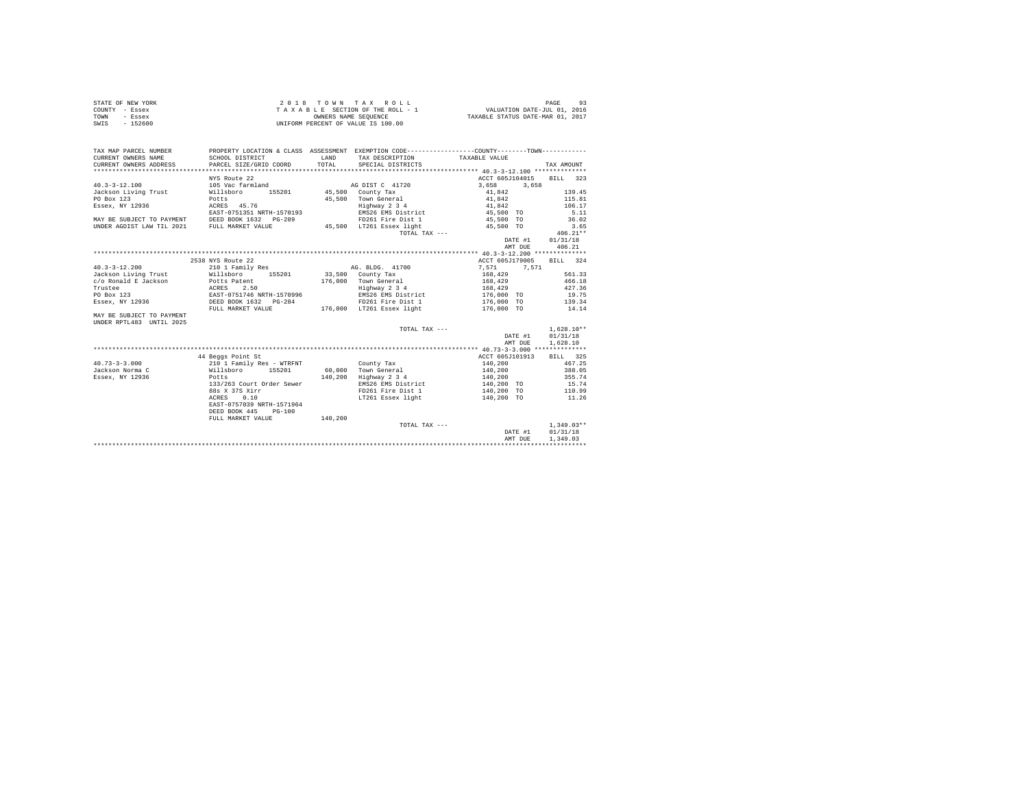STATE OF NEW YORK
COUNTY - Essex
TOWN - Essex
SWIS - 152600

2018 TOWN TAX ROLL
TAXABLE SECTION OF THE ROLL - 1
OWNERS NAME SEQUENCE
UNIFORM PERCENT OF VALUE IS 100.00

VALUATION DATE-JUL 01, 2016
TAXABLE STATUS DATE-MAR 01, 2017

| TAX MAP PARCEL NUMBER / CURRENT OWNERS NAME / CURRENT OWNERS ADDRESS | PROPERTY LOCATION & CLASS / SCHOOL DISTRICT / PARCEL SIZE/GRID COORD | ASSESSMENT LAND / TOTAL | EXEMPTION CODE / TAX DESCRIPTION / SPECIAL DISTRICTS | COUNTY / TOWN TAXABLE VALUE | TAX AMOUNT |
|---|---|---|---|---|---|
| 40.3-3-12.100 | NYS Route 22 | | | ACCT 605J104015 | BILL 323 |
| | 105 Vac farmland | | AG DIST C 41720 | 3,658 3,658 | |
| Jackson Living Trust | Willsboro 155201 | 45,500 | County Tax | 41,842 | 139.45 |
| PO Box 123 | Potts | 45,500 | Town General | 41,842 | 115.81 |
| Essex, NY 12936 | ACRES 45.76 | | Highway 2 3 4 | 41,842 | 106.17 |
| | EAST-0751351 NRTH-1570193 | | EMS26 EMS District | 45,500 TO | 5.11 |
| MAY BE SUBJECT TO PAYMENT | DEED BOOK 1632 PG-289 | | FD261 Fire Dist 1 | 45,500 TO | 36.02 |
| UNDER AGDIST LAW TIL 2021 | FULL MARKET VALUE | 45,500 | LT261 Essex light | 45,500 TO | 3.65 |
| | | | TOTAL TAX --- | | 406.21** |
| | | | | DATE #1 | 01/31/18 |
| | | | | AMT DUE | 406.21 |
| 40.3-3-12.200 | 2538 NYS Route 22 | | | ACCT 605J179005 | BILL 324 |
| | 210 1 Family Res | | AG. BLDG. 41700 | 7,571 7,571 | |
| Jackson Living Trust | Willsboro 155201 | 33,500 | County Tax | 168,429 | 561.33 |
| c/o Ronald E Jackson | Potts Patent | 176,000 | Town General | 168,429 | 466.18 |
| Trustee | ACRES 2.50 | | Highway 2 3 4 | 168,429 | 427.36 |
| PO Box 123 | EAST-0751746 NRTH-1570996 | | EMS26 EMS District | 176,000 TO | 19.75 |
| Essex, NY 12936 | DEED BOOK 1632 PG-284 | | FD261 Fire Dist 1 | 176,000 TO | 139.34 |
| | FULL MARKET VALUE | 176,000 | LT261 Essex light | 176,000 TO | 14.14 |
| MAY BE SUBJECT TO PAYMENT | | | | | |
| UNDER RPTL483 UNTIL 2025 | | | | | |
| | | | TOTAL TAX --- | | 1,628.10** |
| | | | | DATE #1 | 01/31/18 |
| | | | | AMT DUE | 1,628.10 |
| 40.73-3-3.000 | 44 Beggs Point St | | | ACCT 605J101913 | BILL 325 |
| | 210 1 Family Res - WTRFNT | | County Tax | 140,200 | 467.25 |
| Jackson Norma C | Willsboro 155201 | 60,000 | Town General | 140,200 | 388.05 |
| Essex, NY 12936 | Potts | 140,200 | Highway 2 3 4 | 140,200 | 355.74 |
| | 133/263 Court Order Sewer | | EMS26 EMS District | 140,200 TO | 15.74 |
| | 88s X 37S Xirr | | FD261 Fire Dist 1 | 140,200 TO | 110.99 |
| | ACRES 0.10 | | LT261 Essex light | 140,200 TO | 11.26 |
| | EAST-0757039 NRTH-1571964 | | | | |
| | DEED BOOK 445 PG-100 | | | | |
| | FULL MARKET VALUE | 140,200 | | | |
| | | | TOTAL TAX --- | | 1,349.03** |
| | | | | DATE #1 | 01/31/18 |
| | | | | AMT DUE | 1,349.03 |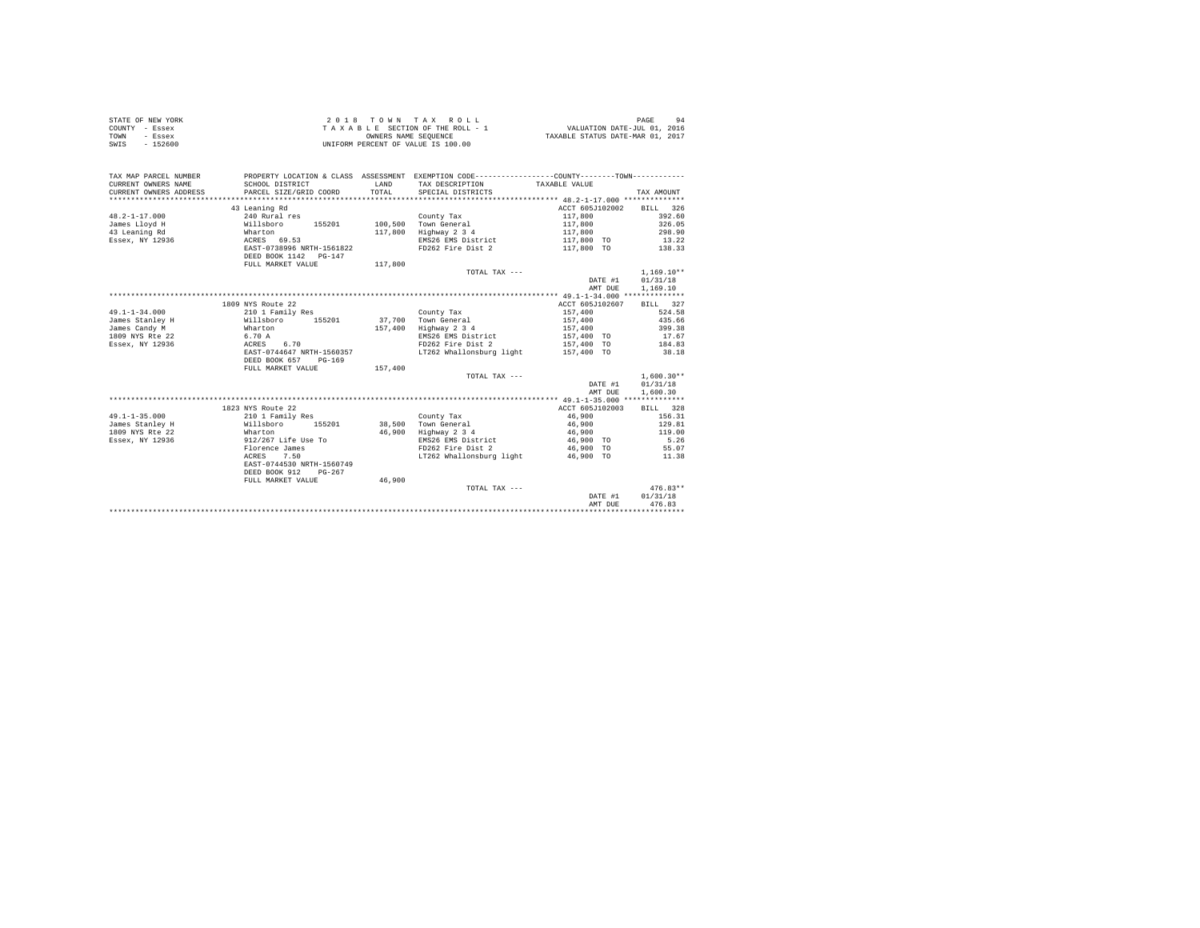STATE OF NEW YORK
COUNTY - Essex
TOWN - Essex
SWIS - 152600

2 0 1 8 T O W N T A X R O L L
T A X A B L E SECTION OF THE ROLL - 1
OWNERS NAME SEQUENCE
UNIFORM PERCENT OF VALUE IS 100.00

VALUATION DATE-JUL 01, 2016
TAXABLE STATUS DATE-MAR 01, 2017

| TAX MAP PARCEL NUMBER / CURRENT OWNERS NAME / CURRENT OWNERS ADDRESS | PROPERTY LOCATION & CLASS / SCHOOL DISTRICT / PARCEL SIZE/GRID COORD | ASSESSMENT LAND / TOTAL | EXEMPTION CODE / TAX DESCRIPTION / SPECIAL DISTRICTS | COUNTY--------TOWN / TAXABLE VALUE | TAX AMOUNT |
|---|---|---|---|---|---|
| 48.2-1-17.000 | 43 Leaning Rd | | | ACCT 605J102002 | BILL 326 |
| | 240 Rural res | | County Tax | 117,800 | 392.60 |
| James Lloyd H | Willsboro 155201 | 100,500 | Town General | 117,800 | 326.05 |
| 43 Leaning Rd | Wharton | 117,800 | Highway 2 3 4 | 117,800 | 298.90 |
| Essex, NY 12936 | ACRES 69.53 | | EMS26 EMS District | 117,800 TO | 13.22 |
| | EAST-0738996 NRTH-1561822 | | FD262 Fire Dist 2 | 117,800 TO | 138.33 |
| | DEED BOOK 1142 PG-147 | | | | |
| | FULL MARKET VALUE | 117,800 | | | |
| | | | TOTAL TAX --- | | 1,169.10** |
| | | | | DATE #1 | 01/31/18 |
| | | | | AMT DUE | 1,169.10 |
| 49.1-1-34.000 | 1809 NYS Route 22 | | | ACCT 605J102607 | BILL 327 |
| | 210 1 Family Res | | County Tax | 157,400 | 524.58 |
| James Stanley H | Willsboro 155201 | 37,700 | Town General | 157,400 | 435.66 |
| James Candy M | Wharton | 157,400 | Highway 2 3 4 | 157,400 | 399.38 |
| 1809 NYS Rte 22 | 6.70 A | | EMS26 EMS District | 157,400 TO | 17.67 |
| Essex, NY 12936 | ACRES 6.70 | | FD262 Fire Dist 2 | 157,400 TO | 184.83 |
| | EAST-0744647 NRTH-1560357 | | LT262 Whallonsburg light | 157,400 TO | 38.18 |
| | DEED BOOK 657 PG-169 | | | | |
| | FULL MARKET VALUE | 157,400 | | | |
| | | | TOTAL TAX --- | | 1,600.30** |
| | | | | DATE #1 | 01/31/18 |
| | | | | AMT DUE | 1,600.30 |
| 49.1-1-35.000 | 1823 NYS Route 22 | | | ACCT 605J102003 | BILL 328 |
| | 210 1 Family Res | | County Tax | 46,900 | 156.31 |
| James Stanley H | Willsboro 155201 | 38,500 | Town General | 46,900 | 129.81 |
| 1809 NYS Rte 22 | Wharton | 46,900 | Highway 2 3 4 | 46,900 | 119.00 |
| Essex, NY 12936 | 912/267 Life Use To | | EMS26 EMS District | 46,900 TO | 5.26 |
| | Florence James | | FD262 Fire Dist 2 | 46,900 TO | 55.07 |
| | ACRES 7.50 | | LT262 Whallonsburg light | 46,900 TO | 11.38 |
| | EAST-0744530 NRTH-1560749 | | | | |
| | DEED BOOK 912 PG-267 | | | | |
| | FULL MARKET VALUE | 46,900 | | | |
| | | | TOTAL TAX --- | | 476.83** |
| | | | | DATE #1 | 01/31/18 |
| | | | | AMT DUE | 476.83 |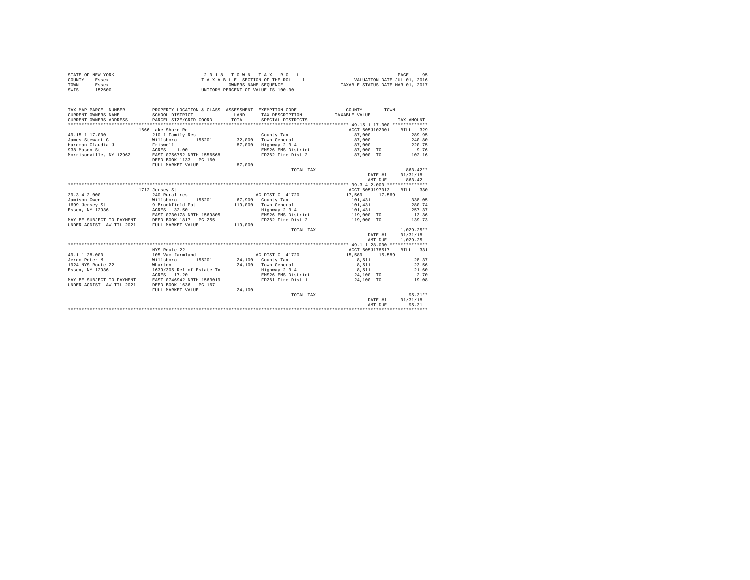STATE OF NEW YORK
COUNTY - Essex
TOWN - Essex
SWIS - 152600

2 0 1 8 T O W N T A X R O L L
T A X A B L E SECTION OF THE ROLL - 1
OWNERS NAME SEQUENCE
UNIFORM PERCENT OF VALUE IS 100.00

VALUATION DATE-JUL 01, 2016
TAXABLE STATUS DATE-MAR 01, 2017

| TAX MAP PARCEL NUMBER / CURRENT OWNERS NAME / CURRENT OWNERS ADDRESS | PROPERTY LOCATION & CLASS / SCHOOL DISTRICT / PARCEL SIZE/GRID COORD | ASSESSMENT LAND / TOTAL | EXEMPTION CODE / TAX DESCRIPTION / SPECIAL DISTRICTS | COUNTY / TAXABLE VALUE | TOWN | TAX AMOUNT |
|---|---|---|---|---|---|---|
| 49.15-1-17.000 | 1666 Lake Shore Rd | | | ACCT 605J102001 | | BILL 329 |
| 49.15-1-17.000 | 210 1 Family Res | | County Tax | 87,000 | | 289.95 |
| James Stewart G | Willsboro 155201 | 32,000 | Town General | 87,000 | | 240.80 |
| Hardman Claudia J | Friswell | 87,000 | Highway 2 3 4 | 87,000 | | 220.75 |
| 938 Mason St | ACRES 1.00 | | EMS26 EMS District | 87,000 TO | | 9.76 |
| Morrisonville, NY 12962 | EAST-0756752 NRTH-1556568 | | FD262 Fire Dist 2 | 87,000 TO | | 102.16 |
| | DEED BOOK 1133 PG-160 | | | | | |
| | FULL MARKET VALUE | 87,000 | | | | |
| | | | TOTAL TAX --- | | | 863.42** |
| | | | | DATE #1 | | 01/31/18 |
| | | | | AMT DUE | | 863.42 |
| 39.3-4-2.000 | 1712 Jersey St | | | ACCT 605J197013 | | BILL 330 |
| 39.3-4-2.000 | 240 Rural res | | AG DIST C 41720 | 17,569 | 17,569 | |
| Jamison Gwen | Willsboro 155201 | 67,900 | County Tax | 101,431 | | 338.05 |
| 1699 Jersey St | 9 Brookfield Pat | 119,000 | Town General | 101,431 | | 280.74 |
| Essex, NY 12936 | ACRES 32.50 | | Highway 2 3 4 | 101,431 | | 257.37 |
| | EAST-0730178 NRTH-1569805 | | EMS26 EMS District | 119,000 TO | | 13.36 |
| MAY BE SUBJECT TO PAYMENT | DEED BOOK 1817 PG-255 | | FD262 Fire Dist 2 | 119,000 TO | | 139.73 |
| UNDER AGDIST LAW TIL 2021 | FULL MARKET VALUE | 119,000 | | | | |
| | | | TOTAL TAX --- | | | 1,029.25** |
| | | | | DATE #1 | | 01/31/18 |
| | | | | AMT DUE | | 1,029.25 |
| 49.1-1-28.000 | NYS Route 22 | | | ACCT 605J178517 | | BILL 331 |
| 49.1-1-28.000 | 105 Vac farmland | | AG DIST C 41720 | 15,589 | 15,589 | |
| Jerdo Peter M | Willsboro 155201 | 24,100 | County Tax | 8,511 | | 28.37 |
| 1924 NYS Route 22 | Wharton | 24,100 | Town General | 8,511 | | 23.56 |
| Essex, NY 12936 | 1639/305-Rel of Estate Tx | | Highway 2 3 4 | 8,511 | | 21.60 |
| | ACRES 17.20 | | EMS26 EMS District | 24,100 TO | | 2.70 |
| MAY BE SUBJECT TO PAYMENT | EAST-0746942 NRTH-1563019 | | FD261 Fire Dist 1 | 24,100 TO | | 19.08 |
| UNDER AGDIST LAW TIL 2021 | DEED BOOK 1636 PG-167 | | | | | |
| | FULL MARKET VALUE | 24,100 | | | | |
| | | | TOTAL TAX --- | | | 95.31** |
| | | | | DATE #1 | | 01/31/18 |
| | | | | AMT DUE | | 95.31 |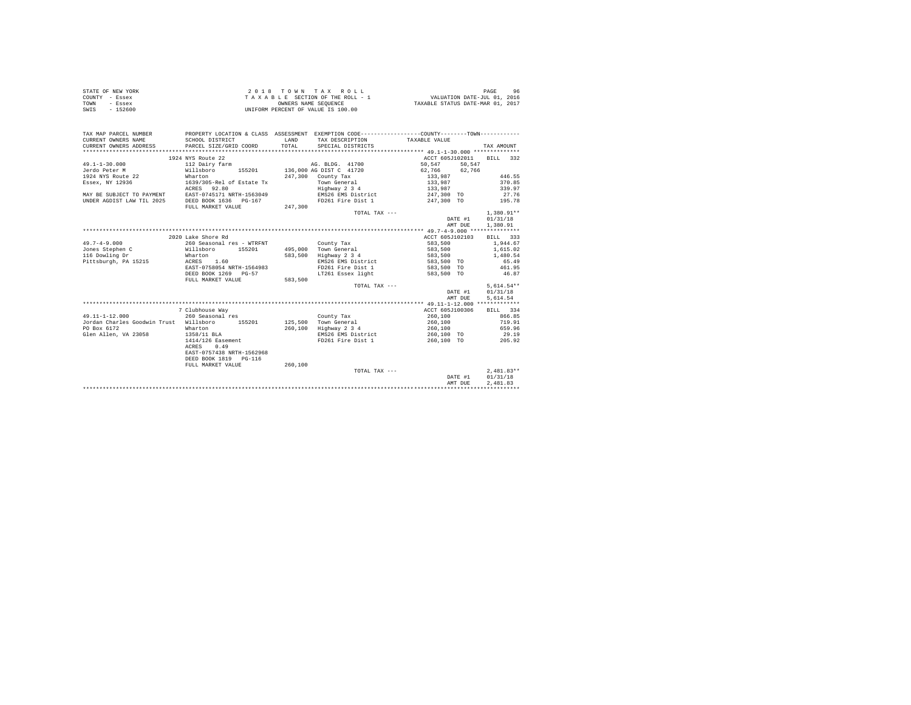STATE OF NEW YORK
COUNTY - Essex
TOWN - Essex
SWIS - 152600

2 0 1 8 T O W N T A X R O L L
T A X A B L E SECTION OF THE ROLL - 1
OWNERS NAME SEQUENCE
UNIFORM PERCENT OF VALUE IS 100.00

VALUATION DATE-JUL 01, 2016
TAXABLE STATUS DATE-MAR 01, 2017

```
TAX MAP PARCEL NUMBER          PROPERTY LOCATION & CLASS  ASSESSMENT  EXEMPTION CODE------------------COUNTY--------TOWN------------
CURRENT OWNERS NAME            SCHOOL DISTRICT              LAND      TAX DESCRIPTION            TAXABLE VALUE
CURRENT OWNERS ADDRESS         PARCEL SIZE/GRID COORD       TOTAL     SPECIAL DISTRICTS                                      TAX AMOUNT
********************************************************************************************* 49.1-1-30.000 **************
                               1924 NYS Route 22                                                 ACCT 605J102011     BILL  332
49.1-1-30.000                  112 Dairy farm                          AG. BLDG. 41700            50,547      50,547
Jerdo Peter M                  Willsboro       155201     136,000 AG DIST C  41720               62,766      62,766
1924 NYS Route 22              Wharton                    247,300   County Tax                    133,987                  446.55
Essex, NY 12936                1639/305-Rel of Estate Tx            Town General                  133,987                  370.85
                               ACRES   92.80                        Highway 2 3 4                 133,987                  339.97
MAY BE SUBJECT TO PAYMENT      EAST-0745171 NRTH-1563049            EMS26 EMS District            247,300 TO                27.76
UNDER AGDIST LAW TIL 2025      DEED BOOK 1636   PG-167              FD261 Fire Dist 1             247,300 TO               195.78
                               FULL MARKET VALUE          247,300
                                                                      TOTAL TAX ---                                    1,380.91**
                                                                                                  DATE #1            01/31/18
                                                                                                  AMT DUE            1,380.91
********************************************************************************************* 49.7-4-9.000 ***************
                               2020 Lake Shore Rd                                                ACCT 605J102103     BILL  333
49.7-4-9.000                   260 Seasonal res - WTRFNT            County Tax                    583,500                1,944.67
Jones Stephen C                Willsboro       155201     495,000   Town General                  583,500                1,615.02
116 Dowling Dr                 Wharton                    583,500   Highway 2 3 4                 583,500                1,480.54
Pittsburgh, PA 15215           ACRES    1.60                        EMS26 EMS District            583,500 TO                65.49
                               EAST-0758054 NRTH-1564983            FD261 Fire Dist 1             583,500 TO               461.95
                               DEED BOOK 1269   PG-57               LT261 Essex light             583,500 TO                46.87
                               FULL MARKET VALUE          583,500
                                                                      TOTAL TAX ---                                    5,614.54**
                                                                                                  DATE #1            01/31/18
                                                                                                  AMT DUE            5,614.54
********************************************************************************************* 49.11-1-12.000 *************
                               7 Clubhouse Way                                                   ACCT 605J100306     BILL  334
49.11-1-12.000                 260 Seasonal res                     County Tax                    260,100                  866.85
Jordan Charles Goodwin Trust   Willsboro       155201     125,500   Town General                  260,100                  719.91
PO Box 6172                    Wharton                    260,100   Highway 2 3 4                 260,100                  659.96
Glen Allen, VA 23058           1358/11 BLA                          EMS26 EMS District            260,100 TO                29.19
                               1414/126 Easement                    FD261 Fire Dist 1             260,100 TO               205.92
                               ACRES    0.49
                               EAST-0757438 NRTH-1562968
                               DEED BOOK 1819   PG-116
                               FULL MARKET VALUE          260,100
                                                                      TOTAL TAX ---                                    2,481.83**
                                                                                                  DATE #1            01/31/18
                                                                                                  AMT DUE            2,481.83
****************************************************************************************************************************
```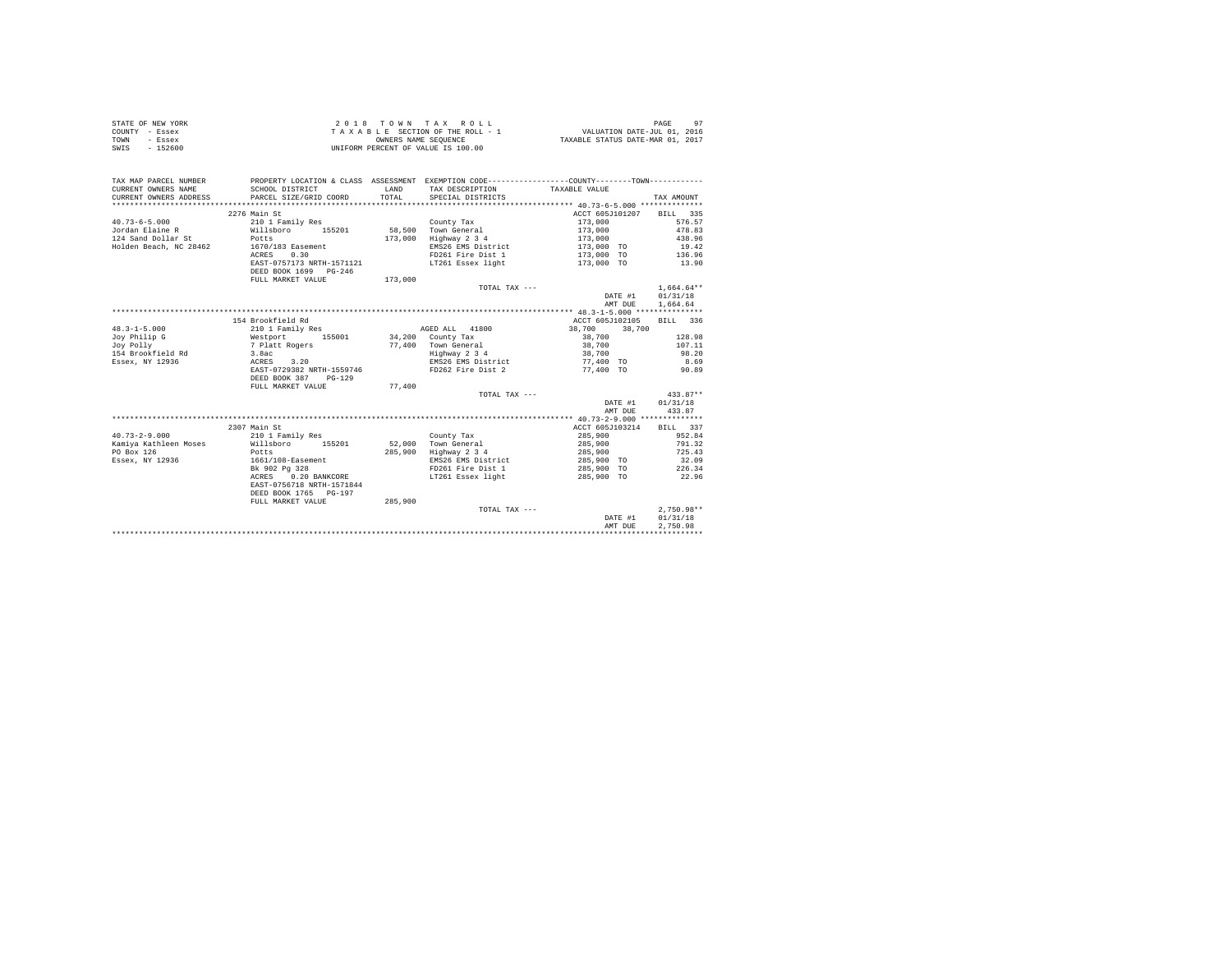STATE OF NEW YORK
COUNTY - Essex
TOWN - Essex
SWIS - 152600

2 0 1 8 T O W N T A X R O L L
T A X A B L E SECTION OF THE ROLL - 1
OWNERS NAME SEQUENCE
UNIFORM PERCENT OF VALUE IS 100.00

VALUATION DATE-JUL 01, 2016
TAXABLE STATUS DATE-MAR 01, 2017

| TAX MAP PARCEL NUMBER / CURRENT OWNERS NAME / CURRENT OWNERS ADDRESS | PROPERTY LOCATION & CLASS / SCHOOL DISTRICT / PARCEL SIZE/GRID COORD | ASSESSMENT LAND / TOTAL | EXEMPTION CODE / TAX DESCRIPTION / SPECIAL DISTRICTS | COUNTY / TOWN TAXABLE VALUE | TAX AMOUNT |
|---|---|---|---|---|---|
| 40.73-6-5.000 | 2276 Main St | | | ACCT 605J101207 | BILL 335 |
| Jordan Elaine R | 210 1 Family Res | | County Tax | 173,000 | 576.57 |
| 124 Sand Dollar St | Willsboro 155201 | 58,500 | Town General | 173,000 | 478.83 |
| Holden Beach, NC 28462 | Potts | 173,000 | Highway 2 3 4 | 173,000 | 438.96 |
| | 1670/183 Easement | | EMS26 EMS District | 173,000 TO | 19.42 |
| | ACRES 0.30 | | FD261 Fire Dist 1 | 173,000 TO | 136.96 |
| | EAST-0757173 NRTH-1571121 | | LT261 Essex light | 173,000 TO | 13.90 |
| | DEED BOOK 1699 PG-246 | | | | |
| | FULL MARKET VALUE | 173,000 | | | |
| | | | TOTAL TAX --- | | 1,664.64** |
| | | | | DATE #1 | 01/31/18 |
| | | | | AMT DUE | 1,664.64 |
| 48.3-1-5.000 | 154 Brookfield Rd | | | ACCT 605J102105 | BILL 336 |
| Joy Philip G | 210 1 Family Res | | AGED ALL 41800 | 38,700 38,700 | |
| Joy Polly | Westport 155001 | 34,200 | County Tax | 38,700 | 128.98 |
| 154 Brookfield Rd | 7 Platt Rogers | 77,400 | Town General | 38,700 | 107.11 |
| Essex, NY 12936 | 3.8ac | | Highway 2 3 4 | 38,700 | 98.20 |
| | ACRES 3.20 | | EMS26 EMS District | 77,400 TO | 8.69 |
| | EAST-0729382 NRTH-1559746 | | FD262 Fire Dist 2 | 77,400 TO | 90.89 |
| | DEED BOOK 387 PG-129 | | | | |
| | FULL MARKET VALUE | 77,400 | | | |
| | | | TOTAL TAX --- | | 433.87** |
| | | | | DATE #1 | 01/31/18 |
| | | | | AMT DUE | 433.87 |
| 40.73-2-9.000 | 2307 Main St | | | ACCT 605J103214 | BILL 337 |
| Kamiya Kathleen Moses | 210 1 Family Res | | County Tax | 285,900 | 952.84 |
| PO Box 126 | Willsboro 155201 | 52,000 | Town General | 285,900 | 791.32 |
| Essex, NY 12936 | Potts | 285,900 | Highway 2 3 4 | 285,900 | 725.43 |
| | 1661/108-Easement | | EMS26 EMS District | 285,900 TO | 32.09 |
| | Bk 902 Pg 328 | | FD261 Fire Dist 1 | 285,900 TO | 226.34 |
| | ACRES 0.20 BANKCORE | | LT261 Essex light | 285,900 TO | 22.96 |
| | EAST-0756718 NRTH-1571844 | | | | |
| | DEED BOOK 1765 PG-197 | | | | |
| | FULL MARKET VALUE | 285,900 | | | |
| | | | TOTAL TAX --- | | 2,750.98** |
| | | | | DATE #1 | 01/31/18 |
| | | | | AMT DUE | 2,750.98 |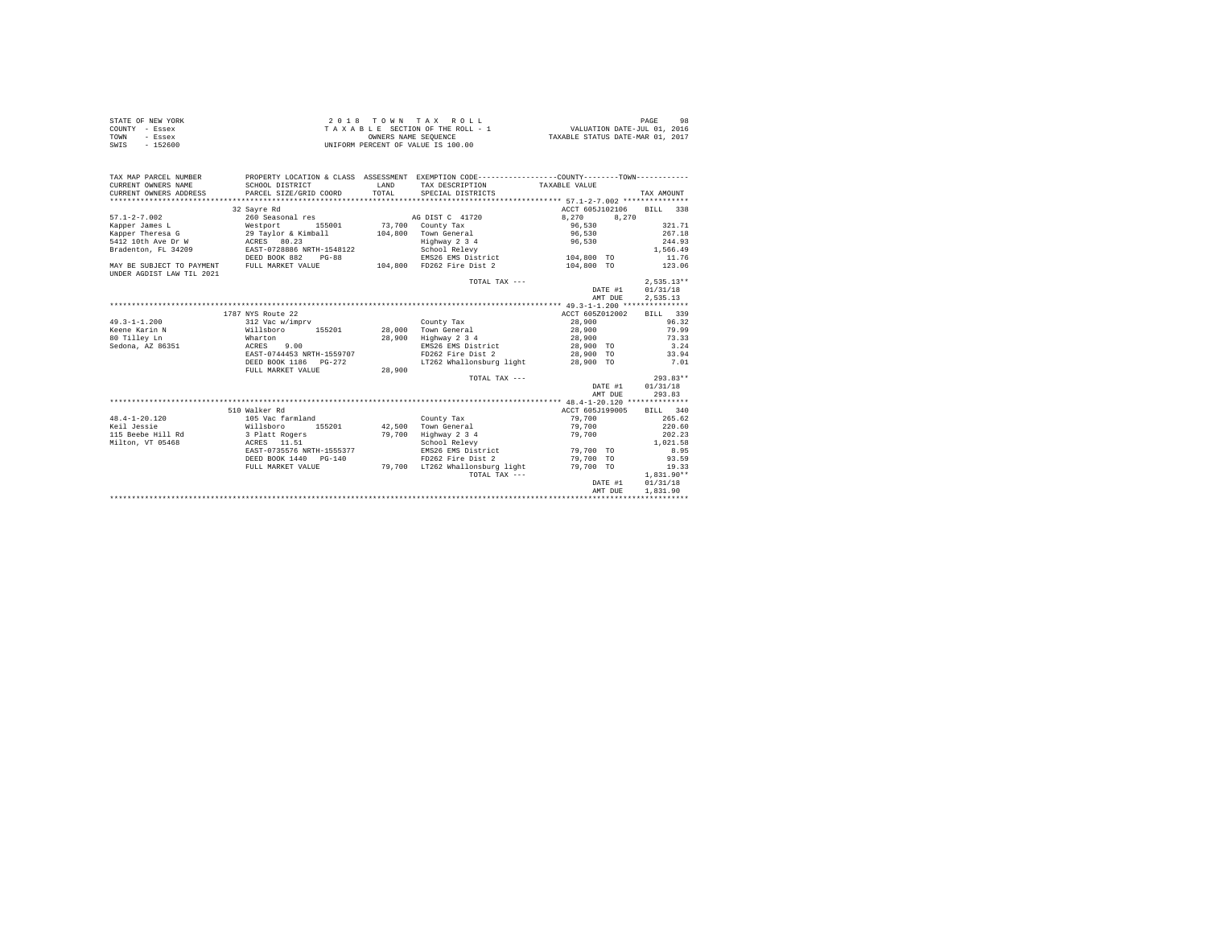STATE OF NEW YORK
COUNTY - Essex
TOWN - Essex
SWIS - 152600

2 0 1 8 T O W N T A X R O L L
T A X A B L E SECTION OF THE ROLL - 1
OWNERS NAME SEQUENCE
UNIFORM PERCENT OF VALUE IS 100.00

VALUATION DATE-JUL 01, 2016
TAXABLE STATUS DATE-MAR 01, 2017

| TAX MAP PARCEL NUMBER / CURRENT OWNERS NAME / CURRENT OWNERS ADDRESS | PROPERTY LOCATION & CLASS / SCHOOL DISTRICT / PARCEL SIZE/GRID COORD | ASSESSMENT LAND / TOTAL | EXEMPTION CODE / TAX DESCRIPTION / SPECIAL DISTRICTS | COUNTY / TAXABLE VALUE | TOWN | TAX AMOUNT |
|---|---|---|---|---|---|---|
| 57.1-2-7.002 | 32 Sayre Rd | | | ACCT 605J102106 | | BILL 338 |
| 57.1-2-7.002 | 260 Seasonal res | | AG DIST C 41720 | 8,270 | 8,270 | |
| Kapper James L | Westport 155001 | 73,700 | County Tax | 96,530 | | 321.71 |
| Kapper Theresa G | 29 Taylor & Kimball | 104,800 | Town General | 96,530 | | 267.18 |
| 5412 10th Ave Dr W | ACRES 80.23 | | Highway 2 3 4 | 96,530 | | 244.93 |
| Bradenton, FL 34209 | EAST-0728886 NRTH-1548122 | | School Relevy | | | 1,566.49 |
| | DEED BOOK 882 PG-88 | | EMS26 EMS District | 104,800 TO | | 11.76 |
| MAY BE SUBJECT TO PAYMENT | FULL MARKET VALUE | 104,800 | FD262 Fire Dist 2 | 104,800 TO | | 123.06 |
| UNDER AGDIST LAW TIL 2021 | | | | | | |
| | | | TOTAL TAX --- | | | 2,535.13** |
| | | | | DATE #1 | | 01/31/18 |
| | | | | AMT DUE | | 2,535.13 |
| 49.3-1-1.200 | 1787 NYS Route 22 | | | ACCT 605Z012002 | | BILL 339 |
| 49.3-1-1.200 | 312 Vac w/imprv | | County Tax | 28,900 | | 96.32 |
| Keene Karin N | Willsboro 155201 | 28,000 | Town General | 28,900 | | 79.99 |
| 80 Tilley Ln | Wharton | 28,900 | Highway 2 3 4 | 28,900 | | 73.33 |
| Sedona, AZ 86351 | ACRES 9.00 | | EMS26 EMS District | 28,900 TO | | 3.24 |
| | EAST-0744453 NRTH-1559707 | | FD262 Fire Dist 2 | 28,900 TO | | 33.94 |
| | DEED BOOK 1186 PG-272 | | LT262 Whallonsburg light | 28,900 TO | | 7.01 |
| | FULL MARKET VALUE | 28,900 | | | | |
| | | | TOTAL TAX --- | | | 293.83** |
| | | | | DATE #1 | | 01/31/18 |
| | | | | AMT DUE | | 293.83 |
| 48.4-1-20.120 | 510 Walker Rd | | | ACCT 605J199005 | | BILL 340 |
| 48.4-1-20.120 | 105 Vac farmland | | County Tax | 79,700 | | 265.62 |
| Keil Jessie | Willsboro 155201 | 42,500 | Town General | 79,700 | | 220.60 |
| 115 Beebe Hill Rd | 3 Platt Rogers | 79,700 | Highway 2 3 4 | 79,700 | | 202.23 |
| Milton, VT 05468 | ACRES 11.51 | | School Relevy | | | 1,021.58 |
| | EAST-0735576 NRTH-1555377 | | EMS26 EMS District | 79,700 TO | | 8.95 |
| | DEED BOOK 1440 PG-140 | | FD262 Fire Dist 2 | 79,700 TO | | 93.59 |
| | FULL MARKET VALUE | 79,700 | LT262 Whallonsburg light | 79,700 TO | | 19.33 |
| | | | TOTAL TAX --- | | | 1,831.90** |
| | | | | DATE #1 | | 01/31/18 |
| | | | | AMT DUE | | 1,831.90 |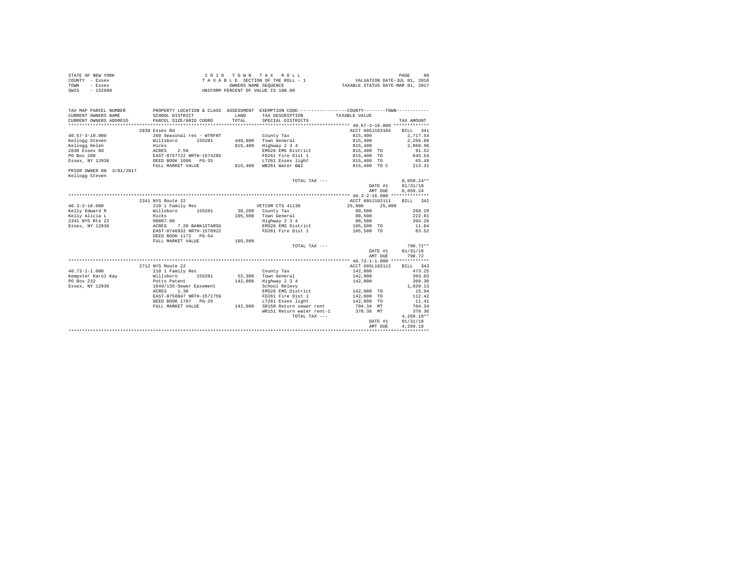STATE OF NEW YORK
COUNTY - Essex
TOWN - Essex
SWIS - 152600

2018 TOWN TAX ROLL
TAXABLE SECTION OF THE ROLL - 1
OWNERS NAME SEQUENCE
UNIFORM PERCENT OF VALUE IS 100.00

VALUATION DATE-JUL 01, 2016
TAXABLE STATUS DATE-MAR 01, 2017

| TAX MAP PARCEL NUMBER / CURRENT OWNERS NAME / CURRENT OWNERS ADDRESS | PROPERTY LOCATION & CLASS / SCHOOL DISTRICT / PARCEL SIZE/GRID COORD | ASSESSMENT LAND / TOTAL | EXEMPTION CODE / TAX DESCRIPTION / SPECIAL DISTRICTS | COUNTY / TOWN TAXABLE VALUE | TAX AMOUNT |
|---|---|---|---|---|---|
| **40.57-3-10.000** | 2838 Essex Rd | | | ACCT 605J103104 | BILL 341 |
| 40.57-3-10.000 | 260 Seasonal res - WTRFNT | | County Tax | 815,400 | 2,717.54 |
| Kellogg Steven | Willsboro 155201 | 440,800 | Town General | 815,400 | 2,256.88 |
| Kellogg Helen | Hicks | 815,400 | Highway 2 3 4 | 815,400 | 2,068.96 |
| 2838 Essex Rd | ACRES 2.50 | | EMS26 EMS District | 815,400 TO | 91.52 |
| PO Box 280 | EAST-0757722 NRTH-1574285 | | FD261 Fire Dist 1 | 815,400 TO | 645.54 |
| Essex, NY 12936 | DEED BOOK 1096 PG-35 | | LT261 Essex light | 815,400 TO | 65.49 |
| | FULL MARKET VALUE | 815,400 | WB261 Water B&I | 815,400 TO C | 213.31 |
| PRIOR OWNER ON 3/01/2017 | | | | | |
| Kellogg Steven | | | | | |
| | | | TOTAL TAX --- | | 8,059.24** |
| | | | | DATE #1 | 01/31/18 |
| | | | | AMT DUE | 8,059.24 |
| **40.3-2-16.000** | 2341 NYS Route 22 | | | ACCT 605J102111 | BILL 342 |
| 40.3-2-16.000 | 210 1 Family Res | | VETCOM CTS 41130 | 25,000 25,000 | |
| Kelly Edward R | Willsboro 155201 | 38,200 | County Tax | 80,500 | 268.29 |
| Kelly Alicia L | Hicks | 105,500 | Town General | 80,500 | 222.81 |
| 2341 NYS Rte 22 | 00007.00 | | Highway 2 3 4 | 80,500 | 204.26 |
| Essex, NY 12936 | ACRES 7.20 BANK1STARSG | | EMS26 EMS District | 105,500 TO | 11.84 |
| | EAST-0746932 NRTH-1570922 | | FD261 Fire Dist 1 | 105,500 TO | 83.52 |
| | DEED BOOK 1172 PG-54 | | | | |
| | FULL MARKET VALUE | 105,500 | | | |
| | | | TOTAL TAX --- | | 790.72** |
| | | | | DATE #1 | 01/31/18 |
| | | | | AMT DUE | 790.72 |
| **40.73-1-1.000** | 2712 NYS Route 22 | | | ACCT 605L102112 | BILL 343 |
| 40.73-1-1.000 | 210 1 Family Res | | County Tax | 142,000 | 473.25 |
| Kempster Karol Kay | Willsboro 155201 | 52,300 | Town General | 142,000 | 393.03 |
| PO Box 232 | Potts Patent | 142,000 | Highway 2 3 4 | 142,000 | 360.30 |
| Essex, NY 12936 | 1649/135-Sewer Easement | | School Relevy | | 1,820.13 |
| | ACRES 1.30 | | EMS26 EMS District | 142,000 TO | 15.94 |
| | EAST-0756047 NRTH-1571759 | | FD261 Fire Dist 1 | 142,000 TO | 112.42 |
| | DEED BOOK 1707 PG-25 | | LT261 Essex light | 142,000 TO | 11.41 |
| | FULL MARKET VALUE | 142,000 | SR150 Return sewer rent | 704.34 MT | 704.34 |
| | | | WR151 Return water rent-1 | 378.36 MT | 378.36 |
| | | | TOTAL TAX --- | | 4,269.18** |
| | | | | DATE #1 | 01/31/18 |
| | | | | AMT DUE | 4,269.18 |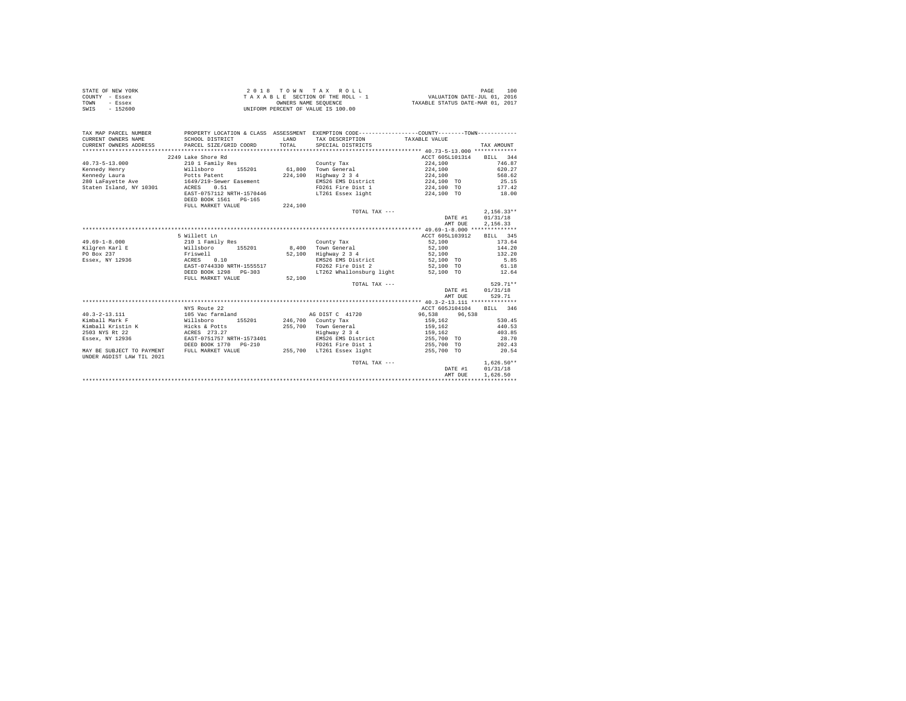STATE OF NEW YORK
COUNTY - Essex
TOWN - Essex
SWIS - 152600

2 0 1 8 T O W N T A X R O L L
T A X A B L E SECTION OF THE ROLL - 1
OWNERS NAME SEQUENCE
UNIFORM PERCENT OF VALUE IS 100.00

VALUATION DATE-JUL 01, 2016
TAXABLE STATUS DATE-MAR 01, 2017

| TAX MAP PARCEL NUMBER / CURRENT OWNERS NAME / CURRENT OWNERS ADDRESS | PROPERTY LOCATION & CLASS / SCHOOL DISTRICT / PARCEL SIZE/GRID COORD | ASSESSMENT LAND / TOTAL | EXEMPTION CODE / TAX DESCRIPTION / SPECIAL DISTRICTS | COUNTY / TOWN TAXABLE VALUE | TAX AMOUNT |
|---|---|---|---|---|---|
| 40.73-5-13.000 | 2249 Lake Shore Rd | | | ACCT 605L101314 | BILL 344 |
| 40.73-5-13.000 | 210 1 Family Res | | County Tax | 224,100 | 746.87 |
| Kennedy Henry | Willsboro 155201 | 61,800 | Town General | 224,100 | 620.27 |
| Kennedy Laura | Potts Patent | 224,100 | Highway 2 3 4 | 224,100 | 568.62 |
| 280 LaFayette Ave | 1649/219-Sewer Easement | | EMS26 EMS District | 224,100 TO | 25.15 |
| Staten Island, NY 10301 | ACRES 0.51 | | FD261 Fire Dist 1 | 224,100 TO | 177.42 |
| | EAST-0757112 NRTH-1570446 | | LT261 Essex light | 224,100 TO | 18.00 |
| | DEED BOOK 1561 PG-165 | | | | |
| | FULL MARKET VALUE | 224,100 | | | |
| | | | TOTAL TAX --- | | 2,156.33** |
| | | | | DATE #1 | 01/31/18 |
| | | | | AMT DUE | 2,156.33 |
| 49.69-1-8.000 | 5 Willett Ln | | | ACCT 605L103912 | BILL 345 |
| 49.69-1-8.000 | 210 1 Family Res | | County Tax | 52,100 | 173.64 |
| Kilgren Karl E | Willsboro 155201 | 8,400 | Town General | 52,100 | 144.20 |
| PO Box 237 | Friswell | 52,100 | Highway 2 3 4 | 52,100 | 132.20 |
| Essex, NY 12936 | ACRES 0.10 | | EMS26 EMS District | 52,100 TO | 5.85 |
| | EAST-0744330 NRTH-1555517 | | FD262 Fire Dist 2 | 52,100 TO | 61.18 |
| | DEED BOOK 1298 PG-303 | | LT262 Whallonsburg light | 52,100 TO | 12.64 |
| | FULL MARKET VALUE | 52,100 | | | |
| | | | TOTAL TAX --- | | 529.71** |
| | | | | DATE #1 | 01/31/18 |
| | | | | AMT DUE | 529.71 |
| 40.3-2-13.111 | NYS Route 22 | | | ACCT 605J104104 | BILL 346 |
| 40.3-2-13.111 | 105 Vac farmland | | AG DIST C 41720 | 96,538 96,538 | |
| Kimball Mark F | Willsboro 155201 | 246,700 | County Tax | 159,162 | 530.45 |
| Kimball Kristin K | Hicks & Potts | 255,700 | Town General | 159,162 | 440.53 |
| 2503 NYS Rt 22 | ACRES 273.27 | | Highway 2 3 4 | 159,162 | 403.85 |
| Essex, NY 12936 | EAST-0751757 NRTH-1573401 | | EMS26 EMS District | 255,700 TO | 28.70 |
| | DEED BOOK 1770 PG-210 | | FD261 Fire Dist 1 | 255,700 TO | 202.43 |
| MAY BE SUBJECT TO PAYMENT UNDER AGDIST LAW TIL 2021 | FULL MARKET VALUE | 255,700 | LT261 Essex light | 255,700 TO | 20.54 |
| | | | TOTAL TAX --- | | 1,626.50** |
| | | | | DATE #1 | 01/31/18 |
| | | | | AMT DUE | 1,626.50 |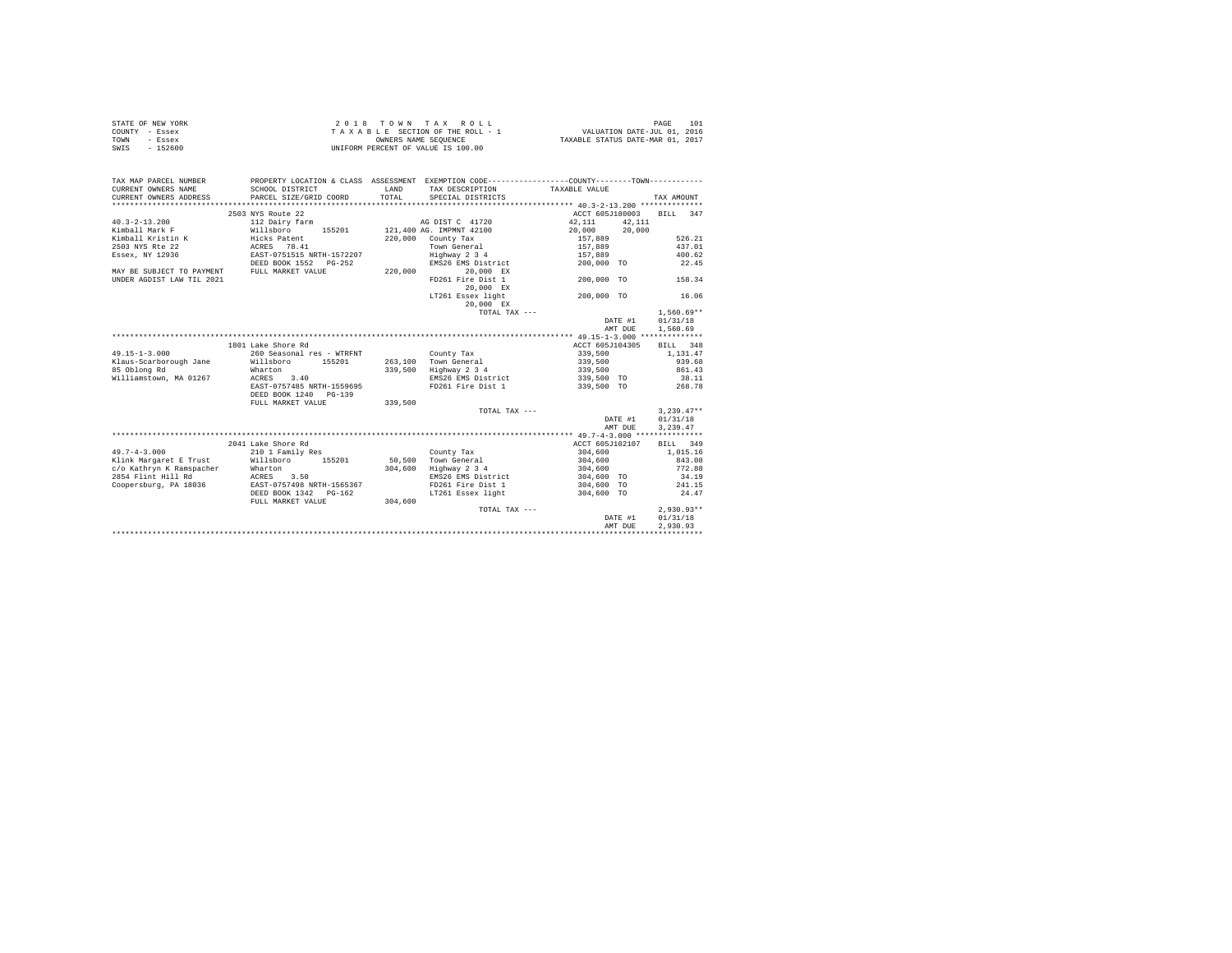STATE OF NEW YORK
COUNTY - Essex
TOWN - Essex
SWIS - 152600

2018 TOWN TAX ROLL
TAXABLE SECTION OF THE ROLL - 1
OWNERS NAME SEQUENCE
UNIFORM PERCENT OF VALUE IS 100.00

VALUATION DATE-JUL 01, 2016
TAXABLE STATUS DATE-MAR 01, 2017

| TAX MAP PARCEL NUMBER / CURRENT OWNERS NAME / CURRENT OWNERS ADDRESS | PROPERTY LOCATION & CLASS / SCHOOL DISTRICT / PARCEL SIZE/GRID COORD | ASSESSMENT LAND / TOTAL | EXEMPTION CODE / TAX DESCRIPTION / SPECIAL DISTRICTS | COUNTY TAXABLE VALUE | TOWN | TAX AMOUNT |
|---|---|---|---|---|---|---|
| **40.3-2-13.200** | 2503 NYS Route 22 | | | ACCT 605J180003 | | BILL 347 |
| | 112 Dairy farm | | AG DIST C 41720 | 42,111 | 42,111 | |
| Kimball Mark F | Willsboro 155201 | 121,400 | AG. IMPMNT 42100 | 20,000 | 20,000 | |
| Kimball Kristin K | Hicks Patent | 220,000 | County Tax | 157,889 | | 526.21 |
| 2503 NYS Rte 22 | ACRES 78.41 | | Town General | 157,889 | | 437.01 |
| Essex, NY 12936 | EAST-0751515 NRTH-1572207 | | Highway 2 3 4 | 157,889 | | 400.62 |
| | DEED BOOK 1552 PG-252 | | EMS26 EMS District | 200,000 TO | | 22.45 |
| MAY BE SUBJECT TO PAYMENT | FULL MARKET VALUE | 220,000 | 20,000 EX | | | |
| UNDER AGDIST LAW TIL 2021 | | | FD261 Fire Dist 1 | 200,000 TO | | 158.34 |
| | | | 20,000 EX | | | |
| | | | LT261 Essex light | 200,000 TO | | 16.06 |
| | | | 20,000 EX | | | |
| | | | TOTAL TAX --- | | | 1,560.69** |
| | | | | | DATE #1 | 01/31/18 |
| | | | | | AMT DUE | 1,560.69 |
| **49.15-1-3.000** | 1801 Lake Shore Rd | | | ACCT 605J104305 | | BILL 348 |
| | 260 Seasonal res - WTRFNT | | County Tax | 339,500 | | 1,131.47 |
| Klaus-Scarborough Jane | Willsboro 155201 | 263,100 | Town General | 339,500 | | 939.68 |
| 85 Oblong Rd | Wharton | 339,500 | Highway 2 3 4 | 339,500 | | 861.43 |
| Williamstown, MA 01267 | ACRES 3.40 | | EMS26 EMS District | 339,500 TO | | 38.11 |
| | EAST-0757485 NRTH-1559695 | | FD261 Fire Dist 1 | 339,500 TO | | 268.78 |
| | DEED BOOK 1240 PG-139 | | | | | |
| | FULL MARKET VALUE | 339,500 | | | | |
| | | | TOTAL TAX --- | | | 3,239.47** |
| | | | | | DATE #1 | 01/31/18 |
| | | | | | AMT DUE | 3,239.47 |
| **49.7-4-3.000** | 2041 Lake Shore Rd | | | ACCT 605J102107 | | BILL 349 |
| | 210 1 Family Res | | County Tax | 304,600 | | 1,015.16 |
| Klink Margaret E Trust | Willsboro 155201 | 50,500 | Town General | 304,600 | | 843.08 |
| c/o Kathryn K Ramspacher | Wharton | 304,600 | Highway 2 3 4 | 304,600 | | 772.88 |
| 2854 Flint Hill Rd | ACRES 3.50 | | EMS26 EMS District | 304,600 TO | | 34.19 |
| Coopersburg, PA 18036 | EAST-0757498 NRTH-1565367 | | FD261 Fire Dist 1 | 304,600 TO | | 241.15 |
| | DEED BOOK 1342 PG-162 | | LT261 Essex light | 304,600 TO | | 24.47 |
| | FULL MARKET VALUE | 304,600 | | | | |
| | | | TOTAL TAX --- | | | 2,930.93** |
| | | | | | DATE #1 | 01/31/18 |
| | | | | | AMT DUE | 2,930.93 |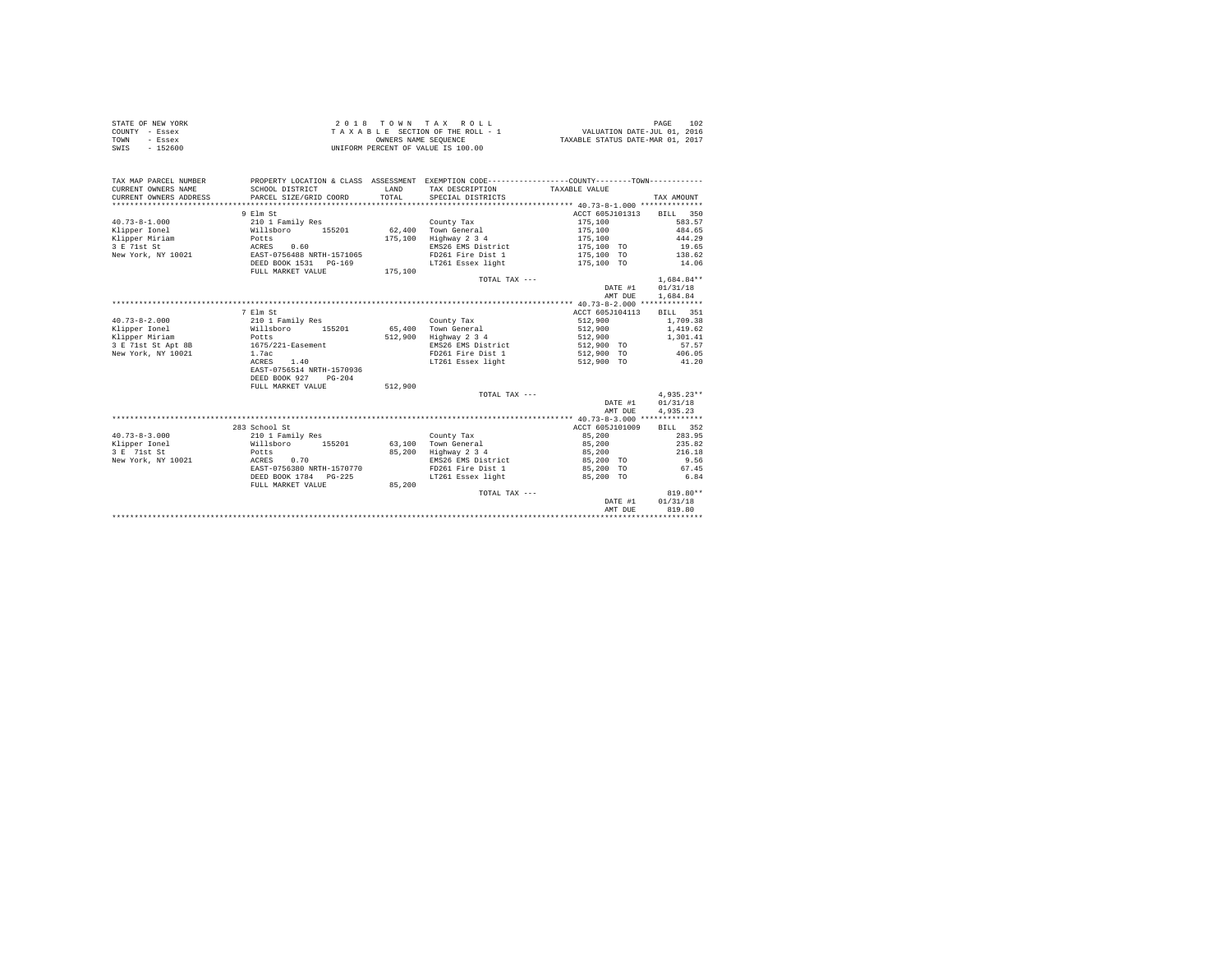STATE OF NEW YORK
COUNTY - Essex
TOWN - Essex
SWIS - 152600

2 0 1 8 T O W N T A X R O L L
T A X A B L E SECTION OF THE ROLL - 1
OWNERS NAME SEQUENCE
UNIFORM PERCENT OF VALUE IS 100.00

VALUATION DATE-JUL 01, 2016
TAXABLE STATUS DATE-MAR 01, 2017

| TAX MAP PARCEL NUMBER / CURRENT OWNERS NAME / CURRENT OWNERS ADDRESS | PROPERTY LOCATION & CLASS / SCHOOL DISTRICT / PARCEL SIZE/GRID COORD | ASSESSMENT LAND / TOTAL | EXEMPTION CODE / TAX DESCRIPTION / SPECIAL DISTRICTS | COUNTY / TOWN TAXABLE VALUE | TAX AMOUNT |
|---|---|---|---|---|---|
| 40.73-8-1.000 | 9 Elm St | | | ACCT 605J101313 | BILL 350 |
| | 210 1 Family Res | | County Tax | 175,100 | 583.57 |
| Klipper Ionel | Willsboro 155201 | 62,400 | Town General | 175,100 | 484.65 |
| Klipper Miriam | Potts | 175,100 | Highway 2 3 4 | 175,100 | 444.29 |
| 3 E 71st St | ACRES 0.60 | | EMS26 EMS District | 175,100 TO | 19.65 |
| New York, NY 10021 | EAST-0756488 NRTH-1571065 | | FD261 Fire Dist 1 | 175,100 TO | 138.62 |
| | DEED BOOK 1531 PG-169 | | LT261 Essex light | 175,100 TO | 14.06 |
| | FULL MARKET VALUE | 175,100 | | | |
| | | | TOTAL TAX --- | | 1,684.84** |
| | | | | DATE #1 | 01/31/18 |
| | | | | AMT DUE | 1,684.84 |
| 40.73-8-2.000 | 7 Elm St | | | ACCT 605J104113 | BILL 351 |
| | 210 1 Family Res | | County Tax | 512,900 | 1,709.38 |
| Klipper Ionel | Willsboro 155201 | 65,400 | Town General | 512,900 | 1,419.62 |
| Klipper Miriam | Potts | 512,900 | Highway 2 3 4 | 512,900 | 1,301.41 |
| 3 E 71st St Apt 8B | 1675/221-Easement | | EMS26 EMS District | 512,900 TO | 57.57 |
| New York, NY 10021 | 1.7ac | | FD261 Fire Dist 1 | 512,900 TO | 406.05 |
| | ACRES 1.40 | | LT261 Essex light | 512,900 TO | 41.20 |
| | EAST-0756514 NRTH-1570936 | | | | |
| | DEED BOOK 927 PG-204 | | | | |
| | FULL MARKET VALUE | 512,900 | | | |
| | | | TOTAL TAX --- | | 4,935.23** |
| | | | | DATE #1 | 01/31/18 |
| | | | | AMT DUE | 4,935.23 |
| 40.73-8-3.000 | 283 School St | | | ACCT 605J101009 | BILL 352 |
| | 210 1 Family Res | | County Tax | 85,200 | 283.95 |
| Klipper Ionel | Willsboro 155201 | 63,100 | Town General | 85,200 | 235.82 |
| 3 E 71st St | Potts | 85,200 | Highway 2 3 4 | 85,200 | 216.18 |
| New York, NY 10021 | ACRES 0.70 | | EMS26 EMS District | 85,200 TO | 9.56 |
| | EAST-0756380 NRTH-1570770 | | FD261 Fire Dist 1 | 85,200 TO | 67.45 |
| | DEED BOOK 1784 PG-225 | | LT261 Essex light | 85,200 TO | 6.84 |
| | FULL MARKET VALUE | 85,200 | | | |
| | | | TOTAL TAX --- | | 819.80** |
| | | | | DATE #1 | 01/31/18 |
| | | | | AMT DUE | 819.80 |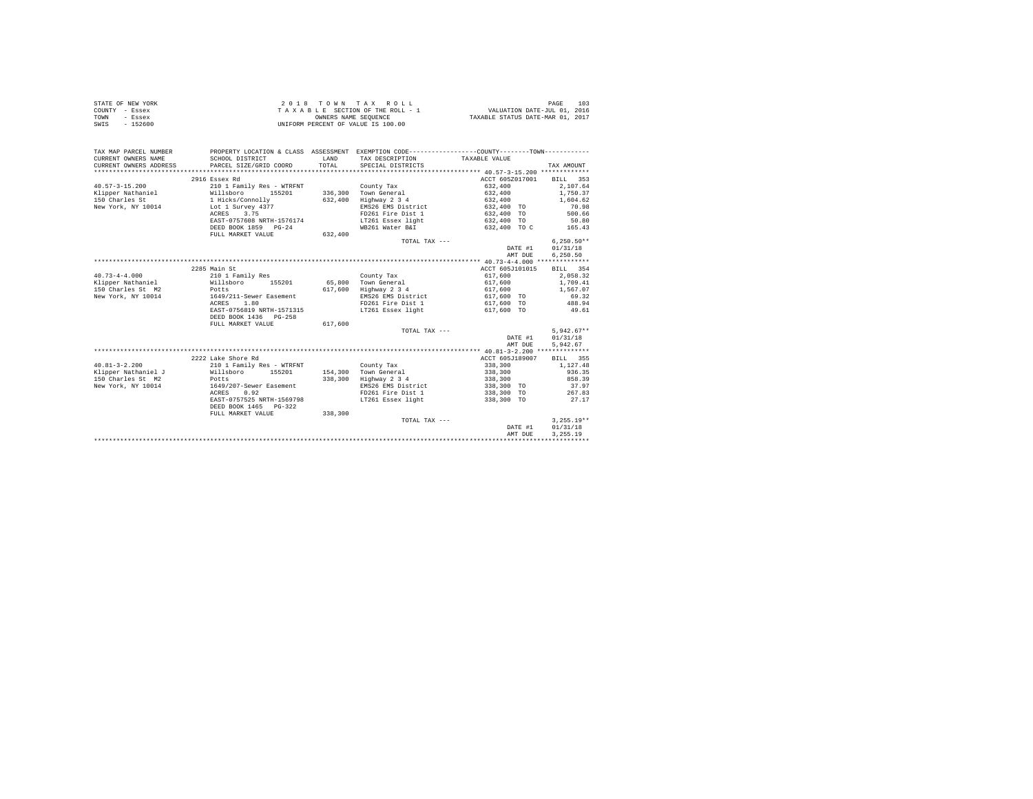STATE OF NEW YORK
COUNTY - Essex
TOWN - Essex
SWIS - 152600

2018 TOWN TAX ROLL
TAXABLE SECTION OF THE ROLL - 1
OWNERS NAME SEQUENCE
UNIFORM PERCENT OF VALUE IS 100.00

VALUATION DATE-JUL 01, 2016
TAXABLE STATUS DATE-MAR 01, 2017

```
TAX MAP PARCEL NUMBER      PROPERTY LOCATION & CLASS  ASSESSMENT  EXEMPTION CODE-----------------COUNTY--------TOWN-----------
CURRENT OWNERS NAME        SCHOOL DISTRICT              LAND      TAX DESCRIPTION            TAXABLE VALUE
CURRENT OWNERS ADDRESS     PARCEL SIZE/GRID COORD       TOTAL     SPECIAL DISTRICTS                                    TAX AMOUNT
************************************************************************************************ 40.57-3-15.200 *************
                           2916 Essex Rd                                                     ACCT 605Z017001     BILL  353
40.57-3-15.200             210 1 Family Res - WTRFNT              County Tax                  632,400              2,107.64
Klipper Nathaniel          Willsboro     155201       336,300     Town General                632,400              1,750.37
150 Charles St             1 Hicks/Connolly           632,400     Highway 2 3 4               632,400              1,604.62
New York, NY 10014         Lot 1 Survey 4377                      EMS26 EMS District          632,400 TO              70.98
                           ACRES    3.75                          FD261 Fire Dist 1           632,400 TO             500.66
                           EAST-0757608 NRTH-1576174              LT261 Essex light           632,400 TO              50.80
                           DEED BOOK 1859   PG-24                 WB261 Water B&I             632,400 TO C           165.43
                           FULL MARKET VALUE          632,400
                                                                  TOTAL TAX ---                                    6,250.50**
                                                                                              DATE #1            01/31/18
                                                                                              AMT DUE             6,250.50
************************************************************************************************ 40.73-4-4.000 **************
                           2285 Main St                                                      ACCT 605J101015     BILL  354
40.73-4-4.000              210 1 Family Res                       County Tax                  617,600              2,058.32
Klipper Nathaniel          Willsboro     155201        65,800     Town General                617,600              1,709.41
150 Charles St  M2         Potts                      617,600     Highway 2 3 4               617,600              1,567.07
New York, NY 10014         1649/211-Sewer Easement                EMS26 EMS District          617,600 TO              69.32
                           ACRES    1.80                          FD261 Fire Dist 1           617,600 TO             488.94
                           EAST-0756819 NRTH-1571315              LT261 Essex light           617,600 TO              49.61
                           DEED BOOK 1436   PG-258
                           FULL MARKET VALUE          617,600
                                                                  TOTAL TAX ---                                    5,942.67**
                                                                                              DATE #1            01/31/18
                                                                                              AMT DUE             5,942.67
************************************************************************************************ 40.81-3-2.200 **************
                           2222 Lake Shore Rd                                                ACCT 605J189007     BILL  355
40.81-3-2.200              210 1 Family Res - WTRFNT              County Tax                  338,300              1,127.48
Klipper Nathaniel J        Willsboro     155201       154,300     Town General                338,300                936.35
150 Charles St  M2         Potts                      338,300     Highway 2 3 4               338,300                858.39
New York, NY 10014         1649/207-Sewer Easement                EMS26 EMS District          338,300 TO              37.97
                           ACRES    0.92                          FD261 Fire Dist 1           338,300 TO             267.83
                           EAST-0757525 NRTH-1569798              LT261 Essex light           338,300 TO              27.17
                           DEED BOOK 1465   PG-322
                           FULL MARKET VALUE          338,300
                                                                  TOTAL TAX ---                                    3,255.19**
                                                                                              DATE #1            01/31/18
                                                                                              AMT DUE             3,255.19
******************************************************************************************************************************
```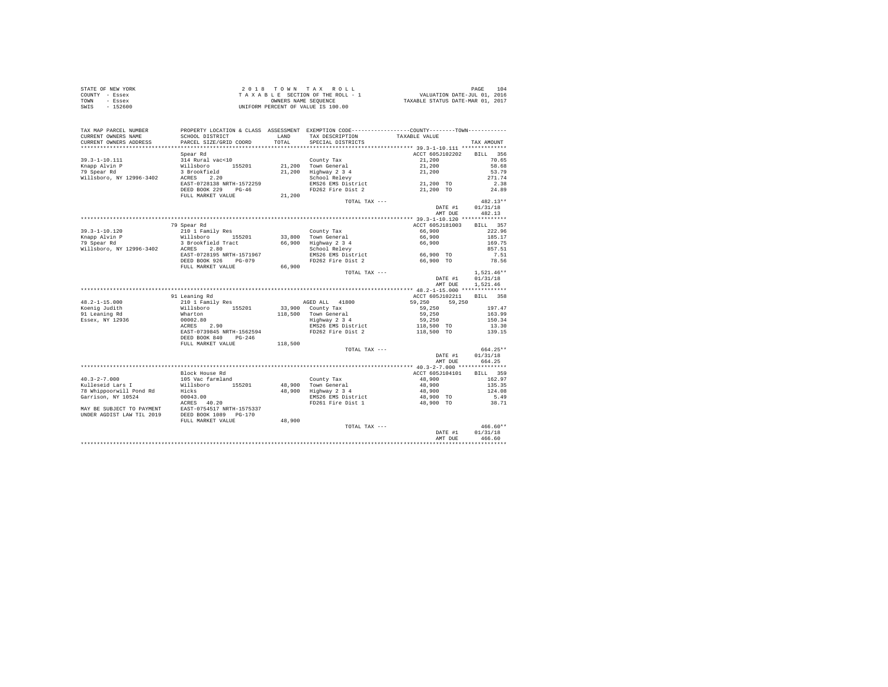STATE OF NEW YORK
COUNTY - Essex
TOWN - Essex
SWIS - 152600

2 0 1 8 T O W N T A X R O L L
T A X A B L E SECTION OF THE ROLL - 1
OWNERS NAME SEQUENCE
UNIFORM PERCENT OF VALUE IS 100.00

VALUATION DATE-JUL 01, 2016
TAXABLE STATUS DATE-MAR 01, 2017

```
TAX MAP PARCEL NUMBER      PROPERTY LOCATION & CLASS  ASSESSMENT  EXEMPTION CODE-----------------COUNTY--------TOWN-----------
CURRENT OWNERS NAME        SCHOOL DISTRICT              LAND      TAX DESCRIPTION              TAXABLE VALUE
CURRENT OWNERS ADDRESS     PARCEL SIZE/GRID COORD       TOTAL     SPECIAL DISTRICTS                                      TAX AMOUNT
****************************************************************************************** 39.3-1-10.111 **************
                           Spear Rd                                                          ACCT 605J102202    BILL  356
39.3-1-10.111              314 Rural vac<10                       County Tax                      21,200              70.65
Knapp Alvin P              Willsboro      155201        21,200    Town General                    21,200              58.68
79 Spear Rd                3 Brookfield                 21,200    Highway 2 3 4                   21,200              53.79
Willsboro, NY 12996-3402   ACRES    2.20                          School Relevy                                      271.74
                           EAST-0728138 NRTH-1572259              EMS26 EMS District              21,200 TO            2.38
                           DEED BOOK 229    PG-46                 FD262 Fire Dist 2               21,200 TO           24.89
                           FULL MARKET VALUE            21,200
                                                                  TOTAL TAX ---                                     482.13**
                                                                                                  DATE #1         01/31/18
                                                                                                  AMT DUE           482.13
****************************************************************************************** 39.3-1-10.120 **************
                           79 Spear Rd                                                       ACCT 605J181003    BILL  357
39.3-1-10.120              210 1 Family Res                       County Tax                      66,900             222.96
Knapp Alvin P              Willsboro      155201        33,800    Town General                    66,900             185.17
79 Spear Rd                3 Brookfield Tract           66,900    Highway 2 3 4                   66,900             169.75
Willsboro, NY 12996-3402   ACRES    2.80                          School Relevy                                      857.51
                           EAST-0728195 NRTH-1571967              EMS26 EMS District              66,900 TO            7.51
                           DEED BOOK 926    PG-079                FD262 Fire Dist 2               66,900 TO           78.56
                           FULL MARKET VALUE            66,900
                                                                  TOTAL TAX ---                                   1,521.46**
                                                                                                  DATE #1         01/31/18
                                                                                                  AMT DUE         1,521.46
****************************************************************************************** 48.2-1-15.000 **************
                           91 Leaning Rd                                                     ACCT 605J102211    BILL  358
48.2-1-15.000              210 1 Family Res                       AGED ALL   41800            59,250      59,250
Koenig Judith              Willsboro      155201        33,900    County Tax                      59,250             197.47
91 Leaning Rd              Wharton                     118,500    Town General                    59,250             163.99
Essex, NY 12936            00002.80                               Highway 2 3 4                   59,250             150.34
                           ACRES    2.90                          EMS26 EMS District             118,500 TO           13.30
                           EAST-0739845 NRTH-1562594              FD262 Fire Dist 2              118,500 TO          139.15
                           DEED BOOK 840    PG-246
                           FULL MARKET VALUE           118,500
                                                                  TOTAL TAX ---                                     664.25**
                                                                                                  DATE #1         01/31/18
                                                                                                  AMT DUE           664.25
****************************************************************************************** 40.3-2-7.000 ***************
                           Block House Rd                                                    ACCT 605J104101    BILL  359
40.3-2-7.000               105 Vac farmland                       County Tax                      48,900             162.97
Kulleseid Lars I           Willsboro      155201        48,900    Town General                    48,900             135.35
78 Whippoorwill Pond Rd    Hicks                        48,900    Highway 2 3 4                   48,900             124.08
Garrison, NY 10524         00043.00                               EMS26 EMS District              48,900 TO            5.49
                           ACRES   40.20                          FD261 Fire Dist 1               48,900 TO           38.71
MAY BE SUBJECT TO PAYMENT  EAST-0754517 NRTH-1575337
UNDER AGDIST LAW TIL 2019  DEED BOOK 1089   PG-170
                           FULL MARKET VALUE            48,900
                                                                  TOTAL TAX ---                                     466.60**
                                                                                                  DATE #1         01/31/18
                                                                                                  AMT DUE           466.60
************************************************************************************************************************
```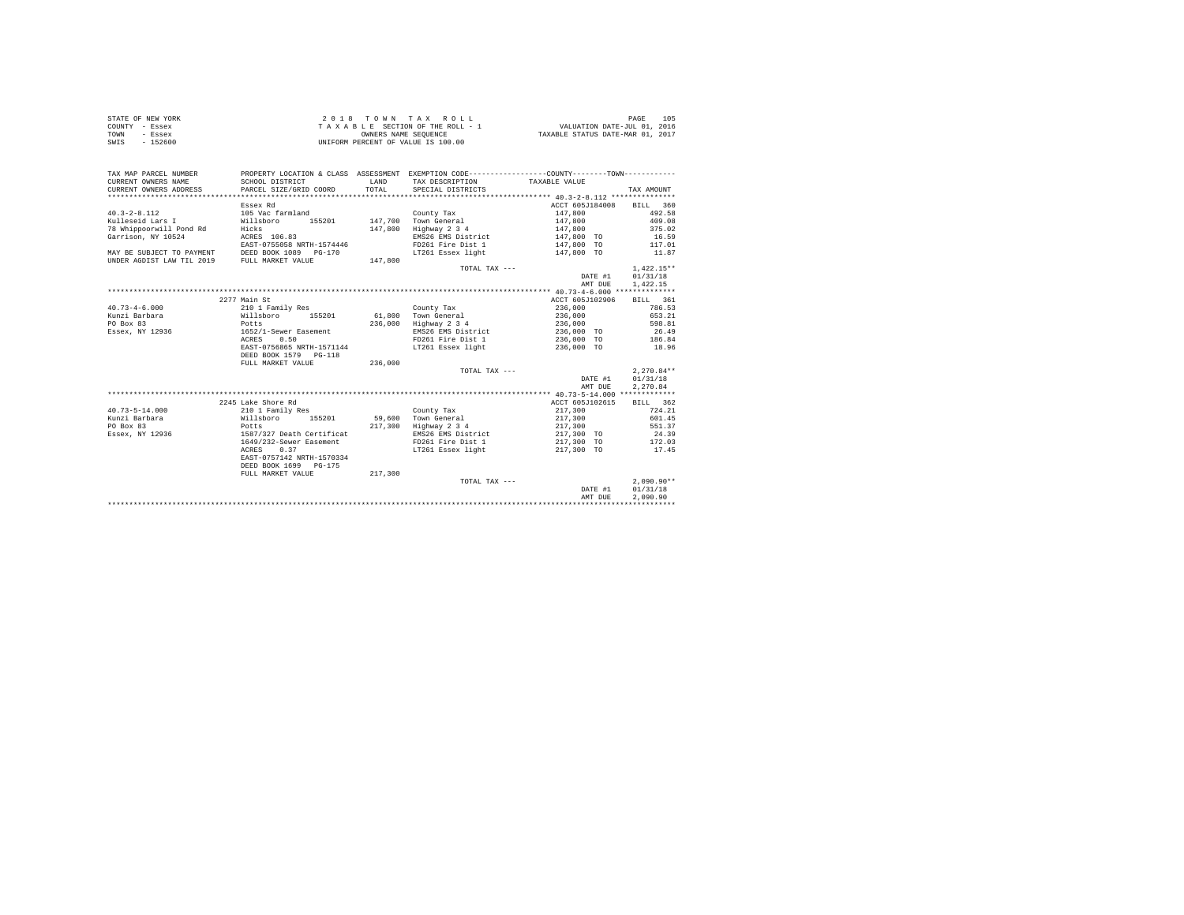STATE OF NEW YORK
COUNTY - Essex
TOWN - Essex
SWIS - 152600

2 0 1 8 T O W N T A X R O L L
T A X A B L E SECTION OF THE ROLL - 1
OWNERS NAME SEQUENCE
UNIFORM PERCENT OF VALUE IS 100.00

VALUATION DATE-JUL 01, 2016
TAXABLE STATUS DATE-MAR 01, 2017

| TAX MAP PARCEL NUMBER / CURRENT OWNERS NAME / CURRENT OWNERS ADDRESS | PROPERTY LOCATION & CLASS / SCHOOL DISTRICT / PARCEL SIZE/GRID COORD | ASSESSMENT LAND / TOTAL | EXEMPTION CODE / TAX DESCRIPTION / SPECIAL DISTRICTS | COUNTY--------TOWN / TAXABLE VALUE | TAX AMOUNT |
|---|---|---|---|---|---|
| 40.3-2-8.112 | Essex Rd | | | ACCT 605J184008 | BILL 360 |
| | 105 Vac farmland | | County Tax | 147,800 | 492.58 |
| Kulleseid Lars I | Willsboro 155201 | 147,700 | Town General | 147,800 | 409.08 |
| 78 Whippoorwill Pond Rd | Hicks | 147,800 | Highway 2 3 4 | 147,800 | 375.02 |
| Garrison, NY 10524 | ACRES 106.83 | | EMS26 EMS District | 147,800 TO | 16.59 |
| | EAST-0755058 NRTH-1574446 | | FD261 Fire Dist 1 | 147,800 TO | 117.01 |
| MAY BE SUBJECT TO PAYMENT | DEED BOOK 1089 PG-170 | | LT261 Essex light | 147,800 TO | 11.87 |
| UNDER AGDIST LAW TIL 2019 | FULL MARKET VALUE | 147,800 | | | |
| | | | TOTAL TAX --- | | 1,422.15** |
| | | | | DATE #1 | 01/31/18 |
| | | | | AMT DUE | 1,422.15 |
| 40.73-4-6.000 | 2277 Main St | | | ACCT 605J102906 | BILL 361 |
| | 210 1 Family Res | | County Tax | 236,000 | 786.53 |
| Kunzi Barbara | Willsboro 155201 | 61,800 | Town General | 236,000 | 653.21 |
| PO Box 83 | Potts | 236,000 | Highway 2 3 4 | 236,000 | 598.81 |
| Essex, NY 12936 | 1652/1-Sewer Easement | | EMS26 EMS District | 236,000 TO | 26.49 |
| | ACRES 0.50 | | FD261 Fire Dist 1 | 236,000 TO | 186.84 |
| | EAST-0756865 NRTH-1571144 | | LT261 Essex light | 236,000 TO | 18.96 |
| | DEED BOOK 1579 PG-118 | | | | |
| | FULL MARKET VALUE | 236,000 | | | |
| | | | TOTAL TAX --- | | 2,270.84** |
| | | | | DATE #1 | 01/31/18 |
| | | | | AMT DUE | 2,270.84 |
| 40.73-5-14.000 | 2245 Lake Shore Rd | | | ACCT 605J102615 | BILL 362 |
| | 210 1 Family Res | | County Tax | 217,300 | 724.21 |
| Kunzi Barbara | Willsboro 155201 | 59,600 | Town General | 217,300 | 601.45 |
| PO Box 83 | Potts | 217,300 | Highway 2 3 4 | 217,300 | 551.37 |
| Essex, NY 12936 | 1587/327 Death Certificat | | EMS26 EMS District | 217,300 TO | 24.39 |
| | 1649/232-Sewer Easement | | FD261 Fire Dist 1 | 217,300 TO | 172.03 |
| | ACRES 0.37 | | LT261 Essex light | 217,300 TO | 17.45 |
| | EAST-0757142 NRTH-1570334 | | | | |
| | DEED BOOK 1699 PG-175 | | | | |
| | FULL MARKET VALUE | 217,300 | | | |
| | | | TOTAL TAX --- | | 2,090.90** |
| | | | | DATE #1 | 01/31/18 |
| | | | | AMT DUE | 2,090.90 |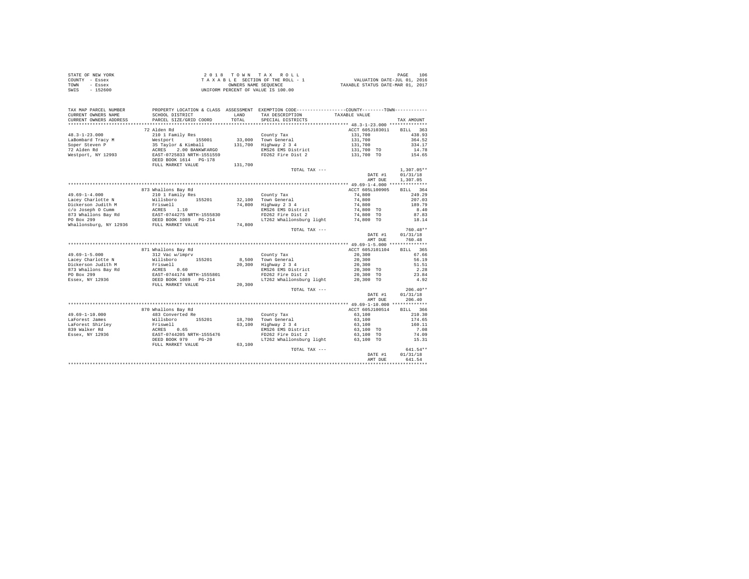STATE OF NEW YORK
COUNTY - Essex
TOWN - Essex
SWIS - 152600

2 0 1 8 T O W N T A X R O L L
T A X A B L E SECTION OF THE ROLL - 1
OWNERS NAME SEQUENCE
UNIFORM PERCENT OF VALUE IS 100.00

VALUATION DATE-JUL 01, 2016
TAXABLE STATUS DATE-MAR 01, 2017

| TAX MAP PARCEL NUMBER / CURRENT OWNERS NAME / CURRENT OWNERS ADDRESS | PROPERTY LOCATION & CLASS / SCHOOL DISTRICT / PARCEL SIZE/GRID COORD | ASSESSMENT LAND / TOTAL | EXEMPTION CODE / TAX DESCRIPTION / SPECIAL DISTRICTS | COUNTY--------TOWN / TAXABLE VALUE | TAX AMOUNT |
|---|---|---|---|---|---|
| 48.3-1-23.000 | 72 Alden Rd | | | ACCT 605J103011 | BILL 363 |
| 48.3-1-23.000 | 210 1 Family Res | | County Tax | 131,700 | 438.93 |
| LaBombard Tracy M | Westport 155001 | 33,000 | Town General | 131,700 | 364.52 |
| Soper Steven P | 35 Taylor & Kimball | 131,700 | Highway 2 3 4 | 131,700 | 334.17 |
| 72 Alden Rd | ACRES 2.00 BANKWFARGO | | EMS26 EMS District | 131,700 TO | 14.78 |
| Westport, NY 12993 | EAST-0725833 NRTH-1551559 | | FD262 Fire Dist 2 | 131,700 TO | 154.65 |
| | DEED BOOK 1614 PG-178 | | | | |
| | FULL MARKET VALUE | 131,700 | | | |
| | | | TOTAL TAX --- | | 1,307.05** |
| | | | | DATE #1 | 01/31/18 |
| | | | | AMT DUE | 1,307.05 |
| 49.69-1-4.000 | 873 Whallons Bay Rd | | | ACCT 605L100905 | BILL 364 |
| 49.69-1-4.000 | 210 1 Family Res | | County Tax | 74,800 | 249.29 |
| Lacey Charlotte N | Willsboro 155201 | 32,100 | Town General | 74,800 | 207.03 |
| Dickerson Judith M | Friswell | 74,800 | Highway 2 3 4 | 74,800 | 189.79 |
| c/o Joseph O Cumm | ACRES 1.10 | | EMS26 EMS District | 74,800 TO | 8.40 |
| 873 Whallons Bay Rd | EAST-0744275 NRTH-1555830 | | FD262 Fire Dist 2 | 74,800 TO | 87.83 |
| PO Box 299 | DEED BOOK 1089 PG-214 | | LT262 Whallonsburg light | 74,800 TO | 18.14 |
| Whallonsburg, NY 12936 | FULL MARKET VALUE | 74,800 | | | |
| | | | TOTAL TAX --- | | 760.48** |
| | | | | DATE #1 | 01/31/18 |
| | | | | AMT DUE | 760.48 |
| 49.69-1-5.000 | 871 Whallons Bay Rd | | | ACCT 605J101104 | BILL 365 |
| 49.69-1-5.000 | 312 Vac w/imprv | | County Tax | 20,300 | 67.66 |
| Lacey Charlotte N | Willsboro 155201 | 8,500 | Town General | 20,300 | 56.19 |
| Dickerson Judith M | Friswell | 20,300 | Highway 2 3 4 | 20,300 | 51.51 |
| 873 Whallons Bay Rd | ACRES 0.60 | | EMS26 EMS District | 20,300 TO | 2.28 |
| PO Box 299 | EAST-0744174 NRTH-1555801 | | FD262 Fire Dist 2 | 20,300 TO | 23.84 |
| Essex, NY 12936 | DEED BOOK 1089 PG-214 | | LT262 Whallonsburg light | 20,300 TO | 4.92 |
| | FULL MARKET VALUE | 20,300 | | | |
| | | | TOTAL TAX --- | | 206.40** |
| | | | | DATE #1 | 01/31/18 |
| | | | | AMT DUE | 206.40 |
| 49.69-1-10.000 | 870 Whallons Bay Rd | | | ACCT 605J100514 | BILL 366 |
| 49.69-1-10.000 | 483 Converted Re | | County Tax | 63,100 | 210.30 |
| LaForest James | Willsboro 155201 | 18,700 | Town General | 63,100 | 174.65 |
| LaForest Shirley | Friswell | 63,100 | Highway 2 3 4 | 63,100 | 160.11 |
| 839 Walker Rd | ACRES 0.65 | | EMS26 EMS District | 63,100 TO | 7.08 |
| Essex, NY 12936 | EAST-0744205 NRTH-1555476 | | FD262 Fire Dist 2 | 63,100 TO | 74.09 |
| | DEED BOOK 979 PG-20 | | LT262 Whallonsburg light | 63,100 TO | 15.31 |
| | FULL MARKET VALUE | 63,100 | | | |
| | | | TOTAL TAX --- | | 641.54** |
| | | | | DATE #1 | 01/31/18 |
| | | | | AMT DUE | 641.54 |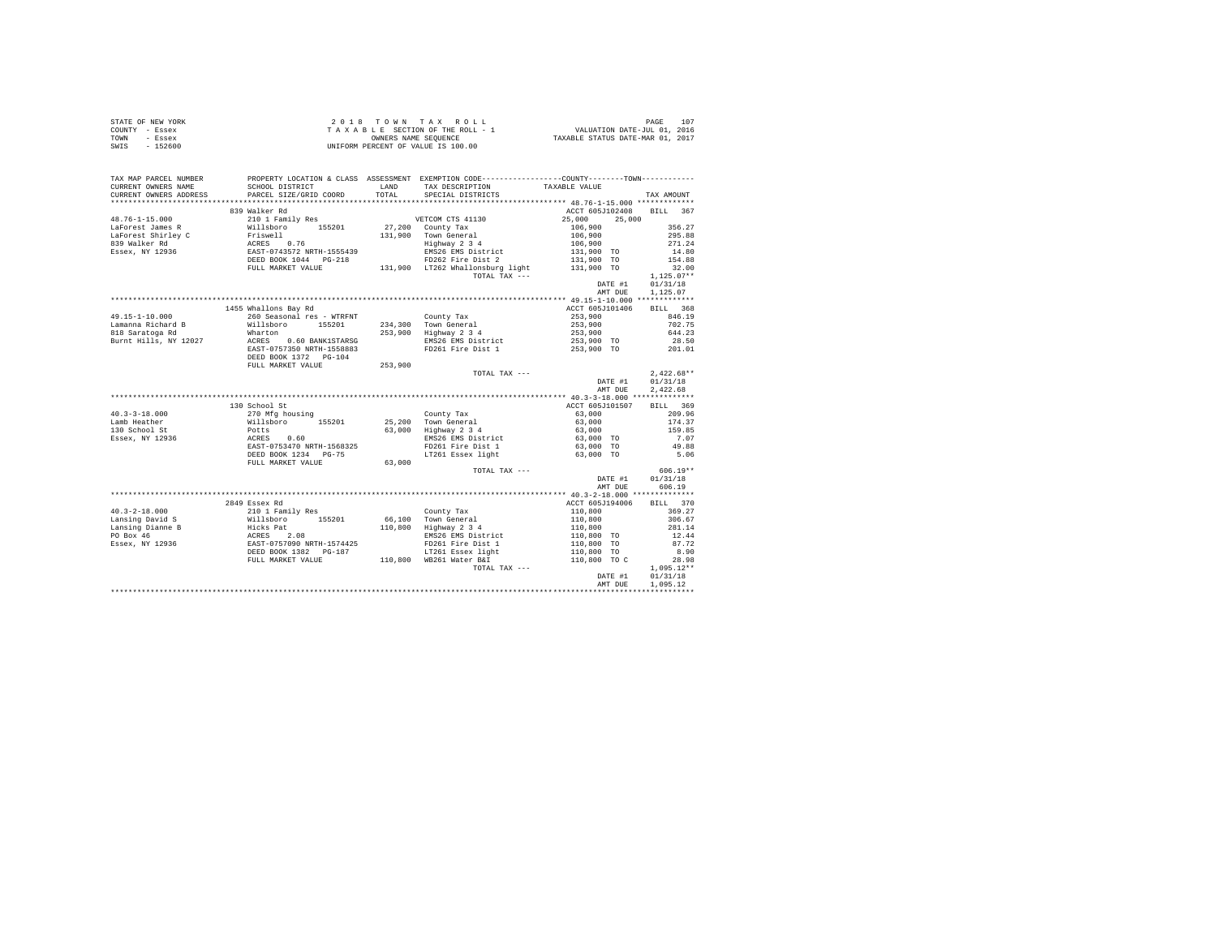STATE OF NEW YORK
COUNTY - Essex
TOWN - Essex
SWIS - 152600

2 0 1 8 T O W N T A X R O L L
T A X A B L E SECTION OF THE ROLL - 1
OWNERS NAME SEQUENCE
UNIFORM PERCENT OF VALUE IS 100.00

VALUATION DATE-JUL 01, 2016
TAXABLE STATUS DATE-MAR 01, 2017

| TAX MAP PARCEL NUMBER / CURRENT OWNERS NAME / CURRENT OWNERS ADDRESS | PROPERTY LOCATION & CLASS / SCHOOL DISTRICT / PARCEL SIZE/GRID COORD | ASSESSMENT LAND / TOTAL | EXEMPTION CODE / TAX DESCRIPTION / SPECIAL DISTRICTS | COUNTY / TOWN TAXABLE VALUE | TAX AMOUNT |
|---|---|---|---|---|---|
| 48.76-1-15.000 | 839 Walker Rd | | | ACCT 605J102408 | BILL 367 |
| LaForest James R | 210 1 Family Res | | VETCOM CTS 41130 | 25,000 25,000 | |
| LaForest Shirley C | Willsboro 155201 | 27,200 | County Tax | 106,900 | 356.27 |
| 839 Walker Rd | Friswell | 131,900 | Town General | 106,900 | 295.88 |
| Essex, NY 12936 | ACRES 0.76 | | Highway 2 3 4 | 106,900 | 271.24 |
| | EAST-0743572 NRTH-1555439 | | EMS26 EMS District | 131,900 TO | 14.80 |
| | DEED BOOK 1044 PG-218 | | FD262 Fire Dist 2 | 131,900 TO | 154.88 |
| | FULL MARKET VALUE | 131,900 | LT262 Whallonsburg light | 131,900 TO | 32.00 |
| | | | TOTAL TAX --- | | 1,125.07** |
| | | | | DATE #1 | 01/31/18 |
| | | | | AMT DUE | 1,125.07 |
| 49.15-1-10.000 | 1455 Whallons Bay Rd | | | ACCT 605J101406 | BILL 368 |
| Lamanna Richard B | 260 Seasonal res - WTRFNT | | County Tax | 253,900 | 846.19 |
| 818 Saratoga Rd | Willsboro 155201 | 234,300 | Town General | 253,900 | 702.75 |
| Burnt Hills, NY 12027 | Wharton | 253,900 | Highway 2 3 4 | 253,900 | 644.23 |
| | ACRES 0.60 BANK1STARSG | | EMS26 EMS District | 253,900 TO | 28.50 |
| | EAST-0757350 NRTH-1558883 | | FD261 Fire Dist 1 | 253,900 TO | 201.01 |
| | DEED BOOK 1372 PG-104 | | | | |
| | FULL MARKET VALUE | 253,900 | | | |
| | | | TOTAL TAX --- | | 2,422.68** |
| | | | | DATE #1 | 01/31/18 |
| | | | | AMT DUE | 2,422.68 |
| 40.3-3-18.000 | 130 School St | | | ACCT 605J101507 | BILL 369 |
| Lamb Heather | 270 Mfg housing | | County Tax | 63,000 | 209.96 |
| 130 School St | Willsboro 155201 | 25,200 | Town General | 63,000 | 174.37 |
| Essex, NY 12936 | Potts | 63,000 | Highway 2 3 4 | 63,000 | 159.85 |
| | ACRES 0.60 | | EMS26 EMS District | 63,000 TO | 7.07 |
| | EAST-0753470 NRTH-1568325 | | FD261 Fire Dist 1 | 63,000 TO | 49.88 |
| | DEED BOOK 1234 PG-75 | | LT261 Essex light | 63,000 TO | 5.06 |
| | FULL MARKET VALUE | 63,000 | | | |
| | | | TOTAL TAX --- | | 606.19** |
| | | | | DATE #1 | 01/31/18 |
| | | | | AMT DUE | 606.19 |
| 40.3-2-18.000 | 2849 Essex Rd | | | ACCT 605J194006 | BILL 370 |
| Lansing David S | 210 1 Family Res | | County Tax | 110,800 | 369.27 |
| Lansing Dianne B | Willsboro 155201 | 66,100 | Town General | 110,800 | 306.67 |
| PO Box 46 | Hicks Pat | 110,800 | Highway 2 3 4 | 110,800 | 281.14 |
| Essex, NY 12936 | ACRES 2.08 | | EMS26 EMS District | 110,800 TO | 12.44 |
| | EAST-0757090 NRTH-1574425 | | FD261 Fire Dist 1 | 110,800 TO | 87.72 |
| | DEED BOOK 1382 PG-187 | | LT261 Essex light | 110,800 TO | 8.90 |
| | FULL MARKET VALUE | 110,800 | WB261 Water B&I | 110,800 TO C | 28.98 |
| | | | TOTAL TAX --- | | 1,095.12** |
| | | | | DATE #1 | 01/31/18 |
| | | | | AMT DUE | 1,095.12 |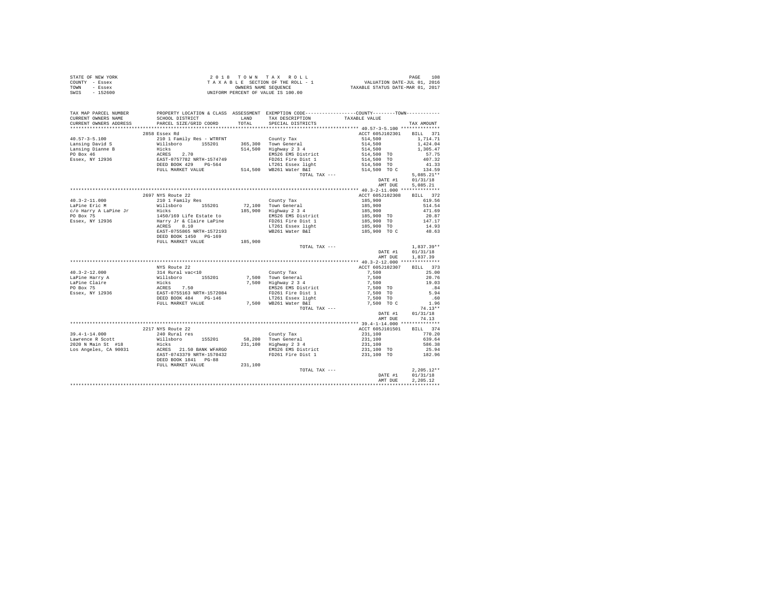STATE OF NEW YORK
COUNTY - Essex
TOWN - Essex
SWIS - 152600

2 0 1 8 T O W N T A X R O L L
T A X A B L E SECTION OF THE ROLL - 1
OWNERS NAME SEQUENCE
UNIFORM PERCENT OF VALUE IS 100.00

VALUATION DATE-JUL 01, 2016
TAXABLE STATUS DATE-MAR 01, 2017

```
TAX MAP PARCEL NUMBER     PROPERTY LOCATION & CLASS  ASSESSMENT  EXEMPTION CODE-----------------COUNTY--------TOWN-----------
CURRENT OWNERS NAME       SCHOOL DISTRICT             LAND       TAX DESCRIPTION            TAXABLE VALUE
CURRENT OWNERS ADDRESS    PARCEL SIZE/GRID COORD      TOTAL      SPECIAL DISTRICTS                                    TAX AMOUNT
************************************************************************************************ 40.57-3-5.100 **************
                          2858 Essex Rd                                                   ACCT 605J102301     BILL  371
40.57-3-5.100             210 1 Family Res - WTRFNT              County Tax                 514,500             1,714.71
Lansing David S           Willsboro      155201       365,300   Town General                514,500             1,424.04
Lansing Dianne B          Hicks                       514,500   Highway 2 3 4               514,500             1,305.47
PO Box 46                 ACRES    2.70                         EMS26 EMS District          514,500 TO             57.75
Essex, NY 12936           EAST-0757782 NRTH-1574749             FD261 Fire Dist 1           514,500 TO            407.32
                          DEED BOOK 429    PG-564               LT261 Essex light           514,500 TO             41.33
                          FULL MARKET VALUE           514,500   WB261 Water B&I             514,500 TO C          134.59
                                                                         TOTAL TAX ---                          5,085.21**
                                                                                            DATE #1            01/31/18
                                                                                            AMT DUE             5,085.21
************************************************************************************************ 40.3-2-11.000 **************
                          2697 NYS Route 22                                               ACCT 605J102308     BILL  372
40.3-2-11.000             210 1 Family Res                       County Tax                 185,900               619.56
LaPine Eric M             Willsboro      155201        72,100   Town General                185,900               514.54
c/o Harry A LaPine Jr     Hicks                       185,900   Highway 2 3 4               185,900               471.69
PO Box 75                 1450/169 Life Estate to               EMS26 EMS District          185,900 TO             20.87
Essex, NY 12936           Harry Jr & Claire LaPine              FD261 Fire Dist 1           185,900 TO            147.17
                          ACRES    8.10                         LT261 Essex light           185,900 TO             14.93
                          EAST-0755865 NRTH-1572193             WB261 Water B&I             185,900 TO C           48.63
                          DEED BOOK 1450   PG-169
                          FULL MARKET VALUE           185,900
                                                                         TOTAL TAX ---                          1,837.39**
                                                                                            DATE #1            01/31/18
                                                                                            AMT DUE             1,837.39
************************************************************************************************ 40.3-2-12.000 **************
                          NYS Route 22                                                    ACCT 605J102307     BILL  373
40.3-2-12.000             314 Rural vac<10                       County Tax                   7,500                25.00
LaPine Harry A            Willsboro      155201         7,500   Town General                  7,500                20.76
LaPine Claire             Hicks                         7,500   Highway 2 3 4                 7,500                19.03
PO Box 75                 ACRES    7.50                         EMS26 EMS District            7,500 TO               .84
Essex, NY 12936           EAST-0755163 NRTH-1572084             FD261 Fire Dist 1             7,500 TO              5.94
                          DEED BOOK 484    PG-146               LT261 Essex light             7,500 TO               .60
                          FULL MARKET VALUE             7,500   WB261 Water B&I               7,500 TO C            1.96
                                                                         TOTAL TAX ---                             74.13**
                                                                                            DATE #1            01/31/18
                                                                                            AMT DUE                74.13
************************************************************************************************ 39.4-1-14.000 **************
                          2217 NYS Route 22                                               ACCT 605J101501     BILL  374
39.4-1-14.000             240 Rural res                          County Tax                 231,100               770.20
Lawrence R Scott          Willsboro      155201        58,200   Town General                231,100               639.64
2020 N Main St  #18       Hicks                       231,100   Highway 2 3 4               231,100               586.38
Los Angeles, CA 90031     ACRES   21.50 BANK WFARGO             EMS26 EMS District          231,100 TO             25.94
                          EAST-0743379 NRTH-1570432             FD261 Fire Dist 1           231,100 TO            182.96
                          DEED BOOK 1841   PG-88
                          FULL MARKET VALUE           231,100
                                                                         TOTAL TAX ---                          2,205.12**
                                                                                            DATE #1            01/31/18
                                                                                            AMT DUE             2,205.12
****************************************************************************************************************************
```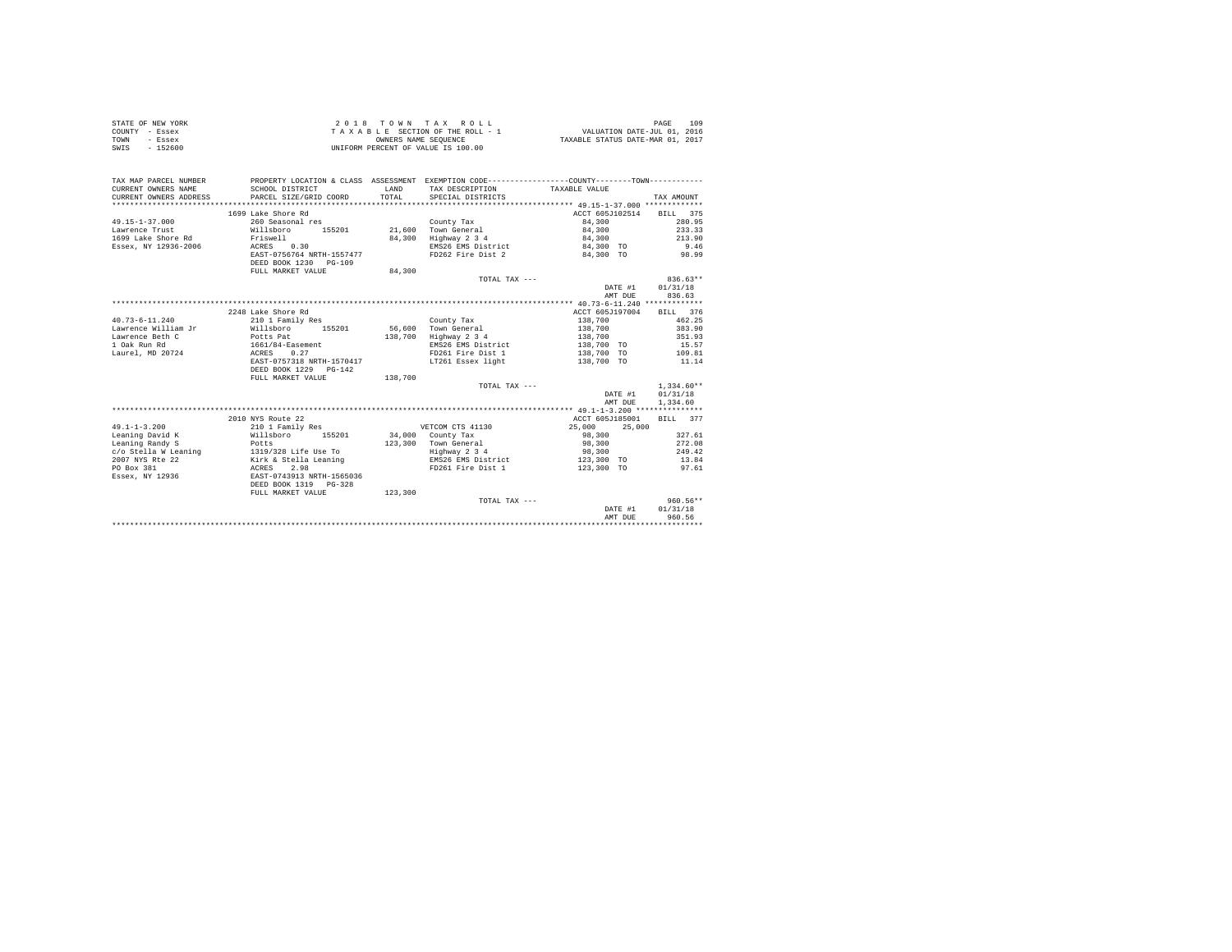STATE OF NEW YORK
COUNTY - Essex
TOWN - Essex
SWIS - 152600

2 0 1 8 T O W N T A X R O L L
T A X A B L E SECTION OF THE ROLL - 1
OWNERS NAME SEQUENCE
UNIFORM PERCENT OF VALUE IS 100.00

VALUATION DATE-JUL 01, 2016
TAXABLE STATUS DATE-MAR 01, 2017

| TAX MAP PARCEL NUMBER / CURRENT OWNERS NAME / CURRENT OWNERS ADDRESS | PROPERTY LOCATION & CLASS / SCHOOL DISTRICT / PARCEL SIZE/GRID COORD | ASSESSMENT LAND / TOTAL | EXEMPTION CODE / TAX DESCRIPTION / SPECIAL DISTRICTS | COUNTY / TOWN TAXABLE VALUE | TAX AMOUNT |
|---|---|---|---|---|---|
| 49.15-1-37.000 | 1699 Lake Shore Rd | | | ACCT 605J102514 | BILL 375 |
| Lawrence Trust | 260 Seasonal res | | County Tax | 84,300 | 280.95 |
| 1699 Lake Shore Rd | Willsboro 155201 | 21,600 | Town General | 84,300 | 233.33 |
| Essex, NY 12936-2006 | Friswell | 84,300 | Highway 2 3 4 | 84,300 | 213.90 |
| | ACRES 0.30 | | EMS26 EMS District | 84,300 TO | 9.46 |
| | EAST-0756764 NRTH-1557477 | | FD262 Fire Dist 2 | 84,300 TO | 98.99 |
| | DEED BOOK 1230 PG-109 | | | | |
| | FULL MARKET VALUE | 84,300 | | | |
| | | | TOTAL TAX --- | | 836.63** |
| | | | | DATE #1 | 01/31/18 |
| | | | | AMT DUE | 836.63 |
| 40.73-6-11.240 | 2248 Lake Shore Rd | | | ACCT 605J197004 | BILL 376 |
| Lawrence William Jr | 210 1 Family Res | | County Tax | 138,700 | 462.25 |
| Lawrence Beth C | Willsboro 155201 | 56,600 | Town General | 138,700 | 383.90 |
| 1 Oak Run Rd | Potts Pat | 138,700 | Highway 2 3 4 | 138,700 | 351.93 |
| Laurel, MD 20724 | 1661/84-Easement | | EMS26 EMS District | 138,700 TO | 15.57 |
| | ACRES 0.27 | | FD261 Fire Dist 1 | 138,700 TO | 109.81 |
| | EAST-0757318 NRTH-1570417 | | LT261 Essex light | 138,700 TO | 11.14 |
| | DEED BOOK 1229 PG-142 | | | | |
| | FULL MARKET VALUE | 138,700 | | | |
| | | | TOTAL TAX --- | | 1,334.60** |
| | | | | DATE #1 | 01/31/18 |
| | | | | AMT DUE | 1,334.60 |
| 49.1-1-3.200 | 2010 NYS Route 22 | | | ACCT 605J185001 | BILL 377 |
| Leaning David K | 210 1 Family Res | | VETCOM CTS 41130 | 25,000 25,000 | |
| Leaning Randy S | Willsboro 155201 | 34,000 | County Tax | 98,300 | 327.61 |
| c/o Stella W Leaning | Potts | 123,300 | Town General | 98,300 | 272.08 |
| 2007 NYS Rte 22 | 1319/328 Life Use To | | Highway 2 3 4 | 98,300 | 249.42 |
| PO Box 381 | Kirk & Stella Leaning | | EMS26 EMS District | 123,300 TO | 13.84 |
| Essex, NY 12936 | ACRES 2.98 | | FD261 Fire Dist 1 | 123,300 TO | 97.61 |
| | EAST-0743913 NRTH-1565036 | | | | |
| | DEED BOOK 1319 PG-328 | | | | |
| | FULL MARKET VALUE | 123,300 | | | |
| | | | TOTAL TAX --- | | 960.56** |
| | | | | DATE #1 | 01/31/18 |
| | | | | AMT DUE | 960.56 |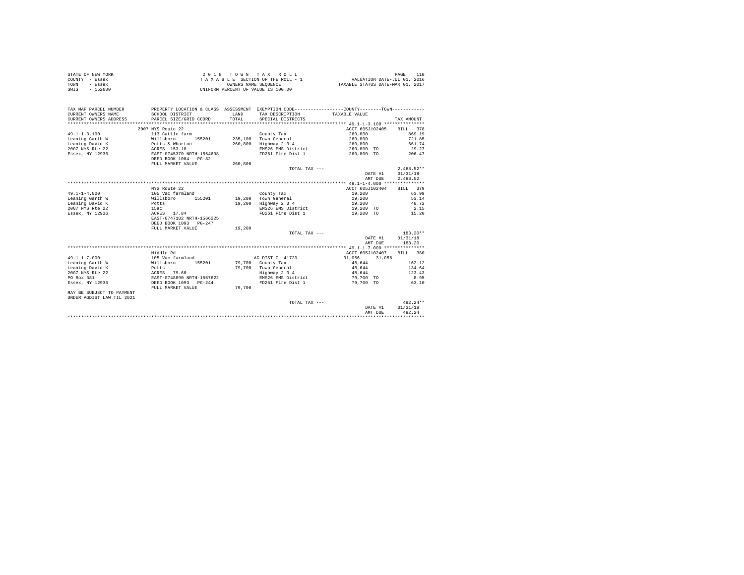STATE OF NEW YORK
COUNTY - Essex
TOWN - Essex
SWIS - 152600

2 0 1 8 T O W N T A X R O L L
T A X A B L E SECTION OF THE ROLL - 1
OWNERS NAME SEQUENCE
UNIFORM PERCENT OF VALUE IS 100.00

VALUATION DATE-JUL 01, 2016
TAXABLE STATUS DATE-MAR 01, 2017

| TAX MAP PARCEL NUMBER / CURRENT OWNERS NAME / CURRENT OWNERS ADDRESS | PROPERTY LOCATION & CLASS / SCHOOL DISTRICT / PARCEL SIZE/GRID COORD | ASSESSMENT LAND / TOTAL | EXEMPTION CODE / TAX DESCRIPTION / SPECIAL DISTRICTS | COUNTY / TOWN TAXABLE VALUE | TAX AMOUNT |
|---|---|---|---|---|---|
| | 2007 NYS Route 22 | | | ACCT 605J102405 | BILL 378 |
| 49.1-1-3.100 | 113 Cattle farm | | County Tax | 260,800 | 869.19 |
| Leaning Garth W | Willsboro 155201 | 235,100 | Town General | 260,800 | 721.85 |
| Leaning David K | Potts & Wharton | 260,800 | Highway 2 3 4 | 260,800 | 661.74 |
| 2007 NYS Rte 22 | ACRES 153.18 | | EMS26 EMS District | 260,800 TO | 29.27 |
| Essex, NY 12936 | EAST-0745370 NRTH-1564608 | | FD261 Fire Dist 1 | 260,800 TO | 206.47 |
| | DEED BOOK 1084 PG-82 | | | | |
| | FULL MARKET VALUE | 260,800 | | | |
| | | | TOTAL TAX --- | | 2,488.52** |
| | | | | DATE #1 | 01/31/18 |
| | | | | AMT DUE | 2,488.52 |
| | NYS Route 22 | | | ACCT 605J102404 | BILL 379 |
| 49.1-1-4.000 | 105 Vac farmland | | County Tax | 19,200 | 63.99 |
| Leaning Garth W | Willsboro 155201 | 19,200 | Town General | 19,200 | 53.14 |
| Leaning David K | Potts | 19,200 | Highway 2 3 4 | 19,200 | 48.72 |
| 2007 NYS Rte 22 | 15ac | | EMS26 EMS District | 19,200 TO | 2.15 |
| Essex, NY 12936 | ACRES 17.84 | | FD261 Fire Dist 1 | 19,200 TO | 15.20 |
| | EAST-0747182 NRTH-1566225 | | | | |
| | DEED BOOK 1093 PG-247 | | | | |
| | FULL MARKET VALUE | 19,200 | | | |
| | | | TOTAL TAX --- | | 183.20** |
| | | | | DATE #1 | 01/31/18 |
| | | | | AMT DUE | 183.20 |
| | Middle Rd | | | ACCT 605J102407 | BILL 380 |
| 49.1-1-7.000 | 105 Vac farmland | | AG DIST C 41720 | 31,056 31,056 | |
| Leaning Garth W | Willsboro 155201 | 79,700 | County Tax | 48,644 | 162.12 |
| Leaning David K | Potts | 79,700 | Town General | 48,644 | 134.64 |
| 2007 NYS Rte 22 | ACRES 79.60 | | Highway 2 3 4 | 48,644 | 123.43 |
| PO Box 381 | EAST-0748890 NRTH-1567622 | | EMS26 EMS District | 79,700 TO | 8.95 |
| Essex, NY 12936 | DEED BOOK 1093 PG-244 | | FD261 Fire Dist 1 | 79,700 TO | 63.10 |
| | FULL MARKET VALUE | 79,700 | | | |
| MAY BE SUBJECT TO PAYMENT UNDER AGDIST LAW TIL 2021 | | | | | |
| | | | TOTAL TAX --- | | 492.24** |
| | | | | DATE #1 | 01/31/18 |
| | | | | AMT DUE | 492.24 |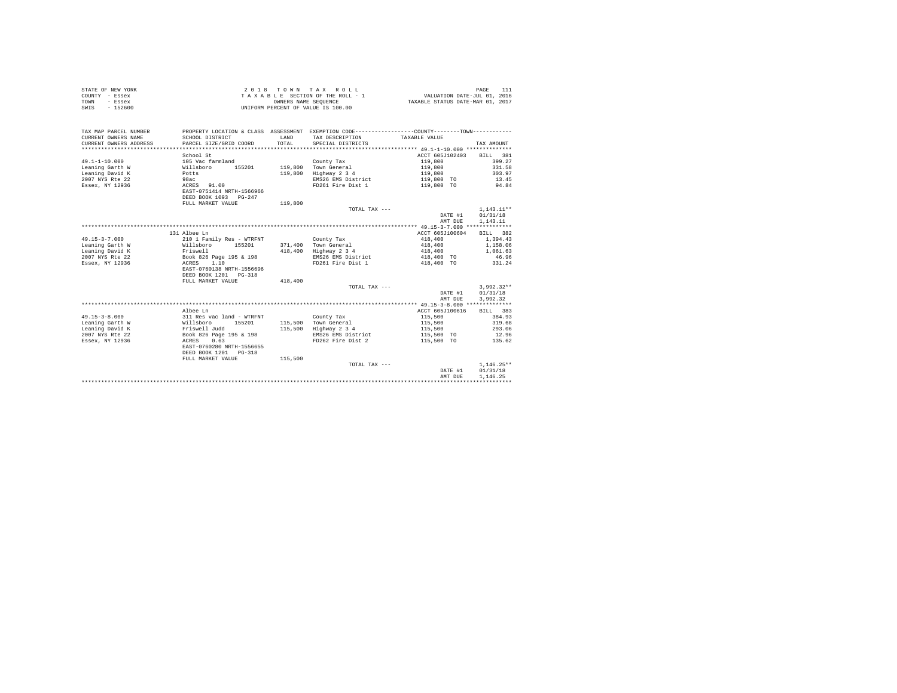STATE OF NEW YORK
COUNTY - Essex
TOWN - Essex
SWIS - 152600

2018 TOWN TAX ROLL
TAXABLE SECTION OF THE ROLL - 1
OWNERS NAME SEQUENCE
UNIFORM PERCENT OF VALUE IS 100.00

VALUATION DATE-JUL 01, 2016
TAXABLE STATUS DATE-MAR 01, 2017

| TAX MAP PARCEL NUMBER / CURRENT OWNERS NAME / CURRENT OWNERS ADDRESS | PROPERTY LOCATION & CLASS / SCHOOL DISTRICT / PARCEL SIZE/GRID COORD | ASSESSMENT LAND / TOTAL | EXEMPTION CODE / TAX DESCRIPTION / SPECIAL DISTRICTS | COUNTY / TOWN TAXABLE VALUE | TAX AMOUNT |
|---|---|---|---|---|---|
| 49.1-1-10.000 | School St | | | ACCT 605J102403 | BILL 381 |
| Leaning Garth W | 105 Vac farmland | | County Tax | 119,800 | 399.27 |
| Leaning David K | Willsboro 155201 | 119,800 | Town General | 119,800 | 331.58 |
| 2007 NYS Rte 22 | Potts | 119,800 | Highway 2 3 4 | 119,800 | 303.97 |
| Essex, NY 12936 | 98ac | | EMS26 EMS District | 119,800 TO | 13.45 |
| | ACRES 91.00 | | FD261 Fire Dist 1 | 119,800 TO | 94.84 |
| | EAST-0751414 NRTH-1566966 | | | | |
| | DEED BOOK 1093 PG-247 | | | | |
| | FULL MARKET VALUE | 119,800 | | | |
| | | | TOTAL TAX --- | | 1,143.11** |
| | | | | DATE #1 | 01/31/18 |
| | | | | AMT DUE | 1,143.11 |
| 49.15-3-7.000 | 131 Albee Ln | | | ACCT 605J100604 | BILL 382 |
| Leaning Garth W | 210 1 Family Res - WTRFNT | | County Tax | 418,400 | 1,394.43 |
| Leaning David K | Willsboro 155201 | 371,400 | Town General | 418,400 | 1,158.06 |
| 2007 NYS Rte 22 | Friswell | 418,400 | Highway 2 3 4 | 418,400 | 1,061.63 |
| Essex, NY 12936 | Book 826 Page 195 & 198 | | EMS26 EMS District | 418,400 TO | 46.96 |
| | ACRES 1.10 | | FD261 Fire Dist 1 | 418,400 TO | 331.24 |
| | EAST-0760138 NRTH-1556696 | | | | |
| | DEED BOOK 1201 PG-318 | | | | |
| | FULL MARKET VALUE | 418,400 | | | |
| | | | TOTAL TAX --- | | 3,992.32** |
| | | | | DATE #1 | 01/31/18 |
| | | | | AMT DUE | 3,992.32 |
| 49.15-3-8.000 | Albee Ln | | | ACCT 605J100616 | BILL 383 |
| Leaning Garth W | 311 Res vac land - WTRFNT | | County Tax | 115,500 | 384.93 |
| Leaning David K | Willsboro 155201 | 115,500 | Town General | 115,500 | 319.68 |
| 2007 NYS Rte 22 | Friswell Judd | 115,500 | Highway 2 3 4 | 115,500 | 293.06 |
| Essex, NY 12936 | Book 826 Page 195 & 198 | | EMS26 EMS District | 115,500 TO | 12.96 |
| | ACRES 0.63 | | FD262 Fire Dist 2 | 115,500 TO | 135.62 |
| | EAST-0760280 NRTH-1556655 | | | | |
| | DEED BOOK 1201 PG-318 | | | | |
| | FULL MARKET VALUE | 115,500 | | | |
| | | | TOTAL TAX --- | | 1,146.25** |
| | | | | DATE #1 | 01/31/18 |
| | | | | AMT DUE | 1,146.25 |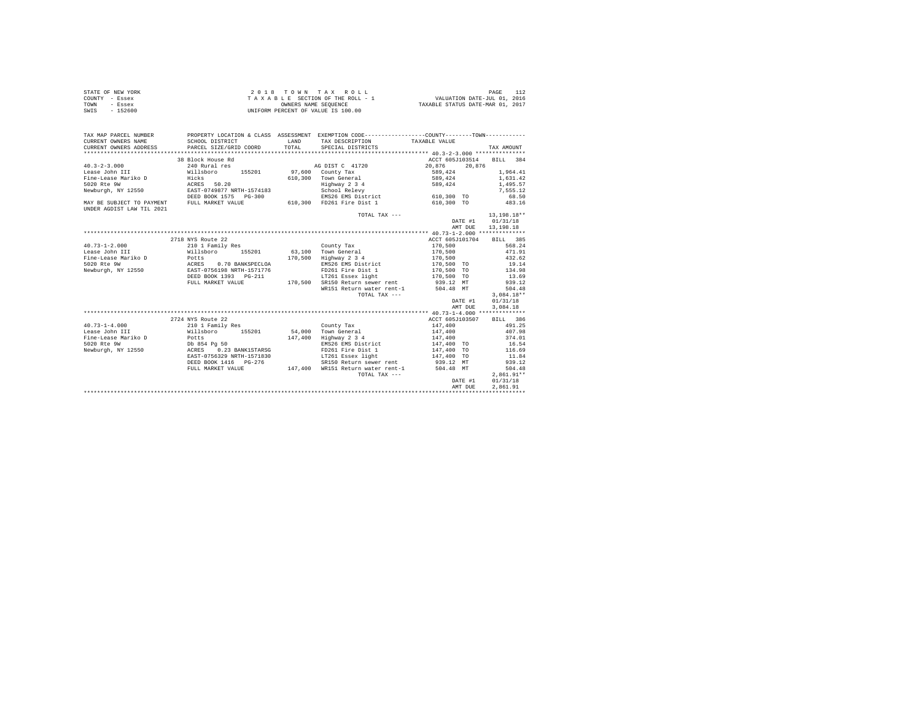STATE OF NEW YORK
COUNTY - Essex
TOWN - Essex
SWIS - 152600

2 0 1 8   T O W N   T A X   R O L L
T A X A B L E   SECTION OF THE ROLL - 1
OWNERS NAME SEQUENCE
UNIFORM PERCENT OF VALUE IS 100.00

VALUATION DATE-JUL 01, 2016
TAXABLE STATUS DATE-MAR 01, 2017

| TAX MAP PARCEL NUMBER / CURRENT OWNERS NAME / CURRENT OWNERS ADDRESS | PROPERTY LOCATION & CLASS / SCHOOL DISTRICT / PARCEL SIZE/GRID COORD | ASSESSMENT LAND / TOTAL | EXEMPTION CODE / TAX DESCRIPTION / SPECIAL DISTRICTS | COUNTY / TAXABLE VALUE | TOWN | TAX AMOUNT |
|---|---|---|---|---|---|---|
| | 38 Block House Rd | | | ACCT 605J103514 | | BILL 384 |
| 40.3-2-3.000 | 240 Rural res | | AG DIST C 41720 | 20,876 | 20,876 | |
| Lease John III | Willsboro 155201 | 97,600 | County Tax | 589,424 | | 1,964.41 |
| Fine-Lease Mariko D | Hicks | 610,300 | Town General | 589,424 | | 1,631.42 |
| 5020 Rte 9W | ACRES 50.20 | | Highway 2 3 4 | 589,424 | | 1,495.57 |
| Newburgh, NY 12550 | EAST-0749877 NRTH-1574183 | | School Relevy | | | 7,555.12 |
| | DEED BOOK 1575 PG-300 | | EMS26 EMS District | 610,300 TO | | 68.50 |
| MAY BE SUBJECT TO PAYMENT UNDER AGDIST LAW TIL 2021 | FULL MARKET VALUE | 610,300 | FD261 Fire Dist 1 | 610,300 TO | | 483.16 |
| | | | TOTAL TAX --- | | | 13,198.18** |
| | | | | | DATE #1 | 01/31/18 |
| | | | | | AMT DUE | 13,198.18 |
| | 2718 NYS Route 22 | | | ACCT 605J101704 | | BILL 385 |
| 40.73-1-2.000 | 210 1 Family Res | | County Tax | 170,500 | | 568.24 |
| Lease John III | Willsboro 155201 | 63,100 | Town General | 170,500 | | 471.91 |
| Fine-Lease Mariko D | Potts | 170,500 | Highway 2 3 4 | 170,500 | | 432.62 |
| 5020 Rte 9W | ACRES 0.70 BANKSPECLOA | | EMS26 EMS District | 170,500 TO | | 19.14 |
| Newburgh, NY 12550 | EAST-0756198 NRTH-1571776 | | FD261 Fire Dist 1 | 170,500 TO | | 134.98 |
| | DEED BOOK 1393 PG-211 | | LT261 Essex light | 170,500 TO | | 13.69 |
| | FULL MARKET VALUE | 170,500 | SR150 Return sewer rent | 939.12 MT | | 939.12 |
| | | | WR151 Return water rent-1 | 504.48 MT | | 504.48 |
| | | | TOTAL TAX --- | | | 3,084.18** |
| | | | | | DATE #1 | 01/31/18 |
| | | | | | AMT DUE | 3,084.18 |
| | 2724 NYS Route 22 | | | ACCT 605J103507 | | BILL 386 |
| 40.73-1-4.000 | 210 1 Family Res | | County Tax | 147,400 | | 491.25 |
| Lease John III | Willsboro 155201 | 54,000 | Town General | 147,400 | | 407.98 |
| Fine-Lease Mariko D | Potts | 147,400 | Highway 2 3 4 | 147,400 | | 374.01 |
| 5020 Rte 9W | Db 854 Pg 50 | | EMS26 EMS District | 147,400 TO | | 16.54 |
| Newburgh, NY 12550 | ACRES 0.23 BANK1STARSG | | FD261 Fire Dist 1 | 147,400 TO | | 116.69 |
| | EAST-0756329 NRTH-1571830 | | LT261 Essex light | 147,400 TO | | 11.84 |
| | DEED BOOK 1416 PG-276 | | SR150 Return sewer rent | 939.12 MT | | 939.12 |
| | FULL MARKET VALUE | 147,400 | WR151 Return water rent-1 | 504.48 MT | | 504.48 |
| | | | TOTAL TAX --- | | | 2,861.91** |
| | | | | | DATE #1 | 01/31/18 |
| | | | | | AMT DUE | 2,861.91 |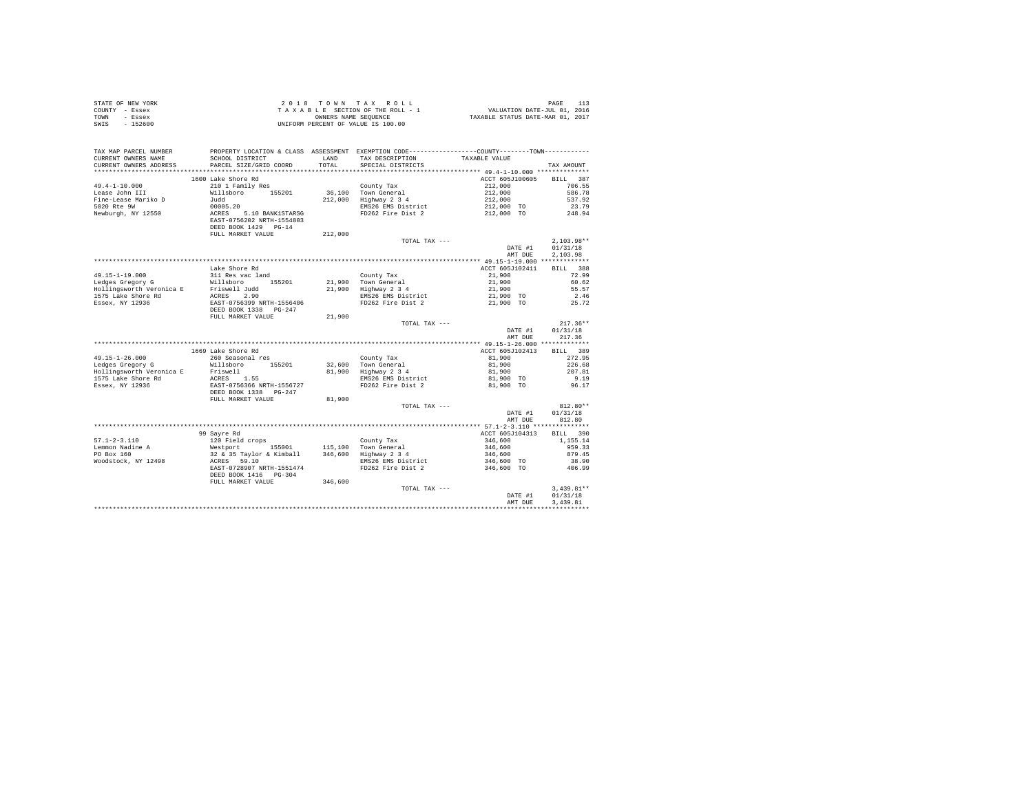STATE OF NEW YORK
COUNTY - Essex
TOWN - Essex
SWIS - 152600

2018 TOWN TAX ROLL
TAXABLE SECTION OF THE ROLL - 1
OWNERS NAME SEQUENCE
UNIFORM PERCENT OF VALUE IS 100.00

VALUATION DATE-JUL 01, 2016
TAXABLE STATUS DATE-MAR 01, 2017

| TAX MAP PARCEL NUMBER / CURRENT OWNERS NAME / CURRENT OWNERS ADDRESS | PROPERTY LOCATION & CLASS / SCHOOL DISTRICT / PARCEL SIZE/GRID COORD | ASSESSMENT LAND / TOTAL | EXEMPTION CODE / TAX DESCRIPTION / SPECIAL DISTRICTS | COUNTY--------TOWN / TAXABLE VALUE | TAX AMOUNT |
|---|---|---|---|---|---|
| ******** 49.4-1-10.000 ******** | 1600 Lake Shore Rd | | | ACCT 605J100605 | BILL 387 |
| 49.4-1-10.000 | 210 1 Family Res | | County Tax | 212,000 | 706.55 |
| Lease John III | Willsboro 155201 | 36,100 | Town General | 212,000 | 586.78 |
| Fine-Lease Mariko D | Judd | 212,000 | Highway 2 3 4 | 212,000 | 537.92 |
| 5020 Rte 9W | 00005.20 | | EMS26 EMS District | 212,000 TO | 23.79 |
| Newburgh, NY 12550 | ACRES 5.10 BANK1STARSG | | FD262 Fire Dist 2 | 212,000 TO | 248.94 |
| | EAST-0756202 NRTH-1554803 | | | | |
| | DEED BOOK 1429 PG-14 | | | | |
| | FULL MARKET VALUE | 212,000 | | | |
| | | | TOTAL TAX --- | | 2,103.98** |
| | | | | DATE #1 | 01/31/18 |
| | | | | AMT DUE | 2,103.98 |
| ******** 49.15-1-19.000 ******** | Lake Shore Rd | | | ACCT 605J102411 | BILL 388 |
| 49.15-1-19.000 | 311 Res vac land | | County Tax | 21,900 | 72.99 |
| Ledges Gregory G | Willsboro 155201 | 21,900 | Town General | 21,900 | 60.62 |
| Hollingsworth Veronica E | Friswell Judd | 21,900 | Highway 2 3 4 | 21,900 | 55.57 |
| 1575 Lake Shore Rd | ACRES 2.90 | | EMS26 EMS District | 21,900 TO | 2.46 |
| Essex, NY 12936 | EAST-0756399 NRTH-1556406 | | FD262 Fire Dist 2 | 21,900 TO | 25.72 |
| | DEED BOOK 1338 PG-247 | | | | |
| | FULL MARKET VALUE | 21,900 | | | |
| | | | TOTAL TAX --- | | 217.36** |
| | | | | DATE #1 | 01/31/18 |
| | | | | AMT DUE | 217.36 |
| ******** 49.15-1-26.000 ******** | 1669 Lake Shore Rd | | | ACCT 605J102413 | BILL 389 |
| 49.15-1-26.000 | 260 Seasonal res | | County Tax | 81,900 | 272.95 |
| Ledges Gregory G | Willsboro 155201 | 32,600 | Town General | 81,900 | 226.68 |
| Hollingsworth Veronica E | Friswell | 81,900 | Highway 2 3 4 | 81,900 | 207.81 |
| 1575 Lake Shore Rd | ACRES 1.55 | | EMS26 EMS District | 81,900 TO | 9.19 |
| Essex, NY 12936 | EAST-0756366 NRTH-1556727 | | FD262 Fire Dist 2 | 81,900 TO | 96.17 |
| | DEED BOOK 1338 PG-247 | | | | |
| | FULL MARKET VALUE | 81,900 | | | |
| | | | TOTAL TAX --- | | 812.80** |
| | | | | DATE #1 | 01/31/18 |
| | | | | AMT DUE | 812.80 |
| ******** 57.1-2-3.110 ******** | 99 Sayre Rd | | | ACCT 605J104313 | BILL 390 |
| 57.1-2-3.110 | 120 Field crops | | County Tax | 346,600 | 1,155.14 |
| Lemmon Nadine A | Westport 155001 | 115,100 | Town General | 346,600 | 959.33 |
| PO Box 160 | 32 & 35 Taylor & Kimball | 346,600 | Highway 2 3 4 | 346,600 | 879.45 |
| Woodstock, NY 12498 | ACRES 59.10 | | EMS26 EMS District | 346,600 TO | 38.90 |
| | EAST-0728907 NRTH-1551474 | | FD262 Fire Dist 2 | 346,600 TO | 406.99 |
| | DEED BOOK 1416 PG-304 | | | | |
| | FULL MARKET VALUE | 346,600 | | | |
| | | | TOTAL TAX --- | | 3,439.81** |
| | | | | DATE #1 | 01/31/18 |
| | | | | AMT DUE | 3,439.81 |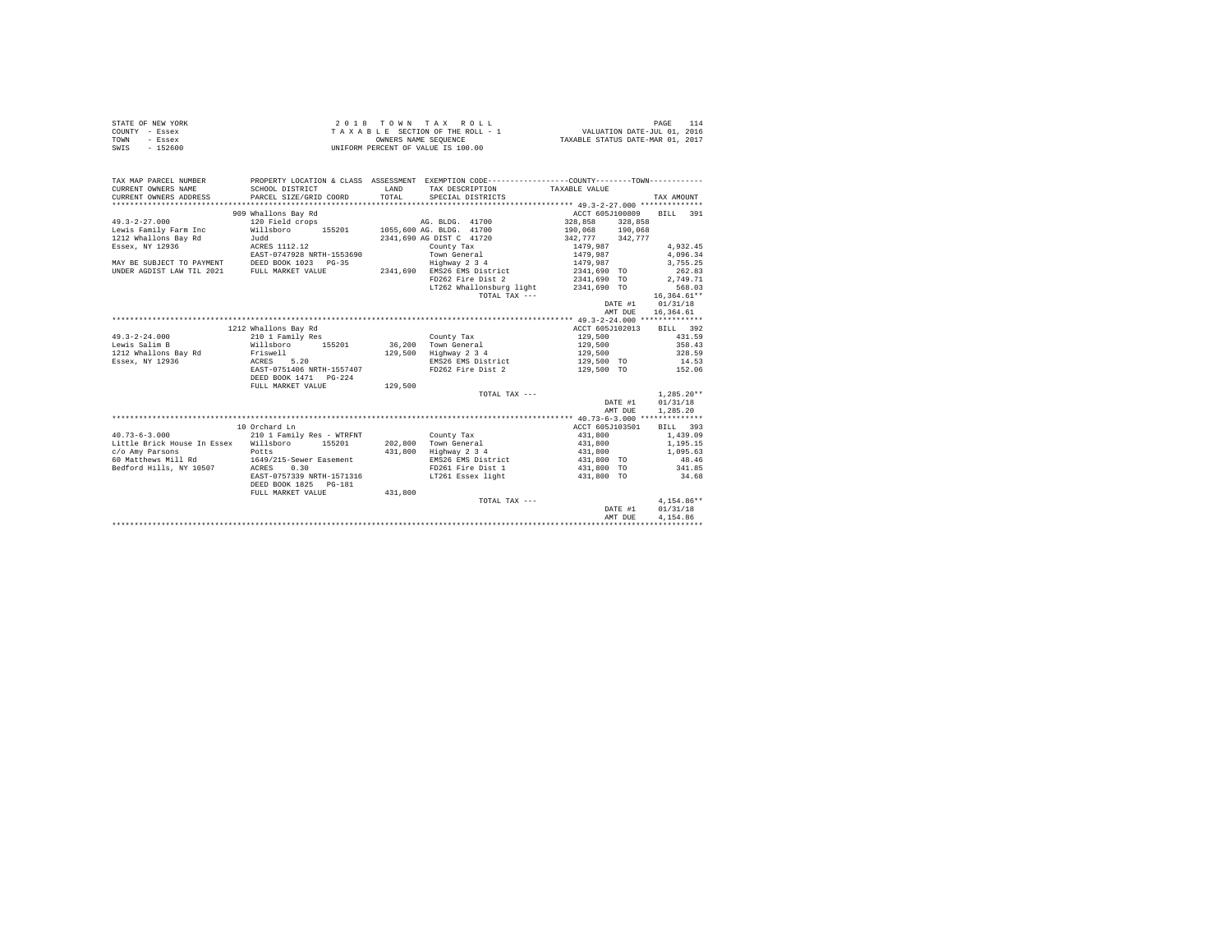STATE OF NEW YORK
COUNTY - Essex
TOWN - Essex
SWIS - 152600

2 0 1 8 T O W N T A X R O L L
T A X A B L E SECTION OF THE ROLL - 1
OWNERS NAME SEQUENCE
UNIFORM PERCENT OF VALUE IS 100.00

VALUATION DATE-JUL 01, 2016
TAXABLE STATUS DATE-MAR 01, 2017

```
TAX MAP PARCEL NUMBER      PROPERTY LOCATION & CLASS  ASSESSMENT  EXEMPTION CODE-----------------COUNTY--------TOWN-----------
CURRENT OWNERS NAME        SCHOOL DISTRICT            LAND        TAX DESCRIPTION            TAXABLE VALUE
CURRENT OWNERS ADDRESS     PARCEL SIZE/GRID COORD     TOTAL       SPECIAL DISTRICTS                                    TAX AMOUNT
******************************************************************************************** 49.3-2-27.000 **************
                           909 Whallons Bay Rd                                                ACCT 605J100809    BILL  391
49.3-2-27.000              120 Field crops                     AG. BLDG. 41700             328,858    328,858
Lewis Family Farm Inc      Willsboro     155201      1055,600 AG. BLDG. 41700              190,068    190,068
1212 Whallons Bay Rd       Judd                      2341,690 AG DIST C  41720             342,777    342,777
Essex, NY 12936            ACRES 1112.12                       County Tax                  1479,987                4,932.45
                           EAST-0747928 NRTH-1553690           Town General                1479,987                4,096.34
MAY BE SUBJECT TO PAYMENT  DEED BOOK 1023   PG-35              Highway 2 3 4               1479,987                3,755.25
UNDER AGDIST LAW TIL 2021  FULL MARKET VALUE         2341,690  EMS26 EMS District          2341,690 TO               262.83
                                                               FD262 Fire Dist 2           2341,690 TO             2,749.71
                                                               LT262 Whallonsburg light    2341,690 TO               568.03
                                                                    TOTAL TAX ---                                16,364.61**
                                                                                           DATE #1    01/31/18
                                                                                           AMT DUE    16,364.61
******************************************************************************************** 49.3-2-24.000 **************
                           1212 Whallons Bay Rd                                               ACCT 605J102013    BILL  392
49.3-2-24.000              210 1 Family Res                    County Tax                   129,500                  431.59
Lewis Salim B              Willsboro     155201        36,200  Town General                 129,500                  358.43
1212 Whallons Bay Rd       Friswell                   129,500  Highway 2 3 4                129,500                  328.59
Essex, NY 12936            ACRES    5.20                       EMS26 EMS District           129,500 TO                14.53
                           EAST-0751406 NRTH-1557407           FD262 Fire Dist 2            129,500 TO               152.06
                           DEED BOOK 1471   PG-224
                           FULL MARKET VALUE          129,500
                                                                    TOTAL TAX ---                                 1,285.20**
                                                                                           DATE #1    01/31/18
                                                                                           AMT DUE     1,285.20
******************************************************************************************** 40.73-6-3.000 **************
                           10 Orchard Ln                                                      ACCT 605J103501    BILL  393
40.73-6-3.000              210 1 Family Res - WTRFNT           County Tax                   431,800                1,439.09
Little Brick House In Essex  Willsboro   155201       202,800  Town General                 431,800                1,195.15
c/o Amy Parsons            Potts                      431,800  Highway 2 3 4                431,800                1,095.63
60 Matthews Mill Rd        1649/215-Sewer Easement             EMS26 EMS District           431,800 TO                48.46
Bedford Hills, NY 10507    ACRES    0.30                       FD261 Fire Dist 1            431,800 TO               341.85
                           EAST-0757339 NRTH-1571316           LT261 Essex light            431,800 TO                34.68
                           DEED BOOK 1825   PG-181
                           FULL MARKET VALUE          431,800
                                                                    TOTAL TAX ---                                 4,154.86**
                                                                                           DATE #1    01/31/18
                                                                                           AMT DUE     4,154.86
************************************************************************************************************************
```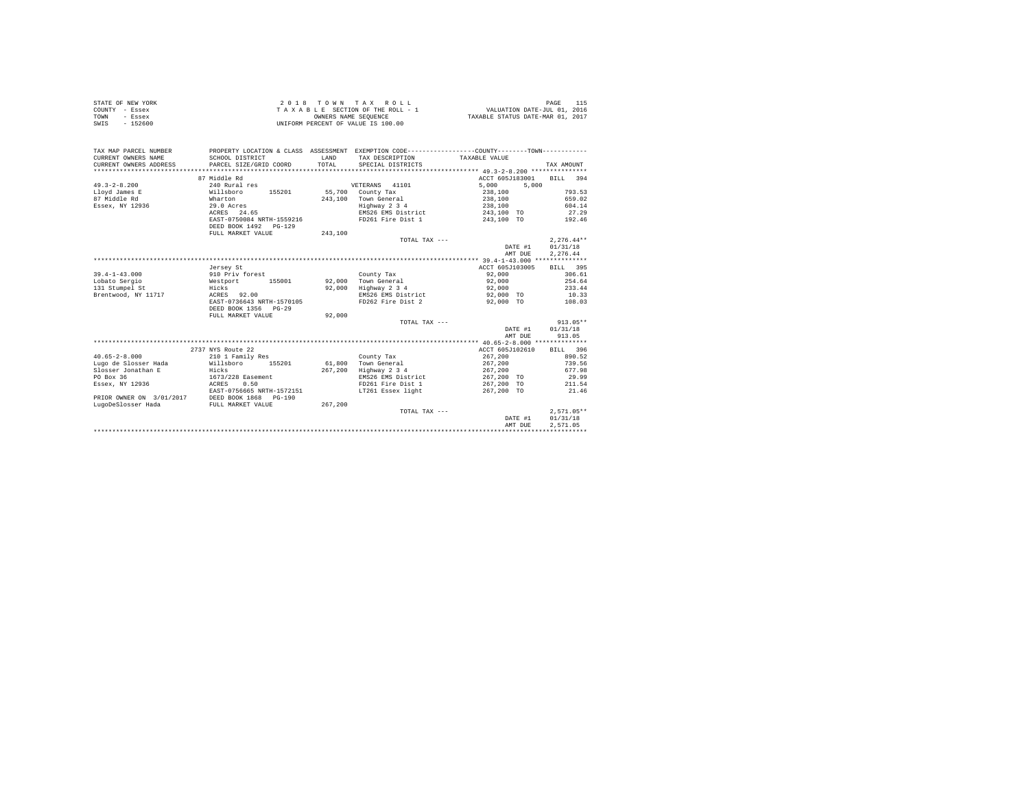STATE OF NEW YORK
COUNTY - Essex
TOWN - Essex
SWIS - 152600

2 0 1 8 T O W N T A X R O L L
T A X A B L E SECTION OF THE ROLL - 1
OWNERS NAME SEQUENCE
UNIFORM PERCENT OF VALUE IS 100.00

VALUATION DATE-JUL 01, 2016
TAXABLE STATUS DATE-MAR 01, 2017

| TAX MAP PARCEL NUMBER / CURRENT OWNERS NAME / CURRENT OWNERS ADDRESS | PROPERTY LOCATION & CLASS / SCHOOL DISTRICT / PARCEL SIZE/GRID COORD | ASSESSMENT LAND / TOTAL | EXEMPTION CODE / TAX DESCRIPTION / SPECIAL DISTRICTS | COUNTY / TAXABLE VALUE | TOWN | TAX AMOUNT |
|---|---|---|---|---|---|---|
| ****** 49.3-2-8.200 ****** | | | | | | |
| | 87 Middle Rd | | | ACCT 605J183001 | | BILL 394 |
| 49.3-2-8.200 | 240 Rural res | | VETERANS 41101 | 5,000 | 5,000 | |
| Lloyd James E | Willsboro 155201 | 55,700 | County Tax | 238,100 | | 793.53 |
| 87 Middle Rd | Wharton | 243,100 | Town General | 238,100 | | 659.02 |
| Essex, NY 12936 | 29.0 Acres | | Highway 2 3 4 | 238,100 | | 604.14 |
| | ACRES 24.65 | | EMS26 EMS District | 243,100 TO | | 27.29 |
| | EAST-0750084 NRTH-1559216 | | FD261 Fire Dist 1 | 243,100 TO | | 192.46 |
| | DEED BOOK 1492 PG-129 | | | | | |
| | FULL MARKET VALUE | 243,100 | | | | |
| | | | TOTAL TAX --- | | | 2,276.44** |
| | | | | | DATE #1 | 01/31/18 |
| | | | | | AMT DUE | 2,276.44 |
| ****** 39.4-1-43.000 ****** | | | | | | |
| | Jersey St | | | ACCT 605J103005 | | BILL 395 |
| 39.4-1-43.000 | 910 Priv forest | | County Tax | 92,000 | | 306.61 |
| Lobato Sergio | Westport 155001 | 92,000 | Town General | 92,000 | | 254.64 |
| 131 Stumpel St | Hicks | 92,000 | Highway 2 3 4 | 92,000 | | 233.44 |
| Brentwood, NY 11717 | ACRES 92.00 | | EMS26 EMS District | 92,000 TO | | 10.33 |
| | EAST-0736643 NRTH-1570105 | | FD262 Fire Dist 2 | 92,000 TO | | 108.03 |
| | DEED BOOK 1356 PG-29 | | | | | |
| | FULL MARKET VALUE | 92,000 | | | | |
| | | | TOTAL TAX --- | | | 913.05** |
| | | | | | DATE #1 | 01/31/18 |
| | | | | | AMT DUE | 913.05 |
| ****** 40.65-2-8.000 ****** | | | | | | |
| | 2737 NYS Route 22 | | | ACCT 605J102610 | | BILL 396 |
| 40.65-2-8.000 | 210 1 Family Res | | County Tax | 267,200 | | 890.52 |
| Lugo de Slosser Hada | Willsboro 155201 | 61,800 | Town General | 267,200 | | 739.56 |
| Slosser Jonathan E | Hicks | 267,200 | Highway 2 3 4 | 267,200 | | 677.98 |
| PO Box 36 | 1673/228 Easement | | EMS26 EMS District | 267,200 TO | | 29.99 |
| Essex, NY 12936 | ACRES 0.50 | | FD261 Fire Dist 1 | 267,200 TO | | 211.54 |
| | EAST-0756665 NRTH-1572151 | | LT261 Essex light | 267,200 TO | | 21.46 |
| PRIOR OWNER ON 3/01/2017 | DEED BOOK 1868 PG-190 | | | | | |
| LugoDeSlosser Hada | FULL MARKET VALUE | 267,200 | | | | |
| | | | TOTAL TAX --- | | | 2,571.05** |
| | | | | | DATE #1 | 01/31/18 |
| | | | | | AMT DUE | 2,571.05 |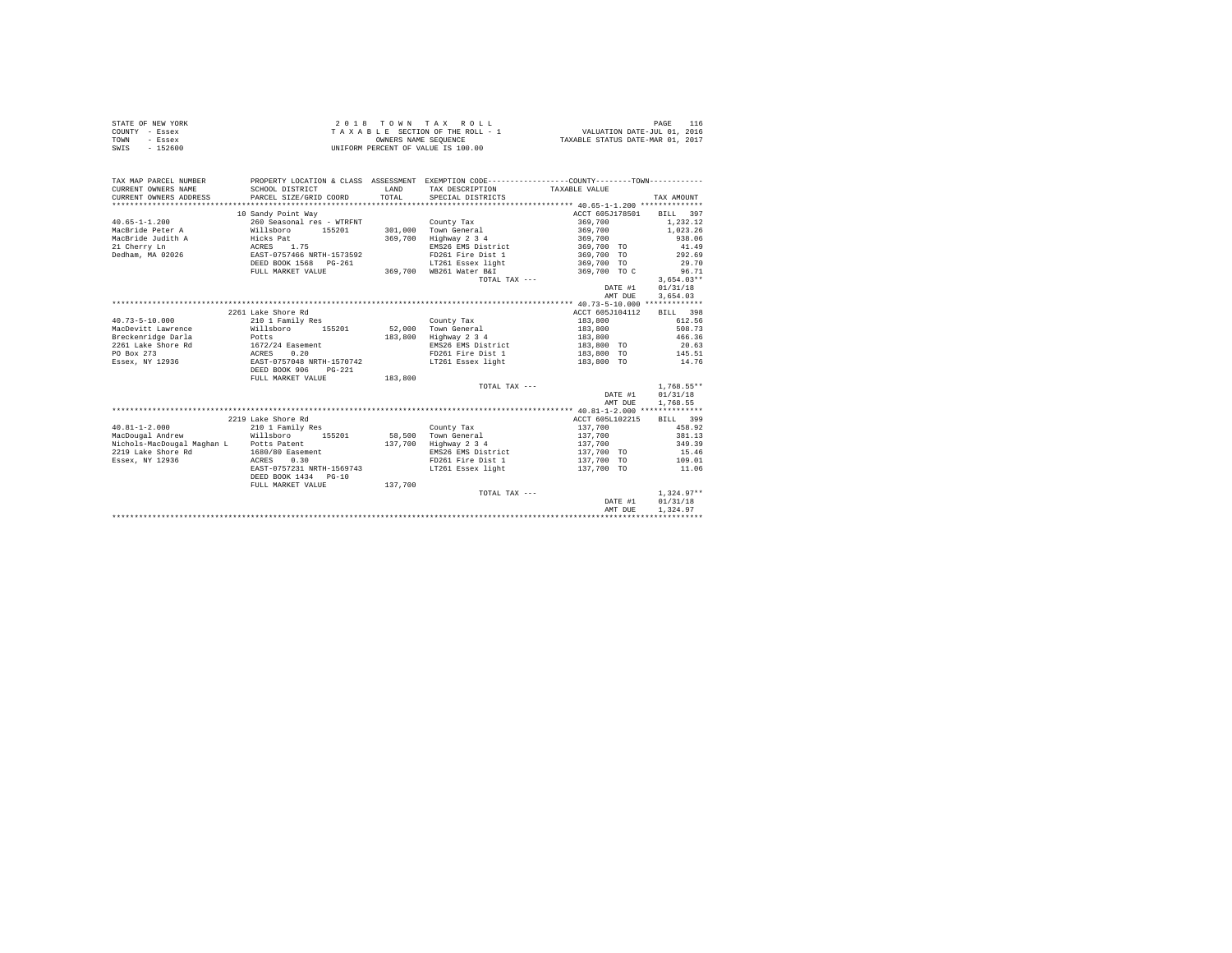STATE OF NEW YORK
COUNTY - Essex
TOWN - Essex
SWIS - 152600

2 0 1 8 T O W N T A X R O L L
T A X A B L E SECTION OF THE ROLL - 1
OWNERS NAME SEQUENCE
UNIFORM PERCENT OF VALUE IS 100.00

VALUATION DATE-JUL 01, 2016
TAXABLE STATUS DATE-MAR 01, 2017

```
TAX MAP PARCEL NUMBER          PROPERTY LOCATION & CLASS  ASSESSMENT  EXEMPTION CODE-----------------COUNTY--------TOWN-----------
CURRENT OWNERS NAME            SCHOOL DISTRICT               LAND      TAX DESCRIPTION            TAXABLE VALUE
CURRENT OWNERS ADDRESS         PARCEL SIZE/GRID COORD       TOTAL      SPECIAL DISTRICTS                                  TAX AMOUNT
************************************************************************************************ 40.65-1-1.200 **************
                               10 Sandy Point Way                                                  ACCT 605J178501    BILL  397
40.65-1-1.200                  260 Seasonal res - WTRFNT              County Tax                  369,700                 1,232.12
MacBride Peter A               Willsboro      155201       301,000    Town General                369,700                 1,023.26
MacBride Judith A              Hicks Pat                   369,700    Highway 2 3 4               369,700                   938.06
21 Cherry Ln                   ACRES    1.75                          EMS26 EMS District          369,700 TO                 41.49
Dedham, MA 02026               EAST-0757466 NRTH-1573592              FD261 Fire Dist 1           369,700 TO                292.69
                               DEED BOOK 1568   PG-261                LT261 Essex light           369,700 TO                 29.70
                               FULL MARKET VALUE           369,700    WB261 Water B&I             369,700 TO C               96.71
                                                                          TOTAL TAX ---                                   3,654.03**
                                                                                                   DATE #1            01/31/18
                                                                                                   AMT DUE            3,654.03
************************************************************************************************ 40.73-5-10.000 *************
                               2261 Lake Shore Rd                                                  ACCT 605J104112    BILL  398
40.73-5-10.000                 210 1 Family Res                       County Tax                  183,800                   612.56
MacDevitt Lawrence             Willsboro      155201        52,000    Town General                183,800                   508.73
Breckenridge Darla             Potts                       183,800    Highway 2 3 4               183,800                   466.36
2261 Lake Shore Rd             1672/24 Easement                       EMS26 EMS District          183,800 TO                 20.63
PO Box 273                     ACRES    0.20                          FD261 Fire Dist 1           183,800 TO                145.51
Essex, NY 12936                EAST-0757048 NRTH-1570742              LT261 Essex light           183,800 TO                 14.76
                               DEED BOOK 906    PG-221
                               FULL MARKET VALUE           183,800
                                                                          TOTAL TAX ---                                   1,768.55**
                                                                                                   DATE #1            01/31/18
                                                                                                   AMT DUE            1,768.55
************************************************************************************************ 40.81-1-2.000 **************
                               2219 Lake Shore Rd                                                  ACCT 605L102215    BILL  399
40.81-1-2.000                  210 1 Family Res                       County Tax                  137,700                   458.92
MacDougal Andrew               Willsboro      155201        58,500    Town General                137,700                   381.13
Nichols-MacDougal Maghan L     Potts Patent                137,700    Highway 2 3 4               137,700                   349.39
2219 Lake Shore Rd             1680/80 Easement                       EMS26 EMS District          137,700 TO                 15.46
Essex, NY 12936                ACRES    0.30                          FD261 Fire Dist 1           137,700 TO                109.01
                               EAST-0757231 NRTH-1569743              LT261 Essex light           137,700 TO                 11.06
                               DEED BOOK 1434   PG-10
                               FULL MARKET VALUE           137,700
                                                                          TOTAL TAX ---                                   1,324.97**
                                                                                                   DATE #1            01/31/18
                                                                                                   AMT DUE            1,324.97
******************************************************************************************************************************
```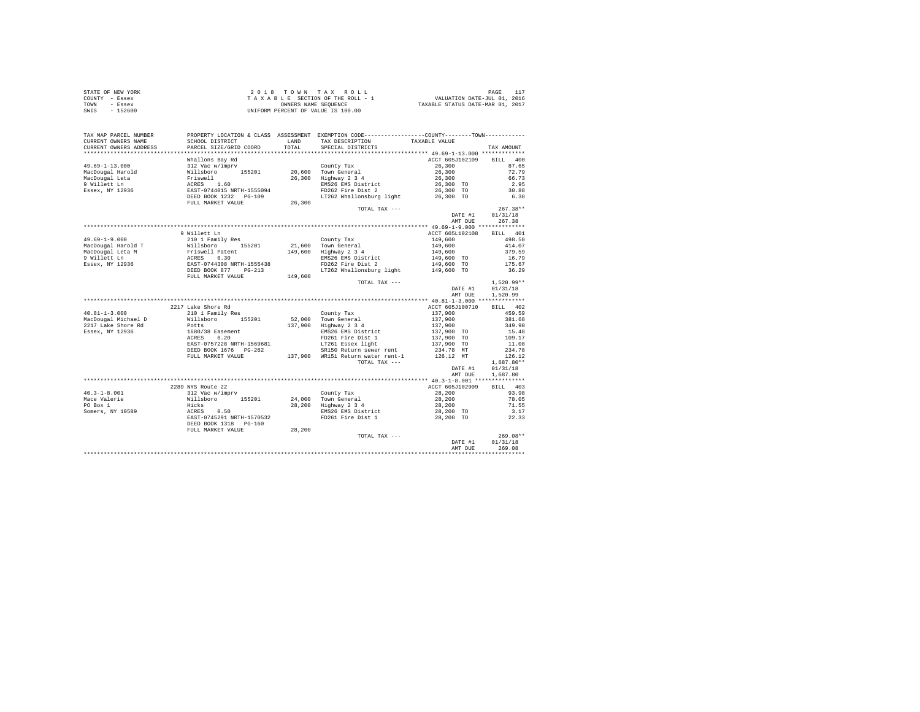STATE OF NEW YORK
COUNTY - Essex
TOWN - Essex
SWIS - 152600

2018 TOWN TAX ROLL
TAXABLE SECTION OF THE ROLL - 1
OWNERS NAME SEQUENCE
UNIFORM PERCENT OF VALUE IS 100.00

VALUATION DATE-JUL 01, 2016
TAXABLE STATUS DATE-MAR 01, 2017

| TAX MAP PARCEL NUMBER / CURRENT OWNERS NAME / CURRENT OWNERS ADDRESS | PROPERTY LOCATION & CLASS / SCHOOL DISTRICT / PARCEL SIZE/GRID COORD | ASSESSMENT LAND / TOTAL | EXEMPTION CODE / TAX DESCRIPTION / SPECIAL DISTRICTS | COUNTY--------TOWN TAXABLE VALUE | TAX AMOUNT |
|---|---|---|---|---|---|
| 49.69-1-13.000 | Whallons Bay Rd | | | ACCT 605J102109 | BILL 400 |
| 49.69-1-13.000 | 312 Vac w/imprv | | County Tax | 26,300 | 87.65 |
| MacDougal Harold | Willsboro 155201 | 20,600 | Town General | 26,300 | 72.79 |
| MacDougal Leta | Friswell | 26,300 | Highway 2 3 4 | 26,300 | 66.73 |
| 9 Willett Ln | ACRES 1.60 | | EMS26 EMS District | 26,300 TO | 2.95 |
| Essex, NY 12936 | EAST-0744015 NRTH-1555094 | | FD262 Fire Dist 2 | 26,300 TO | 30.88 |
| | DEED BOOK 1232 PG-109 | | LT262 Whallonsburg light | 26,300 TO | 6.38 |
| | FULL MARKET VALUE | 26,300 | | | |
| | | | TOTAL TAX --- | | 267.38** |
| | | | | DATE #1 | 01/31/18 |
| | | | | AMT DUE | 267.38 |
| 49.69-1-9.000 | 9 Willett Ln | | | ACCT 605L102108 | BILL 401 |
| 49.69-1-9.000 | 210 1 Family Res | | County Tax | 149,600 | 498.58 |
| MacDougal Harold T | Willsboro 155201 | 21,600 | Town General | 149,600 | 414.07 |
| MacDougal Leta M | Friswell Patent | 149,600 | Highway 2 3 4 | 149,600 | 379.59 |
| 9 Willett Ln | ACRES 0.30 | | EMS26 EMS District | 149,600 TO | 16.79 |
| Essex, NY 12936 | EAST-0744308 NRTH-1555438 | | FD262 Fire Dist 2 | 149,600 TO | 175.67 |
| | DEED BOOK 877 PG-213 | | LT262 Whallonsburg light | 149,600 TO | 36.29 |
| | FULL MARKET VALUE | 149,600 | | | |
| | | | TOTAL TAX --- | | 1,520.99** |
| | | | | DATE #1 | 01/31/18 |
| | | | | AMT DUE | 1,520.99 |
| 40.81-1-3.000 | 2217 Lake Shore Rd | | | ACCT 605J100710 | BILL 402 |
| 40.81-1-3.000 | 210 1 Family Res | | County Tax | 137,900 | 459.59 |
| MacDougal Michael D | Willsboro 155201 | 52,000 | Town General | 137,900 | 381.68 |
| 2217 Lake Shore Rd | Potts | 137,900 | Highway 2 3 4 | 137,900 | 349.90 |
| Essex, NY 12936 | 1680/38 Easement | | EMS26 EMS District | 137,900 TO | 15.48 |
| | ACRES 0.20 | | FD261 Fire Dist 1 | 137,900 TO | 109.17 |
| | EAST-0757228 NRTH-1569681 | | LT261 Essex light | 137,900 TO | 11.08 |
| | DEED BOOK 1676 PG-262 | | SR150 Return sewer rent | 234.78 MT | 234.78 |
| | FULL MARKET VALUE | 137,900 | WR151 Return water rent-1 | 126.12 MT | 126.12 |
| | | | TOTAL TAX --- | | 1,687.80** |
| | | | | DATE #1 | 01/31/18 |
| | | | | AMT DUE | 1,687.80 |
| 40.3-1-8.001 | 2289 NYS Route 22 | | | ACCT 605J102909 | BILL 403 |
| 40.3-1-8.001 | 312 Vac w/imprv | | County Tax | 28,200 | 93.98 |
| Mace Valerie | Willsboro 155201 | 24,000 | Town General | 28,200 | 78.05 |
| PO Box 1 | Hicks | 28,200 | Highway 2 3 4 | 28,200 | 71.55 |
| Somers, NY 10589 | ACRES 0.50 | | EMS26 EMS District | 28,200 TO | 3.17 |
| | EAST-0745291 NRTH-1570532 | | FD261 Fire Dist 1 | 28,200 TO | 22.33 |
| | DEED BOOK 1318 PG-160 | | | | |
| | FULL MARKET VALUE | 28,200 | | | |
| | | | TOTAL TAX --- | | 269.08** |
| | | | | DATE #1 | 01/31/18 |
| | | | | AMT DUE | 269.08 |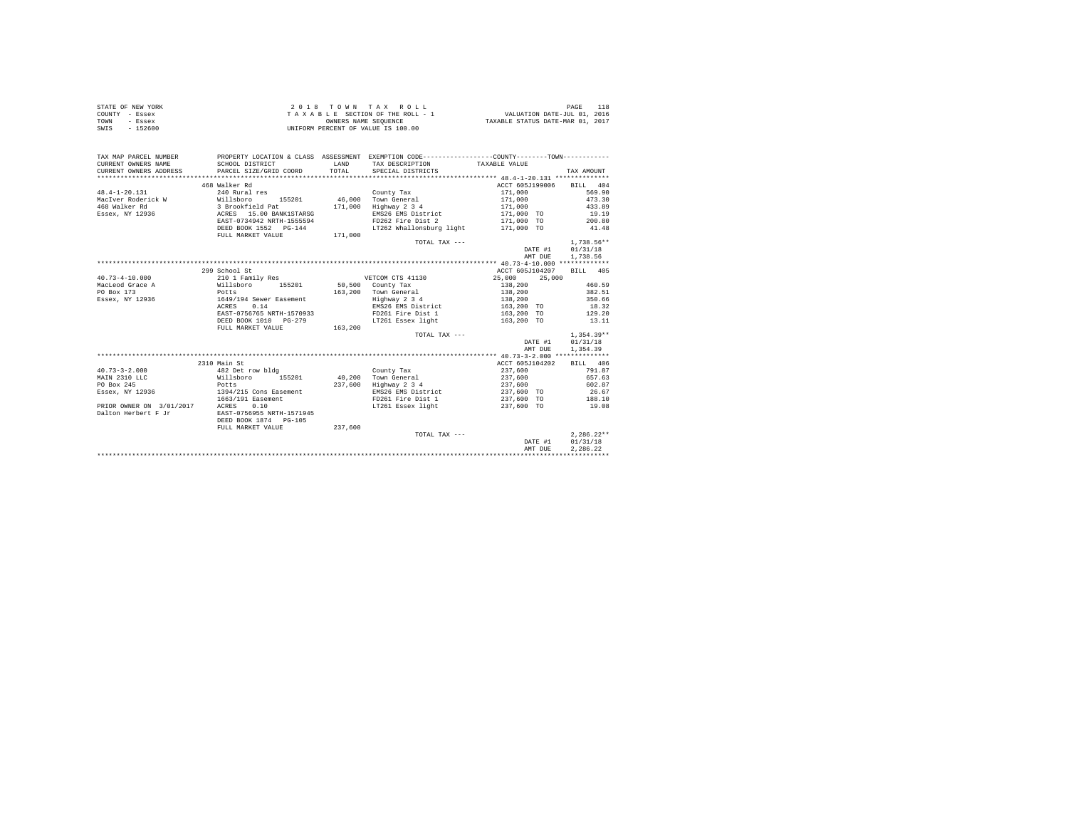STATE OF NEW YORK
COUNTY - Essex
TOWN - Essex
SWIS - 152600

2 0 1 8 T O W N T A X R O L L
T A X A B L E SECTION OF THE ROLL - 1
OWNERS NAME SEQUENCE
UNIFORM PERCENT OF VALUE IS 100.00

VALUATION DATE-JUL 01, 2016
TAXABLE STATUS DATE-MAR 01, 2017

| TAX MAP PARCEL NUMBER / CURRENT OWNERS NAME / CURRENT OWNERS ADDRESS | PROPERTY LOCATION & CLASS / SCHOOL DISTRICT / PARCEL SIZE/GRID COORD | ASSESSMENT LAND / TOTAL | EXEMPTION CODE / TAX DESCRIPTION / SPECIAL DISTRICTS | COUNTY / TAXABLE VALUE | TOWN | TAX AMOUNT |
|---|---|---|---|---|---|---|
| 48.4-1-20.131 | 468 Walker Rd | | | ACCT 605J199006 | | BILL 404 |
| | 240 Rural res | | County Tax | 171,000 | | 569.90 |
| MacIver Roderick W | Willsboro 155201 | 46,000 | Town General | 171,000 | | 473.30 |
| 468 Walker Rd | 3 Brookfield Pat | 171,000 | Highway 2 3 4 | 171,000 | | 433.89 |
| Essex, NY 12936 | ACRES 15.00 BANK1STARSG | | EMS26 EMS District | 171,000 TO | | 19.19 |
| | EAST-0734942 NRTH-1555594 | | FD262 Fire Dist 2 | 171,000 TO | | 200.80 |
| | DEED BOOK 1552 PG-144 | | LT262 Whallonsburg light | 171,000 TO | | 41.48 |
| | FULL MARKET VALUE | 171,000 | | | | |
| | | | TOTAL TAX --- | | | 1,738.56** |
| | | | | DATE #1 | | 01/31/18 |
| | | | | AMT DUE | | 1,738.56 |
| 40.73-4-10.000 | 299 School St | | | ACCT 605J104207 | | BILL 405 |
| | 210 1 Family Res | | VETCOM CTS 41130 | 25,000 | 25,000 | |
| MacLeod Grace A | Willsboro 155201 | 50,500 | County Tax | 138,200 | | 460.59 |
| PO Box 173 | Potts | 163,200 | Town General | 138,200 | | 382.51 |
| Essex, NY 12936 | 1649/194 Sewer Easement | | Highway 2 3 4 | 138,200 | | 350.66 |
| | ACRES 0.14 | | EMS26 EMS District | 163,200 TO | | 18.32 |
| | EAST-0756765 NRTH-1570933 | | FD261 Fire Dist 1 | 163,200 TO | | 129.20 |
| | DEED BOOK 1010 PG-279 | | LT261 Essex light | 163,200 TO | | 13.11 |
| | FULL MARKET VALUE | 163,200 | | | | |
| | | | TOTAL TAX --- | | | 1,354.39** |
| | | | | DATE #1 | | 01/31/18 |
| | | | | AMT DUE | | 1,354.39 |
| 40.73-3-2.000 | 2310 Main St | | | ACCT 605J104202 | | BILL 406 |
| | 482 Det row bldg | | County Tax | 237,600 | | 791.87 |
| MAIN 2310 LLC | Willsboro 155201 | 40,200 | Town General | 237,600 | | 657.63 |
| PO Box 245 | Potts | 237,600 | Highway 2 3 4 | 237,600 | | 602.87 |
| Essex, NY 12936 | 1394/215 Cons Easement | | EMS26 EMS District | 237,600 TO | | 26.67 |
| | 1663/191 Easement | | FD261 Fire Dist 1 | 237,600 TO | | 188.10 |
| PRIOR OWNER ON 3/01/2017 | ACRES 0.10 | | LT261 Essex light | 237,600 TO | | 19.08 |
| Dalton Herbert F Jr | EAST-0756955 NRTH-1571945 | | | | | |
| | DEED BOOK 1874 PG-105 | | | | | |
| | FULL MARKET VALUE | 237,600 | | | | |
| | | | TOTAL TAX --- | | | 2,286.22** |
| | | | | DATE #1 | | 01/31/18 |
| | | | | AMT DUE | | 2,286.22 |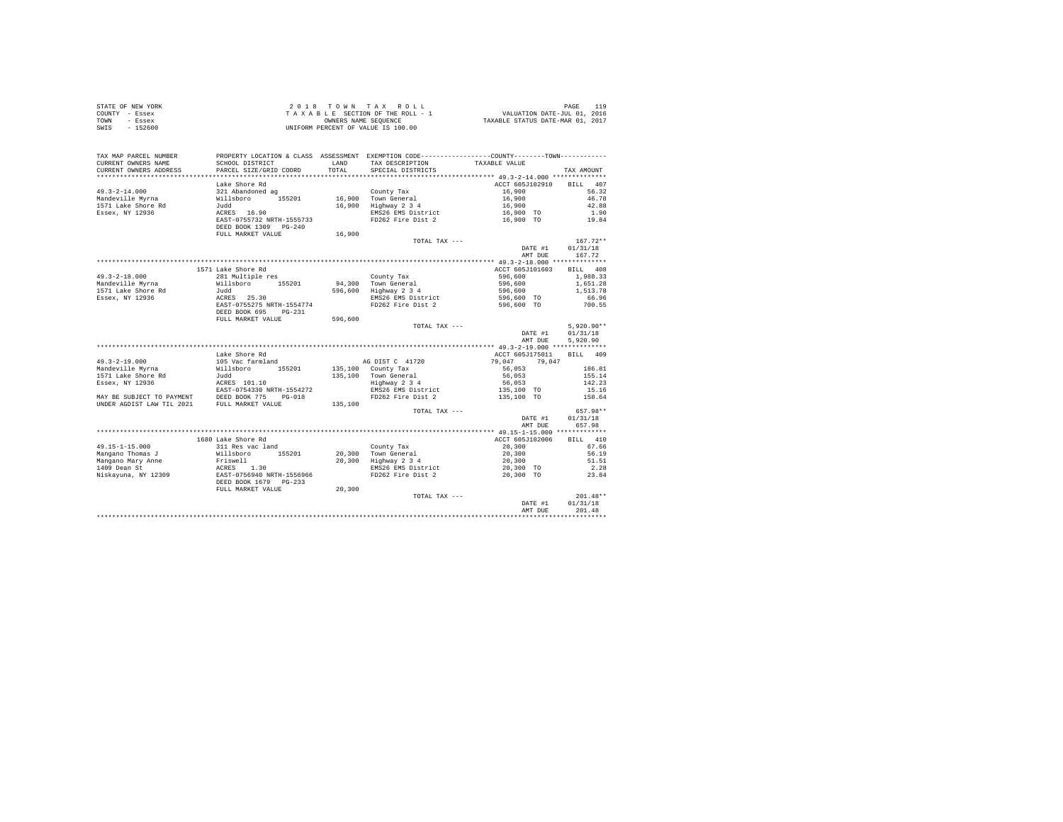STATE OF NEW YORK
COUNTY - Essex
TOWN - Essex
SWIS - 152600

2 0 1 8 T O W N T A X R O L L
T A X A B L E SECTION OF THE ROLL - 1
OWNERS NAME SEQUENCE
UNIFORM PERCENT OF VALUE IS 100.00

VALUATION DATE-JUL 01, 2016
TAXABLE STATUS DATE-MAR 01, 2017

| TAX MAP PARCEL NUMBER / CURRENT OWNERS NAME / CURRENT OWNERS ADDRESS | PROPERTY LOCATION & CLASS / SCHOOL DISTRICT / PARCEL SIZE/GRID COORD | ASSESSMENT LAND / TOTAL | EXEMPTION CODE / TAX DESCRIPTION / SPECIAL DISTRICTS | COUNTY--------TOWN TAXABLE VALUE | TAX AMOUNT |
|---|---|---|---|---|---|
| **49.3-2-14.000** | Lake Shore Rd | | | ACCT 605J102910 | BILL 407 |
| 49.3-2-14.000 | 321 Abandoned ag | | County Tax | 16,900 | 56.32 |
| Mandeville Myrna | Willsboro 155201 | 16,900 | Town General | 16,900 | 46.78 |
| 1571 Lake Shore Rd | Judd | 16,900 | Highway 2 3 4 | 16,900 | 42.88 |
| Essex, NY 12936 | ACRES 16.90 | | EMS26 EMS District | 16,900 TO | 1.90 |
| | EAST-0755732 NRTH-1555733 | | FD262 Fire Dist 2 | 16,900 TO | 19.84 |
| | DEED BOOK 1309 PG-240 | | | | |
| | FULL MARKET VALUE | 16,900 | | | |
| | | | TOTAL TAX --- | | 167.72** |
| | | | | DATE #1 | 01/31/18 |
| | | | | AMT DUE | 167.72 |
| **49.3-2-18.000** | 1571 Lake Shore Rd | | | ACCT 605J101603 | BILL 408 |
| 49.3-2-18.000 | 281 Multiple res | | County Tax | 596,600 | 1,988.33 |
| Mandeville Myrna | Willsboro 155201 | 94,300 | Town General | 596,600 | 1,651.28 |
| 1571 Lake Shore Rd | Judd | 596,600 | Highway 2 3 4 | 596,600 | 1,513.78 |
| Essex, NY 12936 | ACRES 25.30 | | EMS26 EMS District | 596,600 TO | 66.96 |
| | EAST-0755275 NRTH-1554774 | | FD262 Fire Dist 2 | 596,600 TO | 700.55 |
| | DEED BOOK 695 PG-231 | | | | |
| | FULL MARKET VALUE | 596,600 | | | |
| | | | TOTAL TAX --- | | 5,920.90** |
| | | | | DATE #1 | 01/31/18 |
| | | | | AMT DUE | 5,920.90 |
| **49.3-2-19.000** | Lake Shore Rd | | | ACCT 605J175011 | BILL 409 |
| 49.3-2-19.000 | 105 Vac farmland | | AG DIST C 41720 | 79,047 79,047 | |
| Mandeville Myrna | Willsboro 155201 | 135,100 | County Tax | 56,053 | 186.81 |
| 1571 Lake Shore Rd | Judd | 135,100 | Town General | 56,053 | 155.14 |
| Essex, NY 12936 | ACRES 101.10 | | Highway 2 3 4 | 56,053 | 142.23 |
| | EAST-0754330 NRTH-1554272 | | EMS26 EMS District | 135,100 TO | 15.16 |
| MAY BE SUBJECT TO PAYMENT | DEED BOOK 775 PG-018 | | FD262 Fire Dist 2 | 135,100 TO | 158.64 |
| UNDER AGDIST LAW TIL 2021 | FULL MARKET VALUE | 135,100 | | | |
| | | | TOTAL TAX --- | | 657.98** |
| | | | | DATE #1 | 01/31/18 |
| | | | | AMT DUE | 657.98 |
| **49.15-1-15.000** | 1680 Lake Shore Rd | | | ACCT 605J102006 | BILL 410 |
| 49.15-1-15.000 | 311 Res vac land | | County Tax | 20,300 | 67.66 |
| Mangano Thomas J | Willsboro 155201 | 20,300 | Town General | 20,300 | 56.19 |
| Mangano Mary Anne | Friswell | 20,300 | Highway 2 3 4 | 20,300 | 51.51 |
| 1409 Dean St | ACRES 1.30 | | EMS26 EMS District | 20,300 TO | 2.28 |
| Niskayuna, NY 12309 | EAST-0756940 NRTH-1556966 | | FD262 Fire Dist 2 | 20,300 TO | 23.84 |
| | DEED BOOK 1679 PG-233 | | | | |
| | FULL MARKET VALUE | 20,300 | | | |
| | | | TOTAL TAX --- | | 201.48** |
| | | | | DATE #1 | 01/31/18 |
| | | | | AMT DUE | 201.48 |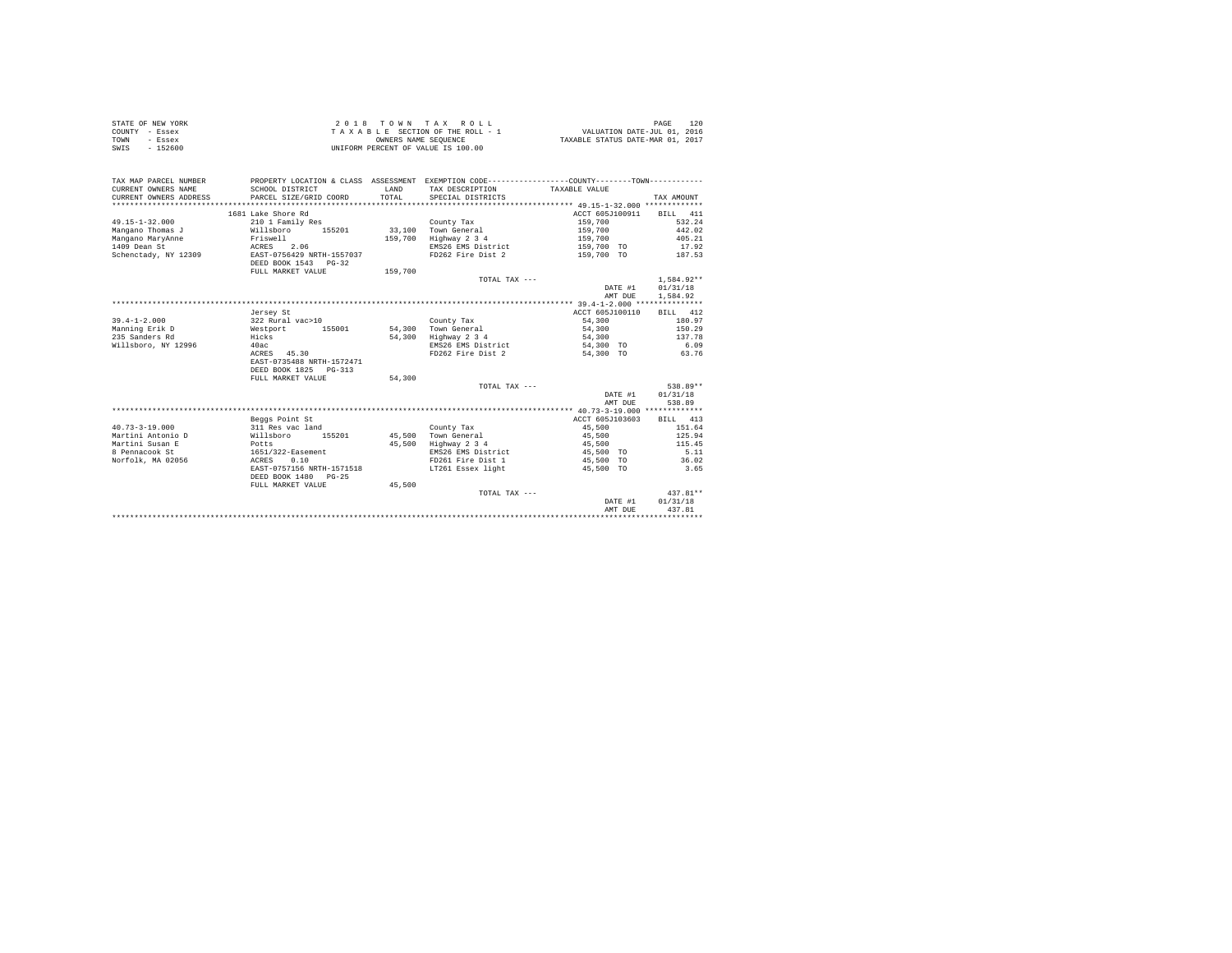STATE OF NEW YORK
COUNTY - Essex
TOWN - Essex
SWIS - 152600

2 0 1 8 T O W N T A X R O L L
T A X A B L E SECTION OF THE ROLL - 1
OWNERS NAME SEQUENCE
UNIFORM PERCENT OF VALUE IS 100.00

VALUATION DATE-JUL 01, 2016
TAXABLE STATUS DATE-MAR 01, 2017

| TAX MAP PARCEL NUMBER / CURRENT OWNERS NAME / CURRENT OWNERS ADDRESS | PROPERTY LOCATION & CLASS / SCHOOL DISTRICT / PARCEL SIZE/GRID COORD | ASSESSMENT LAND / TOTAL | EXEMPTION CODE / TAX DESCRIPTION / SPECIAL DISTRICTS | TAXABLE VALUE | TAX AMOUNT |
|---|---|---|---|---|---|
| 49.15-1-32.000 | 1681 Lake Shore Rd | | | ACCT 605J100911 | BILL 411 |
| | 210 1 Family Res | | County Tax | 159,700 | 532.24 |
| Mangano Thomas J | Willsboro 155201 | 33,100 | Town General | 159,700 | 442.02 |
| Mangano MaryAnne | Friswell | 159,700 | Highway 2 3 4 | 159,700 | 405.21 |
| 1409 Dean St | ACRES 2.06 | | EMS26 EMS District | 159,700 TO | 17.92 |
| Schenctady, NY 12309 | EAST-0756429 NRTH-1557037 | | FD262 Fire Dist 2 | 159,700 TO | 187.53 |
| | DEED BOOK 1543 PG-32 | | | | |
| | FULL MARKET VALUE | 159,700 | | | |
| | | | TOTAL TAX --- | | 1,584.92** |
| | | | | DATE #1 | 01/31/18 |
| | | | | AMT DUE | 1,584.92 |
| 39.4-1-2.000 | Jersey St | | | ACCT 605J100110 | BILL 412 |
| | 322 Rural vac>10 | | County Tax | 54,300 | 180.97 |
| Manning Erik D | Westport 155001 | 54,300 | Town General | 54,300 | 150.29 |
| 235 Sanders Rd | Hicks | 54,300 | Highway 2 3 4 | 54,300 | 137.78 |
| Willsboro, NY 12996 | 40ac | | EMS26 EMS District | 54,300 TO | 6.09 |
| | ACRES 45.30 | | FD262 Fire Dist 2 | 54,300 TO | 63.76 |
| | EAST-0735488 NRTH-1572471 | | | | |
| | DEED BOOK 1825 PG-313 | | | | |
| | FULL MARKET VALUE | 54,300 | | | |
| | | | TOTAL TAX --- | | 538.89** |
| | | | | DATE #1 | 01/31/18 |
| | | | | AMT DUE | 538.89 |
| 40.73-3-19.000 | Beggs Point St | | | ACCT 605J103603 | BILL 413 |
| | 311 Res vac land | | County Tax | 45,500 | 151.64 |
| Martini Antonio D | Willsboro 155201 | 45,500 | Town General | 45,500 | 125.94 |
| Martini Susan E | Potts | 45,500 | Highway 2 3 4 | 45,500 | 115.45 |
| 8 Pennacook St | 1651/322-Easement | | EMS26 EMS District | 45,500 TO | 5.11 |
| Norfolk, MA 02056 | ACRES 0.10 | | FD261 Fire Dist 1 | 45,500 TO | 36.02 |
| | EAST-0757156 NRTH-1571518 | | LT261 Essex light | 45,500 TO | 3.65 |
| | DEED BOOK 1480 PG-25 | | | | |
| | FULL MARKET VALUE | 45,500 | | | |
| | | | TOTAL TAX --- | | 437.81** |
| | | | | DATE #1 | 01/31/18 |
| | | | | AMT DUE | 437.81 |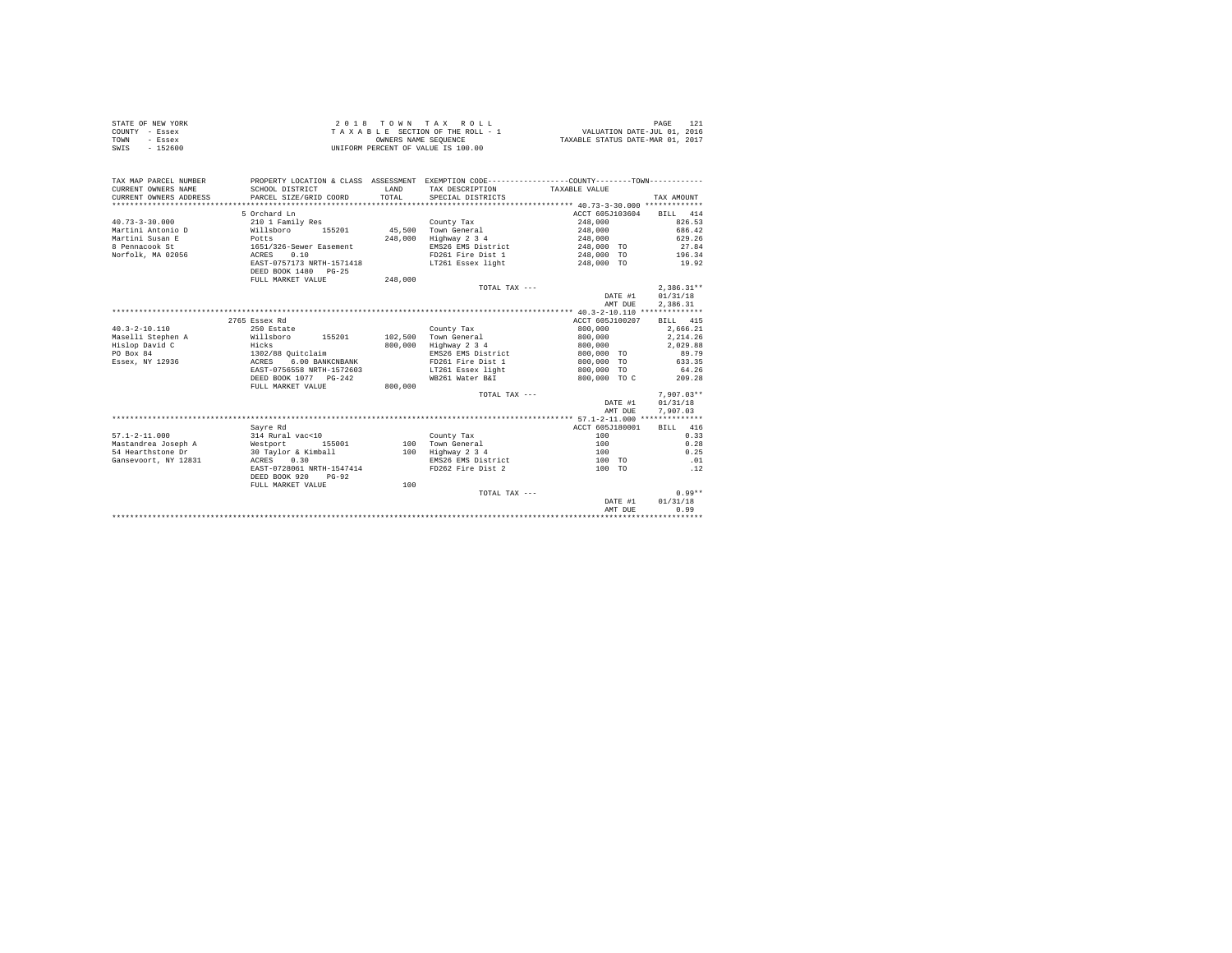STATE OF NEW YORK
COUNTY - Essex
TOWN - Essex
SWIS - 152600

2 0 1 8 T O W N T A X R O L L
T A X A B L E SECTION OF THE ROLL - 1
OWNERS NAME SEQUENCE
UNIFORM PERCENT OF VALUE IS 100.00

VALUATION DATE-JUL 01, 2016
TAXABLE STATUS DATE-MAR 01, 2017

| TAX MAP PARCEL NUMBER / CURRENT OWNERS NAME / CURRENT OWNERS ADDRESS | PROPERTY LOCATION & CLASS / SCHOOL DISTRICT / PARCEL SIZE/GRID COORD | ASSESSMENT LAND / TOTAL | EXEMPTION CODE / TAX DESCRIPTION / SPECIAL DISTRICTS | COUNTY--------TOWN / TAXABLE VALUE | TAX AMOUNT |
|---|---|---|---|---|---|
| | 5 Orchard Ln | | | ACCT 605J103604 | BILL 414 |
| 40.73-3-30.000 | 210 1 Family Res | | County Tax | 248,000 | 826.53 |
| Martini Antonio D | Willsboro 155201 | 45,500 | Town General | 248,000 | 686.42 |
| Martini Susan E | Potts | 248,000 | Highway 2 3 4 | 248,000 | 629.26 |
| 8 Pennacook St | 1651/326-Sewer Easement | | EMS26 EMS District | 248,000 TO | 27.84 |
| Norfolk, MA 02056 | ACRES 0.10 | | FD261 Fire Dist 1 | 248,000 TO | 196.34 |
| | EAST-0757173 NRTH-1571418 | | LT261 Essex light | 248,000 TO | 19.92 |
| | DEED BOOK 1480 PG-25 | | | | |
| | FULL MARKET VALUE | 248,000 | | | |
| | | | TOTAL TAX --- | | 2,386.31** |
| | | | | DATE #1 | 01/31/18 |
| | | | | AMT DUE | 2,386.31 |
| | 2765 Essex Rd | | | ACCT 605J100207 | BILL 415 |
| 40.3-2-10.110 | 250 Estate | | County Tax | 800,000 | 2,666.21 |
| Maselli Stephen A | Willsboro 155201 | 102,500 | Town General | 800,000 | 2,214.26 |
| Hislop David C | Hicks | 800,000 | Highway 2 3 4 | 800,000 | 2,029.88 |
| PO Box 84 | 1302/88 Quitclaim | | EMS26 EMS District | 800,000 TO | 89.79 |
| Essex, NY 12936 | ACRES 6.00 BANKCNBANK | | FD261 Fire Dist 1 | 800,000 TO | 633.35 |
| | EAST-0756558 NRTH-1572603 | | LT261 Essex light | 800,000 TO | 64.26 |
| | DEED BOOK 1077 PG-242 | | WB261 Water B&I | 800,000 TO C | 209.28 |
| | FULL MARKET VALUE | 800,000 | | | |
| | | | TOTAL TAX --- | | 7,907.03** |
| | | | | DATE #1 | 01/31/18 |
| | | | | AMT DUE | 7,907.03 |
| | Sayre Rd | | | ACCT 605J180001 | BILL 416 |
| 57.1-2-11.000 | 314 Rural vac<10 | | County Tax | 100 | 0.33 |
| Mastandrea Joseph A | Westport 155001 | 100 | Town General | 100 | 0.28 |
| 54 Hearthstone Dr | 30 Taylor & Kimball | 100 | Highway 2 3 4 | 100 | 0.25 |
| Gansevoort, NY 12831 | ACRES 0.30 | | EMS26 EMS District | 100 TO | .01 |
| | EAST-0728061 NRTH-1547414 | | FD262 Fire Dist 2 | 100 TO | .12 |
| | DEED BOOK 920 PG-92 | | | | |
| | FULL MARKET VALUE | 100 | | | |
| | | | TOTAL TAX --- | | 0.99** |
| | | | | DATE #1 | 01/31/18 |
| | | | | AMT DUE | 0.99 |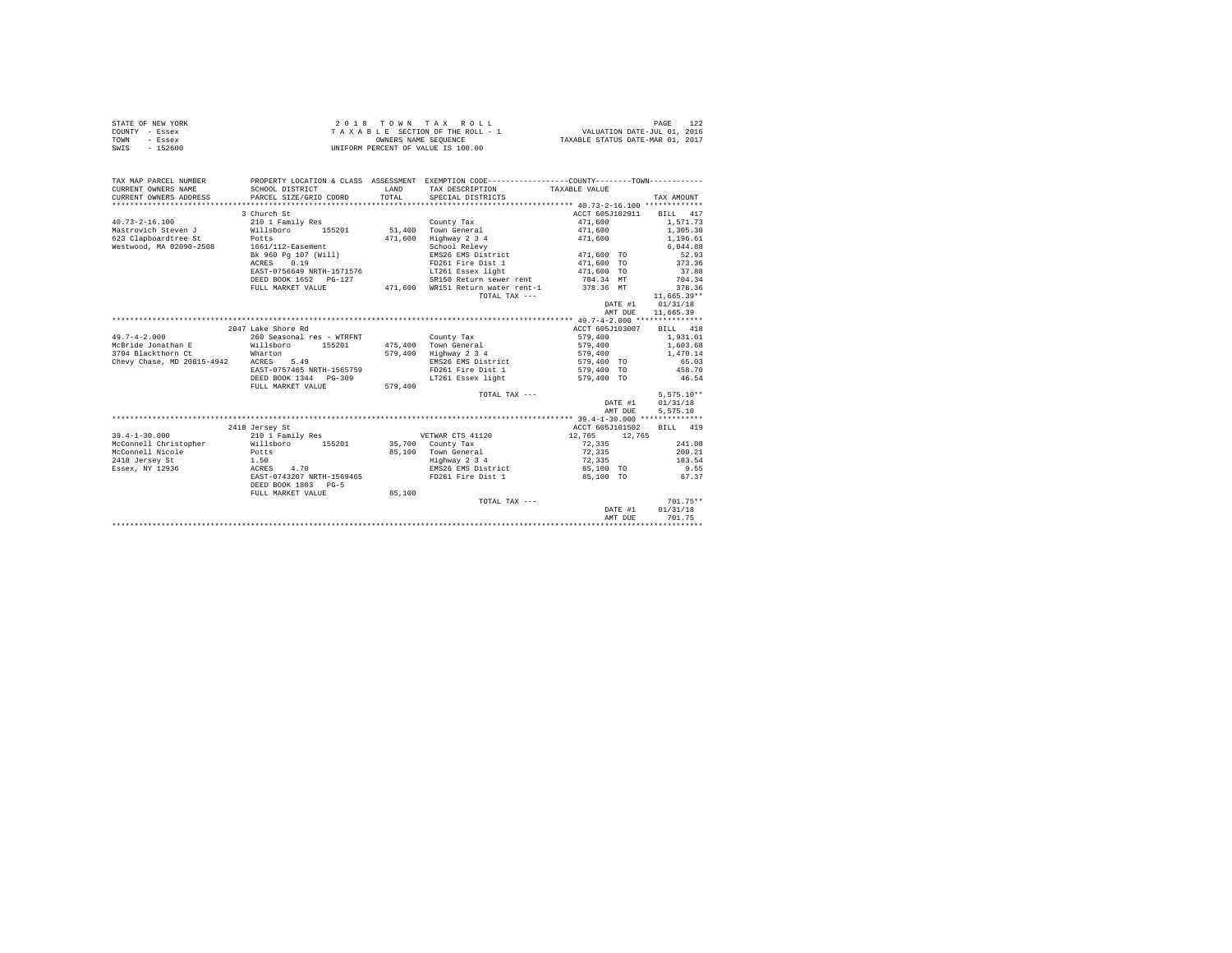STATE OF NEW YORK
COUNTY - Essex
TOWN - Essex
SWIS - 152600

2 0 1 8 T O W N T A X R O L L
T A X A B L E SECTION OF THE ROLL - 1
OWNERS NAME SEQUENCE
UNIFORM PERCENT OF VALUE IS 100.00

VALUATION DATE-JUL 01, 2016
TAXABLE STATUS DATE-MAR 01, 2017

| TAX MAP PARCEL NUMBER / CURRENT OWNERS NAME / CURRENT OWNERS ADDRESS | PROPERTY LOCATION & CLASS / SCHOOL DISTRICT / PARCEL SIZE/GRID COORD | ASSESSMENT LAND / TOTAL | EXEMPTION CODE / TAX DESCRIPTION / SPECIAL DISTRICTS | COUNTY / TOWN TAXABLE VALUE | TAX AMOUNT |
|---|---|---|---|---|---|
| 40.73-2-16.100 | 3 Church St | | | ACCT 605J102911 | BILL 417 |
| Mastrovich Steven J | 210 1 Family Res | | County Tax | 471,600 | 1,571.73 |
| 623 Clapboardtree St | Willsboro 155201 | 51,400 | Town General | 471,600 | 1,305.30 |
| Westwood, MA 02090-2508 | Potts | 471,600 | Highway 2 3 4 | 471,600 | 1,196.61 |
| | 1661/112-Easement | | School Relevy | | 6,044.88 |
| | Bk 960 Pg 107 (Will) | | EMS26 EMS District | 471,600 TO | 52.93 |
| | ACRES 0.19 | | FD261 Fire Dist 1 | 471,600 TO | 373.36 |
| | EAST-0756649 NRTH-1571576 | | LT261 Essex light | 471,600 TO | 37.88 |
| | DEED BOOK 1652 PG-127 | | SR150 Return sewer rent | 704.34 MT | 704.34 |
| | FULL MARKET VALUE | 471,600 | WR151 Return water rent-1 | 378.36 MT | 378.36 |
| | | | TOTAL TAX --- | | 11,665.39** |
| | | | | DATE #1 | 01/31/18 |
| | | | | AMT DUE | 11,665.39 |
| 49.7-4-2.000 | 2047 Lake Shore Rd | | | ACCT 605J103007 | BILL 418 |
| McBride Jonathan E | 260 Seasonal res - WTRFNT | | County Tax | 579,400 | 1,931.01 |
| 3704 Blackthorn Ct | Willsboro 155201 | 475,400 | Town General | 579,400 | 1,603.68 |
| Chevy Chase, MD 20815-4942 | Wharton | 579,400 | Highway 2 3 4 | 579,400 | 1,470.14 |
| | ACRES 5.49 | | EMS26 EMS District | 579,400 TO | 65.03 |
| | EAST-0757465 NRTH-1565759 | | FD261 Fire Dist 1 | 579,400 TO | 458.70 |
| | DEED BOOK 1344 PG-309 | | LT261 Essex light | 579,400 TO | 46.54 |
| | FULL MARKET VALUE | 579,400 | | | |
| | | | TOTAL TAX --- | | 5,575.10** |
| | | | | DATE #1 | 01/31/18 |
| | | | | AMT DUE | 5,575.10 |
| 39.4-1-30.000 | 2418 Jersey St | | | ACCT 605J101502 | BILL 419 |
| McConnell Christopher | 210 1 Family Res | | VETWAR CTS 41120 | 12,765 12,765 | |
| McConnell Nicole | Willsboro 155201 | 35,700 | County Tax | 72,335 | 241.08 |
| 2418 Jersey St | Potts | 85,100 | Town General | 72,335 | 200.21 |
| Essex, NY 12936 | 1.50 | | Highway 2 3 4 | 72,335 | 183.54 |
| | ACRES 4.70 | | EMS26 EMS District | 85,100 TO | 9.55 |
| | EAST-0743207 NRTH-1569465 | | FD261 Fire Dist 1 | 85,100 TO | 67.37 |
| | DEED BOOK 1803 PG-5 | | | | |
| | FULL MARKET VALUE | 85,100 | | | |
| | | | TOTAL TAX --- | | 701.75** |
| | | | | DATE #1 | 01/31/18 |
| | | | | AMT DUE | 701.75 |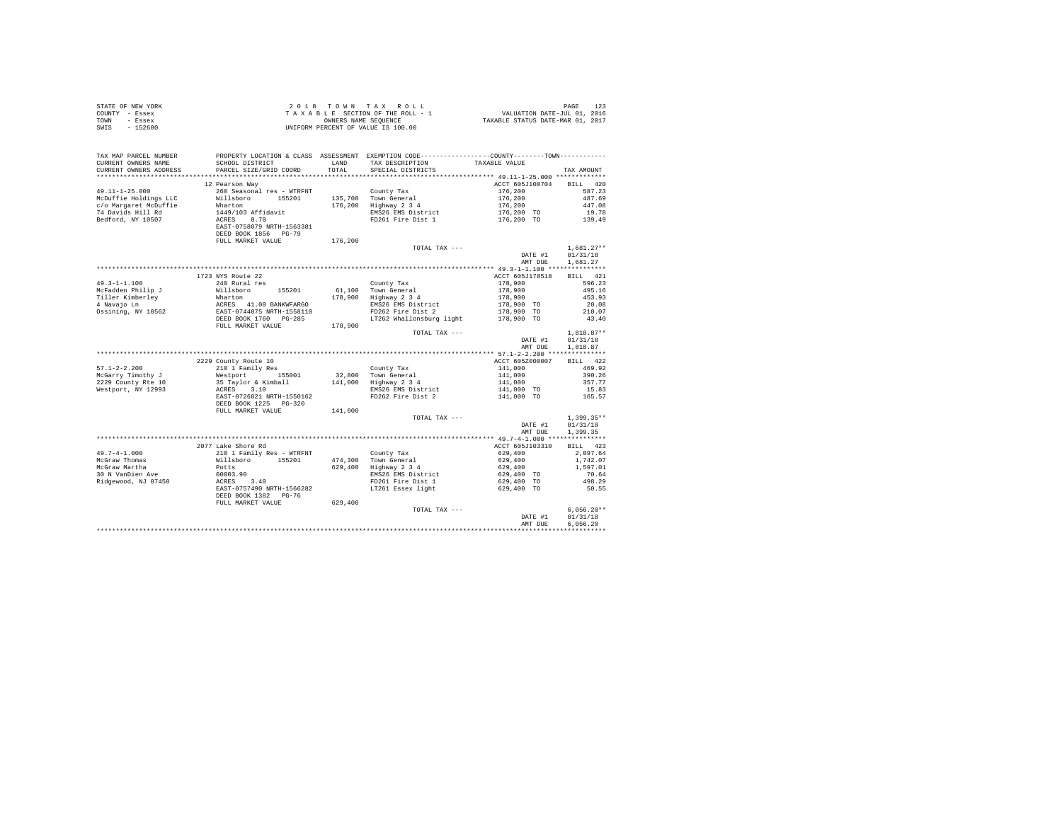STATE OF NEW YORK
COUNTY - Essex
TOWN - Essex
SWIS - 152600

2 0 1 8 T O W N T A X R O L L
T A X A B L E SECTION OF THE ROLL - 1
OWNERS NAME SEQUENCE
UNIFORM PERCENT OF VALUE IS 100.00

VALUATION DATE-JUL 01, 2016
TAXABLE STATUS DATE-MAR 01, 2017

| TAX MAP PARCEL NUMBER / CURRENT OWNERS NAME / CURRENT OWNERS ADDRESS | PROPERTY LOCATION & CLASS / SCHOOL DISTRICT / PARCEL SIZE/GRID COORD | ASSESSMENT LAND / TOTAL | EXEMPTION CODE / TAX DESCRIPTION / SPECIAL DISTRICTS | COUNTY--------TOWN TAXABLE VALUE | TAX AMOUNT |
|---|---|---|---|---|---|
| 49.11-1-25.000 | 12 Pearson Way | | | ACCT 605J100704 | BILL 420 |
| McDuffie Holdings LLC | 260 Seasonal res - WTRFNT | | County Tax | 176,200 | 587.23 |
| c/o Margaret McDuffie | Willsboro 155201 | 135,700 | Town General | 176,200 | 487.69 |
| 74 Davids Hill Rd | Wharton | 176,200 | Highway 2 3 4 | 176,200 | 447.08 |
| Bedford, NY 10507 | 1449/103 Affidavit | | EMS26 EMS District | 176,200 TO | 19.78 |
| | ACRES 0.70 | | FD261 Fire Dist 1 | 176,200 TO | 139.49 |
| | EAST-0758079 NRTH-1563381 | | | | |
| | DEED BOOK 1856 PG-79 | | | | |
| | FULL MARKET VALUE | 176,200 | | | |
| | | | TOTAL TAX --- | | 1,681.27** |
| | | | | DATE #1 | 01/31/18 |
| | | | | AMT DUE | 1,681.27 |
| 49.3-1-1.100 | 1723 NYS Route 22 | | | ACCT 605J178518 | BILL 421 |
| McFadden Philip J | 240 Rural res | | County Tax | 178,900 | 596.23 |
| Tiller Kimberley | Willsboro 155201 | 61,100 | Town General | 178,900 | 495.16 |
| 4 Navajo Ln | Wharton | 178,900 | Highway 2 3 4 | 178,900 | 453.93 |
| Ossining, NY 10562 | ACRES 41.00 BANKWFARGO | | EMS26 EMS District | 178,900 TO | 20.08 |
| | EAST-0744075 NRTH-1558110 | | FD262 Fire Dist 2 | 178,900 TO | 210.07 |
| | DEED BOOK 1760 PG-285 | | LT262 Whallonsburg light | 178,900 TO | 43.40 |
| | FULL MARKET VALUE | 178,900 | | | |
| | | | TOTAL TAX --- | | 1,818.87** |
| | | | | DATE #1 | 01/31/18 |
| | | | | AMT DUE | 1,818.87 |
| 57.1-2-2.200 | 2229 County Route 10 | | | ACCT 605Z000007 | BILL 422 |
| McGarry Timothy J | 210 1 Family Res | | County Tax | 141,000 | 469.92 |
| 2229 County Rte 10 | Westport 155001 | 32,800 | Town General | 141,000 | 390.26 |
| Westport, NY 12993 | 35 Taylor & Kimball | 141,000 | Highway 2 3 4 | 141,000 | 357.77 |
| | ACRES 3.10 | | EMS26 EMS District | 141,000 TO | 15.83 |
| | EAST-0726821 NRTH-1550162 | | FD262 Fire Dist 2 | 141,000 TO | 165.57 |
| | DEED BOOK 1225 PG-320 | | | | |
| | FULL MARKET VALUE | 141,000 | | | |
| | | | TOTAL TAX --- | | 1,399.35** |
| | | | | DATE #1 | 01/31/18 |
| | | | | AMT DUE | 1,399.35 |
| 49.7-4-1.000 | 2077 Lake Shore Rd | | | ACCT 605J103310 | BILL 423 |
| McGraw Thomas | 210 1 Family Res - WTRFNT | | County Tax | 629,400 | 2,097.64 |
| McGraw Martha | Willsboro 155201 | 474,300 | Town General | 629,400 | 1,742.07 |
| 30 N VanDien Ave | Potts | 629,400 | Highway 2 3 4 | 629,400 | 1,597.01 |
| Ridgewood, NJ 07450 | 00003.90 | | EMS26 EMS District | 629,400 TO | 70.64 |
| | ACRES 3.40 | | FD261 Fire Dist 1 | 629,400 TO | 498.29 |
| | EAST-0757490 NRTH-1566282 | | LT261 Essex light | 629,400 TO | 50.55 |
| | DEED BOOK 1382 PG-76 | | | | |
| | FULL MARKET VALUE | 629,400 | | | |
| | | | TOTAL TAX --- | | 6,056.20** |
| | | | | DATE #1 | 01/31/18 |
| | | | | AMT DUE | 6,056.20 |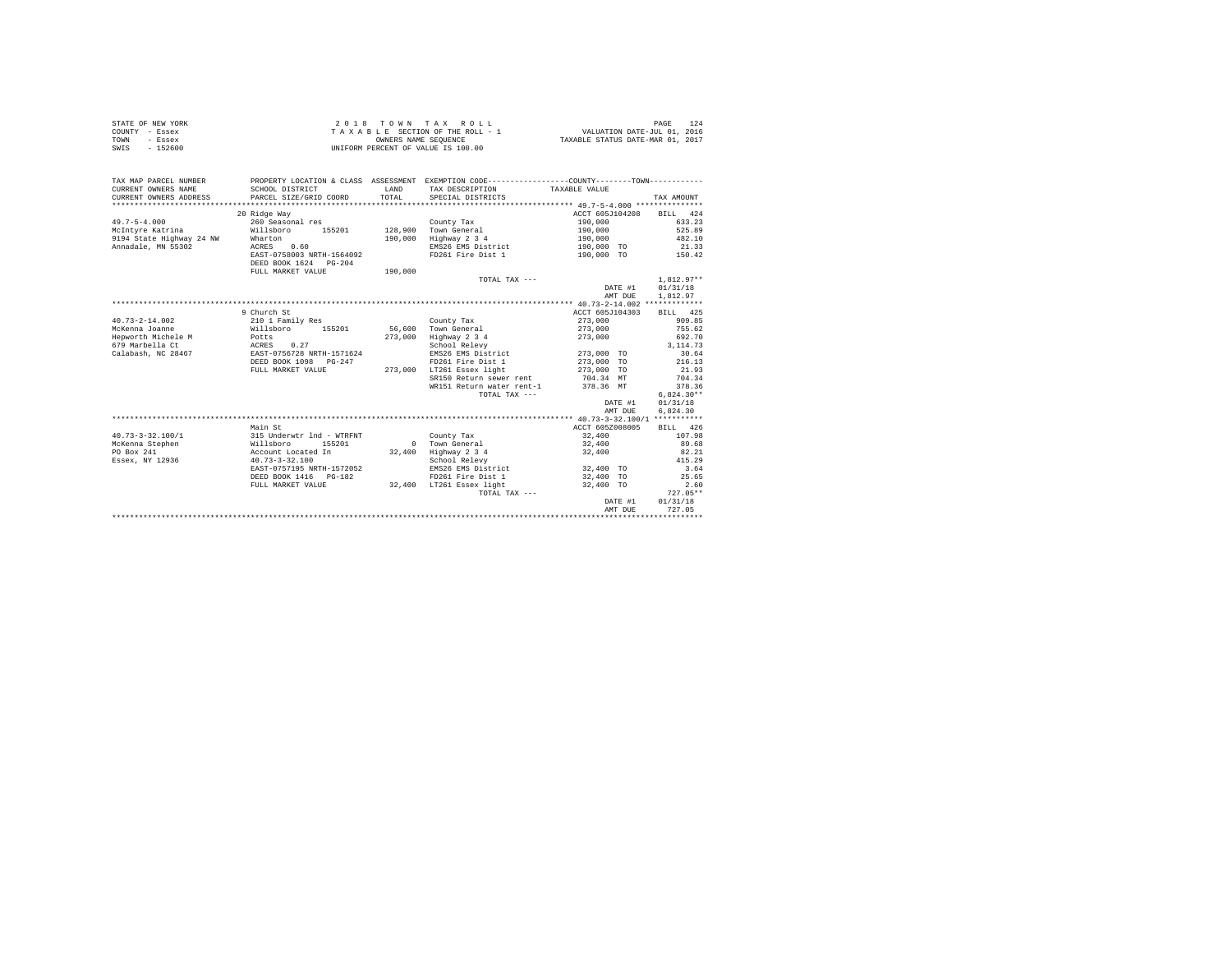STATE OF NEW YORK
COUNTY - Essex
TOWN - Essex
SWIS - 152600

2 0 1 8 T O W N T A X R O L L
T A X A B L E SECTION OF THE ROLL - 1
OWNERS NAME SEQUENCE
UNIFORM PERCENT OF VALUE IS 100.00

VALUATION DATE-JUL 01, 2016
TAXABLE STATUS DATE-MAR 01, 2017

| TAX MAP PARCEL NUMBER / CURRENT OWNERS NAME / CURRENT OWNERS ADDRESS | PROPERTY LOCATION & CLASS / SCHOOL DISTRICT / PARCEL SIZE/GRID COORD | ASSESSMENT LAND / TOTAL | EXEMPTION CODE / TAX DESCRIPTION / SPECIAL DISTRICTS | COUNTY / TOWN TAXABLE VALUE | TAX AMOUNT |
|---|---|---|---|---|---|
| 49.7-5-4.000 | 20 Ridge Way | | | ACCT 605J104208 | BILL 424 |
| | 260 Seasonal res | | County Tax | 190,000 | 633.23 |
| McIntyre Katrina | Willsboro 155201 | 128,900 | Town General | 190,000 | 525.89 |
| 9194 State Highway 24 NW | Wharton | 190,000 | Highway 2 3 4 | 190,000 | 482.10 |
| Annadale, MN 55302 | ACRES 0.60 | | EMS26 EMS District | 190,000 TO | 21.33 |
| | EAST-0758003 NRTH-1564092 | | FD261 Fire Dist 1 | 190,000 TO | 150.42 |
| | DEED BOOK 1624 PG-204 | | | | |
| | FULL MARKET VALUE | 190,000 | | | |
| | | | TOTAL TAX --- | | 1,812.97** |
| | | | | DATE #1 | 01/31/18 |
| | | | | AMT DUE | 1,812.97 |
| 40.73-2-14.002 | 9 Church St | | | ACCT 605J104303 | BILL 425 |
| | 210 1 Family Res | | County Tax | 273,000 | 909.85 |
| McKenna Joanne | Willsboro 155201 | 56,600 | Town General | 273,000 | 755.62 |
| Hepworth Michele M | Potts | 273,000 | Highway 2 3 4 | 273,000 | 692.70 |
| 679 Marbella Ct | ACRES 0.27 | | School Relevy | | 3,114.73 |
| Calabash, NC 28467 | EAST-0756728 NRTH-1571624 | | EMS26 EMS District | 273,000 TO | 30.64 |
| | DEED BOOK 1098 PG-247 | | FD261 Fire Dist 1 | 273,000 TO | 216.13 |
| | FULL MARKET VALUE | 273,000 | LT261 Essex light | 273,000 TO | 21.93 |
| | | | SR150 Return sewer rent | 704.34 MT | 704.34 |
| | | | WR151 Return water rent-1 | 378.36 MT | 378.36 |
| | | | TOTAL TAX --- | | 6,824.30** |
| | | | | DATE #1 | 01/31/18 |
| | | | | AMT DUE | 6,824.30 |
| 40.73-3-32.100/1 | Main St | | | ACCT 605Z008005 | BILL 426 |
| | 315 Underwtr lnd - WTRFNT | | County Tax | 32,400 | 107.98 |
| McKenna Stephen | Willsboro 155201 | 0 | Town General | 32,400 | 89.68 |
| PO Box 241 | Account Located In | 32,400 | Highway 2 3 4 | 32,400 | 82.21 |
| Essex, NY 12936 | 40.73-3-32.100 | | School Relevy | | 415.29 |
| | EAST-0757195 NRTH-1572052 | | EMS26 EMS District | 32,400 TO | 3.64 |
| | DEED BOOK 1416 PG-182 | | FD261 Fire Dist 1 | 32,400 TO | 25.65 |
| | FULL MARKET VALUE | 32,400 | LT261 Essex light | 32,400 TO | 2.60 |
| | | | TOTAL TAX --- | | 727.05** |
| | | | | DATE #1 | 01/31/18 |
| | | | | AMT DUE | 727.05 |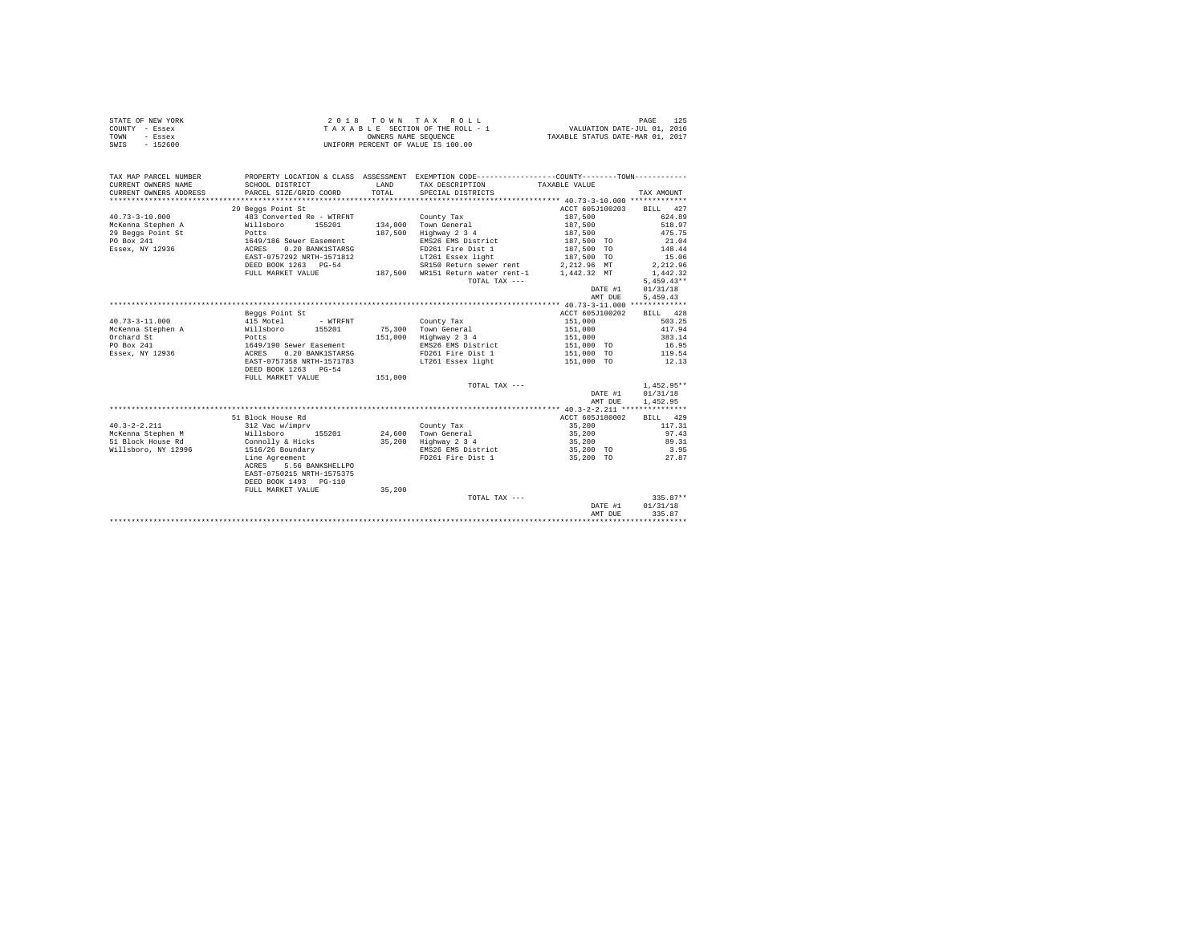STATE OF NEW YORK
COUNTY - Essex
TOWN - Essex
SWIS - 152600

2018 TOWN TAX ROLL
TAXABLE SECTION OF THE ROLL - 1
OWNERS NAME SEQUENCE
UNIFORM PERCENT OF VALUE IS 100.00

VALUATION DATE-JUL 01, 2016
TAXABLE STATUS DATE-MAR 01, 2017

| TAX MAP PARCEL NUMBER / CURRENT OWNERS NAME / CURRENT OWNERS ADDRESS | PROPERTY LOCATION & CLASS / SCHOOL DISTRICT / PARCEL SIZE/GRID COORD | ASSESSMENT LAND / TOTAL | EXEMPTION CODE / TAX DESCRIPTION / SPECIAL DISTRICTS | TAXABLE VALUE | TAX AMOUNT |
|---|---|---|---|---|---|
| 40.73-3-10.000 | 29 Beggs Point St | | | ACCT 605J100203 | BILL 427 |
| McKenna Stephen A | 483 Converted Re - WTRFNT | | County Tax | 187,500 | 624.89 |
| 29 Beggs Point St | Willsboro 155201 | 134,000 | Town General | 187,500 | 518.97 |
| PO Box 241 | Potts | 187,500 | Highway 2 3 4 | 187,500 | 475.75 |
| Essex, NY 12936 | 1649/186 Sewer Easement | | EMS26 EMS District | 187,500 TO | 21.04 |
| | ACRES 0.20 BANK1STARSG | | FD261 Fire Dist 1 | 187,500 TO | 148.44 |
| | EAST-0757292 NRTH-1571812 | | LT261 Essex light | 187,500 TO | 15.06 |
| | DEED BOOK 1263 PG-54 | | SR150 Return sewer rent | 2,212.96 MT | 2,212.96 |
| | FULL MARKET VALUE | 187,500 | WR151 Return water rent-1 | 1,442.32 MT | 1,442.32 |
| | | | TOTAL TAX --- | | 5,459.43** |
| | | | | DATE #1 | 01/31/18 |
| | | | | AMT DUE | 5,459.43 |
| 40.73-3-11.000 | Beggs Point St | | | ACCT 605J100202 | BILL 428 |
| McKenna Stephen A | 415 Motel - WTRFNT | | County Tax | 151,000 | 503.25 |
| Orchard St | Willsboro 155201 | 75,300 | Town General | 151,000 | 417.94 |
| PO Box 241 | Potts | 151,000 | Highway 2 3 4 | 151,000 | 383.14 |
| Essex, NY 12936 | 1649/190 Sewer Easement | | EMS26 EMS District | 151,000 TO | 16.95 |
| | ACRES 0.20 BANK1STARSG | | FD261 Fire Dist 1 | 151,000 TO | 119.54 |
| | EAST-0757358 NRTH-1571783 | | LT261 Essex light | 151,000 TO | 12.13 |
| | DEED BOOK 1263 PG-54 | | | | |
| | FULL MARKET VALUE | 151,000 | | | |
| | | | TOTAL TAX --- | | 1,452.95** |
| | | | | DATE #1 | 01/31/18 |
| | | | | AMT DUE | 1,452.95 |
| 40.3-2-2.211 | 51 Block House Rd | | | ACCT 605J180002 | BILL 429 |
| McKenna Stephen M | 312 Vac w/imprv | | County Tax | 35,200 | 117.31 |
| 51 Block House Rd | Willsboro 155201 | 24,600 | Town General | 35,200 | 97.43 |
| Willsboro, NY 12996 | Connolly & Hicks | 35,200 | Highway 2 3 4 | 35,200 | 89.31 |
| | 1516/26 Boundary | | EMS26 EMS District | 35,200 TO | 3.95 |
| | Line Agreement | | FD261 Fire Dist 1 | 35,200 TO | 27.87 |
| | ACRES 5.56 BANKSHELLPO | | | | |
| | EAST-0750215 NRTH-1575375 | | | | |
| | DEED BOOK 1493 PG-110 | | | | |
| | FULL MARKET VALUE | 35,200 | | | |
| | | | TOTAL TAX --- | | 335.87** |
| | | | | DATE #1 | 01/31/18 |
| | | | | AMT DUE | 335.87 |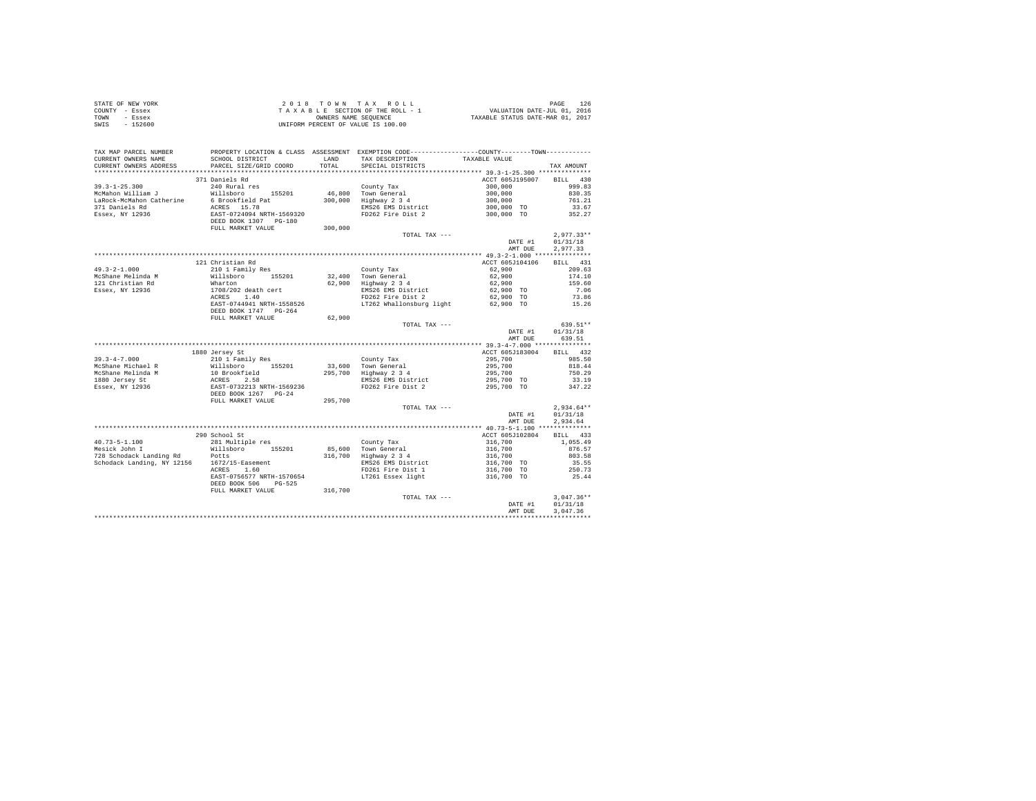STATE OF NEW YORK
COUNTY - Essex
TOWN - Essex
SWIS - 152600

2018 TOWN TAX ROLL
TAXABLE SECTION OF THE ROLL - 1
OWNERS NAME SEQUENCE
UNIFORM PERCENT OF VALUE IS 100.00

VALUATION DATE-JUL 01, 2016
TAXABLE STATUS DATE-MAR 01, 2017

| TAX MAP PARCEL NUMBER / CURRENT OWNERS NAME / CURRENT OWNERS ADDRESS | PROPERTY LOCATION & CLASS / SCHOOL DISTRICT / PARCEL SIZE/GRID COORD | ASSESSMENT LAND / TOTAL | EXEMPTION CODE / TAX DESCRIPTION / SPECIAL DISTRICTS | COUNTY / TOWN TAXABLE VALUE | TAX AMOUNT |
|---|---|---|---|---|---|
| 39.3-1-25.300 | 371 Daniels Rd | | | ACCT 605J195007 | BILL 430 |
| 39.3-1-25.300 | 240 Rural res | | County Tax | 300,000 | 999.83 |
| McMahon William J | Willsboro 155201 | 46,800 | Town General | 300,000 | 830.35 |
| LaRock-McMahon Catherine | 6 Brookfield Pat | 300,000 | Highway 2 3 4 | 300,000 | 761.21 |
| 371 Daniels Rd | ACRES 15.78 | | EMS26 EMS District | 300,000 TO | 33.67 |
| Essex, NY 12936 | EAST-0724094 NRTH-1569320 | | FD262 Fire Dist 2 | 300,000 TO | 352.27 |
| | DEED BOOK 1307 PG-180 | | | | |
| | FULL MARKET VALUE | 300,000 | | | |
| | | | TOTAL TAX --- | | 2,977.33** |
| | | | | DATE #1 | 01/31/18 |
| | | | | AMT DUE | 2,977.33 |
| 49.3-2-1.000 | 121 Christian Rd | | | ACCT 605J104106 | BILL 431 |
| 49.3-2-1.000 | 210 1 Family Res | | County Tax | 62,900 | 209.63 |
| McShane Melinda M | Willsboro 155201 | 32,400 | Town General | 62,900 | 174.10 |
| 121 Christian Rd | Wharton | 62,900 | Highway 2 3 4 | 62,900 | 159.60 |
| Essex, NY 12936 | 1708/202 death cert | | EMS26 EMS District | 62,900 TO | 7.06 |
| | ACRES 1.40 | | FD262 Fire Dist 2 | 62,900 TO | 73.86 |
| | EAST-0744941 NRTH-1558526 | | LT262 Whallonsburg light | 62,900 TO | 15.26 |
| | DEED BOOK 1747 PG-264 | | | | |
| | FULL MARKET VALUE | 62,900 | | | |
| | | | TOTAL TAX --- | | 639.51** |
| | | | | DATE #1 | 01/31/18 |
| | | | | AMT DUE | 639.51 |
| 39.3-4-7.000 | 1880 Jersey St | | | ACCT 605J183004 | BILL 432 |
| 39.3-4-7.000 | 210 1 Family Res | | County Tax | 295,700 | 985.50 |
| McShane Michael R | Willsboro 155201 | 33,600 | Town General | 295,700 | 818.44 |
| McShane Melinda M | 10 Brookfield | 295,700 | Highway 2 3 4 | 295,700 | 750.29 |
| 1880 Jersey St | ACRES 2.50 | | EMS26 EMS District | 295,700 TO | 33.19 |
| Essex, NY 12936 | EAST-0732213 NRTH-1569236 | | FD262 Fire Dist 2 | 295,700 TO | 347.22 |
| | DEED BOOK 1267 PG-24 | | | | |
| | FULL MARKET VALUE | 295,700 | | | |
| | | | TOTAL TAX --- | | 2,934.64** |
| | | | | DATE #1 | 01/31/18 |
| | | | | AMT DUE | 2,934.64 |
| 40.73-5-1.100 | 290 School St | | | ACCT 605J102804 | BILL 433 |
| 40.73-5-1.100 | 281 Multiple res | | County Tax | 316,700 | 1,055.49 |
| Mesick John I | Willsboro 155201 | 85,600 | Town General | 316,700 | 876.57 |
| 728 Schodack Landing Rd | Potts | 316,700 | Highway 2 3 4 | 316,700 | 803.58 |
| Schodack Landing, NY 12156 | 1672/15-Easement | | EMS26 EMS District | 316,700 TO | 35.55 |
| | ACRES 1.60 | | FD261 Fire Dist 1 | 316,700 TO | 250.73 |
| | EAST-0756577 NRTH-1570654 | | LT261 Essex light | 316,700 TO | 25.44 |
| | DEED BOOK 506 PG-525 | | | | |
| | FULL MARKET VALUE | 316,700 | | | |
| | | | TOTAL TAX --- | | 3,047.36** |
| | | | | DATE #1 | 01/31/18 |
| | | | | AMT DUE | 3,047.36 |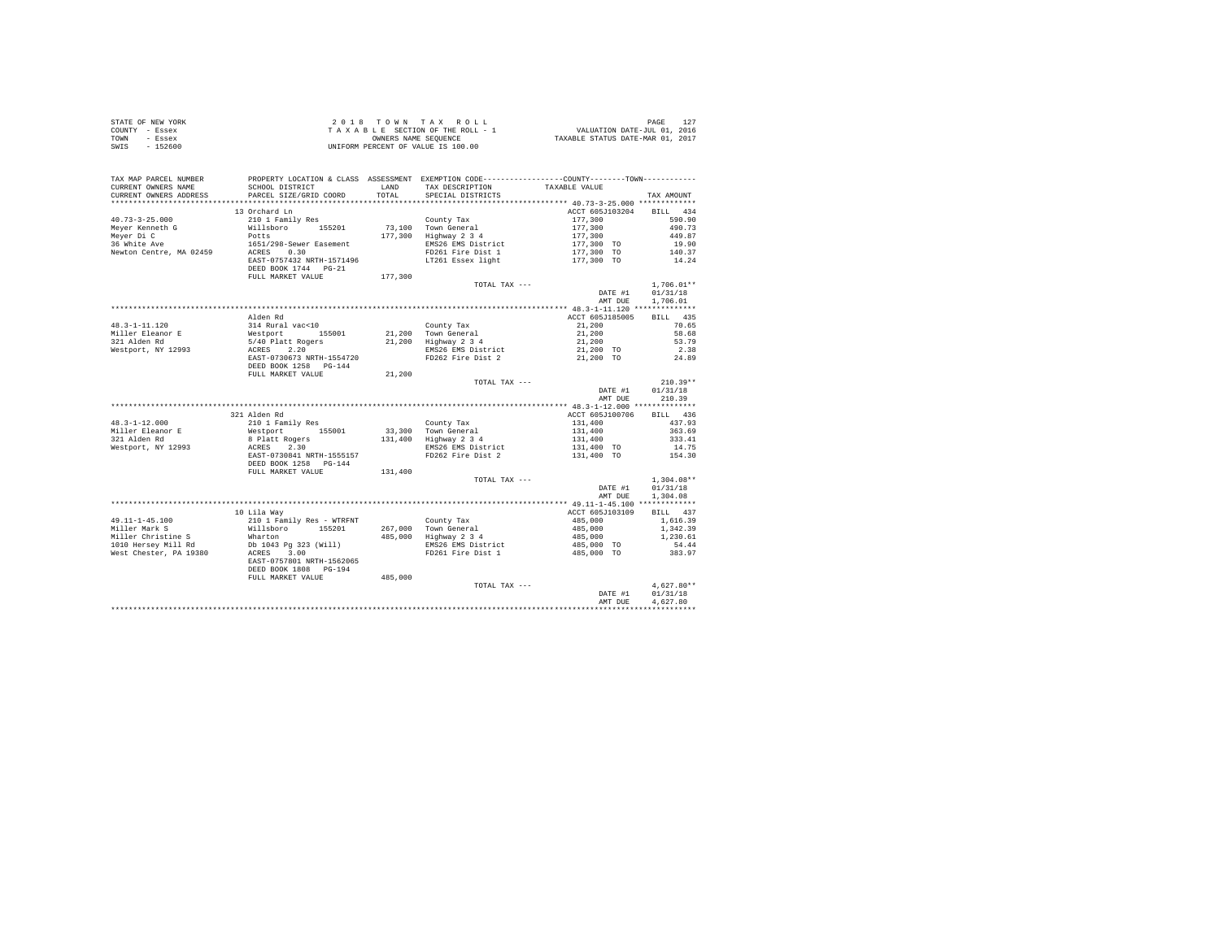STATE OF NEW YORK
COUNTY - Essex
TOWN - Essex
SWIS - 152600

2 0 1 8 T O W N T A X R O L L
T A X A B L E SECTION OF THE ROLL - 1
OWNERS NAME SEQUENCE
UNIFORM PERCENT OF VALUE IS 100.00

VALUATION DATE-JUL 01, 2016
TAXABLE STATUS DATE-MAR 01, 2017

| TAX MAP PARCEL NUMBER / CURRENT OWNERS NAME / CURRENT OWNERS ADDRESS | PROPERTY LOCATION & CLASS / SCHOOL DISTRICT / PARCEL SIZE/GRID COORD | ASSESSMENT LAND / TOTAL | EXEMPTION CODE / TAX DESCRIPTION / SPECIAL DISTRICTS | COUNTY--------TOWN TAXABLE VALUE | TAX AMOUNT |
|---|---|---|---|---|---|
| 40.73-3-25.000 | 13 Orchard Ln | | | ACCT 605J103204 | BILL 434 |
| 40.73-3-25.000 | 210 1 Family Res | | County Tax | 177,300 | 590.90 |
| Meyer Kenneth G | Willsboro 155201 | 73,100 | Town General | 177,300 | 490.73 |
| Meyer Di C | Potts | 177,300 | Highway 2 3 4 | 177,300 | 449.87 |
| 36 White Ave | 1651/298-Sewer Easement | | EMS26 EMS District | 177,300 TO | 19.90 |
| Newton Centre, MA 02459 | ACRES 0.30 | | FD261 Fire Dist 1 | 177,300 TO | 140.37 |
| | EAST-0757432 NRTH-1571496 | | LT261 Essex light | 177,300 TO | 14.24 |
| | DEED BOOK 1744 PG-21 | | | | |
| | FULL MARKET VALUE | 177,300 | | | |
| | | | TOTAL TAX --- | | 1,706.01** |
| | | | | DATE #1 | 01/31/18 |
| | | | | AMT DUE | 1,706.01 |
| 48.3-1-11.120 | Alden Rd | | | ACCT 605J185005 | BILL 435 |
| 48.3-1-11.120 | 314 Rural vac<10 | | County Tax | 21,200 | 70.65 |
| Miller Eleanor E | Westport 155001 | 21,200 | Town General | 21,200 | 58.68 |
| 321 Alden Rd | 5/40 Platt Rogers | 21,200 | Highway 2 3 4 | 21,200 | 53.79 |
| Westport, NY 12993 | ACRES 2.20 | | EMS26 EMS District | 21,200 TO | 2.38 |
| | EAST-0730673 NRTH-1554720 | | FD262 Fire Dist 2 | 21,200 TO | 24.89 |
| | DEED BOOK 1258 PG-144 | | | | |
| | FULL MARKET VALUE | 21,200 | | | |
| | | | TOTAL TAX --- | | 210.39** |
| | | | | DATE #1 | 01/31/18 |
| | | | | AMT DUE | 210.39 |
| 48.3-1-12.000 | 321 Alden Rd | | | ACCT 605J100706 | BILL 436 |
| 48.3-1-12.000 | 210 1 Family Res | | County Tax | 131,400 | 437.93 |
| Miller Eleanor E | Westport 155001 | 33,300 | Town General | 131,400 | 363.69 |
| 321 Alden Rd | 8 Platt Rogers | 131,400 | Highway 2 3 4 | 131,400 | 333.41 |
| Westport, NY 12993 | ACRES 2.30 | | EMS26 EMS District | 131,400 TO | 14.75 |
| | EAST-0730841 NRTH-1555157 | | FD262 Fire Dist 2 | 131,400 TO | 154.30 |
| | DEED BOOK 1258 PG-144 | | | | |
| | FULL MARKET VALUE | 131,400 | | | |
| | | | TOTAL TAX --- | | 1,304.08** |
| | | | | DATE #1 | 01/31/18 |
| | | | | AMT DUE | 1,304.08 |
| 49.11-1-45.100 | 10 Lila Way | | | ACCT 605J103109 | BILL 437 |
| 49.11-1-45.100 | 210 1 Family Res - WTRFNT | | County Tax | 485,000 | 1,616.39 |
| Miller Mark S | Willsboro 155201 | 267,000 | Town General | 485,000 | 1,342.39 |
| Miller Christine S | Wharton | 485,000 | Highway 2 3 4 | 485,000 | 1,230.61 |
| 1010 Hersey Mill Rd | Db 1043 Pg 323 (Will) | | EMS26 EMS District | 485,000 TO | 54.44 |
| West Chester, PA 19380 | ACRES 3.00 | | FD261 Fire Dist 1 | 485,000 TO | 383.97 |
| | EAST-0757801 NRTH-1562065 | | | | |
| | DEED BOOK 1808 PG-194 | | | | |
| | FULL MARKET VALUE | 485,000 | | | |
| | | | TOTAL TAX --- | | 4,627.80** |
| | | | | DATE #1 | 01/31/18 |
| | | | | AMT DUE | 4,627.80 |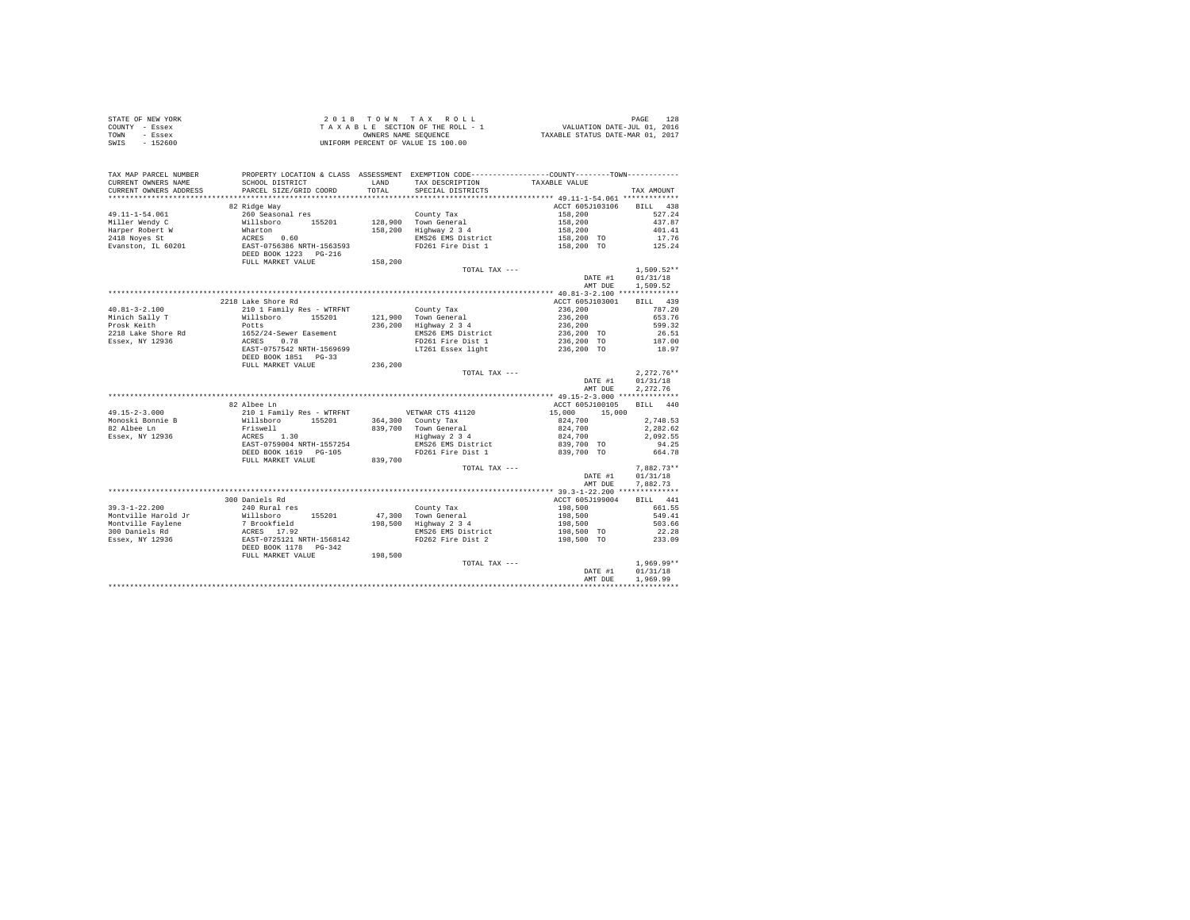STATE OF NEW YORK
COUNTY - Essex
TOWN - Essex
SWIS - 152600

2 0 1 8 T O W N T A X R O L L
T A X A B L E SECTION OF THE ROLL - 1
OWNERS NAME SEQUENCE
UNIFORM PERCENT OF VALUE IS 100.00

VALUATION DATE-JUL 01, 2016
TAXABLE STATUS DATE-MAR 01, 2017

| TAX MAP PARCEL NUMBER / CURRENT OWNERS NAME / CURRENT OWNERS ADDRESS | PROPERTY LOCATION & CLASS / SCHOOL DISTRICT / PARCEL SIZE/GRID COORD | ASSESSMENT LAND / TOTAL | EXEMPTION CODE / TAX DESCRIPTION / SPECIAL DISTRICTS | COUNTY / TOWN TAXABLE VALUE | TAX AMOUNT |
|---|---|---|---|---|---|
| 49.11-1-54.061 | 82 Ridge Way | | | ACCT 605J103106 | BILL 438 |
| Miller Wendy C | 260 Seasonal res | | County Tax | 158,200 | 527.24 |
| Harper Robert W | Willsboro 155201 | 128,900 | Town General | 158,200 | 437.87 |
| 2418 Noyes St | Wharton | 158,200 | Highway 2 3 4 | 158,200 | 401.41 |
| Evanston, IL 60201 | ACRES 0.60 | | EMS26 EMS District | 158,200 TO | 17.76 |
| | EAST-0756386 NRTH-1563593 | | FD261 Fire Dist 1 | 158,200 TO | 125.24 |
| | DEED BOOK 1223 PG-216 | | | | |
| | FULL MARKET VALUE | 158,200 | | | |
| | | | TOTAL TAX --- | | 1,509.52** |
| | | | | DATE #1 | 01/31/18 |
| | | | | AMT DUE | 1,509.52 |
| 40.81-3-2.100 | 2218 Lake Shore Rd | | | ACCT 605J103001 | BILL 439 |
| Minich Sally T | 210 1 Family Res - WTRFNT | | County Tax | 236,200 | 787.20 |
| Prosk Keith | Willsboro 155201 | 121,900 | Town General | 236,200 | 653.76 |
| 2218 Lake Shore Rd | Potts | 236,200 | Highway 2 3 4 | 236,200 | 599.32 |
| Essex, NY 12936 | 1652/24-Sewer Easement | | EMS26 EMS District | 236,200 TO | 26.51 |
| | ACRES 0.78 | | FD261 Fire Dist 1 | 236,200 TO | 187.00 |
| | EAST-0757542 NRTH-1569699 | | LT261 Essex light | 236,200 TO | 18.97 |
| | DEED BOOK 1851 PG-33 | | | | |
| | FULL MARKET VALUE | 236,200 | | | |
| | | | TOTAL TAX --- | | 2,272.76** |
| | | | | DATE #1 | 01/31/18 |
| | | | | AMT DUE | 2,272.76 |
| 49.15-2-3.000 | 82 Albee Ln | | | ACCT 605J100105 | BILL 440 |
| Monoski Bonnie B | 210 1 Family Res - WTRFNT | | VETWAR CTS 41120 | 15,000 15,000 | |
| 82 Albee Ln | Willsboro 155201 | 364,300 | County Tax | 824,700 | 2,748.53 |
| Essex, NY 12936 | Friswell | 839,700 | Town General | 824,700 | 2,282.62 |
| | ACRES 1.30 | | Highway 2 3 4 | 824,700 | 2,092.55 |
| | EAST-0759004 NRTH-1557254 | | EMS26 EMS District | 839,700 TO | 94.25 |
| | DEED BOOK 1619 PG-105 | | FD261 Fire Dist 1 | 839,700 TO | 664.78 |
| | FULL MARKET VALUE | 839,700 | | | |
| | | | TOTAL TAX --- | | 7,882.73** |
| | | | | DATE #1 | 01/31/18 |
| | | | | AMT DUE | 7,882.73 |
| 39.3-1-22.200 | 300 Daniels Rd | | | ACCT 605J199004 | BILL 441 |
| Montville Harold Jr | 240 Rural res | | County Tax | 198,500 | 661.55 |
| Montville Faylene | Willsboro 155201 | 47,300 | Town General | 198,500 | 549.41 |
| 300 Daniels Rd | 7 Brookfield | 198,500 | Highway 2 3 4 | 198,500 | 503.66 |
| Essex, NY 12936 | ACRES 17.92 | | EMS26 EMS District | 198,500 TO | 22.28 |
| | EAST-0725121 NRTH-1568142 | | FD262 Fire Dist 2 | 198,500 TO | 233.09 |
| | DEED BOOK 1178 PG-342 | | | | |
| | FULL MARKET VALUE | 198,500 | | | |
| | | | TOTAL TAX --- | | 1,969.99** |
| | | | | DATE #1 | 01/31/18 |
| | | | | AMT DUE | 1,969.99 |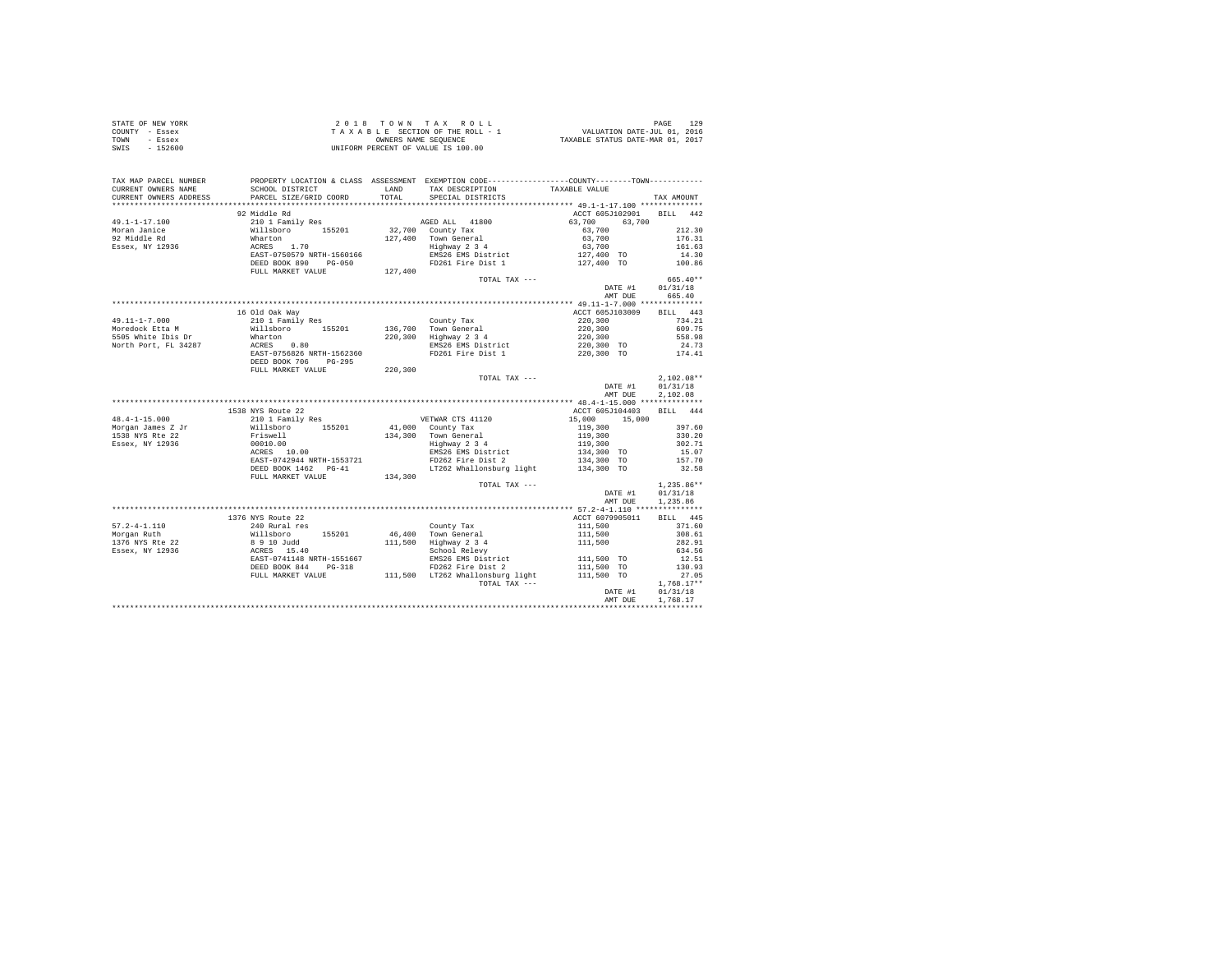STATE OF NEW YORK
COUNTY - Essex
TOWN - Essex
SWIS - 152600

2 0 1 8 T O W N T A X R O L L
T A X A B L E SECTION OF THE ROLL - 1
OWNERS NAME SEQUENCE
UNIFORM PERCENT OF VALUE IS 100.00

VALUATION DATE-JUL 01, 2016
TAXABLE STATUS DATE-MAR 01, 2017

| TAX MAP PARCEL NUMBER / CURRENT OWNERS NAME / CURRENT OWNERS ADDRESS | PROPERTY LOCATION & CLASS / SCHOOL DISTRICT / PARCEL SIZE/GRID COORD | ASSESSMENT LAND / TOTAL | EXEMPTION CODE / TAX DESCRIPTION / SPECIAL DISTRICTS | COUNTY / TOWN TAXABLE VALUE | TAX AMOUNT |
|---|---|---|---|---|---|
| 49.1-1-17.100 | 92 Middle Rd | | | ACCT 605J102901 | BILL 442 |
| Moran Janice | 210 1 Family Res | | AGED ALL 41800 | 63,700 63,700 | |
| 92 Middle Rd | Willsboro 155201 | 32,700 | County Tax | 63,700 | 212.30 |
| Essex, NY 12936 | Wharton | 127,400 | Town General | 63,700 | 176.31 |
| | ACRES 1.70 | | Highway 2 3 4 | 63,700 | 161.63 |
| | EAST-0750579 NRTH-1560166 | | EMS26 EMS District | 127,400 TO | 14.30 |
| | DEED BOOK 890 PG-050 | | FD261 Fire Dist 1 | 127,400 TO | 100.86 |
| | FULL MARKET VALUE | 127,400 | | | |
| | | | TOTAL TAX --- | | 665.40** |
| | | | | DATE #1 | 01/31/18 |
| | | | | AMT DUE | 665.40 |
| 49.11-1-7.000 | 16 Old Oak Way | | | ACCT 605J103009 | BILL 443 |
| Moredock Etta M | 210 1 Family Res | | County Tax | 220,300 | 734.21 |
| 5505 White Ibis Dr | Willsboro 155201 | 136,700 | Town General | 220,300 | 609.75 |
| North Port, FL 34287 | Wharton | 220,300 | Highway 2 3 4 | 220,300 | 558.98 |
| | ACRES 0.80 | | EMS26 EMS District | 220,300 TO | 24.73 |
| | EAST-0756826 NRTH-1562360 | | FD261 Fire Dist 1 | 220,300 TO | 174.41 |
| | DEED BOOK 706 PG-295 | | | | |
| | FULL MARKET VALUE | 220,300 | | | |
| | | | TOTAL TAX --- | | 2,102.08** |
| | | | | DATE #1 | 01/31/18 |
| | | | | AMT DUE | 2,102.08 |
| 48.4-1-15.000 | 1538 NYS Route 22 | | | ACCT 605J104403 | BILL 444 |
| Morgan James Z Jr | 210 1 Family Res | | VETWAR CTS 41120 | 15,000 15,000 | |
| 1538 NYS Rte 22 | Willsboro 155201 | 41,000 | County Tax | 119,300 | 397.60 |
| Essex, NY 12936 | Friswell | 134,300 | Town General | 119,300 | 330.20 |
| | 00010.00 | | Highway 2 3 4 | 119,300 | 302.71 |
| | ACRES 10.00 | | EMS26 EMS District | 134,300 TO | 15.07 |
| | EAST-0742944 NRTH-1553721 | | FD262 Fire Dist 2 | 134,300 TO | 157.70 |
| | DEED BOOK 1462 PG-41 | | LT262 Whallonsburg light | 134,300 TO | 32.58 |
| | FULL MARKET VALUE | 134,300 | | | |
| | | | TOTAL TAX --- | | 1,235.86** |
| | | | | DATE #1 | 01/31/18 |
| | | | | AMT DUE | 1,235.86 |
| 57.2-4-1.110 | 1376 NYS Route 22 | | | ACCT 6079905011 | BILL 445 |
| Morgan Ruth | 240 Rural res | | County Tax | 111,500 | 371.60 |
| 1376 NYS Rte 22 | Willsboro 155201 | 46,400 | Town General | 111,500 | 308.61 |
| Essex, NY 12936 | 8 9 10 Judd | 111,500 | Highway 2 3 4 | 111,500 | 282.91 |
| | ACRES 15.40 | | School Relevy | | 634.56 |
| | EAST-0741148 NRTH-1551667 | | EMS26 EMS District | 111,500 TO | 12.51 |
| | DEED BOOK 844 PG-318 | | FD262 Fire Dist 2 | 111,500 TO | 130.93 |
| | FULL MARKET VALUE | 111,500 | LT262 Whallonsburg light | 111,500 TO | 27.05 |
| | | | TOTAL TAX --- | | 1,768.17** |
| | | | | DATE #1 | 01/31/18 |
| | | | | AMT DUE | 1,768.17 |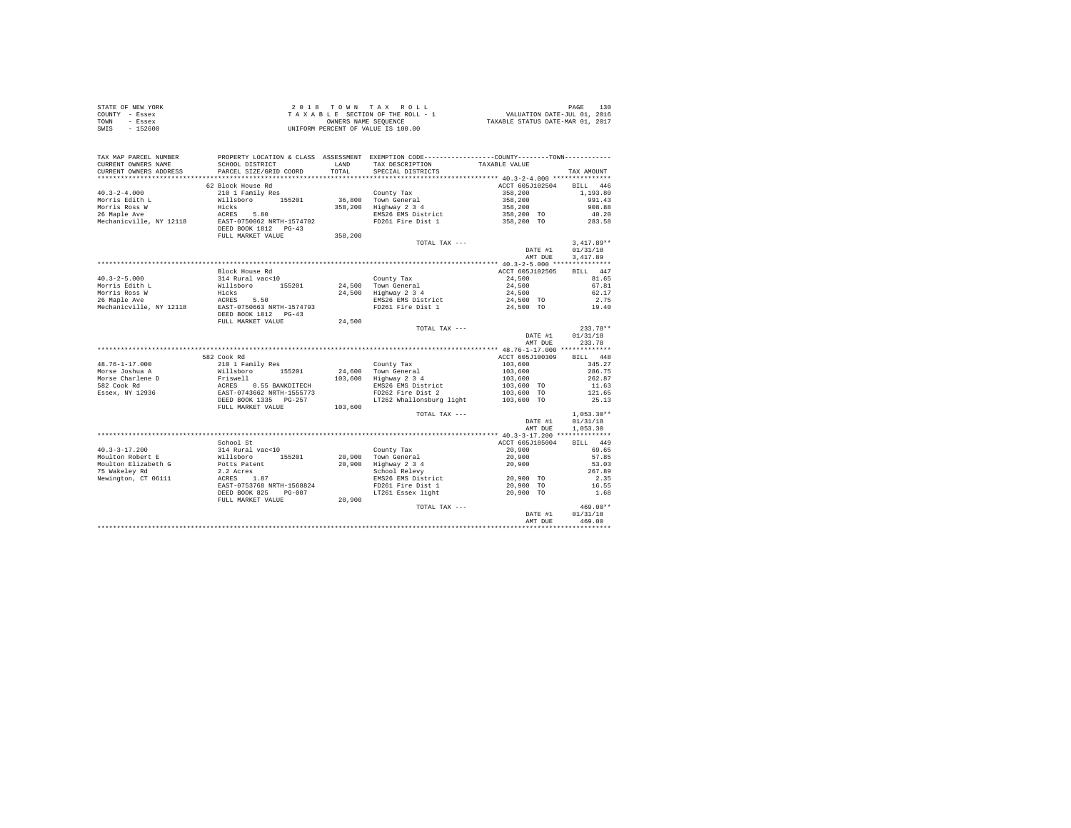STATE OF NEW YORK
COUNTY - Essex
TOWN - Essex
SWIS - 152600

2 0 1 8 T O W N T A X R O L L
T A X A B L E SECTION OF THE ROLL - 1
OWNERS NAME SEQUENCE
UNIFORM PERCENT OF VALUE IS 100.00

VALUATION DATE-JUL 01, 2016
TAXABLE STATUS DATE-MAR 01, 2017

| TAX MAP PARCEL NUMBER / CURRENT OWNERS NAME / CURRENT OWNERS ADDRESS | PROPERTY LOCATION & CLASS / SCHOOL DISTRICT / PARCEL SIZE/GRID COORD | ASSESSMENT LAND / TOTAL | EXEMPTION CODE / TAX DESCRIPTION / SPECIAL DISTRICTS | COUNTY / TOWN TAXABLE VALUE | TAX AMOUNT |
|---|---|---|---|---|---|
| 40.3-2-4.000 | 62 Block House Rd | | | ACCT 605J102504 | BILL 446 |
| | 210 1 Family Res | | County Tax | 358,200 | 1,193.80 |
| Morris Edith L | Willsboro 155201 | 36,800 | Town General | 358,200 | 991.43 |
| Morris Ross W | Hicks | 358,200 | Highway 2 3 4 | 358,200 | 908.88 |
| 26 Maple Ave | ACRES 5.80 | | EMS26 EMS District | 358,200 TO | 40.20 |
| Mechanicville, NY 12118 | EAST-0750062 NRTH-1574702 | | FD261 Fire Dist 1 | 358,200 TO | 283.58 |
| | DEED BOOK 1812 PG-43 | | | | |
| | FULL MARKET VALUE | 358,200 | | | |
| | | | TOTAL TAX --- | | 3,417.89** |
| | | | | DATE #1 | 01/31/18 |
| | | | | AMT DUE | 3,417.89 |
| 40.3-2-5.000 | Block House Rd | | | ACCT 605J102505 | BILL 447 |
| | 314 Rural vac<10 | | County Tax | 24,500 | 81.65 |
| Morris Edith L | Willsboro 155201 | 24,500 | Town General | 24,500 | 67.81 |
| Morris Ross W | Hicks | 24,500 | Highway 2 3 4 | 24,500 | 62.17 |
| 26 Maple Ave | ACRES 5.50 | | EMS26 EMS District | 24,500 TO | 2.75 |
| Mechanicville, NY 12118 | EAST-0750663 NRTH-1574793 | | FD261 Fire Dist 1 | 24,500 TO | 19.40 |
| | DEED BOOK 1812 PG-43 | | | | |
| | FULL MARKET VALUE | 24,500 | | | |
| | | | TOTAL TAX --- | | 233.78** |
| | | | | DATE #1 | 01/31/18 |
| | | | | AMT DUE | 233.78 |
| 48.76-1-17.000 | 582 Cook Rd | | | ACCT 605J100309 | BILL 448 |
| | 210 1 Family Res | | County Tax | 103,600 | 345.27 |
| Morse Joshua A | Willsboro 155201 | 24,600 | Town General | 103,600 | 286.75 |
| Morse Charlene D | Friswell | 103,600 | Highway 2 3 4 | 103,600 | 262.87 |
| 582 Cook Rd | ACRES 0.55 BANKDITECH | | EMS26 EMS District | 103,600 TO | 11.63 |
| Essex, NY 12936 | EAST-0743662 NRTH-1555773 | | FD262 Fire Dist 2 | 103,600 TO | 121.65 |
| | DEED BOOK 1335 PG-257 | | LT262 Whallonsburg light | 103,600 TO | 25.13 |
| | FULL MARKET VALUE | 103,600 | | | |
| | | | TOTAL TAX --- | | 1,053.30** |
| | | | | DATE #1 | 01/31/18 |
| | | | | AMT DUE | 1,053.30 |
| 40.3-3-17.200 | School St | | | ACCT 605J185004 | BILL 449 |
| | 314 Rural vac<10 | | County Tax | 20,900 | 69.65 |
| Moulton Robert E | Willsboro 155201 | 20,900 | Town General | 20,900 | 57.85 |
| Moulton Elizabeth G | Potts Patent | 20,900 | Highway 2 3 4 | 20,900 | 53.03 |
| 75 Wakeley Rd | 2.2 Acres | | School Relevy | | 267.89 |
| Newington, CT 06111 | ACRES 1.87 | | EMS26 EMS District | 20,900 TO | 2.35 |
| | EAST-0753768 NRTH-1568824 | | FD261 Fire Dist 1 | 20,900 TO | 16.55 |
| | DEED BOOK 825 PG-007 | | LT261 Essex light | 20,900 TO | 1.68 |
| | FULL MARKET VALUE | 20,900 | | | |
| | | | TOTAL TAX --- | | 469.00** |
| | | | | DATE #1 | 01/31/18 |
| | | | | AMT DUE | 469.00 |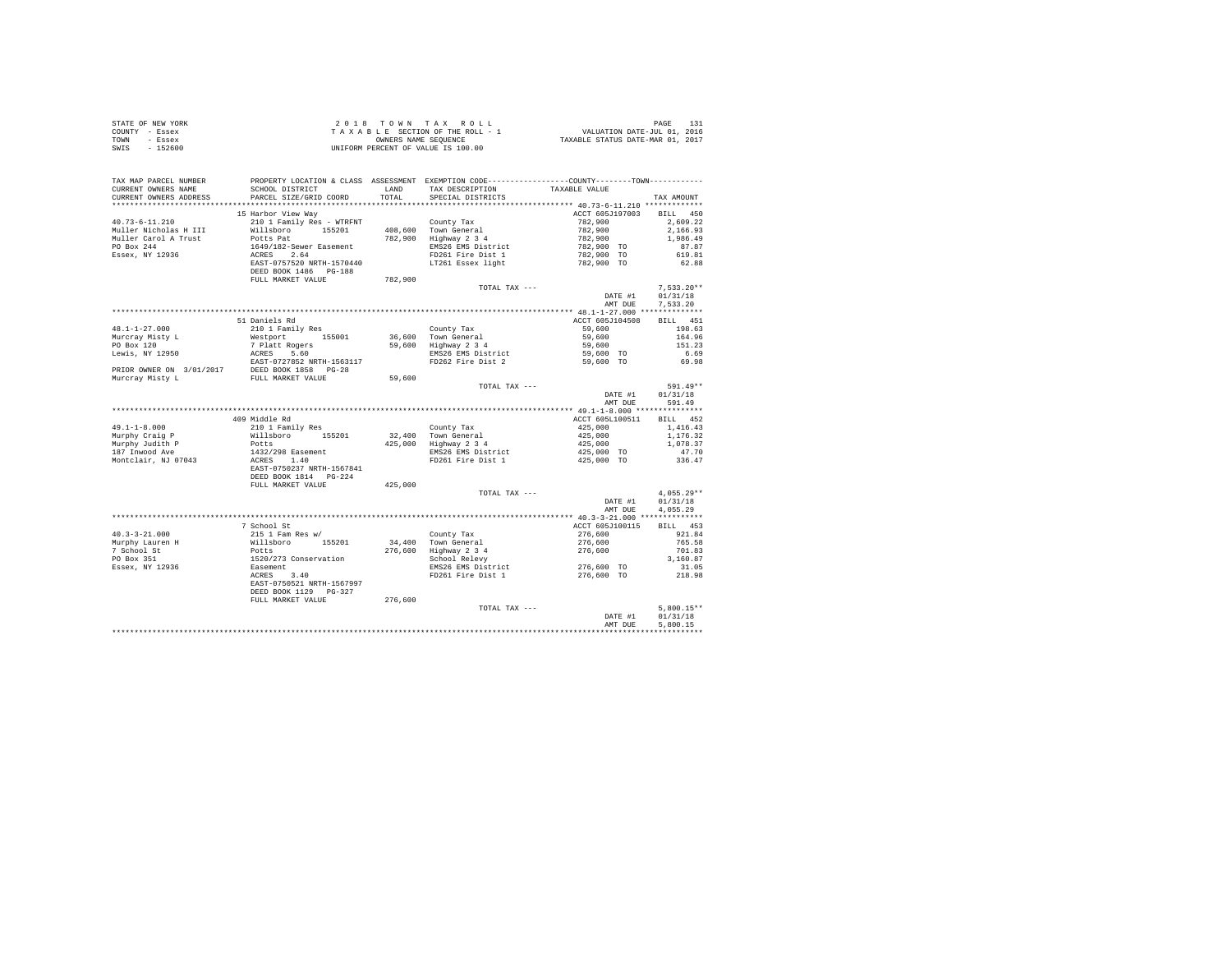STATE OF NEW YORK
COUNTY - Essex
TOWN - Essex
SWIS - 152600

2018 TOWN TAX ROLL
TAXABLE SECTION OF THE ROLL - 1
OWNERS NAME SEQUENCE
UNIFORM PERCENT OF VALUE IS 100.00

VALUATION DATE-JUL 01, 2016
TAXABLE STATUS DATE-MAR 01, 2017

| TAX MAP PARCEL NUMBER / CURRENT OWNERS NAME / CURRENT OWNERS ADDRESS | PROPERTY LOCATION & CLASS / SCHOOL DISTRICT / PARCEL SIZE/GRID COORD | ASSESSMENT LAND / TOTAL | EXEMPTION CODE / TAX DESCRIPTION / SPECIAL DISTRICTS | COUNTY/TOWN TAXABLE VALUE | TAX AMOUNT |
|---|---|---|---|---|---|
| 40.73-6-11.210 | 15 Harbor View Way | | | ACCT 605J197003 | BILL 450 |
| Muller Nicholas H III | 210 1 Family Res - WTRFNT | | County Tax | 782,900 | 2,609.22 |
| Muller Carol A Trust | Willsboro 155201 | 408,600 | Town General | 782,900 | 2,166.93 |
| PO Box 244 | Potts Pat | 782,900 | Highway 2 3 4 | 782,900 | 1,986.49 |
| Essex, NY 12936 | 1649/182-Sewer Easement | | EMS26 EMS District | 782,900 TO | 87.87 |
| | ACRES 2.64 | | FD261 Fire Dist 1 | 782,900 TO | 619.81 |
| | EAST-0757520 NRTH-1570440 | | LT261 Essex light | 782,900 TO | 62.88 |
| | DEED BOOK 1486 PG-188 | | | | |
| | FULL MARKET VALUE | 782,900 | | | |
| | | | TOTAL TAX --- | | 7,533.20** |
| | | | | DATE #1 | 01/31/18 |
| | | | | AMT DUE | 7,533.20 |
| 48.1-1-27.000 | 51 Daniels Rd | | | ACCT 605J104508 | BILL 451 |
| Murcray Misty L | 210 1 Family Res | | County Tax | 59,600 | 198.63 |
| PO Box 120 | Westport 155001 | 36,600 | Town General | 59,600 | 164.96 |
| Lewis, NY 12950 | 7 Platt Rogers | 59,600 | Highway 2 3 4 | 59,600 | 151.23 |
| | ACRES 5.60 | | EMS26 EMS District | 59,600 TO | 6.69 |
| | EAST-0727852 NRTH-1563117 | | FD262 Fire Dist 2 | 59,600 TO | 69.98 |
| PRIOR OWNER ON 3/01/2017 | DEED BOOK 1858 PG-28 | | | | |
| Murcray Misty L | FULL MARKET VALUE | 59,600 | | | |
| | | | TOTAL TAX --- | | 591.49** |
| | | | | DATE #1 | 01/31/18 |
| | | | | AMT DUE | 591.49 |
| 49.1-1-8.000 | 409 Middle Rd | | | ACCT 605L100511 | BILL 452 |
| Murphy Craig P | 210 1 Family Res | | County Tax | 425,000 | 1,416.43 |
| Murphy Judith P | Willsboro 155201 | 32,400 | Town General | 425,000 | 1,176.32 |
| 187 Inwood Ave | Potts | 425,000 | Highway 2 3 4 | 425,000 | 1,078.37 |
| Montclair, NJ 07043 | 1432/298 Easement | | EMS26 EMS District | 425,000 TO | 47.70 |
| | ACRES 1.40 | | FD261 Fire Dist 1 | 425,000 TO | 336.47 |
| | EAST-0750237 NRTH-1567841 | | | | |
| | DEED BOOK 1814 PG-224 | | | | |
| | FULL MARKET VALUE | 425,000 | | | |
| | | | TOTAL TAX --- | | 4,055.29** |
| | | | | DATE #1 | 01/31/18 |
| | | | | AMT DUE | 4,055.29 |
| 40.3-3-21.000 | 7 School St | | | ACCT 605J100115 | BILL 453 |
| Murphy Lauren H | 215 1 Fam Res w/ | | County Tax | 276,600 | 921.84 |
| 7 School St | Willsboro 155201 | 34,400 | Town General | 276,600 | 765.58 |
| PO Box 351 | Potts | 276,600 | Highway 2 3 4 | 276,600 | 701.83 |
| Essex, NY 12936 | 1520/273 Conservation | | School Relevy | | 3,160.87 |
| | Easement | | EMS26 EMS District | 276,600 TO | 31.05 |
| | ACRES 3.40 | | FD261 Fire Dist 1 | 276,600 TO | 218.98 |
| | EAST-0750521 NRTH-1567997 | | | | |
| | DEED BOOK 1129 PG-327 | | | | |
| | FULL MARKET VALUE | 276,600 | | | |
| | | | TOTAL TAX --- | | 5,800.15** |
| | | | | DATE #1 | 01/31/18 |
| | | | | AMT DUE | 5,800.15 |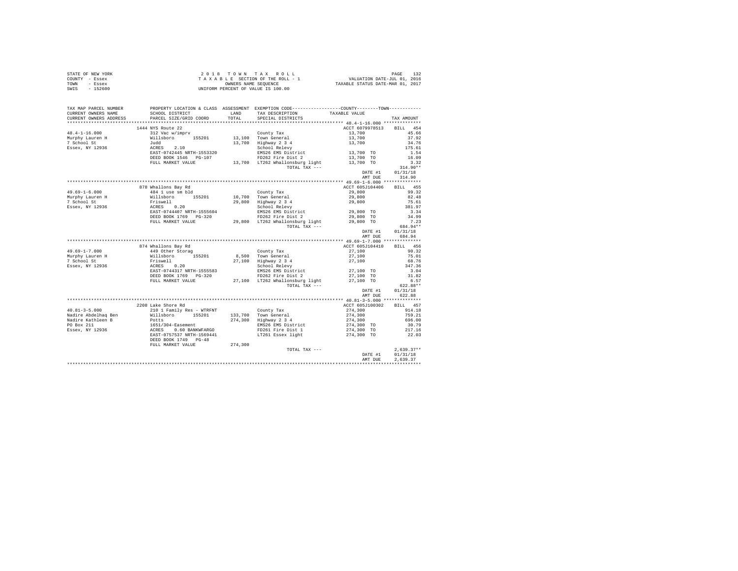STATE OF NEW YORK
COUNTY - Essex
TOWN - Essex
SWIS - 152600

2 0 1 8 T O W N T A X R O L L
T A X A B L E SECTION OF THE ROLL - 1
OWNERS NAME SEQUENCE
UNIFORM PERCENT OF VALUE IS 100.00

VALUATION DATE-JUL 01, 2016
TAXABLE STATUS DATE-MAR 01, 2017

| TAX MAP PARCEL NUMBER / CURRENT OWNERS NAME / CURRENT OWNERS ADDRESS | PROPERTY LOCATION & CLASS / SCHOOL DISTRICT / PARCEL SIZE/GRID COORD | ASSESSMENT LAND / TOTAL | EXEMPTION CODE / TAX DESCRIPTION / SPECIAL DISTRICTS | COUNTY--------TOWN TAXABLE VALUE | TAX AMOUNT |
|---|---|---|---|---|---|
| 48.4-1-16.000 | 1444 NYS Route 22 | | | ACCT 6079978513 | BILL 454 |
| Murphy Lauren H | 312 Vac w/imprv | | County Tax | 13,700 | 45.66 |
| 7 School St | Willsboro 155201 | 13,100 | Town General | 13,700 | 37.92 |
| Essex, NY 12936 | Judd | 13,700 | Highway 2 3 4 | 13,700 | 34.76 |
| | ACRES 2.10 | | School Relevy | | 175.61 |
| | EAST-0742445 NRTH-1553320 | | EMS26 EMS District | 13,700 TO | 1.54 |
| | DEED BOOK 1546 PG-107 | | FD262 Fire Dist 2 | 13,700 TO | 16.09 |
| | FULL MARKET VALUE | 13,700 | LT262 Whallonsburg light | 13,700 TO | 3.32 |
| | | | TOTAL TAX --- | | 314.90** |
| | | | | DATE #1 | 01/31/18 |
| | | | | AMT DUE | 314.90 |
| 49.69-1-6.000 | 878 Whallons Bay Rd | | | ACCT 605J104406 | BILL 455 |
| Murphy Lauren H | 484 1 use sm bld | | County Tax | 29,800 | 99.32 |
| 7 School St | Willsboro 155201 | 10,700 | Town General | 29,800 | 82.48 |
| Essex, NY 12936 | Friswell | 29,800 | Highway 2 3 4 | 29,800 | 75.61 |
| | ACRES 0.20 | | School Relevy | | 381.97 |
| | EAST-0744407 NRTH-1555604 | | EMS26 EMS District | 29,800 TO | 3.34 |
| | DEED BOOK 1769 PG-320 | | FD262 Fire Dist 2 | 29,800 TO | 34.99 |
| | FULL MARKET VALUE | 29,800 | LT262 Whallonsburg light | 29,800 TO | 7.23 |
| | | | TOTAL TAX --- | | 684.94** |
| | | | | DATE #1 | 01/31/18 |
| | | | | AMT DUE | 684.94 |
| 49.69-1-7.000 | 874 Whallons Bay Rd | | | ACCT 605J104410 | BILL 456 |
| Murphy Lauren H | 449 Other Storag | | County Tax | 27,100 | 90.32 |
| 7 School St | Willsboro 155201 | 8,500 | Town General | 27,100 | 75.01 |
| Essex, NY 12936 | Friswell | 27,100 | Highway 2 3 4 | 27,100 | 68.76 |
| | ACRES 0.20 | | School Relevy | | 347.36 |
| | EAST-0744317 NRTH-1555583 | | EMS26 EMS District | 27,100 TO | 3.04 |
| | DEED BOOK 1769 PG-320 | | FD262 Fire Dist 2 | 27,100 TO | 31.82 |
| | FULL MARKET VALUE | 27,100 | LT262 Whallonsburg light | 27,100 TO | 6.57 |
| | | | TOTAL TAX --- | | 622.88** |
| | | | | DATE #1 | 01/31/18 |
| | | | | AMT DUE | 622.88 |
| 40.81-3-5.000 | 2208 Lake Shore Rd | | | ACCT 605J100302 | BILL 457 |
| Nadire Abdelhaq Ben | 210 1 Family Res - WTRFNT | | County Tax | 274,300 | 914.18 |
| Nadire Kathleen B | Willsboro 155201 | 133,700 | Town General | 274,300 | 759.21 |
| PO Box 211 | Potts | 274,300 | Highway 2 3 4 | 274,300 | 696.00 |
| Essex, NY 12936 | 1651/304-Easement | | EMS26 EMS District | 274,300 TO | 30.79 |
| | ACRES 0.60 BANKWFARGO | | FD261 Fire Dist 1 | 274,300 TO | 217.16 |
| | EAST-0757537 NRTH-1569441 | | LT261 Essex light | 274,300 TO | 22.03 |
| | DEED BOOK 1749 PG-48 | | | | |
| | FULL MARKET VALUE | 274,300 | | | |
| | | | TOTAL TAX --- | | 2,639.37** |
| | | | | DATE #1 | 01/31/18 |
| | | | | AMT DUE | 2,639.37 |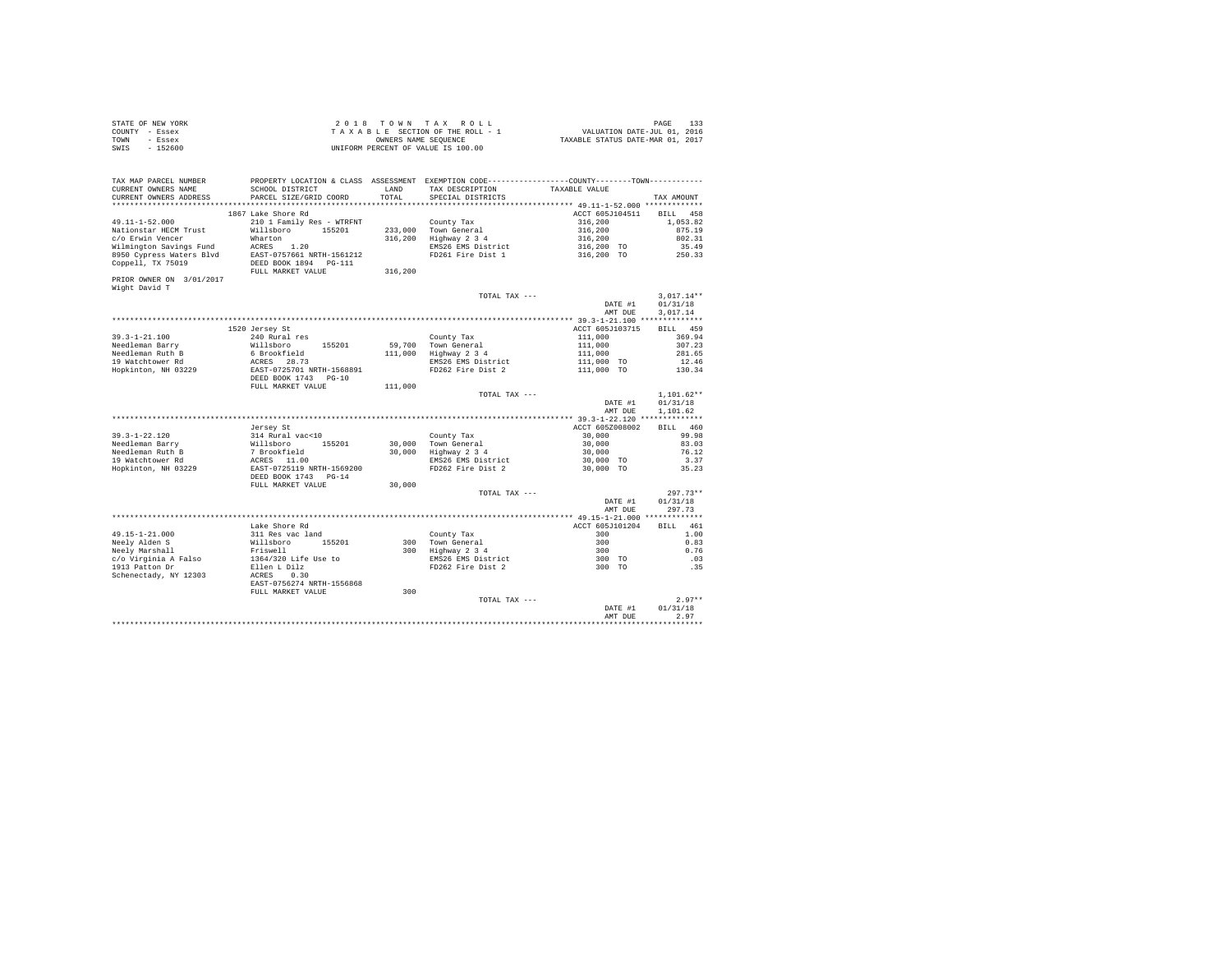STATE OF NEW YORK
COUNTY - Essex
TOWN - Essex
SWIS - 152600

2018 TOWN TAX ROLL
TAXABLE SECTION OF THE ROLL - 1
OWNERS NAME SEQUENCE
UNIFORM PERCENT OF VALUE IS 100.00

VALUATION DATE-JUL 01, 2016
TAXABLE STATUS DATE-MAR 01, 2017

| TAX MAP PARCEL NUMBER / CURRENT OWNERS NAME / CURRENT OWNERS ADDRESS | PROPERTY LOCATION & CLASS / SCHOOL DISTRICT / PARCEL SIZE/GRID COORD | ASSESSMENT LAND / TOTAL | EXEMPTION CODE / TAX DESCRIPTION / SPECIAL DISTRICTS | TAXABLE VALUE | TAX AMOUNT |
|---|---|---|---|---|---|
| 49.11-1-52.000 | 1867 Lake Shore Rd | | | ACCT 605J104511 | BILL 458 |
| Nationstar HECM Trust | 210 1 Family Res - WTRFNT | | County Tax | 316,200 | 1,053.82 |
| c/o Erwin Vencer | Willsboro 155201 | 233,000 | Town General | 316,200 | 875.19 |
| Wilmington Savings Fund | Wharton | 316,200 | Highway 2 3 4 | 316,200 | 802.31 |
| 8950 Cypress Waters Blvd | ACRES 1.20 | | EMS26 EMS District | 316,200 TO | 35.49 |
| Coppell, TX 75019 | EAST-0757661 NRTH-1561212 | | FD261 Fire Dist 1 | 316,200 TO | 250.33 |
| | DEED BOOK 1894 PG-111 | | | | |
| | FULL MARKET VALUE | 316,200 | | | |
| PRIOR OWNER ON 3/01/2017 | | | | | |
| Wight David T | | | | | |
| | | | TOTAL TAX --- | | 3,017.14** |
| | | | | DATE #1 | 01/31/18 |
| | | | | AMT DUE | 3,017.14 |
| 39.3-1-21.100 | 1520 Jersey St | | | ACCT 605J103715 | BILL 459 |
| Needleman Barry | 240 Rural res | | County Tax | 111,000 | 369.94 |
| Needleman Ruth B | Willsboro 155201 | 59,700 | Town General | 111,000 | 307.23 |
| 19 Watchtower Rd | 6 Brookfield | 111,000 | Highway 2 3 4 | 111,000 | 281.65 |
| Hopkinton, NH 03229 | ACRES 28.73 | | EMS26 EMS District | 111,000 TO | 12.46 |
| | EAST-0725701 NRTH-1568891 | | FD262 Fire Dist 2 | 111,000 TO | 130.34 |
| | DEED BOOK 1743 PG-10 | | | | |
| | FULL MARKET VALUE | 111,000 | | | |
| | | | TOTAL TAX --- | | 1,101.62** |
| | | | | DATE #1 | 01/31/18 |
| | | | | AMT DUE | 1,101.62 |
| 39.3-1-22.120 | Jersey St | | | ACCT 605Z008002 | BILL 460 |
| Needleman Barry | 314 Rural vac<10 | | County Tax | 30,000 | 99.98 |
| Needleman Ruth B | Willsboro 155201 | 30,000 | Town General | 30,000 | 83.03 |
| 19 Watchtower Rd | 7 Brookfield | 30,000 | Highway 2 3 4 | 30,000 | 76.12 |
| Hopkinton, NH 03229 | ACRES 11.00 | | EMS26 EMS District | 30,000 TO | 3.37 |
| | EAST-0725119 NRTH-1569200 | | FD262 Fire Dist 2 | 30,000 TO | 35.23 |
| | DEED BOOK 1743 PG-14 | | | | |
| | FULL MARKET VALUE | 30,000 | | | |
| | | | TOTAL TAX --- | | 297.73** |
| | | | | DATE #1 | 01/31/18 |
| | | | | AMT DUE | 297.73 |
| 49.15-1-21.000 | Lake Shore Rd | | | ACCT 605J101204 | BILL 461 |
| Neely Alden S | 311 Res vac land | | County Tax | 300 | 1.00 |
| Neely Marshall | Willsboro 155201 | 300 | Town General | 300 | 0.83 |
| c/o Virginia A Falso | Friswell | 300 | Highway 2 3 4 | 300 | 0.76 |
| 1913 Patton Dr | 1364/320 Life Use to | | EMS26 EMS District | 300 TO | .03 |
| Schenectady, NY 12303 | Ellen L Dilz | | FD262 Fire Dist 2 | 300 TO | .35 |
| | ACRES 0.30 | | | | |
| | EAST-0756274 NRTH-1556868 | | | | |
| | FULL MARKET VALUE | 300 | | | |
| | | | TOTAL TAX --- | | 2.97** |
| | | | | DATE #1 | 01/31/18 |
| | | | | AMT DUE | 2.97 |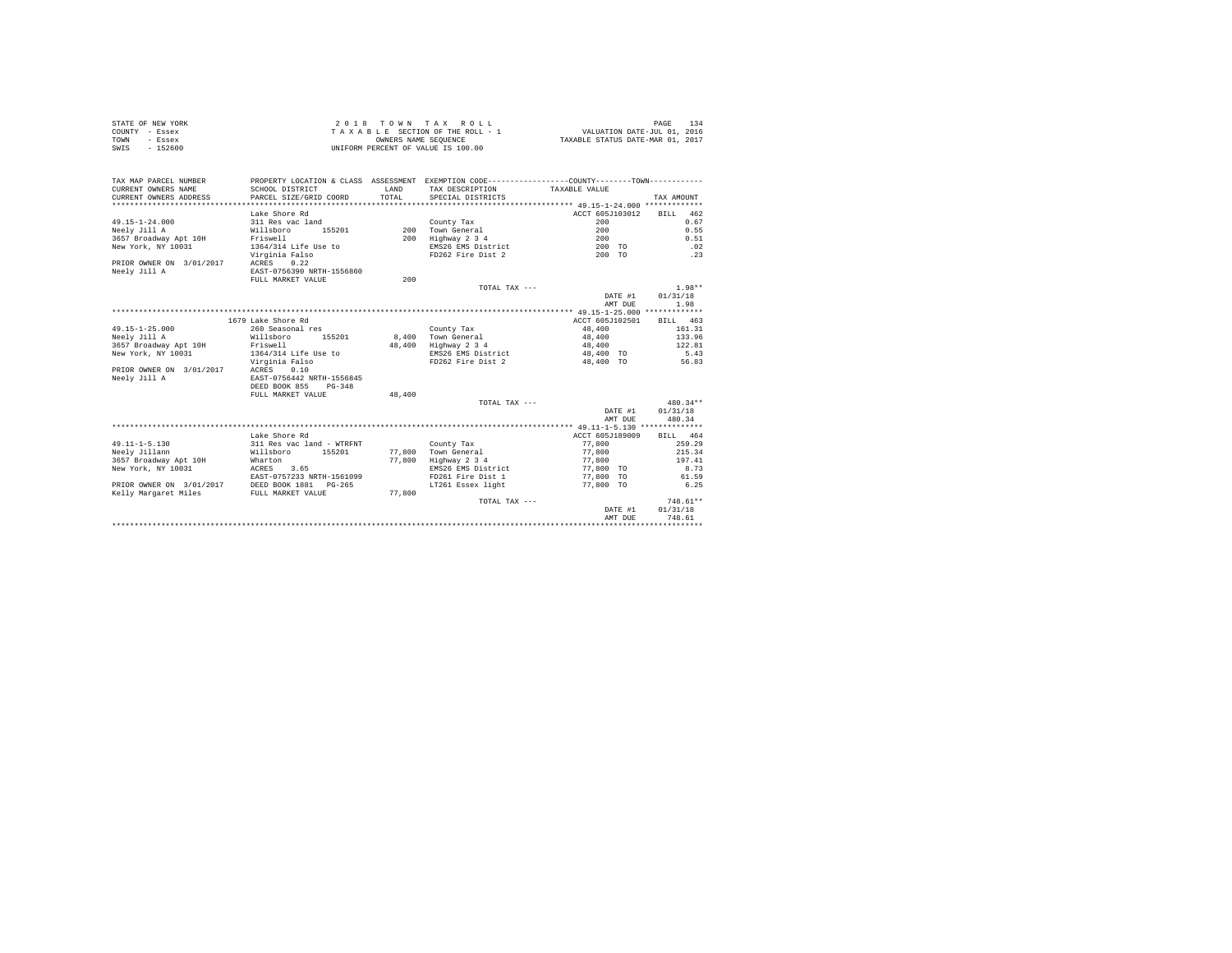STATE OF NEW YORK
COUNTY - Essex
TOWN - Essex
SWIS - 152600

2 0 1 8 T O W N T A X R O L L
T A X A B L E SECTION OF THE ROLL - 1
OWNERS NAME SEQUENCE
UNIFORM PERCENT OF VALUE IS 100.00

VALUATION DATE-JUL 01, 2016
TAXABLE STATUS DATE-MAR 01, 2017

| TAX MAP PARCEL NUMBER / CURRENT OWNERS NAME / CURRENT OWNERS ADDRESS | PROPERTY LOCATION & CLASS / SCHOOL DISTRICT / PARCEL SIZE/GRID COORD | ASSESSMENT LAND / TOTAL | EXEMPTION CODE / TAX DESCRIPTION / SPECIAL DISTRICTS | COUNTY--------TOWN / TAXABLE VALUE | TAX AMOUNT |
|---|---|---|---|---|---|
| | Lake Shore Rd | | | ACCT 605J103012 | BILL 462 |
| 49.15-1-24.000 | 311 Res vac land | | County Tax | 200 | 0.67 |
| Neely Jill A | Willsboro 155201 | 200 | Town General | 200 | 0.55 |
| 3657 Broadway Apt 10H | Friswell | 200 | Highway 2 3 4 | 200 | 0.51 |
| New York, NY 10031 | 1364/314 Life Use to | | EMS26 EMS District | 200 TO | .02 |
| | Virginia Falso | | FD262 Fire Dist 2 | 200 TO | .23 |
| PRIOR OWNER ON 3/01/2017 | ACRES 0.22 | | | | |
| Neely Jill A | EAST-0756390 NRTH-1556860 | | | | |
| | FULL MARKET VALUE | 200 | | | |
| | | | TOTAL TAX --- | | 1.98** |
| | | | | DATE #1 | 01/31/18 |
| | | | | AMT DUE | 1.98 |
| | 1679 Lake Shore Rd | | | ACCT 605J102501 | BILL 463 |
| 49.15-1-25.000 | 260 Seasonal res | | County Tax | 48,400 | 161.31 |
| Neely Jill A | Willsboro 155201 | 8,400 | Town General | 48,400 | 133.96 |
| 3657 Broadway Apt 10H | Friswell | 48,400 | Highway 2 3 4 | 48,400 | 122.81 |
| New York, NY 10031 | 1364/314 Life Use to | | EMS26 EMS District | 48,400 TO | 5.43 |
| | Virginia Falso | | FD262 Fire Dist 2 | 48,400 TO | 56.83 |
| PRIOR OWNER ON 3/01/2017 | ACRES 0.10 | | | | |
| Neely Jill A | EAST-0756442 NRTH-1556845 | | | | |
| | DEED BOOK 855 PG-348 | | | | |
| | FULL MARKET VALUE | 48,400 | | | |
| | | | TOTAL TAX --- | | 480.34** |
| | | | | DATE #1 | 01/31/18 |
| | | | | AMT DUE | 480.34 |
| | Lake Shore Rd | | | ACCT 605J189009 | BILL 464 |
| 49.11-1-5.130 | 311 Res vac land - WTRFNT | | County Tax | 77,800 | 259.29 |
| Neely Jillann | Willsboro 155201 | 77,800 | Town General | 77,800 | 215.34 |
| 3657 Broadway Apt 10H | Wharton | 77,800 | Highway 2 3 4 | 77,800 | 197.41 |
| New York, NY 10031 | ACRES 3.65 | | EMS26 EMS District | 77,800 TO | 8.73 |
| | EAST-0757233 NRTH-1561099 | | FD261 Fire Dist 1 | 77,800 TO | 61.59 |
| PRIOR OWNER ON 3/01/2017 | DEED BOOK 1881 PG-265 | | LT261 Essex light | 77,800 TO | 6.25 |
| Kelly Margaret Miles | FULL MARKET VALUE | 77,800 | | | |
| | | | TOTAL TAX --- | | 748.61** |
| | | | | DATE #1 | 01/31/18 |
| | | | | AMT DUE | 748.61 |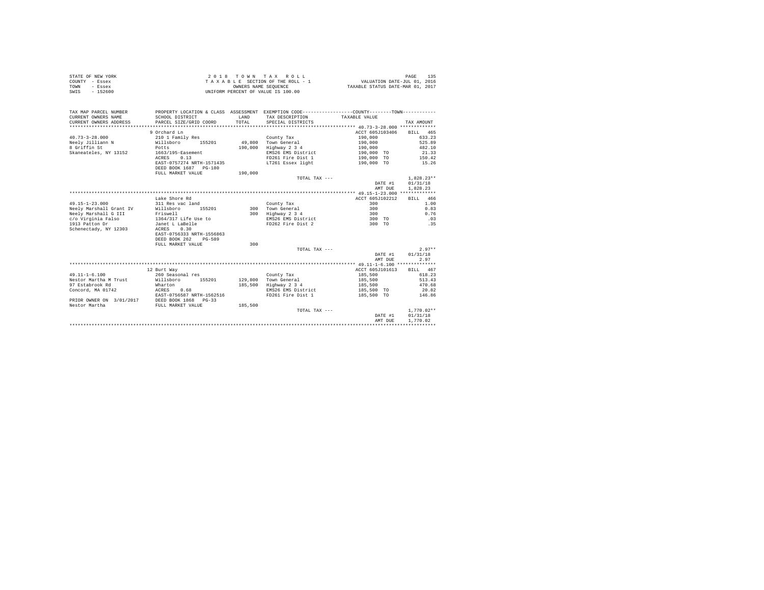STATE OF NEW YORK
COUNTY - Essex
TOWN - Essex
SWIS - 152600

2 0 1 8 T O W N T A X R O L L
T A X A B L E SECTION OF THE ROLL - 1
OWNERS NAME SEQUENCE
UNIFORM PERCENT OF VALUE IS 100.00

VALUATION DATE-JUL 01, 2016
TAXABLE STATUS DATE-MAR 01, 2017

| TAX MAP PARCEL NUMBER / CURRENT OWNERS NAME / CURRENT OWNERS ADDRESS | PROPERTY LOCATION & CLASS / SCHOOL DISTRICT / PARCEL SIZE/GRID COORD | ASSESSMENT LAND / TOTAL | EXEMPTION CODE / TAX DESCRIPTION / SPECIAL DISTRICTS | COUNTY--------TOWN / TAXABLE VALUE | TAX AMOUNT |
|---|---|---|---|---|---|
| 40.73-3-28.000 | 9 Orchard Ln | | | ACCT 605J103406 | BILL 465 |
| | 210 1 Family Res | | County Tax | 190,000 | 633.23 |
| Neely Jilliann N | Willsboro 155201 | 49,800 | Town General | 190,000 | 525.89 |
| 8 Griffin St | Potts | 190,000 | Highway 2 3 4 | 190,000 | 482.10 |
| Skaneateles, NY 13152 | 1663/195-Easement | | EMS26 EMS District | 190,000 TO | 21.33 |
| | ACRES 0.13 | | FD261 Fire Dist 1 | 190,000 TO | 150.42 |
| | EAST-0757274 NRTH-1571435 | | LT261 Essex light | 190,000 TO | 15.26 |
| | DEED BOOK 1687 PG-180 | | | | |
| | FULL MARKET VALUE | 190,000 | | | |
| | | | TOTAL TAX --- | | 1,828.23** |
| | | | | DATE #1 | 01/31/18 |
| | | | | AMT DUE | 1,828.23 |
| 49.15-1-23.000 | Lake Shore Rd | | | ACCT 605J102212 | BILL 466 |
| | 311 Res vac land | | County Tax | 300 | 1.00 |
| Neely Marshall Grant IV | Willsboro 155201 | 300 | Town General | 300 | 0.83 |
| Neely Marshall G III | Friswell | 300 | Highway 2 3 4 | 300 | 0.76 |
| c/o Virginia Falso | 1364/317 Life Use to | | EMS26 EMS District | 300 TO | .03 |
| 1913 Patton Dr | Janet L LaBelle | | FD262 Fire Dist 2 | 300 TO | .35 |
| Schenectady, NY 12303 | ACRES 0.30 | | | | |
| | EAST-0756333 NRTH-1556863 | | | | |
| | DEED BOOK 262 PG-589 | | | | |
| | FULL MARKET VALUE | 300 | | | |
| | | | TOTAL TAX --- | | 2.97** |
| | | | | DATE #1 | 01/31/18 |
| | | | | AMT DUE | 2.97 |
| 49.11-1-6.100 | 12 Burt Way | | | ACCT 605J101613 | BILL 467 |
| | 260 Seasonal res | | County Tax | 185,500 | 618.23 |
| Nestor Martha M Trust | Willsboro 155201 | 129,800 | Town General | 185,500 | 513.43 |
| 97 Estabrook Rd | Wharton | 185,500 | Highway 2 3 4 | 185,500 | 470.68 |
| Concord, MA 01742 | ACRES 0.68 | | EMS26 EMS District | 185,500 TO | 20.82 |
| | EAST-0756507 NRTH-1562516 | | FD261 Fire Dist 1 | 185,500 TO | 146.86 |
| PRIOR OWNER ON 3/01/2017 | DEED BOOK 1868 PG-33 | | | | |
| Nestor Martha | FULL MARKET VALUE | 185,500 | | | |
| | | | TOTAL TAX --- | | 1,770.02** |
| | | | | DATE #1 | 01/31/18 |
| | | | | AMT DUE | 1,770.02 |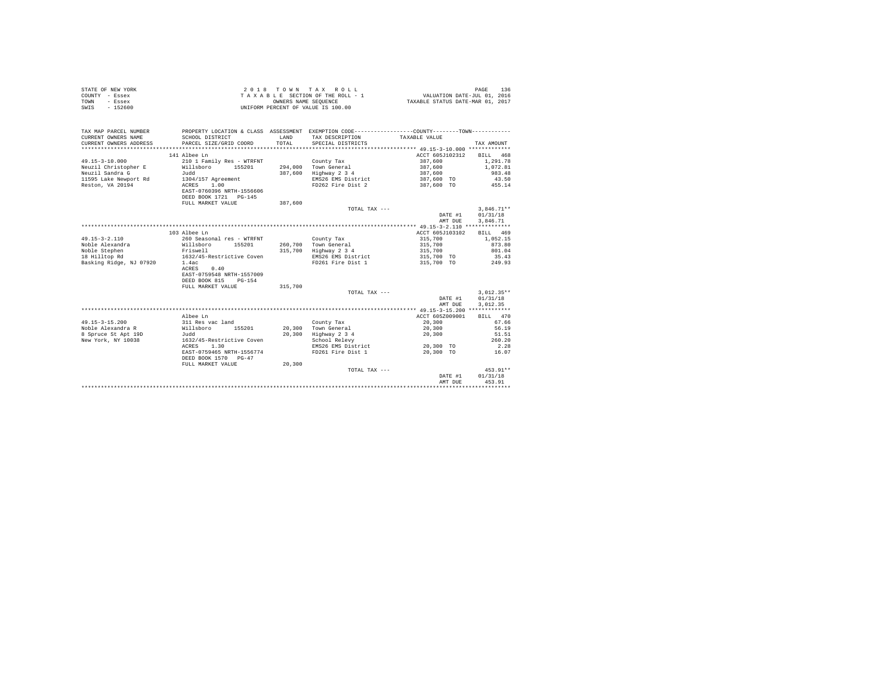STATE OF NEW YORK
COUNTY - Essex
TOWN - Essex
SWIS - 152600

2 0 1 8   T O W N   T A X   R O L L
T A X A B L E   SECTION OF THE ROLL - 1
OWNERS NAME SEQUENCE
UNIFORM PERCENT OF VALUE IS 100.00

VALUATION DATE-JUL 01, 2016
TAXABLE STATUS DATE-MAR 01, 2017

| TAX MAP PARCEL NUMBER / CURRENT OWNERS NAME / CURRENT OWNERS ADDRESS | PROPERTY LOCATION & CLASS / SCHOOL DISTRICT / PARCEL SIZE/GRID COORD | ASSESSMENT LAND / TOTAL | EXEMPTION CODE / TAX DESCRIPTION / SPECIAL DISTRICTS | COUNTY / TOWN TAXABLE VALUE | TAX AMOUNT |
|---|---|---|---|---|---|
| 49.15-3-10.000 | 141 Albee Ln | | | ACCT 605J102312 | BILL 468 |
| Neuzil Christopher E | 210 1 Family Res - WTRFNT | | County Tax | 387,600 | 1,291.78 |
| Neuzil Sandra G | Willsboro 155201 | 294,000 | Town General | 387,600 | 1,072.81 |
| 11595 Lake Newport Rd | Judd | 387,600 | Highway 2 3 4 | 387,600 | 983.48 |
| Reston, VA 20194 | 1304/157 Agreement | | EMS26 EMS District | 387,600 TO | 43.50 |
| | ACRES 1.00 | | FD262 Fire Dist 2 | 387,600 TO | 455.14 |
| | EAST-0760396 NRTH-1556606 | | | | |
| | DEED BOOK 1721 PG-145 | | | | |
| | FULL MARKET VALUE | 387,600 | | | |
| | | | TOTAL TAX --- | | 3,846.71** |
| | | | | DATE #1 | 01/31/18 |
| | | | | AMT DUE | 3,846.71 |
| 49.15-3-2.110 | 103 Albee Ln | | | ACCT 605J103102 | BILL 469 |
| Noble Alexandra | 260 Seasonal res - WTRFNT | | County Tax | 315,700 | 1,052.15 |
| Noble Stephen | Willsboro 155201 | 260,700 | Town General | 315,700 | 873.80 |
| 18 Hilltop Rd | Friswell | 315,700 | Highway 2 3 4 | 315,700 | 801.04 |
| Basking Ridge, NJ 07920 | 1632/45-Restrictive Coven | | EMS26 EMS District | 315,700 TO | 35.43 |
| | 1.4ac | | FD261 Fire Dist 1 | 315,700 TO | 249.93 |
| | ACRES 0.40 | | | | |
| | EAST-0759548 NRTH-1557009 | | | | |
| | DEED BOOK 815 PG-154 | | | | |
| | FULL MARKET VALUE | 315,700 | | | |
| | | | TOTAL TAX --- | | 3,012.35** |
| | | | | DATE #1 | 01/31/18 |
| | | | | AMT DUE | 3,012.35 |
| 49.15-3-15.200 | Albee Ln | | | ACCT 605Z009001 | BILL 470 |
| Noble Alexandra R | 311 Res vac land | | County Tax | 20,300 | 67.66 |
| 8 Spruce St Apt 19D | Willsboro 155201 | 20,300 | Town General | 20,300 | 56.19 |
| New York, NY 10038 | Judd | 20,300 | Highway 2 3 4 | 20,300 | 51.51 |
| | 1632/45-Restrictive Coven | | School Relevy | | 260.20 |
| | ACRES 1.30 | | EMS26 EMS District | 20,300 TO | 2.28 |
| | EAST-0759465 NRTH-1556774 | | FD261 Fire Dist 1 | 20,300 TO | 16.07 |
| | DEED BOOK 1570 PG-47 | | | | |
| | FULL MARKET VALUE | 20,300 | | | |
| | | | TOTAL TAX --- | | 453.91** |
| | | | | DATE #1 | 01/31/18 |
| | | | | AMT DUE | 453.91 |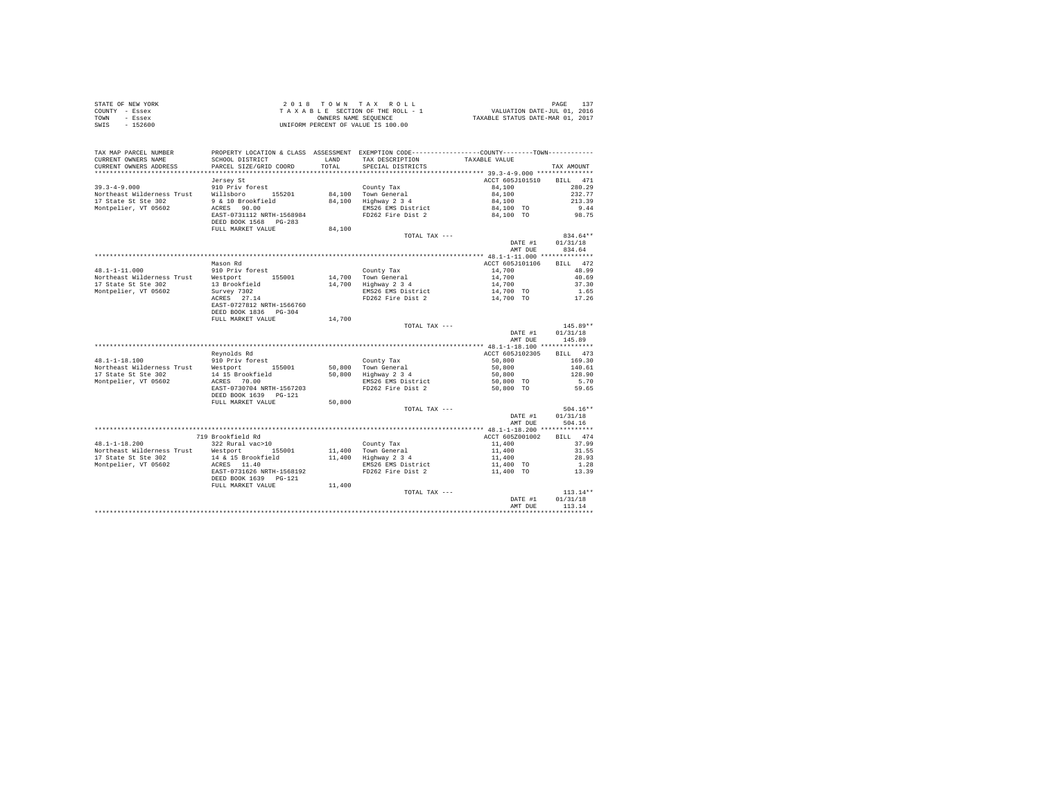STATE OF NEW YORK
COUNTY - Essex
TOWN - Essex
SWIS - 152600

2 0 1 8 T O W N T A X R O L L
T A X A B L E SECTION OF THE ROLL - 1
OWNERS NAME SEQUENCE
UNIFORM PERCENT OF VALUE IS 100.00

VALUATION DATE-JUL 01, 2016
TAXABLE STATUS DATE-MAR 01, 2017

| TAX MAP PARCEL NUMBER / CURRENT OWNERS NAME / CURRENT OWNERS ADDRESS | PROPERTY LOCATION & CLASS / SCHOOL DISTRICT / PARCEL SIZE/GRID COORD | ASSESSMENT LAND / TOTAL | EXEMPTION CODE / TAX DESCRIPTION / SPECIAL DISTRICTS | COUNTY--------TOWN / TAXABLE VALUE | TAX AMOUNT |
|---|---|---|---|---|---|
| 39.3-4-9.000 | Jersey St | | | ACCT 605J101510 | BILL 471 |
| 39.3-4-9.000 | 910 Priv forest | | County Tax | 84,100 | 280.29 |
| Northeast Wilderness Trust | Willsboro 155201 | 84,100 | Town General | 84,100 | 232.77 |
| 17 State St Ste 302 | 9 & 10 Brookfield | 84,100 | Highway 2 3 4 | 84,100 | 213.39 |
| Montpelier, VT 05602 | ACRES 90.00 | | EMS26 EMS District | 84,100 TO | 9.44 |
| | EAST-0731112 NRTH-1568984 | | FD262 Fire Dist 2 | 84,100 TO | 98.75 |
| | DEED BOOK 1568 PG-283 | | | | |
| | FULL MARKET VALUE | 84,100 | | | |
| | | | TOTAL TAX --- | | 834.64** |
| | | | | DATE #1 | 01/31/18 |
| | | | | AMT DUE | 834.64 |
| 48.1-1-11.000 | Mason Rd | | | ACCT 605J101106 | BILL 472 |
| 48.1-1-11.000 | 910 Priv forest | | County Tax | 14,700 | 48.99 |
| Northeast Wilderness Trust | Westport 155001 | 14,700 | Town General | 14,700 | 40.69 |
| 17 State St Ste 302 | 13 Brookfield | 14,700 | Highway 2 3 4 | 14,700 | 37.30 |
| Montpelier, VT 05602 | Survey 7302 | | EMS26 EMS District | 14,700 TO | 1.65 |
| | ACRES 27.14 | | FD262 Fire Dist 2 | 14,700 TO | 17.26 |
| | EAST-0727812 NRTH-1566760 | | | | |
| | DEED BOOK 1836 PG-304 | | | | |
| | FULL MARKET VALUE | 14,700 | | | |
| | | | TOTAL TAX --- | | 145.89** |
| | | | | DATE #1 | 01/31/18 |
| | | | | AMT DUE | 145.89 |
| 48.1-1-18.100 | Reynolds Rd | | | ACCT 605J102305 | BILL 473 |
| 48.1-1-18.100 | 910 Priv forest | | County Tax | 50,800 | 169.30 |
| Northeast Wilderness Trust | Westport 155001 | 50,800 | Town General | 50,800 | 140.61 |
| 17 State St Ste 302 | 14 15 Brookfield | 50,800 | Highway 2 3 4 | 50,800 | 128.90 |
| Montpelier, VT 05602 | ACRES 70.00 | | EMS26 EMS District | 50,800 TO | 5.70 |
| | EAST-0730704 NRTH-1567203 | | FD262 Fire Dist 2 | 50,800 TO | 59.65 |
| | DEED BOOK 1639 PG-121 | | | | |
| | FULL MARKET VALUE | 50,800 | | | |
| | | | TOTAL TAX --- | | 504.16** |
| | | | | DATE #1 | 01/31/18 |
| | | | | AMT DUE | 504.16 |
| 48.1-1-18.200 | 719 Brookfield Rd | | | ACCT 605Z001002 | BILL 474 |
| 48.1-1-18.200 | 322 Rural vac>10 | | County Tax | 11,400 | 37.99 |
| Northeast Wilderness Trust | Westport 155001 | 11,400 | Town General | 11,400 | 31.55 |
| 17 State St Ste 302 | 14 & 15 Brookfield | 11,400 | Highway 2 3 4 | 11,400 | 28.93 |
| Montpelier, VT 05602 | ACRES 11.40 | | EMS26 EMS District | 11,400 TO | 1.28 |
| | EAST-0731626 NRTH-1568192 | | FD262 Fire Dist 2 | 11,400 TO | 13.39 |
| | DEED BOOK 1639 PG-121 | | | | |
| | FULL MARKET VALUE | 11,400 | | | |
| | | | TOTAL TAX --- | | 113.14** |
| | | | | DATE #1 | 01/31/18 |
| | | | | AMT DUE | 113.14 |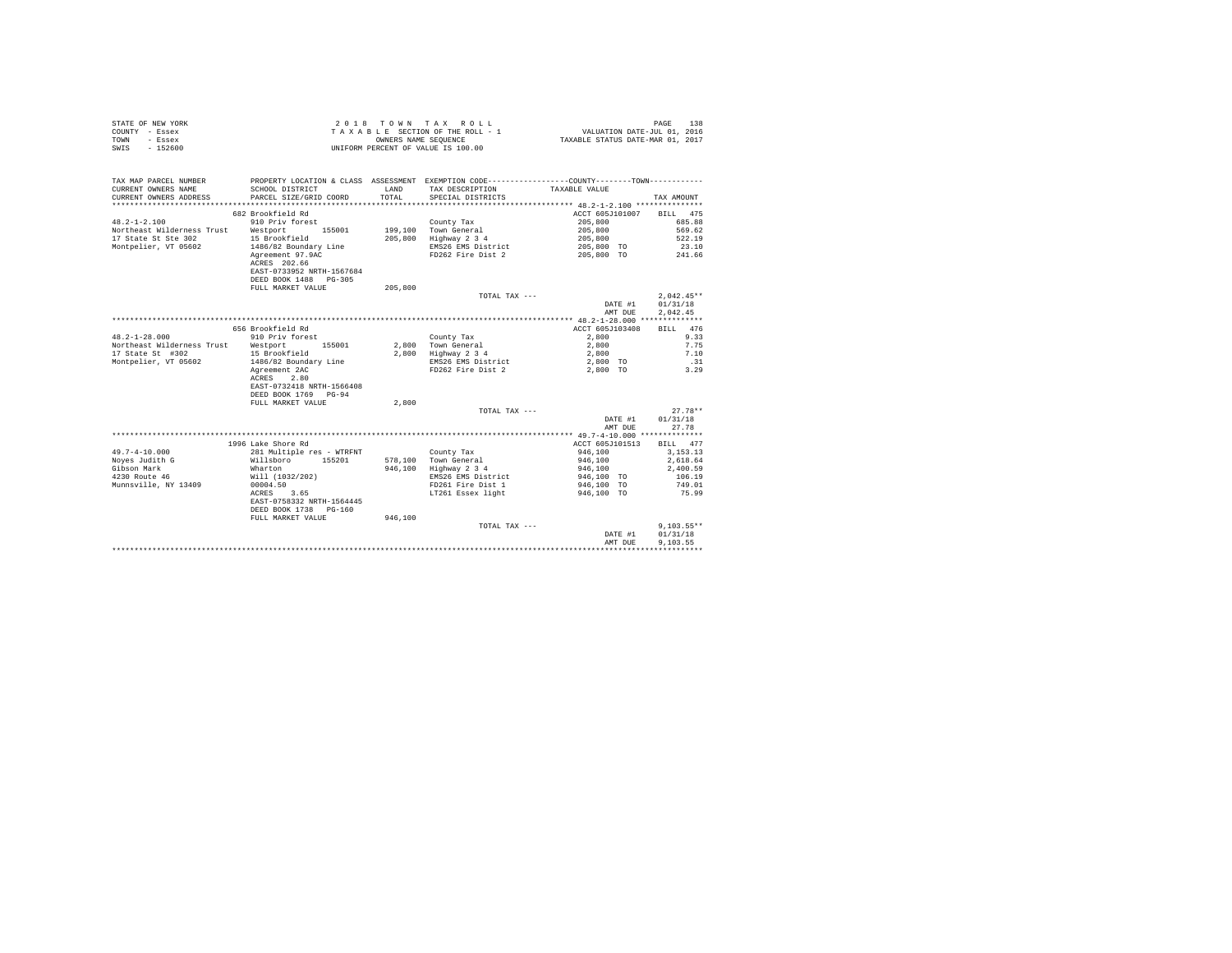```
STATE OF NEW YORK                                  2 0 1 8   T O W N   T A X   R O L L                                    PAGE   138
COUNTY  - Essex                                 T A X A B L E SECTION OF THE ROLL - 1                   VALUATION DATE-JUL 01, 2016
TOWN    - Essex                                           OWNERS NAME SEQUENCE                        TAXABLE STATUS DATE-MAR 01, 2017
SWIS    - 152600                                  UNIFORM PERCENT OF VALUE IS 100.00

TAX MAP PARCEL NUMBER          PROPERTY LOCATION & CLASS  ASSESSMENT  EXEMPTION CODE-----------------COUNTY--------TOWN-----------
CURRENT OWNERS NAME            SCHOOL DISTRICT               LAND      TAX DESCRIPTION            TAXABLE VALUE
CURRENT OWNERS ADDRESS         PARCEL SIZE/GRID COORD        TOTAL     SPECIAL DISTRICTS                                  TAX AMOUNT
******************************************************************************************************* 48.2-1-2.100 ***************
                               682 Brookfield Rd                                                   ACCT 605J101007    BILL   475
48.2-1-2.100                   910 Priv forest                         County Tax                    205,800                 685.88
Northeast Wilderness Trust     Westport        155001       199,100    Town General                  205,800                 569.62
17 State St Ste 302            15 Brookfield                205,800    Highway 2 3 4                 205,800                 522.19
Montpelier, VT 05602           1486/82 Boundary Line                   EMS26 EMS District            205,800 TO               23.10
                               Agreement 97.9AC                        FD262 Fire Dist 2             205,800 TO              241.66
                               ACRES  202.66
                               EAST-0733952 NRTH-1567684
                               DEED BOOK 1488   PG-305
                               FULL MARKET VALUE            205,800
                                                                       TOTAL TAX ---                                       2,042.45**
                                                                                                        DATE #1          01/31/18
                                                                                                        AMT DUE          2,042.45
******************************************************************************************************* 48.2-1-28.000 **************
                               656 Brookfield Rd                                                   ACCT 605J103408    BILL   476
48.2-1-28.000                  910 Priv forest                         County Tax                      2,800                   9.33
Northeast Wilderness Trust     Westport        155001         2,800    Town General                    2,800                   7.75
17 State St  #302              15 Brookfield                  2,800    Highway 2 3 4                   2,800                   7.10
Montpelier, VT 05602           1486/82 Boundary Line                   EMS26 EMS District              2,800 TO                  .31
                               Agreement 2AC                           FD262 Fire Dist 2               2,800 TO                 3.29
                               ACRES    2.80
                               EAST-0732418 NRTH-1566408
                               DEED BOOK 1769   PG-94
                               FULL MARKET VALUE              2,800
                                                                       TOTAL TAX ---                                          27.78**
                                                                                                        DATE #1          01/31/18
                                                                                                        AMT DUE             27.78
******************************************************************************************************* 49.7-4-10.000 **************
                               1996 Lake Shore Rd                                                  ACCT 605J101513    BILL   477
49.7-4-10.000                  281 Multiple res - WTRFNT               County Tax                    946,100               3,153.13
Noyes Judith G                 Willsboro       155201       578,100    Town General                  946,100               2,618.64
Gibson Mark                    Wharton                      946,100    Highway 2 3 4                 946,100               2,400.59
4230 Route 46                  Will (1032/202)                         EMS26 EMS District            946,100 TO              106.19
Munnsville, NY 13409           00004.50                                FD261 Fire Dist 1             946,100 TO              749.01
                               ACRES    3.65                           LT261 Essex light             946,100 TO               75.99
                               EAST-0758332 NRTH-1564445
                               DEED BOOK 1738   PG-160
                               FULL MARKET VALUE            946,100
                                                                       TOTAL TAX ---                                       9,103.55**
                                                                                                        DATE #1          01/31/18
                                                                                                        AMT DUE          9,103.55
************************************************************************************************************************************
```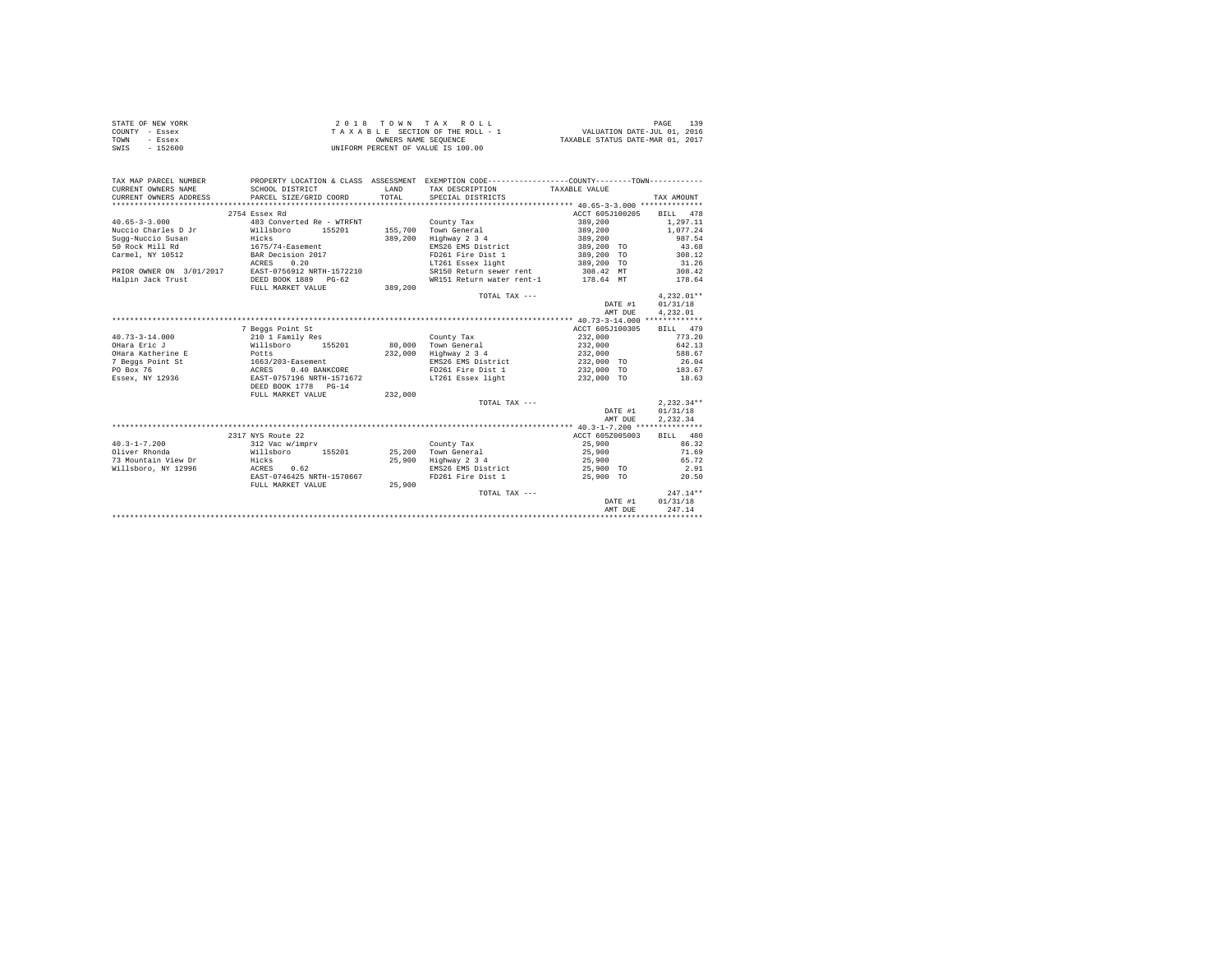STATE OF NEW YORK
COUNTY - Essex
TOWN - Essex
SWIS - 152600

2 0 1 8 T O W N T A X R O L L
T A X A B L E SECTION OF THE ROLL - 1
OWNERS NAME SEQUENCE
UNIFORM PERCENT OF VALUE IS 100.00

VALUATION DATE-JUL 01, 2016
TAXABLE STATUS DATE-MAR 01, 2017

| TAX MAP PARCEL NUMBER / CURRENT OWNERS NAME / CURRENT OWNERS ADDRESS | PROPERTY LOCATION & CLASS / SCHOOL DISTRICT / PARCEL SIZE/GRID COORD | ASSESSMENT LAND / TOTAL | EXEMPTION CODE / TAX DESCRIPTION / SPECIAL DISTRICTS | TAXABLE VALUE | TAX AMOUNT |
|---|---|---|---|---|---|
| 40.65-3-3.000 | 2754 Essex Rd | | | ACCT 605J100205 | BILL 478 |
| 40.65-3-3.000 | 483 Converted Re - WTRFNT | | County Tax | 389,200 | 1,297.11 |
| Nuccio Charles D Jr | Willsboro 155201 | 155,700 | Town General | 389,200 | 1,077.24 |
| Sugg-Nuccio Susan | Hicks | 389,200 | Highway 2 3 4 | 389,200 | 987.54 |
| 50 Rock Mill Rd | 1675/74-Easement | | EMS26 EMS District | 389,200 TO | 43.68 |
| Carmel, NY 10512 | BAR Decision 2017 | | FD261 Fire Dist 1 | 389,200 TO | 308.12 |
| | ACRES 0.20 | | LT261 Essex light | 389,200 TO | 31.26 |
| PRIOR OWNER ON 3/01/2017 | EAST-0756912 NRTH-1572210 | | SR150 Return sewer rent | 308.42 MT | 308.42 |
| Halpin Jack Trust | DEED BOOK 1889 PG-62 | | WR151 Return water rent-1 | 178.64 MT | 178.64 |
| | FULL MARKET VALUE | 389,200 | | | |
| | | | TOTAL TAX --- | | 4,232.01** |
| | | | | DATE #1 | 01/31/18 |
| | | | | AMT DUE | 4,232.01 |
| 40.73-3-14.000 | 7 Beggs Point St | | | ACCT 605J100305 | BILL 479 |
| 40.73-3-14.000 | 210 1 Family Res | | County Tax | 232,000 | 773.20 |
| OHara Eric J | Willsboro 155201 | 80,000 | Town General | 232,000 | 642.13 |
| OHara Katherine E | Potts | 232,000 | Highway 2 3 4 | 232,000 | 588.67 |
| 7 Beggs Point St | 1663/203-Easement | | EMS26 EMS District | 232,000 TO | 26.04 |
| PO Box 76 | ACRES 0.40 BANKCORE | | FD261 Fire Dist 1 | 232,000 TO | 183.67 |
| Essex, NY 12936 | EAST-0757196 NRTH-1571672 | | LT261 Essex light | 232,000 TO | 18.63 |
| | DEED BOOK 1778 PG-14 | | | | |
| | FULL MARKET VALUE | 232,000 | | | |
| | | | TOTAL TAX --- | | 2,232.34** |
| | | | | DATE #1 | 01/31/18 |
| | | | | AMT DUE | 2,232.34 |
| 40.3-1-7.200 | 2317 NYS Route 22 | | | ACCT 605Z005003 | BILL 480 |
| 40.3-1-7.200 | 312 Vac w/imprv | | County Tax | 25,900 | 86.32 |
| Oliver Rhonda | Willsboro 155201 | 25,200 | Town General | 25,900 | 71.69 |
| 73 Mountain View Dr | Hicks | 25,900 | Highway 2 3 4 | 25,900 | 65.72 |
| Willsboro, NY 12996 | ACRES 0.62 | | EMS26 EMS District | 25,900 TO | 2.91 |
| | EAST-0746425 NRTH-1570667 | | FD261 Fire Dist 1 | 25,900 TO | 20.50 |
| | FULL MARKET VALUE | 25,900 | | | |
| | | | TOTAL TAX --- | | 247.14** |
| | | | | DATE #1 | 01/31/18 |
| | | | | AMT DUE | 247.14 |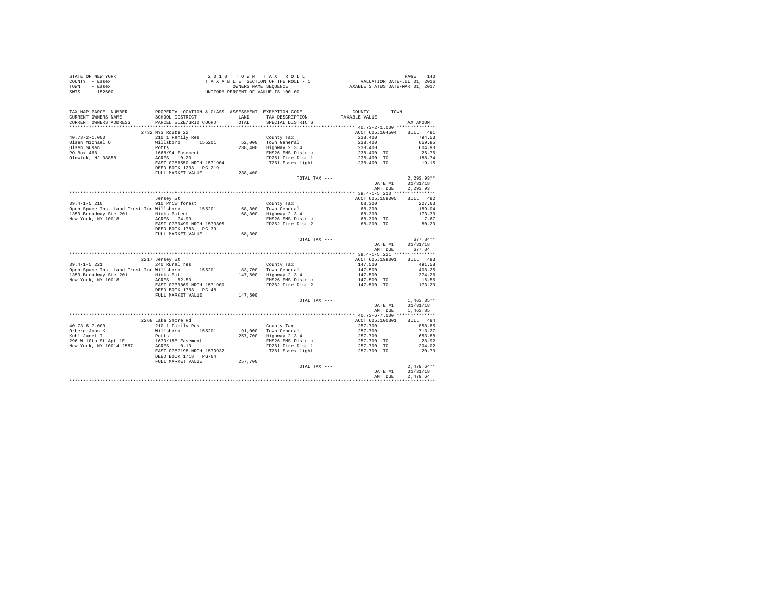STATE OF NEW YORK
COUNTY - Essex
TOWN - Essex
SWIS - 152600

2 0 1 8 T O W N T A X R O L L
T A X A B L E SECTION OF THE ROLL - 1
OWNERS NAME SEQUENCE
UNIFORM PERCENT OF VALUE IS 100.00

VALUATION DATE-JUL 01, 2016
TAXABLE STATUS DATE-MAR 01, 2017

| TAX MAP PARCEL NUMBER / CURRENT OWNERS NAME / CURRENT OWNERS ADDRESS | PROPERTY LOCATION & CLASS / SCHOOL DISTRICT / PARCEL SIZE/GRID COORD | ASSESSMENT LAND / TOTAL | EXEMPTION CODE / TAX DESCRIPTION / SPECIAL DISTRICTS | COUNTY--------TOWN TAXABLE VALUE | TAX AMOUNT |
|---|---|---|---|---|---|
| **40.73-2-1.000** | 2732 NYS Route 22 | | | ACCT 605J104504 | BILL 481 |
| 40.73-2-1.000 | 210 1 Family Res | | County Tax | 238,400 | 794.53 |
| Olsen Michael O | Willsboro 155201 | 52,000 | Town General | 238,400 | 659.85 |
| Olsen Susan | Potts | 238,400 | Highway 2 3 4 | 238,400 | 604.90 |
| PO Box 468 | 1668/94 Easement | | EMS26 EMS District | 238,400 TO | 26.76 |
| Oldwick, NJ 08858 | ACRES 0.20 | | FD261 Fire Dist 1 | 238,400 TO | 188.74 |
| | EAST-0756550 NRTH-1571904 | | LT261 Essex light | 238,400 TO | 19.15 |
| | DEED BOOK 1233 PG-219 | | | | |
| | FULL MARKET VALUE | 238,400 | | | |
| | | | TOTAL TAX --- | | 2,293.93** |
| | | | | DATE #1 | 01/31/18 |
| | | | | AMT DUE | 2,293.93 |
| **39.4-1-5.210** | Jersey St | | | ACCT 605J189005 | BILL 482 |
| 39.4-1-5.210 | 910 Priv forest | | County Tax | 68,300 | 227.63 |
| Open Space Inst Land Trust Inc | Willsboro 155201 | 68,300 | Town General | 68,300 | 189.04 |
| 1350 Broadway Ste 201 | Hicks Patent | 68,300 | Highway 2 3 4 | 68,300 | 173.30 |
| New York, NY 10018 | ACRES 74.90 | | EMS26 EMS District | 68,300 TO | 7.67 |
| | EAST-0739499 NRTH-1573305 | | FD262 Fire Dist 2 | 68,300 TO | 80.20 |
| | DEED BOOK 1783 PG-39 | | | | |
| | FULL MARKET VALUE | 68,300 | | | |
| | | | TOTAL TAX --- | | 677.84** |
| | | | | DATE #1 | 01/31/18 |
| | | | | AMT DUE | 677.84 |
| **39.4-1-5.221** | 2217 Jersey St | | | ACCT 605J199001 | BILL 483 |
| 39.4-1-5.221 | 240 Rural res | | County Tax | 147,500 | 491.58 |
| Open Space Inst Land Trust Inc | Willsboro 155201 | 83,700 | Town General | 147,500 | 408.25 |
| 1350 Broadway Ste 201 | Hicks Pat | 147,500 | Highway 2 3 4 | 147,500 | 374.26 |
| New York, NY 10018 | ACRES 52.50 | | EMS26 EMS District | 147,500 TO | 16.56 |
| | EAST-0739869 NRTH-1571900 | | FD262 Fire Dist 2 | 147,500 TO | 173.20 |
| | DEED BOOK 1783 PG-48 | | | | |
| | FULL MARKET VALUE | 147,500 | | | |
| | | | TOTAL TAX --- | | 1,463.85** |
| | | | | DATE #1 | 01/31/18 |
| | | | | AMT DUE | 1,463.85 |
| **40.73-6-7.000** | 2268 Lake Shore Rd | | | ACCT 605J100301 | BILL 484 |
| 40.73-6-7.000 | 210 1 Family Res | | County Tax | 257,700 | 858.85 |
| Orberg John K | Willsboro 155201 | 91,000 | Town General | 257,700 | 713.27 |
| Kuhl Janet I | Potts | 257,700 | Highway 2 3 4 | 257,700 | 653.88 |
| 296 W 10th St Apt 1E | 1670/188 Easement | | EMS26 EMS District | 257,700 TO | 28.92 |
| New York, NY 10014-2587 | ACRES 0.10 | | FD261 Fire Dist 1 | 257,700 TO | 204.02 |
| | EAST-0757198 NRTH-1570932 | | LT261 Essex light | 257,700 TO | 20.70 |
| | DEED BOOK 1718 PG-64 | | | | |
| | FULL MARKET VALUE | 257,700 | | | |
| | | | TOTAL TAX --- | | 2,479.64** |
| | | | | DATE #1 | 01/31/18 |
| | | | | AMT DUE | 2,479.64 |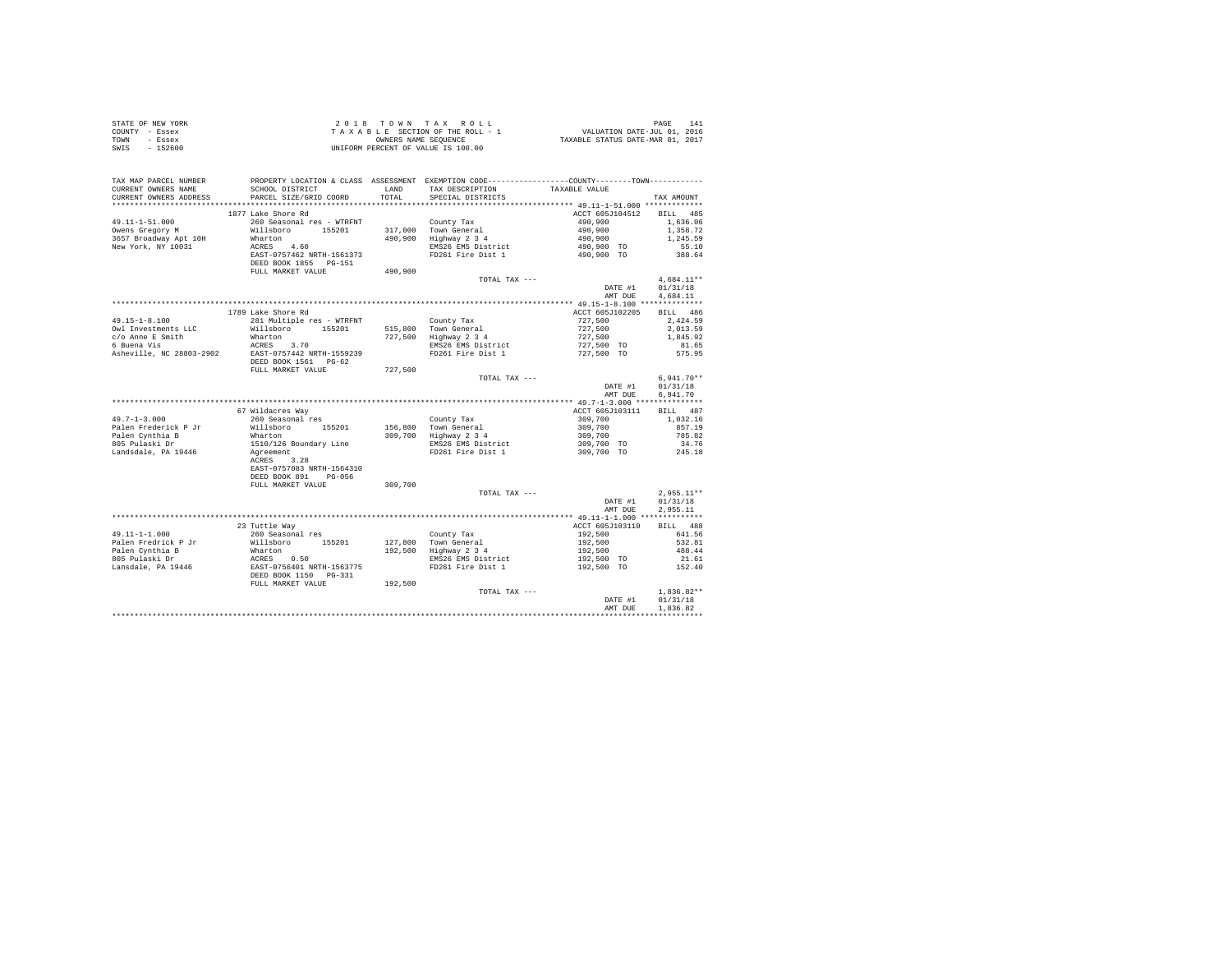STATE OF NEW YORK
COUNTY - Essex
TOWN - Essex
SWIS - 152600

2 0 1 8 T O W N T A X R O L L
T A X A B L E SECTION OF THE ROLL - 1
OWNERS NAME SEQUENCE
UNIFORM PERCENT OF VALUE IS 100.00

VALUATION DATE-JUL 01, 2016
TAXABLE STATUS DATE-MAR 01, 2017

| TAX MAP PARCEL NUMBER / CURRENT OWNERS NAME / CURRENT OWNERS ADDRESS | PROPERTY LOCATION & CLASS / SCHOOL DISTRICT / PARCEL SIZE/GRID COORD | ASSESSMENT LAND / TOTAL | EXEMPTION CODE / TAX DESCRIPTION / SPECIAL DISTRICTS | COUNTY--------TOWN / TAXABLE VALUE | TAX AMOUNT |
|---|---|---|---|---|---|
| 49.11-1-51.000 | 1877 Lake Shore Rd | | | ACCT 605J104512 | BILL 485 |
| Owens Gregory M | 260 Seasonal res - WTRFNT | | County Tax | 490,900 | 1,636.06 |
| 3657 Broadway Apt 10H | Willsboro 155201 | 317,000 | Town General | 490,900 | 1,358.72 |
| New York, NY 10031 | Wharton | 490,900 | Highway 2 3 4 | 490,900 | 1,245.59 |
| | ACRES 4.60 | | EMS26 EMS District | 490,900 TO | 55.10 |
| | EAST-0757462 NRTH-1561373 | | FD261 Fire Dist 1 | 490,900 TO | 388.64 |
| | DEED BOOK 1855 PG-151 | | | | |
| | FULL MARKET VALUE | 490,900 | | | |
| | | | TOTAL TAX --- | | 4,684.11** |
| | | | | DATE #1 | 01/31/18 |
| | | | | AMT DUE | 4,684.11 |
| 49.15-1-8.100 | 1789 Lake Shore Rd | | | ACCT 605J102205 | BILL 486 |
| Owl Investments LLC | 281 Multiple res - WTRFNT | | County Tax | 727,500 | 2,424.59 |
| c/o Anne E Smith | Willsboro 155201 | 515,800 | Town General | 727,500 | 2,013.59 |
| 6 Buena Vis | Wharton | 727,500 | Highway 2 3 4 | 727,500 | 1,845.92 |
| Asheville, NC 28803-2902 | ACRES 3.70 | | EMS26 EMS District | 727,500 TO | 81.65 |
| | EAST-0757442 NRTH-1559239 | | FD261 Fire Dist 1 | 727,500 TO | 575.95 |
| | DEED BOOK 1561 PG-62 | | | | |
| | FULL MARKET VALUE | 727,500 | | | |
| | | | TOTAL TAX --- | | 6,941.70** |
| | | | | DATE #1 | 01/31/18 |
| | | | | AMT DUE | 6,941.70 |
| 49.7-1-3.000 | 67 Wildacres Way | | | ACCT 605J103111 | BILL 487 |
| Palen Frederick P Jr | 260 Seasonal res | | County Tax | 309,700 | 1,032.16 |
| Palen Cynthia B | Willsboro 155201 | 156,800 | Town General | 309,700 | 857.19 |
| 805 Pulaski Dr | Wharton | 309,700 | Highway 2 3 4 | 309,700 | 785.82 |
| Landsdale, PA 19446 | 1510/126 Boundary Line | | EMS26 EMS District | 309,700 TO | 34.76 |
| | Agreement | | FD261 Fire Dist 1 | 309,700 TO | 245.18 |
| | ACRES 3.28 | | | | |
| | EAST-0757083 NRTH-1564310 | | | | |
| | DEED BOOK 891 PG-056 | | | | |
| | FULL MARKET VALUE | 309,700 | | | |
| | | | TOTAL TAX --- | | 2,955.11** |
| | | | | DATE #1 | 01/31/18 |
| | | | | AMT DUE | 2,955.11 |
| 49.11-1-1.000 | 23 Tuttle Way | | | ACCT 605J103110 | BILL 488 |
| Palen Fredrick P Jr | 260 Seasonal res | | County Tax | 192,500 | 641.56 |
| Palen Cynthia B | Willsboro 155201 | 127,800 | Town General | 192,500 | 532.81 |
| 805 Pulaski Dr | Wharton | 192,500 | Highway 2 3 4 | 192,500 | 488.44 |
| Lansdale, PA 19446 | ACRES 0.50 | | EMS26 EMS District | 192,500 TO | 21.61 |
| | EAST-0756401 NRTH-1563775 | | FD261 Fire Dist 1 | 192,500 TO | 152.40 |
| | DEED BOOK 1150 PG-331 | | | | |
| | FULL MARKET VALUE | 192,500 | | | |
| | | | TOTAL TAX --- | | 1,836.82** |
| | | | | DATE #1 | 01/31/18 |
| | | | | AMT DUE | 1,836.82 |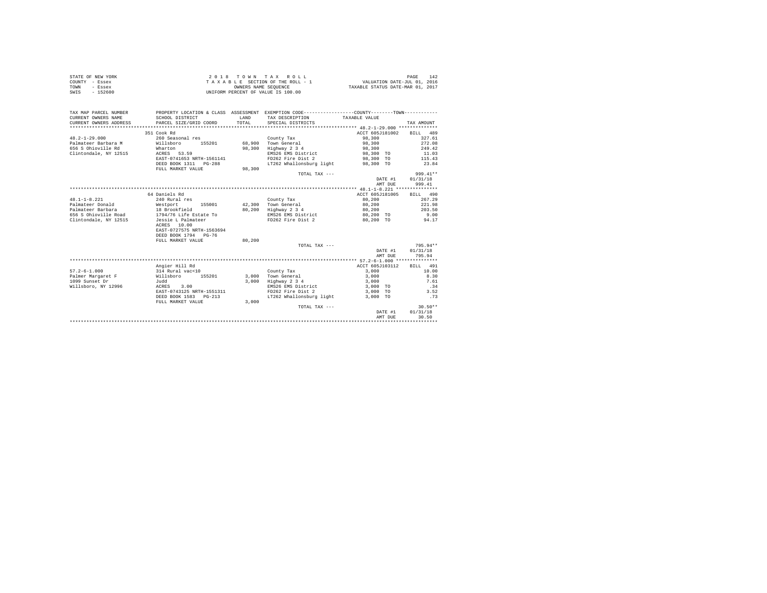STATE OF NEW YORK
COUNTY - Essex
TOWN - Essex
SWIS - 152600

2 0 1 8 T O W N T A X R O L L
T A X A B L E SECTION OF THE ROLL - 1
OWNERS NAME SEQUENCE
UNIFORM PERCENT OF VALUE IS 100.00

VALUATION DATE-JUL 01, 2016
TAXABLE STATUS DATE-MAR 01, 2017

| TAX MAP PARCEL NUMBER / CURRENT OWNERS NAME / CURRENT OWNERS ADDRESS | PROPERTY LOCATION & CLASS / SCHOOL DISTRICT / PARCEL SIZE/GRID COORD | ASSESSMENT LAND / TOTAL | EXEMPTION CODE / TAX DESCRIPTION / SPECIAL DISTRICTS | TAXABLE VALUE | TAX AMOUNT |
|---|---|---|---|---|---|
| ****** 48.2-1-29.000 ****** | 351 Cook Rd | | | ACCT 605J181002 | BILL 489 |
| 48.2-1-29.000 | 260 Seasonal res | | County Tax | 98,300 | 327.61 |
| Palmateer Barbara M | Willsboro 155201 | 68,900 | Town General | 98,300 | 272.08 |
| 656 S Ohioville Rd | Wharton | 98,300 | Highway 2 3 4 | 98,300 | 249.42 |
| Clintondale, NY 12515 | ACRES 53.59 | | EMS26 EMS District | 98,300 TO | 11.03 |
| | EAST-0741653 NRTH-1561141 | | FD262 Fire Dist 2 | 98,300 TO | 115.43 |
| | DEED BOOK 1311 PG-288 | | LT262 Whallonsburg light | 98,300 TO | 23.84 |
| | FULL MARKET VALUE | 98,300 | | | |
| | | | TOTAL TAX --- | | 999.41** |
| | | | | DATE #1 | 01/31/18 |
| | | | | AMT DUE | 999.41 |
| ****** 48.1-1-8.221 ****** | 64 Daniels Rd | | | ACCT 605J181005 | BILL 490 |
| 48.1-1-8.221 | 240 Rural res | | County Tax | 80,200 | 267.29 |
| Palmateer Donald | Westport 155001 | 42,300 | Town General | 80,200 | 221.98 |
| Palmateer Barbara | 18 Brookfield | 80,200 | Highway 2 3 4 | 80,200 | 203.50 |
| 656 S Ohioville Road | 1794/76 Life Estate To | | EMS26 EMS District | 80,200 TO | 9.00 |
| Clintondale, NY 12515 | Jessie L Palmateer | | FD262 Fire Dist 2 | 80,200 TO | 94.17 |
| | ACRES 10.00 | | | | |
| | EAST-0727575 NRTH-1563694 | | | | |
| | DEED BOOK 1794 PG-76 | | | | |
| | FULL MARKET VALUE | 80,200 | | | |
| | | | TOTAL TAX --- | | 795.94** |
| | | | | DATE #1 | 01/31/18 |
| | | | | AMT DUE | 795.94 |
| ****** 57.2-6-1.000 ****** | Angier Hill Rd | | | ACCT 605J103112 | BILL 491 |
| 57.2-6-1.000 | 314 Rural vac<10 | | County Tax | 3,000 | 10.00 |
| Palmer Margaret F | Willsboro 155201 | 3,000 | Town General | 3,000 | 8.30 |
| 1099 Sunset Dr | Judd | 3,000 | Highway 2 3 4 | 3,000 | 7.61 |
| Willsboro, NY 12996 | ACRES 3.00 | | EMS26 EMS District | 3,000 TO | .34 |
| | EAST-0743125 NRTH-1551311 | | FD262 Fire Dist 2 | 3,000 TO | 3.52 |
| | DEED BOOK 1583 PG-213 | | LT262 Whallonsburg light | 3,000 TO | .73 |
| | FULL MARKET VALUE | 3,000 | | | |
| | | | TOTAL TAX --- | | 30.50** |
| | | | | DATE #1 | 01/31/18 |
| | | | | AMT DUE | 30.50 |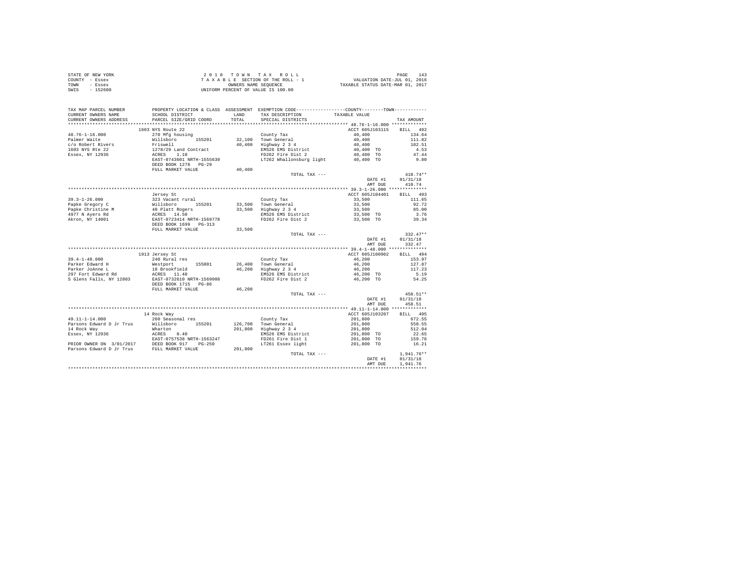STATE OF NEW YORK
COUNTY - Essex
TOWN - Essex
SWIS - 152600

2 0 1 8 T O W N T A X R O L L
T A X A B L E SECTION OF THE ROLL - 1
OWNERS NAME SEQUENCE
UNIFORM PERCENT OF VALUE IS 100.00

VALUATION DATE-JUL 01, 2016
TAXABLE STATUS DATE-MAR 01, 2017

| TAX MAP PARCEL NUMBER / CURRENT OWNERS NAME / CURRENT OWNERS ADDRESS | PROPERTY LOCATION & CLASS / SCHOOL DISTRICT / PARCEL SIZE/GRID COORD | ASSESSMENT LAND / TOTAL | EXEMPTION CODE / TAX DESCRIPTION / SPECIAL DISTRICTS | COUNTY--------TOWN / TAXABLE VALUE | TAX AMOUNT |
|---|---|---|---|---|---|
| 48.76-1-16.000 | 1603 NYS Route 22 | | | ACCT 605J103115 | BILL 492 |
| 48.76-1-16.000 | 270 Mfg housing | | County Tax | 40,400 | 134.64 |
| Palmer Waite | Willsboro 155201 | 32,100 | Town General | 40,400 | 111.82 |
| c/o Robert Rivers | Friswell | 40,400 | Highway 2 3 4 | 40,400 | 102.51 |
| 1603 NYS Rte 22 | 1278/29 Land Contract | | EMS26 EMS District | 40,400 TO | 4.53 |
| Essex, NY 12936 | ACRES 1.10 | | FD262 Fire Dist 2 | 40,400 TO | 47.44 |
| | EAST-0743601 NRTH-1555639 | | LT262 Whallonsburg light | 40,400 TO | 9.80 |
| | DEED BOOK 1278 PG-29 | | | | |
| | FULL MARKET VALUE | 40,400 | | | |
| | | | TOTAL TAX --- | | 410.74** |
| | | | | DATE #1 | 01/31/18 |
| | | | | AMT DUE | 410.74 |
| 39.3-1-26.000 | Jersey St | | | ACCT 605J104401 | BILL 493 |
| 39.3-1-26.000 | 323 Vacant rural | | County Tax | 33,500 | 111.65 |
| Papke Gregory C | Willsboro 155201 | 33,500 | Town General | 33,500 | 92.72 |
| Papke Christine M | 40 Platt Rogers | 33,500 | Highway 2 3 4 | 33,500 | 85.00 |
| 4977 N Ayers Rd | ACRES 14.50 | | EMS26 EMS District | 33,500 TO | 3.76 |
| Akron, NY 14001 | EAST-0723414 NRTH-1569778 | | FD262 Fire Dist 2 | 33,500 TO | 39.34 |
| | DEED BOOK 1699 PG-313 | | | | |
| | FULL MARKET VALUE | 33,500 | | | |
| | | | TOTAL TAX --- | | 332.47** |
| | | | | DATE #1 | 01/31/18 |
| | | | | AMT DUE | 332.47 |
| 39.4-1-48.000 | 1913 Jersey St | | | ACCT 605J100902 | BILL 494 |
| 39.4-1-48.000 | 240 Rural res | | County Tax | 46,200 | 153.97 |
| Parker Edward H | Westport 155001 | 26,400 | Town General | 46,200 | 127.87 |
| Parker JoAnne L | 10 Brookfield | 46,200 | Highway 2 3 4 | 46,200 | 117.23 |
| 297 Fort Edward Rd | ACRES 11.40 | | EMS26 EMS District | 46,200 TO | 5.19 |
| S Glens Falls, NY 12803 | EAST-0732610 NRTH-1569008 | | FD262 Fire Dist 2 | 46,200 TO | 54.25 |
| | DEED BOOK 1715 PG-86 | | | | |
| | FULL MARKET VALUE | 46,200 | | | |
| | | | TOTAL TAX --- | | 458.51** |
| | | | | DATE #1 | 01/31/18 |
| | | | | AMT DUE | 458.51 |
| 49.11-1-14.000 | 14 Rock Way | | | ACCT 605J103207 | BILL 495 |
| 49.11-1-14.000 | 260 Seasonal res | | County Tax | 201,800 | 672.55 |
| Parsons Edward D Jr Trus | Willsboro 155201 | 126,700 | Town General | 201,800 | 558.55 |
| 14 Rock Way | Wharton | 201,800 | Highway 2 3 4 | 201,800 | 512.04 |
| Essex, NY 12936 | ACRES 0.40 | | EMS26 EMS District | 201,800 TO | 22.65 |
| | EAST-0757538 NRTH-1563247 | | FD261 Fire Dist 1 | 201,800 TO | 159.76 |
| PRIOR OWNER ON 3/01/2017 | DEED BOOK 917 PG-250 | | LT261 Essex light | 201,800 TO | 16.21 |
| Parsons Edward D Jr Trus | FULL MARKET VALUE | 201,800 | | | |
| | | | TOTAL TAX --- | | 1,941.76** |
| | | | | DATE #1 | 01/31/18 |
| | | | | AMT DUE | 1,941.76 |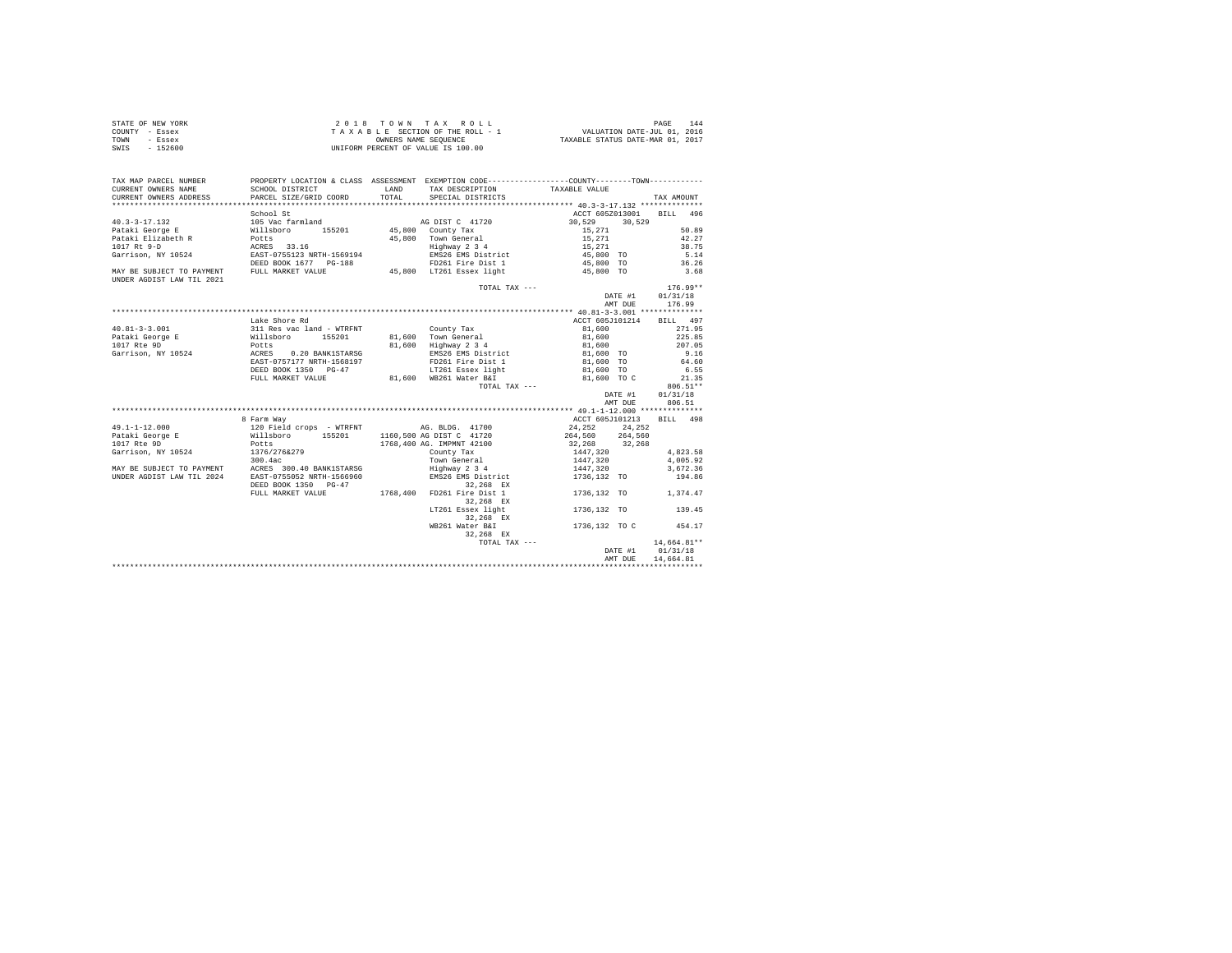STATE OF NEW YORK
COUNTY - Essex
TOWN - Essex
SWIS - 152600

2 0 1 8 T O W N T A X R O L L
T A X A B L E SECTION OF THE ROLL - 1
OWNERS NAME SEQUENCE
UNIFORM PERCENT OF VALUE IS 100.00

VALUATION DATE-JUL 01, 2016
TAXABLE STATUS DATE-MAR 01, 2017

| TAX MAP PARCEL NUMBER / CURRENT OWNERS NAME / CURRENT OWNERS ADDRESS | PROPERTY LOCATION & CLASS / SCHOOL DISTRICT / PARCEL SIZE/GRID COORD | ASSESSMENT LAND / TOTAL | EXEMPTION CODE / TAX DESCRIPTION / SPECIAL DISTRICTS | COUNTY / TOWN TAXABLE VALUE | TAX AMOUNT |
|---|---|---|---|---|---|
| 40.3-3-17.132 | School St | | | ACCT 605Z013001 | BILL 496 |
| Pataki George E | 105 Vac farmland | | AG DIST C 41720 | 30,529 30,529 | |
| Pataki Elizabeth R | Willsboro 155201 | 45,800 | County Tax | 15,271 | 50.89 |
| 1017 Rt 9-D | Potts | 45,800 | Town General | 15,271 | 42.27 |
| Garrison, NY 10524 | ACRES 33.16 | | Highway 2 3 4 | 15,271 | 38.75 |
| | EAST-0755123 NRTH-1569194 | | EMS26 EMS District | 45,800 TO | 5.14 |
| | DEED BOOK 1677 PG-188 | | FD261 Fire Dist 1 | 45,800 TO | 36.26 |
| MAY BE SUBJECT TO PAYMENT UNDER AGDIST LAW TIL 2021 | FULL MARKET VALUE | 45,800 | LT261 Essex light | 45,800 TO | 3.68 |
| | | | TOTAL TAX --- | | 176.99** |
| | | | | DATE #1 | 01/31/18 |
| | | | | AMT DUE | 176.99 |
| 40.81-3-3.001 | Lake Shore Rd | | | ACCT 605J101214 | BILL 497 |
| Pataki George E | 311 Res vac land - WTRFNT | | County Tax | 81,600 | 271.95 |
| 1017 Rte 9D | Willsboro 155201 | 81,600 | Town General | 81,600 | 225.85 |
| Garrison, NY 10524 | Potts | 81,600 | Highway 2 3 4 | 81,600 | 207.05 |
| | ACRES 0.20 BANK1STARSG | | EMS26 EMS District | 81,600 TO | 9.16 |
| | EAST-0757177 NRTH-1568197 | | FD261 Fire Dist 1 | 81,600 TO | 64.60 |
| | DEED BOOK 1350 PG-47 | | LT261 Essex light | 81,600 TO | 6.55 |
| | FULL MARKET VALUE | 81,600 | WB261 Water B&I | 81,600 TO C | 21.35 |
| | | | TOTAL TAX --- | | 806.51** |
| | | | | DATE #1 | 01/31/18 |
| | | | | AMT DUE | 806.51 |
| 49.1-1-12.000 | B Farm Way | | | ACCT 605J101213 | BILL 498 |
| Pataki George E | 120 Field crops - WTRFNT | | AG. BLDG. 41700 | 24,252 24,252 | |
| 1017 Rte 9D | Willsboro 155201 | 1160,500 | AG DIST C 41720 | 264,560 264,560 | |
| Garrison, NY 10524 | Potts | 1768,400 | AG. IMPMNT 42100 | 32,268 32,268 | |
| | 1376/276&279 | | County Tax | 1447,320 | 4,823.58 |
| | 300.4ac | | Town General | 1447,320 | 4,005.92 |
| MAY BE SUBJECT TO PAYMENT | ACRES 300.40 BANK1STARSG | | Highway 2 3 4 | 1447,320 | 3,672.36 |
| UNDER AGDIST LAW TIL 2024 | EAST-0755052 NRTH-1566960 | | EMS26 EMS District | 1736,132 TO | 194.86 |
| | DEED BOOK 1350 PG-47 | | 32,268 EX | | |
| | FULL MARKET VALUE | 1768,400 | FD261 Fire Dist 1 | 1736,132 TO | 1,374.47 |
| | | | 32,268 EX | | |
| | | | LT261 Essex light | 1736,132 TO | 139.45 |
| | | | 32,268 EX | | |
| | | | WB261 Water B&I | 1736,132 TO C | 454.17 |
| | | | 32,268 EX | | |
| | | | TOTAL TAX --- | | 14,664.81** |
| | | | | DATE #1 | 01/31/18 |
| | | | | AMT DUE | 14,664.81 |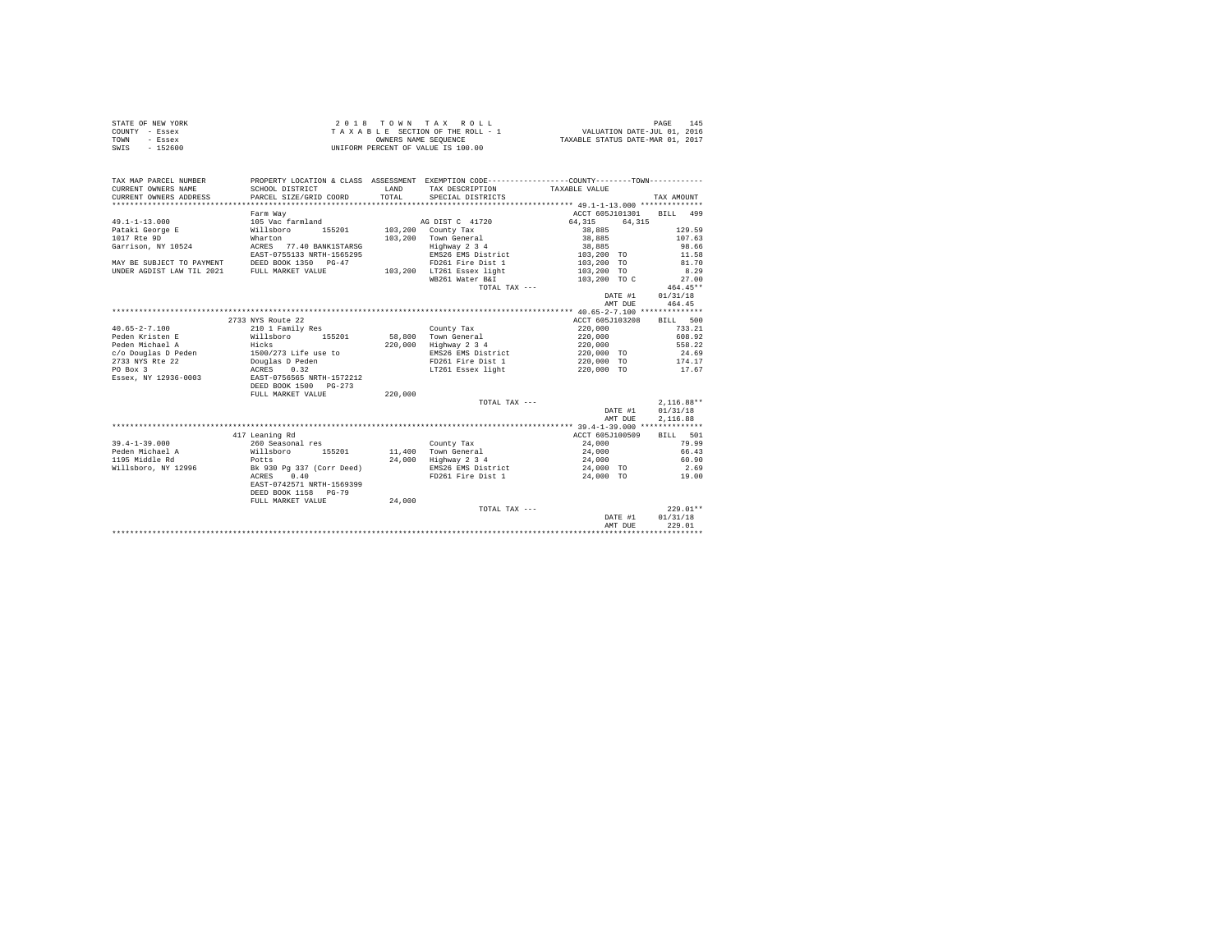STATE OF NEW YORK
COUNTY - Essex
TOWN - Essex
SWIS - 152600

2 0 1 8 T O W N T A X R O L L
T A X A B L E SECTION OF THE ROLL - 1
OWNERS NAME SEQUENCE
UNIFORM PERCENT OF VALUE IS 100.00

VALUATION DATE-JUL 01, 2016
TAXABLE STATUS DATE-MAR 01, 2017

| TAX MAP PARCEL NUMBER / CURRENT OWNERS NAME / CURRENT OWNERS ADDRESS | PROPERTY LOCATION & CLASS / SCHOOL DISTRICT / PARCEL SIZE/GRID COORD | ASSESSMENT LAND / TOTAL | EXEMPTION CODE / TAX DESCRIPTION / SPECIAL DISTRICTS | COUNTY / TAXABLE VALUE | TOWN | TAX AMOUNT |
|---|---|---|---|---|---|---|
| **49.1-1-13.000** | Farm Way | | | ACCT 605J101301 | | BILL 499 |
| 49.1-1-13.000 | 105 Vac farmland | | AG DIST C 41720 | 64,315 | 64,315 | |
| Pataki George E | Willsboro 155201 | 103,200 | County Tax | 38,885 | | 129.59 |
| 1017 Rte 9D | Wharton | 103,200 | Town General | 38,885 | | 107.63 |
| Garrison, NY 10524 | ACRES 77.40 BANK1STARSG | | Highway 2 3 4 | 38,885 | | 98.66 |
| | EAST-0755133 NRTH-1565295 | | EMS26 EMS District | 103,200 TO | | 11.58 |
| MAY BE SUBJECT TO PAYMENT | DEED BOOK 1350 PG-47 | | FD261 Fire Dist 1 | 103,200 TO | | 81.70 |
| UNDER AGDIST LAW TIL 2021 | FULL MARKET VALUE | 103,200 | LT261 Essex light | 103,200 TO | | 8.29 |
| | | | WB261 Water B&I | 103,200 TO C | | 27.00 |
| | | | TOTAL TAX --- | | | 464.45** |
| | | | | | DATE #1 | 01/31/18 |
| | | | | | AMT DUE | 464.45 |
| **40.65-2-7.100** | 2733 NYS Route 22 | | | ACCT 605J103208 | | BILL 500 |
| 40.65-2-7.100 | 210 1 Family Res | | County Tax | 220,000 | | 733.21 |
| Peden Kristen E | Willsboro 155201 | 58,800 | Town General | 220,000 | | 608.92 |
| Peden Michael A | Hicks | 220,000 | Highway 2 3 4 | 220,000 | | 558.22 |
| c/o Douglas D Peden | 1500/273 Life use to | | EMS26 EMS District | 220,000 TO | | 24.69 |
| 2733 NYS Rte 22 | Douglas D Peden | | FD261 Fire Dist 1 | 220,000 TO | | 174.17 |
| PO Box 3 | ACRES 0.32 | | LT261 Essex light | 220,000 TO | | 17.67 |
| Essex, NY 12936-0003 | EAST-0756565 NRTH-1572212 | | | | | |
| | DEED BOOK 1500 PG-273 | | | | | |
| | FULL MARKET VALUE | 220,000 | | | | |
| | | | TOTAL TAX --- | | | 2,116.88** |
| | | | | | DATE #1 | 01/31/18 |
| | | | | | AMT DUE | 2,116.88 |
| **39.4-1-39.000** | 417 Leaning Rd | | | ACCT 605J100509 | | BILL 501 |
| 39.4-1-39.000 | 260 Seasonal res | | County Tax | 24,000 | | 79.99 |
| Peden Michael A | Willsboro 155201 | 11,400 | Town General | 24,000 | | 66.43 |
| 1195 Middle Rd | Potts | 24,000 | Highway 2 3 4 | 24,000 | | 60.90 |
| Willsboro, NY 12996 | Bk 930 Pg 337 (Corr Deed) | | EMS26 EMS District | 24,000 TO | | 2.69 |
| | ACRES 0.40 | | FD261 Fire Dist 1 | 24,000 TO | | 19.00 |
| | EAST-0742571 NRTH-1569399 | | | | | |
| | DEED BOOK 1158 PG-79 | | | | | |
| | FULL MARKET VALUE | 24,000 | | | | |
| | | | TOTAL TAX --- | | | 229.01** |
| | | | | | DATE #1 | 01/31/18 |
| | | | | | AMT DUE | 229.01 |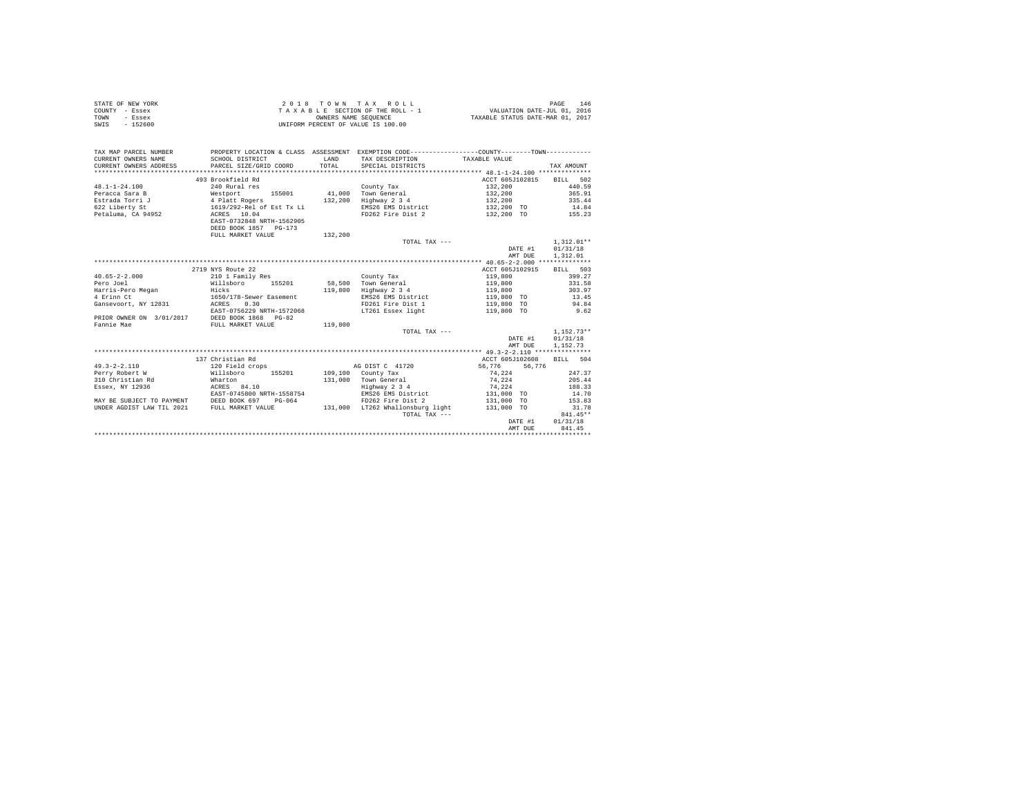STATE OF NEW YORK
COUNTY - Essex
TOWN - Essex
SWIS - 152600

2 0 1 8 T O W N T A X R O L L
T A X A B L E SECTION OF THE ROLL - 1
OWNERS NAME SEQUENCE
UNIFORM PERCENT OF VALUE IS 100.00

VALUATION DATE-JUL 01, 2016
TAXABLE STATUS DATE-MAR 01, 2017

```
TAX MAP PARCEL NUMBER          PROPERTY LOCATION & CLASS  ASSESSMENT  EXEMPTION CODE-----------------COUNTY--------TOWN-----------
CURRENT OWNERS NAME            SCHOOL DISTRICT              LAND      TAX DESCRIPTION           TAXABLE VALUE
CURRENT OWNERS ADDRESS         PARCEL SIZE/GRID COORD       TOTAL     SPECIAL DISTRICTS                                   TAX AMOUNT
******************************************************************************************************* 48.1-1-24.100 **************
                               493 Brookfield Rd                                                 ACCT 605J102815    BILL  502
48.1-1-24.100                  240 Rural res                          County Tax                  132,200              440.59
Peracca Sara B                 Westport      155001       41,000      Town General                132,200              365.91
Estrada Torri J                4 Platt Rogers             132,200     Highway 2 3 4               132,200              335.44
622 Liberty St                 1619/292-Rel of Est Tx Li              EMS26 EMS District          132,200 TO            14.84
Petaluma, CA 94952             ACRES   10.04                          FD262 Fire Dist 2           132,200 TO           155.23
                               EAST-0732848 NRTH-1562905
                               DEED BOOK 1857   PG-173
                               FULL MARKET VALUE          132,200
                                                                      TOTAL TAX ---                                  1,312.01**
                                                                                                        DATE #1      01/31/18
                                                                                                        AMT DUE      1,312.01
******************************************************************************************************* 40.65-2-2.000 **************
                               2719 NYS Route 22                                                 ACCT 605J102915    BILL  503
40.65-2-2.000                  210 1 Family Res                       County Tax                  119,800              399.27
Pero Joel                      Willsboro     155201       58,500      Town General                119,800              331.58
Harris-Pero Megan              Hicks                      119,800     Highway 2 3 4               119,800              303.97
4 Erinn Ct                     1650/178-Sewer Easement                EMS26 EMS District          119,800 TO            13.45
Gansevoort, NY 12831           ACRES    0.30                          FD261 Fire Dist 1           119,800 TO            94.84
                               EAST-0756229 NRTH-1572068              LT261 Essex light           119,800 TO             9.62
PRIOR OWNER ON  3/01/2017      DEED BOOK 1868   PG-82
Fannie Mae                     FULL MARKET VALUE          119,800
                                                                      TOTAL TAX ---                                  1,152.73**
                                                                                                        DATE #1      01/31/18
                                                                                                        AMT DUE      1,152.73
******************************************************************************************************* 49.3-2-2.110 ***************
                               137 Christian Rd                                                  ACCT 605J102608    BILL  504
49.3-2-2.110                   120 Field crops                        AG DIST C  41720             56,776      56,776
Perry Robert W                 Willsboro     155201      109,100      County Tax                   74,224              247.37
310 Christian Rd               Wharton                    131,000     Town General                 74,224              205.44
Essex, NY 12936                ACRES   84.10                          Highway 2 3 4                74,224              188.33
                               EAST-0745800 NRTH-1558754              EMS26 EMS District          131,000 TO            14.70
MAY BE SUBJECT TO PAYMENT      DEED BOOK 697    PG-064                FD262 Fire Dist 2           131,000 TO           153.83
UNDER AGDIST LAW TIL 2021      FULL MARKET VALUE          131,000     LT262 Whallonsburg light    131,000 TO            31.78
                                                                      TOTAL TAX ---                                    841.45**
                                                                                                        DATE #1      01/31/18
                                                                                                        AMT DUE        841.45
************************************************************************************************************************************
```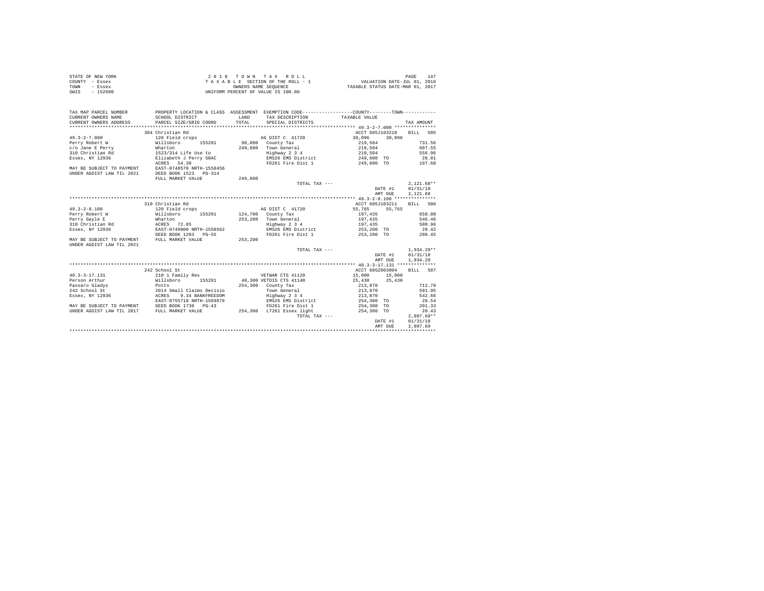STATE OF NEW YORK                2 0 1 8   T O W N   T A X   R O L L                PAGE 147
COUNTY - Essex                   T A X A B L E SECTION OF THE ROLL - 1              VALUATION DATE-JUL 01, 2016
TOWN - Essex                     OWNERS NAME SEQUENCE                               TAXABLE STATUS DATE-MAR 01, 2017
SWIS - 152600                    UNIFORM PERCENT OF VALUE IS 100.00

| TAX MAP PARCEL NUMBER / CURRENT OWNERS NAME / CURRENT OWNERS ADDRESS | PROPERTY LOCATION & CLASS / SCHOOL DISTRICT / PARCEL SIZE/GRID COORD | ASSESSMENT LAND / TOTAL | EXEMPTION CODE / TAX DESCRIPTION / SPECIAL DISTRICTS | COUNTY / TOWN TAXABLE VALUE | TAX AMOUNT |
|---|---|---|---|---|---|
| 49.3-2-7.000 | 304 Christian Rd | | | ACCT 605J103210 | BILL 505 |
| | 120 Field crops | | AG DIST C 41720 | 30,096 30,096 | |
| Perry Robert W | Willsboro 155201 | 98,800 | County Tax | 219,504 | 731.56 |
| c/o Jane E Perry | Wharton | 249,600 | Town General | 219,504 | 607.55 |
| 310 Christian Rd | 1523/314 Life Use to | | Highway 2 3 4 | 219,504 | 556.96 |
| Essex, NY 12936 | Elizabeth J Perry 50AC | | EMS26 EMS District | 249,600 TO | 28.01 |
| | ACRES 54.30 | | FD261 Fire Dist 1 | 249,600 TO | 197.60 |
| MAY BE SUBJECT TO PAYMENT | EAST-0748570 NRTH-1558456 | | | | |
| UNDER AGDIST LAW TIL 2021 | DEED BOOK 1523 PG-314 | | | | |
| | FULL MARKET VALUE | 249,600 | | | |
| | | | TOTAL TAX --- | | 2,121.68** |
| | | | | DATE #1 | 01/31/18 |
| | | | | AMT DUE | 2,121.68 |
| 49.3-2-8.100 | 310 Christian Rd | | | ACCT 605J103211 | BILL 506 |
| | 120 Field crops | | AG DIST C 41720 | 55,765 55,765 | |
| Perry Robert W | Willsboro 155201 | 124,700 | County Tax | 197,435 | 658.00 |
| Perry Gayle E | Wharton | 253,200 | Town General | 197,435 | 546.46 |
| 310 Christian Rd | ACRES 72.85 | | Highway 2 3 4 | 197,435 | 500.96 |
| Essex, NY 12936 | EAST-0749800 NRTH-1558562 | | EMS26 EMS District | 253,200 TO | 28.42 |
| | DEED BOOK 1203 PG-55 | | FD261 Fire Dist 1 | 253,200 TO | 200.45 |
| MAY BE SUBJECT TO PAYMENT | FULL MARKET VALUE | 253,200 | | | |
| UNDER AGDIST LAW TIL 2021 | | | | | |
| | | | TOTAL TAX --- | | 1,934.29** |
| | | | | DATE #1 | 01/31/18 |
| | | | | AMT DUE | 1,934.29 |
| 40.3-3-17.131 | 242 School St | | | ACCT 605Z003004 | BILL 507 |
| | 210 1 Family Res | | VETWAR CTS 41120 | 15,000 15,000 | |
| Person Arthur | Willsboro 155201 | 40,300 | VETDIS CTS 41140 | 25,430 25,430 | |
| Passaro Gladys | Potts | 254,300 | County Tax | 213,870 | 712.78 |
| 242 School St | 2014 Small Claims Decisio | | Town General | 213,870 | 591.95 |
| Essex, NY 12936 | ACRES 9.34 BANKFREEDOM | | Highway 2 3 4 | 213,870 | 542.66 |
| | EAST-0755718 NRTH-1569879 | | EMS26 EMS District | 254,300 TO | 28.54 |
| MAY BE SUBJECT TO PAYMENT | DEED BOOK 1730 PG-43 | | FD261 Fire Dist 1 | 254,300 TO | 201.33 |
| UNDER AGDIST LAW TIL 2017 | FULL MARKET VALUE | 254,300 | LT261 Essex light | 254,300 TO | 20.43 |
| | | | TOTAL TAX --- | | 2,097.69** |
| | | | | DATE #1 | 01/31/18 |
| | | | | AMT DUE | 2,097.69 |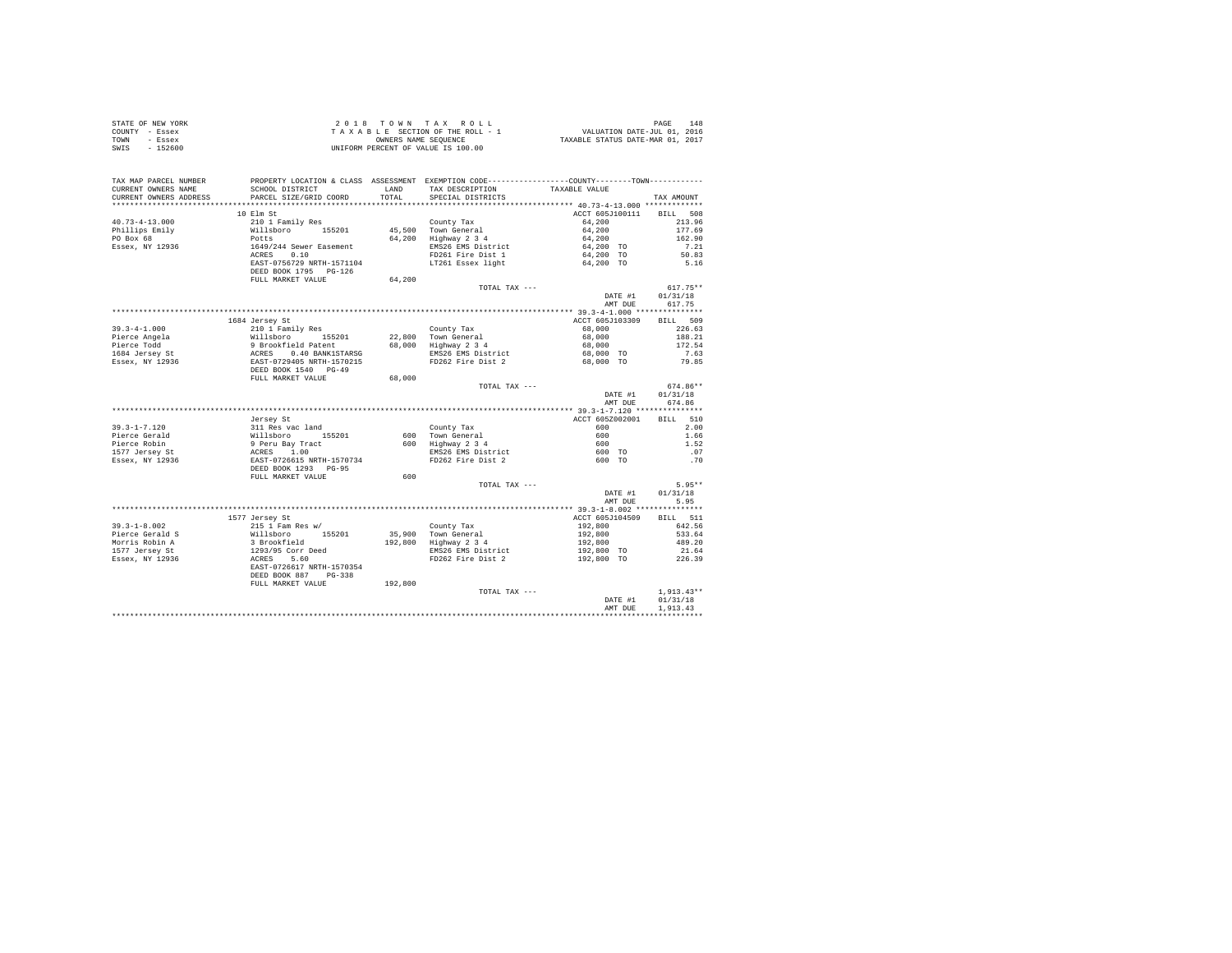STATE OF NEW YORK
COUNTY - Essex
TOWN - Essex
SWIS - 152600

2 0 1 8 T O W N T A X R O L L
T A X A B L E SECTION OF THE ROLL - 1
OWNERS NAME SEQUENCE
UNIFORM PERCENT OF VALUE IS 100.00

VALUATION DATE-JUL 01, 2016
TAXABLE STATUS DATE-MAR 01, 2017

| TAX MAP PARCEL NUMBER / CURRENT OWNERS NAME / CURRENT OWNERS ADDRESS | PROPERTY LOCATION & CLASS / SCHOOL DISTRICT / PARCEL SIZE/GRID COORD | ASSESSMENT LAND / TOTAL | EXEMPTION CODE / TAX DESCRIPTION / SPECIAL DISTRICTS | COUNTY--------TOWN TAXABLE VALUE | TAX AMOUNT |
|---|---|---|---|---|---|
| 40.73-4-13.000 | 10 Elm St | | | ACCT 605J100111 | BILL 508 |
| Phillips Emily | 210 1 Family Res | | County Tax | 64,200 | 213.96 |
| PO Box 68 | Willsboro 155201 | 45,500 | Town General | 64,200 | 177.69 |
| Essex, NY 12936 | Potts | 64,200 | Highway 2 3 4 | 64,200 | 162.90 |
| | 1649/244 Sewer Easement | | EMS26 EMS District | 64,200 TO | 7.21 |
| | ACRES 0.10 | | FD261 Fire Dist 1 | 64,200 TO | 50.83 |
| | EAST-0756729 NRTH-1571104 | | LT261 Essex light | 64,200 TO | 5.16 |
| | DEED BOOK 1795 PG-126 | | | | |
| | FULL MARKET VALUE | 64,200 | | | |
| | | | TOTAL TAX --- | | 617.75** |
| | | | | DATE #1 | 01/31/18 |
| | | | | AMT DUE | 617.75 |
| 39.3-4-1.000 | 1684 Jersey St | | | ACCT 605J103309 | BILL 509 |
| Pierce Angela | 210 1 Family Res | | County Tax | 68,000 | 226.63 |
| Pierce Todd | Willsboro 155201 | 22,800 | Town General | 68,000 | 188.21 |
| 1684 Jersey St | 9 Brookfield Patent | 68,000 | Highway 2 3 4 | 68,000 | 172.54 |
| Essex, NY 12936 | ACRES 0.40 BANK1STARSG | | EMS26 EMS District | 68,000 TO | 7.63 |
| | EAST-0729405 NRTH-1570215 | | FD262 Fire Dist 2 | 68,000 TO | 79.85 |
| | DEED BOOK 1540 PG-49 | | | | |
| | FULL MARKET VALUE | 68,000 | | | |
| | | | TOTAL TAX --- | | 674.86** |
| | | | | DATE #1 | 01/31/18 |
| | | | | AMT DUE | 674.86 |
| 39.3-1-7.120 | Jersey St | | | ACCT 605Z002001 | BILL 510 |
| Pierce Gerald | 311 Res vac land | | County Tax | 600 | 2.00 |
| Pierce Robin | Willsboro 155201 | 600 | Town General | 600 | 1.66 |
| 1577 Jersey St | 9 Peru Bay Tract | 600 | Highway 2 3 4 | 600 | 1.52 |
| Essex, NY 12936 | ACRES 1.00 | | EMS26 EMS District | 600 TO | .07 |
| | EAST-0726615 NRTH-1570734 | | FD262 Fire Dist 2 | 600 TO | .70 |
| | DEED BOOK 1293 PG-95 | | | | |
| | FULL MARKET VALUE | 600 | | | |
| | | | TOTAL TAX --- | | 5.95** |
| | | | | DATE #1 | 01/31/18 |
| | | | | AMT DUE | 5.95 |
| 39.3-1-8.002 | 1577 Jersey St | | | ACCT 605J104509 | BILL 511 |
| Pierce Gerald S | 215 1 Fam Res w/ | | County Tax | 192,800 | 642.56 |
| Morris Robin A | Willsboro 155201 | 35,900 | Town General | 192,800 | 533.64 |
| 1577 Jersey St | 3 Brookfield | 192,800 | Highway 2 3 4 | 192,800 | 489.20 |
| Essex, NY 12936 | 1293/95 Corr Deed | | EMS26 EMS District | 192,800 TO | 21.64 |
| | ACRES 5.60 | | FD262 Fire Dist 2 | 192,800 TO | 226.39 |
| | EAST-0726617 NRTH-1570354 | | | | |
| | DEED BOOK 887 PG-338 | | | | |
| | FULL MARKET VALUE | 192,800 | | | |
| | | | TOTAL TAX --- | | 1,913.43** |
| | | | | DATE #1 | 01/31/18 |
| | | | | AMT DUE | 1,913.43 |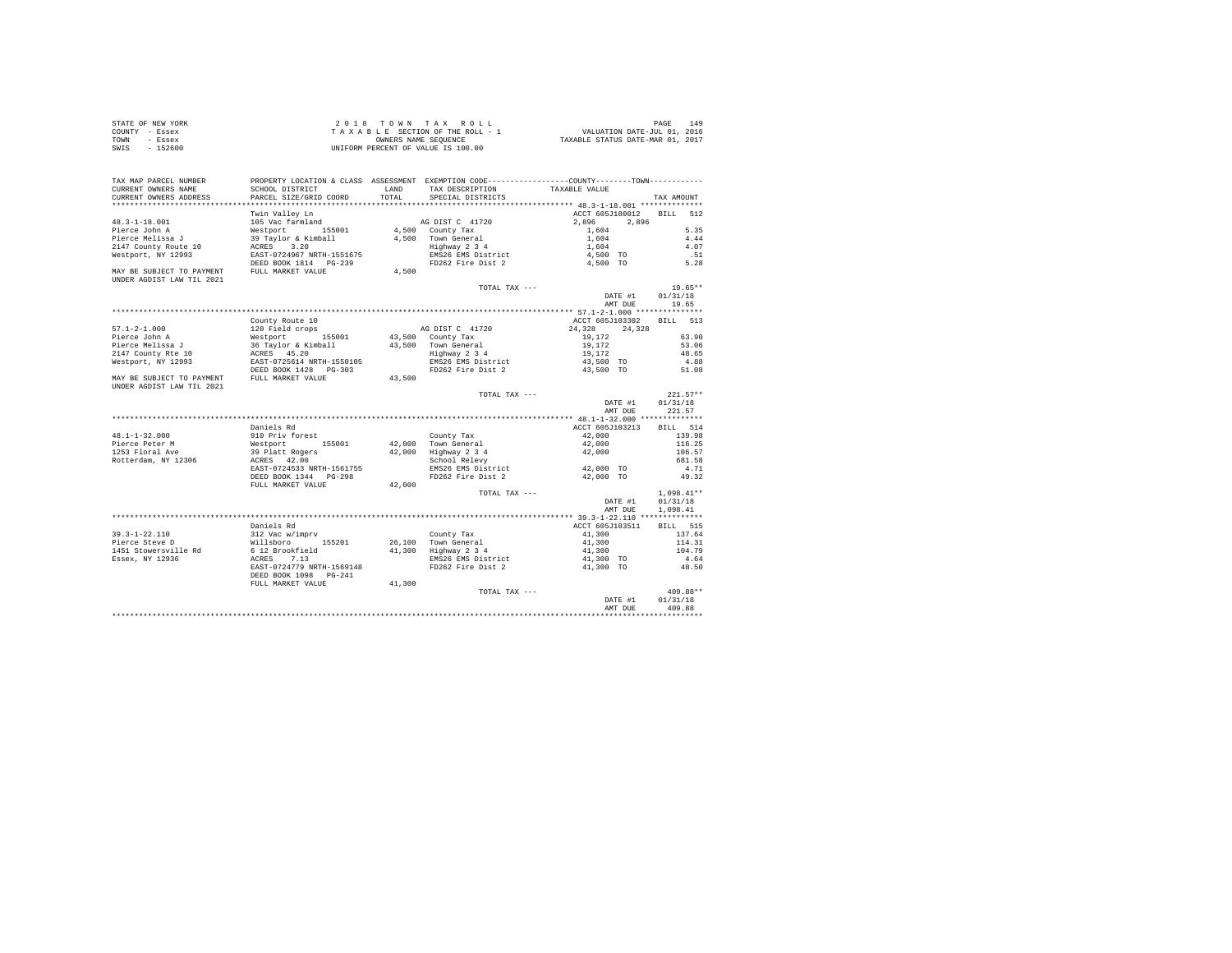STATE OF NEW YORK
COUNTY - Essex
TOWN - Essex
SWIS - 152600

2 0 1 8 T O W N T A X R O L L
T A X A B L E SECTION OF THE ROLL - 1
OWNERS NAME SEQUENCE
UNIFORM PERCENT OF VALUE IS 100.00

VALUATION DATE-JUL 01, 2016
TAXABLE STATUS DATE-MAR 01, 2017

```
TAX MAP PARCEL NUMBER      PROPERTY LOCATION & CLASS  ASSESSMENT  EXEMPTION CODE-----------------COUNTY--------TOWN-----------
CURRENT OWNERS NAME        SCHOOL DISTRICT             LAND       TAX DESCRIPTION            TAXABLE VALUE
CURRENT OWNERS ADDRESS     PARCEL SIZE/GRID COORD      TOTAL      SPECIAL DISTRICTS                                      TAX AMOUNT
************************************************************************************************ 48.3-1-18.001 **************
                           Twin Valley Ln                                                    ACCT 605J180012    BILL  512
48.3-1-18.001              105 Vac farmland                       AG DIST C  41720            2,896     2,896
Pierce John A              Westport      155001        4,500  County Tax                      1,604                    5.35
Pierce Melissa J           39 Taylor & Kimball         4,500  Town General                    1,604                    4.44
2147 County Route 10       ACRES    3.20                      Highway 2 3 4                   1,604                    4.07
Westport, NY 12993         EAST-0724967 NRTH-1551675          EMS26 EMS District              4,500 TO                  .51
                           DEED BOOK 1814   PG-239            FD262 Fire Dist 2               4,500 TO                 5.28
MAY BE SUBJECT TO PAYMENT  FULL MARKET VALUE           4,500
UNDER AGDIST LAW TIL 2021
                                                              TOTAL TAX ---                                          19.65**
                                                                                              DATE #1            01/31/18
                                                                                              AMT DUE               19.65
************************************************************************************************ 57.1-2-1.000 ***************
                           County Route 10                                                   ACCT 605J103302    BILL  513
57.1-2-1.000               120 Field crops                        AG DIST C  41720           24,328    24,328
Pierce John A              Westport      155001       43,500  County Tax                     19,172                   63.90
Pierce Melissa J           36 Taylor & Kimball        43,500  Town General                   19,172                   53.06
2147 County Rte 10         ACRES   45.20                      Highway 2 3 4                  19,172                   48.65
Westport, NY 12993         EAST-0725614 NRTH-1550105          EMS26 EMS District             43,500 TO                 4.88
                           DEED BOOK 1428   PG-303            FD262 Fire Dist 2              43,500 TO                51.08
MAY BE SUBJECT TO PAYMENT  FULL MARKET VALUE          43,500
UNDER AGDIST LAW TIL 2021
                                                              TOTAL TAX ---                                         221.57**
                                                                                              DATE #1            01/31/18
                                                                                              AMT DUE              221.57
************************************************************************************************ 48.1-1-32.000 **************
                           Daniels Rd                                                        ACCT 605J103213    BILL  514
48.1-1-32.000              910 Priv forest                        County Tax                     42,000                  139.98
Pierce Peter M             Westport      155001       42,000  Town General                   42,000                  116.25
1253 Floral Ave            39 Platt Rogers            42,000  Highway 2 3 4                  42,000                  106.57
Rotterdam, NY 12306        ACRES   42.00                      School Relevy                                          681.58
                           EAST-0724533 NRTH-1561755          EMS26 EMS District             42,000 TO                 4.71
                           DEED BOOK 1344   PG-298            FD262 Fire Dist 2              42,000 TO                49.32
                           FULL MARKET VALUE          42,000
                                                              TOTAL TAX ---                                       1,098.41**
                                                                                              DATE #1            01/31/18
                                                                                              AMT DUE            1,098.41
************************************************************************************************ 39.3-1-22.110 **************
                           Daniels Rd                                                        ACCT 605J103511    BILL  515
39.3-1-22.110              312 Vac w/imprv                        County Tax                     41,300                  137.64
Pierce Steve D             Willsboro     155201       26,100  Town General                   41,300                  114.31
1451 Stowersville Rd       6 12 Brookfield            41,300  Highway 2 3 4                  41,300                  104.79
Essex, NY 12936            ACRES    7.13                      EMS26 EMS District             41,300 TO                 4.64
                           EAST-0724779 NRTH-1569148          FD262 Fire Dist 2              41,300 TO                48.50
                           DEED BOOK 1098   PG-241
                           FULL MARKET VALUE          41,300
                                                              TOTAL TAX ---                                         409.88**
                                                                                              DATE #1            01/31/18
                                                                                              AMT DUE              409.88
****************************************************************************************************************************
```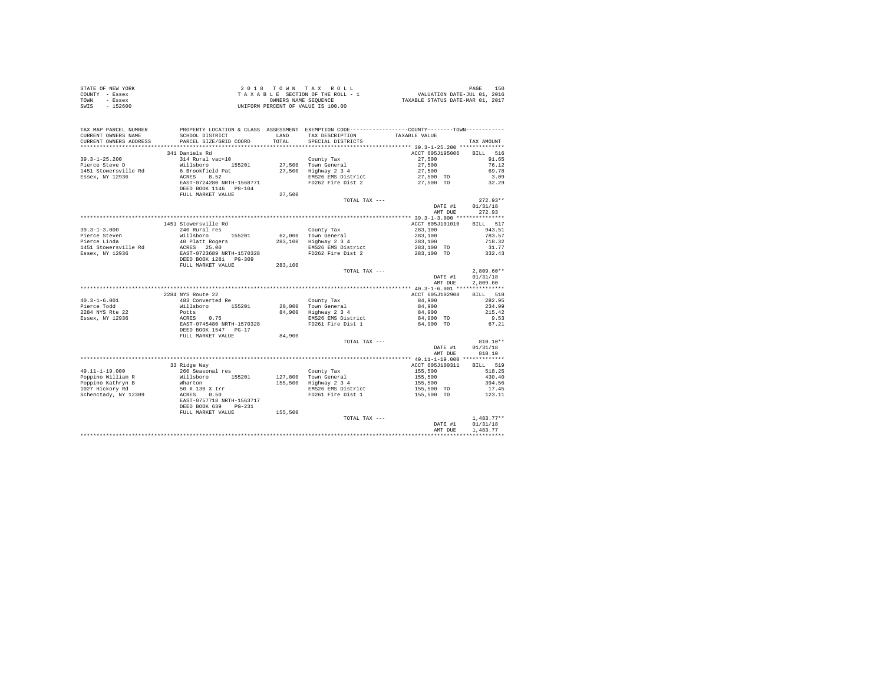STATE OF NEW YORK
COUNTY - Essex
TOWN - Essex
SWIS - 152600

2 0 1 8 T O W N T A X R O L L
T A X A B L E SECTION OF THE ROLL - 1
OWNERS NAME SEQUENCE
UNIFORM PERCENT OF VALUE IS 100.00

VALUATION DATE-JUL 01, 2016
TAXABLE STATUS DATE-MAR 01, 2017

| TAX MAP PARCEL NUMBER / CURRENT OWNERS NAME / CURRENT OWNERS ADDRESS | PROPERTY LOCATION & CLASS / SCHOOL DISTRICT / PARCEL SIZE/GRID COORD | ASSESSMENT LAND / TOTAL | EXEMPTION CODE / TAX DESCRIPTION / SPECIAL DISTRICTS | COUNTY / TOWN TAXABLE VALUE | TAX AMOUNT |
|---|---|---|---|---|---|
| 39.3-1-25.200 | 341 Daniels Rd | | | ACCT 605J195006 | BILL 516 |
| Pierce Steve D | 314 Rural vac<10 | | County Tax | 27,500 | 91.65 |
| 1451 Stowersville Rd | Willsboro 155201 | 27,500 | Town General | 27,500 | 76.12 |
| Essex, NY 12936 | 6 Brookfield Pat | 27,500 | Highway 2 3 4 | 27,500 | 69.78 |
| | ACRES 8.52 | | EMS26 EMS District | 27,500 TO | 3.09 |
| | EAST-0724280 NRTH-1568771 | | FD262 Fire Dist 2 | 27,500 TO | 32.29 |
| | DEED BOOK 1146 PG-104 | | | | |
| | FULL MARKET VALUE | 27,500 | | | |
| | | | TOTAL TAX --- | | 272.93** |
| | | | | DATE #1 | 01/31/18 |
| | | | | AMT DUE | 272.93 |
| 39.3-1-3.000 | 1451 Stowersville Rd | | | ACCT 605J101010 | BILL 517 |
| Pierce Steven | 240 Rural res | | County Tax | 283,100 | 943.51 |
| Pierce Linda | Willsboro 155201 | 62,000 | Town General | 283,100 | 783.57 |
| 1451 Stowersville Rd | 40 Platt Rogers | 283,100 | Highway 2 3 4 | 283,100 | 718.32 |
| Essex, NY 12936 | ACRES 25.00 | | EMS26 EMS District | 283,100 TO | 31.77 |
| | EAST-0723689 NRTH-1570328 | | FD262 Fire Dist 2 | 283,100 TO | 332.43 |
| | DEED BOOK 1281 PG-309 | | | | |
| | FULL MARKET VALUE | 283,100 | | | |
| | | | TOTAL TAX --- | | 2,809.60** |
| | | | | DATE #1 | 01/31/18 |
| | | | | AMT DUE | 2,809.60 |
| 40.3-1-6.001 | 2284 NYS Route 22 | | | ACCT 605J102908 | BILL 518 |
| Pierce Todd | 483 Converted Re | | County Tax | 84,900 | 282.95 |
| 2284 NYS Rte 22 | Willsboro 155201 | 20,000 | Town General | 84,900 | 234.99 |
| Essex, NY 12936 | Potts | 84,900 | Highway 2 3 4 | 84,900 | 215.42 |
| | ACRES 0.75 | | EMS26 EMS District | 84,900 TO | 9.53 |
| | EAST-0745480 NRTH-1570328 | | FD261 Fire Dist 1 | 84,900 TO | 67.21 |
| | DEED BOOK 1547 PG-17 | | | | |
| | FULL MARKET VALUE | 84,900 | | | |
| | | | TOTAL TAX --- | | 810.10** |
| | | | | DATE #1 | 01/31/18 |
| | | | | AMT DUE | 810.10 |
| 49.11-1-19.000 | 33 Ridge Way | | | ACCT 605J100311 | BILL 519 |
| Poppino William R | 260 Seasonal res | | County Tax | 155,500 | 518.25 |
| Poppino Kathryn B | Willsboro 155201 | 127,800 | Town General | 155,500 | 430.40 |
| 1027 Hickory Rd | Wharton | 155,500 | Highway 2 3 4 | 155,500 | 394.56 |
| Schenctady, NY 12309 | 50 X 130 X Irr | | EMS26 EMS District | 155,500 TO | 17.45 |
| | ACRES 0.50 | | FD261 Fire Dist 1 | 155,500 TO | 123.11 |
| | EAST-0757718 NRTH-1563717 | | | | |
| | DEED BOOK 639 PG-231 | | | | |
| | FULL MARKET VALUE | 155,500 | | | |
| | | | TOTAL TAX --- | | 1,483.77** |
| | | | | DATE #1 | 01/31/18 |
| | | | | AMT DUE | 1,483.77 |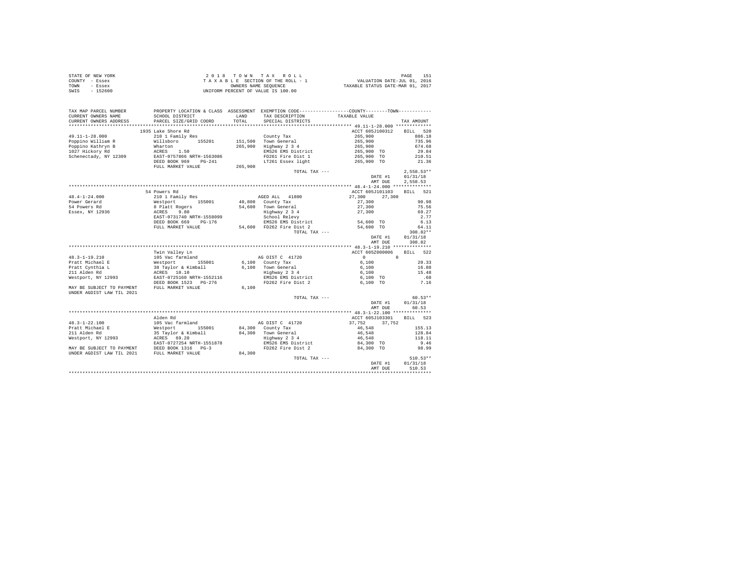STATE OF NEW YORK
COUNTY - Essex
TOWN - Essex
SWIS - 152600

2 0 1 8 T O W N T A X R O L L
T A X A B L E SECTION OF THE ROLL - 1
OWNERS NAME SEQUENCE
UNIFORM PERCENT OF VALUE IS 100.00

VALUATION DATE-JUL 01, 2016
TAXABLE STATUS DATE-MAR 01, 2017

```
TAX MAP PARCEL NUMBER     PROPERTY LOCATION & CLASS  ASSESSMENT  EXEMPTION CODE-----------------COUNTY--------TOWN-----------
CURRENT OWNERS NAME       SCHOOL DISTRICT             LAND        TAX DESCRIPTION            TAXABLE VALUE
CURRENT OWNERS ADDRESS    PARCEL SIZE/GRID COORD      TOTAL       SPECIAL DISTRICTS                                      TAX AMOUNT
****************************************************************************************** 49.11-1-28.000 *************
                          1935 Lake Shore Rd                                                 ACCT 605J100312    BILL  520
49.11-1-28.000            210 1 Family Res                        County Tax                  265,900                 886.18
Poppino William R         Willsboro      155201      151,500  Town General                265,900                 735.96
Poppino Kathryn B         Wharton                    265,900  Highway 2 3 4               265,900                 674.68
1027 Hickory Rd           ACRES    1.50                        EMS26 EMS District          265,900 TO               29.84
Schenectady, NY 12309     EAST-0757866 NRTH-1563086            FD261 Fire Dist 1           265,900 TO              210.51
                          DEED BOOK 969    PG-241              LT261 Essex light           265,900 TO               21.36
                          FULL MARKET VALUE          265,900
                                                                  TOTAL TAX ---                                   2,558.53**
                                                                                             DATE #1          01/31/18
                                                                                             AMT DUE          2,558.53
****************************************************************************************** 48.4-1-24.000 **************
                          54 Powers Rd                                                       ACCT 605J101103    BILL  521
48.4-1-24.000             210 1 Family Res                        AGED ALL  41800            27,300     27,300
Power Gerard              Westport       155001       40,800  County Tax                  27,300                   90.98
54 Powers Rd              8 Platt Rogers               54,600  Town General                27,300                   75.56
Essex, NY 12936           ACRES    9.80                        Highway 2 3 4               27,300                   69.27
                          EAST-0731740 NRTH-1558099            School Relevy                                         2.77
                          DEED BOOK 669    PG-176              EMS26 EMS District          54,600 TO                 6.13
                          FULL MARKET VALUE           54,600  FD262 Fire Dist 2           54,600 TO                64.11
                                                                  TOTAL TAX ---                                     308.82**
                                                                                             DATE #1          01/31/18
                                                                                             AMT DUE            308.82
****************************************************************************************** 48.3-1-19.210 **************
                          Twin Valley Ln                                                     ACCT 605Z000006    BILL  522
48.3-1-19.210             105 Vac farmland                        AG DIST C 41720                 0          0
Pratt Michael E           Westport       155001        6,100  County Tax                   6,100                   20.33
Pratt Cynthia L           38 Taylor & Kimball           6,100  Town General                 6,100                   16.88
211 Alden Rd              ACRES   10.10                        Highway 2 3 4                6,100                   15.48
Westport, NY 12993        EAST-0725160 NRTH-1552116            EMS26 EMS District           6,100 TO                  .68
                          DEED BOOK 1523   PG-276              FD262 Fire Dist 2            6,100 TO                 7.16
MAY BE SUBJECT TO PAYMENT FULL MARKET VALUE            6,100
UNDER AGDIST LAW TIL 2021
                                                                  TOTAL TAX ---                                      60.53**
                                                                                             DATE #1          01/31/18
                                                                                             AMT DUE             60.53
****************************************************************************************** 48.3-1-22.100 **************
                          Alden Rd                                                           ACCT 605J103301    BILL  523
48.3-1-22.100             105 Vac farmland                        AG DIST C 41720            37,752     37,752
Pratt Michael E           Westport       155001       84,300  County Tax                  46,548                  155.13
211 Alden Rd              35 Taylor & Kimball          84,300  Town General                46,548                  128.84
Westport, NY 12993        ACRES   69.20                        Highway 2 3 4               46,548                  118.11
                          EAST-0727254 NRTH-1551878            EMS26 EMS District          84,300 TO                 9.46
MAY BE SUBJECT TO PAYMENT DEED BOOK 1316   PG-3                FD262 Fire Dist 2           84,300 TO                98.99
UNDER AGDIST LAW TIL 2021 FULL MARKET VALUE           84,300
                                                                  TOTAL TAX ---                                     510.53**
                                                                                             DATE #1          01/31/18
                                                                                             AMT DUE            510.53
************************************************************************************************************************
```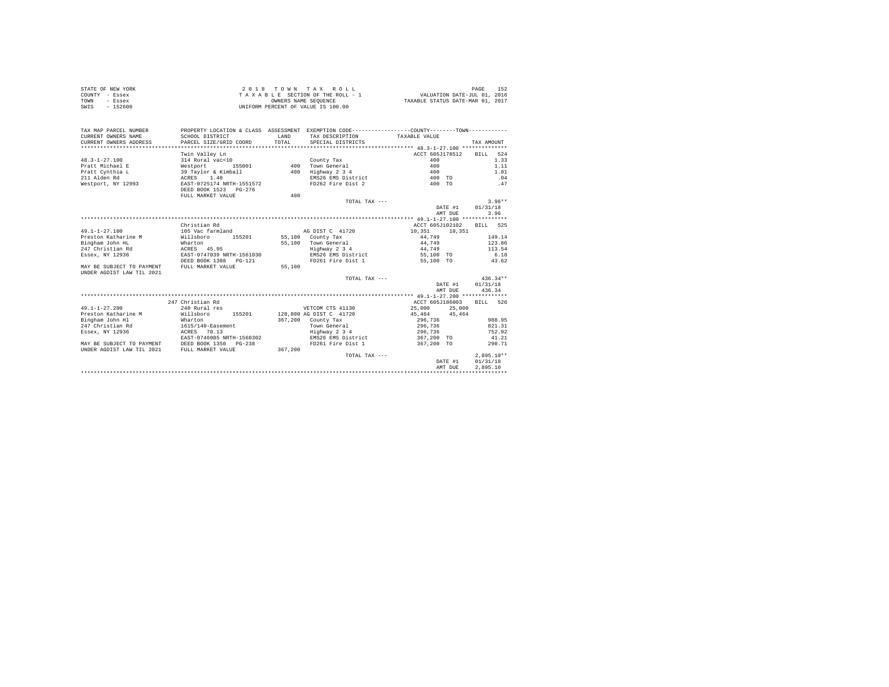STATE OF NEW YORK
COUNTY - Essex
TOWN - Essex
SWIS - 152600

2 0 1 8 T O W N T A X R O L L
T A X A B L E SECTION OF THE ROLL - 1
OWNERS NAME SEQUENCE
UNIFORM PERCENT OF VALUE IS 100.00

VALUATION DATE-JUL 01, 2016
TAXABLE STATUS DATE-MAR 01, 2017

| TAX MAP PARCEL NUMBER / CURRENT OWNERS NAME / CURRENT OWNERS ADDRESS | PROPERTY LOCATION & CLASS / SCHOOL DISTRICT / PARCEL SIZE/GRID COORD | ASSESSMENT LAND / TOTAL | EXEMPTION CODE / TAX DESCRIPTION / SPECIAL DISTRICTS | COUNTY / TOWN TAXABLE VALUE | TAX AMOUNT |
|---|---|---|---|---|---|
| 48.3-1-27.100 | Twin Valley Ln | | | ACCT 605J178512 | BILL 524 |
| | 314 Rural vac<10 | | County Tax | 400 | 1.33 |
| Pratt Michael E | Westport 155001 | 400 | Town General | 400 | 1.11 |
| Pratt Cynthia L | 39 Taylor & Kimball | 400 | Highway 2 3 4 | 400 | 1.01 |
| 211 Alden Rd | ACRES 1.40 | | EMS26 EMS District | 400 TO | .04 |
| Westport, NY 12993 | EAST-0725174 NRTH-1551572 | | FD262 Fire Dist 2 | 400 TO | .47 |
| | DEED BOOK 1523 PG-276 | | | | |
| | FULL MARKET VALUE | 400 | | | |
| | | | TOTAL TAX --- | | 3.96** |
| | | | | DATE #1 | 01/31/18 |
| | | | | AMT DUE | 3.96 |
| 49.1-1-27.100 | Christian Rd | | | ACCT 605J102102 | BILL 525 |
| | 105 Vac farmland | | AG DIST C 41720 | 10,351 10,351 | |
| Preston Katharine M | Willsboro 155201 | 55,100 | County Tax | 44,749 | 149.14 |
| Bingham John HL | Wharton | 55,100 | Town General | 44,749 | 123.86 |
| 247 Christian Rd | ACRES 45.95 | | Highway 2 3 4 | 44,749 | 113.54 |
| Essex, NY 12936 | EAST-0747039 NRTH-1561030 | | EMS26 EMS District | 55,100 TO | 6.18 |
| | DEED BOOK 1388 PG-121 | | FD261 Fire Dist 1 | 55,100 TO | 43.62 |
| MAY BE SUBJECT TO PAYMENT UNDER AGDIST LAW TIL 2021 | FULL MARKET VALUE | 55,100 | | | |
| | | | TOTAL TAX --- | | 436.34** |
| | | | | DATE #1 | 01/31/18 |
| | | | | AMT DUE | 436.34 |
| 49.1-1-27.200 | 247 Christian Rd | | | ACCT 605J186003 | BILL 526 |
| | 240 Rural res | | VETCOM CTS 41130 | 25,000 25,000 | |
| Preston Katharine M | Willsboro 155201 | 128,800 | AG DIST C 41720 | 45,464 45,464 | |
| Bingham John Hl | Wharton | 367,200 | County Tax | 296,736 | 988.95 |
| 247 Christian Rd | 1615/140-Easement | | Town General | 296,736 | 821.31 |
| Essex, NY 12936 | ACRES 70.13 | | Highway 2 3 4 | 296,736 | 752.92 |
| | EAST-0746085 NRTH-1560302 | | EMS26 EMS District | 367,200 TO | 41.21 |
| MAY BE SUBJECT TO PAYMENT | DEED BOOK 1350 PG-238 | | FD261 Fire Dist 1 | 367,200 TO | 290.71 |
| UNDER AGDIST LAW TIL 2021 | FULL MARKET VALUE | 367,200 | | | |
| | | | TOTAL TAX --- | | 2,895.10** |
| | | | | DATE #1 | 01/31/18 |
| | | | | AMT DUE | 2,895.10 |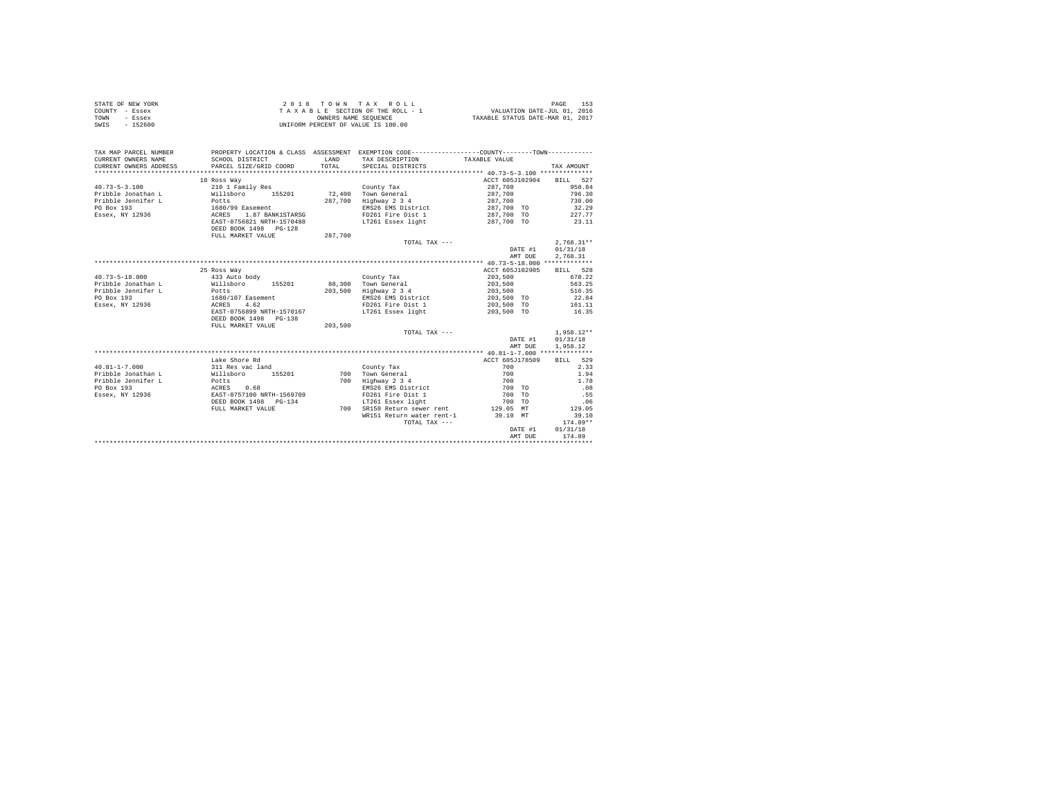STATE OF NEW YORK
COUNTY - Essex
TOWN - Essex
SWIS - 152600

2 0 1 8 T O W N T A X R O L L
T A X A B L E SECTION OF THE ROLL - 1
OWNERS NAME SEQUENCE
UNIFORM PERCENT OF VALUE IS 100.00

VALUATION DATE-JUL 01, 2016
TAXABLE STATUS DATE-MAR 01, 2017

| TAX MAP PARCEL NUMBER / CURRENT OWNERS NAME / CURRENT OWNERS ADDRESS | PROPERTY LOCATION & CLASS / SCHOOL DISTRICT / PARCEL SIZE/GRID COORD | ASSESSMENT LAND / TOTAL | EXEMPTION CODE / TAX DESCRIPTION / SPECIAL DISTRICTS | TAXABLE VALUE | TAX AMOUNT |
|---|---|---|---|---|---|
| **40.73-5-3.100** | 18 Ross Way | | | ACCT 605J102904 | BILL 527 |
| 40.73-5-3.100 | 210 1 Family Res | | County Tax | 287,700 | 958.84 |
| Pribble Jonathan L | Willsboro 155201 | 72,400 | Town General | 287,700 | 796.30 |
| Pribble Jennifer L | Potts | 287,700 | Highway 2 3 4 | 287,700 | 730.00 |
| PO Box 193 | 1680/99 Easement | | EMS26 EMS District | 287,700 TO | 32.29 |
| Essex, NY 12936 | ACRES 1.87 BANK1STARSG | | FD261 Fire Dist 1 | 287,700 TO | 227.77 |
| | EAST-0756821 NRTH-1570488 | | LT261 Essex light | 287,700 TO | 23.11 |
| | DEED BOOK 1498 PG-128 | | | | |
| | FULL MARKET VALUE | 287,700 | | | |
| | | | TOTAL TAX --- | | 2,768.31** |
| | | | | DATE #1 | 01/31/18 |
| | | | | AMT DUE | 2,768.31 |
| **40.73-5-18.000** | 25 Ross Way | | | ACCT 605J102905 | BILL 528 |
| 40.73-5-18.000 | 433 Auto body | | County Tax | 203,500 | 678.22 |
| Pribble Jonathan L | Willsboro 155201 | 88,300 | Town General | 203,500 | 563.25 |
| Pribble Jennifer L | Potts | 203,500 | Highway 2 3 4 | 203,500 | 516.35 |
| PO Box 193 | 1680/107 Easement | | EMS26 EMS District | 203,500 TO | 22.84 |
| Essex, NY 12936 | ACRES 4.62 | | FD261 Fire Dist 1 | 203,500 TO | 161.11 |
| | EAST-0756899 NRTH-1570167 | | LT261 Essex light | 203,500 TO | 16.35 |
| | DEED BOOK 1498 PG-138 | | | | |
| | FULL MARKET VALUE | 203,500 | | | |
| | | | TOTAL TAX --- | | 1,958.12** |
| | | | | DATE #1 | 01/31/18 |
| | | | | AMT DUE | 1,958.12 |
| **40.81-1-7.000** | Lake Shore Rd | | | ACCT 605J178509 | BILL 529 |
| 40.81-1-7.000 | 311 Res vac land | | County Tax | 700 | 2.33 |
| Pribble Jonathan L | Willsboro 155201 | 700 | Town General | 700 | 1.94 |
| Pribble Jennifer L | Potts | 700 | Highway 2 3 4 | 700 | 1.78 |
| PO Box 193 | ACRES 0.68 | | EMS26 EMS District | 700 TO | .08 |
| Essex, NY 12936 | EAST-0757100 NRTH-1569709 | | FD261 Fire Dist 1 | 700 TO | .55 |
| | DEED BOOK 1498 PG-134 | | LT261 Essex light | 700 TO | .06 |
| | FULL MARKET VALUE | 700 | SR150 Return sewer rent | 129.05 MT | 129.05 |
| | | | WR151 Return water rent-1 | 39.10 MT | 39.10 |
| | | | TOTAL TAX --- | | 174.89** |
| | | | | DATE #1 | 01/31/18 |
| | | | | AMT DUE | 174.89 |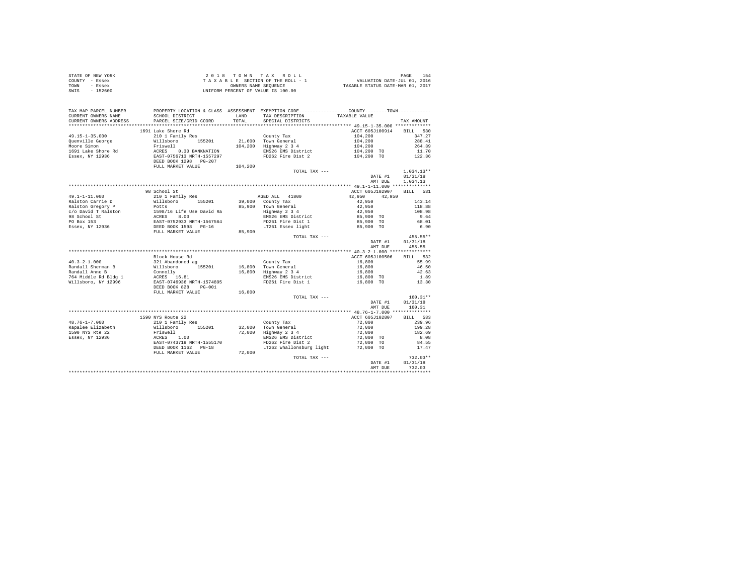STATE OF NEW YORK
COUNTY - Essex
TOWN - Essex
SWIS - 152600

2018 TOWN TAX ROLL
TAXABLE SECTION OF THE ROLL - 1
OWNERS NAME SEQUENCE
UNIFORM PERCENT OF VALUE IS 100.00

VALUATION DATE-JUL 01, 2016
TAXABLE STATUS DATE-MAR 01, 2017

```
TAX MAP PARCEL NUMBER    PROPERTY LOCATION & CLASS  ASSESSMENT  EXEMPTION CODE-----------------COUNTY--------TOWN-----------
CURRENT OWNERS NAME      SCHOOL DISTRICT              LAND      TAX DESCRIPTION            TAXABLE VALUE
CURRENT OWNERS ADDRESS   PARCEL SIZE/GRID COORD       TOTAL     SPECIAL DISTRICTS                                    TAX AMOUNT
********************************************************************************************* 49.15-1-35.000 *************
                         1691 Lake Shore Rd                                                  ACCT 605J100914     BILL  530
49.15-1-35.000           210 1 Family Res                       County Tax                   104,200                 347.27
Quenville George         Willsboro      155201        21,600    Town General                 104,200                 288.41
Moore Simon              Friswell                    104,200    Highway 2 3 4                104,200                 264.39
1691 Lake Shore Rd       ACRES    0.30 BANKNATION               EMS26 EMS District           104,200 TO               11.70
Essex, NY 12936          EAST-0756713 NRTH-1557297              FD262 Fire Dist 2            104,200 TO              122.36
                         DEED BOOK 1298   PG-207
                         FULL MARKET VALUE           104,200
                                                                TOTAL TAX ---                                    1,034.13**
                                                                                             DATE #1           01/31/18
                                                                                             AMT DUE           1,034.13
********************************************************************************************* 49.1-1-11.000 **************
                         98 School St                                                        ACCT 605J102907     BILL  531
49.1-1-11.000            210 1 Family Res                       AGED ALL  41800              42,950    42,950
Ralston Carrie D         Willsboro      155201        39,000    County Tax                   42,950                  143.14
Ralston Gregory P        Potts                        85,900    Town General                 42,950                  118.88
c/o David T Ralston      1598/16 Life Use David Ra              Highway 2 3 4                42,950                  108.98
98 School St             ACRES    8.00                          EMS26 EMS District           85,900 TO                 9.64
PO Box 153               EAST-0752933 NRTH-1567564              FD261 Fire Dist 1            85,900 TO                68.01
Essex, NY 12936          DEED BOOK 1598   PG-16                 LT261 Essex light            85,900 TO                 6.90
                         FULL MARKET VALUE            85,900
                                                                TOTAL TAX ---                                      455.55**
                                                                                             DATE #1           01/31/18
                                                                                             AMT DUE             455.55
********************************************************************************************* 40.3-2-1.000 ***************
                         Block House Rd                                                      ACCT 605J100506     BILL  532
40.3-2-1.000             321 Abandoned ag                       County Tax                   16,800                   55.99
Randall Sherman B        Willsboro      155201        16,800    Town General                 16,800                   46.50
Randall Anne B           Connolly                     16,800    Highway 2 3 4                16,800                   42.63
764 Middle Rd Bldg 1     ACRES   16.81                          EMS26 EMS District           16,800 TO                 1.89
Willsboro, NY 12996      EAST-0746936 NRTH-1574895              FD261 Fire Dist 1            16,800 TO                13.30
                         DEED BOOK 828    PG-001
                         FULL MARKET VALUE            16,800
                                                                TOTAL TAX ---                                      160.31**
                                                                                             DATE #1           01/31/18
                                                                                             AMT DUE             160.31
********************************************************************************************* 48.76-1-7.000 **************
                         1590 NYS Route 22                                                   ACCT 605J102807     BILL  533
48.76-1-7.000            210 1 Family Res                       County Tax                   72,000                  239.96
Rapalee Elizabeth        Willsboro      155201        32,000    Town General                 72,000                  199.28
1590 NYS Rte 22          Friswell                     72,000    Highway 2 3 4                72,000                  182.69
Essex, NY 12936          ACRES    1.00                          EMS26 EMS District           72,000 TO                 8.08
                         EAST-0743719 NRTH-1555170              FD262 Fire Dist 2            72,000 TO                84.55
                         DEED BOOK 1162   PG-18                 LT262 Whallonsburg light     72,000 TO                17.47
                         FULL MARKET VALUE            72,000
                                                                TOTAL TAX ---                                      732.03**
                                                                                             DATE #1           01/31/18
                                                                                             AMT DUE             732.03
****************************************************************************************************************************
```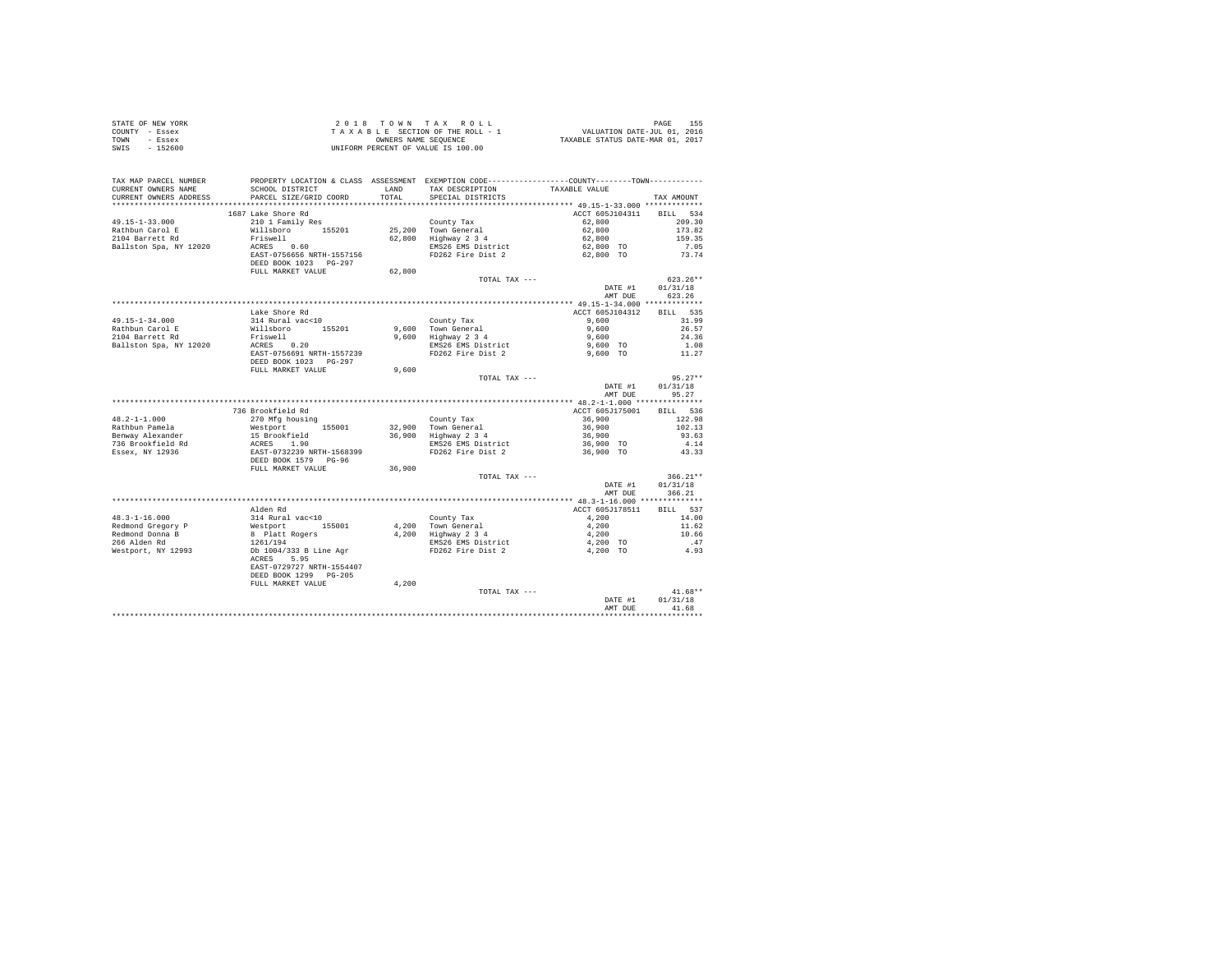STATE OF NEW YORK
COUNTY - Essex
TOWN - Essex
SWIS - 152600

2018 TOWN TAX ROLL
TAXABLE SECTION OF THE ROLL - 1
OWNERS NAME SEQUENCE
UNIFORM PERCENT OF VALUE IS 100.00

VALUATION DATE-JUL 01, 2016
TAXABLE STATUS DATE-MAR 01, 2017

| TAX MAP PARCEL NUMBER / CURRENT OWNERS NAME / CURRENT OWNERS ADDRESS | PROPERTY LOCATION & CLASS / SCHOOL DISTRICT / PARCEL SIZE/GRID COORD | ASSESSMENT LAND / TOTAL | EXEMPTION CODE / TAX DESCRIPTION / SPECIAL DISTRICTS | COUNTY--------TOWN TAXABLE VALUE | TAX AMOUNT |
|---|---|---|---|---|---|
| **49.15-1-33.000** | 1687 Lake Shore Rd | | | ACCT 605J104311 | BILL 534 |
| 49.15-1-33.000 | 210 1 Family Res | | County Tax | 62,800 | 209.30 |
| Rathbun Carol E | Willsboro 155201 | 25,200 | Town General | 62,800 | 173.82 |
| 2104 Barrett Rd | Friswell | 62,800 | Highway 2 3 4 | 62,800 | 159.35 |
| Ballston Spa, NY 12020 | ACRES 0.60 | | EMS26 EMS District | 62,800 TO | 7.05 |
| | EAST-0756656 NRTH-1557156 | | FD262 Fire Dist 2 | 62,800 TO | 73.74 |
| | DEED BOOK 1023 PG-297 | | | | |
| | FULL MARKET VALUE | 62,800 | | | |
| | | | TOTAL TAX --- | | 623.26** |
| | | | | DATE #1 | 01/31/18 |
| | | | | AMT DUE | 623.26 |
| **49.15-1-34.000** | Lake Shore Rd | | | ACCT 605J104312 | BILL 535 |
| 49.15-1-34.000 | 314 Rural vac<10 | | County Tax | 9,600 | 31.99 |
| Rathbun Carol E | Willsboro 155201 | 9,600 | Town General | 9,600 | 26.57 |
| 2104 Barrett Rd | Friswell | 9,600 | Highway 2 3 4 | 9,600 | 24.36 |
| Ballston Spa, NY 12020 | ACRES 0.20 | | EMS26 EMS District | 9,600 TO | 1.08 |
| | EAST-0756691 NRTH-1557239 | | FD262 Fire Dist 2 | 9,600 TO | 11.27 |
| | DEED BOOK 1023 PG-297 | | | | |
| | FULL MARKET VALUE | 9,600 | | | |
| | | | TOTAL TAX --- | | 95.27** |
| | | | | DATE #1 | 01/31/18 |
| | | | | AMT DUE | 95.27 |
| **48.2-1-1.000** | 736 Brookfield Rd | | | ACCT 605J175001 | BILL 536 |
| 48.2-1-1.000 | 270 Mfg housing | | County Tax | 36,900 | 122.98 |
| Rathbun Pamela | Westport 155001 | 32,900 | Town General | 36,900 | 102.13 |
| Benway Alexander | 15 Brookfield | 36,900 | Highway 2 3 4 | 36,900 | 93.63 |
| 736 Brookfield Rd | ACRES 1.90 | | EMS26 EMS District | 36,900 TO | 4.14 |
| Essex, NY 12936 | EAST-0732239 NRTH-1568399 | | FD262 Fire Dist 2 | 36,900 TO | 43.33 |
| | DEED BOOK 1579 PG-96 | | | | |
| | FULL MARKET VALUE | 36,900 | | | |
| | | | TOTAL TAX --- | | 366.21** |
| | | | | DATE #1 | 01/31/18 |
| | | | | AMT DUE | 366.21 |
| **48.3-1-16.000** | Alden Rd | | | ACCT 605J178511 | BILL 537 |
| 48.3-1-16.000 | 314 Rural vac<10 | | County Tax | 4,200 | 14.00 |
| Redmond Gregory P | Westport 155001 | 4,200 | Town General | 4,200 | 11.62 |
| Redmond Donna B | 8 Platt Rogers | 4,200 | Highway 2 3 4 | 4,200 | 10.66 |
| 266 Alden Rd | 1261/194 | | EMS26 EMS District | 4,200 TO | .47 |
| Westport, NY 12993 | Db 1004/333 B Line Agr | | FD262 Fire Dist 2 | 4,200 TO | 4.93 |
| | ACRES 5.95 | | | | |
| | EAST-0729727 NRTH-1554407 | | | | |
| | DEED BOOK 1299 PG-205 | | | | |
| | FULL MARKET VALUE | 4,200 | | | |
| | | | TOTAL TAX --- | | 41.68** |
| | | | | DATE #1 | 01/31/18 |
| | | | | AMT DUE | 41.68 |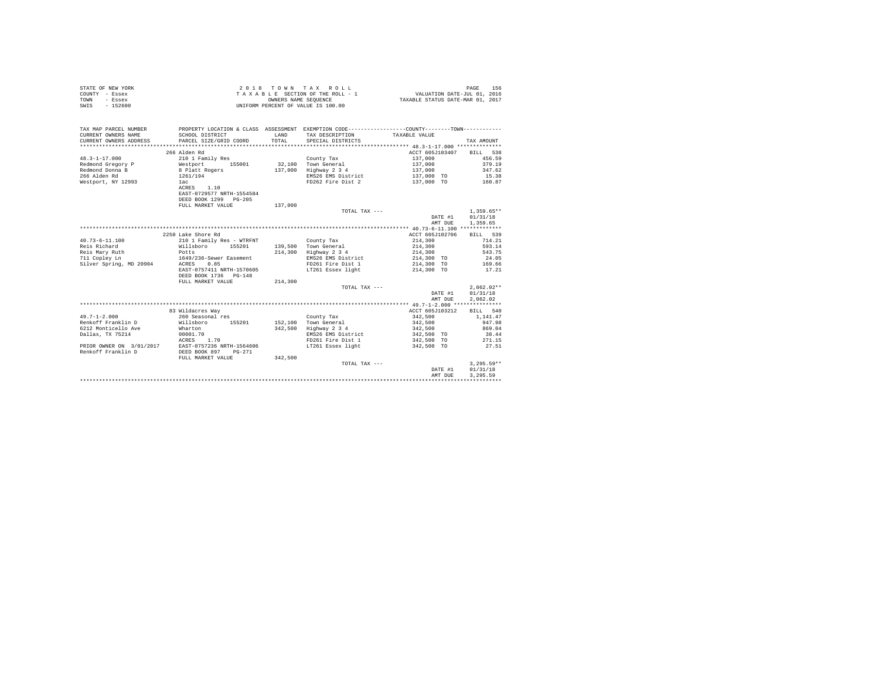STATE OF NEW YORK — 2018 TOWN TAX ROLL
COUNTY - Essex — TAXABLE SECTION OF THE ROLL - 1 — VALUATION DATE-JUL 01, 2016
TOWN - Essex — OWNERS NAME SEQUENCE — TAXABLE STATUS DATE-MAR 01, 2017
SWIS - 152600 — UNIFORM PERCENT OF VALUE IS 100.00

| TAX MAP PARCEL NUMBER / CURRENT OWNERS NAME / CURRENT OWNERS ADDRESS | PROPERTY LOCATION & CLASS / SCHOOL DISTRICT / PARCEL SIZE/GRID COORD | ASSESSMENT LAND / TOTAL | EXEMPTION CODE / TAX DESCRIPTION / SPECIAL DISTRICTS | COUNTY / TOWN TAXABLE VALUE | | TAX AMOUNT |
|---|---|---|---|---|---|---|
| 48.3-1-17.000 | 266 Alden Rd | | | ACCT 605J103407 | | BILL 538 |
| 48.3-1-17.000 | 210 1 Family Res | | County Tax | 137,000 | | 456.59 |
| Redmond Gregory P | Westport 155001 | 32,100 | Town General | 137,000 | | 379.19 |
| Redmond Donna B | 8 Platt Rogers | 137,000 | Highway 2 3 4 | 137,000 | | 347.62 |
| 266 Alden Rd | 1261/194 | | EMS26 EMS District | 137,000 | TO | 15.38 |
| Westport, NY 12993 | 1ac | | FD262 Fire Dist 2 | 137,000 | TO | 160.87 |
| | ACRES 1.10 | | | | | |
| | EAST-0729577 NRTH-1554584 | | | | | |
| | DEED BOOK 1299 PG-205 | | | | | |
| | FULL MARKET VALUE | 137,000 | | | | |
| | | | TOTAL TAX --- | | | 1,359.65** |
| | | | | | DATE #1 | 01/31/18 |
| | | | | | AMT DUE | 1,359.65 |
| 40.73-6-11.100 | 2250 Lake Shore Rd | | | ACCT 605J102706 | | BILL 539 |
| 40.73-6-11.100 | 210 1 Family Res - WTRFNT | | County Tax | 214,300 | | 714.21 |
| Reis Richard | Willsboro 155201 | 139,500 | Town General | 214,300 | | 593.14 |
| Reis Mary Ruth | Potts | 214,300 | Highway 2 3 4 | 214,300 | | 543.75 |
| 711 Copley Ln | 1649/236-Sewer Easement | | EMS26 EMS District | 214,300 | TO | 24.05 |
| Silver Spring, MD 20904 | ACRES 0.85 | | FD261 Fire Dist 1 | 214,300 | TO | 169.66 |
| | EAST-0757411 NRTH-1570605 | | LT261 Essex light | 214,300 | TO | 17.21 |
| | DEED BOOK 1736 PG-148 | | | | | |
| | FULL MARKET VALUE | 214,300 | | | | |
| | | | TOTAL TAX --- | | | 2,062.02** |
| | | | | | DATE #1 | 01/31/18 |
| | | | | | AMT DUE | 2,062.02 |
| 49.7-1-2.000 | 83 Wildacres Way | | | ACCT 605J103212 | | BILL 540 |
| 49.7-1-2.000 | 260 Seasonal res | | County Tax | 342,500 | | 1,141.47 |
| Renkoff Franklin D | Willsboro 155201 | 152,100 | Town General | 342,500 | | 947.98 |
| 6212 Monticello Ave | Wharton | 342,500 | Highway 2 3 4 | 342,500 | | 869.04 |
| Dallas, TX 75214 | 00001.70 | | EMS26 EMS District | 342,500 | TO | 38.44 |
| | ACRES 1.70 | | FD261 Fire Dist 1 | 342,500 | TO | 271.15 |
| PRIOR OWNER ON 3/01/2017 | EAST-0757236 NRTH-1564606 | | LT261 Essex light | 342,500 | TO | 27.51 |
| Renkoff Franklin D | DEED BOOK 897 PG-271 | | | | | |
| | FULL MARKET VALUE | 342,500 | | | | |
| | | | TOTAL TAX --- | | | 3,295.59** |
| | | | | | DATE #1 | 01/31/18 |
| | | | | | AMT DUE | 3,295.59 |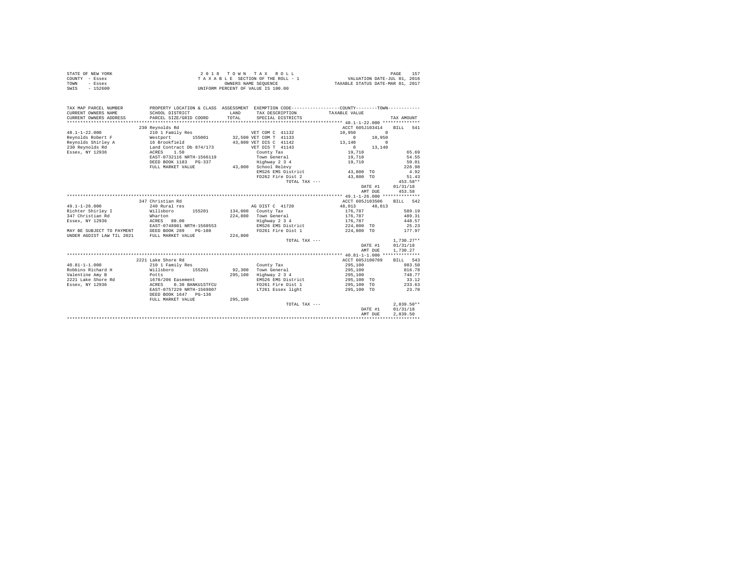STATE OF NEW YORK
COUNTY - Essex
TOWN - Essex
SWIS - 152600

2 0 1 8 T O W N T A X R O L L
T A X A B L E SECTION OF THE ROLL - 1
OWNERS NAME SEQUENCE
UNIFORM PERCENT OF VALUE IS 100.00

VALUATION DATE-JUL 01, 2016
TAXABLE STATUS DATE-MAR 01, 2017

| TAX MAP PARCEL NUMBER / CURRENT OWNERS NAME / CURRENT OWNERS ADDRESS | PROPERTY LOCATION & CLASS / SCHOOL DISTRICT / PARCEL SIZE/GRID COORD | ASSESSMENT LAND / TOTAL | EXEMPTION CODE / TAX DESCRIPTION / SPECIAL DISTRICTS | COUNTY TAXABLE VALUE | TOWN | TAX AMOUNT |
|---|---|---|---|---|---|---|
| **48.1-1-22.000** | 230 Reynolds Rd | | | ACCT 605J103414 | | BILL 541 |
| 48.1-1-22.000 | 210 1 Family Res | | VET COM C 41132 | 10,950 | 0 | |
| Reynolds Robert F | Westport 155001 | 32,500 | VET COM T 41133 | 0 | 10,950 | |
| Reynolds Shirley A | 16 Brookfield | 43,800 | VET DIS C 41142 | 13,140 | 0 | |
| 230 Reynolds Rd | Land Contract Db 874/173 | | VET DIS T 41143 | 0 | 13,140 | |
| Essex, NY 12936 | ACRES 1.50 | | County Tax | 19,710 | | 65.69 |
| | EAST-0732116 NRTH-1566119 | | Town General | 19,710 | | 54.55 |
| | DEED BOOK 1183 PG-337 | | Highway 2 3 4 | 19,710 | | 50.01 |
| | FULL MARKET VALUE | 43,800 | School Relevy | | | 226.98 |
| | | | EMS26 EMS District | 43,800 TO | | 4.92 |
| | | | FD262 Fire Dist 2 | 43,800 TO | | 51.43 |
| | | | TOTAL TAX --- | | | 453.58** |
| | | | | | DATE #1 | 01/31/18 |
| | | | | | AMT DUE | 453.58 |
| **49.1-1-26.000** | 347 Christian Rd | | | ACCT 605J103506 | | BILL 542 |
| 49.1-1-26.000 | 240 Rural res | | AG DIST C 41720 | 48,013 | 48,013 | |
| Richter Shirley I | Willsboro 155201 | 134,000 | County Tax | 176,787 | | 589.19 |
| 347 Christian Rd | Wharton | 224,800 | Town General | 176,787 | | 489.31 |
| Essex, NY 12936 | ACRES 80.00 | | Highway 2 3 4 | 176,787 | | 448.57 |
| | EAST-0748981 NRTH-1560553 | | EMS26 EMS District | 224,800 TO | | 25.23 |
| MAY BE SUBJECT TO PAYMENT | DEED BOOK 289 PG-108 | | FD261 Fire Dist 1 | 224,800 TO | | 177.97 |
| UNDER AGDIST LAW TIL 2021 | FULL MARKET VALUE | 224,800 | | | | |
| | | | TOTAL TAX --- | | | 1,730.27** |
| | | | | | DATE #1 | 01/31/18 |
| | | | | | AMT DUE | 1,730.27 |
| **40.81-1-1.000** | 2221 Lake Shore Rd | | | ACCT 605J100709 | | BILL 543 |
| 40.81-1-1.000 | 210 1 Family Res | | County Tax | 295,100 | | 983.50 |
| Robbins Richard H | Willsboro 155201 | 92,300 | Town General | 295,100 | | 816.78 |
| Valentine Amy B | Potts | 295,100 | Highway 2 3 4 | 295,100 | | 748.77 |
| 2221 Lake Shore Rd | 1670/206 Easement | | EMS26 EMS District | 295,100 TO | | 33.12 |
| Essex, NY 12936 | ACRES 0.30 BANKU1STFCU | | FD261 Fire Dist 1 | 295,100 TO | | 233.63 |
| | EAST-0757229 NRTH-1569807 | | LT261 Essex light | 295,100 TO | | 23.70 |
| | DEED BOOK 1647 PG-136 | | | | | |
| | FULL MARKET VALUE | 295,100 | | | | |
| | | | TOTAL TAX --- | | | 2,839.50** |
| | | | | | DATE #1 | 01/31/18 |
| | | | | | AMT DUE | 2,839.50 |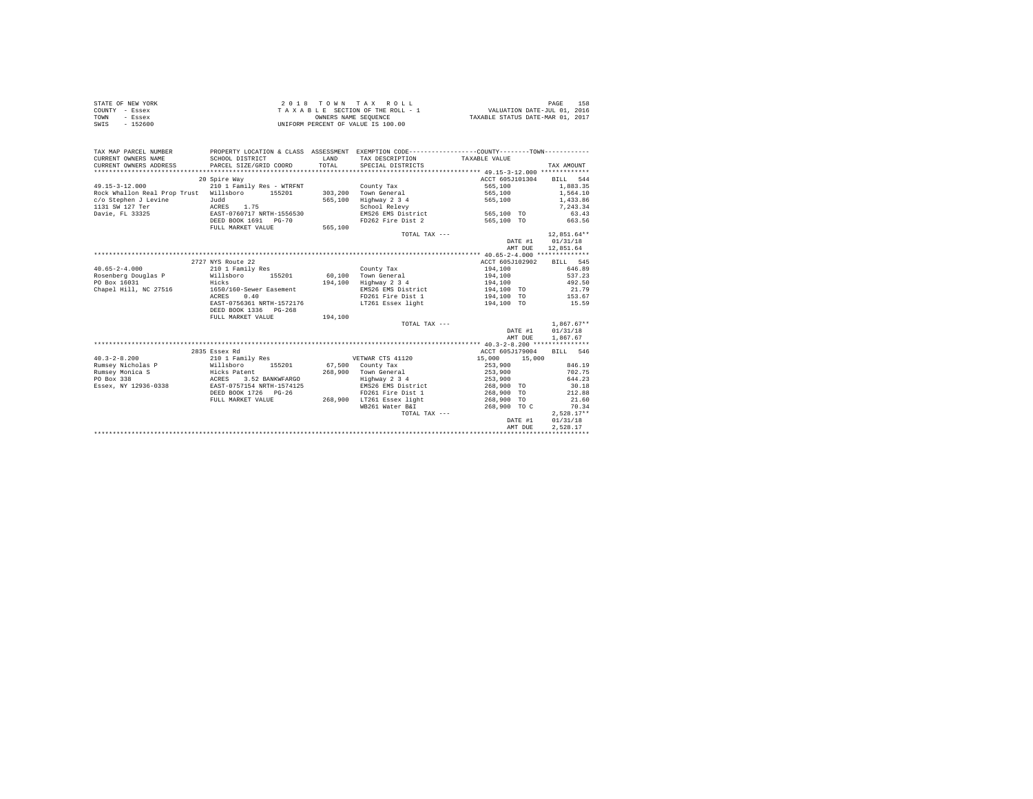STATE OF NEW YORK
COUNTY - Essex
TOWN - Essex
SWIS - 152600

2 0 1 8 T O W N T A X R O L L
T A X A B L E SECTION OF THE ROLL - 1
OWNERS NAME SEQUENCE
UNIFORM PERCENT OF VALUE IS 100.00

VALUATION DATE-JUL 01, 2016
TAXABLE STATUS DATE-MAR 01, 2017

| TAX MAP PARCEL NUMBER / CURRENT OWNERS NAME / CURRENT OWNERS ADDRESS | PROPERTY LOCATION & CLASS / SCHOOL DISTRICT / PARCEL SIZE/GRID COORD | ASSESSMENT LAND / TOTAL | EXEMPTION CODE / TAX DESCRIPTION / SPECIAL DISTRICTS | COUNTY / TOWN TAXABLE VALUE | TAX AMOUNT |
|---|---|---|---|---|---|
| 49.15-3-12.000 | 20 Spire Way | | | ACCT 605J101304 | BILL 544 |
| | 210 1 Family Res - WTRFNT | | County Tax | 565,100 | 1,883.35 |
| Rock Whallon Real Prop Trust | Willsboro 155201 | 303,200 | Town General | 565,100 | 1,564.10 |
| c/o Stephen J Levine | Judd | 565,100 | Highway 2 3 4 | 565,100 | 1,433.86 |
| 1131 SW 127 Ter | ACRES 1.75 | | School Relevy | | 7,243.34 |
| Davie, FL 33325 | EAST-0760717 NRTH-1556530 | | EMS26 EMS District | 565,100 TO | 63.43 |
| | DEED BOOK 1691 PG-70 | | FD262 Fire Dist 2 | 565,100 TO | 663.56 |
| | FULL MARKET VALUE | 565,100 | | | |
| | | | TOTAL TAX --- | | 12,851.64** |
| | | | | DATE #1 | 01/31/18 |
| | | | | AMT DUE | 12,851.64 |
| 40.65-2-4.000 | 2727 NYS Route 22 | | | ACCT 605J102902 | BILL 545 |
| | 210 1 Family Res | | County Tax | 194,100 | 646.89 |
| Rosenberg Douglas P | Willsboro 155201 | 60,100 | Town General | 194,100 | 537.23 |
| PO Box 16031 | Hicks | 194,100 | Highway 2 3 4 | 194,100 | 492.50 |
| Chapel Hill, NC 27516 | 1650/160-Sewer Easement | | EMS26 EMS District | 194,100 TO | 21.79 |
| | ACRES 0.40 | | FD261 Fire Dist 1 | 194,100 TO | 153.67 |
| | EAST-0756361 NRTH-1572176 | | LT261 Essex light | 194,100 TO | 15.59 |
| | DEED BOOK 1336 PG-268 | | | | |
| | FULL MARKET VALUE | 194,100 | | | |
| | | | TOTAL TAX --- | | 1,867.67** |
| | | | | DATE #1 | 01/31/18 |
| | | | | AMT DUE | 1,867.67 |
| 40.3-2-8.200 | 2835 Essex Rd | | | ACCT 605J179004 | BILL 546 |
| | 210 1 Family Res | | VETWAR CTS 41120 | 15,000 15,000 | |
| Rumsey Nicholas P | Willsboro 155201 | 67,500 | County Tax | 253,900 | 846.19 |
| Rumsey Monica S | Hicks Patent | 268,900 | Town General | 253,900 | 702.75 |
| PO Box 338 | ACRES 3.52 BANKWFARGO | | Highway 2 3 4 | 253,900 | 644.23 |
| Essex, NY 12936-0338 | EAST-0757154 NRTH-1574125 | | EMS26 EMS District | 268,900 TO | 30.18 |
| | DEED BOOK 1726 PG-26 | | FD261 Fire Dist 1 | 268,900 TO | 212.88 |
| | FULL MARKET VALUE | 268,900 | LT261 Essex light | 268,900 TO | 21.60 |
| | | | WB261 Water B&I | 268,900 TO C | 70.34 |
| | | | TOTAL TAX --- | | 2,528.17** |
| | | | | DATE #1 | 01/31/18 |
| | | | | AMT DUE | 2,528.17 |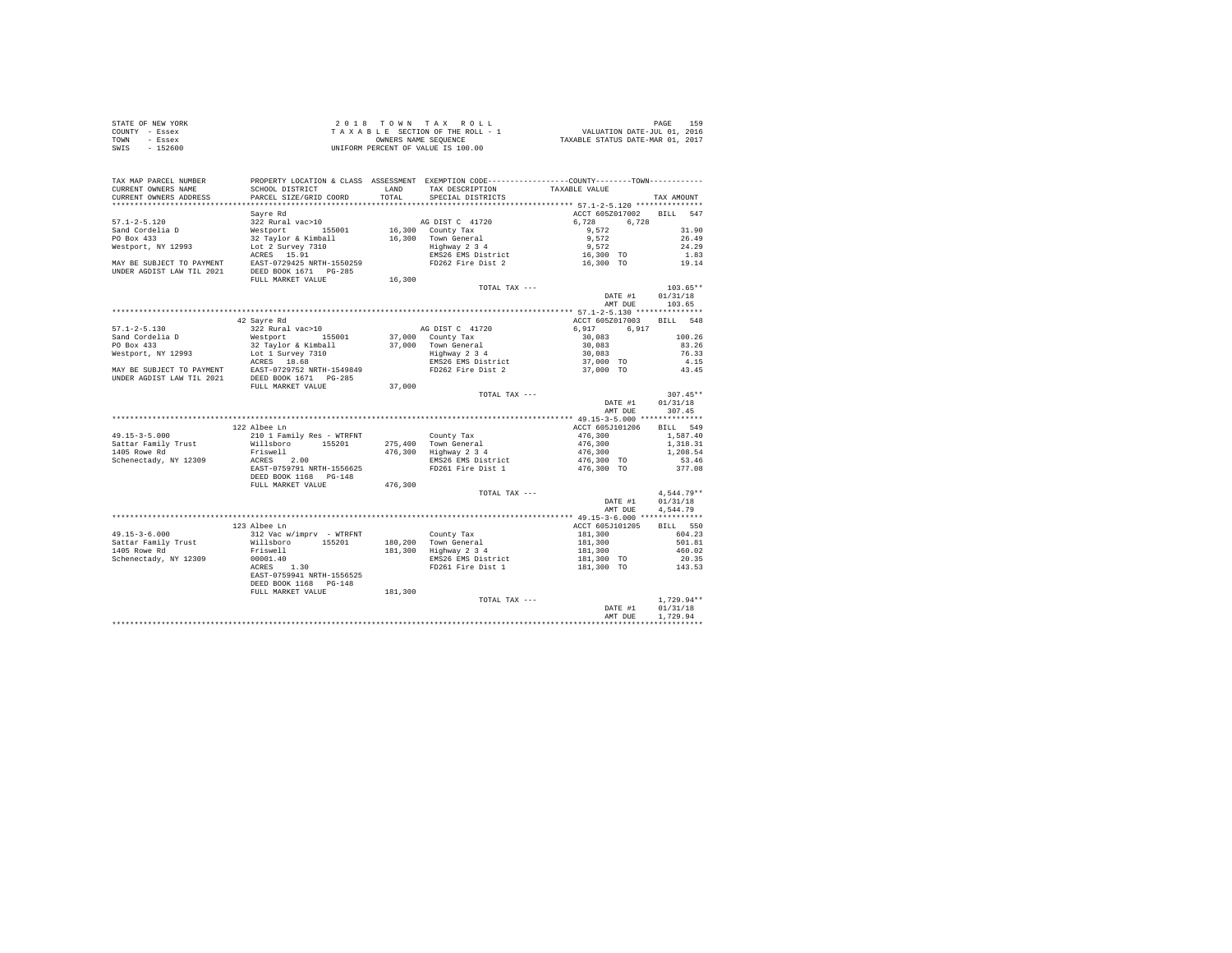STATE OF NEW YORK
COUNTY - Essex
TOWN - Essex
SWIS - 152600

2 0 1 8 T O W N T A X R O L L
T A X A B L E SECTION OF THE ROLL - 1
OWNERS NAME SEQUENCE
UNIFORM PERCENT OF VALUE IS 100.00

VALUATION DATE-JUL 01, 2016
TAXABLE STATUS DATE-MAR 01, 2017

| TAX MAP PARCEL NUMBER<br>CURRENT OWNERS NAME<br>CURRENT OWNERS ADDRESS | PROPERTY LOCATION & CLASS<br>SCHOOL DISTRICT<br>PARCEL SIZE/GRID COORD | ASSESSMENT<br>LAND<br>TOTAL | EXEMPTION CODE<br>TAX DESCRIPTION<br>SPECIAL DISTRICTS | COUNTY--------TOWN<br>TAXABLE VALUE | TAX AMOUNT |
|---|---|---|---|---|---|
| 57.1-2-5.120 | Sayre Rd | | | ACCT 605Z017002 | BILL 547 |
| 57.1-2-5.120 | 322 Rural vac>10 | | AG DIST C 41720 | 6,728 6,728 | |
| Sand Cordelia D | Westport 155001 | 16,300 | County Tax | 9,572 | 31.90 |
| PO Box 433 | 32 Taylor & Kimball | 16,300 | Town General | 9,572 | 26.49 |
| Westport, NY 12993 | Lot 2 Survey 7310 | | Highway 2 3 4 | 9,572 | 24.29 |
| | ACRES 15.91 | | EMS26 EMS District | 16,300 TO | 1.83 |
| MAY BE SUBJECT TO PAYMENT | EAST-0729425 NRTH-1550259 | | FD262 Fire Dist 2 | 16,300 TO | 19.14 |
| UNDER AGDIST LAW TIL 2021 | DEED BOOK 1671 PG-285 | | | | |
| | FULL MARKET VALUE | 16,300 | | | |
| | | | TOTAL TAX --- | | 103.65** |
| | | | | DATE #1 | 01/31/18 |
| | | | | AMT DUE | 103.65 |
| 57.1-2-5.130 | 42 Sayre Rd | | | ACCT 605Z017003 | BILL 548 |
| 57.1-2-5.130 | 322 Rural vac>10 | | AG DIST C 41720 | 6,917 6,917 | |
| Sand Cordelia D | Westport 155001 | 37,000 | County Tax | 30,083 | 100.26 |
| PO Box 433 | 32 Taylor & Kimball | 37,000 | Town General | 30,083 | 83.26 |
| Westport, NY 12993 | Lot 1 Survey 7310 | | Highway 2 3 4 | 30,083 | 76.33 |
| | ACRES 18.68 | | EMS26 EMS District | 37,000 TO | 4.15 |
| MAY BE SUBJECT TO PAYMENT | EAST-0729752 NRTH-1549849 | | FD262 Fire Dist 2 | 37,000 TO | 43.45 |
| UNDER AGDIST LAW TIL 2021 | DEED BOOK 1671 PG-285 | | | | |
| | FULL MARKET VALUE | 37,000 | | | |
| | | | TOTAL TAX --- | | 307.45** |
| | | | | DATE #1 | 01/31/18 |
| | | | | AMT DUE | 307.45 |
| 49.15-3-5.000 | 122 Albee Ln | | | ACCT 605J101206 | BILL 549 |
| 49.15-3-5.000 | 210 1 Family Res - WTRFNT | | County Tax | 476,300 | 1,587.40 |
| Sattar Family Trust | Willsboro 155201 | 275,400 | Town General | 476,300 | 1,318.31 |
| 1405 Rowe Rd | Friswell | 476,300 | Highway 2 3 4 | 476,300 | 1,208.54 |
| Schenectady, NY 12309 | ACRES 2.00 | | EMS26 EMS District | 476,300 TO | 53.46 |
| | EAST-0759791 NRTH-1556625 | | FD261 Fire Dist 1 | 476,300 TO | 377.08 |
| | DEED BOOK 1168 PG-148 | | | | |
| | FULL MARKET VALUE | 476,300 | | | |
| | | | TOTAL TAX --- | | 4,544.79** |
| | | | | DATE #1 | 01/31/18 |
| | | | | AMT DUE | 4,544.79 |
| 49.15-3-6.000 | 123 Albee Ln | | | ACCT 605J101205 | BILL 550 |
| 49.15-3-6.000 | 312 Vac w/imprv - WTRFNT | | County Tax | 181,300 | 604.23 |
| Sattar Family Trust | Willsboro 155201 | 180,200 | Town General | 181,300 | 501.81 |
| 1405 Rowe Rd | Friswell | 181,300 | Highway 2 3 4 | 181,300 | 460.02 |
| Schenectady, NY 12309 | 00001.40 | | EMS26 EMS District | 181,300 TO | 20.35 |
| | ACRES 1.30 | | FD261 Fire Dist 1 | 181,300 TO | 143.53 |
| | EAST-0759941 NRTH-1556525 | | | | |
| | DEED BOOK 1168 PG-148 | | | | |
| | FULL MARKET VALUE | 181,300 | | | |
| | | | TOTAL TAX --- | | 1,729.94** |
| | | | | DATE #1 | 01/31/18 |
| | | | | AMT DUE | 1,729.94 |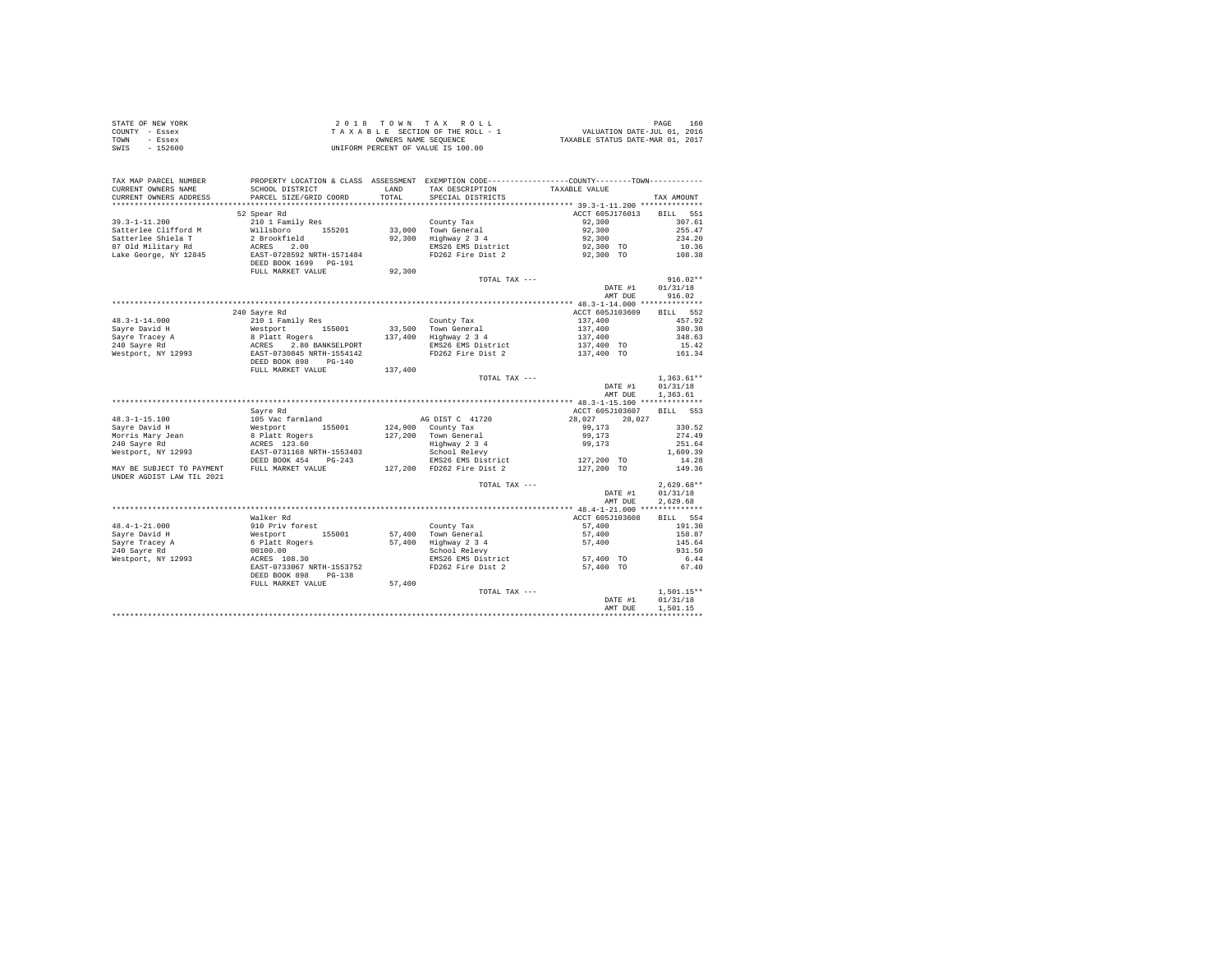STATE OF NEW YORK
COUNTY - Essex
TOWN - Essex
SWIS - 152600

2018 TOWN TAX ROLL
TAXABLE SECTION OF THE ROLL - 1
OWNERS NAME SEQUENCE
UNIFORM PERCENT OF VALUE IS 100.00

VALUATION DATE-JUL 01, 2016
TAXABLE STATUS DATE-MAR 01, 2017

```
TAX MAP PARCEL NUMBER      PROPERTY LOCATION & CLASS  ASSESSMENT  EXEMPTION CODE-----------------COUNTY--------TOWN-----------
CURRENT OWNERS NAME        SCHOOL DISTRICT              LAND      TAX DESCRIPTION          TAXABLE VALUE
CURRENT OWNERS ADDRESS     PARCEL SIZE/GRID COORD      TOTAL      SPECIAL DISTRICTS                                    TAX AMOUNT
*********************************************************************************************** 39.3-1-11.200 **************
                           52 Spear Rd                                                      ACCT 605J176013     BILL  551
39.3-1-11.200              210 1 Family Res                       County Tax                  92,300               307.61
Satterlee Clifford M       Willsboro      155201       33,000     Town General                92,300               255.47
Satterlee Shiela T         2 Brookfield                92,300     Highway 2 3 4               92,300               234.20
87 Old Military Rd         ACRES    2.00                          EMS26 EMS District          92,300 TO             10.36
Lake George, NY 12845      EAST-0728592 NRTH-1571484              FD262 Fire Dist 2           92,300 TO            108.38
                           DEED BOOK 1699   PG-191
                           FULL MARKET VALUE           92,300
                                                                  TOTAL TAX ---                                   916.02**
                                                                                            DATE #1            01/31/18
                                                                                            AMT DUE              916.02
*********************************************************************************************** 48.3-1-14.000 **************
                           240 Sayre Rd                                                     ACCT 605J103609     BILL  552
48.3-1-14.000              210 1 Family Res                       County Tax                 137,400               457.92
Sayre David H              Westport       155001       33,500     Town General               137,400               380.30
Sayre Tracey A             8 Platt Rogers             137,400     Highway 2 3 4              137,400               348.63
240 Sayre Rd               ACRES    2.80 BANKSELPORT              EMS26 EMS District         137,400 TO             15.42
Westport, NY 12993         EAST-0730845 NRTH-1554142              FD262 Fire Dist 2          137,400 TO            161.34
                           DEED BOOK 898    PG-140
                           FULL MARKET VALUE          137,400
                                                                  TOTAL TAX ---                                 1,363.61**
                                                                                            DATE #1            01/31/18
                                                                                            AMT DUE            1,363.61
*********************************************************************************************** 48.3-1-15.100 **************
                           Sayre Rd                                                         ACCT 605J103607     BILL  553
48.3-1-15.100              105 Vac farmland                       AG DIST C  41720          28,027      28,027
Sayre David H              Westport       155001      124,900     County Tax                  99,173               330.52
Morris Mary Jean           8 Platt Rogers             127,200     Town General                99,173               274.49
240 Sayre Rd               ACRES  123.60                          Highway 2 3 4               99,173               251.64
Westport, NY 12993         EAST-0731168 NRTH-1553403              School Relevy                                  1,609.39
                           DEED BOOK 454    PG-243                EMS26 EMS District         127,200 TO             14.28
MAY BE SUBJECT TO PAYMENT  FULL MARKET VALUE          127,200     FD262 Fire Dist 2          127,200 TO            149.36
UNDER AGDIST LAW TIL 2021
                                                                  TOTAL TAX ---                                 2,629.68**
                                                                                            DATE #1            01/31/18
                                                                                            AMT DUE            2,629.68
*********************************************************************************************** 48.4-1-21.000 **************
                           Walker Rd                                                        ACCT 605J103608     BILL  554
48.4-1-21.000              910 Priv forest                        County Tax                  57,400               191.30
Sayre David H              Westport       155001       57,400     Town General                57,400               158.87
Sayre Tracey A             6 Platt Rogers              57,400     Highway 2 3 4               57,400               145.64
240 Sayre Rd               00100.00                               School Relevy                                    931.50
Westport, NY 12993         ACRES  108.30                          EMS26 EMS District          57,400 TO              6.44
                           EAST-0733067 NRTH-1553752              FD262 Fire Dist 2           57,400 TO             67.40
                           DEED BOOK 898    PG-138
                           FULL MARKET VALUE           57,400
                                                                  TOTAL TAX ---                                 1,501.15**
                                                                                            DATE #1            01/31/18
                                                                                            AMT DUE            1,501.15
****************************************************************************************************************************
```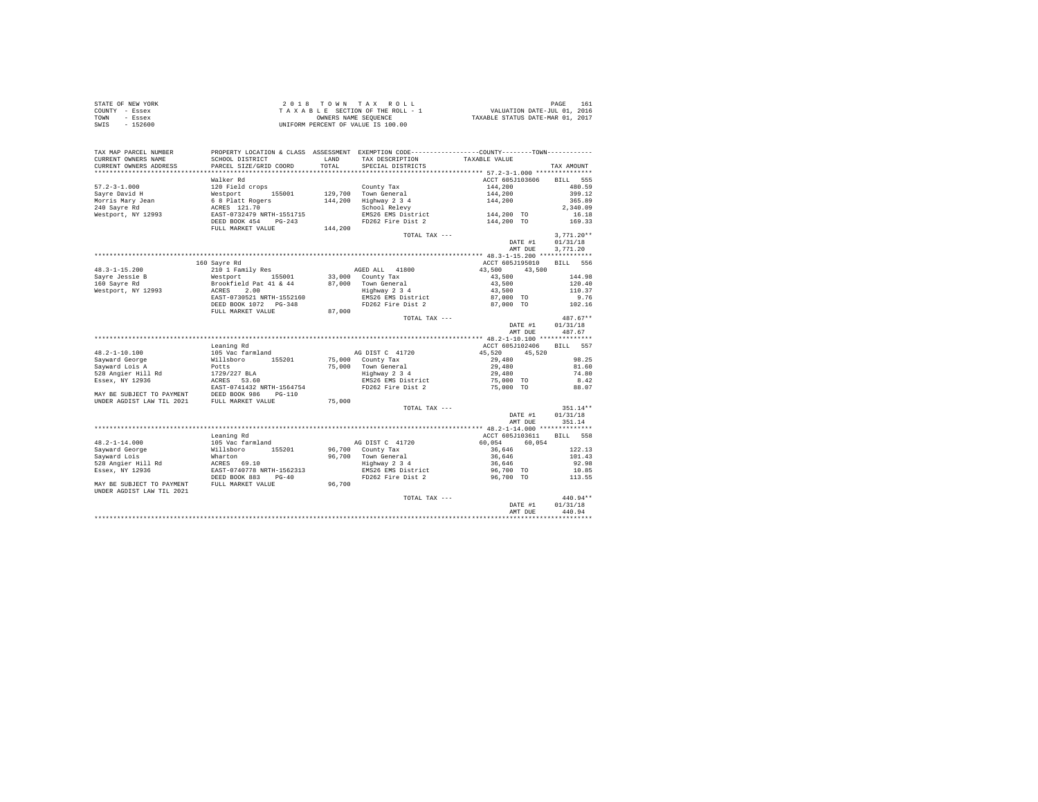STATE OF NEW YORK
COUNTY - Essex
TOWN - Essex
SWIS - 152600

2018 TOWN TAX ROLL
TAXABLE SECTION OF THE ROLL - 1
OWNERS NAME SEQUENCE
UNIFORM PERCENT OF VALUE IS 100.00

VALUATION DATE-JUL 01, 2016
TAXABLE STATUS DATE-MAR 01, 2017

```
TAX MAP PARCEL NUMBER     PROPERTY LOCATION & CLASS  ASSESSMENT  EXEMPTION CODE-----------------COUNTY--------TOWN-----------
CURRENT OWNERS NAME       SCHOOL DISTRICT              LAND      TAX DESCRIPTION          TAXABLE VALUE
CURRENT OWNERS ADDRESS    PARCEL SIZE/GRID COORD       TOTAL     SPECIAL DISTRICTS                                    TAX AMOUNT
******************************************************************************************* 57.2-3-1.000 ***************
                          Walker Rd                                                    ACCT 605J103606     BILL  555
57.2-3-1.000              120 Field crops                        County Tax               144,200               480.59
Sayre David H             Westport       155001    129,700       Town General             144,200               399.12
Morris Mary Jean          6 8 Platt Rogers         144,200       Highway 2 3 4            144,200               365.89
240 Sayre Rd              ACRES  121.70                          School Relevy                                2,340.09
Westport, NY 12993        EAST-0732479 NRTH-1551715              EMS26 EMS District       144,200 TO             16.18
                          DEED BOOK 454    PG-243                FD262 Fire Dist 2        144,200 TO            169.33
                          FULL MARKET VALUE        144,200
                                                                 TOTAL TAX ---                               3,771.20**
                                                                                                DATE #1      01/31/18
                                                                                                AMT DUE      3,771.20
******************************************************************************************* 48.3-1-15.200 **************
                          160 Sayre Rd                                                 ACCT 605J195010     BILL  556
48.3-1-15.200             210 1 Family Res                  AGED ALL  41800            43,500      43,500
Sayre Jessie B            Westport       155001     33,000       County Tax                43,500               144.98
160 Sayre Rd              Brookfield Pat 41 & 44    87,000       Town General              43,500               120.40
Westport, NY 12993        ACRES    2.00                          Highway 2 3 4             43,500               110.37
                          EAST-0730521 NRTH-1552160              EMS26 EMS District        87,000 TO              9.76
                          DEED BOOK 1072   PG-348                FD262 Fire Dist 2         87,000 TO            102.16
                          FULL MARKET VALUE         87,000
                                                                 TOTAL TAX ---                                 487.67**
                                                                                                DATE #1      01/31/18
                                                                                                AMT DUE        487.67
******************************************************************************************* 48.2-1-10.100 **************
                          Leaning Rd                                                   ACCT 605J102406     BILL  557
48.2-1-10.100             105 Vac farmland                  AG DIST C 41720            45,520      45,520
Sayward George            Willsboro      155201     75,000       County Tax                29,480                98.25
Sayward Lois A            Potts                     75,000       Town General              29,480                81.60
528 Angier Hill Rd        1729/227 BLA                           Highway 2 3 4             29,480                74.80
Essex, NY 12936           ACRES   53.60                          EMS26 EMS District        75,000 TO              8.42
                          EAST-0741432 NRTH-1564754              FD262 Fire Dist 2         75,000 TO             88.07
MAY BE SUBJECT TO PAYMENT DEED BOOK 986    PG-110
UNDER AGDIST LAW TIL 2021 FULL MARKET VALUE         75,000
                                                                 TOTAL TAX ---                                 351.14**
                                                                                                DATE #1      01/31/18
                                                                                                AMT DUE        351.14
******************************************************************************************* 48.2-1-14.000 **************
                          Leaning Rd                                                   ACCT 605J103611     BILL  558
48.2-1-14.000             105 Vac farmland                  AG DIST C 41720            60,054      60,054
Sayward George            Willsboro      155201     96,700       County Tax                36,646               122.13
Sayward Lois              Wharton                   96,700       Town General              36,646               101.43
528 Angier Hill Rd        ACRES   69.10                          Highway 2 3 4             36,646                92.98
Essex, NY 12936           EAST-0740778 NRTH-1562313              EMS26 EMS District        96,700 TO             10.85
                          DEED BOOK 883    PG-40                 FD262 Fire Dist 2         96,700 TO            113.55
MAY BE SUBJECT TO PAYMENT FULL MARKET VALUE         96,700
UNDER AGDIST LAW TIL 2021
                                                                 TOTAL TAX ---                                 440.94**
                                                                                                DATE #1      01/31/18
                                                                                                AMT DUE        440.94
************************************************************************************************************************
```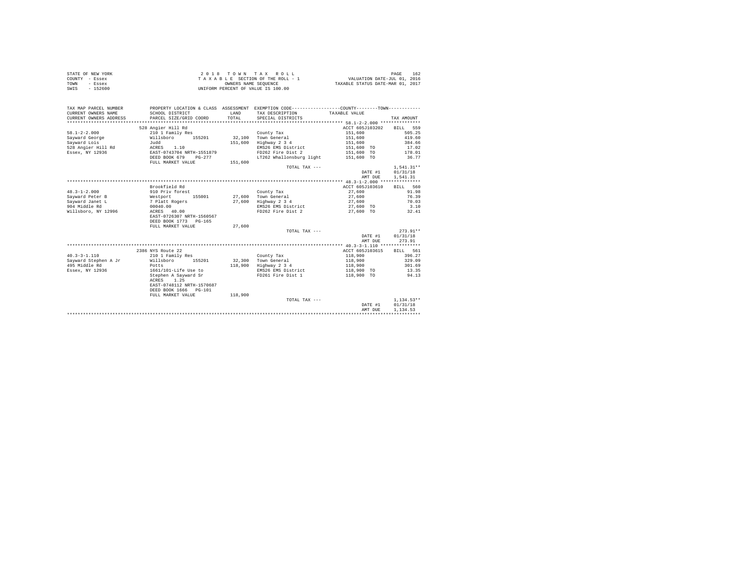STATE OF NEW YORK
COUNTY - Essex
TOWN - Essex
SWIS - 152600

2 0 1 8 T O W N T A X R O L L
T A X A B L E SECTION OF THE ROLL - 1
OWNERS NAME SEQUENCE
UNIFORM PERCENT OF VALUE IS 100.00

VALUATION DATE-JUL 01, 2016
TAXABLE STATUS DATE-MAR 01, 2017

| TAX MAP PARCEL NUMBER / CURRENT OWNERS NAME / CURRENT OWNERS ADDRESS | PROPERTY LOCATION & CLASS / SCHOOL DISTRICT / PARCEL SIZE/GRID COORD | ASSESSMENT LAND / TOTAL | EXEMPTION CODE / TAX DESCRIPTION / SPECIAL DISTRICTS | COUNTY--------TOWN TAXABLE VALUE | TAX AMOUNT |
|---|---|---|---|---|---|
| 58.1-2-2.000 | 528 Angier Hill Rd | | | ACCT 605J103202 | BILL 559 |
| | 210 1 Family Res | | County Tax | 151,600 | 505.25 |
| Sayward George | Willsboro 155201 | 32,100 | Town General | 151,600 | 419.60 |
| Sayward Lois | Judd | 151,600 | Highway 2 3 4 | 151,600 | 384.66 |
| 528 Angier Hill Rd | ACRES 1.10 | | EMS26 EMS District | 151,600 TO | 17.02 |
| Essex, NY 12936 | EAST-0743704 NRTH-1551879 | | FD262 Fire Dist 2 | 151,600 TO | 178.01 |
| | DEED BOOK 679 PG-277 | | LT262 Whallonsburg light | 151,600 TO | 36.77 |
| | FULL MARKET VALUE | 151,600 | | | |
| | | | TOTAL TAX --- | | 1,541.31** |
| | | | | DATE #1 | 01/31/18 |
| | | | | AMT DUE | 1,541.31 |
| 48.3-1-2.000 | Brookfield Rd | | | ACCT 605J103610 | BILL 560 |
| | 910 Priv forest | | County Tax | 27,600 | 91.98 |
| Sayward Peter B | Westport 155001 | 27,600 | Town General | 27,600 | 76.39 |
| Sayward Janet L | 7 Platt Rogers | 27,600 | Highway 2 3 4 | 27,600 | 70.03 |
| 904 Middle Rd | 00040.00 | | EMS26 EMS District | 27,600 TO | 3.10 |
| Willsboro, NY 12996 | ACRES 40.00 | | FD262 Fire Dist 2 | 27,600 TO | 32.41 |
| | EAST-0726307 NRTH-1560567 | | | | |
| | DEED BOOK 1773 PG-165 | | | | |
| | FULL MARKET VALUE | 27,600 | | | |
| | | | TOTAL TAX --- | | 273.91** |
| | | | | DATE #1 | 01/31/18 |
| | | | | AMT DUE | 273.91 |
| 40.3-3-1.110 | 2386 NYS Route 22 | | | ACCT 605J103615 | BILL 561 |
| | 210 1 Family Res | | County Tax | 118,900 | 396.27 |
| Sayward Stephen A Jr | Willsboro 155201 | 32,300 | Town General | 118,900 | 329.09 |
| 495 Middle Rd | Potts | 118,900 | Highway 2 3 4 | 118,900 | 301.69 |
| Essex, NY 12936 | 1661/101-Life Use to | | EMS26 EMS District | 118,900 TO | 13.35 |
| | Stephen A Sayward Sr | | FD261 Fire Dist 1 | 118,900 TO | 94.13 |
| | ACRES 1.25 | | | | |
| | EAST-0748112 NRTH-1570687 | | | | |
| | DEED BOOK 1666 PG-101 | | | | |
| | FULL MARKET VALUE | 118,900 | | | |
| | | | TOTAL TAX --- | | 1,134.53** |
| | | | | DATE #1 | 01/31/18 |
| | | | | AMT DUE | 1,134.53 |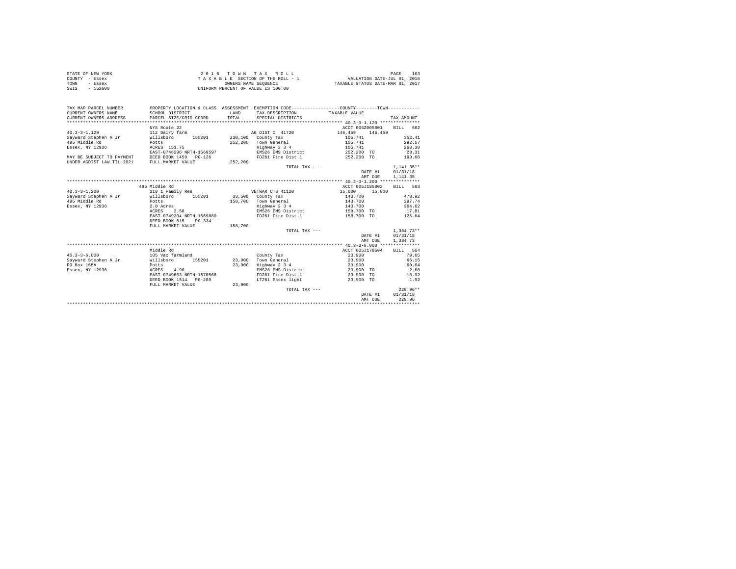STATE OF NEW YORK
COUNTY - Essex
TOWN - Essex
SWIS - 152600

2018 TOWN TAX ROLL
TAXABLE SECTION OF THE ROLL - 1
OWNERS NAME SEQUENCE
UNIFORM PERCENT OF VALUE IS 100.00

VALUATION DATE-JUL 01, 2016
TAXABLE STATUS DATE-MAR 01, 2017

| TAX MAP PARCEL NUMBER / CURRENT OWNERS NAME / CURRENT OWNERS ADDRESS | PROPERTY LOCATION & CLASS / SCHOOL DISTRICT / PARCEL SIZE/GRID COORD | ASSESSMENT LAND / TOTAL | EXEMPTION CODE / TAX DESCRIPTION / SPECIAL DISTRICTS | COUNTY / TAXABLE VALUE | TOWN | TAX AMOUNT |
|---|---|---|---|---|---|---|
| 40.3-3-1.120 | NYS Route 22 | | | ACCT 605Z005001 | | BILL 562 |
| | 112 Dairy farm | | AG DIST C 41720 | 146,459 | 146,459 | |
| Sayward Stephen A Jr | Willsboro 155201 | 230,100 | County Tax | 105,741 | | 352.41 |
| 495 Middle Rd | Potts | 252,200 | Town General | 105,741 | | 292.67 |
| Essex, NY 12936 | ACRES 151.75 | | Highway 2 3 4 | 105,741 | | 268.30 |
| | EAST-0748296 NRTH-1569597 | | EMS26 EMS District | 252,200 TO | | 28.31 |
| MAY BE SUBJECT TO PAYMENT | DEED BOOK 1459 PG-126 | | FD261 Fire Dist 1 | 252,200 TO | | 199.66 |
| UNDER AGDIST LAW TIL 2021 | FULL MARKET VALUE | 252,200 | | | | |
| | | | TOTAL TAX --- | | | 1,141.35** |
| | | | | | DATE #1 | 01/31/18 |
| | | | | | AMT DUE | 1,141.35 |
| 40.3-3-1.200 | 495 Middle Rd | | | ACCT 605J185002 | | BILL 563 |
| | 210 1 Family Res | | VETWAR CTS 41120 | 15,000 | 15,000 | |
| Sayward Stephen A Jr | Willsboro 155201 | 33,500 | County Tax | 143,700 | | 478.92 |
| 495 Middle Rd | Potts | 158,700 | Town General | 143,700 | | 397.74 |
| Essex, NY 12936 | 2.0 Acres | | Highway 2 3 4 | 143,700 | | 364.62 |
| | ACRES 2.50 | | EMS26 EMS District | 158,700 TO | | 17.81 |
| | EAST-0749204 NRTH-1569880 | | FD261 Fire Dist 1 | 158,700 TO | | 125.64 |
| | DEED BOOK 815 PG-334 | | | | | |
| | FULL MARKET VALUE | 158,700 | | | | |
| | | | TOTAL TAX --- | | | 1,384.73** |
| | | | | | DATE #1 | 01/31/18 |
| | | | | | AMT DUE | 1,384.73 |
| 40.3-3-6.000 | Middle Rd | | | ACCT 605J178504 | | BILL 564 |
| | 105 Vac farmland | | County Tax | 23,900 | | 79.65 |
| Sayward Stephen A Jr | Willsboro 155201 | 23,900 | Town General | 23,900 | | 66.15 |
| PO Box 165A | Potts | 23,900 | Highway 2 3 4 | 23,900 | | 60.64 |
| Essex, NY 12936 | ACRES 4.90 | | EMS26 EMS District | 23,900 TO | | 2.68 |
| | EAST-0749653 NRTH-1570568 | | FD261 Fire Dist 1 | 23,900 TO | | 18.92 |
| | DEED BOOK 1514 PG-289 | | LT261 Essex light | 23,900 TO | | 1.92 |
| | FULL MARKET VALUE | 23,900 | | | | |
| | | | TOTAL TAX --- | | | 229.96** |
| | | | | | DATE #1 | 01/31/18 |
| | | | | | AMT DUE | 229.96 |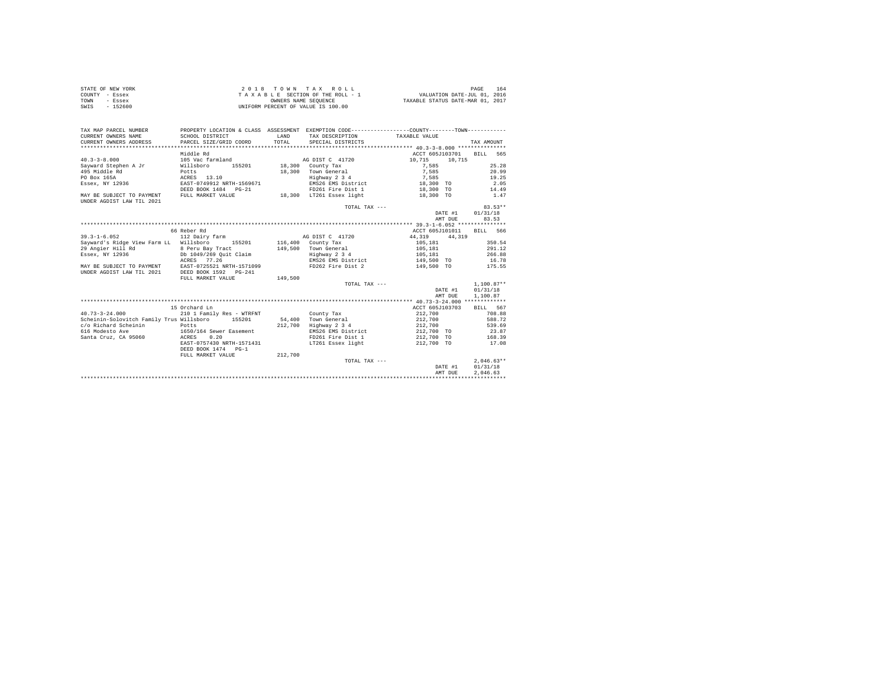STATE OF NEW YORK
COUNTY - Essex
TOWN - Essex
SWIS - 152600

2018 TOWN TAX ROLL
TAXABLE SECTION OF THE ROLL - 1
OWNERS NAME SEQUENCE
UNIFORM PERCENT OF VALUE IS 100.00

VALUATION DATE-JUL 01, 2016
TAXABLE STATUS DATE-MAR 01, 2017

| TAX MAP PARCEL NUMBER / CURRENT OWNERS NAME / CURRENT OWNERS ADDRESS | PROPERTY LOCATION & CLASS / SCHOOL DISTRICT / PARCEL SIZE/GRID COORD | ASSESSMENT LAND / TOTAL | EXEMPTION CODE / TAX DESCRIPTION / SPECIAL DISTRICTS | COUNTY / TOWN TAXABLE VALUE | TAX AMOUNT |
|---|---|---|---|---|---|
| | Middle Rd | | | ACCT 605J103701 | BILL 565 |
| 40.3-3-8.000 | 105 Vac farmland | | AG DIST C 41720 | 10,715 10,715 | |
| Sayward Stephen A Jr | Willsboro 155201 | 18,300 | County Tax | 7,585 | 25.28 |
| 495 Middle Rd | Potts | 18,300 | Town General | 7,585 | 20.99 |
| PO Box 165A | ACRES 13.10 | | Highway 2 3 4 | 7,585 | 19.25 |
| Essex, NY 12936 | EAST-0749912 NRTH-1569671 | | EMS26 EMS District | 18,300 TO | 2.05 |
| | DEED BOOK 1484 PG-21 | | FD261 Fire Dist 1 | 18,300 TO | 14.49 |
| MAY BE SUBJECT TO PAYMENT | FULL MARKET VALUE | 18,300 | LT261 Essex light | 18,300 TO | 1.47 |
| UNDER AGDIST LAW TIL 2021 | | | | | |
| | | | TOTAL TAX --- | | 83.53** |
| | | | | DATE #1 | 01/31/18 |
| | | | | AMT DUE | 83.53 |
| | 66 Reber Rd | | | ACCT 605J101011 | BILL 566 |
| 39.3-1-6.052 | 112 Dairy farm | | AG DIST C 41720 | 44,319 44,319 | |
| Sayward's Ridge View Farm LL | Willsboro 155201 | 116,400 | County Tax | 105,181 | 350.54 |
| 29 Angier Hill Rd | 8 Peru Bay Tract | 149,500 | Town General | 105,181 | 291.12 |
| Essex, NY 12936 | Db 1049/269 Quit Claim | | Highway 2 3 4 | 105,181 | 266.88 |
| | ACRES 77.26 | | EMS26 EMS District | 149,500 TO | 16.78 |
| MAY BE SUBJECT TO PAYMENT | EAST-0725521 NRTH-1571099 | | FD262 Fire Dist 2 | 149,500 TO | 175.55 |
| UNDER AGDIST LAW TIL 2021 | DEED BOOK 1592 PG-241 | | | | |
| | FULL MARKET VALUE | 149,500 | | | |
| | | | TOTAL TAX --- | | 1,100.87** |
| | | | | DATE #1 | 01/31/18 |
| | | | | AMT DUE | 1,100.87 |
| | 15 Orchard Ln | | | ACCT 605J103703 | BILL 567 |
| 40.73-3-24.000 | 210 1 Family Res - WTRFNT | | County Tax | 212,700 | 708.88 |
| Scheinin-Solovitch Family Trus | Willsboro 155201 | 54,400 | Town General | 212,700 | 588.72 |
| c/o Richard Scheinin | Potts | 212,700 | Highway 2 3 4 | 212,700 | 539.69 |
| 616 Modesto Ave | 1650/164 Sewer Easement | | EMS26 EMS District | 212,700 TO | 23.87 |
| Santa Cruz, CA 95060 | ACRES 0.20 | | FD261 Fire Dist 1 | 212,700 TO | 168.39 |
| | EAST-0757430 NRTH-1571431 | | LT261 Essex light | 212,700 TO | 17.08 |
| | DEED BOOK 1474 PG-1 | | | | |
| | FULL MARKET VALUE | 212,700 | | | |
| | | | TOTAL TAX --- | | 2,046.63** |
| | | | | DATE #1 | 01/31/18 |
| | | | | AMT DUE | 2,046.63 |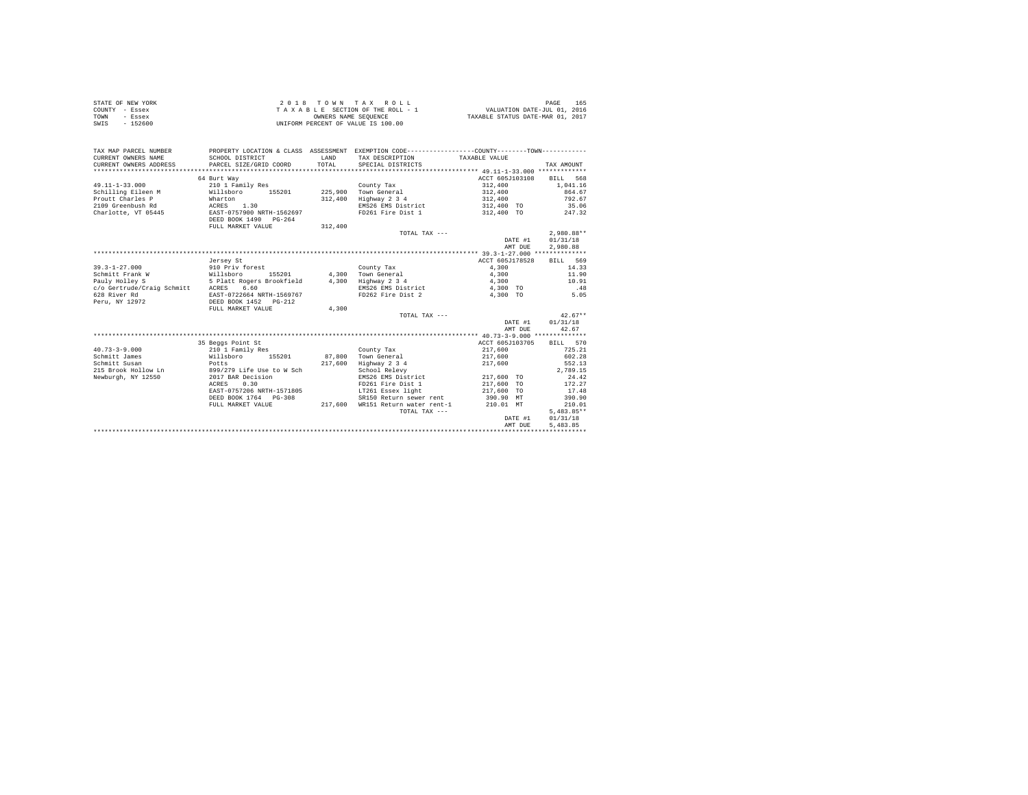STATE OF NEW YORK
COUNTY - Essex
TOWN - Essex
SWIS - 152600

2018 TOWN TAX ROLL
TAXABLE SECTION OF THE ROLL - 1
OWNERS NAME SEQUENCE
UNIFORM PERCENT OF VALUE IS 100.00

VALUATION DATE-JUL 01, 2016
TAXABLE STATUS DATE-MAR 01, 2017

| TAX MAP PARCEL NUMBER / CURRENT OWNERS NAME / CURRENT OWNERS ADDRESS | PROPERTY LOCATION & CLASS / SCHOOL DISTRICT / PARCEL SIZE/GRID COORD | ASSESSMENT LAND / TOTAL | EXEMPTION CODE / TAX DESCRIPTION / SPECIAL DISTRICTS | COUNTY--------TOWN TAXABLE VALUE | TAX AMOUNT |
|---|---|---|---|---|---|
| 49.11-1-33.000 | 64 Burt Way | | | ACCT 605J103108 | BILL 568 |
| | 210 1 Family Res | | County Tax | 312,400 | 1,041.16 |
| Schilling Eileen M | Willsboro 155201 | 225,900 | Town General | 312,400 | 864.67 |
| Proutt Charles P | Wharton | 312,400 | Highway 2 3 4 | 312,400 | 792.67 |
| 2109 Greenbush Rd | ACRES 1.30 | | EMS26 EMS District | 312,400 TO | 35.06 |
| Charlotte, VT 05445 | EAST-0757900 NRTH-1562697 | | FD261 Fire Dist 1 | 312,400 TO | 247.32 |
| | DEED BOOK 1490 PG-264 | | | | |
| | FULL MARKET VALUE | 312,400 | | | |
| | | | TOTAL TAX --- | | 2,980.88** |
| | | | | DATE #1 | 01/31/18 |
| | | | | AMT DUE | 2,980.88 |
| 39.3-1-27.000 | Jersey St | | | ACCT 605J178528 | BILL 569 |
| | 910 Priv forest | | County Tax | 4,300 | 14.33 |
| Schmitt Frank W | Willsboro 155201 | 4,300 | Town General | 4,300 | 11.90 |
| Pauly Holley S | 5 Platt Rogers Brookfield | 4,300 | Highway 2 3 4 | 4,300 | 10.91 |
| c/o Gertrude/Craig Schmitt | ACRES 6.60 | | EMS26 EMS District | 4,300 TO | .48 |
| 628 River Rd | EAST-0722664 NRTH-1569767 | | FD262 Fire Dist 2 | 4,300 TO | 5.05 |
| Peru, NY 12972 | DEED BOOK 1452 PG-212 | | | | |
| | FULL MARKET VALUE | 4,300 | | | |
| | | | TOTAL TAX --- | | 42.67** |
| | | | | DATE #1 | 01/31/18 |
| | | | | AMT DUE | 42.67 |
| 40.73-3-9.000 | 35 Beggs Point St | | | ACCT 605J103705 | BILL 570 |
| | 210 1 Family Res | | County Tax | 217,600 | 725.21 |
| Schmitt James | Willsboro 155201 | 87,800 | Town General | 217,600 | 602.28 |
| Schmitt Susan | Potts | 217,600 | Highway 2 3 4 | 217,600 | 552.13 |
| 215 Brook Hollow Ln | 899/279 Life Use to W Sch | | School Relevy | | 2,789.15 |
| Newburgh, NY 12550 | 2017 BAR Decision | | EMS26 EMS District | 217,600 TO | 24.42 |
| | ACRES 0.30 | | FD261 Fire Dist 1 | 217,600 TO | 172.27 |
| | EAST-0757206 NRTH-1571805 | | LT261 Essex light | 217,600 TO | 17.48 |
| | DEED BOOK 1764 PG-308 | | SR150 Return sewer rent | 390.90 MT | 390.90 |
| | FULL MARKET VALUE | 217,600 | WR151 Return water rent-1 | 210.01 MT | 210.01 |
| | | | TOTAL TAX --- | | 5,483.85** |
| | | | | DATE #1 | 01/31/18 |
| | | | | AMT DUE | 5,483.85 |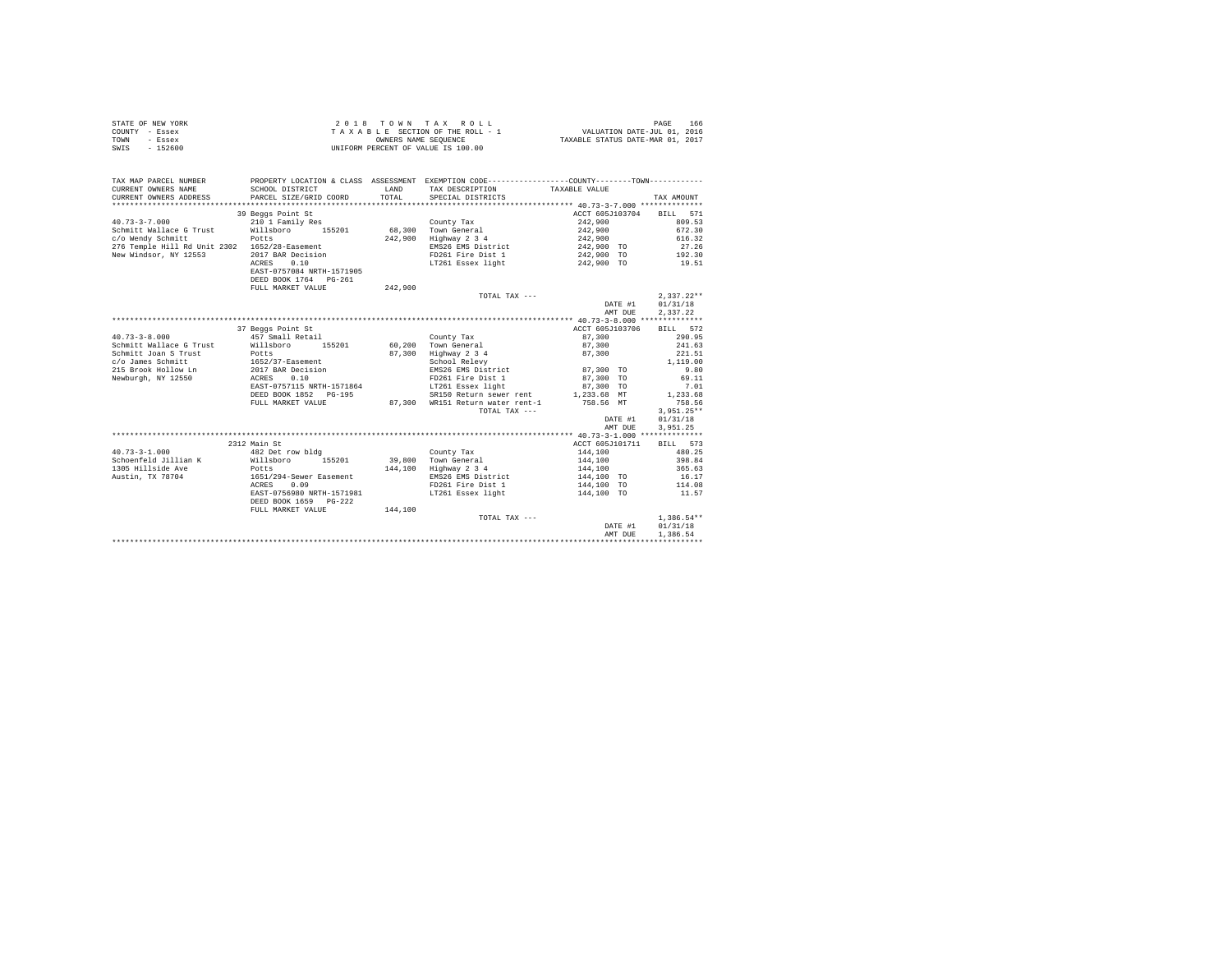STATE OF NEW YORK
COUNTY - Essex
TOWN - Essex
SWIS - 152600

2 0 1 8 T O W N T A X R O L L
T A X A B L E SECTION OF THE ROLL - 1
OWNERS NAME SEQUENCE
UNIFORM PERCENT OF VALUE IS 100.00

VALUATION DATE-JUL 01, 2016
TAXABLE STATUS DATE-MAR 01, 2017

| TAX MAP PARCEL NUMBER / CURRENT OWNERS NAME / CURRENT OWNERS ADDRESS | PROPERTY LOCATION & CLASS / SCHOOL DISTRICT / PARCEL SIZE/GRID COORD | ASSESSMENT LAND / TOTAL | EXEMPTION CODE / TAX DESCRIPTION / SPECIAL DISTRICTS | COUNTY--------TOWN TAXABLE VALUE | TAX AMOUNT |
|---|---|---|---|---|---|
| ***** 40.73-3-7.000 ***** | | | | | |
| | 39 Beggs Point St | | | ACCT 605J103704 | BILL 571 |
| 40.73-3-7.000 | 210 1 Family Res | | County Tax | 242,900 | 809.53 |
| Schmitt Wallace G Trust | Willsboro 155201 | 68,300 | Town General | 242,900 | 672.30 |
| c/o Wendy Schmitt | Potts | 242,900 | Highway 2 3 4 | 242,900 | 616.32 |
| 276 Temple Hill Rd Unit 2302 | 1652/28-Easement | | EMS26 EMS District | 242,900 TO | 27.26 |
| New Windsor, NY 12553 | 2017 BAR Decision | | FD261 Fire Dist 1 | 242,900 TO | 192.30 |
| | ACRES 0.10 | | LT261 Essex light | 242,900 TO | 19.51 |
| | EAST-0757084 NRTH-1571905 | | | | |
| | DEED BOOK 1764 PG-261 | | | | |
| | FULL MARKET VALUE | 242,900 | | | |
| | | | TOTAL TAX --- | | 2,337.22** |
| | | | | DATE #1 | 01/31/18 |
| | | | | AMT DUE | 2,337.22 |
| ***** 40.73-3-8.000 ***** | | | | | |
| | 37 Beggs Point St | | | ACCT 605J103706 | BILL 572 |
| 40.73-3-8.000 | 457 Small Retail | | County Tax | 87,300 | 290.95 |
| Schmitt Wallace G Trust | Willsboro 155201 | 60,200 | Town General | 87,300 | 241.63 |
| Schmitt Joan S Trust | Potts | 87,300 | Highway 2 3 4 | 87,300 | 221.51 |
| c/o James Schmitt | 1652/37-Easement | | School Relevy | | 1,119.00 |
| 215 Brook Hollow Ln | 2017 BAR Decision | | EMS26 EMS District | 87,300 TO | 9.80 |
| Newburgh, NY 12550 | ACRES 0.10 | | FD261 Fire Dist 1 | 87,300 TO | 69.11 |
| | EAST-0757115 NRTH-1571864 | | LT261 Essex light | 87,300 TO | 7.01 |
| | DEED BOOK 1852 PG-195 | | SR150 Return sewer rent | 1,233.68 MT | 1,233.68 |
| | FULL MARKET VALUE | 87,300 | WR151 Return water rent-1 | 758.56 MT | 758.56 |
| | | | TOTAL TAX --- | | 3,951.25** |
| | | | | DATE #1 | 01/31/18 |
| | | | | AMT DUE | 3,951.25 |
| ***** 40.73-3-1.000 ***** | | | | | |
| | 2312 Main St | | | ACCT 605J101711 | BILL 573 |
| 40.73-3-1.000 | 482 Det row bldg | | County Tax | 144,100 | 480.25 |
| Schoenfeld Jillian K | Willsboro 155201 | 39,800 | Town General | 144,100 | 398.84 |
| 1305 Hillside Ave | Potts | 144,100 | Highway 2 3 4 | 144,100 | 365.63 |
| Austin, TX 78704 | 1651/294-Sewer Easement | | EMS26 EMS District | 144,100 TO | 16.17 |
| | ACRES 0.09 | | FD261 Fire Dist 1 | 144,100 TO | 114.08 |
| | EAST-0756980 NRTH-1571981 | | LT261 Essex light | 144,100 TO | 11.57 |
| | DEED BOOK 1659 PG-222 | | | | |
| | FULL MARKET VALUE | 144,100 | | | |
| | | | TOTAL TAX --- | | 1,386.54** |
| | | | | DATE #1 | 01/31/18 |
| | | | | AMT DUE | 1,386.54 |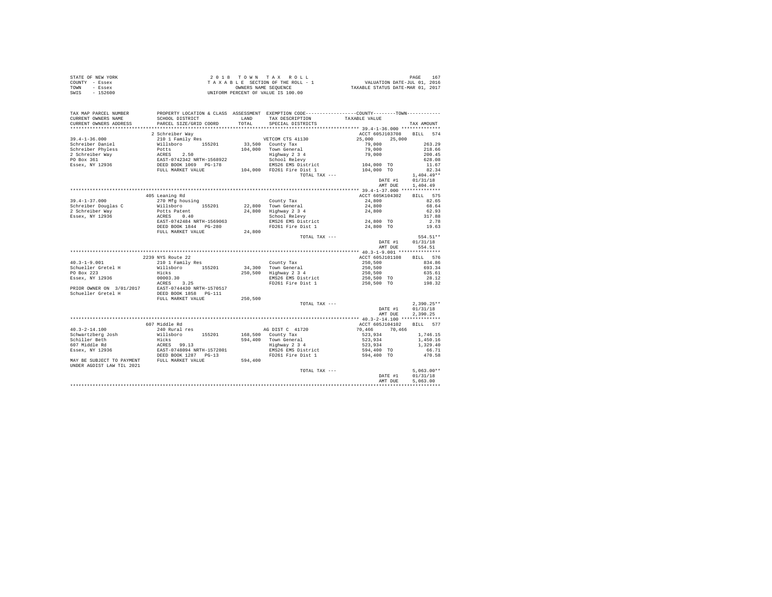STATE OF NEW YORK
COUNTY - Essex
TOWN - Essex
SWIS - 152600

2018 TOWN TAX ROLL
TAXABLE SECTION OF THE ROLL - 1
OWNERS NAME SEQUENCE
UNIFORM PERCENT OF VALUE IS 100.00

VALUATION DATE-JUL 01, 2016
TAXABLE STATUS DATE-MAR 01, 2017

```
TAX MAP PARCEL NUMBER      PROPERTY LOCATION & CLASS  ASSESSMENT  EXEMPTION CODE-----------------COUNTY--------TOWN-----------
CURRENT OWNERS NAME        SCHOOL DISTRICT            LAND        TAX DESCRIPTION            TAXABLE VALUE
CURRENT OWNERS ADDRESS     PARCEL SIZE/GRID COORD     TOTAL       SPECIAL DISTRICTS                                    TAX AMOUNT
************************************************************************************************ 39.4-1-36.000 **************
                           2 Schreiber Way                                                   ACCT 605J103708     BILL  574
39.4-1-36.000              210 1 Family Res                       VETCOM CTS 41130           25,000     25,000
Schreiber Daniel           Willsboro      155201        33,500    County Tax                 79,000                 263.29
Schreiber Phyless          Potts                       104,000    Town General               79,000                 218.66
2 Schreiber Way            ACRES    2.50                          Highway 2 3 4              79,000                 200.45
PO Box 361                 EAST-0742342 NRTH-1568922              School Relevy                                     628.08
Essex, NY 12936            DEED BOOK 1069   PG-178                EMS26 EMS District         104,000 TO              11.67
                           FULL MARKET VALUE           104,000    FD261 Fire Dist 1          104,000 TO              82.34
                                                                  TOTAL TAX ---                                   1,404.49**
                                                                                             DATE #1           01/31/18
                                                                                             AMT DUE           1,404.49
************************************************************************************************ 39.4-1-37.000 **************
                           405 Leaning Rd                                                    ACCT 605K104302     BILL  575
39.4-1-37.000              270 Mfg housing                        County Tax                 24,800                  82.65
Schreiber Douglas C        Willsboro      155201        22,800    Town General               24,800                  68.64
2 Schreiber Way            Potts Patent                 24,800    Highway 2 3 4              24,800                  62.93
Essex, NY 12936            ACRES    0.40                          School Relevy                                     317.88
                           EAST-0742484 NRTH-1569063              EMS26 EMS District         24,800 TO                2.78
                           DEED BOOK 1844   PG-280                FD261 Fire Dist 1          24,800 TO               19.63
                           FULL MARKET VALUE            24,800
                                                                  TOTAL TAX ---                                     554.51**
                                                                                             DATE #1           01/31/18
                                                                                             AMT DUE             554.51
************************************************************************************************ 40.3-1-9.001 ***************
                           2239 NYS Route 22                                                 ACCT 605J101108     BILL  576
40.3-1-9.001               210 1 Family Res                       County Tax                 250,500                834.86
Schueller Gretel H         Willsboro      155201        34,300    Town General               250,500                693.34
PO Box 223                 Hicks                       250,500    Highway 2 3 4              250,500                635.61
Essex, NY 12936            00003.30                               EMS26 EMS District         250,500 TO              28.12
                           ACRES    3.25                          FD261 Fire Dist 1          250,500 TO             198.32
PRIOR OWNER ON 3/01/2017   EAST-0744430 NRTH-1570517
Schueller Gretel H         DEED BOOK 1858   PG-111
                           FULL MARKET VALUE           250,500
                                                                  TOTAL TAX ---                                   2,390.25**
                                                                                             DATE #1           01/31/18
                                                                                             AMT DUE           2,390.25
************************************************************************************************ 40.3-2-14.100 **************
                           607 Middle Rd                                                     ACCT 605J104102     BILL  577
40.3-2-14.100              240 Rural res                          AG DIST C  41720           70,466     70,466
Schwartzberg Josh          Willsboro      155201       168,500    County Tax                 523,934              1,746.15
Schiller Beth              Hicks                       594,400    Town General               523,934              1,450.16
607 Middle Rd              ACRES   99.13                          Highway 2 3 4              523,934              1,329.40
Essex, NY 12936            EAST-0748094 NRTH-1572801              EMS26 EMS District         594,400 TO              66.71
                           DEED BOOK 1287   PG-13                 FD261 Fire Dist 1          594,400 TO             470.58
MAY BE SUBJECT TO PAYMENT  FULL MARKET VALUE           594,400
UNDER AGDIST LAW TIL 2021
                                                                  TOTAL TAX ---                                   5,063.00**
                                                                                             DATE #1           01/31/18
                                                                                             AMT DUE           5,063.00
****************************************************************************************************************************
```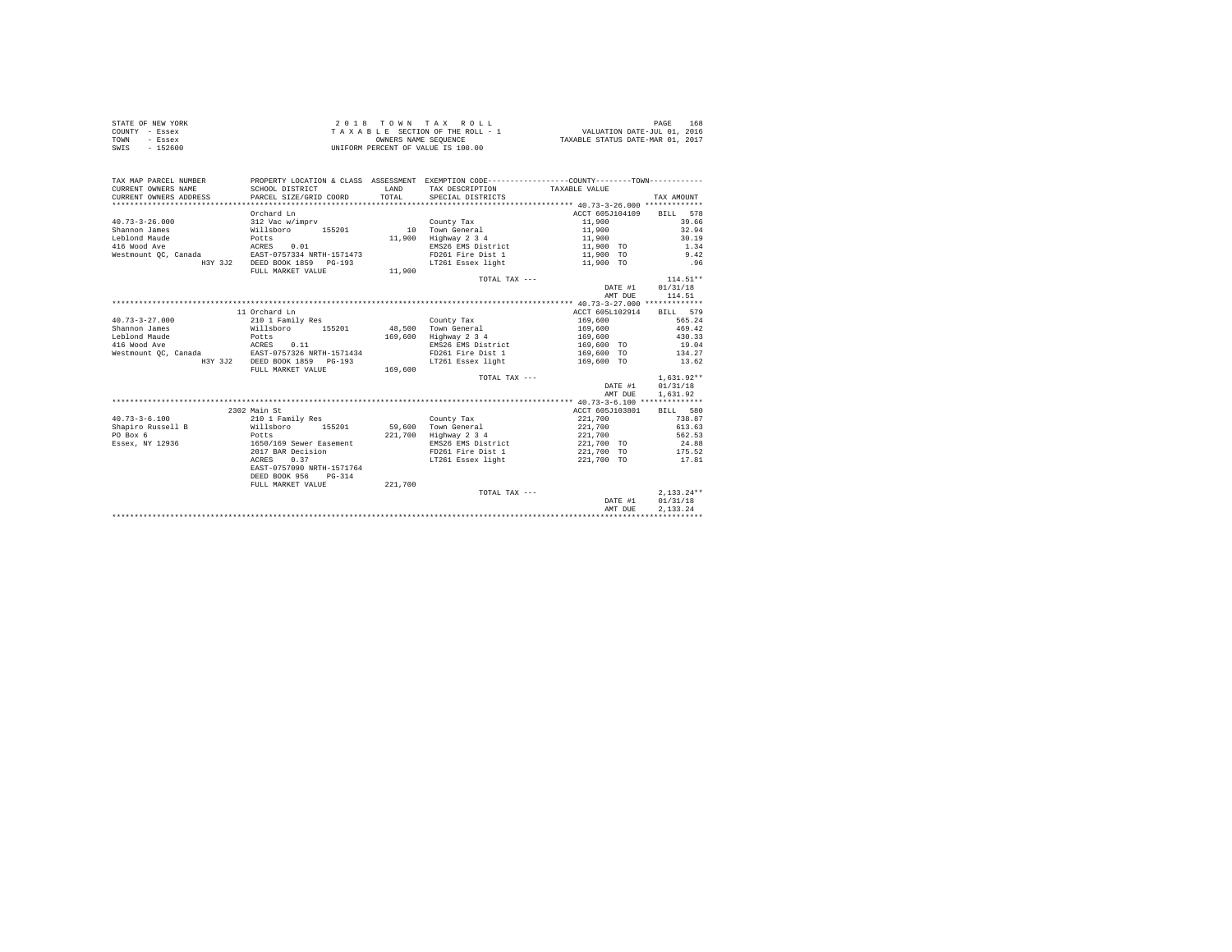STATE OF NEW YORK
COUNTY - Essex
TOWN - Essex
SWIS - 152600

2 0 1 8 T O W N T A X R O L L
T A X A B L E SECTION OF THE ROLL - 1
OWNERS NAME SEQUENCE
UNIFORM PERCENT OF VALUE IS 100.00

VALUATION DATE-JUL 01, 2016
TAXABLE STATUS DATE-MAR 01, 2017

| TAX MAP PARCEL NUMBER / CURRENT OWNERS NAME / CURRENT OWNERS ADDRESS | PROPERTY LOCATION & CLASS / SCHOOL DISTRICT / PARCEL SIZE/GRID COORD | ASSESSMENT LAND / TOTAL | EXEMPTION CODE / TAX DESCRIPTION / SPECIAL DISTRICTS | COUNTY / TOWN TAXABLE VALUE | TAX AMOUNT |
|---|---|---|---|---|---|
| 40.73-3-26.000 | Orchard Ln | | | ACCT 605J104109 | BILL 578 |
| 40.73-3-26.000 | 312 Vac w/imprv | | County Tax | 11,900 | 39.66 |
| Shannon James | Willsboro 155201 | 10 | Town General | 11,900 | 32.94 |
| Leblond Maude | Potts | 11,900 | Highway 2 3 4 | 11,900 | 30.19 |
| 416 Wood Ave | ACRES 0.01 | | EMS26 EMS District | 11,900 TO | 1.34 |
| Westmount QC, Canada | EAST-0757334 NRTH-1571473 | | FD261 Fire Dist 1 | 11,900 TO | 9.42 |
| H3Y 3J2 | DEED BOOK 1859 PG-193 | | LT261 Essex light | 11,900 TO | .96 |
| | FULL MARKET VALUE | 11,900 | | | |
| | | | TOTAL TAX --- | | 114.51** |
| | | | | DATE #1 | 01/31/18 |
| | | | | AMT DUE | 114.51 |
| 40.73-3-27.000 | 11 Orchard Ln | | | ACCT 605L102914 | BILL 579 |
| 40.73-3-27.000 | 210 1 Family Res | | County Tax | 169,600 | 565.24 |
| Shannon James | Willsboro 155201 | 48,500 | Town General | 169,600 | 469.42 |
| Leblond Maude | Potts | 169,600 | Highway 2 3 4 | 169,600 | 430.33 |
| 416 Wood Ave | ACRES 0.11 | | EMS26 EMS District | 169,600 TO | 19.04 |
| Westmount QC, Canada | EAST-0757326 NRTH-1571434 | | FD261 Fire Dist 1 | 169,600 TO | 134.27 |
| H3Y 3J2 | DEED BOOK 1859 PG-193 | | LT261 Essex light | 169,600 TO | 13.62 |
| | FULL MARKET VALUE | 169,600 | | | |
| | | | TOTAL TAX --- | | 1,631.92** |
| | | | | DATE #1 | 01/31/18 |
| | | | | AMT DUE | 1,631.92 |
| 40.73-3-6.100 | 2302 Main St | | | ACCT 605J103801 | BILL 580 |
| 40.73-3-6.100 | 210 1 Family Res | | County Tax | 221,700 | 738.87 |
| Shapiro Russell B | Willsboro 155201 | 59,600 | Town General | 221,700 | 613.63 |
| PO Box 6 | Potts | 221,700 | Highway 2 3 4 | 221,700 | 562.53 |
| Essex, NY 12936 | 1650/169 Sewer Easement | | EMS26 EMS District | 221,700 TO | 24.88 |
| | 2017 BAR Decision | | FD261 Fire Dist 1 | 221,700 TO | 175.52 |
| | ACRES 0.37 | | LT261 Essex light | 221,700 TO | 17.81 |
| | EAST-0757090 NRTH-1571764 | | | | |
| | DEED BOOK 956 PG-314 | | | | |
| | FULL MARKET VALUE | 221,700 | | | |
| | | | TOTAL TAX --- | | 2,133.24** |
| | | | | DATE #1 | 01/31/18 |
| | | | | AMT DUE | 2,133.24 |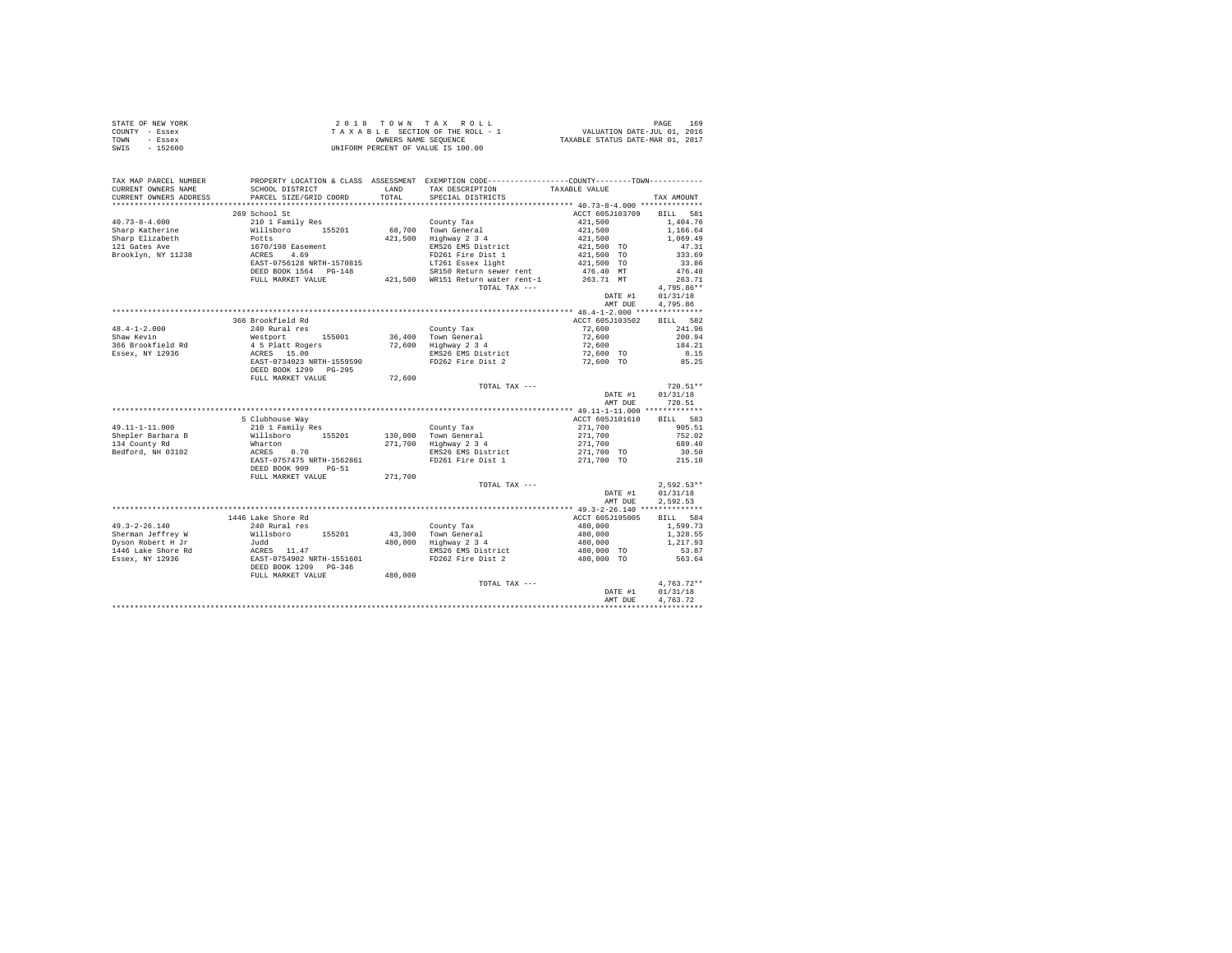STATE OF NEW YORK
COUNTY - Essex
TOWN - Essex
SWIS - 152600

2 0 1 8 T O W N T A X R O L L
T A X A B L E SECTION OF THE ROLL - 1
OWNERS NAME SEQUENCE
UNIFORM PERCENT OF VALUE IS 100.00

VALUATION DATE-JUL 01, 2016
TAXABLE STATUS DATE-MAR 01, 2017

```
TAX MAP PARCEL NUMBER      PROPERTY LOCATION & CLASS  ASSESSMENT  EXEMPTION CODE-----------------COUNTY--------TOWN-----------
CURRENT OWNERS NAME        SCHOOL DISTRICT             LAND       TAX DESCRIPTION            TAXABLE VALUE
CURRENT OWNERS ADDRESS     PARCEL SIZE/GRID COORD      TOTAL      SPECIAL DISTRICTS                                    TAX AMOUNT
*********************************************************************************************** 40.73-8-4.000 **************
                           269 School St                                                  ACCT 605J103709     BILL  581
40.73-8-4.000              210 1 Family Res                       County Tax                  421,500              1,404.76
Sharp Katherine            Willsboro      155201        68,700    Town General                421,500              1,166.64
Sharp Elizabeth            Potts                       421,500    Highway 2 3 4               421,500              1,069.49
121 Gates Ave              1670/198 Easement                      EMS26 EMS District          421,500 TO              47.31
Brooklyn, NY 11238         ACRES    4.69                          FD261 Fire Dist 1           421,500 TO             333.69
                           EAST-0756128 NRTH-1570815              LT261 Essex light           421,500 TO              33.86
                           DEED BOOK 1564   PG-148                SR150 Return sewer rent      476.40 MT             476.40
                           FULL MARKET VALUE           421,500    WR151 Return water rent-1    263.71 MT             263.71
                                                                  TOTAL TAX ---                                    4,795.86**
                                                                                              DATE #1            01/31/18
                                                                                              AMT DUE            4,795.86
*********************************************************************************************** 48.4-1-2.000 ***************
                           366 Brookfield Rd                                              ACCT 605J103502     BILL  582
48.4-1-2.000               240 Rural res                          County Tax                   72,600                241.96
Shaw Kevin                 Westport       155001        36,400    Town General                 72,600                200.94
366 Brookfield Rd          4 5 Platt Rogers             72,600    Highway 2 3 4                72,600                184.21
Essex, NY 12936            ACRES   15.00                          EMS26 EMS District           72,600 TO               8.15
                           EAST-0734023 NRTH-1559590              FD262 Fire Dist 2            72,600 TO              85.25
                           DEED BOOK 1299   PG-295
                           FULL MARKET VALUE            72,600
                                                                  TOTAL TAX ---                                      720.51**
                                                                                              DATE #1            01/31/18
                                                                                              AMT DUE              720.51
*********************************************************************************************** 49.11-1-11.000 *************
                           5 Clubhouse Way                                                ACCT 605J101610     BILL  583
49.11-1-11.000             210 1 Family Res                       County Tax                  271,700                905.51
Shepler Barbara B          Willsboro      155201       130,000    Town General                271,700                752.02
134 County Rd              Wharton                     271,700    Highway 2 3 4               271,700                689.40
Bedford, NH 03102          ACRES    0.70                          EMS26 EMS District          271,700 TO              30.50
                           EAST-0757475 NRTH-1562861              FD261 Fire Dist 1           271,700 TO             215.10
                           DEED BOOK 909    PG-51
                           FULL MARKET VALUE           271,700
                                                                  TOTAL TAX ---                                    2,592.53**
                                                                                              DATE #1            01/31/18
                                                                                              AMT DUE            2,592.53
*********************************************************************************************** 49.3-2-26.140 **************
                           1446 Lake Shore Rd                                             ACCT 605J195005     BILL  584
49.3-2-26.140              240 Rural res                          County Tax                  480,000              1,599.73
Sherman Jeffrey W          Willsboro      155201        43,300    Town General                480,000              1,328.55
Dyson Robert H Jr          Judd                        480,000    Highway 2 3 4               480,000              1,217.93
1446 Lake Shore Rd         ACRES   11.47                          EMS26 EMS District          480,000 TO              53.87
Essex, NY 12936            EAST-0754902 NRTH-1551601              FD262 Fire Dist 2           480,000 TO             563.64
                           DEED BOOK 1209   PG-346
                           FULL MARKET VALUE           480,000
                                                                  TOTAL TAX ---                                    4,763.72**
                                                                                              DATE #1            01/31/18
                                                                                              AMT DUE            4,763.72
****************************************************************************************************************************
```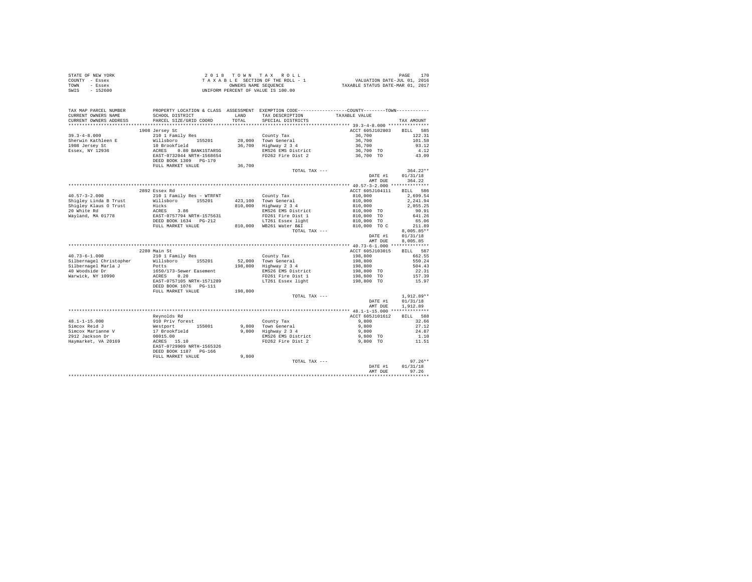STATE OF NEW YORK
COUNTY - Essex
TOWN - Essex
SWIS - 152600

2 0 1 8 T O W N T A X R O L L
T A X A B L E SECTION OF THE ROLL - 1
OWNERS NAME SEQUENCE
UNIFORM PERCENT OF VALUE IS 100.00

VALUATION DATE-JUL 01, 2016
TAXABLE STATUS DATE-MAR 01, 2017

| TAX MAP PARCEL NUMBER / CURRENT OWNERS NAME / CURRENT OWNERS ADDRESS | PROPERTY LOCATION & CLASS / SCHOOL DISTRICT / PARCEL SIZE/GRID COORD | ASSESSMENT LAND / TOTAL | EXEMPTION CODE / TAX DESCRIPTION / SPECIAL DISTRICTS | COUNTY--------TOWN TAXABLE VALUE | TAX AMOUNT |
|---|---|---|---|---|---|
| 39.3-4-8.000 | 1908 Jersey St | | | ACCT 605J102803 | BILL 585 |
| 39.3-4-8.000 | 210 1 Family Res | | County Tax | 36,700 | 122.31 |
| Sherwin Kathleen E | Willsboro 155201 | 28,000 | Town General | 36,700 | 101.58 |
| 1908 Jersey St | 10 Brookfield | 36,700 | Highway 2 3 4 | 36,700 | 93.12 |
| Essex, NY 12936 | ACRES 0.80 BANK1STARSG | | EMS26 EMS District | 36,700 TO | 4.12 |
| | EAST-0732044 NRTH-1568654 | | FD262 Fire Dist 2 | 36,700 TO | 43.09 |
| | DEED BOOK 1309 PG-179 | | | | |
| | FULL MARKET VALUE | 36,700 | | | |
| | | | TOTAL TAX --- | | 364.22** |
| | | | | DATE #1 | 01/31/18 |
| | | | | AMT DUE | 364.22 |
| 40.57-3-2.000 | 2892 Essex Rd | | | ACCT 605J104111 | BILL 586 |
| 40.57-3-2.000 | 210 1 Family Res - WTRFNT | | County Tax | 810,000 | 2,699.54 |
| Shigley Linda B Trust | Willsboro 155201 | 423,100 | Town General | 810,000 | 2,241.94 |
| Shigley Klaus O Trust | Hicks | 810,000 | Highway 2 3 4 | 810,000 | 2,055.25 |
| 20 White Rd | ACRES 3.86 | | EMS26 EMS District | 810,000 TO | 90.91 |
| Wayland, MA 01778 | EAST-0757794 NRTH-1575631 | | FD261 Fire Dist 1 | 810,000 TO | 641.26 |
| | DEED BOOK 1634 PG-212 | | LT261 Essex light | 810,000 TO | 65.06 |
| | FULL MARKET VALUE | 810,000 | WB261 Water B&I | 810,000 TO C | 211.89 |
| | | | TOTAL TAX --- | | 8,005.85** |
| | | | | DATE #1 | 01/31/18 |
| | | | | AMT DUE | 8,005.85 |
| 40.73-6-1.000 | 2280 Main St | | | ACCT 605J103015 | BILL 587 |
| 40.73-6-1.000 | 210 1 Family Res | | County Tax | 198,800 | 662.55 |
| Silbernagel Christopher | Willsboro 155201 | 52,000 | Town General | 198,800 | 550.24 |
| Silbernagel Marla J | Potts | 198,800 | Highway 2 3 4 | 198,800 | 504.43 |
| 40 Woodside Dr | 1650/173-Sewer Easement | | EMS26 EMS District | 198,800 TO | 22.31 |
| Warwick, NY 10990 | ACRES 0.20 | | FD261 Fire Dist 1 | 198,800 TO | 157.39 |
| | EAST-0757105 NRTH-1571289 | | LT261 Essex light | 198,800 TO | 15.97 |
| | DEED BOOK 1076 PG-111 | | | | |
| | FULL MARKET VALUE | 198,800 | | | |
| | | | TOTAL TAX --- | | 1,912.89** |
| | | | | DATE #1 | 01/31/18 |
| | | | | AMT DUE | 1,912.89 |
| 48.1-1-15.000 | Reynolds Rd | | | ACCT 605J101612 | BILL 588 |
| 48.1-1-15.000 | 910 Priv forest | | County Tax | 9,800 | 32.66 |
| Simcox Reid J | Westport 155001 | 9,800 | Town General | 9,800 | 27.12 |
| Simcox Marianne V | 17 Brookfield | 9,800 | Highway 2 3 4 | 9,800 | 24.87 |
| 2912 Jackson Dr | 00015.00 | | EMS26 EMS District | 9,800 TO | 1.10 |
| Haymarket, VA 20169 | ACRES 15.10 | | FD262 Fire Dist 2 | 9,800 TO | 11.51 |
| | EAST-0729909 NRTH-1565326 | | | | |
| | DEED BOOK 1187 PG-166 | | | | |
| | FULL MARKET VALUE | 9,800 | | | |
| | | | TOTAL TAX --- | | 97.26** |
| | | | | DATE #1 | 01/31/18 |
| | | | | AMT DUE | 97.26 |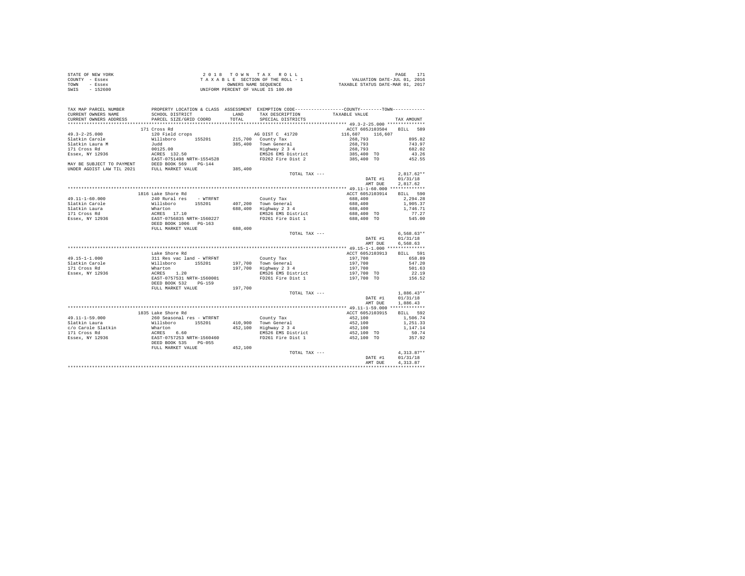STATE OF NEW YORK
COUNTY - Essex
TOWN - Essex
SWIS - 152600

2018 TOWN TAX ROLL
TAXABLE SECTION OF THE ROLL - 1
OWNERS NAME SEQUENCE
UNIFORM PERCENT OF VALUE IS 100.00

VALUATION DATE-JUL 01, 2016
TAXABLE STATUS DATE-MAR 01, 2017

| TAX MAP PARCEL NUMBER / CURRENT OWNERS NAME / CURRENT OWNERS ADDRESS | PROPERTY LOCATION & CLASS / SCHOOL DISTRICT / PARCEL SIZE/GRID COORD | ASSESSMENT LAND / TOTAL | EXEMPTION CODE / TAX DESCRIPTION / SPECIAL DISTRICTS | COUNTY / TOWN TAXABLE VALUE | TAX AMOUNT |
|---|---|---|---|---|---|
| 49.3-2-25.000 | 171 Cross Rd | | | ACCT 605J103504 | BILL 589 |
| Slatkin Carole | 120 Field crops | | AG DIST C 41720 | 116,607 116,607 | |
| Slatkin Laura M | Willsboro 155201 | 215,700 | County Tax | 268,793 | 895.82 |
| 171 Cross Rd | Judd | 385,400 | Town General | 268,793 | 743.97 |
| Essex, NY 12936 | 00125.00 | | Highway 2 3 4 | 268,793 | 682.02 |
| | ACRES 132.50 | | EMS26 EMS District | 385,400 TO | 43.26 |
| | EAST-0751498 NRTH-1554528 | | FD262 Fire Dist 2 | 385,400 TO | 452.55 |
| MAY BE SUBJECT TO PAYMENT | DEED BOOK 569 PG-144 | | | | |
| UNDER AGDIST LAW TIL 2021 | FULL MARKET VALUE | 385,400 | | | |
| | | | TOTAL TAX --- | | 2,817.62** |
| | | | | DATE #1 | 01/31/18 |
| | | | | AMT DUE | 2,817.62 |
| 49.11-1-60.000 | 1816 Lake Shore Rd | | | ACCT 605J103914 | BILL 590 |
| Slatkin Carole | 240 Rural res - WTRFNT | | County Tax | 688,400 | 2,294.28 |
| Slatkin Laura | Willsboro 155201 | 407,200 | Town General | 688,400 | 1,905.37 |
| 171 Cross Rd | Wharton | 688,400 | Highway 2 3 4 | 688,400 | 1,746.71 |
| Essex, NY 12936 | ACRES 17.10 | | EMS26 EMS District | 688,400 TO | 77.27 |
| | EAST-0756835 NRTH-1560227 | | FD261 Fire Dist 1 | 688,400 TO | 545.00 |
| | DEED BOOK 1006 PG-163 | | | | |
| | FULL MARKET VALUE | 688,400 | | | |
| | | | TOTAL TAX --- | | 6,568.63** |
| | | | | DATE #1 | 01/31/18 |
| | | | | AMT DUE | 6,568.63 |
| 49.15-1-1.000 | Lake Shore Rd | | | ACCT 605J103913 | BILL 591 |
| Slatkin Carole | 311 Res vac land - WTRFNT | | County Tax | 197,700 | 658.89 |
| 171 Cross Rd | Willsboro 155201 | 197,700 | Town General | 197,700 | 547.20 |
| Essex, NY 12936 | Wharton | 197,700 | Highway 2 3 4 | 197,700 | 501.63 |
| | ACRES 1.20 | | EMS26 EMS District | 197,700 TO | 22.19 |
| | EAST-0757531 NRTH-1560001 | | FD261 Fire Dist 1 | 197,700 TO | 156.52 |
| | DEED BOOK 532 PG-159 | | | | |
| | FULL MARKET VALUE | 197,700 | | | |
| | | | TOTAL TAX --- | | 1,886.43** |
| | | | | DATE #1 | 01/31/18 |
| | | | | AMT DUE | 1,886.43 |
| 49.11-1-59.000 | 1835 Lake Shore Rd | | | ACCT 605J103915 | BILL 592 |
| Slatkin Laura | 260 Seasonal res - WTRFNT | | County Tax | 452,100 | 1,506.74 |
| c/o Carole Slatkin | Willsboro 155201 | 410,900 | Town General | 452,100 | 1,251.33 |
| 171 Cross Rd | Wharton | 452,100 | Highway 2 3 4 | 452,100 | 1,147.14 |
| Essex, NY 12936 | ACRES 6.60 | | EMS26 EMS District | 452,100 TO | 50.74 |
| | EAST-0757253 NRTH-1560460 | | FD261 Fire Dist 1 | 452,100 TO | 357.92 |
| | DEED BOOK 535 PG-055 | | | | |
| | FULL MARKET VALUE | 452,100 | | | |
| | | | TOTAL TAX --- | | 4,313.87** |
| | | | | DATE #1 | 01/31/18 |
| | | | | AMT DUE | 4,313.87 |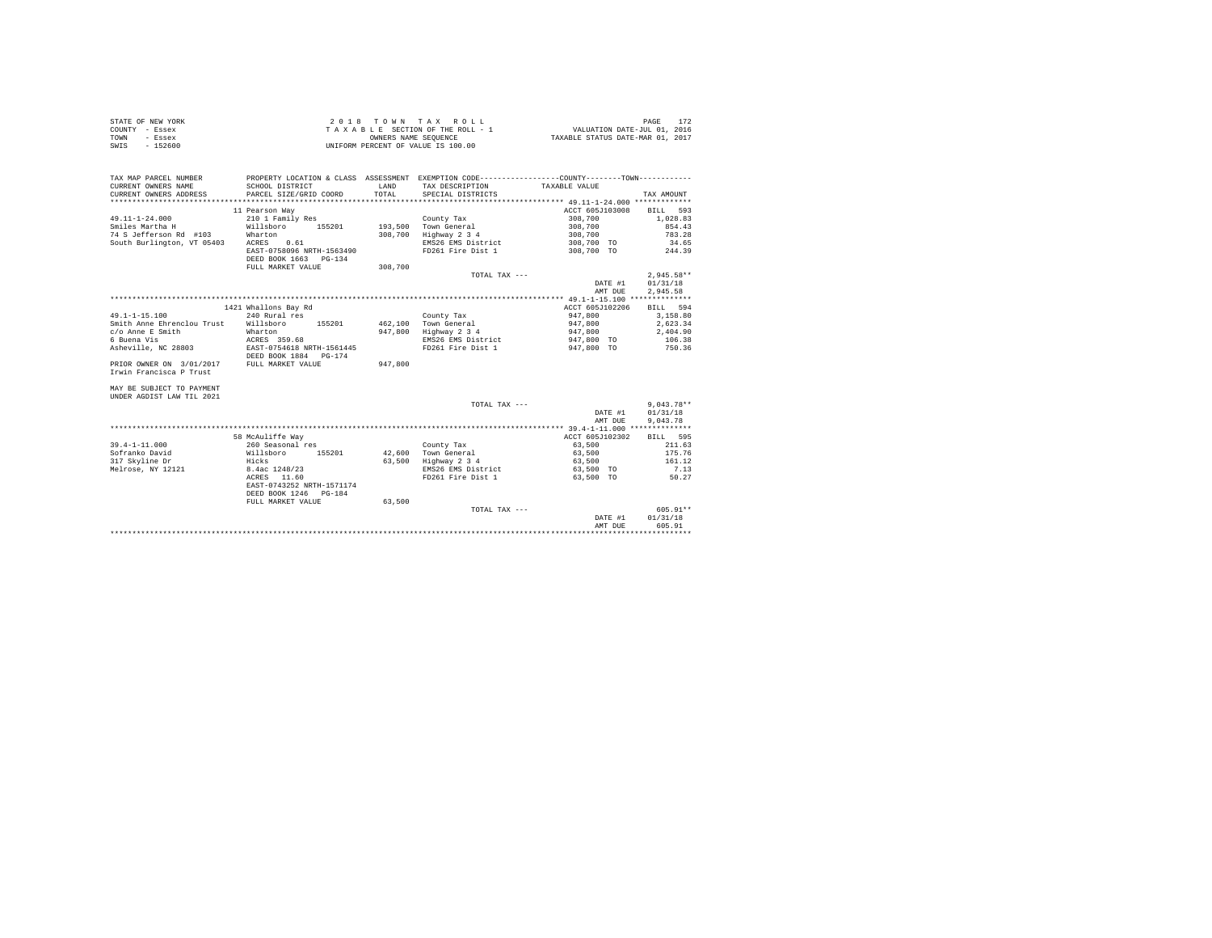STATE OF NEW YORK
COUNTY - Essex
TOWN - Essex
SWIS - 152600

2 0 1 8 T O W N T A X R O L L
T A X A B L E SECTION OF THE ROLL - 1
OWNERS NAME SEQUENCE
UNIFORM PERCENT OF VALUE IS 100.00

VALUATION DATE-JUL 01, 2016
TAXABLE STATUS DATE-MAR 01, 2017

| TAX MAP PARCEL NUMBER / CURRENT OWNERS NAME / CURRENT OWNERS ADDRESS | PROPERTY LOCATION & CLASS / SCHOOL DISTRICT / PARCEL SIZE/GRID COORD | ASSESSMENT LAND / TOTAL | EXEMPTION CODE / TAX DESCRIPTION / SPECIAL DISTRICTS | COUNTY / TOWN TAXABLE VALUE | TAX AMOUNT |
|---|---|---|---|---|---|
| 49.11-1-24.000 | 11 Pearson Way | | | ACCT 605J103008 | BILL 593 |
| Smiles Martha H | 210 1 Family Res | | County Tax | 308,700 | 1,028.83 |
| 74 S Jefferson Rd #103 | Willsboro 155201 | 193,500 | Town General | 308,700 | 854.43 |
| South Burlington, VT 05403 | Wharton | 308,700 | Highway 2 3 4 | 308,700 | 783.28 |
| | ACRES 0.61 | | EMS26 EMS District | 308,700 TO | 34.65 |
| | EAST-0758096 NRTH-1563490 | | FD261 Fire Dist 1 | 308,700 TO | 244.39 |
| | DEED BOOK 1663 PG-134 | | | | |
| | FULL MARKET VALUE | 308,700 | | | |
| | | | TOTAL TAX --- | | 2,945.58** |
| | | | | DATE #1 | 01/31/18 |
| | | | | AMT DUE | 2,945.58 |
| 49.1-1-15.100 | 1421 Whallons Bay Rd | | | ACCT 605J102206 | BILL 594 |
| Smith Anne Ehrenclou Trust | 240 Rural res | | County Tax | 947,800 | 3,158.80 |
| c/o Anne E Smith | Willsboro 155201 | 462,100 | Town General | 947,800 | 2,623.34 |
| 6 Buena Vis | Wharton | 947,800 | Highway 2 3 4 | 947,800 | 2,404.90 |
| Asheville, NC 28803 | ACRES 359.68 | | EMS26 EMS District | 947,800 TO | 106.38 |
| | EAST-0754618 NRTH-1561445 | | FD261 Fire Dist 1 | 947,800 TO | 750.36 |
| | DEED BOOK 1884 PG-174 | | | | |
| PRIOR OWNER ON 3/01/2017 | FULL MARKET VALUE | 947,800 | | | |
| Irwin Francisca P Trust | | | | | |
| MAY BE SUBJECT TO PAYMENT | | | | | |
| UNDER AGDIST LAW TIL 2021 | | | | | |
| | | | TOTAL TAX --- | | 9,043.78** |
| | | | | DATE #1 | 01/31/18 |
| | | | | AMT DUE | 9,043.78 |
| 39.4-1-11.000 | 58 McAuliffe Way | | | ACCT 605J102302 | BILL 595 |
| Sofranko David | 260 Seasonal res | | County Tax | 63,500 | 211.63 |
| 317 Skyline Dr | Willsboro 155201 | 42,600 | Town General | 63,500 | 175.76 |
| Melrose, NY 12121 | Hicks | 63,500 | Highway 2 3 4 | 63,500 | 161.12 |
| | 8.4ac 1248/23 | | EMS26 EMS District | 63,500 TO | 7.13 |
| | ACRES 11.60 | | FD261 Fire Dist 1 | 63,500 TO | 50.27 |
| | EAST-0743252 NRTH-1571174 | | | | |
| | DEED BOOK 1246 PG-184 | | | | |
| | FULL MARKET VALUE | 63,500 | | | |
| | | | TOTAL TAX --- | | 605.91** |
| | | | | DATE #1 | 01/31/18 |
| | | | | AMT DUE | 605.91 |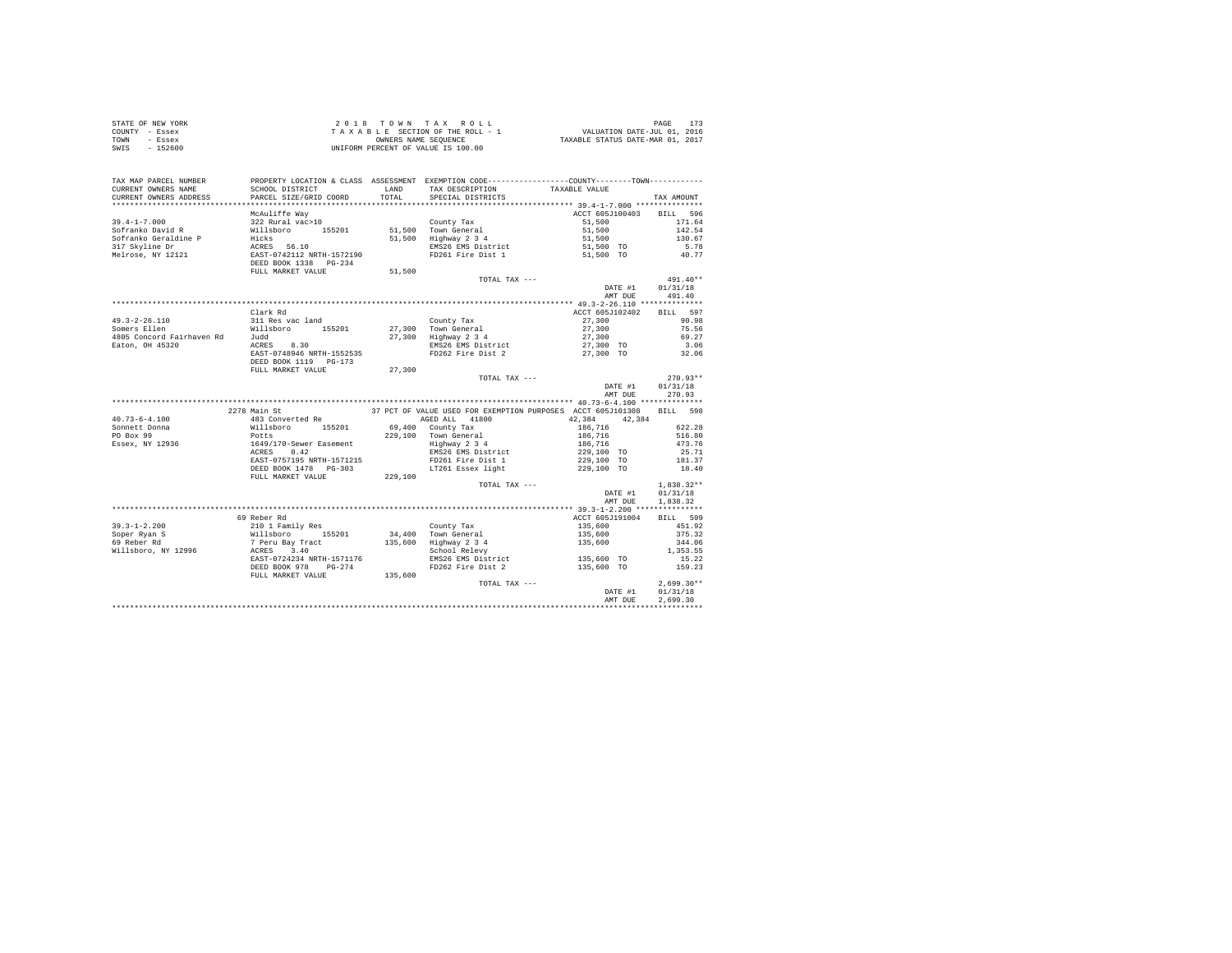STATE OF NEW YORK
COUNTY - Essex
TOWN - Essex
SWIS - 152600

2 0 1 8 T O W N T A X R O L L
T A X A B L E SECTION OF THE ROLL - 1
OWNERS NAME SEQUENCE
UNIFORM PERCENT OF VALUE IS 100.00

VALUATION DATE-JUL 01, 2016
TAXABLE STATUS DATE-MAR 01, 2017

```
TAX MAP PARCEL NUMBER     PROPERTY LOCATION & CLASS  ASSESSMENT  EXEMPTION CODE-----------------COUNTY--------TOWN-----------
CURRENT OWNERS NAME       SCHOOL DISTRICT              LAND      TAX DESCRIPTION            TAXABLE VALUE
CURRENT OWNERS ADDRESS    PARCEL SIZE/GRID COORD       TOTAL     SPECIAL DISTRICTS                                   TAX AMOUNT
************************************************************************************************** 39.4-1-7.000 ***************
                          McAuliffe Way                                                  ACCT 605J100403     BILL  596
39.4-1-7.000              322 Rural vac>10                       County Tax                   51,500                171.64
Sofranko David R          Willsboro      155201     51,500       Town General                 51,500                142.54
Sofranko Geraldine P      Hicks                     51,500       Highway 2 3 4                51,500                130.67
317 Skyline Dr            ACRES   56.10                          EMS26 EMS District           51,500 TO               5.78
Melrose, NY 12121         EAST-0742112 NRTH-1572190              FD261 Fire Dist 1            51,500 TO              40.77
                          DEED BOOK 1338   PG-234
                          FULL MARKET VALUE         51,500
                                                                 TOTAL TAX ---                                      491.40**
                                                                                              DATE #1           01/31/18
                                                                                              AMT DUE             491.40
************************************************************************************************** 49.3-2-26.110 **************
                          Clark Rd                                                       ACCT 605J102402     BILL  597
49.3-2-26.110             311 Res vac land                       County Tax                   27,300                 90.98
Somers Ellen              Willsboro      155201     27,300       Town General                 27,300                 75.56
4805 Concord Fairhaven Rd Judd                      27,300       Highway 2 3 4                27,300                 69.27
Eaton, OH 45320           ACRES    8.30                          EMS26 EMS District           27,300 TO               3.06
                          EAST-0748946 NRTH-1552535              FD262 Fire Dist 2            27,300 TO              32.06
                          DEED BOOK 1119   PG-173
                          FULL MARKET VALUE         27,300
                                                                 TOTAL TAX ---                                      270.93**
                                                                                              DATE #1           01/31/18
                                                                                              AMT DUE             270.93
************************************************************************************************** 40.73-6-4.100 **************
          2278 Main St                       37 PCT OF VALUE USED FOR EXEMPTION PURPOSES  ACCT 605J101308     BILL  598
40.73-6-4.100             483 Converted Re                       AGED ALL   41800             42,384      42,384
Sonnett Donna             Willsboro      155201     69,400       County Tax                  186,716                622.28
PO Box 99                 Potts                    229,100       Town General                186,716                516.80
Essex, NY 12936           1649/170-Sewer Easement                Highway 2 3 4               186,716                473.76
                          ACRES    0.42                          EMS26 EMS District          229,100 TO              25.71
                          EAST-0757195 NRTH-1571215              FD261 Fire Dist 1           229,100 TO             181.37
                          DEED BOOK 1478   PG-303                LT261 Essex light           229,100 TO              18.40
                          FULL MARKET VALUE        229,100
                                                                 TOTAL TAX ---                                    1,838.32**
                                                                                              DATE #1           01/31/18
                                                                                              AMT DUE           1,838.32
************************************************************************************************** 39.3-1-2.200 ***************
          69 Reber Rd                                                                    ACCT 605J191004     BILL  599
39.3-1-2.200              210 1 Family Res                       County Tax                  135,600                451.92
Soper Ryan S              Willsboro      155201     34,400       Town General                135,600                375.32
69 Reber Rd               7 Peru Bay Tract         135,600       Highway 2 3 4               135,600                344.06
Willsboro, NY 12996       ACRES    3.40                          School Relevy                                    1,353.55
                          EAST-0724234 NRTH-1571176              EMS26 EMS District          135,600 TO              15.22
                          DEED BOOK 978    PG-274                FD262 Fire Dist 2           135,600 TO             159.23
                          FULL MARKET VALUE        135,600
                                                                 TOTAL TAX ---                                    2,699.30**
                                                                                              DATE #1           01/31/18
                                                                                              AMT DUE           2,699.30
*******************************************************************************************************************************
```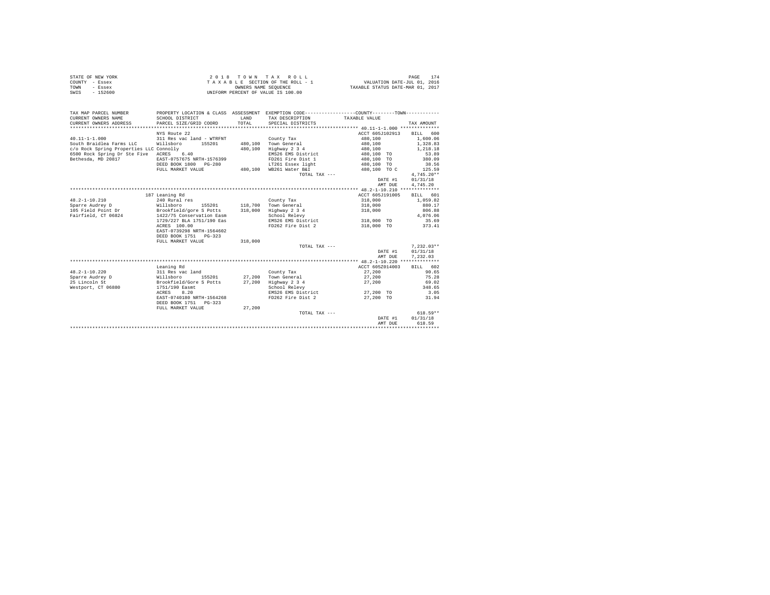STATE OF NEW YORK
COUNTY - Essex
TOWN - Essex
SWIS - 152600

2 0 1 8 T O W N T A X R O L L
T A X A B L E SECTION OF THE ROLL - 1
OWNERS NAME SEQUENCE
UNIFORM PERCENT OF VALUE IS 100.00

VALUATION DATE-JUL 01, 2016
TAXABLE STATUS DATE-MAR 01, 2017

| TAX MAP PARCEL NUMBER / CURRENT OWNERS NAME / CURRENT OWNERS ADDRESS | PROPERTY LOCATION & CLASS / SCHOOL DISTRICT / PARCEL SIZE/GRID COORD | ASSESSMENT LAND / TOTAL | EXEMPTION CODE / TAX DESCRIPTION / SPECIAL DISTRICTS | COUNTY--------TOWN / TAXABLE VALUE | TAX AMOUNT |
|---|---|---|---|---|---|
| 40.11-1-1.000 | NYS Route 22 | | | ACCT 605J102913 | BILL 600 |
| | 311 Res vac land - WTRFNT | | County Tax | 480,100 | 1,600.06 |
| South Braidlea Farms LLC | Willsboro 155201 | 480,100 | Town General | 480,100 | 1,328.83 |
| c/o Rock Spring Properties LLC Connolly | | 480,100 | Highway 2 3 4 | 480,100 | 1,218.18 |
| 6500 Rock Spring Dr Ste Five | ACRES 6.40 | | EMS26 EMS District | 480,100 TO | 53.89 |
| Bethesda, MD 20817 | EAST-0757675 NRTH-1576399 | | FD261 Fire Dist 1 | 480,100 TO | 380.09 |
| | DEED BOOK 1800 PG-280 | | LT261 Essex light | 480,100 TO | 38.56 |
| | FULL MARKET VALUE | 480,100 | WB261 Water B&I | 480,100 TO C | 125.59 |
| | | | TOTAL TAX --- | | 4,745.20** |
| | | | | DATE #1 | 01/31/18 |
| | | | | AMT DUE | 4,745.20 |
| 48.2-1-10.210 | 187 Leaning Rd | | | ACCT 605J191005 | BILL 601 |
| | 240 Rural res | | County Tax | 318,000 | 1,059.82 |
| Sparre Audrey D | Willsboro 155201 | 118,700 | Town General | 318,000 | 880.17 |
| 105 Field Point Dr | Brookfield/gore S Potts | 318,000 | Highway 2 3 4 | 318,000 | 806.88 |
| Fairfield, CT 06824 | 1422/75 Conservation Easm | | School Relevy | | 4,076.06 |
| | 1729/227 BLA 1751/190 Eas | | EMS26 EMS District | 318,000 TO | 35.69 |
| | ACRES 100.00 | | FD262 Fire Dist 2 | 318,000 TO | 373.41 |
| | EAST-0739298 NRTH-1564602 | | | | |
| | DEED BOOK 1751 PG-323 | | | | |
| | FULL MARKET VALUE | 318,000 | | | |
| | | | TOTAL TAX --- | | 7,232.03** |
| | | | | DATE #1 | 01/31/18 |
| | | | | AMT DUE | 7,232.03 |
| 48.2-1-10.220 | Leaning Rd | | | ACCT 605Z014003 | BILL 602 |
| | 311 Res vac land | | County Tax | 27,200 | 90.65 |
| Sparre Audrey D | Willsboro 155201 | 27,200 | Town General | 27,200 | 75.28 |
| 25 Lincoln St | Brookfield/Gore S Potts | 27,200 | Highway 2 3 4 | 27,200 | 69.02 |
| Westport, CT 06880 | 1751/190 Easmt | | School Relevy | | 348.65 |
| | ACRES 8.20 | | EMS26 EMS District | 27,200 TO | 3.05 |
| | EAST-0740180 NRTH-1564268 | | FD262 Fire Dist 2 | 27,200 TO | 31.94 |
| | DEED BOOK 1751 PG-323 | | | | |
| | FULL MARKET VALUE | 27,200 | | | |
| | | | TOTAL TAX --- | | 618.59** |
| | | | | DATE #1 | 01/31/18 |
| | | | | AMT DUE | 618.59 |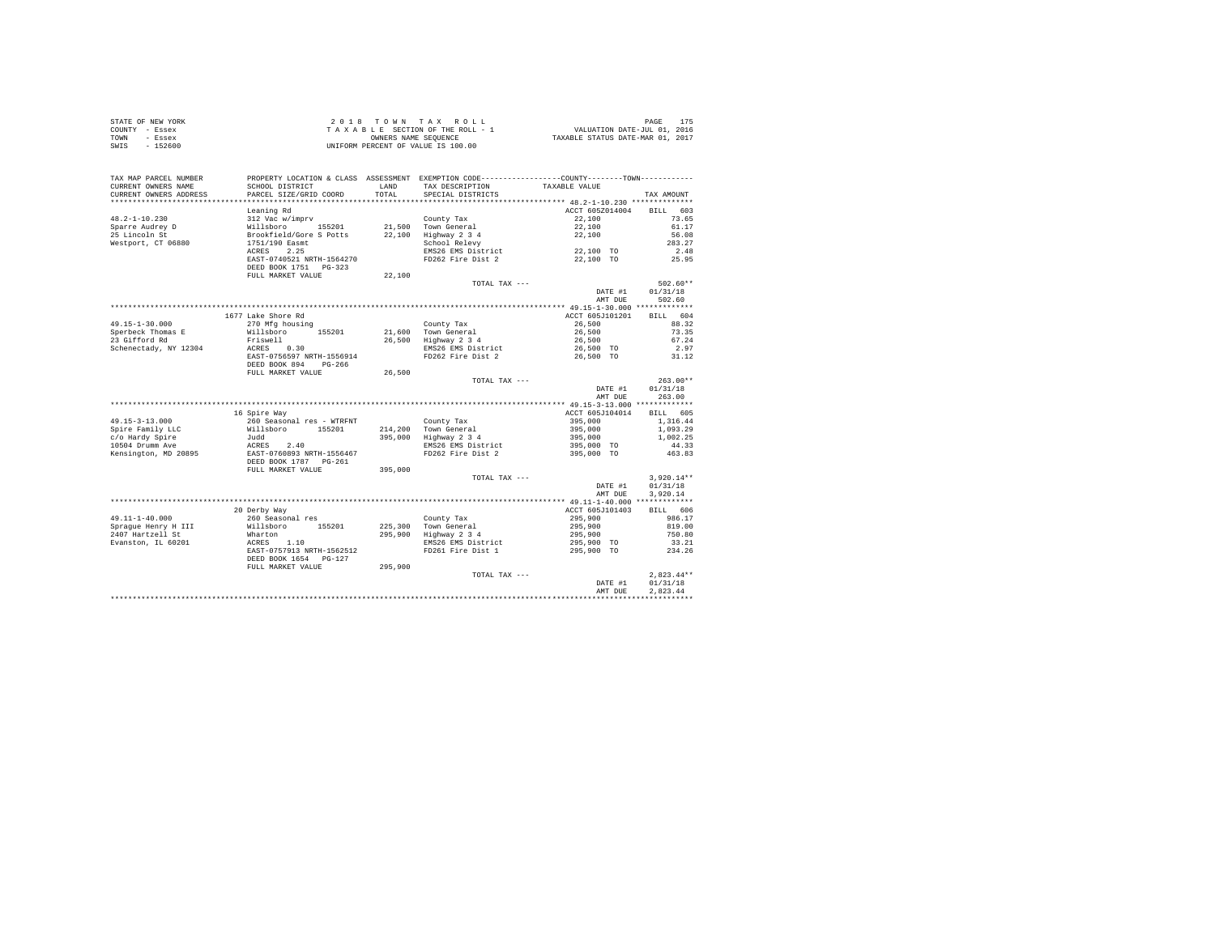STATE OF NEW YORK
COUNTY - Essex
TOWN - Essex
SWIS - 152600

2 0 1 8 T O W N T A X R O L L
T A X A B L E SECTION OF THE ROLL - 1
OWNERS NAME SEQUENCE
UNIFORM PERCENT OF VALUE IS 100.00

VALUATION DATE-JUL 01, 2016
TAXABLE STATUS DATE-MAR 01, 2017

| TAX MAP PARCEL NUMBER / CURRENT OWNERS NAME / CURRENT OWNERS ADDRESS | PROPERTY LOCATION & CLASS / SCHOOL DISTRICT / PARCEL SIZE/GRID COORD | ASSESSMENT LAND / TOTAL | EXEMPTION CODE / TAX DESCRIPTION / SPECIAL DISTRICTS | COUNTY--------TOWN TAXABLE VALUE | TAX AMOUNT |
|---|---|---|---|---|---|
| 48.2-1-10.230 | Leaning Rd | | | ACCT 605Z014004 | BILL 603 |
| Sparre Audrey D | 312 Vac w/imprv | | County Tax | 22,100 | 73.65 |
| 25 Lincoln St | Willsboro 155201 | 21,500 | Town General | 22,100 | 61.17 |
| Westport, CT 06880 | Brookfield/Gore S Potts | 22,100 | Highway 2 3 4 | 22,100 | 56.08 |
| | 1751/190 Easmt | | School Relevy | | 283.27 |
| | ACRES 2.25 | | EMS26 EMS District | 22,100 TO | 2.48 |
| | EAST-0740521 NRTH-1564270 | | FD262 Fire Dist 2 | 22,100 TO | 25.95 |
| | DEED BOOK 1751 PG-323 | | | | |
| | FULL MARKET VALUE | 22,100 | | | |
| | | | TOTAL TAX --- | | 502.60** |
| | | | | DATE #1 | 01/31/18 |
| | | | | AMT DUE | 502.60 |
| 49.15-1-30.000 | 1677 Lake Shore Rd | | | ACCT 605J101201 | BILL 604 |
| Sperbeck Thomas E | 270 Mfg housing | | County Tax | 26,500 | 88.32 |
| 23 Gifford Rd | Willsboro 155201 | 21,600 | Town General | 26,500 | 73.35 |
| Schenectady, NY 12304 | Friswell | 26,500 | Highway 2 3 4 | 26,500 | 67.24 |
| | ACRES 0.30 | | EMS26 EMS District | 26,500 TO | 2.97 |
| | EAST-0756597 NRTH-1556914 | | FD262 Fire Dist 2 | 26,500 TO | 31.12 |
| | DEED BOOK 894 PG-266 | | | | |
| | FULL MARKET VALUE | 26,500 | | | |
| | | | TOTAL TAX --- | | 263.00** |
| | | | | DATE #1 | 01/31/18 |
| | | | | AMT DUE | 263.00 |
| 49.15-3-13.000 | 16 Spire Way | | | ACCT 605J104014 | BILL 605 |
| Spire Family LLC | 260 Seasonal res - WTRFNT | | County Tax | 395,000 | 1,316.44 |
| c/o Hardy Spire | Willsboro 155201 | 214,200 | Town General | 395,000 | 1,093.29 |
| 10504 Drumm Ave | Judd | 395,000 | Highway 2 3 4 | 395,000 | 1,002.25 |
| Kensington, MD 20895 | ACRES 2.40 | | EMS26 EMS District | 395,000 TO | 44.33 |
| | EAST-0760893 NRTH-1556467 | | FD262 Fire Dist 2 | 395,000 TO | 463.83 |
| | DEED BOOK 1787 PG-261 | | | | |
| | FULL MARKET VALUE | 395,000 | | | |
| | | | TOTAL TAX --- | | 3,920.14** |
| | | | | DATE #1 | 01/31/18 |
| | | | | AMT DUE | 3,920.14 |
| 49.11-1-40.000 | 20 Derby Way | | | ACCT 605J101403 | BILL 606 |
| Sprague Henry H III | 260 Seasonal res | | County Tax | 295,900 | 986.17 |
| 2407 Hartzell St | Willsboro 155201 | 225,300 | Town General | 295,900 | 819.00 |
| Evanston, IL 60201 | Wharton | 295,900 | Highway 2 3 4 | 295,900 | 750.80 |
| | ACRES 1.10 | | EMS26 EMS District | 295,900 TO | 33.21 |
| | EAST-0757913 NRTH-1562512 | | FD261 Fire Dist 1 | 295,900 TO | 234.26 |
| | DEED BOOK 1654 PG-127 | | | | |
| | FULL MARKET VALUE | 295,900 | | | |
| | | | TOTAL TAX --- | | 2,823.44** |
| | | | | DATE #1 | 01/31/18 |
| | | | | AMT DUE | 2,823.44 |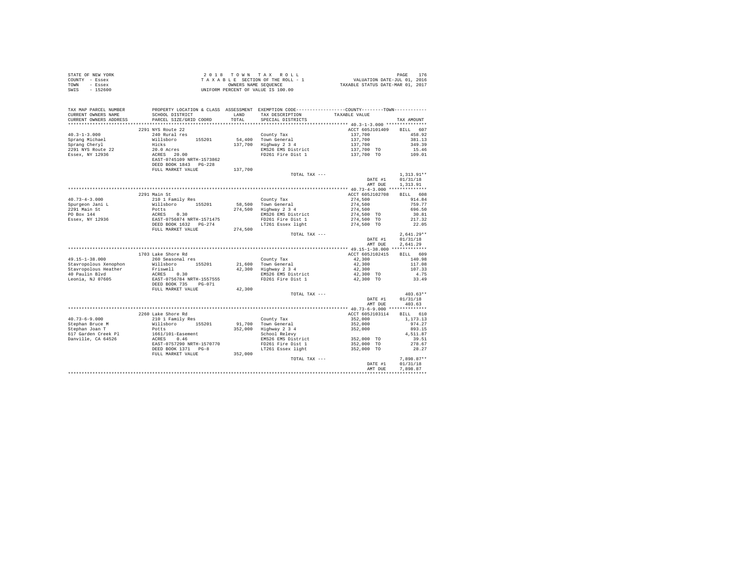STATE OF NEW YORK
COUNTY - Essex
TOWN - Essex
SWIS - 152600

2018 TOWN TAX ROLL
TAXABLE SECTION OF THE ROLL - 1
OWNERS NAME SEQUENCE
UNIFORM PERCENT OF VALUE IS 100.00

VALUATION DATE-JUL 01, 2016
TAXABLE STATUS DATE-MAR 01, 2017

| TAX MAP PARCEL NUMBER / CURRENT OWNERS NAME / CURRENT OWNERS ADDRESS | PROPERTY LOCATION & CLASS / SCHOOL DISTRICT / PARCEL SIZE/GRID COORD | ASSESSMENT LAND / TOTAL | EXEMPTION CODE / TAX DESCRIPTION / SPECIAL DISTRICTS | COUNTY / TOWN TAXABLE VALUE | TAX AMOUNT |
|---|---|---|---|---|---|
| 40.3-1-3.000 | 2291 NYS Route 22 | | | ACCT 605J101409 | BILL 607 |
| 40.3-1-3.000 | 240 Rural res | | County Tax | 137,700 | 458.92 |
| Sprang Michael | Willsboro 155201 | 54,400 | Town General | 137,700 | 381.13 |
| Sprang Cheryl | Hicks | 137,700 | Highway 2 3 4 | 137,700 | 349.39 |
| 2291 NYS Route 22 | 20.0 Acres | | EMS26 EMS District | 137,700 TO | 15.46 |
| Essex, NY 12936 | ACRES 20.00 | | FD261 Fire Dist 1 | 137,700 TO | 109.01 |
| | EAST-0745109 NRTH-1573862 | | | | |
| | DEED BOOK 1843 PG-228 | | | | |
| | FULL MARKET VALUE | 137,700 | | | |
| | | | TOTAL TAX --- | | 1,313.91** |
| | | | | DATE #1 | 01/31/18 |
| | | | | AMT DUE | 1,313.91 |
| 40.73-4-3.000 | 2291 Main St | | | ACCT 605J102708 | BILL 608 |
| 40.73-4-3.000 | 210 1 Family Res | | County Tax | 274,500 | 914.84 |
| Spurgeon Jani L | Willsboro 155201 | 58,500 | Town General | 274,500 | 759.77 |
| 2291 Main St | Potts | 274,500 | Highway 2 3 4 | 274,500 | 696.50 |
| PO Box 144 | ACRES 0.30 | | EMS26 EMS District | 274,500 TO | 30.81 |
| Essex, NY 12936 | EAST-0756874 NRTH-1571475 | | FD261 Fire Dist 1 | 274,500 TO | 217.32 |
| | DEED BOOK 1632 PG-274 | | LT261 Essex light | 274,500 TO | 22.05 |
| | FULL MARKET VALUE | 274,500 | | | |
| | | | TOTAL TAX --- | | 2,641.29** |
| | | | | DATE #1 | 01/31/18 |
| | | | | AMT DUE | 2,641.29 |
| 49.15-1-38.000 | 1703 Lake Shore Rd | | | ACCT 605J102415 | BILL 609 |
| 49.15-1-38.000 | 260 Seasonal res | | County Tax | 42,300 | 140.98 |
| Stavropolous Xenophon | Willsboro 155201 | 21,600 | Town General | 42,300 | 117.08 |
| Stavropolous Heather | Friswell | 42,300 | Highway 2 3 4 | 42,300 | 107.33 |
| 40 Paulin Blvd | ACRES 0.30 | | EMS26 EMS District | 42,300 TO | 4.75 |
| Leonia, NJ 07605 | EAST-0756784 NRTH-1557555 | | FD261 Fire Dist 1 | 42,300 TO | 33.49 |
| | DEED BOOK 735 PG-071 | | | | |
| | FULL MARKET VALUE | 42,300 | | | |
| | | | TOTAL TAX --- | | 403.63** |
| | | | | DATE #1 | 01/31/18 |
| | | | | AMT DUE | 403.63 |
| 40.73-6-9.000 | 2260 Lake Shore Rd | | | ACCT 605J103114 | BILL 610 |
| 40.73-6-9.000 | 210 1 Family Res | | County Tax | 352,000 | 1,173.13 |
| Stephan Bruce M | Willsboro 155201 | 91,700 | Town General | 352,000 | 974.27 |
| Stephan Joan T | Potts | 352,000 | Highway 2 3 4 | 352,000 | 893.15 |
| 617 Garden Creek Pl | 1661/101-Easement | | School Relevy | | 4,511.87 |
| Danville, CA 64526 | ACRES 0.46 | | EMS26 EMS District | 352,000 TO | 39.51 |
| | EAST-0757290 NRTH-1570770 | | FD261 Fire Dist 1 | 352,000 TO | 278.67 |
| | DEED BOOK 1371 PG-8 | | LT261 Essex light | 352,000 TO | 28.27 |
| | FULL MARKET VALUE | 352,000 | | | |
| | | | TOTAL TAX --- | | 7,898.87** |
| | | | | DATE #1 | 01/31/18 |
| | | | | AMT DUE | 7,898.87 |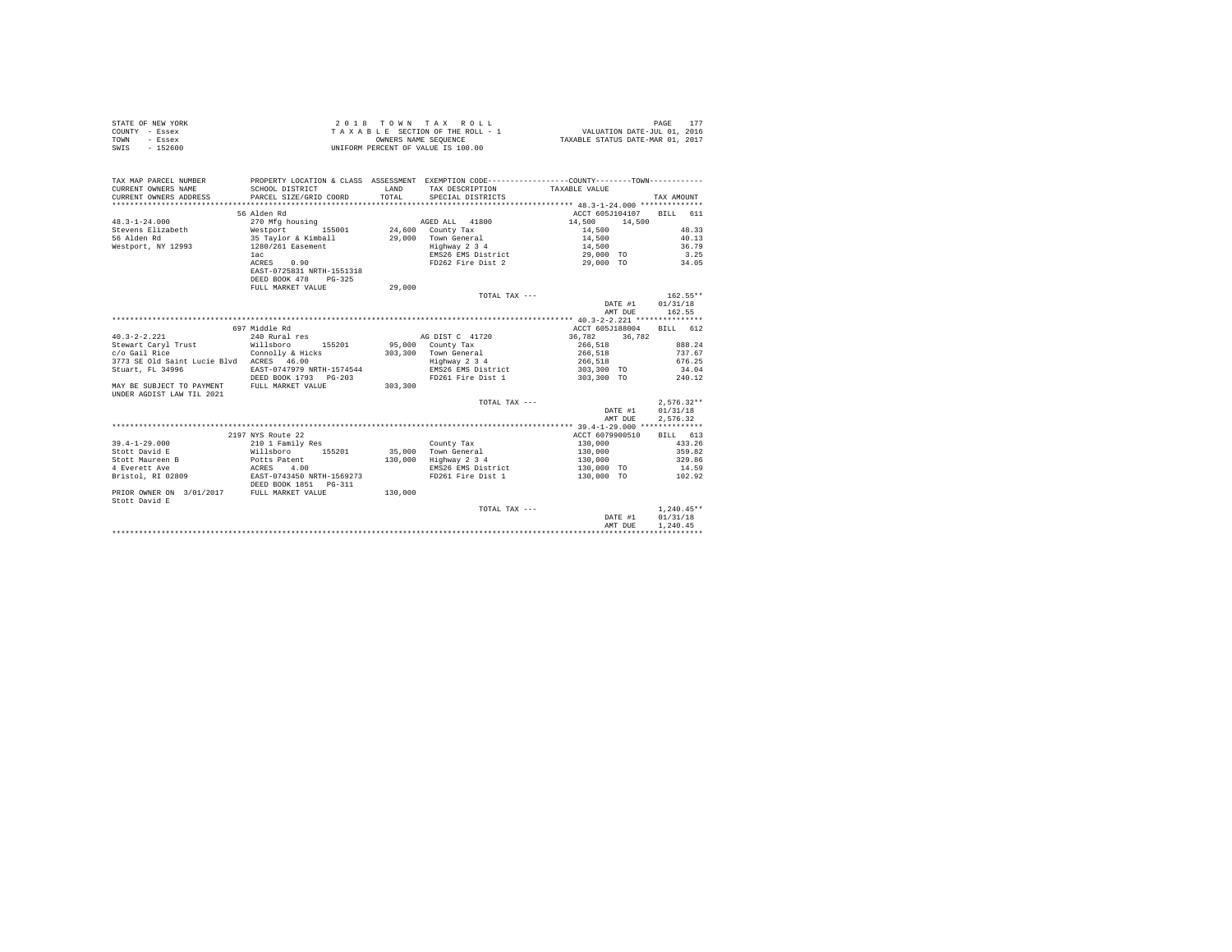STATE OF NEW YORK
COUNTY - Essex
TOWN - Essex
SWIS - 152600

2 0 1 8 T O W N T A X R O L L
T A X A B L E SECTION OF THE ROLL - 1
OWNERS NAME SEQUENCE
UNIFORM PERCENT OF VALUE IS 100.00

VALUATION DATE-JUL 01, 2016
TAXABLE STATUS DATE-MAR 01, 2017

| TAX MAP PARCEL NUMBER<br>CURRENT OWNERS NAME<br>CURRENT OWNERS ADDRESS | PROPERTY LOCATION & CLASS<br>SCHOOL DISTRICT<br>PARCEL SIZE/GRID COORD | ASSESSMENT<br>LAND<br>TOTAL | EXEMPTION CODE<br>TAX DESCRIPTION<br>SPECIAL DISTRICTS | COUNTY / TOWN<br>TAXABLE VALUE | TAX AMOUNT |
|---|---|---|---|---|---|
| 48.3-1-24.000 | 56 Alden Rd | | | ACCT 605J104107 | BILL 611 |
| | 270 Mfg housing | | AGED ALL 41800 | 14,500 14,500 | |
| Stevens Elizabeth | Westport 155001 | 24,600 | County Tax | 14,500 | 48.33 |
| 56 Alden Rd | 35 Taylor & Kimball | 29,000 | Town General | 14,500 | 40.13 |
| Westport, NY 12993 | 1280/261 Easement | | Highway 2 3 4 | 14,500 | 36.79 |
| | 1ac | | EMS26 EMS District | 29,000 TO | 3.25 |
| | ACRES 0.90 | | FD262 Fire Dist 2 | 29,000 TO | 34.05 |
| | EAST-0725831 NRTH-1551318 | | | | |
| | DEED BOOK 478 PG-325 | | | | |
| | FULL MARKET VALUE | 29,000 | | | |
| | | | TOTAL TAX --- | | 162.55** |
| | | | | DATE #1 | 01/31/18 |
| | | | | AMT DUE | 162.55 |
| 40.3-2-2.221 | 697 Middle Rd | | | ACCT 605J188004 | BILL 612 |
| | 240 Rural res | | AG DIST C 41720 | 36,782 36,782 | |
| Stewart Caryl Trust | Willsboro 155201 | 95,000 | County Tax | 266,518 | 888.24 |
| c/o Gail Rice | Connolly & Hicks | 303,300 | Town General | 266,518 | 737.67 |
| 3773 SE Old Saint Lucie Blvd | ACRES 46.00 | | Highway 2 3 4 | 266,518 | 676.25 |
| Stuart, FL 34996 | EAST-0747979 NRTH-1574544 | | EMS26 EMS District | 303,300 TO | 34.04 |
| | DEED BOOK 1793 PG-203 | | FD261 Fire Dist 1 | 303,300 TO | 240.12 |
| MAY BE SUBJECT TO PAYMENT UNDER AGDIST LAW TIL 2021 | FULL MARKET VALUE | 303,300 | | | |
| | | | TOTAL TAX --- | | 2,576.32** |
| | | | | DATE #1 | 01/31/18 |
| | | | | AMT DUE | 2,576.32 |
| 39.4-1-29.000 | 2197 NYS Route 22 | | | ACCT 6079900510 | BILL 613 |
| | 210 1 Family Res | | County Tax | 130,000 | 433.26 |
| Stott David E | Willsboro 155201 | 35,000 | Town General | 130,000 | 359.82 |
| Stott Maureen B | Potts Patent | 130,000 | Highway 2 3 4 | 130,000 | 329.86 |
| 4 Everett Ave | ACRES 4.00 | | EMS26 EMS District | 130,000 TO | 14.59 |
| Bristol, RI 02809 | EAST-0743450 NRTH-1569273 | | FD261 Fire Dist 1 | 130,000 TO | 102.92 |
| | DEED BOOK 1851 PG-311 | | | | |
| PRIOR OWNER ON 3/01/2017 Stott David E | FULL MARKET VALUE | 130,000 | | | |
| | | | TOTAL TAX --- | | 1,240.45** |
| | | | | DATE #1 | 01/31/18 |
| | | | | AMT DUE | 1,240.45 |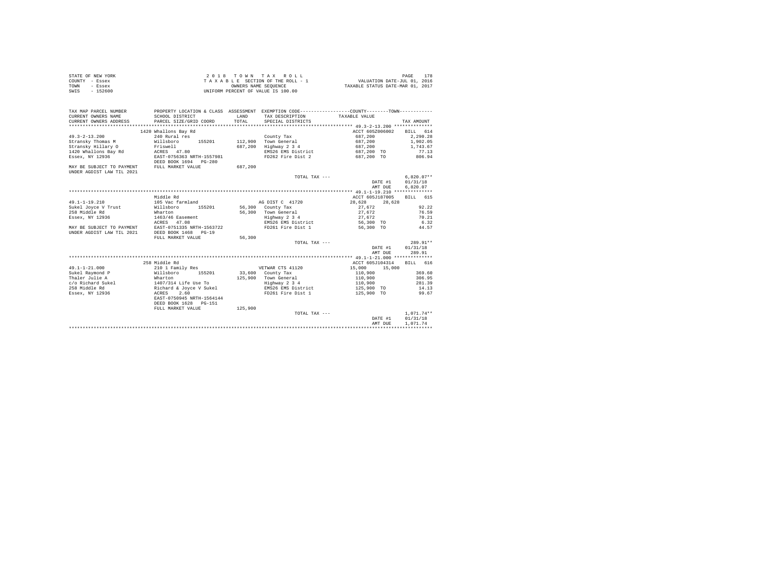STATE OF NEW YORK
COUNTY - Essex
TOWN - Essex
SWIS - 152600

2018 TOWN TAX ROLL
TAXABLE SECTION OF THE ROLL - 1
OWNERS NAME SEQUENCE
UNIFORM PERCENT OF VALUE IS 100.00

VALUATION DATE-JUL 01, 2016
TAXABLE STATUS DATE-MAR 01, 2017

```
TAX MAP PARCEL NUMBER        PROPERTY LOCATION & CLASS  ASSESSMENT  EXEMPTION CODE-----------------COUNTY--------TOWN-----------
CURRENT OWNERS NAME          SCHOOL DISTRICT            LAND        TAX DESCRIPTION           TAXABLE VALUE
CURRENT OWNERS ADDRESS       PARCEL SIZE/GRID COORD     TOTAL       SPECIAL DISTRICTS                                       TAX AMOUNT
******************************************************************************************** 49.3-2-13.200 **************
                             1420 Whallons Bay Rd                                          ACCT 605Z006002     BILL  614
49.3-2-13.200                240 Rural res                          County Tax                 687,200              2,290.28
Stransky Thomas M            Willsboro      155201     112,900      Town General               687,200              1,902.05
Stransky Hillary O           Friswell                  687,200      Highway 2 3 4              687,200              1,743.67
1420 Whallons Bay Rd         ACRES   47.80                          EMS26 EMS District         687,200 TO              77.13
Essex, NY 12936              EAST-0756363 NRTH-1557981              FD262 Fire Dist 2          687,200 TO             806.94
                             DEED BOOK 1694   PG-280
MAY BE SUBJECT TO PAYMENT    FULL MARKET VALUE         687,200
UNDER AGDIST LAW TIL 2021
                                                                    TOTAL TAX ---                                 6,820.07**
                                                                                               DATE #1          01/31/18
                                                                                               AMT DUE          6,820.07
******************************************************************************************** 49.1-1-19.210 **************
                             Middle Rd                                                     ACCT 605J187005     BILL  615
49.1-1-19.210                105 Vac farmland                       AG DIST C  41720           28,628     28,628
Sukel Joyce V Trust          Willsboro      155201      56,300      County Tax                  27,672                 92.22
258 Middle Rd                Wharton                    56,300      Town General                27,672                 76.59
Essex, NY 12936              1463/46 Easement                       Highway 2 3 4               27,672                 70.21
                             ACRES   47.08                          EMS26 EMS District          56,300 TO               6.32
MAY BE SUBJECT TO PAYMENT    EAST-0751335 NRTH-1563722              FD261 Fire Dist 1           56,300 TO              44.57
UNDER AGDIST LAW TIL 2021    DEED BOOK 1468   PG-19
                             FULL MARKET VALUE          56,300
                                                                    TOTAL TAX ---                                   289.91**
                                                                                               DATE #1          01/31/18
                                                                                               AMT DUE            289.91
******************************************************************************************** 49.1-1-21.000 **************
                             258 Middle Rd                                                 ACCT 605J104314     BILL  616
49.1-1-21.000                210 1 Family Res                       VETWAR CTS 41120           15,000     15,000
Sukel Raymond P              Willsboro      155201      33,600      County Tax                 110,900                369.60
Thaler Julie A               Wharton                   125,900      Town General               110,900                306.95
c/o Richard Sukel            1407/314 Life Use To                   Highway 2 3 4              110,900                281.39
258 Middle Rd                Richard & Joyce V Sukel                EMS26 EMS District         125,900 TO              14.13
Essex, NY 12936              ACRES    2.60                          FD261 Fire Dist 1          125,900 TO              99.67
                             EAST-0750945 NRTH-1564144
                             DEED BOOK 1628   PG-151
                             FULL MARKET VALUE         125,900
                                                                    TOTAL TAX ---                                 1,071.74**
                                                                                               DATE #1          01/31/18
                                                                                               AMT DUE          1,071.74
****************************************************************************************************************************
```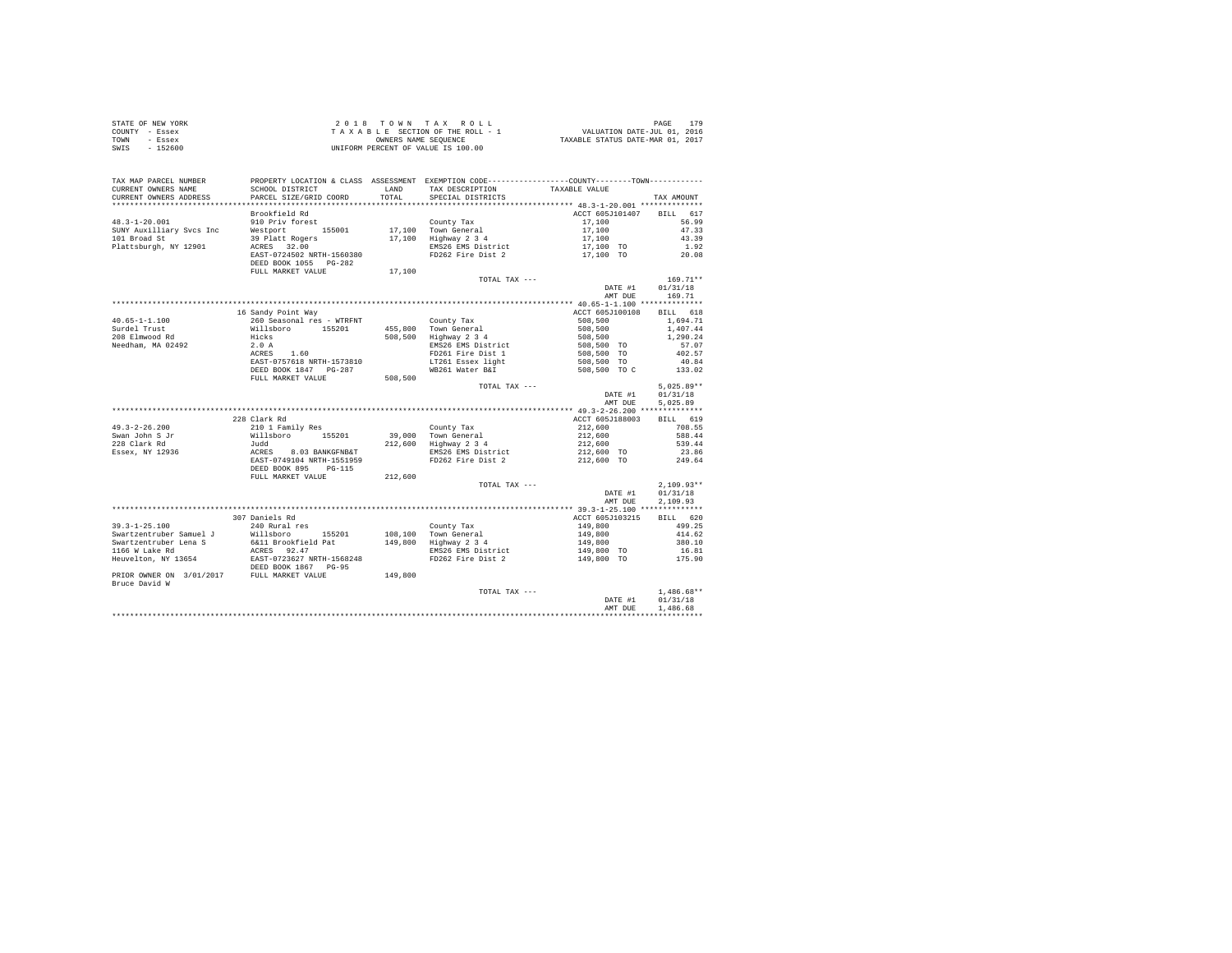STATE OF NEW YORK
COUNTY - Essex
TOWN - Essex
SWIS - 152600

2 0 1 8 T O W N T A X R O L L
T A X A B L E SECTION OF THE ROLL - 1
OWNERS NAME SEQUENCE
UNIFORM PERCENT OF VALUE IS 100.00

VALUATION DATE-JUL 01, 2016
TAXABLE STATUS DATE-MAR 01, 2017

| TAX MAP PARCEL NUMBER / CURRENT OWNERS NAME / CURRENT OWNERS ADDRESS | PROPERTY LOCATION & CLASS / SCHOOL DISTRICT / PARCEL SIZE/GRID COORD | ASSESSMENT LAND / TOTAL | EXEMPTION CODE / TAX DESCRIPTION / SPECIAL DISTRICTS | COUNTY--------TOWN TAXABLE VALUE | TAX AMOUNT |
|---|---|---|---|---|---|
| 48.3-1-20.001 | Brookfield Rd | | | ACCT 605J101407 | BILL 617 |
| | 910 Priv forest | | County Tax | 17,100 | 56.99 |
| SUNY Auxilliary Svcs Inc | Westport 155001 | 17,100 | Town General | 17,100 | 47.33 |
| 101 Broad St | 39 Platt Rogers | 17,100 | Highway 2 3 4 | 17,100 | 43.39 |
| Plattsburgh, NY 12901 | ACRES 32.00 | | EMS26 EMS District | 17,100 TO | 1.92 |
| | EAST-0724502 NRTH-1560380 | | FD262 Fire Dist 2 | 17,100 TO | 20.08 |
| | DEED BOOK 1055 PG-282 | | | | |
| | FULL MARKET VALUE | 17,100 | | | |
| | | | TOTAL TAX --- | | 169.71** |
| | | | | DATE #1 | 01/31/18 |
| | | | | AMT DUE | 169.71 |
| 40.65-1-1.100 | 16 Sandy Point Way | | | ACCT 605J100108 | BILL 618 |
| | 260 Seasonal res - WTRFNT | | County Tax | 508,500 | 1,694.71 |
| Surdel Trust | Willsboro 155201 | 455,800 | Town General | 508,500 | 1,407.44 |
| 208 Elmwood Rd | Hicks | 508,500 | Highway 2 3 4 | 508,500 | 1,290.24 |
| Needham, MA 02492 | 2.0 A | | EMS26 EMS District | 508,500 TO | 57.07 |
| | ACRES 1.60 | | FD261 Fire Dist 1 | 508,500 TO | 402.57 |
| | EAST-0757618 NRTH-1573810 | | LT261 Essex light | 508,500 TO | 40.84 |
| | DEED BOOK 1847 PG-287 | | WB261 Water B&I | 508,500 TO C | 133.02 |
| | FULL MARKET VALUE | 508,500 | | | |
| | | | TOTAL TAX --- | | 5,025.89** |
| | | | | DATE #1 | 01/31/18 |
| | | | | AMT DUE | 5,025.89 |
| 49.3-2-26.200 | 228 Clark Rd | | | ACCT 605J188003 | BILL 619 |
| | 210 1 Family Res | | County Tax | 212,600 | 708.55 |
| Swan John S Jr | Willsboro 155201 | 39,000 | Town General | 212,600 | 588.44 |
| 228 Clark Rd | Judd | 212,600 | Highway 2 3 4 | 212,600 | 539.44 |
| Essex, NY 12936 | ACRES 8.03 BANKGFNB&T | | EMS26 EMS District | 212,600 TO | 23.86 |
| | EAST-0749104 NRTH-1551959 | | FD262 Fire Dist 2 | 212,600 TO | 249.64 |
| | DEED BOOK 895 PG-115 | | | | |
| | FULL MARKET VALUE | 212,600 | | | |
| | | | TOTAL TAX --- | | 2,109.93** |
| | | | | DATE #1 | 01/31/18 |
| | | | | AMT DUE | 2,109.93 |
| 39.3-1-25.100 | 307 Daniels Rd | | | ACCT 605J103215 | BILL 620 |
| | 240 Rural res | | County Tax | 149,800 | 499.25 |
| Swartzentruber Samuel J | Willsboro 155201 | 108,100 | Town General | 149,800 | 414.62 |
| Swartzentruber Lena S | 6&11 Brookfield Pat | 149,800 | Highway 2 3 4 | 149,800 | 380.10 |
| 1166 W Lake Rd | ACRES 92.47 | | EMS26 EMS District | 149,800 TO | 16.81 |
| Heuvelton, NY 13654 | EAST-0723627 NRTH-1568248 | | FD262 Fire Dist 2 | 149,800 TO | 175.90 |
| | DEED BOOK 1867 PG-95 | | | | |
| PRIOR OWNER ON 3/01/2017 | FULL MARKET VALUE | 149,800 | | | |
| Bruce David W | | | | | |
| | | | TOTAL TAX --- | | 1,486.68** |
| | | | | DATE #1 | 01/31/18 |
| | | | | AMT DUE | 1,486.68 |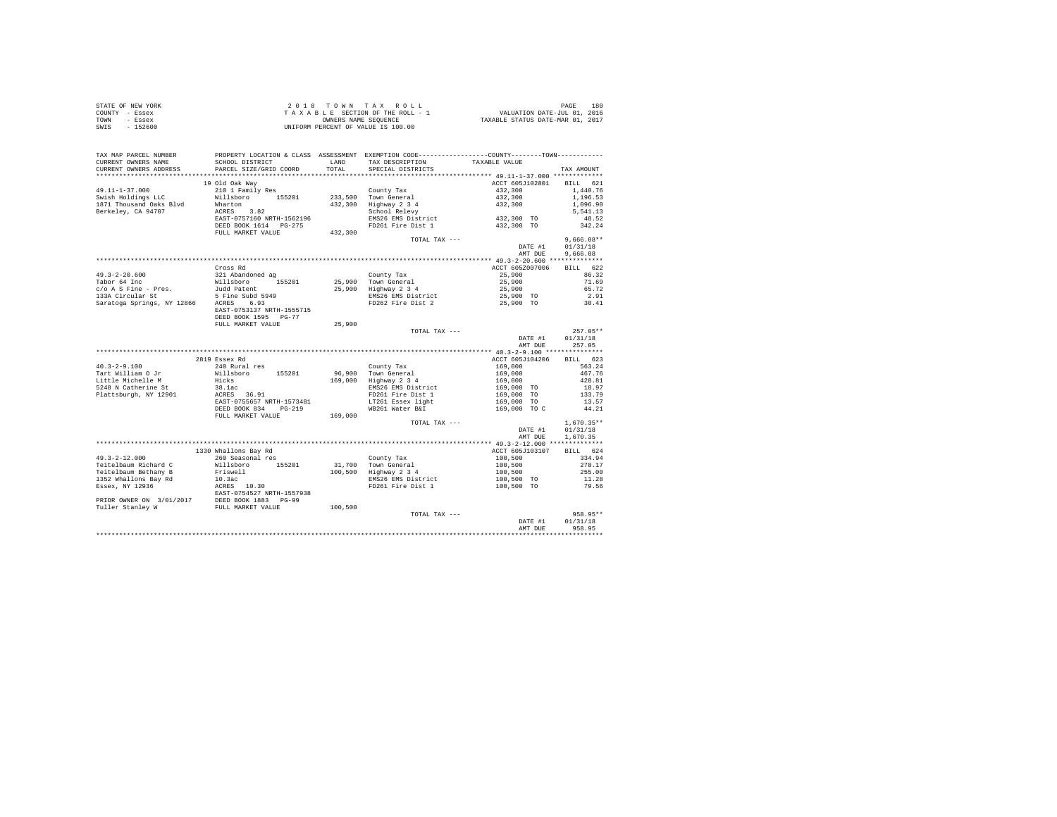STATE OF NEW YORK
COUNTY - Essex
TOWN - Essex
SWIS - 152600

2018 TOWN TAX ROLL
TAXABLE SECTION OF THE ROLL - 1
OWNERS NAME SEQUENCE
UNIFORM PERCENT OF VALUE IS 100.00

VALUATION DATE-JUL 01, 2016
TAXABLE STATUS DATE-MAR 01, 2017

| TAX MAP PARCEL NUMBER / CURRENT OWNERS NAME / CURRENT OWNERS ADDRESS | PROPERTY LOCATION & CLASS / SCHOOL DISTRICT / PARCEL SIZE/GRID COORD | ASSESSMENT LAND / TOTAL | EXEMPTION CODE / TAX DESCRIPTION / SPECIAL DISTRICTS | COUNTY--------TOWN TAXABLE VALUE | TAX AMOUNT |
|---|---|---|---|---|---|
| ******************************************** 49.11-1-37.000 | | | | | |
| | 19 Old Oak Way | | | ACCT 605J102801 | BILL 621 |
| 49.11-1-37.000 | 210 1 Family Res | | County Tax | 432,300 | 1,440.76 |
| Swish Holdings LLC | Willsboro 155201 | 233,500 | Town General | 432,300 | 1,196.53 |
| 1871 Thousand Oaks Blvd | Wharton | 432,300 | Highway 2 3 4 | 432,300 | 1,096.90 |
| Berkeley, CA 94707 | ACRES 3.82 | | School Relevy | | 5,541.13 |
| | EAST-0757160 NRTH-1562196 | | EMS26 EMS District | 432,300 TO | 48.52 |
| | DEED BOOK 1614 PG-275 | | FD261 Fire Dist 1 | 432,300 TO | 342.24 |
| | FULL MARKET VALUE | 432,300 | | | |
| | | | TOTAL TAX --- | | 9,666.08** |
| | | | | DATE #1 | 01/31/18 |
| | | | | AMT DUE | 9,666.08 |
| ******************************************** 49.3-2-20.600 | | | | | |
| | Cross Rd | | | ACCT 605Z007006 | BILL 622 |
| 49.3-2-20.600 | 321 Abandoned ag | | County Tax | 25,900 | 86.32 |
| Tabor 64 Inc | Willsboro 155201 | 25,900 | Town General | 25,900 | 71.69 |
| c/o A S Fine - Pres. | Judd Patent | 25,900 | Highway 2 3 4 | 25,900 | 65.72 |
| 133A Circular St | 5 Fine Subd 5949 | | EMS26 EMS District | 25,900 TO | 2.91 |
| Saratoga Springs, NY 12866 | ACRES 6.93 | | FD262 Fire Dist 2 | 25,900 TO | 30.41 |
| | EAST-0753137 NRTH-1555715 | | | | |
| | DEED BOOK 1595 PG-77 | | | | |
| | FULL MARKET VALUE | 25,900 | | | |
| | | | TOTAL TAX --- | | 257.05** |
| | | | | DATE #1 | 01/31/18 |
| | | | | AMT DUE | 257.05 |
| ******************************************** 40.3-2-9.100 | | | | | |
| | 2819 Essex Rd | | | ACCT 605J104206 | BILL 623 |
| 40.3-2-9.100 | 240 Rural res | | County Tax | 169,000 | 563.24 |
| Tart William O Jr | Willsboro 155201 | 96,900 | Town General | 169,000 | 467.76 |
| Little Michelle M | Hicks | 169,000 | Highway 2 3 4 | 169,000 | 428.81 |
| 5248 N Catherine St | 38.1ac | | EMS26 EMS District | 169,000 TO | 18.97 |
| Plattsburgh, NY 12901 | ACRES 36.91 | | FD261 Fire Dist 1 | 169,000 TO | 133.79 |
| | EAST-0755657 NRTH-1573481 | | LT261 Essex light | 169,000 TO | 13.57 |
| | DEED BOOK 834 PG-219 | | WB261 Water B&I | 169,000 TO C | 44.21 |
| | FULL MARKET VALUE | 169,000 | | | |
| | | | TOTAL TAX --- | | 1,670.35** |
| | | | | DATE #1 | 01/31/18 |
| | | | | AMT DUE | 1,670.35 |
| ******************************************** 49.3-2-12.000 | | | | | |
| | 1330 Whallons Bay Rd | | | ACCT 605J103107 | BILL 624 |
| 49.3-2-12.000 | 260 Seasonal res | | County Tax | 100,500 | 334.94 |
| Teitelbaum Richard C | Willsboro 155201 | 31,700 | Town General | 100,500 | 278.17 |
| Teitelbaum Bethany B | Friswell | 100,500 | Highway 2 3 4 | 100,500 | 255.00 |
| 1352 Whallons Bay Rd | 10.3ac | | EMS26 EMS District | 100,500 TO | 11.28 |
| Essex, NY 12936 | ACRES 10.30 | | FD261 Fire Dist 1 | 100,500 TO | 79.56 |
| | EAST-0754527 NRTH-1557938 | | | | |
| PRIOR OWNER ON 3/01/2017 | DEED BOOK 1883 PG-99 | | | | |
| Tuller Stanley W | FULL MARKET VALUE | 100,500 | | | |
| | | | TOTAL TAX --- | | 958.95** |
| | | | | DATE #1 | 01/31/18 |
| | | | | AMT DUE | 958.95 |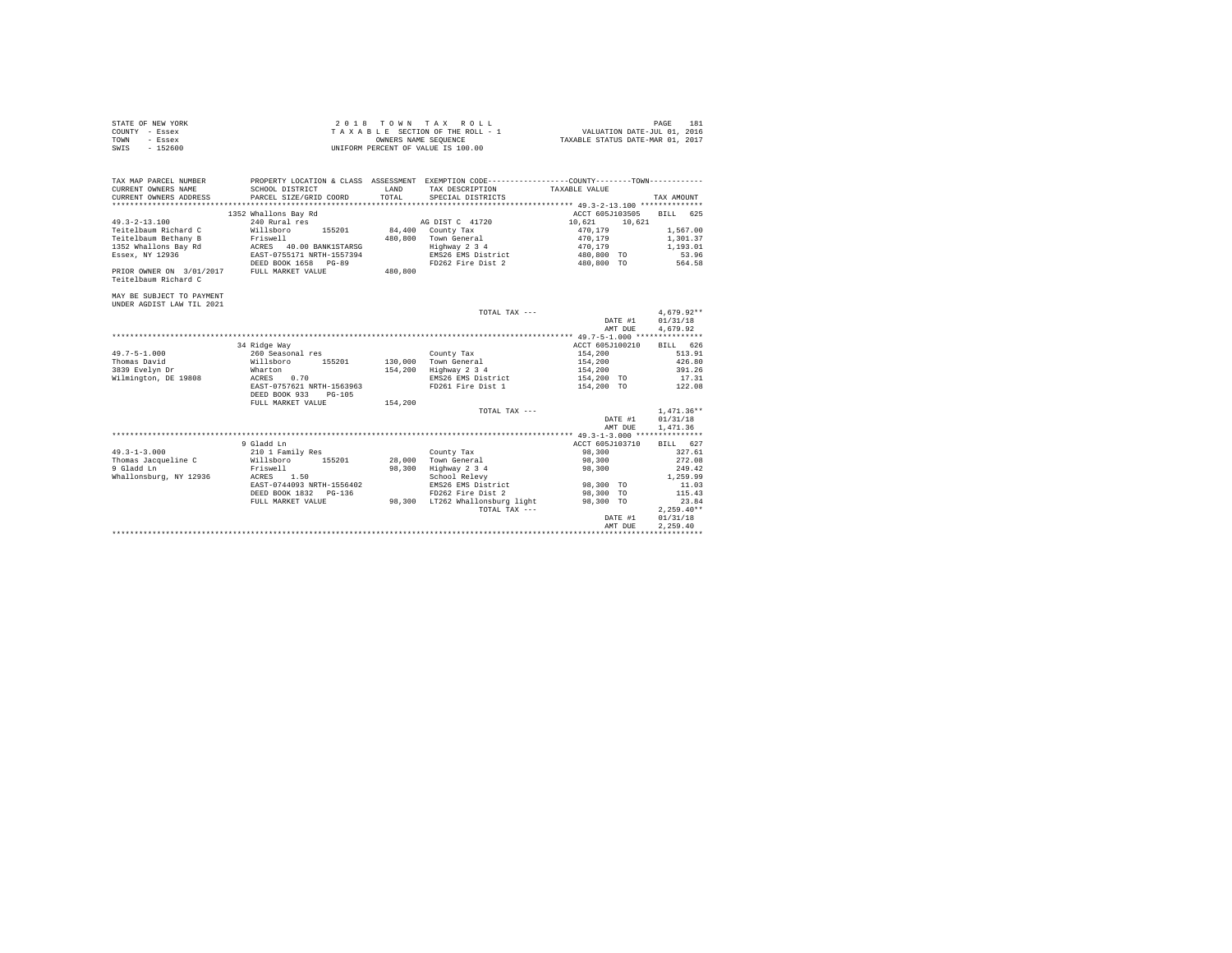STATE OF NEW YORK
COUNTY - Essex
TOWN - Essex
SWIS - 152600

2018 TOWN TAX ROLL
TAXABLE SECTION OF THE ROLL - 1
OWNERS NAME SEQUENCE
UNIFORM PERCENT OF VALUE IS 100.00

VALUATION DATE-JUL 01, 2016
TAXABLE STATUS DATE-MAR 01, 2017

| TAX MAP PARCEL NUMBER / CURRENT OWNERS NAME / CURRENT OWNERS ADDRESS | PROPERTY LOCATION & CLASS / SCHOOL DISTRICT / PARCEL SIZE/GRID COORD | ASSESSMENT LAND / TOTAL | EXEMPTION CODE / TAX DESCRIPTION / SPECIAL DISTRICTS | COUNTY / TOWN TAXABLE VALUE | TAX AMOUNT |
|---|---|---|---|---|---|
| 49.3-2-13.100 | 1352 Whallons Bay Rd | | | ACCT 605J103505 | BILL 625 |
| | 240 Rural res | | AG DIST C 41720 | 10,621 10,621 | |
| Teitelbaum Richard C | Willsboro 155201 | 84,400 | County Tax | 470,179 | 1,567.00 |
| Teitelbaum Bethany B | Friswell | 480,800 | Town General | 470,179 | 1,301.37 |
| 1352 Whallons Bay Rd | ACRES 40.00 BANK1STARSG | | Highway 2 3 4 | 470,179 | 1,193.01 |
| Essex, NY 12936 | EAST-0755171 NRTH-1557394 | | EMS26 EMS District | 480,800 TO | 53.96 |
| | DEED BOOK 1658 PG-89 | | FD262 Fire Dist 2 | 480,800 TO | 564.58 |
| PRIOR OWNER ON 3/01/2017 | FULL MARKET VALUE | 480,800 | | | |
| Teitelbaum Richard C | | | | | |
| MAY BE SUBJECT TO PAYMENT | | | | | |
| UNDER AGDIST LAW TIL 2021 | | | | | |
| | | | TOTAL TAX --- | | 4,679.92** |
| | | | | DATE #1 | 01/31/18 |
| | | | | AMT DUE | 4,679.92 |
| 49.7-5-1.000 | 34 Ridge Way | | | ACCT 605J100210 | BILL 626 |
| | 260 Seasonal res | | County Tax | 154,200 | 513.91 |
| Thomas David | Willsboro 155201 | 130,000 | Town General | 154,200 | 426.80 |
| 3839 Evelyn Dr | Wharton | 154,200 | Highway 2 3 4 | 154,200 | 391.26 |
| Wilmington, DE 19808 | ACRES 0.70 | | EMS26 EMS District | 154,200 TO | 17.31 |
| | EAST-0757621 NRTH-1563963 | | FD261 Fire Dist 1 | 154,200 TO | 122.08 |
| | DEED BOOK 933 PG-105 | | | | |
| | FULL MARKET VALUE | 154,200 | | | |
| | | | TOTAL TAX --- | | 1,471.36** |
| | | | | DATE #1 | 01/31/18 |
| | | | | AMT DUE | 1,471.36 |
| 49.3-1-3.000 | 9 Gladd Ln | | | ACCT 605J103710 | BILL 627 |
| | 210 1 Family Res | | County Tax | 98,300 | 327.61 |
| Thomas Jacqueline C | Willsboro 155201 | 28,000 | Town General | 98,300 | 272.08 |
| 9 Gladd Ln | Friswell | 98,300 | Highway 2 3 4 | 98,300 | 249.42 |
| Whallonsburg, NY 12936 | ACRES 1.50 | | School Relevy | | 1,259.99 |
| | EAST-0744093 NRTH-1556402 | | EMS26 EMS District | 98,300 TO | 11.03 |
| | DEED BOOK 1832 PG-136 | | FD262 Fire Dist 2 | 98,300 TO | 115.43 |
| | FULL MARKET VALUE | 98,300 | LT262 Whallonsburg light | 98,300 TO | 23.84 |
| | | | TOTAL TAX --- | | 2,259.40** |
| | | | | DATE #1 | 01/31/18 |
| | | | | AMT DUE | 2,259.40 |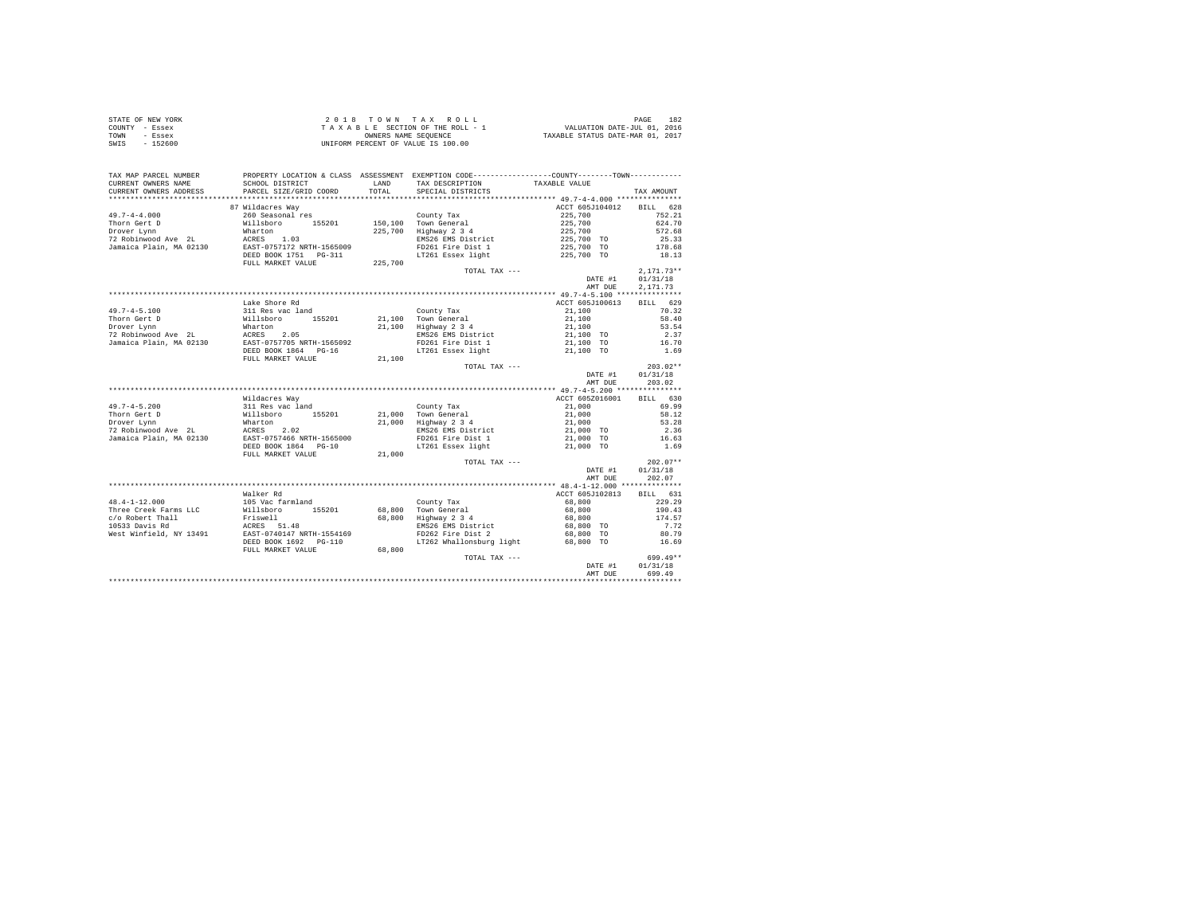STATE OF NEW YORK
COUNTY - Essex
TOWN - Essex
SWIS - 152600

2 0 1 8 T O W N T A X R O L L
T A X A B L E SECTION OF THE ROLL - 1
OWNERS NAME SEQUENCE
UNIFORM PERCENT OF VALUE IS 100.00

VALUATION DATE-JUL 01, 2016
TAXABLE STATUS DATE-MAR 01, 2017

| TAX MAP PARCEL NUMBER / CURRENT OWNERS NAME / CURRENT OWNERS ADDRESS | PROPERTY LOCATION & CLASS / SCHOOL DISTRICT / PARCEL SIZE/GRID COORD | ASSESSMENT LAND / TOTAL | EXEMPTION CODE / TAX DESCRIPTION / SPECIAL DISTRICTS | TAXABLE VALUE | TAX AMOUNT |
|---|---|---|---|---|---|
| | 87 Wildacres Way | | | ACCT 605J104012 | BILL 628 |
| 49.7-4-4.000 | 260 Seasonal res | | County Tax | 225,700 | 752.21 |
| Thorn Gert D | Willsboro 155201 | 150,100 | Town General | 225,700 | 624.70 |
| Drover Lynn | Wharton | 225,700 | Highway 2 3 4 | 225,700 | 572.68 |
| 72 Robinwood Ave 2L | ACRES 1.03 | | EMS26 EMS District | 225,700 TO | 25.33 |
| Jamaica Plain, MA 02130 | EAST-0757172 NRTH-1565009 | | FD261 Fire Dist 1 | 225,700 TO | 178.68 |
| | DEED BOOK 1751 PG-311 | | LT261 Essex light | 225,700 TO | 18.13 |
| | FULL MARKET VALUE | 225,700 | | | |
| | | | TOTAL TAX --- | | 2,171.73** |
| | | | | DATE #1 | 01/31/18 |
| | | | | AMT DUE | 2,171.73 |
| | Lake Shore Rd | | | ACCT 605J100613 | BILL 629 |
| 49.7-4-5.100 | 311 Res vac land | | County Tax | 21,100 | 70.32 |
| Thorn Gert D | Willsboro 155201 | 21,100 | Town General | 21,100 | 58.40 |
| Drover Lynn | Wharton | 21,100 | Highway 2 3 4 | 21,100 | 53.54 |
| 72 Robinwood Ave 2L | ACRES 2.05 | | EMS26 EMS District | 21,100 TO | 2.37 |
| Jamaica Plain, MA 02130 | EAST-0757705 NRTH-1565092 | | FD261 Fire Dist 1 | 21,100 TO | 16.70 |
| | DEED BOOK 1864 PG-16 | | LT261 Essex light | 21,100 TO | 1.69 |
| | FULL MARKET VALUE | 21,100 | | | |
| | | | TOTAL TAX --- | | 203.02** |
| | | | | DATE #1 | 01/31/18 |
| | | | | AMT DUE | 203.02 |
| | Wildacres Way | | | ACCT 605Z016001 | BILL 630 |
| 49.7-4-5.200 | 311 Res vac land | | County Tax | 21,000 | 69.99 |
| Thorn Gert D | Willsboro 155201 | 21,000 | Town General | 21,000 | 58.12 |
| Drover Lynn | Wharton | 21,000 | Highway 2 3 4 | 21,000 | 53.28 |
| 72 Robinwood Ave 2L | ACRES 2.02 | | EMS26 EMS District | 21,000 TO | 2.36 |
| Jamaica Plain, MA 02130 | EAST-0757466 NRTH-1565000 | | FD261 Fire Dist 1 | 21,000 TO | 16.63 |
| | DEED BOOK 1864 PG-10 | | LT261 Essex light | 21,000 TO | 1.69 |
| | FULL MARKET VALUE | 21,000 | | | |
| | | | TOTAL TAX --- | | 202.07** |
| | | | | DATE #1 | 01/31/18 |
| | | | | AMT DUE | 202.07 |
| | Walker Rd | | | ACCT 605J102813 | BILL 631 |
| 48.4-1-12.000 | 105 Vac farmland | | County Tax | 68,800 | 229.29 |
| Three Creek Farms LLC | Willsboro 155201 | 68,800 | Town General | 68,800 | 190.43 |
| c/o Robert Thall | Friswell | 68,800 | Highway 2 3 4 | 68,800 | 174.57 |
| 10533 Davis Rd | ACRES 51.48 | | EMS26 EMS District | 68,800 TO | 7.72 |
| West Winfield, NY 13491 | EAST-0740147 NRTH-1554169 | | FD262 Fire Dist 2 | 68,800 TO | 80.79 |
| | DEED BOOK 1692 PG-110 | | LT262 Whallonsburg light | 68,800 TO | 16.69 |
| | FULL MARKET VALUE | 68,800 | | | |
| | | | TOTAL TAX --- | | 699.49** |
| | | | | DATE #1 | 01/31/18 |
| | | | | AMT DUE | 699.49 |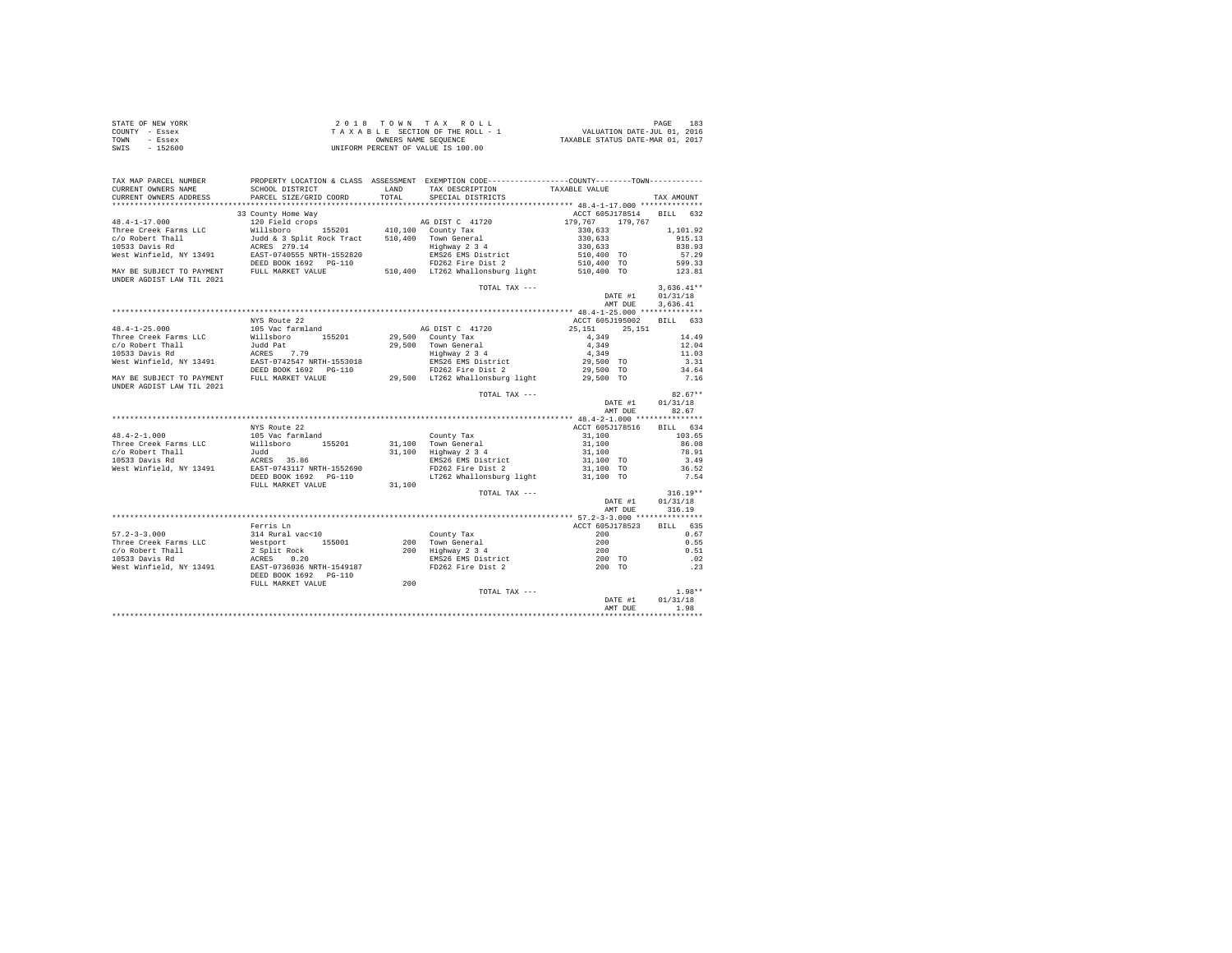STATE OF NEW YORK
COUNTY - Essex
TOWN - Essex
SWIS - 152600

2 0 1 8 T O W N T A X R O L L
T A X A B L E SECTION OF THE ROLL - 1
OWNERS NAME SEQUENCE
UNIFORM PERCENT OF VALUE IS 100.00

VALUATION DATE-JUL 01, 2016
TAXABLE STATUS DATE-MAR 01, 2017

| TAX MAP PARCEL NUMBER / CURRENT OWNERS NAME / CURRENT OWNERS ADDRESS | PROPERTY LOCATION & CLASS / SCHOOL DISTRICT / PARCEL SIZE/GRID COORD | ASSESSMENT LAND / TOTAL | EXEMPTION CODE / TAX DESCRIPTION / SPECIAL DISTRICTS | COUNTY / TOWN TAXABLE VALUE | TAX AMOUNT |
|---|---|---|---|---|---|
| **48.4-1-17.000** | 33 County Home Way | | | ACCT 605J178514 | BILL 632 |
| | 120 Field crops | | AG DIST C 41720 | 179,767 179,767 | |
| Three Creek Farms LLC | Willsboro 155201 | 410,100 | County Tax | 330,633 | 1,101.92 |
| c/o Robert Thall | Judd & 3 Split Rock Tract | 510,400 | Town General | 330,633 | 915.13 |
| 10533 Davis Rd | ACRES 279.14 | | Highway 2 3 4 | 330,633 | 838.93 |
| West Winfield, NY 13491 | EAST-0740555 NRTH-1552820 | | EMS26 EMS District | 510,400 TO | 57.29 |
| | DEED BOOK 1692 PG-110 | | FD262 Fire Dist 2 | 510,400 TO | 599.33 |
| MAY BE SUBJECT TO PAYMENT | FULL MARKET VALUE | 510,400 | LT262 Whallonsburg light | 510,400 TO | 123.81 |
| UNDER AGDIST LAW TIL 2021 | | | | | |
| | | | TOTAL TAX --- | | 3,636.41** |
| | | | | DATE #1 | 01/31/18 |
| | | | | AMT DUE | 3,636.41 |
| **48.4-1-25.000** | NYS Route 22 | | | ACCT 605J195002 | BILL 633 |
| | 105 Vac farmland | | AG DIST C 41720 | 25,151 25,151 | |
| Three Creek Farms LLC | Willsboro 155201 | 29,500 | County Tax | 4,349 | 14.49 |
| c/o Robert Thall | Judd Pat | 29,500 | Town General | 4,349 | 12.04 |
| 10533 Davis Rd | ACRES 7.79 | | Highway 2 3 4 | 4,349 | 11.03 |
| West Winfield, NY 13491 | EAST-0742547 NRTH-1553018 | | EMS26 EMS District | 29,500 TO | 3.31 |
| | DEED BOOK 1692 PG-110 | | FD262 Fire Dist 2 | 29,500 TO | 34.64 |
| MAY BE SUBJECT TO PAYMENT | FULL MARKET VALUE | 29,500 | LT262 Whallonsburg light | 29,500 TO | 7.16 |
| UNDER AGDIST LAW TIL 2021 | | | | | |
| | | | TOTAL TAX --- | | 82.67** |
| | | | | DATE #1 | 01/31/18 |
| | | | | AMT DUE | 82.67 |
| **48.4-2-1.000** | NYS Route 22 | | | ACCT 605J178516 | BILL 634 |
| | 105 Vac farmland | | County Tax | 31,100 | 103.65 |
| Three Creek Farms LLC | Willsboro 155201 | 31,100 | Town General | 31,100 | 86.08 |
| c/o Robert Thall | Judd | 31,100 | Highway 2 3 4 | 31,100 | 78.91 |
| 10533 Davis Rd | ACRES 35.86 | | EMS26 EMS District | 31,100 TO | 3.49 |
| West Winfield, NY 13491 | EAST-0743117 NRTH-1552690 | | FD262 Fire Dist 2 | 31,100 TO | 36.52 |
| | DEED BOOK 1692 PG-110 | | LT262 Whallonsburg light | 31,100 TO | 7.54 |
| | FULL MARKET VALUE | 31,100 | | | |
| | | | TOTAL TAX --- | | 316.19** |
| | | | | DATE #1 | 01/31/18 |
| | | | | AMT DUE | 316.19 |
| **57.2-3-3.000** | Ferris Ln | | | ACCT 605J178523 | BILL 635 |
| | 314 Rural vac<10 | | County Tax | 200 | 0.67 |
| Three Creek Farms LLC | Westport 155001 | 200 | Town General | 200 | 0.55 |
| c/o Robert Thall | 2 Split Rock | 200 | Highway 2 3 4 | 200 | 0.51 |
| 10533 Davis Rd | ACRES 0.20 | | EMS26 EMS District | 200 TO | .02 |
| West Winfield, NY 13491 | EAST-0736036 NRTH-1549187 | | FD262 Fire Dist 2 | 200 TO | .23 |
| | DEED BOOK 1692 PG-110 | | | | |
| | FULL MARKET VALUE | 200 | | | |
| | | | TOTAL TAX --- | | 1.98** |
| | | | | DATE #1 | 01/31/18 |
| | | | | AMT DUE | 1.98 |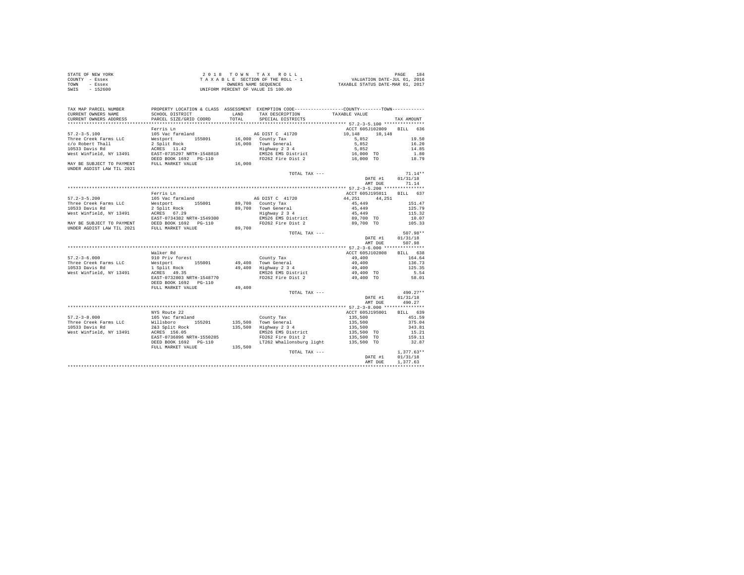STATE OF NEW YORK
COUNTY - Essex
TOWN - Essex
SWIS - 152600

2 0 1 8 T O W N T A X R O L L
T A X A B L E SECTION OF THE ROLL - 1
OWNERS NAME SEQUENCE
UNIFORM PERCENT OF VALUE IS 100.00

VALUATION DATE-JUL 01, 2016
TAXABLE STATUS DATE-MAR 01, 2017

| TAX MAP PARCEL NUMBER / CURRENT OWNERS NAME / CURRENT OWNERS ADDRESS | PROPERTY LOCATION & CLASS / SCHOOL DISTRICT / PARCEL SIZE/GRID COORD | ASSESSMENT LAND / TOTAL | EXEMPTION CODE / TAX DESCRIPTION / SPECIAL DISTRICTS | COUNTY / TOWN TAXABLE VALUE | TAX AMOUNT |
|---|---|---|---|---|---|
| **57.2-3-5.100** | Ferris Ln | | | ACCT 605J102809 | BILL 636 |
| 57.2-3-5.100 | 105 Vac farmland | | AG DIST C 41720 | 10,148 10,148 | |
| Three Creek Farms LLC | Westport 155001 | 16,000 | County Tax | 5,852 | 19.50 |
| c/o Robert Thall | 2 Split Rock | 16,000 | Town General | 5,852 | 16.20 |
| 10533 Davis Rd | ACRES 11.42 | | Highway 2 3 4 | 5,852 | 14.85 |
| West Winfield, NY 13491 | EAST-0735297 NRTH-1548818 | | EMS26 EMS District | 16,000 TO | 1.80 |
| | DEED BOOK 1692 PG-110 | | FD262 Fire Dist 2 | 16,000 TO | 18.79 |
| MAY BE SUBJECT TO PAYMENT | FULL MARKET VALUE | 16,000 | | | |
| UNDER AGDIST LAW TIL 2021 | | | | | |
| | | | TOTAL TAX --- | | 71.14** |
| | | | | DATE #1 | 01/31/18 |
| | | | | AMT DUE | 71.14 |
| **57.2-3-5.200** | Ferris Ln | | | ACCT 605J195011 | BILL 637 |
| 57.2-3-5.200 | 105 Vac farmland | | AG DIST C 41720 | 44,251 44,251 | |
| Three Creek Farms LLC | Westport 155001 | 89,700 | County Tax | 45,449 | 151.47 |
| 10533 Davis Rd | 2 Split Rock | 89,700 | Town General | 45,449 | 125.79 |
| West Winfield, NY 13491 | ACRES 67.29 | | Highway 2 3 4 | 45,449 | 115.32 |
| | EAST-0734382 NRTH-1549300 | | EMS26 EMS District | 89,700 TO | 10.07 |
| MAY BE SUBJECT TO PAYMENT | DEED BOOK 1692 PG-110 | | FD262 Fire Dist 2 | 89,700 TO | 105.33 |
| UNDER AGDIST LAW TIL 2021 | FULL MARKET VALUE | 89,700 | | | |
| | | | TOTAL TAX --- | | 507.98** |
| | | | | DATE #1 | 01/31/18 |
| | | | | AMT DUE | 507.98 |
| **57.2-3-6.000** | Walker Rd | | | ACCT 605J102808 | BILL 638 |
| 57.2-3-6.000 | 910 Priv forest | | County Tax | 49,400 | 164.64 |
| Three Creek Farms LLC | Westport 155001 | 49,400 | Town General | 49,400 | 136.73 |
| 10533 Davis Rd | 1 Split Rock | 49,400 | Highway 2 3 4 | 49,400 | 125.35 |
| West Winfield, NY 13491 | ACRES 49.35 | | EMS26 EMS District | 49,400 TO | 5.54 |
| | EAST-0732803 NRTH-1548770 | | FD262 Fire Dist 2 | 49,400 TO | 58.01 |
| | DEED BOOK 1692 PG-110 | | | | |
| | FULL MARKET VALUE | 49,400 | | | |
| | | | TOTAL TAX --- | | 490.27** |
| | | | | DATE #1 | 01/31/18 |
| | | | | AMT DUE | 490.27 |
| **57.2-3-8.000** | NYS Route 22 | | | ACCT 605J195001 | BILL 639 |
| 57.2-3-8.000 | 105 Vac farmland | | County Tax | 135,500 | 451.59 |
| Three Creek Farms LLC | Willsboro 155201 | 135,500 | Town General | 135,500 | 375.04 |
| 10533 Davis Rd | 2&3 Split Rock | 135,500 | Highway 2 3 4 | 135,500 | 343.81 |
| West Winfield, NY 13491 | ACRES 156.05 | | EMS26 EMS District | 135,500 TO | 15.21 |
| | EAST-0736896 NRTH-1550285 | | FD262 Fire Dist 2 | 135,500 TO | 159.11 |
| | DEED BOOK 1692 PG-110 | | LT262 Whallonsburg light | 135,500 TO | 32.87 |
| | FULL MARKET VALUE | 135,500 | | | |
| | | | TOTAL TAX --- | | 1,377.63** |
| | | | | DATE #1 | 01/31/18 |
| | | | | AMT DUE | 1,377.63 |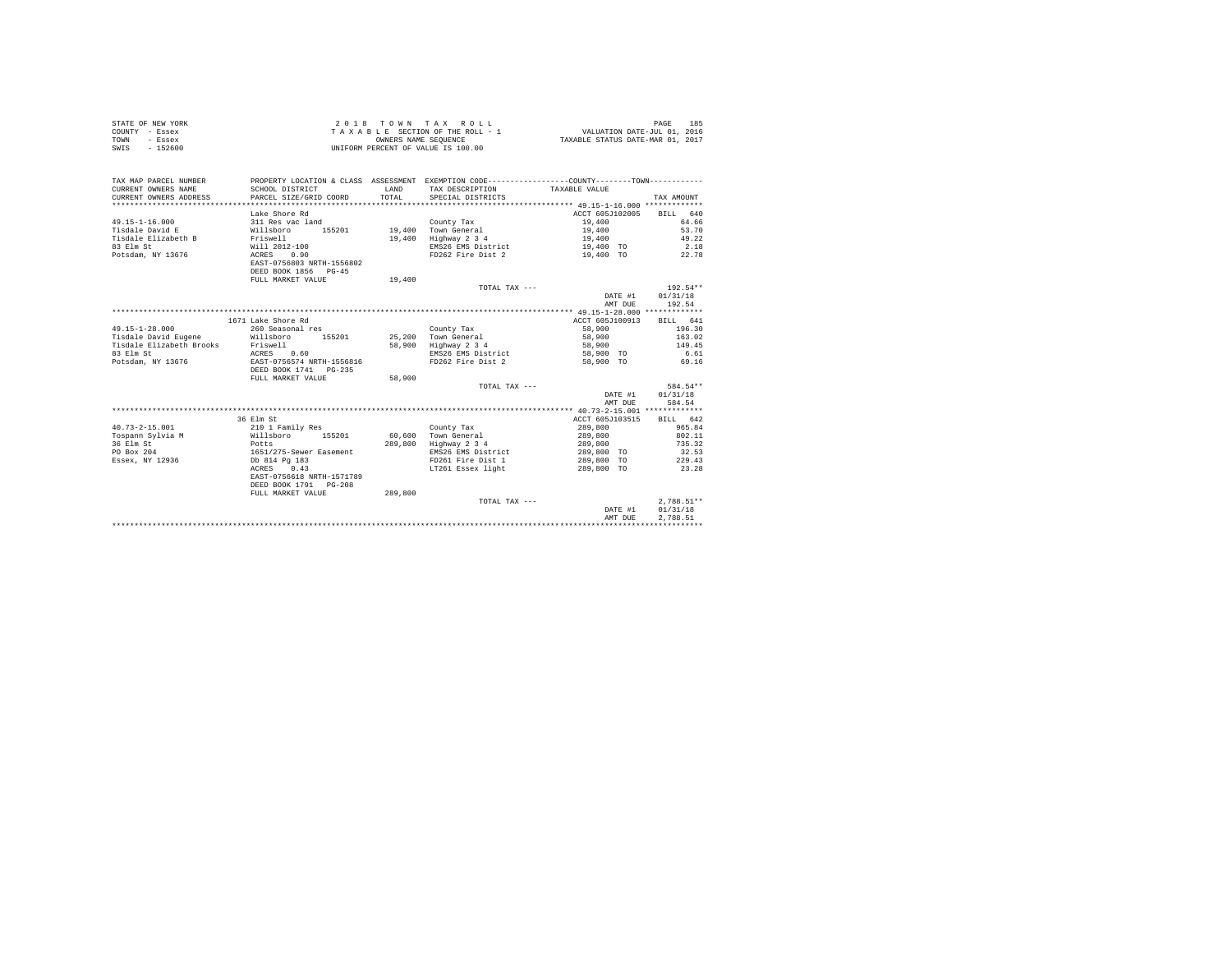STATE OF NEW YORK
COUNTY - Essex
TOWN - Essex
SWIS - 152600

2 0 1 8 T O W N T A X R O L L
T A X A B L E SECTION OF THE ROLL - 1
OWNERS NAME SEQUENCE
UNIFORM PERCENT OF VALUE IS 100.00

VALUATION DATE-JUL 01, 2016
TAXABLE STATUS DATE-MAR 01, 2017

| TAX MAP PARCEL NUMBER / CURRENT OWNERS NAME / CURRENT OWNERS ADDRESS | PROPERTY LOCATION & CLASS / SCHOOL DISTRICT / PARCEL SIZE/GRID COORD | ASSESSMENT LAND / TOTAL | EXEMPTION CODE / TAX DESCRIPTION / SPECIAL DISTRICTS | COUNTY--------TOWN / TAXABLE VALUE | TAX AMOUNT |
|---|---|---|---|---|---|
| 49.15-1-16.000 | Lake Shore Rd | | | ACCT 605J102005 | BILL 640 |
| 49.15-1-16.000 | 311 Res vac land | | County Tax | 19,400 | 64.66 |
| Tisdale David E | Willsboro 155201 | 19,400 | Town General | 19,400 | 53.70 |
| Tisdale Elizabeth B | Friswell | 19,400 | Highway 2 3 4 | 19,400 | 49.22 |
| 83 Elm St | Will 2012-100 | | EMS26 EMS District | 19,400 TO | 2.18 |
| Potsdam, NY 13676 | ACRES 0.90 | | FD262 Fire Dist 2 | 19,400 TO | 22.78 |
| | EAST-0756803 NRTH-1556802 | | | | |
| | DEED BOOK 1856 PG-45 | | | | |
| | FULL MARKET VALUE | 19,400 | | | |
| | | | TOTAL TAX --- | | 192.54** |
| | | | | DATE #1 | 01/31/18 |
| | | | | AMT DUE | 192.54 |
| 49.15-1-28.000 | 1671 Lake Shore Rd | | | ACCT 605J100913 | BILL 641 |
| 49.15-1-28.000 | 260 Seasonal res | | County Tax | 58,900 | 196.30 |
| Tisdale David Eugene | Willsboro 155201 | 25,200 | Town General | 58,900 | 163.02 |
| Tisdale Elizabeth Brooks | Friswell | 58,900 | Highway 2 3 4 | 58,900 | 149.45 |
| 83 Elm St | ACRES 0.60 | | EMS26 EMS District | 58,900 TO | 6.61 |
| Potsdam, NY 13676 | EAST-0756574 NRTH-1556816 | | FD262 Fire Dist 2 | 58,900 TO | 69.16 |
| | DEED BOOK 1741 PG-235 | | | | |
| | FULL MARKET VALUE | 58,900 | | | |
| | | | TOTAL TAX --- | | 584.54** |
| | | | | DATE #1 | 01/31/18 |
| | | | | AMT DUE | 584.54 |
| 40.73-2-15.001 | 36 Elm St | | | ACCT 605J103515 | BILL 642 |
| 40.73-2-15.001 | 210 1 Family Res | | County Tax | 289,800 | 965.84 |
| Tospann Sylvia M | Willsboro 155201 | 60,600 | Town General | 289,800 | 802.11 |
| 36 Elm St | Potts | 289,800 | Highway 2 3 4 | 289,800 | 735.32 |
| PO Box 204 | 1651/275-Sewer Easement | | EMS26 EMS District | 289,800 TO | 32.53 |
| Essex, NY 12936 | Db 814 Pg 183 | | FD261 Fire Dist 1 | 289,800 TO | 229.43 |
| | ACRES 0.43 | | LT261 Essex light | 289,800 TO | 23.28 |
| | EAST-0756618 NRTH-1571789 | | | | |
| | DEED BOOK 1791 PG-208 | | | | |
| | FULL MARKET VALUE | 289,800 | | | |
| | | | TOTAL TAX --- | | 2,788.51** |
| | | | | DATE #1 | 01/31/18 |
| | | | | AMT DUE | 2,788.51 |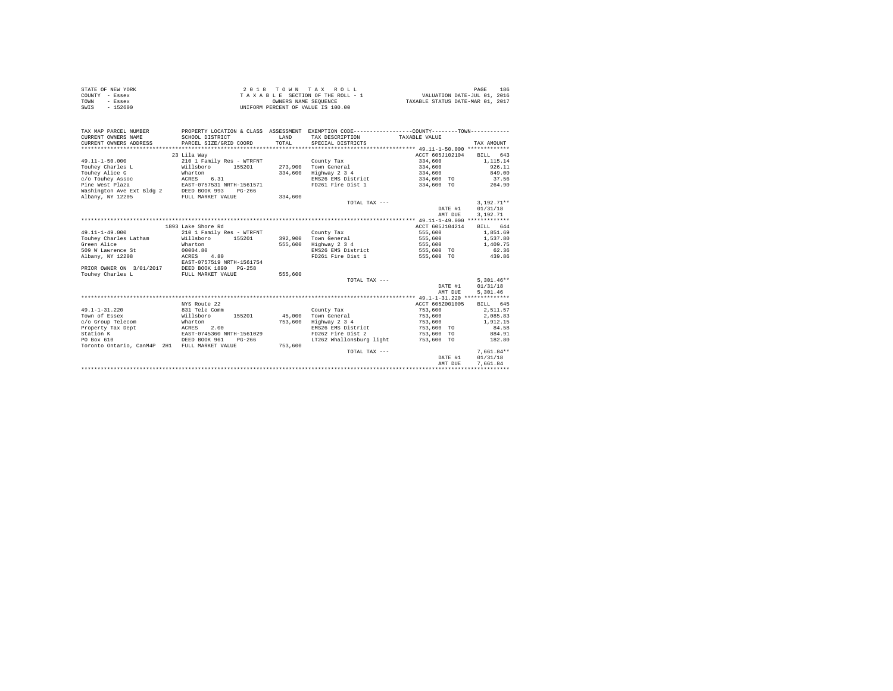STATE OF NEW YORK
COUNTY - Essex
TOWN - Essex
SWIS - 152600

2 0 1 8 T O W N T A X R O L L
T A X A B L E SECTION OF THE ROLL - 1
OWNERS NAME SEQUENCE
UNIFORM PERCENT OF VALUE IS 100.00

VALUATION DATE-JUL 01, 2016
TAXABLE STATUS DATE-MAR 01, 2017

| TAX MAP PARCEL NUMBER / CURRENT OWNERS NAME / CURRENT OWNERS ADDRESS | PROPERTY LOCATION & CLASS / SCHOOL DISTRICT / PARCEL SIZE/GRID COORD | ASSESSMENT LAND / TOTAL | EXEMPTION CODE / TAX DESCRIPTION / SPECIAL DISTRICTS | COUNTY--------TOWN / TAXABLE VALUE | TAX AMOUNT |
|---|---|---|---|---|---|
| | 23 Lila Way | | | ACCT 605J102104 | BILL 643 |
| 49.11-1-50.000 | 210 1 Family Res - WTRFNT | | County Tax | 334,600 | 1,115.14 |
| Touhey Charles L | Willsboro 155201 | 273,900 | Town General | 334,600 | 926.11 |
| Touhey Alice G | Wharton | 334,600 | Highway 2 3 4 | 334,600 | 849.00 |
| c/o Touhey Assoc | ACRES 6.31 | | EMS26 EMS District | 334,600 TO | 37.56 |
| Pine West Plaza | EAST-0757531 NRTH-1561571 | | FD261 Fire Dist 1 | 334,600 TO | 264.90 |
| Washington Ave Ext Bldg 2 | DEED BOOK 993 PG-266 | | | | |
| Albany, NY 12205 | FULL MARKET VALUE | 334,600 | | | |
| | | | TOTAL TAX --- | | 3,192.71** |
| | | | | DATE #1 | 01/31/18 |
| | | | | AMT DUE | 3,192.71 |
| | 1893 Lake Shore Rd | | | ACCT 605J104214 | BILL 644 |
| 49.11-1-49.000 | 210 1 Family Res - WTRFNT | | County Tax | 555,600 | 1,851.69 |
| Touhey Charles Latham | Willsboro 155201 | 392,900 | Town General | 555,600 | 1,537.80 |
| Green Alice | Wharton | 555,600 | Highway 2 3 4 | 555,600 | 1,409.75 |
| 509 W Lawrence St | 00004.80 | | EMS26 EMS District | 555,600 TO | 62.36 |
| Albany, NY 12208 | ACRES 4.80 | | FD261 Fire Dist 1 | 555,600 TO | 439.86 |
| | EAST-0757519 NRTH-1561754 | | | | |
| PRIOR OWNER ON 3/01/2017 | DEED BOOK 1890 PG-258 | | | | |
| Touhey Charles L | FULL MARKET VALUE | 555,600 | | | |
| | | | TOTAL TAX --- | | 5,301.46** |
| | | | | DATE #1 | 01/31/18 |
| | | | | AMT DUE | 5,301.46 |
| | NYS Route 22 | | | ACCT 605Z001005 | BILL 645 |
| 49.1-1-31.220 | 831 Tele Comm | | County Tax | 753,600 | 2,511.57 |
| Town of Essex | Willsboro 155201 | 45,000 | Town General | 753,600 | 2,085.83 |
| c/o Group Telecom | Wharton | 753,600 | Highway 2 3 4 | 753,600 | 1,912.15 |
| Property Tax Dept | ACRES 2.00 | | EMS26 EMS District | 753,600 TO | 84.58 |
| Station K | EAST-0745360 NRTH-1561029 | | FD262 Fire Dist 2 | 753,600 TO | 884.91 |
| PO Box 610 | DEED BOOK 961 PG-266 | | LT262 Whallonsburg light | 753,600 TO | 182.80 |
| Toronto Ontario, CanM4P 2H1 | FULL MARKET VALUE | 753,600 | | | |
| | | | TOTAL TAX --- | | 7,661.84** |
| | | | | DATE #1 | 01/31/18 |
| | | | | AMT DUE | 7,661.84 |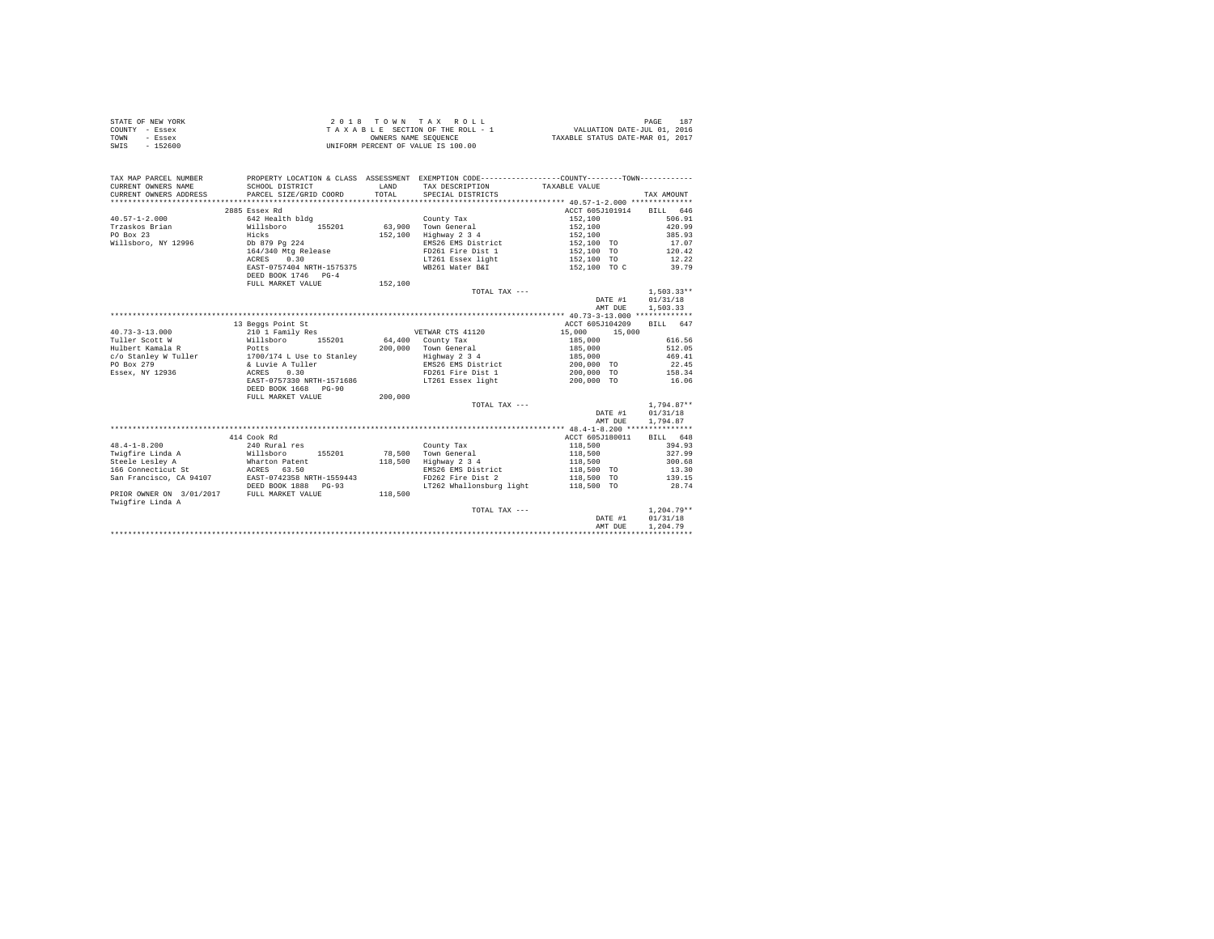STATE OF NEW YORK
COUNTY - Essex
TOWN - Essex
SWIS - 152600

2 0 1 8 T O W N T A X R O L L
T A X A B L E SECTION OF THE ROLL - 1
OWNERS NAME SEQUENCE
UNIFORM PERCENT OF VALUE IS 100.00

VALUATION DATE-JUL 01, 2016
TAXABLE STATUS DATE-MAR 01, 2017

| TAX MAP PARCEL NUMBER / CURRENT OWNERS NAME / CURRENT OWNERS ADDRESS | PROPERTY LOCATION & CLASS / SCHOOL DISTRICT / PARCEL SIZE/GRID COORD | ASSESSMENT LAND / TOTAL | EXEMPTION CODE / TAX DESCRIPTION / SPECIAL DISTRICTS | COUNTY / TOWN TAXABLE VALUE | TAX AMOUNT |
|---|---|---|---|---|---|
| 40.57-1-2.000 | 2885 Essex Rd | | | ACCT 605J101914 | BILL 646 |
| | 642 Health bldg | | County Tax | 152,100 | 506.91 |
| Trzaskos Brian | Willsboro 155201 | 63,900 | Town General | 152,100 | 420.99 |
| PO Box 23 | Hicks | 152,100 | Highway 2 3 4 | 152,100 | 385.93 |
| Willsboro, NY 12996 | Db 879 Pg 224 | | EMS26 EMS District | 152,100 TO | 17.07 |
| | 164/340 Mtg Release | | FD261 Fire Dist 1 | 152,100 TO | 120.42 |
| | ACRES 0.30 | | LT261 Essex light | 152,100 TO | 12.22 |
| | EAST-0757404 NRTH-1575375 | | WB261 Water B&I | 152,100 TO C | 39.79 |
| | DEED BOOK 1746 PG-4 | | | | |
| | FULL MARKET VALUE | 152,100 | | | |
| | | | TOTAL TAX --- | | 1,503.33** |
| | | | | DATE #1 | 01/31/18 |
| | | | | AMT DUE | 1,503.33 |
| 40.73-3-13.000 | 13 Beggs Point St | | | ACCT 605J104209 | BILL 647 |
| | 210 1 Family Res | | VETWAR CTS 41120 | 15,000 15,000 | |
| Tuller Scott W | Willsboro 155201 | 64,400 | County Tax | 185,000 | 616.56 |
| Hulbert Kamala R | Potts | 200,000 | Town General | 185,000 | 512.05 |
| c/o Stanley W Tuller | 1700/174 L Use to Stanley | | Highway 2 3 4 | 185,000 | 469.41 |
| PO Box 279 | & Luvie A Tuller | | EMS26 EMS District | 200,000 TO | 22.45 |
| Essex, NY 12936 | ACRES 0.30 | | FD261 Fire Dist 1 | 200,000 TO | 158.34 |
| | EAST-0757330 NRTH-1571686 | | LT261 Essex light | 200,000 TO | 16.06 |
| | DEED BOOK 1668 PG-90 | | | | |
| | FULL MARKET VALUE | 200,000 | | | |
| | | | TOTAL TAX --- | | 1,794.87** |
| | | | | DATE #1 | 01/31/18 |
| | | | | AMT DUE | 1,794.87 |
| 48.4-1-8.200 | 414 Cook Rd | | | ACCT 605J180011 | BILL 648 |
| | 240 Rural res | | County Tax | 118,500 | 394.93 |
| Twigfire Linda A | Willsboro 155201 | 78,500 | Town General | 118,500 | 327.99 |
| Steele Lesley A | Wharton Patent | 118,500 | Highway 2 3 4 | 118,500 | 300.68 |
| 166 Connecticut St | ACRES 63.50 | | EMS26 EMS District | 118,500 TO | 13.30 |
| San Francisco, CA 94107 | EAST-0742358 NRTH-1559443 | | FD262 Fire Dist 2 | 118,500 TO | 139.15 |
| | DEED BOOK 1888 PG-93 | | LT262 Whallonsburg light | 118,500 TO | 28.74 |
| PRIOR OWNER ON 3/01/2017 | FULL MARKET VALUE | 118,500 | | | |
| Twigfire Linda A | | | | | |
| | | | TOTAL TAX --- | | 1,204.79** |
| | | | | DATE #1 | 01/31/18 |
| | | | | AMT DUE | 1,204.79 |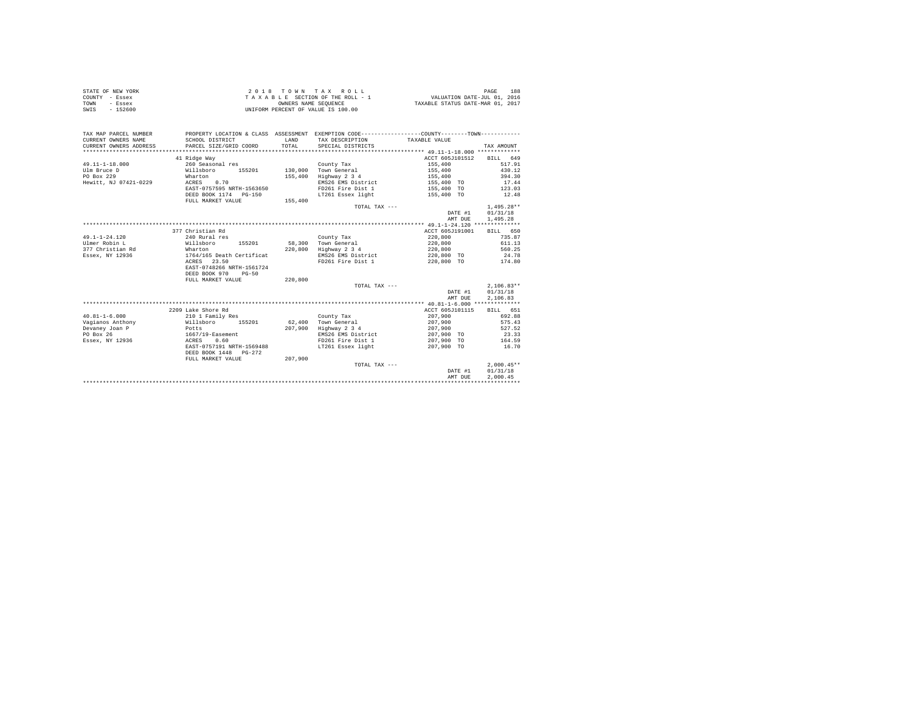STATE OF NEW YORK
COUNTY - Essex
TOWN - Essex
SWIS - 152600

2 0 1 8 T O W N T A X R O L L
T A X A B L E SECTION OF THE ROLL - 1
OWNERS NAME SEQUENCE
UNIFORM PERCENT OF VALUE IS 100.00

VALUATION DATE-JUL 01, 2016
TAXABLE STATUS DATE-MAR 01, 2017

| TAX MAP PARCEL NUMBER / CURRENT OWNERS NAME / CURRENT OWNERS ADDRESS | PROPERTY LOCATION & CLASS / SCHOOL DISTRICT / PARCEL SIZE/GRID COORD | ASSESSMENT LAND / TOTAL | EXEMPTION CODE / TAX DESCRIPTION / SPECIAL DISTRICTS | COUNTY--------TOWN / TAXABLE VALUE | TAX AMOUNT |
|---|---|---|---|---|---|
| 49.11-1-18.000 | 41 Ridge Way | | | ACCT 605J101512 | BILL 649 |
| 49.11-1-18.000 | 260 Seasonal res | | County Tax | 155,400 | 517.91 |
| Ulm Bruce D | Willsboro 155201 | 130,000 | Town General | 155,400 | 430.12 |
| PO Box 229 | Wharton | 155,400 | Highway 2 3 4 | 155,400 | 394.30 |
| Hewitt, NJ 07421-0229 | ACRES 0.70 | | EMS26 EMS District | 155,400 TO | 17.44 |
| | EAST-0757595 NRTH-1563650 | | FD261 Fire Dist 1 | 155,400 TO | 123.03 |
| | DEED BOOK 1174 PG-150 | | LT261 Essex light | 155,400 TO | 12.48 |
| | FULL MARKET VALUE | 155,400 | | | |
| | | | TOTAL TAX --- | | 1,495.28** |
| | | | | DATE #1 | 01/31/18 |
| | | | | AMT DUE | 1,495.28 |
| 49.1-1-24.120 | 377 Christian Rd | | | ACCT 605J191001 | BILL 650 |
| 49.1-1-24.120 | 240 Rural res | | County Tax | 220,800 | 735.87 |
| Ulmer Robin L | Willsboro 155201 | 58,300 | Town General | 220,800 | 611.13 |
| 377 Christian Rd | Wharton | 220,800 | Highway 2 3 4 | 220,800 | 560.25 |
| Essex, NY 12936 | 1764/165 Death Certificat | | EMS26 EMS District | 220,800 TO | 24.78 |
| | ACRES 23.50 | | FD261 Fire Dist 1 | 220,800 TO | 174.80 |
| | EAST-0748266 NRTH-1561724 | | | | |
| | DEED BOOK 970 PG-50 | | | | |
| | FULL MARKET VALUE | 220,800 | | | |
| | | | TOTAL TAX --- | | 2,106.83** |
| | | | | DATE #1 | 01/31/18 |
| | | | | AMT DUE | 2,106.83 |
| 40.81-1-6.000 | 2209 Lake Shore Rd | | | ACCT 605J101115 | BILL 651 |
| 40.81-1-6.000 | 210 1 Family Res | | County Tax | 207,900 | 692.88 |
| Vagianos Anthony | Willsboro 155201 | 62,400 | Town General | 207,900 | 575.43 |
| Devaney Joan P | Potts | 207,900 | Highway 2 3 4 | 207,900 | 527.52 |
| PO Box 26 | 1667/19-Easement | | EMS26 EMS District | 207,900 TO | 23.33 |
| Essex, NY 12936 | ACRES 0.60 | | FD261 Fire Dist 1 | 207,900 TO | 164.59 |
| | EAST-0757191 NRTH-1569488 | | LT261 Essex light | 207,900 TO | 16.70 |
| | DEED BOOK 1448 PG-272 | | | | |
| | FULL MARKET VALUE | 207,900 | | | |
| | | | TOTAL TAX --- | | 2,000.45** |
| | | | | DATE #1 | 01/31/18 |
| | | | | AMT DUE | 2,000.45 |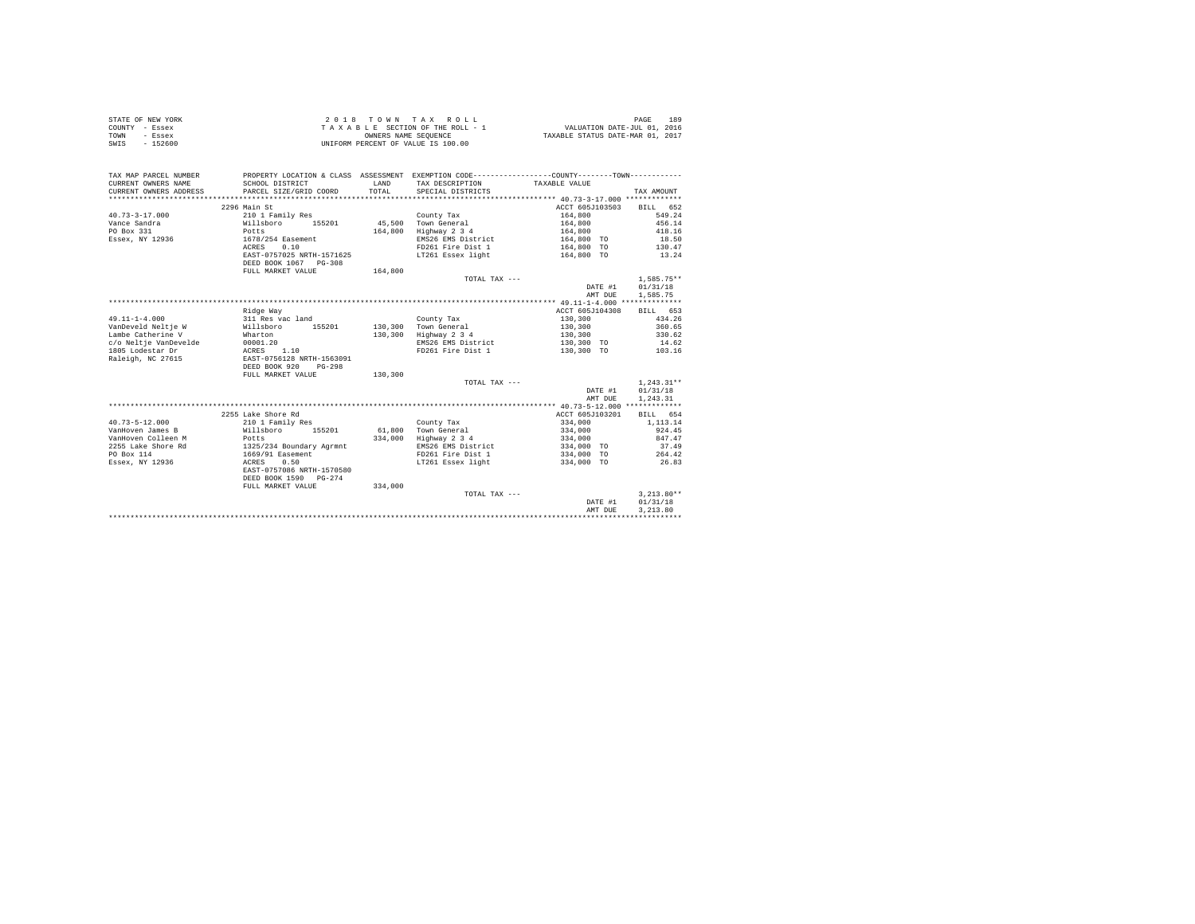STATE OF NEW YORK
COUNTY - Essex
TOWN - Essex
SWIS - 152600

2 0 1 8 T O W N T A X R O L L
T A X A B L E SECTION OF THE ROLL - 1
OWNERS NAME SEQUENCE
UNIFORM PERCENT OF VALUE IS 100.00

VALUATION DATE-JUL 01, 2016
TAXABLE STATUS DATE-MAR 01, 2017

| TAX MAP PARCEL NUMBER / CURRENT OWNERS NAME / CURRENT OWNERS ADDRESS | PROPERTY LOCATION & CLASS / SCHOOL DISTRICT / PARCEL SIZE/GRID COORD | ASSESSMENT LAND / TOTAL | EXEMPTION CODE / TAX DESCRIPTION / SPECIAL DISTRICTS | COUNTY--------TOWN / TAXABLE VALUE | TAX AMOUNT |
|---|---|---|---|---|---|
| 40.73-3-17.000 | 2296 Main St | | | ACCT 605J103503 | BILL 652 |
| | 210 1 Family Res | | County Tax | 164,800 | 549.24 |
| Vance Sandra | Willsboro 155201 | 45,500 | Town General | 164,800 | 456.14 |
| PO Box 331 | Potts | 164,800 | Highway 2 3 4 | 164,800 | 418.16 |
| Essex, NY 12936 | 1678/254 Easement | | EMS26 EMS District | 164,800 TO | 18.50 |
| | ACRES 0.10 | | FD261 Fire Dist 1 | 164,800 TO | 130.47 |
| | EAST-0757025 NRTH-1571625 | | LT261 Essex light | 164,800 TO | 13.24 |
| | DEED BOOK 1067 PG-308 | | | | |
| | FULL MARKET VALUE | 164,800 | | | |
| | | | TOTAL TAX --- | | 1,585.75** |
| | | | | DATE #1 | 01/31/18 |
| | | | | AMT DUE | 1,585.75 |
| 49.11-1-4.000 | Ridge Way | | | ACCT 605J104308 | BILL 653 |
| | 311 Res vac land | | County Tax | 130,300 | 434.26 |
| VanDeveld Neltje W | Willsboro 155201 | 130,300 | Town General | 130,300 | 360.65 |
| Lambe Catherine V | Wharton | 130,300 | Highway 2 3 4 | 130,300 | 330.62 |
| c/o Neltje VanDevelde | 00001.20 | | EMS26 EMS District | 130,300 TO | 14.62 |
| 1805 Lodestar Dr | ACRES 1.10 | | FD261 Fire Dist 1 | 130,300 TO | 103.16 |
| Raleigh, NC 27615 | EAST-0756128 NRTH-1563091 | | | | |
| | DEED BOOK 920 PG-298 | | | | |
| | FULL MARKET VALUE | 130,300 | | | |
| | | | TOTAL TAX --- | | 1,243.31** |
| | | | | DATE #1 | 01/31/18 |
| | | | | AMT DUE | 1,243.31 |
| 40.73-5-12.000 | 2255 Lake Shore Rd | | | ACCT 605J103201 | BILL 654 |
| | 210 1 Family Res | | County Tax | 334,000 | 1,113.14 |
| VanHoven James B | Willsboro 155201 | 61,800 | Town General | 334,000 | 924.45 |
| VanHoven Colleen M | Potts | 334,000 | Highway 2 3 4 | 334,000 | 847.47 |
| 2255 Lake Shore Rd | 1325/234 Boundary Agrmnt | | EMS26 EMS District | 334,000 TO | 37.49 |
| PO Box 114 | 1669/91 Easement | | FD261 Fire Dist 1 | 334,000 TO | 264.42 |
| Essex, NY 12936 | ACRES 0.50 | | LT261 Essex light | 334,000 TO | 26.83 |
| | EAST-0757086 NRTH-1570580 | | | | |
| | DEED BOOK 1590 PG-274 | | | | |
| | FULL MARKET VALUE | 334,000 | | | |
| | | | TOTAL TAX --- | | 3,213.80** |
| | | | | DATE #1 | 01/31/18 |
| | | | | AMT DUE | 3,213.80 |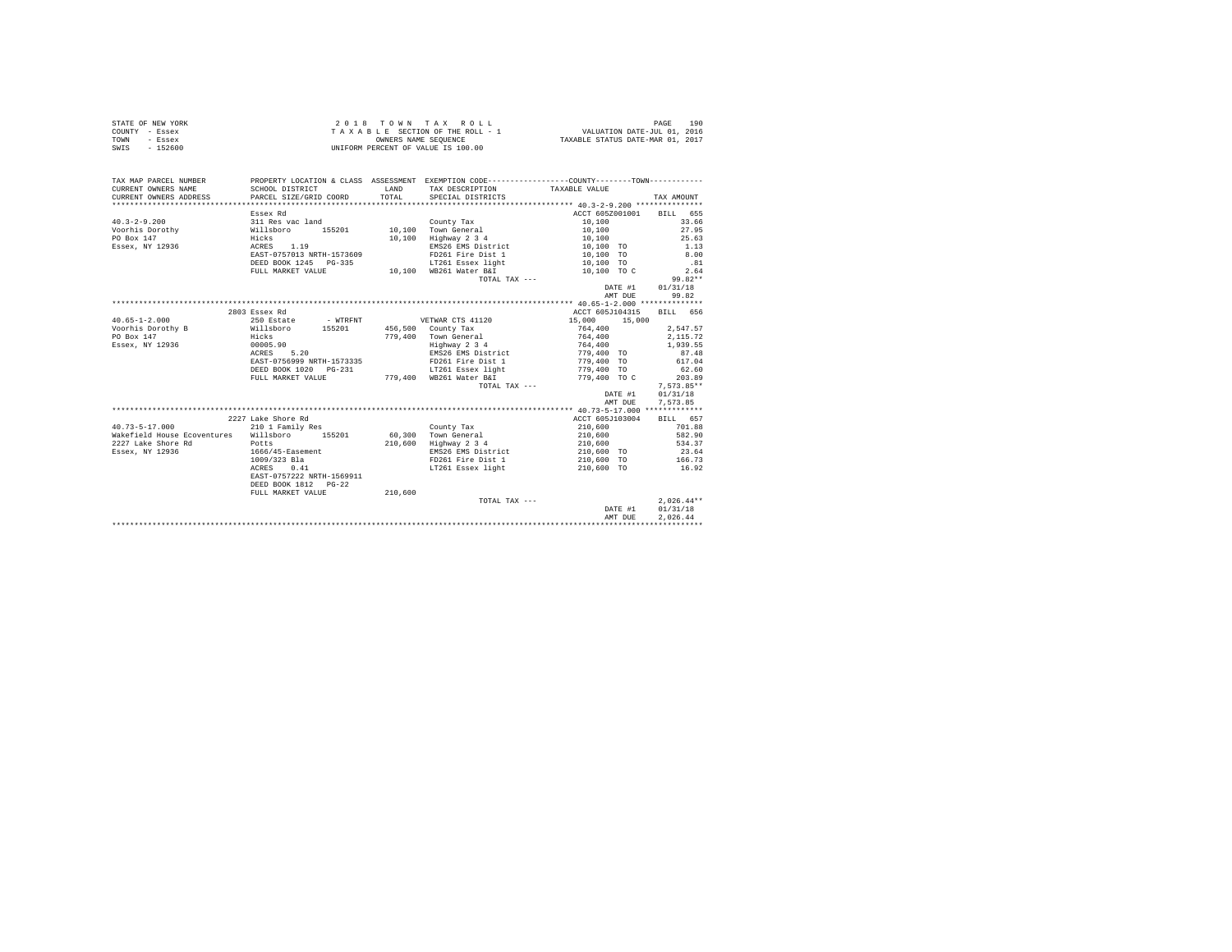STATE OF NEW YORK
COUNTY - Essex
TOWN - Essex
SWIS - 152600

2 0 1 8 T O W N T A X R O L L
T A X A B L E SECTION OF THE ROLL - 1
OWNERS NAME SEQUENCE
UNIFORM PERCENT OF VALUE IS 100.00

VALUATION DATE-JUL 01, 2016
TAXABLE STATUS DATE-MAR 01, 2017

| TAX MAP PARCEL NUMBER / CURRENT OWNERS NAME / CURRENT OWNERS ADDRESS | PROPERTY LOCATION & CLASS / SCHOOL DISTRICT / PARCEL SIZE/GRID COORD | ASSESSMENT LAND / TOTAL | EXEMPTION CODE / TAX DESCRIPTION / SPECIAL DISTRICTS | COUNTY / TOWN TAXABLE VALUE | TAX AMOUNT |
|---|---|---|---|---|---|
| **40.3-2-9.200** | Essex Rd | | | ACCT 605Z001001 | BILL 655 |
| 40.3-2-9.200 | 311 Res vac land | | County Tax | 10,100 | 33.66 |
| Voorhis Dorothy | Willsboro 155201 | 10,100 | Town General | 10,100 | 27.95 |
| PO Box 147 | Hicks | 10,100 | Highway 2 3 4 | 10,100 | 25.63 |
| Essex, NY 12936 | ACRES 1.19 | | EMS26 EMS District | 10,100 TO | 1.13 |
| | EAST-0757013 NRTH-1573609 | | FD261 Fire Dist 1 | 10,100 TO | 8.00 |
| | DEED BOOK 1245 PG-335 | | LT261 Essex light | 10,100 TO | .81 |
| | FULL MARKET VALUE | 10,100 | WB261 Water B&I | 10,100 TO C | 2.64 |
| | | | TOTAL TAX --- | | 99.82** |
| | | | | DATE #1 | 01/31/18 |
| | | | | AMT DUE | 99.82 |
| **40.65-1-2.000** | 2803 Essex Rd | | | ACCT 605J104315 | BILL 656 |
| 40.65-1-2.000 | 250 Estate - WTRFNT | | VETWAR CTS 41120 | 15,000 15,000 | |
| Voorhis Dorothy B | Willsboro 155201 | 456,500 | County Tax | 764,400 | 2,547.57 |
| PO Box 147 | Hicks | 779,400 | Town General | 764,400 | 2,115.72 |
| Essex, NY 12936 | 00005.90 | | Highway 2 3 4 | 764,400 | 1,939.55 |
| | ACRES 5.20 | | EMS26 EMS District | 779,400 TO | 87.48 |
| | EAST-0756999 NRTH-1573335 | | FD261 Fire Dist 1 | 779,400 TO | 617.04 |
| | DEED BOOK 1020 PG-231 | | LT261 Essex light | 779,400 TO | 62.60 |
| | FULL MARKET VALUE | 779,400 | WB261 Water B&I | 779,400 TO C | 203.89 |
| | | | TOTAL TAX --- | | 7,573.85** |
| | | | | DATE #1 | 01/31/18 |
| | | | | AMT DUE | 7,573.85 |
| **40.73-5-17.000** | 2227 Lake Shore Rd | | | ACCT 605J103004 | BILL 657 |
| 40.73-5-17.000 | 210 1 Family Res | | County Tax | 210,600 | 701.88 |
| Wakefield House Ecoventures | Willsboro 155201 | 60,300 | Town General | 210,600 | 582.90 |
| 2227 Lake Shore Rd | Potts | 210,600 | Highway 2 3 4 | 210,600 | 534.37 |
| Essex, NY 12936 | 1666/45-Easement | | EMS26 EMS District | 210,600 TO | 23.64 |
| | 1009/323 Bla | | FD261 Fire Dist 1 | 210,600 TO | 166.73 |
| | ACRES 0.41 | | LT261 Essex light | 210,600 TO | 16.92 |
| | EAST-0757222 NRTH-1569911 | | | | |
| | DEED BOOK 1812 PG-22 | | | | |
| | FULL MARKET VALUE | 210,600 | | | |
| | | | TOTAL TAX --- | | 2,026.44** |
| | | | | DATE #1 | 01/31/18 |
| | | | | AMT DUE | 2,026.44 |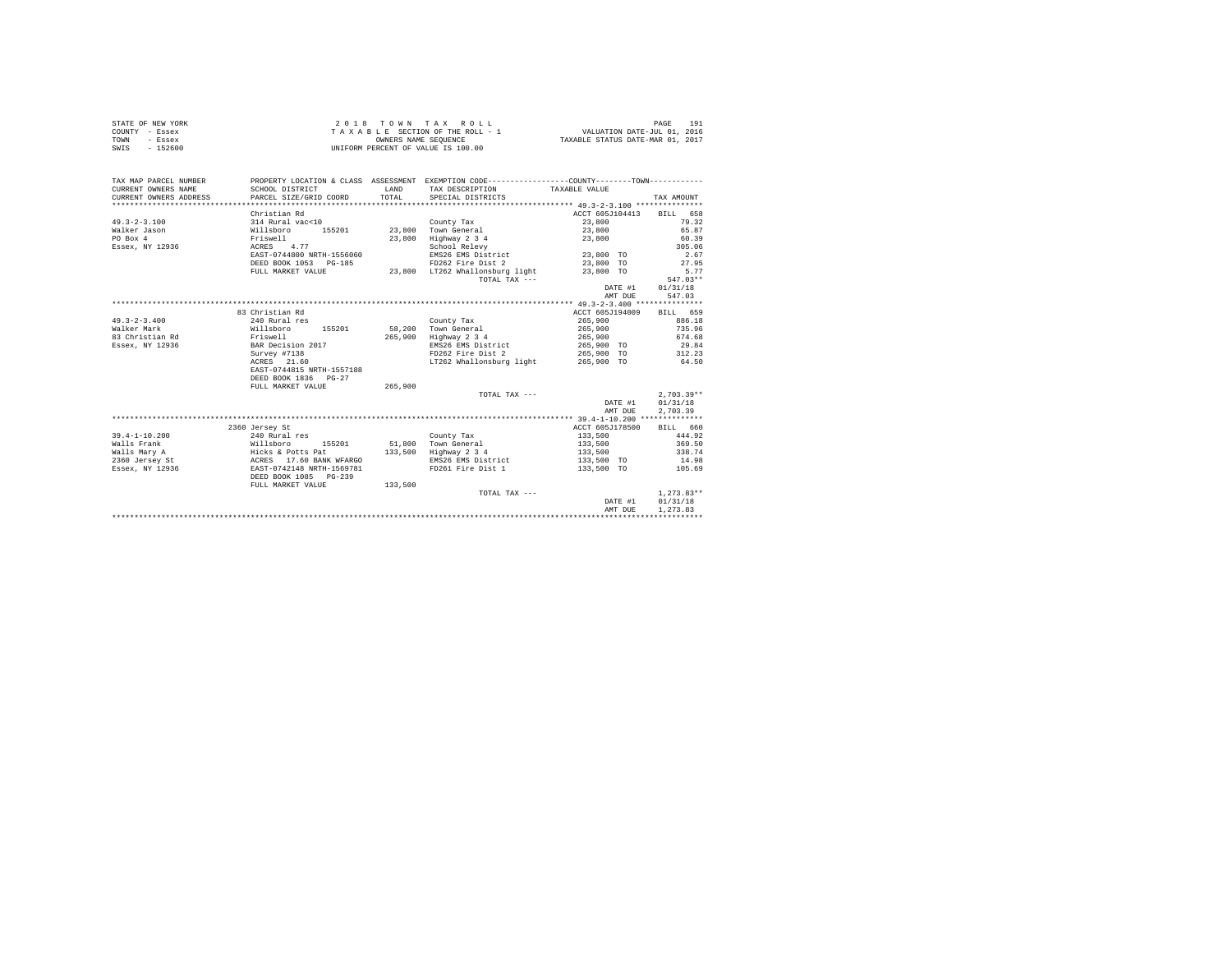STATE OF NEW YORK
COUNTY - Essex
TOWN - Essex
SWIS - 152600

2 0 1 8 T O W N T A X R O L L
T A X A B L E SECTION OF THE ROLL - 1
OWNERS NAME SEQUENCE
UNIFORM PERCENT OF VALUE IS 100.00

VALUATION DATE-JUL 01, 2016
TAXABLE STATUS DATE-MAR 01, 2017

| TAX MAP PARCEL NUMBER / CURRENT OWNERS NAME / CURRENT OWNERS ADDRESS | PROPERTY LOCATION & CLASS / SCHOOL DISTRICT / PARCEL SIZE/GRID COORD | ASSESSMENT LAND / TOTAL | EXEMPTION CODE / TAX DESCRIPTION / SPECIAL DISTRICTS | TAXABLE VALUE | TAX AMOUNT |
|---|---|---|---|---|---|
| | Christian Rd | | | ACCT 605J104413 | BILL 658 |
| 49.3-2-3.100 | 314 Rural vac<10 | | County Tax | 23,800 | 79.32 |
| Walker Jason | Willsboro 155201 | 23,800 | Town General | 23,800 | 65.87 |
| PO Box 4 | Friswell | 23,800 | Highway 2 3 4 | 23,800 | 60.39 |
| Essex, NY 12936 | ACRES 4.77 | | School Relevy | | 305.06 |
| | EAST-0744800 NRTH-1556060 | | EMS26 EMS District | 23,800 TO | 2.67 |
| | DEED BOOK 1053 PG-185 | | FD262 Fire Dist 2 | 23,800 TO | 27.95 |
| | FULL MARKET VALUE | 23,800 | LT262 Whallonsburg light | 23,800 TO | 5.77 |
| | | | TOTAL TAX --- | | 547.03** |
| | | | | DATE #1 | 01/31/18 |
| | | | | AMT DUE | 547.03 |
| | 83 Christian Rd | | | ACCT 605J194009 | BILL 659 |
| 49.3-2-3.400 | 240 Rural res | | County Tax | 265,900 | 886.18 |
| Walker Mark | Willsboro 155201 | 58,200 | Town General | 265,900 | 735.96 |
| 83 Christian Rd | Friswell | 265,900 | Highway 2 3 4 | 265,900 | 674.68 |
| Essex, NY 12936 | BAR Decision 2017 | | EMS26 EMS District | 265,900 TO | 29.84 |
| | Survey #7138 | | FD262 Fire Dist 2 | 265,900 TO | 312.23 |
| | ACRES 21.60 | | LT262 Whallonsburg light | 265,900 TO | 64.50 |
| | EAST-0744815 NRTH-1557188 | | | | |
| | DEED BOOK 1836 PG-27 | | | | |
| | FULL MARKET VALUE | 265,900 | | | |
| | | | TOTAL TAX --- | | 2,703.39** |
| | | | | DATE #1 | 01/31/18 |
| | | | | AMT DUE | 2,703.39 |
| | 2360 Jersey St | | | ACCT 605J178500 | BILL 660 |
| 39.4-1-10.200 | 240 Rural res | | County Tax | 133,500 | 444.92 |
| Walls Frank | Willsboro 155201 | 51,800 | Town General | 133,500 | 369.50 |
| Walls Mary A | Hicks & Potts Pat | 133,500 | Highway 2 3 4 | 133,500 | 338.74 |
| 2360 Jersey St | ACRES 17.60 BANK WFARGO | | EMS26 EMS District | 133,500 TO | 14.98 |
| Essex, NY 12936 | EAST-0742148 NRTH-1569781 | | FD261 Fire Dist 1 | 133,500 TO | 105.69 |
| | DEED BOOK 1085 PG-239 | | | | |
| | FULL MARKET VALUE | 133,500 | | | |
| | | | TOTAL TAX --- | | 1,273.83** |
| | | | | DATE #1 | 01/31/18 |
| | | | | AMT DUE | 1,273.83 |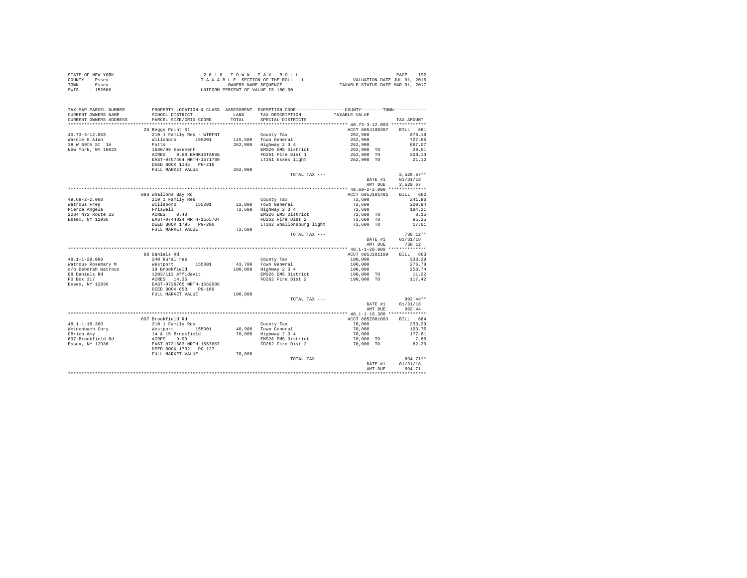STATE OF NEW YORK
COUNTY - Essex
TOWN - Essex
SWIS - 152600

2 0 1 8 T O W N T A X R O L L
T A X A B L E SECTION OF THE ROLL - 1
OWNERS NAME SEQUENCE
UNIFORM PERCENT OF VALUE IS 100.00

VALUATION DATE-JUL 01, 2016
TAXABLE STATUS DATE-MAR 01, 2017

| TAX MAP PARCEL NUMBER / CURRENT OWNERS NAME / CURRENT OWNERS ADDRESS | PROPERTY LOCATION & CLASS / SCHOOL DISTRICT / PARCEL SIZE/GRID COORD | ASSESSMENT LAND / TOTAL | EXEMPTION CODE / TAX DESCRIPTION / SPECIAL DISTRICTS | COUNTY / TOWN TAXABLE VALUE | TAX AMOUNT |
|---|---|---|---|---|---|
| 40.73-3-12.003 | 26 Beggs Point St | | | ACCT 605J100307 | BILL 661 |
| Wardle G Alan | 210 1 Family Res - WTRFNT | | County Tax | 262,900 | 876.18 |
| 38 W 69th St 1A | Willsboro 155201 | 145,500 | Town General | 262,900 | 727.66 |
| New York, NY 10023 | Potts | 262,900 | Highway 2 3 4 | 262,900 | 667.07 |
| | 1680/99 Easement | | EMS26 EMS District | 262,900 TO | 29.51 |
| | ACRES 0.60 BANK1STARSG | | FD261 Fire Dist 1 | 262,900 TO | 208.13 |
| | EAST-0757464 NRTH-1571789 | | LT261 Essex light | 262,900 TO | 21.12 |
| | DEED BOOK 1145 PG-216 | | | | |
| | FULL MARKET VALUE | 262,900 | | | |
| | | | TOTAL TAX --- | | 2,529.67** |
| | | | | DATE #1 | 01/31/18 |
| | | | | AMT DUE | 2,529.67 |
| 49.69-2-2.000 | 893 Whallons Bay Rd | | | ACCT 605J101401 | BILL 662 |
| Watrous Fred | 210 1 Family Res | | County Tax | 72,600 | 241.96 |
| Pierce Angela | Willsboro 155201 | 22,800 | Town General | 72,600 | 200.94 |
| 2284 NYS Route 22 | Friswell | 72,600 | Highway 2 3 4 | 72,600 | 184.21 |
| Essex, NY 12936 | ACRES 0.40 | | EMS26 EMS District | 72,600 TO | 8.15 |
| | EAST-0744824 NRTH-1555704 | | FD262 Fire Dist 2 | 72,600 TO | 85.25 |
| | DEED BOOK 1795 PG-206 | | LT262 Whallonsburg light | 72,600 TO | 17.61 |
| | FULL MARKET VALUE | 72,600 | | | |
| | | | TOTAL TAX --- | | 738.12** |
| | | | | DATE #1 | 01/31/18 |
| | | | | AMT DUE | 738.12 |
| 48.1-1-28.000 | 88 Daniels Rd | | | ACCT 605J101109 | BILL 663 |
| Watrous Rosemary M | 240 Rural res | | County Tax | 100,000 | 333.28 |
| c/o Deborah Watrous | Westport 155001 | 43,700 | Town General | 100,000 | 276.78 |
| 88 Daniels Rd | 19 Brookfield | 100,000 | Highway 2 3 4 | 100,000 | 253.74 |
| PO Box 317 | 1203/113 Affidavit | | EMS26 EMS District | 100,000 TO | 11.22 |
| Essex, NY 12936 | ACRES 14.35 | | FD262 Fire Dist 2 | 100,000 TO | 117.42 |
| | EAST-0726765 NRTH-1563086 | | | | |
| | DEED BOOK 653 PG-109 | | | | |
| | FULL MARKET VALUE | 100,000 | | | |
| | | | TOTAL TAX --- | | 992.44** |
| | | | | DATE #1 | 01/31/18 |
| | | | | AMT DUE | 992.44 |
| 48.1-1-18.300 | 697 Brookfield Rd | | | ACCT 605Z001003 | BILL 664 |
| Weidenbach Cory | 210 1 Family Res | | County Tax | 70,000 | 233.29 |
| OBrien Amy | Westport 155001 | 40,900 | Town General | 70,000 | 193.75 |
| 697 Brookfield Rd | 14 & 15 Brookfield | 70,000 | Highway 2 3 4 | 70,000 | 177.61 |
| Essex, NY 12936 | ACRES 9.90 | | EMS26 EMS District | 70,000 TO | 7.86 |
| | EAST-0731503 NRTH-1567667 | | FD262 Fire Dist 2 | 70,000 TO | 82.20 |
| | DEED BOOK 1732 PG-127 | | | | |
| | FULL MARKET VALUE | 70,000 | | | |
| | | | TOTAL TAX --- | | 694.71** |
| | | | | DATE #1 | 01/31/18 |
| | | | | AMT DUE | 694.71 |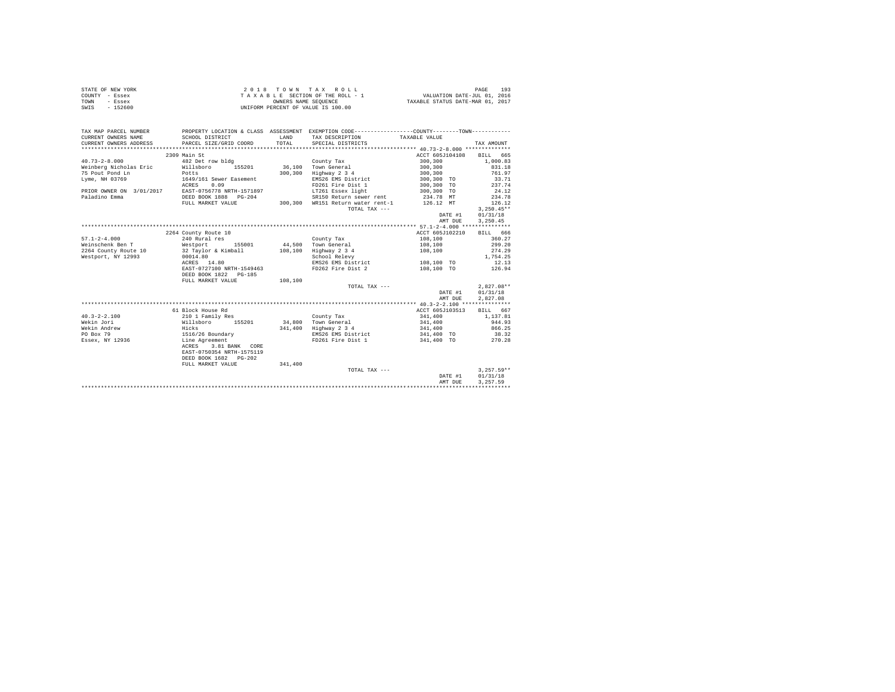STATE OF NEW YORK
COUNTY - Essex
TOWN - Essex
SWIS - 152600

2 0 1 8 T O W N T A X R O L L
T A X A B L E SECTION OF THE ROLL - 1
OWNERS NAME SEQUENCE
UNIFORM PERCENT OF VALUE IS 100.00

VALUATION DATE-JUL 01, 2016
TAXABLE STATUS DATE-MAR 01, 2017

| TAX MAP PARCEL NUMBER / CURRENT OWNERS NAME / CURRENT OWNERS ADDRESS | PROPERTY LOCATION & CLASS / SCHOOL DISTRICT / PARCEL SIZE/GRID COORD | ASSESSMENT LAND / TOTAL | EXEMPTION CODE / TAX DESCRIPTION / SPECIAL DISTRICTS | COUNTY / TOWN TAXABLE VALUE | TAX AMOUNT |
|---|---|---|---|---|---|
| 40.73-2-8.000 | 2309 Main St | | | ACCT 605J104108 | BILL 665 |
| 40.73-2-8.000 | 482 Det row bldg | | County Tax | 300,300 | 1,000.83 |
| Weinberg Nicholas Eric | Willsboro 155201 | 36,100 | Town General | 300,300 | 831.18 |
| 75 Pout Pond Ln | Potts | 300,300 | Highway 2 3 4 | 300,300 | 761.97 |
| Lyme, NH 03769 | 1649/161 Sewer Easement | | EMS26 EMS District | 300,300 TO | 33.71 |
| | ACRES 0.09 | | FD261 Fire Dist 1 | 300,300 TO | 237.74 |
| PRIOR OWNER ON 3/01/2017 | EAST-0756778 NRTH-1571897 | | LT261 Essex light | 300,300 TO | 24.12 |
| Paladino Emma | DEED BOOK 1888 PG-204 | | SR150 Return sewer rent | 234.78 MT | 234.78 |
| | FULL MARKET VALUE | 300,300 | WR151 Return water rent-1 | 126.12 MT | 126.12 |
| | | | TOTAL TAX --- | | 3,250.45** |
| | | | | DATE #1 | 01/31/18 |
| | | | | AMT DUE | 3,250.45 |
| 57.1-2-4.000 | 2264 County Route 10 | | | ACCT 605J102210 | BILL 666 |
| 57.1-2-4.000 | 240 Rural res | | County Tax | 108,100 | 360.27 |
| Weinschenk Ben T | Westport 155001 | 44,500 | Town General | 108,100 | 299.20 |
| 2264 County Route 10 | 32 Taylor & Kimball | 108,100 | Highway 2 3 4 | 108,100 | 274.29 |
| Westport, NY 12993 | 00014.80 | | School Relevy | | 1,754.25 |
| | ACRES 14.80 | | EMS26 EMS District | 108,100 TO | 12.13 |
| | EAST-0727100 NRTH-1549463 | | FD262 Fire Dist 2 | 108,100 TO | 126.94 |
| | DEED BOOK 1822 PG-185 | | | | |
| | FULL MARKET VALUE | 108,100 | | | |
| | | | TOTAL TAX --- | | 2,827.08** |
| | | | | DATE #1 | 01/31/18 |
| | | | | AMT DUE | 2,827.08 |
| 40.3-2-2.100 | 61 Block House Rd | | | ACCT 605J103513 | BILL 667 |
| 40.3-2-2.100 | 210 1 Family Res | | County Tax | 341,400 | 1,137.81 |
| Wekin Jori | Willsboro 155201 | 34,800 | Town General | 341,400 | 944.93 |
| Wekin Andrew | Hicks | 341,400 | Highway 2 3 4 | 341,400 | 866.25 |
| PO Box 79 | 1516/26 Boundary | | EMS26 EMS District | 341,400 TO | 38.32 |
| Essex, NY 12936 | Line Agreement | | FD261 Fire Dist 1 | 341,400 TO | 270.28 |
| | ACRES 3.81 BANK CORE | | | | |
| | EAST-0750354 NRTH-1575119 | | | | |
| | DEED BOOK 1682 PG-202 | | | | |
| | FULL MARKET VALUE | 341,400 | | | |
| | | | TOTAL TAX --- | | 3,257.59** |
| | | | | DATE #1 | 01/31/18 |
| | | | | AMT DUE | 3,257.59 |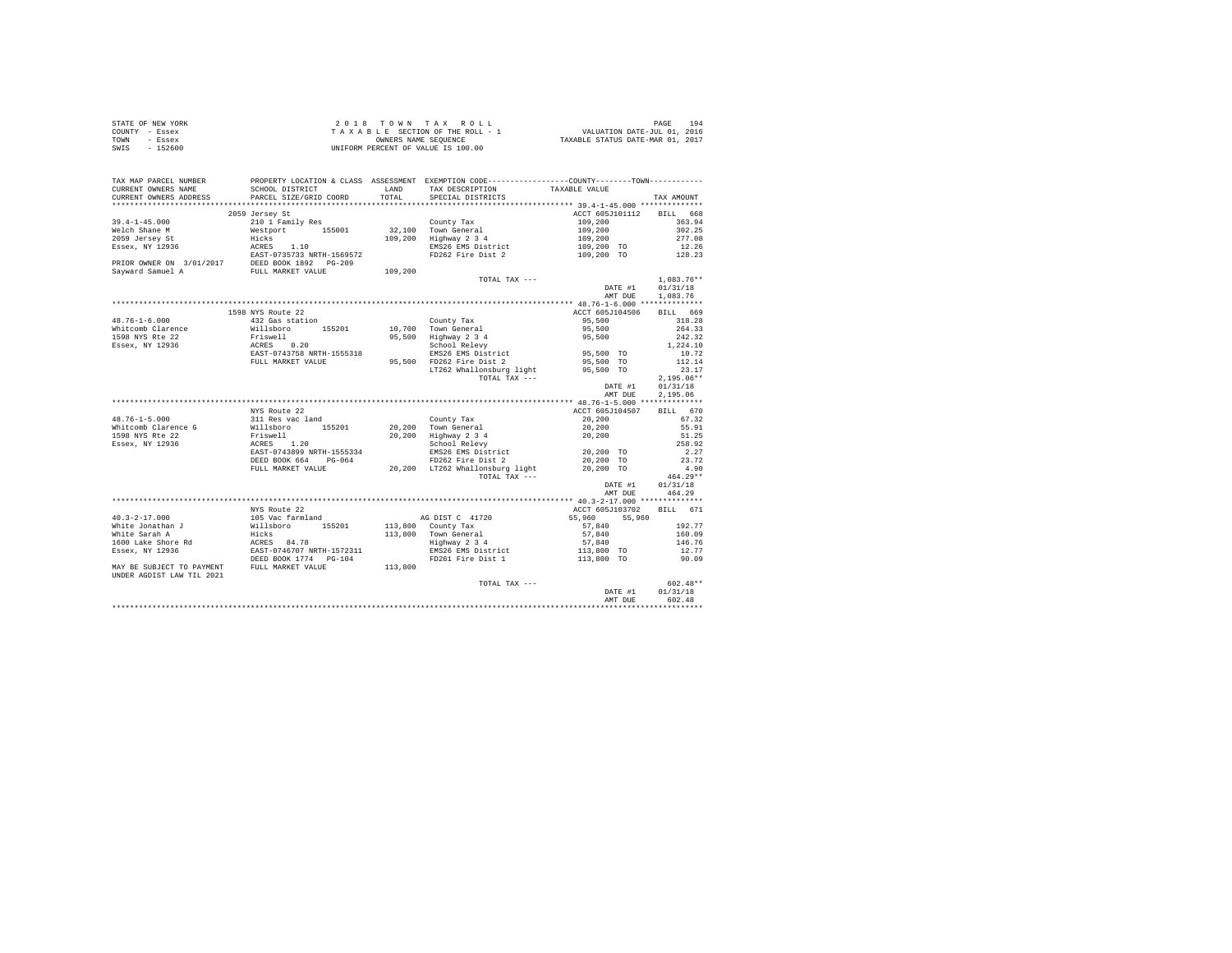STATE OF NEW YORK
COUNTY - Essex
TOWN - Essex
SWIS - 152600

2 0 1 8 T O W N T A X R O L L
T A X A B L E SECTION OF THE ROLL - 1
OWNERS NAME SEQUENCE
UNIFORM PERCENT OF VALUE IS 100.00

VALUATION DATE-JUL 01, 2016
TAXABLE STATUS DATE-MAR 01, 2017

| TAX MAP PARCEL NUMBER / CURRENT OWNERS NAME / CURRENT OWNERS ADDRESS | PROPERTY LOCATION & CLASS / SCHOOL DISTRICT / PARCEL SIZE/GRID COORD | ASSESSMENT LAND / TOTAL | EXEMPTION CODE / TAX DESCRIPTION / SPECIAL DISTRICTS | COUNTY / TOWN TAXABLE VALUE | TAX AMOUNT |
|---|---|---|---|---|---|
| 39.4-1-45.000 | 2059 Jersey St | | | ACCT 605J101112 | BILL 668 |
| Welch Shane M | 210 1 Family Res | | County Tax | 109,200 | 363.94 |
| 2059 Jersey St | Westport 155001 | 32,100 | Town General | 109,200 | 302.25 |
| Essex, NY 12936 | Hicks | 109,200 | Highway 2 3 4 | 109,200 | 277.08 |
| | ACRES 1.10 | | EMS26 EMS District | 109,200 TO | 12.26 |
| PRIOR OWNER ON 3/01/2017 | EAST-0735733 NRTH-1569572 | | FD262 Fire Dist 2 | 109,200 TO | 128.23 |
| Sayward Samuel A | DEED BOOK 1892 PG-209 | | | | |
| | FULL MARKET VALUE | 109,200 | | | |
| | | | TOTAL TAX --- | | 1,083.76** |
| | | | | DATE #1 | 01/31/18 |
| | | | | AMT DUE | 1,083.76 |
| 48.76-1-6.000 | 1598 NYS Route 22 | | | ACCT 605J104506 | BILL 669 |
| Whitcomb Clarence | 432 Gas station | | County Tax | 95,500 | 318.28 |
| 1598 NYS Rte 22 | Willsboro 155201 | 10,700 | Town General | 95,500 | 264.33 |
| Essex, NY 12936 | Friswell | 95,500 | Highway 2 3 4 | 95,500 | 242.32 |
| | ACRES 0.20 | | School Relevy | | 1,224.10 |
| | EAST-0743758 NRTH-1555318 | | EMS26 EMS District | 95,500 TO | 10.72 |
| | FULL MARKET VALUE | 95,500 | FD262 Fire Dist 2 | 95,500 TO | 112.14 |
| | | | LT262 Whallonsburg light | 95,500 TO | 23.17 |
| | | | TOTAL TAX --- | | 2,195.06** |
| | | | | DATE #1 | 01/31/18 |
| | | | | AMT DUE | 2,195.06 |
| 48.76-1-5.000 | NYS Route 22 | | | ACCT 605J104507 | BILL 670 |
| Whitcomb Clarence G | 311 Res vac land | | County Tax | 20,200 | 67.32 |
| 1598 NYS Rte 22 | Willsboro 155201 | 20,200 | Town General | 20,200 | 55.91 |
| Essex, NY 12936 | Friswell | 20,200 | Highway 2 3 4 | 20,200 | 51.25 |
| | ACRES 1.20 | | School Relevy | | 258.92 |
| | EAST-0743899 NRTH-1555334 | | EMS26 EMS District | 20,200 TO | 2.27 |
| | DEED BOOK 664 PG-064 | | FD262 Fire Dist 2 | 20,200 TO | 23.72 |
| | FULL MARKET VALUE | 20,200 | LT262 Whallonsburg light | 20,200 TO | 4.90 |
| | | | TOTAL TAX --- | | 464.29** |
| | | | | DATE #1 | 01/31/18 |
| | | | | AMT DUE | 464.29 |
| 40.3-2-17.000 | NYS Route 22 | | | ACCT 605J103702 | BILL 671 |
| White Jonathan J | 105 Vac farmland | | AG DIST C 41720 | 55,960 55,960 | |
| White Sarah A | Willsboro 155201 | 113,800 | County Tax | 57,840 | 192.77 |
| 1600 Lake Shore Rd | Hicks | 113,800 | Town General | 57,840 | 160.09 |
| Essex, NY 12936 | ACRES 84.78 | | Highway 2 3 4 | 57,840 | 146.76 |
| | EAST-0746707 NRTH-1572311 | | EMS26 EMS District | 113,800 TO | 12.77 |
| | DEED BOOK 1774 PG-104 | | FD261 Fire Dist 1 | 113,800 TO | 90.09 |
| MAY BE SUBJECT TO PAYMENT | FULL MARKET VALUE | 113,800 | | | |
| UNDER AGDIST LAW TIL 2021 | | | | | |
| | | | TOTAL TAX --- | | 602.48** |
| | | | | DATE #1 | 01/31/18 |
| | | | | AMT DUE | 602.48 |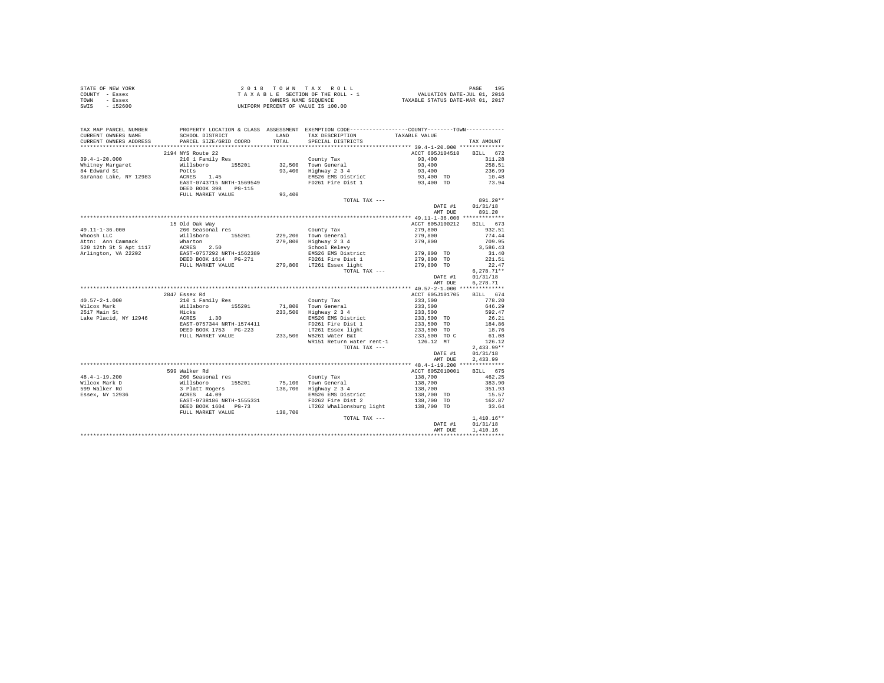STATE OF NEW YORK
COUNTY - Essex
TOWN - Essex
SWIS - 152600

2018 TOWN TAX ROLL
TAXABLE SECTION OF THE ROLL - 1
OWNERS NAME SEQUENCE
UNIFORM PERCENT OF VALUE IS 100.00

VALUATION DATE-JUL 01, 2016
TAXABLE STATUS DATE-MAR 01, 2017

| TAX MAP PARCEL NUMBER / CURRENT OWNERS NAME / CURRENT OWNERS ADDRESS | PROPERTY LOCATION & CLASS / SCHOOL DISTRICT / PARCEL SIZE/GRID COORD | ASSESSMENT LAND / TOTAL | EXEMPTION CODE / TAX DESCRIPTION / SPECIAL DISTRICTS | COUNTY--------TOWN TAXABLE VALUE | TAX AMOUNT |
|---|---|---|---|---|---|
| **39.4-1-20.000** | 2194 NYS Route 22 | | | ACCT 605J104510 | BILL 672 |
| 39.4-1-20.000 | 210 1 Family Res | | County Tax | 93,400 | 311.28 |
| Whitney Margaret | Willsboro 155201 | 32,500 | Town General | 93,400 | 258.51 |
| 84 Edward St | Potts | 93,400 | Highway 2 3 4 | 93,400 | 236.99 |
| Saranac Lake, NY 12983 | ACRES 1.45 | | EMS26 EMS District | 93,400 TO | 10.48 |
| | EAST-0743715 NRTH-1569549 | | FD261 Fire Dist 1 | 93,400 TO | 73.94 |
| | DEED BOOK 398 PG-115 | | | | |
| | FULL MARKET VALUE | 93,400 | | | |
| | | | TOTAL TAX --- | | 891.20** |
| | | | | DATE #1 | 01/31/18 |
| | | | | AMT DUE | 891.20 |
| **49.11-1-36.000** | 15 Old Oak Way | | | ACCT 605J100212 | BILL 673 |
| 49.11-1-36.000 | 260 Seasonal res | | County Tax | 279,800 | 932.51 |
| Whoosh LLC | Willsboro 155201 | 229,200 | Town General | 279,800 | 774.44 |
| Attn: Ann Cammack | Wharton | 279,800 | Highway 2 3 4 | 279,800 | 709.95 |
| 520 12th St S Apt 1117 | ACRES 2.50 | | School Relevy | | 3,586.43 |
| Arlington, VA 22202 | EAST-0757292 NRTH-1562389 | | EMS26 EMS District | 279,800 TO | 31.40 |
| | DEED BOOK 1614 PG-271 | | FD261 Fire Dist 1 | 279,800 TO | 221.51 |
| | FULL MARKET VALUE | 279,800 | LT261 Essex light | 279,800 TO | 22.47 |
| | | | TOTAL TAX --- | | 6,278.71** |
| | | | | DATE #1 | 01/31/18 |
| | | | | AMT DUE | 6,278.71 |
| **40.57-2-1.000** | 2847 Essex Rd | | | ACCT 605J101705 | BILL 674 |
| 40.57-2-1.000 | 210 1 Family Res | | County Tax | 233,500 | 778.20 |
| Wilcox Mark | Willsboro 155201 | 71,800 | Town General | 233,500 | 646.29 |
| 2517 Main St | Hicks | 233,500 | Highway 2 3 4 | 233,500 | 592.47 |
| Lake Placid, NY 12946 | ACRES 1.30 | | EMS26 EMS District | 233,500 TO | 26.21 |
| | EAST-0757344 NRTH-1574411 | | FD261 Fire Dist 1 | 233,500 TO | 184.86 |
| | DEED BOOK 1753 PG-223 | | LT261 Essex light | 233,500 TO | 18.76 |
| | FULL MARKET VALUE | 233,500 | WB261 Water B&I | 233,500 TO C | 61.08 |
| | | | WR151 Return water rent-1 | 126.12 MT | 126.12 |
| | | | TOTAL TAX --- | | 2,433.99** |
| | | | | DATE #1 | 01/31/18 |
| | | | | AMT DUE | 2,433.99 |
| **48.4-1-19.200** | 599 Walker Rd | | | ACCT 605Z010001 | BILL 675 |
| 48.4-1-19.200 | 260 Seasonal res | | County Tax | 138,700 | 462.25 |
| Wilcox Mark D | Willsboro 155201 | 75,100 | Town General | 138,700 | 383.90 |
| 599 Walker Rd | 3 Platt Rogers | 138,700 | Highway 2 3 4 | 138,700 | 351.93 |
| Essex, NY 12936 | ACRES 44.09 | | EMS26 EMS District | 138,700 TO | 15.57 |
| | EAST-0738186 NRTH-1555331 | | FD262 Fire Dist 2 | 138,700 TO | 162.87 |
| | DEED BOOK 1604 PG-73 | | LT262 Whallonsburg light | 138,700 TO | 33.64 |
| | FULL MARKET VALUE | 138,700 | | | |
| | | | TOTAL TAX --- | | 1,410.16** |
| | | | | DATE #1 | 01/31/18 |
| | | | | AMT DUE | 1,410.16 |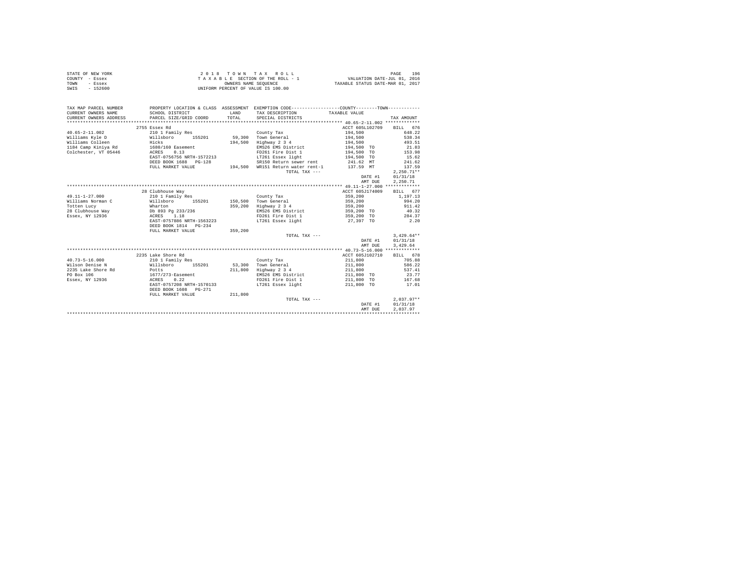STATE OF NEW YORK
COUNTY - Essex
TOWN - Essex
SWIS - 152600

2 0 1 8 T O W N T A X R O L L
T A X A B L E SECTION OF THE ROLL - 1
OWNERS NAME SEQUENCE
UNIFORM PERCENT OF VALUE IS 100.00

VALUATION DATE-JUL 01, 2016
TAXABLE STATUS DATE-MAR 01, 2017

| TAX MAP PARCEL NUMBER / CURRENT OWNERS NAME / CURRENT OWNERS ADDRESS | PROPERTY LOCATION & CLASS / SCHOOL DISTRICT / PARCEL SIZE/GRID COORD | ASSESSMENT LAND / TOTAL | EXEMPTION CODE / TAX DESCRIPTION / SPECIAL DISTRICTS | COUNTY / TOWN TAXABLE VALUE | TAX AMOUNT |
|---|---|---|---|---|---|
| 40.65-2-11.002 | 2755 Essex Rd | | | ACCT 605L102709 | BILL 676 |
| | 210 1 Family Res | | County Tax | 194,500 | 648.22 |
| Williams Kyle D | Willsboro 155201 | 59,300 | Town General | 194,500 | 538.34 |
| Williams Colleen | Hicks | 194,500 | Highway 2 3 4 | 194,500 | 493.51 |
| 1184 Camp Kiniya Rd | 1680/160 Easement | | EMS26 EMS District | 194,500 TO | 21.83 |
| Colchester, VT 05446 | ACRES 0.13 | | FD261 Fire Dist 1 | 194,500 TO | 153.98 |
| | EAST-0756756 NRTH-1572213 | | LT261 Essex light | 194,500 TO | 15.62 |
| | DEED BOOK 1688 PG-128 | | SR150 Return sewer rent | 241.62 MT | 241.62 |
| | FULL MARKET VALUE | 194,500 | WR151 Return water rent-1 | 137.59 MT | 137.59 |
| | | | TOTAL TAX --- | | 2,250.71** |
| | | | | DATE #1 | 01/31/18 |
| | | | | AMT DUE | 2,250.71 |
| 49.11-1-27.000 | 28 Clubhouse Way | | | ACCT 605J174009 | BILL 677 |
| | 210 1 Family Res | | County Tax | 359,200 | 1,197.13 |
| Williams Norman C | Willsboro 155201 | 150,500 | Town General | 359,200 | 994.20 |
| Totten Lucy | Wharton | 359,200 | Highway 2 3 4 | 359,200 | 911.42 |
| 28 Clubhouse Way | Db 893 Pg 233/236 | | EMS26 EMS District | 359,200 TO | 40.32 |
| Essex, NY 12936 | ACRES 1.18 | | FD261 Fire Dist 1 | 359,200 TO | 284.37 |
| | EAST-0757886 NRTH-1563223 | | LT261 Essex light | 27,397 TO | 2.20 |
| | DEED BOOK 1814 PG-234 | | | | |
| | FULL MARKET VALUE | 359,200 | | | |
| | | | TOTAL TAX --- | | 3,429.64** |
| | | | | DATE #1 | 01/31/18 |
| | | | | AMT DUE | 3,429.64 |
| 40.73-5-16.000 | 2235 Lake Shore Rd | | | ACCT 605J102710 | BILL 678 |
| | 210 1 Family Res | | County Tax | 211,800 | 705.88 |
| Wilson Denise N | Willsboro 155201 | 53,300 | Town General | 211,800 | 586.22 |
| 2235 Lake Shore Rd | Potts | 211,800 | Highway 2 3 4 | 211,800 | 537.41 |
| PO Box 106 | 1677/273-Easement | | EMS26 EMS District | 211,800 TO | 23.77 |
| Essex, NY 12936 | ACRES 0.22 | | FD261 Fire Dist 1 | 211,800 TO | 167.68 |
| | EAST-0757208 NRTH-1570133 | | LT261 Essex light | 211,800 TO | 17.01 |
| | DEED BOOK 1608 PG-271 | | | | |
| | FULL MARKET VALUE | 211,800 | | | |
| | | | TOTAL TAX --- | | 2,037.97** |
| | | | | DATE #1 | 01/31/18 |
| | | | | AMT DUE | 2,037.97 |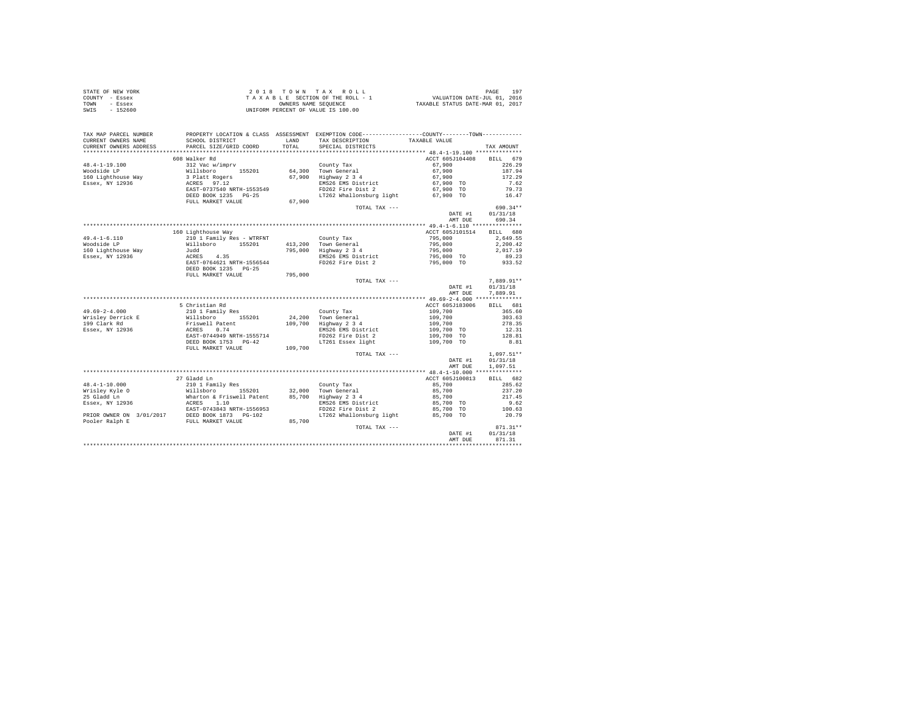STATE OF NEW YORK
COUNTY - Essex
TOWN - Essex
SWIS - 152600

2018 TOWN TAX ROLL
TAXABLE SECTION OF THE ROLL - 1
OWNERS NAME SEQUENCE
UNIFORM PERCENT OF VALUE IS 100.00

VALUATION DATE-JUL 01, 2016
TAXABLE STATUS DATE-MAR 01, 2017

| TAX MAP PARCEL NUMBER / CURRENT OWNERS NAME / CURRENT OWNERS ADDRESS | PROPERTY LOCATION & CLASS / SCHOOL DISTRICT / PARCEL SIZE/GRID COORD | ASSESSMENT LAND / TOTAL | EXEMPTION CODE / TAX DESCRIPTION / SPECIAL DISTRICTS | TAXABLE VALUE (COUNTY / TOWN) | TAX AMOUNT |
|---|---|---|---|---|---|
| 48.4-1-19.100 | 608 Walker Rd | | | ACCT 605J104408 | BILL 679 |
| Woodside LP | 312 Vac w/imprv | | County Tax | 67,900 | 226.29 |
| 160 Lighthouse Way | Willsboro 155201 | 64,300 | Town General | 67,900 | 187.94 |
| Essex, NY 12936 | 3 Platt Rogers | 67,900 | Highway 2 3 4 | 67,900 | 172.29 |
| | ACRES 97.12 | | EMS26 EMS District | 67,900 TO | 7.62 |
| | EAST-0737540 NRTH-1553549 | | FD262 Fire Dist 2 | 67,900 TO | 79.73 |
| | DEED BOOK 1235 PG-25 | | LT262 Whallonsburg light | 67,900 TO | 16.47 |
| | FULL MARKET VALUE | 67,900 | | | |
| | | | TOTAL TAX --- | | 690.34** |
| | | | | DATE #1 | 01/31/18 |
| | | | | AMT DUE | 690.34 |
| 49.4-1-6.110 | 160 Lighthouse Way | | | ACCT 605J101514 | BILL 680 |
| Woodside LP | 210 1 Family Res - WTRFNT | | County Tax | 795,000 | 2,649.55 |
| 160 Lighthouse Way | Willsboro 155201 | 413,200 | Town General | 795,000 | 2,200.42 |
| Essex, NY 12936 | Judd | 795,000 | Highway 2 3 4 | 795,000 | 2,017.19 |
| | ACRES 4.35 | | EMS26 EMS District | 795,000 TO | 89.23 |
| | EAST-0764621 NRTH-1556544 | | FD262 Fire Dist 2 | 795,000 TO | 933.52 |
| | DEED BOOK 1235 PG-25 | | | | |
| | FULL MARKET VALUE | 795,000 | | | |
| | | | TOTAL TAX --- | | 7,889.91** |
| | | | | DATE #1 | 01/31/18 |
| | | | | AMT DUE | 7,889.91 |
| 49.69-2-4.000 | 5 Christian Rd | | | ACCT 605J183006 | BILL 681 |
| Wrisley Derrick E | 210 1 Family Res | | County Tax | 109,700 | 365.60 |
| 199 Clark Rd | Willsboro 155201 | 24,200 | Town General | 109,700 | 303.63 |
| Essex, NY 12936 | Friswell Patent | 109,700 | Highway 2 3 4 | 109,700 | 278.35 |
| | ACRES 0.74 | | EMS26 EMS District | 109,700 TO | 12.31 |
| | EAST-0744949 NRTH-1555714 | | FD262 Fire Dist 2 | 109,700 TO | 128.81 |
| | DEED BOOK 1753 PG-42 | | LT261 Essex light | 109,700 TO | 8.81 |
| | FULL MARKET VALUE | 109,700 | | | |
| | | | TOTAL TAX --- | | 1,097.51** |
| | | | | DATE #1 | 01/31/18 |
| | | | | AMT DUE | 1,097.51 |
| 48.4-1-10.000 | 27 Gladd Ln | | | ACCT 605J100813 | BILL 682 |
| Wrisley Kyle O | 210 1 Family Res | | County Tax | 85,700 | 285.62 |
| 25 Gladd Ln | Willsboro 155201 | 32,000 | Town General | 85,700 | 237.20 |
| Essex, NY 12936 | Wharton & Friswell Patent | 85,700 | Highway 2 3 4 | 85,700 | 217.45 |
| | ACRES 1.10 | | EMS26 EMS District | 85,700 TO | 9.62 |
| | EAST-0743843 NRTH-1556953 | | FD262 Fire Dist 2 | 85,700 TO | 100.63 |
| PRIOR OWNER ON 3/01/2017 | DEED BOOK 1873 PG-102 | | LT262 Whallonsburg light | 85,700 TO | 20.79 |
| Pooler Ralph E | FULL MARKET VALUE | 85,700 | | | |
| | | | TOTAL TAX --- | | 871.31** |
| | | | | DATE #1 | 01/31/18 |
| | | | | AMT DUE | 871.31 |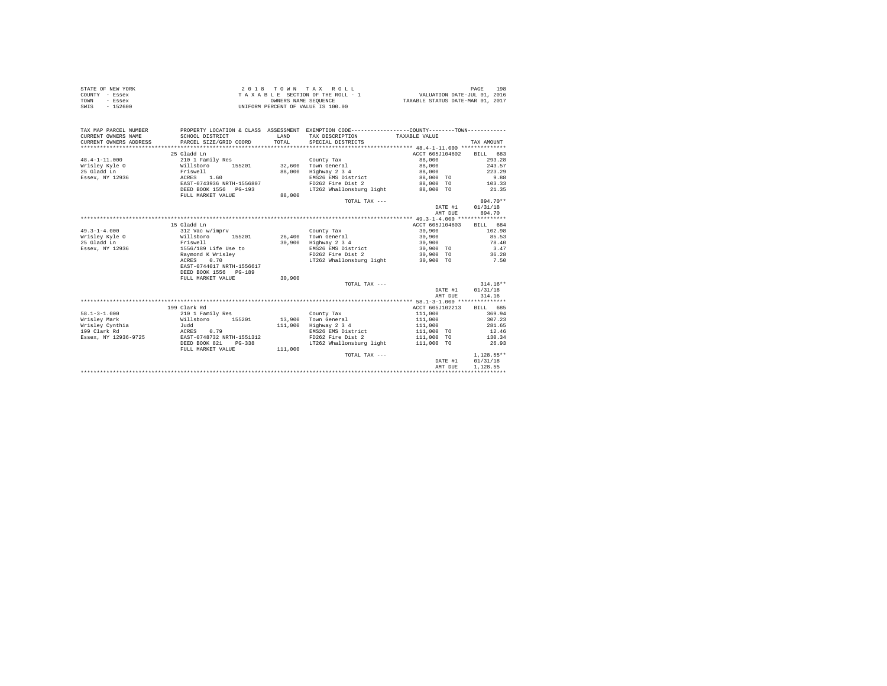STATE OF NEW YORK
COUNTY - Essex
TOWN - Essex
SWIS - 152600

2 0 1 8 T O W N T A X R O L L
T A X A B L E SECTION OF THE ROLL - 1
OWNERS NAME SEQUENCE
UNIFORM PERCENT OF VALUE IS 100.00

VALUATION DATE-JUL 01, 2016
TAXABLE STATUS DATE-MAR 01, 2017

| TAX MAP PARCEL NUMBER / CURRENT OWNERS NAME / CURRENT OWNERS ADDRESS | PROPERTY LOCATION & CLASS / SCHOOL DISTRICT / PARCEL SIZE/GRID COORD | ASSESSMENT LAND / TOTAL | EXEMPTION CODE / TAX DESCRIPTION / SPECIAL DISTRICTS | COUNTY--------TOWN / TAXABLE VALUE | TAX AMOUNT |
|---|---|---|---|---|---|
| 48.4-1-11.000 | 25 Gladd Ln | | | ACCT 605J104602 | BILL 683 |
| 48.4-1-11.000 | 210 1 Family Res | | County Tax | 88,000 | 293.28 |
| Wrisley Kyle O | Willsboro 155201 | 32,600 | Town General | 88,000 | 243.57 |
| 25 Gladd Ln | Friswell | 88,000 | Highway 2 3 4 | 88,000 | 223.29 |
| Essex, NY 12936 | ACRES 1.60 | | EMS26 EMS District | 88,000 TO | 9.88 |
| | EAST-0743936 NRTH-1556807 | | FD262 Fire Dist 2 | 88,000 TO | 103.33 |
| | DEED BOOK 1556 PG-193 | | LT262 Whallonsburg light | 88,000 TO | 21.35 |
| | FULL MARKET VALUE | 88,000 | | | |
| | | | TOTAL TAX --- | | 894.70** |
| | | | | DATE #1 | 01/31/18 |
| | | | | AMT DUE | 894.70 |
| 49.3-1-4.000 | 15 Gladd Ln | | | ACCT 605J104603 | BILL 684 |
| 49.3-1-4.000 | 312 Vac w/imprv | | County Tax | 30,900 | 102.98 |
| Wrisley Kyle O | Willsboro 155201 | 26,400 | Town General | 30,900 | 85.53 |
| 25 Gladd Ln | Friswell | 30,900 | Highway 2 3 4 | 30,900 | 78.40 |
| Essex, NY 12936 | 1556/189 Life Use to | | EMS26 EMS District | 30,900 TO | 3.47 |
| | Raymond K Wrisley | | FD262 Fire Dist 2 | 30,900 TO | 36.28 |
| | ACRES 0.70 | | LT262 Whallonsburg light | 30,900 TO | 7.50 |
| | EAST-0744017 NRTH-1556617 | | | | |
| | DEED BOOK 1556 PG-189 | | | | |
| | FULL MARKET VALUE | 30,900 | | | |
| | | | TOTAL TAX --- | | 314.16** |
| | | | | DATE #1 | 01/31/18 |
| | | | | AMT DUE | 314.16 |
| 58.1-3-1.000 | 199 Clark Rd | | | ACCT 605J102213 | BILL 685 |
| 58.1-3-1.000 | 210 1 Family Res | | County Tax | 111,000 | 369.94 |
| Wrisley Mark | Willsboro 155201 | 13,900 | Town General | 111,000 | 307.23 |
| Wrisley Cynthia | Judd | 111,000 | Highway 2 3 4 | 111,000 | 281.65 |
| 199 Clark Rd | ACRES 0.79 | | EMS26 EMS District | 111,000 TO | 12.46 |
| Essex, NY 12936-9725 | EAST-0748732 NRTH-1551312 | | FD262 Fire Dist 2 | 111,000 TO | 130.34 |
| | DEED BOOK 821 PG-338 | | LT262 Whallonsburg light | 111,000 TO | 26.93 |
| | FULL MARKET VALUE | 111,000 | | | |
| | | | TOTAL TAX --- | | 1,128.55** |
| | | | | DATE #1 | 01/31/18 |
| | | | | AMT DUE | 1,128.55 |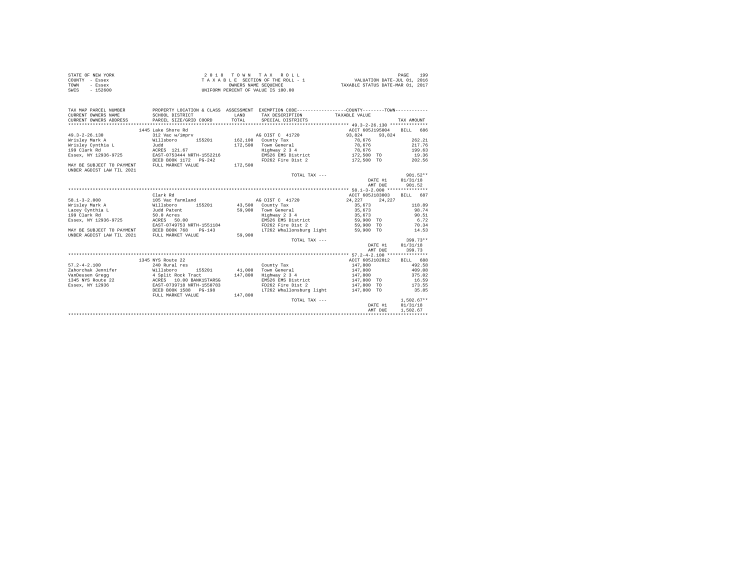STATE OF NEW YORK
COUNTY - Essex
TOWN - Essex
SWIS - 152600

2 0 1 8 T O W N T A X R O L L
T A X A B L E SECTION OF THE ROLL - 1
OWNERS NAME SEQUENCE
UNIFORM PERCENT OF VALUE IS 100.00

VALUATION DATE-JUL 01, 2016
TAXABLE STATUS DATE-MAR 01, 2017

| TAX MAP PARCEL NUMBER / CURRENT OWNERS NAME / CURRENT OWNERS ADDRESS | PROPERTY LOCATION & CLASS / SCHOOL DISTRICT / PARCEL SIZE/GRID COORD | ASSESSMENT LAND / TOTAL | EXEMPTION CODE / TAX DESCRIPTION / SPECIAL DISTRICTS | COUNTY / TOWN TAXABLE VALUE | TAX AMOUNT |
|---|---|---|---|---|---|
| 49.3-2-26.130 | 1445 Lake Shore Rd | | | ACCT 605J195004 | BILL 686 |
| | 312 Vac w/imprv | | AG DIST C 41720 | 93,824 93,824 | |
| Wrisley Mark A | Willsboro 155201 | 162,100 | County Tax | 78,676 | 262.21 |
| Wrisley Cynthia L | Judd | 172,500 | Town General | 78,676 | 217.76 |
| 199 Clark Rd | ACRES 121.67 | | Highway 2 3 4 | 78,676 | 199.63 |
| Essex, NY 12936-9725 | EAST-0753444 NRTH-1552216 | | EMS26 EMS District | 172,500 TO | 19.36 |
| | DEED BOOK 1172 PG-242 | | FD262 Fire Dist 2 | 172,500 TO | 202.56 |
| MAY BE SUBJECT TO PAYMENT UNDER AGDIST LAW TIL 2021 | FULL MARKET VALUE | 172,500 | | | |
| | | | TOTAL TAX --- | | 901.52** |
| | | | | DATE #1 | 01/31/18 |
| | | | | AMT DUE | 901.52 |
| 58.1-3-2.000 | Clark Rd | | | ACCT 605J183003 | BILL 687 |
| | 105 Vac farmland | | AG DIST C 41720 | 24,227 24,227 | |
| Wrisley Mark A | Willsboro 155201 | 43,500 | County Tax | 35,673 | 118.89 |
| Lacey Cynthia L | Judd Patent | 59,900 | Town General | 35,673 | 98.74 |
| 199 Clark Rd | 50.0 Acres | | Highway 2 3 4 | 35,673 | 90.51 |
| Essex, NY 12936-9725 | ACRES 50.00 | | EMS26 EMS District | 59,900 TO | 6.72 |
| | EAST-0749753 NRTH-1551184 | | FD262 Fire Dist 2 | 59,900 TO | 70.34 |
| MAY BE SUBJECT TO PAYMENT | DEED BOOK 768 PG-143 | | LT262 Whallonsburg light | 59,900 TO | 14.53 |
| UNDER AGDIST LAW TIL 2021 | FULL MARKET VALUE | 59,900 | | | |
| | | | TOTAL TAX --- | | 399.73** |
| | | | | DATE #1 | 01/31/18 |
| | | | | AMT DUE | 399.73 |
| 57.2-4-2.100 | 1345 NYS Route 22 | | | ACCT 605J102012 | BILL 688 |
| | 240 Rural res | | County Tax | 147,800 | 492.58 |
| Zahorchak Jennifer | Willsboro 155201 | 41,000 | Town General | 147,800 | 409.08 |
| VanDeusen Gregg | 4 Split Rock Tract | 147,800 | Highway 2 3 4 | 147,800 | 375.02 |
| 1345 NYS Route 22 | ACRES 10.00 BANK1STARSG | | EMS26 EMS District | 147,800 TO | 16.59 |
| Essex, NY 12936 | EAST-0739718 NRTH-1550783 | | FD262 Fire Dist 2 | 147,800 TO | 173.55 |
| | DEED BOOK 1588 PG-198 | | LT262 Whallonsburg light | 147,800 TO | 35.85 |
| | FULL MARKET VALUE | 147,800 | | | |
| | | | TOTAL TAX --- | | 1,502.67** |
| | | | | DATE #1 | 01/31/18 |
| | | | | AMT DUE | 1,502.67 |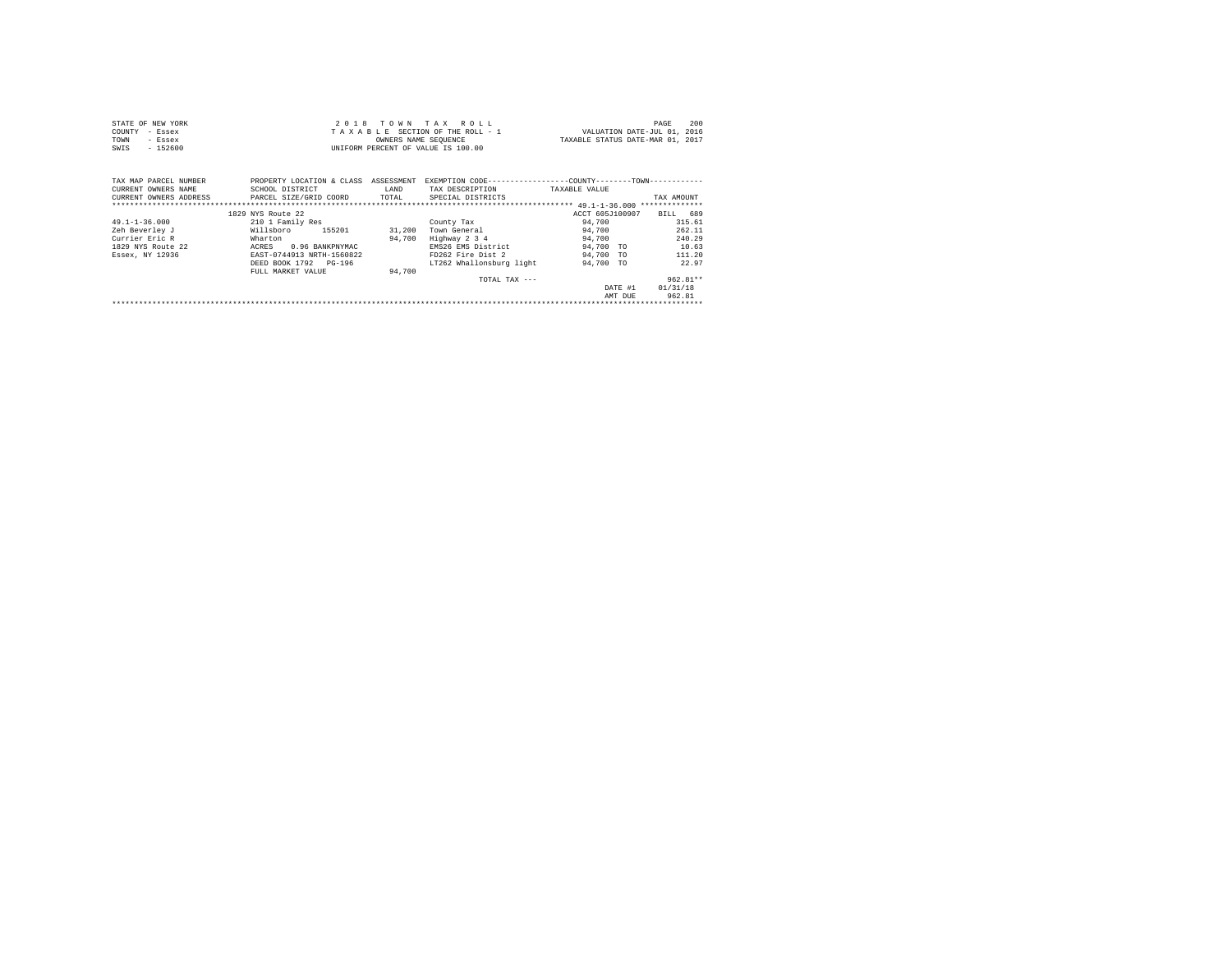STATE OF NEW YORK
COUNTY - Essex
TOWN - Essex
SWIS - 152600

2 0 1 8 T O W N T A X R O L L
T A X A B L E SECTION OF THE ROLL - 1
OWNERS NAME SEQUENCE
UNIFORM PERCENT OF VALUE IS 100.00

VALUATION DATE-JUL 01, 2016
TAXABLE STATUS DATE-MAR 01, 2017

| TAX MAP PARCEL NUMBER / CURRENT OWNERS NAME / CURRENT OWNERS ADDRESS | PROPERTY LOCATION & CLASS / SCHOOL DISTRICT / PARCEL SIZE/GRID COORD | ASSESSMENT LAND / TOTAL | EXEMPTION CODE / TAX DESCRIPTION / SPECIAL DISTRICTS | COUNTY / TOWN TAXABLE VALUE | | TAX AMOUNT |
|---|---|---|---|---|---|---|
| | 1829 NYS Route 22 | | | ACCT 605J100907 | | BILL 689 |
| 49.1-1-36.000 | 210 1 Family Res | | County Tax | 94,700 | | 315.61 |
| Zeh Beverley J | Willsboro 155201 | 31,200 | Town General | 94,700 | | 262.11 |
| Currier Eric R | Wharton | 94,700 | Highway 2 3 4 | 94,700 | | 240.29 |
| 1829 NYS Route 22 | ACRES 0.96 BANKPNYMAC | | EMS26 EMS District | 94,700 | TO | 10.63 |
| Essex, NY 12936 | EAST-0744913 NRTH-1560822 | | FD262 Fire Dist 2 | 94,700 | TO | 111.20 |
| | DEED BOOK 1792 PG-196 | | LT262 Whallonsburg light | 94,700 | TO | 22.97 |
| | FULL MARKET VALUE | 94,700 | | | | |
| | | | TOTAL TAX --- | | | 962.81** |
| | | | | | DATE #1 | 01/31/18 |
| | | | | | AMT DUE | 962.81 |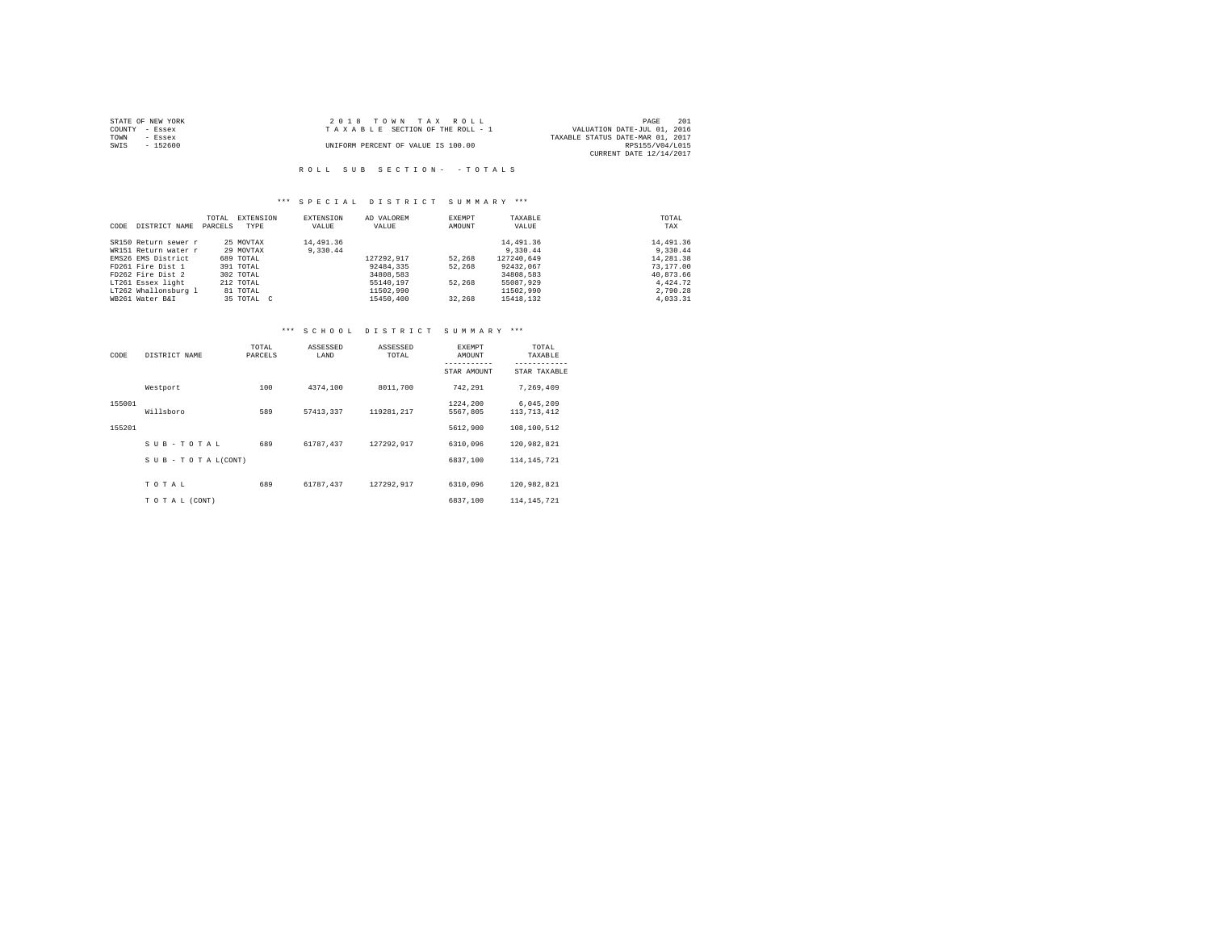STATE OF NEW YORK
COUNTY - Essex
TOWN - Essex
SWIS - 152600

2018 TOWN TAX ROLL
TAXABLE SECTION OF THE ROLL - 1
UNIFORM PERCENT OF VALUE IS 100.00

VALUATION DATE-JUL 01, 2016
TAXABLE STATUS DATE-MAR 01, 2017
RPS155/V04/L015
CURRENT DATE 12/14/2017

ROLL SUB SECTION- - TOTALS

*** SPECIAL DISTRICT SUMMARY ***

| CODE | DISTRICT NAME | TOTAL PARCELS | EXTENSION TYPE | EXTENSION VALUE | AD VALOREM VALUE | EXEMPT AMOUNT | TAXABLE VALUE | TOTAL TAX |
|---|---|---|---|---|---|---|---|---|
| SR150 | Return sewer r | 25 | MOVTAX | 14,491.36 | | | 14,491.36 | 14,491.36 |
| WR151 | Return water r | 29 | MOVTAX | 9,330.44 | | | 9,330.44 | 9,330.44 |
| EMS26 | EMS District | 689 | TOTAL | | 127292,917 | 52,268 | 127240,649 | 14,281.38 |
| FD261 | Fire Dist 1 | 391 | TOTAL | | 92484,335 | 52,268 | 92432,067 | 73,177.00 |
| FD262 | Fire Dist 2 | 302 | TOTAL | | 34808,583 | | 34808,583 | 40,873.66 |
| LT261 | Essex light | 212 | TOTAL | | 55140,197 | 52,268 | 55087,929 | 4,424.72 |
| LT262 | Whallonsburg l | 81 | TOTAL | | 11502,990 | | 11502,990 | 2,790.28 |
| WB261 | Water B&I | 35 | TOTAL C | | 15450,400 | 32,268 | 15418,132 | 4,033.31 |

*** SCHOOL DISTRICT SUMMARY ***

| CODE | DISTRICT NAME | TOTAL PARCELS | ASSESSED LAND | ASSESSED TOTAL | EXEMPT AMOUNT / STAR AMOUNT | TOTAL TAXABLE / STAR TAXABLE |
|---|---|---|---|---|---|---|
| | Westport | 100 | 4374,100 | 8011,700 | 742,291 | 7,269,409 |
| 155001 | | | | | 1224,200 | 6,045,209 |
| | Willsboro | 589 | 57413,337 | 119281,217 | 5567,805 | 113,713,412 |
| 155201 | | | | | 5612,900 | 108,100,512 |
| | SUB-TOTAL | 689 | 61787,437 | 127292,917 | 6310,096 | 120,982,821 |
| | SUB-TOTAL(CONT) | | | | 6837,100 | 114,145,721 |
| | TOTAL | 689 | 61787,437 | 127292,917 | 6310,096 | 120,982,821 |
| | TOTAL (CONT) | | | | 6837,100 | 114,145,721 |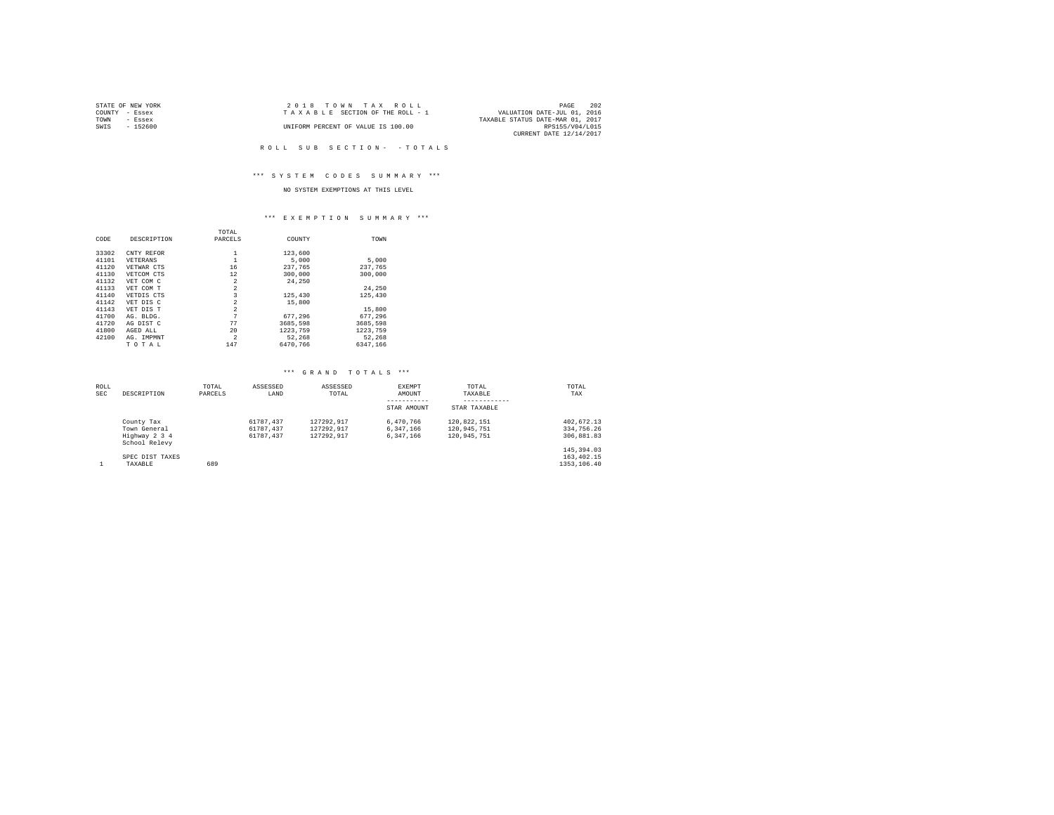STATE OF NEW YORK
COUNTY - Essex
TOWN - Essex
SWIS - 152600

2018 TOWN TAX ROLL
TAXABLE SECTION OF THE ROLL - 1
UNIFORM PERCENT OF VALUE IS 100.00

VALUATION DATE-JUL 01, 2016
TAXABLE STATUS DATE-MAR 01, 2017
RPS155/V04/L015
CURRENT DATE 12/14/2017

ROLL SUB SECTION- - TOTALS

*** SYSTEM CODES SUMMARY ***

NO SYSTEM EXEMPTIONS AT THIS LEVEL

*** EXEMPTION SUMMARY ***

| CODE | DESCRIPTION | TOTAL PARCELS | COUNTY | TOWN |
|---|---|---|---|---|
| 33302 | CNTY REFOR | 1 | 123,600 | |
| 41101 | VETERANS | 1 | 5,000 | 5,000 |
| 41120 | VETWAR CTS | 16 | 237,765 | 237,765 |
| 41130 | VETCOM CTS | 12 | 300,000 | 300,000 |
| 41132 | VET COM C | 2 | 24,250 | |
| 41133 | VET COM T | 2 | | 24,250 |
| 41140 | VETDIS CTS | 3 | 125,430 | 125,430 |
| 41142 | VET DIS C | 2 | 15,800 | |
| 41143 | VET DIS T | 2 | | 15,800 |
| 41700 | AG. BLDG. | 7 | 677,296 | 677,296 |
| 41720 | AG DIST C | 77 | 3685,598 | 3685,598 |
| 41800 | AGED ALL | 20 | 1223,759 | 1223,759 |
| 42100 | AG. IMPMNT | 2 | 52,268 | 52,268 |
| | T O T A L | 147 | 6470,766 | 6347,166 |

*** GRAND TOTALS ***

| ROLL SEC | DESCRIPTION | TOTAL PARCELS | ASSESSED LAND | ASSESSED TOTAL | EXEMPT AMOUNT / STAR AMOUNT | TOTAL TAXABLE / STAR TAXABLE | TOTAL TAX |
|---|---|---|---|---|---|---|---|
| | County Tax | | 61787,437 | 127292,917 | 6,470,766 | 120,822,151 | 402,672.13 |
| | Town General | | 61787,437 | 127292,917 | 6,347,166 | 120,945,751 | 334,756.26 |
| | Highway 2 3 4 | | 61787,437 | 127292,917 | 6,347,166 | 120,945,751 | 306,881.83 |
| | School Relevy | | | | | | 145,394.03 |
| | SPEC DIST TAXES | | | | | | 163,402.15 |
| 1 | TAXABLE | 689 | | | | | 1353,106.40 |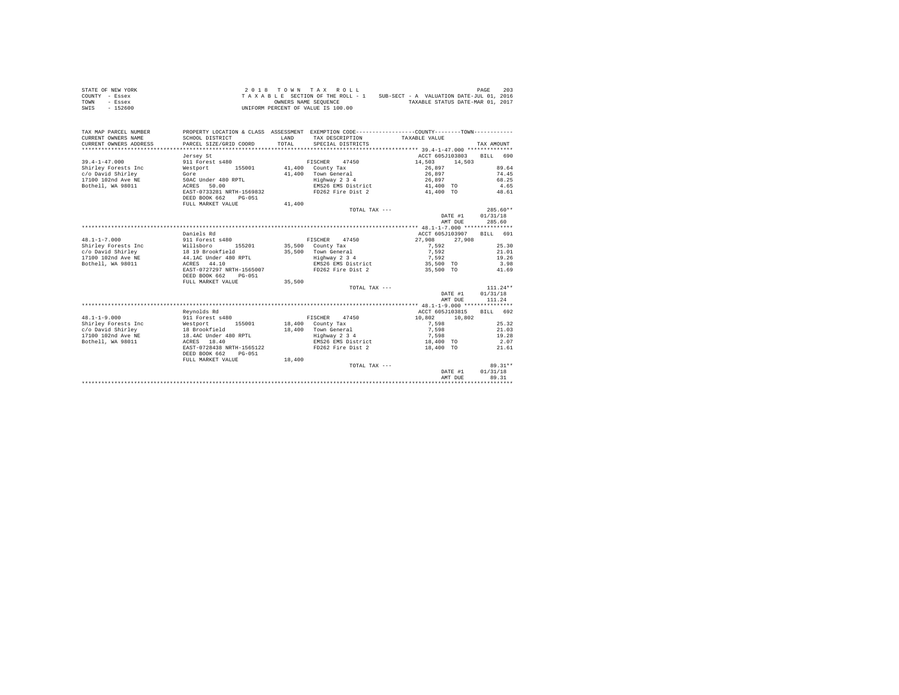STATE OF NEW YORK
COUNTY - Essex
TOWN - Essex
SWIS - 152600

2 0 1 8 T O W N T A X R O L L
T A X A B L E SECTION OF THE ROLL - 1 SUB-SECT - A VALUATION DATE-JUL 01, 2016
OWNERS NAME SEQUENCE TAXABLE STATUS DATE-MAR 01, 2017
UNIFORM PERCENT OF VALUE IS 100.00

| TAX MAP PARCEL NUMBER / CURRENT OWNERS NAME / CURRENT OWNERS ADDRESS | PROPERTY LOCATION & CLASS / SCHOOL DISTRICT / PARCEL SIZE/GRID COORD | ASSESSMENT LAND / TOTAL | EXEMPTION CODE / TAX DESCRIPTION / SPECIAL DISTRICTS | COUNTY / TOWN TAXABLE VALUE | TAX AMOUNT |
|---|---|---|---|---|---|
| | Jersey St | | | ACCT 605J103803 | BILL 690 |
| 39.4-1-47.000 | 911 Forest s480 | | FISCHER 47450 | 14,503 14,503 | |
| Shirley Forests Inc | Westport 155001 | 41,400 | County Tax | 26,897 | 89.64 |
| c/o David Shirley | Gore | 41,400 | Town General | 26,897 | 74.45 |
| 17100 102nd Ave NE | 50AC Under 480 RPTL | | Highway 2 3 4 | 26,897 | 68.25 |
| Bothell, WA 98011 | ACRES 50.00 | | EMS26 EMS District | 41,400 TO | 4.65 |
| | EAST-0733281 NRTH-1569832 | | FD262 Fire Dist 2 | 41,400 TO | 48.61 |
| | DEED BOOK 662 PG-051 | | | | |
| | FULL MARKET VALUE | 41,400 | | | |
| | | | TOTAL TAX --- | | 285.60** |
| | | | | DATE #1 | 01/31/18 |
| | | | | AMT DUE | 285.60 |
| | Daniels Rd | | | ACCT 605J103907 | BILL 691 |
| 48.1-1-7.000 | 911 Forest s480 | | FISCHER 47450 | 27,908 27,908 | |
| Shirley Forests Inc | Willsboro 155201 | 35,500 | County Tax | 7,592 | 25.30 |
| c/o David Shirley | 18 19 Brookfield | 35,500 | Town General | 7,592 | 21.01 |
| 17100 102nd Ave NE | 44.1AC Under 480 RPTL | | Highway 2 3 4 | 7,592 | 19.26 |
| Bothell, WA 98011 | ACRES 44.10 | | EMS26 EMS District | 35,500 TO | 3.98 |
| | EAST-0727297 NRTH-1565007 | | FD262 Fire Dist 2 | 35,500 TO | 41.69 |
| | DEED BOOK 662 PG-051 | | | | |
| | FULL MARKET VALUE | 35,500 | | | |
| | | | TOTAL TAX --- | | 111.24** |
| | | | | DATE #1 | 01/31/18 |
| | | | | AMT DUE | 111.24 |
| | Reynolds Rd | | | ACCT 605J103815 | BILL 692 |
| 48.1-1-9.000 | 911 Forest s480 | | FISCHER 47450 | 10,802 10,802 | |
| Shirley Forests Inc | Westport 155001 | 18,400 | County Tax | 7,598 | 25.32 |
| c/o David Shirley | 18 Brookfield | 18,400 | Town General | 7,598 | 21.03 |
| 17100 102nd Ave NE | 18.4AC Under 480 RPTL | | Highway 2 3 4 | 7,598 | 19.28 |
| Bothell, WA 98011 | ACRES 18.40 | | EMS26 EMS District | 18,400 TO | 2.07 |
| | EAST-0728438 NRTH-1565122 | | FD262 Fire Dist 2 | 18,400 TO | 21.61 |
| | DEED BOOK 662 PG-051 | | | | |
| | FULL MARKET VALUE | 18,400 | | | |
| | | | TOTAL TAX --- | | 89.31** |
| | | | | DATE #1 | 01/31/18 |
| | | | | AMT DUE | 89.31 |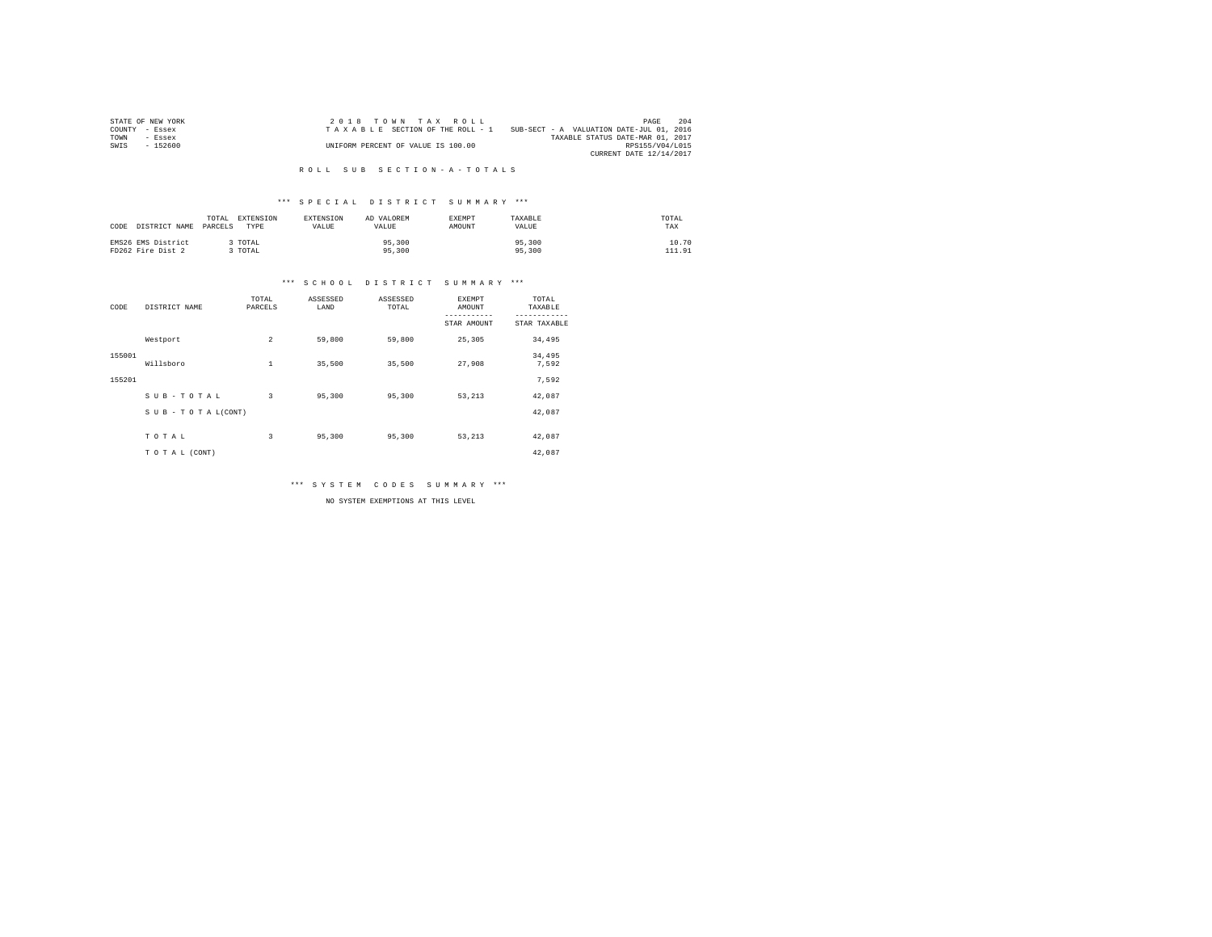STATE OF NEW YORK
COUNTY - Essex
TOWN - Essex
SWIS - 152600

2 0 1 8 T O W N T A X R O L L
T A X A B L E SECTION OF THE ROLL - 1
UNIFORM PERCENT OF VALUE IS 100.00

SUB-SECT - A VALUATION DATE-JUL 01, 2016
TAXABLE STATUS DATE-MAR 01, 2017
RPS155/V04/L015
CURRENT DATE 12/14/2017

## R O L L S U B S E C T I O N - A - T O T A L S

### *** S P E C I A L D I S T R I C T S U M M A R Y ***

| CODE | DISTRICT NAME | TOTAL PARCELS | EXTENSION TYPE | EXTENSION VALUE | AD VALOREM VALUE | EXEMPT AMOUNT | TAXABLE VALUE | TOTAL TAX |
|---|---|---|---|---|---|---|---|---|
| EMS26 | EMS District | 3 | TOTAL | | 95,300 | | 95,300 | 10.70 |
| FD262 | Fire Dist 2 | 3 | TOTAL | | 95,300 | | 95,300 | 111.91 |

### *** S C H O O L D I S T R I C T S U M M A R Y ***

| CODE | DISTRICT NAME | TOTAL PARCELS | ASSESSED LAND | ASSESSED TOTAL | EXEMPT AMOUNT / STAR AMOUNT | TOTAL TAXABLE / STAR TAXABLE |
|---|---|---|---|---|---|---|
| | Westport | 2 | 59,800 | 59,800 | 25,305 | 34,495 |
| 155001 | | | | | | 34,495 |
| | Willsboro | 1 | 35,500 | 35,500 | 27,908 | 7,592 |
| 155201 | | | | | | 7,592 |
| | S U B - T O T A L | 3 | 95,300 | 95,300 | 53,213 | 42,087 |
| | S U B - T O T A L(CONT) | | | | | 42,087 |
| | T O T A L | 3 | 95,300 | 95,300 | 53,213 | 42,087 |
| | T O T A L (CONT) | | | | | 42,087 |

### *** S Y S T E M C O D E S S U M M A R Y ***

NO SYSTEM EXEMPTIONS AT THIS LEVEL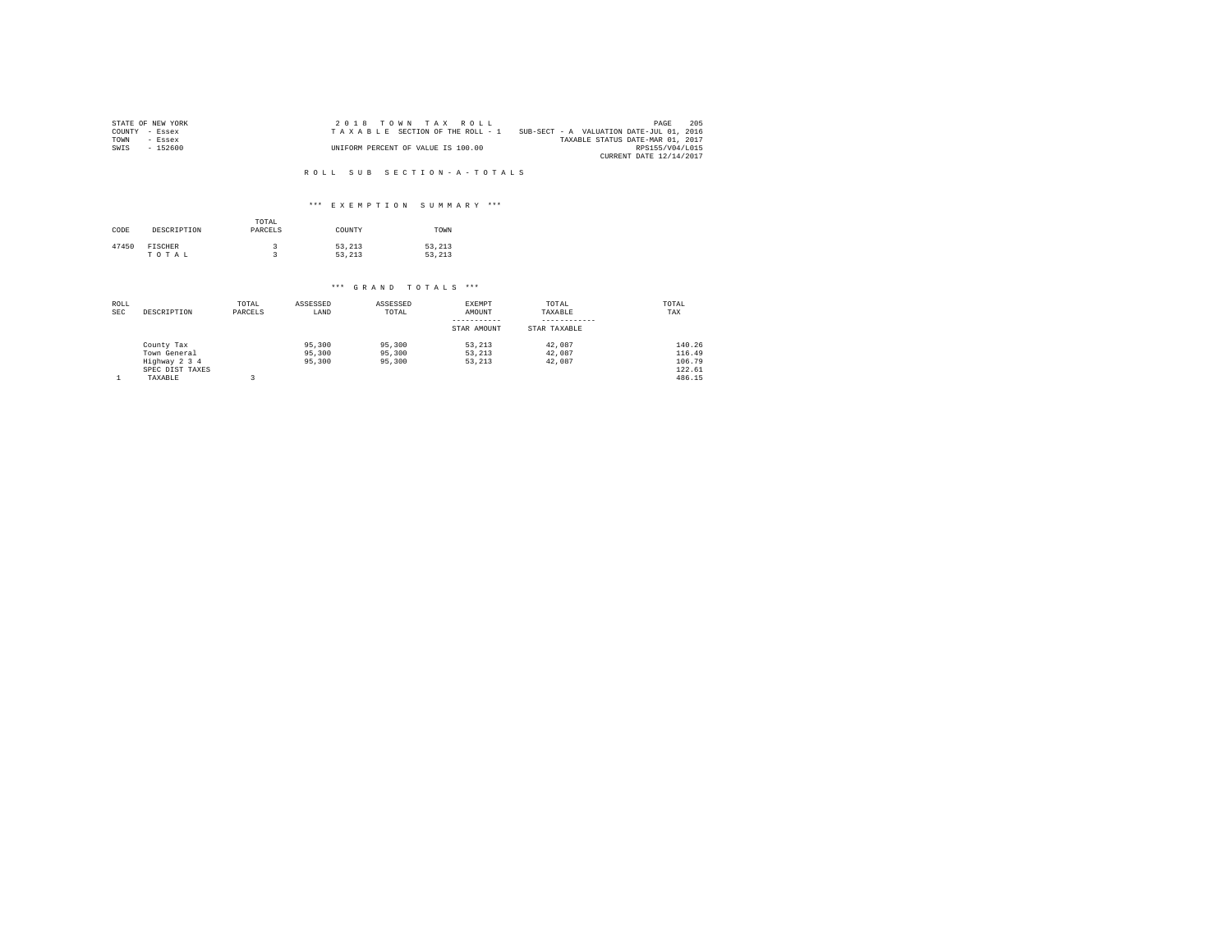STATE OF NEW YORK
COUNTY - Essex
TOWN - Essex
SWIS - 152600

2018 TOWN TAX ROLL
TAXABLE SECTION OF THE ROLL - 1
UNIFORM PERCENT OF VALUE IS 100.00

SUB-SECT - A VALUATION DATE-JUL 01, 2016
TAXABLE STATUS DATE-MAR 01, 2017
RPS155/V04/L015
CURRENT DATE 12/14/2017

# ROLL SUB SECTION-A-TOTALS

## *** EXEMPTION SUMMARY ***

| CODE | DESCRIPTION | TOTAL PARCELS | COUNTY | TOWN |
|---|---|---|---|---|
| 47450 | FISCHER | 3 | 53,213 | 53,213 |
| | TOTAL | 3 | 53,213 | 53,213 |

## *** GRAND TOTALS ***

| ROLL SEC | DESCRIPTION | TOTAL PARCELS | ASSESSED LAND | ASSESSED TOTAL | EXEMPT AMOUNT / STAR AMOUNT | TOTAL TAXABLE / STAR TAXABLE | TOTAL TAX |
|---|---|---|---|---|---|---|---|
| | County Tax | | 95,300 | 95,300 | 53,213 | 42,087 | 140.26 |
| | Town General | | 95,300 | 95,300 | 53,213 | 42,087 | 116.49 |
| | Highway 2 3 4 | | 95,300 | 95,300 | 53,213 | 42,087 | 106.79 |
| | SPEC DIST TAXES | | | | | | 122.61 |
| 1 | TAXABLE | 3 | | | | | 486.15 |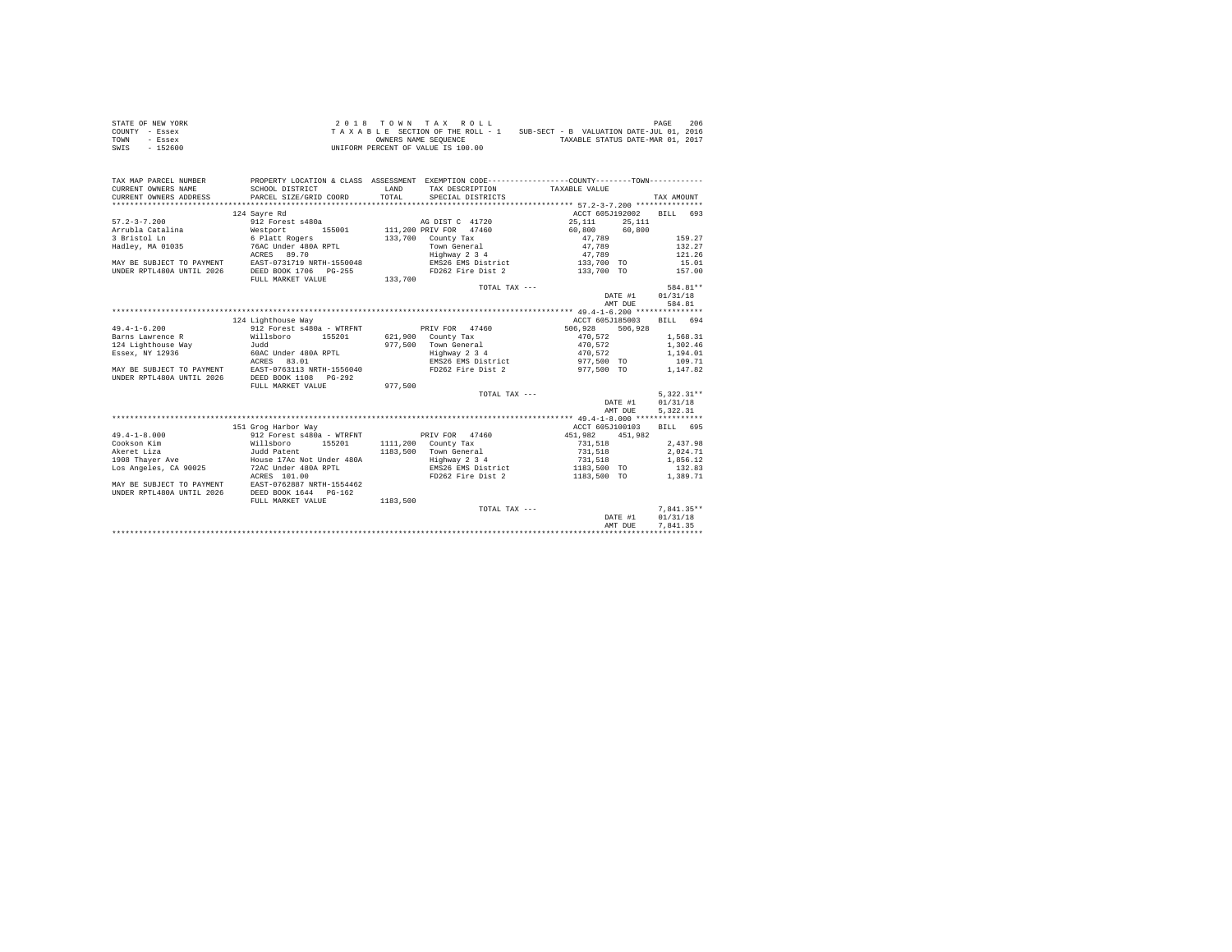STATE OF NEW YORK　　　　　　　2 0 1 8　T O W N　T A X　R O L L
COUNTY - Essex　　　　　　　T A X A B L E SECTION OF THE ROLL - 1　SUB-SECT - B VALUATION DATE-JUL 01, 2016
TOWN - Essex　　　　　　　OWNERS NAME SEQUENCE　　　TAXABLE STATUS DATE-MAR 01, 2017
SWIS - 152600　　　　　　　UNIFORM PERCENT OF VALUE IS 100.00

```
TAX MAP PARCEL NUMBER        PROPERTY LOCATION & CLASS  ASSESSMENT  EXEMPTION CODE-----------------COUNTY--------TOWN-----------
CURRENT OWNERS NAME          SCHOOL DISTRICT               LAND      TAX DESCRIPTION            TAXABLE VALUE
CURRENT OWNERS ADDRESS       PARCEL SIZE/GRID COORD        TOTAL     SPECIAL DISTRICTS                                 TAX AMOUNT
************************************************************************************************ 57.2-3-7.200 ***************
                             124 Sayre Rd                                                       ACCT 605J192002     BILL  693
57.2-3-7.200                 912 Forest s480a                        AG DIST C  41720              25,111     25,111
Arrubla Catalina             Westport       155001       111,200 PRIV FOR   47460              60,800     60,800
3 Bristol Ln                 6 Platt Rogers              133,700   County Tax                    47,789                 159.27
Hadley, MA 01035             76AC Under 480A RPTL                  Town General                  47,789                 132.27
                             ACRES   89.70                         Highway 2 3 4                 47,789                 121.26
MAY BE SUBJECT TO PAYMENT    EAST-0731719 NRTH-1550048             EMS26 EMS District           133,700 TO               15.01
UNDER RPTL480A UNTIL 2026    DEED BOOK 1706   PG-255               FD262 Fire Dist 2            133,700 TO              157.00
                             FULL MARKET VALUE           133,700
                                                                   TOTAL TAX ---                                        584.81**
                                                                                                 DATE #1          01/31/18
                                                                                                 AMT DUE            584.81
************************************************************************************************ 49.4-1-6.200 ***************
                             124 Lighthouse Way                                                 ACCT 605J185003     BILL  694
49.4-1-6.200                 912 Forest s480a - WTRFNT               PRIV FOR   47460             506,928    506,928
Barns Lawrence R             Willsboro      155201       621,900   County Tax                   470,572               1,568.31
124 Lighthouse Way           Judd                        977,500   Town General                 470,572               1,302.46
Essex, NY 12936              60AC Under 480A RPTL                  Highway 2 3 4                470,572               1,194.01
                             ACRES   83.01                         EMS26 EMS District           977,500 TO              109.71
MAY BE SUBJECT TO PAYMENT    EAST-0763113 NRTH-1556040             FD262 Fire Dist 2            977,500 TO            1,147.82
UNDER RPTL480A UNTIL 2026    DEED BOOK 1108   PG-292
                             FULL MARKET VALUE           977,500
                                                                   TOTAL TAX ---                                      5,322.31**
                                                                                                 DATE #1          01/31/18
                                                                                                 AMT DUE          5,322.31
************************************************************************************************ 49.4-1-8.000 ***************
                             151 Grog Harbor Way                                                ACCT 605J100103     BILL  695
49.4-1-8.000                 912 Forest s480a - WTRFNT               PRIV FOR   47460             451,982    451,982
Cookson Kim                  Willsboro      155201      1111,200   County Tax                   731,518               2,437.98
Akeret Liza                  Judd Patent                1183,500   Town General                 731,518               2,024.71
1908 Thayer Ave              House 17Ac Not Under 480A             Highway 2 3 4                731,518               1,856.12
Los Angeles, CA 90025        72AC Under 480A RPTL                  EMS26 EMS District          1183,500 TO              132.83
                             ACRES  101.00                         FD262 Fire Dist 2           1183,500 TO            1,389.71
MAY BE SUBJECT TO PAYMENT    EAST-0762887 NRTH-1554462
UNDER RPTL480A UNTIL 2026    DEED BOOK 1644   PG-162
                             FULL MARKET VALUE          1183,500
                                                                   TOTAL TAX ---                                      7,841.35**
                                                                                                 DATE #1          01/31/18
                                                                                                 AMT DUE          7,841.35
******************************************************************************************************************************
```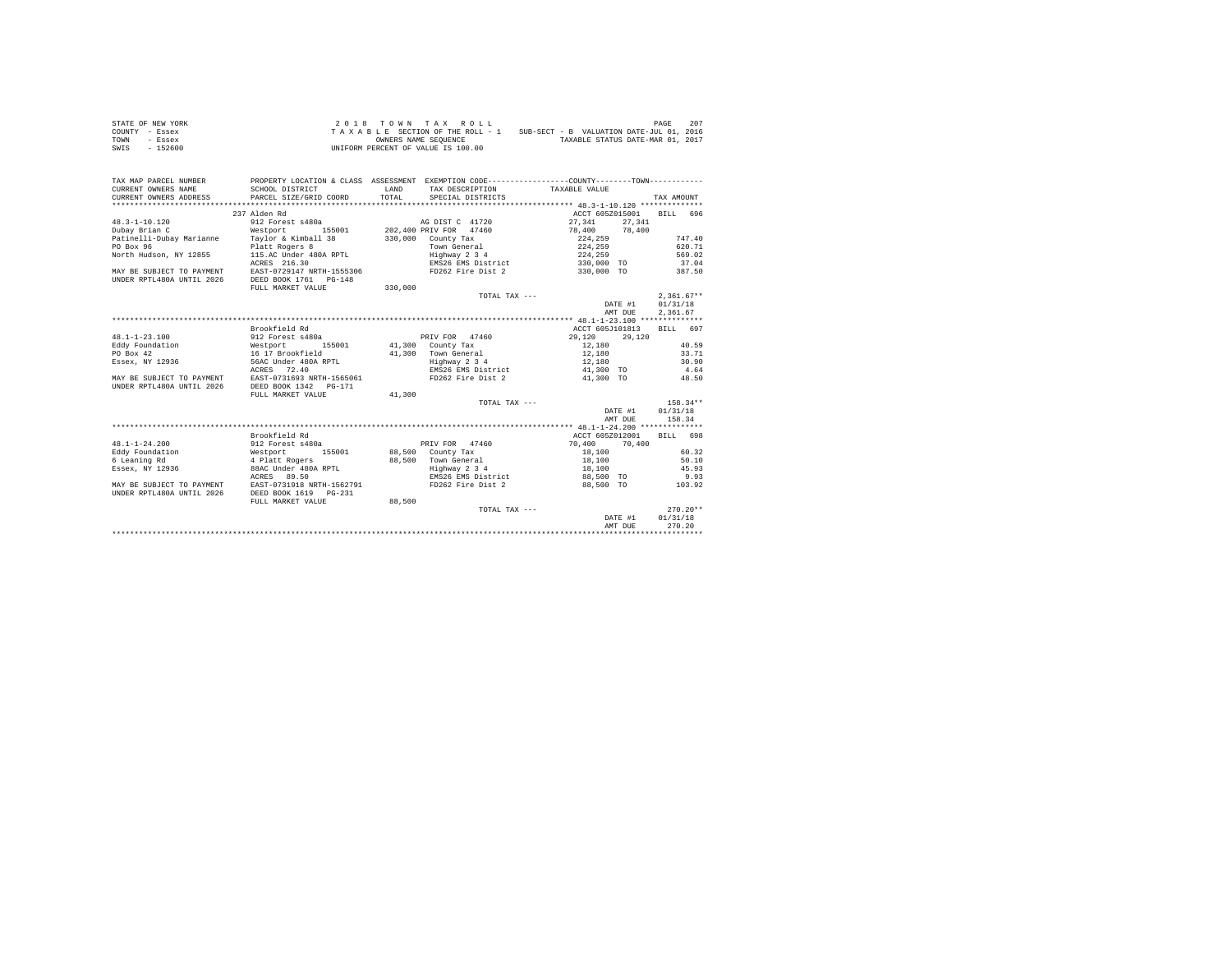STATE OF NEW YORK
COUNTY - Essex
TOWN - Essex
SWIS - 152600

2 0 1 8 T O W N T A X R O L L
T A X A B L E SECTION OF THE ROLL - 1 SUB-SECT - B VALUATION DATE-JUL 01, 2016
OWNERS NAME SEQUENCE TAXABLE STATUS DATE-MAR 01, 2017
UNIFORM PERCENT OF VALUE IS 100.00

| TAX MAP PARCEL NUMBER / CURRENT OWNERS NAME / CURRENT OWNERS ADDRESS | PROPERTY LOCATION & CLASS / SCHOOL DISTRICT / PARCEL SIZE/GRID COORD | ASSESSMENT LAND / TOTAL | EXEMPTION CODE / TAX DESCRIPTION / SPECIAL DISTRICTS | COUNTY TAXABLE VALUE | TOWN | TAX AMOUNT |
|---|---|---|---|---|---|---|
| **48.3-1-10.120** | 237 Alden Rd | | | ACCT 605Z015001 | | BILL 696 |
| 48.3-1-10.120 | 912 Forest s480a | | AG DIST C 41720 | 27,341 | 27,341 | |
| Dubay Brian C | Westport 155001 | 202,400 | PRIV FOR 47460 | 78,400 | 78,400 | |
| Patinelli-Dubay Marianne | Taylor & Kimball 38 | 330,000 | County Tax | 224,259 | | 747.40 |
| PO Box 96 | Platt Rogers 8 | | Town General | 224,259 | | 620.71 |
| North Hudson, NY 12855 | 115.AC Under 480A RPTL | | Highway 2 3 4 | 224,259 | | 569.02 |
| | ACRES 216.30 | | EMS26 EMS District | 330,000 TO | | 37.04 |
| MAY BE SUBJECT TO PAYMENT | EAST-0729147 NRTH-1555306 | | FD262 Fire Dist 2 | 330,000 TO | | 387.50 |
| UNDER RPTL480A UNTIL 2026 | DEED BOOK 1761 PG-148 | | | | | |
| | FULL MARKET VALUE | 330,000 | | | | |
| | | | TOTAL TAX --- | | | 2,361.67** |
| | | | | | DATE #1 | 01/31/18 |
| | | | | | AMT DUE | 2,361.67 |
| **48.1-1-23.100** | Brookfield Rd | | | ACCT 605J101813 | | BILL 697 |
| 48.1-1-23.100 | 912 Forest s480a | | PRIV FOR 47460 | 29,120 | 29,120 | |
| Eddy Foundation | Westport 155001 | 41,300 | County Tax | 12,180 | | 40.59 |
| PO Box 42 | 16 17 Brookfield | 41,300 | Town General | 12,180 | | 33.71 |
| Essex, NY 12936 | 56AC Under 480A RPTL | | Highway 2 3 4 | 12,180 | | 30.90 |
| | ACRES 72.40 | | EMS26 EMS District | 41,300 TO | | 4.64 |
| MAY BE SUBJECT TO PAYMENT | EAST-0731693 NRTH-1565061 | | FD262 Fire Dist 2 | 41,300 TO | | 48.50 |
| UNDER RPTL480A UNTIL 2026 | DEED BOOK 1342 PG-171 | | | | | |
| | FULL MARKET VALUE | 41,300 | | | | |
| | | | TOTAL TAX --- | | | 158.34** |
| | | | | | DATE #1 | 01/31/18 |
| | | | | | AMT DUE | 158.34 |
| **48.1-1-24.200** | Brookfield Rd | | | ACCT 605Z012001 | | BILL 698 |
| 48.1-1-24.200 | 912 Forest s480a | | PRIV FOR 47460 | 70,400 | 70,400 | |
| Eddy Foundation | Westport 155001 | 88,500 | County Tax | 18,100 | | 60.32 |
| 6 Leaning Rd | 4 Platt Rogers | 88,500 | Town General | 18,100 | | 50.10 |
| Essex, NY 12936 | 88AC Under 480A RPTL | | Highway 2 3 4 | 18,100 | | 45.93 |
| | ACRES 89.50 | | EMS26 EMS District | 88,500 TO | | 9.93 |
| MAY BE SUBJECT TO PAYMENT | EAST-0731918 NRTH-1562791 | | FD262 Fire Dist 2 | 88,500 TO | | 103.92 |
| UNDER RPTL480A UNTIL 2026 | DEED BOOK 1619 PG-231 | | | | | |
| | FULL MARKET VALUE | 88,500 | | | | |
| | | | TOTAL TAX --- | | | 270.20** |
| | | | | | DATE #1 | 01/31/18 |
| | | | | | AMT DUE | 270.20 |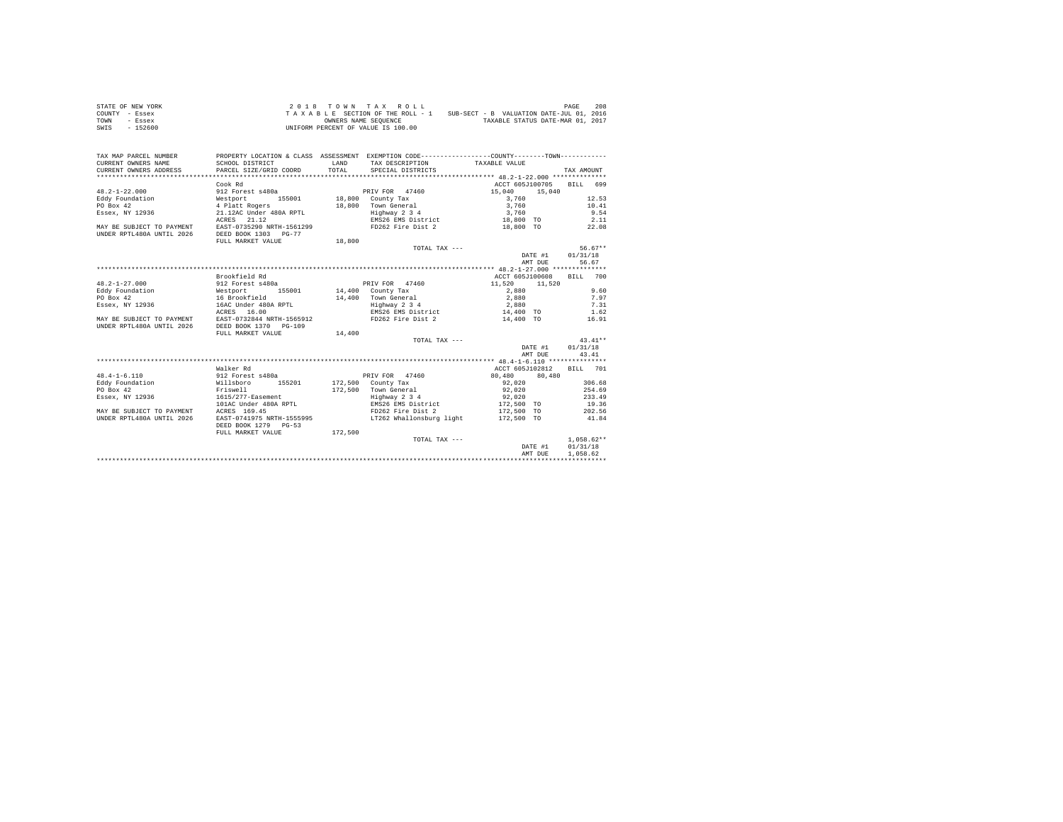STATE OF NEW YORK
COUNTY - Essex
TOWN - Essex
SWIS - 152600

2 0 1 8 T O W N T A X R O L L
T A X A B L E SECTION OF THE ROLL - 1 SUB-SECT - B VALUATION DATE-JUL 01, 2016
OWNERS NAME SEQUENCE TAXABLE STATUS DATE-MAR 01, 2017
UNIFORM PERCENT OF VALUE IS 100.00

| TAX MAP PARCEL NUMBER / CURRENT OWNERS NAME / CURRENT OWNERS ADDRESS | PROPERTY LOCATION & CLASS / SCHOOL DISTRICT / PARCEL SIZE/GRID COORD | ASSESSMENT LAND / TOTAL | EXEMPTION CODE / TAX DESCRIPTION / SPECIAL DISTRICTS | COUNTY TAXABLE VALUE | TOWN | TAX AMOUNT |
|---|---|---|---|---|---|---|
| 48.2-1-22.000 | Cook Rd | | | ACCT 605J100705 | | BILL 699 |
| | 912 Forest s480a | | PRIV FOR 47460 | 15,040 | 15,040 | |
| Eddy Foundation | Westport 155001 | 18,800 | County Tax | 3,760 | | 12.53 |
| PO Box 42 | 4 Platt Rogers | 18,800 | Town General | 3,760 | | 10.41 |
| Essex, NY 12936 | 21.12AC Under 480A RPTL | | Highway 2 3 4 | 3,760 | | 9.54 |
| | ACRES 21.12 | | EMS26 EMS District | 18,800 TO | | 2.11 |
| MAY BE SUBJECT TO PAYMENT | EAST-0735290 NRTH-1561299 | | FD262 Fire Dist 2 | 18,800 TO | | 22.08 |
| UNDER RPTL480A UNTIL 2026 | DEED BOOK 1303 PG-77 | | | | | |
| | FULL MARKET VALUE | 18,800 | | | | |
| | | | TOTAL TAX --- | | | 56.67** |
| | | | | | DATE #1 | 01/31/18 |
| | | | | | AMT DUE | 56.67 |
| 48.2-1-27.000 | Brookfield Rd | | | ACCT 605J100608 | | BILL 700 |
| | 912 Forest s480a | | PRIV FOR 47460 | 11,520 | 11,520 | |
| Eddy Foundation | Westport 155001 | 14,400 | County Tax | 2,880 | | 9.60 |
| PO Box 42 | 16 Brookfield | 14,400 | Town General | 2,880 | | 7.97 |
| Essex, NY 12936 | 16AC Under 480A RPTL | | Highway 2 3 4 | 2,880 | | 7.31 |
| | ACRES 16.00 | | EMS26 EMS District | 14,400 TO | | 1.62 |
| MAY BE SUBJECT TO PAYMENT | EAST-0732844 NRTH-1565912 | | FD262 Fire Dist 2 | 14,400 TO | | 16.91 |
| UNDER RPTL480A UNTIL 2026 | DEED BOOK 1370 PG-109 | | | | | |
| | FULL MARKET VALUE | 14,400 | | | | |
| | | | TOTAL TAX --- | | | 43.41** |
| | | | | | DATE #1 | 01/31/18 |
| | | | | | AMT DUE | 43.41 |
| 48.4-1-6.110 | Walker Rd | | | ACCT 605J102812 | | BILL 701 |
| | 912 Forest s480a | | PRIV FOR 47460 | 80,480 | 80,480 | |
| Eddy Foundation | Willsboro 155201 | 172,500 | County Tax | 92,020 | | 306.68 |
| PO Box 42 | Friswell | 172,500 | Town General | 92,020 | | 254.69 |
| Essex, NY 12936 | 1615/277-Easement | | Highway 2 3 4 | 92,020 | | 233.49 |
| | 101AC Under 480A RPTL | | EMS26 EMS District | 172,500 TO | | 19.36 |
| MAY BE SUBJECT TO PAYMENT | ACRES 169.45 | | FD262 Fire Dist 2 | 172,500 TO | | 202.56 |
| UNDER RPTL480A UNTIL 2026 | EAST-0741975 NRTH-1555995 | | LT262 Whallonsburg light | 172,500 TO | | 41.84 |
| | DEED BOOK 1279 PG-53 | | | | | |
| | FULL MARKET VALUE | 172,500 | | | | |
| | | | TOTAL TAX --- | | | 1,058.62** |
| | | | | | DATE #1 | 01/31/18 |
| | | | | | AMT DUE | 1,058.62 |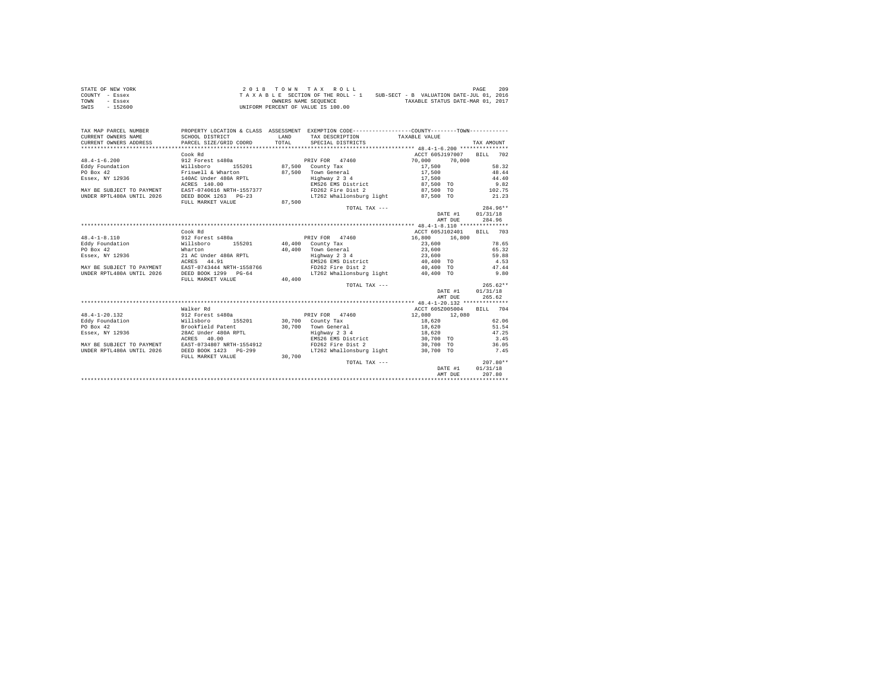STATE OF NEW YORK
COUNTY - Essex
TOWN - Essex
SWIS - 152600

2 0 1 8 T O W N T A X R O L L
T A X A B L E SECTION OF THE ROLL - 1 SUB-SECT - B VALUATION DATE-JUL 01, 2016
OWNERS NAME SEQUENCE TAXABLE STATUS DATE-MAR 01, 2017
UNIFORM PERCENT OF VALUE IS 100.00

| TAX MAP PARCEL NUMBER / CURRENT OWNERS NAME / CURRENT OWNERS ADDRESS | PROPERTY LOCATION & CLASS / SCHOOL DISTRICT / PARCEL SIZE/GRID COORD | ASSESSMENT LAND / TOTAL | EXEMPTION CODE / TAX DESCRIPTION / SPECIAL DISTRICTS | COUNTY / TOWN TAXABLE VALUE | TAX AMOUNT |
|---|---|---|---|---|---|
| 48.4-1-6.200 | Cook Rd | | | ACCT 605J197007 | BILL 702 |
| 48.4-1-6.200 | 912 Forest s480a | | PRIV FOR 47460 | 70,000 70,000 | |
| Eddy Foundation | Willsboro 155201 | 87,500 | County Tax | 17,500 | 58.32 |
| PO Box 42 | Friswell & Wharton | 87,500 | Town General | 17,500 | 48.44 |
| Essex, NY 12936 | 140AC Under 480A RPTL | | Highway 2 3 4 | 17,500 | 44.40 |
| | ACRES 140.00 | | EMS26 EMS District | 87,500 TO | 9.82 |
| MAY BE SUBJECT TO PAYMENT | EAST-0740616 NRTH-1557377 | | FD262 Fire Dist 2 | 87,500 TO | 102.75 |
| UNDER RPTL480A UNTIL 2026 | DEED BOOK 1263 PG-23 | | LT262 Whallonsburg light | 87,500 TO | 21.23 |
| | FULL MARKET VALUE | 87,500 | | | |
| | | | TOTAL TAX --- | | 284.96** |
| | | | | DATE #1 | 01/31/18 |
| | | | | AMT DUE | 284.96 |
| 48.4-1-8.110 | Cook Rd | | | ACCT 605J102401 | BILL 703 |
| 48.4-1-8.110 | 912 Forest s480a | | PRIV FOR 47460 | 16,800 16,800 | |
| Eddy Foundation | Willsboro 155201 | 40,400 | County Tax | 23,600 | 78.65 |
| PO Box 42 | Wharton | 40,400 | Town General | 23,600 | 65.32 |
| Essex, NY 12936 | 21 AC Under 480A RPTL | | Highway 2 3 4 | 23,600 | 59.88 |
| | ACRES 44.91 | | EMS26 EMS District | 40,400 TO | 4.53 |
| MAY BE SUBJECT TO PAYMENT | EAST-0743444 NRTH-1558766 | | FD262 Fire Dist 2 | 40,400 TO | 47.44 |
| UNDER RPTL480A UNTIL 2026 | DEED BOOK 1299 PG-64 | | LT262 Whallonsburg light | 40,400 TO | 9.80 |
| | FULL MARKET VALUE | 40,400 | | | |
| | | | TOTAL TAX --- | | 265.62** |
| | | | | DATE #1 | 01/31/18 |
| | | | | AMT DUE | 265.62 |
| 48.4-1-20.132 | Walker Rd | | | ACCT 605Z005004 | BILL 704 |
| 48.4-1-20.132 | 912 Forest s480a | | PRIV FOR 47460 | 12,080 12,080 | |
| Eddy Foundation | Willsboro 155201 | 30,700 | County Tax | 18,620 | 62.06 |
| PO Box 42 | Brookfield Patent | 30,700 | Town General | 18,620 | 51.54 |
| Essex, NY 12936 | 28AC Under 480A RPTL | | Highway 2 3 4 | 18,620 | 47.25 |
| | ACRES 40.00 | | EMS26 EMS District | 30,700 TO | 3.45 |
| MAY BE SUBJECT TO PAYMENT | EAST-0734807 NRTH-1554912 | | FD262 Fire Dist 2 | 30,700 TO | 36.05 |
| UNDER RPTL480A UNTIL 2026 | DEED BOOK 1423 PG-299 | | LT262 Whallonsburg light | 30,700 TO | 7.45 |
| | FULL MARKET VALUE | 30,700 | | | |
| | | | TOTAL TAX --- | | 207.80** |
| | | | | DATE #1 | 01/31/18 |
| | | | | AMT DUE | 207.80 |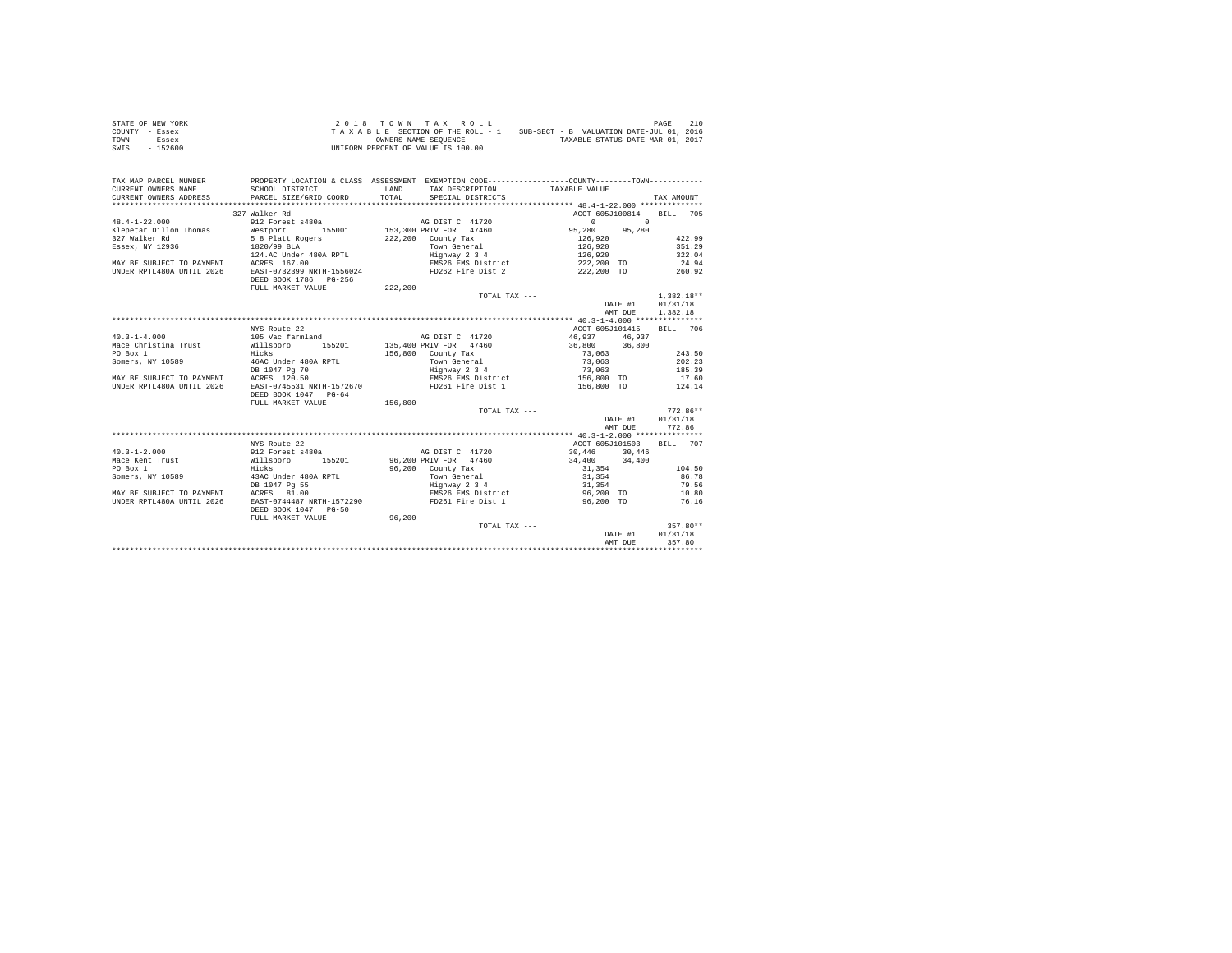STATE OF NEW YORK
COUNTY - Essex
TOWN - Essex
SWIS - 152600

2 0 1 8 T O W N T A X R O L L
T A X A B L E SECTION OF THE ROLL - 1 SUB-SECT - B VALUATION DATE-JUL 01, 2016
OWNERS NAME SEQUENCE TAXABLE STATUS DATE-MAR 01, 2017
UNIFORM PERCENT OF VALUE IS 100.00

| TAX MAP PARCEL NUMBER / CURRENT OWNERS NAME / CURRENT OWNERS ADDRESS | PROPERTY LOCATION & CLASS / SCHOOL DISTRICT / PARCEL SIZE/GRID COORD | ASSESSMENT LAND / TOTAL | EXEMPTION CODE / TAX DESCRIPTION / SPECIAL DISTRICTS | COUNTY TAXABLE VALUE | TOWN | TAX AMOUNT |
|---|---|---|---|---|---|---|
| **48.4-1-22.000** | 327 Walker Rd | | | ACCT 605J100814 | | BILL 705 |
| 48.4-1-22.000 | 912 Forest s480a | | AG DIST C 41720 | 0 | 0 | |
| Klepetar Dillon Thomas | Westport 155001 | 153,300 | PRIV FOR 47460 | 95,280 | 95,280 | |
| 327 Walker Rd | 5 8 Platt Rogers | 222,200 | County Tax | 126,920 | | 422.99 |
| Essex, NY 12936 | 1820/99 BLA | | Town General | 126,920 | | 351.29 |
| | 124.AC Under 480A RPTL | | Highway 2 3 4 | 126,920 | | 322.04 |
| MAY BE SUBJECT TO PAYMENT | ACRES 167.00 | | EMS26 EMS District | 222,200 TO | | 24.94 |
| UNDER RPTL480A UNTIL 2026 | EAST-0732399 NRTH-1556024 | | FD262 Fire Dist 2 | 222,200 TO | | 260.92 |
| | DEED BOOK 1786 PG-256 | | | | | |
| | FULL MARKET VALUE | 222,200 | | | | |
| | | | TOTAL TAX --- | | | 1,382.18** |
| | | | | | DATE #1 | 01/31/18 |
| | | | | | AMT DUE | 1,382.18 |
| **40.3-1-4.000** | NYS Route 22 | | | ACCT 605J101415 | | BILL 706 |
| 40.3-1-4.000 | 105 Vac farmland | | AG DIST C 41720 | 46,937 | 46,937 | |
| Mace Christina Trust | Willsboro 155201 | 135,400 | PRIV FOR 47460 | 36,800 | 36,800 | |
| PO Box 1 | Hicks | 156,800 | County Tax | 73,063 | | 243.50 |
| Somers, NY 10589 | 46AC Under 480A RPTL | | Town General | 73,063 | | 202.23 |
| | DB 1047 Pg 70 | | Highway 2 3 4 | 73,063 | | 185.39 |
| MAY BE SUBJECT TO PAYMENT | ACRES 120.50 | | EMS26 EMS District | 156,800 TO | | 17.60 |
| UNDER RPTL480A UNTIL 2026 | EAST-0745531 NRTH-1572670 | | FD261 Fire Dist 1 | 156,800 TO | | 124.14 |
| | DEED BOOK 1047 PG-64 | | | | | |
| | FULL MARKET VALUE | 156,800 | | | | |
| | | | TOTAL TAX --- | | | 772.86** |
| | | | | | DATE #1 | 01/31/18 |
| | | | | | AMT DUE | 772.86 |
| **40.3-1-2.000** | NYS Route 22 | | | ACCT 605J101503 | | BILL 707 |
| 40.3-1-2.000 | 912 Forest s480a | | AG DIST C 41720 | 30,446 | 30,446 | |
| Mace Kent Trust | Willsboro 155201 | 96,200 | PRIV FOR 47460 | 34,400 | 34,400 | |
| PO Box 1 | Hicks | 96,200 | County Tax | 31,354 | | 104.50 |
| Somers, NY 10589 | 43AC Under 480A RPTL | | Town General | 31,354 | | 86.78 |
| | DB 1047 Pg 55 | | Highway 2 3 4 | 31,354 | | 79.56 |
| MAY BE SUBJECT TO PAYMENT | ACRES 81.00 | | EMS26 EMS District | 96,200 TO | | 10.80 |
| UNDER RPTL480A UNTIL 2026 | EAST-0744487 NRTH-1572290 | | FD261 Fire Dist 1 | 96,200 TO | | 76.16 |
| | DEED BOOK 1047 PG-50 | | | | | |
| | FULL MARKET VALUE | 96,200 | | | | |
| | | | TOTAL TAX --- | | | 357.80** |
| | | | | | DATE #1 | 01/31/18 |
| | | | | | AMT DUE | 357.80 |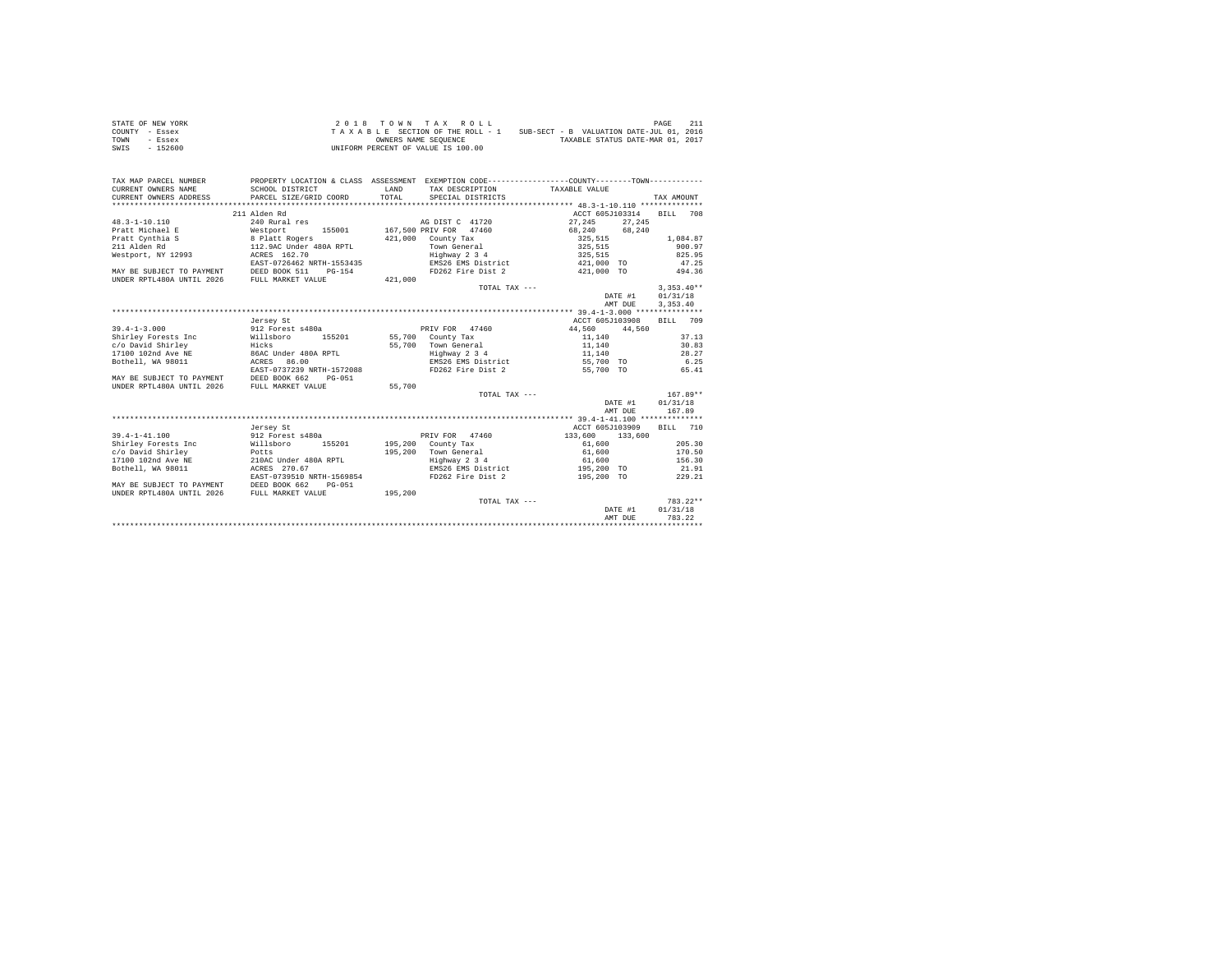STATE OF NEW YORK
COUNTY - Essex
TOWN - Essex
SWIS - 152600

2 0 1 8 T O W N T A X R O L L
T A X A B L E SECTION OF THE ROLL - 1 SUB-SECT - B VALUATION DATE-JUL 01, 2016
OWNERS NAME SEQUENCE TAXABLE STATUS DATE-MAR 01, 2017
UNIFORM PERCENT OF VALUE IS 100.00

| TAX MAP PARCEL NUMBER / CURRENT OWNERS NAME / CURRENT OWNERS ADDRESS | PROPERTY LOCATION & CLASS / SCHOOL DISTRICT / PARCEL SIZE/GRID COORD | ASSESSMENT LAND / TOTAL | EXEMPTION CODE / TAX DESCRIPTION / SPECIAL DISTRICTS | COUNTY TAXABLE VALUE | TOWN | TAX AMOUNT |
|---|---|---|---|---|---|---|
| **48.3-1-10.110** | 211 Alden Rd | | | ACCT 605J103314 | | BILL 708 |
| 48.3-1-10.110 | 240 Rural res | | AG DIST C 41720 | 27,245 | 27,245 | |
| Pratt Michael E | Westport 155001 | 167,500 | PRIV FOR 47460 | 68,240 | 68,240 | |
| Pratt Cynthia S | 8 Platt Rogers | 421,000 | County Tax | 325,515 | | 1,084.87 |
| 211 Alden Rd | 112.9AC Under 480A RPTL | | Town General | 325,515 | | 900.97 |
| Westport, NY 12993 | ACRES 162.70 | | Highway 2 3 4 | 325,515 | | 825.95 |
| | EAST-0726462 NRTH-1553435 | | EMS26 EMS District | 421,000 TO | | 47.25 |
| MAY BE SUBJECT TO PAYMENT | DEED BOOK 511 PG-154 | | FD262 Fire Dist 2 | 421,000 TO | | 494.36 |
| UNDER RPTL480A UNTIL 2026 | FULL MARKET VALUE | 421,000 | | | | |
| | | | TOTAL TAX --- | | | 3,353.40** |
| | | | | | DATE #1 | 01/31/18 |
| | | | | | AMT DUE | 3,353.40 |
| **39.4-1-3.000** | Jersey St | | | ACCT 605J103908 | | BILL 709 |
| 39.4-1-3.000 | 912 Forest s480a | | PRIV FOR 47460 | 44,560 | 44,560 | |
| Shirley Forests Inc | Willsboro 155201 | 55,700 | County Tax | 11,140 | | 37.13 |
| c/o David Shirley | Hicks | 55,700 | Town General | 11,140 | | 30.83 |
| 17100 102nd Ave NE | 86AC Under 480A RPTL | | Highway 2 3 4 | 11,140 | | 28.27 |
| Bothell, WA 98011 | ACRES 86.00 | | EMS26 EMS District | 55,700 TO | | 6.25 |
| | EAST-0737239 NRTH-1572088 | | FD262 Fire Dist 2 | 55,700 TO | | 65.41 |
| MAY BE SUBJECT TO PAYMENT | DEED BOOK 662 PG-051 | | | | | |
| UNDER RPTL480A UNTIL 2026 | FULL MARKET VALUE | 55,700 | | | | |
| | | | TOTAL TAX --- | | | 167.89** |
| | | | | | DATE #1 | 01/31/18 |
| | | | | | AMT DUE | 167.89 |
| **39.4-1-41.100** | Jersey St | | | ACCT 605J103909 | | BILL 710 |
| 39.4-1-41.100 | 912 Forest s480a | | PRIV FOR 47460 | 133,600 | 133,600 | |
| Shirley Forests Inc | Willsboro 155201 | 195,200 | County Tax | 61,600 | | 205.30 |
| c/o David Shirley | Potts | 195,200 | Town General | 61,600 | | 170.50 |
| 17100 102nd Ave NE | 210AC Under 480A RPTL | | Highway 2 3 4 | 61,600 | | 156.30 |
| Bothell, WA 98011 | ACRES 270.67 | | EMS26 EMS District | 195,200 TO | | 21.91 |
| | EAST-0739510 NRTH-1569854 | | FD262 Fire Dist 2 | 195,200 TO | | 229.21 |
| MAY BE SUBJECT TO PAYMENT | DEED BOOK 662 PG-051 | | | | | |
| UNDER RPTL480A UNTIL 2026 | FULL MARKET VALUE | 195,200 | | | | |
| | | | TOTAL TAX --- | | | 783.22** |
| | | | | | DATE #1 | 01/31/18 |
| | | | | | AMT DUE | 783.22 |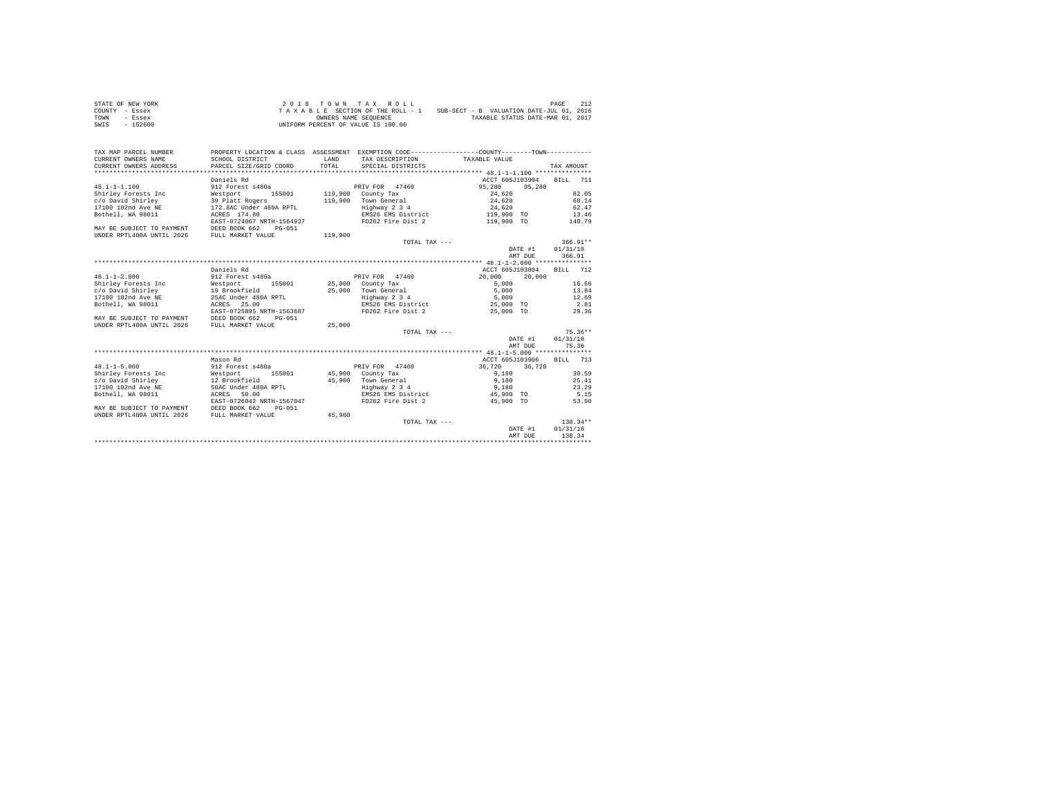STATE OF NEW YORK
COUNTY - Essex
TOWN - Essex
SWIS - 152600

2 0 1 8 T O W N T A X R O L L
T A X A B L E SECTION OF THE ROLL - 1 SUB-SECT - B VALUATION DATE-JUL 01, 2016
OWNERS NAME SEQUENCE TAXABLE STATUS DATE-MAR 01, 2017
UNIFORM PERCENT OF VALUE IS 100.00

| TAX MAP PARCEL NUMBER / CURRENT OWNERS NAME / CURRENT OWNERS ADDRESS | PROPERTY LOCATION & CLASS / SCHOOL DISTRICT / PARCEL SIZE/GRID COORD | ASSESSMENT LAND / TOTAL | EXEMPTION CODE / TAX DESCRIPTION / SPECIAL DISTRICTS | COUNTY TAXABLE VALUE | TOWN | TAX AMOUNT |
|---|---|---|---|---|---|---|
| 48.1-1-1.100 | Daniels Rd | | | ACCT 605J103904 | | BILL 711 |
| | 912 Forest s480a | | PRIV FOR 47460 | 95,280 | 95,280 | |
| Shirley Forests Inc | Westport 155001 | 119,900 | County Tax | 24,620 | | 82.05 |
| c/o David Shirley | 39 Platt Rogers | 119,900 | Town General | 24,620 | | 68.14 |
| 17100 102nd Ave NE | 172.8AC Under 480A RPTL | | Highway 2 3 4 | 24,620 | | 62.47 |
| Bothell, WA 98011 | ACRES 174.80 | | EMS26 EMS District | 119,900 TO | | 13.46 |
| | EAST-0724067 NRTH-1564937 | | FD262 Fire Dist 2 | 119,900 TO | | 140.79 |
| MAY BE SUBJECT TO PAYMENT | DEED BOOK 662 PG-051 | | | | | |
| UNDER RPTL480A UNTIL 2026 | FULL MARKET VALUE | 119,900 | | | | |
| | | | TOTAL TAX --- | | | 366.91** |
| | | | | | DATE #1 | 01/31/18 |
| | | | | | AMT DUE | 366.91 |
| 48.1-1-2.000 | Daniels Rd | | | ACCT 605J103804 | | BILL 712 |
| | 912 Forest s480a | | PRIV FOR 47460 | 20,000 | 20,000 | |
| Shirley Forests Inc | Westport 155001 | 25,000 | County Tax | 5,000 | | 16.66 |
| c/o David Shirley | 19 Brookfield | 25,000 | Town General | 5,000 | | 13.84 |
| 17100 102nd Ave NE | 25AC Under 480A RPTL | | Highway 2 3 4 | 5,000 | | 12.69 |
| Bothell, WA 98011 | ACRES 25.00 | | EMS26 EMS District | 25,000 TO | | 2.81 |
| | EAST-0725895 NRTH-1563687 | | FD262 Fire Dist 2 | 25,000 TO | | 29.36 |
| MAY BE SUBJECT TO PAYMENT | DEED BOOK 662 PG-051 | | | | | |
| UNDER RPTL480A UNTIL 2026 | FULL MARKET VALUE | 25,000 | | | | |
| | | | TOTAL TAX --- | | | 75.36** |
| | | | | | DATE #1 | 01/31/18 |
| | | | | | AMT DUE | 75.36 |
| 48.1-1-5.000 | Mason Rd | | | ACCT 605J103906 | | BILL 713 |
| | 912 Forest s480a | | PRIV FOR 47460 | 36,720 | 36,720 | |
| Shirley Forests Inc | Westport 155001 | 45,900 | County Tax | 9,180 | | 30.59 |
| c/o David Shirley | 12 Brookfield | 45,900 | Town General | 9,180 | | 25.41 |
| 17100 102nd Ave NE | 50AC Under 480A RPTL | | Highway 2 3 4 | 9,180 | | 23.29 |
| Bothell, WA 98011 | ACRES 50.00 | | EMS26 EMS District | 45,900 TO | | 5.15 |
| | EAST-0726042 NRTH-1567047 | | FD262 Fire Dist 2 | 45,900 TO | | 53.90 |
| MAY BE SUBJECT TO PAYMENT | DEED BOOK 662 PG-051 | | | | | |
| UNDER RPTL480A UNTIL 2026 | FULL MARKET VALUE | 45,900 | | | | |
| | | | TOTAL TAX --- | | | 138.34** |
| | | | | | DATE #1 | 01/31/18 |
| | | | | | AMT DUE | 138.34 |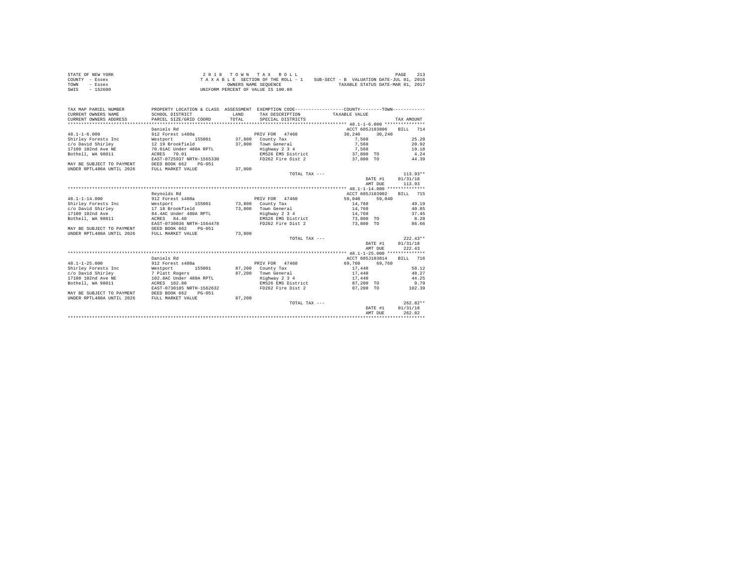STATE OF NEW YORK — 2018 TOWN TAX ROLL — PAGE 213
COUNTY - Essex — TAXABLE SECTION OF THE ROLL - 1 — SUB-SECT - B VALUATION DATE-JUL 01, 2016
TOWN - Essex — OWNERS NAME SEQUENCE — TAXABLE STATUS DATE-MAR 01, 2017
SWIS - 152600 — UNIFORM PERCENT OF VALUE IS 100.00

| TAX MAP PARCEL NUMBER / CURRENT OWNERS NAME / CURRENT OWNERS ADDRESS | PROPERTY LOCATION & CLASS / SCHOOL DISTRICT / PARCEL SIZE/GRID COORD | ASSESSMENT LAND / TOTAL | EXEMPTION CODE / TAX DESCRIPTION / SPECIAL DISTRICTS | COUNTY TAXABLE VALUE | TOWN | TAX AMOUNT |
|---|---|---|---|---|---|---|
| | Daniels Rd | | | ACCT 605J103806 | | BILL 714 |
| 48.1-1-6.000 | 912 Forest s480a | | PRIV FOR 47460 | 30,240 | 30,240 | |
| Shirley Forests Inc | Westport 155001 | 37,800 | County Tax | 7,560 | | 25.20 |
| c/o David Shirley | 12 19 Brookfield | 37,800 | Town General | 7,560 | | 20.92 |
| 17100 102nd Ave NE | 70.01AC Under 480A RPTL | | Highway 2 3 4 | 7,560 | | 19.18 |
| Bothell, WA 98011 | ACRES 70.01 | | EMS26 EMS District | 37,800 TO | | 4.24 |
| | EAST-0725937 NRTH-1565330 | | FD262 Fire Dist 2 | 37,800 TO | | 44.39 |
| MAY BE SUBJECT TO PAYMENT | DEED BOOK 662 PG-051 | | | | | |
| UNDER RPTL480A UNTIL 2026 | FULL MARKET VALUE | 37,800 | | | | |
| | | | TOTAL TAX --- | | | 113.93** |
| | | | | | DATE #1 | 01/31/18 |
| | | | | | AMT DUE | 113.93 |
| | Reynolds Rd | | | ACCT 605J103902 | | BILL 715 |
| 48.1-1-14.000 | 912 Forest s480a | | PRIV FOR 47460 | 59,040 | 59,040 | |
| Shirley Forests Inc | Westport 155001 | 73,800 | County Tax | 14,760 | | 49.19 |
| c/o David Shirley | 17 18 Brookfield | 73,800 | Town General | 14,760 | | 40.85 |
| 17100 102nd Ave | 84.4AC Under 480A RPTL | | Highway 2 3 4 | 14,760 | | 37.45 |
| Bothell, WA 98011 | ACRES 84.40 | | EMS26 EMS District | 73,800 TO | | 8.28 |
| | EAST-0730036 NRTH-1564478 | | FD262 Fire Dist 2 | 73,800 TO | | 86.66 |
| MAY BE SUBJECT TO PAYMENT | DEED BOOK 662 PG-051 | | | | | |
| UNDER RPTL480A UNTIL 2026 | FULL MARKET VALUE | 73,800 | | | | |
| | | | TOTAL TAX --- | | | 222.43** |
| | | | | | DATE #1 | 01/31/18 |
| | | | | | AMT DUE | 222.43 |
| | Daniels Rd | | | ACCT 605J103814 | | BILL 716 |
| 48.1-1-25.000 | 912 Forest s480a | | PRIV FOR 47460 | 69,760 | 69,760 | |
| Shirley Forests Inc | Westport 155001 | 87,200 | County Tax | 17,440 | | 58.12 |
| c/o David Shirley | 7 Platt Rogers | 87,200 | Town General | 17,440 | | 48.27 |
| 17100 102nd Ave NE | 102.8AC Under 480A RPTL | | Highway 2 3 4 | 17,440 | | 44.25 |
| Bothell, WA 98011 | ACRES 102.80 | | EMS26 EMS District | 87,200 TO | | 9.79 |
| | EAST-0730185 NRTH-1562632 | | FD262 Fire Dist 2 | 87,200 TO | | 102.39 |
| MAY BE SUBJECT TO PAYMENT | DEED BOOK 662 PG-051 | | | | | |
| UNDER RPTL480A UNTIL 2026 | FULL MARKET VALUE | 87,200 | | | | |
| | | | TOTAL TAX --- | | | 262.82** |
| | | | | | DATE #1 | 01/31/18 |
| | | | | | AMT DUE | 262.82 |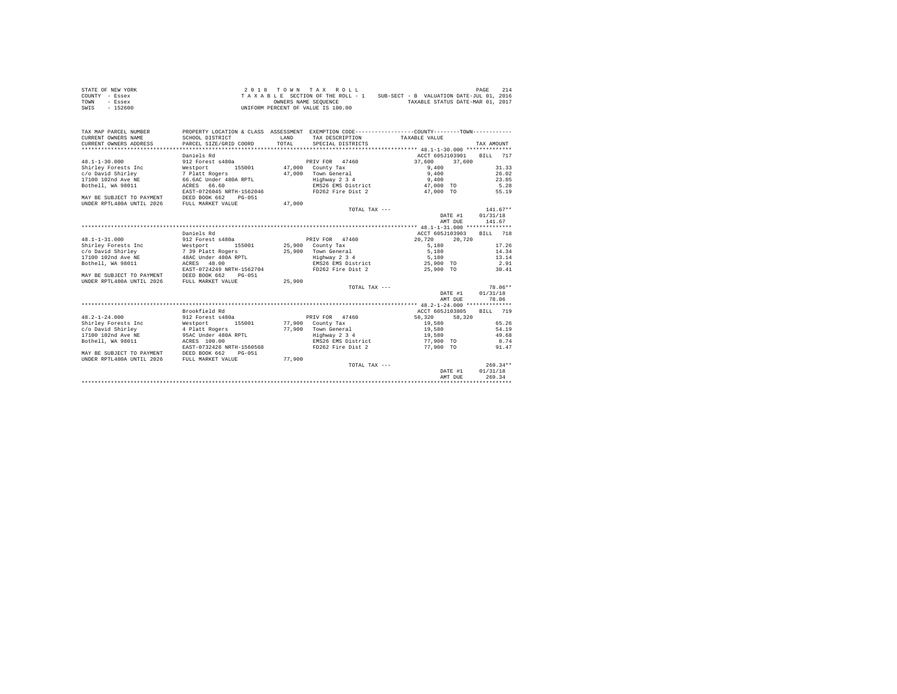STATE OF NEW YORK
COUNTY - Essex
TOWN - Essex
SWIS - 152600

2 0 1 8 T O W N T A X R O L L
T A X A B L E SECTION OF THE ROLL - 1 SUB-SECT - B VALUATION DATE-JUL 01, 2016
OWNERS NAME SEQUENCE TAXABLE STATUS DATE-MAR 01, 2017
UNIFORM PERCENT OF VALUE IS 100.00

```
TAX MAP PARCEL NUMBER      PROPERTY LOCATION & CLASS  ASSESSMENT  EXEMPTION CODE-----------------COUNTY--------TOWN-----------
CURRENT OWNERS NAME        SCHOOL DISTRICT             LAND       TAX DESCRIPTION           TAXABLE VALUE
CURRENT OWNERS ADDRESS     PARCEL SIZE/GRID COORD      TOTAL      SPECIAL DISTRICTS                                       TAX AMOUNT
****************************************************************************************************** 48.1-1-30.000 **************
                           Daniels Rd                                                      ACCT 605J103901     BILL   717
48.1-1-30.000              912 Forest s480a                       PRIV FOR  47460          37,600     37,600
Shirley Forests Inc        Westport       155001       47,000   County Tax                   9,400                   31.33
c/o David Shirley          7 Platt Rogers              47,000   Town General                 9,400                   26.02
17100 102nd Ave NE         66.6AC Under 480A RPTL               Highway 2 3 4                9,400                   23.85
Bothell, WA 98011          ACRES   66.60                        EMS26 EMS District          47,000 TO                 5.28
                           EAST-0726045 NRTH-1562046            FD262 Fire Dist 2           47,000 TO                55.19
MAY BE SUBJECT TO PAYMENT  DEED BOOK 662    PG-051
UNDER RPTL480A UNTIL 2026  FULL MARKET VALUE           47,000
                                                                TOTAL TAX ---                                       141.67**
                                                                                           DATE #1      01/31/18
                                                                                           AMT DUE        141.67
****************************************************************************************************** 48.1-1-31.000 **************
                           Daniels Rd                                                      ACCT 605J103903     BILL   718
48.1-1-31.000              912 Forest s480a                       PRIV FOR  47460          20,720     20,720
Shirley Forests Inc        Westport       155001       25,900   County Tax                   5,180                   17.26
c/o David Shirley          7 39 Platt Rogers           25,900   Town General                 5,180                   14.34
17100 102nd Ave NE         48AC Under 480A RPTL                 Highway 2 3 4                5,180                   13.14
Bothell, WA 98011          ACRES   48.00                        EMS26 EMS District          25,900 TO                 2.91
                           EAST-0724249 NRTH-1562704            FD262 Fire Dist 2           25,900 TO                30.41
MAY BE SUBJECT TO PAYMENT  DEED BOOK 662    PG-051
UNDER RPTL480A UNTIL 2026  FULL MARKET VALUE           25,900
                                                                TOTAL TAX ---                                        78.06**
                                                                                           DATE #1      01/31/18
                                                                                           AMT DUE         78.06
****************************************************************************************************** 48.2-1-24.000 **************
                           Brookfield Rd                                                   ACCT 605J103805     BILL   719
48.2-1-24.000              912 Forest s480a                       PRIV FOR  47460          58,320     58,320
Shirley Forests Inc        Westport       155001       77,900   County Tax                  19,580                   65.26
c/o David Shirley          4 Platt Rogers              77,900   Town General                19,580                   54.19
17100 102nd Ave NE         95AC Under 480A RPTL                 Highway 2 3 4               19,580                   49.68
Bothell, WA 98011          ACRES  100.00                        EMS26 EMS District          77,900 TO                 8.74
                           EAST-0732428 NRTH-1560568            FD262 Fire Dist 2           77,900 TO                91.47
MAY BE SUBJECT TO PAYMENT  DEED BOOK 662    PG-051
UNDER RPTL480A UNTIL 2026  FULL MARKET VALUE           77,900
                                                                TOTAL TAX ---                                       269.34**
                                                                                           DATE #1      01/31/18
                                                                                           AMT DUE        269.34
************************************************************************************************************************************
```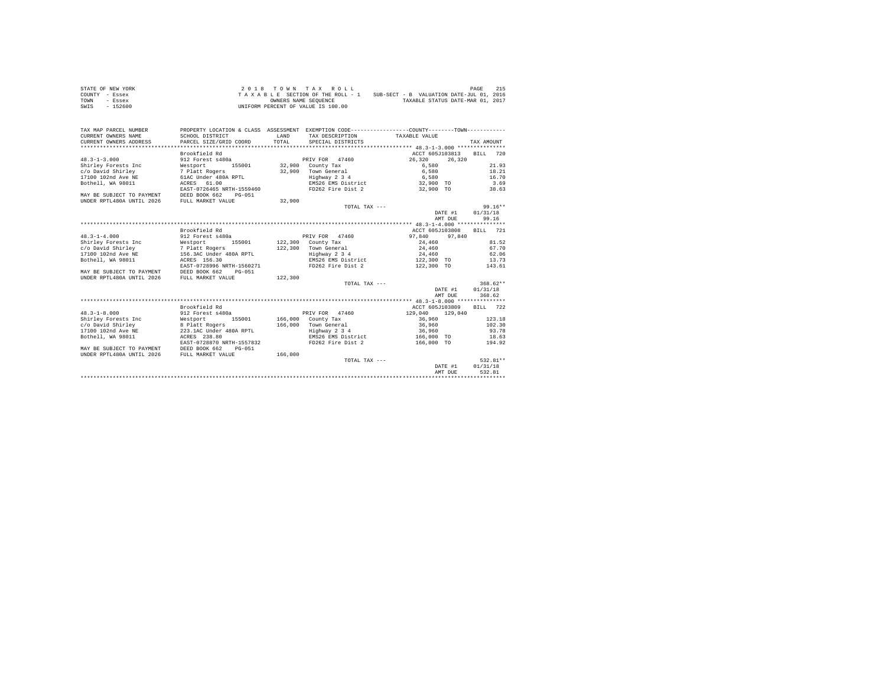STATE OF NEW YORK
COUNTY - Essex
TOWN - Essex
SWIS - 152600

2018 TOWN TAX ROLL
TAXABLE SECTION OF THE ROLL - 1
OWNERS NAME SEQUENCE
UNIFORM PERCENT OF VALUE IS 100.00

SUB-SECT - B VALUATION DATE-JUL 01, 2016
TAXABLE STATUS DATE-MAR 01, 2017

| TAX MAP PARCEL NUMBER / CURRENT OWNERS NAME / CURRENT OWNERS ADDRESS | PROPERTY LOCATION & CLASS / SCHOOL DISTRICT / PARCEL SIZE/GRID COORD | ASSESSMENT LAND / TOTAL | EXEMPTION CODE / TAX DESCRIPTION / SPECIAL DISTRICTS | COUNTY / TOWN TAXABLE VALUE | TAX AMOUNT |
|---|---|---|---|---|---|
| | Brookfield Rd | | | ACCT 605J103813 | BILL 720 |
| 48.3-1-3.000 | 912 Forest s480a | | PRIV FOR 47460 | 26,320 26,320 | |
| Shirley Forests Inc | Westport 155001 | 32,900 | County Tax | 6,580 | 21.93 |
| c/o David Shirley | 7 Platt Rogers | 32,900 | Town General | 6,580 | 18.21 |
| 17100 102nd Ave NE | 61AC Under 480A RPTL | | Highway 2 3 4 | 6,580 | 16.70 |
| Bothell, WA 98011 | ACRES 61.00 | | EMS26 EMS District | 32,900 TO | 3.69 |
| | EAST-0726465 NRTH-1559460 | | FD262 Fire Dist 2 | 32,900 TO | 38.63 |
| MAY BE SUBJECT TO PAYMENT | DEED BOOK 662 PG-051 | | | | |
| UNDER RPTL480A UNTIL 2026 | FULL MARKET VALUE | 32,900 | | | |
| | | | TOTAL TAX --- | | 99.16** |
| | | | | DATE #1 | 01/31/18 |
| | | | | AMT DUE | 99.16 |
| | Brookfield Rd | | | ACCT 605J103808 | BILL 721 |
| 48.3-1-4.000 | 912 Forest s480a | | PRIV FOR 47460 | 97,840 97,840 | |
| Shirley Forests Inc | Westport 155001 | 122,300 | County Tax | 24,460 | 81.52 |
| c/o David Shirley | 7 Platt Rogers | 122,300 | Town General | 24,460 | 67.70 |
| 17100 102nd Ave NE | 156.3AC Under 480A RPTL | | Highway 2 3 4 | 24,460 | 62.06 |
| Bothell, WA 98011 | ACRES 156.30 | | EMS26 EMS District | 122,300 TO | 13.73 |
| | EAST-0728996 NRTH-1560271 | | FD262 Fire Dist 2 | 122,300 TO | 143.61 |
| MAY BE SUBJECT TO PAYMENT | DEED BOOK 662 PG-051 | | | | |
| UNDER RPTL480A UNTIL 2026 | FULL MARKET VALUE | 122,300 | | | |
| | | | TOTAL TAX --- | | 368.62** |
| | | | | DATE #1 | 01/31/18 |
| | | | | AMT DUE | 368.62 |
| | Brookfield Rd | | | ACCT 605J103809 | BILL 722 |
| 48.3-1-8.000 | 912 Forest s480a | | PRIV FOR 47460 | 129,040 129,040 | |
| Shirley Forests Inc | Westport 155001 | 166,000 | County Tax | 36,960 | 123.18 |
| c/o David Shirley | 8 Platt Rogers | 166,000 | Town General | 36,960 | 102.30 |
| 17100 102nd Ave NE | 223.1AC Under 480A RPTL | | Highway 2 3 4 | 36,960 | 93.78 |
| Bothell, WA 98011 | ACRES 238.80 | | EMS26 EMS District | 166,000 TO | 18.63 |
| | EAST-0728870 NRTH-1557832 | | FD262 Fire Dist 2 | 166,000 TO | 194.92 |
| MAY BE SUBJECT TO PAYMENT | DEED BOOK 662 PG-051 | | | | |
| UNDER RPTL480A UNTIL 2026 | FULL MARKET VALUE | 166,000 | | | |
| | | | TOTAL TAX --- | | 532.81** |
| | | | | DATE #1 | 01/31/18 |
| | | | | AMT DUE | 532.81 |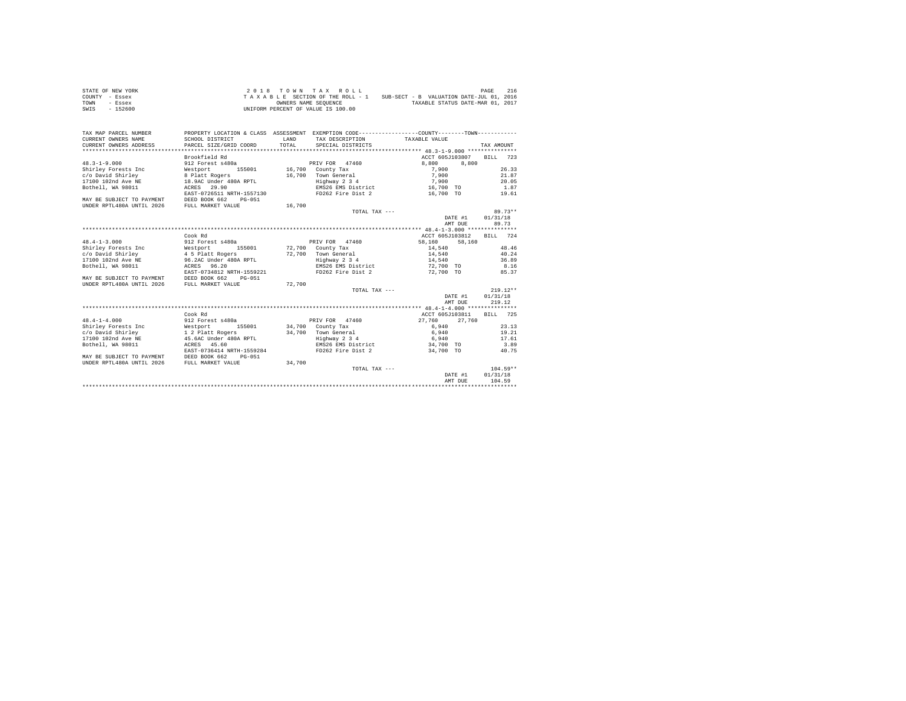STATE OF NEW YORK
COUNTY - Essex
TOWN - Essex
SWIS - 152600

2 0 1 8 T O W N T A X R O L L
T A X A B L E SECTION OF THE ROLL - 1 SUB-SECT - B VALUATION DATE-JUL 01, 2016
OWNERS NAME SEQUENCE TAXABLE STATUS DATE-MAR 01, 2017
UNIFORM PERCENT OF VALUE IS 100.00

| TAX MAP PARCEL NUMBER / CURRENT OWNERS NAME / CURRENT OWNERS ADDRESS | PROPERTY LOCATION & CLASS / SCHOOL DISTRICT / PARCEL SIZE/GRID COORD | ASSESSMENT LAND / TOTAL | EXEMPTION CODE / TAX DESCRIPTION / SPECIAL DISTRICTS | COUNTY TAXABLE VALUE | TOWN | TAX AMOUNT |
|---|---|---|---|---|---|---|
| 48.3-1-9.000 | Brookfield Rd | | | ACCT 605J103807 | | BILL 723 |
| | 912 Forest s480a | | PRIV FOR 47460 | 8,800 | 8,800 | |
| Shirley Forests Inc | Westport 155001 | 16,700 | County Tax | 7,900 | | 26.33 |
| c/o David Shirley | 8 Platt Rogers | 16,700 | Town General | 7,900 | | 21.87 |
| 17100 102nd Ave NE | 18.9AC Under 480A RPTL | | Highway 2 3 4 | 7,900 | | 20.05 |
| Bothell, WA 98011 | ACRES 29.90 | | EMS26 EMS District | 16,700 TO | | 1.87 |
| | EAST-0726511 NRTH-1557130 | | FD262 Fire Dist 2 | 16,700 TO | | 19.61 |
| MAY BE SUBJECT TO PAYMENT | DEED BOOK 662 PG-051 | | | | | |
| UNDER RPTL480A UNTIL 2026 | FULL MARKET VALUE | 16,700 | | | | |
| | | | TOTAL TAX --- | | | 89.73** |
| | | | | | DATE #1 | 01/31/18 |
| | | | | | AMT DUE | 89.73 |
| 48.4-1-3.000 | Cook Rd | | | ACCT 605J103812 | | BILL 724 |
| | 912 Forest s480a | | PRIV FOR 47460 | 58,160 | 58,160 | |
| Shirley Forests Inc | Westport 155001 | 72,700 | County Tax | 14,540 | | 48.46 |
| c/o David Shirley | 4 5 Platt Rogers | 72,700 | Town General | 14,540 | | 40.24 |
| 17100 102nd Ave NE | 96.2AC Under 480A RPTL | | Highway 2 3 4 | 14,540 | | 36.89 |
| Bothell, WA 98011 | ACRES 96.20 | | EMS26 EMS District | 72,700 TO | | 8.16 |
| | EAST-0734812 NRTH-1559221 | | FD262 Fire Dist 2 | 72,700 TO | | 85.37 |
| MAY BE SUBJECT TO PAYMENT | DEED BOOK 662 PG-051 | | | | | |
| UNDER RPTL480A UNTIL 2026 | FULL MARKET VALUE | 72,700 | | | | |
| | | | TOTAL TAX --- | | | 219.12** |
| | | | | | DATE #1 | 01/31/18 |
| | | | | | AMT DUE | 219.12 |
| 48.4-1-4.000 | Cook Rd | | | ACCT 605J103811 | | BILL 725 |
| | 912 Forest s480a | | PRIV FOR 47460 | 27,760 | 27,760 | |
| Shirley Forests Inc | Westport 155001 | 34,700 | County Tax | 6,940 | | 23.13 |
| c/o David Shirley | 1 2 Platt Rogers | 34,700 | Town General | 6,940 | | 19.21 |
| 17100 102nd Ave NE | 45.6AC Under 480A RPTL | | Highway 2 3 4 | 6,940 | | 17.61 |
| Bothell, WA 98011 | ACRES 45.60 | | EMS26 EMS District | 34,700 TO | | 3.89 |
| | EAST-0736414 NRTH-1559284 | | FD262 Fire Dist 2 | 34,700 TO | | 40.75 |
| MAY BE SUBJECT TO PAYMENT | DEED BOOK 662 PG-051 | | | | | |
| UNDER RPTL480A UNTIL 2026 | FULL MARKET VALUE | 34,700 | | | | |
| | | | TOTAL TAX --- | | | 104.59** |
| | | | | | DATE #1 | 01/31/18 |
| | | | | | AMT DUE | 104.59 |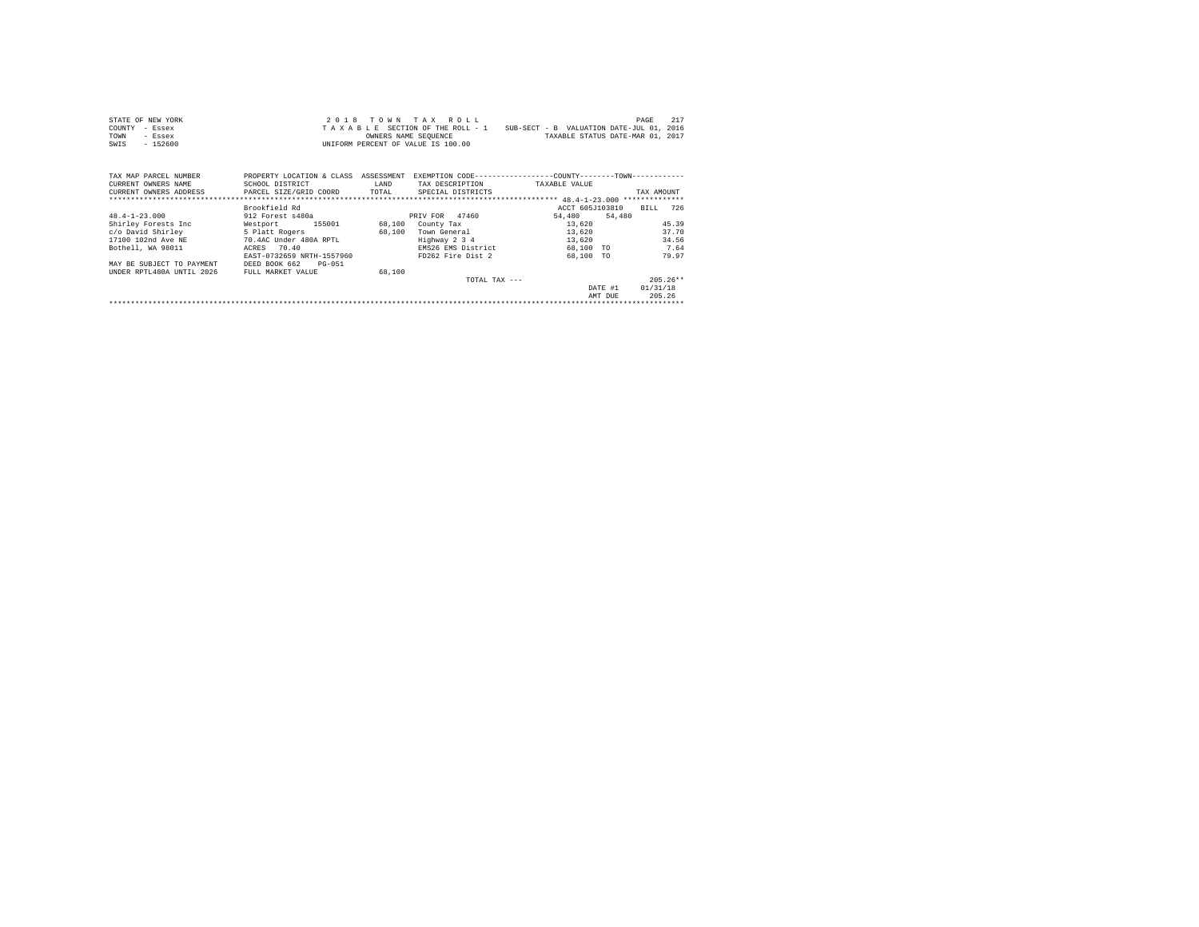STATE OF NEW YORK
COUNTY - Essex
TOWN - Essex
SWIS - 152600

2 0 1 8 T O W N T A X R O L L
T A X A B L E SECTION OF THE ROLL - 1
OWNERS NAME SEQUENCE
UNIFORM PERCENT OF VALUE IS 100.00

SUB-SECT - B VALUATION DATE-JUL 01, 2016
TAXABLE STATUS DATE-MAR 01, 2017

| TAX MAP PARCEL NUMBER / CURRENT OWNERS NAME / CURRENT OWNERS ADDRESS | PROPERTY LOCATION & CLASS / SCHOOL DISTRICT / PARCEL SIZE/GRID COORD | ASSESSMENT LAND / TOTAL | EXEMPTION CODE / TAX DESCRIPTION / SPECIAL DISTRICTS | COUNTY TAXABLE VALUE | TOWN | TAX AMOUNT |
|---|---|---|---|---|---|---|
| ******** 48.4-1-23.000 ******** | | | | | | |
| | Brookfield Rd | | | ACCT 605J103810 | | BILL 726 |
| 48.4-1-23.000 | 912 Forest s480a | | PRIV FOR 47460 | 54,480 | 54,480 | |
| Shirley Forests Inc | Westport 155001 | 68,100 | County Tax | 13,620 | | 45.39 |
| c/o David Shirley | 5 Platt Rogers | 68,100 | Town General | 13,620 | | 37.70 |
| 17100 102nd Ave NE | 70.4AC Under 480A RPTL | | Highway 2 3 4 | 13,620 | | 34.56 |
| Bothell, WA 98011 | ACRES 70.40 | | EMS26 EMS District | 68,100 TO | | 7.64 |
| | EAST-0732659 NRTH-1557960 | | FD262 Fire Dist 2 | 68,100 TO | | 79.97 |
| MAY BE SUBJECT TO PAYMENT | DEED BOOK 662 PG-051 | | | | | |
| UNDER RPTL480A UNTIL 2026 | FULL MARKET VALUE | 68,100 | | | | |
| | | | TOTAL TAX --- | | | 205.26** |
| | | | | | DATE #1 | 01/31/18 |
| | | | | | AMT DUE | 205.26 |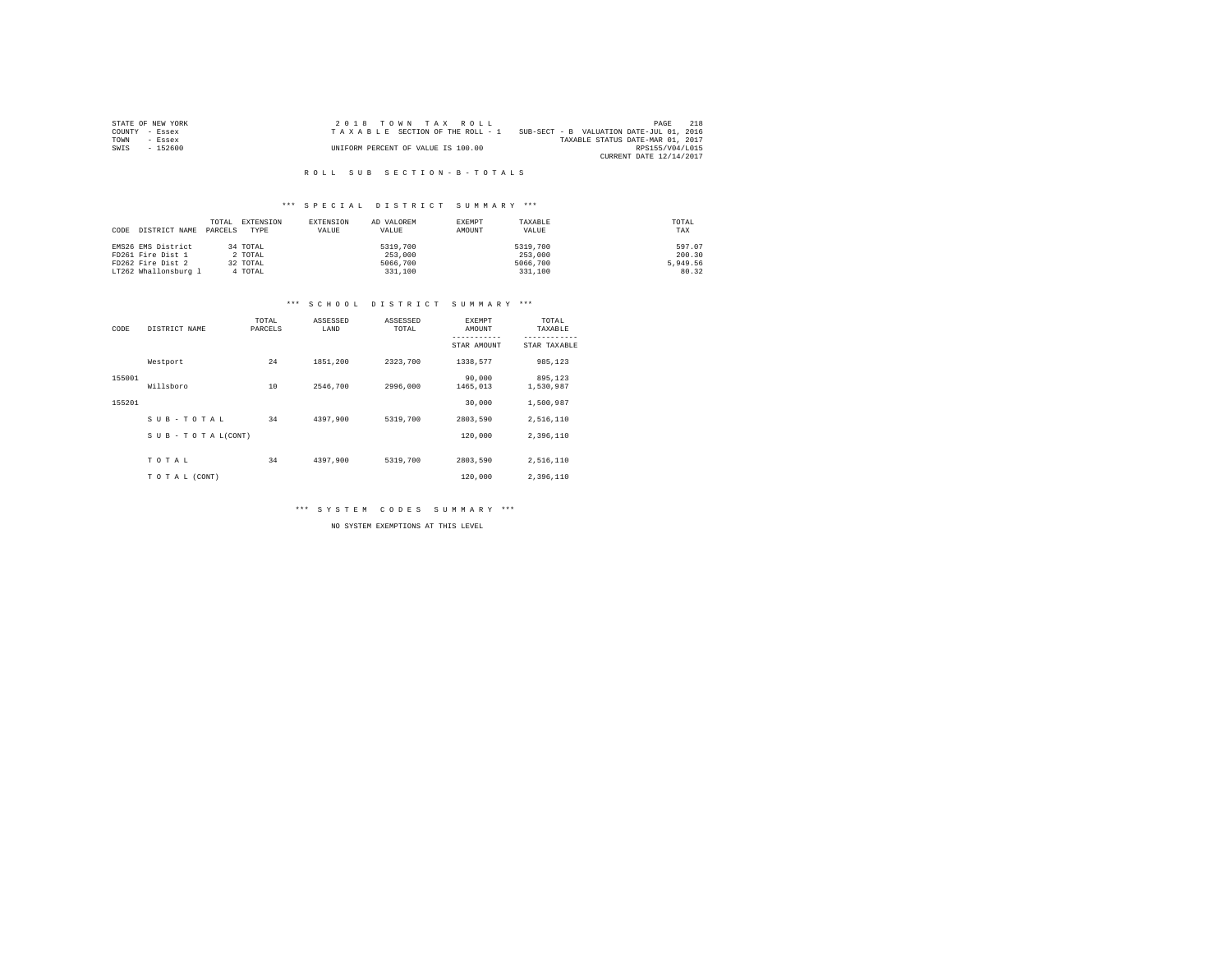STATE OF NEW YORK
COUNTY - Essex
TOWN - Essex
SWIS - 152600

2 0 1 8 T O W N T A X R O L L
T A X A B L E SECTION OF THE ROLL - 1
UNIFORM PERCENT OF VALUE IS 100.00

SUB-SECT - B VALUATION DATE-JUL 01, 2016
TAXABLE STATUS DATE-MAR 01, 2017
RPS155/V04/L015
CURRENT DATE 12/14/2017

## R O L L S U B S E C T I O N - B - T O T A L S

### *** S P E C I A L D I S T R I C T S U M M A R Y ***

| CODE | DISTRICT NAME | TOTAL PARCELS | EXTENSION TYPE | EXTENSION VALUE | AD VALOREM VALUE | EXEMPT AMOUNT | TAXABLE VALUE | TOTAL TAX |
|---|---|---|---|---|---|---|---|---|
| EMS26 | EMS District | 34 | TOTAL | | 5319,700 | | 5319,700 | 597.07 |
| FD261 | Fire Dist 1 | 2 | TOTAL | | 253,000 | | 253,000 | 200.30 |
| FD262 | Fire Dist 2 | 32 | TOTAL | | 5066,700 | | 5066,700 | 5,949.56 |
| LT262 | Whallonsburg l | 4 | TOTAL | | 331,100 | | 331,100 | 80.32 |

### *** S C H O O L D I S T R I C T S U M M A R Y ***

| CODE | DISTRICT NAME | TOTAL PARCELS | ASSESSED LAND | ASSESSED TOTAL | EXEMPT AMOUNT / STAR AMOUNT | TOTAL TAXABLE / STAR TAXABLE |
|---|---|---|---|---|---|---|
| | Westport | 24 | 1851,200 | 2323,700 | 1338,577 | 985,123 |
| 155001 | | | | | 90,000 | 895,123 |
| | Willsboro | 10 | 2546,700 | 2996,000 | 1465,013 | 1,530,987 |
| 155201 | | | | | 30,000 | 1,500,987 |
| | S U B - T O T A L | 34 | 4397,900 | 5319,700 | 2803,590 | 2,516,110 |
| | S U B - T O T A L(CONT) | | | | 120,000 | 2,396,110 |
| | T O T A L | 34 | 4397,900 | 5319,700 | 2803,590 | 2,516,110 |
| | T O T A L (CONT) | | | | 120,000 | 2,396,110 |

### *** S Y S T E M C O D E S S U M M A R Y ***

NO SYSTEM EXEMPTIONS AT THIS LEVEL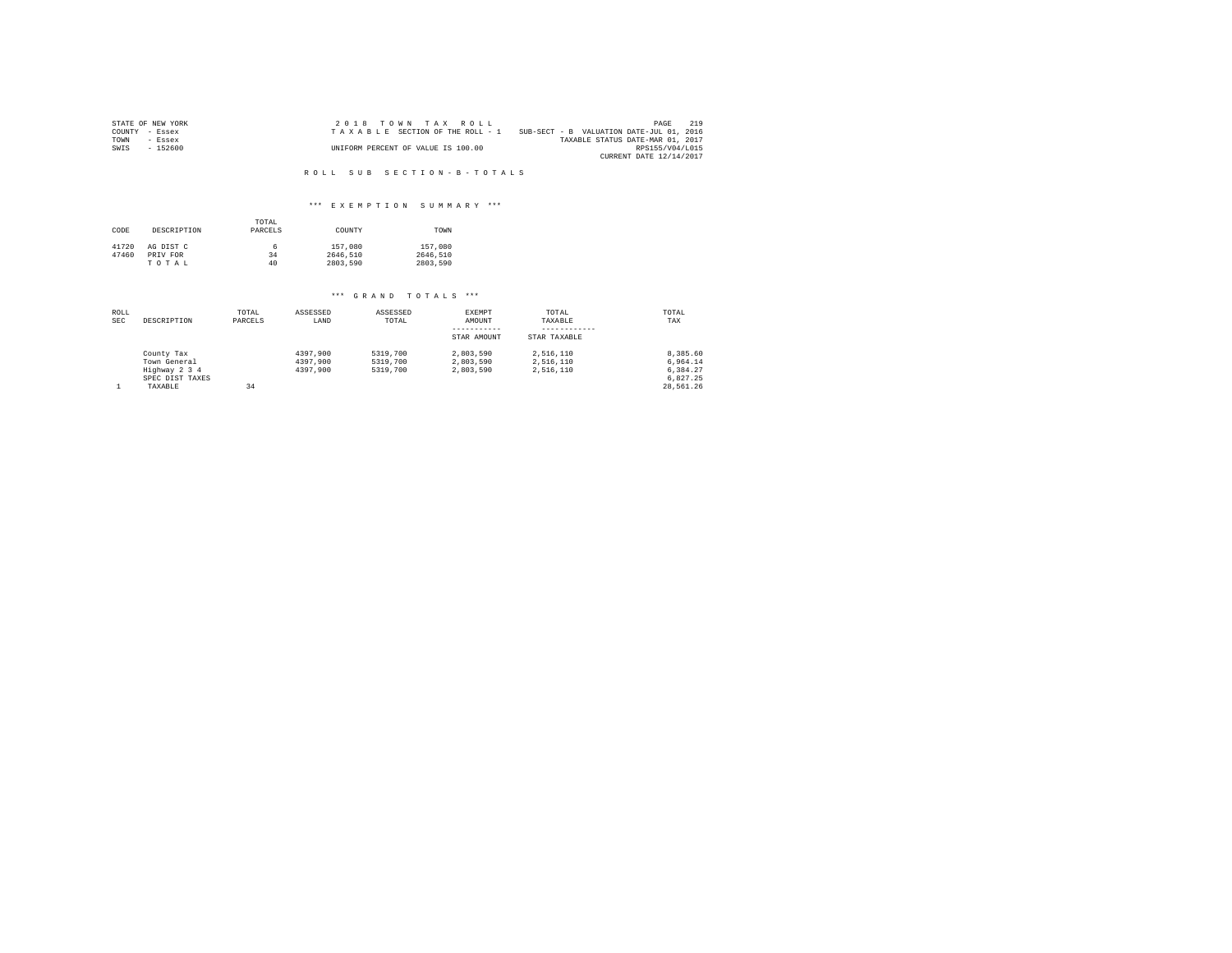STATE OF NEW YORK
COUNTY - Essex
TOWN - Essex
SWIS - 152600

2018 TOWN TAX ROLL
TAXABLE SECTION OF THE ROLL - 1
UNIFORM PERCENT OF VALUE IS 100.00

SUB-SECT - B VALUATION DATE-JUL 01, 2016
TAXABLE STATUS DATE-MAR 01, 2017
RPS155/V04/L015
CURRENT DATE 12/14/2017

## ROLL SUB SECTION-B-TOTALS

### *** EXEMPTION SUMMARY ***

| CODE | DESCRIPTION | TOTAL PARCELS | COUNTY | TOWN |
|---|---|---|---|---|
| 41720 | AG DIST C | 6 | 157,080 | 157,080 |
| 47460 | PRIV FOR | 34 | 2646,510 | 2646,510 |
| | T O T A L | 40 | 2803,590 | 2803,590 |

### *** GRAND TOTALS ***

| ROLL SEC | DESCRIPTION | TOTAL PARCELS | ASSESSED LAND | ASSESSED TOTAL | EXEMPT AMOUNT / STAR AMOUNT | TOTAL TAXABLE / STAR TAXABLE | TOTAL TAX |
|---|---|---|---|---|---|---|---|
| | County Tax | | 4397,900 | 5319,700 | 2,803,590 | 2,516,110 | 8,385.60 |
| | Town General | | 4397,900 | 5319,700 | 2,803,590 | 2,516,110 | 6,964.14 |
| | Highway 2 3 4 | | 4397,900 | 5319,700 | 2,803,590 | 2,516,110 | 6,384.27 |
| | SPEC DIST TAXES | | | | | | 6,827.25 |
| 1 | TAXABLE | 34 | | | | | 28,561.26 |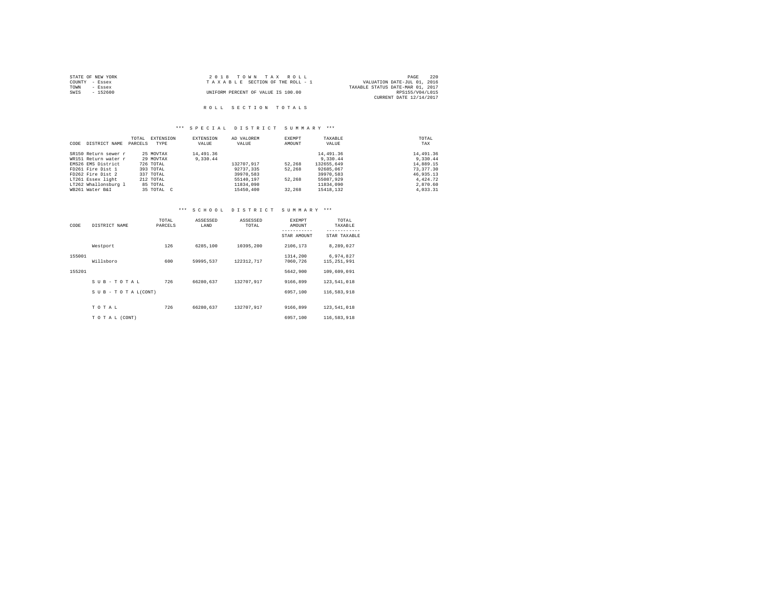STATE OF NEW YORK
COUNTY - Essex
TOWN - Essex
SWIS - 152600

2 0 1 8 T O W N T A X R O L L
T A X A B L E SECTION OF THE ROLL - 1
UNIFORM PERCENT OF VALUE IS 100.00

VALUATION DATE-JUL 01, 2016
TAXABLE STATUS DATE-MAR 01, 2017
RPS155/V04/L015
CURRENT DATE 12/14/2017

R O L L S E C T I O N T O T A L S

*** S P E C I A L D I S T R I C T S U M M A R Y ***

| CODE | DISTRICT NAME | TOTAL PARCELS | EXTENSION TYPE | EXTENSION VALUE | AD VALOREM VALUE | EXEMPT AMOUNT | TAXABLE VALUE | TOTAL TAX |
|---|---|---|---|---|---|---|---|---|
| SR150 | Return sewer r | 25 | MOVTAX | 14,491.36 | | | 14,491.36 | 14,491.36 |
| WR151 | Return water r | 29 | MOVTAX | 9,330.44 | | | 9,330.44 | 9,330.44 |
| EMS26 | EMS District | 726 | TOTAL | | 132707,917 | 52,268 | 132655,649 | 14,889.15 |
| FD261 | Fire Dist 1 | 393 | TOTAL | | 92737,335 | 52,268 | 92685,067 | 73,377.30 |
| FD262 | Fire Dist 2 | 337 | TOTAL | | 39970,583 | | 39970,583 | 46,935.13 |
| LT261 | Essex light | 212 | TOTAL | | 55140,197 | 52,268 | 55087,929 | 4,424.72 |
| LT262 | Whallonsburg l | 85 | TOTAL | | 11834,090 | | 11834,090 | 2,870.60 |
| WB261 | Water B&I | 35 | TOTAL C | | 15450,400 | 32,268 | 15418,132 | 4,033.31 |

*** S C H O O L D I S T R I C T S U M M A R Y ***

| CODE | DISTRICT NAME | TOTAL PARCELS | ASSESSED LAND | ASSESSED TOTAL | EXEMPT AMOUNT / STAR AMOUNT | TOTAL TAXABLE / STAR TAXABLE |
|---|---|---|---|---|---|---|
| | Westport | 126 | 6285,100 | 10395,200 | 2106,173 | 8,289,027 |
| 155001 | | | | | 1314,200 | 6,974,827 |
| | Willsboro | 600 | 59995,537 | 122312,717 | 7060,726 | 115,251,991 |
| 155201 | | | | | 5642,900 | 109,609,091 |
| | S U B - T O T A L | 726 | 66280,637 | 132707,917 | 9166,899 | 123,541,018 |
| | S U B - T O T A L(CONT) | | | | 6957,100 | 116,583,918 |
| | T O T A L | 726 | 66280,637 | 132707,917 | 9166,899 | 123,541,018 |
| | T O T A L (CONT) | | | | 6957,100 | 116,583,918 |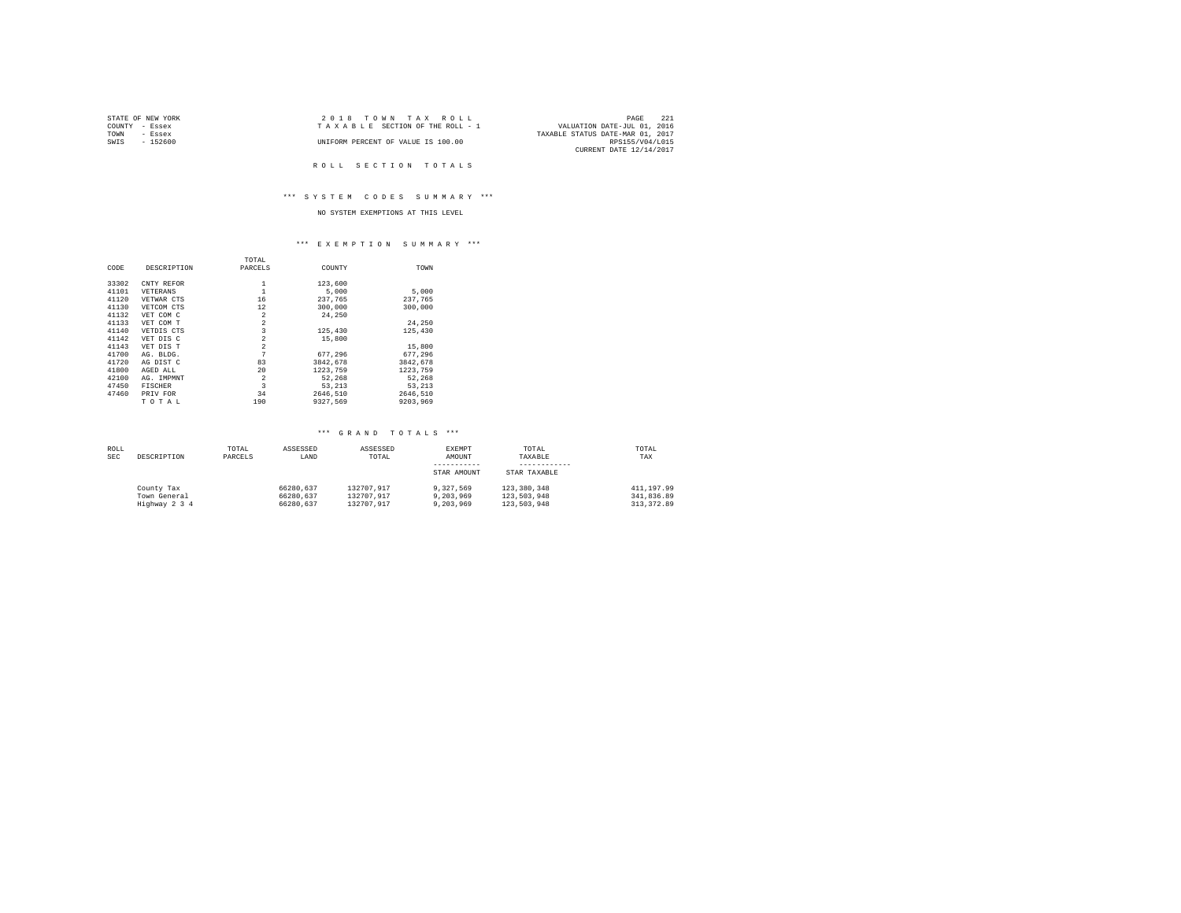STATE OF NEW YORK
COUNTY - Essex
TOWN - Essex
SWIS - 152600

2 0 1 8 T O W N T A X R O L L
T A X A B L E SECTION OF THE ROLL - 1
UNIFORM PERCENT OF VALUE IS 100.00

VALUATION DATE-JUL 01, 2016
TAXABLE STATUS DATE-MAR 01, 2017
RPS155/V04/L015
CURRENT DATE 12/14/2017

## R O L L S E C T I O N T O T A L S

### *** S Y S T E M C O D E S S U M M A R Y ***

NO SYSTEM EXEMPTIONS AT THIS LEVEL

### *** E X E M P T I O N S U M M A R Y ***

| CODE | DESCRIPTION | TOTAL PARCELS | COUNTY | TOWN |
|---|---|---|---|---|
| 33302 | CNTY REFOR | 1 | 123,600 | |
| 41101 | VETERANS | 1 | 5,000 | 5,000 |
| 41120 | VETWAR CTS | 16 | 237,765 | 237,765 |
| 41130 | VETCOM CTS | 12 | 300,000 | 300,000 |
| 41132 | VET COM C | 2 | 24,250 | |
| 41133 | VET COM T | 2 | | 24,250 |
| 41140 | VETDIS CTS | 3 | 125,430 | 125,430 |
| 41142 | VET DIS C | 2 | 15,800 | |
| 41143 | VET DIS T | 2 | | 15,800 |
| 41700 | AG. BLDG. | 7 | 677,296 | 677,296 |
| 41720 | AG DIST C | 83 | 3842,678 | 3842,678 |
| 41800 | AGED ALL | 20 | 1223,759 | 1223,759 |
| 42100 | AG. IMPMNT | 2 | 52,268 | 52,268 |
| 47450 | FISCHER | 3 | 53,213 | 53,213 |
| 47460 | PRIV FOR | 34 | 2646,510 | 2646,510 |
| | T O T A L | 190 | 9327,569 | 9203,969 |

### *** G R A N D T O T A L S ***

| ROLL SEC | DESCRIPTION | TOTAL PARCELS | ASSESSED LAND | ASSESSED TOTAL | EXEMPT AMOUNT / STAR AMOUNT | TOTAL TAXABLE / STAR TAXABLE | TOTAL TAX |
|---|---|---|---|---|---|---|---|
| | County Tax | | 66280,637 | 132707,917 | 9,327,569 | 123,380,348 | 411,197.99 |
| | Town General | | 66280,637 | 132707,917 | 9,203,969 | 123,503,948 | 341,836.89 |
| | Highway 2 3 4 | | 66280,637 | 132707,917 | 9,203,969 | 123,503,948 | 313,372.89 |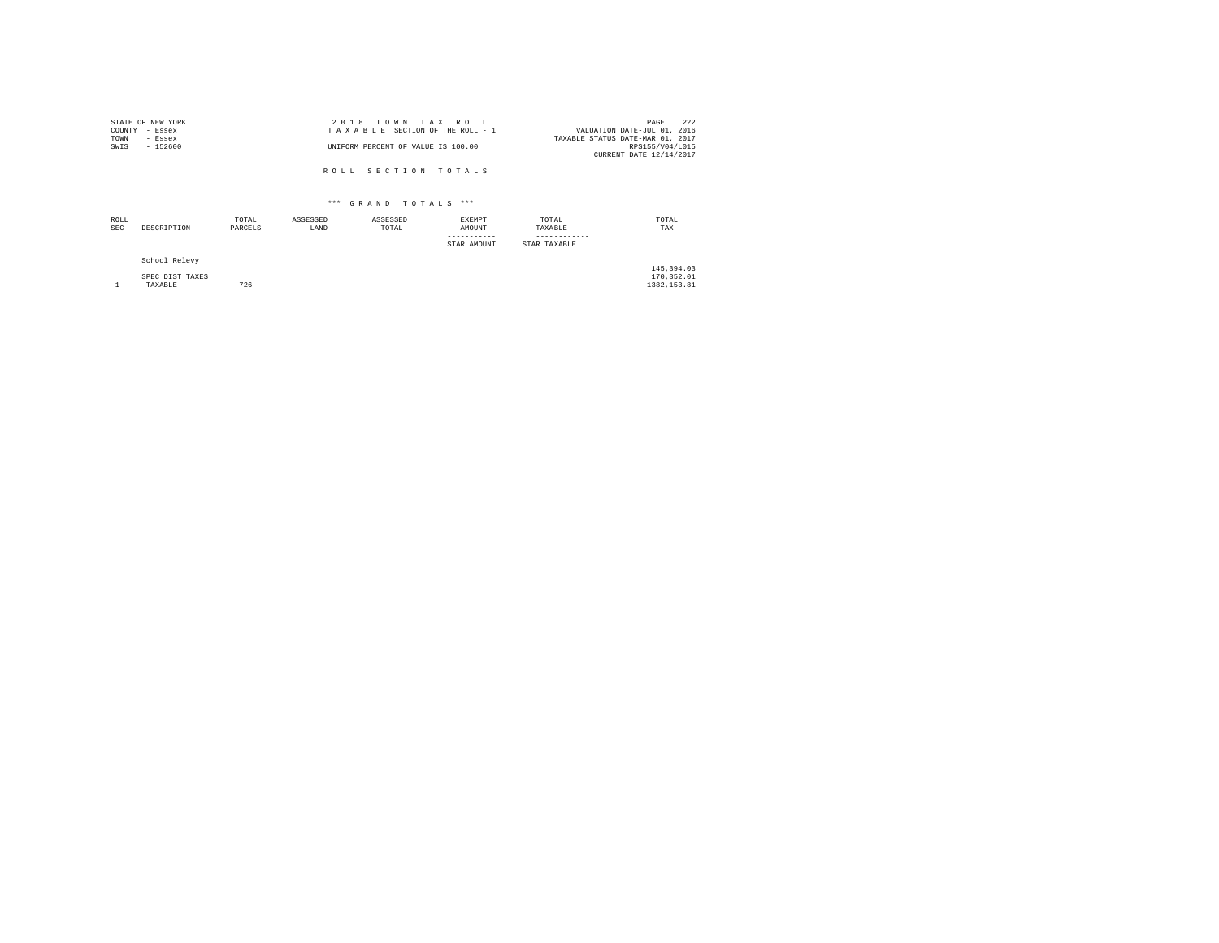STATE OF NEW YORK
COUNTY - Essex
TOWN - Essex
SWIS - 152600

2018 TOWN TAX ROLL
TAXABLE SECTION OF THE ROLL - 1
UNIFORM PERCENT OF VALUE IS 100.00

VALUATION DATE-JUL 01, 2016
TAXABLE STATUS DATE-MAR 01, 2017
RPS155/V04/L015
CURRENT DATE 12/14/2017

ROLL SECTION TOTALS

*** GRAND TOTALS ***

| ROLL SEC | DESCRIPTION | TOTAL PARCELS | ASSESSED LAND | ASSESSED TOTAL | EXEMPT AMOUNT<br>-----------<br>STAR AMOUNT | TOTAL TAXABLE<br>------------<br>STAR TAXABLE | TOTAL TAX |
|---|---|---|---|---|---|---|---|
| | School Relevy | | | | | | 145,394.03 |
| | SPEC DIST TAXES | | | | | | 170,352.01 |
| 1 | TAXABLE | 726 | | | | | 1382,153.81 |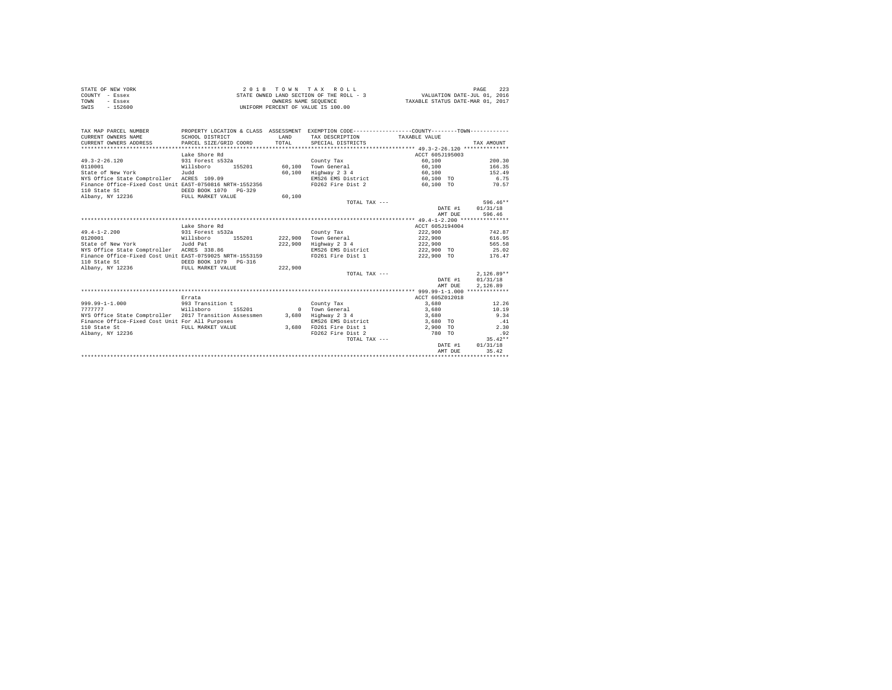STATE OF NEW YORK
COUNTY - Essex
TOWN - Essex
SWIS - 152600

2 0 1 8 T O W N T A X R O L L
STATE OWNED LAND SECTION OF THE ROLL - 3
OWNERS NAME SEQUENCE
UNIFORM PERCENT OF VALUE IS 100.00

VALUATION DATE-JUL 01, 2016
TAXABLE STATUS DATE-MAR 01, 2017

| TAX MAP PARCEL NUMBER / CURRENT OWNERS NAME / CURRENT OWNERS ADDRESS | PROPERTY LOCATION & CLASS / SCHOOL DISTRICT / PARCEL SIZE/GRID COORD | ASSESSMENT LAND / TOTAL | EXEMPTION CODE / TAX DESCRIPTION / SPECIAL DISTRICTS | COUNTY--------TOWN / TAXABLE VALUE | TAX AMOUNT |
|---|---|---|---|---|---|
| **49.3-2-26.120** | Lake Shore Rd | | | ACCT 605J195003 | |
| 49.3-2-26.120 | 931 Forest s532a | | County Tax | 60,100 | 200.30 |
| 0110001 | Willsboro 155201 | 60,100 | Town General | 60,100 | 166.35 |
| State of New York | Judd | 60,100 | Highway 2 3 4 | 60,100 | 152.49 |
| NYS Office State Comptroller | ACRES 109.09 | | EMS26 EMS District | 60,100 TO | 6.75 |
| Finance Office-Fixed Cost Unit | EAST-0750816 NRTH-1552356 | | FD262 Fire Dist 2 | 60,100 TO | 70.57 |
| 110 State St | DEED BOOK 1070 PG-329 | | | | |
| Albany, NY 12236 | FULL MARKET VALUE | 60,100 | | | |
| | | | TOTAL TAX --- | | 596.46** |
| | | | | DATE #1 | 01/31/18 |
| | | | | AMT DUE | 596.46 |
| **49.4-1-2.200** | Lake Shore Rd | | | ACCT 605J194004 | |
| 49.4-1-2.200 | 931 Forest s532a | | County Tax | 222,900 | 742.87 |
| 0120001 | Willsboro 155201 | 222,900 | Town General | 222,900 | 616.95 |
| State of New York | Judd Pat | 222,900 | Highway 2 3 4 | 222,900 | 565.58 |
| NYS Office State Comptroller | ACRES 338.86 | | EMS26 EMS District | 222,900 TO | 25.02 |
| Finance Office-Fixed Cost Unit | EAST-0759025 NRTH-1553159 | | FD261 Fire Dist 1 | 222,900 TO | 176.47 |
| 110 State St | DEED BOOK 1079 PG-316 | | | | |
| Albany, NY 12236 | FULL MARKET VALUE | 222,900 | | | |
| | | | TOTAL TAX --- | | 2,126.89** |
| | | | | DATE #1 | 01/31/18 |
| | | | | AMT DUE | 2,126.89 |
| **999.99-1-1.000** | Errata | | | ACCT 605Z012018 | |
| 999.99-1-1.000 | 993 Transition t | | County Tax | 3,680 | 12.26 |
| 7777777 | Willsboro 155201 | 0 | Town General | 3,680 | 10.19 |
| NYS Office State Comptroller | 2017 Transition Assessmen | 3,680 | Highway 2 3 4 | 3,680 | 9.34 |
| Finance Office-Fixed Cost Unit | For All Purposes | | EMS26 EMS District | 3,680 TO | .41 |
| 110 State St | FULL MARKET VALUE | 3,680 | FD261 Fire Dist 1 | 2,900 TO | 2.30 |
| Albany, NY 12236 | | | FD262 Fire Dist 2 | 780 TO | .92 |
| | | | TOTAL TAX --- | | 35.42** |
| | | | | DATE #1 | 01/31/18 |
| | | | | AMT DUE | 35.42 |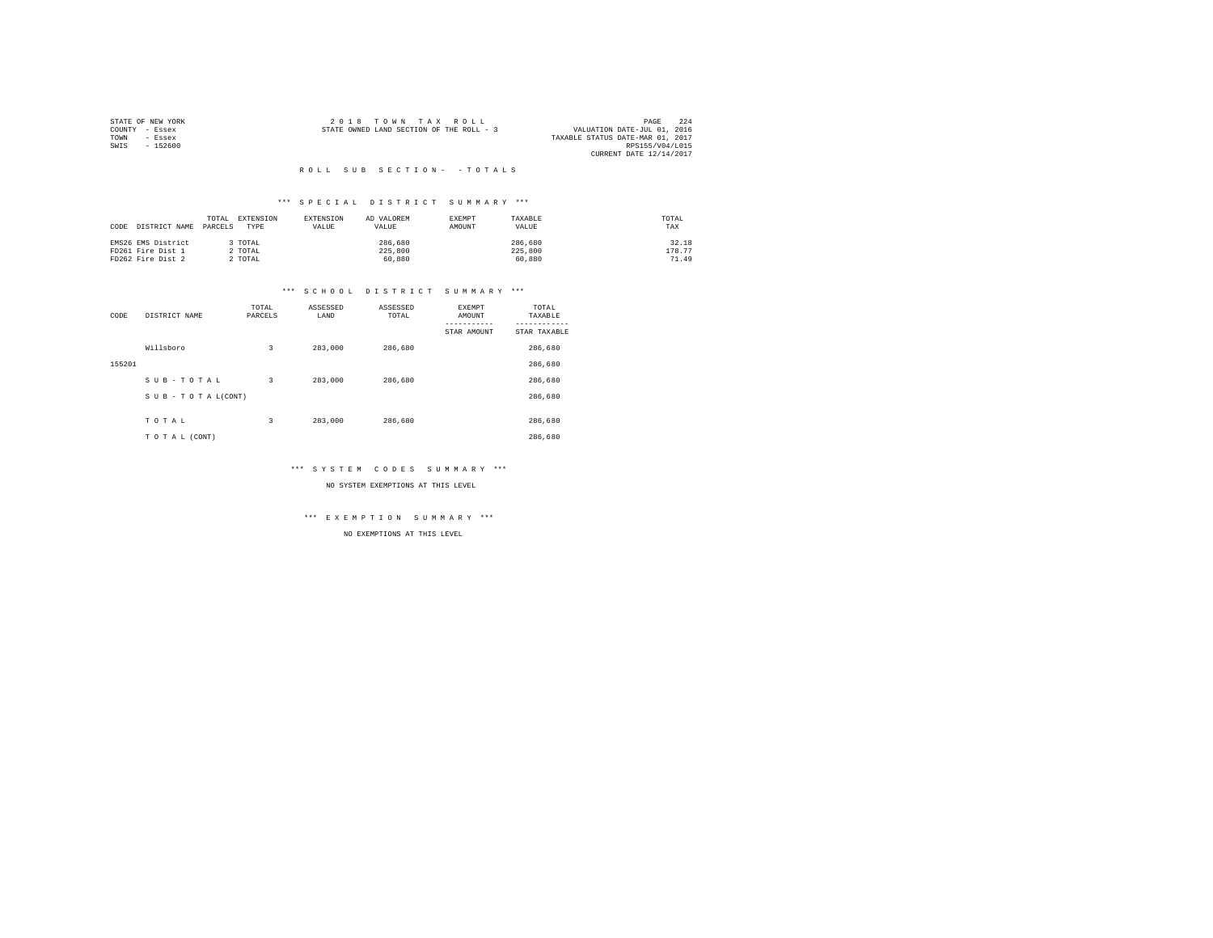STATE OF NEW YORK
COUNTY - Essex
TOWN - Essex
SWIS - 152600

2 0 1 8 T O W N T A X R O L L
STATE OWNED LAND SECTION OF THE ROLL - 3

VALUATION DATE-JUL 01, 2016
TAXABLE STATUS DATE-MAR 01, 2017
RPS155/V04/L015
CURRENT DATE 12/14/2017

R O L L S U B S E C T I O N - - T O T A L S

*** S P E C I A L D I S T R I C T S U M M A R Y ***

| CODE | DISTRICT NAME | TOTAL PARCELS | EXTENSION TYPE | EXTENSION VALUE | AD VALOREM VALUE | EXEMPT AMOUNT | TAXABLE VALUE | TOTAL TAX |
|---|---|---|---|---|---|---|---|---|
| EMS26 | EMS District | 3 | TOTAL | | 286,680 | | 286,680 | 32.18 |
| FD261 | Fire Dist 1 | 2 | TOTAL | | 225,800 | | 225,800 | 178.77 |
| FD262 | Fire Dist 2 | 2 | TOTAL | | 60,880 | | 60,880 | 71.49 |

*** S C H O O L D I S T R I C T S U M M A R Y ***

| CODE | DISTRICT NAME | TOTAL PARCELS | ASSESSED LAND | ASSESSED TOTAL | EXEMPT AMOUNT<br>-----------<br>STAR AMOUNT | TOTAL TAXABLE<br>------------<br>STAR TAXABLE |
|---|---|---|---|---|---|---|
| | Willsboro | 3 | 283,000 | 286,680 | | 286,680 |
| 155201 | | | | | | 286,680 |
| | S U B - T O T A L | 3 | 283,000 | 286,680 | | 286,680 |
| | S U B - T O T A L(CONT) | | | | | 286,680 |
| | T O T A L | 3 | 283,000 | 286,680 | | 286,680 |
| | T O T A L (CONT) | | | | | 286,680 |

*** S Y S T E M C O D E S S U M M A R Y ***

NO SYSTEM EXEMPTIONS AT THIS LEVEL

*** E X E M P T I O N S U M M A R Y ***

NO EXEMPTIONS AT THIS LEVEL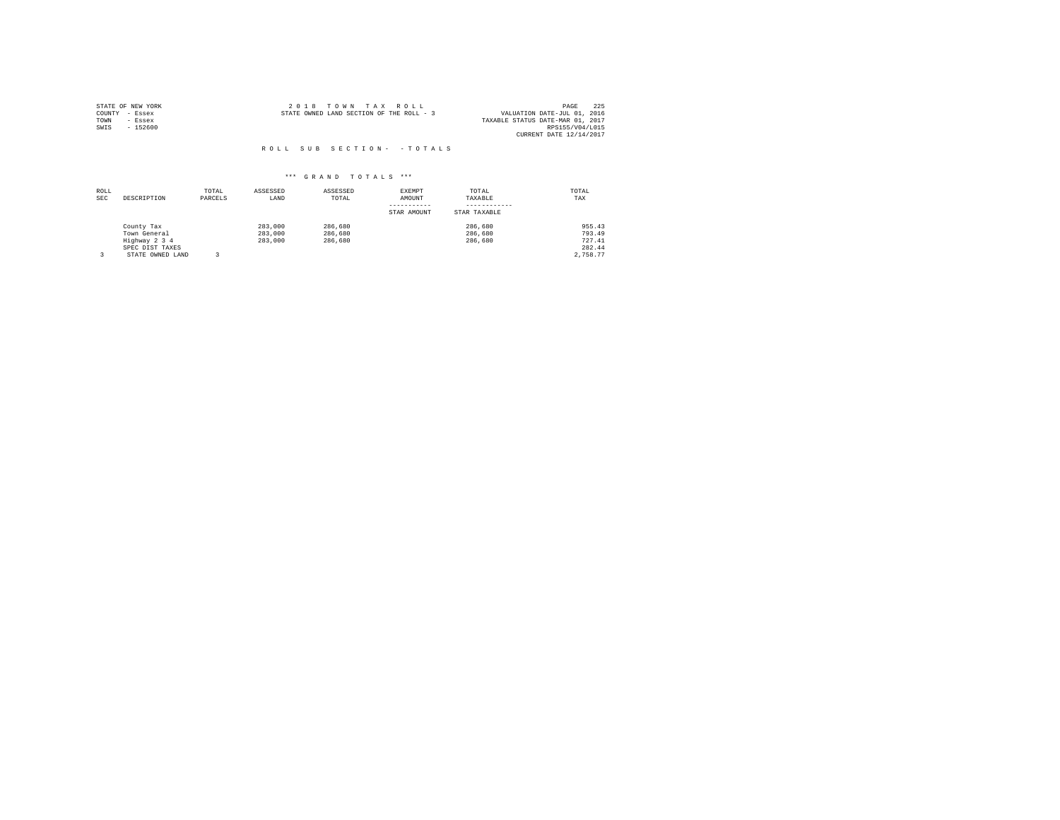STATE OF NEW YORK
COUNTY - Essex
TOWN - Essex
SWIS - 152600

2 0 1 8 T O W N T A X R O L L
STATE OWNED LAND SECTION OF THE ROLL - 3

VALUATION DATE-JUL 01, 2016
TAXABLE STATUS DATE-MAR 01, 2017
RPS155/V04/L015
CURRENT DATE 12/14/2017

R O L L S U B S E C T I O N - - T O T A L S

\*\*\* G R A N D T O T A L S \*\*\*

| ROLL SEC | DESCRIPTION | TOTAL PARCELS | ASSESSED LAND | ASSESSED TOTAL | EXEMPT AMOUNT / STAR AMOUNT | TOTAL TAXABLE / STAR TAXABLE | TOTAL TAX |
|---|---|---|---|---|---|---|---|
| | County Tax | | 283,000 | 286,680 | | 286,680 | 955.43 |
| | Town General | | 283,000 | 286,680 | | 286,680 | 793.49 |
| | Highway 2 3 4 | | 283,000 | 286,680 | | 286,680 | 727.41 |
| | SPEC DIST TAXES | | | | | | 282.44 |
| 3 | STATE OWNED LAND | 3 | | | | | 2,758.77 |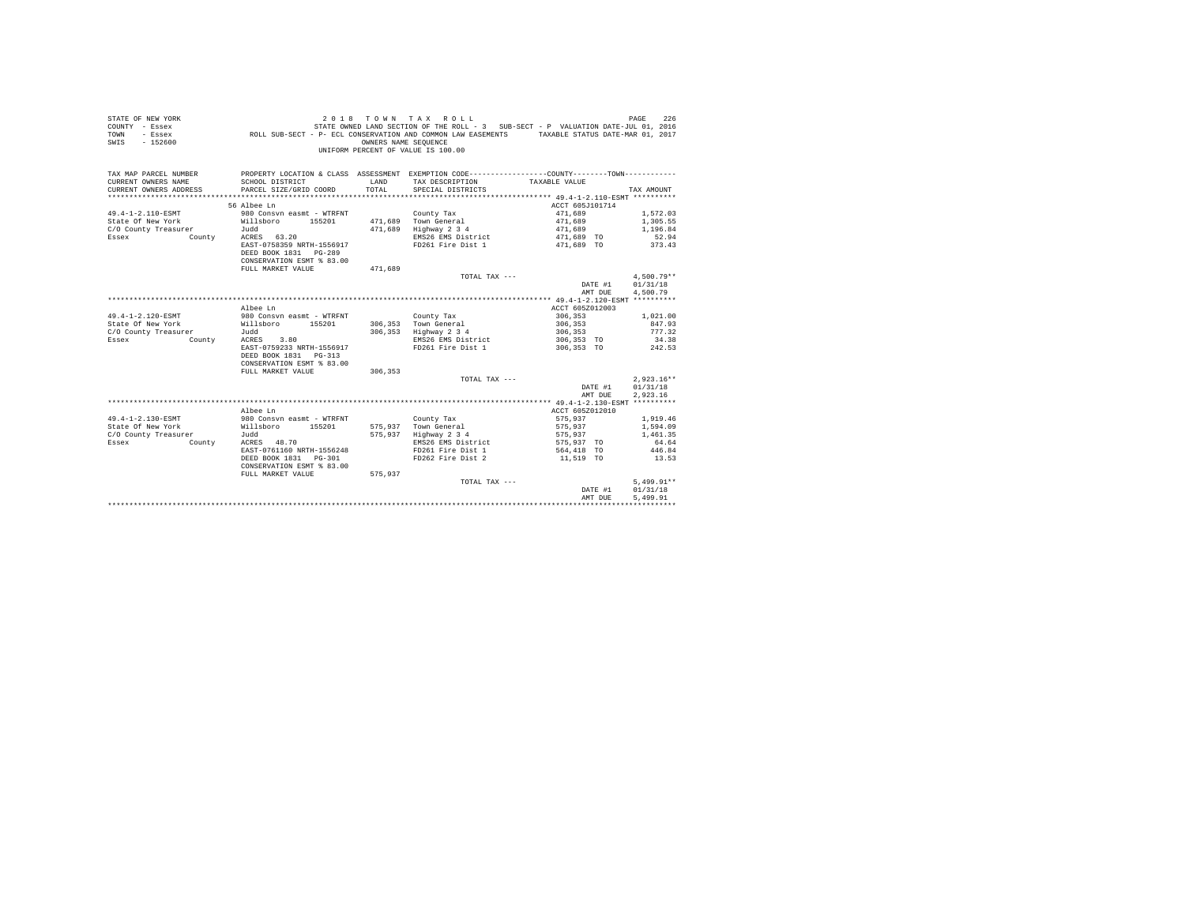STATE OF NEW YORK
COUNTY - Essex
TOWN - Essex
SWIS - 152600

2 0 1 8 T O W N T A X R O L L
STATE OWNED LAND SECTION OF THE ROLL - 3 SUB-SECT - P VALUATION DATE-JUL 01, 2016
ROLL SUB-SECT - P- ECL CONSERVATION AND COMMON LAW EASEMENTS TAXABLE STATUS DATE-MAR 01, 2017
OWNERS NAME SEQUENCE
UNIFORM PERCENT OF VALUE IS 100.00

| TAX MAP PARCEL NUMBER / CURRENT OWNERS NAME / CURRENT OWNERS ADDRESS | PROPERTY LOCATION & CLASS / SCHOOL DISTRICT / PARCEL SIZE/GRID COORD | ASSESSMENT LAND / TOTAL | EXEMPTION CODE / TAX DESCRIPTION / SPECIAL DISTRICTS | COUNTY / TOWN TAXABLE VALUE | TAX AMOUNT |
|---|---|---|---|---|---|
| 49.4-1-2.110-ESMT | 56 Albee Ln | | | ACCT 605J101714 | |
| | 980 Consvn easmt - WTRFNT | | County Tax | 471,689 | 1,572.03 |
| State Of New York | Willsboro 155201 | 471,689 | Town General | 471,689 | 1,305.55 |
| C/O County Treasurer | Judd | 471,689 | Highway 2 3 4 | 471,689 | 1,196.84 |
| Essex County | ACRES 63.20 | | EMS26 EMS District | 471,689 TO | 52.94 |
| | EAST-0758359 NRTH-1556917 | | FD261 Fire Dist 1 | 471,689 TO | 373.43 |
| | DEED BOOK 1831 PG-289 | | | | |
| | CONSERVATION ESMT % 83.00 | | | | |
| | FULL MARKET VALUE | 471,689 | | | |
| | | | TOTAL TAX --- | | 4,500.79** |
| | | | | DATE #1 | 01/31/18 |
| | | | | AMT DUE | 4,500.79 |
| 49.4-1-2.120-ESMT | Albee Ln | | | ACCT 605Z012003 | |
| | 980 Consvn easmt - WTRFNT | | County Tax | 306,353 | 1,021.00 |
| State Of New York | Willsboro 155201 | 306,353 | Town General | 306,353 | 847.93 |
| C/O County Treasurer | Judd | 306,353 | Highway 2 3 4 | 306,353 | 777.32 |
| Essex County | ACRES 3.80 | | EMS26 EMS District | 306,353 TO | 34.38 |
| | EAST-0759233 NRTH-1556917 | | FD261 Fire Dist 1 | 306,353 TO | 242.53 |
| | DEED BOOK 1831 PG-313 | | | | |
| | CONSERVATION ESMT % 83.00 | | | | |
| | FULL MARKET VALUE | 306,353 | | | |
| | | | TOTAL TAX --- | | 2,923.16** |
| | | | | DATE #1 | 01/31/18 |
| | | | | AMT DUE | 2,923.16 |
| 49.4-1-2.130-ESMT | Albee Ln | | | ACCT 605Z012010 | |
| | 980 Consvn easmt - WTRFNT | | County Tax | 575,937 | 1,919.46 |
| State Of New York | Willsboro 155201 | 575,937 | Town General | 575,937 | 1,594.09 |
| C/O County Treasurer | Judd | 575,937 | Highway 2 3 4 | 575,937 | 1,461.35 |
| Essex County | ACRES 48.70 | | EMS26 EMS District | 575,937 TO | 64.64 |
| | EAST-0761160 NRTH-1556248 | | FD261 Fire Dist 1 | 564,418 TO | 446.84 |
| | DEED BOOK 1831 PG-301 | | FD262 Fire Dist 2 | 11,519 TO | 13.53 |
| | CONSERVATION ESMT % 83.00 | | | | |
| | FULL MARKET VALUE | 575,937 | | | |
| | | | TOTAL TAX --- | | 5,499.91** |
| | | | | DATE #1 | 01/31/18 |
| | | | | AMT DUE | 5,499.91 |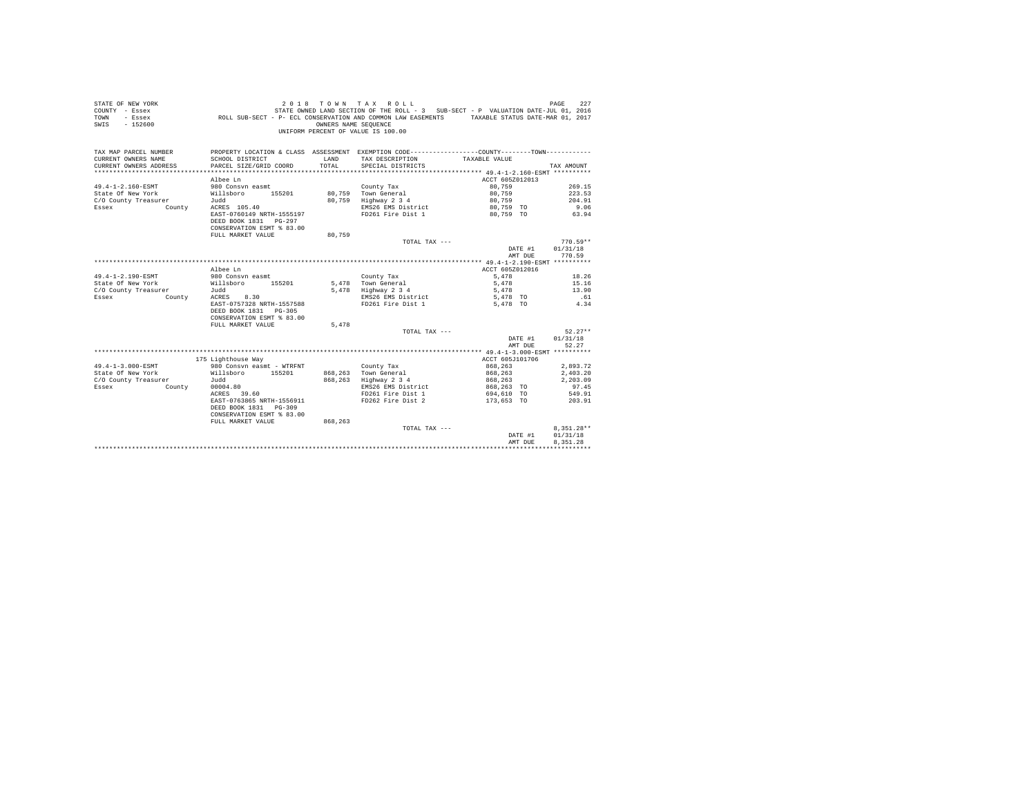STATE OF NEW YORK
COUNTY - Essex
TOWN - Essex
SWIS - 152600

2018 TOWN TAX ROLL
STATE OWNED LAND SECTION OF THE ROLL - 3 SUB-SECT - P VALUATION DATE-JUL 01, 2016
ROLL SUB-SECT - P- ECL CONSERVATION AND COMMON LAW EASEMENTS TAXABLE STATUS DATE-MAR 01, 2017
OWNERS NAME SEQUENCE
UNIFORM PERCENT OF VALUE IS 100.00

| TAX MAP PARCEL NUMBER / CURRENT OWNERS NAME / CURRENT OWNERS ADDRESS | PROPERTY LOCATION & CLASS / SCHOOL DISTRICT / PARCEL SIZE/GRID COORD | ASSESSMENT LAND / TOTAL | EXEMPTION CODE / TAX DESCRIPTION / SPECIAL DISTRICTS | COUNTY / TOWN TAXABLE VALUE | TAX AMOUNT |
|---|---|---|---|---|---|
| **49.4-1-2.160-ESMT** | Albee Ln | | | ACCT 605Z012013 | |
| 49.4-1-2.160-ESMT | 980 Consvn easmt | | County Tax | 80,759 | 269.15 |
| State Of New York | Willsboro 155201 | 80,759 | Town General | 80,759 | 223.53 |
| C/O County Treasurer | Judd | 80,759 | Highway 2 3 4 | 80,759 | 204.91 |
| Essex County | ACRES 105.40 | | EMS26 EMS District | 80,759 TO | 9.06 |
| | EAST-0760149 NRTH-1555197 | | FD261 Fire Dist 1 | 80,759 TO | 63.94 |
| | DEED BOOK 1831 PG-297 | | | | |
| | CONSERVATION ESMT % 83.00 | | | | |
| | FULL MARKET VALUE | 80,759 | | | |
| | | | TOTAL TAX --- | | 770.59** |
| | | | | DATE #1 | 01/31/18 |
| | | | | AMT DUE | 770.59 |
| **49.4-1-2.190-ESMT** | Albee Ln | | | ACCT 605Z012016 | |
| 49.4-1-2.190-ESMT | 980 Consvn easmt | | County Tax | 5,478 | 18.26 |
| State Of New York | Willsboro 155201 | 5,478 | Town General | 5,478 | 15.16 |
| C/O County Treasurer | Judd | 5,478 | Highway 2 3 4 | 5,478 | 13.90 |
| Essex County | ACRES 8.30 | | EMS26 EMS District | 5,478 TO | .61 |
| | EAST-0757328 NRTH-1557588 | | FD261 Fire Dist 1 | 5,478 TO | 4.34 |
| | DEED BOOK 1831 PG-305 | | | | |
| | CONSERVATION ESMT % 83.00 | | | | |
| | FULL MARKET VALUE | 5,478 | | | |
| | | | TOTAL TAX --- | | 52.27** |
| | | | | DATE #1 | 01/31/18 |
| | | | | AMT DUE | 52.27 |
| **49.4-1-3.000-ESMT** | 175 Lighthouse Way | | | ACCT 605J101706 | |
| 49.4-1-3.000-ESMT | 980 Consvn easmt - WTRFNT | | County Tax | 868,263 | 2,893.72 |
| State Of New York | Willsboro 155201 | 868,263 | Town General | 868,263 | 2,403.20 |
| C/O County Treasurer | Judd | 868,263 | Highway 2 3 4 | 868,263 | 2,203.09 |
| Essex County | 00004.80 | | EMS26 EMS District | 868,263 TO | 97.45 |
| | ACRES 39.60 | | FD261 Fire Dist 1 | 694,610 TO | 549.91 |
| | EAST-0763865 NRTH-1556911 | | FD262 Fire Dist 2 | 173,653 TO | 203.91 |
| | DEED BOOK 1831 PG-309 | | | | |
| | CONSERVATION ESMT % 83.00 | | | | |
| | FULL MARKET VALUE | 868,263 | | | |
| | | | TOTAL TAX --- | | 8,351.28** |
| | | | | DATE #1 | 01/31/18 |
| | | | | AMT DUE | 8,351.28 |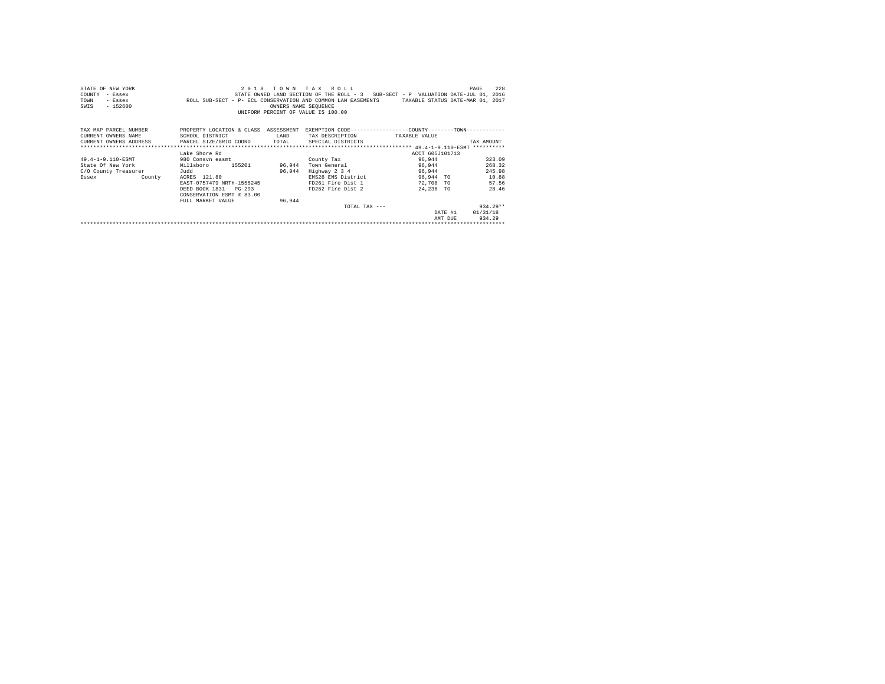STATE OF NEW YORK
COUNTY - Essex
TOWN - Essex
SWIS - 152600

2018 TOWN TAX ROLL
STATE OWNED LAND SECTION OF THE ROLL - 3 SUB-SECT - P VALUATION DATE-JUL 01, 2016
ROLL SUB-SECT - P- ECL CONSERVATION AND COMMON LAW EASEMENTS TAXABLE STATUS DATE-MAR 01, 2017
OWNERS NAME SEQUENCE
UNIFORM PERCENT OF VALUE IS 100.00

| TAX MAP PARCEL NUMBER / CURRENT OWNERS NAME / CURRENT OWNERS ADDRESS | PROPERTY LOCATION & CLASS / SCHOOL DISTRICT / PARCEL SIZE/GRID COORD | ASSESSMENT LAND / TOTAL | EXEMPTION CODE / TAX DESCRIPTION / SPECIAL DISTRICTS | COUNTY / TOWN TAXABLE VALUE | TAX AMOUNT |
|---|---|---|---|---|---|
| 49.4-1-9.110-ESMT | Lake Shore Rd | | | ACCT 605J101713 | |
| 49.4-1-9.110-ESMT | 980 Consvn easmt | | County Tax | 96,944 | 323.09 |
| State Of New York | Willsboro 155201 | 96,944 | Town General | 96,944 | 268.32 |
| C/O County Treasurer | Judd | 96,944 | Highway 2 3 4 | 96,944 | 245.98 |
| Essex County | ACRES 121.80 | | EMS26 EMS District | 96,944 TO | 10.88 |
| | EAST-0757479 NRTH-1555245 | | FD261 Fire Dist 1 | 72,708 TO | 57.56 |
| | DEED BOOK 1831 PG-293 | | FD262 Fire Dist 2 | 24,236 TO | 28.46 |
| | CONSERVATION ESMT % 83.00 | | | | |
| | FULL MARKET VALUE | 96,944 | | | |
| | | | TOTAL TAX --- | | 934.29** |
| | | | | DATE #1 | 01/31/18 |
| | | | | AMT DUE | 934.29 |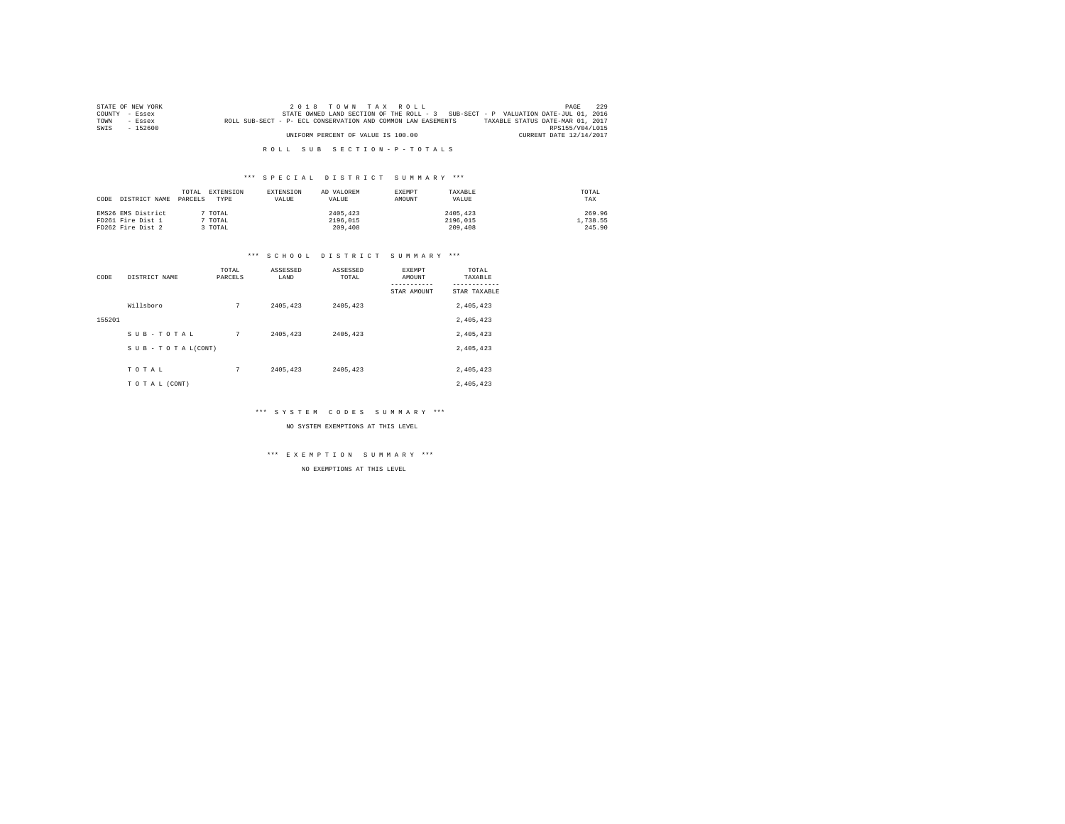STATE OF NEW YORK
COUNTY - Essex
TOWN - Essex
SWIS - 152600

2 0 1 8 T O W N T A X R O L L
STATE OWNED LAND SECTION OF THE ROLL - 3 SUB-SECT - P VALUATION DATE-JUL 01, 2016
ROLL SUB-SECT - P- ECL CONSERVATION AND COMMON LAW EASEMENTS TAXABLE STATUS DATE-MAR 01, 2017
RPS155/V04/L015
UNIFORM PERCENT OF VALUE IS 100.00 CURRENT DATE 12/14/2017

R O L L S U B S E C T I O N - P - T O T A L S

*** S P E C I A L D I S T R I C T S U M M A R Y ***

| CODE DISTRICT NAME | TOTAL PARCELS | EXTENSION TYPE | EXTENSION VALUE | AD VALOREM VALUE | EXEMPT AMOUNT | TAXABLE VALUE | TOTAL TAX |
|---|---|---|---|---|---|---|---|
| EMS26 EMS District | 7 | TOTAL | | 2405,423 | | 2405,423 | 269.96 |
| FD261 Fire Dist 1 | 7 | TOTAL | | 2196,015 | | 2196,015 | 1,738.55 |
| FD262 Fire Dist 2 | 3 | TOTAL | | 209,408 | | 209,408 | 245.90 |

*** S C H O O L D I S T R I C T S U M M A R Y ***

| CODE | DISTRICT NAME | TOTAL PARCELS | ASSESSED LAND | ASSESSED TOTAL | EXEMPT AMOUNT / STAR AMOUNT | TOTAL TAXABLE / STAR TAXABLE |
|---|---|---|---|---|---|---|
| | Willsboro | 7 | 2405,423 | 2405,423 | | 2,405,423 |
| 155201 | | | | | | 2,405,423 |
| | S U B - T O T A L | 7 | 2405,423 | 2405,423 | | 2,405,423 |
| | S U B - T O T A L(CONT) | | | | | 2,405,423 |
| | T O T A L | 7 | 2405,423 | 2405,423 | | 2,405,423 |
| | T O T A L (CONT) | | | | | 2,405,423 |

*** S Y S T E M C O D E S S U M M A R Y ***

NO SYSTEM EXEMPTIONS AT THIS LEVEL

*** E X E M P T I O N S U M M A R Y ***

NO EXEMPTIONS AT THIS LEVEL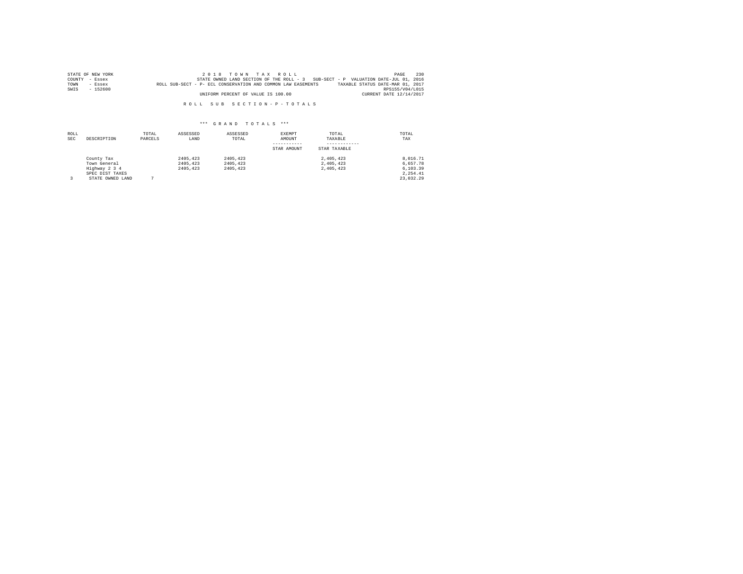STATE OF NEW YORK
COUNTY - Essex
TOWN - Essex
SWIS - 152600

2 0 1 8 T O W N T A X R O L L
STATE OWNED LAND SECTION OF THE ROLL - 3 SUB-SECT - P VALUATION DATE-JUL 01, 2016
ROLL SUB-SECT - P- ECL CONSERVATION AND COMMON LAW EASEMENTS TAXABLE STATUS DATE-MAR 01, 2017
RPS155/V04/L015
UNIFORM PERCENT OF VALUE IS 100.00 CURRENT DATE 12/14/2017

R O L L S U B S E C T I O N - P - T O T A L S

*** G R A N D T O T A L S ***

| ROLL SEC | DESCRIPTION | TOTAL PARCELS | ASSESSED LAND | ASSESSED TOTAL | EXEMPT AMOUNT / STAR AMOUNT | TOTAL TAXABLE / STAR TAXABLE | TOTAL TAX |
|---|---|---|---|---|---|---|---|
| | County Tax | | 2405,423 | 2405,423 | | 2,405,423 | 8,016.71 |
| | Town General | | 2405,423 | 2405,423 | | 2,405,423 | 6,657.78 |
| | Highway 2 3 4 | | 2405,423 | 2405,423 | | 2,405,423 | 6,103.39 |
| | SPEC DIST TAXES | | | | | | 2,254.41 |
| 3 | STATE OWNED LAND | 7 | | | | | 23,032.29 |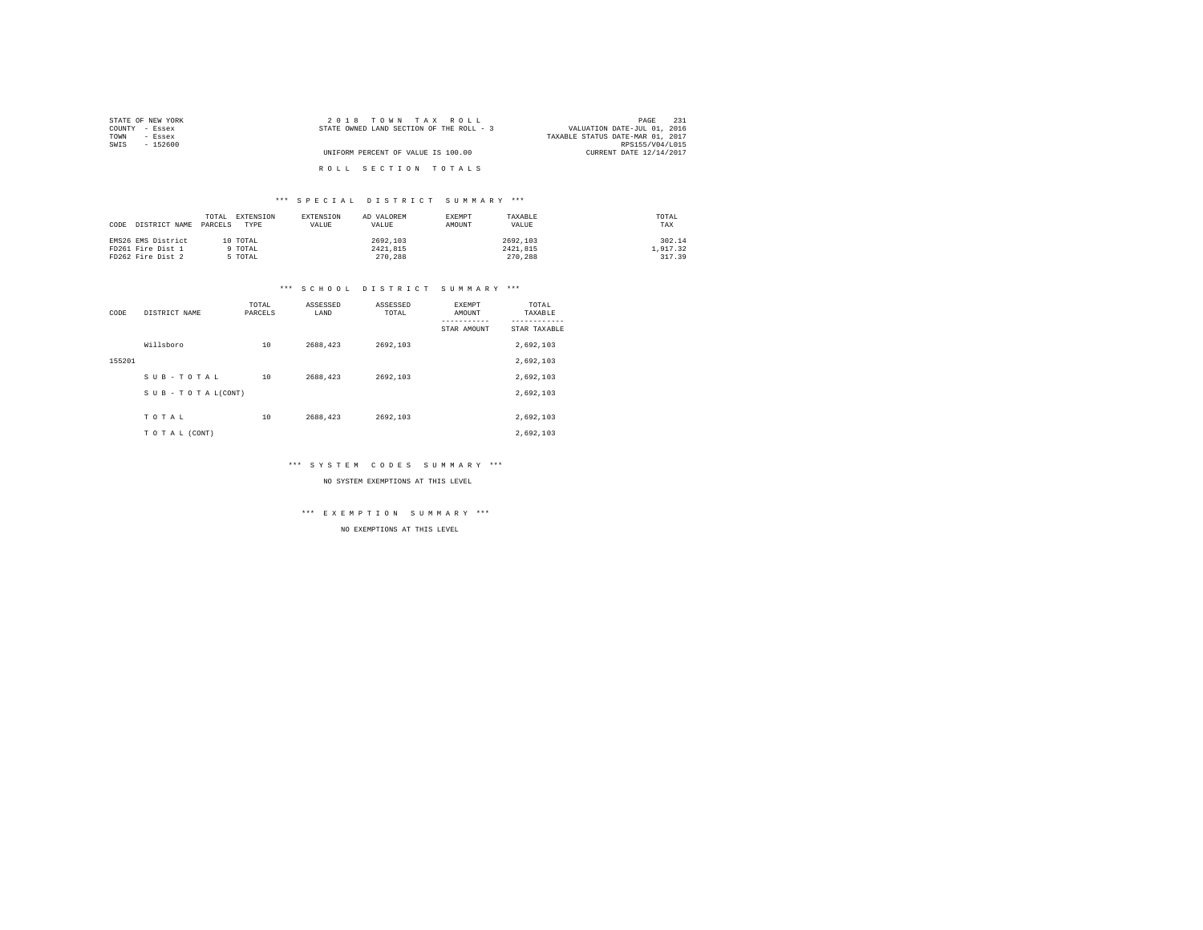STATE OF NEW YORK
COUNTY - Essex
TOWN - Essex
SWIS - 152600

2 0 1 8 T O W N T A X R O L L
STATE OWNED LAND SECTION OF THE ROLL - 3

UNIFORM PERCENT OF VALUE IS 100.00

VALUATION DATE-JUL 01, 2016
TAXABLE STATUS DATE-MAR 01, 2017
RPS155/V04/L015
CURRENT DATE 12/14/2017

R O L L S E C T I O N T O T A L S

*** S P E C I A L D I S T R I C T S U M M A R Y ***

| CODE DISTRICT NAME | TOTAL PARCELS | EXTENSION TYPE | EXTENSION VALUE | AD VALOREM VALUE | EXEMPT AMOUNT | TAXABLE VALUE | TOTAL TAX |
|---|---|---|---|---|---|---|---|
| EMS26 EMS District | 10 | TOTAL | | 2692,103 | | 2692,103 | 302.14 |
| FD261 Fire Dist 1 | 9 | TOTAL | | 2421,815 | | 2421,815 | 1,917.32 |
| FD262 Fire Dist 2 | 5 | TOTAL | | 270,288 | | 270,288 | 317.39 |

*** S C H O O L D I S T R I C T S U M M A R Y ***

| CODE | DISTRICT NAME | TOTAL PARCELS | ASSESSED LAND | ASSESSED TOTAL | EXEMPT AMOUNT / STAR AMOUNT | TOTAL TAXABLE / STAR TAXABLE |
|---|---|---|---|---|---|---|
| | Willsboro | 10 | 2688,423 | 2692,103 | | 2,692,103 |
| 155201 | | | | | | 2,692,103 |
| | S U B - T O T A L | 10 | 2688,423 | 2692,103 | | 2,692,103 |
| | S U B - T O T A L(CONT) | | | | | 2,692,103 |
| | T O T A L | 10 | 2688,423 | 2692,103 | | 2,692,103 |
| | T O T A L (CONT) | | | | | 2,692,103 |

*** S Y S T E M C O D E S S U M M A R Y ***

NO SYSTEM EXEMPTIONS AT THIS LEVEL

*** E X E M P T I O N S U M M A R Y ***

NO EXEMPTIONS AT THIS LEVEL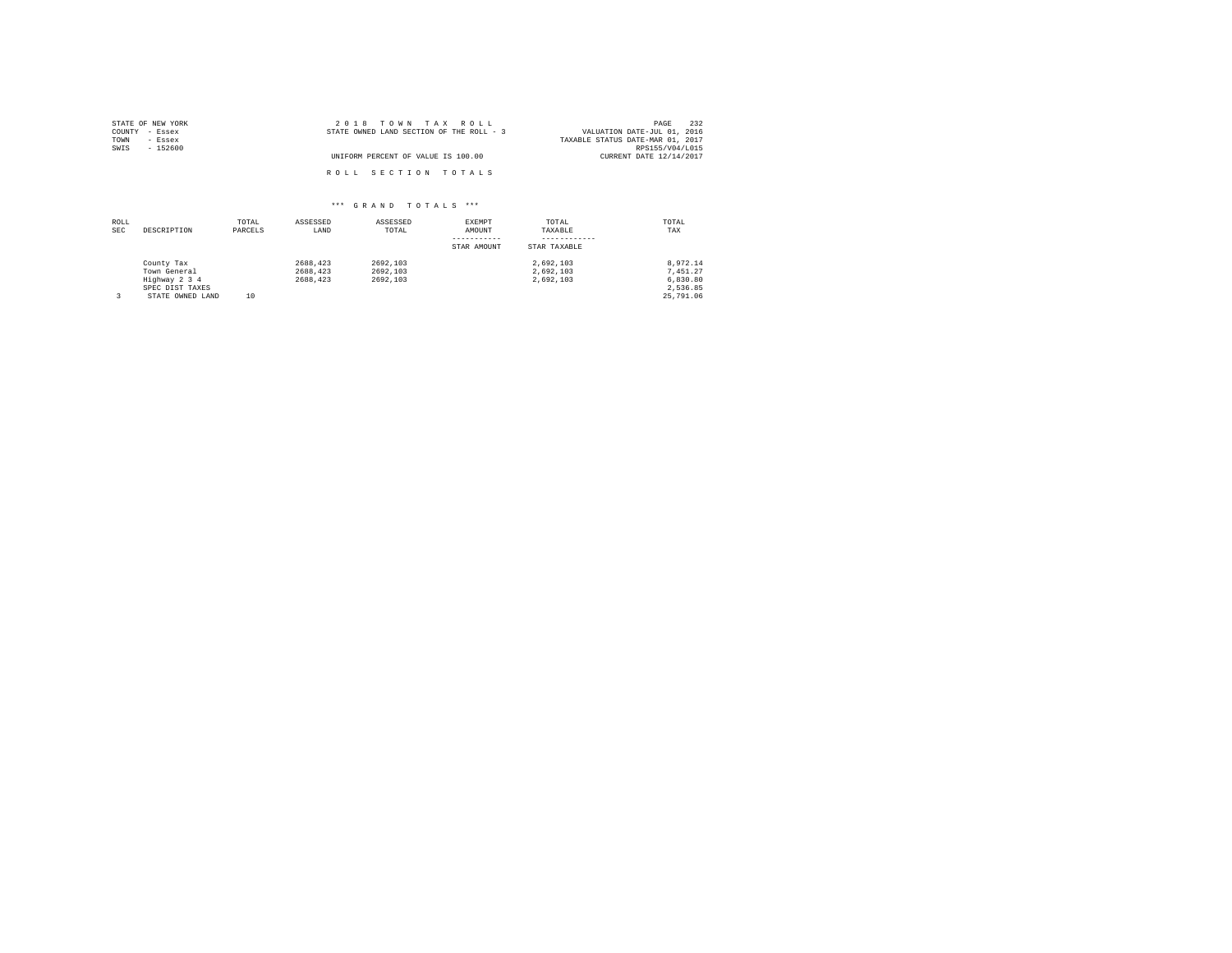STATE OF NEW YORK
COUNTY - Essex
TOWN - Essex
SWIS - 152600

2 0 1 8 T O W N T A X R O L L
STATE OWNED LAND SECTION OF THE ROLL - 3

UNIFORM PERCENT OF VALUE IS 100.00

VALUATION DATE-JUL 01, 2016
TAXABLE STATUS DATE-MAR 01, 2017
RPS155/V04/L015
CURRENT DATE 12/14/2017

R O L L S E C T I O N T O T A L S

*** G R A N D T O T A L S ***

| ROLL SEC | DESCRIPTION | TOTAL PARCELS | ASSESSED LAND | ASSESSED TOTAL | EXEMPT AMOUNT / STAR AMOUNT | TOTAL TAXABLE / STAR TAXABLE | TOTAL TAX |
|---|---|---|---|---|---|---|---|
| | County Tax | | 2688,423 | 2692,103 | | 2,692,103 | 8,972.14 |
| | Town General | | 2688,423 | 2692,103 | | 2,692,103 | 7,451.27 |
| | Highway 2 3 4 | | 2688,423 | 2692,103 | | 2,692,103 | 6,830.80 |
| | SPEC DIST TAXES | | | | | | 2,536.85 |
| 3 | STATE OWNED LAND | 10 | | | | | 25,791.06 |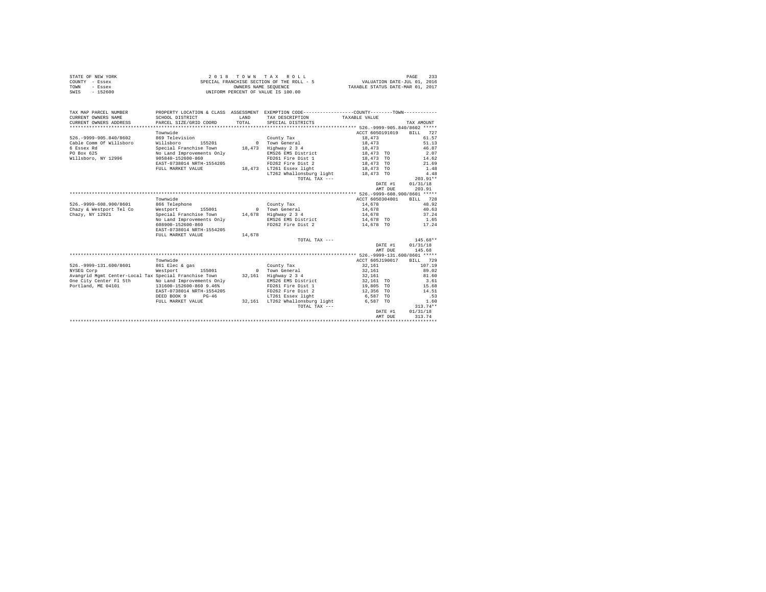STATE OF NEW YORK　　　　2 0 1 8　T O W N　T A X　R O L L
COUNTY - Essex　　　　SPECIAL FRANCHISE SECTION OF THE ROLL - 5　　　　VALUATION DATE-JUL 01, 2016
TOWN - Essex　　　　OWNERS NAME SEQUENCE　　　　TAXABLE STATUS DATE-MAR 01, 2017
SWIS - 152600　　　　UNIFORM PERCENT OF VALUE IS 100.00

| TAX MAP PARCEL NUMBER / CURRENT OWNERS NAME / CURRENT OWNERS ADDRESS | PROPERTY LOCATION & CLASS / SCHOOL DISTRICT / PARCEL SIZE/GRID COORD | ASSESSMENT LAND / TOTAL | EXEMPTION CODE / TAX DESCRIPTION / SPECIAL DISTRICTS | TAXABLE VALUE | TAX AMOUNT |
|---|---|---|---|---|---|
| ***** 526.-9999-905.840/8602 ***** | | | | | |
| | Townwide | | | ACCT 6050191019 | BILL 727 |
| 526.-9999-905.840/8602 | 869 Television | | County Tax | 18,473 | 61.57 |
| Cable Comm Of Willsboro | Willsboro 155201 | 0 | Town General | 18,473 | 51.13 |
| 6 Essex Rd | Special Franchise Town | 18,473 | Highway 2 3 4 | 18,473 | 46.87 |
| PO Box 625 | No Land Improvements Only | | EMS26 EMS District | 18,473 TO | 2.07 |
| Willsboro, NY 12996 | 905840-152600-860 | | FD261 Fire Dist 1 | 18,473 TO | 14.62 |
| | EAST-0738014 NRTH-1554205 | | FD262 Fire Dist 2 | 18,473 TO | 21.69 |
| | FULL MARKET VALUE | 18,473 | LT261 Essex light | 18,473 TO | 1.48 |
| | | | LT262 Whallonsburg light | 18,473 TO | 4.48 |
| | | | TOTAL TAX --- | | 203.91** |
| | | | | DATE #1 | 01/31/18 |
| | | | | AMT DUE | 203.91 |
| ***** 526.-9999-608.900/8601 ***** | | | | | |
| | Townwide | | | ACCT 6050304801 | BILL 728 |
| 526.-9999-608.900/8601 | 866 Telephone | | County Tax | 14,678 | 48.92 |
| Chazy & Westport Tel Co | Westport 155001 | 0 | Town General | 14,678 | 40.63 |
| Chazy, NY 12921 | Special Franchise Town | 14,678 | Highway 2 3 4 | 14,678 | 37.24 |
| | No Land Improvements Only | | EMS26 EMS District | 14,678 TO | 1.65 |
| | 608900-152600-860 | | FD262 Fire Dist 2 | 14,678 TO | 17.24 |
| | EAST-0738014 NRTH-1554205 | | | | |
| | FULL MARKET VALUE | 14,678 | | | |
| | | | TOTAL TAX --- | | 145.68** |
| | | | | DATE #1 | 01/31/18 |
| | | | | AMT DUE | 145.68 |
| ***** 526.-9999-131.600/8601 ***** | | | | | |
| | Townwide | | | ACCT 605J190017 | BILL 729 |
| 526.-9999-131.600/8601 | 861 Elec & gas | | County Tax | 32,161 | 107.19 |
| NYSEG Corp | Westport 155001 | 0 | Town General | 32,161 | 89.02 |
| Avangrid Mgmt Center-Local Tax | Special Franchise Town | 32,161 | Highway 2 3 4 | 32,161 | 81.60 |
| One City Center Fl 5th | No Land Improvements Only | | EMS26 EMS District | 32,161 TO | 3.61 |
| Portland, ME 04101 | 131600-152600-860 9.46% | | FD261 Fire Dist 1 | 19,805 TO | 15.68 |
| | EAST-0738014 NRTH-1554205 | | FD262 Fire Dist 2 | 12,356 TO | 14.51 |
| | DEED BOOK 9 PG-46 | | LT261 Essex light | 6,587 TO | .53 |
| | FULL MARKET VALUE | 32,161 | LT262 Whallonsburg light | 6,587 TO | 1.60 |
| | | | TOTAL TAX --- | | 313.74** |
| | | | | DATE #1 | 01/31/18 |
| | | | | AMT DUE | 313.74 |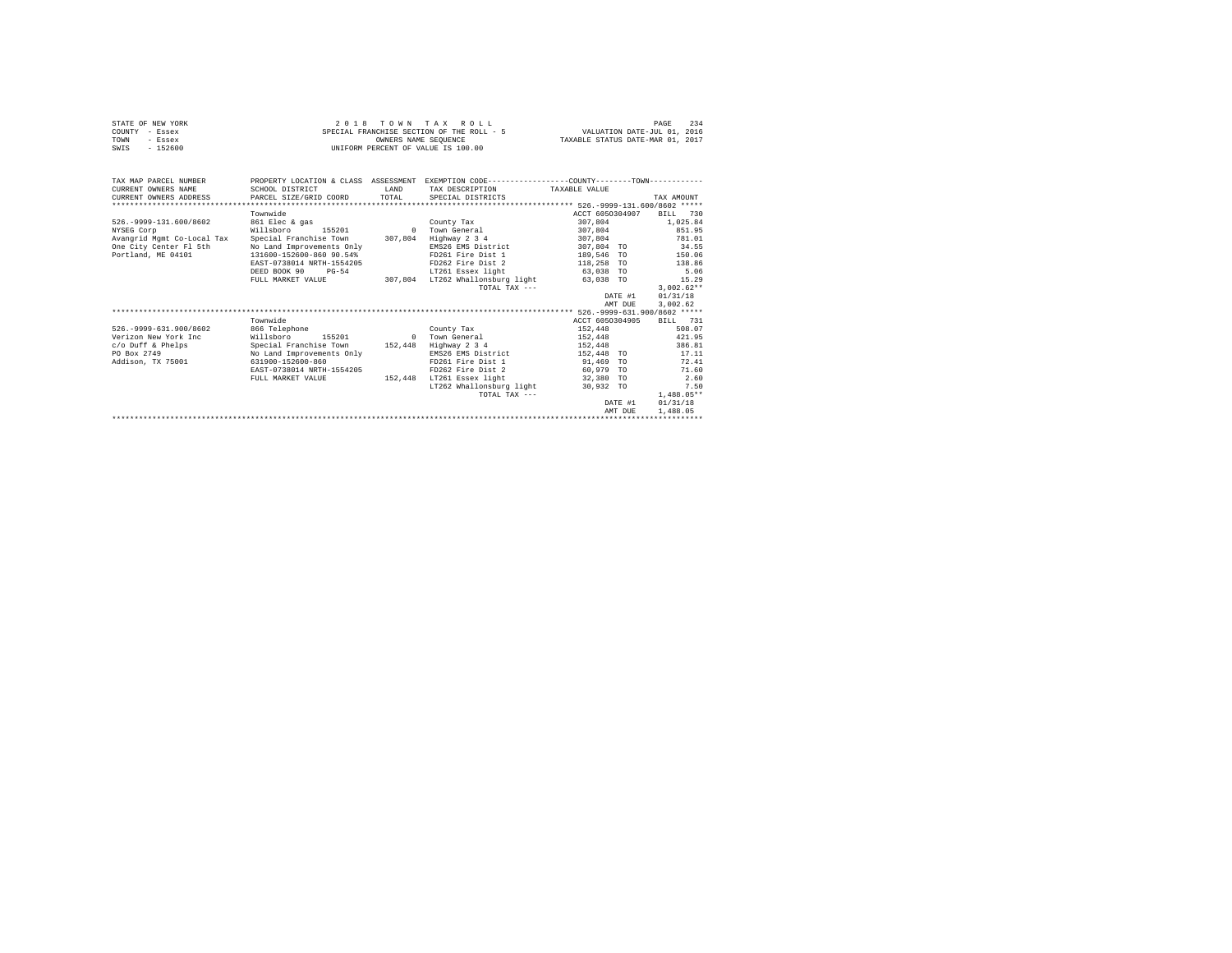STATE OF NEW YORK
COUNTY - Essex
TOWN - Essex
SWIS - 152600

2018 TOWN TAX ROLL
SPECIAL FRANCHISE SECTION OF THE ROLL - 5
OWNERS NAME SEQUENCE
UNIFORM PERCENT OF VALUE IS 100.00

VALUATION DATE-JUL 01, 2016
TAXABLE STATUS DATE-MAR 01, 2017

| TAX MAP PARCEL NUMBER / CURRENT OWNERS NAME / CURRENT OWNERS ADDRESS | PROPERTY LOCATION & CLASS / SCHOOL DISTRICT / PARCEL SIZE/GRID COORD | ASSESSMENT LAND / TOTAL | EXEMPTION CODE / TAX DESCRIPTION / SPECIAL DISTRICTS | TAXABLE VALUE | TAX AMOUNT |
|---|---|---|---|---|---|
| **526.-9999-131.600/8602** | Townwide | | | ACCT 6050304907 | BILL 730 |
| 526.-9999-131.600/8602 | 861 Elec & gas | | County Tax | 307,804 | 1,025.84 |
| NYSEG Corp | Willsboro 155201 | 0 | Town General | 307,804 | 851.95 |
| Avangrid Mgmt Co-Local Tax | Special Franchise Town | 307,804 | Highway 2 3 4 | 307,804 | 781.01 |
| One City Center Fl 5th | No Land Improvements Only | | EMS26 EMS District | 307,804 TO | 34.55 |
| Portland, ME 04101 | 131600-152600-860 90.54% | | FD261 Fire Dist 1 | 189,546 TO | 150.06 |
| | EAST-0738014 NRTH-1554205 | | FD262 Fire Dist 2 | 118,258 TO | 138.86 |
| | DEED BOOK 90 PG-54 | | LT261 Essex light | 63,038 TO | 5.06 |
| | FULL MARKET VALUE | 307,804 | LT262 Whallonsburg light | 63,038 TO | 15.29 |
| | | | TOTAL TAX --- | | 3,002.62** |
| | | | | DATE #1 | 01/31/18 |
| | | | | AMT DUE | 3,002.62 |
| **526.-9999-631.900/8602** | Townwide | | | ACCT 6050304905 | BILL 731 |
| 526.-9999-631.900/8602 | 866 Telephone | | County Tax | 152,448 | 508.07 |
| Verizon New York Inc | Willsboro 155201 | 0 | Town General | 152,448 | 421.95 |
| c/o Duff & Phelps | Special Franchise Town | 152,448 | Highway 2 3 4 | 152,448 | 386.81 |
| PO Box 2749 | No Land Improvements Only | | EMS26 EMS District | 152,448 TO | 17.11 |
| Addison, TX 75001 | 631900-152600-860 | | FD261 Fire Dist 1 | 91,469 TO | 72.41 |
| | EAST-0738014 NRTH-1554205 | | FD262 Fire Dist 2 | 60,979 TO | 71.60 |
| | FULL MARKET VALUE | 152,448 | LT261 Essex light | 32,380 TO | 2.60 |
| | | | LT262 Whallonsburg light | 30,932 TO | 7.50 |
| | | | TOTAL TAX --- | | 1,488.05** |
| | | | | DATE #1 | 01/31/18 |
| | | | | AMT DUE | 1,488.05 |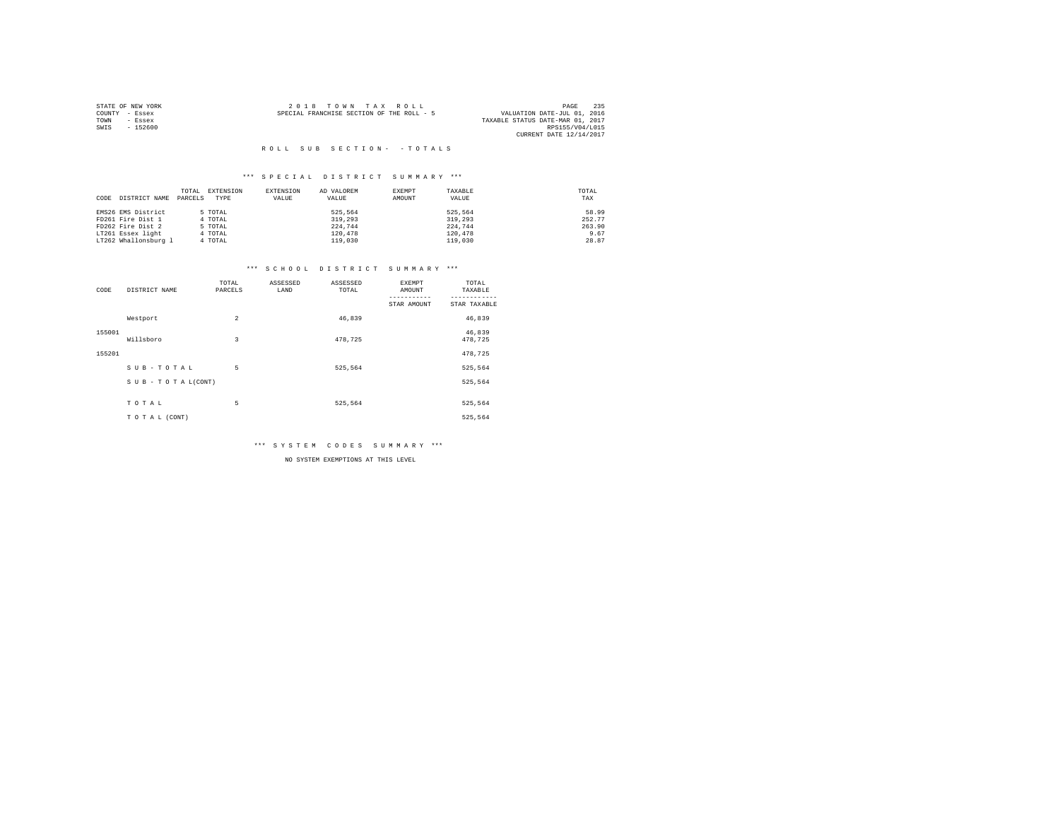STATE OF NEW YORK
COUNTY - Essex
TOWN - Essex
SWIS - 152600

2018 TOWN TAX ROLL
SPECIAL FRANCHISE SECTION OF THE ROLL - 5

VALUATION DATE-JUL 01, 2016
TAXABLE STATUS DATE-MAR 01, 2017
RPS155/V04/L015
CURRENT DATE 12/14/2017

R O L L  S U B  S E C T I O N -  - T O T A L S

*** S P E C I A L  D I S T R I C T  S U M M A R Y ***

| CODE | DISTRICT NAME | TOTAL PARCELS | EXTENSION TYPE | EXTENSION VALUE | AD VALOREM VALUE | EXEMPT AMOUNT | TAXABLE VALUE | TOTAL TAX |
|---|---|---|---|---|---|---|---|---|
| EMS26 | EMS District | 5 | TOTAL | | 525,564 | | 525,564 | 58.99 |
| FD261 | Fire Dist 1 | 4 | TOTAL | | 319,293 | | 319,293 | 252.77 |
| FD262 | Fire Dist 2 | 5 | TOTAL | | 224,744 | | 224,744 | 263.90 |
| LT261 | Essex light | 4 | TOTAL | | 120,478 | | 120,478 | 9.67 |
| LT262 | Whallonsburg l | 4 | TOTAL | | 119,030 | | 119,030 | 28.87 |

*** S C H O O L  D I S T R I C T  S U M M A R Y ***

| CODE | DISTRICT NAME | TOTAL PARCELS | ASSESSED LAND | ASSESSED TOTAL | EXEMPT AMOUNT / STAR AMOUNT | TOTAL TAXABLE / STAR TAXABLE |
|---|---|---|---|---|---|---|
| 155001 | Westport | 2 | | 46,839 | | 46,839 |
| | | | | | | 46,839 |
| 155201 | Willsboro | 3 | | 478,725 | | 478,725 |
| | | | | | | 478,725 |
| | S U B - T O T A L | 5 | | 525,564 | | 525,564 |
| | S U B - T O T A L(CONT) | | | | | 525,564 |
| | T O T A L | 5 | | 525,564 | | 525,564 |
| | T O T A L (CONT) | | | | | 525,564 |

*** S Y S T E M  C O D E S  S U M M A R Y ***

NO SYSTEM EXEMPTIONS AT THIS LEVEL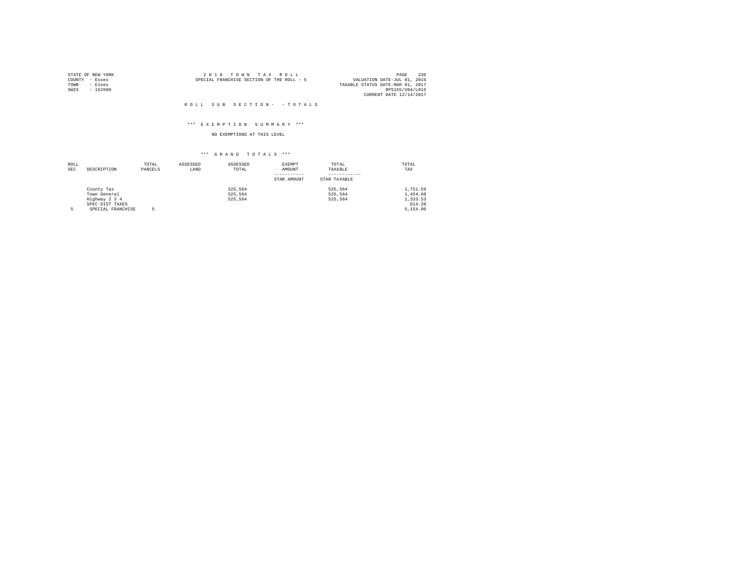STATE OF NEW YORK
COUNTY - Essex
TOWN - Essex
SWIS - 152600

2 0 1 8 T O W N T A X R O L L
SPECIAL FRANCHISE SECTION OF THE ROLL - 5

VALUATION DATE-JUL 01, 2016
TAXABLE STATUS DATE-MAR 01, 2017
RPS155/V04/L015
CURRENT DATE 12/14/2017

R O L L S U B S E C T I O N - - T O T A L S

*** E X E M P T I O N S U M M A R Y ***

NO EXEMPTIONS AT THIS LEVEL

*** G R A N D T O T A L S ***

| ROLL SEC | DESCRIPTION | TOTAL PARCELS | ASSESSED LAND | ASSESSED TOTAL | EXEMPT AMOUNT ----------- STAR AMOUNT | TOTAL TAXABLE ------------ STAR TAXABLE | TOTAL TAX |
|---|---|---|---|---|---|---|---|
| | County Tax | | | 525,564 | | 525,564 | 1,751.59 |
| | Town General | | | 525,564 | | 525,564 | 1,454.68 |
| | Highway 2 3 4 | | | 525,564 | | 525,564 | 1,333.53 |
| | SPEC DIST TAXES | | | | | | 614.20 |
| 5 | SPECIAL FRANCHISE | 5 | | | | | 5,154.00 |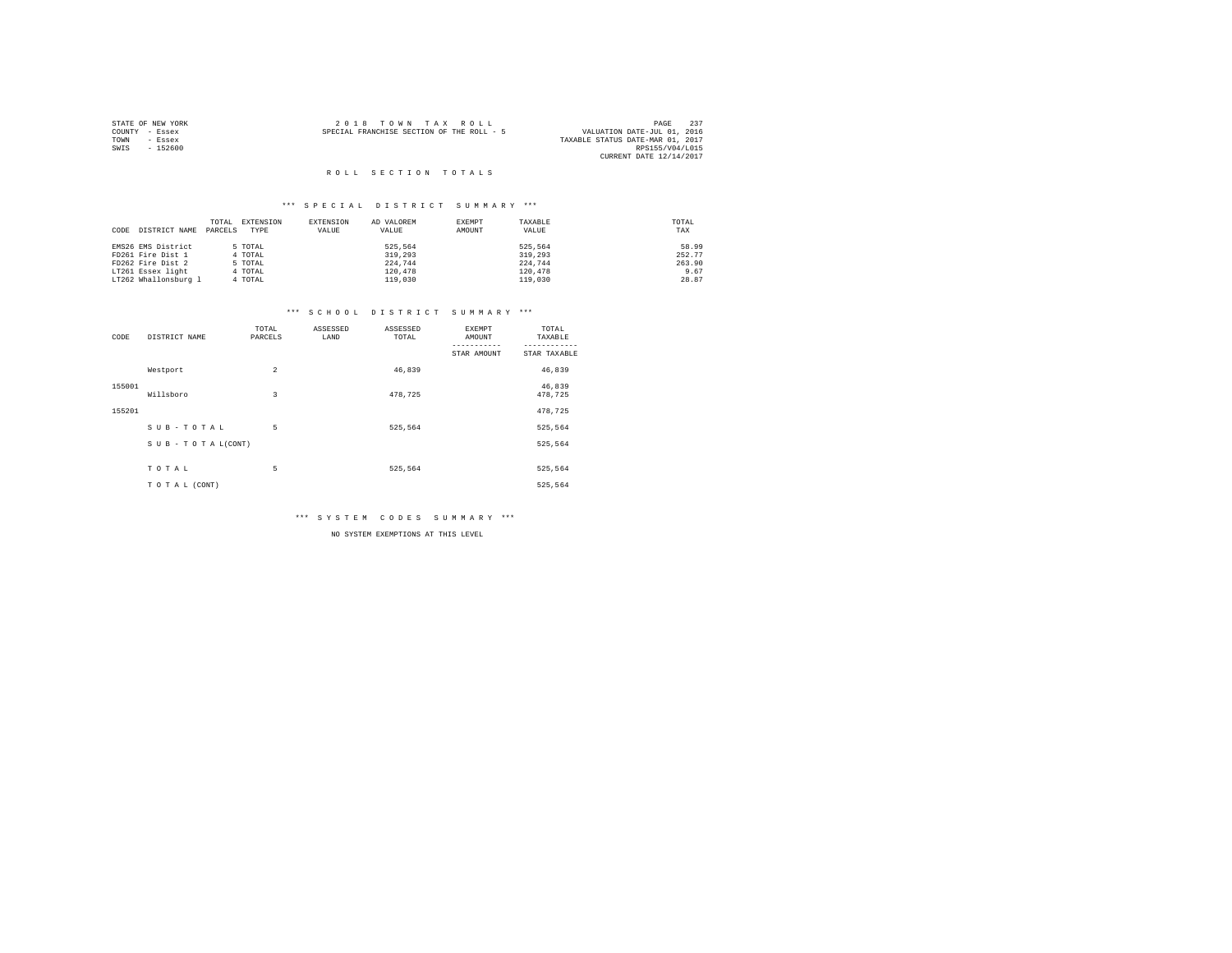STATE OF NEW YORK
COUNTY - Essex
TOWN - Essex
SWIS - 152600

2 0 1 8 T O W N T A X R O L L
SPECIAL FRANCHISE SECTION OF THE ROLL - 5

VALUATION DATE-JUL 01, 2016
TAXABLE STATUS DATE-MAR 01, 2017
RPS155/V04/L015
CURRENT DATE 12/14/2017

# R O L L S E C T I O N T O T A L S

## *** S P E C I A L D I S T R I C T S U M M A R Y ***

| CODE | DISTRICT NAME | TOTAL PARCELS | EXTENSION TYPE | EXTENSION VALUE | AD VALOREM VALUE | EXEMPT AMOUNT | TAXABLE VALUE | TOTAL TAX |
|---|---|---|---|---|---|---|---|---|
| EMS26 | EMS District | 5 | TOTAL | | 525,564 | | 525,564 | 58.99 |
| FD261 | Fire Dist 1 | 4 | TOTAL | | 319,293 | | 319,293 | 252.77 |
| FD262 | Fire Dist 2 | 5 | TOTAL | | 224,744 | | 224,744 | 263.90 |
| LT261 | Essex light | 4 | TOTAL | | 120,478 | | 120,478 | 9.67 |
| LT262 | Whallonsburg l | 4 | TOTAL | | 119,030 | | 119,030 | 28.87 |

## *** S C H O O L D I S T R I C T S U M M A R Y ***

| CODE | DISTRICT NAME | TOTAL PARCELS | ASSESSED LAND | ASSESSED TOTAL | EXEMPT AMOUNT / STAR AMOUNT | TOTAL TAXABLE / STAR TAXABLE |
|---|---|---|---|---|---|---|
| 155001 | Westport | 2 | | 46,839 | | 46,839 |
| | | | | | | 46,839 |
| 155201 | Willsboro | 3 | | 478,725 | | 478,725 |
| | | | | | | 478,725 |
| | S U B - T O T A L | 5 | | 525,564 | | 525,564 |
| | S U B - T O T A L(CONT) | | | | | 525,564 |
| | T O T A L | 5 | | 525,564 | | 525,564 |
| | T O T A L (CONT) | | | | | 525,564 |

## *** S Y S T E M C O D E S S U M M A R Y ***

NO SYSTEM EXEMPTIONS AT THIS LEVEL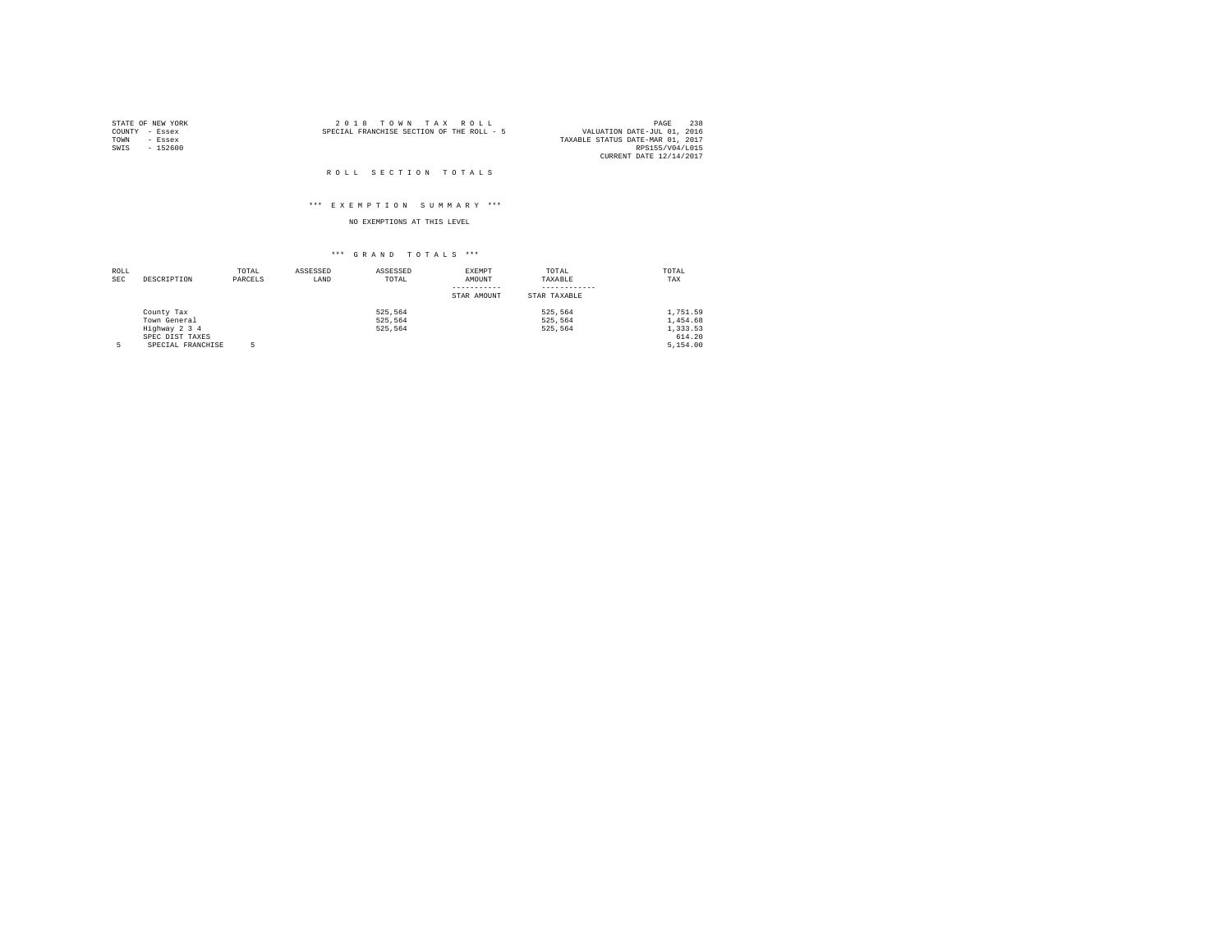STATE OF NEW YORK
COUNTY - Essex
TOWN - Essex
SWIS - 152600

2 0 1 8 T O W N T A X R O L L
SPECIAL FRANCHISE SECTION OF THE ROLL - 5

PAGE 238
VALUATION DATE-JUL 01, 2016
TAXABLE STATUS DATE-MAR 01, 2017
RPS155/V04/L015
CURRENT DATE 12/14/2017

R O L L S E C T I O N T O T A L S

\*\*\* E X E M P T I O N S U M M A R Y \*\*\*

NO EXEMPTIONS AT THIS LEVEL

\*\*\* G R A N D T O T A L S \*\*\*

| ROLL SEC | DESCRIPTION | TOTAL PARCELS | ASSESSED LAND | ASSESSED TOTAL | EXEMPT AMOUNT<br>-----------<br>STAR AMOUNT | TOTAL TAXABLE<br>------------<br>STAR TAXABLE | TOTAL TAX |
|---|---|---|---|---|---|---|---|
| | County Tax | | | 525,564 | | 525,564 | 1,751.59 |
| | Town General | | | 525,564 | | 525,564 | 1,454.68 |
| | Highway 2 3 4 | | | 525,564 | | 525,564 | 1,333.53 |
| | SPEC DIST TAXES | | | | | | 614.20 |
| 5 | SPECIAL FRANCHISE | 5 | | | | | 5,154.00 |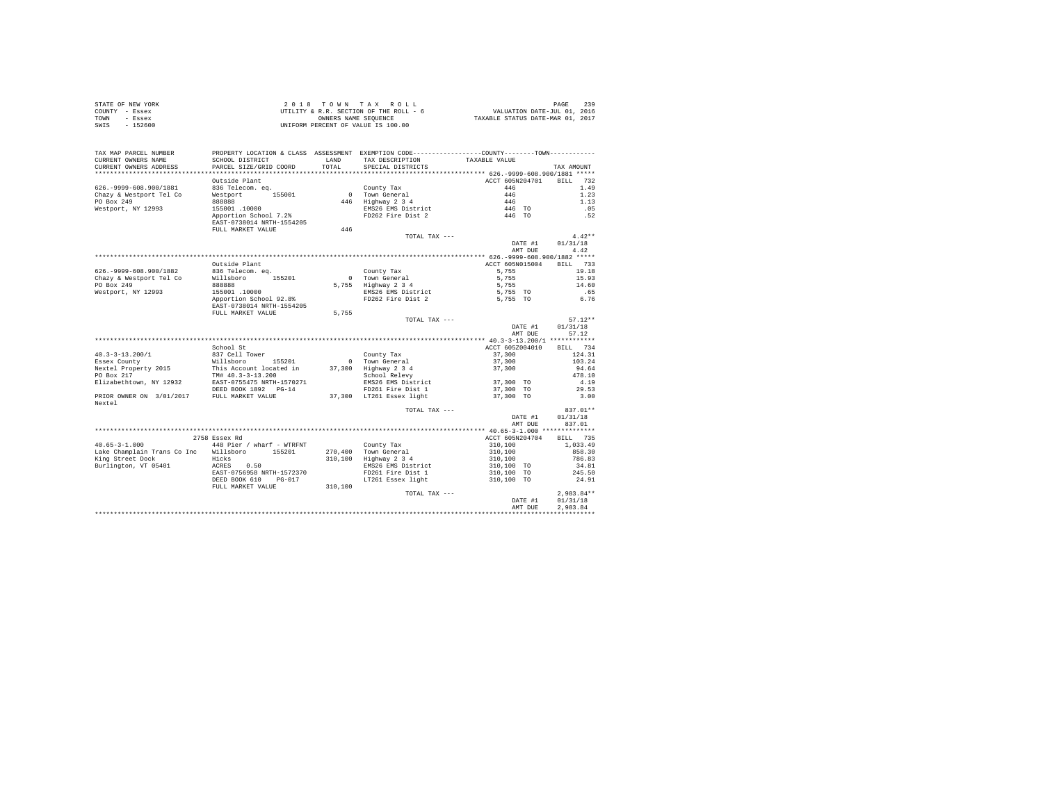STATE OF NEW YORK | 2 0 1 8 T O W N T A X R O L L | PAGE 239
COUNTY - Essex | UTILITY & R.R. SECTION OF THE ROLL - 6 | VALUATION DATE-JUL 01, 2016
TOWN - Essex | OWNERS NAME SEQUENCE | TAXABLE STATUS DATE-MAR 01, 2017
SWIS - 152600 | UNIFORM PERCENT OF VALUE IS 100.00

```
TAX MAP PARCEL NUMBER          PROPERTY LOCATION & CLASS  ASSESSMENT  EXEMPTION CODE-----------------COUNTY--------TOWN-----------
CURRENT OWNERS NAME            SCHOOL DISTRICT               LAND     TAX DESCRIPTION            TAXABLE VALUE
CURRENT OWNERS ADDRESS         PARCEL SIZE/GRID COORD        TOTAL    SPECIAL DISTRICTS                                   TAX AMOUNT
************************************************************************************************ 626.-9999-608.900/1881 *****
                               Outside Plant                                                   ACCT 605N204701    BILL  732
626.-9999-608.900/1881         836 Telecom. eq.                       County Tax                        446                1.49
Chazy & Westport Tel Co        Westport      155001            0      Town General                      446                1.23
PO Box 249                     888888                        446      Highway 2 3 4                     446                1.13
Westport, NY 12993             155001 .10000                          EMS26 EMS District                446 TO              .05
                               Apportion School 7.2%                  FD262 Fire Dist 2                 446 TO              .52
                               EAST-0738014 NRTH-1554205
                               FULL MARKET VALUE             446
                                                                      TOTAL TAX ---                                      4.42**
                                                                                              DATE #1    01/31/18
                                                                                              AMT DUE        4.42
************************************************************************************************ 626.-9999-608.900/1882 *****
                               Outside Plant                                                   ACCT 605N015004    BILL  733
626.-9999-608.900/1882         836 Telecom. eq.                       County Tax                      5,755               19.18
Chazy & Westport Tel Co        Willsboro     155201            0      Town General                    5,755               15.93
PO Box 249                     888888                      5,755      Highway 2 3 4                   5,755               14.60
Westport, NY 12993             155001 .10000                          EMS26 EMS District              5,755 TO              .65
                               Apportion School 92.8%                 FD262 Fire Dist 2               5,755 TO             6.76
                               EAST-0738014 NRTH-1554205
                               FULL MARKET VALUE           5,755
                                                                      TOTAL TAX ---                                     57.12**
                                                                                              DATE #1    01/31/18
                                                                                              AMT DUE       57.12
************************************************************************************************ 40.3-3-13.200/1 ***********
                               School St                                                       ACCT 605Z004010    BILL  734
40.3-3-13.200/1                837 Cell Tower                         County Tax                     37,300              124.31
Essex County                   Willsboro     155201            0      Town General                   37,300              103.24
Nextel Property 2015           This Account located in    37,300      Highway 2 3 4                  37,300               94.64
PO Box 217                     TM# 40.3-3-13.200                      School Relevy                                      478.10
Elizabethtown, NY 12932        EAST-0755475 NRTH-1570271              EMS26 EMS District             37,300 TO             4.19
                               DEED BOOK 1892   PG-14                 FD261 Fire Dist 1              37,300 TO            29.53
PRIOR OWNER ON 3/01/2017       FULL MARKET VALUE          37,300      LT261 Essex light              37,300 TO             3.00
Nextel
                                                                      TOTAL TAX ---                                    837.01**
                                                                                              DATE #1    01/31/18
                                                                                              AMT DUE      837.01
************************************************************************************************ 40.65-3-1.000 *************
                        2758 Essex Rd                                                          ACCT 605N204704    BILL  735
40.65-3-1.000                  448 Pier / wharf - WTRFNT              County Tax                    310,100            1,033.49
Lake Champlain Trans Co Inc    Willsboro     155201      270,400      Town General                  310,100              858.30
King Street Dock               Hicks                     310,100      Highway 2 3 4                 310,100              786.83
Burlington, VT 05401           ACRES    0.50                          EMS26 EMS District            310,100 TO            34.81
                               EAST-0756958 NRTH-1572370              FD261 Fire Dist 1             310,100 TO           245.50
                               DEED BOOK 610    PG-017                LT261 Essex light             310,100 TO            24.91
                               FULL MARKET VALUE         310,100
                                                                      TOTAL TAX ---                                  2,983.84**
                                                                                              DATE #1    01/31/18
                                                                                              AMT DUE    2,983.84
*****************************************************************************************************************************
```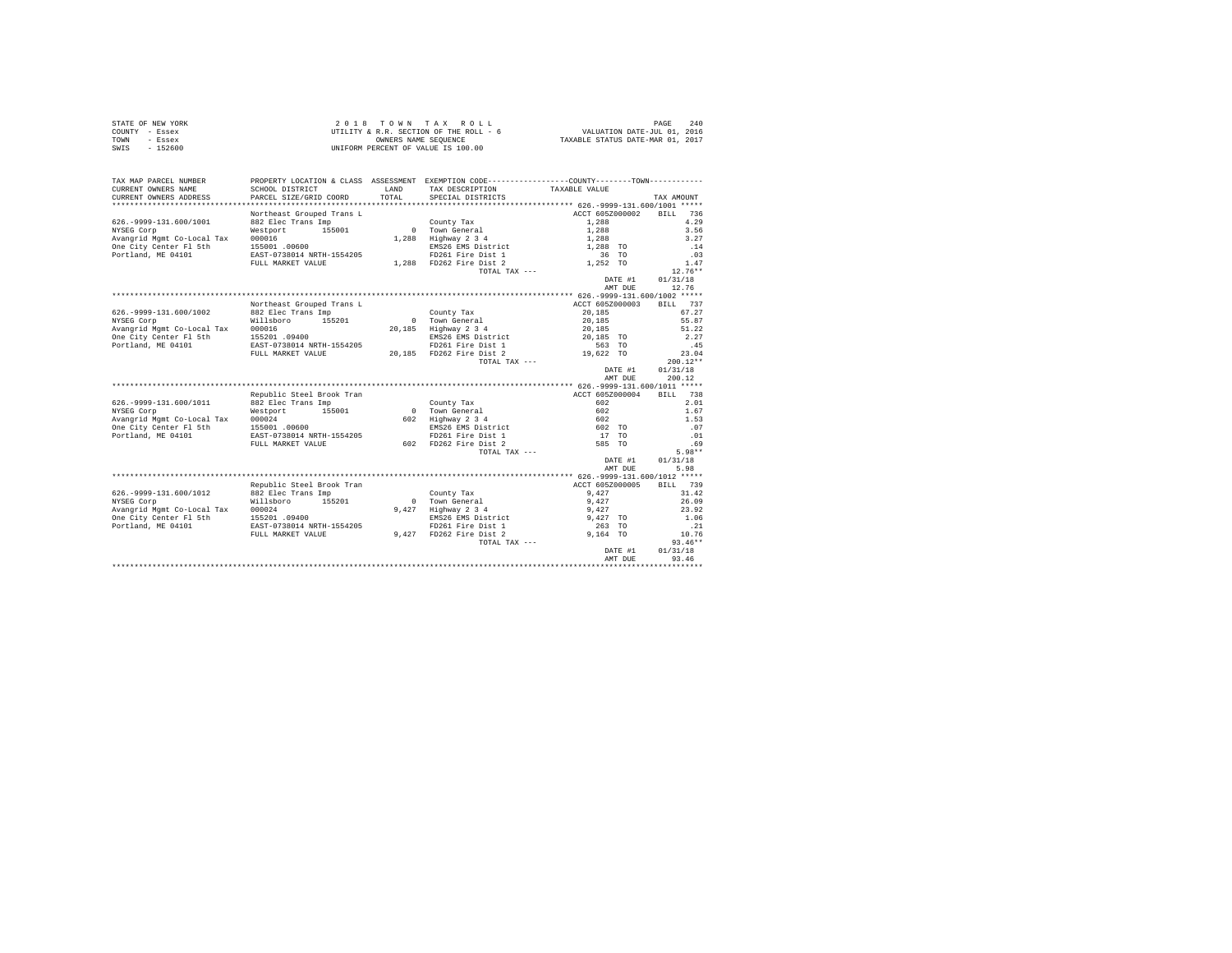STATE OF NEW YORK
COUNTY - Essex
TOWN - Essex
SWIS - 152600

2018 TOWN TAX ROLL
UTILITY & R.R. SECTION OF THE ROLL - 6
OWNERS NAME SEQUENCE
UNIFORM PERCENT OF VALUE IS 100.00

VALUATION DATE-JUL 01, 2016
TAXABLE STATUS DATE-MAR 01, 2017

```
TAX MAP PARCEL NUMBER      PROPERTY LOCATION & CLASS  ASSESSMENT  EXEMPTION CODE-----------------COUNTY--------TOWN-----------
CURRENT OWNERS NAME        SCHOOL DISTRICT             LAND       TAX DESCRIPTION            TAXABLE VALUE
CURRENT OWNERS ADDRESS     PARCEL SIZE/GRID COORD      TOTAL      SPECIAL DISTRICTS                                  TAX AMOUNT
************************************************************************************************ 626.-9999-131.600/1001 *****
                           Northeast Grouped Trans L                                    ACCT 605Z000002     BILL  736
626.-9999-131.600/1001     882 Elec Trans Imp                     County Tax                  1,288                  4.29
NYSEG Corp                 Westport       155001           0      Town General                1,288                  3.56
Avangrid Mgmt Co-Local Tax 000016                      1,288      Highway 2 3 4               1,288                  3.27
One City Center Fl 5th     155001 .00600                          EMS26 EMS District          1,288 TO                .14
Portland, ME 04101         EAST-0738014 NRTH-1554205              FD261 Fire Dist 1              36 TO                .03
                           FULL MARKET VALUE           1,288      FD262 Fire Dist 2           1,252 TO               1.47
                                                                  TOTAL TAX ---                                     12.76**
                                                                                              DATE #1          01/31/18
                                                                                              AMT DUE             12.76
************************************************************************************************ 626.-9999-131.600/1002 *****
                           Northeast Grouped Trans L                                    ACCT 605Z000003     BILL  737
626.-9999-131.600/1002     882 Elec Trans Imp                     County Tax                 20,185                 67.27
NYSEG Corp                 Willsboro      155201           0      Town General               20,185                 55.87
Avangrid Mgmt Co-Local Tax 000016                     20,185      Highway 2 3 4              20,185                 51.22
One City Center Fl 5th     155201 .09400                          EMS26 EMS District         20,185 TO               2.27
Portland, ME 04101         EAST-0738014 NRTH-1554205              FD261 Fire Dist 1             563 TO                .45
                           FULL MARKET VALUE          20,185      FD262 Fire Dist 2          19,622 TO              23.04
                                                                  TOTAL TAX ---                                    200.12**
                                                                                              DATE #1          01/31/18
                                                                                              AMT DUE            200.12
************************************************************************************************ 626.-9999-131.600/1011 *****
                           Republic Steel Brook Tran                                    ACCT 605Z000004     BILL  738
626.-9999-131.600/1011     882 Elec Trans Imp                     County Tax                    602                  2.01
NYSEG Corp                 Westport       155001           0      Town General                  602                  1.67
Avangrid Mgmt Co-Local Tax 000024                        602      Highway 2 3 4                 602                  1.53
One City Center Fl 5th     155001 .00600                          EMS26 EMS District            602 TO                .07
Portland, ME 04101         EAST-0738014 NRTH-1554205              FD261 Fire Dist 1              17 TO                .01
                           FULL MARKET VALUE             602      FD262 Fire Dist 2             585 TO                .69
                                                                  TOTAL TAX ---                                      5.98**
                                                                                              DATE #1          01/31/18
                                                                                              AMT DUE              5.98
************************************************************************************************ 626.-9999-131.600/1012 *****
                           Republic Steel Brook Tran                                    ACCT 605Z000005     BILL  739
626.-9999-131.600/1012     882 Elec Trans Imp                     County Tax                  9,427                 31.42
NYSEG Corp                 Willsboro      155201           0      Town General                9,427                 26.09
Avangrid Mgmt Co-Local Tax 000024                      9,427      Highway 2 3 4               9,427                 23.92
One City Center Fl 5th     155201 .09400                          EMS26 EMS District          9,427 TO               1.06
Portland, ME 04101         EAST-0738014 NRTH-1554205              FD261 Fire Dist 1             263 TO                .21
                           FULL MARKET VALUE           9,427      FD262 Fire Dist 2           9,164 TO              10.76
                                                                  TOTAL TAX ---                                     93.46**
                                                                                              DATE #1          01/31/18
                                                                                              AMT DUE             93.46
******************************************************************************************************************************
```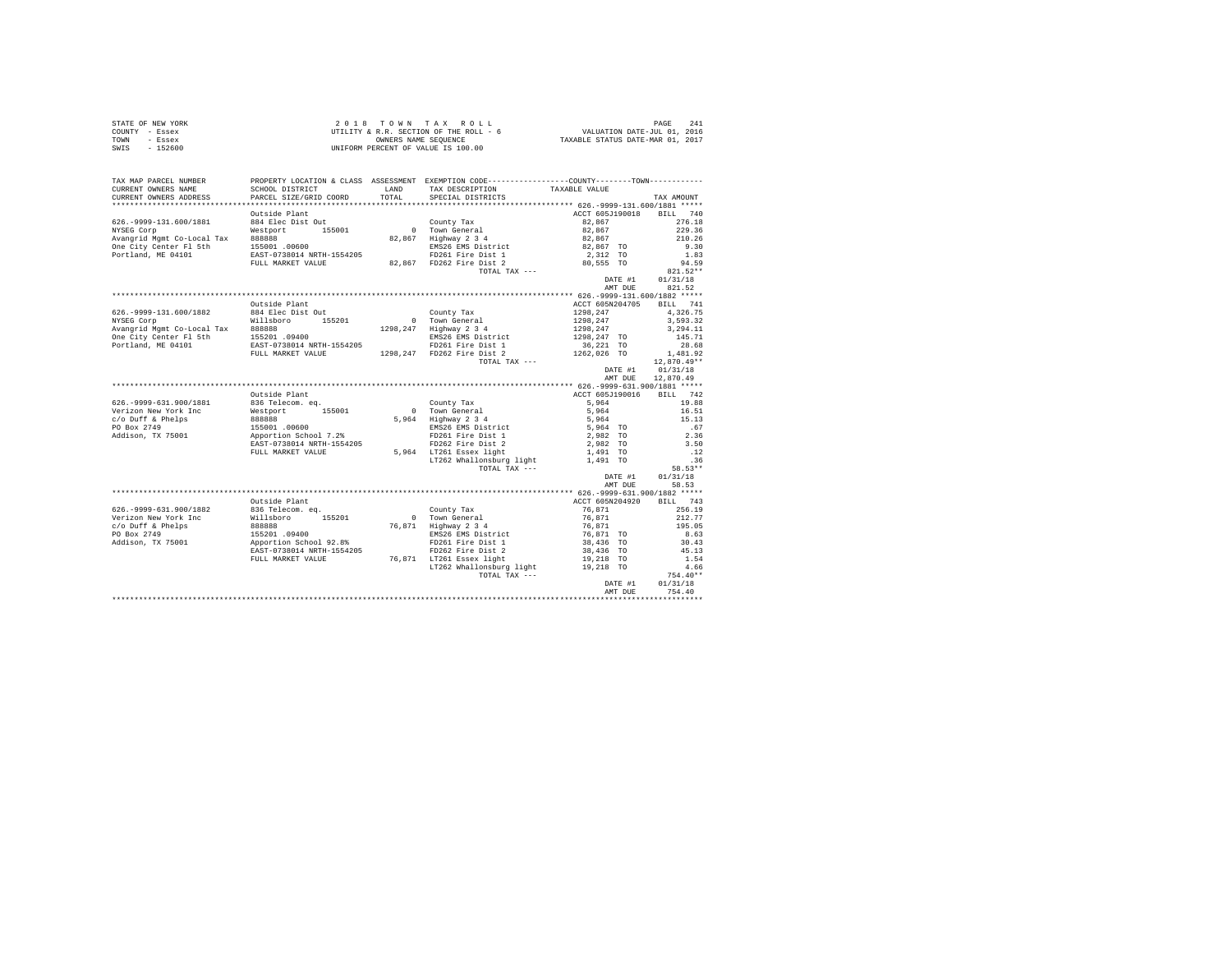STATE OF NEW YORK
COUNTY - Essex
TOWN - Essex
SWIS - 152600

2 0 1 8 T O W N T A X R O L L
UTILITY & R.R. SECTION OF THE ROLL - 6
OWNERS NAME SEQUENCE
UNIFORM PERCENT OF VALUE IS 100.00

VALUATION DATE-JUL 01, 2016
TAXABLE STATUS DATE-MAR 01, 2017

| TAX MAP PARCEL NUMBER / CURRENT OWNERS NAME / CURRENT OWNERS ADDRESS | PROPERTY LOCATION & CLASS / SCHOOL DISTRICT / PARCEL SIZE/GRID COORD | ASSESSMENT LAND / TOTAL | EXEMPTION CODE / TAX DESCRIPTION / SPECIAL DISTRICTS | COUNTY / TOWN TAXABLE VALUE | TAX AMOUNT |
|---|---|---|---|---|---|
| **626.-9999-131.600/1881** | Outside Plant | | | ACCT 605J190018 | BILL 740 |
| 626.-9999-131.600/1881 | 884 Elec Dist Out | | County Tax | 82,867 | 276.18 |
| NYSEG Corp | Westport 155001 | 0 | Town General | 82,867 | 229.36 |
| Avangrid Mgmt Co-Local Tax | 888888 | 82,867 | Highway 2 3 4 | 82,867 | 210.26 |
| One City Center Fl 5th | 155001 .00600 | | EMS26 EMS District | 82,867 TO | 9.30 |
| Portland, ME 04101 | EAST-0738014 NRTH-1554205 | | FD261 Fire Dist 1 | 2,312 TO | 1.83 |
| | FULL MARKET VALUE | 82,867 | FD262 Fire Dist 2 | 80,555 TO | 94.59 |
| | | | TOTAL TAX --- | | 821.52** |
| | | | | DATE #1 | 01/31/18 |
| | | | | AMT DUE | 821.52 |
| **626.-9999-131.600/1882** | Outside Plant | | | ACCT 605N204705 | BILL 741 |
| 626.-9999-131.600/1882 | 884 Elec Dist Out | | County Tax | 1298,247 | 4,326.75 |
| NYSEG Corp | Willsboro 155201 | 0 | Town General | 1298,247 | 3,593.32 |
| Avangrid Mgmt Co-Local Tax | 888888 | 1298,247 | Highway 2 3 4 | 1298,247 | 3,294.11 |
| One City Center Fl 5th | 155201 .09400 | | EMS26 EMS District | 1298,247 TO | 145.71 |
| Portland, ME 04101 | EAST-0738014 NRTH-1554205 | | FD261 Fire Dist 1 | 36,221 TO | 28.68 |
| | FULL MARKET VALUE | 1298,247 | FD262 Fire Dist 2 | 1262,026 TO | 1,481.92 |
| | | | TOTAL TAX --- | | 12,870.49** |
| | | | | DATE #1 | 01/31/18 |
| | | | | AMT DUE | 12,870.49 |
| **626.-9999-631.900/1881** | Outside Plant | | | ACCT 605J190016 | BILL 742 |
| 626.-9999-631.900/1881 | 836 Telecom. eq. | | County Tax | 5,964 | 19.88 |
| Verizon New York Inc | Westport 155001 | 0 | Town General | 5,964 | 16.51 |
| c/o Duff & Phelps | 888888 | 5,964 | Highway 2 3 4 | 5,964 | 15.13 |
| PO Box 2749 | 155001 .00600 | | EMS26 EMS District | 5,964 TO | .67 |
| Addison, TX 75001 | Apportion School 7.2% | | FD261 Fire Dist 1 | 2,982 TO | 2.36 |
| | EAST-0738014 NRTH-1554205 | | FD262 Fire Dist 2 | 2,982 TO | 3.50 |
| | FULL MARKET VALUE | 5,964 | LT261 Essex light | 1,491 TO | .12 |
| | | | LT262 Whallonsburg light | 1,491 TO | .36 |
| | | | TOTAL TAX --- | | 58.53** |
| | | | | DATE #1 | 01/31/18 |
| | | | | AMT DUE | 58.53 |
| **626.-9999-631.900/1882** | Outside Plant | | | ACCT 605N204920 | BILL 743 |
| 626.-9999-631.900/1882 | 836 Telecom. eq. | | County Tax | 76,871 | 256.19 |
| Verizon New York Inc | Willsboro 155201 | 0 | Town General | 76,871 | 212.77 |
| c/o Duff & Phelps | 888888 | 76,871 | Highway 2 3 4 | 76,871 | 195.05 |
| PO Box 2749 | 155201 .09400 | | EMS26 EMS District | 76,871 TO | 8.63 |
| Addison, TX 75001 | Apportion School 92.8% | | FD261 Fire Dist 1 | 38,436 TO | 30.43 |
| | EAST-0738014 NRTH-1554205 | | FD262 Fire Dist 2 | 38,436 TO | 45.13 |
| | FULL MARKET VALUE | 76,871 | LT261 Essex light | 19,218 TO | 1.54 |
| | | | LT262 Whallonsburg light | 19,218 TO | 4.66 |
| | | | TOTAL TAX --- | | 754.40** |
| | | | | DATE #1 | 01/31/18 |
| | | | | AMT DUE | 754.40 |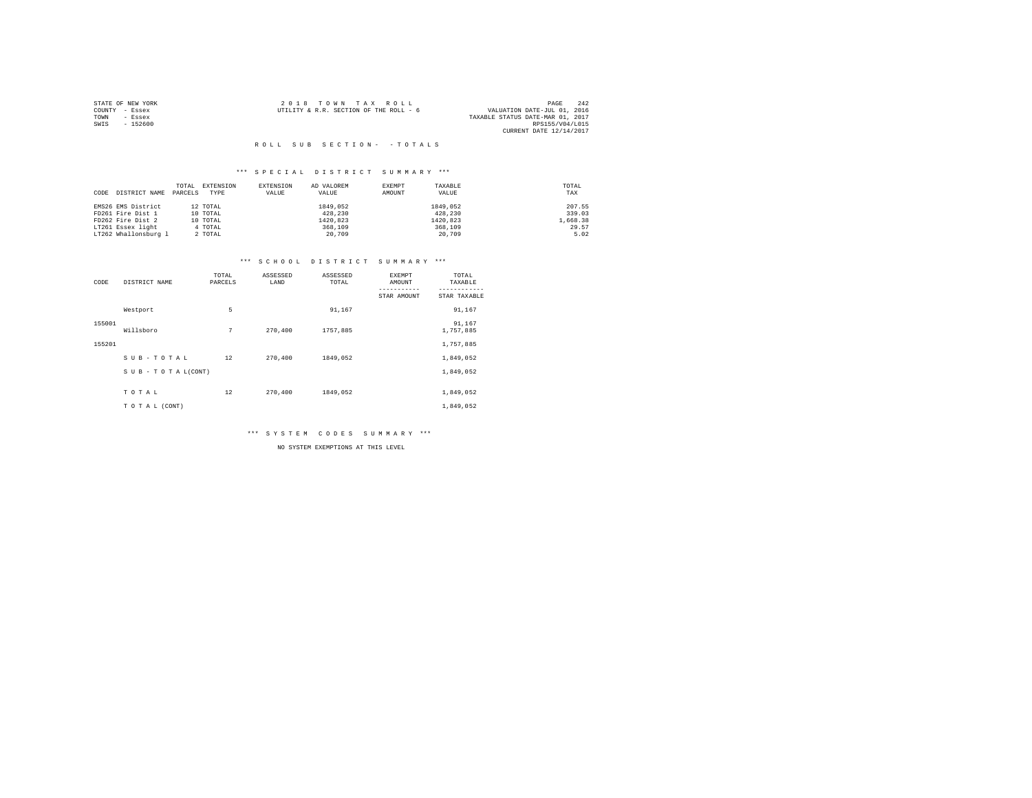STATE OF NEW YORK
COUNTY - Essex
TOWN - Essex
SWIS - 152600

2018 TOWN TAX ROLL
UTILITY & R.R. SECTION OF THE ROLL - 6

VALUATION DATE-JUL 01, 2016
TAXABLE STATUS DATE-MAR 01, 2017
RPS155/V04/L015
CURRENT DATE 12/14/2017

## ROLL SUB SECTION- - TOTALS

### *** SPECIAL DISTRICT SUMMARY ***

| CODE | DISTRICT NAME | TOTAL PARCELS | EXTENSION TYPE | EXTENSION VALUE | AD VALOREM VALUE | EXEMPT AMOUNT | TAXABLE VALUE | TOTAL TAX |
|---|---|---|---|---|---|---|---|---|
| EMS26 | EMS District | 12 | TOTAL | | 1849,052 | | 1849,052 | 207.55 |
| FD261 | Fire Dist 1 | 10 | TOTAL | | 428,230 | | 428,230 | 339.03 |
| FD262 | Fire Dist 2 | 10 | TOTAL | | 1420,823 | | 1420,823 | 1,668.38 |
| LT261 | Essex light | 4 | TOTAL | | 368,109 | | 368,109 | 29.57 |
| LT262 | Whallonsburg l | 2 | TOTAL | | 20,709 | | 20,709 | 5.02 |

### *** SCHOOL DISTRICT SUMMARY ***

| CODE | DISTRICT NAME | TOTAL PARCELS | ASSESSED LAND | ASSESSED TOTAL | EXEMPT AMOUNT / STAR AMOUNT | TOTAL TAXABLE / STAR TAXABLE |
|---|---|---|---|---|---|---|
| 155001 | Westport | 5 | | 91,167 | | 91,167 |
| | | | | | | 91,167 |
| 155201 | Willsboro | 7 | 270,400 | 1757,885 | | 1,757,885 |
| | | | | | | 1,757,885 |
| | SUB-TOTAL | 12 | 270,400 | 1849,052 | | 1,849,052 |
| | SUB-TOTAL(CONT) | | | | | 1,849,052 |
| | TOTAL | 12 | 270,400 | 1849,052 | | 1,849,052 |
| | TOTAL (CONT) | | | | | 1,849,052 |

### *** SYSTEM CODES SUMMARY ***

NO SYSTEM EXEMPTIONS AT THIS LEVEL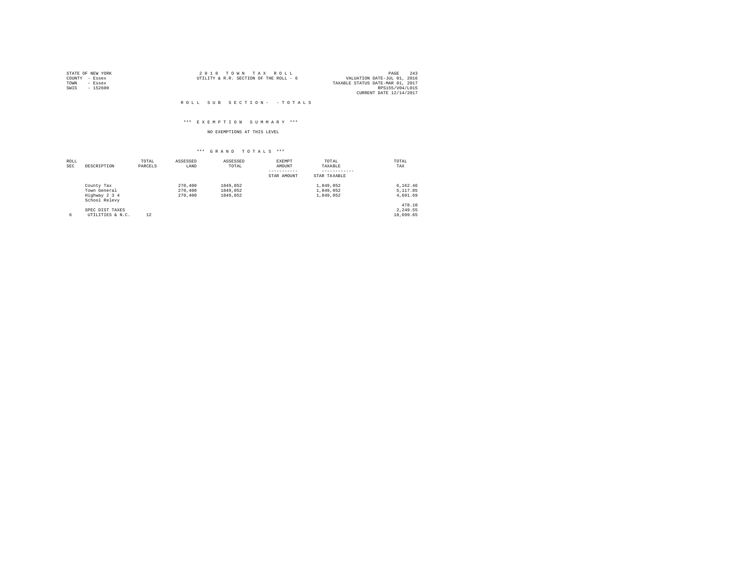STATE OF NEW YORK
COUNTY - Essex
TOWN - Essex
SWIS - 152600

2018 TOWN TAX ROLL
UTILITY & R.R. SECTION OF THE ROLL - 6

VALUATION DATE-JUL 01, 2016
TAXABLE STATUS DATE-MAR 01, 2017
RPS155/V04/L015
CURRENT DATE 12/14/2017

## ROLL SUB SECTION- - TOTALS

### *** EXEMPTION SUMMARY ***

NO EXEMPTIONS AT THIS LEVEL

### *** GRAND TOTALS ***

| ROLL SEC | DESCRIPTION | TOTAL PARCELS | ASSESSED LAND | ASSESSED TOTAL | EXEMPT AMOUNT / STAR AMOUNT | TOTAL TAXABLE / STAR TAXABLE | TOTAL TAX |
|---|---|---|---|---|---|---|---|
| | County Tax | | 270,400 | 1849,052 | | 1,849,052 | 6,162.46 |
| | Town General | | 270,400 | 1849,052 | | 1,849,052 | 5,117.85 |
| | Highway 2 3 4 | | 270,400 | 1849,052 | | 1,849,052 | 4,691.69 |
| | School Relevy | | | | | | 478.10 |
| | SPEC DIST TAXES | | | | | | 2,249.55 |
| 6 | UTILITIES & N.C. | 12 | | | | | 18,699.65 |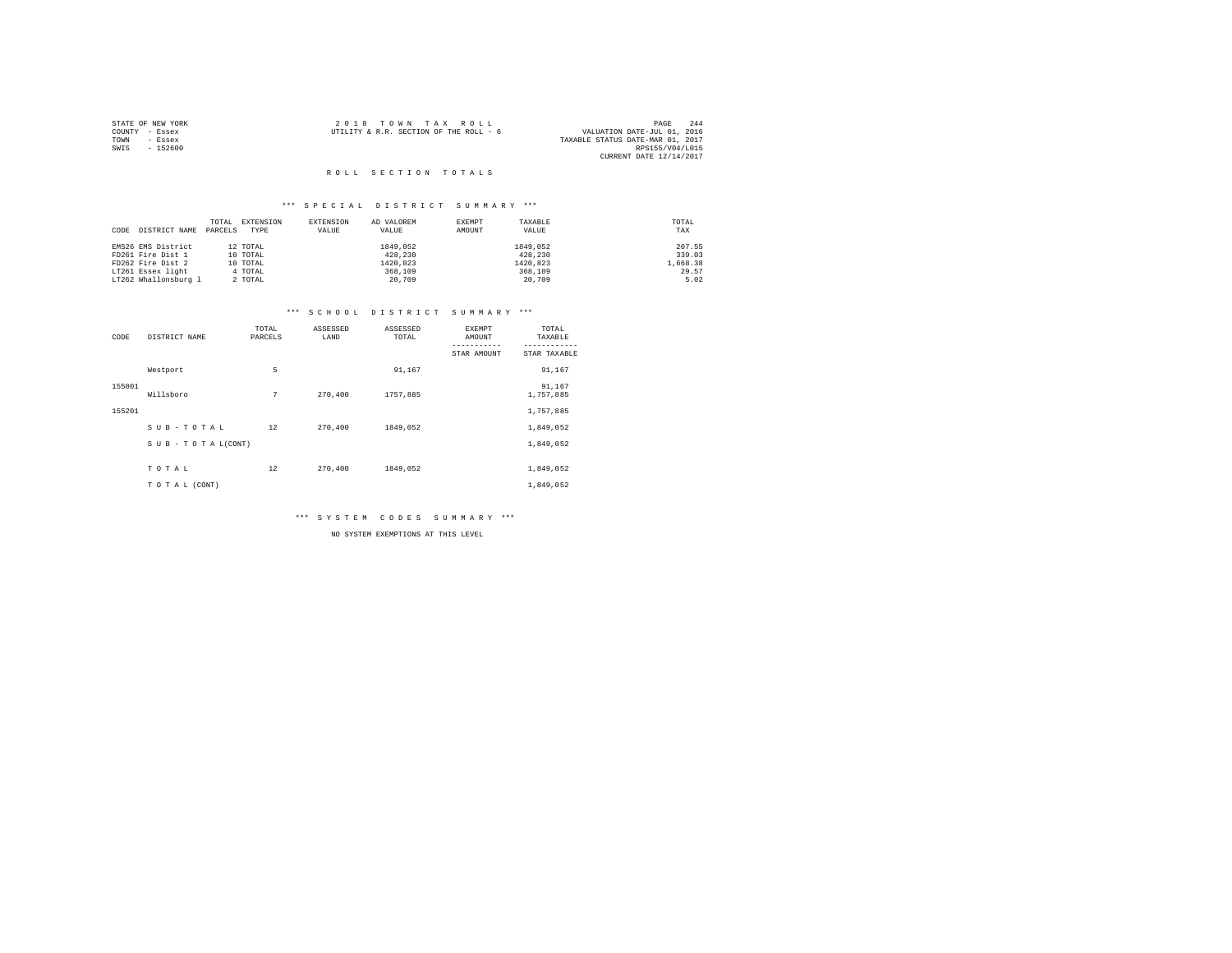STATE OF NEW YORK
COUNTY - Essex
TOWN - Essex
SWIS - 152600

2 0 1 8 T O W N T A X R O L L
UTILITY & R.R. SECTION OF THE ROLL - 6

VALUATION DATE-JUL 01, 2016
TAXABLE STATUS DATE-MAR 01, 2017
RPS155/V04/L015
CURRENT DATE 12/14/2017

## R O L L S E C T I O N T O T A L S

### *** S P E C I A L D I S T R I C T S U M M A R Y ***

| CODE | DISTRICT NAME | TOTAL PARCELS | EXTENSION TYPE | EXTENSION VALUE | AD VALOREM VALUE | EXEMPT AMOUNT | TAXABLE VALUE | TOTAL TAX |
|---|---|---|---|---|---|---|---|---|
| EMS26 | EMS District | 12 | TOTAL | | 1849,052 | | 1849,052 | 207.55 |
| FD261 | Fire Dist 1 | 10 | TOTAL | | 428,230 | | 428,230 | 339.03 |
| FD262 | Fire Dist 2 | 10 | TOTAL | | 1420,823 | | 1420,823 | 1,668.38 |
| LT261 | Essex light | 4 | TOTAL | | 368,109 | | 368,109 | 29.57 |
| LT262 | Whallonsburg l | 2 | TOTAL | | 20,709 | | 20,709 | 5.02 |

### *** S C H O O L D I S T R I C T S U M M A R Y ***

| CODE | DISTRICT NAME | TOTAL PARCELS | ASSESSED LAND | ASSESSED TOTAL | EXEMPT AMOUNT / STAR AMOUNT | TOTAL TAXABLE / STAR TAXABLE |
|---|---|---|---|---|---|---|
| 155001 | Westport | 5 | | 91,167 | | 91,167 / 91,167 |
| 155201 | Willsboro | 7 | 270,400 | 1757,885 | | 1,757,885 / 1,757,885 |
| | S U B - T O T A L | 12 | 270,400 | 1849,052 | | 1,849,052 |
| | S U B - T O T A L(CONT) | | | | | 1,849,052 |
| | T O T A L | 12 | 270,400 | 1849,052 | | 1,849,052 |
| | T O T A L (CONT) | | | | | 1,849,052 |

### *** S Y S T E M C O D E S S U M M A R Y ***

NO SYSTEM EXEMPTIONS AT THIS LEVEL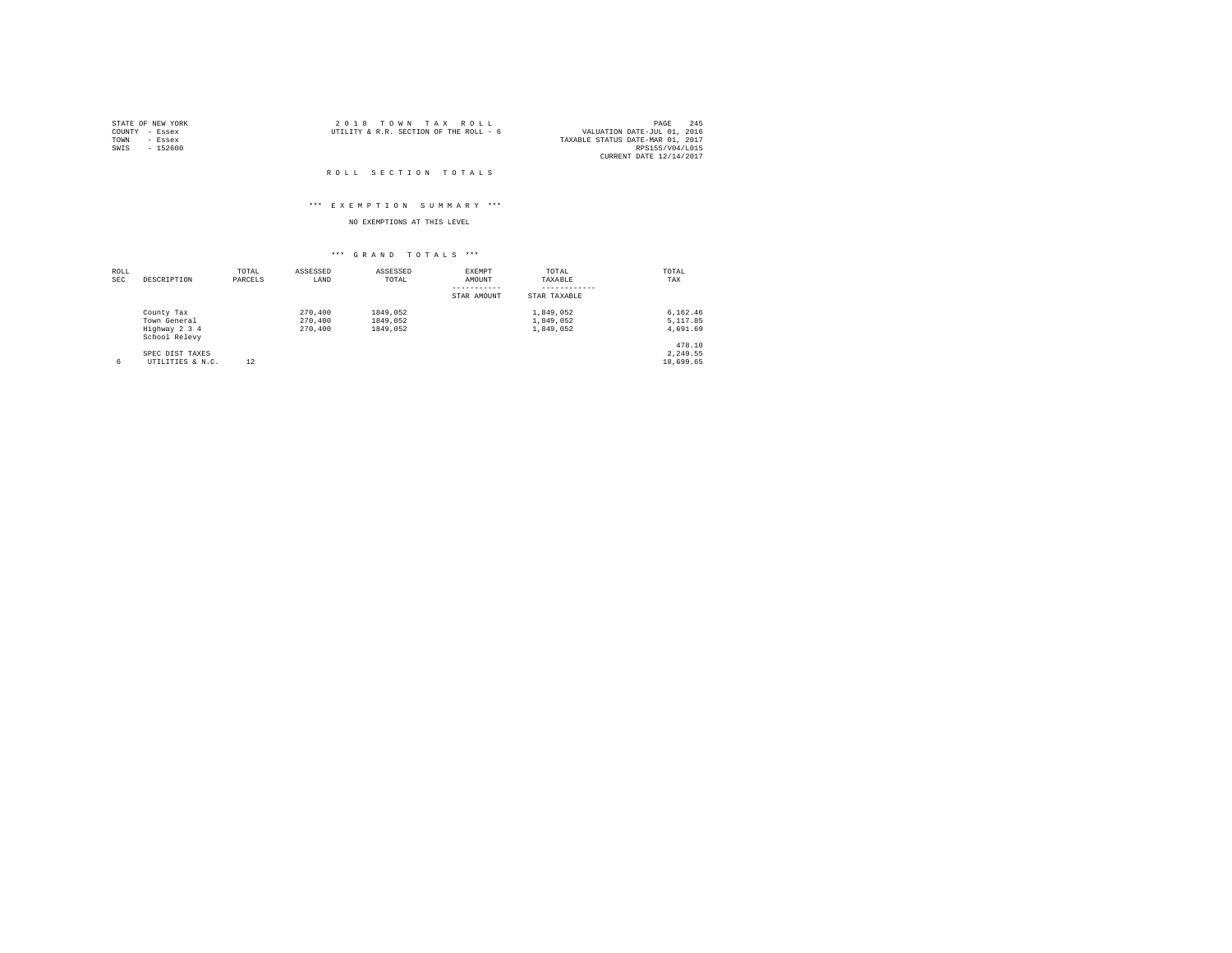STATE OF NEW YORK
COUNTY - Essex
TOWN - Essex
SWIS - 152600

2 0 1 8 T O W N T A X R O L L
UTILITY & R.R. SECTION OF THE ROLL - 6

VALUATION DATE-JUL 01, 2016
TAXABLE STATUS DATE-MAR 01, 2017
RPS155/V04/L015
CURRENT DATE 12/14/2017

R O L L S E C T I O N T O T A L S

*** E X E M P T I O N S U M M A R Y ***

NO EXEMPTIONS AT THIS LEVEL

*** G R A N D T O T A L S ***

| ROLL SEC | DESCRIPTION | TOTAL PARCELS | ASSESSED LAND | ASSESSED TOTAL | EXEMPT AMOUNT / STAR AMOUNT | TOTAL TAXABLE / STAR TAXABLE | TOTAL TAX |
|---|---|---|---|---|---|---|---|
| | County Tax | | 270,400 | 1849,052 | | 1,849,052 | 6,162.46 |
| | Town General | | 270,400 | 1849,052 | | 1,849,052 | 5,117.85 |
| | Highway 2 3 4 | | 270,400 | 1849,052 | | 1,849,052 | 4,691.69 |
| | School Relevy | | | | | | 478.10 |
| | SPEC DIST TAXES | | | | | | 2,249.55 |
| 6 | UTILITIES & N.C. | 12 | | | | | 18,699.65 |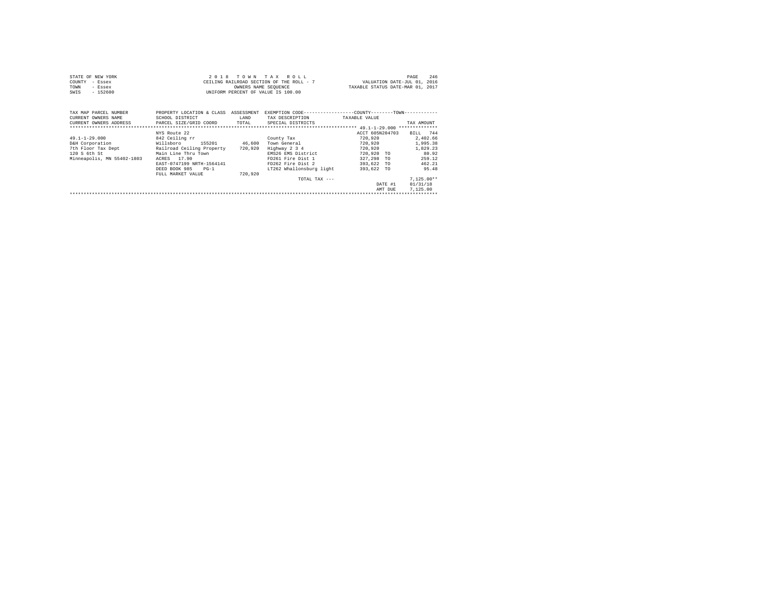STATE OF NEW YORK
COUNTY - Essex
TOWN - Essex
SWIS - 152600

2 0 1 8 T O W N T A X R O L L
CEILING RAILROAD SECTION OF THE ROLL - 7
OWNERS NAME SEQUENCE
UNIFORM PERCENT OF VALUE IS 100.00

VALUATION DATE-JUL 01, 2016
TAXABLE STATUS DATE-MAR 01, 2017

| TAX MAP PARCEL NUMBER<br>CURRENT OWNERS NAME<br>CURRENT OWNERS ADDRESS | PROPERTY LOCATION & CLASS<br>SCHOOL DISTRICT<br>PARCEL SIZE/GRID COORD | ASSESSMENT<br>LAND<br>TOTAL | EXEMPTION CODE------COUNTY----TOWN------<br>TAX DESCRIPTION<br>SPECIAL DISTRICTS | TAXABLE VALUE | | TAX AMOUNT |
|---|---|---|---|---|---|---|
| | NYS Route 22 | | | ACCT 605N204703 | | BILL 744 |
| 49.1-1-29.000 | 842 Ceiling rr | | County Tax | 720,920 | | 2,402.66 |
| D&H Corporation | Willsboro 155201 | 46,600 | Town General | 720,920 | | 1,995.38 |
| 7th Floor Tax Dept | Railroad Ceiling Property | 720,920 | Highway 2 3 4 | 720,920 | | 1,829.23 |
| 120 S 6th St | Main Line Thru Town | | EMS26 EMS District | 720,920 | TO | 80.92 |
| Minneapolis, MN 55402-1803 | ACRES 17.90 | | FD261 Fire Dist 1 | 327,298 | TO | 259.12 |
| | EAST-0747199 NRTH-1564141 | | FD262 Fire Dist 2 | 393,622 | TO | 462.21 |
| | DEED BOOK 985 PG-1 | | LT262 Whallonsburg light | 393,622 | TO | 95.48 |
| | FULL MARKET VALUE | 720,920 | | | | |
| | | | TOTAL TAX --- | | | 7,125.00** |
| | | | | | DATE #1 | 01/31/18 |
| | | | | | AMT DUE | 7,125.00 |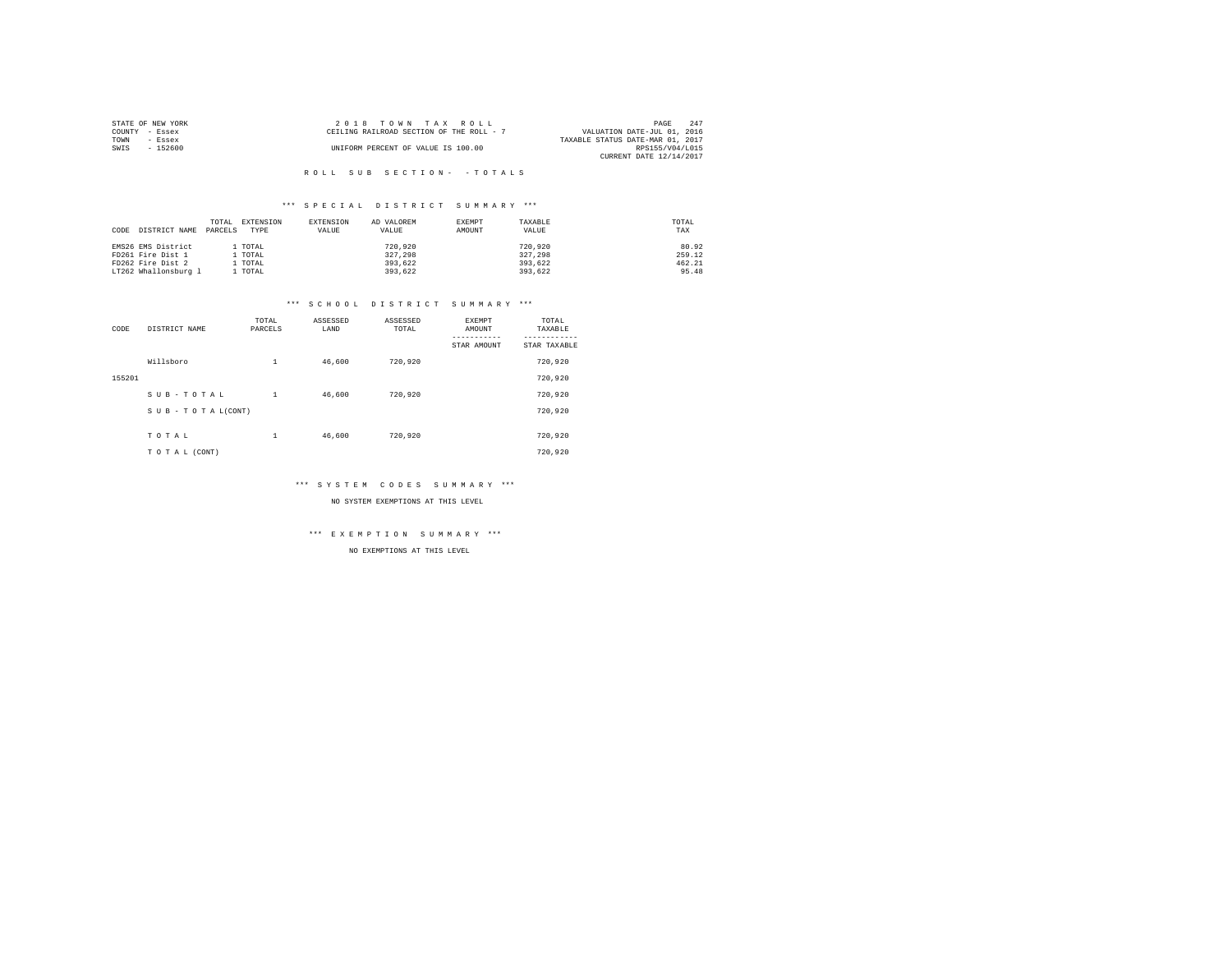STATE OF NEW YORK
COUNTY - Essex
TOWN - Essex
SWIS - 152600

2018 TOWN TAX ROLL
CEILING RAILROAD SECTION OF THE ROLL - 7
UNIFORM PERCENT OF VALUE IS 100.00

VALUATION DATE-JUL 01, 2016
TAXABLE STATUS DATE-MAR 01, 2017
RPS155/V04/L015
CURRENT DATE 12/14/2017

## ROLL SUB SECTION- - TOTALS

### *** SPECIAL DISTRICT SUMMARY ***

| CODE | DISTRICT NAME | TOTAL PARCELS | EXTENSION TYPE | EXTENSION VALUE | AD VALOREM VALUE | EXEMPT AMOUNT | TAXABLE VALUE | TOTAL TAX |
|---|---|---|---|---|---|---|---|---|
| EMS26 | EMS District | 1 | TOTAL | | 720,920 | | 720,920 | 80.92 |
| FD261 | Fire Dist 1 | 1 | TOTAL | | 327,298 | | 327,298 | 259.12 |
| FD262 | Fire Dist 2 | 1 | TOTAL | | 393,622 | | 393,622 | 462.21 |
| LT262 | Whallonsburg l | 1 | TOTAL | | 393,622 | | 393,622 | 95.48 |

### *** SCHOOL DISTRICT SUMMARY ***

| CODE | DISTRICT NAME | TOTAL PARCELS | ASSESSED LAND | ASSESSED TOTAL | EXEMPT AMOUNT / STAR AMOUNT | TOTAL TAXABLE / STAR TAXABLE |
|---|---|---|---|---|---|---|
| | Willsboro | 1 | 46,600 | 720,920 | | 720,920 |
| 155201 | | | | | | 720,920 |
| | S U B - T O T A L | 1 | 46,600 | 720,920 | | 720,920 |
| | S U B - T O T A L(CONT) | | | | | 720,920 |
| | T O T A L | 1 | 46,600 | 720,920 | | 720,920 |
| | T O T A L (CONT) | | | | | 720,920 |

### *** SYSTEM CODES SUMMARY ***

NO SYSTEM EXEMPTIONS AT THIS LEVEL

### *** EXEMPTION SUMMARY ***

NO EXEMPTIONS AT THIS LEVEL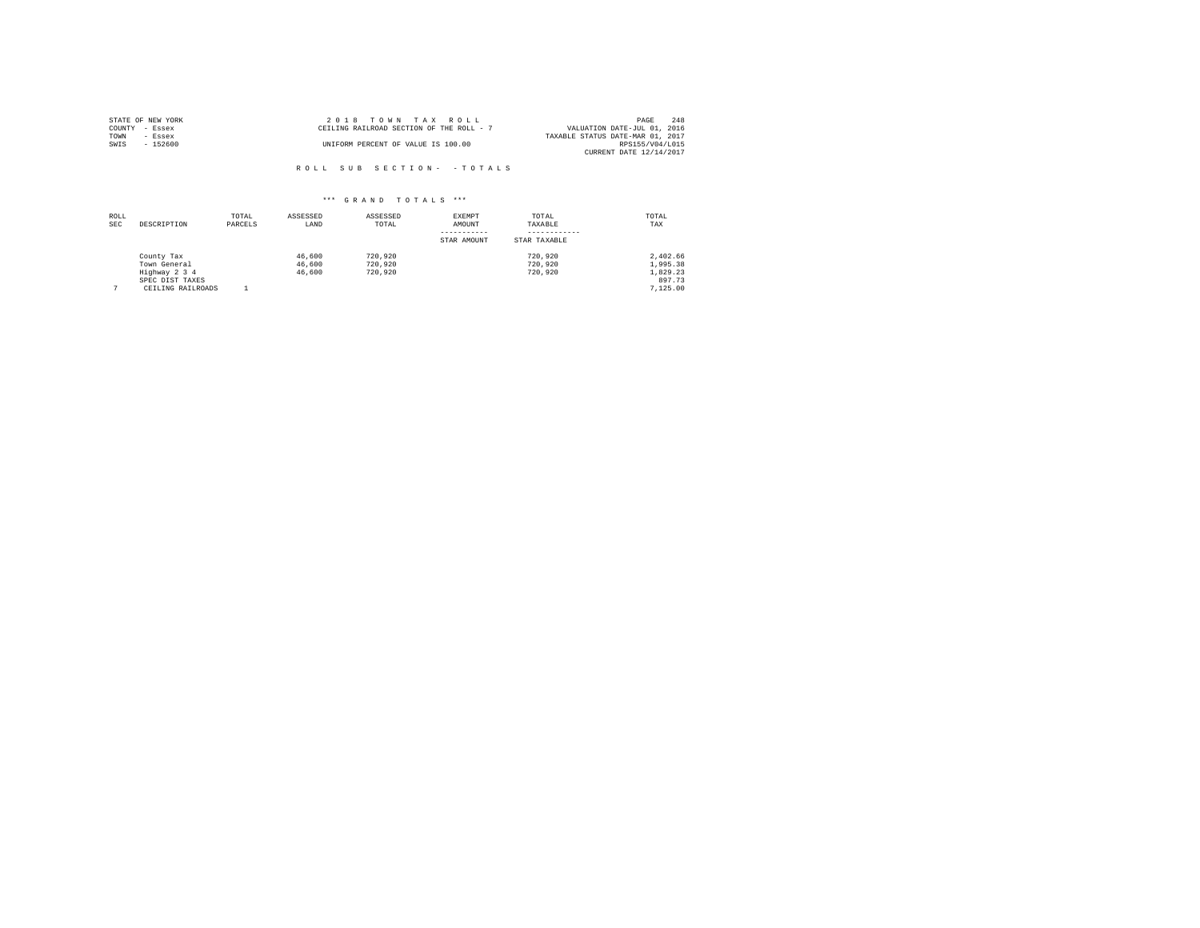STATE OF NEW YORK
COUNTY - Essex
TOWN - Essex
SWIS - 152600

2 0 1 8 T O W N T A X R O L L
CEILING RAILROAD SECTION OF THE ROLL - 7
UNIFORM PERCENT OF VALUE IS 100.00

VALUATION DATE-JUL 01, 2016
TAXABLE STATUS DATE-MAR 01, 2017
RPS155/V04/L015
CURRENT DATE 12/14/2017

R O L L S U B S E C T I O N - - T O T A L S

\*\*\* G R A N D T O T A L S \*\*\*

| ROLL SEC | DESCRIPTION | TOTAL PARCELS | ASSESSED LAND | ASSESSED TOTAL | EXEMPT AMOUNT<br>-----------<br>STAR AMOUNT | TOTAL TAXABLE<br>------------<br>STAR TAXABLE | TOTAL TAX |
|---|---|---|---|---|---|---|---|
| | County Tax | | 46,600 | 720,920 | | 720,920 | 2,402.66 |
| | Town General | | 46,600 | 720,920 | | 720,920 | 1,995.38 |
| | Highway 2 3 4 | | 46,600 | 720,920 | | 720,920 | 1,829.23 |
| | SPEC DIST TAXES | | | | | | 897.73 |
| 7 | CEILING RAILROADS | 1 | | | | | 7,125.00 |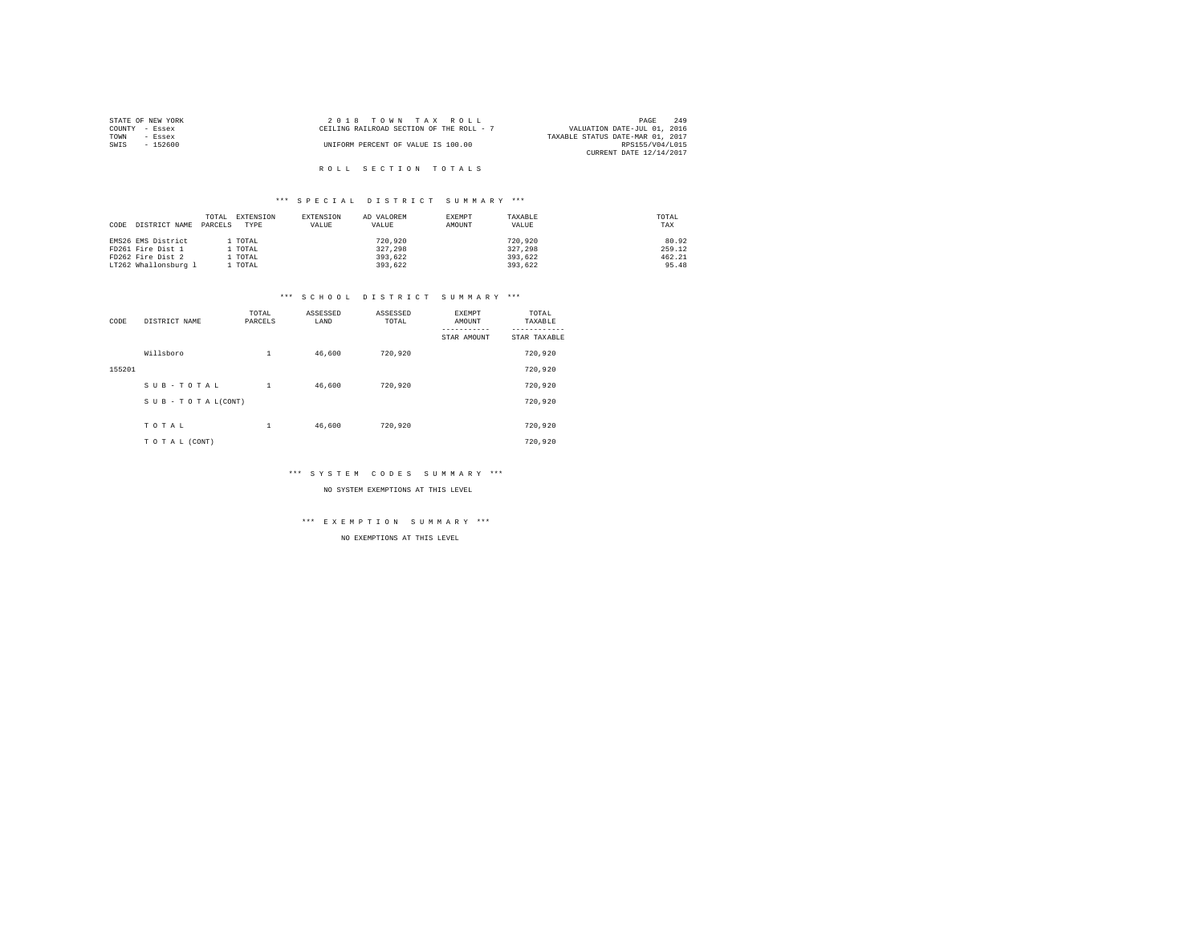STATE OF NEW YORK
COUNTY - Essex
TOWN - Essex
SWIS - 152600

2 0 1 8 T O W N T A X R O L L
CEILING RAILROAD SECTION OF THE ROLL - 7
UNIFORM PERCENT OF VALUE IS 100.00

VALUATION DATE-JUL 01, 2016
TAXABLE STATUS DATE-MAR 01, 2017
RPS155/V04/L015
CURRENT DATE 12/14/2017

## R O L L S E C T I O N T O T A L S

### *** S P E C I A L D I S T R I C T S U M M A R Y ***

| CODE DISTRICT NAME | TOTAL PARCELS | EXTENSION TYPE | EXTENSION VALUE | AD VALOREM VALUE | EXEMPT AMOUNT | TAXABLE VALUE | TOTAL TAX |
|---|---|---|---|---|---|---|---|
| EMS26 EMS District | 1 | TOTAL | | 720,920 | | 720,920 | 80.92 |
| FD261 Fire Dist 1 | 1 | TOTAL | | 327,298 | | 327,298 | 259.12 |
| FD262 Fire Dist 2 | 1 | TOTAL | | 393,622 | | 393,622 | 462.21 |
| LT262 Whallonsburg l | 1 | TOTAL | | 393,622 | | 393,622 | 95.48 |

### *** S C H O O L D I S T R I C T S U M M A R Y ***

| CODE | DISTRICT NAME | TOTAL PARCELS | ASSESSED LAND | ASSESSED TOTAL | EXEMPT AMOUNT / STAR AMOUNT | TOTAL TAXABLE / STAR TAXABLE |
|---|---|---|---|---|---|---|
| | Willsboro | 1 | 46,600 | 720,920 | | 720,920 |
| 155201 | | | | | | 720,920 |
| | S U B - T O T A L | 1 | 46,600 | 720,920 | | 720,920 |
| | S U B - T O T A L(CONT) | | | | | 720,920 |
| | T O T A L | 1 | 46,600 | 720,920 | | 720,920 |
| | T O T A L (CONT) | | | | | 720,920 |

### *** S Y S T E M C O D E S S U M M A R Y ***

NO SYSTEM EXEMPTIONS AT THIS LEVEL

### *** E X E M P T I O N S U M M A R Y ***

NO EXEMPTIONS AT THIS LEVEL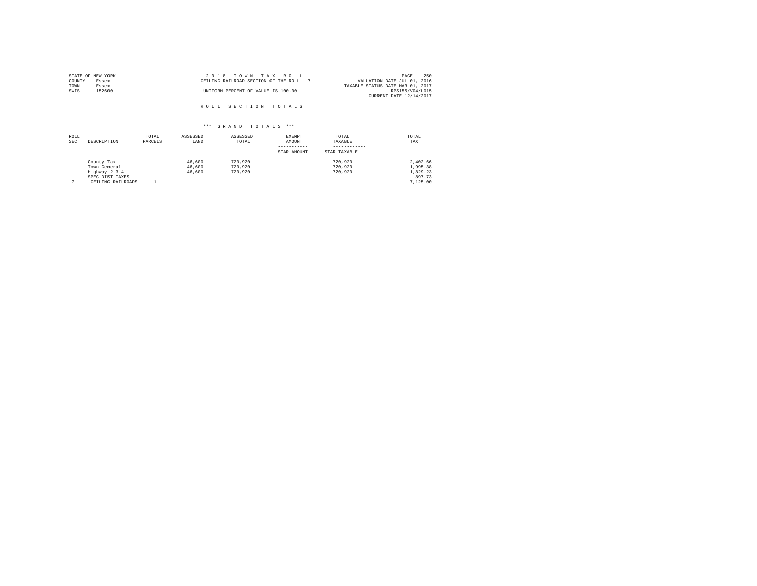STATE OF NEW YORK
COUNTY - Essex
TOWN - Essex
SWIS - 152600

2 0 1 8 T O W N T A X R O L L
CEILING RAILROAD SECTION OF THE ROLL - 7
UNIFORM PERCENT OF VALUE IS 100.00

VALUATION DATE-JUL 01, 2016
TAXABLE STATUS DATE-MAR 01, 2017
RPS155/V04/L015
CURRENT DATE 12/14/2017

R O L L S E C T I O N T O T A L S

*** G R A N D T O T A L S ***

| ROLL SEC | DESCRIPTION | TOTAL PARCELS | ASSESSED LAND | ASSESSED TOTAL | EXEMPT AMOUNT / STAR AMOUNT | TOTAL TAXABLE / STAR TAXABLE | TOTAL TAX |
|---|---|---|---|---|---|---|---|
| | County Tax | | 46,600 | 720,920 | | 720,920 | 2,402.66 |
| | Town General | | 46,600 | 720,920 | | 720,920 | 1,995.38 |
| | Highway 2 3 4 | | 46,600 | 720,920 | | 720,920 | 1,829.23 |
| | SPEC DIST TAXES | | | | | | 897.73 |
| 7 | CEILING RAILROADS | 1 | | | | | 7,125.00 |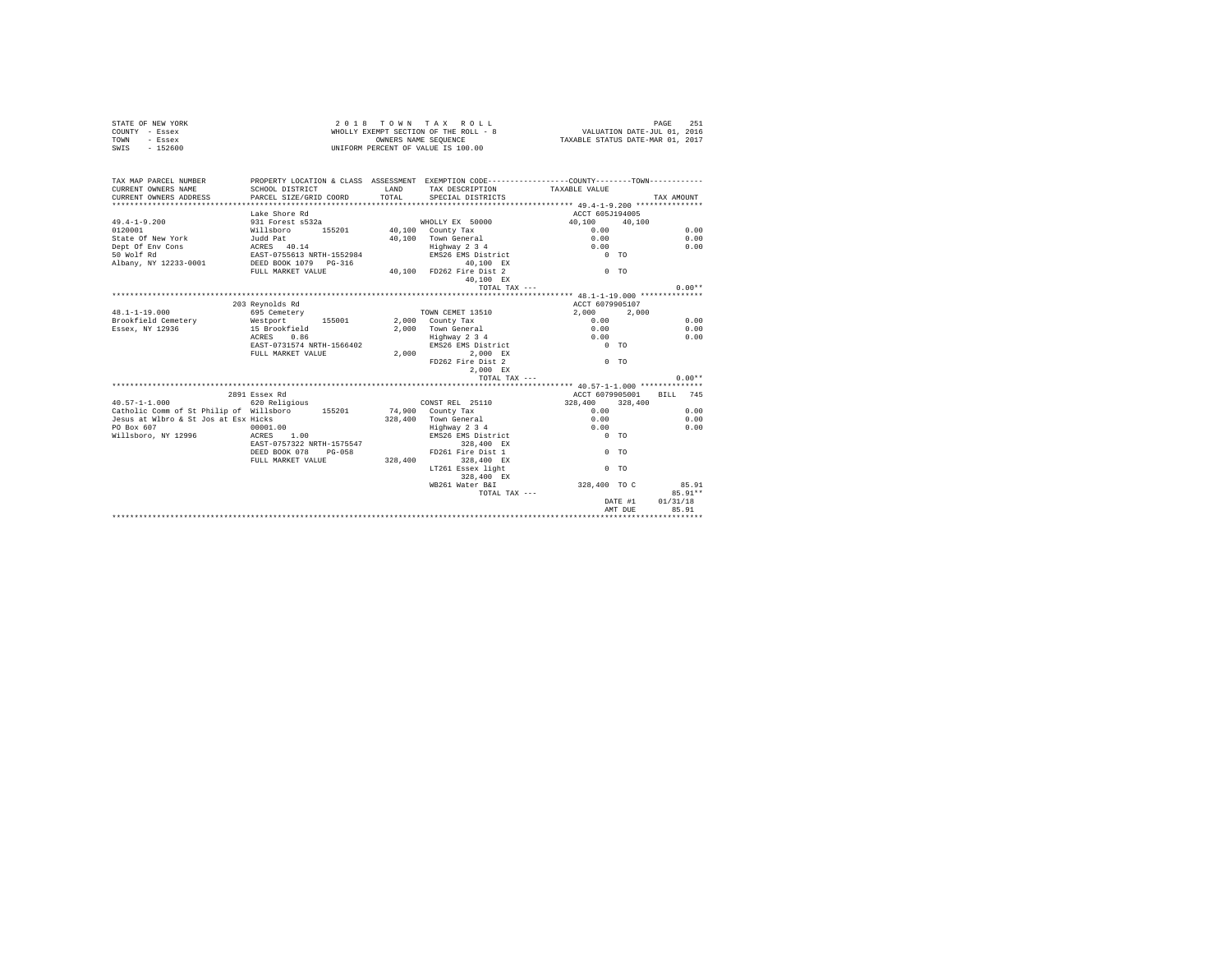STATE OF NEW YORK
COUNTY - Essex
TOWN - Essex
SWIS - 152600

2 0 1 8 T O W N T A X R O L L
WHOLLY EXEMPT SECTION OF THE ROLL - 8
OWNERS NAME SEQUENCE
UNIFORM PERCENT OF VALUE IS 100.00

VALUATION DATE-JUL 01, 2016
TAXABLE STATUS DATE-MAR 01, 2017

```
TAX MAP PARCEL NUMBER          PROPERTY LOCATION & CLASS  ASSESSMENT  EXEMPTION CODE-----------------COUNTY--------TOWN-----------
CURRENT OWNERS NAME            SCHOOL DISTRICT               LAND      TAX DESCRIPTION           TAXABLE VALUE
CURRENT OWNERS ADDRESS         PARCEL SIZE/GRID COORD        TOTAL     SPECIAL DISTRICTS                                    TAX AMOUNT
*********************************************************************************************** 49.4-1-9.200 ***************
                               Lake Shore Rd                                                     ACCT 605J194005
49.4-1-9.200                   931 Forest s532a                         WHOLLY EX 50000           40,100     40,100
0120001                        Willsboro       155201       40,100  County Tax                     0.00                   0.00
State Of New York              Judd Pat                     40,100  Town General                   0.00                   0.00
Dept Of Env Cons               ACRES   40.14                        Highway 2 3 4                  0.00                   0.00
50 Wolf Rd                     EAST-0755613 NRTH-1552984            EMS26 EMS District               0 TO
Albany, NY 12233-0001          DEED BOOK 1079   PG-316                    40,100 EX
                               FULL MARKET VALUE            40,100  FD262 Fire Dist 2                0 TO
                                                                          40,100 EX
                                                                          TOTAL TAX ---                                  0.00**
*********************************************************************************************** 48.1-1-19.000 **************
                               203 Reynolds Rd                                                   ACCT 6079905107
48.1-1-19.000                  695 Cemetery                             TOWN CEMET 13510          2,000      2,000
Brookfield Cemetery            Westport        155001        2,000  County Tax                     0.00                   0.00
Essex, NY 12936                15 Brookfield                 2,000  Town General                   0.00                   0.00
                               ACRES    0.86                        Highway 2 3 4                  0.00                   0.00
                               EAST-0731574 NRTH-1566402            EMS26 EMS District               0 TO
                               FULL MARKET VALUE             2,000         2,000 EX
                                                                    FD262 Fire Dist 2                0 TO
                                                                           2,000 EX
                                                                          TOTAL TAX ---                                  0.00**
*********************************************************************************************** 40.57-1-1.000 **************
                               2891 Essex Rd                                                     ACCT 6079905001    BILL  745
40.57-1-1.000                  620 Religious                            CONST REL  25110         328,400    328,400
Catholic Comm of St Philip of  Willsboro       155201       74,900  County Tax                     0.00                   0.00
Jesus at Wlbro & St Jos at Esx Hicks                       328,400  Town General                   0.00                   0.00
PO Box 607                     00001.00                             Highway 2 3 4                  0.00                   0.00
Willsboro, NY 12996            ACRES    1.00                        EMS26 EMS District               0 TO
                               EAST-0757322 NRTH-1575547                 328,400 EX
                               DEED BOOK 078    PG-058              FD261 Fire Dist 1                0 TO
                               FULL MARKET VALUE           328,400       328,400 EX
                                                                    LT261 Essex light                0 TO
                                                                         328,400 EX
                                                                    WB261 Water B&I              328,400 TO C            85.91
                                                                          TOTAL TAX ---                                 85.91**
                                                                                                 DATE #1      01/31/18
                                                                                                 AMT DUE         85.91
****************************************************************************************************************************
```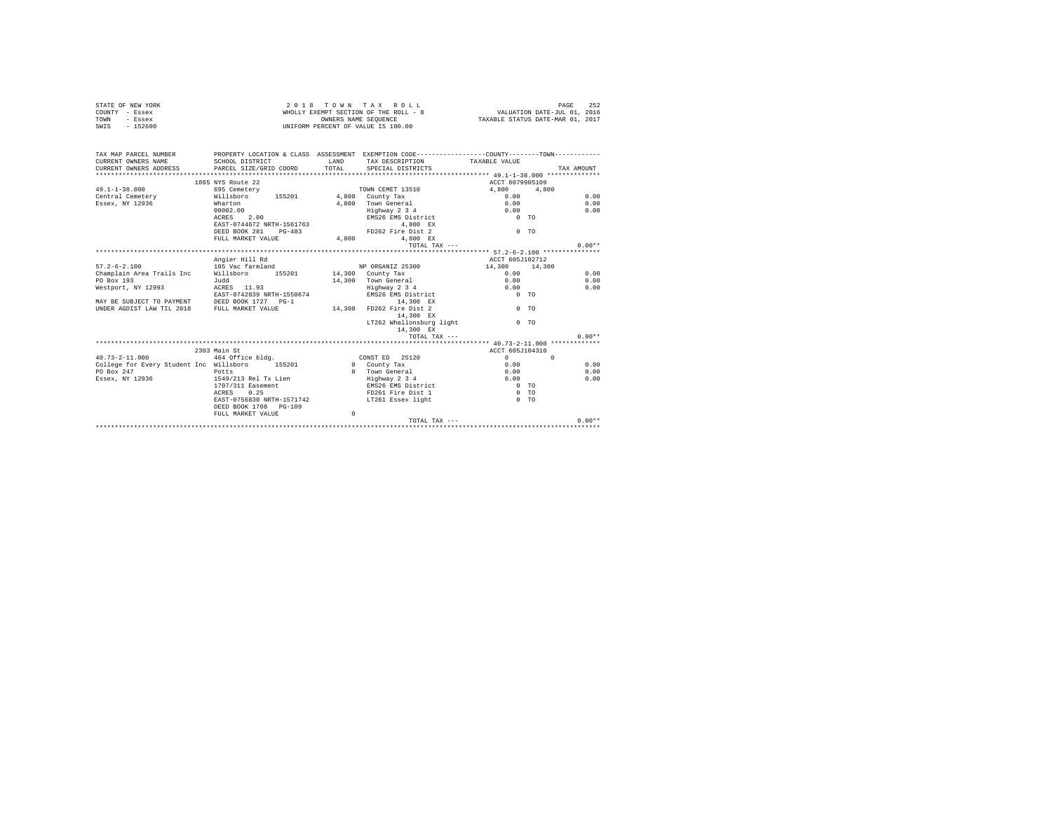STATE OF NEW YORK
COUNTY - Essex
TOWN - Essex
SWIS - 152600

2 0 1 8 T O W N T A X R O L L
WHOLLY EXEMPT SECTION OF THE ROLL - 8
OWNERS NAME SEQUENCE
UNIFORM PERCENT OF VALUE IS 100.00

VALUATION DATE-JUL 01, 2016
TAXABLE STATUS DATE-MAR 01, 2017

```
TAX MAP PARCEL NUMBER         PROPERTY LOCATION & CLASS  ASSESSMENT  EXEMPTION CODE-----------------COUNTY--------TOWN-----------
CURRENT OWNERS NAME           SCHOOL DISTRICT              LAND      TAX DESCRIPTION           TAXABLE VALUE
CURRENT OWNERS ADDRESS        PARCEL SIZE/GRID COORD       TOTAL     SPECIAL DISTRICTS                                    TAX AMOUNT
******************************************************************************************************* 49.1-1-38.000 **************
                         1865 NYS Route 22                                                        ACCT 6079905109
49.1-1-38.000            695 Cemetery                            TOWN CEMET 13510                4,800      4,800
Central Cemetery         Willsboro      155201         4,800   County Tax                         0.00                  0.00
Essex, NY 12936          Wharton                       4,800   Town General                       0.00                  0.00
                         00002.00                                Highway 2 3 4                     0.00                  0.00
                         ACRES    2.00                           EMS26 EMS District                  0 TO
                         EAST-0744672 NRTH-1561763                    4,800 EX
                         DEED BOOK 281    PG-483                 FD262 Fire Dist 2                   0 TO
                         FULL MARKET VALUE              4,800         4,800 EX
                                                                       TOTAL TAX ---                                    0.00**
******************************************************************************************************* 57.2-6-2.100 ***************
                         Angier Hill Rd                                                           ACCT 605J102712
57.2-6-2.100             105 Vac farmland                        NP ORGANIZ 25300               14,300     14,300
Champlain Area Trails Inc   Willsboro      155201        14,300  County Tax                         0.00                  0.00
PO Box 193               Judd                         14,300   Town General                       0.00                  0.00
Westport, NY 12993       ACRES   11.93                           Highway 2 3 4                     0.00                  0.00
                         EAST-0742839 NRTH-1550674               EMS26 EMS District                  0 TO
MAY BE SUBJECT TO PAYMENT   DEED BOOK 1727   PG-1                       14,300 EX
UNDER AGDIST LAW TIL 2018   FULL MARKET VALUE          14,300  FD262 Fire Dist 2                   0 TO
                                                                      14,300 EX
                                                                 LT262 Whallonsburg light            0 TO
                                                                      14,300 EX
                                                                       TOTAL TAX ---                                    0.00**
******************************************************************************************************* 40.73-2-11.000 *************
                         2303 Main St                                                             ACCT 605J104310
40.73-2-11.000           464 Office bldg.                        CONST ED   25120                    0          0
College for Every Student Inc  Willsboro    155201            0  County Tax                         0.00                  0.00
PO Box 247               Potts                             0   Town General                       0.00                  0.00
Essex, NY 12936          1549/213 Rel Tx Lien                    Highway 2 3 4                     0.00                  0.00
                         1707/311 Easement                       EMS26 EMS District                  0 TO
                         ACRES    0.25                           FD261 Fire Dist 1                   0 TO
                         EAST-0756830 NRTH-1571742               LT261 Essex light                   0 TO
                         DEED BOOK 1708   PG-109
                         FULL MARKET VALUE                  0
                                                                       TOTAL TAX ---                                    0.00**
************************************************************************************************************************************
```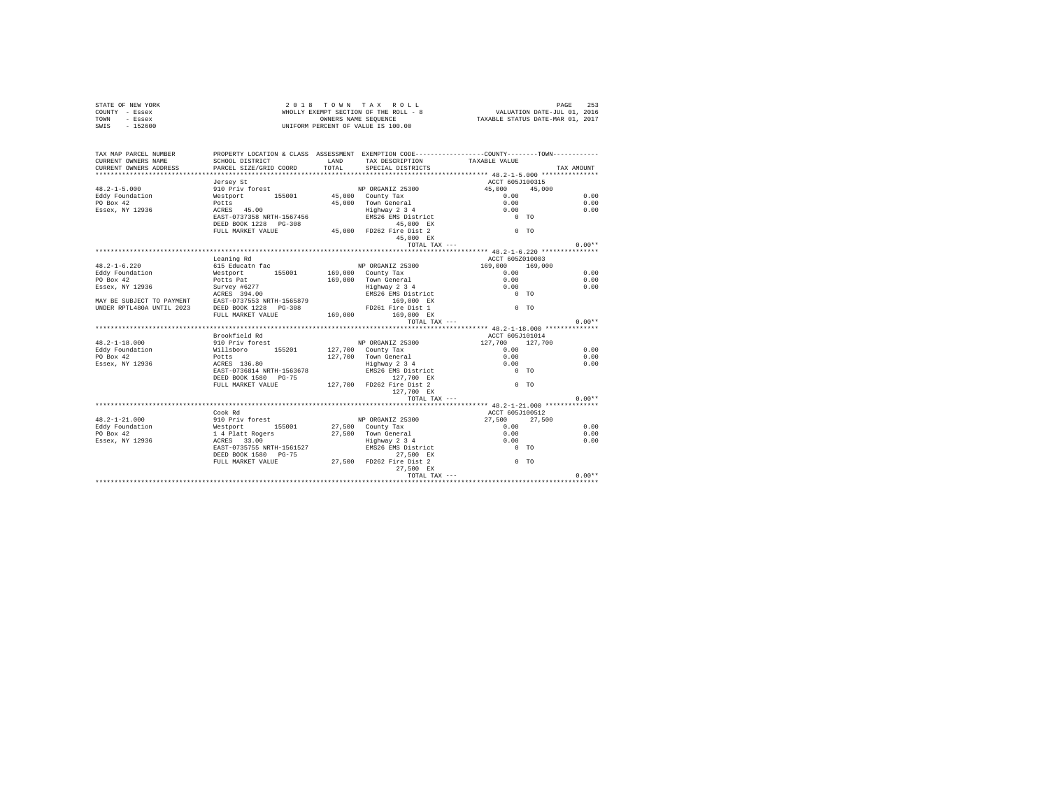STATE OF NEW YORK
COUNTY - Essex
TOWN - Essex
SWIS - 152600

2 0 1 8 T O W N T A X R O L L
WHOLLY EXEMPT SECTION OF THE ROLL - 8
OWNERS NAME SEQUENCE
UNIFORM PERCENT OF VALUE IS 100.00

VALUATION DATE-JUL 01, 2016
TAXABLE STATUS DATE-MAR 01, 2017

| TAX MAP PARCEL NUMBER / CURRENT OWNERS NAME / CURRENT OWNERS ADDRESS | PROPERTY LOCATION & CLASS / SCHOOL DISTRICT / PARCEL SIZE/GRID COORD | ASSESSMENT LAND / TOTAL | EXEMPTION CODE / TAX DESCRIPTION / SPECIAL DISTRICTS | COUNTY TAXABLE VALUE | TOWN | TAX AMOUNT |
|---|---|---|---|---|---|---|
| **48.2-1-5.000** | Jersey St | | | ACCT 605J100315 | | |
| 48.2-1-5.000 | 910 Priv forest | | NP ORGANIZ 25300 | 45,000 | 45,000 | |
| Eddy Foundation | Westport 155001 | 45,000 | County Tax | 0.00 | | 0.00 |
| PO Box 42 | Potts | 45,000 | Town General | 0.00 | | 0.00 |
| Essex, NY 12936 | ACRES 45.00 | | Highway 2 3 4 | 0.00 | | 0.00 |
| | EAST-0737358 NRTH-1567456 | | EMS26 EMS District | 0 TO | | |
| | DEED BOOK 1228 PG-308 | | 45,000 EX | | | |
| | FULL MARKET VALUE | 45,000 | FD262 Fire Dist 2 | 0 TO | | |
| | | | 45,000 EX | | | |
| | | | TOTAL TAX --- | | | 0.00** |
| **48.2-1-6.220** | Leaning Rd | | | ACCT 605Z010003 | | |
| 48.2-1-6.220 | 615 Educatn fac | | NP ORGANIZ 25300 | 169,000 | 169,000 | |
| Eddy Foundation | Westport 155001 | 169,000 | County Tax | 0.00 | | 0.00 |
| PO Box 42 | Potts Pat | 169,000 | Town General | 0.00 | | 0.00 |
| Essex, NY 12936 | Survey #6277 | | Highway 2 3 4 | 0.00 | | 0.00 |
| | ACRES 394.00 | | EMS26 EMS District | 0 TO | | |
| MAY BE SUBJECT TO PAYMENT | EAST-0737553 NRTH-1565879 | | 169,000 EX | | | |
| UNDER RPTL480A UNTIL 2023 | DEED BOOK 1228 PG-308 | | FD261 Fire Dist 1 | 0 TO | | |
| | FULL MARKET VALUE | 169,000 | 169,000 EX | | | |
| | | | TOTAL TAX --- | | | 0.00** |
| **48.2-1-18.000** | Brookfield Rd | | | ACCT 605J101014 | | |
| 48.2-1-18.000 | 910 Priv forest | | NP ORGANIZ 25300 | 127,700 | 127,700 | |
| Eddy Foundation | Willsboro 155201 | 127,700 | County Tax | 0.00 | | 0.00 |
| PO Box 42 | Potts | 127,700 | Town General | 0.00 | | 0.00 |
| Essex, NY 12936 | ACRES 136.80 | | Highway 2 3 4 | 0.00 | | 0.00 |
| | EAST-0736814 NRTH-1563678 | | EMS26 EMS District | 0 TO | | |
| | DEED BOOK 1580 PG-75 | | 127,700 EX | | | |
| | FULL MARKET VALUE | 127,700 | FD262 Fire Dist 2 | 0 TO | | |
| | | | 127,700 EX | | | |
| | | | TOTAL TAX --- | | | 0.00** |
| **48.2-1-21.000** | Cook Rd | | | ACCT 605J100512 | | |
| 48.2-1-21.000 | 910 Priv forest | | NP ORGANIZ 25300 | 27,500 | 27,500 | |
| Eddy Foundation | Westport 155001 | 27,500 | County Tax | 0.00 | | 0.00 |
| PO Box 42 | 1 4 Platt Rogers | 27,500 | Town General | 0.00 | | 0.00 |
| Essex, NY 12936 | ACRES 33.00 | | Highway 2 3 4 | 0.00 | | 0.00 |
| | EAST-0735755 NRTH-1561527 | | EMS26 EMS District | 0 TO | | |
| | DEED BOOK 1580 PG-75 | | 27,500 EX | | | |
| | FULL MARKET VALUE | 27,500 | FD262 Fire Dist 2 | 0 TO | | |
| | | | 27,500 EX | | | |
| | | | TOTAL TAX --- | | | 0.00** |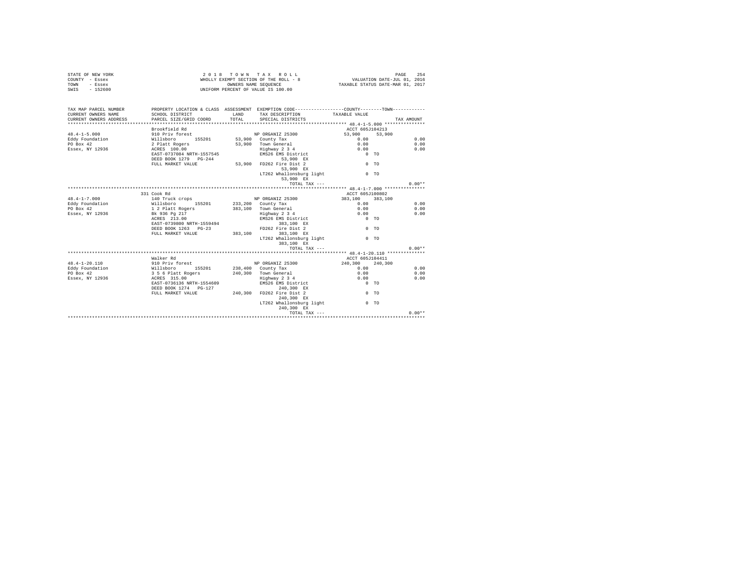STATE OF NEW YORK
COUNTY - Essex
TOWN - Essex
SWIS - 152600

2018 TOWN TAX ROLL
WHOLLY EXEMPT SECTION OF THE ROLL - 8
OWNERS NAME SEQUENCE
UNIFORM PERCENT OF VALUE IS 100.00

VALUATION DATE-JUL 01, 2016
TAXABLE STATUS DATE-MAR 01, 2017

| TAX MAP PARCEL NUMBER / CURRENT OWNERS NAME / CURRENT OWNERS ADDRESS | PROPERTY LOCATION & CLASS / SCHOOL DISTRICT / PARCEL SIZE/GRID COORD | ASSESSMENT LAND / TOTAL | EXEMPTION CODE / TAX DESCRIPTION / SPECIAL DISTRICTS | COUNTY / TOWN TAXABLE VALUE | TAX AMOUNT |
|---|---|---|---|---|---|
| 48.4-1-5.000 | Brookfield Rd | | | ACCT 605J104213 | |
| 48.4-1-5.000 | 910 Priv forest | | NP ORGANIZ 25300 | 53,900 53,900 | |
| Eddy Foundation | Willsboro 155201 | 53,900 | County Tax | 0.00 | 0.00 |
| PO Box 42 | 2 Platt Rogers | 53,900 | Town General | 0.00 | 0.00 |
| Essex, NY 12936 | ACRES 100.00 | | Highway 2 3 4 | 0.00 | 0.00 |
| | EAST-0737084 NRTH-1557545 | | EMS26 EMS District | 0 TO | |
| | DEED BOOK 1279 PG-244 | | 53,900 EX | | |
| | FULL MARKET VALUE | 53,900 | FD262 Fire Dist 2 | 0 TO | |
| | | | 53,900 EX | | |
| | | | LT262 Whallonsburg light | 0 TO | |
| | | | 53,900 EX | | |
| | | | TOTAL TAX --- | | 0.00** |
| 48.4-1-7.000 | 331 Cook Rd | | | ACCT 605J100802 | |
| 48.4-1-7.000 | 140 Truck crops | | NP ORGANIZ 25300 | 383,100 383,100 | |
| Eddy Foundation | Willsboro 155201 | 233,200 | County Tax | 0.00 | 0.00 |
| PO Box 42 | 1 2 Platt Rogers | 383,100 | Town General | 0.00 | 0.00 |
| Essex, NY 12936 | Bk 936 Pg 217 | | Highway 2 3 4 | 0.00 | 0.00 |
| | ACRES 213.00 | | EMS26 EMS District | 0 TO | |
| | EAST-0739800 NRTH-1559494 | | 383,100 EX | | |
| | DEED BOOK 1263 PG-23 | | FD262 Fire Dist 2 | 0 TO | |
| | FULL MARKET VALUE | 383,100 | 383,100 EX | | |
| | | | LT262 Whallonsburg light | 0 TO | |
| | | | 383,100 EX | | |
| | | | TOTAL TAX --- | | 0.00** |
| 48.4-1-20.110 | Walker Rd | | | ACCT 605J104411 | |
| 48.4-1-20.110 | 910 Priv forest | | NP ORGANIZ 25300 | 240,300 240,300 | |
| Eddy Foundation | Willsboro 155201 | 238,400 | County Tax | 0.00 | 0.00 |
| PO Box 42 | 3 5 6 Platt Rogers | 240,300 | Town General | 0.00 | 0.00 |
| Essex, NY 12936 | ACRES 315.00 | | Highway 2 3 4 | 0.00 | 0.00 |
| | EAST-0736136 NRTH-1554609 | | EMS26 EMS District | 0 TO | |
| | DEED BOOK 1274 PG-127 | | 240,300 EX | | |
| | FULL MARKET VALUE | 240,300 | FD262 Fire Dist 2 | 0 TO | |
| | | | 240,300 EX | | |
| | | | LT262 Whallonsburg light | 0 TO | |
| | | | 240,300 EX | | |
| | | | TOTAL TAX --- | | 0.00** |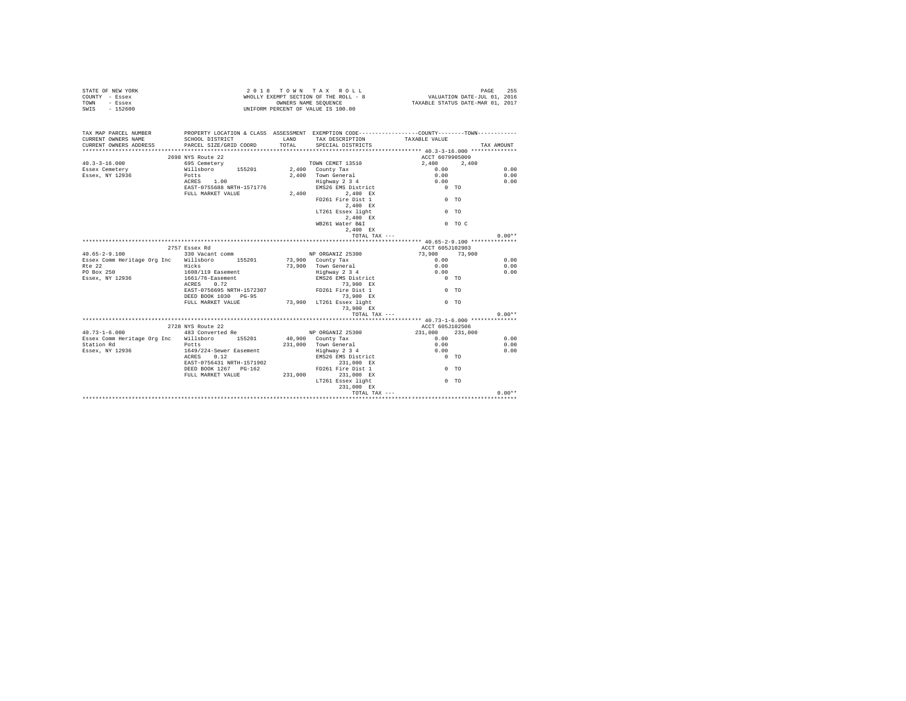STATE OF NEW YORK
COUNTY - Essex
TOWN - Essex
SWIS - 152600

2 0 1 8 T O W N T A X R O L L
WHOLLY EXEMPT SECTION OF THE ROLL - 8
OWNERS NAME SEQUENCE
UNIFORM PERCENT OF VALUE IS 100.00

VALUATION DATE-JUL 01, 2016
TAXABLE STATUS DATE-MAR 01, 2017

| TAX MAP PARCEL NUMBER / CURRENT OWNERS NAME / CURRENT OWNERS ADDRESS | PROPERTY LOCATION & CLASS / SCHOOL DISTRICT / PARCEL SIZE/GRID COORD | ASSESSMENT LAND / TOTAL | EXEMPTION CODE / TAX DESCRIPTION / SPECIAL DISTRICTS | COUNTY TAXABLE VALUE | TOWN | TAX AMOUNT |
|---|---|---|---|---|---|---|
| **40.3-3-16.000** | 2698 NYS Route 22 | | | ACCT 6079905009 | | |
| 40.3-3-16.000 | 695 Cemetery | | TOWN CEMET 13510 | 2,400 | 2,400 | |
| Essex Cemetery | Willsboro 155201 | 2,400 | County Tax | 0.00 | | 0.00 |
| Essex, NY 12936 | Potts | 2,400 | Town General | 0.00 | | 0.00 |
| | ACRES 1.00 | | Highway 2 3 4 | 0.00 | | 0.00 |
| | EAST-0755688 NRTH-1571776 | | EMS26 EMS District | 0 TO | | |
| | FULL MARKET VALUE | 2,400 | 2,400 EX | | | |
| | | | FD261 Fire Dist 1 | 0 TO | | |
| | | | 2,400 EX | | | |
| | | | LT261 Essex light | 0 TO | | |
| | | | 2,400 EX | | | |
| | | | WB261 Water B&I | 0 TO C | | |
| | | | 2,400 EX | | | |
| | | | TOTAL TAX --- | | | 0.00** |
| **40.65-2-9.100** | 2757 Essex Rd | | | ACCT 605J102903 | | |
| 40.65-2-9.100 | 330 Vacant comm | | NP ORGANIZ 25300 | 73,900 | 73,900 | |
| Essex Comm Heritage Org Inc | Willsboro 155201 | 73,900 | County Tax | 0.00 | | 0.00 |
| Rte 22 | Hicks | 73,900 | Town General | 0.00 | | 0.00 |
| PO Box 250 | 1608/119 Easement | | Highway 2 3 4 | 0.00 | | 0.00 |
| Essex, NY 12936 | 1661/76-Easement | | EMS26 EMS District | 0 TO | | |
| | ACRES 0.72 | | 73,900 EX | | | |
| | EAST-0756695 NRTH-1572307 | | FD261 Fire Dist 1 | 0 TO | | |
| | DEED BOOK 1030 PG-95 | | 73,900 EX | | | |
| | FULL MARKET VALUE | 73,900 | LT261 Essex light | 0 TO | | |
| | | | 73,900 EX | | | |
| | | | TOTAL TAX --- | | | 0.00** |
| **40.73-1-6.000** | 2728 NYS Route 22 | | | ACCT 605J102506 | | |
| 40.73-1-6.000 | 483 Converted Re | | NP ORGANIZ 25300 | 231,000 | 231,000 | |
| Essex Comm Heritage Org Inc | Willsboro 155201 | 40,900 | County Tax | 0.00 | | 0.00 |
| Station Rd | Potts | 231,000 | Town General | 0.00 | | 0.00 |
| Essex, NY 12936 | 1649/224-Sewer Easement | | Highway 2 3 4 | 0.00 | | 0.00 |
| | ACRES 0.12 | | EMS26 EMS District | 0 TO | | |
| | EAST-0756431 NRTH-1571902 | | 231,000 EX | | | |
| | DEED BOOK 1267 PG-162 | | FD261 Fire Dist 1 | 0 TO | | |
| | FULL MARKET VALUE | 231,000 | 231,000 EX | | | |
| | | | LT261 Essex light | 0 TO | | |
| | | | 231,000 EX | | | |
| | | | TOTAL TAX --- | | | 0.00** |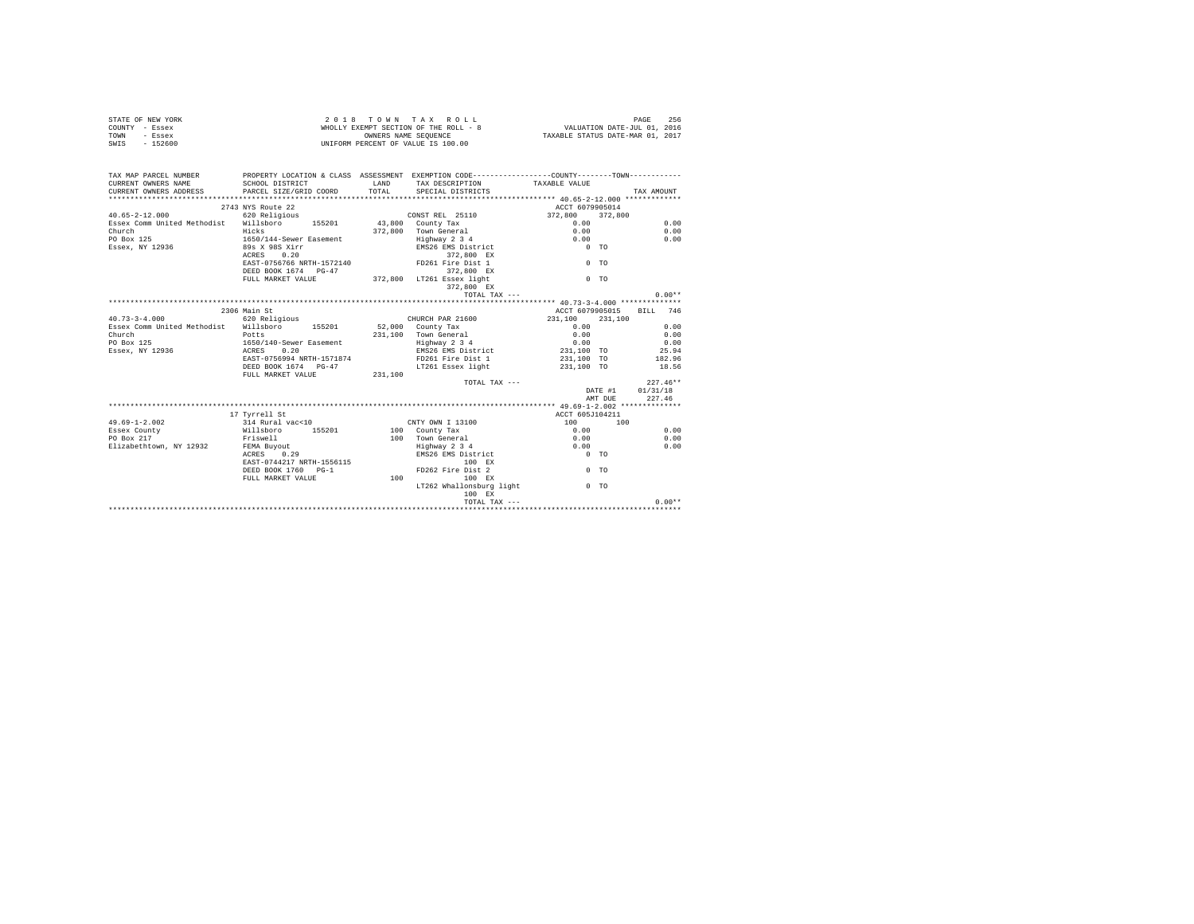STATE OF NEW YORK
COUNTY - Essex
TOWN - Essex
SWIS - 152600

2018 TOWN TAX ROLL
WHOLLY EXEMPT SECTION OF THE ROLL - 8
OWNERS NAME SEQUENCE
UNIFORM PERCENT OF VALUE IS 100.00

VALUATION DATE-JUL 01, 2016
TAXABLE STATUS DATE-MAR 01, 2017

| TAX MAP PARCEL NUMBER / CURRENT OWNERS NAME / CURRENT OWNERS ADDRESS | PROPERTY LOCATION & CLASS / SCHOOL DISTRICT / PARCEL SIZE/GRID COORD | ASSESSMENT LAND / TOTAL | EXEMPTION CODE / TAX DESCRIPTION / SPECIAL DISTRICTS | COUNTY / TAXABLE VALUE | TOWN | TAX AMOUNT |
|---|---|---|---|---|---|---|
| | 2743 NYS Route 22 | | | ACCT 6079905014 | | |
| 40.65-2-12.000 | 620 Religious | | CONST REL 25110 | 372,800 | 372,800 | |
| Essex Comm United Methodist | Willsboro 155201 | 43,800 | County Tax | 0.00 | | 0.00 |
| Church | Hicks | 372,800 | Town General | 0.00 | | 0.00 |
| PO Box 125 | 1650/144-Sewer Easement | | Highway 2 3 4 | 0.00 | | 0.00 |
| Essex, NY 12936 | 89s X 98S Xirr | | EMS26 EMS District | 0 | TO | |
| | ACRES 0.20 | | 372,800 EX | | | |
| | EAST-0756766 NRTH-1572140 | | FD261 Fire Dist 1 | 0 | TO | |
| | DEED BOOK 1674 PG-47 | | 372,800 EX | | | |
| | FULL MARKET VALUE | 372,800 | LT261 Essex light | 0 | TO | |
| | | | 372,800 EX | | | |
| | | | TOTAL TAX --- | | | 0.00** |
| | 2306 Main St | | | ACCT 6079905015 | BILL 746 | |
| 40.73-3-4.000 | 620 Religious | | CHURCH PAR 21600 | 231,100 | 231,100 | |
| Essex Comm United Methodist | Willsboro 155201 | 52,000 | County Tax | 0.00 | | 0.00 |
| Church | Potts | 231,100 | Town General | 0.00 | | 0.00 |
| PO Box 125 | 1650/140-Sewer Easement | | Highway 2 3 4 | 0.00 | | 0.00 |
| Essex, NY 12936 | ACRES 0.20 | | EMS26 EMS District | 231,100 | TO | 25.94 |
| | EAST-0756994 NRTH-1571874 | | FD261 Fire Dist 1 | 231,100 | TO | 182.96 |
| | DEED BOOK 1674 PG-47 | | LT261 Essex light | 231,100 | TO | 18.56 |
| | FULL MARKET VALUE | 231,100 | | | | |
| | | | TOTAL TAX --- | | | 227.46** |
| | | | | | DATE #1 | 01/31/18 |
| | | | | | AMT DUE | 227.46 |
| | 17 Tyrrell St | | | ACCT 605J104211 | | |
| 49.69-1-2.002 | 314 Rural vac<10 | | CNTY OWN I 13100 | 100 | 100 | |
| Essex County | Willsboro 155201 | 100 | County Tax | 0.00 | | 0.00 |
| PO Box 217 | Friswell | 100 | Town General | 0.00 | | 0.00 |
| Elizabethtown, NY 12932 | FEMA Buyout | | Highway 2 3 4 | 0.00 | | 0.00 |
| | ACRES 0.29 | | EMS26 EMS District | 0 | TO | |
| | EAST-0744217 NRTH-1556115 | | 100 EX | | | |
| | DEED BOOK 1760 PG-1 | | FD262 Fire Dist 2 | 0 | TO | |
| | FULL MARKET VALUE | 100 | 100 EX | | | |
| | | | LT262 Whallonsburg light | 0 | TO | |
| | | | 100 EX | | | |
| | | | TOTAL TAX --- | | | 0.00** |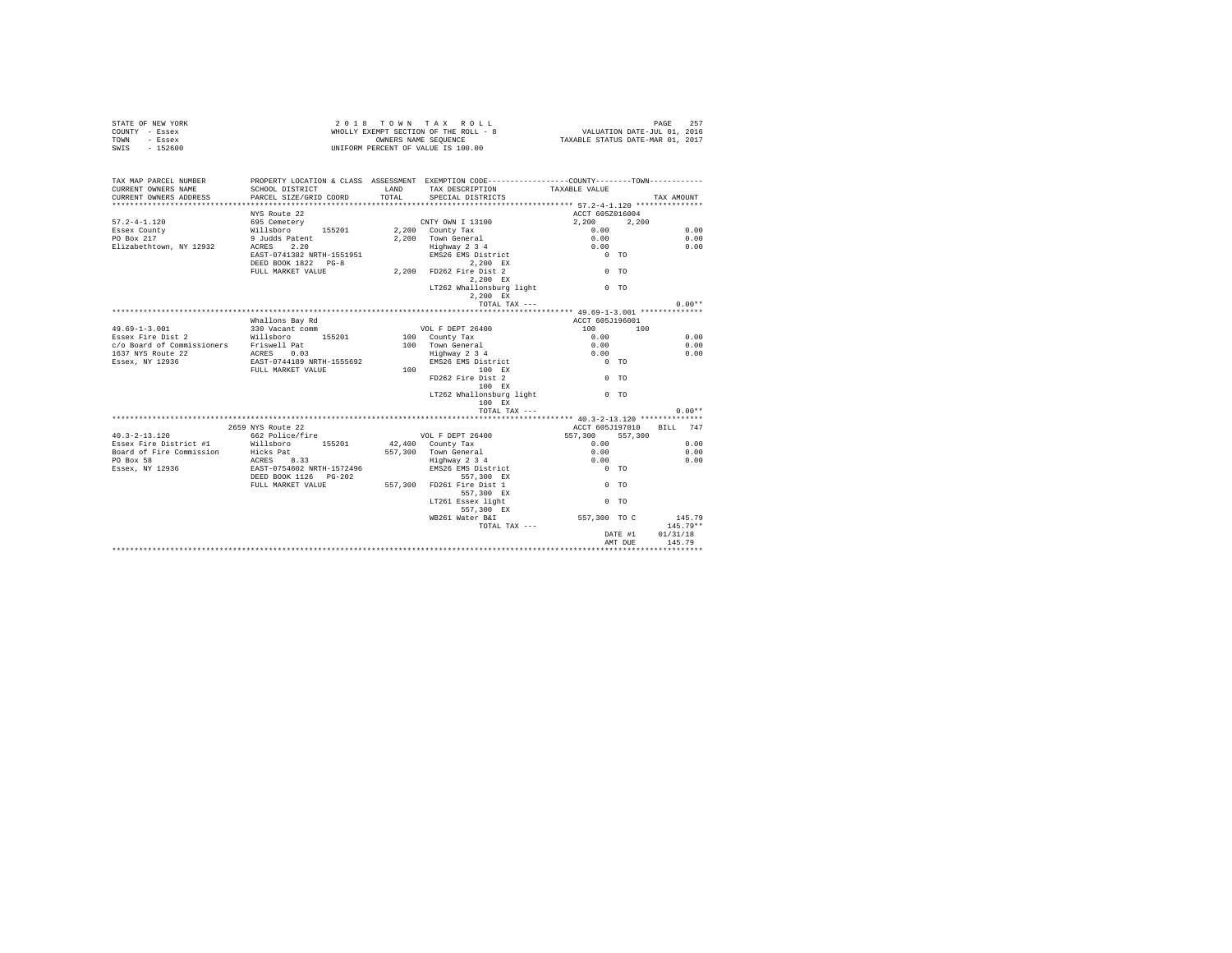STATE OF NEW YORK
COUNTY - Essex
TOWN - Essex
SWIS - 152600

2 0 1 8 T O W N T A X R O L L
WHOLLY EXEMPT SECTION OF THE ROLL - 8
OWNERS NAME SEQUENCE
UNIFORM PERCENT OF VALUE IS 100.00

VALUATION DATE-JUL 01, 2016
TAXABLE STATUS DATE-MAR 01, 2017

```
TAX MAP PARCEL NUMBER         PROPERTY LOCATION & CLASS  ASSESSMENT  EXEMPTION CODE-----------------COUNTY--------TOWN-----------
CURRENT OWNERS NAME           SCHOOL DISTRICT              LAND      TAX DESCRIPTION            TAXABLE VALUE
CURRENT OWNERS ADDRESS        PARCEL SIZE/GRID COORD       TOTAL     SPECIAL DISTRICTS                                      TAX AMOUNT
****************************************************************************************************** 57.2-4-1.120 ***************
                              NYS Route 22                                                      ACCT 605Z016004
57.2-4-1.120                  695 Cemetery                            CNTY OWN I 13100           2,200       2,200
Essex County                  Willsboro       155201       2,200     County Tax                   0.00                      0.00
PO Box 217                    9 Judds Patent                2,200     Town General                 0.00                      0.00
Elizabethtown, NY 12932       ACRES    2.20                           Highway 2 3 4                0.00                      0.00
                              EAST-0741382 NRTH-1551951               EMS26 EMS District              0 TO
                              DEED BOOK 1822   PG-8                        2,200 EX
                              FULL MARKET VALUE             2,200     FD262 Fire Dist 2               0 TO
                                                                           2,200 EX
                                                                      LT262 Whallonsburg light        0 TO
                                                                           2,200 EX
                                                                           TOTAL TAX ---                                    0.00**
****************************************************************************************************** 49.69-1-3.001 **************
                              Whallons Bay Rd                                                   ACCT 605J196001
49.69-1-3.001                 330 Vacant comm                         VOL F DEPT 26400            100         100
Essex Fire Dist 2             Willsboro       155201         100     County Tax                   0.00                      0.00
c/o Board of Commissioners    Friswell Pat                    100     Town General                 0.00                      0.00
1637 NYS Route 22             ACRES    0.03                           Highway 2 3 4                0.00                      0.00
Essex, NY 12936               EAST-0744189 NRTH-1555692               EMS26 EMS District              0 TO
                              FULL MARKET VALUE               100          100 EX
                                                                      FD262 Fire Dist 2               0 TO
                                                                           100 EX
                                                                      LT262 Whallonsburg light        0 TO
                                                                           100 EX
                                                                           TOTAL TAX ---                                    0.00**
****************************************************************************************************** 40.3-2-13.120 **************
                           2659 NYS Route 22                                                    ACCT 605J197010      BILL  747
40.3-2-13.120                 662 Police/fire                         VOL F DEPT 26400          557,300     557,300
Essex Fire District #1        Willsboro       155201      42,400     County Tax                   0.00                      0.00
Board of Fire Commission      Hicks Pat                   557,300     Town General                 0.00                      0.00
PO Box 58                     ACRES    8.33                           Highway 2 3 4                0.00                      0.00
Essex, NY 12936               EAST-0754602 NRTH-1572496               EMS26 EMS District              0 TO
                              DEED BOOK 1126   PG-202                    557,300 EX
                              FULL MARKET VALUE           557,300     FD261 Fire Dist 1               0 TO
                                                                         557,300 EX
                                                                      LT261 Essex light               0 TO
                                                                         557,300 EX
                                                                      WB261 Water B&I             557,300 TO C             145.79
                                                                           TOTAL TAX ---                                  145.79**
                                                                                                      DATE #1          01/31/18
                                                                                                      AMT DUE            145.79
************************************************************************************************************************************
```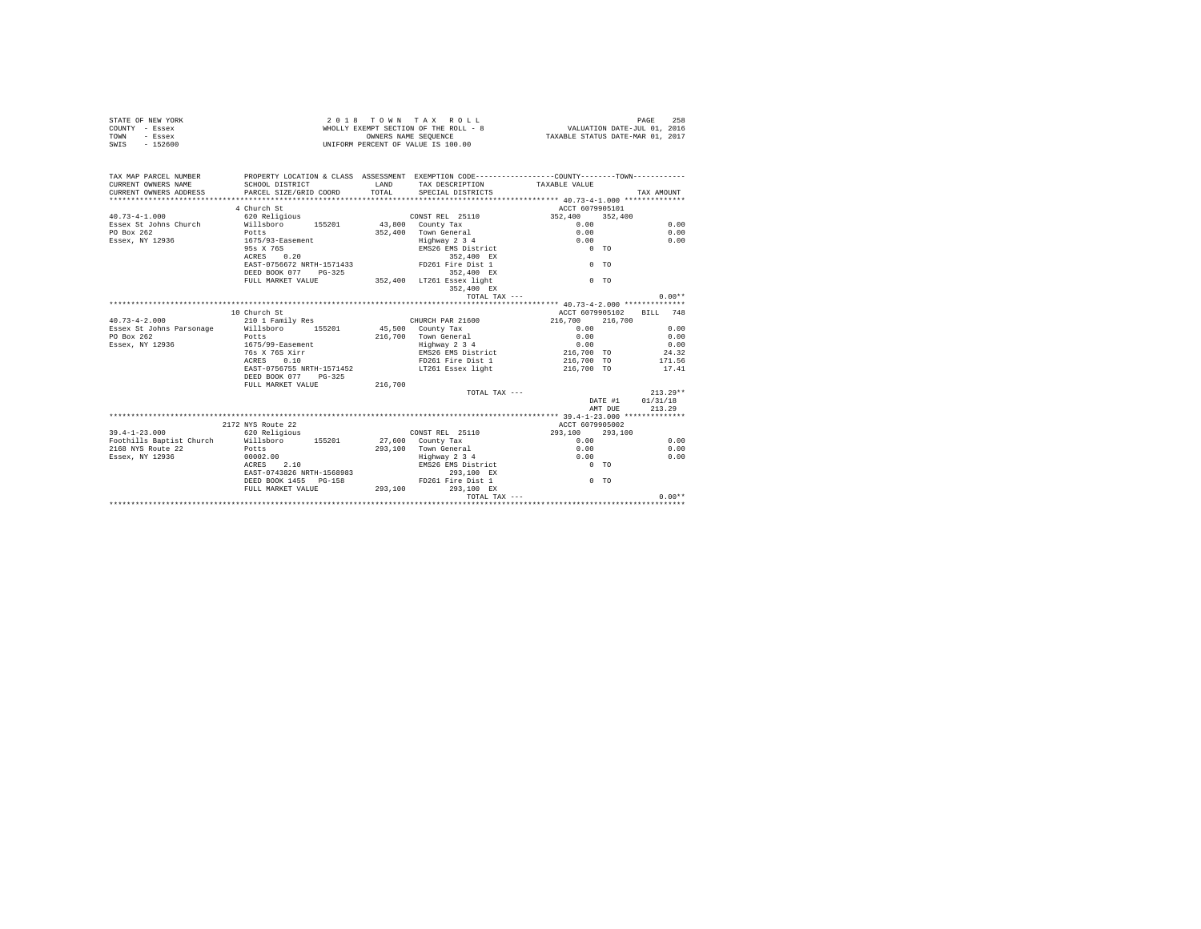STATE OF NEW YORK
COUNTY - Essex
TOWN - Essex
SWIS - 152600

2 0 1 8 T O W N T A X R O L L
WHOLLY EXEMPT SECTION OF THE ROLL - 8
OWNERS NAME SEQUENCE
UNIFORM PERCENT OF VALUE IS 100.00

VALUATION DATE-JUL 01, 2016
TAXABLE STATUS DATE-MAR 01, 2017

| TAX MAP PARCEL NUMBER / CURRENT OWNERS NAME / CURRENT OWNERS ADDRESS | PROPERTY LOCATION & CLASS / SCHOOL DISTRICT / PARCEL SIZE/GRID COORD | ASSESSMENT LAND / TOTAL | EXEMPTION CODE / TAX DESCRIPTION / SPECIAL DISTRICTS | COUNTY TAXABLE VALUE | TOWN | TAX AMOUNT |
|---|---|---|---|---|---|---|
| **40.73-4-1.000** | 4 Church St | | | ACCT 6079905101 | | |
| | 620 Religious | | CONST REL 25110 | 352,400 | 352,400 | |
| Essex St Johns Church | Willsboro 155201 | 43,800 | County Tax | 0.00 | | 0.00 |
| PO Box 262 | Potts | 352,400 | Town General | 0.00 | | 0.00 |
| Essex, NY 12936 | 1675/93-Easement | | Highway 2 3 4 | 0.00 | | 0.00 |
| | 95s X 76S | | EMS26 EMS District | 0 TO | | |
| | ACRES 0.20 | | 352,400 EX | | | |
| | EAST-0756672 NRTH-1571433 | | FD261 Fire Dist 1 | 0 TO | | |
| | DEED BOOK 077 PG-325 | | 352,400 EX | | | |
| | FULL MARKET VALUE | 352,400 | LT261 Essex light | 0 TO | | |
| | | | 352,400 EX | | | |
| | | | TOTAL TAX --- | | | 0.00** |
| **40.73-4-2.000** | 10 Church St | | | ACCT 6079905102 | BILL 748 | |
| | 210 1 Family Res | | CHURCH PAR 21600 | 216,700 | 216,700 | |
| Essex St Johns Parsonage | Willsboro 155201 | 45,500 | County Tax | 0.00 | | 0.00 |
| PO Box 262 | Potts | 216,700 | Town General | 0.00 | | 0.00 |
| Essex, NY 12936 | 1675/99-Easement | | Highway 2 3 4 | 0.00 | | 0.00 |
| | 76s X 76S Xirr | | EMS26 EMS District | 216,700 TO | | 24.32 |
| | ACRES 0.10 | | FD261 Fire Dist 1 | 216,700 TO | | 171.56 |
| | EAST-0756755 NRTH-1571452 | | LT261 Essex light | 216,700 TO | | 17.41 |
| | DEED BOOK 077 PG-325 | | | | | |
| | FULL MARKET VALUE | 216,700 | | | | |
| | | | TOTAL TAX --- | | | 213.29** |
| | | | | | DATE #1 | 01/31/18 |
| | | | | | AMT DUE | 213.29 |
| **39.4-1-23.000** | 2172 NYS Route 22 | | | ACCT 6079905002 | | |
| | 620 Religious | | CONST REL 25110 | 293,100 | 293,100 | |
| Foothills Baptist Church | Willsboro 155201 | 27,600 | County Tax | 0.00 | | 0.00 |
| 2168 NYS Route 22 | Potts | 293,100 | Town General | 0.00 | | 0.00 |
| Essex, NY 12936 | 00002.00 | | Highway 2 3 4 | 0.00 | | 0.00 |
| | ACRES 2.10 | | EMS26 EMS District | 0 TO | | |
| | EAST-0743826 NRTH-1568983 | | 293,100 EX | | | |
| | DEED BOOK 1455 PG-158 | | FD261 Fire Dist 1 | 0 TO | | |
| | FULL MARKET VALUE | 293,100 | 293,100 EX | | | |
| | | | TOTAL TAX --- | | | 0.00** |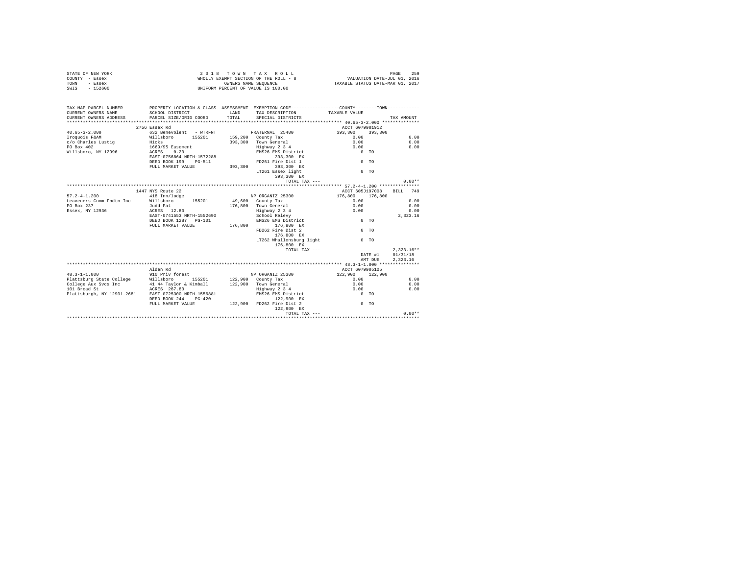STATE OF NEW YORK
COUNTY - Essex
TOWN - Essex
SWIS - 152600

2 0 1 8 T O W N T A X R O L L
WHOLLY EXEMPT SECTION OF THE ROLL - 8
OWNERS NAME SEQUENCE
UNIFORM PERCENT OF VALUE IS 100.00

VALUATION DATE-JUL 01, 2016
TAXABLE STATUS DATE-MAR 01, 2017

```
TAX MAP PARCEL NUMBER          PROPERTY LOCATION & CLASS  ASSESSMENT  EXEMPTION CODE-----------------COUNTY--------TOWN-----------
CURRENT OWNERS NAME            SCHOOL DISTRICT             LAND       TAX DESCRIPTION          TAXABLE VALUE
CURRENT OWNERS ADDRESS         PARCEL SIZE/GRID COORD      TOTAL      SPECIAL DISTRICTS                                    TAX AMOUNT
*********************************************************************************************** 40.65-3-2.000 **************
                               2756 Essex Rd                                                    ACCT 6079901912
40.65-3-2.000                  632 Benevolent  - WTRFNT               FRATERNAL  25400         393,300    393,300
Iroquois F&AM                  Willsboro      155201       159,200   County Tax                      0.00                  0.00
c/o Charles Lustig             Hicks                       393,300   Town General                    0.00                  0.00
PO Box 402                     1669/95 Easement                      Highway 2 3 4                   0.00                  0.00
Willsboro, NY 12996            ACRES    0.20                         EMS26 EMS District                 0 TO
                               EAST-0756864 NRTH-1572288                  393,300 EX
                               DEED BOOK 199    PG-511               FD261 Fire Dist 1                  0 TO
                               FULL MARKET VALUE          393,300         393,300 EX
                                                                     LT261 Essex light                  0 TO
                                                                          393,300 EX
                                                                          TOTAL TAX ---                                   0.00**
*********************************************************************************************** 57.2-4-1.200 ***************
                               1447 NYS Route 22                                                ACCT 605J197008    BILL  749
57.2-4-1.200                   418 Inn/lodge                          NP ORGANIZ 25300         176,800    176,800
Leaveners Comm Fndtn Inc       Willsboro      155201        49,600   County Tax                      0.00                  0.00
PO Box 237                     Judd Pat                    176,800   Town General                    0.00                  0.00
Essex, NY 12936                ACRES   12.80                         Highway 2 3 4                   0.00                  0.00
                               EAST-0741553 NRTH-1552690             School Relevy                                     2,323.16
                               DEED BOOK 1287   PG-101               EMS26 EMS District                 0 TO
                               FULL MARKET VALUE          176,800         176,800 EX
                                                                     FD262 Fire Dist 2                  0 TO
                                                                          176,800 EX
                                                                     LT262 Whallonsburg light           0 TO
                                                                          176,800 EX
                                                                          TOTAL TAX ---                               2,323.16**
                                                                                                  DATE #1          01/31/18
                                                                                                  AMT DUE          2,323.16
*********************************************************************************************** 48.3-1-1.000 ***************
                               Alden Rd                                                         ACCT 6079905105
48.3-1-1.000                   910 Priv forest                        NP ORGANIZ 25300         122,900    122,900
Plattsburg State College       Willsboro      155201       122,900   County Tax                      0.00                  0.00
College Aux Svcs Inc           41 44 Taylor & Kimball      122,900   Town General                    0.00                  0.00
101 Broad St                   ACRES  267.80                         Highway 2 3 4                   0.00                  0.00
Plattsburgh, NY 12901-2681     EAST-0725300 NRTH-1556881             EMS26 EMS District                 0 TO
                               DEED BOOK 244    PG-420                    122,900 EX
                               FULL MARKET VALUE          122,900    FD262 Fire Dist 2                  0 TO
                                                                          122,900 EX
                                                                          TOTAL TAX ---                                   0.00**
******************************************************************************************************************************
```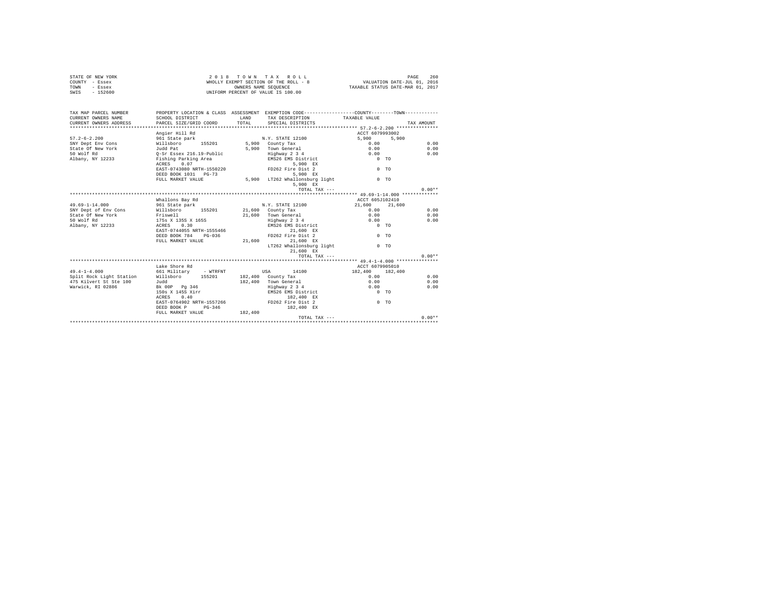STATE OF NEW YORK
COUNTY - Essex
TOWN - Essex
SWIS - 152600

2 0 1 8 T O W N T A X R O L L
WHOLLY EXEMPT SECTION OF THE ROLL - 8
OWNERS NAME SEQUENCE
UNIFORM PERCENT OF VALUE IS 100.00

VALUATION DATE-JUL 01, 2016
TAXABLE STATUS DATE-MAR 01, 2017

```
TAX MAP PARCEL NUMBER     PROPERTY LOCATION & CLASS  ASSESSMENT  EXEMPTION CODE-----------------COUNTY--------TOWN-----------
CURRENT OWNERS NAME       SCHOOL DISTRICT              LAND      TAX DESCRIPTION            TAXABLE VALUE
CURRENT OWNERS ADDRESS    PARCEL SIZE/GRID COORD       TOTAL     SPECIAL DISTRICTS                                    TAX AMOUNT
******************************************************************************************************* 57.2-6-2.200 ***************
                          Angier Hill Rd                                                      ACCT 6079993002
57.2-6-2.200              961 State park                         N.Y. STATE 12100              5,900      5,900
SNY Dept Env Cons         Willsboro      155201         5,900    County Tax                     0.00                       0.00
State Of New York         Judd Pat                      5,900    Town General                   0.00                       0.00
50 Wolf Rd                Q-Sr Essex 216.19-Public               Highway 2 3 4                  0.00                       0.00
Albany, NY 12233          Fishing Parking Area                   EMS26 EMS District               0 TO
                          ACRES     0.07                              5,900 EX
                          EAST-0743080 NRTH-1550220              FD262 Fire Dist 2                0 TO
                          DEED BOOK 1031   PG-73                      5,900 EX
                          FULL MARKET VALUE             5,900    LT262 Whallonsburg light         0 TO
                                                                      5,900 EX
                                                                      TOTAL TAX ---                                     0.00**
******************************************************************************************************* 49.69-1-14.000 *************
                          Whallons Bay Rd                                                     ACCT 605J102410
49.69-1-14.000            961 State park                         N.Y. STATE 12100             21,600     21,600
SNY Dept of Env Cons      Willsboro      155201        21,600    County Tax                     0.00                       0.00
State Of New York         Friswell                     21,600    Town General                   0.00                       0.00
50 Wolf Rd                175s X 135S X 165S                     Highway 2 3 4                  0.00                       0.00
Albany, NY 12233          ACRES     0.30                         EMS26 EMS District               0 TO
                          EAST-0744055 NRTH-1555466                  21,600 EX
                          DEED BOOK 784    PG-036                FD262 Fire Dist 2                0 TO
                          FULL MARKET VALUE            21,600        21,600 EX
                                                                 LT262 Whallonsburg light         0 TO
                                                                     21,600 EX
                                                                      TOTAL TAX ---                                     0.00**
******************************************************************************************************* 49.4-1-4.000 ***************
                          Lake Shore Rd                                                       ACCT 6079905010
49.4-1-4.000              661 Military    - WTRFNT               USA         14100           182,400    182,400
Split Rock Light Station  Willsboro      155201       182,400    County Tax                     0.00                       0.00
475 Kilvert St Ste 100    Judd                        182,400    Town General                   0.00                       0.00
Warwick, RI 02886         Bk 00P   Pg 346                        Highway 2 3 4                  0.00                       0.00
                          150s X 145S Xirr                       EMS26 EMS District               0 TO
                          ACRES     0.40                             182,400 EX
                          EAST-0764902 NRTH-1557266              FD262 Fire Dist 2                0 TO
                          DEED BOOK P      PG-346                    182,400 EX
                          FULL MARKET VALUE           182,400
                                                                      TOTAL TAX ---                                     0.00**
************************************************************************************************************************************
```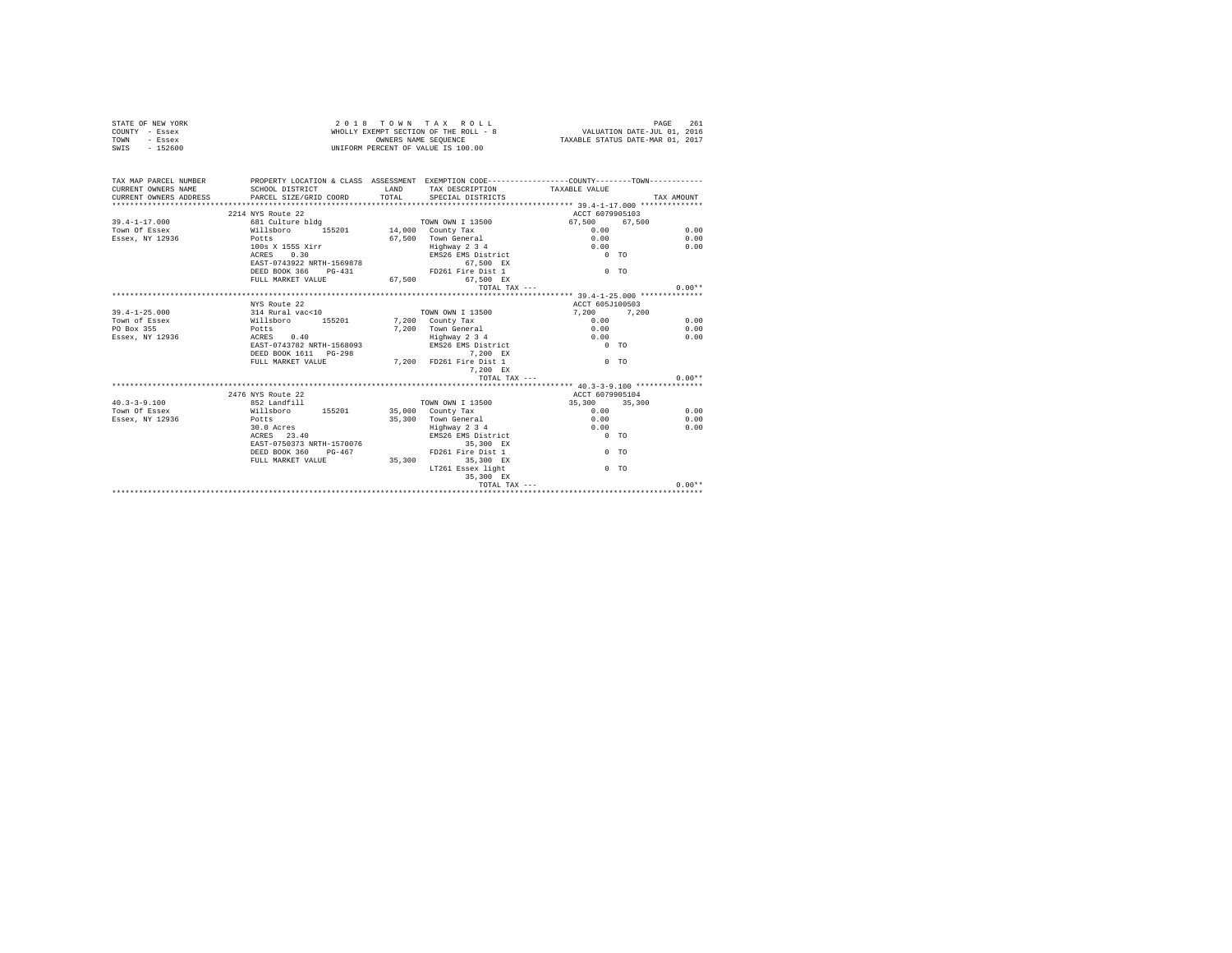STATE OF NEW YORK
COUNTY - Essex
TOWN - Essex
SWIS - 152600

2 0 1 8 T O W N T A X R O L L
WHOLLY EXEMPT SECTION OF THE ROLL - 8
OWNERS NAME SEQUENCE
UNIFORM PERCENT OF VALUE IS 100.00

VALUATION DATE-JUL 01, 2016
TAXABLE STATUS DATE-MAR 01, 2017

```
TAX MAP PARCEL NUMBER          PROPERTY LOCATION & CLASS  ASSESSMENT  EXEMPTION CODE------------------COUNTY--------TOWN------------
CURRENT OWNERS NAME            SCHOOL DISTRICT             LAND       TAX DESCRIPTION             TAXABLE VALUE
CURRENT OWNERS ADDRESS         PARCEL SIZE/GRID COORD      TOTAL      SPECIAL DISTRICTS                                        TAX AMOUNT
*********************************************************************************************** 39.4-1-17.000 **************
                               2214 NYS Route 22                                                 ACCT 6079905103
39.4-1-17.000                  681 Culture bldg                       TOWN OWN I 13500             67,500      67,500
Town Of Essex                  Willsboro      155201        14,000    County Tax                     0.00                   0.00
Essex, NY 12936                Potts                        67,500    Town General                   0.00                   0.00
                               100s X 155S Xirr                       Highway 2 3 4                  0.00                   0.00
                               ACRES    0.30                          EMS26 EMS District                0 TO
                               EAST-0743922 NRTH-1569878                   67,500 EX
                               DEED BOOK 366    PG-431                FD261 Fire Dist 1                 0 TO
                               FULL MARKET VALUE            67,500         67,500 EX
                                                                           TOTAL TAX ---                                    0.00**
*********************************************************************************************** 39.4-1-25.000 **************
                               NYS Route 22                                                      ACCT 605J100503
39.4-1-25.000                  314 Rural vac<10                       TOWN OWN I 13500              7,200       7,200
Town of Essex                  Willsboro      155201         7,200    County Tax                     0.00                   0.00
PO Box 355                     Potts                         7,200    Town General                   0.00                   0.00
Essex, NY 12936                ACRES    0.40                          Highway 2 3 4                  0.00                   0.00
                               EAST-0743782 NRTH-1568093              EMS26 EMS District                0 TO
                               DEED BOOK 1611   PG-298                      7,200 EX
                               FULL MARKET VALUE             7,200    FD261 Fire Dist 1                 0 TO
                                                                            7,200 EX
                                                                           TOTAL TAX ---                                    0.00**
*********************************************************************************************** 40.3-3-9.100 ***************
                               2476 NYS Route 22                                                 ACCT 6079905104
40.3-3-9.100                   852 Landfill                           TOWN OWN I 13500             35,300      35,300
Town Of Essex                  Willsboro      155201        35,000    County Tax                     0.00                   0.00
Essex, NY 12936                Potts                        35,300    Town General                   0.00                   0.00
                               30.0 Acres                             Highway 2 3 4                  0.00                   0.00
                               ACRES   23.40                          EMS26 EMS District                0 TO
                               EAST-0750373 NRTH-1570076                   35,300 EX
                               DEED BOOK 360    PG-467                FD261 Fire Dist 1                 0 TO
                               FULL MARKET VALUE            35,300         35,300 EX
                                                                      LT261 Essex light                 0 TO
                                                                           35,300 EX
                                                                           TOTAL TAX ---                                    0.00**
************************************************************************************************************************************
```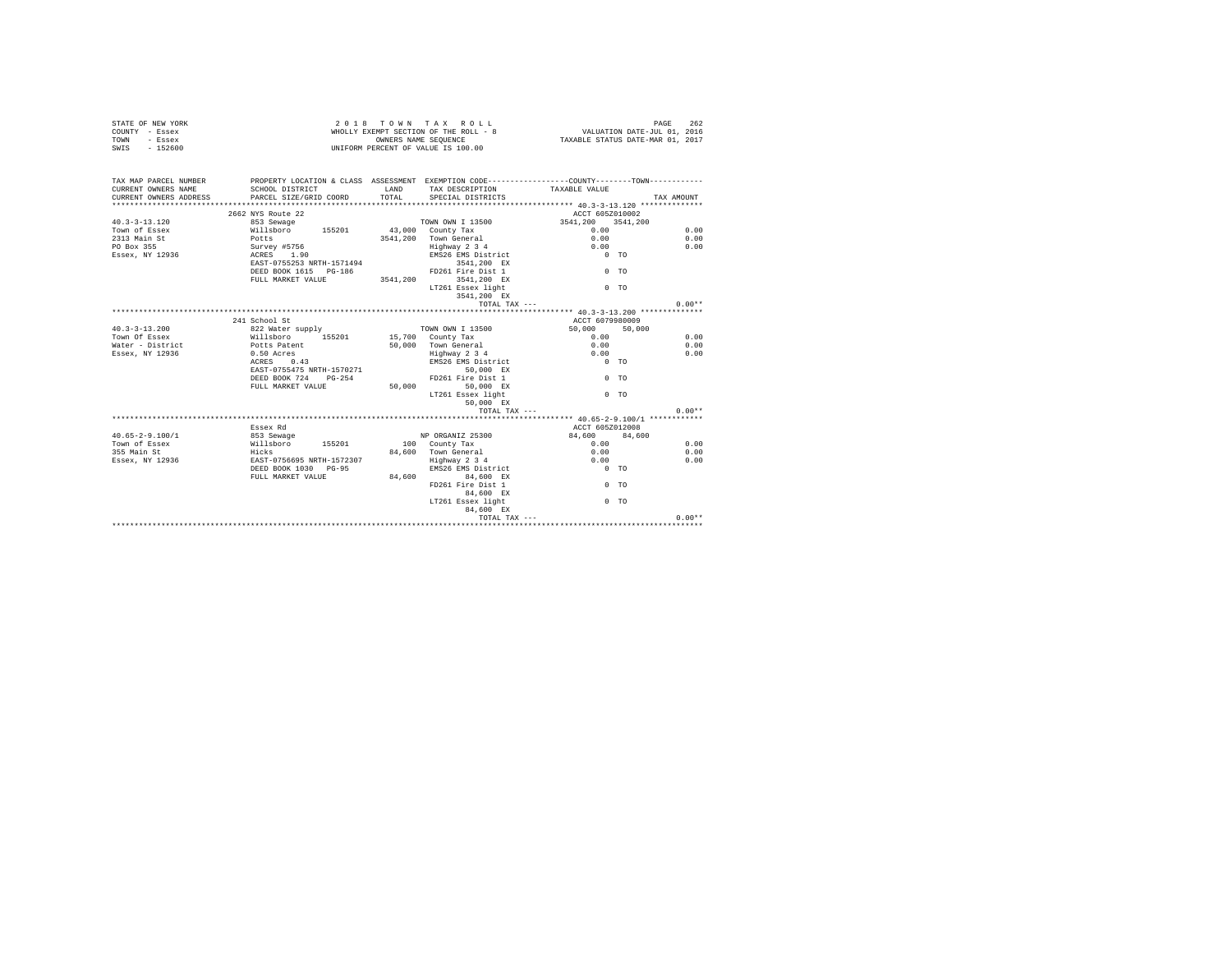STATE OF NEW YORK
COUNTY - Essex
TOWN - Essex
SWIS - 152600

2 0 1 8 T O W N T A X R O L L
WHOLLY EXEMPT SECTION OF THE ROLL - 8
OWNERS NAME SEQUENCE
UNIFORM PERCENT OF VALUE IS 100.00

VALUATION DATE-JUL 01, 2016
TAXABLE STATUS DATE-MAR 01, 2017

| TAX MAP PARCEL NUMBER / CURRENT OWNERS NAME / CURRENT OWNERS ADDRESS | PROPERTY LOCATION & CLASS / SCHOOL DISTRICT / PARCEL SIZE/GRID COORD | ASSESSMENT LAND / TOTAL | EXEMPTION CODE / TAX DESCRIPTION / SPECIAL DISTRICTS | COUNTY TAXABLE VALUE | TOWN | TAX AMOUNT |
|---|---|---|---|---|---|---|
| **40.3-3-13.120** | 2662 NYS Route 22 | | | ACCT 605Z010002 | | |
| | 853 Sewage | | TOWN OWN I 13500 | 3541,200 | 3541,200 | |
| Town of Essex | Willsboro 155201 | 43,000 | County Tax | 0.00 | | 0.00 |
| 2313 Main St | Potts | 3541,200 | Town General | 0.00 | | 0.00 |
| PO Box 355 | Survey #5756 | | Highway 2 3 4 | 0.00 | | 0.00 |
| Essex, NY 12936 | ACRES 1.90 | | EMS26 EMS District | 0 TO | | |
| | EAST-0755253 NRTH-1571494 | | 3541,200 EX | | | |
| | DEED BOOK 1615 PG-186 | | FD261 Fire Dist 1 | 0 TO | | |
| | FULL MARKET VALUE | 3541,200 | 3541,200 EX | | | |
| | | | LT261 Essex light | 0 TO | | |
| | | | 3541,200 EX | | | |
| | | | TOTAL TAX --- | | | 0.00** |
| **40.3-3-13.200** | 241 School St | | | ACCT 6079980009 | | |
| | 822 Water supply | | TOWN OWN I 13500 | 50,000 | 50,000 | |
| Town Of Essex | Willsboro 155201 | 15,700 | County Tax | 0.00 | | 0.00 |
| Water - District | Potts Patent | 50,000 | Town General | 0.00 | | 0.00 |
| Essex, NY 12936 | 0.50 Acres | | Highway 2 3 4 | 0.00 | | 0.00 |
| | ACRES 0.43 | | EMS26 EMS District | 0 TO | | |
| | EAST-0755475 NRTH-1570271 | | 50,000 EX | | | |
| | DEED BOOK 724 PG-254 | | FD261 Fire Dist 1 | 0 TO | | |
| | FULL MARKET VALUE | 50,000 | 50,000 EX | | | |
| | | | LT261 Essex light | 0 TO | | |
| | | | 50,000 EX | | | |
| | | | TOTAL TAX --- | | | 0.00** |
| **40.65-2-9.100/1** | Essex Rd | | | ACCT 605Z012008 | | |
| | 853 Sewage | | NP ORGANIZ 25300 | 84,600 | 84,600 | |
| Town of Essex | Willsboro 155201 | 100 | County Tax | 0.00 | | 0.00 |
| 355 Main St | Hicks | 84,600 | Town General | 0.00 | | 0.00 |
| Essex, NY 12936 | EAST-0756695 NRTH-1572307 | | Highway 2 3 4 | 0.00 | | 0.00 |
| | DEED BOOK 1030 PG-95 | | EMS26 EMS District | 0 TO | | |
| | FULL MARKET VALUE | 84,600 | 84,600 EX | | | |
| | | | FD261 Fire Dist 1 | 0 TO | | |
| | | | 84,600 EX | | | |
| | | | LT261 Essex light | 0 TO | | |
| | | | 84,600 EX | | | |
| | | | TOTAL TAX --- | | | 0.00** |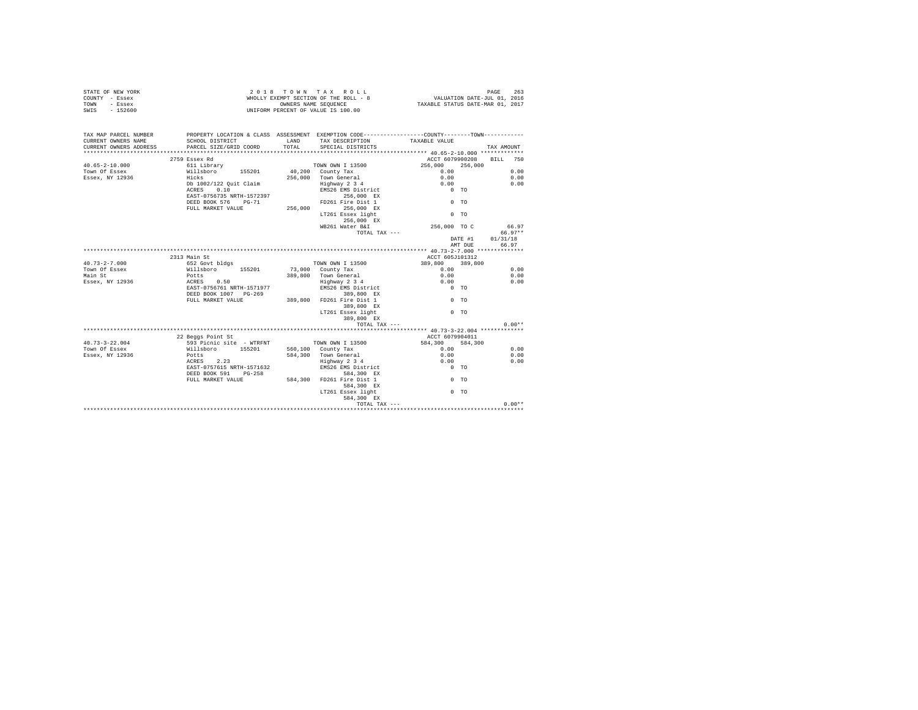STATE OF NEW YORK
COUNTY - Essex
TOWN - Essex
SWIS - 152600

2 0 1 8 T O W N T A X R O L L
WHOLLY EXEMPT SECTION OF THE ROLL - 8
OWNERS NAME SEQUENCE
UNIFORM PERCENT OF VALUE IS 100.00

VALUATION DATE-JUL 01, 2016
TAXABLE STATUS DATE-MAR 01, 2017

```
TAX MAP PARCEL NUMBER        PROPERTY LOCATION & CLASS  ASSESSMENT  EXEMPTION CODE-----------------COUNTY--------TOWN-----------
CURRENT OWNERS NAME          SCHOOL DISTRICT              LAND      TAX DESCRIPTION           TAXABLE VALUE
CURRENT OWNERS ADDRESS       PARCEL SIZE/GRID COORD       TOTAL     SPECIAL DISTRICTS                                    TAX AMOUNT
************************************************************************************************* 40.65-2-10.000 *************
                  2759 Essex Rd                                                            ACCT 6079900208     BILL  750
40.65-2-10.000          611 Library                                TOWN OWN I 13500             256,000    256,000
Town Of Essex           Willsboro      155201       40,200    County Tax                        0.00                  0.00
Essex, NY 12936         Hicks                          256,000    Town General                      0.00                  0.00
                        Db 1002/122 Quit Claim                   Highway 2 3 4                     0.00                  0.00
                        ACRES    0.10                            EMS26 EMS District                   0 TO
                        EAST-0756735 NRTH-1572397                     256,000 EX
                        DEED BOOK 576    PG-71                    FD261 Fire Dist 1                    0 TO
                        FULL MARKET VALUE            256,000          256,000 EX
                                                                  LT261 Essex light                    0 TO
                                                                       256,000 EX
                                                                  WB261 Water B&I                256,000 TO C          66.97
                                                                              TOTAL TAX ---                          66.97**
                                                                                                 DATE #1      01/31/18
                                                                                                 AMT DUE         66.97
************************************************************************************************** 40.73-2-7.000 **************
                  2313 Main St                                                             ACCT 605J101312
40.73-2-7.000           652 Govt bldgs                             TOWN OWN I 13500             389,800    389,800
Town Of Essex           Willsboro      155201       73,000    County Tax                        0.00                  0.00
Main St                 Potts                          389,800    Town General                      0.00                  0.00
Essex, NY 12936         ACRES    0.50                            Highway 2 3 4                     0.00                  0.00
                        EAST-0756761 NRTH-1571977                EMS26 EMS District                   0 TO
                        DEED BOOK 1007   PG-269                       389,800 EX
                        FULL MARKET VALUE            389,800  FD261 Fire Dist 1                    0 TO
                                                                       389,800 EX
                                                                  LT261 Essex light                    0 TO
                                                                       389,800 EX
                                                                              TOTAL TAX ---                           0.00**
************************************************************************************************* 40.73-3-22.004 *************
                  22 Beggs Point St                                                        ACCT 6079904011
40.73-3-22.004          593 Picnic site  - WTRFNT                  TOWN OWN I 13500             584,300    584,300
Town Of Essex           Willsboro      155201      560,100    County Tax                        0.00                  0.00
Essex, NY 12936         Potts                          584,300    Town General                      0.00                  0.00
                        ACRES    2.23                            Highway 2 3 4                     0.00                  0.00
                        EAST-0757615 NRTH-1571632                EMS26 EMS District                   0 TO
                        DEED BOOK 591    PG-258                       584,300 EX
                        FULL MARKET VALUE            584,300  FD261 Fire Dist 1                    0 TO
                                                                       584,300 EX
                                                                  LT261 Essex light                    0 TO
                                                                       584,300 EX
                                                                              TOTAL TAX ---                           0.00**
********************************************************************************************************************************
```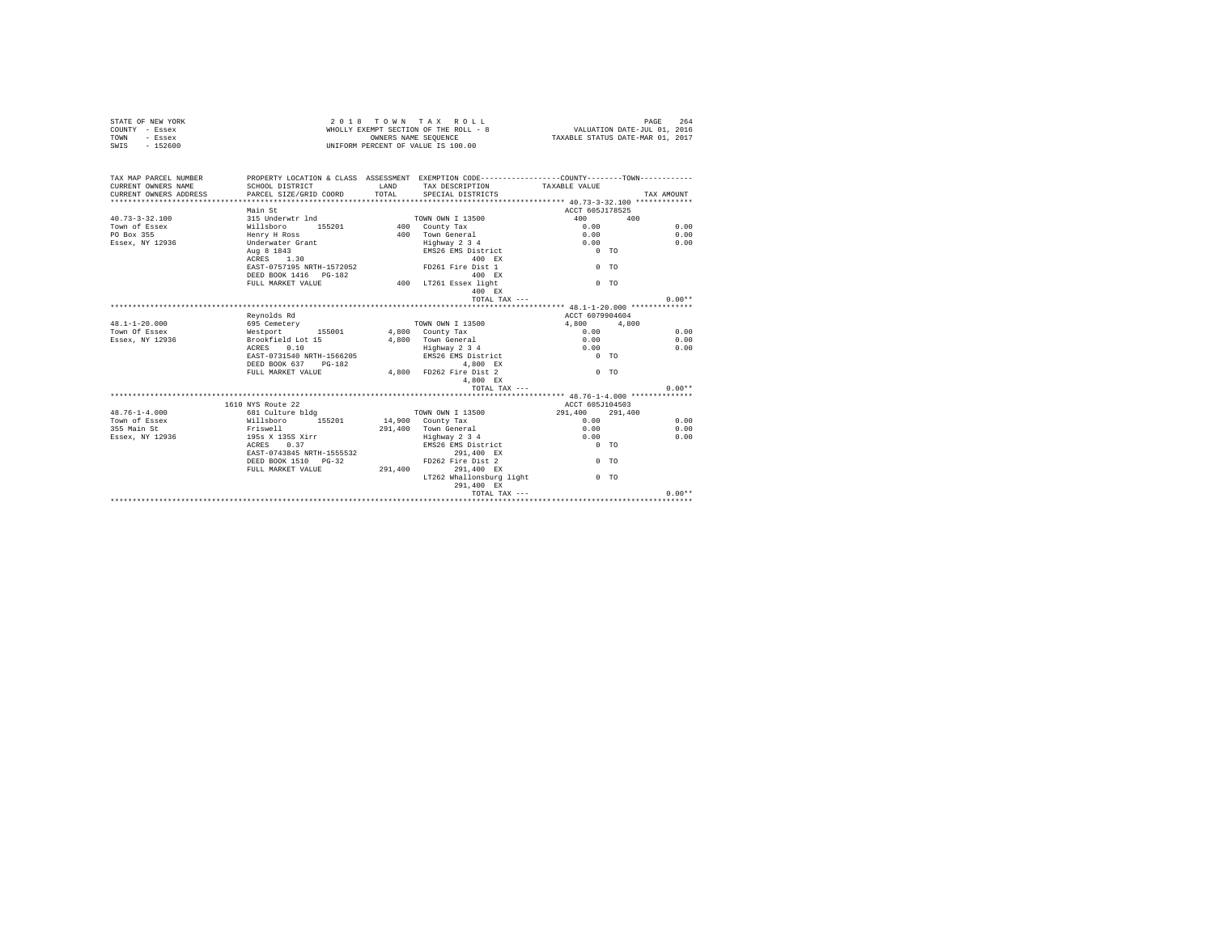STATE OF NEW YORK
COUNTY - Essex
TOWN - Essex
SWIS - 152600

2 0 1 8 T O W N T A X R O L L
WHOLLY EXEMPT SECTION OF THE ROLL - 8
OWNERS NAME SEQUENCE
UNIFORM PERCENT OF VALUE IS 100.00

VALUATION DATE-JUL 01, 2016
TAXABLE STATUS DATE-MAR 01, 2017

| TAX MAP PARCEL NUMBER / CURRENT OWNERS NAME / CURRENT OWNERS ADDRESS | PROPERTY LOCATION & CLASS / SCHOOL DISTRICT / PARCEL SIZE/GRID COORD | ASSESSMENT LAND / TOTAL | EXEMPTION CODE / TAX DESCRIPTION / SPECIAL DISTRICTS | COUNTY TAXABLE VALUE | TOWN | TAX AMOUNT |
|---|---|---|---|---|---|---|
| **40.73-3-32.100** | Main St | | | ACCT 605J178525 | | |
| 40.73-3-32.100 | 315 Underwtr lnd | | TOWN OWN I 13500 | 400 | 400 | |
| Town of Essex | Willsboro 155201 | 400 | County Tax | 0.00 | | 0.00 |
| PO Box 355 | Henry H Ross | 400 | Town General | 0.00 | | 0.00 |
| Essex, NY 12936 | Underwater Grant | | Highway 2 3 4 | 0.00 | | 0.00 |
| | Aug 8 1843 | | EMS26 EMS District | 0 TO | | |
| | ACRES 1.30 | | 400 EX | | | |
| | EAST-0757195 NRTH-1572052 | | FD261 Fire Dist 1 | 0 TO | | |
| | DEED BOOK 1416 PG-182 | | 400 EX | | | |
| | FULL MARKET VALUE | 400 | LT261 Essex light | 0 TO | | |
| | | | 400 EX | | | |
| | | | TOTAL TAX --- | | | 0.00** |
| **48.1-1-20.000** | Reynolds Rd | | | ACCT 6079904604 | | |
| 48.1-1-20.000 | 695 Cemetery | | TOWN OWN I 13500 | 4,800 | 4,800 | |
| Town Of Essex | Westport 155001 | 4,800 | County Tax | 0.00 | | 0.00 |
| Essex, NY 12936 | Brookfield Lot 15 | 4,800 | Town General | 0.00 | | 0.00 |
| | ACRES 0.10 | | Highway 2 3 4 | 0.00 | | 0.00 |
| | EAST-0731540 NRTH-1566205 | | EMS26 EMS District | 0 TO | | |
| | DEED BOOK 637 PG-182 | | 4,800 EX | | | |
| | FULL MARKET VALUE | 4,800 | FD262 Fire Dist 2 | 0 TO | | |
| | | | 4,800 EX | | | |
| | | | TOTAL TAX --- | | | 0.00** |
| **48.76-1-4.000** | 1610 NYS Route 22 | | | ACCT 605J104503 | | |
| 48.76-1-4.000 | 681 Culture bldg | | TOWN OWN I 13500 | 291,400 | 291,400 | |
| Town of Essex | Willsboro 155201 | 14,900 | County Tax | 0.00 | | 0.00 |
| 355 Main St | Friswell | 291,400 | Town General | 0.00 | | 0.00 |
| Essex, NY 12936 | 195s X 135S Xirr | | Highway 2 3 4 | 0.00 | | 0.00 |
| | ACRES 0.37 | | EMS26 EMS District | 0 TO | | |
| | EAST-0743845 NRTH-1555532 | | 291,400 EX | | | |
| | DEED BOOK 1510 PG-32 | | FD262 Fire Dist 2 | 0 TO | | |
| | FULL MARKET VALUE | 291,400 | 291,400 EX | | | |
| | | | LT262 Whallonsburg light | 0 TO | | |
| | | | 291,400 EX | | | |
| | | | TOTAL TAX --- | | | 0.00** |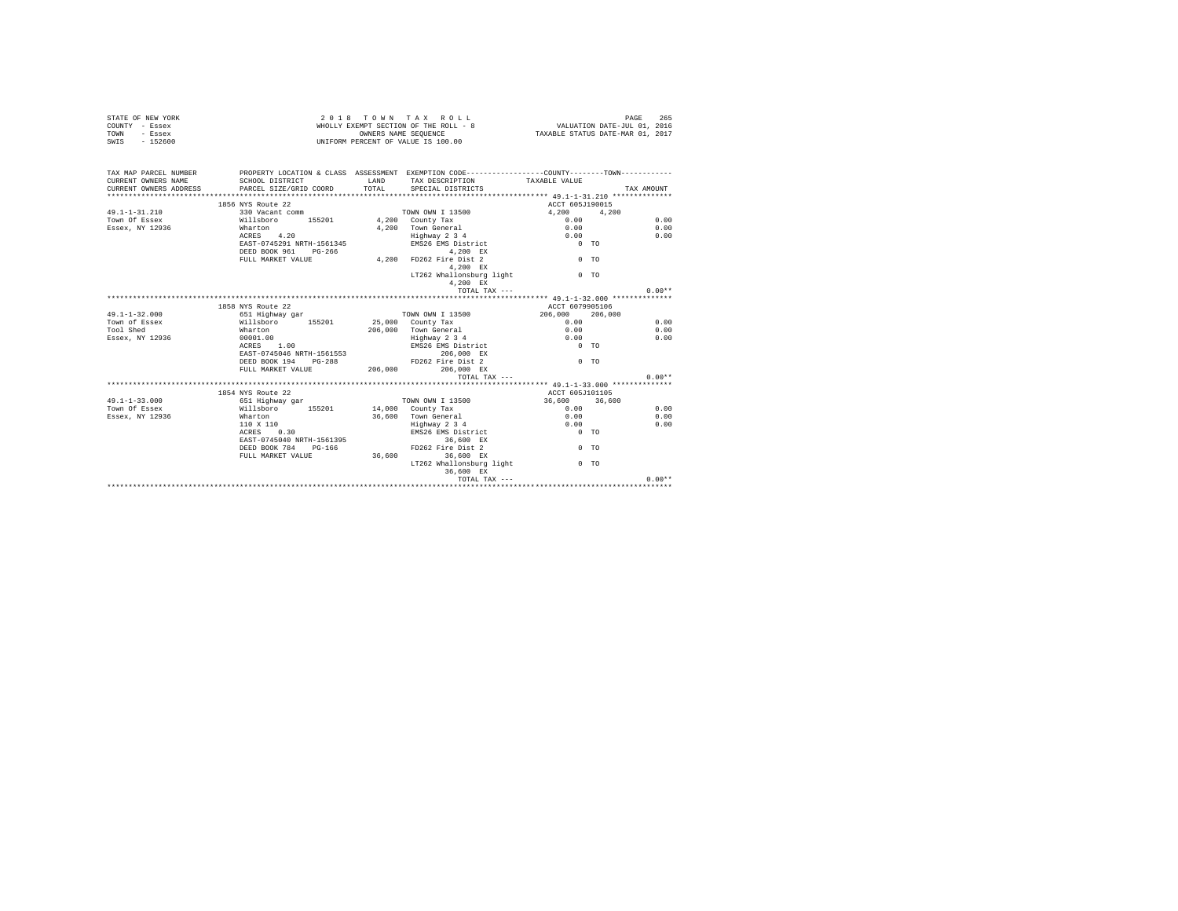STATE OF NEW YORK
COUNTY - Essex
TOWN - Essex
SWIS - 152600

2 0 1 8 T O W N T A X R O L L
WHOLLY EXEMPT SECTION OF THE ROLL - 8
OWNERS NAME SEQUENCE
UNIFORM PERCENT OF VALUE IS 100.00

VALUATION DATE-JUL 01, 2016
TAXABLE STATUS DATE-MAR 01, 2017

| TAX MAP PARCEL NUMBER / CURRENT OWNERS NAME / CURRENT OWNERS ADDRESS | PROPERTY LOCATION & CLASS / SCHOOL DISTRICT / PARCEL SIZE/GRID COORD | ASSESSMENT LAND / TOTAL | EXEMPTION CODE / TAX DESCRIPTION / SPECIAL DISTRICTS | COUNTY TAXABLE VALUE | TOWN | TAX AMOUNT |
|---|---|---|---|---|---|---|
| **49.1-1-31.210** | 1856 NYS Route 22 | | | ACCT 605J190015 | | |
| 49.1-1-31.210 | 330 Vacant comm | | TOWN OWN I 13500 | 4,200 | 4,200 | |
| Town Of Essex | Willsboro 155201 | 4,200 | County Tax | 0.00 | | 0.00 |
| Essex, NY 12936 | Wharton | 4,200 | Town General | 0.00 | | 0.00 |
| | ACRES 4.20 | | Highway 2 3 4 | 0.00 | | 0.00 |
| | EAST-0745291 NRTH-1561345 | | EMS26 EMS District | 0 TO | | |
| | DEED BOOK 961 PG-266 | | 4,200 EX | | | |
| | FULL MARKET VALUE | 4,200 | FD262 Fire Dist 2 | 0 TO | | |
| | | | 4,200 EX | | | |
| | | | LT262 Whallonsburg light | 0 TO | | |
| | | | 4,200 EX | | | |
| | | | TOTAL TAX --- | | | 0.00** |
| **49.1-1-32.000** | 1858 NYS Route 22 | | | ACCT 6079905106 | | |
| 49.1-1-32.000 | 651 Highway gar | | TOWN OWN I 13500 | 206,000 | 206,000 | |
| Town of Essex | Willsboro 155201 | 25,000 | County Tax | 0.00 | | 0.00 |
| Tool Shed | Wharton | 206,000 | Town General | 0.00 | | 0.00 |
| Essex, NY 12936 | 00001.00 | | Highway 2 3 4 | 0.00 | | 0.00 |
| | ACRES 1.00 | | EMS26 EMS District | 0 TO | | |
| | EAST-0745046 NRTH-1561553 | | 206,000 EX | | | |
| | DEED BOOK 194 PG-288 | | FD262 Fire Dist 2 | 0 TO | | |
| | FULL MARKET VALUE | 206,000 | 206,000 EX | | | |
| | | | TOTAL TAX --- | | | 0.00** |
| **49.1-1-33.000** | 1854 NYS Route 22 | | | ACCT 605J101105 | | |
| 49.1-1-33.000 | 651 Highway gar | | TOWN OWN I 13500 | 36,600 | 36,600 | |
| Town Of Essex | Willsboro 155201 | 14,000 | County Tax | 0.00 | | 0.00 |
| Essex, NY 12936 | Wharton | 36,600 | Town General | 0.00 | | 0.00 |
| | 110 X 110 | | Highway 2 3 4 | 0.00 | | 0.00 |
| | ACRES 0.30 | | EMS26 EMS District | 0 TO | | |
| | EAST-0745040 NRTH-1561395 | | 36,600 EX | | | |
| | DEED BOOK 784 PG-166 | | FD262 Fire Dist 2 | 0 TO | | |
| | FULL MARKET VALUE | 36,600 | 36,600 EX | | | |
| | | | LT262 Whallonsburg light | 0 TO | | |
| | | | 36,600 EX | | | |
| | | | TOTAL TAX --- | | | 0.00** |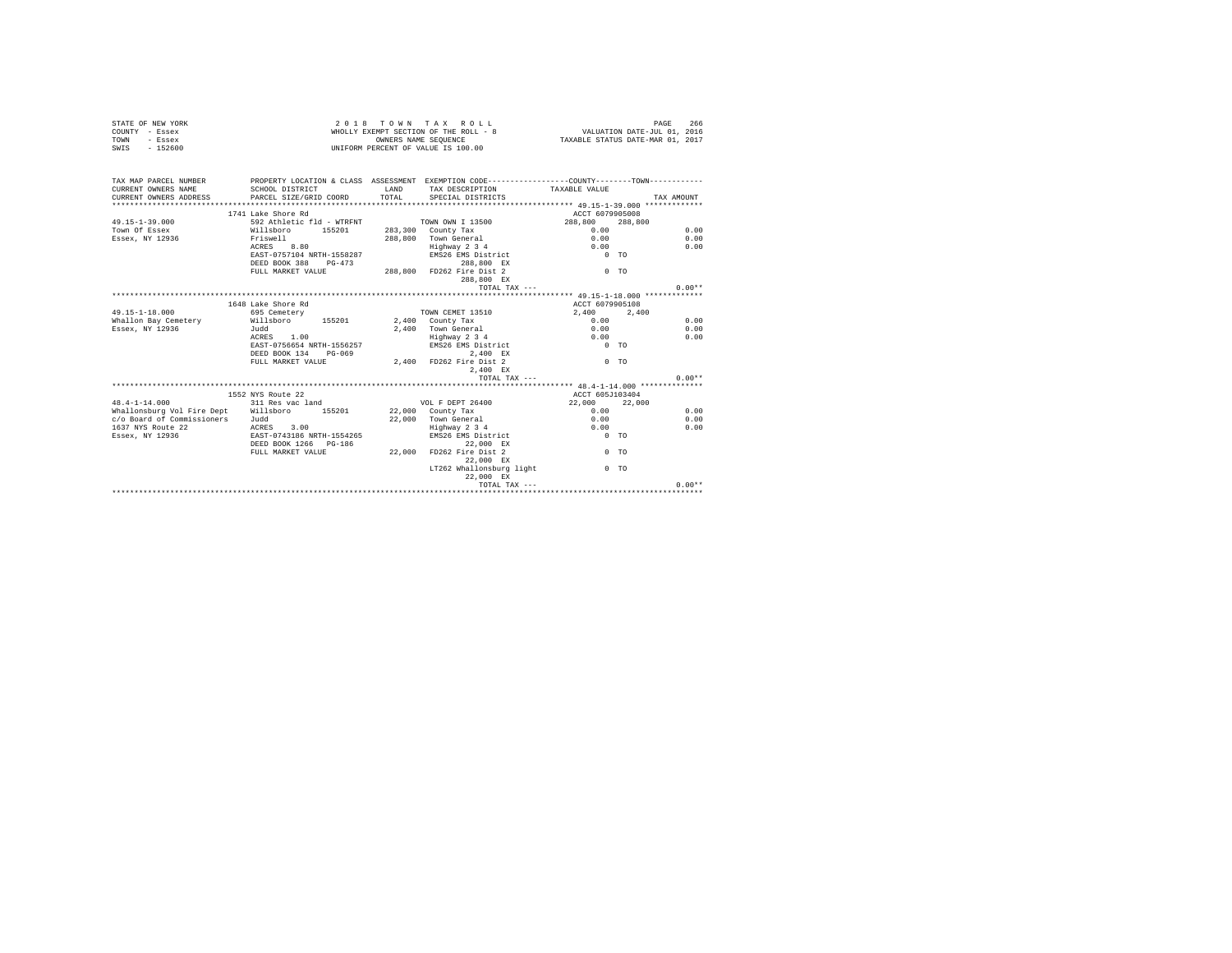STATE OF NEW YORK
COUNTY - Essex
TOWN - Essex
SWIS - 152600

2 0 1 8 T O W N T A X R O L L
WHOLLY EXEMPT SECTION OF THE ROLL - 8
OWNERS NAME SEQUENCE
UNIFORM PERCENT OF VALUE IS 100.00

VALUATION DATE-JUL 01, 2016
TAXABLE STATUS DATE-MAR 01, 2017

| TAX MAP PARCEL NUMBER / CURRENT OWNERS NAME / CURRENT OWNERS ADDRESS | PROPERTY LOCATION & CLASS / SCHOOL DISTRICT / PARCEL SIZE/GRID COORD | ASSESSMENT LAND / TOTAL | EXEMPTION CODE / TAX DESCRIPTION / SPECIAL DISTRICTS | COUNTY / TAXABLE VALUE | TOWN | TAX AMOUNT |
|---|---|---|---|---|---|---|
| 49.15-1-39.000 | 1741 Lake Shore Rd | | | ACCT 6079905008 | | |
| 49.15-1-39.000 | 592 Athletic fld - WTRFNT | | TOWN OWN I 13500 | 288,800 | 288,800 | |
| Town Of Essex | Willsboro 155201 | 283,300 | County Tax | 0.00 | | 0.00 |
| Essex, NY 12936 | Friswell | 288,800 | Town General | 0.00 | | 0.00 |
| | ACRES 8.80 | | Highway 2 3 4 | 0.00 | | 0.00 |
| | EAST-0757104 NRTH-1558287 | | EMS26 EMS District | 0 TO | | |
| | DEED BOOK 388 PG-473 | | 288,800 EX | | | |
| | FULL MARKET VALUE | 288,800 | FD262 Fire Dist 2 | 0 TO | | |
| | | | 288,800 EX | | | |
| | | | TOTAL TAX --- | | | 0.00** |
| 49.15-1-18.000 | 1648 Lake Shore Rd | | | ACCT 6079905108 | | |
| 49.15-1-18.000 | 695 Cemetery | | TOWN CEMET 13510 | 2,400 | 2,400 | |
| Whallon Bay Cemetery | Willsboro 155201 | 2,400 | County Tax | 0.00 | | 0.00 |
| Essex, NY 12936 | Judd | 2,400 | Town General | 0.00 | | 0.00 |
| | ACRES 1.00 | | Highway 2 3 4 | 0.00 | | 0.00 |
| | EAST-0756654 NRTH-1556257 | | EMS26 EMS District | 0 TO | | |
| | DEED BOOK 134 PG-069 | | 2,400 EX | | | |
| | FULL MARKET VALUE | 2,400 | FD262 Fire Dist 2 | 0 TO | | |
| | | | 2,400 EX | | | |
| | | | TOTAL TAX --- | | | 0.00** |
| 48.4-1-14.000 | 1552 NYS Route 22 | | | ACCT 605J103404 | | |
| 48.4-1-14.000 | 311 Res vac land | | VOL F DEPT 26400 | 22,000 | 22,000 | |
| Whallonsburg Vol Fire Dept | Willsboro 155201 | 22,000 | County Tax | 0.00 | | 0.00 |
| c/o Board of Commissioners | Judd | 22,000 | Town General | 0.00 | | 0.00 |
| 1637 NYS Route 22 | ACRES 3.00 | | Highway 2 3 4 | 0.00 | | 0.00 |
| Essex, NY 12936 | EAST-0743186 NRTH-1554265 | | EMS26 EMS District | 0 TO | | |
| | DEED BOOK 1266 PG-186 | | 22,000 EX | | | |
| | FULL MARKET VALUE | 22,000 | FD262 Fire Dist 2 | 0 TO | | |
| | | | 22,000 EX | | | |
| | | | LT262 Whallonsburg light | 0 TO | | |
| | | | 22,000 EX | | | |
| | | | TOTAL TAX --- | | | 0.00** |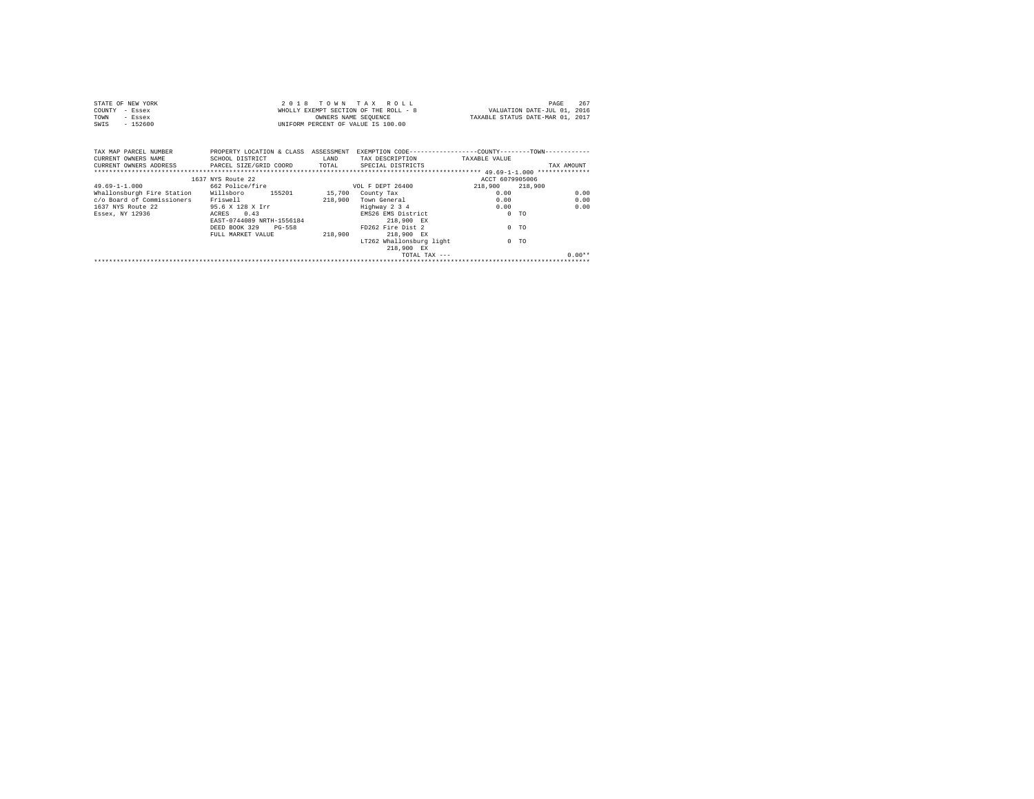STATE OF NEW YORK
COUNTY - Essex
TOWN - Essex
SWIS - 152600

2018 TOWN TAX ROLL
WHOLLY EXEMPT SECTION OF THE ROLL - 8
OWNERS NAME SEQUENCE
UNIFORM PERCENT OF VALUE IS 100.00

VALUATION DATE-JUL 01, 2016
TAXABLE STATUS DATE-MAR 01, 2017

| TAX MAP PARCEL NUMBER / CURRENT OWNERS NAME / CURRENT OWNERS ADDRESS | PROPERTY LOCATION & CLASS / SCHOOL DISTRICT / PARCEL SIZE/GRID COORD | ASSESSMENT LAND / TOTAL | EXEMPTION CODE / TAX DESCRIPTION / SPECIAL DISTRICTS | COUNTY TAXABLE VALUE | TOWN | TAX AMOUNT |
|---|---|---|---|---|---|---|
| | 1637 NYS Route 22 | | | ACCT 6079905006 | | |
| 49.69-1-1.000 | 662 Police/fire | | VOL F DEPT 26400 | 218,900 | 218,900 | |
| Whallonsburgh Fire Station | Willsboro 155201 | 15,700 | County Tax | 0.00 | | 0.00 |
| c/o Board of Commissioners | Friswell | 218,900 | Town General | 0.00 | | 0.00 |
| 1637 NYS Route 22 | 95.6 X 128 X Irr | | Highway 2 3 4 | 0.00 | | 0.00 |
| Essex, NY 12936 | ACRES 0.43 | | EMS26 EMS District | 0 TO | | |
| | EAST-0744089 NRTH-1556184 | | 218,900 EX | | | |
| | DEED BOOK 329 PG-558 | | FD262 Fire Dist 2 | 0 TO | | |
| | FULL MARKET VALUE | 218,900 | 218,900 EX | | | |
| | | | LT262 Whallonsburg light | 0 TO | | |
| | | | 218,900 EX | | | |
| | | | TOTAL TAX --- | | | 0.00** |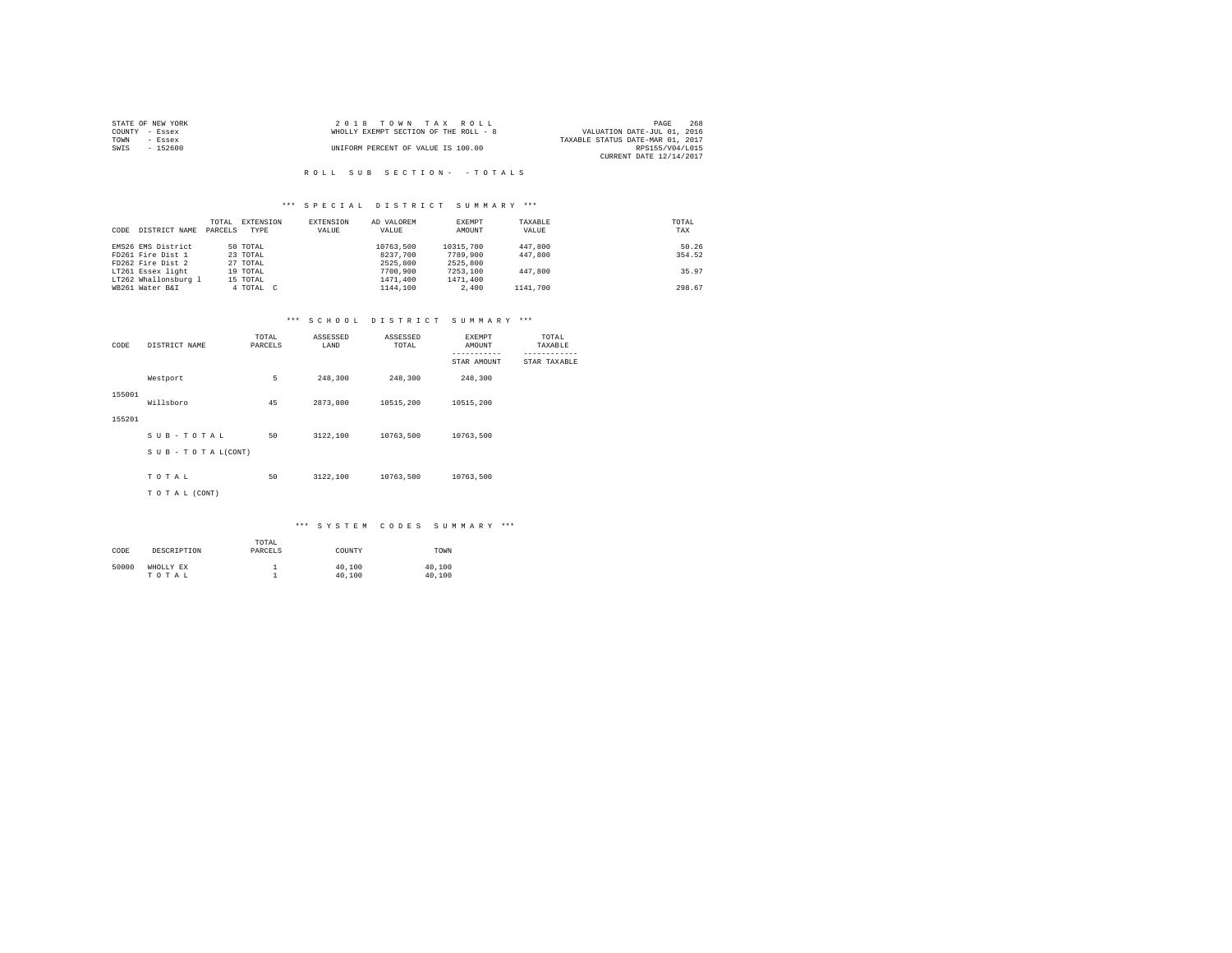STATE OF NEW YORK
COUNTY - Essex
TOWN - Essex
SWIS - 152600

2 0 1 8 T O W N T A X R O L L
WHOLLY EXEMPT SECTION OF THE ROLL - 8
UNIFORM PERCENT OF VALUE IS 100.00

VALUATION DATE-JUL 01, 2016
TAXABLE STATUS DATE-MAR 01, 2017
RPS155/V04/L015
CURRENT DATE 12/14/2017

R O L L S U B S E C T I O N - - T O T A L S

*** S P E C I A L D I S T R I C T S U M M A R Y ***

| CODE | DISTRICT NAME | TOTAL PARCELS | EXTENSION TYPE | EXTENSION VALUE | AD VALOREM VALUE | EXEMPT AMOUNT | TAXABLE VALUE | TOTAL TAX |
|---|---|---|---|---|---|---|---|---|
| EMS26 | EMS District | 50 | TOTAL | | 10763,500 | 10315,700 | 447,800 | 50.26 |
| FD261 | Fire Dist 1 | 23 | TOTAL | | 8237,700 | 7789,900 | 447,800 | 354.52 |
| FD262 | Fire Dist 2 | 27 | TOTAL | | 2525,800 | 2525,800 | | |
| LT261 | Essex light | 19 | TOTAL | | 7700,900 | 7253,100 | 447,800 | 35.97 |
| LT262 | Whallonsburg l | 15 | TOTAL | | 1471,400 | 1471,400 | | |
| WB261 | Water B&I | 4 | TOTAL C | | 1144,100 | 2,400 | 1141,700 | 298.67 |

*** S C H O O L D I S T R I C T S U M M A R Y ***

| CODE | DISTRICT NAME | TOTAL PARCELS | ASSESSED LAND | ASSESSED TOTAL | EXEMPT AMOUNT / STAR AMOUNT | TOTAL TAXABLE / STAR TAXABLE |
|---|---|---|---|---|---|---|
| 155001 | Westport | 5 | 248,300 | 248,300 | 248,300 | |
| 155201 | Willsboro | 45 | 2873,800 | 10515,200 | 10515,200 | |
| | S U B - T O T A L | 50 | 3122,100 | 10763,500 | 10763,500 | |
| | S U B - T O T A L(CONT) | | | | | |
| | T O T A L | 50 | 3122,100 | 10763,500 | 10763,500 | |
| | T O T A L (CONT) | | | | | |

*** S Y S T E M C O D E S S U M M A R Y ***

| CODE | DESCRIPTION | TOTAL PARCELS | COUNTY | TOWN |
|---|---|---|---|---|
| 50000 | WHOLLY EX | 1 | 40,100 | 40,100 |
| | T O T A L | 1 | 40,100 | 40,100 |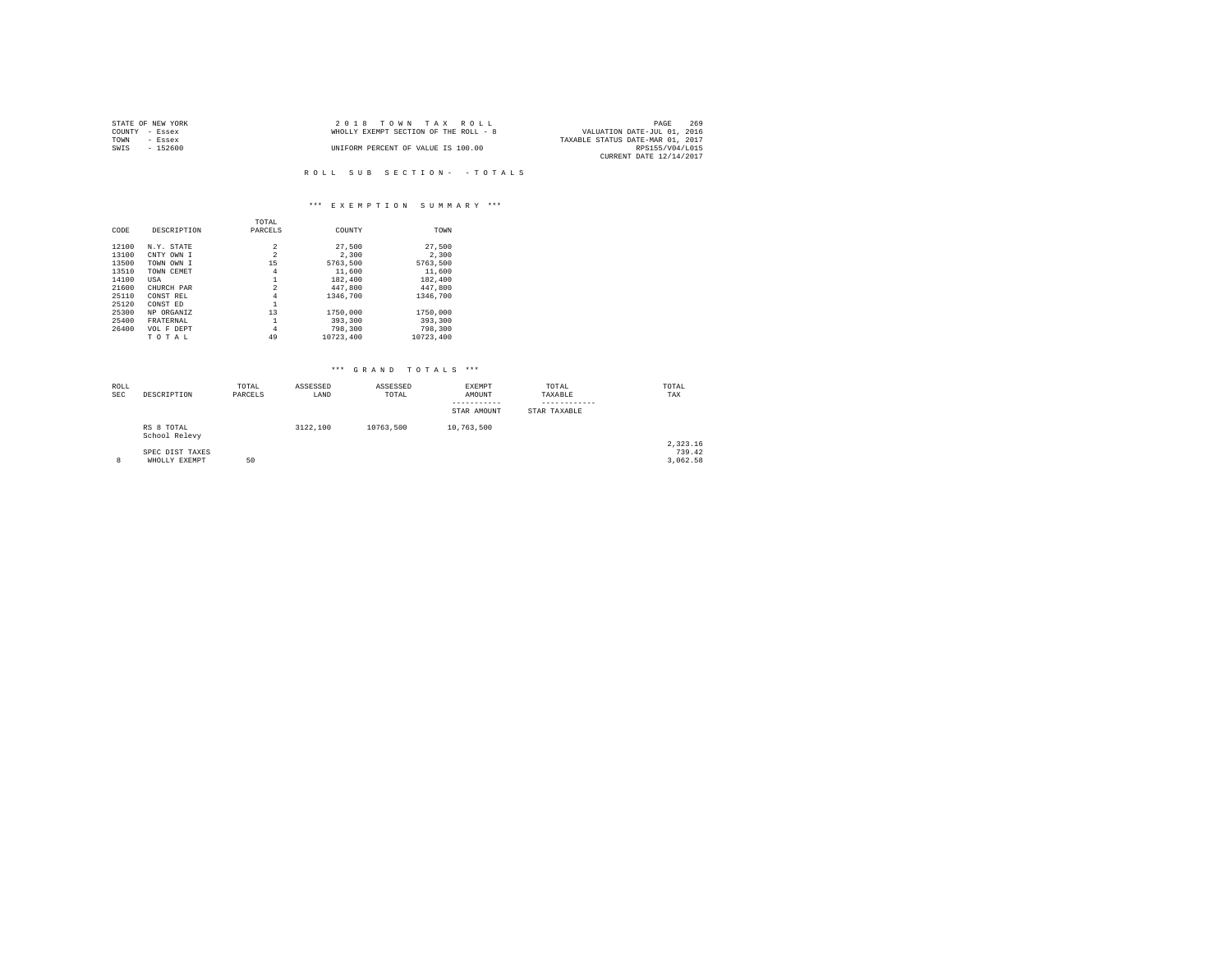STATE OF NEW YORK
COUNTY - Essex
TOWN - Essex
SWIS - 152600

2 0 1 8 T O W N T A X R O L L
WHOLLY EXEMPT SECTION OF THE ROLL - 8
UNIFORM PERCENT OF VALUE IS 100.00

VALUATION DATE-JUL 01, 2016
TAXABLE STATUS DATE-MAR 01, 2017
RPS155/V04/L015
CURRENT DATE 12/14/2017

R O L L S U B S E C T I O N - - T O T A L S

*** E X E M P T I O N S U M M A R Y ***

| CODE | DESCRIPTION | TOTAL PARCELS | COUNTY | TOWN |
|---|---|---|---|---|
| 12100 | N.Y. STATE | 2 | 27,500 | 27,500 |
| 13100 | CNTY OWN I | 2 | 2,300 | 2,300 |
| 13500 | TOWN OWN I | 15 | 5763,500 | 5763,500 |
| 13510 | TOWN CEMET | 4 | 11,600 | 11,600 |
| 14100 | USA | 1 | 182,400 | 182,400 |
| 21600 | CHURCH PAR | 2 | 447,800 | 447,800 |
| 25110 | CONST REL | 4 | 1346,700 | 1346,700 |
| 25120 | CONST ED | 1 | | |
| 25300 | NP ORGANIZ | 13 | 1750,000 | 1750,000 |
| 25400 | FRATERNAL | 1 | 393,300 | 393,300 |
| 26400 | VOL F DEPT | 4 | 798,300 | 798,300 |
| | T O T A L | 49 | 10723,400 | 10723,400 |

*** G R A N D T O T A L S ***

| ROLL SEC | DESCRIPTION | TOTAL PARCELS | ASSESSED LAND | ASSESSED TOTAL | EXEMPT AMOUNT / STAR AMOUNT | TOTAL TAXABLE / STAR TAXABLE | TOTAL TAX |
|---|---|---|---|---|---|---|---|
| | RS 8 TOTAL | | 3122,100 | 10763,500 | 10,763,500 | | |
| | School Relevy | | | | | | 2,323.16 |
| | SPEC DIST TAXES | | | | | | 739.42 |
| 8 | WHOLLY EXEMPT | 50 | | | | | 3,062.58 |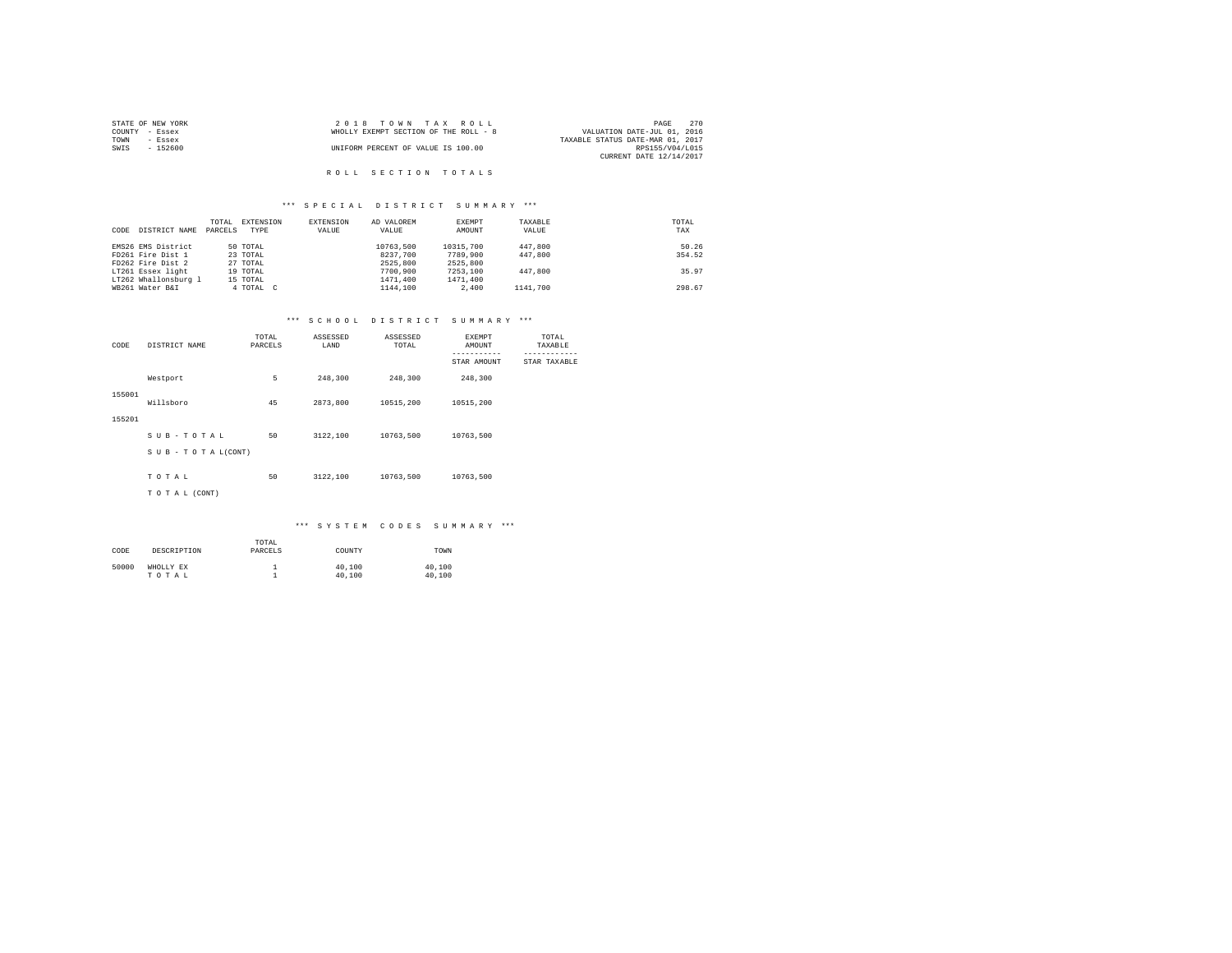STATE OF NEW YORK
COUNTY - Essex
TOWN - Essex
SWIS - 152600

2018 TOWN TAX ROLL
WHOLLY EXEMPT SECTION OF THE ROLL - 8
UNIFORM PERCENT OF VALUE IS 100.00

VALUATION DATE-JUL 01, 2016
TAXABLE STATUS DATE-MAR 01, 2017
RPS155/V04/L015
CURRENT DATE 12/14/2017

## ROLL SECTION TOTALS

### *** SPECIAL DISTRICT SUMMARY ***

| CODE | DISTRICT NAME | TOTAL PARCELS | EXTENSION TYPE | EXTENSION VALUE | AD VALOREM VALUE | EXEMPT AMOUNT | TAXABLE VALUE | TOTAL TAX |
|---|---|---|---|---|---|---|---|---|
| EMS26 | EMS District | 50 | TOTAL | | 10763,500 | 10315,700 | 447,800 | 50.26 |
| FD261 | Fire Dist 1 | 23 | TOTAL | | 8237,700 | 7789,900 | 447,800 | 354.52 |
| FD262 | Fire Dist 2 | 27 | TOTAL | | 2525,800 | 2525,800 | | |
| LT261 | Essex light | 19 | TOTAL | | 7700,900 | 7253,100 | 447,800 | 35.97 |
| LT262 | Whallonsburg l | 15 | TOTAL | | 1471,400 | 1471,400 | | |
| WB261 | Water B&I | 4 | TOTAL C | | 1144,100 | 2,400 | 1141,700 | 298.67 |

### *** SCHOOL DISTRICT SUMMARY ***

| CODE | DISTRICT NAME | TOTAL PARCELS | ASSESSED LAND | ASSESSED TOTAL | EXEMPT AMOUNT / STAR AMOUNT | TOTAL TAXABLE / STAR TAXABLE |
|---|---|---|---|---|---|---|
| 155001 | Westport | 5 | 248,300 | 248,300 | 248,300 | |
| 155201 | Willsboro | 45 | 2873,800 | 10515,200 | 10515,200 | |
| | SUB-TOTAL | 50 | 3122,100 | 10763,500 | 10763,500 | |
| | SUB-TOTAL(CONT) | | | | | |
| | TOTAL | 50 | 3122,100 | 10763,500 | 10763,500 | |
| | TOTAL (CONT) | | | | | |

### *** SYSTEM CODES SUMMARY ***

| CODE | DESCRIPTION | TOTAL PARCELS | COUNTY | TOWN |
|---|---|---|---|---|
| 50000 | WHOLLY EX | 1 | 40,100 | 40,100 |
| | TOTAL | 1 | 40,100 | 40,100 |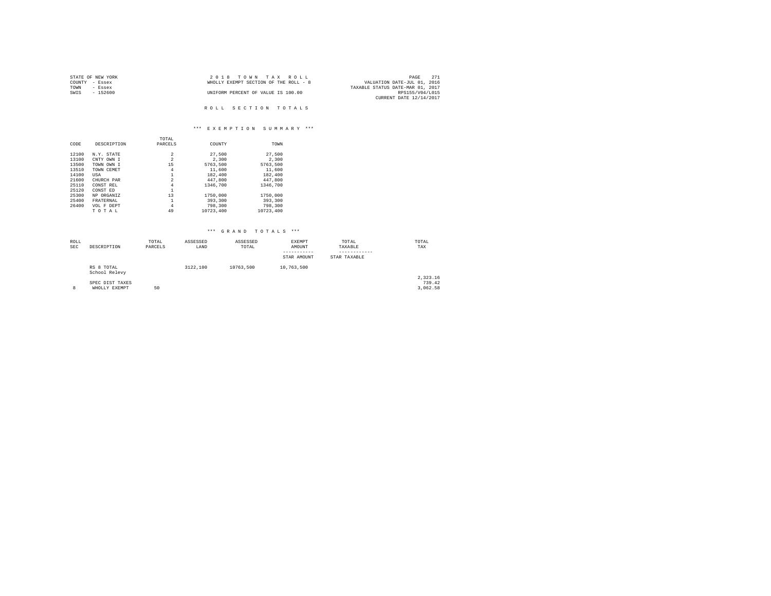STATE OF NEW YORK
COUNTY - Essex
TOWN - Essex
SWIS - 152600

2 0 1 8 T O W N T A X R O L L
WHOLLY EXEMPT SECTION OF THE ROLL - 8

UNIFORM PERCENT OF VALUE IS 100.00

VALUATION DATE-JUL 01, 2016
TAXABLE STATUS DATE-MAR 01, 2017
RPS155/V04/L015
CURRENT DATE 12/14/2017

## R O L L S E C T I O N T O T A L S

### *** E X E M P T I O N S U M M A R Y ***

| CODE | DESCRIPTION | TOTAL PARCELS | COUNTY | TOWN |
|---|---|---|---|---|
| 12100 | N.Y. STATE | 2 | 27,500 | 27,500 |
| 13100 | CNTY OWN I | 2 | 2,300 | 2,300 |
| 13500 | TOWN OWN I | 15 | 5763,500 | 5763,500 |
| 13510 | TOWN CEMET | 4 | 11,600 | 11,600 |
| 14100 | USA | 1 | 182,400 | 182,400 |
| 21600 | CHURCH PAR | 2 | 447,800 | 447,800 |
| 25110 | CONST REL | 4 | 1346,700 | 1346,700 |
| 25120 | CONST ED | 1 | | |
| 25300 | NP ORGANIZ | 13 | 1750,000 | 1750,000 |
| 25400 | FRATERNAL | 1 | 393,300 | 393,300 |
| 26400 | VOL F DEPT | 4 | 798,300 | 798,300 |
| | T O T A L | 49 | 10723,400 | 10723,400 |

### *** G R A N D T O T A L S ***

| ROLL SEC | DESCRIPTION | TOTAL PARCELS | ASSESSED LAND | ASSESSED TOTAL | EXEMPT AMOUNT ----------- STAR AMOUNT | TOTAL TAXABLE ------------ STAR TAXABLE | TOTAL TAX |
|---|---|---|---|---|---|---|---|
| | RS 8 TOTAL | | 3122,100 | 10763,500 | 10,763,500 | | |
| | School Relevy | | | | | | 2,323.16 |
| | SPEC DIST TAXES | | | | | | 739.42 |
| 8 | WHOLLY EXEMPT | 50 | | | | | 3,062.58 |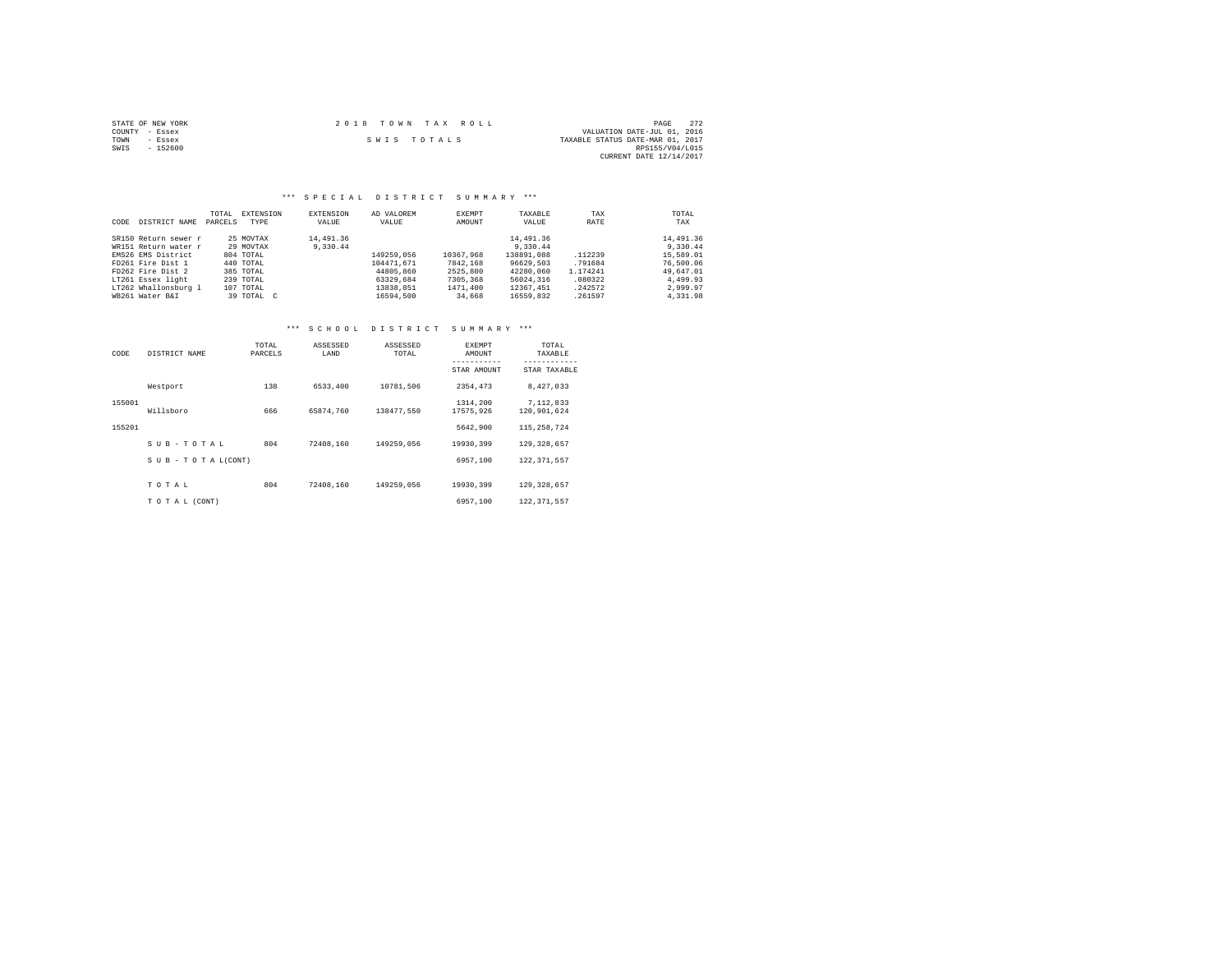STATE OF NEW YORK
COUNTY - Essex
TOWN - Essex
SWIS - 152600

2018 TOWN TAX ROLL

SWIS TOTALS

VALUATION DATE-JUL 01, 2016
TAXABLE STATUS DATE-MAR 01, 2017
RPS155/V04/L015
CURRENT DATE 12/14/2017

## *** SPECIAL DISTRICT SUMMARY ***

| CODE DISTRICT NAME | TOTAL PARCELS | EXTENSION TYPE | EXTENSION VALUE | AD VALOREM VALUE | EXEMPT AMOUNT | TAXABLE VALUE | TAX RATE | TOTAL TAX |
|---|---|---|---|---|---|---|---|---|
| SR150 Return sewer r | 25 | MOVTAX | 14,491.36 | | | 14,491.36 | | 14,491.36 |
| WR151 Return water r | 29 | MOVTAX | 9,330.44 | | | 9,330.44 | | 9,330.44 |
| EMS26 EMS District | 804 | TOTAL | | 149259,056 | 10367,968 | 138891,088 | .112239 | 15,589.01 |
| FD261 Fire Dist 1 | 440 | TOTAL | | 104471,671 | 7842,168 | 96629,503 | .791684 | 76,500.06 |
| FD262 Fire Dist 2 | 385 | TOTAL | | 44805,860 | 2525,800 | 42280,060 | 1.174241 | 49,647.01 |
| LT261 Essex light | 239 | TOTAL | | 63329,684 | 7305,368 | 56024,316 | .080322 | 4,499.93 |
| LT262 Whallonsburg l | 107 | TOTAL | | 13838,851 | 1471,400 | 12367,451 | .242572 | 2,999.97 |
| WB261 Water B&I | 39 | TOTAL C | | 16594,500 | 34,668 | 16559,832 | .261597 | 4,331.98 |

## *** SCHOOL DISTRICT SUMMARY ***

| CODE | DISTRICT NAME | TOTAL PARCELS | ASSESSED LAND | ASSESSED TOTAL | EXEMPT AMOUNT / STAR AMOUNT | TOTAL TAXABLE / STAR TAXABLE |
|---|---|---|---|---|---|---|
| | Westport | 138 | 6533,400 | 10781,506 | 2354,473 | 8,427,033 |
| 155001 | | | | | 1314,200 | 7,112,833 |
| | Willsboro | 666 | 65874,760 | 138477,550 | 17575,926 | 120,901,624 |
| 155201 | | | | | 5642,900 | 115,258,724 |
| | SUB-TOTAL | 804 | 72408,160 | 149259,056 | 19930,399 | 129,328,657 |
| | SUB-TOTAL(CONT) | | | | 6957,100 | 122,371,557 |
| | TOTAL | 804 | 72408,160 | 149259,056 | 19930,399 | 129,328,657 |
| | TOTAL (CONT) | | | | 6957,100 | 122,371,557 |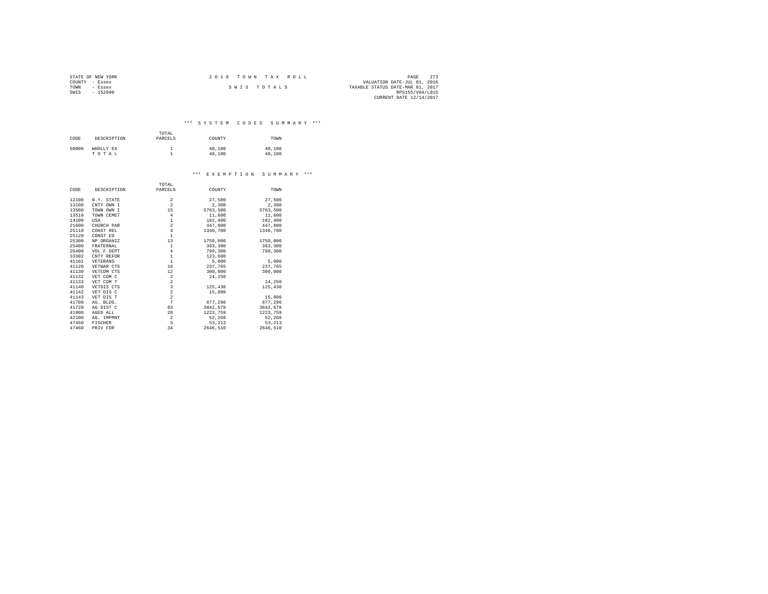STATE OF NEW YORK
COUNTY - Essex
TOWN - Essex
SWIS - 152600

2018 TOWN TAX ROLL

SWIS TOTALS

PAGE 273
VALUATION DATE-JUL 01, 2016
TAXABLE STATUS DATE-MAR 01, 2017
RPS155/V04/L015
CURRENT DATE 12/14/2017

### *** SYSTEM CODES SUMMARY ***

| CODE | DESCRIPTION | TOTAL PARCELS | COUNTY | TOWN |
|---|---|---|---|---|
| 50000 | WHOLLY EX | 1 | 40,100 | 40,100 |
| | TOTAL | 1 | 40,100 | 40,100 |

### *** EXEMPTION SUMMARY ***

| CODE | DESCRIPTION | TOTAL PARCELS | COUNTY | TOWN |
|---|---|---|---|---|
| 12100 | N.Y. STATE | 2 | 27,500 | 27,500 |
| 13100 | CNTY OWN I | 2 | 2,300 | 2,300 |
| 13500 | TOWN OWN I | 15 | 5763,500 | 5763,500 |
| 13510 | TOWN CEMET | 4 | 11,600 | 11,600 |
| 14100 | USA | 1 | 182,400 | 182,400 |
| 21600 | CHURCH PAR | 2 | 447,800 | 447,800 |
| 25110 | CONST REL | 4 | 1346,700 | 1346,700 |
| 25120 | CONST ED | 1 | | |
| 25300 | NP ORGANIZ | 13 | 1750,000 | 1750,000 |
| 25400 | FRATERNAL | 1 | 393,300 | 393,300 |
| 26400 | VOL F DEPT | 4 | 798,300 | 798,300 |
| 33302 | CNTY REFOR | 1 | 123,600 | |
| 41101 | VETERANS | 1 | 5,000 | 5,000 |
| 41120 | VETWAR CTS | 16 | 237,765 | 237,765 |
| 41130 | VETCOM CTS | 12 | 300,000 | 300,000 |
| 41132 | VET COM C | 2 | 24,250 | |
| 41133 | VET COM T | 2 | | 24,250 |
| 41140 | VETDIS CTS | 3 | 125,430 | 125,430 |
| 41142 | VET DIS C | 2 | 15,800 | |
| 41143 | VET DIS T | 2 | | 15,800 |
| 41700 | AG. BLDG. | 7 | 677,296 | 677,296 |
| 41720 | AG DIST C | 83 | 3842,678 | 3842,678 |
| 41800 | AGED ALL | 20 | 1223,759 | 1223,759 |
| 42100 | AG. IMPMNT | 2 | 52,268 | 52,268 |
| 47450 | FISCHER | 3 | 53,213 | 53,213 |
| 47460 | PRIV FOR | 34 | 2646,510 | 2646,510 |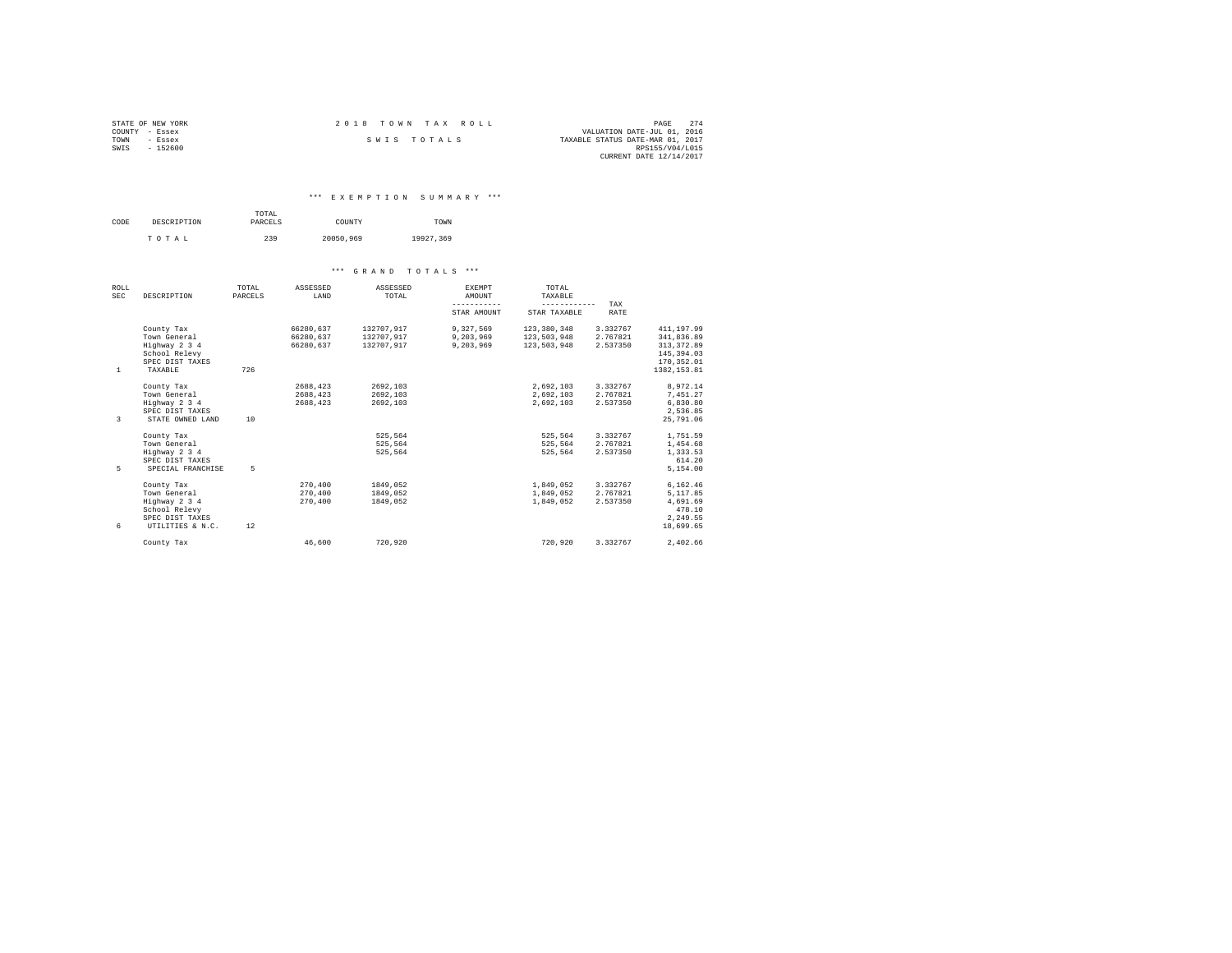STATE OF NEW YORK
COUNTY - Essex
TOWN - Essex
SWIS - 152600

# 2018 TOWN TAX ROLL

SWIS TOTALS

VALUATION DATE-JUL 01, 2016
TAXABLE STATUS DATE-MAR 01, 2017
RPS155/V04/L015
CURRENT DATE 12/14/2017

## *** EXEMPTION SUMMARY ***

| CODE | DESCRIPTION | TOTAL PARCELS | COUNTY | TOWN |
|---|---|---|---|---|
| | T O T A L | 239 | 20050,969 | 19927,369 |

## *** GRAND TOTALS ***

| ROLL SEC | DESCRIPTION | TOTAL PARCELS | ASSESSED LAND | ASSESSED TOTAL | EXEMPT AMOUNT ----------- STAR AMOUNT | TOTAL TAXABLE ------------ STAR TAXABLE | TAX RATE | |
|---|---|---|---|---|---|---|---|---|
| | County Tax | | 66280,637 | 132707,917 | 9,327,569 | 123,380,348 | 3.332767 | 411,197.99 |
| | Town General | | 66280,637 | 132707,917 | 9,203,969 | 123,503,948 | 2.767821 | 341,836.89 |
| | Highway 2 3 4 | | 66280,637 | 132707,917 | 9,203,969 | 123,503,948 | 2.537350 | 313,372.89 |
| | School Relevy | | | | | | | 145,394.03 |
| | SPEC DIST TAXES | | | | | | | 170,352.01 |
| 1 | TAXABLE | 726 | | | | | | 1382,153.81 |
| | County Tax | | 2688,423 | 2692,103 | | 2,692,103 | 3.332767 | 8,972.14 |
| | Town General | | 2688,423 | 2692,103 | | 2,692,103 | 2.767821 | 7,451.27 |
| | Highway 2 3 4 | | 2688,423 | 2692,103 | | 2,692,103 | 2.537350 | 6,830.80 |
| | SPEC DIST TAXES | | | | | | | 2,536.85 |
| 3 | STATE OWNED LAND | 10 | | | | | | 25,791.06 |
| | County Tax | | | 525,564 | | 525,564 | 3.332767 | 1,751.59 |
| | Town General | | | 525,564 | | 525,564 | 2.767821 | 1,454.68 |
| | Highway 2 3 4 | | | 525,564 | | 525,564 | 2.537350 | 1,333.53 |
| | SPEC DIST TAXES | | | | | | | 614.20 |
| 5 | SPECIAL FRANCHISE | 5 | | | | | | 5,154.00 |
| | County Tax | | 270,400 | 1849,052 | | 1,849,052 | 3.332767 | 6,162.46 |
| | Town General | | 270,400 | 1849,052 | | 1,849,052 | 2.767821 | 5,117.85 |
| | Highway 2 3 4 | | 270,400 | 1849,052 | | 1,849,052 | 2.537350 | 4,691.69 |
| | School Relevy | | | | | | | 478.10 |
| | SPEC DIST TAXES | | | | | | | 2,249.55 |
| 6 | UTILITIES & N.C. | 12 | | | | | | 18,699.65 |
| | County Tax | | 46,600 | 720,920 | | 720,920 | 3.332767 | 2,402.66 |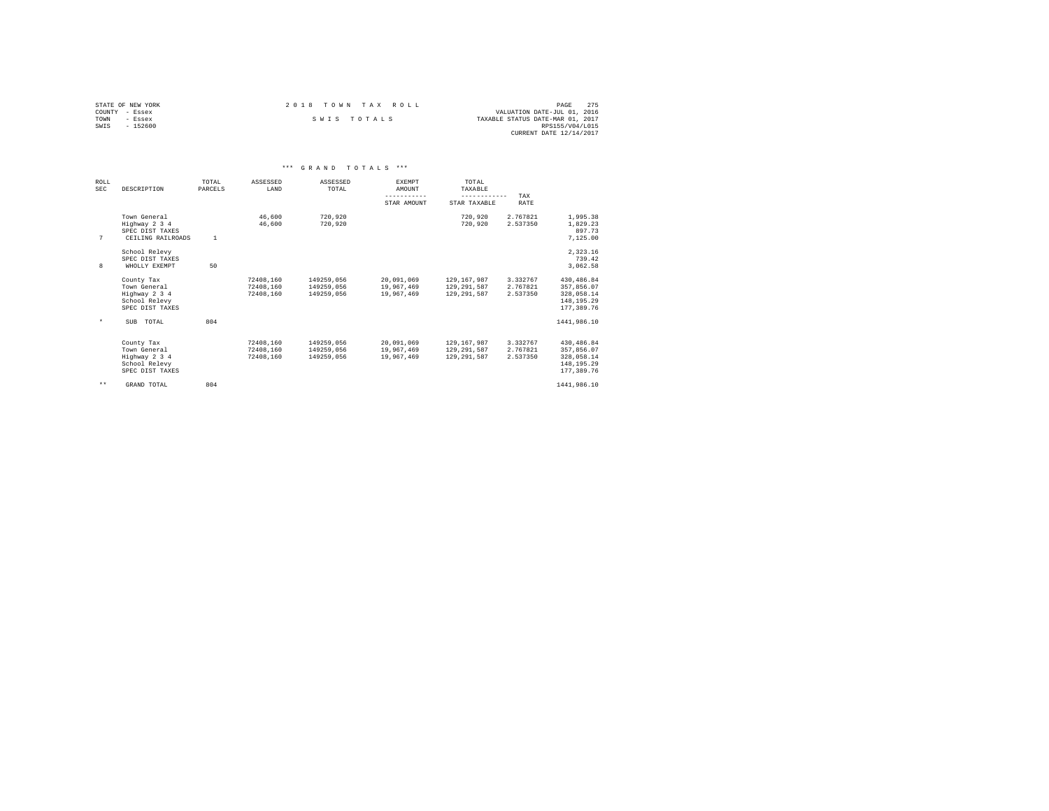STATE OF NEW YORK
COUNTY - Essex
TOWN - Essex
SWIS - 152600

# 2 0 1 8 T O W N T A X R O L L

S W I S T O T A L S

VALUATION DATE-JUL 01, 2016
TAXABLE STATUS DATE-MAR 01, 2017
RPS155/V04/L015
CURRENT DATE 12/14/2017

## *** G R A N D T O T A L S ***

| ROLL SEC | DESCRIPTION | TOTAL PARCELS | ASSESSED LAND | ASSESSED TOTAL | EXEMPT AMOUNT ----------- STAR AMOUNT | TOTAL TAXABLE ------------ STAR TAXABLE | TAX RATE | |
|---|---|---|---|---|---|---|---|---|
| | Town General | | 46,600 | 720,920 | | 720,920 | 2.767821 | 1,995.38 |
| | Highway 2 3 4 | | 46,600 | 720,920 | | 720,920 | 2.537350 | 1,829.23 |
| | SPEC DIST TAXES | | | | | | | 897.73 |
| 7 | CEILING RAILROADS | 1 | | | | | | 7,125.00 |
| | School Relevy | | | | | | | 2,323.16 |
| | SPEC DIST TAXES | | | | | | | 739.42 |
| 8 | WHOLLY EXEMPT | 50 | | | | | | 3,062.58 |
| | County Tax | | 72408,160 | 149259,056 | 20,091,069 | 129,167,987 | 3.332767 | 430,486.84 |
| | Town General | | 72408,160 | 149259,056 | 19,967,469 | 129,291,587 | 2.767821 | 357,856.07 |
| | Highway 2 3 4 | | 72408,160 | 149259,056 | 19,967,469 | 129,291,587 | 2.537350 | 328,058.14 |
| | School Relevy | | | | | | | 148,195.29 |
| | SPEC DIST TAXES | | | | | | | 177,389.76 |
| * | SUB TOTAL | 804 | | | | | | 1441,986.10 |
| | County Tax | | 72408,160 | 149259,056 | 20,091,069 | 129,167,987 | 3.332767 | 430,486.84 |
| | Town General | | 72408,160 | 149259,056 | 19,967,469 | 129,291,587 | 2.767821 | 357,856.07 |
| | Highway 2 3 4 | | 72408,160 | 149259,056 | 19,967,469 | 129,291,587 | 2.537350 | 328,058.14 |
| | School Relevy | | | | | | | 148,195.29 |
| | SPEC DIST TAXES | | | | | | | 177,389.76 |
| ** | GRAND TOTAL | 804 | | | | | | 1441,986.10 |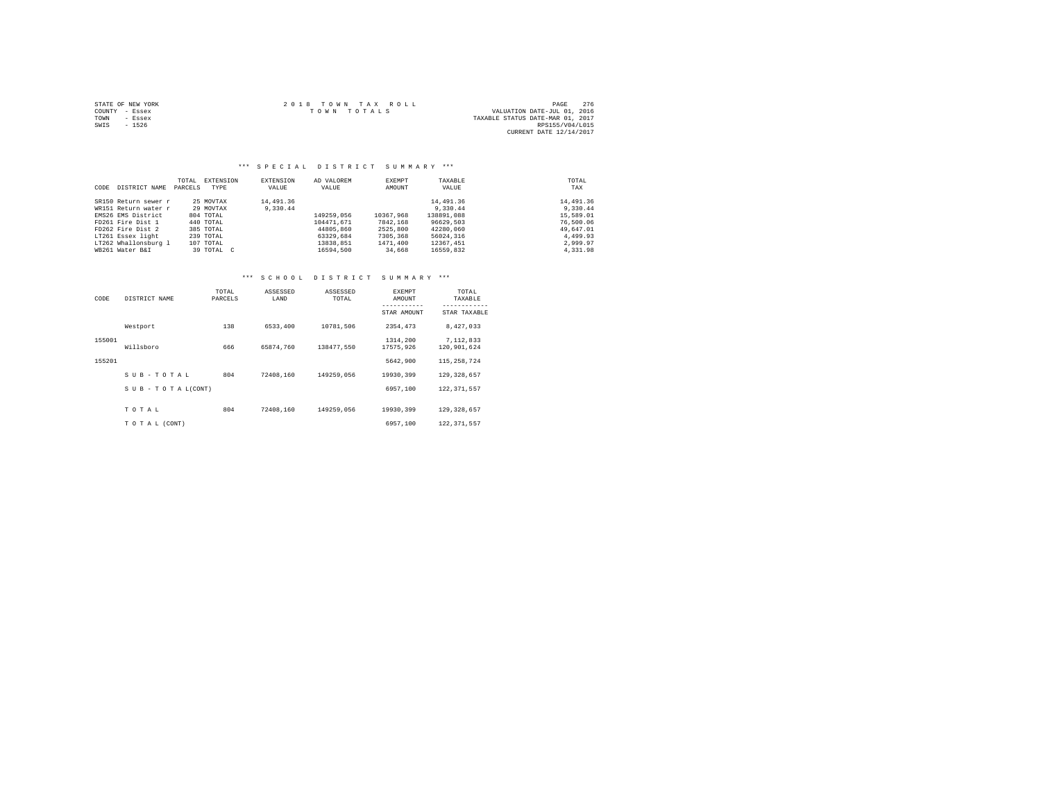STATE OF NEW YORK
COUNTY - Essex
TOWN - Essex
SWIS - 1526

2 0 1 8 T O W N T A X R O L L
T O W N T O T A L S

VALUATION DATE-JUL 01, 2016
TAXABLE STATUS DATE-MAR 01, 2017
RPS155/V04/L015
CURRENT DATE 12/14/2017

### *** S P E C I A L D I S T R I C T S U M M A R Y ***

| CODE | DISTRICT NAME | TOTAL PARCELS | EXTENSION TYPE | EXTENSION VALUE | AD VALOREM VALUE | EXEMPT AMOUNT | TAXABLE VALUE | TOTAL TAX |
|---|---|---|---|---|---|---|---|---|
| SR150 | Return sewer r | 25 | MOVTAX | 14,491.36 | | | 14,491.36 | 14,491.36 |
| WR151 | Return water r | 29 | MOVTAX | 9,330.44 | | | 9,330.44 | 9,330.44 |
| EMS26 | EMS District | 804 | TOTAL | | 149259,056 | 10367,968 | 138891,088 | 15,589.01 |
| FD261 | Fire Dist 1 | 440 | TOTAL | | 104471,671 | 7842,168 | 96629,503 | 76,500.06 |
| FD262 | Fire Dist 2 | 385 | TOTAL | | 44805,860 | 2525,800 | 42280,060 | 49,647.01 |
| LT261 | Essex light | 239 | TOTAL | | 63329,684 | 7305,368 | 56024,316 | 4,499.93 |
| LT262 | Whallonsburg l | 107 | TOTAL | | 13838,851 | 1471,400 | 12367,451 | 2,999.97 |
| WB261 | Water B&I | 39 | TOTAL C | | 16594,500 | 34,668 | 16559,832 | 4,331.98 |

### *** S C H O O L D I S T R I C T S U M M A R Y ***

| CODE | DISTRICT NAME | TOTAL PARCELS | ASSESSED LAND | ASSESSED TOTAL | EXEMPT AMOUNT / STAR AMOUNT | TOTAL TAXABLE / STAR TAXABLE |
|---|---|---|---|---|---|---|
| | Westport | 138 | 6533,400 | 10781,506 | 2354,473 | 8,427,033 |
| 155001 | | | | | 1314,200 | 7,112,833 |
| | Willsboro | 666 | 65874,760 | 138477,550 | 17575,926 | 120,901,624 |
| 155201 | | | | | 5642,900 | 115,258,724 |
| | S U B - T O T A L | 804 | 72408,160 | 149259,056 | 19930,399 | 129,328,657 |
| | S U B - T O T A L(CONT) | | | | 6957,100 | 122,371,557 |
| | T O T A L | 804 | 72408,160 | 149259,056 | 19930,399 | 129,328,657 |
| | T O T A L (CONT) | | | | 6957,100 | 122,371,557 |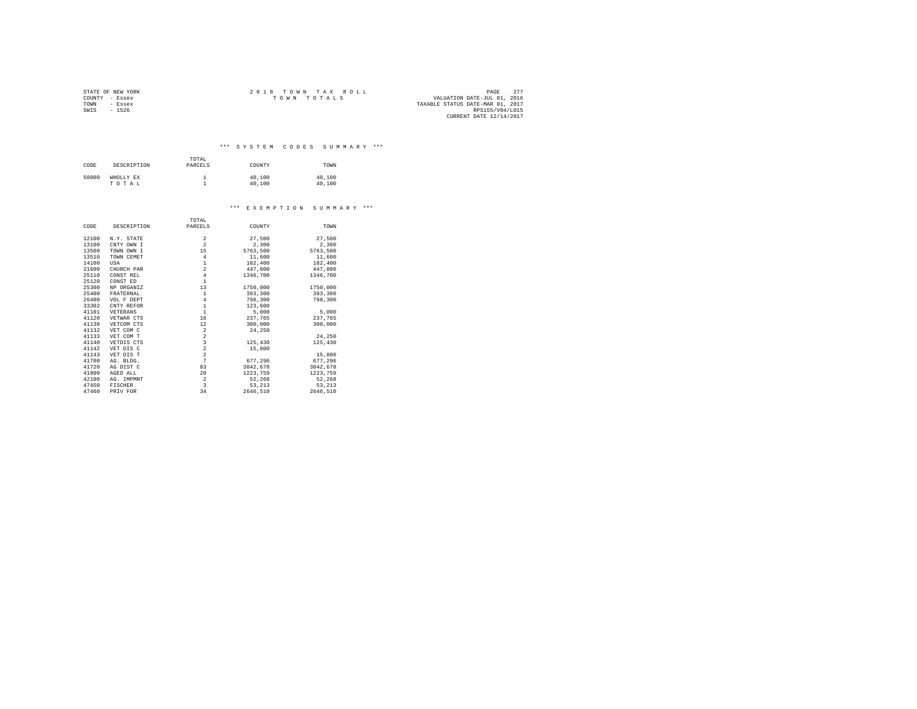STATE OF NEW YORK
COUNTY - Essex
TOWN - Essex
SWIS - 1526

2018 TOWN TAX ROLL
TOWN TOTALS

VALUATION DATE-JUL 01, 2016
TAXABLE STATUS DATE-MAR 01, 2017
RPS155/V04/L015
CURRENT DATE 12/14/2017

### *** SYSTEM CODES SUMMARY ***

| CODE | DESCRIPTION | TOTAL PARCELS | COUNTY | TOWN |
|---|---|---|---|---|
| 50000 | WHOLLY EX | 1 | 40,100 | 40,100 |
| | TOTAL | 1 | 40,100 | 40,100 |

### *** EXEMPTION SUMMARY ***

| CODE | DESCRIPTION | TOTAL PARCELS | COUNTY | TOWN |
|---|---|---|---|---|
| 12100 | N.Y. STATE | 2 | 27,500 | 27,500 |
| 13100 | CNTY OWN I | 2 | 2,300 | 2,300 |
| 13500 | TOWN OWN I | 15 | 5763,500 | 5763,500 |
| 13510 | TOWN CEMET | 4 | 11,600 | 11,600 |
| 14100 | USA | 1 | 182,400 | 182,400 |
| 21600 | CHURCH PAR | 2 | 447,800 | 447,800 |
| 25110 | CONST REL | 4 | 1346,700 | 1346,700 |
| 25120 | CONST ED | 1 | | |
| 25300 | NP ORGANIZ | 13 | 1750,000 | 1750,000 |
| 25400 | FRATERNAL | 1 | 393,300 | 393,300 |
| 26400 | VOL F DEPT | 4 | 798,300 | 798,300 |
| 33302 | CNTY REFOR | 1 | 123,600 | |
| 41101 | VETERANS | 1 | 5,000 | 5,000 |
| 41120 | VETWAR CTS | 16 | 237,765 | 237,765 |
| 41130 | VETCOM CTS | 12 | 300,000 | 300,000 |
| 41132 | VET COM C | 2 | 24,250 | |
| 41133 | VET COM T | 2 | | 24,250 |
| 41140 | VETDIS CTS | 3 | 125,430 | 125,430 |
| 41142 | VET DIS C | 2 | 15,800 | |
| 41143 | VET DIS T | 2 | | 15,800 |
| 41700 | AG. BLDG. | 7 | 677,296 | 677,296 |
| 41720 | AG DIST C | 83 | 3842,678 | 3842,678 |
| 41800 | AGED ALL | 20 | 1223,759 | 1223,759 |
| 42100 | AG. IMPMNT | 2 | 52,268 | 52,268 |
| 47450 | FISCHER | 3 | 53,213 | 53,213 |
| 47460 | PRIV FOR | 34 | 2646,510 | 2646,510 |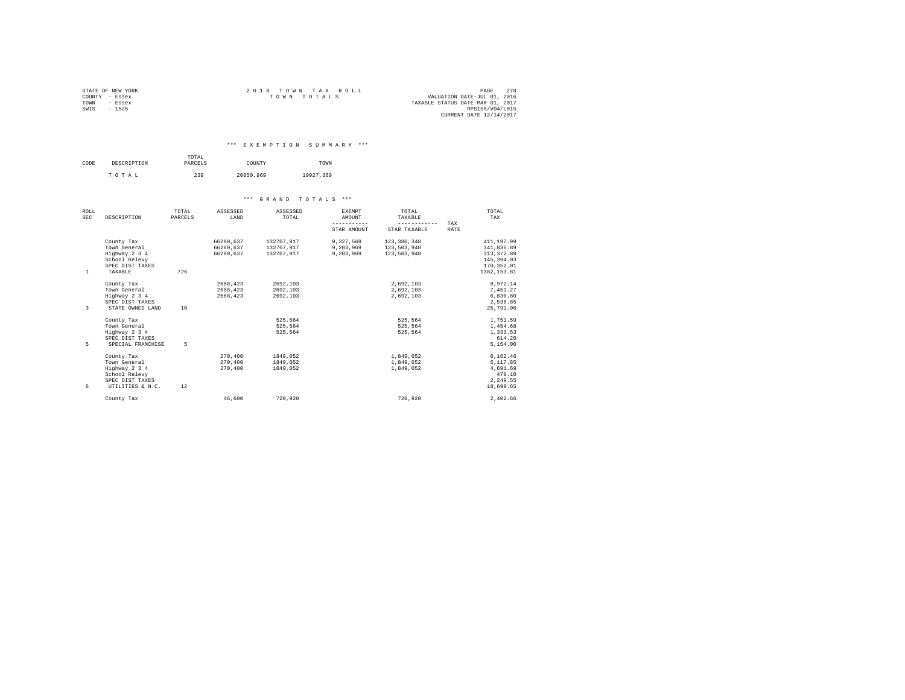STATE OF NEW YORK
COUNTY - Essex
TOWN - Essex
SWIS - 1526

2 0 1 8 T O W N T A X R O L L
T O W N T O T A L S

VALUATION DATE-JUL 01, 2016
TAXABLE STATUS DATE-MAR 01, 2017
RPS155/V04/L015
CURRENT DATE 12/14/2017

### *** E X E M P T I O N S U M M A R Y ***

| CODE | DESCRIPTION | TOTAL PARCELS | COUNTY | TOWN |
|---|---|---|---|---|
| | T O T A L | 239 | 20050,969 | 19927,369 |

### *** G R A N D T O T A L S ***

| ROLL SEC | DESCRIPTION | TOTAL PARCELS | ASSESSED LAND | ASSESSED TOTAL | EXEMPT AMOUNT ----------- STAR AMOUNT | TOTAL TAXABLE ------------ STAR TAXABLE | TAX RATE | TOTAL TAX |
|---|---|---|---|---|---|---|---|---|
| | County Tax | | 66280,637 | 132707,917 | 9,327,569 | 123,380,348 | | 411,197.99 |
| | Town General | | 66280,637 | 132707,917 | 9,203,969 | 123,503,948 | | 341,836.89 |
| | Highway 2 3 4 | | 66280,637 | 132707,917 | 9,203,969 | 123,503,948 | | 313,372.89 |
| | School Relevy | | | | | | | 145,394.03 |
| | SPEC DIST TAXES | | | | | | | 170,352.01 |
| 1 | TAXABLE | 726 | | | | | | 1382,153.81 |
| | County Tax | | 2688,423 | 2692,103 | | 2,692,103 | | 8,972.14 |
| | Town General | | 2688,423 | 2692,103 | | 2,692,103 | | 7,451.27 |
| | Highway 2 3 4 | | 2688,423 | 2692,103 | | 2,692,103 | | 6,830.80 |
| | SPEC DIST TAXES | | | | | | | 2,536.85 |
| 3 | STATE OWNED LAND | 10 | | | | | | 25,791.06 |
| | County Tax | | | 525,564 | | 525,564 | | 1,751.59 |
| | Town General | | | 525,564 | | 525,564 | | 1,454.68 |
| | Highway 2 3 4 | | | 525,564 | | 525,564 | | 1,333.53 |
| | SPEC DIST TAXES | | | | | | | 614.20 |
| 5 | SPECIAL FRANCHISE | 5 | | | | | | 5,154.00 |
| | County Tax | | 270,400 | 1849,052 | | 1,849,052 | | 6,162.46 |
| | Town General | | 270,400 | 1849,052 | | 1,849,052 | | 5,117.85 |
| | Highway 2 3 4 | | 270,400 | 1849,052 | | 1,849,052 | | 4,691.69 |
| | School Relevy | | | | | | | 478.10 |
| | SPEC DIST TAXES | | | | | | | 2,249.55 |
| 6 | UTILITIES & N.C. | 12 | | | | | | 18,699.65 |
| | County Tax | | 46,600 | 720,920 | | 720,920 | | 2,402.66 |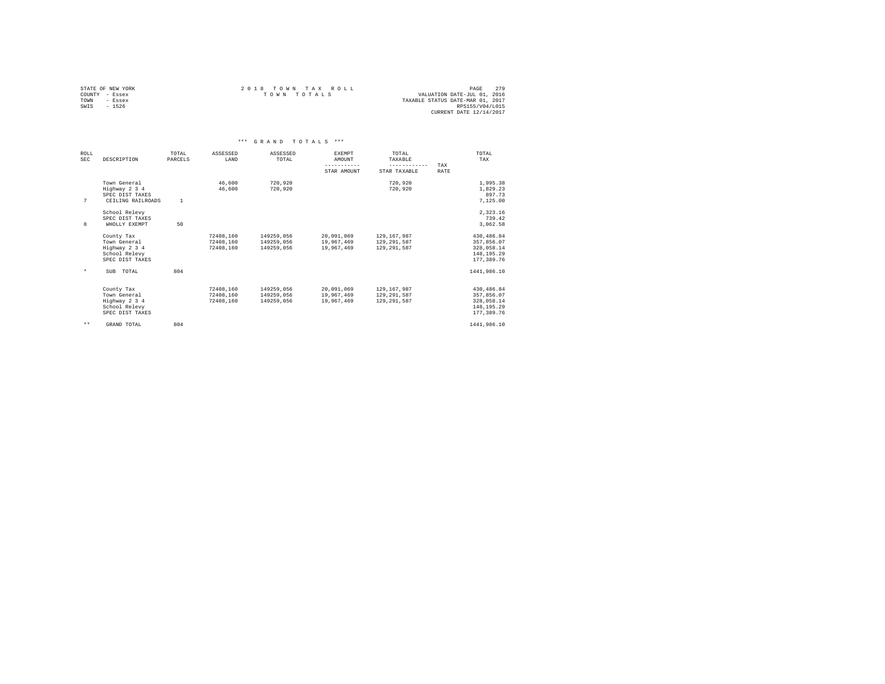STATE OF NEW YORK
COUNTY - Essex
TOWN - Essex
SWIS - 1526

2018 TOWN TAX ROLL
TOWN TOTALS

VALUATION DATE-JUL 01, 2016
TAXABLE STATUS DATE-MAR 01, 2017
RPS155/V04/L015
CURRENT DATE 12/14/2017

*** GRAND TOTALS ***

| ROLL SEC | DESCRIPTION | TOTAL PARCELS | ASSESSED LAND | ASSESSED TOTAL | EXEMPT AMOUNT / STAR AMOUNT | TOTAL TAXABLE / STAR TAXABLE | TAX RATE | TOTAL TAX |
|---|---|---|---|---|---|---|---|---|
| | Town General | | 46,600 | 720,920 | | 720,920 | | 1,995.38 |
| | Highway 2 3 4 | | 46,600 | 720,920 | | 720,920 | | 1,829.23 |
| | SPEC DIST TAXES | | | | | | | 897.73 |
| 7 | CEILING RAILROADS | 1 | | | | | | 7,125.00 |
| | School Relevy | | | | | | | 2,323.16 |
| | SPEC DIST TAXES | | | | | | | 739.42 |
| 8 | WHOLLY EXEMPT | 50 | | | | | | 3,062.58 |
| | County Tax | | 72408,160 | 149259,056 | 20,091,069 | 129,167,987 | | 430,486.84 |
| | Town General | | 72408,160 | 149259,056 | 19,967,469 | 129,291,587 | | 357,856.07 |
| | Highway 2 3 4 | | 72408,160 | 149259,056 | 19,967,469 | 129,291,587 | | 328,058.14 |
| | School Relevy | | | | | | | 148,195.29 |
| | SPEC DIST TAXES | | | | | | | 177,389.76 |
| * | SUB TOTAL | 804 | | | | | | 1441,986.10 |
| | County Tax | | 72408,160 | 149259,056 | 20,091,069 | 129,167,987 | | 430,486.84 |
| | Town General | | 72408,160 | 149259,056 | 19,967,469 | 129,291,587 | | 357,856.07 |
| | Highway 2 3 4 | | 72408,160 | 149259,056 | 19,967,469 | 129,291,587 | | 328,058.14 |
| | School Relevy | | | | | | | 148,195.29 |
| | SPEC DIST TAXES | | | | | | | 177,389.76 |
| ** | GRAND TOTAL | 804 | | | | | | 1441,986.10 |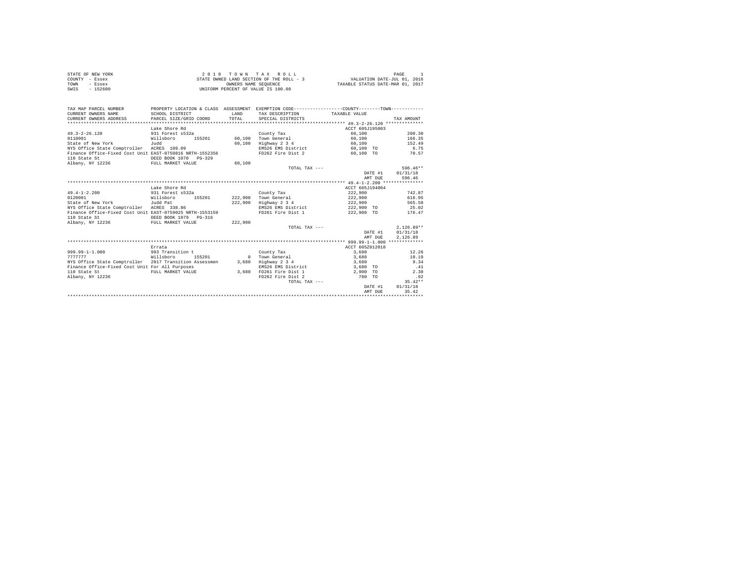STATE OF NEW YORK
COUNTY - Essex
TOWN - Essex
SWIS - 152600

2 0 1 8 T O W N T A X R O L L
STATE OWNED LAND SECTION OF THE ROLL - 3
OWNERS NAME SEQUENCE
UNIFORM PERCENT OF VALUE IS 100.00

PAGE 1
VALUATION DATE-JUL 01, 2016
TAXABLE STATUS DATE-MAR 01, 2017

```
TAX MAP PARCEL NUMBER          PROPERTY LOCATION & CLASS  ASSESSMENT  EXEMPTION CODE------------------COUNTY--------TOWN------------
CURRENT OWNERS NAME            SCHOOL DISTRICT              LAND      TAX DESCRIPTION            TAXABLE VALUE
CURRENT OWNERS ADDRESS         PARCEL SIZE/GRID COORD       TOTAL     SPECIAL DISTRICTS                                    TAX AMOUNT
************************************************************************************************ 49.3-2-26.120 **************
                               Lake Shore Rd                                                     ACCT 605J195003
49.3-2-26.120                  931 Forest s532a                       County Tax                  60,100                   200.30
0110001                        Willsboro      155201        60,100    Town General                60,100                   166.35
State of New York              Judd                         60,100    Highway 2 3 4               60,100                   152.49
NYS Office State Comptroller   ACRES 109.09                           EMS26 EMS District          60,100 TO                  6.75
Finance Office-Fixed Cost Unit EAST-0750816 NRTH-1552356              FD262 Fire Dist 2           60,100 TO                 70.57
110 State St                   DEED BOOK 1070   PG-329
Albany, NY 12236               FULL MARKET VALUE            60,100
                                                                      TOTAL TAX ---                                        596.46**
                                                                                                  DATE #1             01/31/18
                                                                                                  AMT DUE               596.46
************************************************************************************************ 49.4-1-2.200 ***************
                               Lake Shore Rd                                                     ACCT 605J194004
49.4-1-2.200                   931 Forest s532a                       County Tax                  222,900                  742.87
0120001                        Willsboro      155201       222,900    Town General                222,900                  616.95
State of New York              Judd Pat                    222,900    Highway 2 3 4               222,900                  565.58
NYS Office State Comptroller   ACRES 338.86                           EMS26 EMS District          222,900 TO                25.02
Finance Office-Fixed Cost Unit EAST-0759025 NRTH-1553159              FD261 Fire Dist 1           222,900 TO               176.47
110 State St                   DEED BOOK 1079   PG-316
Albany, NY 12236               FULL MARKET VALUE           222,900
                                                                      TOTAL TAX ---                                      2,126.89**
                                                                                                  DATE #1             01/31/18
                                                                                                  AMT DUE             2,126.89
************************************************************************************************ 999.99-1-1.000 *************
                               Errata                                                            ACCT 605Z012018
999.99-1-1.000                 993 Transition t                       County Tax                  3,680                     12.26
7777777                        Willsboro      155201             0    Town General                3,680                     10.19
NYS Office State Comptroller   2017 Transition Assessmen     3,680    Highway 2 3 4               3,680                      9.34
Finance Office-Fixed Cost Unit For All Purposes                       EMS26 EMS District          3,680 TO                    .41
110 State St                   FULL MARKET VALUE             3,680    FD261 Fire Dist 1           2,900 TO                   2.30
Albany, NY 12236                                                      FD262 Fire Dist 2             780 TO                    .92
                                                                      TOTAL TAX ---                                         35.42**
                                                                                                  DATE #1             01/31/18
                                                                                                  AMT DUE                35.42
******************************************************************************************************************************
```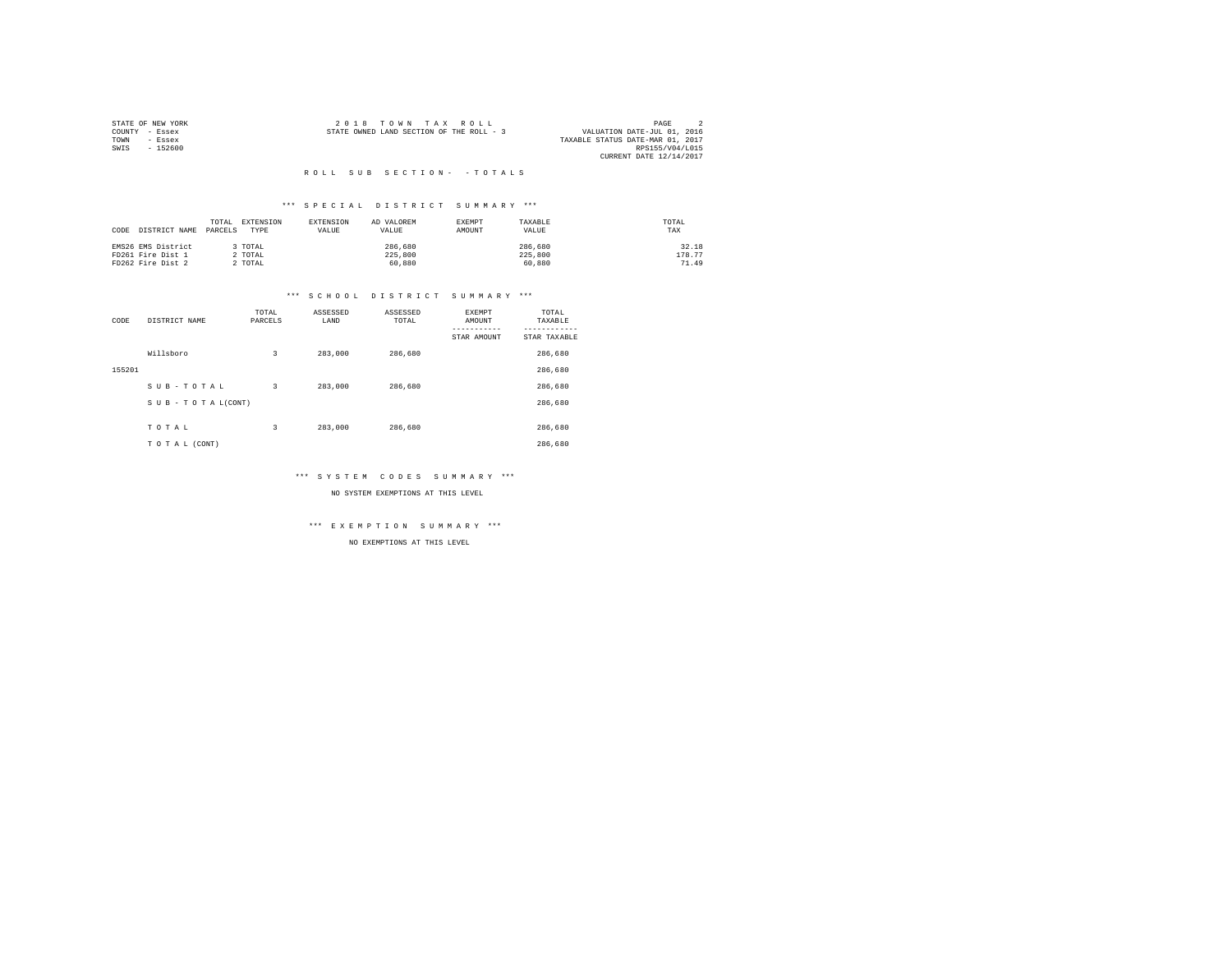STATE OF NEW YORK
COUNTY - Essex
TOWN - Essex
SWIS - 152600

2 0 1 8 T O W N T A X R O L L
STATE OWNED LAND SECTION OF THE ROLL - 3

VALUATION DATE-JUL 01, 2016
TAXABLE STATUS DATE-MAR 01, 2017
RPS155/V04/L015
CURRENT DATE 12/14/2017

R O L L S U B S E C T I O N - - T O T A L S

*** S P E C I A L D I S T R I C T S U M M A R Y ***

| CODE | DISTRICT NAME | TOTAL PARCELS | EXTENSION TYPE | EXTENSION VALUE | AD VALOREM VALUE | EXEMPT AMOUNT | TAXABLE VALUE | TOTAL TAX |
|---|---|---|---|---|---|---|---|---|
| EMS26 | EMS District | 3 | TOTAL | | 286,680 | | 286,680 | 32.18 |
| FD261 | Fire Dist 1 | 2 | TOTAL | | 225,800 | | 225,800 | 178.77 |
| FD262 | Fire Dist 2 | 2 | TOTAL | | 60,880 | | 60,880 | 71.49 |

*** S C H O O L D I S T R I C T S U M M A R Y ***

| CODE | DISTRICT NAME | TOTAL PARCELS | ASSESSED LAND | ASSESSED TOTAL | EXEMPT AMOUNT / STAR AMOUNT | TOTAL TAXABLE / STAR TAXABLE |
|---|---|---|---|---|---|---|
| | Willsboro | 3 | 283,000 | 286,680 | | 286,680 |
| 155201 | | | | | | 286,680 |
| | S U B - T O T A L | 3 | 283,000 | 286,680 | | 286,680 |
| | S U B - T O T A L(CONT) | | | | | 286,680 |
| | T O T A L | 3 | 283,000 | 286,680 | | 286,680 |
| | T O T A L (CONT) | | | | | 286,680 |

*** S Y S T E M C O D E S S U M M A R Y ***

NO SYSTEM EXEMPTIONS AT THIS LEVEL

*** E X E M P T I O N S U M M A R Y ***

NO EXEMPTIONS AT THIS LEVEL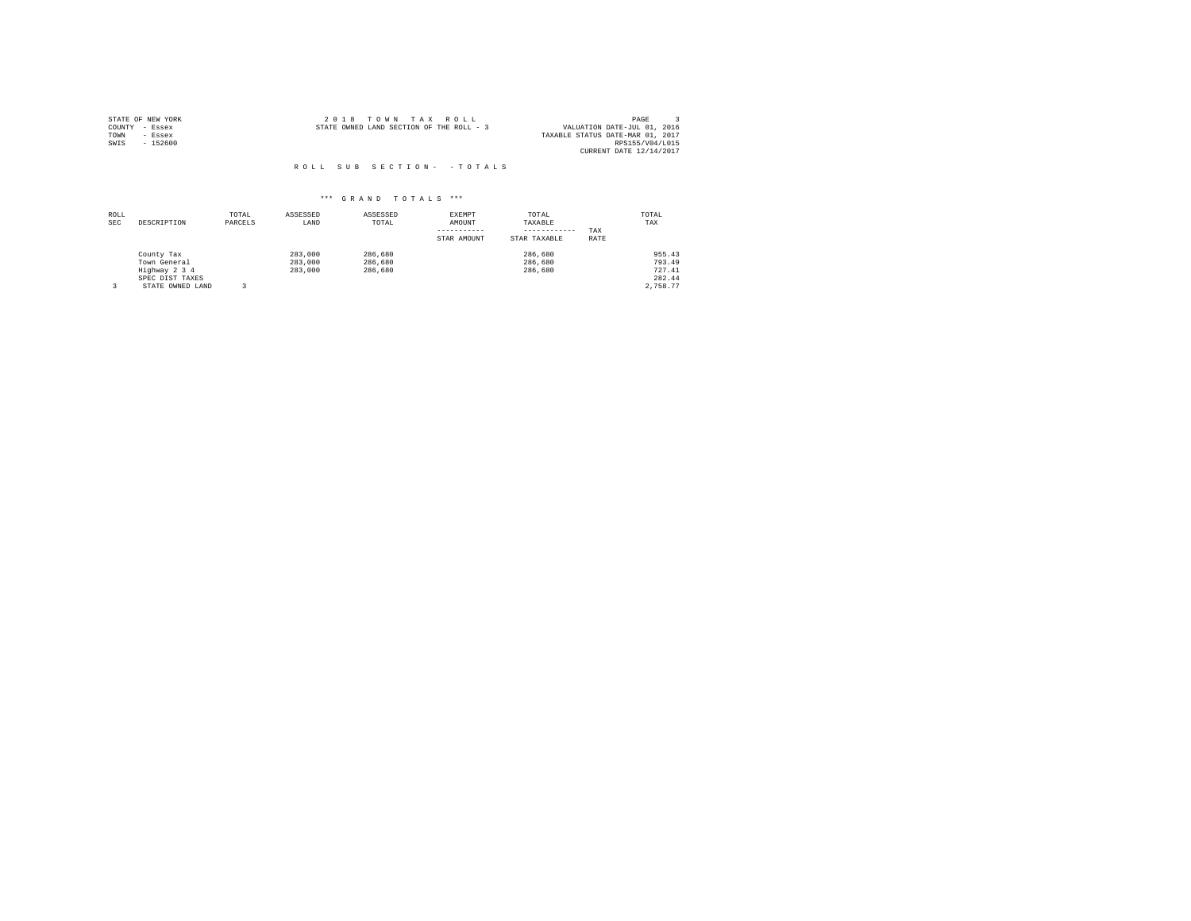STATE OF NEW YORK
COUNTY - Essex
TOWN - Essex
SWIS - 152600

2 0 1 8 T O W N T A X R O L L
STATE OWNED LAND SECTION OF THE ROLL - 3

VALUATION DATE-JUL 01, 2016
TAXABLE STATUS DATE-MAR 01, 2017
RPS155/V04/L015
CURRENT DATE 12/14/2017

R O L L S U B S E C T I O N - - T O T A L S

\*\*\* G R A N D T O T A L S \*\*\*

| ROLL SEC | DESCRIPTION | TOTAL PARCELS | ASSESSED LAND | ASSESSED TOTAL | EXEMPT AMOUNT / STAR AMOUNT | TOTAL TAXABLE / STAR TAXABLE | TAX RATE | TOTAL TAX |
|---|---|---|---|---|---|---|---|---|
| | County Tax | | 283,000 | 286,680 | | 286,680 | | 955.43 |
| | Town General | | 283,000 | 286,680 | | 286,680 | | 793.49 |
| | Highway 2 3 4 | | 283,000 | 286,680 | | 286,680 | | 727.41 |
| | SPEC DIST TAXES | | | | | | | 282.44 |
| 3 | STATE OWNED LAND | 3 | | | | | | 2,758.77 |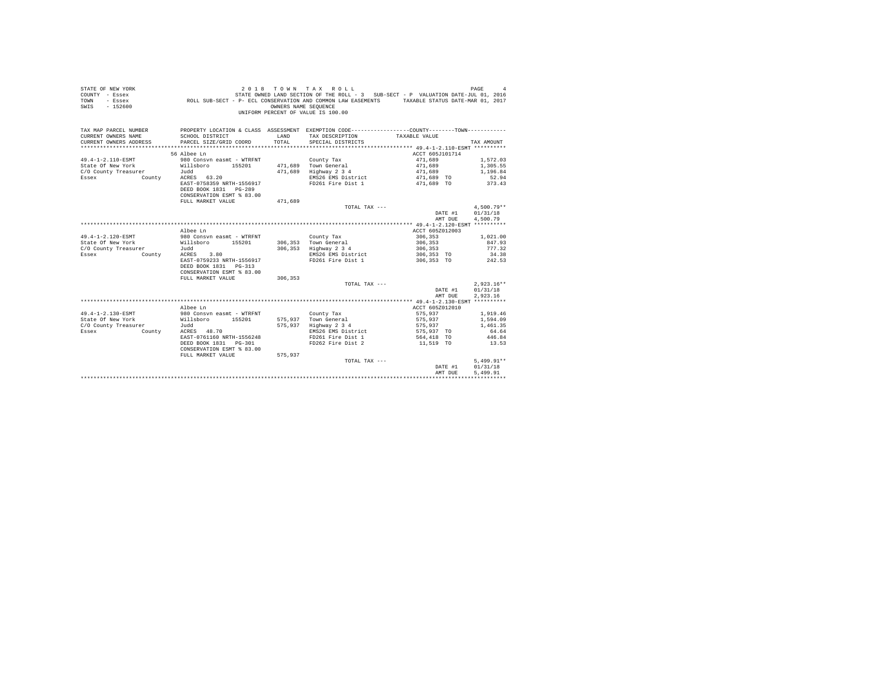STATE OF NEW YORK
COUNTY - Essex
TOWN - Essex
SWIS - 152600

2 0 1 8 T O W N T A X R O L L
STATE OWNED LAND SECTION OF THE ROLL - 3 SUB-SECT - P VALUATION DATE-JUL 01, 2016
ROLL SUB-SECT - P- ECL CONSERVATION AND COMMON LAW EASEMENTS TAXABLE STATUS DATE-MAR 01, 2017
OWNERS NAME SEQUENCE
UNIFORM PERCENT OF VALUE IS 100.00

| TAX MAP PARCEL NUMBER / CURRENT OWNERS NAME / CURRENT OWNERS ADDRESS | PROPERTY LOCATION & CLASS / SCHOOL DISTRICT / PARCEL SIZE/GRID COORD | ASSESSMENT LAND / TOTAL | EXEMPTION CODE / TAX DESCRIPTION / SPECIAL DISTRICTS | COUNTY / TOWN TAXABLE VALUE | TAX AMOUNT |
|---|---|---|---|---|---|
| 49.4-1-2.110-ESMT | 56 Albee Ln | | | ACCT 605J101714 | |
| 49.4-1-2.110-ESMT | 980 Consvn easmt - WTRFNT | | County Tax | 471,689 | 1,572.03 |
| State Of New York | Willsboro 155201 | 471,689 | Town General | 471,689 | 1,305.55 |
| C/O County Treasurer | Judd | 471,689 | Highway 2 3 4 | 471,689 | 1,196.84 |
| Essex County | ACRES 63.20 | | EMS26 EMS District | 471,689 TO | 52.94 |
| | EAST-0758359 NRTH-1556917 | | FD261 Fire Dist 1 | 471,689 TO | 373.43 |
| | DEED BOOK 1831 PG-289 | | | | |
| | CONSERVATION ESMT % 83.00 | | | | |
| | FULL MARKET VALUE | 471,689 | | | |
| | | | TOTAL TAX --- | | 4,500.79** |
| | | | | DATE #1 | 01/31/18 |
| | | | | AMT DUE | 4,500.79 |
| 49.4-1-2.120-ESMT | Albee Ln | | | ACCT 605Z012003 | |
| 49.4-1-2.120-ESMT | 980 Consvn easmt - WTRFNT | | County Tax | 306,353 | 1,021.00 |
| State Of New York | Willsboro 155201 | 306,353 | Town General | 306,353 | 847.93 |
| C/O County Treasurer | Judd | 306,353 | Highway 2 3 4 | 306,353 | 777.32 |
| Essex County | ACRES 3.80 | | EMS26 EMS District | 306,353 TO | 34.38 |
| | EAST-0759233 NRTH-1556917 | | FD261 Fire Dist 1 | 306,353 TO | 242.53 |
| | DEED BOOK 1831 PG-313 | | | | |
| | CONSERVATION ESMT % 83.00 | | | | |
| | FULL MARKET VALUE | 306,353 | | | |
| | | | TOTAL TAX --- | | 2,923.16** |
| | | | | DATE #1 | 01/31/18 |
| | | | | AMT DUE | 2,923.16 |
| 49.4-1-2.130-ESMT | Albee Ln | | | ACCT 605Z012010 | |
| 49.4-1-2.130-ESMT | 980 Consvn easmt - WTRFNT | | County Tax | 575,937 | 1,919.46 |
| State Of New York | Willsboro 155201 | 575,937 | Town General | 575,937 | 1,594.09 |
| C/O County Treasurer | Judd | 575,937 | Highway 2 3 4 | 575,937 | 1,461.35 |
| Essex County | ACRES 48.70 | | EMS26 EMS District | 575,937 TO | 64.64 |
| | EAST-0761160 NRTH-1556248 | | FD261 Fire Dist 1 | 564,418 TO | 446.84 |
| | DEED BOOK 1831 PG-301 | | FD262 Fire Dist 2 | 11,519 TO | 13.53 |
| | CONSERVATION ESMT % 83.00 | | | | |
| | FULL MARKET VALUE | 575,937 | | | |
| | | | TOTAL TAX --- | | 5,499.91** |
| | | | | DATE #1 | 01/31/18 |
| | | | | AMT DUE | 5,499.91 |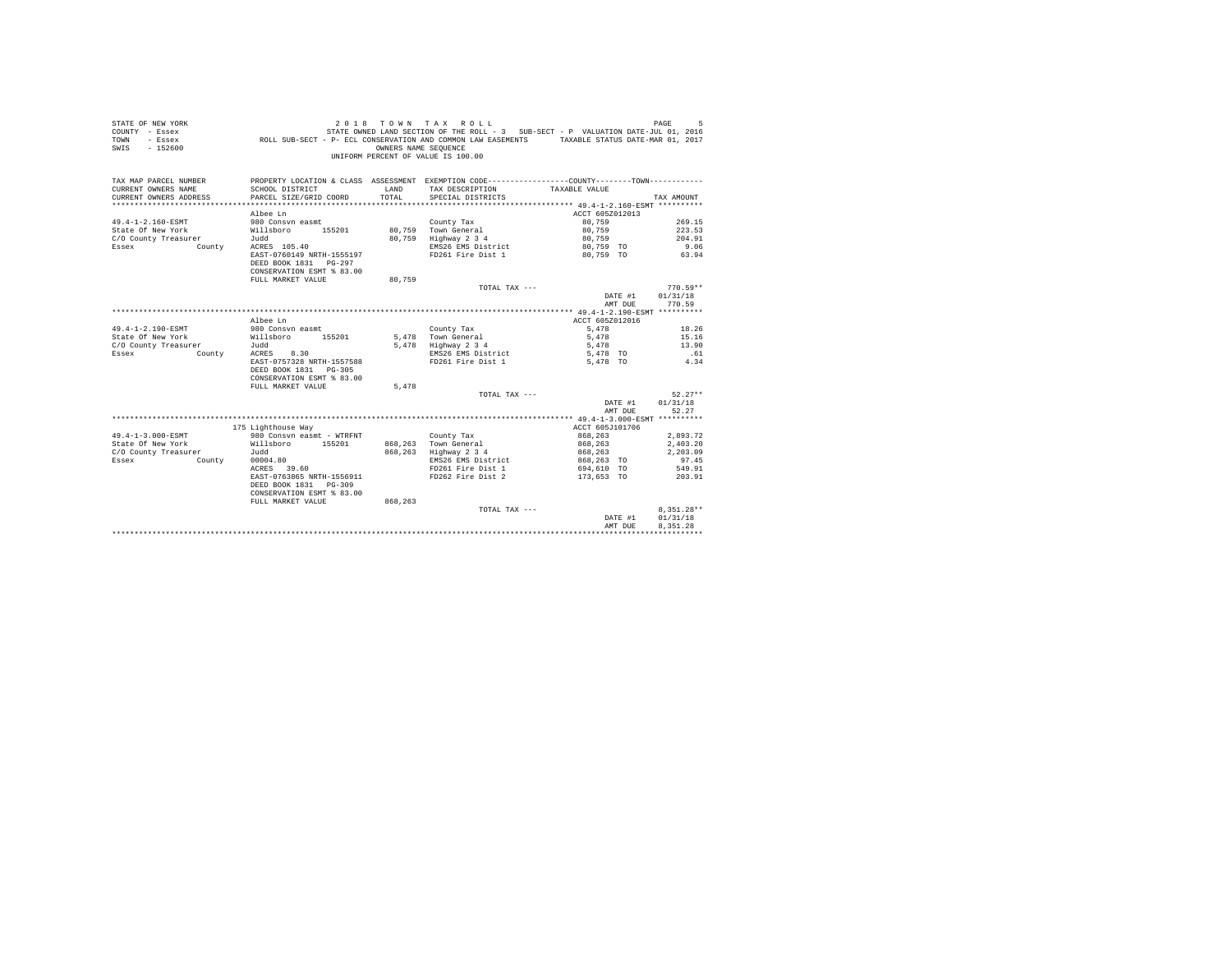STATE OF NEW YORK
COUNTY - Essex
TOWN - Essex
SWIS - 152600

2 0 1 8 T O W N T A X R O L L
STATE OWNED LAND SECTION OF THE ROLL - 3 SUB-SECT - P VALUATION DATE-JUL 01, 2016
ROLL SUB-SECT - P- ECL CONSERVATION AND COMMON LAW EASEMENTS TAXABLE STATUS DATE-MAR 01, 2017
OWNERS NAME SEQUENCE
UNIFORM PERCENT OF VALUE IS 100.00

| TAX MAP PARCEL NUMBER / CURRENT OWNERS NAME / CURRENT OWNERS ADDRESS | PROPERTY LOCATION & CLASS / SCHOOL DISTRICT / PARCEL SIZE/GRID COORD | ASSESSMENT LAND / TOTAL | EXEMPTION CODE / TAX DESCRIPTION / SPECIAL DISTRICTS | TAXABLE VALUE (COUNTY / TOWN) | TAX AMOUNT |
|---|---|---|---|---|---|
| **49.4-1-2.160-ESMT** | Albee Ln | | | ACCT 605Z012013 | |
| 49.4-1-2.160-ESMT | 980 Consvn easmt | | County Tax | 80,759 | 269.15 |
| State Of New York | Willsboro 155201 | 80,759 | Town General | 80,759 | 223.53 |
| C/O County Treasurer | Judd | 80,759 | Highway 2 3 4 | 80,759 | 204.91 |
| Essex County | ACRES 105.40 | | EMS26 EMS District | 80,759 TO | 9.06 |
| | EAST-0760149 NRTH-1555197 | | FD261 Fire Dist 1 | 80,759 TO | 63.94 |
| | DEED BOOK 1831 PG-297 | | | | |
| | CONSERVATION ESMT % 83.00 | | | | |
| | FULL MARKET VALUE | 80,759 | | | |
| | | | TOTAL TAX --- | | 770.59** |
| | | | | DATE #1 | 01/31/18 |
| | | | | AMT DUE | 770.59 |
| **49.4-1-2.190-ESMT** | Albee Ln | | | ACCT 605Z012016 | |
| 49.4-1-2.190-ESMT | 980 Consvn easmt | | County Tax | 5,478 | 18.26 |
| State Of New York | Willsboro 155201 | 5,478 | Town General | 5,478 | 15.16 |
| C/O County Treasurer | Judd | 5,478 | Highway 2 3 4 | 5,478 | 13.90 |
| Essex County | ACRES 8.30 | | EMS26 EMS District | 5,478 TO | .61 |
| | EAST-0757328 NRTH-1557588 | | FD261 Fire Dist 1 | 5,478 TO | 4.34 |
| | DEED BOOK 1831 PG-305 | | | | |
| | CONSERVATION ESMT % 83.00 | | | | |
| | FULL MARKET VALUE | 5,478 | | | |
| | | | TOTAL TAX --- | | 52.27** |
| | | | | DATE #1 | 01/31/18 |
| | | | | AMT DUE | 52.27 |
| **49.4-1-3.000-ESMT** | 175 Lighthouse Way | | | ACCT 605J101706 | |
| 49.4-1-3.000-ESMT | 980 Consvn easmt - WTRFNT | | County Tax | 868,263 | 2,893.72 |
| State Of New York | Willsboro 155201 | 868,263 | Town General | 868,263 | 2,403.20 |
| C/O County Treasurer | Judd | 868,263 | Highway 2 3 4 | 868,263 | 2,203.09 |
| Essex County | 00004.80 | | EMS26 EMS District | 868,263 TO | 97.45 |
| | ACRES 39.60 | | FD261 Fire Dist 1 | 694,610 TO | 549.91 |
| | EAST-0763865 NRTH-1556911 | | FD262 Fire Dist 2 | 173,653 TO | 203.91 |
| | DEED BOOK 1831 PG-309 | | | | |
| | CONSERVATION ESMT % 83.00 | | | | |
| | FULL MARKET VALUE | 868,263 | | | |
| | | | TOTAL TAX --- | | 8,351.28** |
| | | | | DATE #1 | 01/31/18 |
| | | | | AMT DUE | 8,351.28 |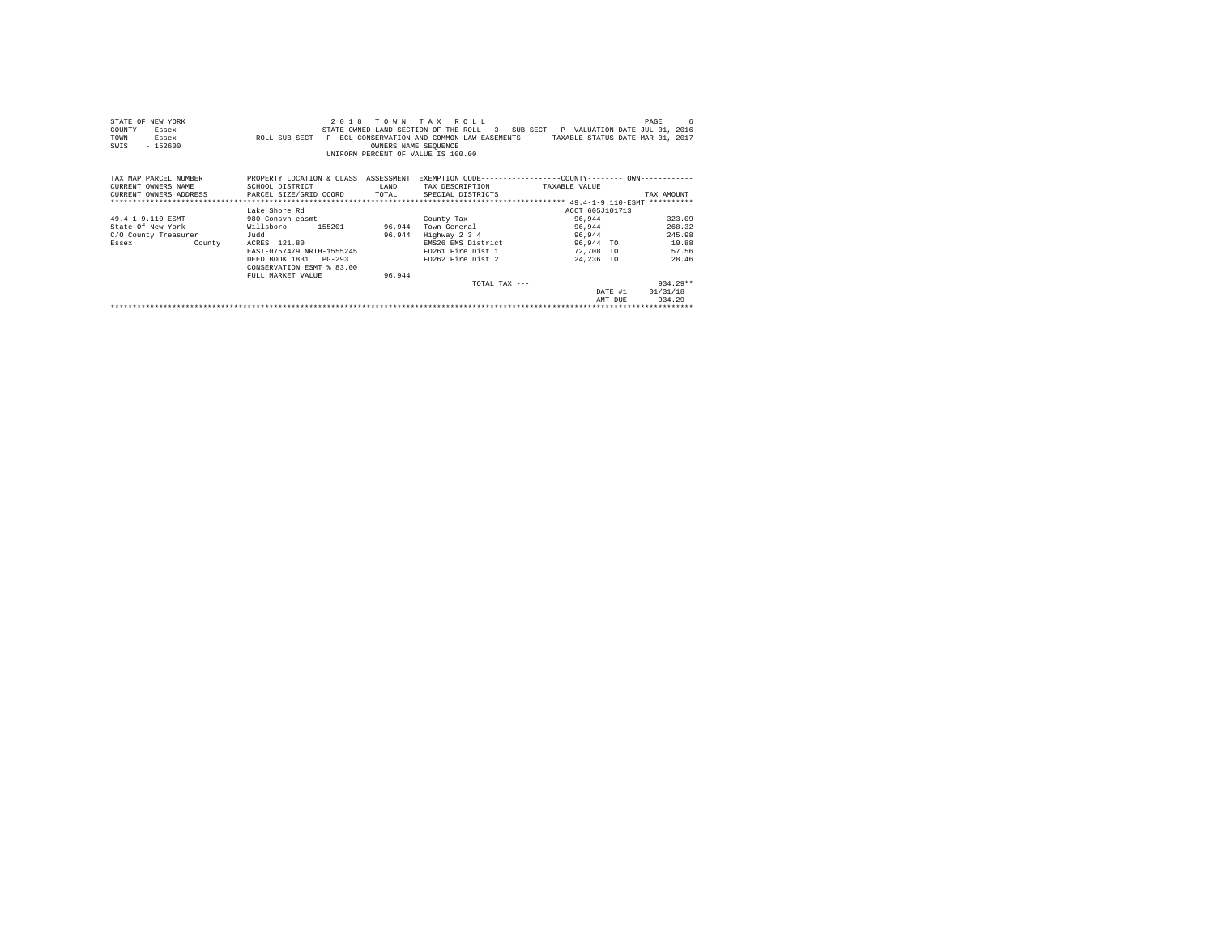STATE OF NEW YORK
COUNTY - Essex
TOWN - Essex
SWIS - 152600

2 0 1 8 T O W N T A X R O L L
STATE OWNED LAND SECTION OF THE ROLL - 3 SUB-SECT - P VALUATION DATE-JUL 01, 2016
ROLL SUB-SECT - P- ECL CONSERVATION AND COMMON LAW EASEMENTS TAXABLE STATUS DATE-MAR 01, 2017
OWNERS NAME SEQUENCE
UNIFORM PERCENT OF VALUE IS 100.00

PAGE 6

| TAX MAP PARCEL NUMBER / CURRENT OWNERS NAME / CURRENT OWNERS ADDRESS | PROPERTY LOCATION & CLASS / SCHOOL DISTRICT / PARCEL SIZE/GRID COORD | ASSESSMENT LAND / TOTAL | EXEMPTION CODE / TAX DESCRIPTION / SPECIAL DISTRICTS | COUNTY / TOWN TAXABLE VALUE | TAX AMOUNT |
|---|---|---|---|---|---|
| ******************** 49.4-1-9.110-ESMT | | | | | |
| | Lake Shore Rd | | | ACCT 605J101713 | |
| 49.4-1-9.110-ESMT | 980 Consvn easmt | | County Tax | 96,944 | 323.09 |
| State Of New York | Willsboro 155201 | 96,944 | Town General | 96,944 | 268.32 |
| C/O County Treasurer | Judd | 96,944 | Highway 2 3 4 | 96,944 | 245.98 |
| Essex County | ACRES 121.80 | | EMS26 EMS District | 96,944 TO | 10.88 |
| | EAST-0757479 NRTH-1555245 | | FD261 Fire Dist 1 | 72,708 TO | 57.56 |
| | DEED BOOK 1831 PG-293 | | FD262 Fire Dist 2 | 24,236 TO | 28.46 |
| | CONSERVATION ESMT % 83.00 | | | | |
| | FULL MARKET VALUE | 96,944 | | | |
| | | | TOTAL TAX --- | | 934.29** |
| | | | | DATE #1 | 01/31/18 |
| | | | | AMT DUE | 934.29 |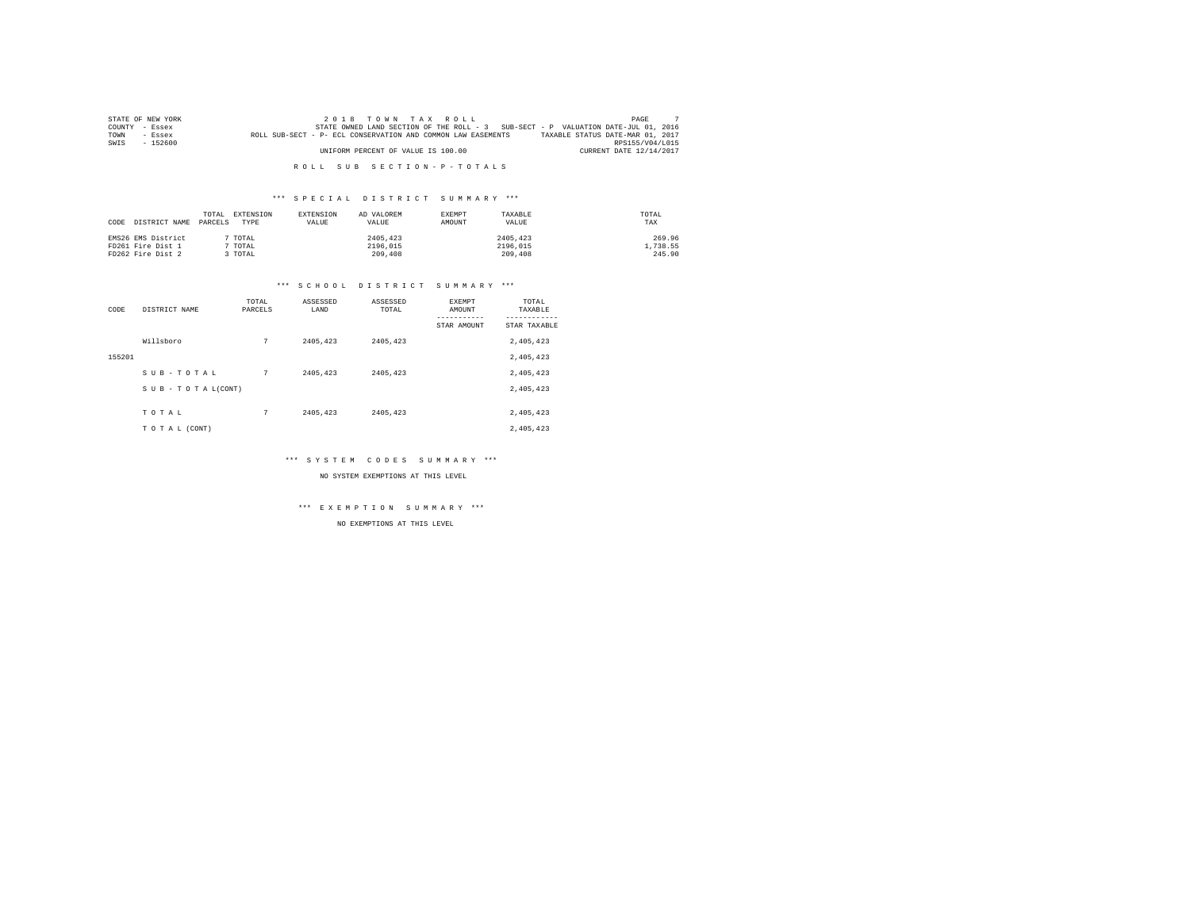STATE OF NEW YORK
COUNTY - Essex
TOWN - Essex
SWIS - 152600

2 0 1 8 T O W N T A X R O L L
STATE OWNED LAND SECTION OF THE ROLL - 3 SUB-SECT - P VALUATION DATE-JUL 01, 2016
ROLL SUB-SECT - P- ECL CONSERVATION AND COMMON LAW EASEMENTS TAXABLE STATUS DATE-MAR 01, 2017
RPS155/V04/L015
UNIFORM PERCENT OF VALUE IS 100.00 CURRENT DATE 12/14/2017

R O L L S U B S E C T I O N - P - T O T A L S

\*\*\* S P E C I A L D I S T R I C T S U M M A R Y \*\*\*

| CODE DISTRICT NAME | TOTAL PARCELS | EXTENSION TYPE | EXTENSION VALUE | AD VALOREM VALUE | EXEMPT AMOUNT | TAXABLE VALUE | TOTAL TAX |
|---|---|---|---|---|---|---|---|
| EMS26 EMS District | 7 | TOTAL | | 2405,423 | | 2405,423 | 269.96 |
| FD261 Fire Dist 1 | 7 | TOTAL | | 2196,015 | | 2196,015 | 1,738.55 |
| FD262 Fire Dist 2 | 3 | TOTAL | | 209,408 | | 209,408 | 245.90 |

\*\*\* S C H O O L D I S T R I C T S U M M A R Y \*\*\*

| CODE | DISTRICT NAME | TOTAL PARCELS | ASSESSED LAND | ASSESSED TOTAL | EXEMPT AMOUNT / STAR AMOUNT | TOTAL TAXABLE / STAR TAXABLE |
|---|---|---|---|---|---|---|
| | Willsboro | 7 | 2405,423 | 2405,423 | | 2,405,423 |
| 155201 | | | | | | 2,405,423 |
| | S U B - T O T A L | 7 | 2405,423 | 2405,423 | | 2,405,423 |
| | S U B - T O T A L(CONT) | | | | | 2,405,423 |
| | T O T A L | 7 | 2405,423 | 2405,423 | | 2,405,423 |
| | T O T A L (CONT) | | | | | 2,405,423 |

\*\*\* S Y S T E M C O D E S S U M M A R Y \*\*\*

NO SYSTEM EXEMPTIONS AT THIS LEVEL

\*\*\* E X E M P T I O N S U M M A R Y \*\*\*

NO EXEMPTIONS AT THIS LEVEL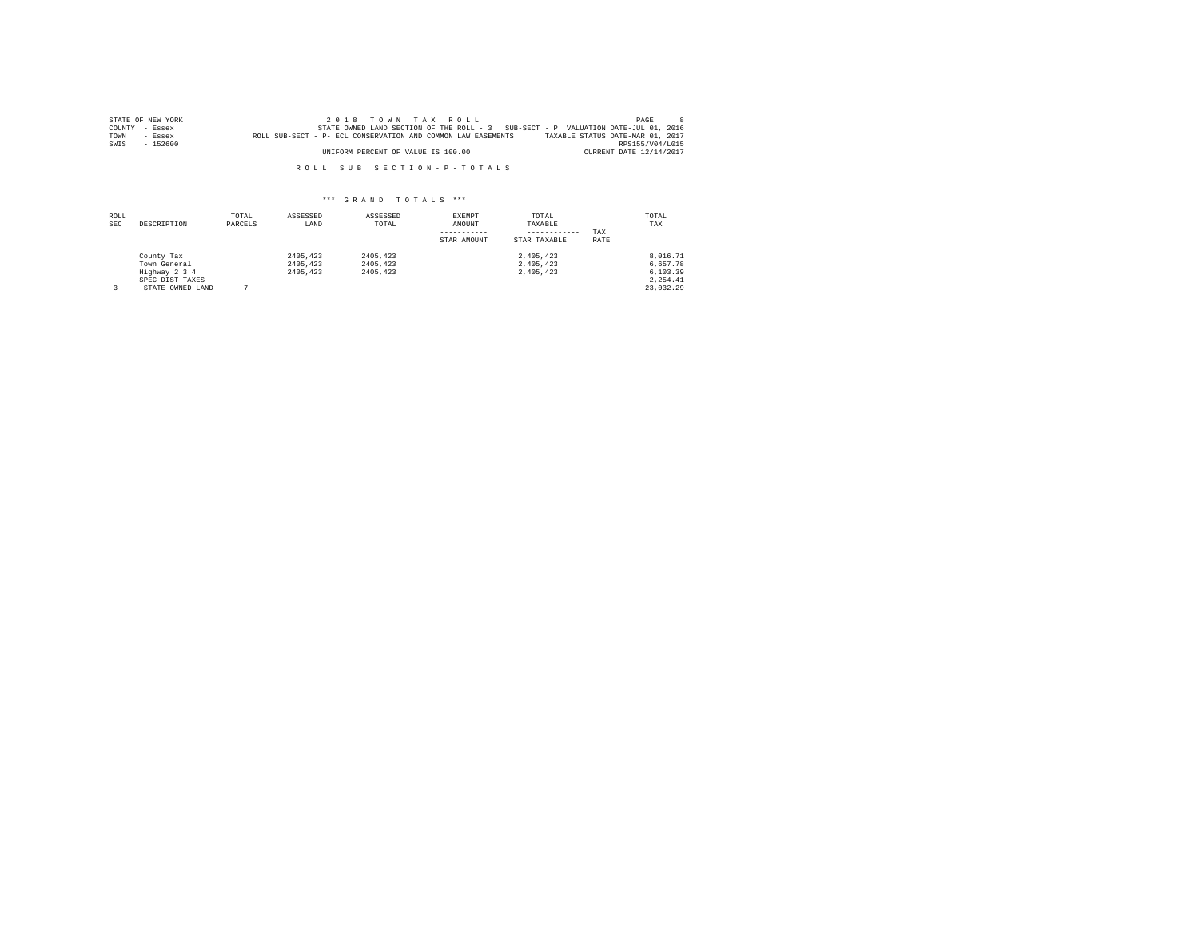STATE OF NEW YORK
COUNTY - Essex
TOWN - Essex
SWIS - 152600

2 0 1 8   T O W N   T A X   R O L L
STATE OWNED LAND SECTION OF THE ROLL - 3   SUB-SECT - P   VALUATION DATE-JUL 01, 2016
ROLL SUB-SECT - P- ECL CONSERVATION AND COMMON LAW EASEMENTS   TAXABLE STATUS DATE-MAR 01, 2017
RPS155/V04/L015
UNIFORM PERCENT OF VALUE IS 100.00   CURRENT DATE 12/14/2017

R O L L   S U B   S E C T I O N - P - T O T A L S

\*\*\* G R A N D   T O T A L S \*\*\*

| ROLL SEC | DESCRIPTION | TOTAL PARCELS | ASSESSED LAND | ASSESSED TOTAL | EXEMPT AMOUNT ----------- STAR AMOUNT | TOTAL TAXABLE ------------ STAR TAXABLE | TAX RATE | TOTAL TAX |
|---|---|---|---|---|---|---|---|---|
| | County Tax | | 2405,423 | 2405,423 | | 2,405,423 | | 8,016.71 |
| | Town General | | 2405,423 | 2405,423 | | 2,405,423 | | 6,657.78 |
| | Highway 2 3 4 | | 2405,423 | 2405,423 | | 2,405,423 | | 6,103.39 |
| | SPEC DIST TAXES | | | | | | | 2,254.41 |
| 3 | STATE OWNED LAND | 7 | | | | | | 23,032.29 |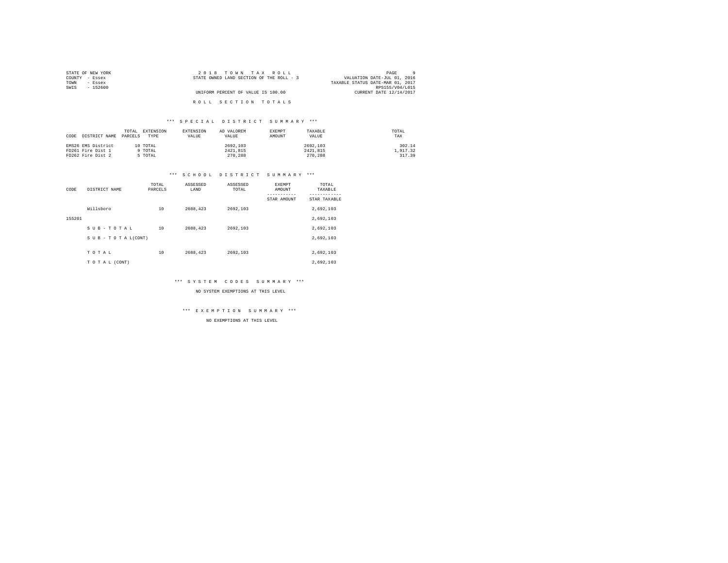STATE OF NEW YORK
COUNTY - Essex
TOWN - Essex
SWIS - 152600

2018 TOWN TAX ROLL
STATE OWNED LAND SECTION OF THE ROLL - 3
UNIFORM PERCENT OF VALUE IS 100.00

PAGE 9
VALUATION DATE-JUL 01, 2016
TAXABLE STATUS DATE-MAR 01, 2017
RPS155/V04/L015
CURRENT DATE 12/14/2017

R O L L S E C T I O N T O T A L S

*** S P E C I A L D I S T R I C T S U M M A R Y ***

| CODE | DISTRICT NAME | TOTAL PARCELS | EXTENSION TYPE | EXTENSION VALUE | AD VALOREM VALUE | EXEMPT AMOUNT | TAXABLE VALUE | TOTAL TAX |
|---|---|---|---|---|---|---|---|---|
| EMS26 | EMS District | 10 | TOTAL | | 2692,103 | | 2692,103 | 302.14 |
| FD261 | Fire Dist 1 | 9 | TOTAL | | 2421,815 | | 2421,815 | 1,917.32 |
| FD262 | Fire Dist 2 | 5 | TOTAL | | 270,288 | | 270,288 | 317.39 |

*** S C H O O L D I S T R I C T S U M M A R Y ***

| CODE | DISTRICT NAME | TOTAL PARCELS | ASSESSED LAND | ASSESSED TOTAL | EXEMPT AMOUNT / STAR AMOUNT | TOTAL TAXABLE / STAR TAXABLE |
|---|---|---|---|---|---|---|
| | Willsboro | 10 | 2688,423 | 2692,103 | | 2,692,103 |
| 155201 | | | | | | 2,692,103 |
| | S U B - T O T A L | 10 | 2688,423 | 2692,103 | | 2,692,103 |
| | S U B - T O T A L(CONT) | | | | | 2,692,103 |
| | T O T A L | 10 | 2688,423 | 2692,103 | | 2,692,103 |
| | T O T A L (CONT) | | | | | 2,692,103 |

*** S Y S T E M C O D E S S U M M A R Y ***

NO SYSTEM EXEMPTIONS AT THIS LEVEL

*** E X E M P T I O N S U M M A R Y ***

NO EXEMPTIONS AT THIS LEVEL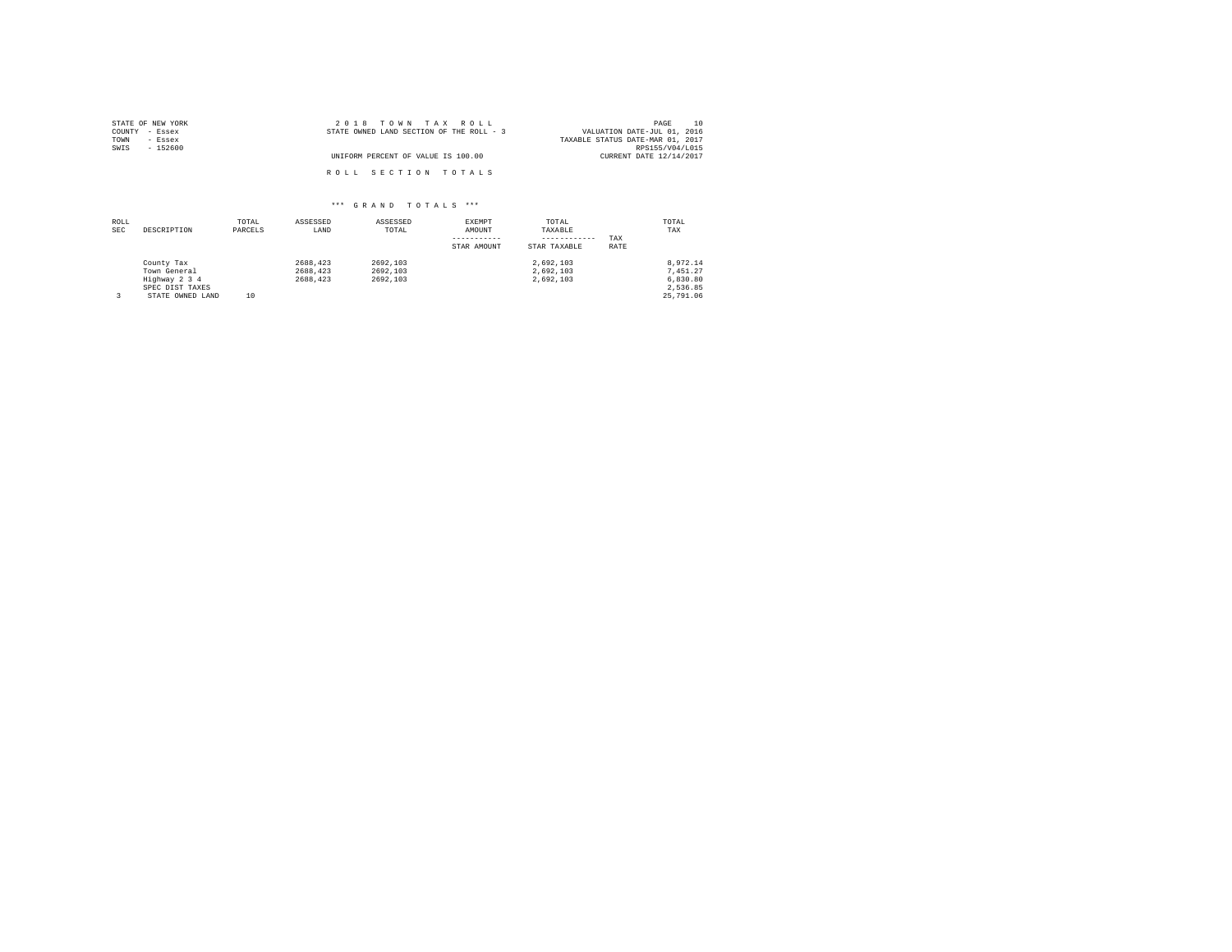STATE OF NEW YORK
COUNTY - Essex
TOWN - Essex
SWIS - 152600

2 0 1 8 T O W N T A X R O L L
STATE OWNED LAND SECTION OF THE ROLL - 3

UNIFORM PERCENT OF VALUE IS 100.00

VALUATION DATE-JUL 01, 2016
TAXABLE STATUS DATE-MAR 01, 2017
RPS155/V04/L015
CURRENT DATE 12/14/2017

R O L L S E C T I O N T O T A L S

\*\*\* G R A N D T O T A L S \*\*\*

| ROLL SEC | DESCRIPTION | TOTAL PARCELS | ASSESSED LAND | ASSESSED TOTAL | EXEMPT AMOUNT ----------- STAR AMOUNT | TOTAL TAXABLE ------------ STAR TAXABLE | TAX RATE | TOTAL TAX |
|---|---|---|---|---|---|---|---|---|
| | County Tax | | 2688,423 | 2692,103 | | 2,692,103 | | 8,972.14 |
| | Town General | | 2688,423 | 2692,103 | | 2,692,103 | | 7,451.27 |
| | Highway 2 3 4 | | 2688,423 | 2692,103 | | 2,692,103 | | 6,830.80 |
| | SPEC DIST TAXES | | | | | | | 2,536.85 |
| 3 | STATE OWNED LAND | 10 | | | | | | 25,791.06 |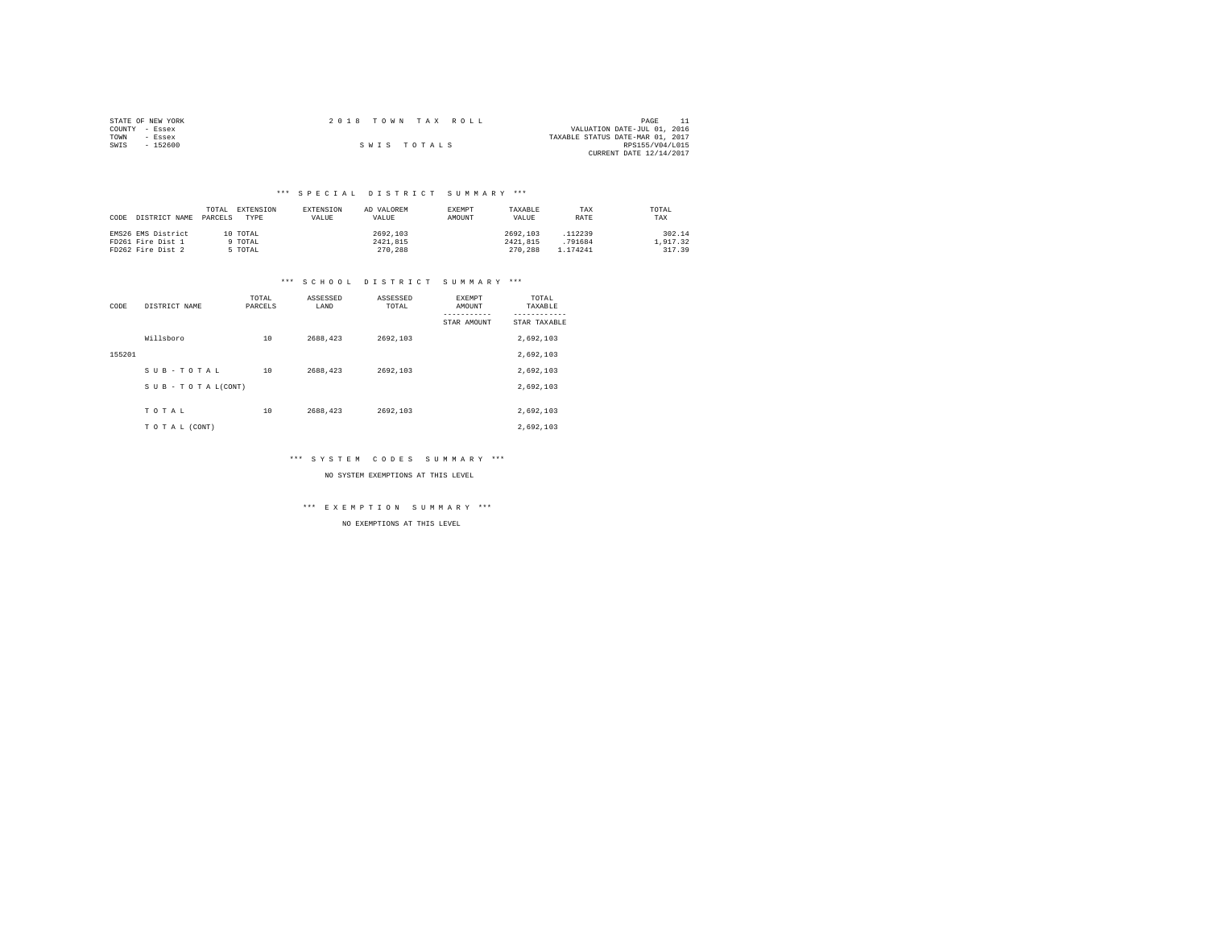STATE OF NEW YORK
COUNTY - Essex
TOWN - Essex
SWIS - 152600

2 0 1 8 T O W N T A X R O L L

S W I S T O T A L S

VALUATION DATE-JUL 01, 2016
TAXABLE STATUS DATE-MAR 01, 2017
RPS155/V04/L015
CURRENT DATE 12/14/2017

### *** S P E C I A L D I S T R I C T S U M M A R Y ***

| CODE | DISTRICT NAME | TOTAL PARCELS | EXTENSION TYPE | EXTENSION VALUE | AD VALOREM VALUE | EXEMPT AMOUNT | TAXABLE VALUE | TAX RATE | TOTAL TAX |
|---|---|---|---|---|---|---|---|---|---|
| EMS26 | EMS District | 10 | TOTAL | | 2692,103 | | 2692,103 | .112239 | 302.14 |
| FD261 | Fire Dist 1 | 9 | TOTAL | | 2421,815 | | 2421,815 | .791684 | 1,917.32 |
| FD262 | Fire Dist 2 | 5 | TOTAL | | 270,288 | | 270,288 | 1.174241 | 317.39 |

### *** S C H O O L D I S T R I C T S U M M A R Y ***

| CODE | DISTRICT NAME | TOTAL PARCELS | ASSESSED LAND | ASSESSED TOTAL | EXEMPT AMOUNT / STAR AMOUNT | TOTAL TAXABLE / STAR TAXABLE |
|---|---|---|---|---|---|---|
| | Willsboro | 10 | 2688,423 | 2692,103 | | 2,692,103 |
| 155201 | | | | | | 2,692,103 |
| | S U B - T O T A L | 10 | 2688,423 | 2692,103 | | 2,692,103 |
| | S U B - T O T A L(CONT) | | | | | 2,692,103 |
| | T O T A L | 10 | 2688,423 | 2692,103 | | 2,692,103 |
| | T O T A L (CONT) | | | | | 2,692,103 |

### *** S Y S T E M C O D E S S U M M A R Y ***

NO SYSTEM EXEMPTIONS AT THIS LEVEL

### *** E X E M P T I O N S U M M A R Y ***

NO EXEMPTIONS AT THIS LEVEL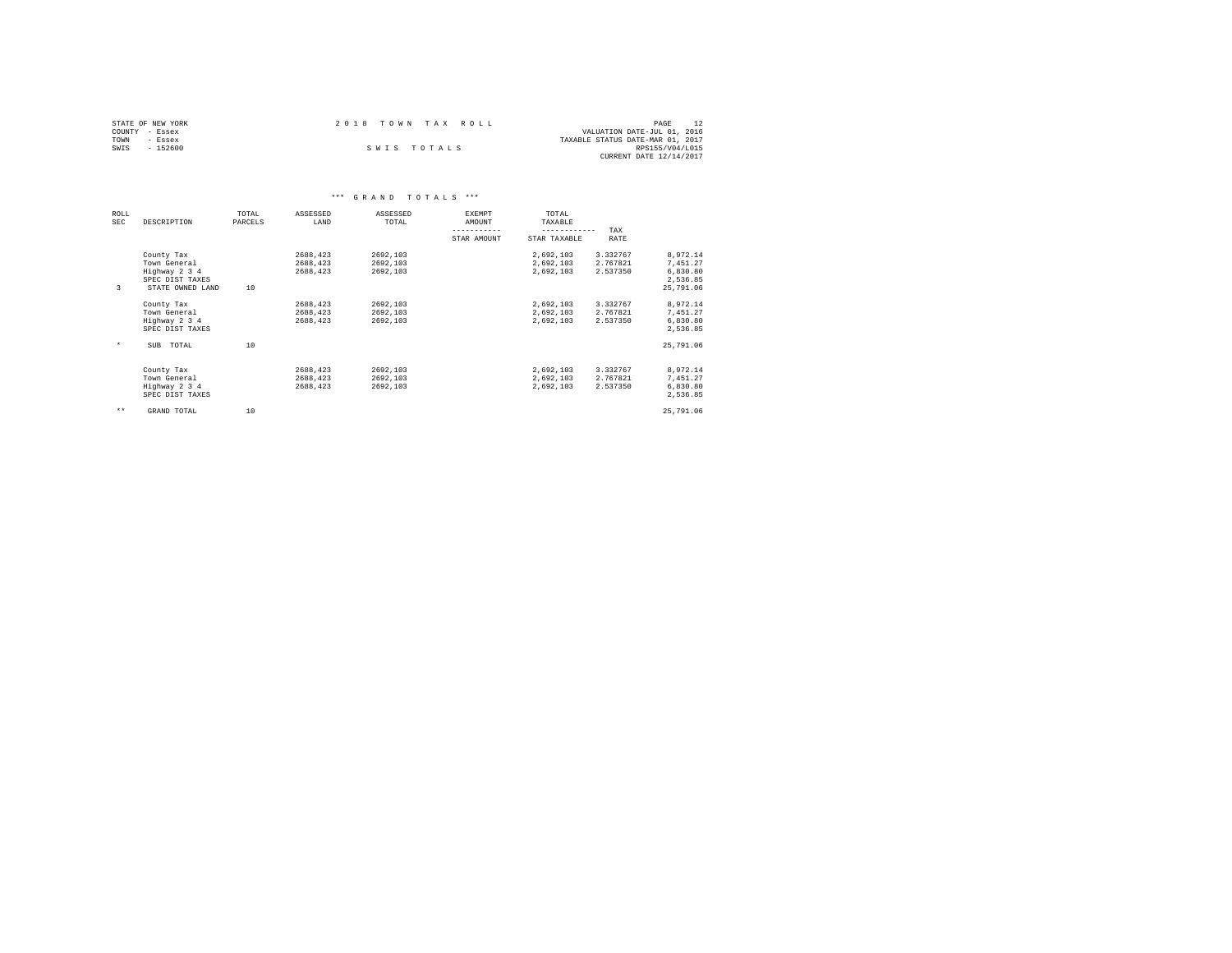STATE OF NEW YORK
COUNTY - Essex
TOWN - Essex
SWIS - 152600

2 0 1 8 T O W N T A X R O L L

S W I S T O T A L S

VALUATION DATE-JUL 01, 2016
TAXABLE STATUS DATE-MAR 01, 2017
RPS155/V04/L015
CURRENT DATE 12/14/2017

*** G R A N D T O T A L S ***

| ROLL SEC | DESCRIPTION | TOTAL PARCELS | ASSESSED LAND | ASSESSED TOTAL | EXEMPT AMOUNT / STAR AMOUNT | TOTAL TAXABLE / STAR TAXABLE | TAX RATE | |
|---|---|---|---|---|---|---|---|---|
| | County Tax | | 2688,423 | 2692,103 | | 2,692,103 | 3.332767 | 8,972.14 |
| | Town General | | 2688,423 | 2692,103 | | 2,692,103 | 2.767821 | 7,451.27 |
| | Highway 2 3 4 | | 2688,423 | 2692,103 | | 2,692,103 | 2.537350 | 6,830.80 |
| | SPEC DIST TAXES | | | | | | | 2,536.85 |
| 3 | STATE OWNED LAND | 10 | | | | | | 25,791.06 |
| | County Tax | | 2688,423 | 2692,103 | | 2,692,103 | 3.332767 | 8,972.14 |
| | Town General | | 2688,423 | 2692,103 | | 2,692,103 | 2.767821 | 7,451.27 |
| | Highway 2 3 4 | | 2688,423 | 2692,103 | | 2,692,103 | 2.537350 | 6,830.80 |
| | SPEC DIST TAXES | | | | | | | 2,536.85 |
| * | SUB TOTAL | 10 | | | | | | 25,791.06 |
| | County Tax | | 2688,423 | 2692,103 | | 2,692,103 | 3.332767 | 8,972.14 |
| | Town General | | 2688,423 | 2692,103 | | 2,692,103 | 2.767821 | 7,451.27 |
| | Highway 2 3 4 | | 2688,423 | 2692,103 | | 2,692,103 | 2.537350 | 6,830.80 |
| | SPEC DIST TAXES | | | | | | | 2,536.85 |
| ** | GRAND TOTAL | 10 | | | | | | 25,791.06 |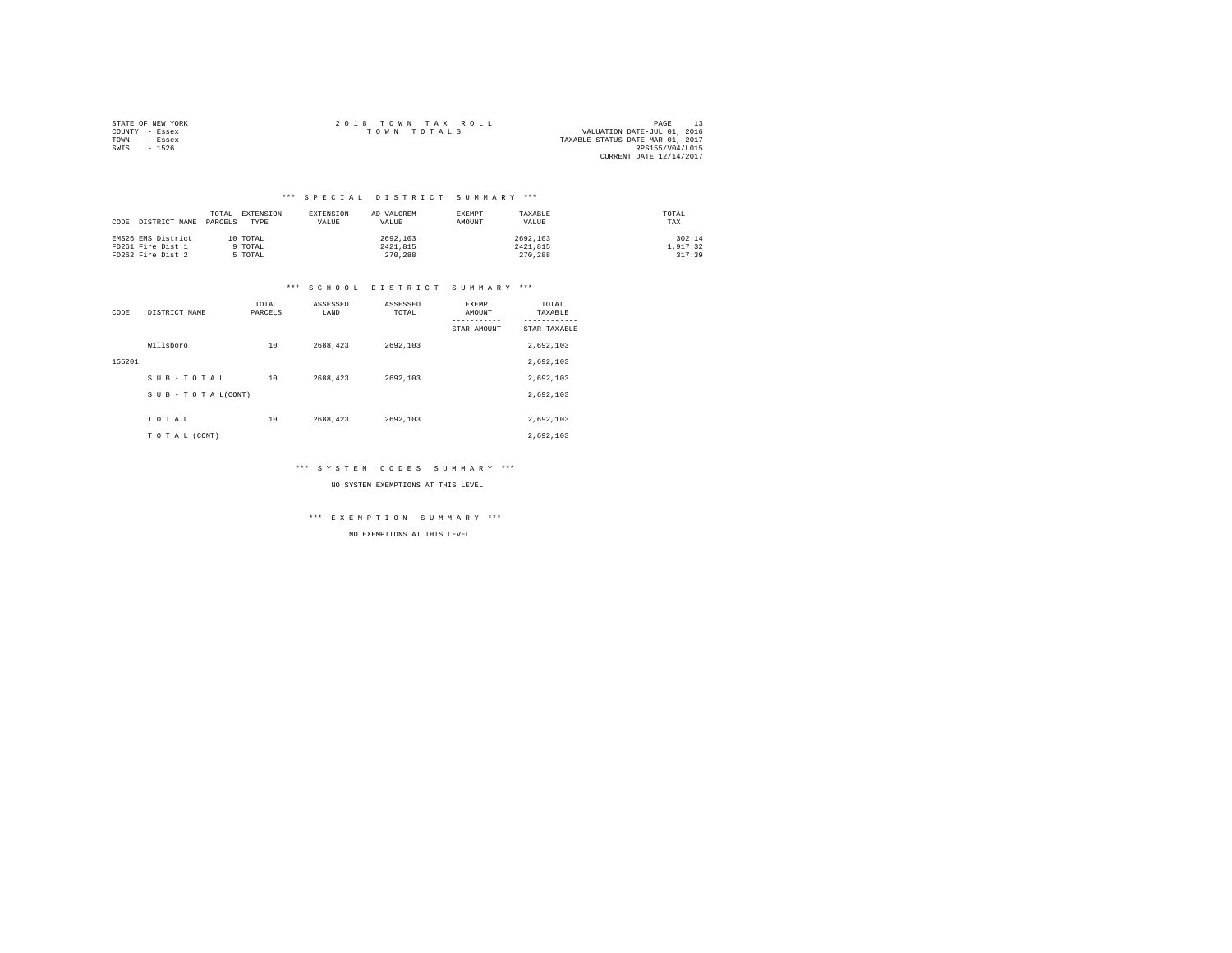STATE OF NEW YORK
COUNTY - Essex
TOWN - Essex
SWIS - 1526

2 0 1 8 T O W N T A X R O L L
T O W N T O T A L S

VALUATION DATE-JUL 01, 2016
TAXABLE STATUS DATE-MAR 01, 2017
RPS155/V04/L015
CURRENT DATE 12/14/2017

### *** S P E C I A L D I S T R I C T S U M M A R Y ***

| CODE DISTRICT NAME | TOTAL PARCELS | EXTENSION TYPE | EXTENSION VALUE | AD VALOREM VALUE | EXEMPT AMOUNT | TAXABLE VALUE | TOTAL TAX |
|---|---|---|---|---|---|---|---|
| EMS26 EMS District | 10 | TOTAL | | 2692,103 | | 2692,103 | 302.14 |
| FD261 Fire Dist 1 | 9 | TOTAL | | 2421,815 | | 2421,815 | 1,917.32 |
| FD262 Fire Dist 2 | 5 | TOTAL | | 270,288 | | 270,288 | 317.39 |

### *** S C H O O L D I S T R I C T S U M M A R Y ***

| CODE | DISTRICT NAME | TOTAL PARCELS | ASSESSED LAND | ASSESSED TOTAL | EXEMPT AMOUNT / STAR AMOUNT | TOTAL TAXABLE / STAR TAXABLE |
|---|---|---|---|---|---|---|
| | Willsboro | 10 | 2688,423 | 2692,103 | | 2,692,103 |
| 155201 | | | | | | 2,692,103 |
| | S U B - T O T A L | 10 | 2688,423 | 2692,103 | | 2,692,103 |
| | S U B - T O T A L(CONT) | | | | | 2,692,103 |
| | T O T A L | 10 | 2688,423 | 2692,103 | | 2,692,103 |
| | T O T A L (CONT) | | | | | 2,692,103 |

### *** S Y S T E M C O D E S S U M M A R Y ***

NO SYSTEM EXEMPTIONS AT THIS LEVEL

### *** E X E M P T I O N S U M M A R Y ***

NO EXEMPTIONS AT THIS LEVEL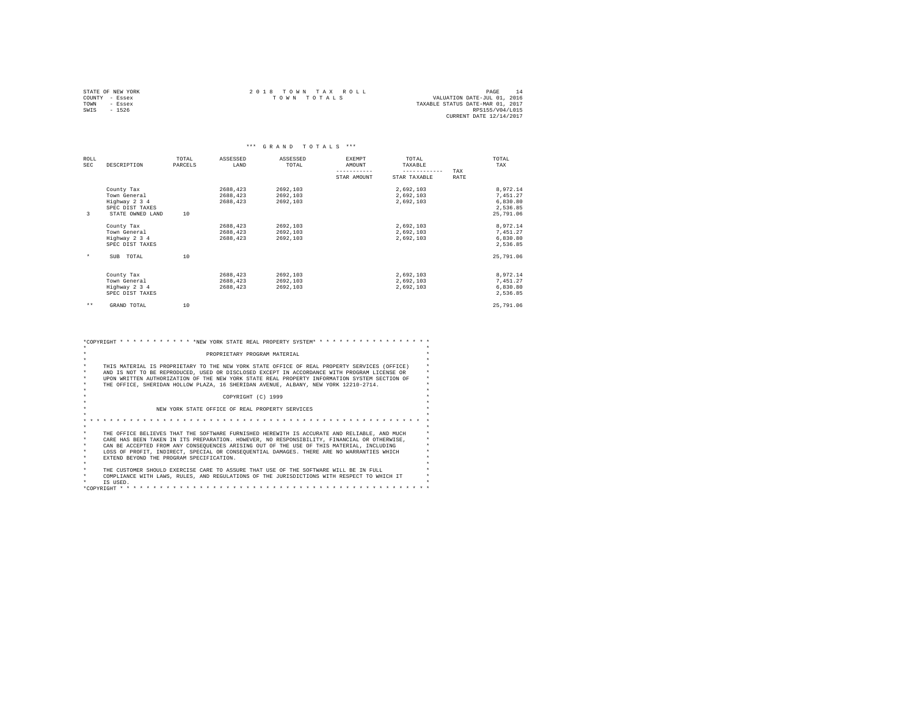STATE OF NEW YORK
COUNTY - Essex
TOWN - Essex
SWIS - 1526

2 0 1 8 T O W N T A X R O L L
T O W N T O T A L S

PAGE 14
VALUATION DATE-JUL 01, 2016
TAXABLE STATUS DATE-MAR 01, 2017
RPS155/V04/L015
CURRENT DATE 12/14/2017

*** G R A N D T O T A L S ***

| ROLL SEC | DESCRIPTION | TOTAL PARCELS | ASSESSED LAND | ASSESSED TOTAL | EXEMPT AMOUNT / STAR AMOUNT | TOTAL TAXABLE / STAR TAXABLE | TAX RATE | TOTAL TAX |
|---|---|---|---|---|---|---|---|---|
| | County Tax | | 2688,423 | 2692,103 | | 2,692,103 | | 8,972.14 |
| | Town General | | 2688,423 | 2692,103 | | 2,692,103 | | 7,451.27 |
| | Highway 2 3 4 | | 2688,423 | 2692,103 | | 2,692,103 | | 6,830.80 |
| | SPEC DIST TAXES | | | | | | | 2,536.85 |
| 3 | STATE OWNED LAND | 10 | | | | | | 25,791.06 |
| | County Tax | | 2688,423 | 2692,103 | | 2,692,103 | | 8,972.14 |
| | Town General | | 2688,423 | 2692,103 | | 2,692,103 | | 7,451.27 |
| | Highway 2 3 4 | | 2688,423 | 2692,103 | | 2,692,103 | | 6,830.80 |
| | SPEC DIST TAXES | | | | | | | 2,536.85 |
| * | SUB TOTAL | 10 | | | | | | 25,791.06 |
| | County Tax | | 2688,423 | 2692,103 | | 2,692,103 | | 8,972.14 |
| | Town General | | 2688,423 | 2692,103 | | 2,692,103 | | 7,451.27 |
| | Highway 2 3 4 | | 2688,423 | 2692,103 | | 2,692,103 | | 6,830.80 |
| | SPEC DIST TAXES | | | | | | | 2,536.85 |
| ** | GRAND TOTAL | 10 | | | | | | 25,791.06 |

*COPYRIGHT * * * * * * * * * * * *NEW YORK STATE REAL PROPERTY SYSTEM* * * * * * * * * * * * * * * * * *

PROPRIETARY PROGRAM MATERIAL

THIS MATERIAL IS PROPRIETARY TO THE NEW YORK STATE OFFICE OF REAL PROPERTY SERVICES (OFFICE) AND IS NOT TO BE REPRODUCED, USED OR DISCLOSED EXCEPT IN ACCORDANCE WITH PROGRAM LICENSE OR UPON WRITTEN AUTHORIZATION OF THE NEW YORK STATE REAL PROPERTY INFORMATION SYSTEM SECTION OF THE OFFICE, SHERIDAN HOLLOW PLAZA, 16 SHERIDAN AVENUE, ALBANY, NEW YORK 12210-2714.

COPYRIGHT (C) 1999

NEW YORK STATE OFFICE OF REAL PROPERTY SERVICES

THE OFFICE BELIEVES THAT THE SOFTWARE FURNISHED HEREWITH IS ACCURATE AND RELIABLE, AND MUCH CARE HAS BEEN TAKEN IN ITS PREPARATION. HOWEVER, NO RESPONSIBILITY, FINANCIAL OR OTHERWISE, CAN BE ACCEPTED FROM ANY CONSEQUENCES ARISING OUT OF THE USE OF THIS MATERIAL, INCLUDING LOSS OF PROFIT, INDIRECT, SPECIAL OR CONSEQUENTIAL DAMAGES. THERE ARE NO WARRANTIES WHICH EXTEND BEYOND THE PROGRAM SPECIFICATION.

THE CUSTOMER SHOULD EXERCISE CARE TO ASSURE THAT USE OF THE SOFTWARE WILL BE IN FULL COMPLIANCE WITH LAWS, RULES, AND REGULATIONS OF THE JURISDICTIONS WITH RESPECT TO WHICH IT IS USED.

*COPYRIGHT * * * * * * * * * * * * * * * * * * * * * * * * * * * * * * * * * * * * * * * * * * * * * * * * *